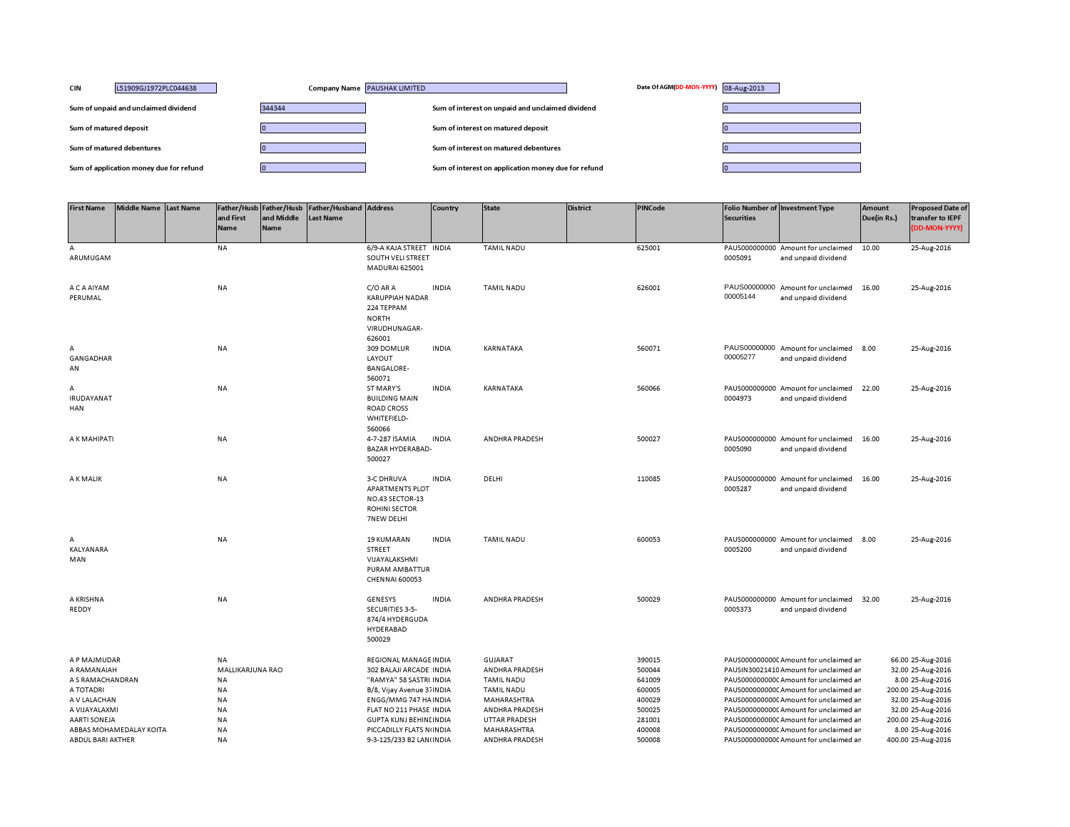| CIN | L51909GJ1972PLC044638 | Company Name | PAUSHAK LIMITED | Date Of AGM(DD-MON-YYYY) | 08-Aug-2013 |
|---|---|---|---|---|---|

| | | | |
|---|---|---|---|
| Sum of unpaid and unclaimed dividend | 344344 | Sum of interest on unpaid and unclaimed dividend | 0 |
| Sum of matured deposit | 0 | Sum of interest on matured deposit | 0 |
| Sum of matured debentures | 0 | Sum of interest on matured debentures | 0 |
| Sum of application money due for refund | 0 | Sum of interest on application money due for refund | 0 |

| First Name | Middle Name | Last Name | Father/Husband First Name | Father/Husband Middle Name | Father/Husband Last Name | Address | Country | State | District | PINCode | Folio Number of Securities | Investment Type | Amount Due(in Rs.) | Proposed Date of transfer to IEPF (DD-MON-YYYY) |
|---|---|---|---|---|---|---|---|---|---|---|---|---|---|---|
| A ARUMUGAM | | | NA | | | 6/9-A KAJA STREET SOUTH VELI STREET MADURAI 625001 | INDIA | TAMIL NADU | | 625001 | PAUS0000000000005091 | Amount for unclaimed and unpaid dividend | 10.00 | 25-Aug-2016 |
| A C A AIYAM PERUMAL | | | NA | | | C/O AR A KARUPPIAH NADAR 224 TEPPAM NORTH VIRUDHUNAGAR-626001 | INDIA | TAMIL NADU | | 626001 | PAUS0000000000005144 | Amount for unclaimed and unpaid dividend | 16.00 | 25-Aug-2016 |
| A GANGADHARAN | | | NA | | | 309 DOMLUR LAYOUT BANGALORE-560071 | INDIA | KARNATAKA | | 560071 | PAUS0000000000005277 | Amount for unclaimed and unpaid dividend | 8.00 | 25-Aug-2016 |
| A IRUDAYANATHAN | | | NA | | | ST MARY'S BUILDING MAIN ROAD CROSS WHITEFIELD-560066 | INDIA | KARNATAKA | | 560066 | PAUS0000000000004973 | Amount for unclaimed and unpaid dividend | 22.00 | 25-Aug-2016 |
| A K MAHIPATI | | | NA | | | 4-7-287 ISAMIA BAZAR HYDERABAD-500027 | INDIA | ANDHRA PRADESH | | 500027 | PAUS0000000000005090 | Amount for unclaimed and unpaid dividend | 16.00 | 25-Aug-2016 |
| A K MALIK | | | NA | | | 3-C DHRUVA APARTMENTS PLOT NO.43 SECTOR-13 ROHINI SECTOR 7NEW DELHI | INDIA | DELHI | | 110085 | PAUS0000000000005287 | Amount for unclaimed and unpaid dividend | 16.00 | 25-Aug-2016 |
| A KALYANARAMAN | | | NA | | | 19 KUMARAN STREET VIJAYALAKSHMI PURAM AMBATTUR CHENNAI 600053 | INDIA | TAMIL NADU | | 600053 | PAUS0000000000005200 | Amount for unclaimed and unpaid dividend | 8.00 | 25-Aug-2016 |
| A KRISHNA REDDY | | | NA | | | GENESYS SECURITIES 3-5-874/4 HYDERGUDA HYDERABAD 500029 | INDIA | ANDHRA PRADESH | | 500029 | PAUS0000000000005373 | Amount for unclaimed and unpaid dividend | 32.00 | 25-Aug-2016 |
| A P MAJMUDAR | | | NA | | | REGIONAL MANAGE | INDIA | GUJARAT | | 390015 | PAUS0000000000 | Amount for unclaimed an | 66.00 | 25-Aug-2016 |
| A RAMANAIAH | | | MALLIKARJUNA RAO | | | 302 BALAJI ARCADE | INDIA | ANDHRA PRADESH | | 500044 | PAUSIN30021410 | Amount for unclaimed an | 32.00 | 25-Aug-2016 |
| A S RAMACHANDRAN | | | NA | | | "RAMYA" 58 SASTRI | INDIA | TAMIL NADU | | 641009 | PAUS0000000000 | Amount for unclaimed an | 8.00 | 25-Aug-2016 |
| A TOTADRI | | | NA | | | B/8, Vijay Avenue 37 | INDIA | TAMIL NADU | | 600005 | PAUS0000000000 | Amount for unclaimed an | 200.00 | 25-Aug-2016 |
| A V LALACHAN | | | NA | | | ENGG/MMG 747 HA | INDIA | MAHARASHTRA | | 400029 | PAUS0000000000 | Amount for unclaimed an | 32.00 | 25-Aug-2016 |
| A VIJAYALAXMI | | | NA | | | FLAT NO 211 PHASE | INDIA | ANDHRA PRADESH | | 500025 | PAUS0000000000 | Amount for unclaimed an | 32.00 | 25-Aug-2016 |
| AARTI SONEJA | | | NA | | | GUPTA KUNJ BEHIN | INDIA | UTTAR PRADESH | | 281001 | PAUS0000000000 | Amount for unclaimed an | 200.00 | 25-Aug-2016 |
| ABBAS MOHAMEDALAY KOITA | | | NA | | | PICCADILLY FLATS N | INDIA | MAHARASHTRA | | 400008 | PAUS0000000000 | Amount for unclaimed an | 8.00 | 25-Aug-2016 |
| ABDUL BARI AKTHER | | | NA | | | 9-3-125/233 B2 LAN | INDIA | ANDHRA PRADESH | | 500008 | PAUS0000000000 | Amount for unclaimed an | 400.00 | 25-Aug-2016 |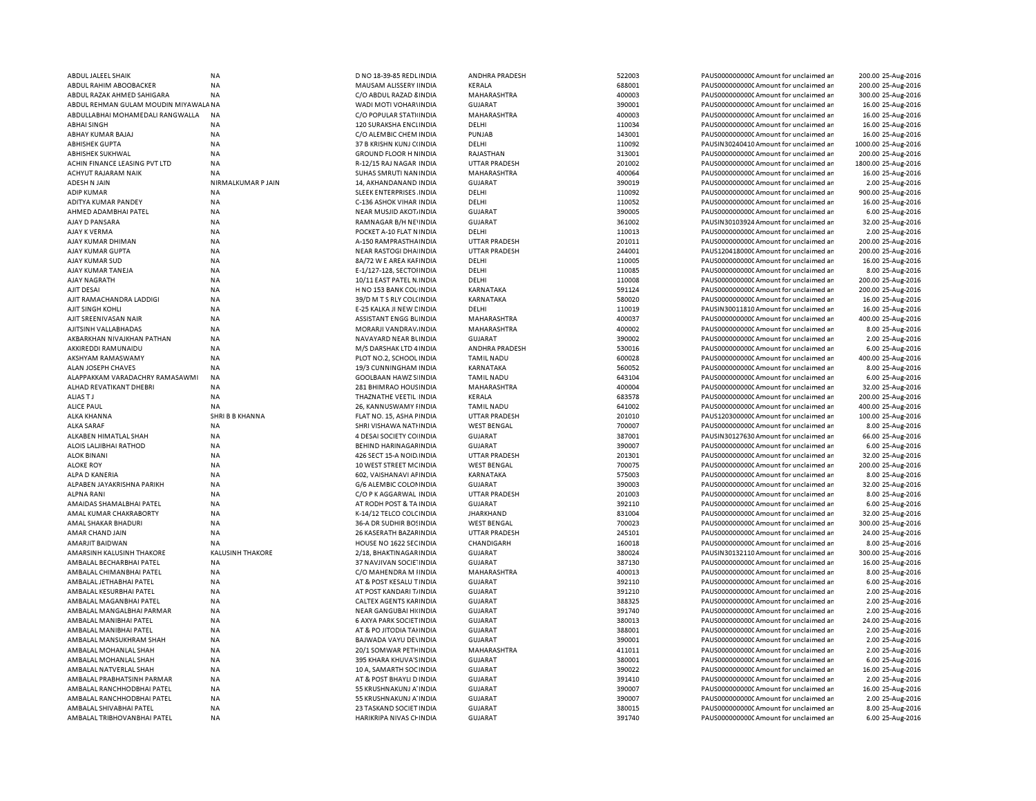| | | | | | | | | | |
|---|---|---|---|---|---|---|---|---|---|
| ABDUL JALEEL SHAIK | NA | D NO 18-39-85 REDL INDIA | ANDHRA PRADESH | 522003 | PAUS0000000000 Amount for unclaimed an | 200.00 | 25-Aug-2016 |
| ABDUL RAHIM ABOOBACKER | NA | MAUSAM ALISSERY IINDIA | KERALA | 688001 | PAUS0000000000 Amount for unclaimed an | 200.00 | 25-Aug-2016 |
| ABDUL RAZAK AHMED SAHIGARA | NA | C/O ABDUL RAZAD &INDIA | MAHARASHTRA | 400003 | PAUS0000000000 Amount for unclaimed an | 300.00 | 25-Aug-2016 |
| ABDUL REHMAN GULAM MOUDIN MIYAWALA | NA | WADI MOTI VOHARI INDIA | GUJARAT | 390001 | PAUS0000000000 Amount for unclaimed an | 16.00 | 25-Aug-2016 |
| ABDULLABHAI MOHAMEDALI RANGWALLA | NA | C/O POPULAR STATI INDIA | MAHARASHTRA | 400003 | PAUS0000000000 Amount for unclaimed an | 16.00 | 25-Aug-2016 |
| ABHAI SINGH | NA | 120 SURAKSHA ENCLINDIA | DELHI | 110034 | PAUS0000000000 Amount for unclaimed an | 16.00 | 25-Aug-2016 |
| ABHAY KUMAR BAJAJ | NA | C/O ALEMBIC CHEM INDIA | PUNJAB | 143001 | PAUS0000000000 Amount for unclaimed an | 16.00 | 25-Aug-2016 |
| ABHISHEK GUPTA | NA | 37 B KRISHN KUNJ CIINDIA | DELHI | 110092 | PAUSIN30240410 Amount for unclaimed an | 1000.00 | 25-Aug-2016 |
| ABHISHEK SUKHWAL | NA | GROUND FLOOR H NINDIA | RAJASTHAN | 313001 | PAUS0000000000 Amount for unclaimed an | 200.00 | 25-Aug-2016 |
| ACHIN FINANCE LEASING PVT LTD | NA | R-12/15 RAJ NAGAR INDIA | UTTAR PRADESH | 201002 | PAUS0000000000 Amount for unclaimed an | 1800.00 | 25-Aug-2016 |
| ACHYUT RAJARAM NAIK | NA | SUHAS SMRUTI NAN INDIA | MAHARASHTRA | 400064 | PAUS0000000000 Amount for unclaimed an | 16.00 | 25-Aug-2016 |
| ADESH N JAIN | NIRMALKUMAR P JAIN | 14, AKHANDANAND INDIA | GUJARAT | 390019 | PAUS0000000000 Amount for unclaimed an | 2.00 | 25-Aug-2016 |
| ADIP KUMAR | NA | SLEEK ENTERPRISES INDIA | DELHI | 110092 | PAUS0000000000 Amount for unclaimed an | 900.00 | 25-Aug-2016 |
| ADITYA KUMAR PANDEY | NA | C-136 ASHOK VIHAR INDIA | DELHI | 110052 | PAUS0000000000 Amount for unclaimed an | 16.00 | 25-Aug-2016 |
| AHMED ADAMBHAI PATEL | NA | NEAR MUSJID AKOT INDIA | GUJARAT | 390005 | PAUS0000000000 Amount for unclaimed an | 6.00 | 25-Aug-2016 |
| AJAY D PANSARA | NA | RAMNAGAR B/H NE INDIA | GUJARAT | 361002 | PAUSIN30103924 Amount for unclaimed an | 32.00 | 25-Aug-2016 |
| AJAY K VERMA | NA | POCKET A-10 FLAT NINDIA | DELHI | 110013 | PAUS0000000000 Amount for unclaimed an | 2.00 | 25-Aug-2016 |
| AJAY KUMAR DHIMAN | NA | A-150 RAMPRASTHAINDIA | UTTAR PRADESH | 201011 | PAUS0000000000 Amount for unclaimed an | 200.00 | 25-Aug-2016 |
| AJAY KUMAR GUPTA | NA | NEAR RASTOGI DHAIINDIA | UTTAR PRADESH | 244001 | PAUS1204180000 Amount for unclaimed an | 200.00 | 25-Aug-2016 |
| AJAY KUMAR SUD | NA | 8A/72 W E AREA KAFINDIA | DELHI | 110005 | PAUS0000000000 Amount for unclaimed an | 16.00 | 25-Aug-2016 |
| AJAY KUMAR TANEJA | NA | E-1/127-128, SECTOIINDIA | DELHI | 110085 | PAUS0000000000 Amount for unclaimed an | 8.00 | 25-Aug-2016 |
| AJAY NAGRATH | NA | 10/11 EAST PATEL N INDIA | DELHI | 110008 | PAUS0000000000 Amount for unclaimed an | 200.00 | 25-Aug-2016 |
| AJIT DESAI | NA | H NO 153 BANK COL INDIA | KARNATAKA | 591124 | PAUS0000000000 Amount for unclaimed an | 200.00 | 25-Aug-2016 |
| AJIT RAMACHANDRA LADDIGI | NA | 39/D M T S RLY COLCINDIA | KARNATAKA | 580020 | PAUS0000000000 Amount for unclaimed an | 16.00 | 25-Aug-2016 |
| AJIT SINGH KOHLI | NA | E-25 KALKA JI NEW DINDIA | DELHI | 110019 | PAUSIN30011810 Amount for unclaimed an | 16.00 | 25-Aug-2016 |
| AJIT SREENIVASAN NAIR | NA | ASSISTANT ENGG BUINDIA | MAHARASHTRA | 400037 | PAUS0000000000 Amount for unclaimed an | 400.00 | 25-Aug-2016 |
| AJITSINH VALLABHADAS | NA | MORARJI VANDRAV INDIA | MAHARASHTRA | 400002 | PAUS0000000000 Amount for unclaimed an | 8.00 | 25-Aug-2016 |
| AKBARKHAN NIVAJKHAN PATHAN | NA | NAVAYARD NEAR BUINDIA | GUJARAT | 390002 | PAUS0000000000 Amount for unclaimed an | 2.00 | 25-Aug-2016 |
| AKKIREDDI RAMUNAIDU | NA | M/S DARSHAK LTD 4 INDIA | ANDHRA PRADESH | 530016 | PAUS0000000000 Amount for unclaimed an | 6.00 | 25-Aug-2016 |
| AKSHYAM RAMASWAMY | NA | PLOT NO.2, SCHOOL INDIA | TAMIL NADU | 600028 | PAUS0000000000 Amount for unclaimed an | 400.00 | 25-Aug-2016 |
| ALAN JOSEPH CHAVES | NA | 19/3 CUNNINGHAM INDIA | KARNATAKA | 560052 | PAUS0000000000 Amount for unclaimed an | 8.00 | 25-Aug-2016 |
| ALAPPAKKAM VARADACHRY RAMASAWMI | NA | GOOLBAAN HAWZ SIINDIA | TAMIL NADU | 643104 | PAUS0000000000 Amount for unclaimed an | 6.00 | 25-Aug-2016 |
| ALHAD REVATIKANT DHEBRI | NA | 281 BHIMRAO HOUSINDIA | MAHARASHTRA | 400004 | PAUS0000000000 Amount for unclaimed an | 32.00 | 25-Aug-2016 |
| ALIAS T J | NA | THAZNATHE VEETIL INDIA | KERALA | 683578 | PAUS0000000000 Amount for unclaimed an | 200.00 | 25-Aug-2016 |
| ALICE PAUL | NA | 26, KANNUSWAMY FINDIA | TAMIL NADU | 641002 | PAUS0000000000 Amount for unclaimed an | 400.00 | 25-Aug-2016 |
| ALKA KHANNA | SHRI B B KHANNA | FLAT NO. 15, ASHA PINDIA | UTTAR PRADESH | 201010 | PAUS1203000000 Amount for unclaimed an | 100.00 | 25-Aug-2016 |
| ALKA SARAF | NA | SHRI VISHAWA NATHINDIA | WEST BENGAL | 700007 | PAUS0000000000 Amount for unclaimed an | 8.00 | 25-Aug-2016 |
| ALKABEN HIMATLAL SHAH | NA | 4 DESAI SOCIETY COIINDIA | GUJARAT | 387001 | PAUSIN30127630 Amount for unclaimed an | 66.00 | 25-Aug-2016 |
| ALOIS LALJIBHAI RATHOD | NA | BEHIND HARINAGARINDIA | GUJARAT | 390007 | PAUS0000000000 Amount for unclaimed an | 6.00 | 25-Aug-2016 |
| ALOK BINANI | NA | 426 SECT 15-A NOID INDIA | UTTAR PRADESH | 201301 | PAUS0000000000 Amount for unclaimed an | 32.00 | 25-Aug-2016 |
| ALOKE ROY | NA | 10 WEST STREET MCINDIA | WEST BENGAL | 700075 | PAUS0000000000 Amount for unclaimed an | 200.00 | 25-Aug-2016 |
| ALPA D KANERIA | NA | 602, VAISHANAVI AFINDIA | KARNATAKA | 575003 | PAUS0000000000 Amount for unclaimed an | 8.00 | 25-Aug-2016 |
| ALPABEN JAYAKRISHNA PARIKH | NA | G/6 ALEMBIC COLONINDIA | GUJARAT | 390003 | PAUS0000000000 Amount for unclaimed an | 32.00 | 25-Aug-2016 |
| ALPNA RANI | NA | C/O P K AGGARWAL INDIA | UTTAR PRADESH | 201003 | PAUS0000000000 Amount for unclaimed an | 8.00 | 25-Aug-2016 |
| AMAIDAS SHAMALBHAI PATEL | NA | AT RODH POST & TA INDIA | GUJARAT | 392110 | PAUS0000000000 Amount for unclaimed an | 6.00 | 25-Aug-2016 |
| AMAL KUMAR CHAKRABORTY | NA | K-14/12 TELCO COLCINDIA | JHARKHAND | 831004 | PAUS0000000000 Amount for unclaimed an | 32.00 | 25-Aug-2016 |
| AMAL SHAKAR BHADURI | NA | 36-A DR SUDHIR BOSINDIA | WEST BENGAL | 700023 | PAUS0000000000 Amount for unclaimed an | 300.00 | 25-Aug-2016 |
| AMAR CHAND JAIN | NA | 26 KASERATH BAZARINDIA | UTTAR PRADESH | 245101 | PAUS0000000000 Amount for unclaimed an | 24.00 | 25-Aug-2016 |
| AMARJIT BAIDWAN | NA | HOUSE NO 1622 SECINDIA | CHANDIGARH | 160018 | PAUS0000000000 Amount for unclaimed an | 8.00 | 25-Aug-2016 |
| AMARSINH KALUSINH THAKORE | KALUSINH THAKORE | 2/18, BHAKTINAGARINDIA | GUJARAT | 380024 | PAUSIN30132110 Amount for unclaimed an | 300.00 | 25-Aug-2016 |
| AMBALAL BECHARBHAI PATEL | NA | 37 NAVJIVAN SOCIE INDIA | GUJARAT | 387130 | PAUS0000000000 Amount for unclaimed an | 16.00 | 25-Aug-2016 |
| AMBALAL CHIMANBHAI PATEL | NA | C/O MAHENDRA M INDIA | MAHARASHTRA | 400013 | PAUS0000000000 Amount for unclaimed an | 8.00 | 25-Aug-2016 |
| AMBALAL JETHABHAI PATEL | NA | AT & POST KESALU TINDIA | GUJARAT | 392110 | PAUS0000000000 Amount for unclaimed an | 6.00 | 25-Aug-2016 |
| AMBALAL KESURBHAI PATEL | NA | AT POST KANDARI T INDIA | GUJARAT | 391210 | PAUS0000000000 Amount for unclaimed an | 2.00 | 25-Aug-2016 |
| AMBALAL MAGANBHAI PATEL | NA | CALTEX AGENTS KARINDIA | GUJARAT | 388325 | PAUS0000000000 Amount for unclaimed an | 2.00 | 25-Aug-2016 |
| AMBALAL MANGALBHAI PARMAR | NA | NEAR GANGUBAI HIINDIA | GUJARAT | 391740 | PAUS0000000000 Amount for unclaimed an | 2.00 | 25-Aug-2016 |
| AMBALAL MANIBHAI PATEL | NA | 6 AXYA PARK SOCIETINDIA | GUJARAT | 380013 | PAUS0000000000 Amount for unclaimed an | 24.00 | 25-Aug-2016 |
| AMBALAL MANIBHAI PATEL | NA | AT & PO JITODIA TA INDIA | GUJARAT | 388001 | PAUS0000000000 Amount for unclaimed an | 2.00 | 25-Aug-2016 |
| AMBALAL MANSUKHRAM SHAH | NA | BAJWADA VAYU DE INDIA | GUJARAT | 390001 | PAUS0000000000 Amount for unclaimed an | 2.00 | 25-Aug-2016 |
| AMBALAL MOHANLAL SHAH | NA | 20/1 SOMWAR PETHINDIA | MAHARASHTRA | 411011 | PAUS0000000000 Amount for unclaimed an | 2.00 | 25-Aug-2016 |
| AMBALAL MOHANLAL SHAH | NA | 395 KHARA KHUVA'SINDIA | GUJARAT | 380001 | PAUS0000000000 Amount for unclaimed an | 6.00 | 25-Aug-2016 |
| AMBALAL NATVERLAL SHAH | NA | 10 A, SAMARTH SOCINDIA | GUJARAT | 390022 | PAUS0000000000 Amount for unclaimed an | 16.00 | 25-Aug-2016 |
| AMBALAL PRABHATSINH PARMAR | NA | AT & POST BHAYLI D INDIA | GUJARAT | 391410 | PAUS0000000000 Amount for unclaimed an | 2.00 | 25-Aug-2016 |
| AMBALAL RANCHHODBHAI PATEL | NA | 55 KRUSHNAKUNJ A INDIA | GUJARAT | 390007 | PAUS0000000000 Amount for unclaimed an | 16.00 | 25-Aug-2016 |
| AMBALAL RANCHHODBHAI PATEL | NA | 55 KRUSHNAKUNJ A INDIA | GUJARAT | 390007 | PAUS0000000000 Amount for unclaimed an | 2.00 | 25-Aug-2016 |
| AMBALAL SHIVABHAI PATEL | NA | 23 TASKAND SOCIET INDIA | GUJARAT | 380015 | PAUS0000000000 Amount for unclaimed an | 8.00 | 25-Aug-2016 |
| AMBALAL TRIBHOVANBHAI PATEL | NA | HARIKRIPA NIVAS CHINDIA | GUJARAT | 391740 | PAUS0000000000 Amount for unclaimed an | 6.00 | 25-Aug-2016 |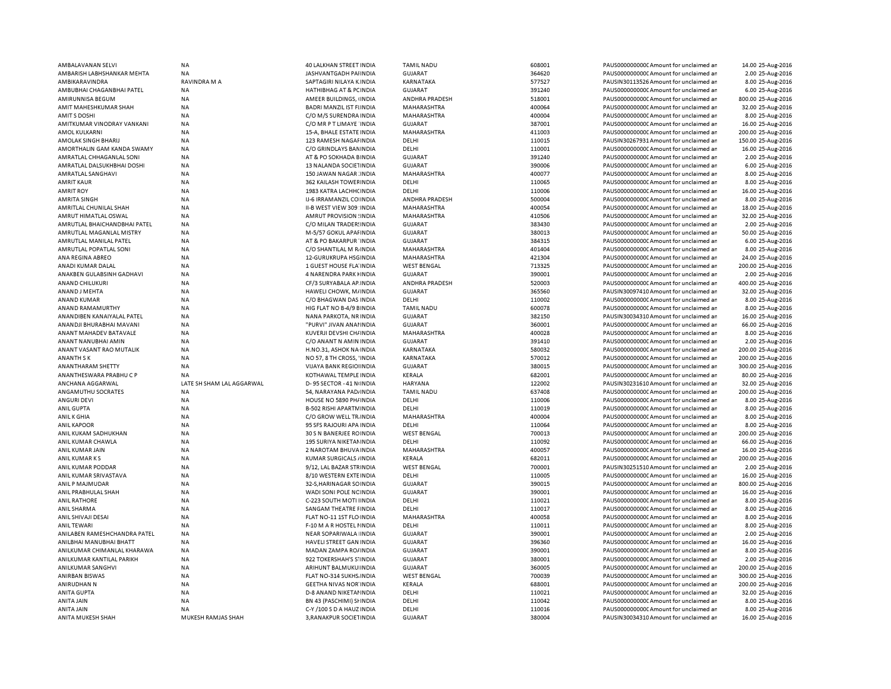| | | | | | | | |
|---|---|---|---|---|---|---|---|
| AMBALAVANAN SELVI | NA | 40 LALKHAN STREET INDIA | TAMIL NADU | 608001 | PAUS0000000000 | Amount for unclaimed an | 14.00 25-Aug-2016 |
| AMBARISH LABHSHANKAR MEHTA | NA | JASHVANTGADH PAIINDIA | GUJARAT | 364620 | PAUS0000000000 | Amount for unclaimed an | 2.00 25-Aug-2016 |
| AMBIKARAVINDRA | RAVINDRA M A | SAPTAGIRI NILAYA KINDIA | KARNATAKA | 577527 | PAUSIN30113526 | Amount for unclaimed an | 8.00 25-Aug-2016 |
| AMBUBHAI CHAGANBHAI PATEL | NA | HATHIBHAG AT & PCINDIA | GUJARAT | 391240 | PAUS0000000000 | Amount for unclaimed an | 6.00 25-Aug-2016 |
| AMIRUNNISA BEGUM | NA | AMEER BUILDINGS, IINDIA | ANDHRA PRADESH | 518001 | PAUS0000000000 | Amount for unclaimed an | 800.00 25-Aug-2016 |
| AMIT MAHESHKUMAR SHAH | NA | BADRI MANZIL IST FIINDIA | MAHARASHTRA | 400064 | PAUS0000000000 | Amount for unclaimed an | 32.00 25-Aug-2016 |
| AMIT S DOSHI | NA | C/O M/S SURENDRA INDIA | MAHARASHTRA | 400004 | PAUS0000000000 | Amount for unclaimed an | 8.00 25-Aug-2016 |
| AMITKUMAR VINODRAY VANKANI | NA | C/O MR P T LIMAYE INDIA | GUJARAT | 387001 | PAUS0000000000 | Amount for unclaimed an | 16.00 25-Aug-2016 |
| AMOL KULKARNI | NA | 15-A, BHALE ESTATE INDIA | MAHARASHTRA | 411003 | PAUS0000000000 | Amount for unclaimed an | 200.00 25-Aug-2016 |
| AMOLAK SINGH BHARIJ | NA | 123 RAMESH NAGAFINDIA | DELHI | 110015 | PAUSIN30267931 | Amount for unclaimed an | 150.00 25-Aug-2016 |
| AMORTHALIN GAM KANDA SWAMY | NA | C/O GRINDLAYS BANINDIA | DELHI | 110001 | PAUS0000000000 | Amount for unclaimed an | 16.00 25-Aug-2016 |
| AMRATLAL CHHAGANLAL SONI | NA | AT & PO SOKHADA BINDIA | GUJARAT | 391240 | PAUS0000000000 | Amount for unclaimed an | 2.00 25-Aug-2016 |
| AMRATLAL DALSUKHBHAI DOSHI | NA | 13 NALANDA SOCIETINDIA | GUJARAT | 390006 | PAUS0000000000 | Amount for unclaimed an | 6.00 25-Aug-2016 |
| AMRATLAL SANGHAVI | NA | 150 JAWAN NAGAR INDIA | MAHARASHTRA | 400077 | PAUS0000000000 | Amount for unclaimed an | 8.00 25-Aug-2016 |
| AMRIT KAUR | NA | 362 KAILASH TOWERINDIA | DELHI | 110065 | PAUS0000000000 | Amount for unclaimed an | 8.00 25-Aug-2016 |
| AMRIT ROY | NA | 1983 KATRA LACHHCINDIA | DELHI | 110006 | PAUS0000000000 | Amount for unclaimed an | 16.00 25-Aug-2016 |
| AMRITA SINGH | NA | IJ-6 IRRAMANZIL COINDIA | ANDHRA PRADESH | 500004 | PAUS0000000000 | Amount for unclaimed an | 8.00 25-Aug-2016 |
| AMRITLAL CHUNILAL SHAH | NA | II-B WEST VIEW 309 INDIA | MAHARASHTRA | 400054 | PAUS0000000000 | Amount for unclaimed an | 18.00 25-Aug-2016 |
| AMRUT HIMATLAL OSWAL | NA | AMRUT PROVISION INDIA | MAHARASHTRA | 410506 | PAUS0000000000 | Amount for unclaimed an | 32.00 25-Aug-2016 |
| AMRUTLAL BHAICHANDBHAI PATEL | NA | C/O MILAN TRADERINDIA | GUJARAT | 383430 | PAUS0000000000 | Amount for unclaimed an | 2.00 25-Aug-2016 |
| AMRUTLAL MAGANLAL MISTRY | NA | M-5/57 GOKUL APAFINDIA | GUJARAT | 380013 | PAUS0000000000 | Amount for unclaimed an | 50.00 25-Aug-2016 |
| AMRUTLAL MANILAL PATEL | NA | AT & PO BAKARPUR INDIA | GUJARAT | 384315 | PAUS0000000000 | Amount for unclaimed an | 6.00 25-Aug-2016 |
| AMRUTLAL POPATLAL SONI | NA | C/O SHANTILAL M RINDIA | MAHARASHTRA | 401404 | PAUS0000000000 | Amount for unclaimed an | 8.00 25-Aug-2016 |
| ANA REGINA ABREO | NA | 12-GURUKRUPA HSGINDIA | MAHARASHTRA | 421304 | PAUS0000000000 | Amount for unclaimed an | 24.00 25-Aug-2016 |
| ANADI KUMAR DALAL | NA | 1 GUEST HOUSE FLA INDIA | WEST BENGAL | 713325 | PAUS0000000000 | Amount for unclaimed an | 200.00 25-Aug-2016 |
| ANAKBEN GULABSINH GADHAVI | NA | 4 NARENDRA PARK INDIA | GUJARAT | 390001 | PAUS0000000000 | Amount for unclaimed an | 2.00 25-Aug-2016 |
| ANAND CHILUKURI | NA | CF/3 SURYABALA AP.INDIA | ANDHRA PRADESH | 520003 | PAUS0000000000 | Amount for unclaimed an | 400.00 25-Aug-2016 |
| ANAND J MEHTA | NA | HAWELI CHOWK, MINDIA | GUJARAT | 365560 | PAUSIN30097410 | Amount for unclaimed an | 32.00 25-Aug-2016 |
| ANAND KUMAR | NA | C/O BHAGWAN DAS INDIA | DELHI | 110002 | PAUS0000000000 | Amount for unclaimed an | 8.00 25-Aug-2016 |
| ANAND RAMAMURTHY | NA | HIG FLAT NO B-4/9 BINDIA | TAMIL NADU | 600078 | PAUS0000000000 | Amount for unclaimed an | 8.00 25-Aug-2016 |
| ANANDIBEN KANAIYALAL PATEL | NA | NANA PARKOTA, NR INDIA | GUJARAT | 382150 | PAUSIN30034310 | Amount for unclaimed an | 16.00 25-Aug-2016 |
| ANANDJI BHURABHAI MAVANI | NA | "PURVI" JIVAN ANAINDIA | GUJARAT | 360001 | PAUS0000000000 | Amount for unclaimed an | 66.00 25-Aug-2016 |
| ANANT MAHADEV BATAVALE | NA | KUVERJI DEVSHI CHINDIA | MAHARASHTRA | 400028 | PAUS0000000000 | Amount for unclaimed an | 8.00 25-Aug-2016 |
| ANANT NANUBHAI AMIN | NA | C/O ANANT N AMIN INDIA | GUJARAT | 391410 | PAUS0000000000 | Amount for unclaimed an | 2.00 25-Aug-2016 |
| ANANT VASANT RAO MUTALIK | NA | H.NO.31, ASHOK NAINDIA | KARNATAKA | 580032 | PAUS0000000000 | Amount for unclaimed an | 200.00 25-Aug-2016 |
| ANANTH S K | NA | NO 57, 8 TH CROSS, INDIA | KARNATAKA | 570012 | PAUS0000000000 | Amount for unclaimed an | 200.00 25-Aug-2016 |
| ANANTHARAM SHETTY | NA | VIJAYA BANK REGIOIINDIA | GUJARAT | 380015 | PAUS0000000000 | Amount for unclaimed an | 300.00 25-Aug-2016 |
| ANANTHESWARA PRABHU C P | NA | KOTHAWAL TEMPLE INDIA | KERALA | 682001 | PAUS0000000000 | Amount for unclaimed an | 80.00 25-Aug-2016 |
| ANCHANA AGGARWAL | LATE SH SHAM LAL AGGARWAL | D- 95 SECTOR - 41 NINDIA | HARYANA | 122002 | PAUSIN30231610 | Amount for unclaimed an | 32.00 25-Aug-2016 |
| ANGAMUTHU SOCRATES | NA | 54, NARAYANA PADINDIA | TAMIL NADU | 637408 | PAUS0000000000 | Amount for unclaimed an | 200.00 25-Aug-2016 |
| ANGURI DEVI | NA | HOUSE NO 5890 PHINDIA | DELHI | 110006 | PAUS0000000000 | Amount for unclaimed an | 8.00 25-Aug-2016 |
| ANIL GUPTA | NA | B-502 RISHI APARTMINDIA | DELHI | 110019 | PAUS0000000000 | Amount for unclaimed an | 8.00 25-Aug-2016 |
| ANIL K GHIA | NA | C/O GROW WELL TR.INDIA | MAHARASHTRA | 400004 | PAUS0000000000 | Amount for unclaimed an | 8.00 25-Aug-2016 |
| ANIL KAPOOR | NA | 95 SFS RAJOURI APA INDIA | DELHI | 110064 | PAUS0000000000 | Amount for unclaimed an | 8.00 25-Aug-2016 |
| ANIL KUKAM SADHUKHAN | NA | 30 S N BANERJEE ROINDIA | WEST BENGAL | 700013 | PAUS0000000000 | Amount for unclaimed an | 200.00 25-Aug-2016 |
| ANIL KUMAR CHAWLA | NA | 195 SURIYA NIKETANINDIA | DELHI | 110092 | PAUS0000000000 | Amount for unclaimed an | 66.00 25-Aug-2016 |
| ANIL KUMAR JAIN | NA | 2 NAROTAM BHUVAINDIA | MAHARASHTRA | 400057 | PAUS0000000000 | Amount for unclaimed an | 16.00 25-Aug-2016 |
| ANIL KUMAR K S | NA | KUMAR SURGICALS INDIA | KERALA | 682011 | PAUS0000000000 | Amount for unclaimed an | 200.00 25-Aug-2016 |
| ANIL KUMAR PODDAR | NA | 9/12, LAL BAZAR STRINDIA | WEST BENGAL | 700001 | PAUSIN30251510 | Amount for unclaimed an | 2.00 25-Aug-2016 |
| ANIL KUMAR SRIVASTAVA | NA | 8/10 WESTERN EXTEINDIA | DELHI | 110005 | PAUS0000000000 | Amount for unclaimed an | 16.00 25-Aug-2016 |
| ANIL P MAJMUDAR | NA | 32-S,HARINAGAR SOINDIA | GUJARAT | 390015 | PAUS0000000000 | Amount for unclaimed an | 800.00 25-Aug-2016 |
| ANIL PRABHULAL SHAH | NA | WADI SONI POLE NCINDIA | GUJARAT | 390001 | PAUS0000000000 | Amount for unclaimed an | 16.00 25-Aug-2016 |
| ANIL RATHORE | NA | C-223 SOUTH MOTI IINDIA | DELHI | 110021 | PAUS0000000000 | Amount for unclaimed an | 8.00 25-Aug-2016 |
| ANIL SHARMA | NA | SANGAM THEATRE FINDIA | DELHI | 110017 | PAUS0000000000 | Amount for unclaimed an | 8.00 25-Aug-2016 |
| ANIL SHIVAJI DESAI | NA | FLAT NO-11 1ST FLOINDIA | MAHARASHTRA | 400058 | PAUS0000000000 | Amount for unclaimed an | 8.00 25-Aug-2016 |
| ANIL TEWARI | NA | F-10 M A R HOSTEL INDIA | DELHI | 110011 | PAUS0000000000 | Amount for unclaimed an | 8.00 25-Aug-2016 |
| ANILABEN RAMESHCHANDRA PATEL | NA | NEAR SOPARIWALA IINDIA | GUJARAT | 390001 | PAUS0000000000 | Amount for unclaimed an | 2.00 25-Aug-2016 |
| ANILBHAI MANUBHAI BHATT | NA | HAVELI STREET GAN INDIA | GUJARAT | 396360 | PAUS0000000000 | Amount for unclaimed an | 16.00 25-Aug-2016 |
| ANILKUMAR CHIMANLAL KHARAWA | NA | MADAN ZAMPA ROAINDIA | GUJARAT | 390001 | PAUS0000000000 | Amount for unclaimed an | 8.00 25-Aug-2016 |
| ANILKUMAR KANTILAL PARIKH | NA | 922 TOKERSHAH'S SINDIA | GUJARAT | 380001 | PAUS0000000000 | Amount for unclaimed an | 2.00 25-Aug-2016 |
| ANILKUMAR SANGHVI | NA | ARIHUNT BALMUKUIINDIA | GUJARAT | 360005 | PAUS0000000000 | Amount for unclaimed an | 200.00 25-Aug-2016 |
| ANIRBAN BISWAS | NA | FLAT NO-314 SUKHS.INDIA | WEST BENGAL | 700039 | PAUS0000000000 | Amount for unclaimed an | 300.00 25-Aug-2016 |
| ANIRUDHAN N | NA | GEETHA NIVAS NOR INDIA | KERALA | 688001 | PAUS0000000000 | Amount for unclaimed an | 200.00 25-Aug-2016 |
| ANITA GUPTA | NA | D-8 ANAND NIKETAINDIA | DELHI | 110021 | PAUS0000000000 | Amount for unclaimed an | 32.00 25-Aug-2016 |
| ANITA JAIN | NA | BN 43 (PASCHIMI) SHINDIA | DELHI | 110042 | PAUS0000000000 | Amount for unclaimed an | 8.00 25-Aug-2016 |
| ANITA JAIN | NA | C-Y /100 S D A HAUZ INDIA | DELHI | 110016 | PAUS0000000000 | Amount for unclaimed an | 8.00 25-Aug-2016 |
| ANITA MUKESH SHAH | MUKESH RAMJAS SHAH | 3,RANAKPUR SOCIETINDIA | GUJARAT | 380004 | PAUSIN30034310 | Amount for unclaimed an | 16.00 25-Aug-2016 |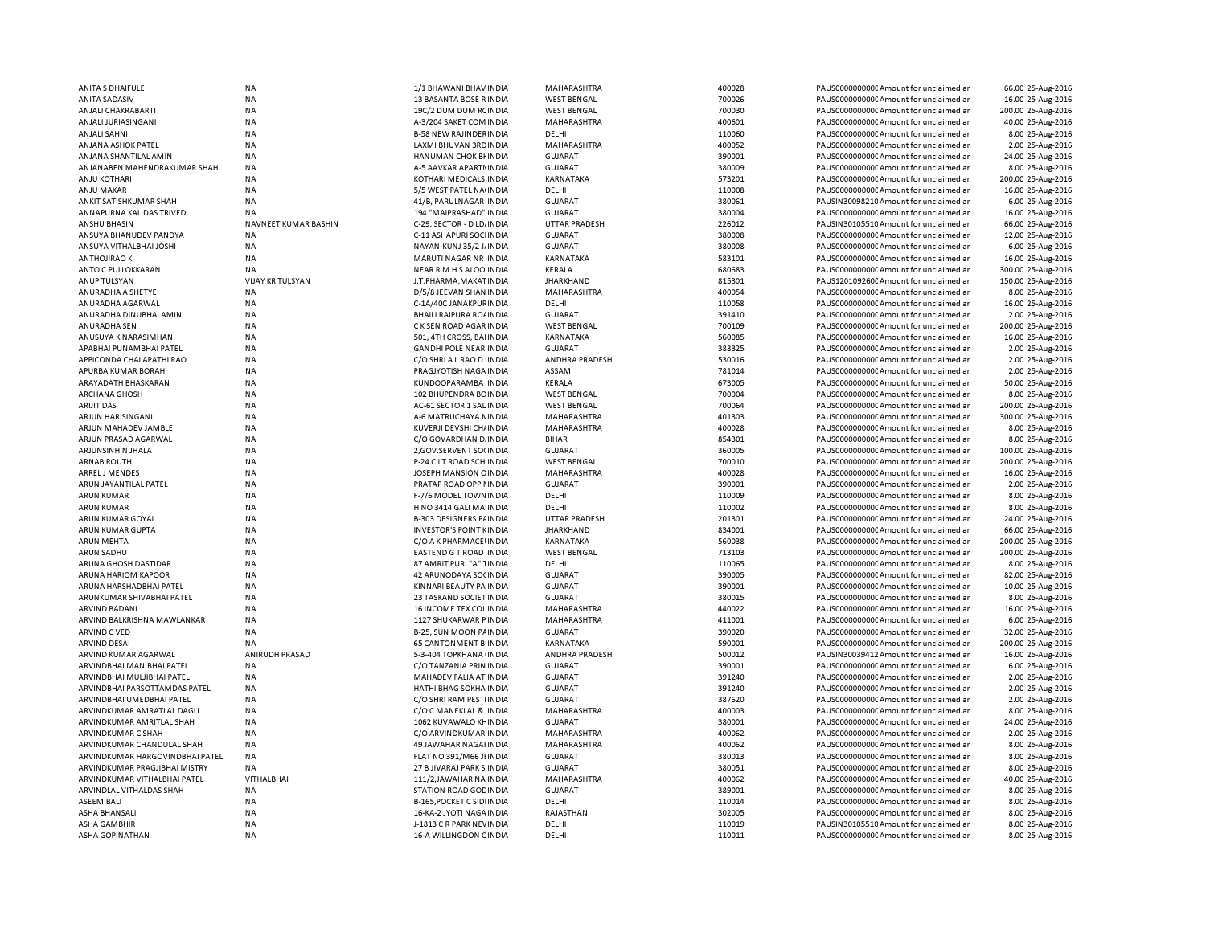| | | | | | | | | |
|---|---|---|---|---|---|---|---|---|
| ANITA S DHAIFULE | NA | 1/1 BHAWANI BHAV INDIA | MAHARASHTRA | 400028 | PAUS000000000C Amount for unclaimed an | 66.00 | 25-Aug-2016 |
| ANITA SADASIV | NA | 13 BASANTA BOSE R INDIA | WEST BENGAL | 700026 | PAUS000000000C Amount for unclaimed an | 16.00 | 25-Aug-2016 |
| ANJALI CHAKRABARTI | NA | 19C/2 DUM DUM RCINDIA | WEST BENGAL | 700030 | PAUS000000000C Amount for unclaimed an | 200.00 | 25-Aug-2016 |
| ANJALI JURIASINGANI | NA | A-3/204 SAKET COM INDIA | MAHARASHTRA | 400601 | PAUS000000000C Amount for unclaimed an | 40.00 | 25-Aug-2016 |
| ANJALI SAHNI | NA | B-58 NEW RAJINDERINDIA | DELHI | 110060 | PAUS000000000C Amount for unclaimed an | 8.00 | 25-Aug-2016 |
| ANJANA ASHOK PATEL | NA | LAXMI BHUVAN 3RDINDIA | MAHARASHTRA | 400052 | PAUS000000000C Amount for unclaimed an | 2.00 | 25-Aug-2016 |
| ANJANA SHANTILAL AMIN | NA | HANUMAN CHOK BHINDIA | GUJARAT | 390001 | PAUS000000000C Amount for unclaimed an | 24.00 | 25-Aug-2016 |
| ANJANABEN MAHENDRAKUMAR SHAH | NA | A-5 AAVKAR APARTMINDIA | GUJARAT | 380009 | PAUS000000000C Amount for unclaimed an | 8.00 | 25-Aug-2016 |
| ANJU KOTHARI | NA | KOTHARI MEDICALS INDIA | KARNATAKA | 573201 | PAUS000000000C Amount for unclaimed an | 200.00 | 25-Aug-2016 |
| ANJU MAKAR | NA | 5/5 WEST PATEL NAIINDIA | DELHI | 110008 | PAUS000000000C Amount for unclaimed an | 16.00 | 25-Aug-2016 |
| ANKIT SATISHKUMAR SHAH | NA | 41/B, PARULNAGAR INDIA | GUJARAT | 380061 | PAUSIN30098210 Amount for unclaimed an | 6.00 | 25-Aug-2016 |
| ANNAPURNA KALIDAS TRIVEDI | NA | 194 "MAIPRASHAD" INDIA | GUJARAT | 380004 | PAUS000000000C Amount for unclaimed an | 16.00 | 25-Aug-2016 |
| ANSHU BHASIN | NAVNEET KUMAR BASHIN | C-29, SECTOR - D LDINDIA | UTTAR PRADESH | 226012 | PAUSIN30105510 Amount for unclaimed an | 66.00 | 25-Aug-2016 |
| ANSUYA BHANUDEV PANDYA | NA | C-11 ASHAPURI SOCIINDIA | GUJARAT | 380008 | PAUS000000000C Amount for unclaimed an | 12.00 | 25-Aug-2016 |
| ANSUYA VITHALBHAI JOSHI | NA | NAYAN-KUNJ 35/2 JINDIA | GUJARAT | 380008 | PAUS000000000C Amount for unclaimed an | 6.00 | 25-Aug-2016 |
| ANTHOJIRAO K | NA | MARUTI NAGAR NR INDIA | KARNATAKA | 583101 | PAUS000000000C Amount for unclaimed an | 16.00 | 25-Aug-2016 |
| ANTO C PULLOKKARAN | NA | NEAR R M H S ALOOINDIA | KERALA | 680683 | PAUS000000000C Amount for unclaimed an | 300.00 | 25-Aug-2016 |
| ANUP TULSYAN | VIJAY KR TULSYAN | J.T.PHARMA,MAKATINDIA | JHARKHAND | 815301 | PAUS1201092600 Amount for unclaimed an | 150.00 | 25-Aug-2016 |
| ANURADHA A SHETYE | NA | D/5/8 JEEVAN SHAN INDIA | MAHARASHTRA | 400054 | PAUS000000000C Amount for unclaimed an | 8.00 | 25-Aug-2016 |
| ANURADHA AGARWAL | NA | C-1A/40C JANAKPURINDIA | DELHI | 110058 | PAUS000000000C Amount for unclaimed an | 16.00 | 25-Aug-2016 |
| ANURADHA DINUBHAI AMIN | NA | BHAILI RAIPURA ROAINDIA | GUJARAT | 391410 | PAUS000000000C Amount for unclaimed an | 2.00 | 25-Aug-2016 |
| ANURADHA SEN | NA | C K SEN ROAD AGAR INDIA | WEST BENGAL | 700109 | PAUS000000000C Amount for unclaimed an | 200.00 | 25-Aug-2016 |
| ANUSUYA K NARASIMHAN | NA | 501, 4TH CROSS, BAIINDIA | KARNATAKA | 560085 | PAUS000000000C Amount for unclaimed an | 16.00 | 25-Aug-2016 |
| APABHAI PUNAMBHAI PATEL | NA | GANDHI POLE NEAR INDIA | GUJARAT | 388325 | PAUS000000000C Amount for unclaimed an | 2.00 | 25-Aug-2016 |
| APPICONDA CHALAPATHI RAO | NA | C/O SHRI A L RAO D IINDIA | ANDHRA PRADESH | 530016 | PAUS000000000C Amount for unclaimed an | 2.00 | 25-Aug-2016 |
| APURBA KUMAR BORAH | NA | PRAGJYOTISH NAGA INDIA | ASSAM | 781014 | PAUS000000000C Amount for unclaimed an | 2.00 | 25-Aug-2016 |
| ARAYADATH BHASKARAN | NA | KUNDOOPARAMBA IINDIA | KERALA | 673005 | PAUS000000000C Amount for unclaimed an | 50.00 | 25-Aug-2016 |
| ARCHANA GHOSH | NA | 102 BHUPENDRA BOINDIA | WEST BENGAL | 700004 | PAUS000000000C Amount for unclaimed an | 8.00 | 25-Aug-2016 |
| ARIJIT DAS | NA | AC-61 SECTOR 1 SALINDIA | WEST BENGAL | 700064 | PAUS000000000C Amount for unclaimed an | 200.00 | 25-Aug-2016 |
| ARJUN HARISINGANI | NA | A-6 MATRUCHAYA NINDIA | MAHARASHTRA | 401303 | PAUS000000000C Amount for unclaimed an | 300.00 | 25-Aug-2016 |
| ARJUN MAHADEV JAMBLE | NA | KUVERJI DEVSHI CHAINDIA | MAHARASHTRA | 400028 | PAUS000000000C Amount for unclaimed an | 8.00 | 25-Aug-2016 |
| ARJUN PRASAD AGARWAL | NA | C/O GOVARDHAN DAINDIA | BIHAR | 854301 | PAUS000000000C Amount for unclaimed an | 8.00 | 25-Aug-2016 |
| ARJUNSINH N JHALA | NA | 2,GOV.SERVENT SOCINDIA | GUJARAT | 360005 | PAUS000000000C Amount for unclaimed an | 100.00 | 25-Aug-2016 |
| ARNAB ROUTH | NA | P-24 C I T ROAD SCHIINDIA | WEST BENGAL | 700010 | PAUS000000000C Amount for unclaimed an | 200.00 | 25-Aug-2016 |
| ARREL J MENDES | NA | JOSEPH MANSION OINDIA | MAHARASHTRA | 400028 | PAUS000000000C Amount for unclaimed an | 16.00 | 25-Aug-2016 |
| ARUN JAYANTILAL PATEL | NA | PRATAP ROAD OPP NINDIA | GUJARAT | 390001 | PAUS000000000C Amount for unclaimed an | 2.00 | 25-Aug-2016 |
| ARUN KUMAR | NA | F-7/6 MODEL TOWN INDIA | DELHI | 110009 | PAUS000000000C Amount for unclaimed an | 8.00 | 25-Aug-2016 |
| ARUN KUMAR | NA | H NO 3414 GALI MAIINDIA | DELHI | 110002 | PAUS000000000C Amount for unclaimed an | 8.00 | 25-Aug-2016 |
| ARUN KUMAR GOYAL | NA | B-303 DESIGNERS PAINDIA | UTTAR PRADESH | 201301 | PAUS000000000C Amount for unclaimed an | 24.00 | 25-Aug-2016 |
| ARUN KUMAR GUPTA | NA | INVESTOR'S POINT KINDIA | JHARKHAND | 834001 | PAUS000000000C Amount for unclaimed an | 66.00 | 25-Aug-2016 |
| ARUN MEHTA | NA | C/O A K PHARMACEIINDIA | KARNATAKA | 560038 | PAUS000000000C Amount for unclaimed an | 200.00 | 25-Aug-2016 |
| ARUN SADHU | NA | EASTEND G T ROAD INDIA | WEST BENGAL | 713103 | PAUS000000000C Amount for unclaimed an | 200.00 | 25-Aug-2016 |
| ARUNA GHOSH DASTIDAR | NA | 87 AMRIT PURI "A" TINDIA | DELHI | 110065 | PAUS000000000C Amount for unclaimed an | 8.00 | 25-Aug-2016 |
| ARUNA HARIOM KAPOOR | NA | 42 ARUNODAYA SOCINDIA | GUJARAT | 390005 | PAUS000000000C Amount for unclaimed an | 82.00 | 25-Aug-2016 |
| ARUNA HARSHADBHAI PATEL | NA | KINNARI BEAUTY PA INDIA | GUJARAT | 390001 | PAUS000000000C Amount for unclaimed an | 10.00 | 25-Aug-2016 |
| ARUNKUMAR SHIVABHAI PATEL | NA | 23 TASKAND SOCIET INDIA | GUJARAT | 380015 | PAUS000000000C Amount for unclaimed an | 8.00 | 25-Aug-2016 |
| ARVIND BADANI | NA | 16 INCOME TEX COLINDIA | MAHARASHTRA | 440022 | PAUS000000000C Amount for unclaimed an | 16.00 | 25-Aug-2016 |
| ARVIND BALKRISHNA MAWLANKAR | NA | 1127 SHUKARWAR P INDIA | MAHARASHTRA | 411001 | PAUS000000000C Amount for unclaimed an | 6.00 | 25-Aug-2016 |
| ARVIND C VED | NA | B-25, SUN MOON PAINDIA | GUJARAT | 390020 | PAUS000000000C Amount for unclaimed an | 32.00 | 25-Aug-2016 |
| ARVIND DESAI | NA | 65 CANTONMENT BIINDIA | KARNATAKA | 590001 | PAUS000000000C Amount for unclaimed an | 200.00 | 25-Aug-2016 |
| ARVIND KUMAR AGARWAL | ANIRUDH PRASAD | 5-3-404 TOPKHANA IINDIA | ANDHRA PRADESH | 500012 | PAUSIN30039412 Amount for unclaimed an | 16.00 | 25-Aug-2016 |
| ARVINDBHAI MANIBHAI PATEL | NA | C/O TANZANIA PRIN INDIA | GUJARAT | 390001 | PAUS000000000C Amount for unclaimed an | 6.00 | 25-Aug-2016 |
| ARVINDBHAI MULJIBHAI PATEL | NA | MAHADEV FALIA AT INDIA | GUJARAT | 391240 | PAUS000000000C Amount for unclaimed an | 2.00 | 25-Aug-2016 |
| ARVINDBHAI PARSOTTAMDAS PATEL | NA | HATHI BHAG SOKHA INDIA | GUJARAT | 391240 | PAUS000000000C Amount for unclaimed an | 2.00 | 25-Aug-2016 |
| ARVINDBHAI UMEDBHAI PATEL | NA | C/O SHRI RAM PESTIINDIA | GUJARAT | 387620 | PAUS000000000C Amount for unclaimed an | 2.00 | 25-Aug-2016 |
| ARVINDKUMAR AMRATLAL DAGLI | NA | C/O C MANEKLAL & IINDIA | MAHARASHTRA | 400003 | PAUS000000000C Amount for unclaimed an | 8.00 | 25-Aug-2016 |
| ARVINDKUMAR AMRITLAL SHAH | NA | 1062 KUVAWALO KHINDIA | GUJARAT | 380001 | PAUS000000000C Amount for unclaimed an | 24.00 | 25-Aug-2016 |
| ARVINDKUMAR C SHAH | NA | C/O ARVINDKUMAR INDIA | MAHARASHTRA | 400062 | PAUS000000000C Amount for unclaimed an | 2.00 | 25-Aug-2016 |
| ARVINDKUMAR CHANDULAL SHAH | NA | 49 JAWAHAR NAGAFINDIA | MAHARASHTRA | 400062 | PAUS000000000C Amount for unclaimed an | 8.00 | 25-Aug-2016 |
| ARVINDKUMAR HARGOVINDBHAI PATEL | NA | FLAT NO 391/M66 JEINDIA | GUJARAT | 380013 | PAUS000000000C Amount for unclaimed an | 8.00 | 25-Aug-2016 |
| ARVINDKUMAR PRAGJIBHAI MISTRY | NA | 27 B JIVARAJ PARK SIINDIA | GUJARAT | 380051 | PAUS000000000C Amount for unclaimed an | 8.00 | 25-Aug-2016 |
| ARVINDKUMAR VITHALBHAI PATEL | VITHALBHAI | 111/2,JAWAHAR NA INDIA | MAHARASHTRA | 400062 | PAUS000000000C Amount for unclaimed an | 40.00 | 25-Aug-2016 |
| ARVINDLAL VITHALDAS SHAH | NA | STATION ROAD GODINDIA | GUJARAT | 389001 | PAUS000000000C Amount for unclaimed an | 8.00 | 25-Aug-2016 |
| ASEEM BALI | NA | B-165,POCKET C SIDIINDIA | DELHI | 110014 | PAUS000000000C Amount for unclaimed an | 8.00 | 25-Aug-2016 |
| ASHA BHANSALI | NA | 16-KA-2 JYOTI NAGA INDIA | RAJASTHAN | 302005 | PAUS000000000C Amount for unclaimed an | 8.00 | 25-Aug-2016 |
| ASHA GAMBHIR | NA | J-1813 C R PARK NEVINDIA | DELHI | 110019 | PAUSIN30105510 Amount for unclaimed an | 8.00 | 25-Aug-2016 |
| ASHA GOPINATHAN | NA | 16-A WILLINGDON CINDIA | DELHI | 110011 | PAUS000000000C Amount for unclaimed an | 8.00 | 25-Aug-2016 |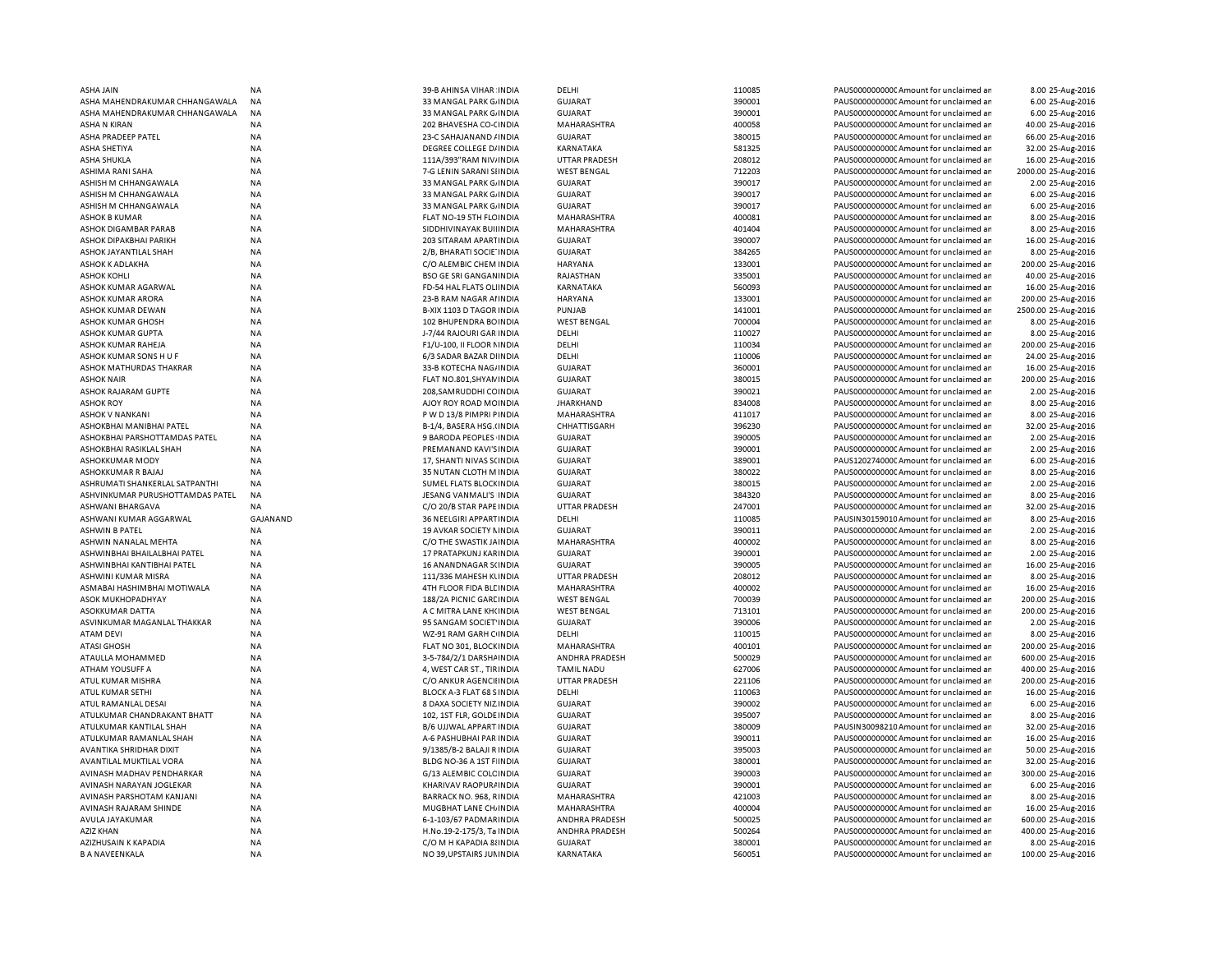| | | | | | | | | |
|---|---|---|---|---|---|---|---|---|
| ASHA JAIN | NA | 39-B AHINSA VIHAR :INDIA | DELHI | 110085 | PAUS0000000000C Amount for unclaimed an | 8.00 | 25-Aug-2016 |
| ASHA MAHENDRAKUMAR CHHANGAWALA | NA | 33 MANGAL PARK G/INDIA | GUJARAT | 390001 | PAUS0000000000C Amount for unclaimed an | 6.00 | 25-Aug-2016 |
| ASHA MAHENDRAKUMAR CHHANGAWALA | NA | 33 MANGAL PARK G/INDIA | GUJARAT | 390001 | PAUS0000000000C Amount for unclaimed an | 6.00 | 25-Aug-2016 |
| ASHA N KIRAN | NA | 202 BHAVESHA CO-CINDIA | MAHARASHTRA | 400058 | PAUS0000000000C Amount for unclaimed an | 40.00 | 25-Aug-2016 |
| ASHA PRADEEP PATEL | NA | 23-C SAHAJANAND /INDIA | GUJARAT | 380015 | PAUS0000000000C Amount for unclaimed an | 66.00 | 25-Aug-2016 |
| ASHA SHETIYA | NA | DEGREE COLLEGE D/INDIA | KARNATAKA | 581325 | PAUS0000000000C Amount for unclaimed an | 32.00 | 25-Aug-2016 |
| ASHA SHUKLA | NA | 111A/393"RAM NIV/INDIA | UTTAR PRADESH | 208012 | PAUS0000000000C Amount for unclaimed an | 16.00 | 25-Aug-2016 |
| ASHIMA RANI SAHA | NA | 7-G LENIN SARANI SIINDIA | WEST BENGAL | 712203 | PAUS0000000000C Amount for unclaimed an | 2000.00 | 25-Aug-2016 |
| ASHISH M CHHANGAWALA | NA | 33 MANGAL PARK G/INDIA | GUJARAT | 390017 | PAUS0000000000C Amount for unclaimed an | 2.00 | 25-Aug-2016 |
| ASHISH M CHHANGAWALA | NA | 33 MANGAL PARK G/INDIA | GUJARAT | 390017 | PAUS0000000000C Amount for unclaimed an | 6.00 | 25-Aug-2016 |
| ASHISH M CHHANGAWALA | NA | 33 MANGAL PARK G/INDIA | GUJARAT | 390017 | PAUS0000000000C Amount for unclaimed an | 6.00 | 25-Aug-2016 |
| ASHOK B KUMAR | NA | FLAT NO-19 5TH FLOINDIA | MAHARASHTRA | 400081 | PAUS0000000000C Amount for unclaimed an | 8.00 | 25-Aug-2016 |
| ASHOK DIGAMBAR PARAB | NA | SIDDHIVINAYAK BUIIINDIA | MAHARASHTRA | 401404 | PAUS0000000000C Amount for unclaimed an | 8.00 | 25-Aug-2016 |
| ASHOK DIPAKBHAI PARIKH | NA | 203 SITARAM APARTINDIA | GUJARAT | 390007 | PAUS0000000000C Amount for unclaimed an | 16.00 | 25-Aug-2016 |
| ASHOK JAYANTILAL SHAH | NA | 2/B, BHARATI SOCIE INDIA | GUJARAT | 384265 | PAUS0000000000C Amount for unclaimed an | 8.00 | 25-Aug-2016 |
| ASHOK K ADLAKHA | NA | C/O ALEMBIC CHEM INDIA | HARYANA | 133001 | PAUS0000000000C Amount for unclaimed an | 200.00 | 25-Aug-2016 |
| ASHOK KOHLI | NA | BSO GE SRI GANGANINDIA | RAJASTHAN | 335001 | PAUS0000000000C Amount for unclaimed an | 40.00 | 25-Aug-2016 |
| ASHOK KUMAR AGARWAL | NA | FD-54 HAL FLATS OLINDIA | KARNATAKA | 560093 | PAUS0000000000C Amount for unclaimed an | 16.00 | 25-Aug-2016 |
| ASHOK KUMAR ARORA | NA | 23-B RAM NAGAR A INDIA | HARYANA | 133001 | PAUS0000000000C Amount for unclaimed an | 200.00 | 25-Aug-2016 |
| ASHOK KUMAR DEWAN | NA | B-XIX 1103 D TAGOR INDIA | PUNJAB | 141001 | PAUS0000000000C Amount for unclaimed an | 2500.00 | 25-Aug-2016 |
| ASHOK KUMAR GHOSH | NA | 102 BHUPENDRA BOINDIA | WEST BENGAL | 700004 | PAUS0000000000C Amount for unclaimed an | 8.00 | 25-Aug-2016 |
| ASHOK KUMAR GUPTA | NA | J-7/44 RAJOURI GAR INDIA | DELHI | 110027 | PAUS0000000000C Amount for unclaimed an | 8.00 | 25-Aug-2016 |
| ASHOK KUMAR RAHEJA | NA | F1/U-100, II FLOOR NINDIA | DELHI | 110034 | PAUS0000000000C Amount for unclaimed an | 200.00 | 25-Aug-2016 |
| ASHOK KUMAR SONS H U F | NA | 6/3 SADAR BAZAR DIINDIA | DELHI | 110006 | PAUS0000000000C Amount for unclaimed an | 24.00 | 25-Aug-2016 |
| ASHOK MATHURDAS THAKRAR | NA | 33-B KOTECHA NAG/INDIA | GUJARAT | 360001 | PAUS0000000000C Amount for unclaimed an | 16.00 | 25-Aug-2016 |
| ASHOK NAIR | NA | FLAT NO.801,SHYAMINDIA | GUJARAT | 380015 | PAUS0000000000C Amount for unclaimed an | 200.00 | 25-Aug-2016 |
| ASHOK RAJARAM GUPTE | NA | 208,SAMRUDDHI COINDIA | GUJARAT | 390021 | PAUS0000000000C Amount for unclaimed an | 2.00 | 25-Aug-2016 |
| ASHOK ROY | NA | AJOY ROY ROAD MOINDIA | JHARKHAND | 834008 | PAUS0000000000C Amount for unclaimed an | 8.00 | 25-Aug-2016 |
| ASHOK V NANKANI | NA | P W D 13/8 PIMPRI PINDIA | MAHARASHTRA | 411017 | PAUS0000000000C Amount for unclaimed an | 8.00 | 25-Aug-2016 |
| ASHOKBHAI MANIBHAI PATEL | NA | B-1/4, BASERA HSG.(INDIA | CHHATTISGARH | 396230 | PAUS0000000000C Amount for unclaimed an | 32.00 | 25-Aug-2016 |
| ASHOKBHAI PARSHOTTAMDAS PATEL | NA | 9 BARODA PEOPLES INDIA | GUJARAT | 390005 | PAUS0000000000C Amount for unclaimed an | 2.00 | 25-Aug-2016 |
| ASHOKBHAI RASIKLAL SHAH | NA | PREMANAND KAVI'SINDIA | GUJARAT | 390001 | PAUS0000000000C Amount for unclaimed an | 2.00 | 25-Aug-2016 |
| ASHOKKUMAR MODY | NA | 17, SHANTI NIVAS SCINDIA | GUJARAT | 389001 | PAUS1202740000C Amount for unclaimed an | 6.00 | 25-Aug-2016 |
| ASHOKKUMAR R BAJAJ | NA | 35 NUTAN CLOTH M INDIA | GUJARAT | 380022 | PAUS0000000000C Amount for unclaimed an | 8.00 | 25-Aug-2016 |
| ASHRUMATI SHANKERLAL SATPANTHI | NA | SUMEL FLATS BLOCKINDIA | GUJARAT | 380015 | PAUS0000000000C Amount for unclaimed an | 2.00 | 25-Aug-2016 |
| ASHVINKUMAR PURUSHOTTAMDAS PATEL | NA | JESANG VANMALI'S INDIA | GUJARAT | 384320 | PAUS0000000000C Amount for unclaimed an | 8.00 | 25-Aug-2016 |
| ASHWANI BHARGAVA | NA | C/O 20/B STAR PAPE INDIA | UTTAR PRADESH | 247001 | PAUS0000000000C Amount for unclaimed an | 32.00 | 25-Aug-2016 |
| ASHWANI KUMAR AGGARWAL | GAJANAND | 36 NEELGIRI APPARTINDIA | DELHI | 110085 | PAUSIN30159010 Amount for unclaimed an | 8.00 | 25-Aug-2016 |
| ASHWIN B PATEL | NA | 19 AVKAR SOCIETY NINDIA | GUJARAT | 390011 | PAUS0000000000C Amount for unclaimed an | 2.00 | 25-Aug-2016 |
| ASHWIN NANALAL MEHTA | NA | C/O THE SWASTIK JAINDIA | MAHARASHTRA | 400002 | PAUS0000000000C Amount for unclaimed an | 8.00 | 25-Aug-2016 |
| ASHWINBHAI BHAILALBHAI PATEL | NA | 17 PRATAPKUNJ KARINDIA | GUJARAT | 390001 | PAUS0000000000C Amount for unclaimed an | 2.00 | 25-Aug-2016 |
| ASHWINBHAI KANTIBHAI PATEL | NA | 16 ANANDNAGAR SCINDIA | GUJARAT | 390005 | PAUS0000000000C Amount for unclaimed an | 16.00 | 25-Aug-2016 |
| ASHWINI KUMAR MISRA | NA | 111/336 MAHESH KUINDIA | UTTAR PRADESH | 208012 | PAUS0000000000C Amount for unclaimed an | 8.00 | 25-Aug-2016 |
| ASMABAI HASHIMBHAI MOTIWALA | NA | 4TH FLOOR FIDA BLCINDIA | MAHARASHTRA | 400002 | PAUS0000000000C Amount for unclaimed an | 16.00 | 25-Aug-2016 |
| ASOK MUKHOPADHYAY | NA | 188/2A PICNIC GARCINDIA | WEST BENGAL | 700039 | PAUS0000000000C Amount for unclaimed an | 200.00 | 25-Aug-2016 |
| ASOKKUMAR DATTA | NA | A C MITRA LANE KHCINDIA | WEST BENGAL | 713101 | PAUS0000000000C Amount for unclaimed an | 200.00 | 25-Aug-2016 |
| ASVINKUMAR MAGANLAL THAKKAR | NA | 95 SANGAM SOCIET INDIA | GUJARAT | 390006 | PAUS0000000000C Amount for unclaimed an | 2.00 | 25-Aug-2016 |
| ATAM DEVI | NA | WZ-91 RAM GARH CIINDIA | DELHI | 110015 | PAUS0000000000C Amount for unclaimed an | 8.00 | 25-Aug-2016 |
| ATASI GHOSH | NA | FLAT NO 301, BLOCKINDIA | MAHARASHTRA | 400101 | PAUS0000000000C Amount for unclaimed an | 200.00 | 25-Aug-2016 |
| ATAULLA MOHAMMED | NA | 3-5-784/2/1 DARSHAINDIA | ANDHRA PRADESH | 500029 | PAUS0000000000C Amount for unclaimed an | 600.00 | 25-Aug-2016 |
| ATHAM YOUSUFF A | NA | 4, WEST CAR ST., TIRINDIA | TAMIL NADU | 627006 | PAUS0000000000C Amount for unclaimed an | 400.00 | 25-Aug-2016 |
| ATUL KUMAR MISHRA | NA | C/O ANKUR AGENCIIINDIA | UTTAR PRADESH | 221106 | PAUS0000000000C Amount for unclaimed an | 200.00 | 25-Aug-2016 |
| ATUL KUMAR SETHI | NA | BLOCK A-3 FLAT 68 SINDIA | DELHI | 110063 | PAUS0000000000C Amount for unclaimed an | 16.00 | 25-Aug-2016 |
| ATUL RAMANLAL DESAI | NA | 8 DAXA SOCIETY NIZINDIA | GUJARAT | 390002 | PAUS0000000000C Amount for unclaimed an | 6.00 | 25-Aug-2016 |
| ATULKUMAR CHANDRAKANT BHATT | NA | 102, 1ST FLR, GOLDE INDIA | GUJARAT | 395007 | PAUS0000000000C Amount for unclaimed an | 8.00 | 25-Aug-2016 |
| ATULKUMAR KANTILAL SHAH | NA | B/6 UJJWAL APPART INDIA | GUJARAT | 380009 | PAUSIN30098210 Amount for unclaimed an | 32.00 | 25-Aug-2016 |
| ATULKUMAR RAMANLAL SHAH | NA | A-6 PASHUBHAI PAR INDIA | GUJARAT | 390011 | PAUS0000000000C Amount for unclaimed an | 16.00 | 25-Aug-2016 |
| AVANTIKA SHRIDHAR DIXIT | NA | 9/1385/B-2 BALAJI R INDIA | GUJARAT | 395003 | PAUS0000000000C Amount for unclaimed an | 50.00 | 25-Aug-2016 |
| AVANTILAL MUKTILAL VORA | NA | BLDG NO-36 A 1ST FIINDIA | GUJARAT | 380001 | PAUS0000000000C Amount for unclaimed an | 32.00 | 25-Aug-2016 |
| AVINASH MADHAV PENDHARKAR | NA | G/13 ALEMBIC COLCINDIA | GUJARAT | 390003 | PAUS0000000000C Amount for unclaimed an | 300.00 | 25-Aug-2016 |
| AVINASH NARAYAN JOGLEKAR | NA | KHARIVAV RAOPURAINDIA | GUJARAT | 390001 | PAUS0000000000C Amount for unclaimed an | 6.00 | 25-Aug-2016 |
| AVINASH PARSHOTAM KANJANI | NA | BARRACK NO. 968, RINDIA | MAHARASHTRA | 421003 | PAUS0000000000C Amount for unclaimed an | 8.00 | 25-Aug-2016 |
| AVINASH RAJARAM SHINDE | NA | MUGBHAT LANE CH/INDIA | MAHARASHTRA | 400004 | PAUS0000000000C Amount for unclaimed an | 16.00 | 25-Aug-2016 |
| AVULA JAYAKUMAR | NA | 6-1-103/67 PADMARINDIA | ANDHRA PRADESH | 500025 | PAUS0000000000C Amount for unclaimed an | 600.00 | 25-Aug-2016 |
| AZIZ KHAN | NA | H.No.19-2-175/3, Ta INDIA | ANDHRA PRADESH | 500264 | PAUS0000000000C Amount for unclaimed an | 400.00 | 25-Aug-2016 |
| AZIZHUSAIN K KAPADIA | NA | C/O M H KAPADIA 8 INDIA | GUJARAT | 380001 | PAUS0000000000C Amount for unclaimed an | 8.00 | 25-Aug-2016 |
| B A NAVEENKALA | NA | NO 39,UPSTAIRS JUNINDIA | KARNATAKA | 560051 | PAUS0000000000C Amount for unclaimed an | 100.00 | 25-Aug-2016 |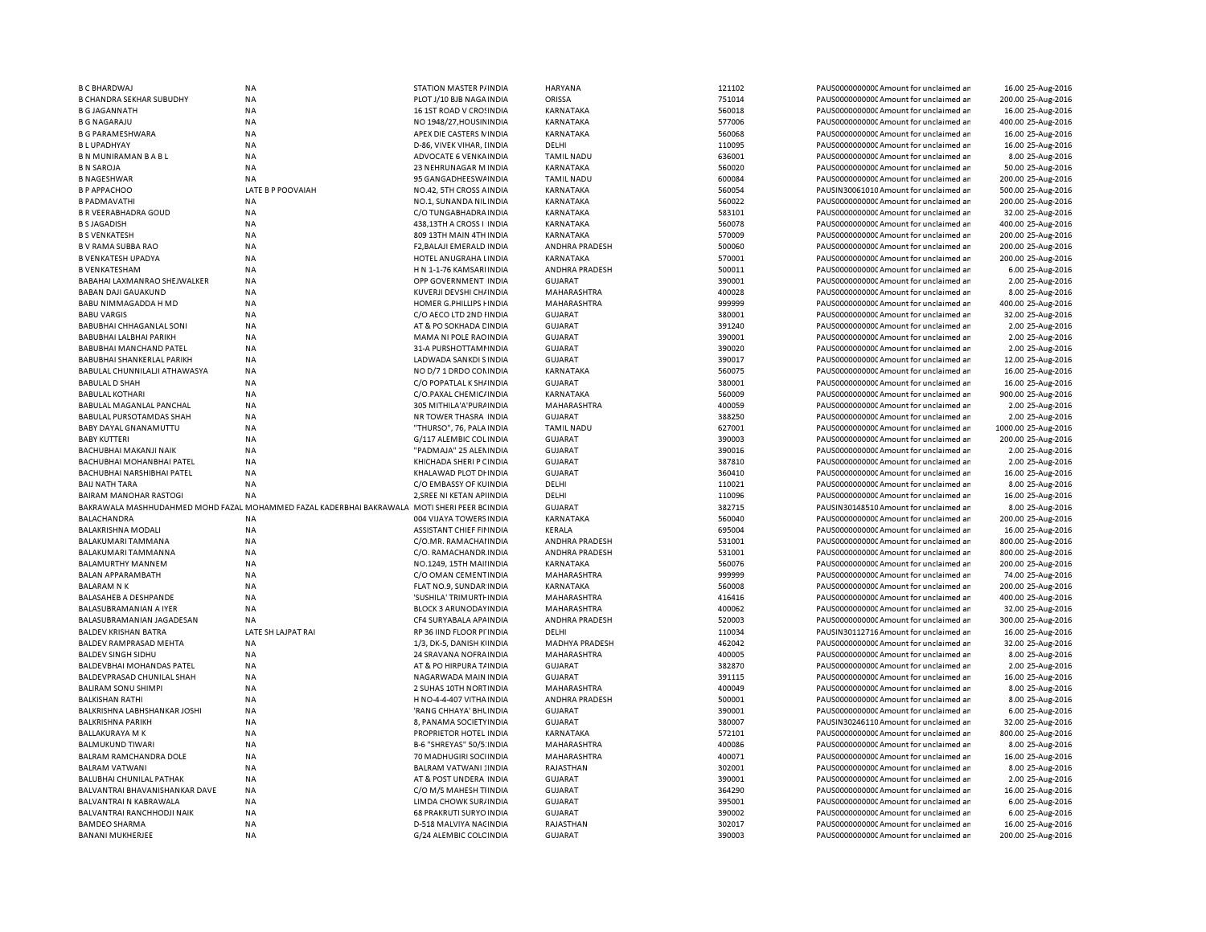| | | | | | | | | |
|---|---|---|---|---|---|---|---|---|
| B C BHARDWAJ | NA | STATION MASTER P/INDIA | HARYANA | 121102 | PAUS0000000000 | Amount for unclaimed an | 16.00 | 25-Aug-2016 |
| B CHANDRA SEKHAR SUBUDHY | NA | PLOT J/10 BJB NAGA INDIA | ORISSA | 751014 | PAUS0000000000 | Amount for unclaimed an | 200.00 | 25-Aug-2016 |
| B G JAGANNATH | NA | 16 1ST ROAD V CROSINDIA | KARNATAKA | 560018 | PAUS0000000000 | Amount for unclaimed an | 16.00 | 25-Aug-2016 |
| B G NAGARAJU | NA | NO 1948/27,HOUSININDIA | KARNATAKA | 577006 | PAUS0000000000 | Amount for unclaimed an | 400.00 | 25-Aug-2016 |
| B G PARAMESHWARA | NA | APEX DIE CASTERS MINDIA | KARNATAKA | 560068 | PAUS0000000000 | Amount for unclaimed an | 16.00 | 25-Aug-2016 |
| B L UPADHYAY | NA | D-86, VIVEK VIHAR, IINDIA | DELHI | 110095 | PAUS0000000000 | Amount for unclaimed an | 16.00 | 25-Aug-2016 |
| B N MUNIRAMAN B A B L | NA | ADVOCATE 6 VENKAINDIA | TAMIL NADU | 636001 | PAUS0000000000 | Amount for unclaimed an | 8.00 | 25-Aug-2016 |
| B N SAROJA | NA | 23 NEHRUNAGAR M INDIA | KARNATAKA | 560020 | PAUS0000000000 | Amount for unclaimed an | 50.00 | 25-Aug-2016 |
| B NAGESHWAR | NA | 95 GANGADHEESWAINDIA | TAMIL NADU | 600084 | PAUS0000000000 | Amount for unclaimed an | 200.00 | 25-Aug-2016 |
| B P APPACHOO | LATE B P POOVAIAH | NO.42, 5TH CROSS AINDIA | KARNATAKA | 560054 | PAUSIN30061010 | Amount for unclaimed an | 500.00 | 25-Aug-2016 |
| B PADMAVATHI | NA | NO.1, SUNANDA NILINDIA | KARNATAKA | 560022 | PAUS0000000000 | Amount for unclaimed an | 200.00 | 25-Aug-2016 |
| B R VEERABHADRA GOUD | NA | C/O TUNGABHADRAINDIA | KARNATAKA | 583101 | PAUS0000000000 | Amount for unclaimed an | 32.00 | 25-Aug-2016 |
| B S JAGADISH | NA | 438,13TH A CROSS I INDIA | KARNATAKA | 560078 | PAUS0000000000 | Amount for unclaimed an | 400.00 | 25-Aug-2016 |
| B S VENKATESH | NA | 809 13TH MAIN 4TH INDIA | KARNATAKA | 570009 | PAUS0000000000 | Amount for unclaimed an | 200.00 | 25-Aug-2016 |
| B V RAMA SUBBA RAO | NA | F2,BALAJI EMERALD INDIA | ANDHRA PRADESH | 500060 | PAUS0000000000 | Amount for unclaimed an | 200.00 | 25-Aug-2016 |
| B VENKATESH UPADYA | NA | HOTEL ANUGRAHA LINDIA | KARNATAKA | 570001 | PAUS0000000000 | Amount for unclaimed an | 200.00 | 25-Aug-2016 |
| B VENKATESHAM | NA | H N 1-1-76 KAMSARIINDIA | ANDHRA PRADESH | 500011 | PAUS0000000000 | Amount for unclaimed an | 6.00 | 25-Aug-2016 |
| BABAHAI LAXMANRAO SHEJWALKER | NA | OPP GOVERNMENT INDIA | GUJARAT | 390001 | PAUS0000000000 | Amount for unclaimed an | 2.00 | 25-Aug-2016 |
| BABAN DAJI GAUAKUND | NA | KUVERJI DEVSHI CHAINDIA | MAHARASHTRA | 400028 | PAUS0000000000 | Amount for unclaimed an | 8.00 | 25-Aug-2016 |
| BABU NIMMAGADDA H MD | NA | HOMER G.PHILLIPS HINDIA | MAHARASHTRA | 999999 | PAUS0000000000 | Amount for unclaimed an | 400.00 | 25-Aug-2016 |
| BABU VARGIS | NA | C/O AECO LTD 2ND FINDIA | GUJARAT | 380001 | PAUS0000000000 | Amount for unclaimed an | 32.00 | 25-Aug-2016 |
| BABUBHAI CHHAGANLAL SONI | NA | AT & PO SOKHADA DINDIA | GUJARAT | 391240 | PAUS0000000000 | Amount for unclaimed an | 2.00 | 25-Aug-2016 |
| BABUBHAI LALBHAI PARIKH | NA | MAMA NI POLE RAOINDIA | GUJARAT | 390001 | PAUS0000000000 | Amount for unclaimed an | 2.00 | 25-Aug-2016 |
| BABUBHAI MANCHAND PATEL | NA | 31-A PURSHOTTAMINDIA | GUJARAT | 390020 | PAUS0000000000 | Amount for unclaimed an | 2.00 | 25-Aug-2016 |
| BABUBHAI SHANKERLAL PARIKH | NA | LADWADA SANKDI S INDIA | GUJARAT | 390017 | PAUS0000000000 | Amount for unclaimed an | 12.00 | 25-Aug-2016 |
| BABULAL CHUNNILALJI ATHAWASYA | NA | NO D/7 1 DRDO COINDIA | KARNATAKA | 560075 | PAUS0000000000 | Amount for unclaimed an | 16.00 | 25-Aug-2016 |
| BABULAL D SHAH | NA | C/O POPATLAL K SHAINDIA | GUJARAT | 380001 | PAUS0000000000 | Amount for unclaimed an | 16.00 | 25-Aug-2016 |
| BABULAL KOTHARI | NA | C/O.PAXAL CHEMICAINDIA | KARNATAKA | 560009 | PAUS0000000000 | Amount for unclaimed an | 900.00 | 25-Aug-2016 |
| BABULAL MAGANLAL PANCHAL | NA | 305 MITHILA'A'PURAINDIA | MAHARASHTRA | 400059 | PAUS0000000000 | Amount for unclaimed an | 2.00 | 25-Aug-2016 |
| BABULAL PURSOTAMDAS SHAH | NA | NR TOWER THASRA INDIA | GUJARAT | 388250 | PAUS0000000000 | Amount for unclaimed an | 2.00 | 25-Aug-2016 |
| BABY DAYAL GNANAMUTTU | NA | "THURSO", 76, PALA INDIA | TAMIL NADU | 627001 | PAUS0000000000 | Amount for unclaimed an | 1000.00 | 25-Aug-2016 |
| BABY KUTTERI | NA | G/117 ALEMBIC COLINDIA | GUJARAT | 390003 | PAUS0000000000 | Amount for unclaimed an | 200.00 | 25-Aug-2016 |
| BACHUBHAI MAKANJI NAIK | NA | "PADMAJA" 25 ALEMINDIA | GUJARAT | 390016 | PAUS0000000000 | Amount for unclaimed an | 2.00 | 25-Aug-2016 |
| BACHUBHAI MOHANBHAI PATEL | NA | KHICHADA SHERI P CINDIA | GUJARAT | 387810 | PAUS0000000000 | Amount for unclaimed an | 2.00 | 25-Aug-2016 |
| BACHUBHAI NARSHIBHAI PATEL | NA | KHALAWAD PLOT DHINDIA | GUJARAT | 360410 | PAUS0000000000 | Amount for unclaimed an | 16.00 | 25-Aug-2016 |
| BAIJ NATH TARA | NA | C/O EMBASSY OF KUINDIA | DELHI | 110021 | PAUS0000000000 | Amount for unclaimed an | 8.00 | 25-Aug-2016 |
| BAIRAM MANOHAR RASTOGI | NA | 2,SREE NI KETAN APIINDIA | DELHI | 110096 | PAUS0000000000 | Amount for unclaimed an | 16.00 | 25-Aug-2016 |
| BAKRAWALA MASHHUDAHMED MOHD FAZAL | MOHAMMED FAZAL KADERBHAI BAKRAWALA | MOTI SHERI PEER BCINDIA | GUJARAT | 382715 | PAUSIN30148510 | Amount for unclaimed an | 8.00 | 25-Aug-2016 |
| BALACHANDRA | NA | 004 VIJAYA TOWERS INDIA | KARNATAKA | 560040 | PAUS0000000000 | Amount for unclaimed an | 200.00 | 25-Aug-2016 |
| BALAKRISHNA MODALI | NA | ASSISTANT CHIEF FININDIA | KERALA | 695004 | PAUS0000000000 | Amount for unclaimed an | 16.00 | 25-Aug-2016 |
| BALAKUMARI TAMMANA | NA | C/O.MR. RAMACHAFINDIA | ANDHRA PRADESH | 531001 | PAUS0000000000 | Amount for unclaimed an | 800.00 | 25-Aug-2016 |
| BALAKUMARI TAMMANNA | NA | C/O. RAMACHANDR.INDIA | ANDHRA PRADESH | 531001 | PAUS0000000000 | Amount for unclaimed an | 800.00 | 25-Aug-2016 |
| BALAMURTHY MANNEM | NA | NO.1249, 15TH MAIIINDIA | KARNATAKA | 560076 | PAUS0000000000 | Amount for unclaimed an | 200.00 | 25-Aug-2016 |
| BALAN APPARAMBATH | NA | C/O OMAN CEMENTINDIA | MAHARASHTRA | 999999 | PAUS0000000000 | Amount for unclaimed an | 74.00 | 25-Aug-2016 |
| BALARAM N K | NA | FLAT NO.9, SUNDARINDIA | KARNATAKA | 560008 | PAUS0000000000 | Amount for unclaimed an | 200.00 | 25-Aug-2016 |
| BALASAHEB A DESHPANDE | NA | 'SUSHILA' TRIMURTHINDIA | MAHARASHTRA | 416416 | PAUS0000000000 | Amount for unclaimed an | 400.00 | 25-Aug-2016 |
| BALASUBRAMANIAN A IYER | NA | BLOCK 3 ARUNODAYINDIA | MAHARASHTRA | 400062 | PAUS0000000000 | Amount for unclaimed an | 32.00 | 25-Aug-2016 |
| BALASUBRAMANIAN JAGADESAN | NA | CF4 SURYABALA APAINDIA | ANDHRA PRADESH | 520003 | PAUS0000000000 | Amount for unclaimed an | 300.00 | 25-Aug-2016 |
| BALDEV KRISHAN BATRA | LATE SH LAJPAT RAI | RP 36 IIND FLOOR PIINDIA | DELHI | 110034 | PAUSIN30112716 | Amount for unclaimed an | 16.00 | 25-Aug-2016 |
| BALDEV RAMPRASAD MEHTA | NA | 1/3, DK-5, DANISH KIINDIA | MADHYA PRADESH | 462042 | PAUS0000000000 | Amount for unclaimed an | 32.00 | 25-Aug-2016 |
| BALDEV SINGH SIDHU | NA | 24 SRAVANA NOFRAINDIA | MAHARASHTRA | 400005 | PAUS0000000000 | Amount for unclaimed an | 8.00 | 25-Aug-2016 |
| BALDEVBHAI MOHANDAS PATEL | NA | AT & PO HIRPURA TAINDIA | GUJARAT | 382870 | PAUS0000000000 | Amount for unclaimed an | 2.00 | 25-Aug-2016 |
| BALDEVPRASAD CHUNILAL SHAH | NA | NAGARWADA MAIN INDIA | GUJARAT | 391115 | PAUS0000000000 | Amount for unclaimed an | 16.00 | 25-Aug-2016 |
| BALIRAM SONU SHIMPI | NA | 2 SUHAS 10TH NORTINDIA | MAHARASHTRA | 400049 | PAUS0000000000 | Amount for unclaimed an | 8.00 | 25-Aug-2016 |
| BALKISHAN RATHI | NA | H NO-4-4-407 VITHAINDIA | ANDHRA PRADESH | 500001 | PAUS0000000000 | Amount for unclaimed an | 8.00 | 25-Aug-2016 |
| BALKRISHNA LABHSHANKAR JOSHI | NA | 'RANG CHHAYA' BHLINDIA | GUJARAT | 390001 | PAUS0000000000 | Amount for unclaimed an | 6.00 | 25-Aug-2016 |
| BALKRISHNA PARIKH | NA | 8, PANAMA SOCIETYINDIA | GUJARAT | 380007 | PAUSIN30246110 | Amount for unclaimed an | 32.00 | 25-Aug-2016 |
| BALLAKURAYA M K | NA | PROPRIETOR HOTEL INDIA | KARNATAKA | 572101 | PAUS0000000000 | Amount for unclaimed an | 800.00 | 25-Aug-2016 |
| BALMUKUND TIWARI | NA | B-6 "SHREYAS" 50/5:INDIA | MAHARASHTRA | 400086 | PAUS0000000000 | Amount for unclaimed an | 8.00 | 25-Aug-2016 |
| BALRAM RAMCHANDRA DOLE | NA | 70 MADHUGIRI SOCIINDIA | MAHARASHTRA | 400071 | PAUS0000000000 | Amount for unclaimed an | 16.00 | 25-Aug-2016 |
| BALRAM VATWANI | NA | BALRAM VATWANI :INDIA | RAJASTHAN | 302001 | PAUS0000000000 | Amount for unclaimed an | 8.00 | 25-Aug-2016 |
| BALUBHAI CHUNILAL PATHAK | NA | AT & POST UNDERA INDIA | GUJARAT | 390001 | PAUS0000000000 | Amount for unclaimed an | 2.00 | 25-Aug-2016 |
| BALVANTRAI BHAVANISHANKAR DAVE | NA | C/O M/S MAHESH TIINDIA | GUJARAT | 364290 | PAUS0000000000 | Amount for unclaimed an | 16.00 | 25-Aug-2016 |
| BALVANTRAI N KABRAWALA | NA | LIMDA CHOWK SURAINDIA | GUJARAT | 395001 | PAUS0000000000 | Amount for unclaimed an | 6.00 | 25-Aug-2016 |
| BALVANTRAI RANCHHODJI NAIK | NA | 68 PRAKRUTI SURYOINDIA | GUJARAT | 390002 | PAUS0000000000 | Amount for unclaimed an | 6.00 | 25-Aug-2016 |
| BAMDEO SHARMA | NA | D-518 MALVIYA NAGINDIA | RAJASTHAN | 302017 | PAUS0000000000 | Amount for unclaimed an | 16.00 | 25-Aug-2016 |
| BANANI MUKHERJEE | NA | G/24 ALEMBIC COLCINDIA | GUJARAT | 390003 | PAUS0000000000 | Amount for unclaimed an | 200.00 | 25-Aug-2016 |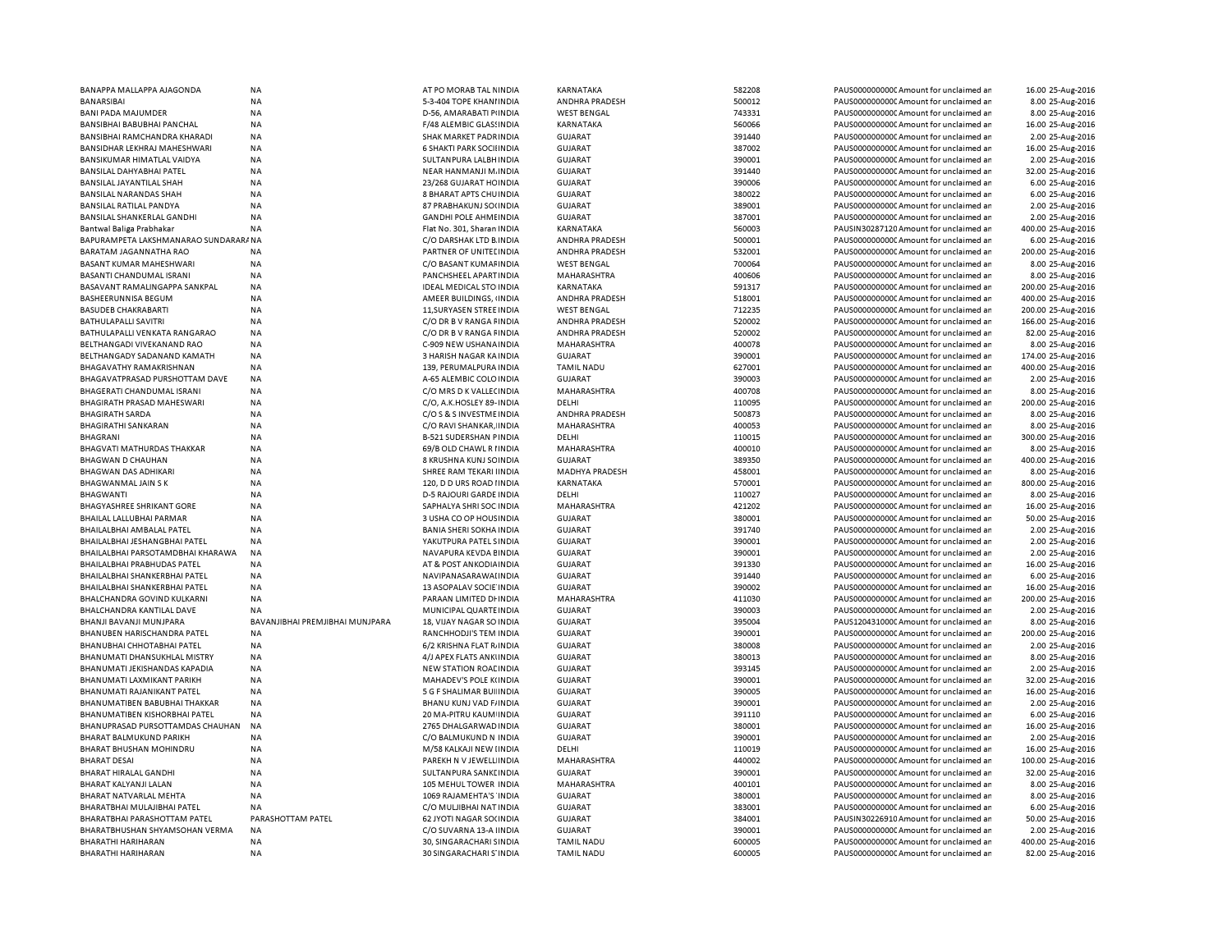| | | | | | | | | | |
|---|---|---|---|---|---|---|---|---|---|
| BANAPPA MALLAPPA AJAGONDA | NA | AT PO MORAB TAL NINDIA | KARNATAKA | 582208 | PAUS0000000000C | Amount for unclaimed an | 16.00 | 25-Aug-2016 |
| BANARSIBAI | NA | 5-3-404 TOPE KHANIINDIA | ANDHRA PRADESH | 500012 | PAUS0000000000C | Amount for unclaimed an | 8.00 | 25-Aug-2016 |
| BANI PADA MAJUMDER | NA | D-56, AMARABATI PIINDIA | WEST BENGAL | 743331 | PAUS0000000000C | Amount for unclaimed an | 8.00 | 25-Aug-2016 |
| BANSIBHAI BABUBHAI PANCHAL | NA | F/48 ALEMBIC GLASSINDIA | KARNATAKA | 560066 | PAUS0000000000C | Amount for unclaimed an | 16.00 | 25-Aug-2016 |
| BANSIBHAI RAMCHANDRA KHARADI | NA | SHAK MARKET PADRINDIA | GUJARAT | 391440 | PAUS0000000000C | Amount for unclaimed an | 2.00 | 25-Aug-2016 |
| BANSIDHAR LEKHRAJ MAHESHWARI | NA | 6 SHAKTI PARK SOCIIINDIA | GUJARAT | 387002 | PAUS0000000000C | Amount for unclaimed an | 16.00 | 25-Aug-2016 |
| BANSIKUMAR HIMATLAL VAIDYA | NA | SULTANPURA LALBHINDIA | GUJARAT | 390001 | PAUS0000000000C | Amount for unclaimed an | 2.00 | 25-Aug-2016 |
| BANSILAL DAHYABHAI PATEL | NA | NEAR HANMANJI M.INDIA | GUJARAT | 391440 | PAUS0000000000C | Amount for unclaimed an | 32.00 | 25-Aug-2016 |
| BANSILAL JAYANTILAL SHAH | NA | 23/268 GUJARAT HOINDIA | GUJARAT | 390006 | PAUS0000000000C | Amount for unclaimed an | 6.00 | 25-Aug-2016 |
| BANSILAL NARANDAS SHAH | NA | 8 BHARAT APTS CHUINDIA | GUJARAT | 380022 | PAUS0000000000C | Amount for unclaimed an | 6.00 | 25-Aug-2016 |
| BANSILAL RATILAL PANDYA | NA | 87 PRABHAKUNJ SOCINDIA | GUJARAT | 389001 | PAUS0000000000C | Amount for unclaimed an | 2.00 | 25-Aug-2016 |
| BANSILAL SHANKERLAL GANDHI | NA | GANDHI POLE AHMEINDIA | GUJARAT | 387001 | PAUS0000000000C | Amount for unclaimed an | 2.00 | 25-Aug-2016 |
| Bantwal Baliga Prabhakar | NA | Flat No. 301, Sharan INDIA | KARNATAKA | 560003 | PAUSIN30287120 | Amount for unclaimed an | 400.00 | 25-Aug-2016 |
| BAPURAMPETA LAKSHMANARAO SUNDARARA | NA | C/O DARSHAK LTD B.INDIA | ANDHRA PRADESH | 500001 | PAUS0000000000C | Amount for unclaimed an | 6.00 | 25-Aug-2016 |
| BARATAM JAGANNATHA RAO | NA | PARTNER OF UNITECINDIA | ANDHRA PRADESH | 532001 | PAUS0000000000C | Amount for unclaimed an | 200.00 | 25-Aug-2016 |
| BASANT KUMAR MAHESHWARI | NA | C/O BASANT KUMARINDIA | WEST BENGAL | 700064 | PAUS0000000000C | Amount for unclaimed an | 8.00 | 25-Aug-2016 |
| BASANTI CHANDUMAL ISRANI | NA | PANCHSHEEL APARTINDIA | MAHARASHTRA | 400606 | PAUS0000000000C | Amount for unclaimed an | 8.00 | 25-Aug-2016 |
| BASAVANT RAMALINGAPPA SANKPAL | NA | IDEAL MEDICAL STO INDIA | KARNATAKA | 591317 | PAUS0000000000C | Amount for unclaimed an | 200.00 | 25-Aug-2016 |
| BASHEERUNNISA BEGUM | NA | AMEER BUILDINGS, IINDIA | ANDHRA PRADESH | 518001 | PAUS0000000000C | Amount for unclaimed an | 400.00 | 25-Aug-2016 |
| BASUDEB CHAKRABARTI | NA | 11,SURYASEN STREE INDIA | WEST BENGAL | 712235 | PAUS0000000000C | Amount for unclaimed an | 200.00 | 25-Aug-2016 |
| BATHULAPALLI SAVITRI | NA | C/O DR B V RANGA RINDIA | ANDHRA PRADESH | 520002 | PAUS0000000000C | Amount for unclaimed an | 166.00 | 25-Aug-2016 |
| BATHULAPALLI VENKATA RANGARAO | NA | C/O DR B V RANGA RINDIA | ANDHRA PRADESH | 520002 | PAUS0000000000C | Amount for unclaimed an | 82.00 | 25-Aug-2016 |
| BELTHANGADI VIVEKANAND RAO | NA | C-909 NEW USHANAINDIA | MAHARASHTRA | 400078 | PAUS0000000000C | Amount for unclaimed an | 8.00 | 25-Aug-2016 |
| BELTHANGADY SADANAND KAMATH | NA | 3 HARISH NAGAR KAINDIA | GUJARAT | 390001 | PAUS0000000000C | Amount for unclaimed an | 174.00 | 25-Aug-2016 |
| BHAGAVATHY RAMAKRISHNAN | NA | 139, PERUMALPURA INDIA | TAMIL NADU | 627001 | PAUS0000000000C | Amount for unclaimed an | 400.00 | 25-Aug-2016 |
| BHAGAVATPRASAD PURSHOTTAM DAVE | NA | A-65 ALEMBIC COLO INDIA | GUJARAT | 390003 | PAUS0000000000C | Amount for unclaimed an | 2.00 | 25-Aug-2016 |
| BHAGERATI CHANDUMAL ISRANI | NA | C/O MRS D K VALLECINDIA | MAHARASHTRA | 400708 | PAUS0000000000C | Amount for unclaimed an | 8.00 | 25-Aug-2016 |
| BHAGIRATH PRASAD MAHESWARI | NA | C/O, A.K.HOSLEY 89-INDIA | DELHI | 110095 | PAUS0000000000C | Amount for unclaimed an | 200.00 | 25-Aug-2016 |
| BHAGIRATH SARDA | NA | C/O S & S INVESTMEINDIA | ANDHRA PRADESH | 500873 | PAUS0000000000C | Amount for unclaimed an | 8.00 | 25-Aug-2016 |
| BHAGIRATHI SANKARAN | NA | C/O RAVI SHANKAR,IINDIA | MAHARASHTRA | 400053 | PAUS0000000000C | Amount for unclaimed an | 8.00 | 25-Aug-2016 |
| BHAGRANI | NA | B-521 SUDERSHAN PINDIA | DELHI | 110015 | PAUS0000000000C | Amount for unclaimed an | 300.00 | 25-Aug-2016 |
| BHAGVATI MATHURDAS THAKKAR | NA | 69/B OLD CHAWL R FINDIA | MAHARASHTRA | 400010 | PAUS0000000000C | Amount for unclaimed an | 8.00 | 25-Aug-2016 |
| BHAGWAN D CHAUHAN | NA | 8 KRUSHNA KUNJ SOINDIA | GUJARAT | 389350 | PAUS0000000000C | Amount for unclaimed an | 400.00 | 25-Aug-2016 |
| BHAGWAN DAS ADHIKARI | NA | SHREE RAM TEKARI IINDIA | MADHYA PRADESH | 458001 | PAUS0000000000C | Amount for unclaimed an | 8.00 | 25-Aug-2016 |
| BHAGWANMAL JAIN S K | NA | 120, D D URS ROAD IINDIA | KARNATAKA | 570001 | PAUS0000000000C | Amount for unclaimed an | 800.00 | 25-Aug-2016 |
| BHAGWANTI | NA | D-5 RAJOURI GARDE INDIA | DELHI | 110027 | PAUS0000000000C | Amount for unclaimed an | 8.00 | 25-Aug-2016 |
| BHAGYASHREE SHRIKANT GORE | NA | SAPHALYA SHRI SOC INDIA | MAHARASHTRA | 421202 | PAUS0000000000C | Amount for unclaimed an | 16.00 | 25-Aug-2016 |
| BHAILAL LALLUBHAI PARMAR | NA | 3 USHA CO OP HOUSINDIA | GUJARAT | 380001 | PAUS0000000000C | Amount for unclaimed an | 50.00 | 25-Aug-2016 |
| BHAILALBHAI AMBALAL PATEL | NA | BANIA SHERI SOKHA INDIA | GUJARAT | 391740 | PAUS0000000000C | Amount for unclaimed an | 2.00 | 25-Aug-2016 |
| BHAILALBHAI JESHANGBHAI PATEL | NA | YAKUTPURA PATEL SINDIA | GUJARAT | 390001 | PAUS0000000000C | Amount for unclaimed an | 2.00 | 25-Aug-2016 |
| BHAILALBHAI PARSOTAMDBHAI KHARAWA | NA | NAVAPURA KEVDA BINDIA | GUJARAT | 390001 | PAUS0000000000C | Amount for unclaimed an | 2.00 | 25-Aug-2016 |
| BHAILALBHAI PRABHUDAS PATEL | NA | AT & POST ANKODIAINDIA | GUJARAT | 391330 | PAUS0000000000C | Amount for unclaimed an | 16.00 | 25-Aug-2016 |
| BHAILALBHAI SHANKERBHAI PATEL | NA | NAVIPANASARAWAIINDIA | GUJARAT | 391440 | PAUS0000000000C | Amount for unclaimed an | 6.00 | 25-Aug-2016 |
| BHAILALBHAI SHANKERBHAI PATEL | NA | 13 ASOPALAV SOCIE INDIA | GUJARAT | 390002 | PAUS0000000000C | Amount for unclaimed an | 16.00 | 25-Aug-2016 |
| BHALCHANDRA GOVIND KULKARNI | NA | PARAAN LIMITED DFINDIA | MAHARASHTRA | 411030 | PAUS0000000000C | Amount for unclaimed an | 200.00 | 25-Aug-2016 |
| BHALCHANDRA KANTILAL DAVE | NA | MUNICIPAL QUARTEINDIA | GUJARAT | 390003 | PAUS0000000000C | Amount for unclaimed an | 2.00 | 25-Aug-2016 |
| BHANJI BAVANJI MUNJPARA | BAVANJIBHAI PREMJIBHAI MUNJPARA | 18, VIJAY NAGAR SO INDIA | GUJARAT | 395004 | PAUS12043100000 | Amount for unclaimed an | 8.00 | 25-Aug-2016 |
| BHANUBEN HARISCHANDRA PATEL | NA | RANCHHODJI'S TEM INDIA | GUJARAT | 390001 | PAUS0000000000C | Amount for unclaimed an | 200.00 | 25-Aug-2016 |
| BHANUBHAI CHHOTABHAI PATEL | NA | 6/2 KRISHNA FLAT RINDIA | GUJARAT | 380008 | PAUS0000000000C | Amount for unclaimed an | 2.00 | 25-Aug-2016 |
| BHANUMATI DHANSUKHLAL MISTRY | NA | 4/J APEX FLATS ANKIINDIA | GUJARAT | 380013 | PAUS0000000000C | Amount for unclaimed an | 8.00 | 25-Aug-2016 |
| BHANUMATI JEKISHANDAS KAPADIA | NA | NEW STATION ROACINDIA | GUJARAT | 393145 | PAUS0000000000C | Amount for unclaimed an | 2.00 | 25-Aug-2016 |
| BHANUMATI LAXMIKANT PARIKH | NA | MAHADEV'S POLE KIINDIA | GUJARAT | 390001 | PAUS0000000000C | Amount for unclaimed an | 32.00 | 25-Aug-2016 |
| BHANUMATI RAJANIKANT PATEL | NA | 5 G F SHALIMAR BUIINDIA | GUJARAT | 390005 | PAUS0000000000C | Amount for unclaimed an | 16.00 | 25-Aug-2016 |
| BHANUMATIBEN BABUBHAI THAKKAR | NA | BHANU KUNJ VAD FAINDIA | GUJARAT | 390001 | PAUS0000000000C | Amount for unclaimed an | 2.00 | 25-Aug-2016 |
| BHANUMATIBEN KISHORBHAI PATEL | NA | 20 MA-PITRU KAUMIINDIA | GUJARAT | 391110 | PAUS0000000000C | Amount for unclaimed an | 6.00 | 25-Aug-2016 |
| BHANUPRASAD PURSOTTAMDAS CHAUHAN | NA | 2765 DHALGARWADINDIA | GUJARAT | 380001 | PAUS0000000000C | Amount for unclaimed an | 16.00 | 25-Aug-2016 |
| BHARAT BALMUKUND PARIKH | NA | C/O BALMUKUND N INDIA | GUJARAT | 390001 | PAUS0000000000C | Amount for unclaimed an | 2.00 | 25-Aug-2016 |
| BHARAT BHUSHAN MOHINDRU | NA | M/58 KALKAJI NEW IINDIA | DELHI | 110019 | PAUS0000000000C | Amount for unclaimed an | 16.00 | 25-Aug-2016 |
| BHARAT DESAI | NA | PAREKH N V JEWELLIINDIA | MAHARASHTRA | 440002 | PAUS0000000000C | Amount for unclaimed an | 100.00 | 25-Aug-2016 |
| BHARAT HIRALAL GANDHI | NA | SULTANPURA SANKEINDIA | GUJARAT | 390001 | PAUS0000000000C | Amount for unclaimed an | 32.00 | 25-Aug-2016 |
| BHARAT KALYANJI LALAN | NA | 105 MEHUL TOWER INDIA | MAHARASHTRA | 400101 | PAUS0000000000C | Amount for unclaimed an | 8.00 | 25-Aug-2016 |
| BHARAT NATVARLAL MEHTA | NA | 1069 RAJAMEHTA'S INDIA | GUJARAT | 380001 | PAUS0000000000C | Amount for unclaimed an | 8.00 | 25-Aug-2016 |
| BHARATBHAI MULAJIBHAI PATEL | NA | C/O MULJIBHAI NATINDIA | GUJARAT | 383001 | PAUS0000000000C | Amount for unclaimed an | 6.00 | 25-Aug-2016 |
| BHARATBHAI PARASHOTTAM PATEL | PARASHOTTAM PATEL | 62 JYOTI NAGAR SOCINDIA | GUJARAT | 384001 | PAUSIN30226910 | Amount for unclaimed an | 50.00 | 25-Aug-2016 |
| BHARATBHUSHAN SHYAMSOHAN VERMA | NA | C/O SUVARNA 13-A IINDIA | GUJARAT | 390001 | PAUS0000000000C | Amount for unclaimed an | 2.00 | 25-Aug-2016 |
| BHARATHI HARIHARAN | NA | 30, SINGARACHARI SINDIA | TAMIL NADU | 600005 | PAUS0000000000C | Amount for unclaimed an | 400.00 | 25-Aug-2016 |
| BHARATHI HARIHARAN | NA | 30 SINGARACHARI S'INDIA | TAMIL NADU | 600005 | PAUS0000000000C | Amount for unclaimed an | 82.00 | 25-Aug-2016 |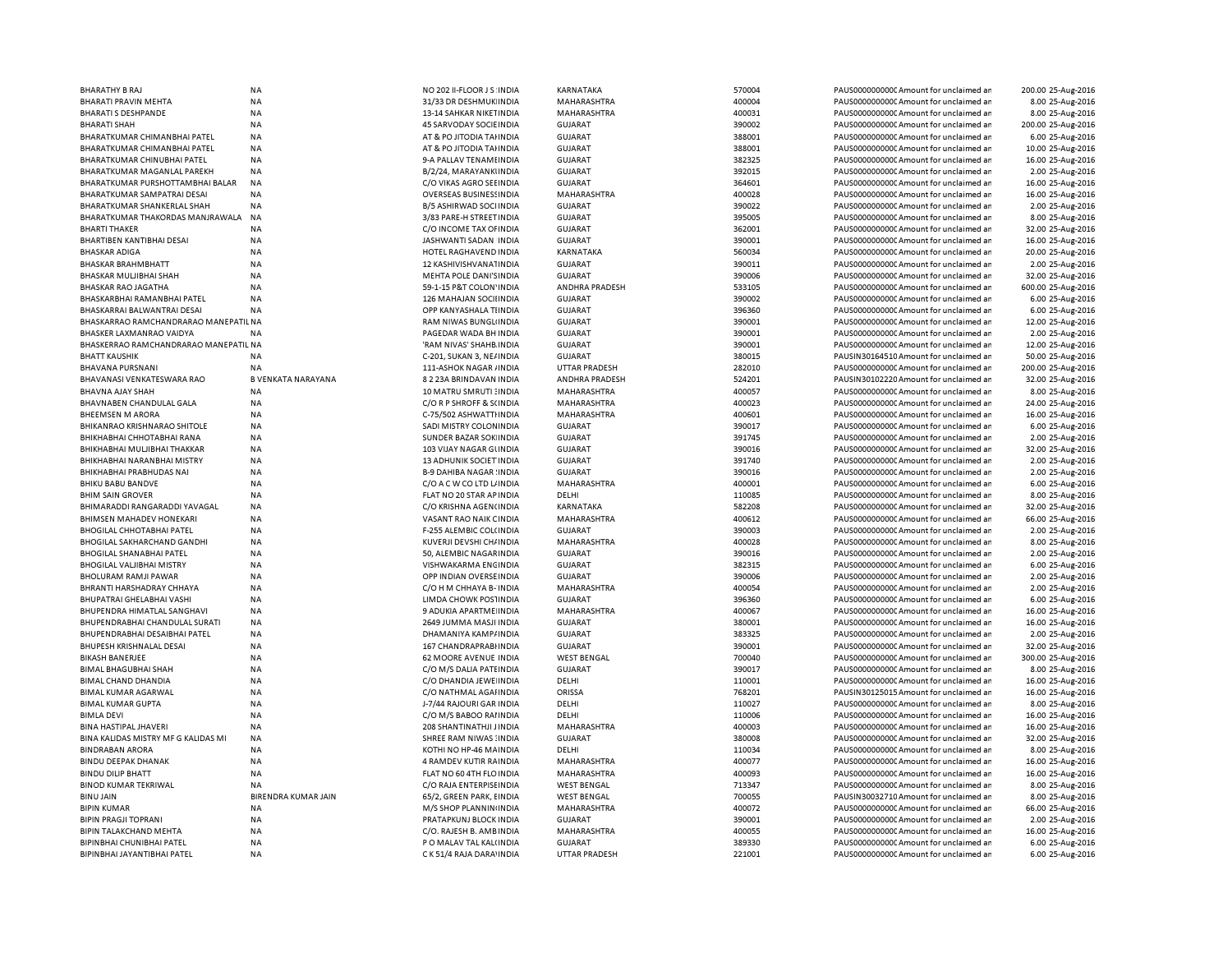| | | | | | | | | |
|---|---|---|---|---|---|---|---|---|
| BHARATHY B RAJ | NA | NO 202 II-FLOOR J S INDIA | KARNATAKA | 570004 | PAUS0000000000 | Amount for unclaimed an | 200.00 | 25-Aug-2016 |
| BHARATI PRAVIN MEHTA | NA | 31/33 DR DESHMUKIINDIA | MAHARASHTRA | 400004 | PAUS0000000000 | Amount for unclaimed an | 8.00 | 25-Aug-2016 |
| BHARATI S DESHPANDE | NA | 13-14 SAHKAR NIKETINDIA | MAHARASHTRA | 400031 | PAUS0000000000 | Amount for unclaimed an | 8.00 | 25-Aug-2016 |
| BHARATI SHAH | NA | 45 SARVODAY SOCIEINDIA | GUJARAT | 390002 | PAUS0000000000 | Amount for unclaimed an | 200.00 | 25-Aug-2016 |
| BHARATKUMAR CHIMANBHAI PATEL | NA | AT & PO JITODIA TAHINDIA | GUJARAT | 388001 | PAUS0000000000 | Amount for unclaimed an | 6.00 | 25-Aug-2016 |
| BHARATKUMAR CHIMANBHAI PATEL | NA | AT & PO JITODIA TAHINDIA | GUJARAT | 388001 | PAUS0000000000 | Amount for unclaimed an | 10.00 | 25-Aug-2016 |
| BHARATKUMAR CHINUBHAI PATEL | NA | 9-A PALLAV TENAMEINDIA | GUJARAT | 382325 | PAUS0000000000 | Amount for unclaimed an | 16.00 | 25-Aug-2016 |
| BHARATKUMAR MAGANLAL PAREKH | NA | B/2/24, MARAYANKIINDIA | GUJARAT | 392015 | PAUS0000000000 | Amount for unclaimed an | 2.00 | 25-Aug-2016 |
| BHARATKUMAR PURSHOTTAMBHAI BALAR | NA | C/O VIKAS AGRO SEEINDIA | GUJARAT | 364601 | PAUS0000000000 | Amount for unclaimed an | 16.00 | 25-Aug-2016 |
| BHARATKUMAR SAMPATRAI DESAI | NA | OVERSEAS BUSINESSINDIA | MAHARASHTRA | 400028 | PAUS0000000000 | Amount for unclaimed an | 16.00 | 25-Aug-2016 |
| BHARATKUMAR SHANKERLAL SHAH | NA | B/5 ASHIRWAD SOCIINDIA | GUJARAT | 390022 | PAUS0000000000 | Amount for unclaimed an | 2.00 | 25-Aug-2016 |
| BHARATKUMAR THAKORDAS MANJRAWALA | NA | 3/83 PARE-H STREETINDIA | GUJARAT | 395005 | PAUS0000000000 | Amount for unclaimed an | 8.00 | 25-Aug-2016 |
| BHARTI THAKER | NA | C/O INCOME TAX OFINDIA | GUJARAT | 362001 | PAUS0000000000 | Amount for unclaimed an | 32.00 | 25-Aug-2016 |
| BHARTIBEN KANTIBHAI DESAI | NA | JASHWANTI SADAN INDIA | GUJARAT | 390001 | PAUS0000000000 | Amount for unclaimed an | 16.00 | 25-Aug-2016 |
| BHASKAR ADIGA | NA | HOTEL RAGHAVEND INDIA | KARNATAKA | 560034 | PAUS0000000000 | Amount for unclaimed an | 20.00 | 25-Aug-2016 |
| BHASKAR BRAHMBHATT | NA | 12 KASHIVISHVANATINDIA | GUJARAT | 390011 | PAUS0000000000 | Amount for unclaimed an | 2.00 | 25-Aug-2016 |
| BHASKAR MULJIBHAI SHAH | NA | MEHTA POLE DANI'SINDIA | GUJARAT | 390006 | PAUS0000000000 | Amount for unclaimed an | 32.00 | 25-Aug-2016 |
| BHASKAR RAO JAGATHA | NA | 59-1-15 P&T COLONINDIA | ANDHRA PRADESH | 533105 | PAUS0000000000 | Amount for unclaimed an | 600.00 | 25-Aug-2016 |
| BHASKARBHAI RAMANBHAI PATEL | NA | 126 MAHAJAN SOCIINDIA | GUJARAT | 390002 | PAUS0000000000 | Amount for unclaimed an | 6.00 | 25-Aug-2016 |
| BHASKARRAI BALWANTRAI DESAI | NA | OPP KANYASHALA TIINDIA | GUJARAT | 396360 | PAUS0000000000 | Amount for unclaimed an | 6.00 | 25-Aug-2016 |
| BHASKARRAO RAMCHANDRARAO MANEPATIL | NA | RAM NIWAS BUNGLIINDIA | GUJARAT | 390001 | PAUS0000000000 | Amount for unclaimed an | 12.00 | 25-Aug-2016 |
| BHASKER LAXMANRAO VAIDYA | NA | PAGEDAR WADA BH INDIA | GUJARAT | 390001 | PAUS0000000000 | Amount for unclaimed an | 2.00 | 25-Aug-2016 |
| BHASKERRAO RAMCHANDRARAO MANEPATIL | NA | 'RAM NIVAS' SHAHBINDIA | GUJARAT | 390001 | PAUS0000000000 | Amount for unclaimed an | 12.00 | 25-Aug-2016 |
| BHATT KAUSHIK | NA | C-201, SUKAN 3, NEINDIA | GUJARAT | 380015 | PAUSIN30164510 | Amount for unclaimed an | 50.00 | 25-Aug-2016 |
| BHAVANA PURSNANI | NA | 111-ASHOK NAGAR INDIA | UTTAR PRADESH | 282010 | PAUS0000000000 | Amount for unclaimed an | 200.00 | 25-Aug-2016 |
| BHAVANASI VENKATESWARA RAO | B VENKATA NARAYANA | 8 2 23A BRINDAVAN INDIA | ANDHRA PRADESH | 524201 | PAUSIN30102220 | Amount for unclaimed an | 32.00 | 25-Aug-2016 |
| BHAVNA AJAY SHAH | NA | 10 MATRU SMRUTI SINDIA | MAHARASHTRA | 400057 | PAUS0000000000 | Amount for unclaimed an | 8.00 | 25-Aug-2016 |
| BHAVNABEN CHANDULAL GALA | NA | C/O R P SHROFF & SINDIA | MAHARASHTRA | 400023 | PAUS0000000000 | Amount for unclaimed an | 24.00 | 25-Aug-2016 |
| BHEEMSEN M ARORA | NA | C-75/502 ASHWATTIINDIA | MAHARASHTRA | 400601 | PAUS0000000000 | Amount for unclaimed an | 16.00 | 25-Aug-2016 |
| BHIKANRAO KRISHNARAO SHITOLE | NA | SADI MISTRY COLONINDIA | GUJARAT | 390017 | PAUS0000000000 | Amount for unclaimed an | 6.00 | 25-Aug-2016 |
| BHIKHABHAI CHHOTABHAI RANA | NA | SUNDER BAZAR SOKINDIA | GUJARAT | 391745 | PAUS0000000000 | Amount for unclaimed an | 2.00 | 25-Aug-2016 |
| BHIKHABHAI MULJIBHAI THAKKAR | NA | 103 VIJAY NAGAR GUINDIA | GUJARAT | 390016 | PAUS0000000000 | Amount for unclaimed an | 32.00 | 25-Aug-2016 |
| BHIKHABHAI NARANBHAI MISTRY | NA | 13 ADHUNIK SOCIET INDIA | GUJARAT | 391740 | PAUS0000000000 | Amount for unclaimed an | 2.00 | 25-Aug-2016 |
| BHIKHABHAI PRABHUDAS NAI | NA | B-9 DAHIBA NAGAR INDIA | GUJARAT | 390016 | PAUS0000000000 | Amount for unclaimed an | 2.00 | 25-Aug-2016 |
| BHIKU BABU BANDVE | NA | C/O A C W CO LTD LAINDIA | MAHARASHTRA | 400001 | PAUS0000000000 | Amount for unclaimed an | 6.00 | 25-Aug-2016 |
| BHIM SAIN GROVER | NA | FLAT NO 20 STAR APINDIA | DELHI | 110085 | PAUS0000000000 | Amount for unclaimed an | 8.00 | 25-Aug-2016 |
| BHIMARADDI RANGARADDI YAVAGAL | NA | C/O KRISHNA AGENCINDIA | KARNATAKA | 582208 | PAUS0000000000 | Amount for unclaimed an | 32.00 | 25-Aug-2016 |
| BHIMSEN MAHADEV HONEKARI | NA | VASANT RAO NAIK CINDIA | MAHARASHTRA | 400612 | PAUS0000000000 | Amount for unclaimed an | 66.00 | 25-Aug-2016 |
| BHOGILAL CHHOTABHAI PATEL | NA | F-255 ALEMBIC COLCINDIA | GUJARAT | 390003 | PAUS0000000000 | Amount for unclaimed an | 2.00 | 25-Aug-2016 |
| BHOGILAL SAKHARCHAND GANDHI | NA | KUVERJI DEVSHI CHAINDIA | MAHARASHTRA | 400028 | PAUS0000000000 | Amount for unclaimed an | 8.00 | 25-Aug-2016 |
| BHOGILAL SHANABHAI PATEL | NA | 50, ALEMBIC NAGARINDIA | GUJARAT | 390016 | PAUS0000000000 | Amount for unclaimed an | 2.00 | 25-Aug-2016 |
| BHOGILAL VALJIBHAI MISTRY | NA | VISHWAKARMA ENGINDIA | GUJARAT | 382315 | PAUS0000000000 | Amount for unclaimed an | 6.00 | 25-Aug-2016 |
| BHOLURAM RAMJI PAWAR | NA | OPP INDIAN OVERSEINDIA | GUJARAT | 390006 | PAUS0000000000 | Amount for unclaimed an | 2.00 | 25-Aug-2016 |
| BHRANTI HARSHADRAY CHHAYA | NA | C/O H M CHHAYA B-INDIA | MAHARASHTRA | 400054 | PAUS0000000000 | Amount for unclaimed an | 2.00 | 25-Aug-2016 |
| BHUPATRAI GHELABHAI VASHI | NA | LIMDA CHOWK POSTINDIA | GUJARAT | 396360 | PAUS0000000000 | Amount for unclaimed an | 6.00 | 25-Aug-2016 |
| BHUPENDRA HIMATLAL SANGHAVI | NA | 9 ADUKIA APARTMEINDIA | MAHARASHTRA | 400067 | PAUS0000000000 | Amount for unclaimed an | 16.00 | 25-Aug-2016 |
| BHUPENDRABHAI CHANDULAL SURATI | NA | 2649 JUMMA MASJI INDIA | GUJARAT | 380001 | PAUS0000000000 | Amount for unclaimed an | 16.00 | 25-Aug-2016 |
| BHUPENDRABHAI DESAIBHAI PATEL | NA | DHAMANIYA KAMPAINDIA | GUJARAT | 383325 | PAUS0000000000 | Amount for unclaimed an | 2.00 | 25-Aug-2016 |
| BHUPESH KRISHNALAL DESAI | NA | 167 CHANDRAPRABHINDIA | GUJARAT | 390001 | PAUS0000000000 | Amount for unclaimed an | 32.00 | 25-Aug-2016 |
| BIKASH BANERJEE | NA | 62 MOORE AVENUE INDIA | WEST BENGAL | 700040 | PAUS0000000000 | Amount for unclaimed an | 300.00 | 25-Aug-2016 |
| BIMAL BHAGUBHAI SHAH | NA | C/O M/S DALIA PATEINDIA | GUJARAT | 390017 | PAUS0000000000 | Amount for unclaimed an | 8.00 | 25-Aug-2016 |
| BIMAL CHAND DHANDIA | NA | C/O DHANDIA JEWEIINDIA | DELHI | 110001 | PAUS0000000000 | Amount for unclaimed an | 16.00 | 25-Aug-2016 |
| BIMAL KUMAR AGARWAL | NA | C/O NATHMAL AGAFINDIA | ORISSA | 768201 | PAUSIN30125015 | Amount for unclaimed an | 16.00 | 25-Aug-2016 |
| BIMAL KUMAR GUPTA | NA | J-7/44 RAJOURI GAR INDIA | DELHI | 110027 | PAUS0000000000 | Amount for unclaimed an | 8.00 | 25-Aug-2016 |
| BIMLA DEVI | NA | C/O M/S BABOO RAIINDIA | DELHI | 110006 | PAUS0000000000 | Amount for unclaimed an | 16.00 | 25-Aug-2016 |
| BINA HASTIPAL JHAVERI | NA | 208 SHANTINATHJI INDIA | MAHARASHTRA | 400003 | PAUS0000000000 | Amount for unclaimed an | 16.00 | 25-Aug-2016 |
| BINA KALIDAS MISTRY MF G KALIDAS MI | NA | SHREE RAM NIWAS INDIA | GUJARAT | 380008 | PAUS0000000000 | Amount for unclaimed an | 32.00 | 25-Aug-2016 |
| BINDRABAN ARORA | NA | KOTHI NO HP-46 MAINDIA | DELHI | 110034 | PAUS0000000000 | Amount for unclaimed an | 8.00 | 25-Aug-2016 |
| BINDU DEEPAK DHANAK | NA | 4 RAMDEV KUTIR RAINDIA | MAHARASHTRA | 400077 | PAUS0000000000 | Amount for unclaimed an | 16.00 | 25-Aug-2016 |
| BINDU DILIP BHATT | NA | FLAT NO 60 4TH FLOINDIA | MAHARASHTRA | 400093 | PAUS0000000000 | Amount for unclaimed an | 16.00 | 25-Aug-2016 |
| BINOD KUMAR TEKRIWAL | NA | C/O RAJA ENTERPISEINDIA | WEST BENGAL | 713347 | PAUS0000000000 | Amount for unclaimed an | 8.00 | 25-Aug-2016 |
| BINU JAIN | BIRENDRA KUMAR JAIN | 65/2, GREEN PARK, EINDIA | WEST BENGAL | 700055 | PAUSIN30032710 | Amount for unclaimed an | 8.00 | 25-Aug-2016 |
| BIPIN KUMAR | NA | M/S SHOP PLANNININDIA | MAHARASHTRA | 400072 | PAUS0000000000 | Amount for unclaimed an | 66.00 | 25-Aug-2016 |
| BIPIN PRAGJI TOPRANI | NA | PRATAPKUNJ BLOCK INDIA | GUJARAT | 390001 | PAUS0000000000 | Amount for unclaimed an | 2.00 | 25-Aug-2016 |
| BIPIN TALAKCHAND MEHTA | NA | C/O. RAJESH B. AMBINDIA | MAHARASHTRA | 400055 | PAUS0000000000 | Amount for unclaimed an | 16.00 | 25-Aug-2016 |
| BIPINBHAI CHUNIBHAI PATEL | NA | P O MALAV TAL KALIINDIA | GUJARAT | 389330 | PAUS0000000000 | Amount for unclaimed an | 6.00 | 25-Aug-2016 |
| BIPINBHAI JAYANTIBHAI PATEL | NA | C K 51/4 RAJA DARAINDIA | UTTAR PRADESH | 221001 | PAUS0000000000 | Amount for unclaimed an | 6.00 | 25-Aug-2016 |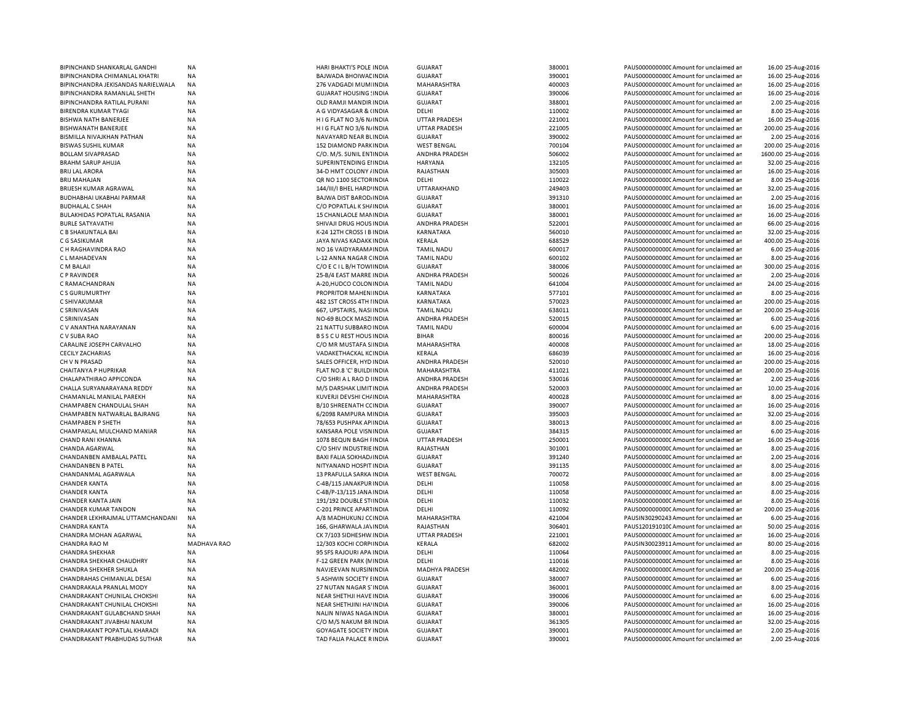| | | | | | | | |
|---|---|---|---|---|---|---|---|
| BIPINCHAND SHANKARLAL GANDHI | NA | HARI BHAKTI'S POLE INDIA | GUJARAT | 380001 | PAUS0000000000C Amount for unclaimed an | 16.00 | 25-Aug-2016 |
| BIPINCHANDRA CHIMANLAL KHATRI | NA | BAJWADA BHOIWACINDIA | GUJARAT | 390001 | PAUS0000000000C Amount for unclaimed an | 16.00 | 25-Aug-2016 |
| BIPINCHANDRA JEKISANDAS NARIELWALA | NA | 276 VADGADI MUMIINDIA | MAHARASHTRA | 400003 | PAUS0000000000C Amount for unclaimed an | 16.00 | 25-Aug-2016 |
| BIPINCHANDRA RAMANLAL SHETH | NA | GUJARAT HOUSING !INDIA | GUJARAT | 390006 | PAUS0000000000C Amount for unclaimed an | 16.00 | 25-Aug-2016 |
| BIPINCHANDRA RATILAL PURANI | NA | OLD RAMJI MANDIR INDIA | GUJARAT | 388001 | PAUS0000000000C Amount for unclaimed an | 2.00 | 25-Aug-2016 |
| BIRENDRA KUMAR TYAGI | NA | A G VIDYASAGAR & (INDIA | DELHI | 110002 | PAUS0000000000C Amount for unclaimed an | 8.00 | 25-Aug-2016 |
| BISHWA NATH BANERJEE | NA | H I G FLAT NO 3/6 N/INDIA | UTTAR PRADESH | 221001 | PAUS0000000000C Amount for unclaimed an | 16.00 | 25-Aug-2016 |
| BISHWANATH BANERJEE | NA | H I G FLAT NO 3/6 N/INDIA | UTTAR PRADESH | 221005 | PAUS0000000000C Amount for unclaimed an | 200.00 | 25-Aug-2016 |
| BISMILLA NIVAJKHAN PATHAN | NA | NAVAYARD NEAR BLINDIA | GUJARAT | 390002 | PAUS0000000000C Amount for unclaimed an | 2.00 | 25-Aug-2016 |
| BISWAS SUSHIL KUMAR | NA | 152 DIAMOND PARKINDIA | WEST BENGAL | 700104 | PAUS0000000000C Amount for unclaimed an | 200.00 | 25-Aug-2016 |
| BOLLAM SIVAPRASAD | NA | C/O. M/S. SUNIL EN'INDIA | ANDHRA PRADESH | 506002 | PAUS0000000000C Amount for unclaimed an | 1600.00 | 25-Aug-2016 |
| BRAHM SARUP AHUJA | NA | SUPERINTENDING EIINDIA | HARYANA | 132105 | PAUS0000000000C Amount for unclaimed an | 32.00 | 25-Aug-2016 |
| BRIJ LAL ARORA | NA | 34-D HMT COLONY /INDIA | RAJASTHAN | 305003 | PAUS0000000000C Amount for unclaimed an | 16.00 | 25-Aug-2016 |
| BRIJ MAHAJAN | NA | QR NO 1100 SECTORINDIA | DELHI | 110022 | PAUS0000000000C Amount for unclaimed an | 8.00 | 25-Aug-2016 |
| BRIJESH KUMAR AGRAWAL | NA | 144/III/I BHEL HARD'INDIA | UTTARAKHAND | 249403 | PAUS0000000000C Amount for unclaimed an | 32.00 | 25-Aug-2016 |
| BUDHABHAI UKABHAI PARMAR | NA | BAJWA DIST BAROD/INDIA | GUJARAT | 391310 | PAUS0000000000C Amount for unclaimed an | 2.00 | 25-Aug-2016 |
| BUDHALAL C SHAH | NA | C/O POPATLAL K SH/INDIA | GUJARAT | 380001 | PAUS0000000000C Amount for unclaimed an | 16.00 | 25-Aug-2016 |
| BULAKHIDAS POPATLAL RASANIA | NA | 15 CHANLAOLE MAIINDIA | GUJARAT | 380001 | PAUS0000000000C Amount for unclaimed an | 16.00 | 25-Aug-2016 |
| BURLE SATYAVATHI | NA | SHIVAJI DRUG HOUSINDIA | ANDHRA PRADESH | 522001 | PAUS0000000000C Amount for unclaimed an | 66.00 | 25-Aug-2016 |
| C B SHAKUNTALA BAI | NA | K-24 12TH CROSS I B INDIA | KARNATAKA | 560010 | PAUS0000000000C Amount for unclaimed an | 32.00 | 25-Aug-2016 |
| C G SASIKUMAR | NA | JAYA NIVAS KADAKK INDIA | KERALA | 688529 | PAUS0000000000C Amount for unclaimed an | 400.00 | 25-Aug-2016 |
| C H RAGHAVINDRA RAO | NA | NO 16 VAIDYARAMAINDIA | TAMIL NADU | 600017 | PAUS0000000000C Amount for unclaimed an | 6.00 | 25-Aug-2016 |
| C L MAHADEVAN | NA | L-12 ANNA NAGAR CINDIA | TAMIL NADU | 600102 | PAUS0000000000C Amount for unclaimed an | 8.00 | 25-Aug-2016 |
| C M BALAJI | NA | C/O E C I L B/H TOWIINDIA | GUJARAT | 380006 | PAUS0000000000C Amount for unclaimed an | 300.00 | 25-Aug-2016 |
| C P RAVINDER | NA | 25-B/4 EAST MARRE INDIA | ANDHRA PRADESH | 500026 | PAUS0000000000C Amount for unclaimed an | 2.00 | 25-Aug-2016 |
| C RAMACHANDRAN | NA | A-20,HUDCO COLONINDIA | TAMIL NADU | 641004 | PAUS0000000000C Amount for unclaimed an | 24.00 | 25-Aug-2016 |
| C S GURUMURTHY | NA | PROPRITOR MAHENIINDIA | KARNATAKA | 577101 | PAUS0000000000C Amount for unclaimed an | 8.00 | 25-Aug-2016 |
| C SHIVAKUMAR | NA | 482 1ST CROSS 4TH IINDIA | KARNATAKA | 570023 | PAUS0000000000C Amount for unclaimed an | 200.00 | 25-Aug-2016 |
| C SRINIVASAN | NA | 667, UPSTAIRS, NASIINDIA | TAMIL NADU | 638011 | PAUS0000000000C Amount for unclaimed an | 200.00 | 25-Aug-2016 |
| C SRINIVASAN | NA | NO-69 BLOCK MASZIINDIA | ANDHRA PRADESH | 520015 | PAUS0000000000C Amount for unclaimed an | 6.00 | 25-Aug-2016 |
| C V ANANTHA NARAYANAN | NA | 21 NATTU SUBBARO INDIA | TAMIL NADU | 600004 | PAUS0000000000C Amount for unclaimed an | 6.00 | 25-Aug-2016 |
| C V SUBA RAO | NA | B S S C U REST HOUS INDIA | BIHAR | 800016 | PAUS0000000000C Amount for unclaimed an | 200.00 | 25-Aug-2016 |
| CARALINE JOSEPH CARVALHO | NA | C/O MR MUSTAFA SIINDIA | MAHARASHTRA | 400008 | PAUS0000000000C Amount for unclaimed an | 18.00 | 25-Aug-2016 |
| CECILY ZACHARIAS | NA | VADAKETHACKAL KCINDIA | KERALA | 686039 | PAUS0000000000C Amount for unclaimed an | 16.00 | 25-Aug-2016 |
| CH V N PRASAD | NA | SALES OFFICER, HYD INDIA | ANDHRA PRADESH | 520010 | PAUS0000000000C Amount for unclaimed an | 200.00 | 25-Aug-2016 |
| CHAITANYA P HUPRIKAR | NA | FLAT NO.8 'C' BUILDIINDIA | MAHARASHTRA | 411021 | PAUS0000000000C Amount for unclaimed an | 200.00 | 25-Aug-2016 |
| CHALAPATHIRAO APPICONDA | NA | C/O SHRI A L RAO D IINDIA | ANDHRA PRADESH | 530016 | PAUS0000000000C Amount for unclaimed an | 2.00 | 25-Aug-2016 |
| CHALLA SURYANARAYANA REDDY | NA | M/S DARSHAK LIMITINDIA | ANDHRA PRADESH | 520003 | PAUS0000000000C Amount for unclaimed an | 10.00 | 25-Aug-2016 |
| CHAMANLAL MANILAL PAREKH | NA | KUVERJI DEVSHI CH/INDIA | MAHARASHTRA | 400028 | PAUS0000000000C Amount for unclaimed an | 8.00 | 25-Aug-2016 |
| CHAMPABEN CHANDULAL SHAH | NA | B/10 SHREENATH CCINDIA | GUJARAT | 390007 | PAUS0000000000C Amount for unclaimed an | 16.00 | 25-Aug-2016 |
| CHAMPABEN NATWARLAL BAJRANG | NA | 6/2098 RAMPURA MINDIA | GUJARAT | 395003 | PAUS0000000000C Amount for unclaimed an | 32.00 | 25-Aug-2016 |
| CHAMPABEN P SHETH | NA | 78/653 PUSHPAK APIINDIA | GUJARAT | 380013 | PAUS0000000000C Amount for unclaimed an | 8.00 | 25-Aug-2016 |
| CHAMPAKLAL MULCHAND MANIAR | NA | KANSARA POLE VISNINDIA | GUJARAT | 384315 | PAUS0000000000C Amount for unclaimed an | 6.00 | 25-Aug-2016 |
| CHAND RANI KHANNA | NA | 1078 BEQUN BAGH FINDIA | UTTAR PRADESH | 250001 | PAUS0000000000C Amount for unclaimed an | 16.00 | 25-Aug-2016 |
| CHANDA AGARWAL | NA | C/O SHIV INDUSTRIEINDIA | RAJASTHAN | 301001 | PAUS0000000000C Amount for unclaimed an | 8.00 | 25-Aug-2016 |
| CHANDANBEN AMBALAL PATEL | NA | BAXI FALIA SOKHAD/INDIA | GUJARAT | 391240 | PAUS0000000000C Amount for unclaimed an | 2.00 | 25-Aug-2016 |
| CHANDANBEN B PATEL | NA | NITYANAND HOSPIT INDIA | GUJARAT | 391135 | PAUS0000000000C Amount for unclaimed an | 8.00 | 25-Aug-2016 |
| CHANDANMAL AGARWALA | NA | 13 PRAFULLA SARKA INDIA | WEST BENGAL | 700072 | PAUS0000000000C Amount for unclaimed an | 8.00 | 25-Aug-2016 |
| CHANDER KANTA | NA | C-4B/115 JANAKPURINDIA | DELHI | 110058 | PAUS0000000000C Amount for unclaimed an | 8.00 | 25-Aug-2016 |
| CHANDER KANTA | NA | C-4B/P-13/115 JANAINDIA | DELHI | 110058 | PAUS0000000000C Amount for unclaimed an | 8.00 | 25-Aug-2016 |
| CHANDER KANTA JAIN | NA | 191/192 DOUBLE STIINDIA | DELHI | 110032 | PAUS0000000000C Amount for unclaimed an | 8.00 | 25-Aug-2016 |
| CHANDER KUMAR TANDON | NA | C-201 PRINCE APARTINDIA | DELHI | 110092 | PAUS0000000000C Amount for unclaimed an | 200.00 | 25-Aug-2016 |
| CHANDER LEKHRAJMAL UTTAMCHANDANI | NA | A/8 MADHUKUNJ CCINDIA | MAHARASHTRA | 421004 | PAUSIN30290243 Amount for unclaimed an | 6.00 | 25-Aug-2016 |
| CHANDRA KANTA | NA | 166, GHARWALA JA\INDIA | RAJASTHAN | 306401 | PAUS1201910100 Amount for unclaimed an | 50.00 | 25-Aug-2016 |
| CHANDRA MOHAN AGARWAL | NA | CK 7/103 SIDHESHW INDIA | UTTAR PRADESH | 221001 | PAUS0000000000C Amount for unclaimed an | 16.00 | 25-Aug-2016 |
| CHANDRA RAO M | MADHAVA RAO | 12/303 KOCHI CORPIINDIA | KERALA | 682002 | PAUSIN30023911 Amount for unclaimed an | 80.00 | 25-Aug-2016 |
| CHANDRA SHEKHAR | NA | 95 SFS RAJOURI APA INDIA | DELHI | 110064 | PAUS0000000000C Amount for unclaimed an | 8.00 | 25-Aug-2016 |
| CHANDRA SHEKHAR CHAUDHRY | NA | F-12 GREEN PARK (MINDIA | DELHI | 110016 | PAUS0000000000C Amount for unclaimed an | 8.00 | 25-Aug-2016 |
| CHANDRA SHEKHER SHUKLA | NA | NAVJEEVAN NURSININDIA | MADHYA PRADESH | 482002 | PAUS0000000000C Amount for unclaimed an | 200.00 | 25-Aug-2016 |
| CHANDRAHAS CHIMANLAL DESAI | NA | 5 ASHWIN SOCIETY EINDIA | GUJARAT | 380007 | PAUS0000000000C Amount for unclaimed an | 6.00 | 25-Aug-2016 |
| CHANDRAKALA PRANLAL MODY | NA | 27 NUTAN NAGAR S'INDIA | GUJARAT | 360001 | PAUS0000000000C Amount for unclaimed an | 8.00 | 25-Aug-2016 |
| CHANDRAKANT CHUNILAL CHOKSHI | NA | NEAR SHETHJI HAVE INDIA | GUJARAT | 390006 | PAUS0000000000C Amount for unclaimed an | 6.00 | 25-Aug-2016 |
| CHANDRAKANT CHUNILAL CHOKSHI | NA | NEAR SHETHJINI HA'INDIA | GUJARAT | 390006 | PAUS0000000000C Amount for unclaimed an | 16.00 | 25-Aug-2016 |
| CHANDRAKANT GULABCHAND SHAH | NA | NALIN NIWAS NAGAINDIA | GUJARAT | 380001 | PAUS0000000000C Amount for unclaimed an | 16.00 | 25-Aug-2016 |
| CHANDRAKANT JIVABHAI NAKUM | NA | C/O M/S NAKUM BR INDIA | GUJARAT | 361305 | PAUS0000000000C Amount for unclaimed an | 32.00 | 25-Aug-2016 |
| CHANDRAKANT POPATLAL KHARADI | NA | GOYAGATE SOCIETY INDIA | GUJARAT | 390001 | PAUS0000000000C Amount for unclaimed an | 2.00 | 25-Aug-2016 |
| CHANDRAKANT PRABHUDAS SUTHAR | NA | TAD FALIA PALACE RINDIA | GUJARAT | 390001 | PAUS0000000000C Amount for unclaimed an | 2.00 | 25-Aug-2016 |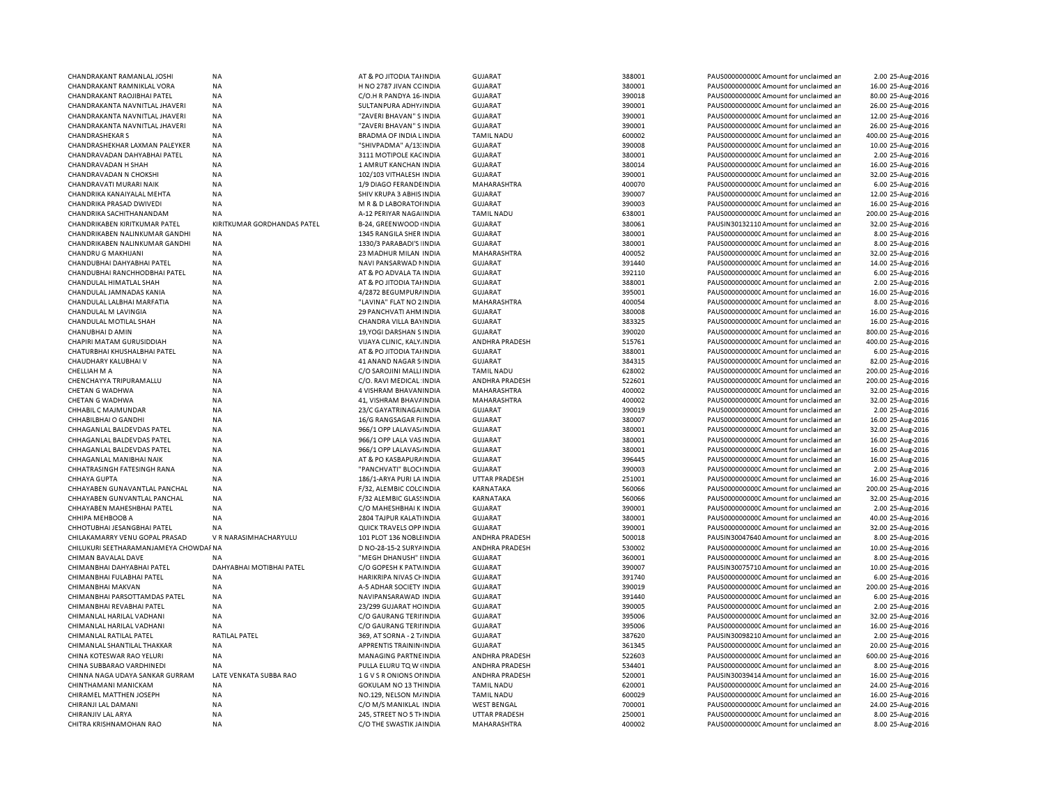| | | | | | | | | |
|---|---|---|---|---|---|---|---|---|
| CHANDRAKANT RAMANLAL JOSHI | NA | AT & PO JITODIA TAHINDIA | GUJARAT | 388001 | PAUS0000000000C | Amount for unclaimed an | 2.00 | 25-Aug-2016 |
| CHANDRAKANT RAMNIKLAL VORA | NA | H NO 2787 JIVAN CCINDIA | GUJARAT | 380001 | PAUS0000000000C | Amount for unclaimed an | 16.00 | 25-Aug-2016 |
| CHANDRAKANT RAOJIBHAI PATEL | NA | C/O.H R PANDYA 16-INDIA | GUJARAT | 390018 | PAUS0000000000C | Amount for unclaimed an | 80.00 | 25-Aug-2016 |
| CHANDRAKANTA NAVNITLAL JHAVERI | NA | SULTANPURA ADHYAINDIA | GUJARAT | 390001 | PAUS0000000000C | Amount for unclaimed an | 26.00 | 25-Aug-2016 |
| CHANDRAKANTA NAVNITLAL JHAVERI | NA | "ZAVERI BHAVAN" S INDIA | GUJARAT | 390001 | PAUS0000000000C | Amount for unclaimed an | 12.00 | 25-Aug-2016 |
| CHANDRAKANTA NAVNITLAL JHAVERI | NA | "ZAVERI BHAVAN" S INDIA | GUJARAT | 390001 | PAUS0000000000C | Amount for unclaimed an | 26.00 | 25-Aug-2016 |
| CHANDRASHEKAR S | NA | BRADMA OF INDIA LINDIA | TAMIL NADU | 600002 | PAUS0000000000C | Amount for unclaimed an | 400.00 | 25-Aug-2016 |
| CHANDRASHEKHAR LAXMAN PALEYKER | NA | "SHIVPADMA" A/13:INDIA | GUJARAT | 390008 | PAUS0000000000C | Amount for unclaimed an | 10.00 | 25-Aug-2016 |
| CHANDRAVADAN DAHYABHAI PATEL | NA | 3111 MOTIPOLE KACINDIA | GUJARAT | 380001 | PAUS0000000000C | Amount for unclaimed an | 2.00 | 25-Aug-2016 |
| CHANDRAVADAN H SHAH | NA | 1 AMRUT KANCHAN INDIA | GUJARAT | 380014 | PAUS0000000000C | Amount for unclaimed an | 16.00 | 25-Aug-2016 |
| CHANDRAVADAN N CHOKSHI | NA | 102/103 VITHALESH INDIA | GUJARAT | 390001 | PAUS0000000000C | Amount for unclaimed an | 32.00 | 25-Aug-2016 |
| CHANDRAVATI MURARI NAIK | NA | 1/9 DIAGO FERANDEINDIA | MAHARASHTRA | 400070 | PAUS0000000000C | Amount for unclaimed an | 6.00 | 25-Aug-2016 |
| CHANDRIKA KANAIYALAL MEHTA | NA | SHIV KRUPA 3 ABHIS INDIA | GUJARAT | 390007 | PAUS0000000000C | Amount for unclaimed an | 12.00 | 25-Aug-2016 |
| CHANDRIKA PRASAD DWIVEDI | NA | M R & D LABORATOIINDIA | GUJARAT | 390003 | PAUS0000000000C | Amount for unclaimed an | 16.00 | 25-Aug-2016 |
| CHANDRIKA SACHITHANANDAM | NA | A-12 PERIYAR NAGAIINDIA | TAMIL NADU | 638001 | PAUS0000000000C | Amount for unclaimed an | 200.00 | 25-Aug-2016 |
| CHANDRIKABEN KIRITKUMAR PATEL | KIRITKUMAR GORDHANDAS PATEL | B-24, GREENWOOD IINDIA | GUJARAT | 380061 | PAUSIN30132110 | Amount for unclaimed an | 32.00 | 25-Aug-2016 |
| CHANDRIKABEN NALINKUMAR GANDHI | NA | 1345 RANGILA SHER INDIA | GUJARAT | 380001 | PAUS0000000000C | Amount for unclaimed an | 8.00 | 25-Aug-2016 |
| CHANDRIKABEN NALINKUMAR GANDHI | NA | 1330/3 PARABADI'S IINDIA | GUJARAT | 380001 | PAUS0000000000C | Amount for unclaimed an | 8.00 | 25-Aug-2016 |
| CHANDRU G MAKHIJANI | NA | 23 MADHUR MILAN INDIA | MAHARASHTRA | 400052 | PAUS0000000000C | Amount for unclaimed an | 32.00 | 25-Aug-2016 |
| CHANDUBHAI DAHYABHAI PATEL | NA | NAVI PANSARWAD NINDIA | GUJARAT | 391440 | PAUS0000000000C | Amount for unclaimed an | 14.00 | 25-Aug-2016 |
| CHANDUBHAI RANCHHODBHAI PATEL | NA | AT & PO ADVALA TA INDIA | GUJARAT | 392110 | PAUS0000000000C | Amount for unclaimed an | 6.00 | 25-Aug-2016 |
| CHANDULAL HIMATLAL SHAH | NA | AT & PO JITODIA TAHINDIA | GUJARAT | 388001 | PAUS0000000000C | Amount for unclaimed an | 2.00 | 25-Aug-2016 |
| CHANDULAL JAMNADAS KANIA | NA | 4/2872 BEGUMPURAINDIA | GUJARAT | 395001 | PAUS0000000000C | Amount for unclaimed an | 16.00 | 25-Aug-2016 |
| CHANDULAL LALBHAI MARFATIA | NA | "LAVINA" FLAT NO 2INDIA | MAHARASHTRA | 400054 | PAUS0000000000C | Amount for unclaimed an | 8.00 | 25-Aug-2016 |
| CHANDULAL M LAVINGIA | NA | 29 PANCHVATI AHMINDIA | GUJARAT | 380008 | PAUS0000000000C | Amount for unclaimed an | 16.00 | 25-Aug-2016 |
| CHANDULAL MOTILAL SHAH | NA | CHANDRA VILLA BAIINDIA | GUJARAT | 383325 | PAUS0000000000C | Amount for unclaimed an | 16.00 | 25-Aug-2016 |
| CHANUBHAI D AMIN | NA | 19,YOGI DARSHAN S INDIA | GUJARAT | 390020 | PAUS0000000000C | Amount for unclaimed an | 800.00 | 25-Aug-2016 |
| CHAPIRI MATAM GURUSIDDIAH | NA | VIJAYA CLINIC, KALY.INDIA | ANDHRA PRADESH | 515761 | PAUS0000000000C | Amount for unclaimed an | 400.00 | 25-Aug-2016 |
| CHATURBHAI KHUSHALBHAI PATEL | NA | AT & PO JITODIA TAHINDIA | GUJARAT | 388001 | PAUS0000000000C | Amount for unclaimed an | 6.00 | 25-Aug-2016 |
| CHAUDHARY KALUBHAI V | NA | 41 ANAND NAGAR S INDIA | GUJARAT | 384315 | PAUS0000000000C | Amount for unclaimed an | 82.00 | 25-Aug-2016 |
| CHELLIAH M A | NA | C/O SAROJINI MALLIINDIA | TAMIL NADU | 628002 | PAUS0000000000C | Amount for unclaimed an | 200.00 | 25-Aug-2016 |
| CHENCHAYYA TRIPURAMALLU | NA | C/O. RAVI MEDICAL INDIA | ANDHRA PRADESH | 522601 | PAUS0000000000C | Amount for unclaimed an | 200.00 | 25-Aug-2016 |
| CHETAN G WADHWA | NA | 4 VISHRAM BHAVANINDIA | MAHARASHTRA | 400002 | PAUS0000000000C | Amount for unclaimed an | 32.00 | 25-Aug-2016 |
| CHETAN G WADHWA | NA | 41, VISHRAM BHAVAINDIA | MAHARASHTRA | 400002 | PAUS0000000000C | Amount for unclaimed an | 32.00 | 25-Aug-2016 |
| CHHABIL C MAJMUNDAR | NA | 23/C GAYATRINAGAIINDIA | GUJARAT | 390019 | PAUS0000000000C | Amount for unclaimed an | 2.00 | 25-Aug-2016 |
| CHHABILBHAI O GANDHI | NA | 16/G RANGSAGAR FIINDIA | GUJARAT | 380007 | PAUS0000000000C | Amount for unclaimed an | 16.00 | 25-Aug-2016 |
| CHHAGANLAL BALDEVDAS PATEL | NA | 966/1 OPP LALAVASAINDIA | GUJARAT | 380001 | PAUS0000000000C | Amount for unclaimed an | 32.00 | 25-Aug-2016 |
| CHHAGANLAL BALDEVDAS PATEL | NA | 966/1 OPP LALA VASINDIA | GUJARAT | 380001 | PAUS0000000000C | Amount for unclaimed an | 16.00 | 25-Aug-2016 |
| CHHAGANLAL BALDEVDAS PATEL | NA | 966/1 OPP LALAVASAINDIA | GUJARAT | 380001 | PAUS0000000000C | Amount for unclaimed an | 16.00 | 25-Aug-2016 |
| CHHAGANLAL MANIBHAI NAIK | NA | AT & PO KASBAPURAINDIA | GUJARAT | 396445 | PAUS0000000000C | Amount for unclaimed an | 16.00 | 25-Aug-2016 |
| CHHATRASINGH FATESINGH RANA | NA | "PANCHVATI" BLOCIINDIA | GUJARAT | 390003 | PAUS0000000000C | Amount for unclaimed an | 2.00 | 25-Aug-2016 |
| CHHAYA GUPTA | NA | 186/1-ARYA PURI LA INDIA | UTTAR PRADESH | 251001 | PAUS0000000000C | Amount for unclaimed an | 16.00 | 25-Aug-2016 |
| CHHAYABEN GUNAVANTLAL PANCHAL | NA | F/32, ALEMBIC COLCINDIA | KARNATAKA | 560066 | PAUS0000000000C | Amount for unclaimed an | 200.00 | 25-Aug-2016 |
| CHHAYABEN GUNVANTLAL PANCHAL | NA | F/32 ALEMBIC GLASSINDIA | KARNATAKA | 560066 | PAUS0000000000C | Amount for unclaimed an | 32.00 | 25-Aug-2016 |
| CHHAYABEN MAHESHBHAI PATEL | NA | C/O MAHESHBHAI K INDIA | GUJARAT | 390001 | PAUS0000000000C | Amount for unclaimed an | 2.00 | 25-Aug-2016 |
| CHHIPA MEHBOOB A | NA | 2804 TAJPUR KALATIINDIA | GUJARAT | 380001 | PAUS0000000000C | Amount for unclaimed an | 40.00 | 25-Aug-2016 |
| CHHOTUBHAI JESANGBHAI PATEL | NA | QUICK TRAVELS OPP INDIA | GUJARAT | 390001 | PAUS0000000000C | Amount for unclaimed an | 32.00 | 25-Aug-2016 |
| CHILAKAMARRY VENU GOPAL PRASAD | V R NARASIMHACHARYULU | 101 PLOT 136 NOBLEINDIA | ANDHRA PRADESH | 500018 | PAUSIN30047640 | Amount for unclaimed an | 8.00 | 25-Aug-2016 |
| CHILUKURI SEETHARAMANJAMEYA CHOWDAF | NA | D NO-28-15-2 SURYAINDIA | ANDHRA PRADESH | 530002 | PAUS0000000000C | Amount for unclaimed an | 10.00 | 25-Aug-2016 |
| CHIMAN BAVALAL DAVE | NA | "MEGH DHANUSH" IINDIA | GUJARAT | 360001 | PAUS0000000000C | Amount for unclaimed an | 8.00 | 25-Aug-2016 |
| CHIMANBHAI DAHYABHAI PATEL | DAHYABHAI MOTIBHAI PATEL | C/O GOPESH K PATWINDIA | GUJARAT | 390007 | PAUSIN30075710 | Amount for unclaimed an | 10.00 | 25-Aug-2016 |
| CHIMANBHAI FULABHAI PATEL | NA | HARIKRIPA NIVAS CHINDIA | GUJARAT | 391740 | PAUS0000000000C | Amount for unclaimed an | 6.00 | 25-Aug-2016 |
| CHIMANBHAI MAKVAN | NA | A-5 ADHAR SOCIETY INDIA | GUJARAT | 390019 | PAUS0000000000C | Amount for unclaimed an | 200.00 | 25-Aug-2016 |
| CHIMANBHAI PARSOTTAMDAS PATEL | NA | NAVIPANSARAWAD INDIA | GUJARAT | 391440 | PAUS0000000000C | Amount for unclaimed an | 6.00 | 25-Aug-2016 |
| CHIMANBHAI REVABHAI PATEL | NA | 23/299 GUJARAT HOINDIA | GUJARAT | 390005 | PAUS0000000000C | Amount for unclaimed an | 2.00 | 25-Aug-2016 |
| CHIMANLAL HARILAL VADHANI | NA | C/O GAURANG TERIIINDIA | GUJARAT | 395006 | PAUS0000000000C | Amount for unclaimed an | 32.00 | 25-Aug-2016 |
| CHIMANLAL HARILAL VADHANI | NA | C/O GAURANG TERIIINDIA | GUJARAT | 395006 | PAUS0000000000C | Amount for unclaimed an | 16.00 | 25-Aug-2016 |
| CHIMANLAL RATILAL PATEL | RATILAL PATEL | 369, AT SORNA - 2 TAINDIA | GUJARAT | 387620 | PAUSIN30098210 | Amount for unclaimed an | 2.00 | 25-Aug-2016 |
| CHIMANLAL SHANTILAL THAKKAR | NA | APPRENTIS TRAININ INDIA | GUJARAT | 361345 | PAUS0000000000C | Amount for unclaimed an | 20.00 | 25-Aug-2016 |
| CHINA KOTESWAR RAO YELURI | NA | MANAGING PARTNEIINDIA | ANDHRA PRADESH | 522603 | PAUS0000000000C | Amount for unclaimed an | 600.00 | 25-Aug-2016 |
| CHINA SUBBARAO VARDHINEDI | NA | PULLA ELURU TQ W INDIA | ANDHRA PRADESH | 534401 | PAUS0000000000C | Amount for unclaimed an | 8.00 | 25-Aug-2016 |
| CHINNA NAGA UDAYA SANKAR GURRAM | LATE VENKATA SUBBA RAO | 1 G V S R ONIONS OIINDIA | ANDHRA PRADESH | 520001 | PAUSIN30039414 | Amount for unclaimed an | 16.00 | 25-Aug-2016 |
| CHINTHAMANI MANICKAM | NA | GOKULAM NO 13 THINDIA | TAMIL NADU | 620001 | PAUS0000000000C | Amount for unclaimed an | 24.00 | 25-Aug-2016 |
| CHIRAMEL MATTHEN JOSEPH | NA | NO.129, NELSON MAINDIA | TAMIL NADU | 600029 | PAUS0000000000C | Amount for unclaimed an | 16.00 | 25-Aug-2016 |
| CHIRANJI LAL DAMANI | NA | C/O M/S MANIKLAL INDIA | WEST BENGAL | 700001 | PAUS0000000000C | Amount for unclaimed an | 24.00 | 25-Aug-2016 |
| CHIRANJIV LAL ARYA | NA | 245, STREET NO 5 TIINDIA | UTTAR PRADESH | 250001 | PAUS0000000000C | Amount for unclaimed an | 8.00 | 25-Aug-2016 |
| CHITRA KRISHNAMOHAN RAO | NA | C/O THE SWASTIK JAINDIA | MAHARASHTRA | 400002 | PAUS0000000000C | Amount for unclaimed an | 8.00 | 25-Aug-2016 |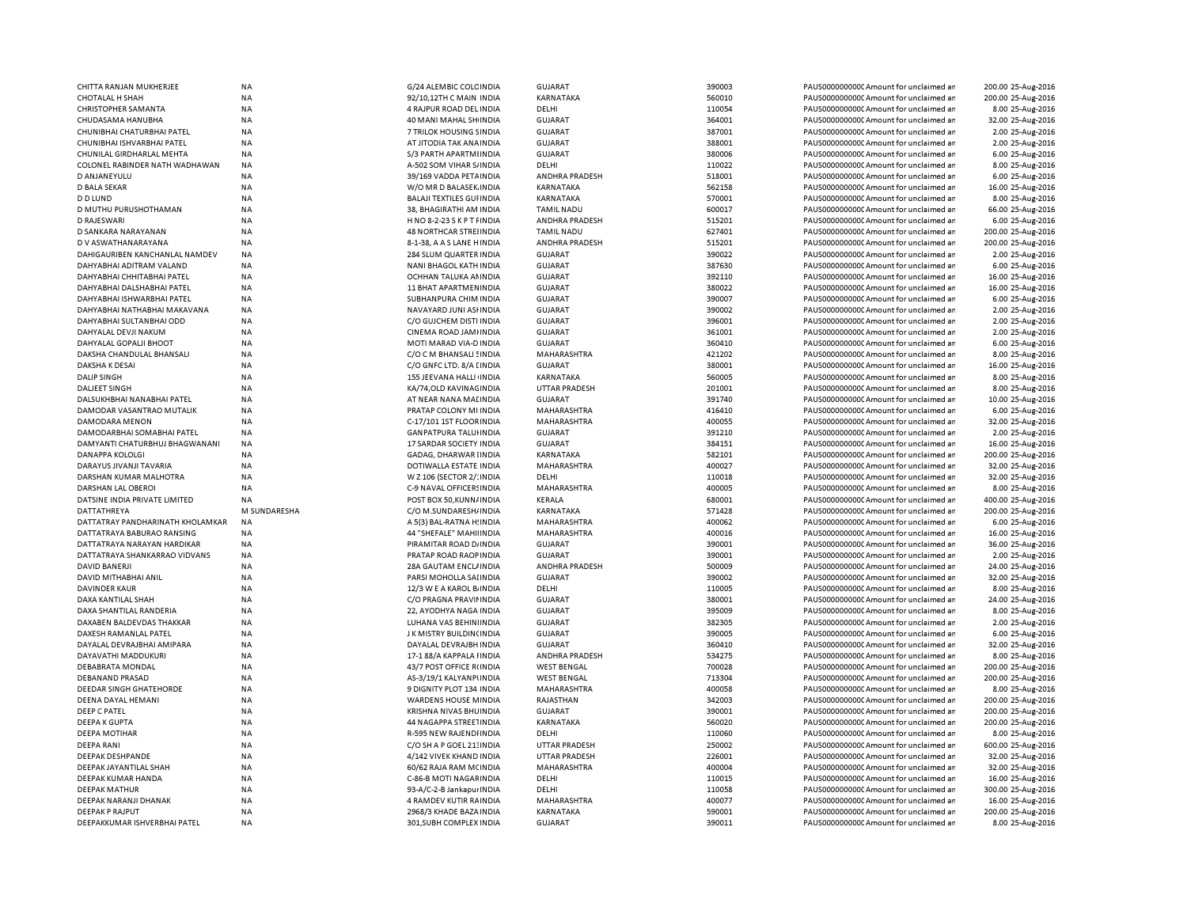| | | | | | | | | | |
|---|---|---|---|---|---|---|---|---|---|
| CHITTA RANJAN MUKHERJEE | NA | G/24 ALEMBIC COLCINDIA | GUJARAT | 390003 | PAUS0000000000C | Amount for unclaimed ar | 200.00 | 25-Aug-2016 |
| CHOTALAL H SHAH | NA | 92/10,12TH C MAIN INDIA | KARNATAKA | 560010 | PAUS0000000000C | Amount for unclaimed ar | 200.00 | 25-Aug-2016 |
| CHRISTOPHER SAMANTA | NA | 4 RAJPUR ROAD DEL INDIA | DELHI | 110054 | PAUS0000000000C | Amount for unclaimed ar | 8.00 | 25-Aug-2016 |
| CHUDASAMA HANUBHA | NA | 40 MANI MAHAL SHIINDIA | GUJARAT | 364001 | PAUS0000000000C | Amount for unclaimed ar | 32.00 | 25-Aug-2016 |
| CHUNIBHAI CHATURBHAI PATEL | NA | 7 TRILOK HOUSING SINDIA | GUJARAT | 387001 | PAUS0000000000C | Amount for unclaimed ar | 2.00 | 25-Aug-2016 |
| CHUNIBHAI ISHVARBHAI PATEL | NA | AT JITODIA TAK ANAINDIA | GUJARAT | 388001 | PAUS0000000000C | Amount for unclaimed ar | 2.00 | 25-Aug-2016 |
| CHUNILAL GIRDHARLAL MEHTA | NA | S/3 PARTH APARTMIINDIA | GUJARAT | 380006 | PAUS0000000000C | Amount for unclaimed ar | 6.00 | 25-Aug-2016 |
| COLONEL RABINDER NATH WADHAWAN | NA | A-502 SOM VIHAR S/INDIA | DELHI | 110022 | PAUS0000000000C | Amount for unclaimed ar | 8.00 | 25-Aug-2016 |
| D ANJANEYULU | NA | 39/169 VADDA PETAINDIA | ANDHRA PRADESH | 518001 | PAUS0000000000C | Amount for unclaimed ar | 6.00 | 25-Aug-2016 |
| D BALA SEKAR | NA | W/O MR D BALASEK.INDIA | KARNATAKA | 562158 | PAUS0000000000C | Amount for unclaimed ar | 16.00 | 25-Aug-2016 |
| D D LUND | NA | BALAJI TEXTILES GUFINDIA | KARNATAKA | 570001 | PAUS0000000000C | Amount for unclaimed ar | 8.00 | 25-Aug-2016 |
| D MUTHU PURUSHOTHAMAN | NA | 38, BHAGIRATHI AM INDIA | TAMIL NADU | 600017 | PAUS0000000000C | Amount for unclaimed ar | 66.00 | 25-Aug-2016 |
| D RAJESWARI | NA | H NO 8-2-23 S K P T FINDIA | ANDHRA PRADESH | 515201 | PAUS0000000000C | Amount for unclaimed ar | 6.00 | 25-Aug-2016 |
| D SANKARA NARAYANAN | NA | 48 NORTHCAR STREIINDIA | TAMIL NADU | 627401 | PAUS0000000000C | Amount for unclaimed ar | 200.00 | 25-Aug-2016 |
| D V ASWATHANARAYANA | NA | 8-1-38, A A S LANE HINDIA | ANDHRA PRADESH | 515201 | PAUS0000000000C | Amount for unclaimed ar | 200.00 | 25-Aug-2016 |
| DAHIGAURIBEN KANCHANLAL NAMDEV | NA | 284 SLUM QUARTER INDIA | GUJARAT | 390022 | PAUS0000000000C | Amount for unclaimed ar | 2.00 | 25-Aug-2016 |
| DAHYABHAI ADITRAM VALAND | NA | NANI BHAGOL KATH INDIA | GUJARAT | 387630 | PAUS0000000000C | Amount for unclaimed ar | 6.00 | 25-Aug-2016 |
| DAHYABHAI CHHITABHAI PATEL | NA | OCHHAN TALUKA AINDIA | GUJARAT | 392110 | PAUS0000000000C | Amount for unclaimed ar | 16.00 | 25-Aug-2016 |
| DAHYABHAI DALSHABHAI PATEL | NA | 11 BHAT APARTMENINDIA | GUJARAT | 380022 | PAUS0000000000C | Amount for unclaimed ar | 16.00 | 25-Aug-2016 |
| DAHYABHAI ISHWARBHAI PATEL | NA | SUBHANPURA CHIM INDIA | GUJARAT | 390007 | PAUS0000000000C | Amount for unclaimed ar | 6.00 | 25-Aug-2016 |
| DAHYABHAI NATHABHAI MAKAVANA | NA | NAVAYARD JUNI ASHINDIA | GUJARAT | 390002 | PAUS0000000000C | Amount for unclaimed ar | 2.00 | 25-Aug-2016 |
| DAHYABHAI SULTANBHAI ODD | NA | C/O GUJCHEM DISTI INDIA | GUJARAT | 396001 | PAUS0000000000C | Amount for unclaimed ar | 2.00 | 25-Aug-2016 |
| DAHYALAL DEVJI NAKUM | NA | CINEMA ROAD JAMIINDIA | GUJARAT | 361001 | PAUS0000000000C | Amount for unclaimed ar | 2.00 | 25-Aug-2016 |
| DAHYALAL GOPALJI BHOOT | NA | MOTI MARAD VIA-D INDIA | GUJARAT | 360410 | PAUS0000000000C | Amount for unclaimed ar | 6.00 | 25-Aug-2016 |
| DAKSHA CHANDULAL BHANSALI | NA | C/O C M BHANSALI SINDIA | MAHARASHTRA | 421202 | PAUS0000000000C | Amount for unclaimed ar | 8.00 | 25-Aug-2016 |
| DAKSHA K DESAI | NA | C/O GNFC LTD. 8/A CINDIA | GUJARAT | 380001 | PAUS0000000000C | Amount for unclaimed ar | 16.00 | 25-Aug-2016 |
| DALIP SINGH | NA | 155 JEEVANA HALLI INDIA | KARNATAKA | 560005 | PAUS0000000000C | Amount for unclaimed ar | 8.00 | 25-Aug-2016 |
| DALJEET SINGH | NA | KA/74,OLD KAVINAGINDIA | UTTAR PRADESH | 201001 | PAUS0000000000C | Amount for unclaimed ar | 8.00 | 25-Aug-2016 |
| DALSUKHBHAI NANABHAI PATEL | NA | AT NEAR NANA MACINDIA | GUJARAT | 391740 | PAUS0000000000C | Amount for unclaimed ar | 10.00 | 25-Aug-2016 |
| DAMODAR VASANTRAO MUTALIK | NA | PRATAP COLONY MI INDIA | MAHARASHTRA | 416410 | PAUS0000000000C | Amount for unclaimed ar | 6.00 | 25-Aug-2016 |
| DAMODARA MENON | NA | C-17/101 1ST FLOORINDIA | MAHARASHTRA | 400055 | PAUS0000000000C | Amount for unclaimed ar | 32.00 | 25-Aug-2016 |
| DAMODARBHAI SOMABHAI PATEL | NA | GANPATPURA TALUIINDIA | GUJARAT | 391210 | PAUS0000000000C | Amount for unclaimed ar | 2.00 | 25-Aug-2016 |
| DAMYANTI CHATURBHUJ BHAGWANANI | NA | 17 SARDAR SOCIETY INDIA | GUJARAT | 384151 | PAUS0000000000C | Amount for unclaimed ar | 16.00 | 25-Aug-2016 |
| DANAPPA KOLOLGI | NA | GADAG, DHARWAR IINDIA | KARNATAKA | 582101 | PAUS0000000000C | Amount for unclaimed ar | 200.00 | 25-Aug-2016 |
| DARAYUS JIVANJI TAVARIA | NA | DOTIWALLA ESTATE INDIA | MAHARASHTRA | 400027 | PAUS0000000000C | Amount for unclaimed ar | 32.00 | 25-Aug-2016 |
| DARSHAN KUMAR MALHOTRA | NA | W Z 106 (SECTOR 2/:INDIA | DELHI | 110018 | PAUS0000000000C | Amount for unclaimed ar | 32.00 | 25-Aug-2016 |
| DARSHAN LAL OBEROI | NA | C-9 NAVAL OFFICERSINDIA | MAHARASHTRA | 400005 | PAUS0000000000C | Amount for unclaimed ar | 8.00 | 25-Aug-2016 |
| DATSINE INDIA PRIVATE LIMITED | NA | POST BOX 50,KUNNAINDIA | KERALA | 680001 | PAUS0000000000C | Amount for unclaimed ar | 400.00 | 25-Aug-2016 |
| DATTATHREYA | M SUNDARESHA | C/O M.SUNDARESHAINDIA | KARNATAKA | 571428 | PAUS0000000000C | Amount for unclaimed ar | 200.00 | 25-Aug-2016 |
| DATTATRAY PANDHARINATH KHOLAMKAR | NA | A 5(3) BAL-RATNA H:INDIA | MAHARASHTRA | 400062 | PAUS0000000000C | Amount for unclaimed ar | 6.00 | 25-Aug-2016 |
| DATTATRAYA BABURAO RANSING | NA | 44 "SHEFALE" MAHIIINDIA | MAHARASHTRA | 400016 | PAUS0000000000C | Amount for unclaimed ar | 16.00 | 25-Aug-2016 |
| DATTATRAYA NARAYAN HARDIKAR | NA | PIRAMITAR ROAD D/INDIA | GUJARAT | 390001 | PAUS0000000000C | Amount for unclaimed ar | 36.00 | 25-Aug-2016 |
| DATTATRAYA SHANKARRAO VIDVANS | NA | PRATAP ROAD RAOPINDIA | GUJARAT | 390001 | PAUS0000000000C | Amount for unclaimed ar | 2.00 | 25-Aug-2016 |
| DAVID BANERJI | NA | 28A GAUTAM ENCL/INDIA | ANDHRA PRADESH | 500009 | PAUS0000000000C | Amount for unclaimed ar | 24.00 | 25-Aug-2016 |
| DAVID MITHABHAI ANIL | NA | PARSI MOHOLLA SAIINDIA | GUJARAT | 390002 | PAUS0000000000C | Amount for unclaimed ar | 32.00 | 25-Aug-2016 |
| DAVINDER KAUR | NA | 12/3 W E A KAROL B/INDIA | DELHI | 110005 | PAUS0000000000C | Amount for unclaimed ar | 8.00 | 25-Aug-2016 |
| DAXA KANTILAL SHAH | NA | C/O PRAGNA PRAVIIINDIA | GUJARAT | 380001 | PAUS0000000000C | Amount for unclaimed ar | 24.00 | 25-Aug-2016 |
| DAXA SHANTILAL RANDERIA | NA | 22, AYODHYA NAGA INDIA | GUJARAT | 395009 | PAUS0000000000C | Amount for unclaimed ar | 8.00 | 25-Aug-2016 |
| DAXABEN BALDEVDAS THAKKAR | NA | LUHANA VAS BEHINIINDIA | GUJARAT | 382305 | PAUS0000000000C | Amount for unclaimed ar | 2.00 | 25-Aug-2016 |
| DAXESH RAMANLAL PATEL | NA | J K MISTRY BUILDINCINDIA | GUJARAT | 390005 | PAUS0000000000C | Amount for unclaimed ar | 6.00 | 25-Aug-2016 |
| DAYALAL DEVRAJBHAI AMIPARA | NA | DAYALAL DEVRAJBH INDIA | GUJARAT | 360410 | PAUS0000000000C | Amount for unclaimed ar | 32.00 | 25-Aug-2016 |
| DAYAVATHI MADDUKURI | NA | 17-1 88/A KAPPALA FINDIA | ANDHRA PRADESH | 534275 | PAUS0000000000C | Amount for unclaimed ar | 8.00 | 25-Aug-2016 |
| DEBABRATA MONDAL | NA | 43/7 POST OFFICE RINDIA | WEST BENGAL | 700028 | PAUS0000000000C | Amount for unclaimed ar | 200.00 | 25-Aug-2016 |
| DEBANAND PRASAD | NA | AS-3/19/1 KALYANPIINDIA | WEST BENGAL | 713304 | PAUS0000000000C | Amount for unclaimed ar | 200.00 | 25-Aug-2016 |
| DEEDAR SINGH GHATEHORDE | NA | 9 DIGNITY PLOT 134 INDIA | MAHARASHTRA | 400058 | PAUS0000000000C | Amount for unclaimed ar | 8.00 | 25-Aug-2016 |
| DEENA DAYAL HEMANI | NA | WARDENS HOUSE MINDIA | RAJASTHAN | 342003 | PAUS0000000000C | Amount for unclaimed ar | 200.00 | 25-Aug-2016 |
| DEEP C PATEL | NA | KRISHNA NIVAS BHUINDIA | GUJARAT | 390001 | PAUS0000000000C | Amount for unclaimed ar | 200.00 | 25-Aug-2016 |
| DEEPA K GUPTA | NA | 44 NAGAPPA STREETINDIA | KARNATAKA | 560020 | PAUS0000000000C | Amount for unclaimed ar | 200.00 | 25-Aug-2016 |
| DEEPA MOTIHAR | NA | R-595 NEW RAJENDIINDIA | DELHI | 110060 | PAUS0000000000C | Amount for unclaimed ar | 8.00 | 25-Aug-2016 |
| DEEPA RANI | NA | C/O SH A P GOEL 21:INDIA | UTTAR PRADESH | 250002 | PAUS0000000000C | Amount for unclaimed ar | 600.00 | 25-Aug-2016 |
| DEEPAK DESHPANDE | NA | 4/142 VIVEK KHAND INDIA | UTTAR PRADESH | 226001 | PAUS0000000000C | Amount for unclaimed ar | 32.00 | 25-Aug-2016 |
| DEEPAK JAYANTILAL SHAH | NA | 60/62 RAJA RAM MCINDIA | MAHARASHTRA | 400004 | PAUS0000000000C | Amount for unclaimed ar | 32.00 | 25-Aug-2016 |
| DEEPAK KUMAR HANDA | NA | C-86-B MOTI NAGARINDIA | DELHI | 110015 | PAUS0000000000C | Amount for unclaimed ar | 16.00 | 25-Aug-2016 |
| DEEPAK MATHUR | NA | 93-A/C-2-B JankapurINDIA | DELHI | 110058 | PAUS0000000000C | Amount for unclaimed ar | 300.00 | 25-Aug-2016 |
| DEEPAK NARANJI DHANAK | NA | 4 RAMDEV KUTIR RAINDIA | MAHARASHTRA | 400077 | PAUS0000000000C | Amount for unclaimed ar | 16.00 | 25-Aug-2016 |
| DEEPAK P RAJPUT | NA | 2968/3 KHADE BAZAINDIA | KARNATAKA | 590001 | PAUS0000000000C | Amount for unclaimed ar | 200.00 | 25-Aug-2016 |
| DEEPAKKUMAR ISHVERBHAI PATEL | NA | 301,SUBH COMPLEX INDIA | GUJARAT | 390011 | PAUS0000000000C | Amount for unclaimed ar | 8.00 | 25-Aug-2016 |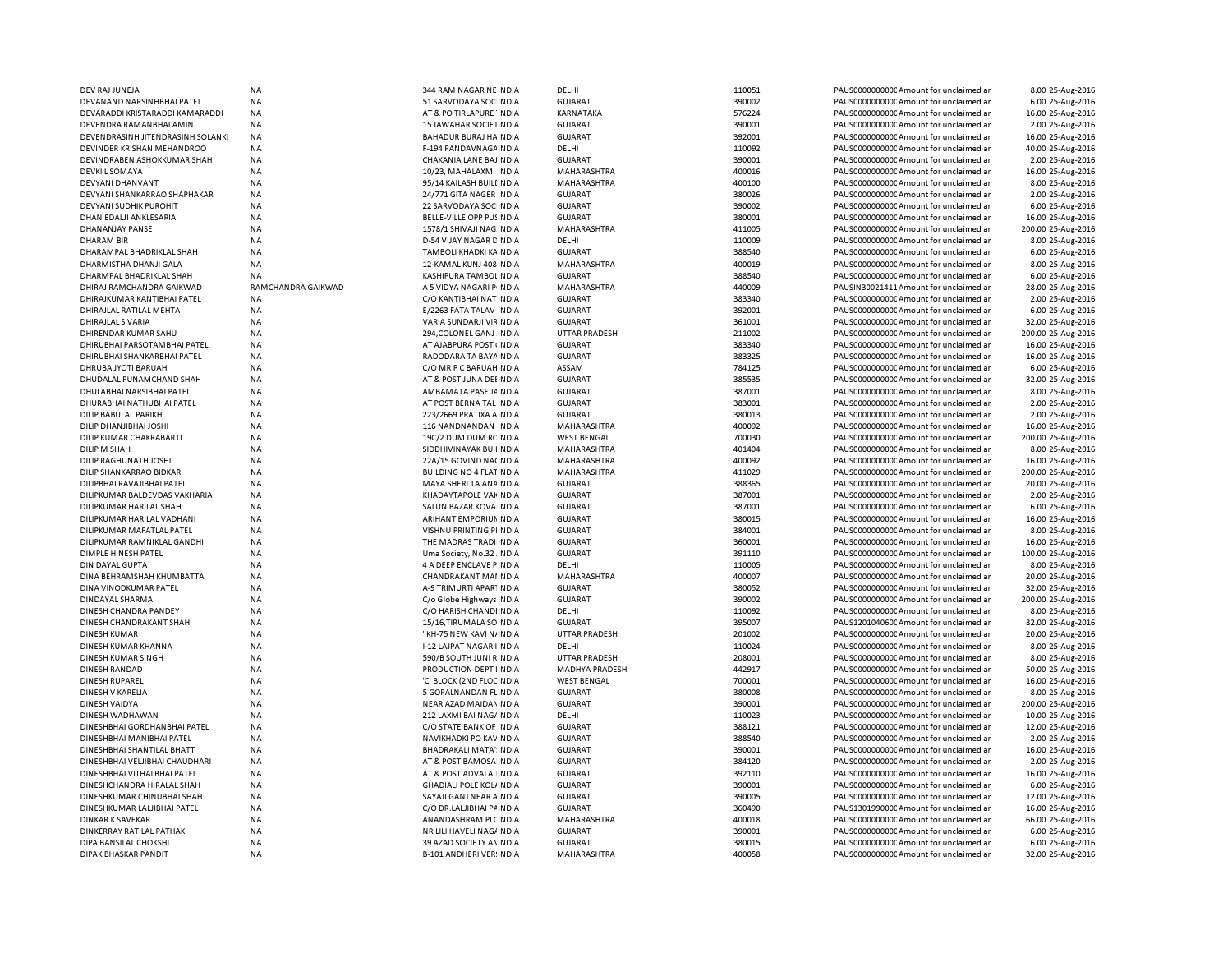| | | | | | | | | | |
|---|---|---|---|---|---|---|---|---|---|
| DEV RAJ JUNEJA | NA | 344 RAM NAGAR NE INDIA | DELHI | 110051 | PAUS0000000000 Amount for unclaimed an | 8.00 | 25-Aug-2016 |
| DEVANAND NARSINHBHAI PATEL | NA | 51 SARVODAYA SOC INDIA | GUJARAT | 390002 | PAUS0000000000 Amount for unclaimed an | 6.00 | 25-Aug-2016 |
| DEVARADDI KRISTARADDI KAMARADDI | NA | AT & PO TIRLAPURE INDIA | KARNATAKA | 576224 | PAUS0000000000 Amount for unclaimed an | 16.00 | 25-Aug-2016 |
| DEVENDRA RAMANBHAI AMIN | NA | 15 JAWAHAR SOCIETINDIA | GUJARAT | 390001 | PAUS0000000000 Amount for unclaimed an | 2.00 | 25-Aug-2016 |
| DEVENDRASINH JITENDRASINH SOLANKI | NA | BAHADUR BURAJ HAINDIA | GUJARAT | 392001 | PAUS0000000000 Amount for unclaimed an | 16.00 | 25-Aug-2016 |
| DEVINDER KRISHAN MEHANDROO | NA | F-194 PANDAVNAGAINDIA | DELHI | 110092 | PAUS0000000000 Amount for unclaimed an | 40.00 | 25-Aug-2016 |
| DEVINDRABEN ASHOKKUMAR SHAH | NA | CHAKANIA LANE BAJINDIA | GUJARAT | 390001 | PAUS0000000000 Amount for unclaimed an | 2.00 | 25-Aug-2016 |
| DEVKI L SOMAYA | NA | 10/23, MAHALAXMI INDIA | MAHARASHTRA | 400016 | PAUS0000000000 Amount for unclaimed an | 16.00 | 25-Aug-2016 |
| DEVYANI DHANVANT | NA | 95/14 KAILASH BUILINDIA | MAHARASHTRA | 400100 | PAUS0000000000 Amount for unclaimed an | 8.00 | 25-Aug-2016 |
| DEVYANI SHANKARRAO SHAPHAKAR | NA | 24/771 GITA NAGER INDIA | GUJARAT | 380026 | PAUS0000000000 Amount for unclaimed an | 2.00 | 25-Aug-2016 |
| DEVYANI SUDHIK PUROHIT | NA | 22 SARVODAYA SOC INDIA | GUJARAT | 390002 | PAUS0000000000 Amount for unclaimed an | 6.00 | 25-Aug-2016 |
| DHAN EDALJI ANKLESARIA | NA | BELLE-VILLE OPP PUSINDIA | GUJARAT | 380001 | PAUS0000000000 Amount for unclaimed an | 16.00 | 25-Aug-2016 |
| DHANANJAY PANSE | NA | 1578/1 SHIVAJI NAG INDIA | MAHARASHTRA | 411005 | PAUS0000000000 Amount for unclaimed an | 200.00 | 25-Aug-2016 |
| DHARAM BIR | NA | D-54 VIJAY NAGAR DINDIA | DELHI | 110009 | PAUS0000000000 Amount for unclaimed an | 8.00 | 25-Aug-2016 |
| DHARAMPAL BHADRIKLAL SHAH | NA | TAMBOLI KHADKI KAINDIA | GUJARAT | 388540 | PAUS0000000000 Amount for unclaimed an | 6.00 | 25-Aug-2016 |
| DHARMISTHA DHANJI GALA | NA | 12-KAMAL KUNJ 408 INDIA | MAHARASHTRA | 400019 | PAUS0000000000 Amount for unclaimed an | 8.00 | 25-Aug-2016 |
| DHARMPAL BHADRIKLAL SHAH | NA | KASHIPURA TAMBOLINDIA | GUJARAT | 388540 | PAUS0000000000 Amount for unclaimed an | 6.00 | 25-Aug-2016 |
| DHIRAJ RAMCHANDRA GAIKWAD | RAMCHANDRA GAIKWAD | A 5 VIDYA NAGARI PINDIA | MAHARASHTRA | 440009 | PAUSIN30021411 Amount for unclaimed an | 28.00 | 25-Aug-2016 |
| DHIRAJKUMAR KANTIBHAI PATEL | NA | C/O KANTIBHAI NAT INDIA | GUJARAT | 383340 | PAUS0000000000 Amount for unclaimed an | 2.00 | 25-Aug-2016 |
| DHIRAJLAL RATILAL MEHTA | NA | E/2263 FATA TALAV INDIA | GUJARAT | 392001 | PAUS0000000000 Amount for unclaimed an | 6.00 | 25-Aug-2016 |
| DHIRAJLAL S VARIA | NA | VARIA SUNDARJI VIRINDIA | GUJARAT | 361001 | PAUS0000000000 Amount for unclaimed an | 32.00 | 25-Aug-2016 |
| DHIRENDAR KUMAR SAHU | NA | 294,COLONEL GANJ INDIA | UTTAR PRADESH | 211002 | PAUS0000000000 Amount for unclaimed an | 200.00 | 25-Aug-2016 |
| DHIRUBHAI PARSOTAMBHAI PATEL | NA | AT AJABPURA POST INDIA | GUJARAT | 383340 | PAUS0000000000 Amount for unclaimed an | 16.00 | 25-Aug-2016 |
| DHIRUBHAI SHANKARBHAI PATEL | NA | RADODARA TA BAYAINDIA | GUJARAT | 383325 | PAUS0000000000 Amount for unclaimed an | 16.00 | 25-Aug-2016 |
| DHRUBA JYOTI BARUAH | NA | C/O MR P C BARUAHINDIA | ASSAM | 784125 | PAUS0000000000 Amount for unclaimed an | 6.00 | 25-Aug-2016 |
| DHUDALAL PUNAMCHAND SHAH | NA | AT & POST JUNA DEEINDIA | GUJARAT | 385535 | PAUS0000000000 Amount for unclaimed an | 32.00 | 25-Aug-2016 |
| DHULABHAI NARSIBHAI PATEL | NA | AMBAMATA PASE JAINDIA | GUJARAT | 387001 | PAUS0000000000 Amount for unclaimed an | 8.00 | 25-Aug-2016 |
| DHURABHAI NATHUBHAI PATEL | NA | AT POST BERNA TAL INDIA | GUJARAT | 383001 | PAUS0000000000 Amount for unclaimed an | 2.00 | 25-Aug-2016 |
| DILIP BABULAL PARIKH | NA | 223/2669 PRATIXA AINDIA | GUJARAT | 380013 | PAUS0000000000 Amount for unclaimed an | 2.00 | 25-Aug-2016 |
| DILIP DHANJIBHAI JOSHI | NA | 116 NANDNANDAN INDIA | MAHARASHTRA | 400092 | PAUS0000000000 Amount for unclaimed an | 16.00 | 25-Aug-2016 |
| DILIP KUMAR CHAKRABARTI | NA | 19C/2 DUM DUM RCINDIA | WEST BENGAL | 700030 | PAUS0000000000 Amount for unclaimed an | 200.00 | 25-Aug-2016 |
| DILIP M SHAH | NA | SIDDHIVINAYAK BUIIINDIA | MAHARASHTRA | 401404 | PAUS0000000000 Amount for unclaimed an | 8.00 | 25-Aug-2016 |
| DILIP RAGHUNATH JOSHI | NA | 22A/15 GOVIND NACINDIA | MAHARASHTRA | 400092 | PAUS0000000000 Amount for unclaimed an | 16.00 | 25-Aug-2016 |
| DILIP SHANKARRAO BIDKAR | NA | BUILDING NO 4 FLATINDIA | MAHARASHTRA | 411029 | PAUS0000000000 Amount for unclaimed an | 200.00 | 25-Aug-2016 |
| DILIPBHAI RAVAJIBHAI PATEL | NA | MAYA SHERI TA ANAINDIA | GUJARAT | 388365 | PAUS0000000000 Amount for unclaimed an | 20.00 | 25-Aug-2016 |
| DILIPKUMAR BALDEVDAS VAKHARIA | NA | KHADAYTAPOLE VAFINDIA | GUJARAT | 387001 | PAUS0000000000 Amount for unclaimed an | 2.00 | 25-Aug-2016 |
| DILIPKUMAR HARILAL SHAH | NA | SALUN BAZAR KOVA INDIA | GUJARAT | 387001 | PAUS0000000000 Amount for unclaimed an | 6.00 | 25-Aug-2016 |
| DILIPKUMAR HARILAL VADHANI | NA | ARIHANT EMPORIUMINDIA | GUJARAT | 380015 | PAUS0000000000 Amount for unclaimed an | 16.00 | 25-Aug-2016 |
| DILIPKUMAR MAFATLAL PATEL | NA | VISHNU PRINTING PIINDIA | GUJARAT | 384001 | PAUS0000000000 Amount for unclaimed an | 8.00 | 25-Aug-2016 |
| DILIPKUMAR RAMNIKLAL GANDHI | NA | THE MADRAS TRADI INDIA | GUJARAT | 360001 | PAUS0000000000 Amount for unclaimed an | 16.00 | 25-Aug-2016 |
| DIMPLE HINESH PATEL | NA | Uma Society, No.32 INDIA | GUJARAT | 391110 | PAUS0000000000 Amount for unclaimed an | 100.00 | 25-Aug-2016 |
| DIN DAYAL GUPTA | NA | 4 A DEEP ENCLAVE PINDIA | DELHI | 110005 | PAUS0000000000 Amount for unclaimed an | 8.00 | 25-Aug-2016 |
| DINA BEHRAMSHAH KHUMBATTA | NA | CHANDRAKANT MAIINDIA | MAHARASHTRA | 400007 | PAUS0000000000 Amount for unclaimed an | 20.00 | 25-Aug-2016 |
| DINA VINODKUMAR PATEL | NA | A-9 TRIMURTI APARTINDIA | GUJARAT | 380052 | PAUS0000000000 Amount for unclaimed an | 32.00 | 25-Aug-2016 |
| DINDAYAL SHARMA | NA | C/o Globe Highways INDIA | GUJARAT | 390002 | PAUS0000000000 Amount for unclaimed an | 200.00 | 25-Aug-2016 |
| DINESH CHANDRA PANDEY | NA | C/O HARISH CHANDIINDIA | DELHI | 110092 | PAUS0000000000 Amount for unclaimed an | 8.00 | 25-Aug-2016 |
| DINESH CHANDRAKANT SHAH | NA | 15/16,TIRUMALA SOINDIA | GUJARAT | 395007 | PAUS1201040600 Amount for unclaimed an | 82.00 | 25-Aug-2016 |
| DINESH KUMAR | NA | "KH-75 NEW KAVI NAINDIA | UTTAR PRADESH | 201002 | PAUS0000000000 Amount for unclaimed an | 20.00 | 25-Aug-2016 |
| DINESH KUMAR KHANNA | NA | I-12 LAJPAT NAGAR IINDIA | DELHI | 110024 | PAUS0000000000 Amount for unclaimed an | 8.00 | 25-Aug-2016 |
| DINESH KUMAR SINGH | NA | 590/B SOUTH JUNI RINDIA | UTTAR PRADESH | 208001 | PAUS0000000000 Amount for unclaimed an | 8.00 | 25-Aug-2016 |
| DINESH RANDAD | NA | PRODUCTION DEPT IINDIA | MADHYA PRADESH | 442917 | PAUS0000000000 Amount for unclaimed an | 50.00 | 25-Aug-2016 |
| DINESH RUPAREL | NA | 'C' BLOCK (2ND FLOCINDIA | WEST BENGAL | 700001 | PAUS0000000000 Amount for unclaimed an | 16.00 | 25-Aug-2016 |
| DINESH V KARELIA | NA | 5 GOPALNANDAN FLINDIA | GUJARAT | 380008 | PAUS0000000000 Amount for unclaimed an | 8.00 | 25-Aug-2016 |
| DINESH VAIDYA | NA | NEAR AZAD MAIDANINDIA | GUJARAT | 390001 | PAUS0000000000 Amount for unclaimed an | 200.00 | 25-Aug-2016 |
| DINESH WADHAWAN | NA | 212 LAXMI BAI NAGAINDIA | DELHI | 110023 | PAUS0000000000 Amount for unclaimed an | 10.00 | 25-Aug-2016 |
| DINESHBHAI GORDHANBHAI PATEL | NA | C/O STATE BANK OF INDIA | GUJARAT | 388121 | PAUS0000000000 Amount for unclaimed an | 12.00 | 25-Aug-2016 |
| DINESHBHAI MANIBHAI PATEL | NA | NAVIKHADKI PO KAVINDIA | GUJARAT | 388540 | PAUS0000000000 Amount for unclaimed an | 2.00 | 25-Aug-2016 |
| DINESHBHAI SHANTILAL BHATT | NA | BHADRAKALI MATA INDIA | GUJARAT | 390001 | PAUS0000000000 Amount for unclaimed an | 16.00 | 25-Aug-2016 |
| DINESHBHAI VELJIBHAI CHAUDHARI | NA | AT & POST BAMOSA INDIA | GUJARAT | 384120 | PAUS0000000000 Amount for unclaimed an | 2.00 | 25-Aug-2016 |
| DINESHBHAI VITHALBHAI PATEL | NA | AT & POST ADVALA INDIA | GUJARAT | 392110 | PAUS0000000000 Amount for unclaimed an | 16.00 | 25-Aug-2016 |
| DINESHCHANDRA HIRALAL SHAH | NA | GHADIALI POLE KOLIINDIA | GUJARAT | 390001 | PAUS0000000000 Amount for unclaimed an | 6.00 | 25-Aug-2016 |
| DINESHKUMAR CHINUBHAI SHAH | NA | SAYAJI GANJ NEAR AINDIA | GUJARAT | 390005 | PAUS0000000000 Amount for unclaimed an | 12.00 | 25-Aug-2016 |
| DINESHKUMAR LALJIBHAI PATEL | NA | C/O DR.LALJIBHAI PAINDIA | GUJARAT | 360490 | PAUS1301990000 Amount for unclaimed an | 16.00 | 25-Aug-2016 |
| DINKAR K SAVEKAR | NA | ANANDASHRAM PLCINDIA | MAHARASHTRA | 400018 | PAUS0000000000 Amount for unclaimed an | 66.00 | 25-Aug-2016 |
| DINKERRAY RATILAL PATHAK | NA | NR LILI HAVELI NAGAINDIA | GUJARAT | 390001 | PAUS0000000000 Amount for unclaimed an | 6.00 | 25-Aug-2016 |
| DIPA BANSILAL CHOKSHI | NA | 39 AZAD SOCIETY AIINDIA | GUJARAT | 380015 | PAUS0000000000 Amount for unclaimed an | 6.00 | 25-Aug-2016 |
| DIPAK BHASKAR PANDIT | NA | B-101 ANDHERI VERSINDIA | MAHARASHTRA | 400058 | PAUS0000000000 Amount for unclaimed an | 32.00 | 25-Aug-2016 |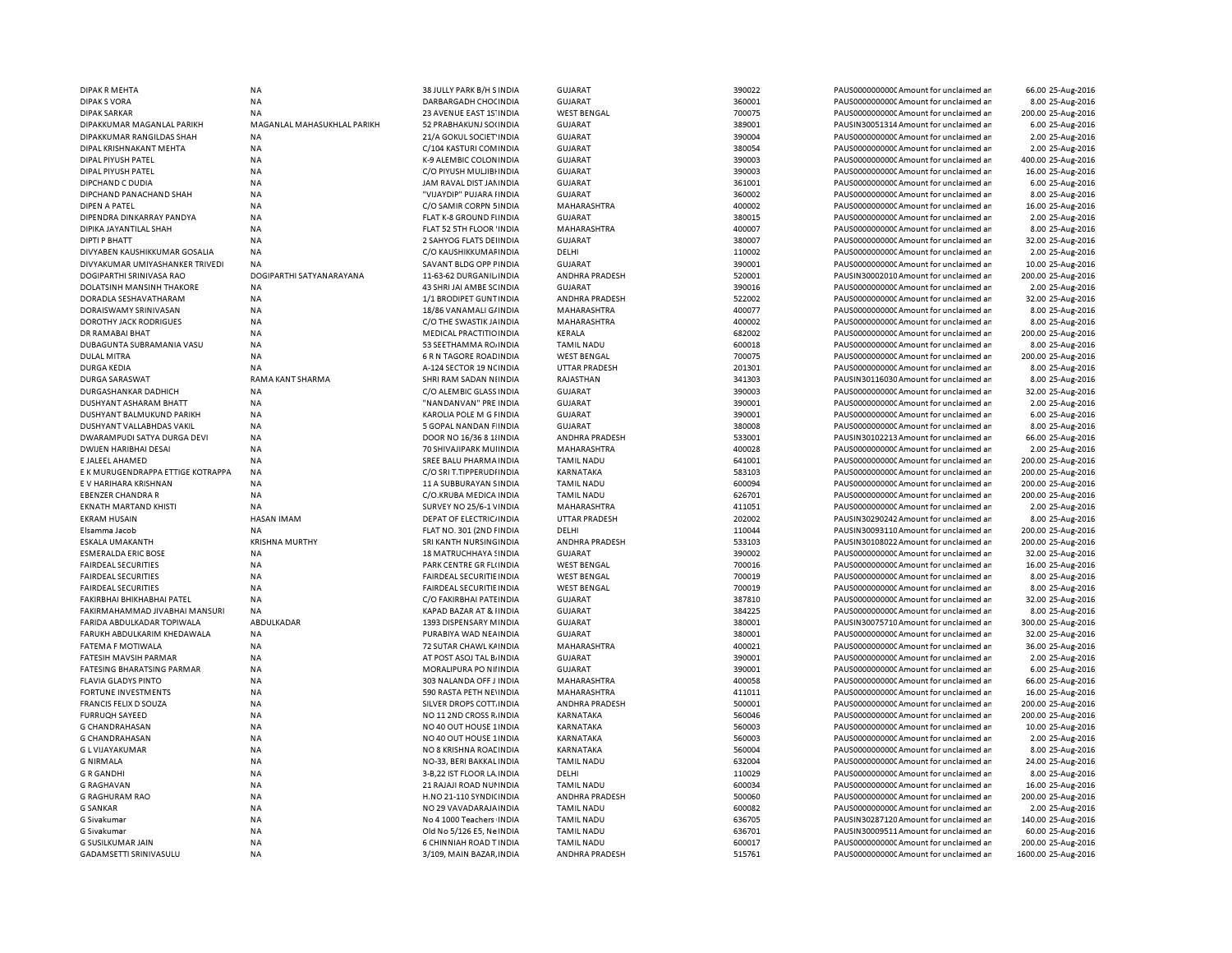| | | | | | | | | |
|---|---|---|---|---|---|---|---|---|
| DIPAK R MEHTA | NA | 38 JULLY PARK B/H S INDIA | GUJARAT | 390022 | PAUS0000000000 | Amount for unclaimed an | 66.00 | 25-Aug-2016 |
| DIPAK S VORA | NA | DARBARGADH CHOCINDIA | GUJARAT | 360001 | PAUS0000000000 | Amount for unclaimed an | 8.00 | 25-Aug-2016 |
| DIPAK SARKAR | NA | 23 AVENUE EAST 1S'INDIA | WEST BENGAL | 700075 | PAUS0000000000 | Amount for unclaimed an | 200.00 | 25-Aug-2016 |
| DIPAKKUMAR MAGANLAL PARIKH | MAGANLAL MAHASUKHLAL PARIKH | 52 PRABHAKUNJ SOIINDIA | GUJARAT | 389001 | PAUSIN30051314 | Amount for unclaimed an | 6.00 | 25-Aug-2016 |
| DIPAKKUMAR RANGILDAS SHAH | NA | 21/A GOKUL SOCIET'INDIA | GUJARAT | 390004 | PAUS0000000000 | Amount for unclaimed an | 2.00 | 25-Aug-2016 |
| DIPAL KRISHNAKANT MEHTA | NA | C/104 KASTURI COMINDIA | GUJARAT | 380054 | PAUS0000000000 | Amount for unclaimed an | 2.00 | 25-Aug-2016 |
| DIPAL PIYUSH PATEL | NA | K-9 ALEMBIC COLONINDIA | GUJARAT | 390003 | PAUS0000000000 | Amount for unclaimed an | 400.00 | 25-Aug-2016 |
| DIPAL PIYUSH PATEL | NA | C/O PIYUSH MULJIBHINDIA | GUJARAT | 390003 | PAUS0000000000 | Amount for unclaimed an | 16.00 | 25-Aug-2016 |
| DIPCHAND C DUDIA | NA | JAM RAVAL DIST JAINDIA | GUJARAT | 361001 | PAUS0000000000 | Amount for unclaimed an | 6.00 | 25-Aug-2016 |
| DIPCHAND PANACHAND SHAH | NA | "VIJAYDIP" PUJARA IINDIA | GUJARAT | 360002 | PAUS0000000000 | Amount for unclaimed an | 8.00 | 25-Aug-2016 |
| DIPEN A PATEL | NA | C/O SAMIR CORPN 5INDIA | MAHARASHTRA | 400002 | PAUS0000000000 | Amount for unclaimed an | 16.00 | 25-Aug-2016 |
| DIPENDRA DINKARRAY PANDYA | NA | FLAT K-8 GROUND FIINDIA | GUJARAT | 380015 | PAUS0000000000 | Amount for unclaimed an | 2.00 | 25-Aug-2016 |
| DIPIKA JAYANTILAL SHAH | NA | FLAT 52 5TH FLOOR 'INDIA | MAHARASHTRA | 400007 | PAUS0000000000 | Amount for unclaimed an | 8.00 | 25-Aug-2016 |
| DIPTI P BHATT | NA | 2 SAHYOG FLATS DEIINDIA | GUJARAT | 380007 | PAUS0000000000 | Amount for unclaimed an | 32.00 | 25-Aug-2016 |
| DIVYABEN KAUSHIKKUMAR GOSALIA | NA | C/O KAUSHIKKUMARINDIA | DELHI | 110002 | PAUS0000000000 | Amount for unclaimed an | 2.00 | 25-Aug-2016 |
| DIVYAKUMAR UMIYASHANKER TRIVEDI | NA | SAVANT BLDG OPP PINDIA | GUJARAT | 390001 | PAUS0000000000 | Amount for unclaimed an | 10.00 | 25-Aug-2016 |
| DOGIPARTHI SRINIVASA RAO | DOGIPARTHI SATYANARAYANA | 11-63-62 DURGANILINDIA | ANDHRA PRADESH | 520001 | PAUSIN30002010 | Amount for unclaimed an | 200.00 | 25-Aug-2016 |
| DOLATSINH MANSINH THAKORE | NA | 43 SHRI JAI AMBE SCINDIA | GUJARAT | 390016 | PAUS0000000000 | Amount for unclaimed an | 2.00 | 25-Aug-2016 |
| DORADLA SESHAVATHARAM | NA | 1/1 BRODIPET GUNTINDIA | ANDHRA PRADESH | 522002 | PAUS0000000000 | Amount for unclaimed an | 32.00 | 25-Aug-2016 |
| DORAISWAMY SRINIVASAN | NA | 18/86 VANAMALI G/INDIA | MAHARASHTRA | 400077 | PAUS0000000000 | Amount for unclaimed an | 8.00 | 25-Aug-2016 |
| DOROTHY JACK RODRIGUES | NA | C/O THE SWASTIK JAINDIA | MAHARASHTRA | 400002 | PAUS0000000000 | Amount for unclaimed an | 8.00 | 25-Aug-2016 |
| DR RAMABAI BHAT | NA | MEDICAL PRACTITIOINDIA | KERALA | 682002 | PAUS0000000000 | Amount for unclaimed an | 200.00 | 25-Aug-2016 |
| DUBAGUNTA SUBRAMANIA VASU | NA | 53 SEETHAMMA RO/INDIA | TAMIL NADU | 600018 | PAUS0000000000 | Amount for unclaimed an | 8.00 | 25-Aug-2016 |
| DULAL MITRA | NA | 6 R N TAGORE ROADINDIA | WEST BENGAL | 700075 | PAUS0000000000 | Amount for unclaimed an | 200.00 | 25-Aug-2016 |
| DURGA KEDIA | NA | A-124 SECTOR 19 NCINDIA | UTTAR PRADESH | 201301 | PAUS0000000000 | Amount for unclaimed an | 8.00 | 25-Aug-2016 |
| DURGA SARASWAT | RAMA KANT SHARMA | SHRI RAM SADAN NIINDIA | RAJASTHAN | 341303 | PAUSIN30116030 | Amount for unclaimed an | 8.00 | 25-Aug-2016 |
| DURGASHANKAR DADHICH | NA | C/O ALEMBIC GLASS INDIA | GUJARAT | 390003 | PAUS0000000000 | Amount for unclaimed an | 32.00 | 25-Aug-2016 |
| DUSHYANT ASHARAM BHATT | NA | "NANDANVAN" PRE INDIA | GUJARAT | 390001 | PAUS0000000000 | Amount for unclaimed an | 2.00 | 25-Aug-2016 |
| DUSHYANT BALMUKUND PARIKH | NA | KAROLIA POLE M G FINDIA | GUJARAT | 390001 | PAUS0000000000 | Amount for unclaimed an | 6.00 | 25-Aug-2016 |
| DUSHYANT VALLABHDAS VAKIL | NA | 5 GOPAL NANDAN FIINDIA | GUJARAT | 380008 | PAUS0000000000 | Amount for unclaimed an | 8.00 | 25-Aug-2016 |
| DWARAMPUDI SATYA DURGA DEVI | NA | DOOR NO 16/36 8 1(INDIA | ANDHRA PRADESH | 533001 | PAUSIN30102213 | Amount for unclaimed an | 66.00 | 25-Aug-2016 |
| DWIJEN HARIBHAI DESAI | NA | 70 SHIVAJIPARK MUIINDIA | MAHARASHTRA | 400028 | PAUS0000000000 | Amount for unclaimed an | 2.00 | 25-Aug-2016 |
| E JALEEL AHAMED | NA | SREE BALU PHARMAINDIA | TAMIL NADU | 641001 | PAUS0000000000 | Amount for unclaimed an | 200.00 | 25-Aug-2016 |
| E K MURUGENDRAPPA ETTIGE KOTRAPPA | NA | C/O SRI T.TIPPERUDIINDIA | KARNATAKA | 583103 | PAUS0000000000 | Amount for unclaimed an | 200.00 | 25-Aug-2016 |
| E V HARIHARA KRISHNAN | NA | 11 A SUBBURAYAN SINDIA | TAMIL NADU | 600094 | PAUS0000000000 | Amount for unclaimed an | 200.00 | 25-Aug-2016 |
| EBENZER CHANDRA R | NA | C/O.KRUBA MEDICA INDIA | TAMIL NADU | 626701 | PAUS0000000000 | Amount for unclaimed an | 200.00 | 25-Aug-2016 |
| EKNATH MARTAND KHISTI | NA | SURVEY NO 25/6-1 VINDIA | MAHARASHTRA | 411051 | PAUS0000000000 | Amount for unclaimed an | 2.00 | 25-Aug-2016 |
| EKRAM HUSAIN | HASAN IMAM | DEPAT OF ELECTRIC/INDIA | UTTAR PRADESH | 202002 | PAUSIN30290242 | Amount for unclaimed an | 8.00 | 25-Aug-2016 |
| Elsamma Jacob | NA | FLAT NO. 301 (2ND FINDIA | DELHI | 110044 | PAUSIN30093110 | Amount for unclaimed an | 200.00 | 25-Aug-2016 |
| ESKALA UMAKANTH | KRISHNA MURTHY | SRI KANTH NURSINGINDIA | ANDHRA PRADESH | 533103 | PAUSIN30108022 | Amount for unclaimed an | 200.00 | 25-Aug-2016 |
| ESMERALDA ERIC BOSE | NA | 18 MATRUCHHAYA SINDIA | GUJARAT | 390002 | PAUS0000000000 | Amount for unclaimed an | 32.00 | 25-Aug-2016 |
| FAIRDEAL SECURITIES | NA | PARK CENTRE GR FL(INDIA | WEST BENGAL | 700016 | PAUS0000000000 | Amount for unclaimed an | 16.00 | 25-Aug-2016 |
| FAIRDEAL SECURITIES | NA | FAIRDEAL SECURITIEINDIA | WEST BENGAL | 700019 | PAUS0000000000 | Amount for unclaimed an | 8.00 | 25-Aug-2016 |
| FAIRDEAL SECURITIES | NA | FAIRDEAL SECURITIEINDIA | WEST BENGAL | 700019 | PAUS0000000000 | Amount for unclaimed an | 8.00 | 25-Aug-2016 |
| FAKIRBHAI BHIKHABHAI PATEL | NA | C/O FAKIRBHAI PATEINDIA | GUJARAT | 387810 | PAUS0000000000 | Amount for unclaimed an | 32.00 | 25-Aug-2016 |
| FAKIRMAHAMMAD JIVABHAI MANSURI | NA | KAPAD BAZAR AT & IINDIA | GUJARAT | 384225 | PAUS0000000000 | Amount for unclaimed an | 8.00 | 25-Aug-2016 |
| FARIDA ABDULKADAR TOPIWALA | ABDULKADAR | 1393 DISPENSARY MINDIA | GUJARAT | 380001 | PAUSIN30075710 | Amount for unclaimed an | 300.00 | 25-Aug-2016 |
| FARUKH ABDULKARIM KHEDAWALA | NA | PURABIYA WAD NEAINDIA | GUJARAT | 380001 | PAUS0000000000 | Amount for unclaimed an | 32.00 | 25-Aug-2016 |
| FATEMA F MOTIWALA | NA | 72 SUTAR CHAWL K/INDIA | MAHARASHTRA | 400021 | PAUS0000000000 | Amount for unclaimed an | 36.00 | 25-Aug-2016 |
| FATESIH MAVSIH PARMAR | NA | AT POST ASOJ TAL B/INDIA | GUJARAT | 390001 | PAUS0000000000 | Amount for unclaimed an | 2.00 | 25-Aug-2016 |
| FATESING BHARATSING PARMAR | NA | MORALIPURA PO NIINDIA | GUJARAT | 390001 | PAUS0000000000 | Amount for unclaimed an | 6.00 | 25-Aug-2016 |
| FLAVIA GLADYS PINTO | NA | 303 NALANDA OFF J INDIA | MAHARASHTRA | 400058 | PAUS0000000000 | Amount for unclaimed an | 66.00 | 25-Aug-2016 |
| FORTUNE INVESTMENTS | NA | 590 RASTA PETH NEINDIA | MAHARASHTRA | 411011 | PAUS0000000000 | Amount for unclaimed an | 16.00 | 25-Aug-2016 |
| FRANCIS FELIX D SOUZA | NA | SILVER DROPS COTT.INDIA | ANDHRA PRADESH | 500001 | PAUS0000000000 | Amount for unclaimed an | 200.00 | 25-Aug-2016 |
| FURRUQH SAYEED | NA | NO 11 2ND CROSS R/INDIA | KARNATAKA | 560046 | PAUS0000000000 | Amount for unclaimed an | 200.00 | 25-Aug-2016 |
| G CHANDRAHASAN | NA | NO 40 OUT HOUSE 1INDIA | KARNATAKA | 560003 | PAUS0000000000 | Amount for unclaimed an | 10.00 | 25-Aug-2016 |
| G CHANDRAHASAN | NA | NO 40 OUT HOUSE 1INDIA | KARNATAKA | 560003 | PAUS0000000000 | Amount for unclaimed an | 2.00 | 25-Aug-2016 |
| G L VIJAYAKUMAR | NA | NO 8 KRISHNA ROACINDIA | KARNATAKA | 560004 | PAUS0000000000 | Amount for unclaimed an | 8.00 | 25-Aug-2016 |
| G NIRMALA | NA | NO-33, BERI BAKKALINDIA | TAMIL NADU | 632004 | PAUS0000000000 | Amount for unclaimed an | 24.00 | 25-Aug-2016 |
| G R GANDHI | NA | 3-B,22 IST FLOOR LA INDIA | DELHI | 110029 | PAUS0000000000 | Amount for unclaimed an | 8.00 | 25-Aug-2016 |
| G RAGHAVAN | NA | 21 RAJAJI ROAD NUIINDIA | TAMIL NADU | 600034 | PAUS0000000000 | Amount for unclaimed an | 16.00 | 25-Aug-2016 |
| G RAGHURAM RAO | NA | H.NO 21-110 SYNDICINDIA | ANDHRA PRADESH | 500060 | PAUS0000000000 | Amount for unclaimed an | 200.00 | 25-Aug-2016 |
| G SANKAR | NA | NO 29 VAVADARAJAINDIA | TAMIL NADU | 600082 | PAUS0000000000 | Amount for unclaimed an | 2.00 | 25-Aug-2016 |
| G Sivakumar | NA | No 4 1000 Teachers INDIA | TAMIL NADU | 636705 | PAUSIN30287120 | Amount for unclaimed an | 140.00 | 25-Aug-2016 |
| G Sivakumar | NA | Old No 5/126 E5, NeINDIA | TAMIL NADU | 636701 | PAUSIN30009511 | Amount for unclaimed an | 60.00 | 25-Aug-2016 |
| G SUSILKUMAR JAIN | NA | 6 CHINNIAH ROAD TINDIA | TAMIL NADU | 600017 | PAUS0000000000 | Amount for unclaimed an | 200.00 | 25-Aug-2016 |
| GADAMSETTI SRINIVASULU | NA | 3/109, MAIN BAZAR,INDIA | ANDHRA PRADESH | 515761 | PAUS0000000000 | Amount for unclaimed an | 1600.00 | 25-Aug-2016 |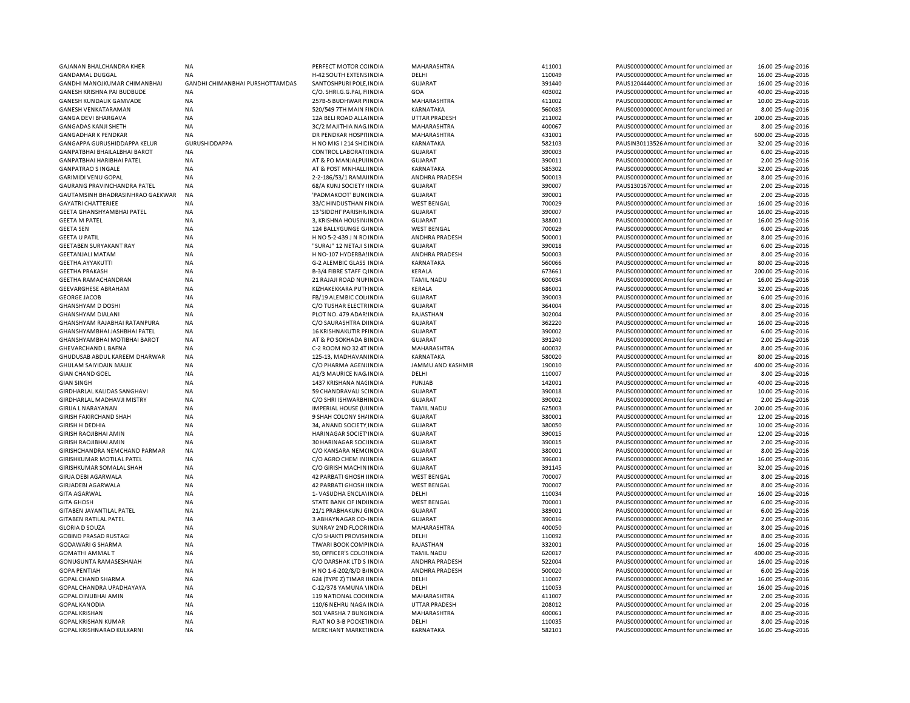| | | | | | | | | |
|---|---|---|---|---|---|---|---|---|
| GAJANAN BHALCHANDRA KHER | NA | PERFECT MOTOR CCINDIA | MAHARASHTRA | 411001 | PAUS0000000000 Amount for unclaimed an | 16.00 | 25-Aug-2016 |
| GANDAMAL DUGGAL | NA | H-42 SOUTH EXTENSINDIA | DELHI | 110049 | PAUS0000000000 Amount for unclaimed an | 16.00 | 25-Aug-2016 |
| GANDHI MANOJKUMAR CHIMANBHAI | GANDHI CHIMANBHAI PURSHOTTAMDAS | SANTOSHPURI POLE,INDIA | GUJARAT | 391440 | PAUS1204440000 Amount for unclaimed an | 16.00 | 25-Aug-2016 |
| GANESH KRISHNA PAI BUDBUDE | NA | C/O. SHRI.G.G.PAI, FINDIA | GOA | 403002 | PAUS0000000000 Amount for unclaimed an | 40.00 | 25-Aug-2016 |
| GANESH KUNDALIK GAMVADE | NA | 257B-5 BUDHWAR PINDIA | MAHARASHTRA | 411002 | PAUS0000000000 Amount for unclaimed an | 10.00 | 25-Aug-2016 |
| GANESH VENKATARAMAN | NA | 520/549 7TH MAIN FINDIA | KARNATAKA | 560085 | PAUS0000000000 Amount for unclaimed an | 8.00 | 25-Aug-2016 |
| GANGA DEVI BHARGAVA | NA | 12A BELI ROAD ALLAINDIA | UTTAR PRADESH | 211002 | PAUS0000000000 Amount for unclaimed an | 200.00 | 25-Aug-2016 |
| GANGADAS KANJI SHETH | NA | 3C/2 MAJITHIA NAG.INDIA | MAHARASHTRA | 400067 | PAUS0000000000 Amount for unclaimed an | 8.00 | 25-Aug-2016 |
| GANGADHAR K PENDKAR | NA | DR PENDKAR HOSPIINDIA | MAHARASHTRA | 431001 | PAUS0000000000 Amount for unclaimed an | 600.00 | 25-Aug-2016 |
| GANGAPPA GURUSHIDDAPPA KELUR | GURUSHIDDAPPA | H NO MIG I 214 SHIINDIA | KARNATAKA | 582103 | PAUSIN30113526 Amount for unclaimed an | 32.00 | 25-Aug-2016 |
| GANPATBHAI BHAILALBHAI BAROT | NA | CONTROL LABORATINDIA | GUJARAT | 390003 | PAUS0000000000 Amount for unclaimed an | 6.00 | 25-Aug-2016 |
| GANPATBHAI HARIBHAI PATEL | NA | AT & PO MANJALPUIINDIA | GUJARAT | 390011 | PAUS0000000000 Amount for unclaimed an | 2.00 | 25-Aug-2016 |
| GANPATRAO S INGALE | NA | AT & POST MNHALLIINDIA | KARNATAKA | 585302 | PAUS0000000000 Amount for unclaimed an | 32.00 | 25-Aug-2016 |
| GARIMIDI VENU GOPAL | NA | 2-2-186/53/1 RAMAIINDIA | ANDHRA PRADESH | 500013 | PAUS0000000000 Amount for unclaimed an | 8.00 | 25-Aug-2016 |
| GAURANG PRAVINCHANDRA PATEL | NA | 68/A KUNJ SOCIETY INDIA | GUJARAT | 390007 | PAUS1301670000 Amount for unclaimed an | 2.00 | 25-Aug-2016 |
| GAUTAMSINH BHADRASINHRAO GAEKWAR | NA | 'PADMAKOOT' BUNCINDIA | GUJARAT | 390001 | PAUS0000000000 Amount for unclaimed an | 2.00 | 25-Aug-2016 |
| GAYATRI CHATTERJEE | NA | 33/C HINDUSTHAN FINDIA | WEST BENGAL | 700029 | PAUS0000000000 Amount for unclaimed an | 16.00 | 25-Aug-2016 |
| GEETA GHANSHYAMBHAI PATEL | NA | 13 'SIDDHI' PARISHR.INDIA | GUJARAT | 390007 | PAUS0000000000 Amount for unclaimed an | 16.00 | 25-Aug-2016 |
| GEETA M PATEL | NA | 3, KRISHNA HOUSININDIA | GUJARAT | 388001 | PAUS0000000000 Amount for unclaimed an | 16.00 | 25-Aug-2016 |
| GEETA SEN | NA | 124 BALLYGUNGE GINDIA | WEST BENGAL | 700029 | PAUS0000000000 Amount for unclaimed an | 6.00 | 25-Aug-2016 |
| GEETA U PATIL | NA | H NO 5-2-439 J N ROINDIA | ANDHRA PRADESH | 500001 | PAUS0000000000 Amount for unclaimed an | 8.00 | 25-Aug-2016 |
| GEETABEN SURYAKANT RAY | NA | "SURAJ" 12 NETAJI SINDIA | GUJARAT | 390018 | PAUS0000000000 Amount for unclaimed an | 6.00 | 25-Aug-2016 |
| GEETANJALI MATAM | NA | H NO-107 HYDERBAIINDIA | ANDHRA PRADESH | 500003 | PAUS0000000000 Amount for unclaimed an | 8.00 | 25-Aug-2016 |
| GEETHA AYYAKUTTI | NA | G-2 ALEMBIC GLASS INDIA | KARNATAKA | 560066 | PAUS0000000000 Amount for unclaimed an | 80.00 | 25-Aug-2016 |
| GEETHA PRAKASH | NA | B-3/4 FIBRE STAFF QINDIA | KERALA | 673661 | PAUS0000000000 Amount for unclaimed an | 200.00 | 25-Aug-2016 |
| GEETHA RAMACHANDRAN | NA | 21 RAJAJI ROAD NUINDIA | TAMIL NADU | 600034 | PAUS0000000000 Amount for unclaimed an | 16.00 | 25-Aug-2016 |
| GEEVARGHESE ABRAHAM | NA | KIZHAKEKKARA PUTHINDIA | KERALA | 686001 | PAUS0000000000 Amount for unclaimed an | 32.00 | 25-Aug-2016 |
| GEORGE JACOB | NA | FB/19 ALEMBIC COLINDIA | GUJARAT | 390003 | PAUS0000000000 Amount for unclaimed an | 6.00 | 25-Aug-2016 |
| GHANSHYAM D DOSHI | NA | C/O TUSHAR ELECTRINDIA | GUJARAT | 364004 | PAUS0000000000 Amount for unclaimed an | 8.00 | 25-Aug-2016 |
| GHANSHYAM DIALANI | NA | PLOT NO. 479 ADARSINDIA | RAJASTHAN | 302004 | PAUS0000000000 Amount for unclaimed an | 8.00 | 25-Aug-2016 |
| GHANSHYAM RAJABHAI RATANPURA | NA | C/O SAURASHTRA DINDIA | GUJARAT | 362220 | PAUS0000000000 Amount for unclaimed an | 16.00 | 25-Aug-2016 |
| GHANSHYAMBHAI JASHBHAI PATEL | NA | 16 KRISHNAKUTIR PINDIA | GUJARAT | 390002 | PAUS0000000000 Amount for unclaimed an | 6.00 | 25-Aug-2016 |
| GHANSHYAMBHAI MOTIBHAI BAROT | NA | AT & PO SOKHADA BINDIA | GUJARAT | 391240 | PAUS0000000000 Amount for unclaimed an | 2.00 | 25-Aug-2016 |
| GHEVARCHAND L BAFNA | NA | C-2 ROOM NO 32 4TINDIA | MAHARASHTRA | 400032 | PAUS0000000000 Amount for unclaimed an | 8.00 | 25-Aug-2016 |
| GHUDUSAB ABDUL KAREEM DHARWAR | NA | 125-13, MADHAVANINDIA | KARNATAKA | 580020 | PAUS0000000000 Amount for unclaimed an | 80.00 | 25-Aug-2016 |
| GHULAM SAIYIDAIN MALIK | NA | C/O PHARMA AGENCINDIA | JAMMU AND KASHMIR | 190010 | PAUS0000000000 Amount for unclaimed an | 400.00 | 25-Aug-2016 |
| GIAN CHAND GOEL | NA | A1/3 MAURICE NAG.INDIA | DELHI | 110007 | PAUS0000000000 Amount for unclaimed an | 8.00 | 25-Aug-2016 |
| GIAN SINGH | NA | 1437 KRISHANA NAGINDIA | PUNJAB | 142001 | PAUS0000000000 Amount for unclaimed an | 40.00 | 25-Aug-2016 |
| GIRDHARLAL KALIDAS SANGHAVI | NA | 59 CHANDRAVALI SCINDIA | GUJARAT | 390018 | PAUS0000000000 Amount for unclaimed an | 10.00 | 25-Aug-2016 |
| GIRDHARLAL MADHAVJI MISTRY | NA | C/O SHRI ISHWARBHINDIA | GUJARAT | 390002 | PAUS0000000000 Amount for unclaimed an | 2.00 | 25-Aug-2016 |
| GIRIJA L NARAYANAN | NA | IMPERIAL HOUSE (UIINDIA | TAMIL NADU | 625003 | PAUS0000000000 Amount for unclaimed an | 200.00 | 25-Aug-2016 |
| GIRISH FAKIRCHAND SHAH | NA | 9 SHAH COLONY SHAINDIA | GUJARAT | 380001 | PAUS0000000000 Amount for unclaimed an | 12.00 | 25-Aug-2016 |
| GIRISH H DEDHIA | NA | 34, ANAND SOCIETY INDIA | GUJARAT | 380050 | PAUS0000000000 Amount for unclaimed an | 10.00 | 25-Aug-2016 |
| GIRISH RAOJIBHAI AMIN | NA | HARINAGAR SOCIETYINDIA | GUJARAT | 390015 | PAUS0000000000 Amount for unclaimed an | 12.00 | 25-Aug-2016 |
| GIRISH RAOJIBHAI AMIN | NA | 30 HARINAGAR SOCIINDIA | GUJARAT | 390015 | PAUS0000000000 Amount for unclaimed an | 2.00 | 25-Aug-2016 |
| GIRISHCHANDRA NEMCHAND PARMAR | NA | C/O KANSARA NEMCINDIA | GUJARAT | 380001 | PAUS0000000000 Amount for unclaimed an | 8.00 | 25-Aug-2016 |
| GIRISHKUMAR MOTILAL PATEL | NA | C/O AGRO CHEM INIINDIA | GUJARAT | 396001 | PAUS0000000000 Amount for unclaimed an | 16.00 | 25-Aug-2016 |
| GIRISHKUMAR SOMALAL SHAH | NA | C/O GIRISH MACHIN INDIA | GUJARAT | 391145 | PAUS0000000000 Amount for unclaimed an | 32.00 | 25-Aug-2016 |
| GIRJA DEBI AGARWALA | NA | 42 PARBATI GHOSH IINDIA | WEST BENGAL | 700007 | PAUS0000000000 Amount for unclaimed an | 8.00 | 25-Aug-2016 |
| GIRJADEBI AGARWALA | NA | 42 PARBATI GHOSH IINDIA | WEST BENGAL | 700007 | PAUS0000000000 Amount for unclaimed an | 8.00 | 25-Aug-2016 |
| GITA AGARWAL | NA | 1- VASUDHA ENCLAVINDIA | DELHI | 110034 | PAUS0000000000 Amount for unclaimed an | 16.00 | 25-Aug-2016 |
| GITA GHOSH | NA | STATE BANK OF INDIINDIA | WEST BENGAL | 700001 | PAUS0000000000 Amount for unclaimed an | 6.00 | 25-Aug-2016 |
| GITABEN JAYANTILAL PATEL | NA | 21/1 PRABHAKUNJ GINDIA | GUJARAT | 389001 | PAUS0000000000 Amount for unclaimed an | 6.00 | 25-Aug-2016 |
| GITABEN RATILAL PATEL | NA | 3 ABHAYNAGAR CO-INDIA | GUJARAT | 390016 | PAUS0000000000 Amount for unclaimed an | 2.00 | 25-Aug-2016 |
| GLORIA D SOUZA | NA | SUNRAY 2ND FLOORINDIA | MAHARASHTRA | 400050 | PAUS0000000000 Amount for unclaimed an | 8.00 | 25-Aug-2016 |
| GOBIND PRASAD RUSTAGI | NA | C/O SHAKTI PROVISIINDIA | DELHI | 110092 | PAUS0000000000 Amount for unclaimed an | 8.00 | 25-Aug-2016 |
| GODAWARI G SHARMA | NA | TIWARI BOOK COMPINDIA | RAJASTHAN | 332001 | PAUS0000000000 Amount for unclaimed an | 16.00 | 25-Aug-2016 |
| GOMATHI AMMAL T | NA | 59, OFFICER'S COLOIINDIA | TAMIL NADU | 620017 | PAUS0000000000 Amount for unclaimed an | 400.00 | 25-Aug-2016 |
| GONUGUNTA RAMASESHAIAH | NA | C/O DARSHAK LTD SINDIA | ANDHRA PRADESH | 522004 | PAUS0000000000 Amount for unclaimed an | 16.00 | 25-Aug-2016 |
| GOPA PENTIAH | NA | H NO 1-6-202/8/D BINDIA | ANDHRA PRADESH | 500020 | PAUS0000000000 Amount for unclaimed an | 6.00 | 25-Aug-2016 |
| GOPAL CHAND SHARMA | NA | 624 (TYPE Z) TIMAR IINDIA | DELHI | 110007 | PAUS0000000000 Amount for unclaimed an | 16.00 | 25-Aug-2016 |
| GOPAL CHANDRA UPADHAYAYA | NA | C-12/378 YAMUNA VINDIA | DELHI | 110053 | PAUS0000000000 Amount for unclaimed an | 16.00 | 25-Aug-2016 |
| GOPAL DINUBHAI AMIN | NA | 119 NATIONAL COOIINDIA | MAHARASHTRA | 411007 | PAUS0000000000 Amount for unclaimed an | 2.00 | 25-Aug-2016 |
| GOPAL KANODIA | NA | 110/6 NEHRU NAGA INDIA | UTTAR PRADESH | 208012 | PAUS0000000000 Amount for unclaimed an | 2.00 | 25-Aug-2016 |
| GOPAL KRISHAN | NA | 501 VARSHA 7 BUNGINDIA | MAHARASHTRA | 400061 | PAUS0000000000 Amount for unclaimed an | 8.00 | 25-Aug-2016 |
| GOPAL KRISHAN KUMAR | NA | FLAT NO 3-B POCKETINDIA | DELHI | 110035 | PAUS0000000000 Amount for unclaimed an | 8.00 | 25-Aug-2016 |
| GOPAL KRISHNARAO KULKARNI | NA | MERCHANT MARKETINDIA | KARNATAKA | 582101 | PAUS0000000000 Amount for unclaimed an | 16.00 | 25-Aug-2016 |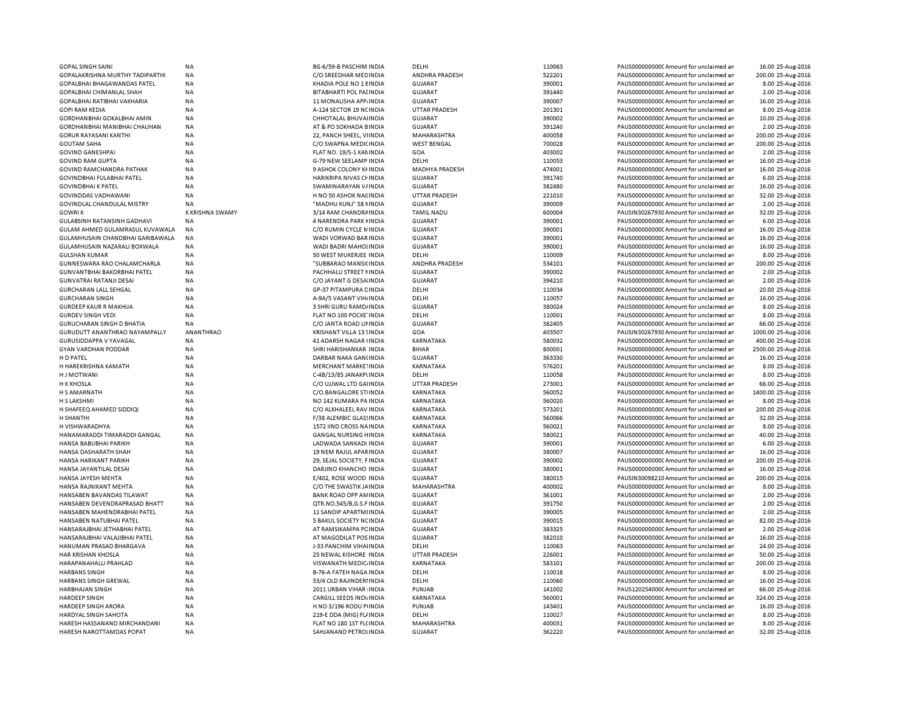| | | | | | | | | | |
|---|---|---|---|---|---|---|---|---|---|
| GOPAL SINGH SAINI | NA | BG-6/59-B PASCHIM INDIA | DELHI | 110063 | PAUS0000000000C Amount for unclaimed an | 16.00 | 25-Aug-2016 |
| GOPALAKRISHNA MURTHY TADIPARTHI | NA | C/O SREEDHAR MEDIINDIA | ANDHRA PRADESH | 522201 | PAUS0000000000C Amount for unclaimed an | 200.00 | 25-Aug-2016 |
| GOPALBHAI BHAGAWANDAS PATEL | NA | KHADIA POLE NO 1 EINDIA | GUJARAT | 390001 | PAUS0000000000C Amount for unclaimed an | 8.00 | 25-Aug-2016 |
| GOPALBHAI CHIMANLAL SHAH | NA | BITABHARTI POL PAIINDIA | GUJARAT | 391440 | PAUS0000000000C Amount for unclaimed an | 2.00 | 25-Aug-2016 |
| GOPALBHAI RATIBHAI VAKHARIA | NA | 11 MONALISHA APP/INDIA | GUJARAT | 390007 | PAUS0000000000C Amount for unclaimed an | 16.00 | 25-Aug-2016 |
| GOPI RAM KEDIA | NA | A-124 SECTOR 19 NCINDIA | UTTAR PRADESH | 201301 | PAUS0000000000C Amount for unclaimed an | 8.00 | 25-Aug-2016 |
| GORDHANBHAI GOKALBHAI AMIN | NA | CHHOTALAL BHUVAIIINDIA | GUJARAT | 390002 | PAUS0000000000C Amount for unclaimed an | 10.00 | 25-Aug-2016 |
| GORDHANBHAI MANIBHAI CHAUHAN | NA | AT & PO SOKHADA BINDIA | GUJARAT | 391240 | PAUS0000000000C Amount for unclaimed an | 2.00 | 25-Aug-2016 |
| GORUR RAYASANI KANTHI | NA | 22, PANCH SHEEL, VIINDIA | MAHARASHTRA | 400058 | PAUS0000000000C Amount for unclaimed an | 200.00 | 25-Aug-2016 |
| GOUTAM SAHA | NA | C/O SWAPNA MEDICINDIA | WEST BENGAL | 700028 | PAUS0000000000C Amount for unclaimed an | 200.00 | 25-Aug-2016 |
| GOVIND GANESHPAI | NA | FLAT NO. 19/S-1 KAIINDIA | GOA | 403002 | PAUS0000000000C Amount for unclaimed an | 2.00 | 25-Aug-2016 |
| GOVIND RAM GUPTA | NA | G-79 NEW SEELAMP INDIA | DELHI | 110053 | PAUS0000000000C Amount for unclaimed an | 16.00 | 25-Aug-2016 |
| GOVIND RAMCHANDRA PATHAK | NA | 9 ASHOK COLONY KHINDIA | MADHYA PRADESH | 474001 | PAUS0000000000C Amount for unclaimed an | 16.00 | 25-Aug-2016 |
| GOVINDBHAI FULABHAI PATEL | NA | HARIKRIPA NIVAS CHINDIA | GUJARAT | 391740 | PAUS0000000000C Amount for unclaimed an | 6.00 | 25-Aug-2016 |
| GOVINDBHAI K PATEL | NA | SWAMINARAYAN V/INDIA | GUJARAT | 382480 | PAUS0000000000C Amount for unclaimed an | 16.00 | 25-Aug-2016 |
| GOVINDDAS VADHAWANI | NA | H NO 50 ASHOK NACINDIA | UTTAR PRADESH | 221010 | PAUS0000000000C Amount for unclaimed an | 32.00 | 25-Aug-2016 |
| GOVINDLAL CHANDULAL MISTRY | NA | "MADHU KUNJ" 58 NINDIA | GUJARAT | 390009 | PAUS0000000000C Amount for unclaimed an | 2.00 | 25-Aug-2016 |
| GOWRI K | K KRISHNA SWAMY | 3/14 RAM CHANDRAPINDIA | TAMIL NADU | 600004 | PAUSIN30267930 Amount for unclaimed an | 32.00 | 25-Aug-2016 |
| GULABSINH RATANSINH GADHAVI | NA | 4 NARENDRA PARK HINDIA | GUJARAT | 390001 | PAUS0000000000C Amount for unclaimed an | 6.00 | 25-Aug-2016 |
| GULAM AHMED GULAMRASUL KUVAWALA | NA | C/O RUMIN CYCLE MINDIA | GUJARAT | 390001 | PAUS0000000000C Amount for unclaimed an | 16.00 | 25-Aug-2016 |
| GULAMHUSAIN CHANDBHAI GARIBAWALA | NA | WADI VORWAD BARINDIA | GUJARAT | 390001 | PAUS0000000000C Amount for unclaimed an | 16.00 | 25-Aug-2016 |
| GULAMHUSAIN NAZARALI BOXWALA | NA | WADI BADRI MAHOIINDIA | GUJARAT | 390001 | PAUS0000000000C Amount for unclaimed an | 16.00 | 25-Aug-2016 |
| GULSHAN KUMAR | NA | 50 WEST MUKERJEE INDIA | DELHI | 110009 | PAUS0000000000C Amount for unclaimed an | 8.00 | 25-Aug-2016 |
| GUNNESWARA RAO CHALAMCHARLA | NA | "SUBBARAO MANSICINDIA | ANDHRA PRADESH | 534101 | PAUS0000000000C Amount for unclaimed an | 200.00 | 25-Aug-2016 |
| GUNVANTBHAI BAKORBHAI PATEL | NA | PACHHALU STREET NINDIA | GUJARAT | 390002 | PAUS0000000000C Amount for unclaimed an | 2.00 | 25-Aug-2016 |
| GUNVATRAI RATANJI DESAI | NA | C/O JAYANT G DESAIINDIA | GUJARAT | 394210 | PAUS0000000000C Amount for unclaimed an | 2.00 | 25-Aug-2016 |
| GURCHARAN LALL SEHGAL | NA | GP-37 PITAMPURA CINDIA | DELHI | 110034 | PAUS0000000000C Amount for unclaimed an | 20.00 | 25-Aug-2016 |
| GURCHARAN SINGH | NA | A-9A/5 VASANT VIH/INDIA | DELHI | 110057 | PAUS0000000000C Amount for unclaimed an | 16.00 | 25-Aug-2016 |
| GURDEEP KAUR R MAKHIJA | NA | 3 SHRI GURU RAMD/INDIA | GUJARAT | 380024 | PAUS0000000000C Amount for unclaimed an | 8.00 | 25-Aug-2016 |
| GURDEV SINGH VEDI | NA | FLAT NO 100 POCKE INDIA | DELHI | 110001 | PAUS0000000000C Amount for unclaimed an | 8.00 | 25-Aug-2016 |
| GURUCHARAN SINGH D BHATIA | NA | C/O JANTA ROAD LIIINDIA | GUJARAT | 382405 | PAUS0000000000C Amount for unclaimed an | 66.00 | 25-Aug-2016 |
| GURUDUTT ANANTHRAO NAYAMPALLY | ANANTHRAO | KRISHANT VILLA 13 SINDIA | GOA | 403507 | PAUSIN30267930 Amount for unclaimed an | 1000.00 | 25-Aug-2016 |
| GURUSIDDAPPA V YAVAGAL | NA | 41 ADARSH NAGAR IINDIA | KARNATAKA | 580032 | PAUS0000000000C Amount for unclaimed an | 400.00 | 25-Aug-2016 |
| GYAN VARDHAN PODDAR | NA | SHRI HARISHANKAR INDIA | BIHAR | 800001 | PAUS0000000000C Amount for unclaimed an | 2500.00 | 25-Aug-2016 |
| H D PATEL | NA | DARBAR NAKA GANIINDIA | GUJARAT | 363330 | PAUS0000000000C Amount for unclaimed an | 16.00 | 25-Aug-2016 |
| H HAREKRISHNA KAMATH | NA | MERCHANT MARKETINDIA | KARNATAKA | 576201 | PAUS0000000000C Amount for unclaimed an | 8.00 | 25-Aug-2016 |
| H J MOTWANI | NA | C-4B/13/85 JANAKPIINDIA | DELHI | 110058 | PAUS0000000000C Amount for unclaimed an | 8.00 | 25-Aug-2016 |
| H K KHOSLA | NA | C/O UJJWAL LTD GAIINDIA | UTTAR PRADESH | 273001 | PAUS0000000000C Amount for unclaimed an | 66.00 | 25-Aug-2016 |
| H S AMARNATH | NA | C/O.BANGALORE STIINDIA | KARNATAKA | 560052 | PAUS0000000000C Amount for unclaimed an | 1400.00 | 25-Aug-2016 |
| H S LAKSHMI | NA | NO 142 KUMARA PA INDIA | KARNATAKA | 560020 | PAUS0000000000C Amount for unclaimed an | 8.00 | 25-Aug-2016 |
| H SHAFEEQ AHAMED SIDDIQI | NA | C/O ALKHALEEL RAV INDIA | KARNATAKA | 573201 | PAUS0000000000C Amount for unclaimed an | 200.00 | 25-Aug-2016 |
| H SHANTHI | NA | F/38 ALEMBIC GLASSINDIA | KARNATAKA | 560066 | PAUS0000000000C Amount for unclaimed an | 32.00 | 25-Aug-2016 |
| H VISHWARADHYA | NA | 1572 IIND CROSS NAINDIA | KARNATAKA | 560021 | PAUS0000000000C Amount for unclaimed an | 8.00 | 25-Aug-2016 |
| HANAMARADDI TIMARADDI GANGAL | NA | GANGAL NURSING HINDIA | KARNATAKA | 580021 | PAUS0000000000C Amount for unclaimed an | 40.00 | 25-Aug-2016 |
| HANSA BABUBHAI PARIKH | NA | LADWADA SANKADI INDIA | GUJARAT | 390001 | PAUS0000000000C Amount for unclaimed an | 6.00 | 25-Aug-2016 |
| HANSA DASHARATH SHAH | NA | 19 NEM RAJUL APARINDIA | GUJARAT | 380007 | PAUS0000000000C Amount for unclaimed an | 16.00 | 25-Aug-2016 |
| HANSA HARIKANT PARIKH | NA | 29, SEJAL SOCIETY, FINDIA | GUJARAT | 390002 | PAUS0000000000C Amount for unclaimed an | 200.00 | 25-Aug-2016 |
| HANSA JAYANTILAL DESAI | NA | DARJINO KHANCHO INDIA | GUJARAT | 380001 | PAUS0000000000C Amount for unclaimed an | 16.00 | 25-Aug-2016 |
| HANSA JAYESH MEHTA | NA | E/402, ROSE WOOD INDIA | GUJARAT | 380015 | PAUSIN30098210 Amount for unclaimed an | 200.00 | 25-Aug-2016 |
| HANSA RAJNIKANT MEHTA | NA | C/O THE SWASTIK JAINDIA | MAHARASHTRA | 400002 | PAUS0000000000C Amount for unclaimed an | 8.00 | 25-Aug-2016 |
| HANSABEN BAVANDAS TILAWAT | NA | BANK ROAD OPP AMINDIA | GUJARAT | 361001 | PAUS0000000000C Amount for unclaimed an | 2.00 | 25-Aug-2016 |
| HANSABEN DEVENDRAPRASAD BHATT | NA | QTR.NO.545/B,G.S.F INDIA | GUJARAT | 391750 | PAUS0000000000C Amount for unclaimed an | 2.00 | 25-Aug-2016 |
| HANSABEN MAHENDRABHAI PATEL | NA | 11 SANDIP APARTMIINDIA | GUJARAT | 390005 | PAUS0000000000C Amount for unclaimed an | 2.00 | 25-Aug-2016 |
| HANSABEN NATUBHAI PATEL | NA | 5 BAKUL SOCIETY NCINDIA | GUJARAT | 390015 | PAUS0000000000C Amount for unclaimed an | 82.00 | 25-Aug-2016 |
| HANSARAJBHAI JETHABHAI PATEL | NA | AT RAMSIKAMPA PCINDIA | GUJARAT | 383325 | PAUS0000000000C Amount for unclaimed an | 2.00 | 25-Aug-2016 |
| HANSARAJBHAI VALAJIBHAI PATEL | NA | AT MAGODILAT POS INDIA | GUJARAT | 382010 | PAUS0000000000C Amount for unclaimed an | 16.00 | 25-Aug-2016 |
| HANUMAN PRASAD BHARGAVA | NA | J-33 PANCHIM VIHAIINDIA | DELHI | 110063 | PAUS0000000000C Amount for unclaimed an | 24.00 | 25-Aug-2016 |
| HAR KRISHAN KHOSLA | NA | 25 NEWAL KISHORE INDIA | UTTAR PRADESH | 226001 | PAUS0000000000C Amount for unclaimed an | 50.00 | 25-Aug-2016 |
| HARAPANAHALLI PRAHLAD | NA | VISWANATH MEDIC/INDIA | KARNATAKA | 583101 | PAUS0000000000C Amount for unclaimed an | 200.00 | 25-Aug-2016 |
| HARBANS SINGH | NA | B-76-A FATEH NAGA INDIA | DELHI | 110018 | PAUS0000000000C Amount for unclaimed an | 8.00 | 25-Aug-2016 |
| HARBANS SINGH GREWAL | NA | 53/4 OLD RAJINDERIINDIA | DELHI | 110060 | PAUS0000000000C Amount for unclaimed an | 16.00 | 25-Aug-2016 |
| HARBHAJAN SINGH | NA | 2011 URBAN VIHAR IINDIA | PUNJAB | 141002 | PAUS1202540000C Amount for unclaimed an | 66.00 | 25-Aug-2016 |
| HARDEEP SINGH | NA | CARGILL SEEDS INDI/INDIA | KARNATAKA | 560001 | PAUS0000000000C Amount for unclaimed an | 324.00 | 25-Aug-2016 |
| HARDEEP SINGH ARORA | NA | H NO 3/196 RODU PIINDIA | PUNJAB | 143401 | PAUS0000000000C Amount for unclaimed an | 16.00 | 25-Aug-2016 |
| HARDYAL SINGH SAHOTA | NA | 219-E DDA (MIG) FL/INDIA | DELHI | 110027 | PAUS0000000000C Amount for unclaimed an | 8.00 | 25-Aug-2016 |
| HARESH HASSANAND MIRCHANDANI | NA | FLAT NO 180 1ST FLCINDIA | MAHARASHTRA | 400031 | PAUS0000000000C Amount for unclaimed an | 8.00 | 25-Aug-2016 |
| HARESH NAROTTAMDAS POPAT | NA | SAHJANAND PETROIINDIA | GUJARAT | 362220 | PAUS0000000000C Amount for unclaimed an | 32.00 | 25-Aug-2016 |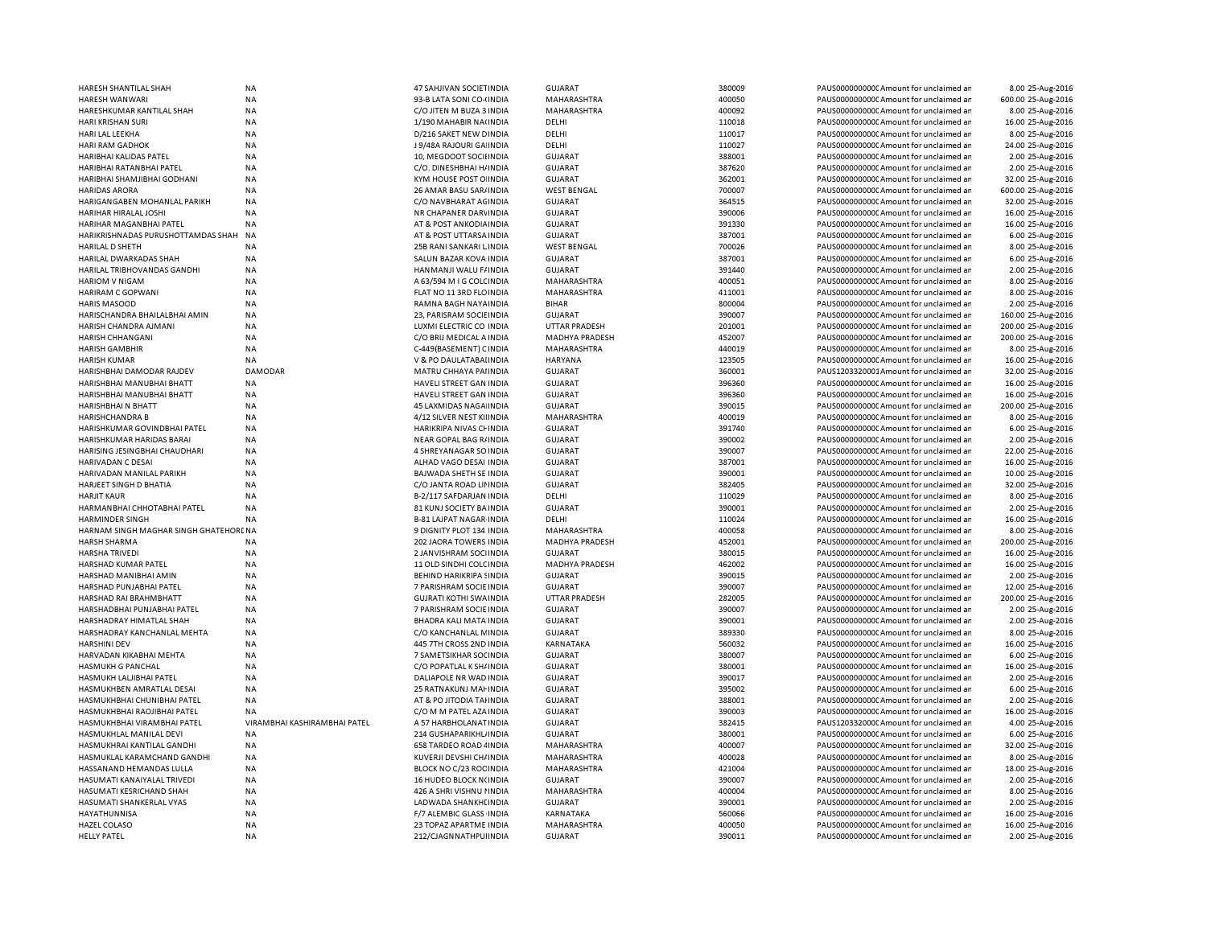| | | | | | | | | |
|---|---|---|---|---|---|---|---|---|
| HARESH SHANTILAL SHAH | NA | 47 SAHJIVAN SOCIETINDIA | GUJARAT | 380009 | PAUS0000000000C | Amount for unclaimed an | 8.00 | 25-Aug-2016 |
| HARESH WANWARI | NA | 93-B LATA SONI CO-(INDIA | MAHARASHTRA | 400050 | PAUS0000000000C | Amount for unclaimed an | 600.00 | 25-Aug-2016 |
| HARESHKUMAR KANTILAL SHAH | NA | C/O JITEN M BUZA 3 INDIA | MAHARASHTRA | 400092 | PAUS0000000000C | Amount for unclaimed an | 8.00 | 25-Aug-2016 |
| HARI KRISHAN SURI | NA | 1/190 MAHABIR NA(INDIA | DELHI | 110018 | PAUS0000000000C | Amount for unclaimed an | 16.00 | 25-Aug-2016 |
| HARI LAL LEEKHA | NA | D/216 SAKET NEW DINDIA | DELHI | 110017 | PAUS0000000000C | Amount for unclaimed an | 8.00 | 25-Aug-2016 |
| HARI RAM GADHOK | NA | J 9/48A RAJOURI GAIINDIA | DELHI | 110027 | PAUS0000000000C | Amount for unclaimed an | 24.00 | 25-Aug-2016 |
| HARIBHAI KALIDAS PATEL | NA | 10, MEGDOOT SOCIEINDIA | GUJARAT | 388001 | PAUS0000000000C | Amount for unclaimed an | 2.00 | 25-Aug-2016 |
| HARIBHAI RATANBHAI PATEL | NA | C/O. DINESHBHAI H/INDIA | GUJARAT | 387620 | PAUS0000000000C | Amount for unclaimed an | 2.00 | 25-Aug-2016 |
| HARIBHAI SHAMJIBHAI GODHANI | NA | KYM HOUSE POST OIINDIA | GUJARAT | 362001 | PAUS0000000000C | Amount for unclaimed an | 32.00 | 25-Aug-2016 |
| HARIDAS ARORA | NA | 26 AMAR BASU SAR/INDIA | WEST BENGAL | 700007 | PAUS0000000000C | Amount for unclaimed an | 600.00 | 25-Aug-2016 |
| HARIGANGABEN MOHANLAL PARIKH | NA | C/O NAVBHARAT AGINDIA | GUJARAT | 364515 | PAUS0000000000C | Amount for unclaimed an | 32.00 | 25-Aug-2016 |
| HARIHAR HIRALAL JOSHI | NA | NR CHAPANER DARVINDIA | GUJARAT | 390006 | PAUS0000000000C | Amount for unclaimed an | 16.00 | 25-Aug-2016 |
| HARIHAR MAGANBHAI PATEL | NA | AT & POST ANKODIAINDIA | GUJARAT | 391330 | PAUS0000000000C | Amount for unclaimed an | 16.00 | 25-Aug-2016 |
| HARIKRISHNADAS PURUSHOTTAMDAS SHAH | NA | AT & POST UTTARSAINDIA | GUJARAT | 387001 | PAUS0000000000C | Amount for unclaimed an | 6.00 | 25-Aug-2016 |
| HARILAL D SHETH | NA | 25B RANI SANKARI LINDIA | WEST BENGAL | 700026 | PAUS0000000000C | Amount for unclaimed an | 8.00 | 25-Aug-2016 |
| HARILAL DWARKADAS SHAH | NA | SALUN BAZAR KOVA INDIA | GUJARAT | 387001 | PAUS0000000000C | Amount for unclaimed an | 6.00 | 25-Aug-2016 |
| HARILAL TRIBHOVANDAS GANDHI | NA | HANMANJI WALU F/INDIA | GUJARAT | 391440 | PAUS0000000000C | Amount for unclaimed an | 2.00 | 25-Aug-2016 |
| HARIOM V NIGAM | NA | A 63/594 M I G COLCINDIA | MAHARASHTRA | 400051 | PAUS0000000000C | Amount for unclaimed an | 8.00 | 25-Aug-2016 |
| HARIRAM C GOPWANI | NA | FLAT NO 11 3RD FLOINDIA | MAHARASHTRA | 411001 | PAUS0000000000C | Amount for unclaimed an | 8.00 | 25-Aug-2016 |
| HARIS MASOOD | NA | RAMNA BAGH NAYAINDIA | BIHAR | 800004 | PAUS0000000000C | Amount for unclaimed an | 2.00 | 25-Aug-2016 |
| HARISCHANDRA BHAILALBHAI AMIN | NA | 23, PARISRAM SOCIEINDIA | GUJARAT | 390007 | PAUS0000000000C | Amount for unclaimed an | 160.00 | 25-Aug-2016 |
| HARISH CHANDRA AJMANI | NA | LUXMI ELECTRIC CO INDIA | UTTAR PRADESH | 201001 | PAUS0000000000C | Amount for unclaimed an | 200.00 | 25-Aug-2016 |
| HARISH CHHANGANI | NA | C/O BRIJ MEDICAL A INDIA | MADHYA PRADESH | 452007 | PAUS0000000000C | Amount for unclaimed an | 200.00 | 25-Aug-2016 |
| HARISH GAMBHIR | NA | C-449(BASEMENT) CINDIA | MAHARASHTRA | 440019 | PAUS0000000000C | Amount for unclaimed an | 8.00 | 25-Aug-2016 |
| HARISH KUMAR | NA | V & PO DAULATABAIINDIA | HARYANA | 123505 | PAUS0000000000C | Amount for unclaimed an | 16.00 | 25-Aug-2016 |
| HARISHBHAI DAMODAR RAJDEV | DAMODAR | MATRU CHHAYA PAIINDIA | GUJARAT | 360001 | PAUS1203320001 | Amount for unclaimed an | 32.00 | 25-Aug-2016 |
| HARISHBHAI MANUBHAI BHATT | NA | HAVELI STREET GAN INDIA | GUJARAT | 396360 | PAUS0000000000C | Amount for unclaimed an | 16.00 | 25-Aug-2016 |
| HARISHBHAI MANUBHAI BHATT | NA | HAVELI STREET GAN INDIA | GUJARAT | 396360 | PAUS0000000000C | Amount for unclaimed an | 16.00 | 25-Aug-2016 |
| HARISHBHAI N BHATT | NA | 45 LAXMIDAS NAGAIINDIA | GUJARAT | 390015 | PAUS0000000000C | Amount for unclaimed an | 200.00 | 25-Aug-2016 |
| HARISHCHANDRA B | NA | 4/12 SILVER NEST KIINDIA | MAHARASHTRA | 400019 | PAUS0000000000C | Amount for unclaimed an | 8.00 | 25-Aug-2016 |
| HARISHKUMAR GOVINDBHAI PATEL | NA | HARIKRIPA NIVAS CHINDIA | GUJARAT | 391740 | PAUS0000000000C | Amount for unclaimed an | 6.00 | 25-Aug-2016 |
| HARISHKUMAR HARIDAS BARAI | NA | NEAR GOPAL BAG R/INDIA | GUJARAT | 390002 | PAUS0000000000C | Amount for unclaimed an | 2.00 | 25-Aug-2016 |
| HARISING JESINGBHAI CHAUDHARI | NA | 4 SHREYANAGAR SO INDIA | GUJARAT | 390007 | PAUS0000000000C | Amount for unclaimed an | 22.00 | 25-Aug-2016 |
| HARIVADAN C DESAI | NA | ALHAD VAGO DESAI INDIA | GUJARAT | 387001 | PAUS0000000000C | Amount for unclaimed an | 16.00 | 25-Aug-2016 |
| HARIVADAN MANILAL PARIKH | NA | BAJWADA SHETH SE INDIA | GUJARAT | 390001 | PAUS0000000000C | Amount for unclaimed an | 10.00 | 25-Aug-2016 |
| HARJEET SINGH D BHATIA | NA | C/O JANTA ROAD LIIINDIA | GUJARAT | 382405 | PAUS0000000000C | Amount for unclaimed an | 32.00 | 25-Aug-2016 |
| HARJIT KAUR | NA | B-2/117 SAFDARJAN INDIA | DELHI | 110029 | PAUS0000000000C | Amount for unclaimed an | 8.00 | 25-Aug-2016 |
| HARMANBHAI CHHOTABHAI PATEL | NA | 81 KUNJ SOCIETY BA INDIA | GUJARAT | 390001 | PAUS0000000000C | Amount for unclaimed an | 2.00 | 25-Aug-2016 |
| HARMINDER SINGH | NA | B-81 LAJPAT NAGAR INDIA | DELHI | 110024 | PAUS0000000000C | Amount for unclaimed an | 16.00 | 25-Aug-2016 |
| HARNAM SINGH MAGHAR SINGH GHATEHORI | NA | 9 DIGNITY PLOT 134 INDIA | MAHARASHTRA | 400058 | PAUS0000000000C | Amount for unclaimed an | 8.00 | 25-Aug-2016 |
| HARSH SHARMA | NA | 202 JAORA TOWERS INDIA | MADHYA PRADESH | 452001 | PAUS0000000000C | Amount for unclaimed an | 200.00 | 25-Aug-2016 |
| HARSHA TRIVEDI | NA | 2 JANVISHRAM SOCIINDIA | GUJARAT | 380015 | PAUS0000000000C | Amount for unclaimed an | 16.00 | 25-Aug-2016 |
| HARSHAD KUMAR PATEL | NA | 11 OLD SINDHI COLCINDIA | MADHYA PRADESH | 462002 | PAUS0000000000C | Amount for unclaimed an | 16.00 | 25-Aug-2016 |
| HARSHAD MANIBHAI AMIN | NA | BEHIND HARIKRIPA SINDIA | GUJARAT | 390015 | PAUS0000000000C | Amount for unclaimed an | 2.00 | 25-Aug-2016 |
| HARSHAD PUNJABHAI PATEL | NA | 7 PARISHRAM SOCIE INDIA | GUJARAT | 390007 | PAUS0000000000C | Amount for unclaimed an | 12.00 | 25-Aug-2016 |
| HARSHAD RAI BRAHMBHATT | NA | GUJRATI KOTHI SWAINDIA | UTTAR PRADESH | 282005 | PAUS0000000000C | Amount for unclaimed an | 200.00 | 25-Aug-2016 |
| HARSHADBHAI PUNJABHAI PATEL | NA | 7 PARISHRAM SOCIE INDIA | GUJARAT | 390007 | PAUS0000000000C | Amount for unclaimed an | 2.00 | 25-Aug-2016 |
| HARSHADRAY HIMATLAL SHAH | NA | BHADRA KALI MATA INDIA | GUJARAT | 390001 | PAUS0000000000C | Amount for unclaimed an | 2.00 | 25-Aug-2016 |
| HARSHADRAY KANCHANLAL MEHTA | NA | C/O KANCHANLAL MINDIA | GUJARAT | 389330 | PAUS0000000000C | Amount for unclaimed an | 8.00 | 25-Aug-2016 |
| HARSHINI DEV | NA | 445 7TH CROSS 2ND INDIA | KARNATAKA | 560032 | PAUS0000000000C | Amount for unclaimed an | 16.00 | 25-Aug-2016 |
| HARVADAN KIKABHAI MEHTA | NA | 7 SAMETSIKHAR SOCINDIA | GUJARAT | 380007 | PAUS0000000000C | Amount for unclaimed an | 6.00 | 25-Aug-2016 |
| HASMUKH G PANCHAL | NA | C/O POPATLAL K SH/INDIA | GUJARAT | 380001 | PAUS0000000000C | Amount for unclaimed an | 16.00 | 25-Aug-2016 |
| HASMUKH LALJIBHAI PATEL | NA | DALIAPOLE NR WAD INDIA | GUJARAT | 390017 | PAUS0000000000C | Amount for unclaimed an | 2.00 | 25-Aug-2016 |
| HASMUKHBEN AMRATLAL DESAI | NA | 25 RATNAKUNJ MAHINDIA | GUJARAT | 395002 | PAUS0000000000C | Amount for unclaimed an | 6.00 | 25-Aug-2016 |
| HASMUKHBHAI CHUNIBHAI PATEL | NA | AT & PO JITODIA TAIINDIA | GUJARAT | 388001 | PAUS0000000000C | Amount for unclaimed an | 2.00 | 25-Aug-2016 |
| HASMUKHBHAI RAOJIBHAI PATEL | NA | C/O M M PATEL AZAINDIA | GUJARAT | 390003 | PAUS0000000000C | Amount for unclaimed an | 16.00 | 25-Aug-2016 |
| HASMUKHBHAI VIRAMBHAI PATEL | VIRAMBHAI KASHIRAMBHAI PATEL | A 57 HARBHOLANATINDIA | GUJARAT | 382415 | PAUS1203320000 | Amount for unclaimed an | 4.00 | 25-Aug-2016 |
| HASMUKHLAL MANILAL DEVI | NA | 214 GUSHAPARIKHL/INDIA | GUJARAT | 380001 | PAUS0000000000C | Amount for unclaimed an | 6.00 | 25-Aug-2016 |
| HASMUKHRAI KANTILAL GANDHI | NA | 658 TARDEO ROAD 4INDIA | MAHARASHTRA | 400007 | PAUS0000000000C | Amount for unclaimed an | 32.00 | 25-Aug-2016 |
| HASMUKLAL KARAMCHAND GANDHI | NA | KUVERJI DEVSHI CH/INDIA | MAHARASHTRA | 400028 | PAUS0000000000C | Amount for unclaimed an | 8.00 | 25-Aug-2016 |
| HASSANAND HEMANDAS LULLA | NA | BLOCK NO C/23 ROCINDIA | MAHARASHTRA | 421004 | PAUS0000000000C | Amount for unclaimed an | 18.00 | 25-Aug-2016 |
| HASUMATI KANAIYALAL TRIVEDI | NA | 16 HUDEO BLOCK NINDIA | GUJARAT | 390007 | PAUS0000000000C | Amount for unclaimed an | 2.00 | 25-Aug-2016 |
| HASUMATI KESRICHAND SHAH | NA | 426 A SHRI VISHNU ?INDIA | MAHARASHTRA | 400004 | PAUS0000000000C | Amount for unclaimed an | 8.00 | 25-Aug-2016 |
| HASUMATI SHANKERLAL VYAS | NA | LADWADA SHANKHEINDIA | GUJARAT | 390001 | PAUS0000000000C | Amount for unclaimed an | 2.00 | 25-Aug-2016 |
| HAYATHUNNISA | NA | F/7 ALEMBIC GLASS INDIA | KARNATAKA | 560066 | PAUS0000000000C | Amount for unclaimed an | 16.00 | 25-Aug-2016 |
| HAZEL COLASO | NA | 23 TOPAZ APARTME INDIA | MAHARASHTRA | 400050 | PAUS0000000000C | Amount for unclaimed an | 16.00 | 25-Aug-2016 |
| HELLY PATEL | NA | 212/CJAGNNATHPUIINDIA | GUJARAT | 390011 | PAUS0000000000C | Amount for unclaimed an | 2.00 | 25-Aug-2016 |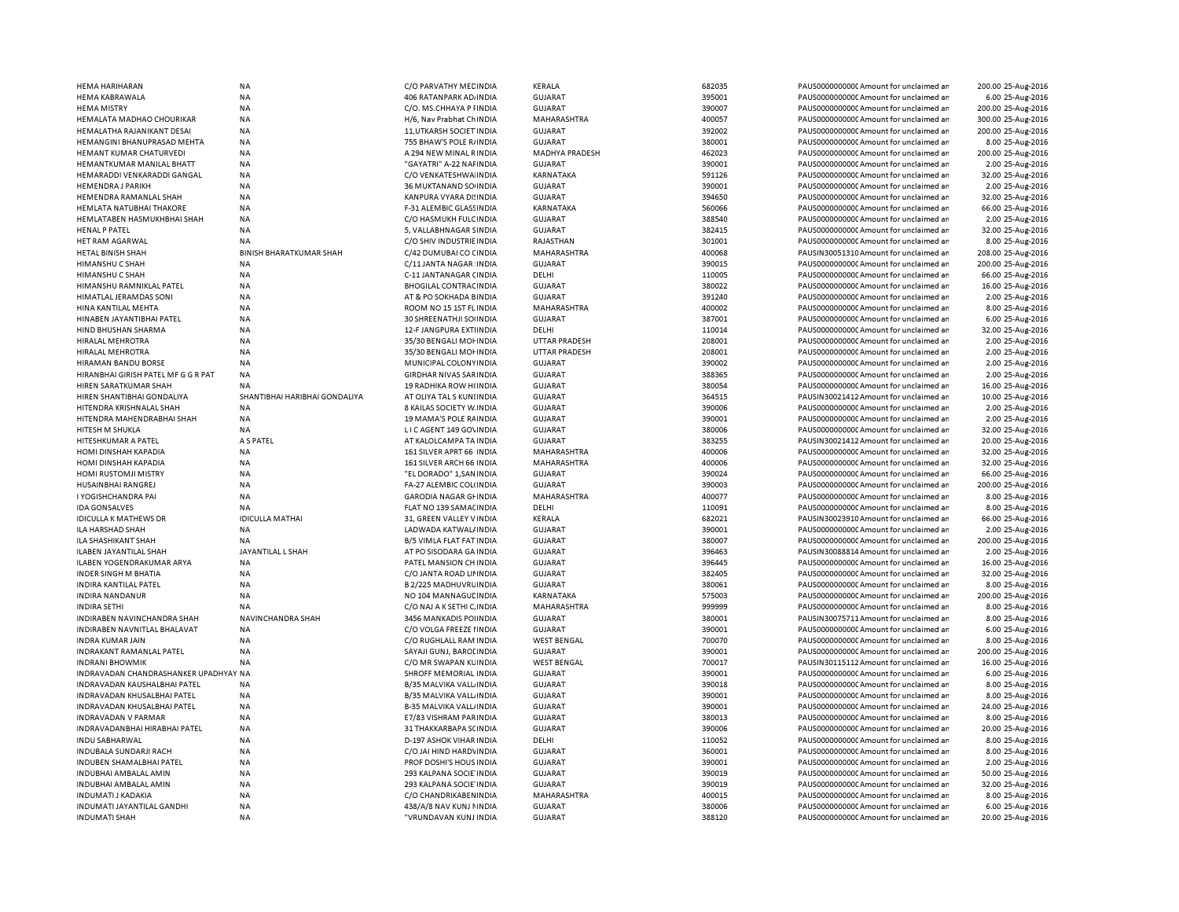| | | | | | | | | | |
|---|---|---|---|---|---|---|---|---|---|
| HEMA HARIHARAN | NA | C/O PARVATHY MEDINDIA | KERALA | 682035 | PAUS0000000000 | Amount for unclaimed an | 200.00 | 25-Aug-2016 |
| HEMA KABRAWALA | NA | 406 RATANPARK ADINDIA | GUJARAT | 395001 | PAUS0000000000 | Amount for unclaimed an | 6.00 | 25-Aug-2016 |
| HEMA MISTRY | NA | C/O. MS.CHHAYA P FINDIA | GUJARAT | 390007 | PAUS0000000000 | Amount for unclaimed an | 200.00 | 25-Aug-2016 |
| HEMALATA MADHAO CHOURIKAR | NA | H/6, Nav Prabhat ChINDIA | MAHARASHTRA | 400057 | PAUS0000000000 | Amount for unclaimed an | 300.00 | 25-Aug-2016 |
| HEMALATHA RAJANIKANT DESAI | NA | 11,UTKARSH SOCIET INDIA | GUJARAT | 392002 | PAUS0000000000 | Amount for unclaimed an | 200.00 | 25-Aug-2016 |
| HEMANGINI BHANUPRASAD MEHTA | NA | 755 BHAW'S POLE RAINDIA | GUJARAT | 380001 | PAUS0000000000 | Amount for unclaimed an | 8.00 | 25-Aug-2016 |
| HEMANT KUMAR CHATURVEDI | NA | A 294 NEW MINAL RINDIA | MADHYA PRADESH | 462023 | PAUS0000000000 | Amount for unclaimed an | 200.00 | 25-Aug-2016 |
| HEMANTKUMAR MANILAL BHATT | NA | "GAYATRI" A-22 NAFINDIA | GUJARAT | 390001 | PAUS0000000000 | Amount for unclaimed an | 2.00 | 25-Aug-2016 |
| HEMARADDI VENKARADDI GANGAL | NA | C/O VENKATESHWAIINDIA | KARNATAKA | 591126 | PAUS0000000000 | Amount for unclaimed an | 32.00 | 25-Aug-2016 |
| HEMENDRA J PARIKH | NA | 36 MUKTANAND SOIINDIA | GUJARAT | 390001 | PAUS0000000000 | Amount for unclaimed an | 2.00 | 25-Aug-2016 |
| HEMENDRA RAMANLAL SHAH | NA | KANPURA VYARA DIINDIA | GUJARAT | 394650 | PAUS0000000000 | Amount for unclaimed an | 32.00 | 25-Aug-2016 |
| HEMLATA NATUBHAI THAKORE | NA | F-31 ALEMBIC GLASSINDIA | KARNATAKA | 560066 | PAUS0000000000 | Amount for unclaimed an | 66.00 | 25-Aug-2016 |
| HEMLATABEN HASMUKHBHAI SHAH | NA | C/O HASMUKH FULCINDIA | GUJARAT | 388540 | PAUS0000000000 | Amount for unclaimed an | 2.00 | 25-Aug-2016 |
| HENAL P PATEL | NA | 5, VALLABHNAGAR SINDIA | GUJARAT | 382415 | PAUS0000000000 | Amount for unclaimed an | 32.00 | 25-Aug-2016 |
| HET RAM AGARWAL | NA | C/O SHIV INDUSTRIE INDIA | RAJASTHAN | 301001 | PAUS0000000000 | Amount for unclaimed an | 8.00 | 25-Aug-2016 |
| HETAL BINISH SHAH | BINISH BHARATKUMAR SHAH | C/42 DUMUBAI CO CINDIA | MAHARASHTRA | 400068 | PAUSIN30051310 | Amount for unclaimed an | 208.00 | 25-Aug-2016 |
| HIMANSHU C SHAH | NA | C/11 JANTA NAGAR INDIA | GUJARAT | 390015 | PAUS0000000000 | Amount for unclaimed an | 200.00 | 25-Aug-2016 |
| HIMANSHU C SHAH | NA | C-11 JANTANAGAR CINDIA | DELHI | 110005 | PAUS0000000000 | Amount for unclaimed an | 66.00 | 25-Aug-2016 |
| HIMANSHU RAMNIKLAL PATEL | NA | BHOGILAL CONTRACINDIA | GUJARAT | 380022 | PAUS0000000000 | Amount for unclaimed an | 16.00 | 25-Aug-2016 |
| HIMATLAL JERAMDAS SONI | NA | AT & PO SOKHADA BINDIA | GUJARAT | 391240 | PAUS0000000000 | Amount for unclaimed an | 2.00 | 25-Aug-2016 |
| HINA KANTILAL MEHTA | NA | ROOM NO 15 1ST FLINDIA | MAHARASHTRA | 400002 | PAUS0000000000 | Amount for unclaimed an | 8.00 | 25-Aug-2016 |
| HINABEN JAYANTIBHAI PATEL | NA | 30 SHREENATHJI SOINDIA | GUJARAT | 387001 | PAUS0000000000 | Amount for unclaimed an | 6.00 | 25-Aug-2016 |
| HIND BHUSHAN SHARMA | NA | 12-F JANGPURA EXTIINDIA | DELHI | 110014 | PAUS0000000000 | Amount for unclaimed an | 32.00 | 25-Aug-2016 |
| HIRALAL MEHROTRA | NA | 35/30 BENGALI MOHINDIA | UTTAR PRADESH | 208001 | PAUS0000000000 | Amount for unclaimed an | 2.00 | 25-Aug-2016 |
| HIRALAL MEHROTRA | NA | 35/30 BENGALI MOHINDIA | UTTAR PRADESH | 208001 | PAUS0000000000 | Amount for unclaimed an | 2.00 | 25-Aug-2016 |
| HIRAMAN BANDU BORSE | NA | MUNICIPAL COLONYINDIA | GUJARAT | 390002 | PAUS0000000000 | Amount for unclaimed an | 2.00 | 25-Aug-2016 |
| HIRANBHAI GIRISH PATEL MF G G R PAT | NA | GIRDHAR NIVAS SARINDIA | GUJARAT | 388365 | PAUS0000000000 | Amount for unclaimed an | 2.00 | 25-Aug-2016 |
| HIREN SARATKUMAR SHAH | NA | 19 RADHIKA ROW HINDIA | GUJARAT | 380054 | PAUS0000000000 | Amount for unclaimed an | 16.00 | 25-Aug-2016 |
| HIREN SHANTIBHAI GONDALIYA | SHANTIBHAI HARIBHAI GONDALIYA | AT OLIYA TAL S KUNIINDIA | GUJARAT | 364515 | PAUSIN30021412 | Amount for unclaimed an | 10.00 | 25-Aug-2016 |
| HITENDRA KRISHNALAL SHAH | NA | 8 KAILAS SOCIETY W.INDIA | GUJARAT | 390006 | PAUS0000000000 | Amount for unclaimed an | 2.00 | 25-Aug-2016 |
| HITENDRA MAHENDRABHAI SHAH | NA | 19 MAMA'S POLE RAINDIA | GUJARAT | 390001 | PAUS0000000000 | Amount for unclaimed an | 2.00 | 25-Aug-2016 |
| HITESH M SHUKLA | NA | L I C AGENT 149 GOVINDIA | GUJARAT | 380006 | PAUS0000000000 | Amount for unclaimed an | 32.00 | 25-Aug-2016 |
| HITESHKUMAR A PATEL | A S PATEL | AT KALOLCAMPA TA INDIA | GUJARAT | 383255 | PAUSIN30021412 | Amount for unclaimed an | 20.00 | 25-Aug-2016 |
| HOMI DINSHAH KAPADIA | NA | 161 SILVER APRT 66 INDIA | MAHARASHTRA | 400006 | PAUS0000000000 | Amount for unclaimed an | 32.00 | 25-Aug-2016 |
| HOMI DINSHAH KAPADIA | NA | 161 SILVER ARCH 66 INDIA | MAHARASHTRA | 400006 | PAUS0000000000 | Amount for unclaimed an | 32.00 | 25-Aug-2016 |
| HOMI RUSTOMJI MISTRY | NA | "EL DORADO" 1,SANINDIA | GUJARAT | 390024 | PAUS0000000000 | Amount for unclaimed an | 66.00 | 25-Aug-2016 |
| HUSAINBHAI RANGREJ | NA | FA-27 ALEMBIC COLINDIA | GUJARAT | 390003 | PAUS0000000000 | Amount for unclaimed an | 200.00 | 25-Aug-2016 |
| I YOGISHCHANDRA PAI | NA | GARODIA NAGAR GHINDIA | MAHARASHTRA | 400077 | PAUS0000000000 | Amount for unclaimed an | 8.00 | 25-Aug-2016 |
| IDA GONSALVES | NA | FLAT NO 139 SAMACINDIA | DELHI | 110091 | PAUS0000000000 | Amount for unclaimed an | 8.00 | 25-Aug-2016 |
| IDICULLA K MATHEWS DR | IDICULLA MATHAI | 31, GREEN VALLEY VINDIA | KERALA | 682021 | PAUSIN30023910 | Amount for unclaimed an | 66.00 | 25-Aug-2016 |
| ILA HARSHAD SHAH | NA | LADWADA KATWALAINDIA | GUJARAT | 390001 | PAUS0000000000 | Amount for unclaimed an | 2.00 | 25-Aug-2016 |
| ILA SHASHIKANT SHAH | NA | B/5 VIMLA FLAT FAT INDIA | GUJARAT | 380007 | PAUS0000000000 | Amount for unclaimed an | 200.00 | 25-Aug-2016 |
| ILABEN JAYANTILAL SHAH | JAYANTILAL L SHAH | AT PO SISODARA GA INDIA | GUJARAT | 396463 | PAUSIN30088814 | Amount for unclaimed an | 2.00 | 25-Aug-2016 |
| ILABEN YOGENDRAKUMAR ARYA | NA | PATEL MANSION CH INDIA | GUJARAT | 396445 | PAUS0000000000 | Amount for unclaimed an | 16.00 | 25-Aug-2016 |
| INDER SINGH M BHATIA | NA | C/O JANTA ROAD LININDIA | GUJARAT | 382405 | PAUS0000000000 | Amount for unclaimed an | 32.00 | 25-Aug-2016 |
| INDIRA KANTILAL PATEL | NA | B 2/225 MADHUVRUINDIA | GUJARAT | 380061 | PAUS0000000000 | Amount for unclaimed an | 8.00 | 25-Aug-2016 |
| INDIRA NANDANUR | NA | NO 104 MANNAGUCINDIA | KARNATAKA | 575003 | PAUS0000000000 | Amount for unclaimed an | 200.00 | 25-Aug-2016 |
| INDIRA SETHI | NA | C/O NAJ A K SETHI C,INDIA | MAHARASHTRA | 999999 | PAUS0000000000 | Amount for unclaimed an | 8.00 | 25-Aug-2016 |
| INDIRABEN NAVINCHANDRA SHAH | NAVINCHANDRA SHAH | 3456 MANKADIS POIINDIA | GUJARAT | 380001 | PAUSIN30075711 | Amount for unclaimed an | 8.00 | 25-Aug-2016 |
| INDIRABEN NAVNITLAL BHALAVAT | NA | C/O VOLGA FREEZE FINDIA | GUJARAT | 390001 | PAUS0000000000 | Amount for unclaimed an | 6.00 | 25-Aug-2016 |
| INDRA KUMAR JAIN | NA | C/O RUGHLALL RAM INDIA | WEST BENGAL | 700070 | PAUS0000000000 | Amount for unclaimed an | 8.00 | 25-Aug-2016 |
| INDRAKANT RAMANLAL PATEL | NA | SAYAJI GUNJ, BAROCINDIA | GUJARAT | 390001 | PAUS0000000000 | Amount for unclaimed an | 200.00 | 25-Aug-2016 |
| INDRANI BHOWMIK | NA | C/O MR SWAPAN KUINDIA | WEST BENGAL | 700017 | PAUSIN30115112 | Amount for unclaimed an | 16.00 | 25-Aug-2016 |
| INDRAVADAN CHANDRASHANKER UPADHYAY | NA | SHROFF MEMORIAL INDIA | GUJARAT | 390001 | PAUS0000000000 | Amount for unclaimed an | 6.00 | 25-Aug-2016 |
| INDRAVADAN KAUSHALBHAI PATEL | NA | B/35 MALVIKA VALLINDIA | GUJARAT | 390018 | PAUS0000000000 | Amount for unclaimed an | 8.00 | 25-Aug-2016 |
| INDRAVADAN KHUSALBHAI PATEL | NA | B/35 MALVIKA VALLINDIA | GUJARAT | 390001 | PAUS0000000000 | Amount for unclaimed an | 8.00 | 25-Aug-2016 |
| INDRAVADAN KHUSALBHAI PATEL | NA | B-35 MALVIKA VALLINDIA | GUJARAT | 390001 | PAUS0000000000 | Amount for unclaimed an | 24.00 | 25-Aug-2016 |
| INDRAVADAN V PARMAR | NA | E7/83 VISHRAM PARINDIA | GUJARAT | 380013 | PAUS0000000000 | Amount for unclaimed an | 8.00 | 25-Aug-2016 |
| INDRAVADANBHAI HIRABHAI PATEL | NA | 31 THAKKARBAPA SCINDIA | GUJARAT | 390006 | PAUS0000000000 | Amount for unclaimed an | 20.00 | 25-Aug-2016 |
| INDU SABHARWAL | NA | D-197 ASHOK VIHAR INDIA | DELHI | 110052 | PAUS0000000000 | Amount for unclaimed an | 8.00 | 25-Aug-2016 |
| INDUBALA SUNDARJI RACH | NA | C/O JAI HIND HARDVINDIA | GUJARAT | 360001 | PAUS0000000000 | Amount for unclaimed an | 8.00 | 25-Aug-2016 |
| INDUBEN SHAMALBHAI PATEL | NA | PROF DOSHI'S HOUS INDIA | GUJARAT | 390001 | PAUS0000000000 | Amount for unclaimed an | 2.00 | 25-Aug-2016 |
| INDUBHAI AMBALAL AMIN | NA | 293 KALPANA SOCIE INDIA | GUJARAT | 390019 | PAUS0000000000 | Amount for unclaimed an | 50.00 | 25-Aug-2016 |
| INDUBHAI AMBALAL AMIN | NA | 293 KALPANA SOCIE INDIA | GUJARAT | 390019 | PAUS0000000000 | Amount for unclaimed an | 32.00 | 25-Aug-2016 |
| INDUMATI J KADAKIA | NA | C/O CHANDRIKABENINDIA | MAHARASHTRA | 400015 | PAUS0000000000 | Amount for unclaimed an | 8.00 | 25-Aug-2016 |
| INDUMATI JAYANTILAL GANDHI | NA | 438/A/8 NAV KUNJ NINDIA | GUJARAT | 380006 | PAUS0000000000 | Amount for unclaimed an | 6.00 | 25-Aug-2016 |
| INDUMATI SHAH | NA | "VRUNDAVAN KUNJ INDIA | GUJARAT | 388120 | PAUS0000000000 | Amount for unclaimed an | 20.00 | 25-Aug-2016 |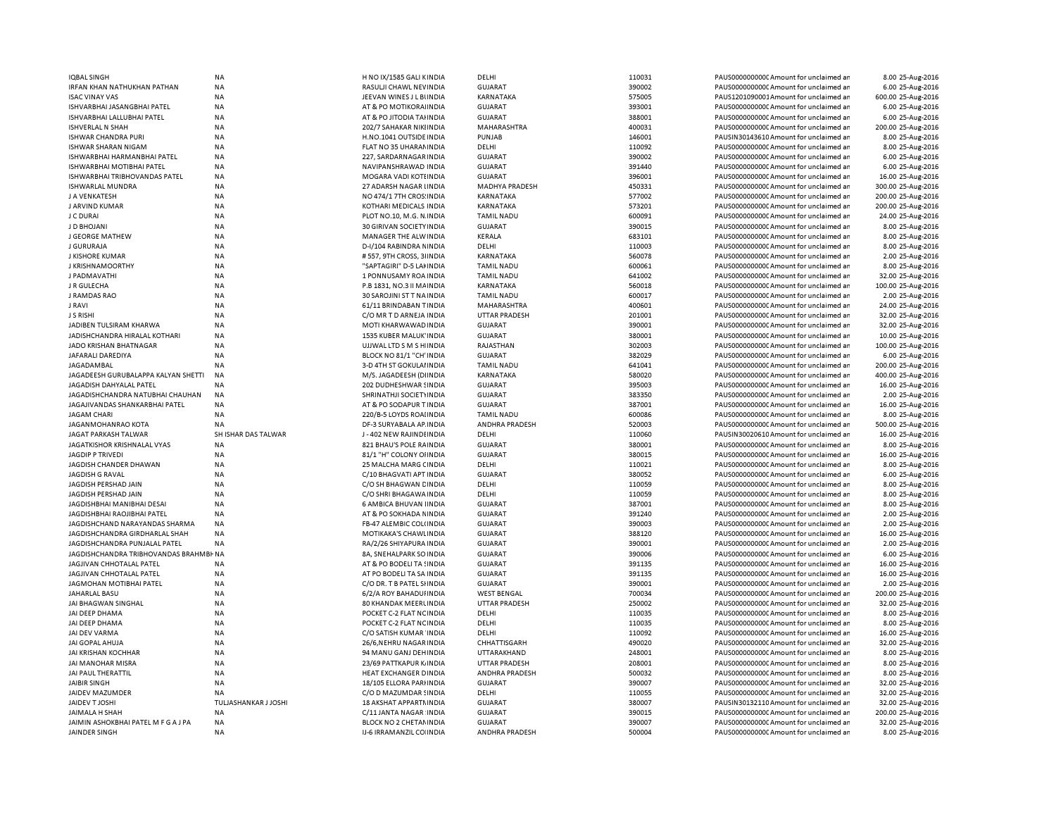| | | | | | | | | |
|---|---|---|---|---|---|---|---|---|
| IQBAL SINGH | NA | H NO IX/1585 GALI K INDIA | DELHI | 110031 | PAUS0000000000C Amount for unclaimed an | 8.00 | 25-Aug-2016 |
| IRFAN KHAN NATHUKHAN PATHAN | NA | RASULJI CHAWL NEV INDIA | GUJARAT | 390002 | PAUS0000000000C Amount for unclaimed an | 6.00 | 25-Aug-2016 |
| ISAC VINAY VAS | NA | JEEVAN WINES J L BI INDIA | KARNATAKA | 575005 | PAUS1201090001 Amount for unclaimed an | 600.00 | 25-Aug-2016 |
| ISHVARBHAI JASANGBHAI PATEL | NA | AT & PO MOTIKORAI INDIA | GUJARAT | 393001 | PAUS0000000000C Amount for unclaimed an | 6.00 | 25-Aug-2016 |
| ISHVARBHAI LALLUBHAI PATEL | NA | AT & PO JITODIA TA INDIA | GUJARAT | 388001 | PAUS0000000000C Amount for unclaimed an | 6.00 | 25-Aug-2016 |
| ISHVERLAL N SHAH | NA | 202/7 SAHAKAR NIKI INDIA | MAHARASHTRA | 400031 | PAUS0000000000C Amount for unclaimed an | 200.00 | 25-Aug-2016 |
| ISHWAR CHANDRA PURI | NA | H.NO.1041 OUTSIDE INDIA | PUNJAB | 146001 | PAUSIN30143610 Amount for unclaimed an | 8.00 | 25-Aug-2016 |
| ISHWAR SHARAN NIGAM | NA | FLAT NO 35 UHARAN INDIA | DELHI | 110092 | PAUS0000000000C Amount for unclaimed an | 8.00 | 25-Aug-2016 |
| ISHWARBHAI HARMANBHAI PATEL | NA | 227, SARDARNAGAR INDIA | GUJARAT | 390002 | PAUS0000000000C Amount for unclaimed an | 6.00 | 25-Aug-2016 |
| ISHWARBHAI MOTIBHAI PATEL | NA | NAVIPANSHRAWAD INDIA | GUJARAT | 391440 | PAUS0000000000C Amount for unclaimed an | 6.00 | 25-Aug-2016 |
| ISHWARBHAI TRIBHOVANDAS PATEL | NA | MOGARA VADI KOTE INDIA | GUJARAT | 396001 | PAUS0000000000C Amount for unclaimed an | 16.00 | 25-Aug-2016 |
| ISHWARLAL MUNDRA | NA | 27 ADARSH NAGAR I INDIA | MADHYA PRADESH | 450331 | PAUS0000000000C Amount for unclaimed an | 300.00 | 25-Aug-2016 |
| J A VENKATESH | NA | NO 474/1 7TH CROS INDIA | KARNATAKA | 577002 | PAUS0000000000C Amount for unclaimed an | 200.00 | 25-Aug-2016 |
| J ARVIND KUMAR | NA | KOTHARI MEDICALS INDIA | KARNATAKA | 573201 | PAUS0000000000C Amount for unclaimed an | 200.00 | 25-Aug-2016 |
| J C DURAI | NA | PLOT NO.10, M.G. N. INDIA | TAMIL NADU | 600091 | PAUS0000000000C Amount for unclaimed an | 24.00 | 25-Aug-2016 |
| J D BHOJANI | NA | 30 GIRIVAN SOCIETY INDIA | GUJARAT | 390015 | PAUS0000000000C Amount for unclaimed an | 8.00 | 25-Aug-2016 |
| J GEORGE MATHEW | NA | MANAGER THE ALW INDIA | KERALA | 683101 | PAUS0000000000C Amount for unclaimed an | 8.00 | 25-Aug-2016 |
| J GURURAJA | NA | D-I/104 RABINDRA N INDIA | DELHI | 110003 | PAUS0000000000C Amount for unclaimed an | 8.00 | 25-Aug-2016 |
| J KISHORE KUMAR | NA | # 557, 9TH CROSS, 3 INDIA | KARNATAKA | 560078 | PAUS0000000000C Amount for unclaimed an | 2.00 | 25-Aug-2016 |
| J KRISHNAMOORTHY | NA | "SAPTAGIRI" D-5 LA INDIA | TAMIL NADU | 600061 | PAUS0000000000C Amount for unclaimed an | 8.00 | 25-Aug-2016 |
| J PADMAVATHI | NA | 1 PONNUSAMY ROA INDIA | TAMIL NADU | 641002 | PAUS0000000000C Amount for unclaimed an | 32.00 | 25-Aug-2016 |
| J R GULECHA | NA | P.B 1831, NO.3 II MA INDIA | KARNATAKA | 560018 | PAUS0000000000C Amount for unclaimed an | 100.00 | 25-Aug-2016 |
| J RAMDAS RAO | NA | 30 SAROJINI ST T NA INDIA | TAMIL NADU | 600017 | PAUS0000000000C Amount for unclaimed an | 2.00 | 25-Aug-2016 |
| J RAVI | NA | 61/11 BRINDABAN T INDIA | MAHARASHTRA | 400601 | PAUS0000000000C Amount for unclaimed an | 24.00 | 25-Aug-2016 |
| J S RISHI | NA | C/O MR T D ARNEJA INDIA | UTTAR PRADESH | 201001 | PAUS0000000000C Amount for unclaimed an | 32.00 | 25-Aug-2016 |
| JADIBEN TULSIRAM KHARWA | NA | MOTI KHARWAWAD INDIA | GUJARAT | 390001 | PAUS0000000000C Amount for unclaimed an | 32.00 | 25-Aug-2016 |
| JADISHCHANDRA HIRALAL KOTHARI | NA | 1535 KUBER MALUK' INDIA | GUJARAT | 380001 | PAUS0000000000C Amount for unclaimed an | 10.00 | 25-Aug-2016 |
| JADO KRISHAN BHATNAGAR | NA | UJJWAL LTD S M S HI INDIA | RAJASTHAN | 302003 | PAUS0000000000C Amount for unclaimed an | 100.00 | 25-Aug-2016 |
| JAFARALI DAREDIYA | NA | BLOCK NO 81/1 "CH' INDIA | GUJARAT | 382029 | PAUS0000000000C Amount for unclaimed an | 6.00 | 25-Aug-2016 |
| JAGADAMBAL | NA | 3-D 4TH ST GOKULA INDIA | TAMIL NADU | 641041 | PAUS0000000000C Amount for unclaimed an | 200.00 | 25-Aug-2016 |
| JAGADEESH GURUBALAPPA KALYAN SHETTI | NA | M/S. JAGADEESH (DI INDIA | KARNATAKA | 580020 | PAUS0000000000C Amount for unclaimed an | 400.00 | 25-Aug-2016 |
| JAGADISH DAHYALAL PATEL | NA | 202 DUDHESHWAR S INDIA | GUJARAT | 395003 | PAUS0000000000C Amount for unclaimed an | 16.00 | 25-Aug-2016 |
| JAGADISHCHANDRA NATUBHAI CHAUHAN | NA | SHRINATHJI SOCIETY INDIA | GUJARAT | 383350 | PAUS0000000000C Amount for unclaimed an | 2.00 | 25-Aug-2016 |
| JAGAJIVANDAS SHANKARBHAI PATEL | NA | AT & PO SODAPUR T INDIA | GUJARAT | 387001 | PAUS0000000000C Amount for unclaimed an | 16.00 | 25-Aug-2016 |
| JAGAM CHARI | NA | 220/B-5 LOYDS ROA INDIA | TAMIL NADU | 600086 | PAUS0000000000C Amount for unclaimed an | 8.00 | 25-Aug-2016 |
| JAGANMOHANRAO KOTA | NA | DF-3 SURYABALA AP INDIA | ANDHRA PRADESH | 520003 | PAUS0000000000C Amount for unclaimed an | 500.00 | 25-Aug-2016 |
| JAGAT PARKASH TALWAR | SH ISHAR DAS TALWAR | J - 402 NEW RAJINDE INDIA | DELHI | 110060 | PAUSIN30020610 Amount for unclaimed an | 16.00 | 25-Aug-2016 |
| JAGATKISHOR KRISHNALAL VYAS | NA | 821 BHAU'S POLE RA INDIA | GUJARAT | 380001 | PAUS0000000000C Amount for unclaimed an | 8.00 | 25-Aug-2016 |
| JAGDIP P TRIVEDI | NA | 81/1 "H" COLONY O INDIA | GUJARAT | 380015 | PAUS0000000000C Amount for unclaimed an | 16.00 | 25-Aug-2016 |
| JAGDISH CHANDER DHAWAN | NA | 25 MALCHA MARG C INDIA | DELHI | 110021 | PAUS0000000000C Amount for unclaimed an | 8.00 | 25-Aug-2016 |
| JAGDISH G RAVAL | NA | C/10 BHAGVATI APT INDIA | GUJARAT | 380052 | PAUS0000000000C Amount for unclaimed an | 6.00 | 25-Aug-2016 |
| JAGDISH PERSHAD JAIN | NA | C/O SH BHAGWAN D INDIA | DELHI | 110059 | PAUS0000000000C Amount for unclaimed an | 8.00 | 25-Aug-2016 |
| JAGDISH PERSHAD JAIN | NA | C/O SHRI BHAGAWA INDIA | DELHI | 110059 | PAUS0000000000C Amount for unclaimed an | 8.00 | 25-Aug-2016 |
| JAGDISHBHAI MANIBHAI DESAI | NA | 6 AMBICA BHUVAN I INDIA | GUJARAT | 387001 | PAUS0000000000C Amount for unclaimed an | 8.00 | 25-Aug-2016 |
| JAGDISHBHAI RAOJIBHAI PATEL | NA | AT & PO SOKHADA N INDIA | GUJARAT | 391240 | PAUS0000000000C Amount for unclaimed an | 2.00 | 25-Aug-2016 |
| JAGDISHCHAND NARAYANDAS SHARMA | NA | FB-47 ALEMBIC COL INDIA | GUJARAT | 390003 | PAUS0000000000C Amount for unclaimed an | 2.00 | 25-Aug-2016 |
| JAGDISHCHANDRA GIRDHARLAL SHAH | NA | MOTIKAKA'S CHAWL INDIA | GUJARAT | 388120 | PAUS0000000000C Amount for unclaimed an | 16.00 | 25-Aug-2016 |
| JAGDISHCHANDRA PUNJALAL PATEL | NA | RA/2/26 SHIYAPURA INDIA | GUJARAT | 390001 | PAUS0000000000C Amount for unclaimed an | 2.00 | 25-Aug-2016 |
| JAGDISHCHANDRA TRIBHOVANDAS BRAHMBH | NA | 8A, SNEHALPARK SO INDIA | GUJARAT | 390006 | PAUS0000000000C Amount for unclaimed an | 6.00 | 25-Aug-2016 |
| JAGJIVAN CHHOTALAL PATEL | NA | AT & PO BODELI TA S INDIA | GUJARAT | 391135 | PAUS0000000000C Amount for unclaimed an | 16.00 | 25-Aug-2016 |
| JAGJIVAN CHHOTALAL PATEL | NA | AT PO BODELI TA SA INDIA | GUJARAT | 391135 | PAUS0000000000C Amount for unclaimed an | 16.00 | 25-Aug-2016 |
| JAGMOHAN MOTIBHAI PATEL | NA | C/O DR. T B PATEL S INDIA | GUJARAT | 390001 | PAUS0000000000C Amount for unclaimed an | 2.00 | 25-Aug-2016 |
| JAHARLAL BASU | NA | 6/2/A ROY BAHADUI INDIA | WEST BENGAL | 700034 | PAUS0000000000C Amount for unclaimed an | 200.00 | 25-Aug-2016 |
| JAI BHAGWAN SINGHAL | NA | 80 KHANDAK MEERU INDIA | UTTAR PRADESH | 250002 | PAUS0000000000C Amount for unclaimed an | 32.00 | 25-Aug-2016 |
| JAI DEEP DHAMA | NA | POCKET C-2 FLAT N INDIA | DELHI | 110035 | PAUS0000000000C Amount for unclaimed an | 8.00 | 25-Aug-2016 |
| JAI DEEP DHAMA | NA | POCKET C-2 FLAT N INDIA | DELHI | 110035 | PAUS0000000000C Amount for unclaimed an | 8.00 | 25-Aug-2016 |
| JAI DEV VARMA | NA | C/O SATISH KUMAR INDIA | DELHI | 110092 | PAUS0000000000C Amount for unclaimed an | 16.00 | 25-Aug-2016 |
| JAI GOPAL AHUJA | NA | 26/6,NEHRU NAGAR INDIA | CHHATTISGARH | 490020 | PAUS0000000000C Amount for unclaimed an | 32.00 | 25-Aug-2016 |
| JAI KRISHAN KOCHHAR | NA | 94 MANU GANJ DEH INDIA | UTTARAKHAND | 248001 | PAUS0000000000C Amount for unclaimed an | 8.00 | 25-Aug-2016 |
| JAI MANOHAR MISRA | NA | 23/69 PATTKAPUR K INDIA | UTTAR PRADESH | 208001 | PAUS0000000000C Amount for unclaimed an | 8.00 | 25-Aug-2016 |
| JAI PAUL THERATTIL | NA | HEAT EXCHANGER D INDIA | ANDHRA PRADESH | 500032 | PAUS0000000000C Amount for unclaimed an | 8.00 | 25-Aug-2016 |
| JAIBIR SINGH | NA | 18/105 ELLORA PARI INDIA | GUJARAT | 390007 | PAUS0000000000C Amount for unclaimed an | 32.00 | 25-Aug-2016 |
| JAIDEV MAZUMDER | NA | C/O D MAZUMDAR S INDIA | DELHI | 110055 | PAUS0000000000C Amount for unclaimed an | 32.00 | 25-Aug-2016 |
| JAIDEV T JOSHI | TULJASHANKAR J JOSHI | 18 AKSHAT APPART INDIA | GUJARAT | 380007 | PAUSIN30132110 Amount for unclaimed an | 32.00 | 25-Aug-2016 |
| JAIMALA H SHAH | NA | C/11 JANTA NAGAR INDIA | GUJARAT | 390015 | PAUS0000000000C Amount for unclaimed an | 200.00 | 25-Aug-2016 |
| JAIMIN ASHOKBHAI PATEL M F G A J PA | NA | BLOCK NO 2 CHETAN INDIA | GUJARAT | 390007 | PAUS0000000000C Amount for unclaimed an | 32.00 | 25-Aug-2016 |
| JAINDER SINGH | NA | IJ-6 IRRAMANZIL CO INDIA | ANDHRA PRADESH | 500004 | PAUS0000000000C Amount for unclaimed an | 8.00 | 25-Aug-2016 |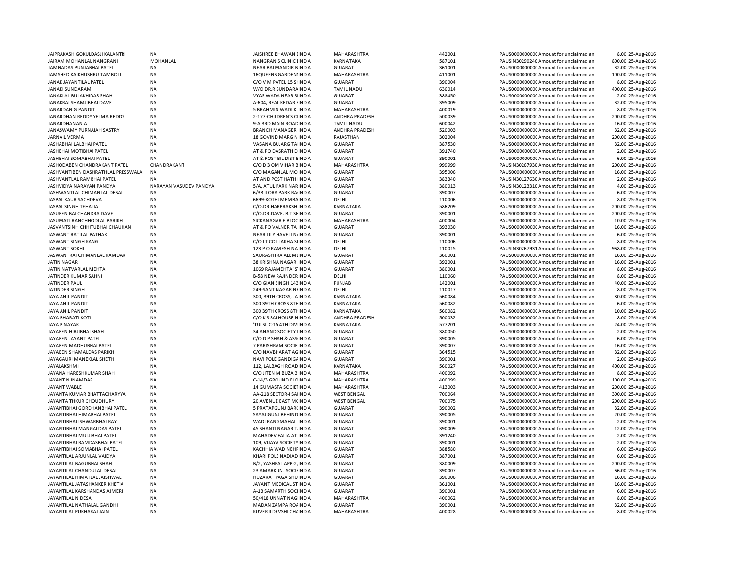| | | | | | | | | | |
|---|---|---|---|---|---|---|---|---|---|
| JAIPRAKASH GOKULDASJI KALANTRI | NA | JAISHREE BHAWAN (INDIA | MAHARASHTRA | 442001 | PAUS0000000000 | Amount for unclaimed an | 8.00 | 25-Aug-2016 |
| JAIRAM MOHANLAL NANGRANI | MOHANLAL | NANGRANIS CLINIC IINDIA | KARNATAKA | 587101 | PAUSIN30290246 | Amount for unclaimed an | 800.00 | 25-Aug-2016 |
| JAMNADAS PUNJABHAI PATEL | NA | NEAR BALMANDIR BINDIA | GUJARAT | 361001 | PAUS0000000000 | Amount for unclaimed an | 32.00 | 25-Aug-2016 |
| JAMSHED KAIKHUSHRU TAMBOLI | NA | 16QUEENS GARDEN INDIA | MAHARASHTRA | 411001 | PAUS0000000000 | Amount for unclaimed an | 100.00 | 25-Aug-2016 |
| JANAK JAYANTILAL PATEL | NA | C/O V M PATEL 15 SHINDIA | GUJARAT | 390004 | PAUS0000000000 | Amount for unclaimed an | 8.00 | 25-Aug-2016 |
| JANAKI SUNDARAM | NA | W/O DR.R.SUNDARAINDIA | TAMIL NADU | 636014 | PAUS0000000000 | Amount for unclaimed an | 400.00 | 25-Aug-2016 |
| JANAKLAL BULAKHIDAS SHAH | NA | VYAS WADA NEAR SIINDIA | GUJARAT | 388450 | PAUS0000000000 | Amount for unclaimed an | 2.00 | 25-Aug-2016 |
| JANAKRAI SHAMJIBHAI DAVE | NA | A-604, REAL KEDAR IINDIA | GUJARAT | 395009 | PAUS0000000000 | Amount for unclaimed an | 32.00 | 25-Aug-2016 |
| JANARDAN G PANDIT | NA | 5 BRAHMIN WADI K INDIA | MAHARASHTRA | 400019 | PAUS0000000000 | Amount for unclaimed an | 8.00 | 25-Aug-2016 |
| JANARDHAN REDDY YELMA REDDY | NA | 2-177-CHILDREN'S CIINDIA | ANDHRA PRADESH | 500039 | PAUS0000000000 | Amount for unclaimed an | 200.00 | 25-Aug-2016 |
| JANARDHANAN A | NA | 9-A 3RD MAIN ROACINDIA | TAMIL NADU | 600042 | PAUS0000000000 | Amount for unclaimed an | 16.00 | 25-Aug-2016 |
| JANASWAMY PURNAIAH SASTRY | NA | BRANCH MANAGER INDIA | ANDHRA PRADESH | 520003 | PAUS0000000000 | Amount for unclaimed an | 32.00 | 25-Aug-2016 |
| JARNAIL VERMA | NA | 18 GOVIND MARG NINDIA | RAJASTHAN | 302004 | PAUS0000000000 | Amount for unclaimed an | 200.00 | 25-Aug-2016 |
| JASHABHAI LALBHAI PATEL | NA | VASANA BUJARG TA INDIA | GUJARAT | 387530 | PAUS0000000000 | Amount for unclaimed an | 32.00 | 25-Aug-2016 |
| JASHBHAI MOTIBHAI PATEL | NA | AT & PO DASRATH DINDIA | GUJARAT | 391740 | PAUS0000000000 | Amount for unclaimed an | 2.00 | 25-Aug-2016 |
| JASHBHAI SOMABHAI PATEL | NA | AT & POST BIL DIST EINDIA | GUJARAT | 390001 | PAUS0000000000 | Amount for unclaimed an | 6.00 | 25-Aug-2016 |
| JASHODABEN CHANDRAKANT PATEL | CHANDRAKANT | C/O D 3 OM VIHAR BINDIA | MAHARASHTRA | 999999 | PAUSIN30267930 | Amount for unclaimed an | 200.00 | 25-Aug-2016 |
| JASHVANTIBEN DASHRATHLAL PRESSWALA | NA | C/O MAGANLAL MOINDIA | GUJARAT | 395006 | PAUS0000000000 | Amount for unclaimed an | 16.00 | 25-Aug-2016 |
| JASHVANTLAL RAMBHAI PATEL | NA | AT AND POST HATHIINDIA | GUJARAT | 383340 | PAUSIN30127630 | Amount for unclaimed an | 2.00 | 25-Aug-2016 |
| JASHVIDYA NARAYAN PANDYA | NARAYAN VASUDEV PANDYA | 5/A, ATUL PARK NARINDIA | GUJARAT | 380013 | PAUSIN30123310 | Amount for unclaimed an | 4.00 | 25-Aug-2016 |
| JASHWANTLAL CHIMANLAL DESAI | NA | 6/33 ILORA PARK RAINDIA | GUJARAT | 390007 | PAUS0000000000 | Amount for unclaimed an | 6.00 | 25-Aug-2016 |
| JASPAL KAUR SACHDEVA | NA | 6699-KOTHI MEMBAINDIA | DELHI | 110006 | PAUS0000000000 | Amount for unclaimed an | 8.00 | 25-Aug-2016 |
| JASPAL SINGH TEHALIA | NA | C/O.DR.HARPRAKSH INDIA | KARNATAKA | 586209 | PAUS0000000000 | Amount for unclaimed an | 200.00 | 25-Aug-2016 |
| JASUBEN BALCHANDRA DAVE | NA | C/O.DR.DAVE. B.T SHINDIA | GUJARAT | 390001 | PAUS0000000000 | Amount for unclaimed an | 200.00 | 25-Aug-2016 |
| JASUMATI RANCHHODLAL PARIKH | NA | SICKANAGAR E BLOCINDIA | MAHARASHTRA | 400004 | PAUS0000000000 | Amount for unclaimed an | 10.00 | 25-Aug-2016 |
| JASVANTSINH CHHITUBHAI CHAUHAN | NA | AT & PO VALNER TA INDIA | GUJARAT | 393030 | PAUS0000000000 | Amount for unclaimed an | 16.00 | 25-Aug-2016 |
| JASWANT RATILAL PATHAK | NA | NEAR LILY HAVELI NAINDIA | GUJARAT | 390001 | PAUS0000000000 | Amount for unclaimed an | 6.00 | 25-Aug-2016 |
| JASWANT SINGH KANG | NA | C/O LT COL LAKHA SIINDIA | DELHI | 110006 | PAUS0000000000 | Amount for unclaimed an | 8.00 | 25-Aug-2016 |
| JASWANT SOKHI | NA | 123 P O RAMESH NAINDIA | DELHI | 110015 | PAUSIN30267931 | Amount for unclaimed an | 968.00 | 25-Aug-2016 |
| JASWANTRAI CHIMANLAL KAMDAR | NA | SAURASHTRA ALEMIINDIA | GUJARAT | 360001 | PAUS0000000000 | Amount for unclaimed an | 16.00 | 25-Aug-2016 |
| JATIN NAGAR | NA | 38 KRISHNA NAGAR INDIA | GUJARAT | 392001 | PAUS0000000000 | Amount for unclaimed an | 16.00 | 25-Aug-2016 |
| JATIN NATVARLAL MEHTA | NA | 1069 RAJAMEHTA' SINDIA | GUJARAT | 380001 | PAUS0000000000 | Amount for unclaimed an | 8.00 | 25-Aug-2016 |
| JATINDER KUMAR SAHNI | NA | B-58 NEW RAJINDERINDIA | DELHI | 110060 | PAUS0000000000 | Amount for unclaimed an | 8.00 | 25-Aug-2016 |
| JATINDER PAUL | NA | C/O GIAN SINGH 143INDIA | PUNJAB | 142001 | PAUS0000000000 | Amount for unclaimed an | 40.00 | 25-Aug-2016 |
| JATINDER SINGH | NA | 249-SANT NAGAR NIINDIA | DELHI | 110017 | PAUS0000000000 | Amount for unclaimed an | 8.00 | 25-Aug-2016 |
| JAYA ANIL PANDIT | NA | 300, 39TH CROSS, JAINDIA | KARNATAKA | 560084 | PAUS0000000000 | Amount for unclaimed an | 80.00 | 25-Aug-2016 |
| JAYA ANIL PANDIT | NA | 300 39TH CROSS 8THINDIA | KARNATAKA | 560082 | PAUS0000000000 | Amount for unclaimed an | 6.00 | 25-Aug-2016 |
| JAYA ANIL PANDIT | NA | 300 39TH CROSS 8THINDIA | KARNATAKA | 560082 | PAUS0000000000 | Amount for unclaimed an | 10.00 | 25-Aug-2016 |
| JAYA BHARATI KOTI | NA | C/O K S SAI HOUSE NINDIA | ANDHRA PRADESH | 500032 | PAUS0000000000 | Amount for unclaimed an | 8.00 | 25-Aug-2016 |
| JAYA P NAYAK | NA | 'TULSI' C-15 4TH DIV INDIA | KARNATAKA | 577201 | PAUS0000000000 | Amount for unclaimed an | 24.00 | 25-Aug-2016 |
| JAYABEN HIRJIBHAI SHAH | NA | 34 ANAND SOCIETY IINDIA | GUJARAT | 380050 | PAUS0000000000 | Amount for unclaimed an | 2.00 | 25-Aug-2016 |
| JAYABEN JAYANT PATEL | NA | C/O D P SHAH & ASSINDIA | GUJARAT | 390005 | PAUS0000000000 | Amount for unclaimed an | 6.00 | 25-Aug-2016 |
| JAYABEN MADHUBHAI PATEL | NA | 7 PARISHRAM SOCIEINDIA | GUJARAT | 390007 | PAUS0000000000 | Amount for unclaimed an | 16.00 | 25-Aug-2016 |
| JAYABEN SHAMALDAS PARIKH | NA | C/O NAVBHARAT AGINDIA | GUJARAT | 364515 | PAUS0000000000 | Amount for unclaimed an | 32.00 | 25-Aug-2016 |
| JAYAGAURI MANEKLAL SHETH | NA | NAVI POLE GANDIGAINDIA | GUJARAT | 390001 | PAUS0000000000 | Amount for unclaimed an | 2.00 | 25-Aug-2016 |
| JAYALAKSHMI | NA | 112, LALBAGH ROADINDIA | KARNATAKA | 560027 | PAUS0000000000 | Amount for unclaimed an | 400.00 | 25-Aug-2016 |
| JAYANA HARESHKUMAR SHAH | NA | C/O JITEN M BUZA 3 INDIA | MAHARASHTRA | 400092 | PAUS0000000000 | Amount for unclaimed an | 8.00 | 25-Aug-2016 |
| JAYANT N INAMDAR | NA | C-14/3 GROUND FLCINDIA | MAHARASHTRA | 400099 | PAUS0000000000 | Amount for unclaimed an | 100.00 | 25-Aug-2016 |
| JAYANT WABLE | NA | 14 GUMASTA SOCIE INDIA | MAHARASHTRA | 413003 | PAUS0000000000 | Amount for unclaimed an | 200.00 | 25-Aug-2016 |
| JAYANTA KUMAR BHATTACHARYYA | NA | AA-218 SECTOR-I SAINDIA | WEST BENGAL | 700064 | PAUS0000000000 | Amount for unclaimed an | 300.00 | 25-Aug-2016 |
| JAYANTA THKUR CHOUDHURY | NA | 20 AVENUE EAST MCINDIA | WEST BENGAL | 700075 | PAUS0000000000 | Amount for unclaimed an | 200.00 | 25-Aug-2016 |
| JAYANTIBHAI GORDHANBHAI PATEL | NA | 5 PRATAPGUNJ BARIINDIA | GUJARAT | 390002 | PAUS0000000000 | Amount for unclaimed an | 32.00 | 25-Aug-2016 |
| JAYANTIBHAI HIMABHAI PATEL | NA | SAYAJIGUNJ BEHINDINDIA | GUJARAT | 390005 | PAUS0000000000 | Amount for unclaimed an | 20.00 | 25-Aug-2016 |
| JAYANTIBHAI ISHWARBHAI RAY | NA | WADI RANGMAHAL INDIA | GUJARAT | 390001 | PAUS0000000000 | Amount for unclaimed an | 2.00 | 25-Aug-2016 |
| JAYANTIBHAI MANGALDAS PATEL | NA | 45 SHANTI NAGAR T.INDIA | GUJARAT | 390009 | PAUS0000000000 | Amount for unclaimed an | 12.00 | 25-Aug-2016 |
| JAYANTIBHAI MULJIBHAI PATEL | NA | MAHADEV FALIA AT INDIA | GUJARAT | 391240 | PAUS0000000000 | Amount for unclaimed an | 2.00 | 25-Aug-2016 |
| JAYANTIBHAI RAMDASBHAI PATEL | NA | 109, VIJAYA SOCIETYINDIA | GUJARAT | 390001 | PAUS0000000000 | Amount for unclaimed an | 2.00 | 25-Aug-2016 |
| JAYANTIBHAI SOMABHAI PATEL | NA | KACHHIA WAD NEHIINDIA | GUJARAT | 388580 | PAUS0000000000 | Amount for unclaimed an | 6.00 | 25-Aug-2016 |
| JAYANTILAL ARJUNLAL VAIDYA | NA | KHARI POLE NADIADINDIA | GUJARAT | 387001 | PAUS0000000000 | Amount for unclaimed an | 6.00 | 25-Aug-2016 |
| JAYANTILAL BAGUBHAI SHAH | NA | B/2, YASHPAL APP-2,INDIA | GUJARAT | 380009 | PAUS0000000000 | Amount for unclaimed an | 200.00 | 25-Aug-2016 |
| JAYANTILAL CHANDULAL DESAI | NA | 23 AMARKUNJ SOCIEINDIA | GUJARAT | 390007 | PAUS0000000000 | Amount for unclaimed an | 66.00 | 25-Aug-2016 |
| JAYANTILAL HIMATLAL JAISHWAL | NA | HUZARAT PAGA SHUINDIA | GUJARAT | 390006 | PAUS0000000000 | Amount for unclaimed an | 16.00 | 25-Aug-2016 |
| JAYANTILAL JATASHANKER KHETIA | NA | JAYANT MEDICAL STINDIA | GUJARAT | 361001 | PAUS0000000000 | Amount for unclaimed an | 16.00 | 25-Aug-2016 |
| JAYANTILAL KARSHANDAS AJMERI | NA | A-13 SAMARTH SOCIINDIA | GUJARAT | 390001 | PAUS0000000000 | Amount for unclaimed an | 6.00 | 25-Aug-2016 |
| JAYANTILAL N DESAI | NA | 50/418 UNNAT NAG INDIA | MAHARASHTRA | 400062 | PAUS0000000000 | Amount for unclaimed an | 8.00 | 25-Aug-2016 |
| JAYANTILAL NATHALAL GANDHI | NA | MADAN ZAMPA ROAINDIA | GUJARAT | 390001 | PAUS0000000000 | Amount for unclaimed an | 32.00 | 25-Aug-2016 |
| JAYANTILAL PUKHARAJ JAIN | NA | KUVERJI DEVSHI CHAINDIA | MAHARASHTRA | 400028 | PAUS0000000000 | Amount for unclaimed an | 8.00 | 25-Aug-2016 |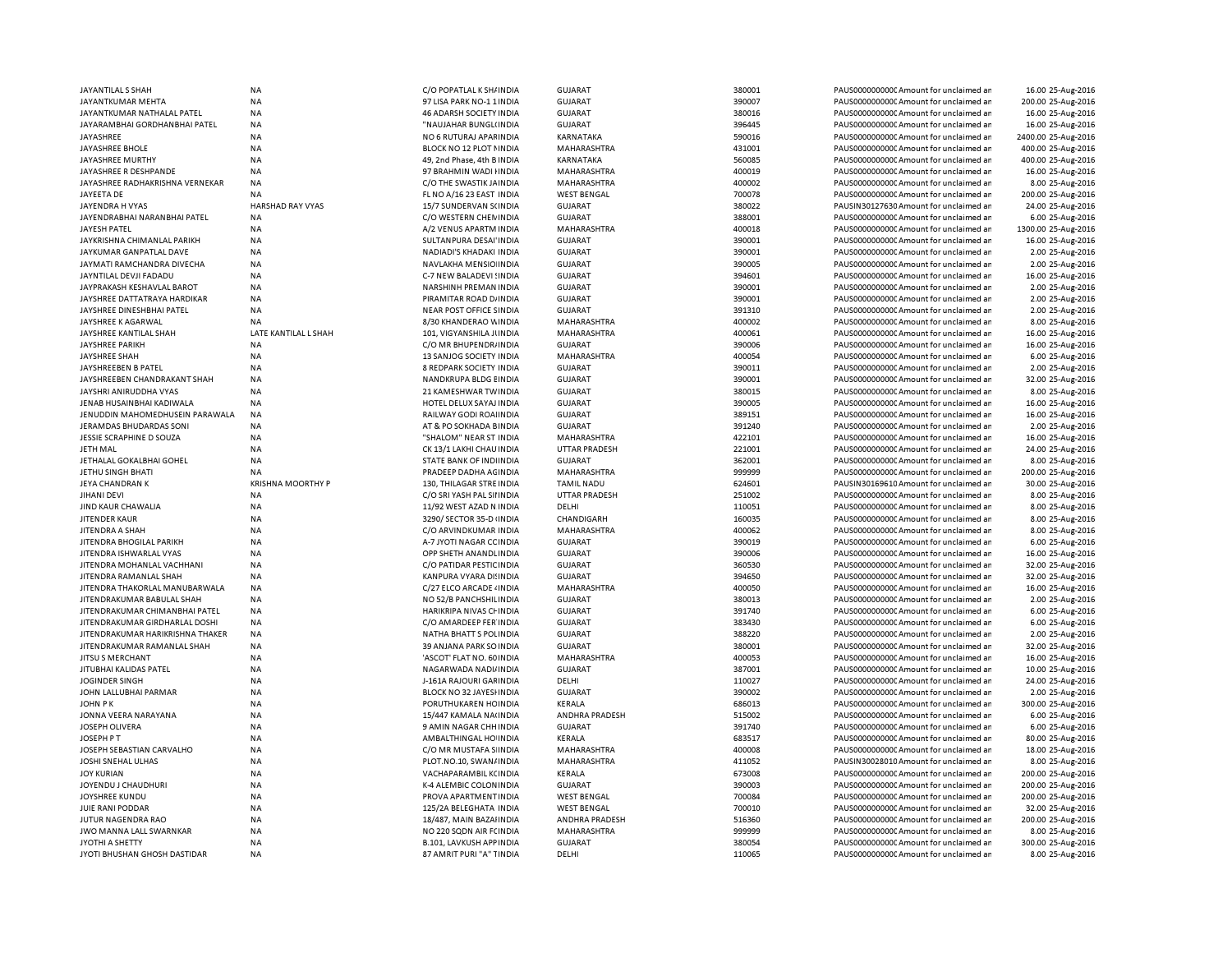| | | | | | | | | |
|---|---|---|---|---|---|---|---|---|
| JAYANTILAL S SHAH | NA | C/O POPATLAL K SHAINDIA | GUJARAT | 380001 | PAUS0000000000 | Amount for unclaimed an | 16.00 | 25-Aug-2016 |
| JAYANTKUMAR MEHTA | NA | 97 LISA PARK NO-1 1INDIA | GUJARAT | 390007 | PAUS0000000000 | Amount for unclaimed an | 200.00 | 25-Aug-2016 |
| JAYANTKUMAR NATHALAL PATEL | NA | 46 ADARSH SOCIETY INDIA | GUJARAT | 380016 | PAUS0000000000 | Amount for unclaimed an | 16.00 | 25-Aug-2016 |
| JAYARAMBHAI GORDHANBHAI PATEL | NA | "NAUJAHAR BUNGLOINDIA | GUJARAT | 396445 | PAUS0000000000 | Amount for unclaimed an | 16.00 | 25-Aug-2016 |
| JAYASHREE | NA | NO 6 RUTURAJ APARINDIA | KARNATAKA | 590016 | PAUS0000000000 | Amount for unclaimed an | 2400.00 | 25-Aug-2016 |
| JAYASHREE BHOLE | NA | BLOCK NO 12 PLOT NINDIA | MAHARASHTRA | 431001 | PAUS0000000000 | Amount for unclaimed an | 400.00 | 25-Aug-2016 |
| JAYASHREE MURTHY | NA | 49, 2nd Phase, 4th B INDIA | KARNATAKA | 560085 | PAUS0000000000 | Amount for unclaimed an | 400.00 | 25-Aug-2016 |
| JAYASHREE R DESHPANDE | NA | 97 BRAHMIN WADI IINDIA | MAHARASHTRA | 400019 | PAUS0000000000 | Amount for unclaimed an | 16.00 | 25-Aug-2016 |
| JAYASHREE RADHAKRISHNA VERNEKAR | NA | C/O THE SWASTIK JAINDIA | MAHARASHTRA | 400002 | PAUS0000000000 | Amount for unclaimed an | 8.00 | 25-Aug-2016 |
| JAYEETA DE | NA | FL NO A/16 23 EAST INDIA | WEST BENGAL | 700078 | PAUS0000000000 | Amount for unclaimed an | 200.00 | 25-Aug-2016 |
| JAYENDRA H VYAS | HARSHAD RAY VYAS | 15/7 SUNDERVAN SCINDIA | GUJARAT | 380022 | PAUSIN30127630 | Amount for unclaimed an | 24.00 | 25-Aug-2016 |
| JAYENDRABHAI NARANBHAI PATEL | NA | C/O WESTERN CHEMINDIA | GUJARAT | 388001 | PAUS0000000000 | Amount for unclaimed an | 6.00 | 25-Aug-2016 |
| JAYESH PATEL | NA | A/2 VENUS APARTM INDIA | MAHARASHTRA | 400018 | PAUS0000000000 | Amount for unclaimed an | 1300.00 | 25-Aug-2016 |
| JAYKRISHNA CHIMANLAL PARIKH | NA | SULTANPURA DESAI'INDIA | GUJARAT | 390001 | PAUS0000000000 | Amount for unclaimed an | 16.00 | 25-Aug-2016 |
| JAYKUMAR GANPATLAL DAVE | NA | NADIADI'S KHADAKI INDIA | GUJARAT | 390001 | PAUS0000000000 | Amount for unclaimed an | 2.00 | 25-Aug-2016 |
| JAYMATI RAMCHANDRA DIVECHA | NA | NAVLAKHA MENSIOIINDIA | GUJARAT | 390005 | PAUS0000000000 | Amount for unclaimed an | 2.00 | 25-Aug-2016 |
| JAYNTILAL DEVJI FADADU | NA | C-7 NEW BALADEVI SINDIA | GUJARAT | 394601 | PAUS0000000000 | Amount for unclaimed an | 16.00 | 25-Aug-2016 |
| JAYPRAKASH KESHAVLAL BAROT | NA | NARSHINH PREMAN INDIA | GUJARAT | 390001 | PAUS0000000000 | Amount for unclaimed an | 2.00 | 25-Aug-2016 |
| JAYSHREE DATTATRAYA HARDIKAR | NA | PIRAMITAR ROAD D/INDIA | GUJARAT | 390001 | PAUS0000000000 | Amount for unclaimed an | 2.00 | 25-Aug-2016 |
| JAYSHREE DINESHBHAI PATEL | NA | NEAR POST OFFICE SINDIA | GUJARAT | 391310 | PAUS0000000000 | Amount for unclaimed an | 2.00 | 25-Aug-2016 |
| JAYSHREE K AGARWAL | NA | 8/30 KHANDERAO WINDIA | MAHARASHTRA | 400002 | PAUS0000000000 | Amount for unclaimed an | 8.00 | 25-Aug-2016 |
| JAYSHREE KANTILAL SHAH | LATE KANTILAL L SHAH | 101, VIGYANSHILA JIINDIA | MAHARASHTRA | 400061 | PAUS0000000000 | Amount for unclaimed an | 16.00 | 25-Aug-2016 |
| JAYSHREE PARIKH | NA | C/O MR BHUPENDR/INDIA | GUJARAT | 390006 | PAUS0000000000 | Amount for unclaimed an | 16.00 | 25-Aug-2016 |
| JAYSHREE SHAH | NA | 13 SANJOG SOCIETY INDIA | MAHARASHTRA | 400054 | PAUS0000000000 | Amount for unclaimed an | 6.00 | 25-Aug-2016 |
| JAYSHREEBEN B PATEL | NA | 8 REDPARK SOCIETY INDIA | GUJARAT | 390011 | PAUS0000000000 | Amount for unclaimed an | 2.00 | 25-Aug-2016 |
| JAYSHREEBEN CHANDRAKANT SHAH | NA | NANDKRUPA BLDG EINDIA | GUJARAT | 390001 | PAUS0000000000 | Amount for unclaimed an | 32.00 | 25-Aug-2016 |
| JAYSHRI ANIRUDDHA VYAS | NA | 21 KAMESHWAR TWINDIA | GUJARAT | 380015 | PAUS0000000000 | Amount for unclaimed an | 8.00 | 25-Aug-2016 |
| JENAB HUSAINBHAI KADIWALA | NA | HOTEL DELUX SAYAJ INDIA | GUJARAT | 390005 | PAUS0000000000 | Amount for unclaimed an | 16.00 | 25-Aug-2016 |
| JENUDDIN MAHOMEDHUSEIN PARAWALA | NA | RAILWAY GODI ROAIINDIA | GUJARAT | 389151 | PAUS0000000000 | Amount for unclaimed an | 16.00 | 25-Aug-2016 |
| JERAMDAS BHUDARDAS SONI | NA | AT & PO SOKHADA BINDIA | GUJARAT | 391240 | PAUS0000000000 | Amount for unclaimed an | 2.00 | 25-Aug-2016 |
| JESSIE SCRAPHINE D SOUZA | NA | "SHALOM" NEAR ST INDIA | MAHARASHTRA | 422101 | PAUS0000000000 | Amount for unclaimed an | 16.00 | 25-Aug-2016 |
| JETH MAL | NA | CK 13/1 LAKHI CHAU INDIA | UTTAR PRADESH | 221001 | PAUS0000000000 | Amount for unclaimed an | 24.00 | 25-Aug-2016 |
| JETHALAL GOKALBHAI GOHEL | NA | STATE BANK OF INDIINDIA | GUJARAT | 362001 | PAUS0000000000 | Amount for unclaimed an | 8.00 | 25-Aug-2016 |
| JETHU SINGH BHATI | NA | PRADEEP DADHA AGINDIA | MAHARASHTRA | 999999 | PAUS0000000000 | Amount for unclaimed an | 200.00 | 25-Aug-2016 |
| JEYA CHANDRAN K | KRISHNA MOORTHY P | 130, THILAGAR STRE INDIA | TAMIL NADU | 624601 | PAUSIN30169610 | Amount for unclaimed an | 30.00 | 25-Aug-2016 |
| JIHANI DEVI | NA | C/O SRI YASH PAL SIIINDIA | UTTAR PRADESH | 251002 | PAUS0000000000 | Amount for unclaimed an | 8.00 | 25-Aug-2016 |
| JIND KAUR CHAWALIA | NA | 11/92 WEST AZAD N INDIA | DELHI | 110051 | PAUS0000000000 | Amount for unclaimed an | 8.00 | 25-Aug-2016 |
| JITENDER KAUR | NA | 3290/ SECTOR 35-D (INDIA | CHANDIGARH | 160035 | PAUS0000000000 | Amount for unclaimed an | 8.00 | 25-Aug-2016 |
| JITENDRA A SHAH | NA | C/O ARVINDKUMAR INDIA | MAHARASHTRA | 400062 | PAUS0000000000 | Amount for unclaimed an | 8.00 | 25-Aug-2016 |
| JITENDRA BHOGILAL PARIKH | NA | A-7 JYOTI NAGAR CCINDIA | GUJARAT | 390019 | PAUS0000000000 | Amount for unclaimed an | 6.00 | 25-Aug-2016 |
| JITENDRA ISHWARLAL VYAS | NA | OPP SHETH ANANDLINDIA | GUJARAT | 390006 | PAUS0000000000 | Amount for unclaimed an | 16.00 | 25-Aug-2016 |
| JITENDRA MOHANLAL VACHHANI | NA | C/O PATIDAR PESTICINDIA | GUJARAT | 360530 | PAUS0000000000 | Amount for unclaimed an | 32.00 | 25-Aug-2016 |
| JITENDRA RAMANLAL SHAH | NA | KANPURA VYARA DISINDIA | GUJARAT | 394650 | PAUS0000000000 | Amount for unclaimed an | 32.00 | 25-Aug-2016 |
| JITENDRA THAKORLAL MANUBARWALA | NA | C/27 ELCO ARCADE 4INDIA | MAHARASHTRA | 400050 | PAUS0000000000 | Amount for unclaimed an | 16.00 | 25-Aug-2016 |
| JITENDRAKUMAR BABULAL SHAH | NA | NO 52/B PANCHSHILINDIA | GUJARAT | 380013 | PAUS0000000000 | Amount for unclaimed an | 2.00 | 25-Aug-2016 |
| JITENDRAKUMAR CHIMANBHAI PATEL | NA | HARIKRIPA NIVAS CHINDIA | GUJARAT | 391740 | PAUS0000000000 | Amount for unclaimed an | 6.00 | 25-Aug-2016 |
| JITENDRAKUMAR GIRDHARLAL DOSHI | NA | C/O AMARDEEP FERINDIA | GUJARAT | 383430 | PAUS0000000000 | Amount for unclaimed an | 6.00 | 25-Aug-2016 |
| JITENDRAKUMAR HARIKRISHNA THAKER | NA | NATHA BHATT S POLINDIA | GUJARAT | 388220 | PAUS0000000000 | Amount for unclaimed an | 2.00 | 25-Aug-2016 |
| JITENDRAKUMAR RAMANLAL SHAH | NA | 39 ANJANA PARK SO INDIA | GUJARAT | 380001 | PAUS0000000000 | Amount for unclaimed an | 32.00 | 25-Aug-2016 |
| JITSU S MERCHANT | NA | 'ASCOT' FLAT NO. 60INDIA | MAHARASHTRA | 400053 | PAUS0000000000 | Amount for unclaimed an | 16.00 | 25-Aug-2016 |
| JITUBHAI KALIDAS PATEL | NA | NAGARWADA NADI/INDIA | GUJARAT | 387001 | PAUS0000000000 | Amount for unclaimed an | 10.00 | 25-Aug-2016 |
| JOGINDER SINGH | NA | J-161A RAJOURI GARINDIA | DELHI | 110027 | PAUS0000000000 | Amount for unclaimed an | 24.00 | 25-Aug-2016 |
| JOHN LALLUBHAI PARMAR | NA | BLOCK NO 32 JAYESHINDIA | GUJARAT | 390002 | PAUS0000000000 | Amount for unclaimed an | 2.00 | 25-Aug-2016 |
| JOHN P K | NA | PORUTHUKAREN HOINDIA | KERALA | 686013 | PAUS0000000000 | Amount for unclaimed an | 300.00 | 25-Aug-2016 |
| JONNA VEERA NARAYANA | NA | 15/447 KAMALA NAINDIA | ANDHRA PRADESH | 515002 | PAUS0000000000 | Amount for unclaimed an | 6.00 | 25-Aug-2016 |
| JOSEPH OLIVERA | NA | 9 AMIN NAGAR CHHINDIA | GUJARAT | 391740 | PAUS0000000000 | Amount for unclaimed an | 6.00 | 25-Aug-2016 |
| JOSEPH P T | NA | AMBALTHINGAL HOIINDIA | KERALA | 683517 | PAUS0000000000 | Amount for unclaimed an | 80.00 | 25-Aug-2016 |
| JOSEPH SEBASTIAN CARVALHO | NA | C/O MR MUSTAFA SIINDIA | MAHARASHTRA | 400008 | PAUS0000000000 | Amount for unclaimed an | 18.00 | 25-Aug-2016 |
| JOSHI SNEHAL ULHAS | NA | PLOT.NO.10, SWAN/INDIA | MAHARASHTRA | 411052 | PAUSIN30028010 | Amount for unclaimed an | 8.00 | 25-Aug-2016 |
| JOY KURIAN | NA | VACHAPARAMBIL KCINDIA | KERALA | 673008 | PAUS0000000000 | Amount for unclaimed an | 200.00 | 25-Aug-2016 |
| JOYENDU J CHAUDHURI | NA | K-4 ALEMBIC COLONINDIA | GUJARAT | 390003 | PAUS0000000000 | Amount for unclaimed an | 200.00 | 25-Aug-2016 |
| JOYSHREE KUNDU | NA | PROVA APARTMENTINDIA | WEST BENGAL | 700084 | PAUS0000000000 | Amount for unclaimed an | 200.00 | 25-Aug-2016 |
| JUIE RANI PODDAR | NA | 125/2A BELEGHATA INDIA | WEST BENGAL | 700010 | PAUS0000000000 | Amount for unclaimed an | 32.00 | 25-Aug-2016 |
| JUTUR NAGENDRA RAO | NA | 18/487, MAIN BAZAIINDIA | ANDHRA PRADESH | 516360 | PAUS0000000000 | Amount for unclaimed an | 200.00 | 25-Aug-2016 |
| JWO MANNA LALL SWARNKAR | NA | NO 220 SQDN AIR FCINDIA | MAHARASHTRA | 999999 | PAUS0000000000 | Amount for unclaimed an | 8.00 | 25-Aug-2016 |
| JYOTHI A SHETTY | NA | B.101, LAVKUSH APPINDIA | GUJARAT | 380054 | PAUS0000000000 | Amount for unclaimed an | 300.00 | 25-Aug-2016 |
| JYOTI BHUSHAN GHOSH DASTIDAR | NA | 87 AMRIT PURI "A" TINDIA | DELHI | 110065 | PAUS0000000000 | Amount for unclaimed an | 8.00 | 25-Aug-2016 |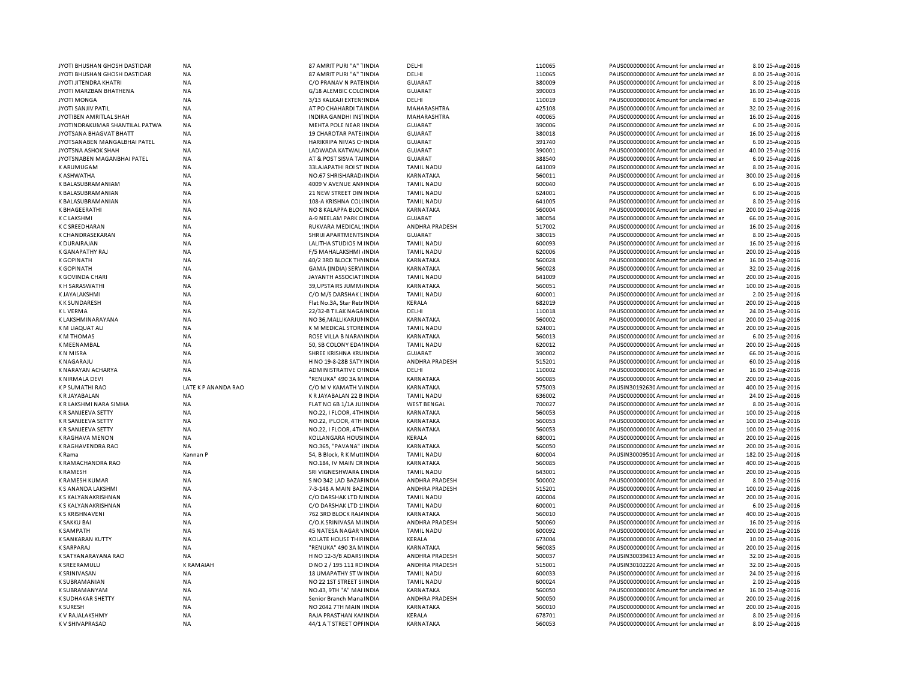| | | | | | | | | |
|---|---|---|---|---|---|---|---|---|
| JYOTI BHUSHAN GHOSH DASTIDAR | NA | 87 AMRIT PURI "A" TINDIA | DELHI | 110065 | PAUS0000000000C | Amount for unclaimed an | 8.00 | 25-Aug-2016 |
| JYOTI BHUSHAN GHOSH DASTIDAR | NA | 87 AMRIT PURI "A" TINDIA | DELHI | 110065 | PAUS0000000000C | Amount for unclaimed an | 8.00 | 25-Aug-2016 |
| JYOTI JITENDRA KHATRI | NA | C/O PRANAV N PATEINDIA | GUJARAT | 380009 | PAUS0000000000C | Amount for unclaimed an | 8.00 | 25-Aug-2016 |
| JYOTI MARZBAN BHATHENA | NA | G/18 ALEMBIC COLCINDIA | GUJARAT | 390003 | PAUS0000000000C | Amount for unclaimed an | 16.00 | 25-Aug-2016 |
| JYOTI MONGA | NA | 3/13 KALKAJI EXTENINDIA | DELHI | 110019 | PAUS0000000000C | Amount for unclaimed an | 8.00 | 25-Aug-2016 |
| JYOTI SANJIV PATIL | NA | AT PO CHAHARDI TAINDIA | MAHARASHTRA | 425108 | PAUS0000000000C | Amount for unclaimed an | 32.00 | 25-Aug-2016 |
| JYOTIBEN AMRITLAL SHAH | NA | INDIRA GANDHI INSINDIA | MAHARASHTRA | 400065 | PAUS0000000000C | Amount for unclaimed an | 16.00 | 25-Aug-2016 |
| JYOTINDRAKUMAR SHANTILAL PATWA | NA | MEHTA POLE NEAR IINDIA | GUJARAT | 390006 | PAUS0000000000C | Amount for unclaimed an | 6.00 | 25-Aug-2016 |
| JYOTSANA BHAGVAT BHATT | NA | 19 CHAROTAR PATEIINDIA | GUJARAT | 380018 | PAUS0000000000C | Amount for unclaimed an | 16.00 | 25-Aug-2016 |
| JYOTSANABEN MANGALBHAI PATEL | NA | HARIKRIPA NIVAS CHINDIA | GUJARAT | 391740 | PAUS0000000000C | Amount for unclaimed an | 6.00 | 25-Aug-2016 |
| JYOTSNA ASHOK SHAH | NA | LADWADA KATWAL/INDIA | GUJARAT | 390001 | PAUS0000000000C | Amount for unclaimed an | 40.00 | 25-Aug-2016 |
| JYOTSNABEN MAGANBHAI PATEL | NA | AT & POST SISVA TAIINDIA | GUJARAT | 388540 | PAUS0000000000C | Amount for unclaimed an | 6.00 | 25-Aug-2016 |
| K ARUMUGAM | NA | 33LAJAPATHI ROI ST INDIA | TAMIL NADU | 641009 | PAUS0000000000C | Amount for unclaimed an | 8.00 | 25-Aug-2016 |
| K ASHWATHA | NA | NO.67 SHRISHARAD/INDIA | KARNATAKA | 560011 | PAUS0000000000C | Amount for unclaimed an | 300.00 | 25-Aug-2016 |
| K BALASUBRAMANIAM | NA | 4009 V AVENUE ANINDIA | TAMIL NADU | 600040 | PAUS0000000000C | Amount for unclaimed an | 6.00 | 25-Aug-2016 |
| K BALASUBRAMANIAN | NA | 21 NEW STREET DIN INDIA | TAMIL NADU | 624001 | PAUS0000000000C | Amount for unclaimed an | 6.00 | 25-Aug-2016 |
| K BALASUBRAMANIAN | NA | 108-A KRISHNA COLINDIA | TAMIL NADU | 641005 | PAUS0000000000C | Amount for unclaimed an | 8.00 | 25-Aug-2016 |
| K BHAGEERATHI | NA | NO 8 KALAPPA BLOCINDIA | KARNATAKA | 560004 | PAUS0000000000C | Amount for unclaimed an | 200.00 | 25-Aug-2016 |
| K C LAKSHMI | NA | A-9 NEELAM PARK OINDIA | GUJARAT | 380054 | PAUS0000000000C | Amount for unclaimed an | 66.00 | 25-Aug-2016 |
| K C SREEDHARAN | NA | RUKVARA MEDICAL INDIA | ANDHRA PRADESH | 517002 | PAUS0000000000C | Amount for unclaimed an | 16.00 | 25-Aug-2016 |
| K CHANDRASEKARAN | NA | SHRIJI APARTMENTSINDIA | GUJARAT | 380015 | PAUS0000000000C | Amount for unclaimed an | 8.00 | 25-Aug-2016 |
| K DURAIRAJAN | NA | LALITHA STUDIOS M INDIA | TAMIL NADU | 600093 | PAUS0000000000C | Amount for unclaimed an | 16.00 | 25-Aug-2016 |
| K GANAPATHY RAJ | NA | F/5 MAHALAKSHMI /INDIA | TAMIL NADU | 620006 | PAUS0000000000C | Amount for unclaimed an | 200.00 | 25-Aug-2016 |
| K GOPINATH | NA | 40/2 3RD BLOCK THINDIA | KARNATAKA | 560028 | PAUS0000000000C | Amount for unclaimed an | 16.00 | 25-Aug-2016 |
| K GOPINATH | NA | GAMA (INDIA) SERVIINDIA | KARNATAKA | 560028 | PAUS0000000000C | Amount for unclaimed an | 32.00 | 25-Aug-2016 |
| K GOVINDA CHARI | NA | JAYANTH ASSOCIATEINDIA | TAMIL NADU | 641009 | PAUS0000000000C | Amount for unclaimed an | 200.00 | 25-Aug-2016 |
| K H SARASWATHI | NA | 39,UPSTAIRS JUMM/INDIA | KARNATAKA | 560051 | PAUS0000000000C | Amount for unclaimed an | 100.00 | 25-Aug-2016 |
| K JAYALAKSHMI | NA | C/O M/S DARSHAK LINDIA | TAMIL NADU | 600001 | PAUS0000000000C | Amount for unclaimed an | 2.00 | 25-Aug-2016 |
| K K SUNDARESH | NA | Flat No.3A, Star RetrINDIA | KERALA | 682019 | PAUS0000000000C | Amount for unclaimed an | 200.00 | 25-Aug-2016 |
| K L VERMA | NA | 22/32-B TILAK NAGAINDIA | DELHI | 110018 | PAUS0000000000C | Amount for unclaimed an | 24.00 | 25-Aug-2016 |
| K LAKSHMINARAYANA | NA | NO 36,MALLIKARJUNINDIA | KARNATAKA | 560002 | PAUS0000000000C | Amount for unclaimed an | 200.00 | 25-Aug-2016 |
| K M LIAQUAT ALI | NA | K M MEDICAL STOREINDIA | TAMIL NADU | 624001 | PAUS0000000000C | Amount for unclaimed an | 200.00 | 25-Aug-2016 |
| K M THOMAS | NA | ROSE VILLA B NARA\INDIA | KARNATAKA | 560013 | PAUS0000000000C | Amount for unclaimed an | 6.00 | 25-Aug-2016 |
| K MEENAMBAL | NA | 50, SB COLONY EDAIINDIA | TAMIL NADU | 620012 | PAUS0000000000C | Amount for unclaimed an | 200.00 | 25-Aug-2016 |
| K N MISRA | NA | SHREE KRISHNA KRUINDIA | GUJARAT | 390002 | PAUS0000000000C | Amount for unclaimed an | 66.00 | 25-Aug-2016 |
| K NAGARAJU | NA | H NO 19-8-28B SATY INDIA | ANDHRA PRADESH | 515201 | PAUS0000000000C | Amount for unclaimed an | 60.00 | 25-Aug-2016 |
| K NARAYAN ACHARYA | NA | ADMINISTRATIVE OIINDIA | DELHI | 110002 | PAUS0000000000C | Amount for unclaimed an | 16.00 | 25-Aug-2016 |
| K NIRMALA DEVI | NA | "RENUKA" 490 3A MINDIA | KARNATAKA | 560085 | PAUS0000000000C | Amount for unclaimed an | 200.00 | 25-Aug-2016 |
| K P SUMATHI RAO | LATE K P ANANDA RAO | C/O M V KAMATH V/INDIA | KARNATAKA | 575003 | PAUSIN30192630 | Amount for unclaimed an | 400.00 | 25-Aug-2016 |
| K R JAYABALAN | NA | K R JAYABALAN 22 B INDIA | TAMIL NADU | 636002 | PAUS0000000000C | Amount for unclaimed an | 24.00 | 25-Aug-2016 |
| K R LAKSHMI NARA SIMHA | NA | FLAT NO 6B 1/1A JUIINDIA | WEST BENGAL | 700027 | PAUS0000000000C | Amount for unclaimed an | 8.00 | 25-Aug-2016 |
| K R SANJEEVA SETTY | NA | NO.22, I FLOOR, 4THINDIA | KARNATAKA | 560053 | PAUS0000000000C | Amount for unclaimed an | 100.00 | 25-Aug-2016 |
| K R SANJEEVA SETTY | NA | NO.22, IFLOOR, 4TH INDIA | KARNATAKA | 560053 | PAUS0000000000C | Amount for unclaimed an | 100.00 | 25-Aug-2016 |
| K R SANJEEVA SETTY | NA | NO.22, I FLOOR, 4THINDIA | KARNATAKA | 560053 | PAUS0000000000C | Amount for unclaimed an | 100.00 | 25-Aug-2016 |
| K RAGHAVA MENON | NA | KOLLANGARA HOUSINDIA | KERALA | 680001 | PAUS0000000000C | Amount for unclaimed an | 200.00 | 25-Aug-2016 |
| K RAGHAVENDRA RAO | NA | NO.365, "PAVANA" 6INDIA | KARNATAKA | 560050 | PAUS0000000000C | Amount for unclaimed an | 200.00 | 25-Aug-2016 |
| K Rama | Kannan P | 54, B Block, R K MuttINDIA | TAMIL NADU | 600004 | PAUSIN30009510 | Amount for unclaimed an | 182.00 | 25-Aug-2016 |
| K RAMACHANDRA RAO | NA | NO.184, IV MAIN CR INDIA | KARNATAKA | 560085 | PAUS0000000000C | Amount for unclaimed an | 400.00 | 25-Aug-2016 |
| K RAMESH | NA | SRI VIGNESHWARA EINDIA | TAMIL NADU | 643001 | PAUS0000000000C | Amount for unclaimed an | 200.00 | 25-Aug-2016 |
| K RAMESH KUMAR | NA | S NO 342 LAD BAZAFINDIA | ANDHRA PRADESH | 500002 | PAUS0000000000C | Amount for unclaimed an | 8.00 | 25-Aug-2016 |
| K S ANANDA LAKSHMI | NA | 7-3-148 A MAIN BAZINDIA | ANDHRA PRADESH | 515201 | PAUS0000000000C | Amount for unclaimed an | 100.00 | 25-Aug-2016 |
| K S KALYANAKRISHNAN | NA | C/O DARSHAK LTD N INDIA | TAMIL NADU | 600004 | PAUS0000000000C | Amount for unclaimed an | 200.00 | 25-Aug-2016 |
| K S KALYANAKRISHNAN | NA | C/O DARSHAK LTD 1:INDIA | TAMIL NADU | 600001 | PAUS0000000000C | Amount for unclaimed an | 6.00 | 25-Aug-2016 |
| K S KRISHNAVENI | NA | 762 3RD BLOCK RAJAINDIA | KARNATAKA | 560010 | PAUS0000000000C | Amount for unclaimed an | 400.00 | 25-Aug-2016 |
| K SAKKU BAI | NA | C/O.K.SRINIVASA MUNDIA | ANDHRA PRADESH | 500060 | PAUS0000000000C | Amount for unclaimed an | 16.00 | 25-Aug-2016 |
| K SAMPATH | NA | 45 NATESA NAGAR VINDIA | TAMIL NADU | 600092 | PAUS0000000000C | Amount for unclaimed an | 200.00 | 25-Aug-2016 |
| K SANKARAN KUTTY | NA | KOLATE HOUSE THIRINDIA | KERALA | 673004 | PAUS0000000000C | Amount for unclaimed an | 10.00 | 25-Aug-2016 |
| K SARPARAJ | NA | "RENUKA" 490 3A MINDIA | KARNATAKA | 560085 | PAUS0000000000C | Amount for unclaimed an | 200.00 | 25-Aug-2016 |
| K SATYANARAYANA RAO | NA | H NO 12-3/B ADARSIINDIA | ANDHRA PRADESH | 500037 | PAUSIN30039413 | Amount for unclaimed an | 32.00 | 25-Aug-2016 |
| K SREERAMULU | K RAMAIAH | D NO 2 / 195 111 ROINDIA | ANDHRA PRADESH | 515001 | PAUSIN30102220 | Amount for unclaimed an | 32.00 | 25-Aug-2016 |
| K SRINIVASAN | NA | 18 UMAPATHY ST W INDIA | TAMIL NADU | 600033 | PAUS0000000000C | Amount for unclaimed an | 24.00 | 25-Aug-2016 |
| K SUBRAMANIAN | NA | NO 22 1ST STREET SIINDIA | TAMIL NADU | 600024 | PAUS0000000000C | Amount for unclaimed an | 2.00 | 25-Aug-2016 |
| K SUBRAMANYAM | NA | NO.43, 9TH "A" MAI INDIA | KARNATAKA | 560050 | PAUS0000000000C | Amount for unclaimed an | 16.00 | 25-Aug-2016 |
| K SUDHAKAR SHETTY | NA | Senior Branch ManaINDIA | ANDHRA PRADESH | 500050 | PAUS0000000000C | Amount for unclaimed an | 200.00 | 25-Aug-2016 |
| K SURESH | NA | NO 2042 7TH MAIN IINDIA | KARNATAKA | 560010 | PAUS0000000000C | Amount for unclaimed an | 200.00 | 25-Aug-2016 |
| K V RAJALAKSHMY | NA | RAJA PRASTHAN KAIINDIA | KERALA | 678701 | PAUS0000000000C | Amount for unclaimed an | 8.00 | 25-Aug-2016 |
| K V SHIVAPRASAD | NA | 44/1 A T STREET OPPINDIA | KARNATAKA | 560053 | PAUS0000000000C | Amount for unclaimed an | 8.00 | 25-Aug-2016 |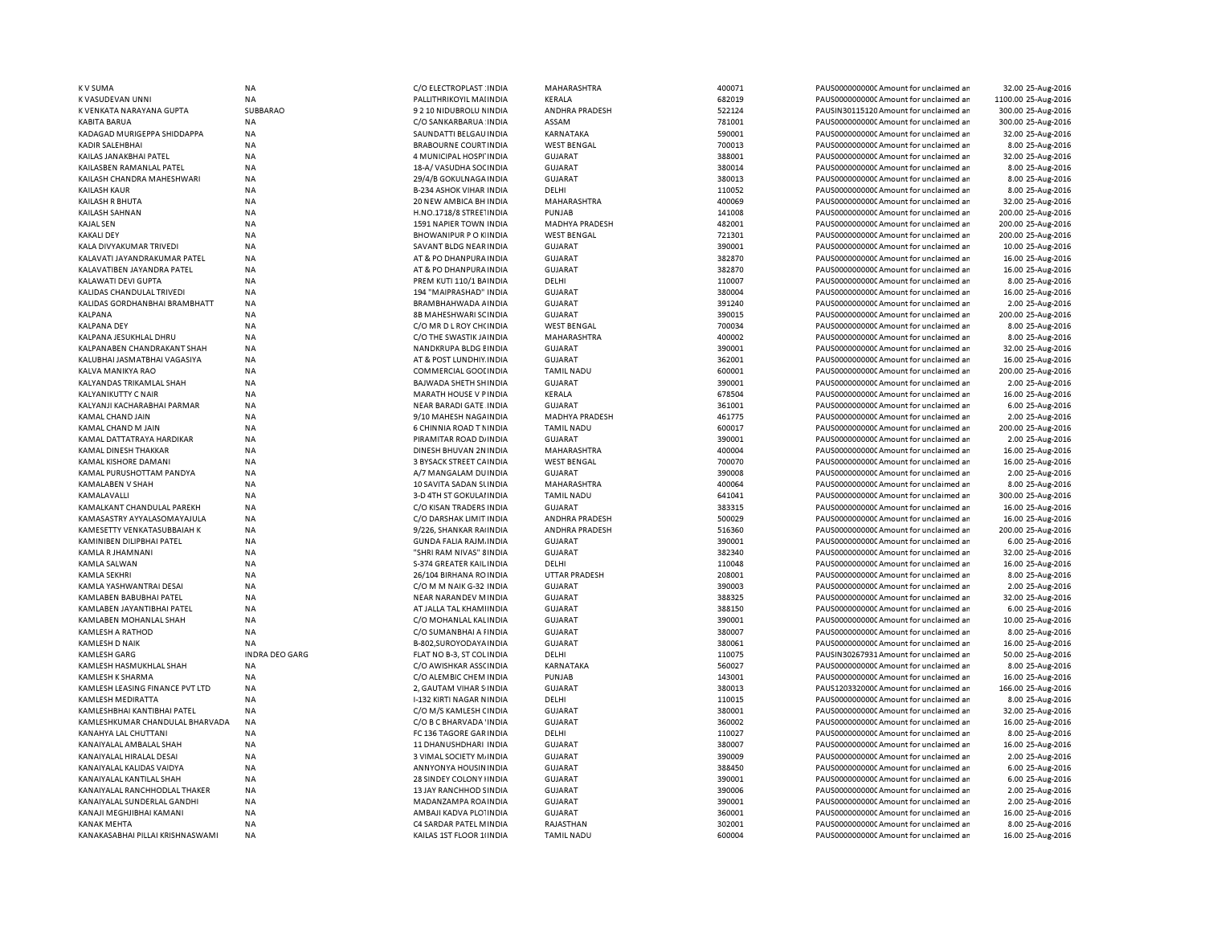| | | | | | | | | | |
|---|---|---|---|---|---|---|---|---|---|
| K V SUMA | NA | C/O ELECTROPLAST :INDIA | MAHARASHTRA | 400071 | PAUS000000000C Amount for unclaimed an | 32.00 | 25-Aug-2016 |
| K VASUDEVAN UNNI | NA | PALLITHRIKOYIL MAIINDIA | KERALA | 682019 | PAUS000000000C Amount for unclaimed an | 1100.00 | 25-Aug-2016 |
| K VENKATA NARAYANA GUPTA | SUBBARAO | 9 2 10 NIDUBROLU NINDIA | ANDHRA PRADESH | 522124 | PAUSIN30115120 Amount for unclaimed an | 300.00 | 25-Aug-2016 |
| KABITA BARUA | NA | C/O SANKARBARUA :INDIA | ASSAM | 781001 | PAUS000000000C Amount for unclaimed an | 300.00 | 25-Aug-2016 |
| KADAGAD MURIGEPPA SHIDDAPPA | NA | SAUNDATTI BELGAU INDIA | KARNATAKA | 590001 | PAUS000000000C Amount for unclaimed an | 32.00 | 25-Aug-2016 |
| KADIR SALEHBHAI | NA | BRABOURNE COURT INDIA | WEST BENGAL | 700013 | PAUS000000000C Amount for unclaimed an | 8.00 | 25-Aug-2016 |
| KAILAS JANAKBHAI PATEL | NA | 4 MUNICIPAL HOSPI INDIA | GUJARAT | 388001 | PAUS000000000C Amount for unclaimed an | 32.00 | 25-Aug-2016 |
| KAILASBEN RAMANLAL PATEL | NA | 18-A/ VASUDHA SOCINDIA | GUJARAT | 380014 | PAUS000000000C Amount for unclaimed an | 8.00 | 25-Aug-2016 |
| KAILASH CHANDRA MAHESHWARI | NA | 29/4/B GOKULNAGA INDIA | GUJARAT | 380013 | PAUS000000000C Amount for unclaimed an | 8.00 | 25-Aug-2016 |
| KAILASH KAUR | NA | B-234 ASHOK VIHAR INDIA | DELHI | 110052 | PAUS000000000C Amount for unclaimed an | 8.00 | 25-Aug-2016 |
| KAILASH R BHUTA | NA | 20 NEW AMBICA BH INDIA | MAHARASHTRA | 400069 | PAUS000000000C Amount for unclaimed an | 32.00 | 25-Aug-2016 |
| KAILASH SAHNAN | NA | H.NO.1718/8 STREE INDIA | PUNJAB | 141008 | PAUS000000000C Amount for unclaimed an | 200.00 | 25-Aug-2016 |
| KAJAL SEN | NA | 1591 NAPIER TOWN INDIA | MADHYA PRADESH | 482001 | PAUS000000000C Amount for unclaimed an | 200.00 | 25-Aug-2016 |
| KAKALI DEY | NA | BHOWANIPUR P O KIINDIA | WEST BENGAL | 721301 | PAUS000000000C Amount for unclaimed an | 200.00 | 25-Aug-2016 |
| KALA DIVYAKUMAR TRIVEDI | NA | SAVANT BLDG NEAR INDIA | GUJARAT | 390001 | PAUS000000000C Amount for unclaimed an | 10.00 | 25-Aug-2016 |
| KALAVATI JAYANDRAKUMAR PATEL | NA | AT & PO DHANPURA INDIA | GUJARAT | 382870 | PAUS000000000C Amount for unclaimed an | 16.00 | 25-Aug-2016 |
| KALAVATIBEN JAYANDRA PATEL | NA | AT & PO DHANPURA INDIA | GUJARAT | 382870 | PAUS000000000C Amount for unclaimed an | 16.00 | 25-Aug-2016 |
| KALAWATI DEVI GUPTA | NA | PREM KUTI 110/1 BAINDIA | DELHI | 110007 | PAUS000000000C Amount for unclaimed an | 8.00 | 25-Aug-2016 |
| KALIDAS CHANDULAL TRIVEDI | NA | 194 "MAIPRASHAD" INDIA | GUJARAT | 380004 | PAUS000000000C Amount for unclaimed an | 16.00 | 25-Aug-2016 |
| KALIDAS GORDHANBHAI BRAMBHATT | NA | BRAMBHAHWADA AINDIA | GUJARAT | 391240 | PAUS000000000C Amount for unclaimed an | 2.00 | 25-Aug-2016 |
| KALPANA | NA | 8B MAHESHWARI SCINDIA | GUJARAT | 390015 | PAUS000000000C Amount for unclaimed an | 200.00 | 25-Aug-2016 |
| KALPANA DEY | NA | C/O MR D L ROY CHCINDIA | WEST BENGAL | 700034 | PAUS000000000C Amount for unclaimed an | 8.00 | 25-Aug-2016 |
| KALPANA JESUKHLAL DHRU | NA | C/O THE SWASTIK JAINDIA | MAHARASHTRA | 400002 | PAUS000000000C Amount for unclaimed an | 8.00 | 25-Aug-2016 |
| KALPANABEN CHANDRAKANT SHAH | NA | NANDKRUPA BLDG EINDIA | GUJARAT | 390001 | PAUS000000000C Amount for unclaimed an | 32.00 | 25-Aug-2016 |
| KALUBHAI JASMATBHAI VAGASIYA | NA | AT & POST LUNDHIY INDIA | GUJARAT | 362001 | PAUS000000000C Amount for unclaimed an | 16.00 | 25-Aug-2016 |
| KALVA MANIKYA RAO | NA | COMMERCIAL GOOLINDIA | TAMIL NADU | 600001 | PAUS000000000C Amount for unclaimed an | 200.00 | 25-Aug-2016 |
| KALYANDAS TRIKAMLAL SHAH | NA | BAJWADA SHETH SHINDIA | GUJARAT | 390001 | PAUS000000000C Amount for unclaimed an | 2.00 | 25-Aug-2016 |
| KALYANIKUTTY C NAIR | NA | MARATH HOUSE V P INDIA | KERALA | 678504 | PAUS000000000C Amount for unclaimed an | 16.00 | 25-Aug-2016 |
| KALYANJI KACHARABHAI PARMAR | NA | NEAR BARADI GATE .INDIA | GUJARAT | 361001 | PAUS000000000C Amount for unclaimed an | 6.00 | 25-Aug-2016 |
| KAMAL CHAND JAIN | NA | 9/10 MAHESH NAGAINDIA | MADHYA PRADESH | 461775 | PAUS000000000C Amount for unclaimed an | 2.00 | 25-Aug-2016 |
| KAMAL CHAND M JAIN | NA | 6 CHINNIA ROAD T NINDIA | TAMIL NADU | 600017 | PAUS000000000C Amount for unclaimed an | 200.00 | 25-Aug-2016 |
| KAMAL DATTATRAYA HARDIKAR | NA | PIRAMITAR ROAD D/INDIA | GUJARAT | 390001 | PAUS000000000C Amount for unclaimed an | 2.00 | 25-Aug-2016 |
| KAMAL DINESH THAKKAR | NA | DINESH BHUVAN 2N INDIA | MAHARASHTRA | 400004 | PAUS000000000C Amount for unclaimed an | 16.00 | 25-Aug-2016 |
| KAMAL KISHORE DAMANI | NA | 3 BYSACK STREET CAINDIA | WEST BENGAL | 700070 | PAUS000000000C Amount for unclaimed an | 16.00 | 25-Aug-2016 |
| KAMAL PURUSHOTTAM PANDYA | NA | A/7 MANGALAM DUINDIA | GUJARAT | 390008 | PAUS000000000C Amount for unclaimed an | 2.00 | 25-Aug-2016 |
| KAMALABEN V SHAH | NA | 10 SAVITA SADAN SLINDIA | MAHARASHTRA | 400064 | PAUS000000000C Amount for unclaimed an | 8.00 | 25-Aug-2016 |
| KAMALAVALLI | NA | 3-D 4TH ST GOKULA INDIA | TAMIL NADU | 641041 | PAUS000000000C Amount for unclaimed an | 300.00 | 25-Aug-2016 |
| KAMALKANT CHANDULAL PAREKH | NA | C/O KISAN TRADERS INDIA | GUJARAT | 383315 | PAUS000000000C Amount for unclaimed an | 16.00 | 25-Aug-2016 |
| KAMASASTRY AYYALASOMAYAJULA | NA | C/O DARSHAK LIMIT INDIA | ANDHRA PRADESH | 500029 | PAUS000000000C Amount for unclaimed an | 16.00 | 25-Aug-2016 |
| KAMESETTY VENKATASUBBAIAH K | NA | 9/226, SHANKAR RAIINDIA | ANDHRA PRADESH | 516360 | PAUS000000000C Amount for unclaimed an | 200.00 | 25-Aug-2016 |
| KAMINIBEN DILIPBHAI PATEL | NA | GUNDA FALIA RAJM.INDIA | GUJARAT | 390001 | PAUS000000000C Amount for unclaimed an | 6.00 | 25-Aug-2016 |
| KAMLA R JHAMNANI | NA | "SHRI RAM NIVAS" 8INDIA | GUJARAT | 382340 | PAUS000000000C Amount for unclaimed an | 32.00 | 25-Aug-2016 |
| KAMLA SALWAN | NA | S-374 GREATER KAIL INDIA | DELHI | 110048 | PAUS000000000C Amount for unclaimed an | 16.00 | 25-Aug-2016 |
| KAMLA SEKHRI | NA | 26/104 BIRHANA RO INDIA | UTTAR PRADESH | 208001 | PAUS000000000C Amount for unclaimed an | 8.00 | 25-Aug-2016 |
| KAMLA YASHWANTRAI DESAI | NA | C/O M M NAIK G-32 INDIA | GUJARAT | 390003 | PAUS000000000C Amount for unclaimed an | 2.00 | 25-Aug-2016 |
| KAMLABEN BABUBHAI PATEL | NA | NEAR NARANDEV M INDIA | GUJARAT | 388325 | PAUS000000000C Amount for unclaimed an | 32.00 | 25-Aug-2016 |
| KAMLABEN JAYANTIBHAI PATEL | NA | AT JALLA TAL KHAMIINDIA | GUJARAT | 388150 | PAUS000000000C Amount for unclaimed an | 6.00 | 25-Aug-2016 |
| KAMLABEN MOHANLAL SHAH | NA | C/O MOHANLAL KALINDIA | GUJARAT | 390001 | PAUS000000000C Amount for unclaimed an | 10.00 | 25-Aug-2016 |
| KAMLESH A RATHOD | NA | C/O SUMANBHAI A FINDIA | GUJARAT | 380007 | PAUS000000000C Amount for unclaimed an | 8.00 | 25-Aug-2016 |
| KAMLESH D NAIK | NA | B-802,SUROYODAYA INDIA | GUJARAT | 380061 | PAUS000000000C Amount for unclaimed an | 16.00 | 25-Aug-2016 |
| KAMLESH GARG | INDRA DEO GARG | FLAT NO B-3, ST COLINDIA | DELHI | 110075 | PAUSIN30267931 Amount for unclaimed an | 50.00 | 25-Aug-2016 |
| KAMLESH HASMUKHLAL SHAH | NA | C/O AWISHKAR ASSCINDIA | KARNATAKA | 560027 | PAUS000000000C Amount for unclaimed an | 8.00 | 25-Aug-2016 |
| KAMLESH K SHARMA | NA | C/O ALEMBIC CHEM INDIA | PUNJAB | 143001 | PAUS000000000C Amount for unclaimed an | 16.00 | 25-Aug-2016 |
| KAMLESH LEASING FINANCE PVT LTD | NA | 2, GAUTAM VIHAR S INDIA | GUJARAT | 380013 | PAUS120332000C Amount for unclaimed an | 166.00 | 25-Aug-2016 |
| KAMLESH MEDIRATTA | NA | I-132 KIRTI NAGAR NINDIA | DELHI | 110015 | PAUS000000000C Amount for unclaimed an | 8.00 | 25-Aug-2016 |
| KAMLESHBHAI KANTIBHAI PATEL | NA | C/O M/S KAMLESH CINDIA | GUJARAT | 380001 | PAUS000000000C Amount for unclaimed an | 32.00 | 25-Aug-2016 |
| KAMLESHKUMAR CHANDULAL BHARVADA | NA | C/O B C BHARVADA 'INDIA | GUJARAT | 360002 | PAUS000000000C Amount for unclaimed an | 16.00 | 25-Aug-2016 |
| KANAHYA LAL CHUTTANI | NA | FC 136 TAGORE GAR INDIA | DELHI | 110027 | PAUS000000000C Amount for unclaimed an | 8.00 | 25-Aug-2016 |
| KANAIYALAL AMBALAL SHAH | NA | 11 DHANUSHDHARI INDIA | GUJARAT | 380007 | PAUS000000000C Amount for unclaimed an | 16.00 | 25-Aug-2016 |
| KANAIYALAL HIRALAL DESAI | NA | 3 VIMAL SOCIETY M/INDIA | GUJARAT | 390009 | PAUS000000000C Amount for unclaimed an | 2.00 | 25-Aug-2016 |
| KANAIYALAL KALIDAS VAIDYA | NA | ANNYONYA HOUSIN INDIA | GUJARAT | 388450 | PAUS000000000C Amount for unclaimed an | 6.00 | 25-Aug-2016 |
| KANAIYALAL KANTILAL SHAH | NA | 28 SINDEY COLONY IINDIA | GUJARAT | 390001 | PAUS000000000C Amount for unclaimed an | 6.00 | 25-Aug-2016 |
| KANAIYALAL RANCHHODLAL THAKER | NA | 13 JAY RANCHHOD SINDIA | GUJARAT | 390006 | PAUS000000000C Amount for unclaimed an | 2.00 | 25-Aug-2016 |
| KANAIYALAL SUNDERLAL GANDHI | NA | MADANZAMPA ROA INDIA | GUJARAT | 390001 | PAUS000000000C Amount for unclaimed an | 2.00 | 25-Aug-2016 |
| KANAJI MEGHJIBHAI KAMANI | NA | AMBAJI KADVA PLO INDIA | GUJARAT | 360001 | PAUS000000000C Amount for unclaimed an | 16.00 | 25-Aug-2016 |
| KANAK MEHTA | NA | C4 SARDAR PATEL M INDIA | RAJASTHAN | 302001 | PAUS000000000C Amount for unclaimed an | 8.00 | 25-Aug-2016 |
| KANAKASABHAI PILLAI KRISHNASWAMI | NA | KAILAS 1ST FLOOR 1(INDIA | TAMIL NADU | 600004 | PAUS000000000C Amount for unclaimed an | 16.00 | 25-Aug-2016 |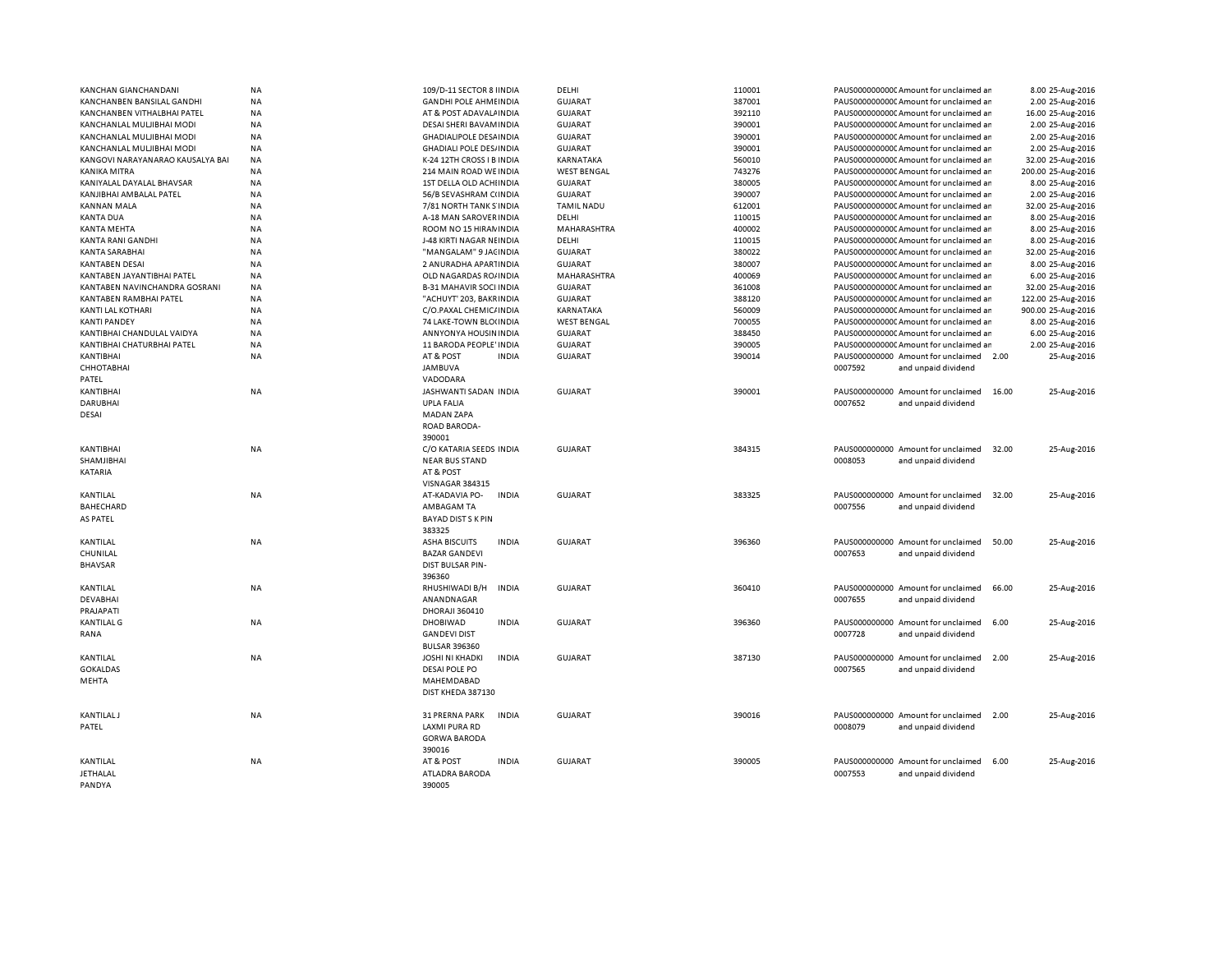| | | | | | | | | | |
|---|---|---|---|---|---|---|---|---|---|
| KANCHAN GIANCHANDANI | NA | 109/D-11 SECTOR 8 I | INDIA | DELHI | 110001 | PAUS0000000000 | Amount for unclaimed an | 8.00 | 25-Aug-2016 |
| KANCHANBEN BANSILAL GANDHI | NA | GANDHI POLE AHME | INDIA | GUJARAT | 387001 | PAUS0000000000 | Amount for unclaimed an | 2.00 | 25-Aug-2016 |
| KANCHANBEN VITHALBHAI PATEL | NA | AT & POST ADAVALA | INDIA | GUJARAT | 392110 | PAUS0000000000 | Amount for unclaimed an | 16.00 | 25-Aug-2016 |
| KANCHANLAL MULJIBHAI MODI | NA | DESAI SHERI BAVAM | INDIA | GUJARAT | 390001 | PAUS0000000000 | Amount for unclaimed an | 2.00 | 25-Aug-2016 |
| KANCHANLAL MULJIBHAI MODI | NA | GHADIALIPOLE DESA | INDIA | GUJARAT | 390001 | PAUS0000000000 | Amount for unclaimed an | 2.00 | 25-Aug-2016 |
| KANCHANLAL MULJIBHAI MODI | NA | GHADIALI POLE DES | INDIA | GUJARAT | 390001 | PAUS0000000000 | Amount for unclaimed an | 2.00 | 25-Aug-2016 |
| KANGOVI NARAYANARAO KAUSALYA BAI | NA | K-24 12TH CROSS I B | INDIA | KARNATAKA | 560010 | PAUS0000000000 | Amount for unclaimed an | 32.00 | 25-Aug-2016 |
| KANIKA MITRA | NA | 214 MAIN ROAD WE | INDIA | WEST BENGAL | 743276 | PAUS0000000000 | Amount for unclaimed an | 200.00 | 25-Aug-2016 |
| KANIYALAL DAYALAL BHAVSAR | NA | 1ST DELLA OLD ACHI | INDIA | GUJARAT | 380005 | PAUS0000000000 | Amount for unclaimed an | 8.00 | 25-Aug-2016 |
| KANJIBHAI AMBALAL PATEL | NA | 56/B SEVASHRAM C | INDIA | GUJARAT | 390007 | PAUS0000000000 | Amount for unclaimed an | 2.00 | 25-Aug-2016 |
| KANNAN MALA | NA | 7/81 NORTH TANK S | INDIA | TAMIL NADU | 612001 | PAUS0000000000 | Amount for unclaimed an | 32.00 | 25-Aug-2016 |
| KANTA DUA | NA | A-18 MAN SAROVER | INDIA | DELHI | 110015 | PAUS0000000000 | Amount for unclaimed an | 8.00 | 25-Aug-2016 |
| KANTA MEHTA | NA | ROOM NO 15 HIRAN | INDIA | MAHARASHTRA | 400002 | PAUS0000000000 | Amount for unclaimed an | 8.00 | 25-Aug-2016 |
| KANTA RANI GANDHI | NA | J-48 KIRTI NAGAR NE | INDIA | DELHI | 110015 | PAUS0000000000 | Amount for unclaimed an | 8.00 | 25-Aug-2016 |
| KANTA SARABHAI | NA | "MANGALAM" 9 JAC | INDIA | GUJARAT | 380022 | PAUS0000000000 | Amount for unclaimed an | 32.00 | 25-Aug-2016 |
| KANTABEN DESAI | NA | 2 ANURADHA APART | INDIA | GUJARAT | 380007 | PAUS0000000000 | Amount for unclaimed an | 8.00 | 25-Aug-2016 |
| KANTABEN JAYANTIBHAI PATEL | NA | OLD NAGARDAS RO | INDIA | MAHARASHTRA | 400069 | PAUS0000000000 | Amount for unclaimed an | 6.00 | 25-Aug-2016 |
| KANTABEN NAVINCHANDRA GOSRANI | NA | B-31 MAHAVIR SOCI | INDIA | GUJARAT | 361008 | PAUS0000000000 | Amount for unclaimed an | 32.00 | 25-Aug-2016 |
| KANTABEN RAMBHAI PATEL | NA | "ACHUYT' 203, BAKR | INDIA | GUJARAT | 388120 | PAUS0000000000 | Amount for unclaimed an | 122.00 | 25-Aug-2016 |
| KANTI LAL KOTHARI | NA | C/O.PAXAL CHEMIC | INDIA | KARNATAKA | 560009 | PAUS0000000000 | Amount for unclaimed an | 900.00 | 25-Aug-2016 |
| KANTI PANDEY | NA | 74 LAKE-TOWN BLO | INDIA | WEST BENGAL | 700055 | PAUS0000000000 | Amount for unclaimed an | 8.00 | 25-Aug-2016 |
| KANTIBHAI CHANDULAL VAIDYA | NA | ANNYONYA HOUSIN | INDIA | GUJARAT | 388450 | PAUS0000000000 | Amount for unclaimed an | 6.00 | 25-Aug-2016 |
| KANTIBHAI CHATURBHAI PATEL | NA | 11 BARODA PEOPLE' | INDIA | GUJARAT | 390005 | PAUS0000000000 | Amount for unclaimed an | 2.00 | 25-Aug-2016 |
| KANTIBHAI CHHOTABHAI PATEL | NA | AT & POST JAMBUVA VADODARA | INDIA | GUJARAT | 390014 | PAUS0000000000 0007592 | Amount for unclaimed and unpaid dividend | 2.00 | 25-Aug-2016 |
| KANTIBHAI DARUBHAI DESAI | NA | JASHWANTI SADAN UPLA FALIA MADAN ZAPA ROAD BARODA-390001 | INDIA | GUJARAT | 390001 | PAUS0000000000 0007652 | Amount for unclaimed and unpaid dividend | 16.00 | 25-Aug-2016 |
| KANTIBHAI SHAMJIBHAI KATARIA | NA | C/O KATARIA SEEDS NEAR BUS STAND AT & POST VISNAGAR 384315 | INDIA | GUJARAT | 384315 | PAUS0000000000 0008053 | Amount for unclaimed and unpaid dividend | 32.00 | 25-Aug-2016 |
| KANTILAL BAHECHARD AS PATEL | NA | AT-KADAVIA PO-AMBAGAM TA BAYAD DIST S K PIN 383325 | INDIA | GUJARAT | 383325 | PAUS0000000000 0007556 | Amount for unclaimed and unpaid dividend | 32.00 | 25-Aug-2016 |
| KANTILAL CHUNILAL BHAVSAR | NA | ASHA BISCUITS BAZAR GANDEVI DIST BULSAR PIN-396360 | INDIA | GUJARAT | 396360 | PAUS0000000000 0007653 | Amount for unclaimed and unpaid dividend | 50.00 | 25-Aug-2016 |
| KANTILAL DEVABHAI PRAJAPATI | NA | RHUSHIWADI B/H ANANDNAGAR DHORAJI 360410 | INDIA | GUJARAT | 360410 | PAUS0000000000 0007655 | Amount for unclaimed and unpaid dividend | 66.00 | 25-Aug-2016 |
| KANTILAL G RANA | NA | DHOBIWAD GANDEVI DIST BULSAR 396360 | INDIA | GUJARAT | 396360 | PAUS0000000000 0007728 | Amount for unclaimed and unpaid dividend | 6.00 | 25-Aug-2016 |
| KANTILAL GOKALDAS MEHTA | NA | JOSHI NI KHADKI DESAI POLE PO MAHEMDABAD DIST KHEDA 387130 | INDIA | GUJARAT | 387130 | PAUS0000000000 0007565 | Amount for unclaimed and unpaid dividend | 2.00 | 25-Aug-2016 |
| KANTILAL J PATEL | NA | 31 PRERNA PARK LAXMI PURA RD GORWA BARODA 390016 | INDIA | GUJARAT | 390016 | PAUS0000000000 0008079 | Amount for unclaimed and unpaid dividend | 2.00 | 25-Aug-2016 |
| KANTILAL JETHALAL PANDYA | NA | AT & POST ATLADRA BARODA 390005 | INDIA | GUJARAT | 390005 | PAUS0000000000 0007553 | Amount for unclaimed and unpaid dividend | 6.00 | 25-Aug-2016 |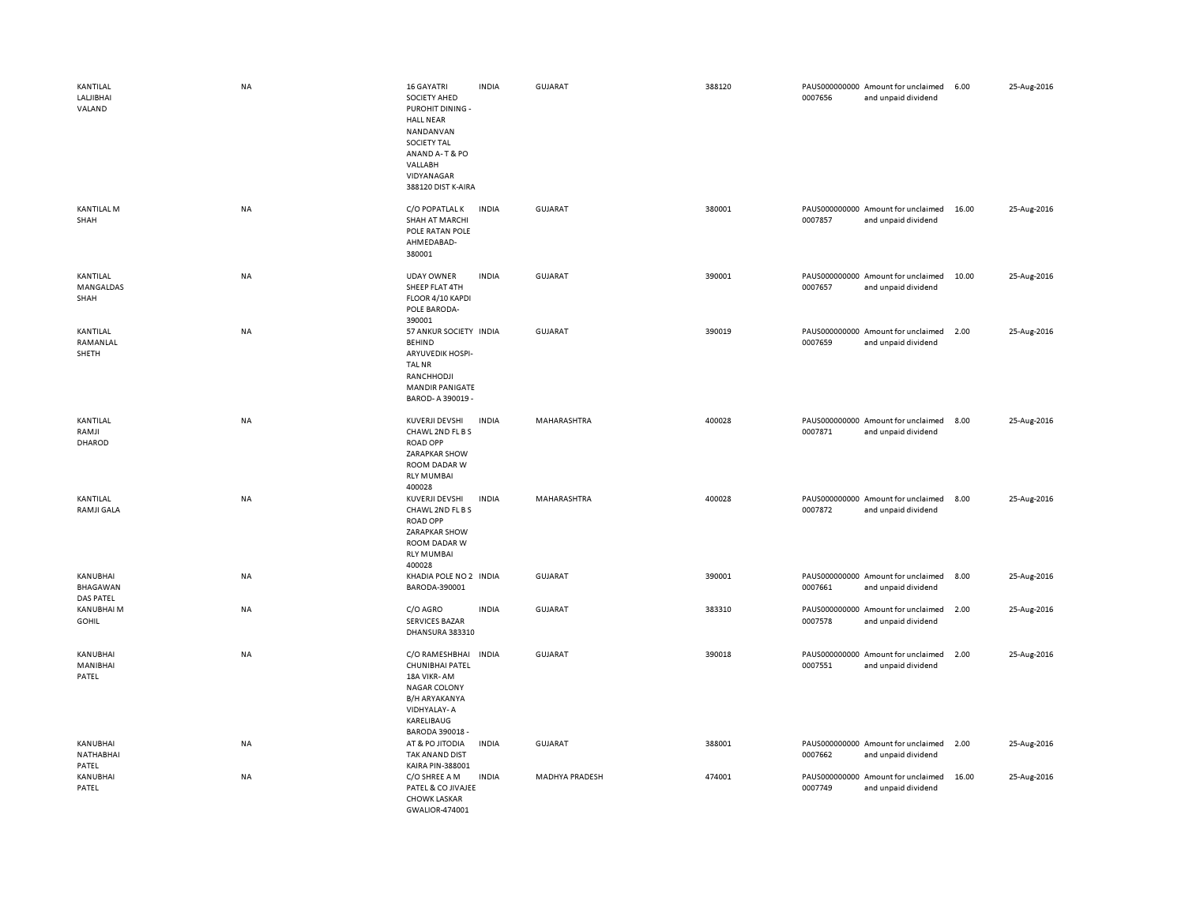| | | | | | | | | | |
|---|---|---|---|---|---|---|---|---|---|
| KANTILAL LALJIBHAI VALAND | NA | 16 GAYATRI SOCIETY AHED PUROHIT DINING - HALL NEAR NANDANVAN SOCIETY TAL ANAND A- T & PO VALLABH VIDYANAGAR 388120 DIST K-AIRA | INDIA | GUJARAT | 388120 | PAUS0000000000007656 | Amount for unclaimed and unpaid dividend | 6.00 | 25-Aug-2016 |
| KANTILAL M SHAH | NA | C/O POPATLAL K SHAH AT MARCHI POLE RATAN POLE AHMEDABAD-380001 | INDIA | GUJARAT | 380001 | PAUS0000000000007857 | Amount for unclaimed and unpaid dividend | 16.00 | 25-Aug-2016 |
| KANTILAL MANGALDAS SHAH | NA | UDAY OWNER SHEEP FLAT 4TH FLOOR 4/10 KAPDI POLE BARODA-390001 | INDIA | GUJARAT | 390001 | PAUS0000000000007657 | Amount for unclaimed and unpaid dividend | 10.00 | 25-Aug-2016 |
| KANTILAL RAMANLAL SHETH | NA | 57 ANKUR SOCIETY BEHIND ARYUVEDIK HOSPI-TAL NR RANCHHODJI MANDIR PANIGATE BAROD- A 390019 - | INDIA | GUJARAT | 390019 | PAUS0000000000007659 | Amount for unclaimed and unpaid dividend | 2.00 | 25-Aug-2016 |
| KANTILAL RAMJI DHAROD | NA | KUVERJI DEVSHI CHAWL 2ND FL B S ROAD OPP ZARAPKAR SHOW ROOM DADAR W RLY MUMBAI 400028 | INDIA | MAHARASHTRA | 400028 | PAUS0000000000007871 | Amount for unclaimed and unpaid dividend | 8.00 | 25-Aug-2016 |
| KANTILAL RAMJI GALA | NA | KUVERJI DEVSHI CHAWL 2ND FL B S ROAD OPP ZARAPKAR SHOW ROOM DADAR W RLY MUMBAI 400028 | INDIA | MAHARASHTRA | 400028 | PAUS0000000000007872 | Amount for unclaimed and unpaid dividend | 8.00 | 25-Aug-2016 |
| KANUBHAI BHAGAWAN DAS PATEL | NA | KHADIA POLE NO 2 BARODA-390001 | INDIA | GUJARAT | 390001 | PAUS0000000000007661 | Amount for unclaimed and unpaid dividend | 8.00 | 25-Aug-2016 |
| KANUBHAI M GOHIL | NA | C/O AGRO SERVICES BAZAR DHANSURA 383310 | INDIA | GUJARAT | 383310 | PAUS0000000000007578 | Amount for unclaimed and unpaid dividend | 2.00 | 25-Aug-2016 |
| KANUBHAI MANIBHAI PATEL | NA | C/O RAMESHBHAI CHUNIBHAI PATEL 18A VIKR- AM NAGAR COLONY B/H ARYAKANYA VIDHYALAY- A KARELIBAUG BARODA 390018 - | INDIA | GUJARAT | 390018 | PAUS0000000000007551 | Amount for unclaimed and unpaid dividend | 2.00 | 25-Aug-2016 |
| KANUBHAI NATHABHAI PATEL | NA | AT & PO JITODIA TAK ANAND DIST KAIRA PIN-388001 | INDIA | GUJARAT | 388001 | PAUS0000000000007662 | Amount for unclaimed and unpaid dividend | 2.00 | 25-Aug-2016 |
| KANUBHAI PATEL | NA | C/O SHREE A M PATEL & CO JIVAJEE CHOWK LASKAR GWALIOR-474001 | INDIA | MADHYA PRADESH | 474001 | PAUS0000000000007749 | Amount for unclaimed and unpaid dividend | 16.00 | 25-Aug-2016 |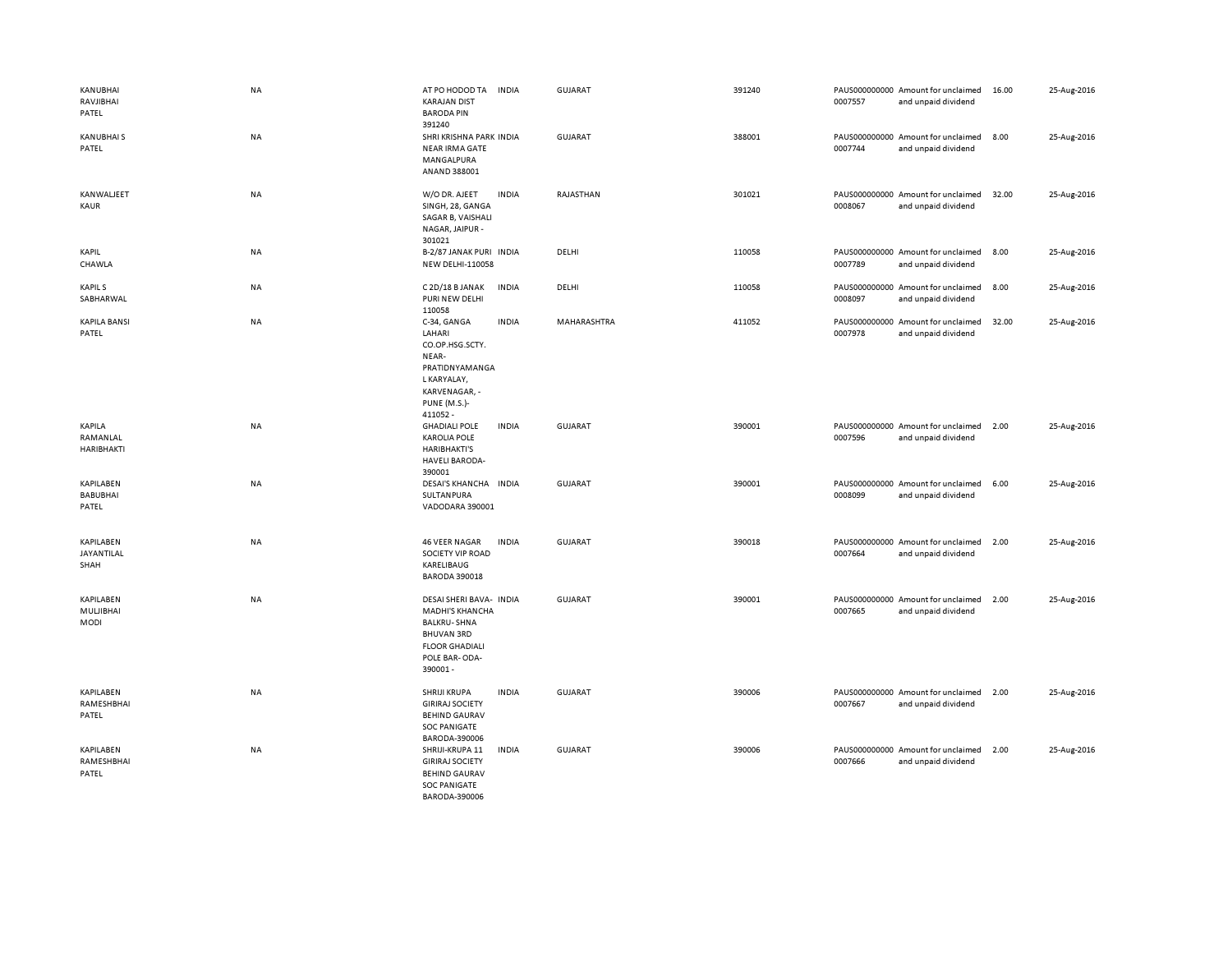| | | | | | | | | | |
|---|---|---|---|---|---|---|---|---|---|
| KANUBHAI RAVJIBHAI PATEL | NA | AT PO HODOD TA KARAJAN DIST BARODA PIN 391240 | INDIA | GUJARAT | 391240 | PAUS0000000000007557 | Amount for unclaimed and unpaid dividend | 16.00 | 25-Aug-2016 |
| KANUBHAI S PATEL | NA | SHRI KRISHNA PARK NEAR IRMA GATE MANGALPURA ANAND 388001 | INDIA | GUJARAT | 388001 | PAUS0000000000007744 | Amount for unclaimed and unpaid dividend | 8.00 | 25-Aug-2016 |
| KANWALJEET KAUR | NA | W/O DR. AJEET SINGH, 28, GANGA SAGAR B, VAISHALI NAGAR, JAIPUR - 301021 | INDIA | RAJASTHAN | 301021 | PAUS0000000000008067 | Amount for unclaimed and unpaid dividend | 32.00 | 25-Aug-2016 |
| KAPIL CHAWLA | NA | B-2/87 JANAK PURI NEW DELHI-110058 | INDIA | DELHI | 110058 | PAUS0000000000007789 | Amount for unclaimed and unpaid dividend | 8.00 | 25-Aug-2016 |
| KAPIL S SABHARWAL | NA | C 2D/18 B JANAK PURI NEW DELHI 110058 | INDIA | DELHI | 110058 | PAUS0000000000008097 | Amount for unclaimed and unpaid dividend | 8.00 | 25-Aug-2016 |
| KAPILA BANSI PATEL | NA | C-34, GANGA LAHARI CO.OP.HSG.SCTY. NEAR-PRATIDNYAMANGAL KARYALAY, KARVENAGAR, - PUNE (M.S.)- 411052 - | INDIA | MAHARASHTRA | 411052 | PAUS0000000000007978 | Amount for unclaimed and unpaid dividend | 32.00 | 25-Aug-2016 |
| KAPILA RAMANLAL HARIBHAKTI | NA | GHADIALI POLE KAROLIA POLE HARIBHAKTI'S HAVELI BARODA-390001 | INDIA | GUJARAT | 390001 | PAUS0000000000007596 | Amount for unclaimed and unpaid dividend | 2.00 | 25-Aug-2016 |
| KAPILABEN BABUBHAI PATEL | NA | DESAI'S KHANCHA SULTANPURA VADODARA 390001 | INDIA | GUJARAT | 390001 | PAUS0000000000008099 | Amount for unclaimed and unpaid dividend | 6.00 | 25-Aug-2016 |
| KAPILABEN JAYANTILAL SHAH | NA | 46 VEER NAGAR SOCIETY VIP ROAD KARELIBAUG BARODA 390018 | INDIA | GUJARAT | 390018 | PAUS0000000000007664 | Amount for unclaimed and unpaid dividend | 2.00 | 25-Aug-2016 |
| KAPILABEN MULJIBHAI MODI | NA | DESAI SHERI BAVA-MADHI'S KHANCHA BALKRU- SHNA BHUVAN 3RD FLOOR GHADIALI POLE BAR- ODA-390001 - | INDIA | GUJARAT | 390001 | PAUS0000000000007665 | Amount for unclaimed and unpaid dividend | 2.00 | 25-Aug-2016 |
| KAPILABEN RAMESHBHAI PATEL | NA | SHRIJI KRUPA GIRIRAJ SOCIETY BEHIND GAURAV SOC PANIGATE BARODA-390006 | INDIA | GUJARAT | 390006 | PAUS0000000000007667 | Amount for unclaimed and unpaid dividend | 2.00 | 25-Aug-2016 |
| KAPILABEN RAMESHBHAI PATEL | NA | SHRIJI-KRUPA 11 GIRIRAJ SOCIETY BEHIND GAURAV SOC PANIGATE BARODA-390006 | INDIA | GUJARAT | 390006 | PAUS0000000000007666 | Amount for unclaimed and unpaid dividend | 2.00 | 25-Aug-2016 |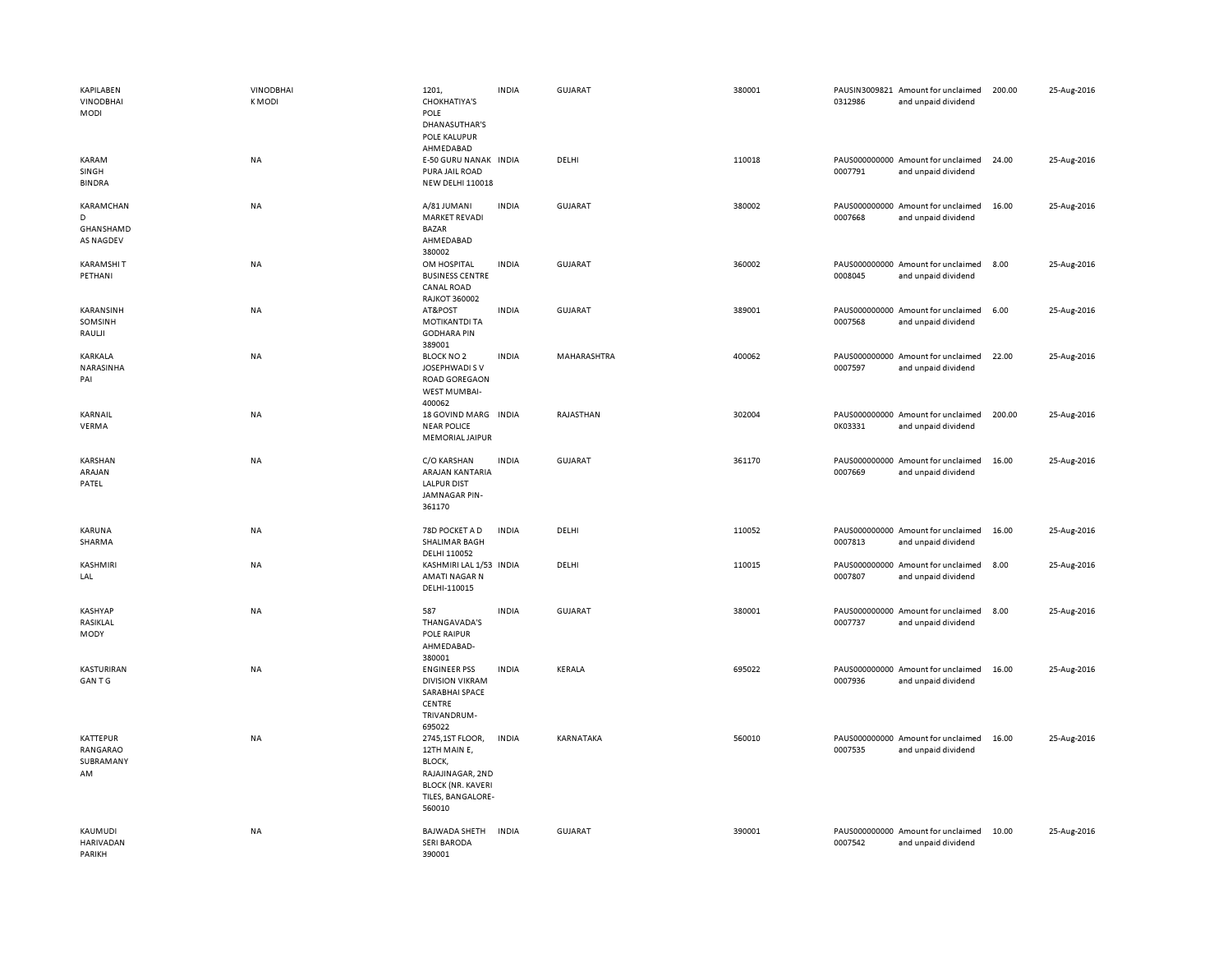| | | | | | | | | | |
|---|---|---|---|---|---|---|---|---|---|
| KAPILABEN VINODBHAI MODI | VINODBHAI K MODI | 1201, CHOKHATIYA'S POLE DHANASUTHAR'S POLE KALUPUR AHMEDABAD | INDIA | GUJARAT | 380001 | PAUSIN3009821 0312986 | Amount for unclaimed and unpaid dividend | 200.00 | 25-Aug-2016 |
| KARAM SINGH BINDRA | NA | E-50 GURU NANAK PURA JAIL ROAD NEW DELHI 110018 | INDIA | DELHI | 110018 | PAUS000000000 0007791 | Amount for unclaimed and unpaid dividend | 24.00 | 25-Aug-2016 |
| KARAMCHAND GHANSHAMDAS NAGDEV | NA | A/81 JUMANI MARKET REVADI BAZAR AHMEDABAD 380002 | INDIA | GUJARAT | 380002 | PAUS000000000 0007668 | Amount for unclaimed and unpaid dividend | 16.00 | 25-Aug-2016 |
| KARAMSHI T PETHANI | NA | OM HOSPITAL BUSINESS CENTRE CANAL ROAD RAJKOT 360002 | INDIA | GUJARAT | 360002 | PAUS000000000 0008045 | Amount for unclaimed and unpaid dividend | 8.00 | 25-Aug-2016 |
| KARANSINH SOMSINH RAULJI | NA | AT&POST MOTIKANTDI TA GODHARA PIN 389001 | INDIA | GUJARAT | 389001 | PAUS000000000 0007568 | Amount for unclaimed and unpaid dividend | 6.00 | 25-Aug-2016 |
| KARKALA NARASINHA PAI | NA | BLOCK NO 2 JOSEPHWADI S V ROAD GOREGAON WEST MUMBAI-400062 | INDIA | MAHARASHTRA | 400062 | PAUS000000000 0007597 | Amount for unclaimed and unpaid dividend | 22.00 | 25-Aug-2016 |
| KARNAIL VERMA | NA | 18 GOVIND MARG NEAR POLICE MEMORIAL JAIPUR | INDIA | RAJASTHAN | 302004 | PAUS000000000 0K03331 | Amount for unclaimed and unpaid dividend | 200.00 | 25-Aug-2016 |
| KARSHAN ARAJAN PATEL | NA | C/O KARSHAN ARAJAN KANTARIA LALPUR DIST JAMNAGAR PIN-361170 | INDIA | GUJARAT | 361170 | PAUS000000000 0007669 | Amount for unclaimed and unpaid dividend | 16.00 | 25-Aug-2016 |
| KARUNA SHARMA | NA | 78D POCKET A D SHALIMAR BAGH DELHI 110052 | INDIA | DELHI | 110052 | PAUS000000000 0007813 | Amount for unclaimed and unpaid dividend | 16.00 | 25-Aug-2016 |
| KASHMIRI LAL | NA | KASHMIRI LAL 1/53 AMATI NAGAR N DELHI-110015 | INDIA | DELHI | 110015 | PAUS000000000 0007807 | Amount for unclaimed and unpaid dividend | 8.00 | 25-Aug-2016 |
| KASHYAP RASIKLAL MODY | NA | 587 THANGAVADA'S POLE RAIPUR AHMEDABAD-380001 | INDIA | GUJARAT | 380001 | PAUS000000000 0007737 | Amount for unclaimed and unpaid dividend | 8.00 | 25-Aug-2016 |
| KASTURIRANGAN T G | NA | ENGINEER PSS DIVISION VIKRAM SARABHAI SPACE CENTRE TRIVANDRUM-695022 | INDIA | KERALA | 695022 | PAUS000000000 0007936 | Amount for unclaimed and unpaid dividend | 16.00 | 25-Aug-2016 |
| KATTEPUR RANGARAO SUBRAMANYAM | NA | 2745,1ST FLOOR, 12TH MAIN E, BLOCK, RAJAJINAGAR, 2ND BLOCK (NR. KAVERI TILES, BANGALORE-560010 | INDIA | KARNATAKA | 560010 | PAUS000000000 0007535 | Amount for unclaimed and unpaid dividend | 16.00 | 25-Aug-2016 |
| KAUMUDI HARIVADAN PARIKH | NA | BAJWADA SHETH SERI BARODA 390001 | INDIA | GUJARAT | 390001 | PAUS000000000 0007542 | Amount for unclaimed and unpaid dividend | 10.00 | 25-Aug-2016 |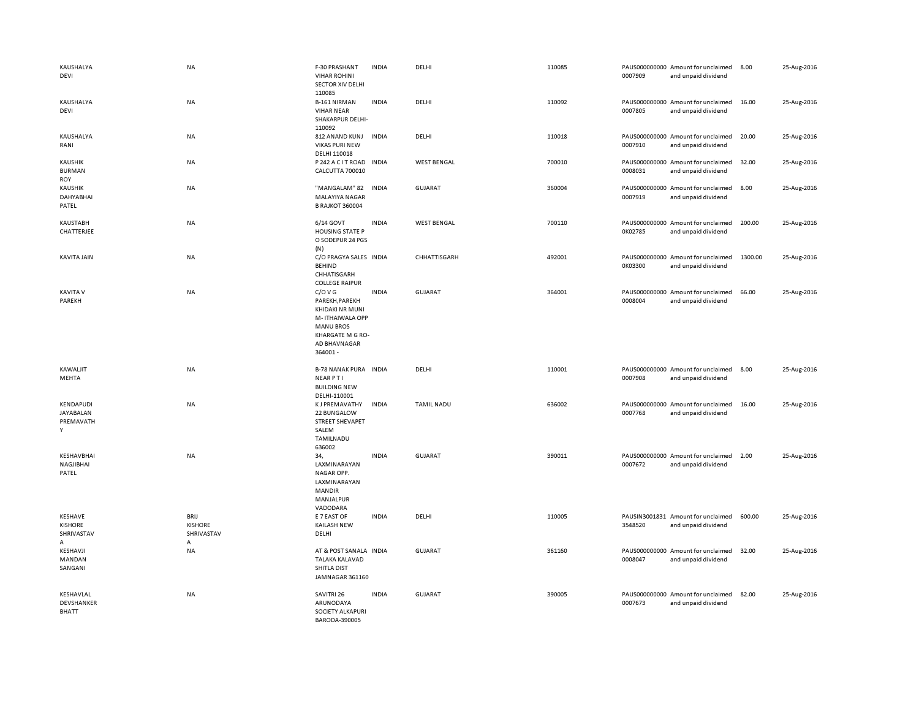| | | | | | | | | | |
|---|---|---|---|---|---|---|---|---|---|
| KAUSHALYA DEVI | NA | F-30 PRASHANT VIHAR ROHINI SECTOR XIV DELHI 110085 | INDIA | DELHI | 110085 | PAUS0000000000007909 | Amount for unclaimed and unpaid dividend | 8.00 | 25-Aug-2016 |
| KAUSHALYA DEVI | NA | B-161 NIRMAN VIHAR NEAR SHAKARPUR DELHI-110092 | INDIA | DELHI | 110092 | PAUS0000000000007805 | Amount for unclaimed and unpaid dividend | 16.00 | 25-Aug-2016 |
| KAUSHALYA RANI | NA | 812 ANAND KUNJ VIKAS PURI NEW DELHI 110018 | INDIA | DELHI | 110018 | PAUS0000000000007910 | Amount for unclaimed and unpaid dividend | 20.00 | 25-Aug-2016 |
| KAUSHIK BURMAN ROY | NA | P 242 A C I T ROAD CALCUTTA 700010 | INDIA | WEST BENGAL | 700010 | PAUS0000000000008031 | Amount for unclaimed and unpaid dividend | 32.00 | 25-Aug-2016 |
| KAUSHIK DAHYABHAI PATEL | NA | "MANGALAM" 82 MALAYIYA NAGAR B RAJKOT 360004 | INDIA | GUJARAT | 360004 | PAUS0000000000007919 | Amount for unclaimed and unpaid dividend | 8.00 | 25-Aug-2016 |
| KAUSTABH CHATTERJEE | NA | 6/14 GOVT HOUSING STATE P O SODEPUR 24 PGS (N) | INDIA | WEST BENGAL | 700110 | PAUS0000000000K02785 | Amount for unclaimed and unpaid dividend | 200.00 | 25-Aug-2016 |
| KAVITA JAIN | NA | C/O PRAGYA SALES BEHIND CHHATISGARH COLLEGE RAIPUR | INDIA | CHHATTISGARH | 492001 | PAUS0000000000K03300 | Amount for unclaimed and unpaid dividend | 1300.00 | 25-Aug-2016 |
| KAVITA V PAREKH | NA | C/O V G PAREKH,PAREKH KHIDAKI NR MUNI M- ITHAIWALA OPP MANU BROS KHARGATE M G RO-AD BHAVNAGAR 364001 - | INDIA | GUJARAT | 364001 | PAUS0000000000008004 | Amount for unclaimed and unpaid dividend | 66.00 | 25-Aug-2016 |
| KAWALJIT MEHTA | NA | B-78 NANAK PURA NEAR P T I BUILDING NEW DELHI-110001 | INDIA | DELHI | 110001 | PAUS0000000000007908 | Amount for unclaimed and unpaid dividend | 8.00 | 25-Aug-2016 |
| KENDAPUDI JAYABALAN PREMAVATHY | NA | K J PREMAVATHY 22 BUNGALOW STREET SHEVAPET SALEM TAMILNADU 636002 | INDIA | TAMIL NADU | 636002 | PAUS0000000000007768 | Amount for unclaimed and unpaid dividend | 16.00 | 25-Aug-2016 |
| KESHAVBHAI NAGJIBHAI PATEL | NA | 34, LAXMINARAYAN NAGAR OPP. LAXMINARAYAN MANDIR MANJALPUR VADODARA | INDIA | GUJARAT | 390011 | PAUS0000000000007672 | Amount for unclaimed and unpaid dividend | 2.00 | 25-Aug-2016 |
| KESHAVE KISHORE SHRIVASTAVA | BRIJ KISHORE SHRIVASTAVA | E 7 EAST OF KAILASH NEW DELHI | INDIA | DELHI | 110005 | PAUSIN30018313548520 | Amount for unclaimed and unpaid dividend | 600.00 | 25-Aug-2016 |
| KESHAVJI MANDAN SANGANI | NA | AT & POST SANALA TALAKA KALAVAD SHITLA DIST JAMNAGAR 361160 | INDIA | GUJARAT | 361160 | PAUS0000000000008047 | Amount for unclaimed and unpaid dividend | 32.00 | 25-Aug-2016 |
| KESHAVLAL DEVSHANKER BHATT | NA | SAVITRI 26 ARUNODAYA SOCIETY ALKAPURI BARODA-390005 | INDIA | GUJARAT | 390005 | PAUS0000000000007673 | Amount for unclaimed and unpaid dividend | 82.00 | 25-Aug-2016 |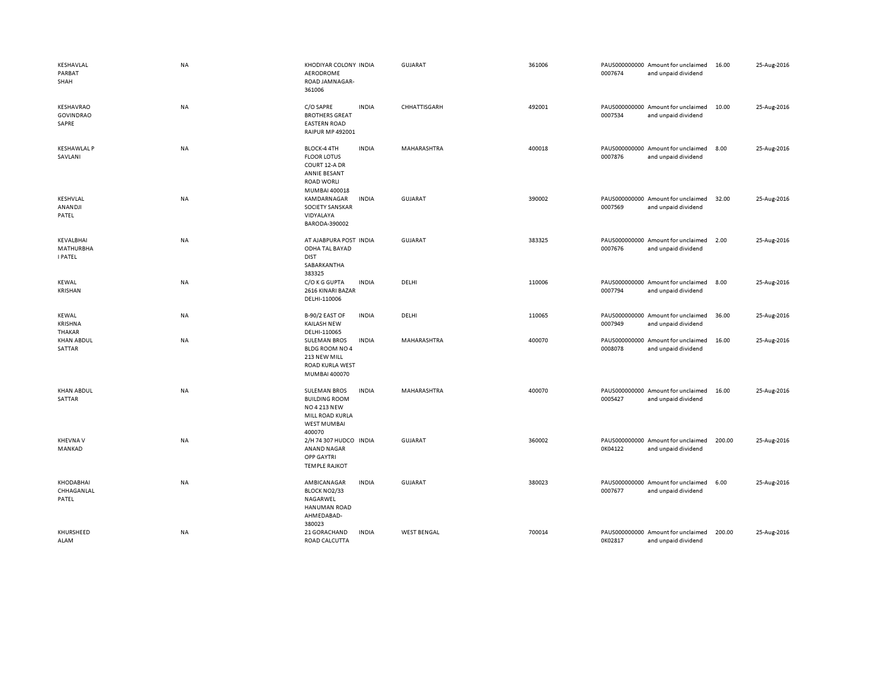| | | | | | | | | | |
|---|---|---|---|---|---|---|---|---|---|
| KESHAVLAL PARBAT SHAH | NA | KHODIYAR COLONY AERODROME ROAD JAMNAGAR-361006 | INDIA | GUJARAT | 361006 | PAUS0000000000007674 | Amount for unclaimed and unpaid dividend | 16.00 | 25-Aug-2016 |
| KESHAVRAO GOVINDRAO SAPRE | NA | C/O SAPRE BROTHERS GREAT EASTERN ROAD RAIPUR MP 492001 | INDIA | CHHATTISGARH | 492001 | PAUS0000000000007534 | Amount for unclaimed and unpaid dividend | 10.00 | 25-Aug-2016 |
| KESHAWLAL P SAVLANI | NA | BLOCK-4 4TH FLOOR LOTUS COURT 12-A DR ANNIE BESANT ROAD WORLI MUMBAI 400018 | INDIA | MAHARASHTRA | 400018 | PAUS0000000000007876 | Amount for unclaimed and unpaid dividend | 8.00 | 25-Aug-2016 |
| KESHVLAL ANANDJI PATEL | NA | KAMDARNAGAR SOCIETY SANSKAR VIDYALAYA BARODA-390002 | INDIA | GUJARAT | 390002 | PAUS0000000000007569 | Amount for unclaimed and unpaid dividend | 32.00 | 25-Aug-2016 |
| KEVALBHAI MATHURBHA I PATEL | NA | AT AJABPURA POST ODHA TAL BAYAD DIST SABARKANTHA 383325 | INDIA | GUJARAT | 383325 | PAUS0000000000007676 | Amount for unclaimed and unpaid dividend | 2.00 | 25-Aug-2016 |
| KEWAL KRISHAN | NA | C/O K G GUPTA 2616 KINARI BAZAR DELHI-110006 | INDIA | DELHI | 110006 | PAUS0000000000007794 | Amount for unclaimed and unpaid dividend | 8.00 | 25-Aug-2016 |
| KEWAL KRISHNA THAKAR | NA | B-90/2 EAST OF KAILASH NEW DELHI-110065 | INDIA | DELHI | 110065 | PAUS0000000000007949 | Amount for unclaimed and unpaid dividend | 36.00 | 25-Aug-2016 |
| KHAN ABDUL SATTAR | NA | SULEMAN BROS BLDG ROOM NO 4 213 NEW MILL ROAD KURLA WEST MUMBAI 400070 | INDIA | MAHARASHTRA | 400070 | PAUS0000000000008078 | Amount for unclaimed and unpaid dividend | 16.00 | 25-Aug-2016 |
| KHAN ABDUL SATTAR | NA | SULEMAN BROS BUILDING ROOM NO 4 213 NEW MILL ROAD KURLA WEST MUMBAI 400070 | INDIA | MAHARASHTRA | 400070 | PAUS0000000000005427 | Amount for unclaimed and unpaid dividend | 16.00 | 25-Aug-2016 |
| KHEVNA V MANKAD | NA | 2/H 74 307 HUDCO ANAND NAGAR OPP GAYTRI TEMPLE RAJKOT | INDIA | GUJARAT | 360002 | PAUS0000000000K04122 | Amount for unclaimed and unpaid dividend | 200.00 | 25-Aug-2016 |
| KHODABHAI CHHAGANLAL PATEL | NA | AMBICANAGAR BLOCK NO2/33 NAGARWEL HANUMAN ROAD AHMEDABAD-380023 | INDIA | GUJARAT | 380023 | PAUS0000000000007677 | Amount for unclaimed and unpaid dividend | 6.00 | 25-Aug-2016 |
| KHURSHEED ALAM | NA | 21 GORACHAND ROAD CALCUTTA | INDIA | WEST BENGAL | 700014 | PAUS0000000000K02817 | Amount for unclaimed and unpaid dividend | 200.00 | 25-Aug-2016 |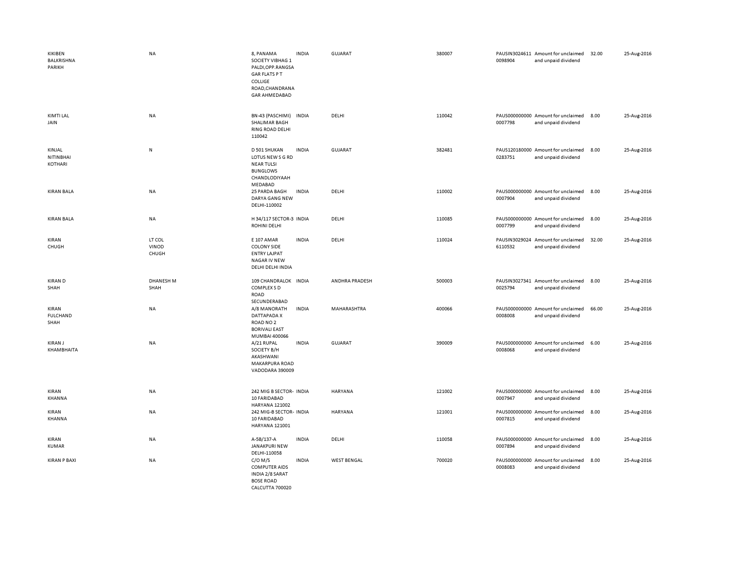| | | | | | | | | | |
|---|---|---|---|---|---|---|---|---|---|
| KIKIBEN BALKRISHNA PARIKH | NA | 8, PANAMA SOCIETY VIBHAG 1 PALDI,OPP.RANGSA GAR FLATS P T COLLIGE ROAD,CHANDRANA GAR AHMEDABAD | INDIA | GUJARAT | 380007 | PAUSIN3024611 0098904 | Amount for unclaimed and unpaid dividend | 32.00 | 25-Aug-2016 |
| KIMTI LAL JAIN | NA | BN-43 (PASCHIMI) SHALIMAR BAGH RING ROAD DELHI 110042 | INDIA | DELHI | 110042 | PAUS000000000 0007798 | Amount for unclaimed and unpaid dividend | 8.00 | 25-Aug-2016 |
| KINJAL NITINBHAI KOTHARI | N | D 501 SHUKAN LOTUS NEW S G RD NEAR TULSI BUNGLOWS CHANDLODIYAAH MEDABAD | INDIA | GUJARAT | 382481 | PAUS120180000 0283751 | Amount for unclaimed and unpaid dividend | 8.00 | 25-Aug-2016 |
| KIRAN BALA | NA | 25 PARDA BAGH DARYA GANG NEW DELHI-110002 | INDIA | DELHI | 110002 | PAUS000000000 0007904 | Amount for unclaimed and unpaid dividend | 8.00 | 25-Aug-2016 |
| KIRAN BALA | NA | H 34/117 SECTOR-3 ROHINI DELHI | INDIA | DELHI | 110085 | PAUS000000000 0007799 | Amount for unclaimed and unpaid dividend | 8.00 | 25-Aug-2016 |
| KIRAN CHUGH | LT COL VINOD CHUGH | E 107 AMAR COLONY SIDE ENTRY LAJPAT NAGAR IV NEW DELHI DELHI INDIA | INDIA | DELHI | 110024 | PAUSIN3029024 6110532 | Amount for unclaimed and unpaid dividend | 32.00 | 25-Aug-2016 |
| KIRAN D SHAH | DHANESH M SHAH | 109 CHANDRALOK COMPLEX S D ROAD SECUNDERABAD | INDIA | ANDHRA PRADESH | 500003 | PAUSIN3027341 0025794 | Amount for unclaimed and unpaid dividend | 8.00 | 25-Aug-2016 |
| KIRAN FULCHAND SHAH | NA | A/8 MANORATH DATTAPADA X ROAD NO 2 BORIVALI EAST MUMBAI 400066 | INDIA | MAHARASHTRA | 400066 | PAUS000000000 0008008 | Amount for unclaimed and unpaid dividend | 66.00 | 25-Aug-2016 |
| KIRAN J KHAMBHAITA | NA | A/21 RUPAL SOCIETY B/H AKASHWANI MAKARPURA ROAD VADODARA 390009 | INDIA | GUJARAT | 390009 | PAUS000000000 0008068 | Amount for unclaimed and unpaid dividend | 6.00 | 25-Aug-2016 |
| KIRAN KHANNA | NA | 242 MIG B SECTOR-10 FARIDABAD HARYANA 121002 | INDIA | HARYANA | 121002 | PAUS000000000 0007947 | Amount for unclaimed and unpaid dividend | 8.00 | 25-Aug-2016 |
| KIRAN KHANNA | NA | 242 MIG-B SECTOR-10 FARIDABAD HARYANA 121001 | INDIA | HARYANA | 121001 | PAUS000000000 0007815 | Amount for unclaimed and unpaid dividend | 8.00 | 25-Aug-2016 |
| KIRAN KUMAR | NA | A-5B/137-A JANAKPURI NEW DELHI-110058 | INDIA | DELHI | 110058 | PAUS000000000 0007894 | Amount for unclaimed and unpaid dividend | 8.00 | 25-Aug-2016 |
| KIRAN P BAXI | NA | C/O M/S COMPUTER AIDS INDIA 2/8 SARAT BOSE ROAD CALCUTTA 700020 | INDIA | WEST BENGAL | 700020 | PAUS000000000 0008083 | Amount for unclaimed and unpaid dividend | 8.00 | 25-Aug-2016 |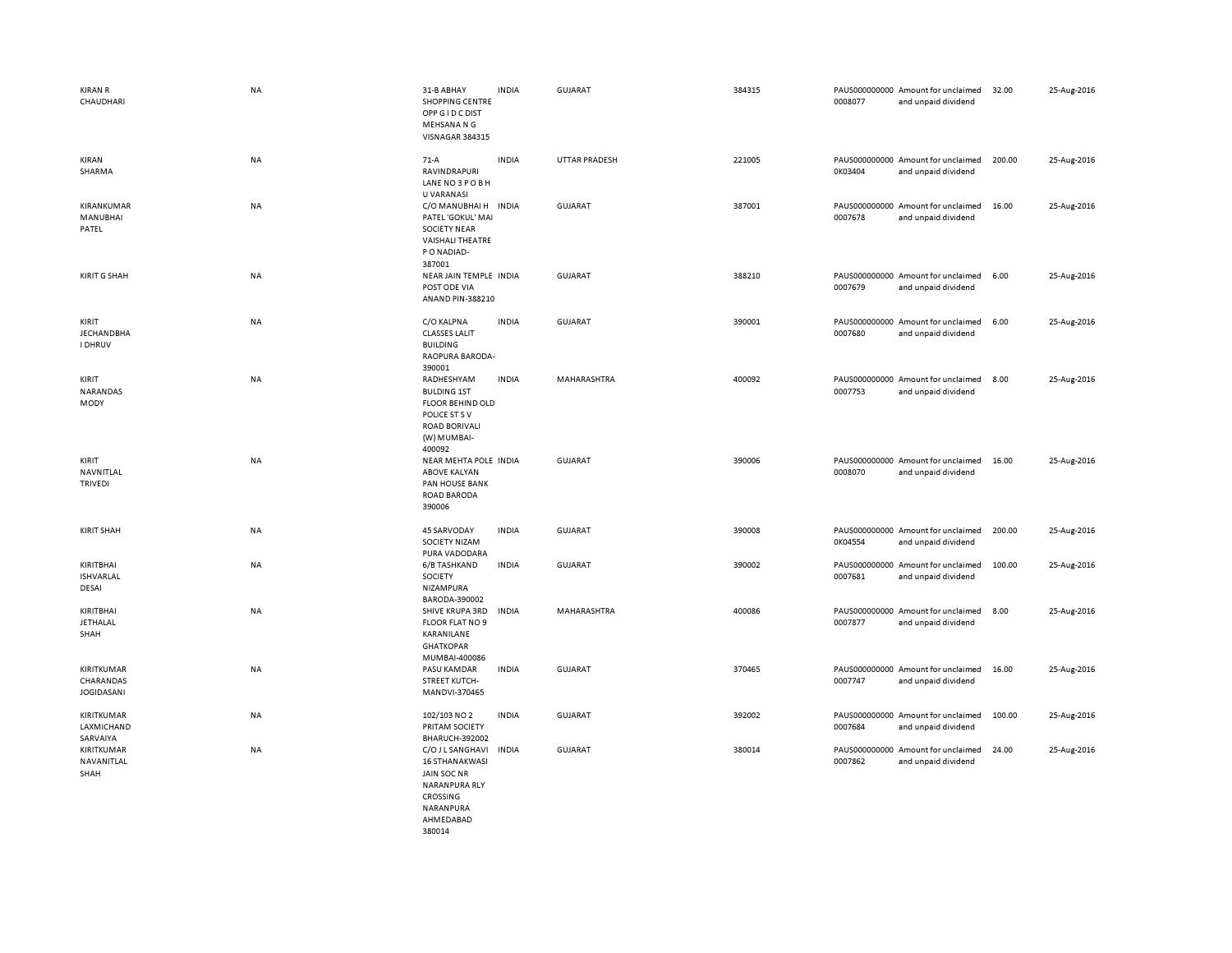| | | | | | | | | | |
|---|---|---|---|---|---|---|---|---|---|
| KIRAN R CHAUDHARI | NA | 31-B ABHAY SHOPPING CENTRE OPP G I D C DIST MEHSANA N G VISNAGAR 384315 | INDIA | GUJARAT | 384315 | PAUS0000000000008077 | Amount for unclaimed and unpaid dividend | 32.00 | 25-Aug-2016 |
| KIRAN SHARMA | NA | 71-A RAVINDRAPURI LANE NO 3 P O B H U VARANASI | INDIA | UTTAR PRADESH | 221005 | PAUS0000000000K03404 | Amount for unclaimed and unpaid dividend | 200.00 | 25-Aug-2016 |
| KIRANKUMAR MANUBHAI PATEL | NA | C/O MANUBHAI H PATEL 'GOKUL' MAI SOCIETY NEAR VAISHALI THEATRE P O NADIAD-387001 | INDIA | GUJARAT | 387001 | PAUS0000000000007678 | Amount for unclaimed and unpaid dividend | 16.00 | 25-Aug-2016 |
| KIRIT G SHAH | NA | NEAR JAIN TEMPLE POST ODE VIA ANAND PIN-388210 | INDIA | GUJARAT | 388210 | PAUS0000000000007679 | Amount for unclaimed and unpaid dividend | 6.00 | 25-Aug-2016 |
| KIRIT JECHANDBHA I DHRUV | NA | C/O KALPNA CLASSES LALIT BUILDING RAOPURA BARODA-390001 | INDIA | GUJARAT | 390001 | PAUS0000000000007680 | Amount for unclaimed and unpaid dividend | 6.00 | 25-Aug-2016 |
| KIRIT NARANDAS MODY | NA | RADHESHYAM BULDING 1ST FLOOR BEHIND OLD POLICE ST S V ROAD BORIVALI (W) MUMBAI-400092 | INDIA | MAHARASHTRA | 400092 | PAUS0000000000007753 | Amount for unclaimed and unpaid dividend | 8.00 | 25-Aug-2016 |
| KIRIT NAVNITLAL TRIVEDI | NA | NEAR MEHTA POLE ABOVE KALYAN PAN HOUSE BANK ROAD BARODA 390006 | INDIA | GUJARAT | 390006 | PAUS0000000000008070 | Amount for unclaimed and unpaid dividend | 16.00 | 25-Aug-2016 |
| KIRIT SHAH | NA | 45 SARVODAY SOCIETY NIZAM PURA VADODARA | INDIA | GUJARAT | 390008 | PAUS0000000000K04554 | Amount for unclaimed and unpaid dividend | 200.00 | 25-Aug-2016 |
| KIRITBHAI ISHVARLAL DESAI | NA | 6/B TASHKAND SOCIETY NIZAMPURA BARODA-390002 | INDIA | GUJARAT | 390002 | PAUS0000000000007681 | Amount for unclaimed and unpaid dividend | 100.00 | 25-Aug-2016 |
| KIRITBHAI JETHALAL SHAH | NA | SHIVE KRUPA 3RD FLOOR FLAT NO 9 KARANILANE GHATKOPAR MUMBAI-400086 | INDIA | MAHARASHTRA | 400086 | PAUS0000000000007877 | Amount for unclaimed and unpaid dividend | 8.00 | 25-Aug-2016 |
| KIRITKUMAR CHARANDAS JOGIDASANI | NA | PASU KAMDAR STREET KUTCH-MANDVI-370465 | INDIA | GUJARAT | 370465 | PAUS0000000000007747 | Amount for unclaimed and unpaid dividend | 16.00 | 25-Aug-2016 |
| KIRITKUMAR LAXMICHAND SARVAIYA | NA | 102/103 NO 2 PRITAM SOCIETY BHARUCH-392002 | INDIA | GUJARAT | 392002 | PAUS0000000000007684 | Amount for unclaimed and unpaid dividend | 100.00 | 25-Aug-2016 |
| KIRITKUMAR NAVANITLAL SHAH | NA | C/O J L SANGHAVI 16 STHANAKWASI JAIN SOC NR NARANPURA RLY CROSSING NARANPURA AHMEDABAD 380014 | INDIA | GUJARAT | 380014 | PAUS0000000000007862 | Amount for unclaimed and unpaid dividend | 24.00 | 25-Aug-2016 |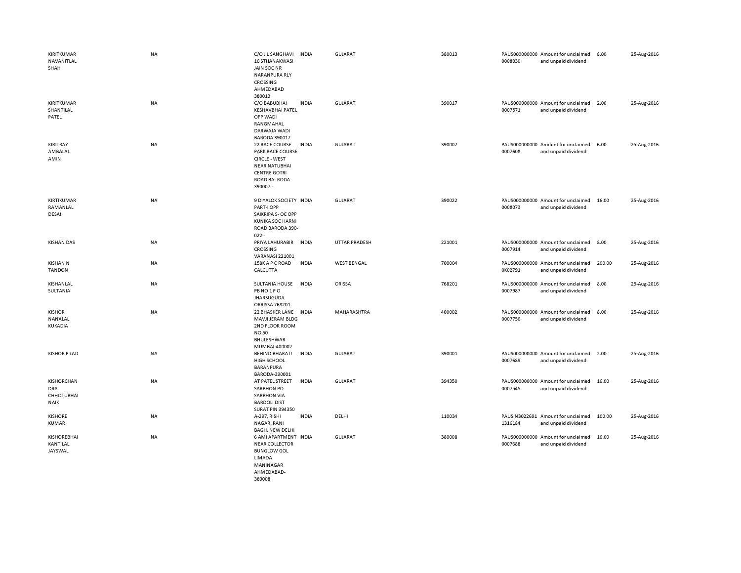| | | | | | | | | | |
|---|---|---|---|---|---|---|---|---|---|
| KIRITKUMAR NAVANITLAL SHAH | NA | C/O J L SANGHAVI 16 STHANAKWASI JAIN SOC NR NARANPURA RLY CROSSING AHMEDABAD 380013 | INDIA | GUJARAT | 380013 | PAUS0000000000008030 | Amount for unclaimed and unpaid dividend | 8.00 | 25-Aug-2016 |
| KIRITKUMAR SHANTILAL PATEL | NA | C/O BABUBHAI KESHAVBHAI PATEL OPP WADI RANGMAHAL DARWAJA WADI BARODA 390017 | INDIA | GUJARAT | 390017 | PAUS0000000000007571 | Amount for unclaimed and unpaid dividend | 2.00 | 25-Aug-2016 |
| KIRITRAY AMBALAL AMIN | NA | 22 RACE COURSE PARK RACE COURSE CIRCLE - WEST NEAR NATUBHAI CENTRE GOTRI ROAD BA- RODA 390007 - | INDIA | GUJARAT | 390007 | PAUS0000000000007608 | Amount for unclaimed and unpaid dividend | 6.00 | 25-Aug-2016 |
| KIRTIKUMAR RAMANLAL DESAI | NA | 9 DIYALOK SOCIETY PART-I OPP SAIKRIPA S- OC OPP KUNIKA SOC HARNI ROAD BARODA 390-022 - | INDIA | GUJARAT | 390022 | PAUS0000000000008073 | Amount for unclaimed and unpaid dividend | 16.00 | 25-Aug-2016 |
| KISHAN DAS | NA | PRIYA LAHURABIR CROSSING VARANASI 221001 | INDIA | UTTAR PRADESH | 221001 | PAUS0000000000007914 | Amount for unclaimed and unpaid dividend | 8.00 | 25-Aug-2016 |
| KISHAN N TANDON | NA | 158K A P C ROAD CALCUTTA | INDIA | WEST BENGAL | 700004 | PAUS0000000000K02791 | Amount for unclaimed and unpaid dividend | 200.00 | 25-Aug-2016 |
| KISHANLAL SULTANIA | NA | SULTANIA HOUSE PB NO 1 P O JHARSUGUDA ORRISSA 768201 | INDIA | ORISSA | 768201 | PAUS0000000000007987 | Amount for unclaimed and unpaid dividend | 8.00 | 25-Aug-2016 |
| KISHOR NANALAL KUKADIA | NA | 22 BHASKER LANE MAVJI JERAM BLDG 2ND FLOOR ROOM NO 50 BHULESHWAR MUMBAI-400002 | INDIA | MAHARASHTRA | 400002 | PAUS0000000000007756 | Amount for unclaimed and unpaid dividend | 8.00 | 25-Aug-2016 |
| KISHOR P LAD | NA | BEHIND BHARATI HIGH SCHOOL BARANPURA BARODA-390001 | INDIA | GUJARAT | 390001 | PAUS0000000000007689 | Amount for unclaimed and unpaid dividend | 2.00 | 25-Aug-2016 |
| KISHORCHANDRA CHHOTUBHAI NAIK | NA | AT PATEL STREET SARBHON PO SARBHON VIA BARDOLI DIST SURAT PIN 394350 | INDIA | GUJARAT | 394350 | PAUS0000000000007545 | Amount for unclaimed and unpaid dividend | 16.00 | 25-Aug-2016 |
| KISHORE KUMAR | NA | A-297, RISHI NAGAR, RANI BAGH, NEW DELHI | INDIA | DELHI | 110034 | PAUSIN30226911316184 | Amount for unclaimed and unpaid dividend | 100.00 | 25-Aug-2016 |
| KISHOREBHAI KANTILAL JAYSWAL | NA | 6 AMI APARTMENT NEAR COLLECTOR BUNGLOW GOL LIMADA MANINAGAR AHMEDABAD-380008 | INDIA | GUJARAT | 380008 | PAUS0000000000007688 | Amount for unclaimed and unpaid dividend | 16.00 | 25-Aug-2016 |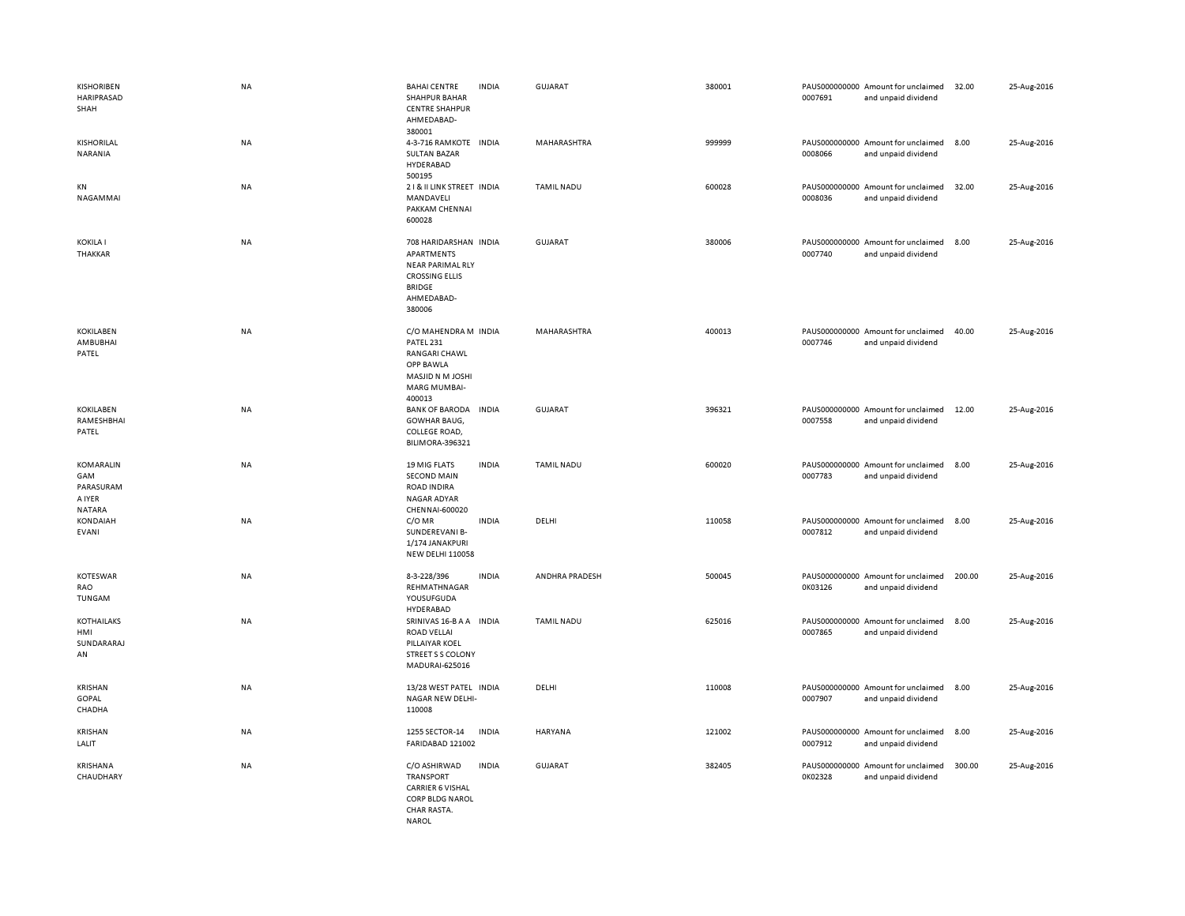| | | | | | | | | | |
|---|---|---|---|---|---|---|---|---|---|
| KISHORIBEN HARIPRASAD SHAH | NA | BAHAI CENTRE SHAHPUR BAHAR CENTRE SHAHPUR AHMEDABAD-380001 | INDIA | GUJARAT | 380001 | PAUS0000000000007691 | Amount for unclaimed and unpaid dividend | 32.00 | 25-Aug-2016 |
| KISHORILAL NARANIA | NA | 4-3-716 RAMKOTE SULTAN BAZAR HYDERABAD 500195 | INDIA | MAHARASHTRA | 999999 | PAUS0000000000008066 | Amount for unclaimed and unpaid dividend | 8.00 | 25-Aug-2016 |
| KN NAGAMMAI | NA | 2 I & II LINK STREET MANDAVELI PAKKAM CHENNAI 600028 | INDIA | TAMIL NADU | 600028 | PAUS0000000000008036 | Amount for unclaimed and unpaid dividend | 32.00 | 25-Aug-2016 |
| KOKILA I THAKKAR | NA | 708 HARIDARSHAN APARTMENTS NEAR PARIMAL RLY CROSSING ELLIS BRIDGE AHMEDABAD-380006 | INDIA | GUJARAT | 380006 | PAUS0000000000007740 | Amount for unclaimed and unpaid dividend | 8.00 | 25-Aug-2016 |
| KOKILABEN AMBUBHAI PATEL | NA | C/O MAHENDRA M PATEL 231 RANGARI CHAWL OPP BAWLA MASJID N M JOSHI MARG MUMBAI-400013 | INDIA | MAHARASHTRA | 400013 | PAUS0000000000007746 | Amount for unclaimed and unpaid dividend | 40.00 | 25-Aug-2016 |
| KOKILABEN RAMESHBHAI PATEL | NA | BANK OF BARODA GOWHAR BAUG, COLLEGE ROAD, BILIMORA-396321 | INDIA | GUJARAT | 396321 | PAUS0000000000007558 | Amount for unclaimed and unpaid dividend | 12.00 | 25-Aug-2016 |
| KOMARALINGAM PARASURAM A IYER NATARA | NA | 19 MIG FLATS SECOND MAIN ROAD INDIRA NAGAR ADYAR CHENNAI-600020 | INDIA | TAMIL NADU | 600020 | PAUS0000000000007783 | Amount for unclaimed and unpaid dividend | 8.00 | 25-Aug-2016 |
| KONDAIAH EVANI | NA | C/O MR SUNDEREVANI B-1/174 JANAKPURI NEW DELHI 110058 | INDIA | DELHI | 110058 | PAUS0000000000007812 | Amount for unclaimed and unpaid dividend | 8.00 | 25-Aug-2016 |
| KOTESWAR RAO TUNGAM | NA | 8-3-228/396 REHMATHNAGAR YOUSUFGUDA HYDERABAD | INDIA | ANDHRA PRADESH | 500045 | PAUS0000000000K03126 | Amount for unclaimed and unpaid dividend | 200.00 | 25-Aug-2016 |
| KOTHAILAKSHMI SUNDARARAJAN | NA | SRINIVAS 16-B A A ROAD VELLAI PILLAIYAR KOEL STREET S S COLONY MADURAI-625016 | INDIA | TAMIL NADU | 625016 | PAUS0000000000007865 | Amount for unclaimed and unpaid dividend | 8.00 | 25-Aug-2016 |
| KRISHAN GOPAL CHADHA | NA | 13/28 WEST PATEL NAGAR NEW DELHI-110008 | INDIA | DELHI | 110008 | PAUS0000000000007907 | Amount for unclaimed and unpaid dividend | 8.00 | 25-Aug-2016 |
| KRISHAN LALIT | NA | 1255 SECTOR-14 FARIDABAD 121002 | INDIA | HARYANA | 121002 | PAUS0000000000007912 | Amount for unclaimed and unpaid dividend | 8.00 | 25-Aug-2016 |
| KRISHANA CHAUDHARY | NA | C/O ASHIRWAD TRANSPORT CARRIER 6 VISHAL CORP BLDG NAROL CHAR RASTA. NAROL | INDIA | GUJARAT | 382405 | PAUS0000000000K02328 | Amount for unclaimed and unpaid dividend | 300.00 | 25-Aug-2016 |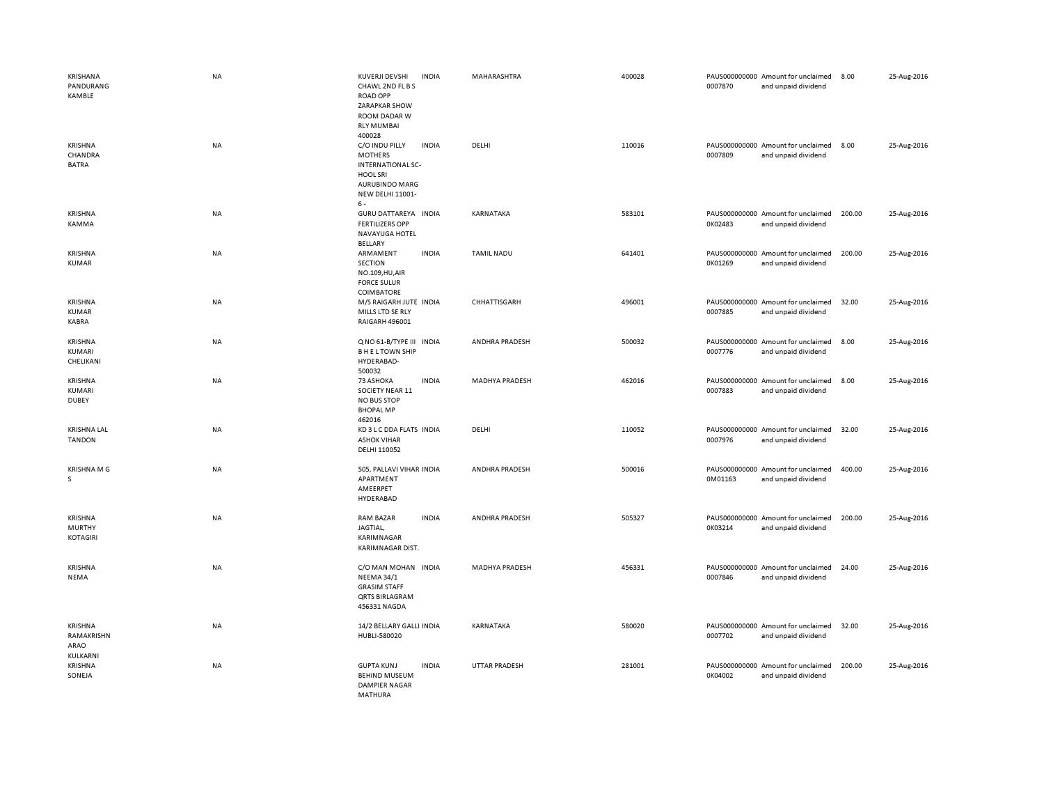| | | | | | | | | | |
|---|---|---|---|---|---|---|---|---|---|
| KRISHANA PANDURANG KAMBLE | NA | KUVERJI DEVSHI CHAWL 2ND FL B S ROAD OPP ZARAPKAR SHOW ROOM DADAR W RLY MUMBAI 400028 | INDIA | MAHARASHTRA | 400028 | PAUS0000000000007870 | Amount for unclaimed and unpaid dividend | 8.00 | 25-Aug-2016 |
| KRISHNA CHANDRA BATRA | NA | C/O INDU PILLY MOTHERS INTERNATIONAL SC-HOOL SRI AUROBINDO MARG NEW DELHI 11001-6 - | INDIA | DELHI | 110016 | PAUS0000000000007809 | Amount for unclaimed and unpaid dividend | 8.00 | 25-Aug-2016 |
| KRISHNA KAMMA | NA | GURU DATTAREYA FERTILIZERS OPP NAVAYUGA HOTEL BELLARY | INDIA | KARNATAKA | 583101 | PAUS0000000000K02483 | Amount for unclaimed and unpaid dividend | 200.00 | 25-Aug-2016 |
| KRISHNA KUMAR | NA | ARMAMENT SECTION NO.109,HU,AIR FORCE SULUR COIMBATORE | INDIA | TAMIL NADU | 641401 | PAUS0000000000K01269 | Amount for unclaimed and unpaid dividend | 200.00 | 25-Aug-2016 |
| KRISHNA KUMAR KABRA | NA | M/S RAIGARH JUTE MILLS LTD SE RLY RAIGARH 496001 | INDIA | CHHATTISGARH | 496001 | PAUS0000000000007885 | Amount for unclaimed and unpaid dividend | 32.00 | 25-Aug-2016 |
| KRISHNA KUMARI CHELIKANI | NA | Q NO 61-B/TYPE III B H E L TOWN SHIP HYDERABAD-500032 | INDIA | ANDHRA PRADESH | 500032 | PAUS0000000000007776 | Amount for unclaimed and unpaid dividend | 8.00 | 25-Aug-2016 |
| KRISHNA KUMARI DUBEY | NA | 73 ASHOKA SOCIETY NEAR 11 NO BUS STOP BHOPAL MP 462016 | INDIA | MADHYA PRADESH | 462016 | PAUS0000000000007883 | Amount for unclaimed and unpaid dividend | 8.00 | 25-Aug-2016 |
| KRISHNA LAL TANDON | NA | KD 3 L C DDA FLATS ASHOK VIHAR DELHI 110052 | INDIA | DELHI | 110052 | PAUS0000000000007976 | Amount for unclaimed and unpaid dividend | 32.00 | 25-Aug-2016 |
| KRISHNA M G S | NA | 505, PALLAVI VIHAR APARTMENT AMEERPET HYDERABAD | INDIA | ANDHRA PRADESH | 500016 | PAUS0000000000M01163 | Amount for unclaimed and unpaid dividend | 400.00 | 25-Aug-2016 |
| KRISHNA MURTHY KOTAGIRI | NA | RAM BAZAR JAGTIAL, KARIMNAGAR KARIMNAGAR DIST. | INDIA | ANDHRA PRADESH | 505327 | PAUS0000000000K03214 | Amount for unclaimed and unpaid dividend | 200.00 | 25-Aug-2016 |
| KRISHNA NEMA | NA | C/O MAN MOHAN NEEMA 34/1 GRASIM STAFF QRTS BIRLAGRAM 456331 NAGDA | INDIA | MADHYA PRADESH | 456331 | PAUS0000000000007846 | Amount for unclaimed and unpaid dividend | 24.00 | 25-Aug-2016 |
| KRISHNA RAMAKRISHN ARAO KULKARNI | NA | 14/2 BELLARY GALLI HUBLI-580020 | INDIA | KARNATAKA | 580020 | PAUS0000000000007702 | Amount for unclaimed and unpaid dividend | 32.00 | 25-Aug-2016 |
| KRISHNA SONEJA | NA | GUPTA KUNJ BEHIND MUSEUM DAMPIER NAGAR MATHURA | INDIA | UTTAR PRADESH | 281001 | PAUS0000000000K04002 | Amount for unclaimed and unpaid dividend | 200.00 | 25-Aug-2016 |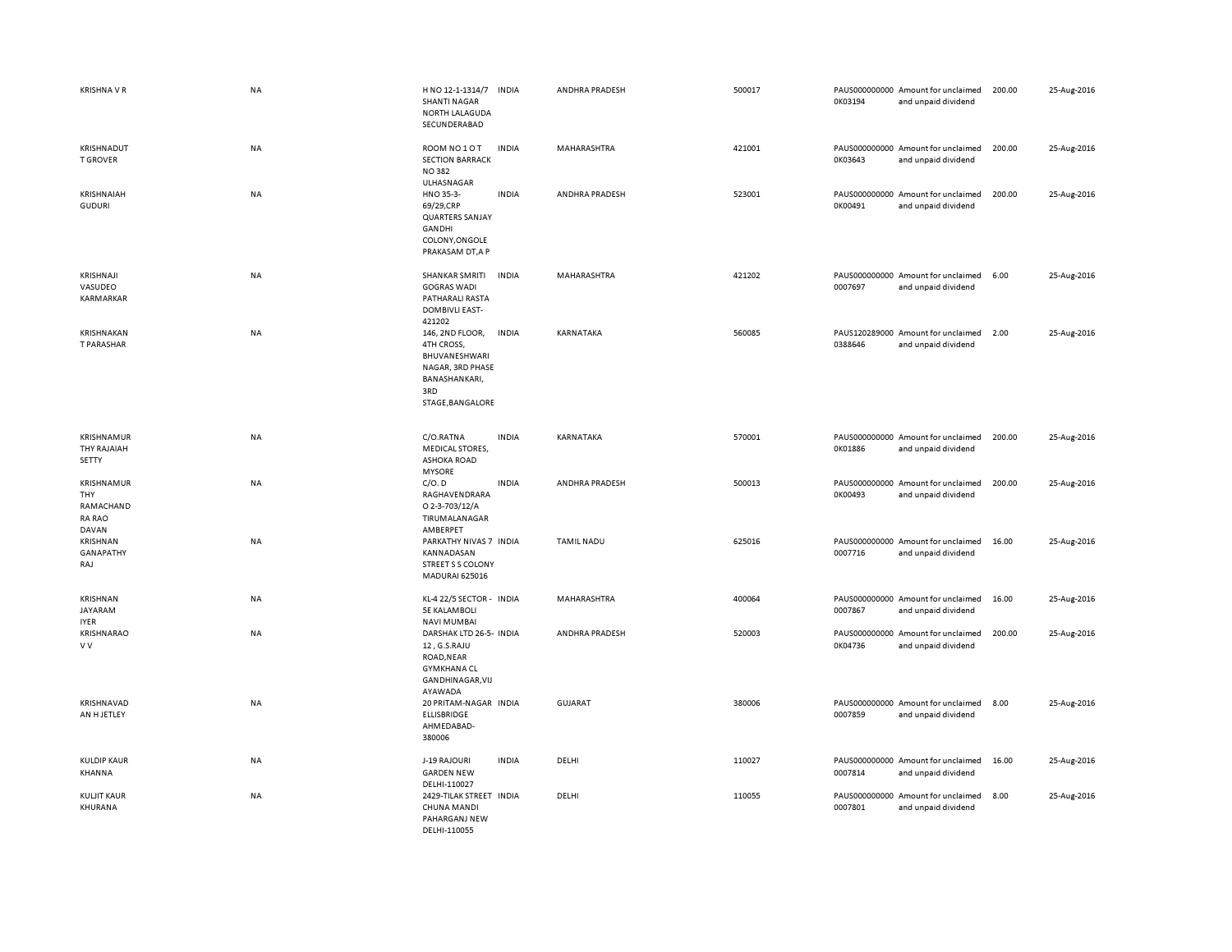| | | | | | | | | | |
|---|---|---|---|---|---|---|---|---|---|
| KRISHNA V R | NA | H NO 12-1-1314/7 SHANTI NAGAR NORTH LALAGUDA SECUNDERABAD | INDIA | ANDHRA PRADESH | 500017 | PAUS0000000000K03194 | Amount for unclaimed and unpaid dividend | 200.00 | 25-Aug-2016 |
| KRISHNADUTT GROVER | NA | ROOM NO 1 O T SECTION BARRACK NO 382 ULHASNAGAR | INDIA | MAHARASHTRA | 421001 | PAUS0000000000K03643 | Amount for unclaimed and unpaid dividend | 200.00 | 25-Aug-2016 |
| KRISHNAIAH GUDURI | NA | HNO 35-3-69/29,CRP QUARTERS SANJAY GANDHI COLONY,ONGOLE PRAKASAM DT,A P | INDIA | ANDHRA PRADESH | 523001 | PAUS0000000000K00491 | Amount for unclaimed and unpaid dividend | 200.00 | 25-Aug-2016 |
| KRISHNAJI VASUDEO KARMARKAR | NA | SHANKAR SMRITI GOGRAS WADI PATHARALI RASTA DOMBIVLI EAST-421202 | INDIA | MAHARASHTRA | 421202 | PAUS0000000000007697 | Amount for unclaimed and unpaid dividend | 6.00 | 25-Aug-2016 |
| KRISHNAKANT PARASHAR | NA | 146, 2ND FLOOR, 4TH CROSS, BHUVANESHWARI NAGAR, 3RD PHASE BANASHANKARI, 3RD STAGE,BANGALORE | INDIA | KARNATAKA | 560085 | PAUS1202890000388646 | Amount for unclaimed and unpaid dividend | 2.00 | 25-Aug-2016 |
| KRISHNAMURTHY RAJAIAH SETTY | NA | C/O.RATNA MEDICAL STORES, ASHOKA ROAD MYSORE | INDIA | KARNATAKA | 570001 | PAUS0000000000K01886 | Amount for unclaimed and unpaid dividend | 200.00 | 25-Aug-2016 |
| KRISHNAMURTHY RAMACHANDRA RAO DAVAN | NA | C/O. D RAGHAVENDRARAO 2-3-703/12/A TIRUMALANAGAR AMBERPET | INDIA | ANDHRA PRADESH | 500013 | PAUS0000000000K00493 | Amount for unclaimed and unpaid dividend | 200.00 | 25-Aug-2016 |
| KRISHNAN GANAPATHY RAJ | NA | PARKATHY NIVAS 7 KANNADASAN STREET S S COLONY MADURAI 625016 | INDIA | TAMIL NADU | 625016 | PAUS0000000000007716 | Amount for unclaimed and unpaid dividend | 16.00 | 25-Aug-2016 |
| KRISHNAN JAYARAM IYER | NA | KL-4 22/5 SECTOR - 5E KALAMBOLI NAVI MUMBAI | INDIA | MAHARASHTRA | 400064 | PAUS0000000000007867 | Amount for unclaimed and unpaid dividend | 16.00 | 25-Aug-2016 |
| KRISHNARAO V V | NA | DARSHAK LTD 26-5-12 , G.S.RAJU ROAD,NEAR GYMKHANA CL GANDHINAGAR,VIJAYAWADA | INDIA | ANDHRA PRADESH | 520003 | PAUS0000000000K04736 | Amount for unclaimed and unpaid dividend | 200.00 | 25-Aug-2016 |
| KRISHNAVADAN H JETLEY | NA | 20 PRITAM-NAGAR ELLISBRIDGE AHMEDABAD-380006 | INDIA | GUJARAT | 380006 | PAUS0000000000007859 | Amount for unclaimed and unpaid dividend | 8.00 | 25-Aug-2016 |
| KULDIP KAUR KHANNA | NA | J-19 RAJOURI GARDEN NEW DELHI-110027 | INDIA | DELHI | 110027 | PAUS0000000000007814 | Amount for unclaimed and unpaid dividend | 16.00 | 25-Aug-2016 |
| KULJIT KAUR KHURANA | NA | 2429-TILAK STREET CHUNA MANDI PAHARGANJ NEW DELHI-110055 | INDIA | DELHI | 110055 | PAUS0000000000007801 | Amount for unclaimed and unpaid dividend | 8.00 | 25-Aug-2016 |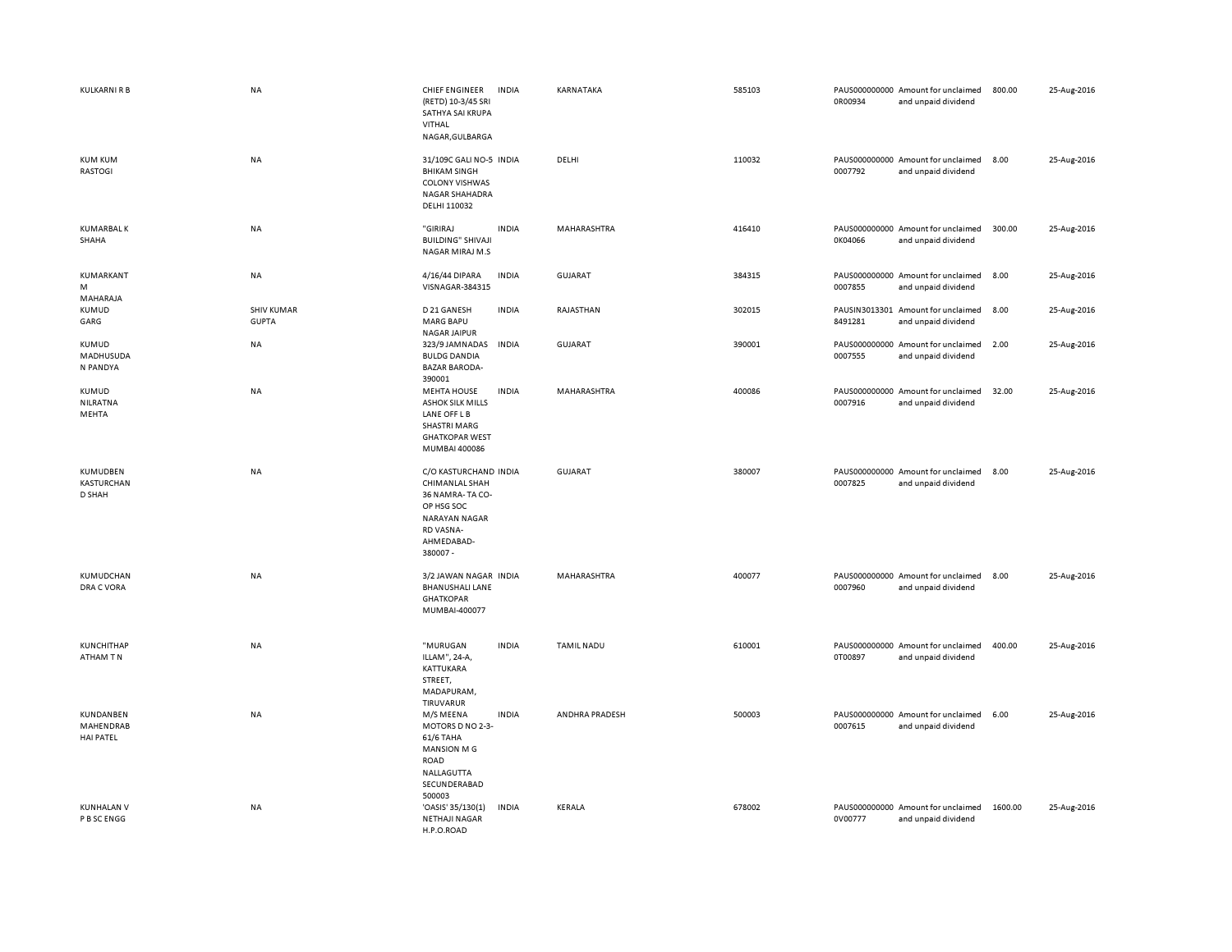| | | | | | | | | | |
|---|---|---|---|---|---|---|---|---|---|
| KULKARNI R B | NA | CHIEF ENGINEER (RETD) 10-3/45 SRI SATHYA SAI KRUPA VITHAL NAGAR,GULBARGA | INDIA | KARNATAKA | 585103 | PAUS0000000000R00934 | Amount for unclaimed and unpaid dividend | 800.00 | 25-Aug-2016 |
| KUM KUM RASTOGI | NA | 31/109C GALI NO-5 BHIKAM SINGH COLONY VISHWAS NAGAR SHAHADRA DELHI 110032 | INDIA | DELHI | 110032 | PAUS0000000000007792 | Amount for unclaimed and unpaid dividend | 8.00 | 25-Aug-2016 |
| KUMARBAL K SHAHA | NA | "GIRIRAJ BUILDING" SHIVAJI NAGAR MIRAJ M.S | INDIA | MAHARASHTRA | 416410 | PAUS0000000000K04066 | Amount for unclaimed and unpaid dividend | 300.00 | 25-Aug-2016 |
| KUMARKANT M MAHARAJA | NA | 4/16/44 DIPARA VISNAGAR-384315 | INDIA | GUJARAT | 384315 | PAUS0000000000007855 | Amount for unclaimed and unpaid dividend | 8.00 | 25-Aug-2016 |
| KUMUD GARG | SHIV KUMAR GUPTA | D 21 GANESH MARG BAPU NAGAR JAIPUR | INDIA | RAJASTHAN | 302015 | PAUSIN30133018491281 | Amount for unclaimed and unpaid dividend | 8.00 | 25-Aug-2016 |
| KUMUD MADHUSUDAN PANDYA | NA | 323/9 JAMNADAS BULDG DANDIA BAZAR BARODA-390001 | INDIA | GUJARAT | 390001 | PAUS0000000000007555 | Amount for unclaimed and unpaid dividend | 2.00 | 25-Aug-2016 |
| KUMUD NILRATNA MEHTA | NA | MEHTA HOUSE ASHOK SILK MILLS LANE OFF L B SHASTRI MARG GHATKOPAR WEST MUMBAI 400086 | INDIA | MAHARASHTRA | 400086 | PAUS0000000000007916 | Amount for unclaimed and unpaid dividend | 32.00 | 25-Aug-2016 |
| KUMUDBEN KASTURCHAND SHAH | NA | C/O KASTURCHAND CHIMANLAL SHAH 36 NAMRA- TA CO-OP HSG SOC NARAYAN NAGAR RD VASNA-AHMEDABAD-380007 - | INDIA | GUJARAT | 380007 | PAUS0000000000007825 | Amount for unclaimed and unpaid dividend | 8.00 | 25-Aug-2016 |
| KUMUDCHANDRA C VORA | NA | 3/2 JAWAN NAGAR BHANUSHALI LANE GHATKOPAR MUMBAI-400077 | INDIA | MAHARASHTRA | 400077 | PAUS0000000000007960 | Amount for unclaimed and unpaid dividend | 8.00 | 25-Aug-2016 |
| KUNCHITHAPATHAM T N | NA | "MURUGAN ILLAM", 24-A, KATTUKARA STREET, MADAPURAM, TIRUVARUR | INDIA | TAMIL NADU | 610001 | PAUS0000000000T00897 | Amount for unclaimed and unpaid dividend | 400.00 | 25-Aug-2016 |
| KUNDANBEN MAHENDRABHAI PATEL | NA | M/S MEENA MOTORS D NO 2-3-61/6 TAHA MANSION M G ROAD NALLAGUTTA SECUNDERABAD 500003 | INDIA | ANDHRA PRADESH | 500003 | PAUS0000000000007615 | Amount for unclaimed and unpaid dividend | 6.00 | 25-Aug-2016 |
| KUNHALAN V P B SC ENGG | NA | 'OASIS' 35/130(1) NETHAJI NAGAR H.P.O.ROAD | INDIA | KERALA | 678002 | PAUS0000000000V00777 | Amount for unclaimed and unpaid dividend | 1600.00 | 25-Aug-2016 |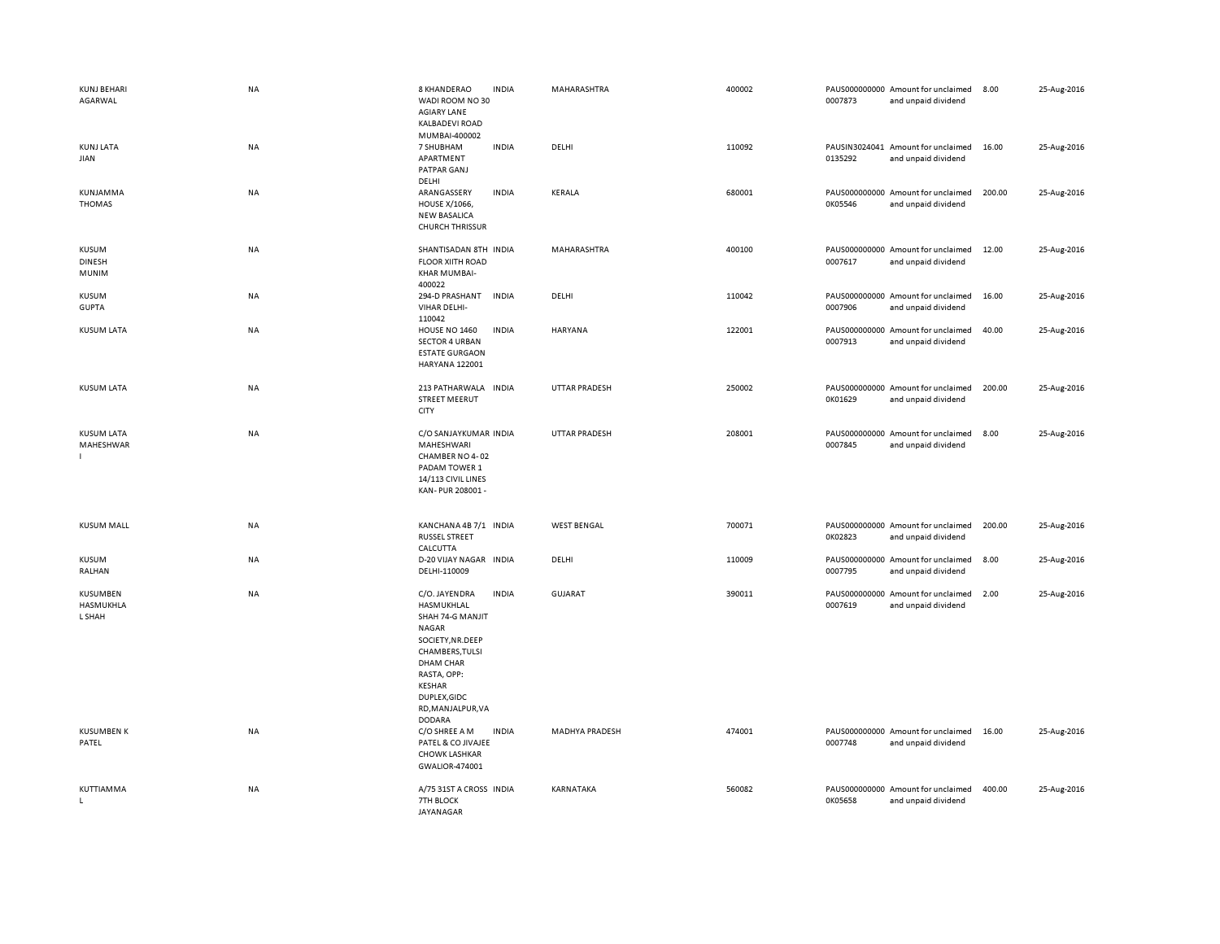| | | | | | | | | | |
|---|---|---|---|---|---|---|---|---|---|
| KUNJ BEHARI AGARWAL | NA | 8 KHANDERAO WADI ROOM NO 30 AGIARY LANE KALBADEVI ROAD MUMBAI-400002 | INDIA | MAHARASHTRA | 400002 | PAUS0000000000007873 | Amount for unclaimed and unpaid dividend | 8.00 | 25-Aug-2016 |
| KUNJ LATA JIAN | NA | 7 SHUBHAM APARTMENT PATPAR GANJ DELHI | INDIA | DELHI | 110092 | PAUSIN30240410135292 | Amount for unclaimed and unpaid dividend | 16.00 | 25-Aug-2016 |
| KUNJAMMA THOMAS | NA | ARANGASSERY HOUSE X/1066, NEW BASALICA CHURCH THRISSUR | INDIA | KERALA | 680001 | PAUS0000000000K05546 | Amount for unclaimed and unpaid dividend | 200.00 | 25-Aug-2016 |
| KUSUM DINESH MUNIM | NA | SHANTISADAN 8TH FLOOR XIITH ROAD KHAR MUMBAI-400022 | INDIA | MAHARASHTRA | 400100 | PAUS0000000000007617 | Amount for unclaimed and unpaid dividend | 12.00 | 25-Aug-2016 |
| KUSUM GUPTA | NA | 294-D PRASHANT VIHAR DELHI-110042 | INDIA | DELHI | 110042 | PAUS0000000000007906 | Amount for unclaimed and unpaid dividend | 16.00 | 25-Aug-2016 |
| KUSUM LATA | NA | HOUSE NO 1460 SECTOR 4 URBAN ESTATE GURGAON HARYANA 122001 | INDIA | HARYANA | 122001 | PAUS0000000000007913 | Amount for unclaimed and unpaid dividend | 40.00 | 25-Aug-2016 |
| KUSUM LATA | NA | 213 PATHARWALA STREET MEERUT CITY | INDIA | UTTAR PRADESH | 250002 | PAUS0000000000K01629 | Amount for unclaimed and unpaid dividend | 200.00 | 25-Aug-2016 |
| KUSUM LATA MAHESHWARI | NA | C/O SANJAYKUMAR MAHESHWARI CHAMBER NO 4- 02 PADAM TOWER 1 14/113 CIVIL LINES KAN- PUR 208001 - | INDIA | UTTAR PRADESH | 208001 | PAUS0000000000007845 | Amount for unclaimed and unpaid dividend | 8.00 | 25-Aug-2016 |
| KUSUM MALL | NA | KANCHANA 4B 7/1 RUSSEL STREET CALCUTTA | INDIA | WEST BENGAL | 700071 | PAUS0000000000K02823 | Amount for unclaimed and unpaid dividend | 200.00 | 25-Aug-2016 |
| KUSUM RALHAN | NA | D-20 VIJAY NAGAR DELHI-110009 | INDIA | DELHI | 110009 | PAUS0000000000007795 | Amount for unclaimed and unpaid dividend | 8.00 | 25-Aug-2016 |
| KUSUMBEN HASMUKHLAL SHAH | NA | C/O. JAYENDRA HASMUKHLAL SHAH 74-G MANJIT NAGAR SOCIETY,NR.DEEP CHAMBERS,TULSI DHAM CHAR RASTA, OPP: KESHAR DUPLEX,GIDC RD,MANJALPUR,VADODARA | INDIA | GUJARAT | 390011 | PAUS0000000000007619 | Amount for unclaimed and unpaid dividend | 2.00 | 25-Aug-2016 |
| KUSUMBEN K PATEL | NA | C/O SHREE A M PATEL & CO JIVAJEE CHOWK LASHKAR GWALIOR-474001 | INDIA | MADHYA PRADESH | 474001 | PAUS0000000000007748 | Amount for unclaimed and unpaid dividend | 16.00 | 25-Aug-2016 |
| KUTTIAMMA L | NA | A/75 31ST A CROSS 7TH BLOCK JAYANAGAR | INDIA | KARNATAKA | 560082 | PAUS0000000000K05658 | Amount for unclaimed and unpaid dividend | 400.00 | 25-Aug-2016 |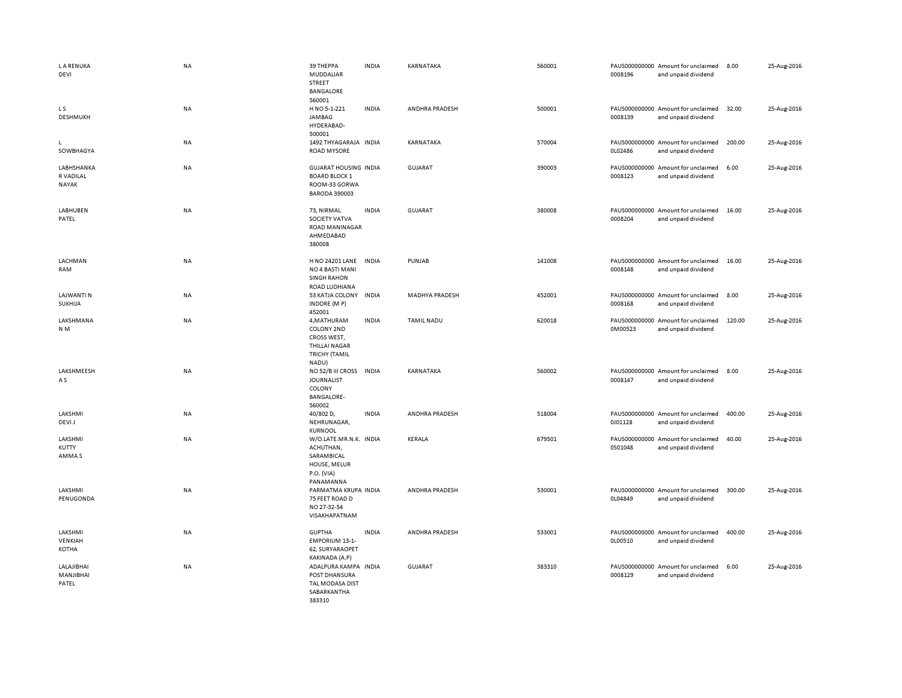| | | | | | | | | | |
|---|---|---|---|---|---|---|---|---|---|
| L A RENUKA DEVI | NA | 39 THEPPA MUDDALIAR STREET BANGALORE 560001 | INDIA | KARNATAKA | 560001 | PAUS0000000000008196 | Amount for unclaimed and unpaid dividend | 8.00 | 25-Aug-2016 |
| L S DESHMUKH | NA | H NO 5-1-221 JAMBAG HYDERABAD-500001 | INDIA | ANDHRA PRADESH | 500001 | PAUS0000000000008139 | Amount for unclaimed and unpaid dividend | 32.00 | 25-Aug-2016 |
| L SOWBHAGYA | NA | 1492 THYAGARAJA ROAD MYSORE | INDIA | KARNATAKA | 570004 | PAUS0000000000L02486 | Amount for unclaimed and unpaid dividend | 200.00 | 25-Aug-2016 |
| LABHSHANKA R VADILAL NAYAK | NA | GUJARAT HOUSING BOARD BLOCK 1 ROOM-33 GORWA BARODA 390003 | INDIA | GUJARAT | 390003 | PAUS0000000000008123 | Amount for unclaimed and unpaid dividend | 6.00 | 25-Aug-2016 |
| LABHUBEN PATEL | NA | 73, NIRMAL SOCIETY VATVA ROAD MANINAGAR AHMEDABAD 380008 | INDIA | GUJARAT | 380008 | PAUS0000000000008204 | Amount for unclaimed and unpaid dividend | 16.00 | 25-Aug-2016 |
| LACHMAN RAM | NA | H NO 24201 LANE NO 4 BASTI MANI SINGH RAHON ROAD LUDHIANA | INDIA | PUNJAB | 141008 | PAUS0000000000008148 | Amount for unclaimed and unpaid dividend | 16.00 | 25-Aug-2016 |
| LAJWANTI N SUKHIJA | NA | 53 KATJA COLONY INDORE (M P) 452001 | INDIA | MADHYA PRADESH | 452001 | PAUS0000000000008168 | Amount for unclaimed and unpaid dividend | 8.00 | 25-Aug-2016 |
| LAKSHMANA N M | NA | 4,MATHURAM COLONY 2ND CROSS WEST, THILLAI NAGAR TRICHY (TAMIL NADU) | INDIA | TAMIL NADU | 620018 | PAUS0000000000M00523 | Amount for unclaimed and unpaid dividend | 120.00 | 25-Aug-2016 |
| LAKSHMEESH A S | NA | NO 52/B III CROSS JOURNALIST COLONY BANGALORE-560002 | INDIA | KARNATAKA | 560002 | PAUS0000000000008147 | Amount for unclaimed and unpaid dividend | 8.00 | 25-Aug-2016 |
| LAKSHMI DEVI J | NA | 40/802 D, NEHRUNAGAR, KURNOOL | INDIA | ANDHRA PRADESH | 518004 | PAUS0000000000J01128 | Amount for unclaimed and unpaid dividend | 400.00 | 25-Aug-2016 |
| LAKSHMI KUTTY AMMA S | NA | W/O.LATE.MR.N.K. ACHUTHAN, SARAMBICAL HOUSE, MELUR P.O. (VIA) PANAMANNA | INDIA | KERALA | 679501 | PAUS0000000000S01048 | Amount for unclaimed and unpaid dividend | 40.00 | 25-Aug-2016 |
| LAKSHMI PENUGONDA | NA | PARMATMA KRUPA 75 FEET ROAD D NO 27-32-54 VISAKHAPATNAM | INDIA | ANDHRA PRADESH | 530001 | PAUS0000000000L04849 | Amount for unclaimed and unpaid dividend | 300.00 | 25-Aug-2016 |
| LAKSHMI VENKIAH KOTHA | NA | GUPTHA EMPORIUM 13-1-62, SURYARAOPET KAKINADA (A.P) | INDIA | ANDHRA PRADESH | 533001 | PAUS0000000000L00510 | Amount for unclaimed and unpaid dividend | 400.00 | 25-Aug-2016 |
| LALAJIBHAI MANJIBHAI PATEL | NA | ADALPURA KAMPA POST DHANSURA TAL MODASA DIST SABARKANTHA 383310 | INDIA | GUJARAT | 383310 | PAUS0000000000008129 | Amount for unclaimed and unpaid dividend | 6.00 | 25-Aug-2016 |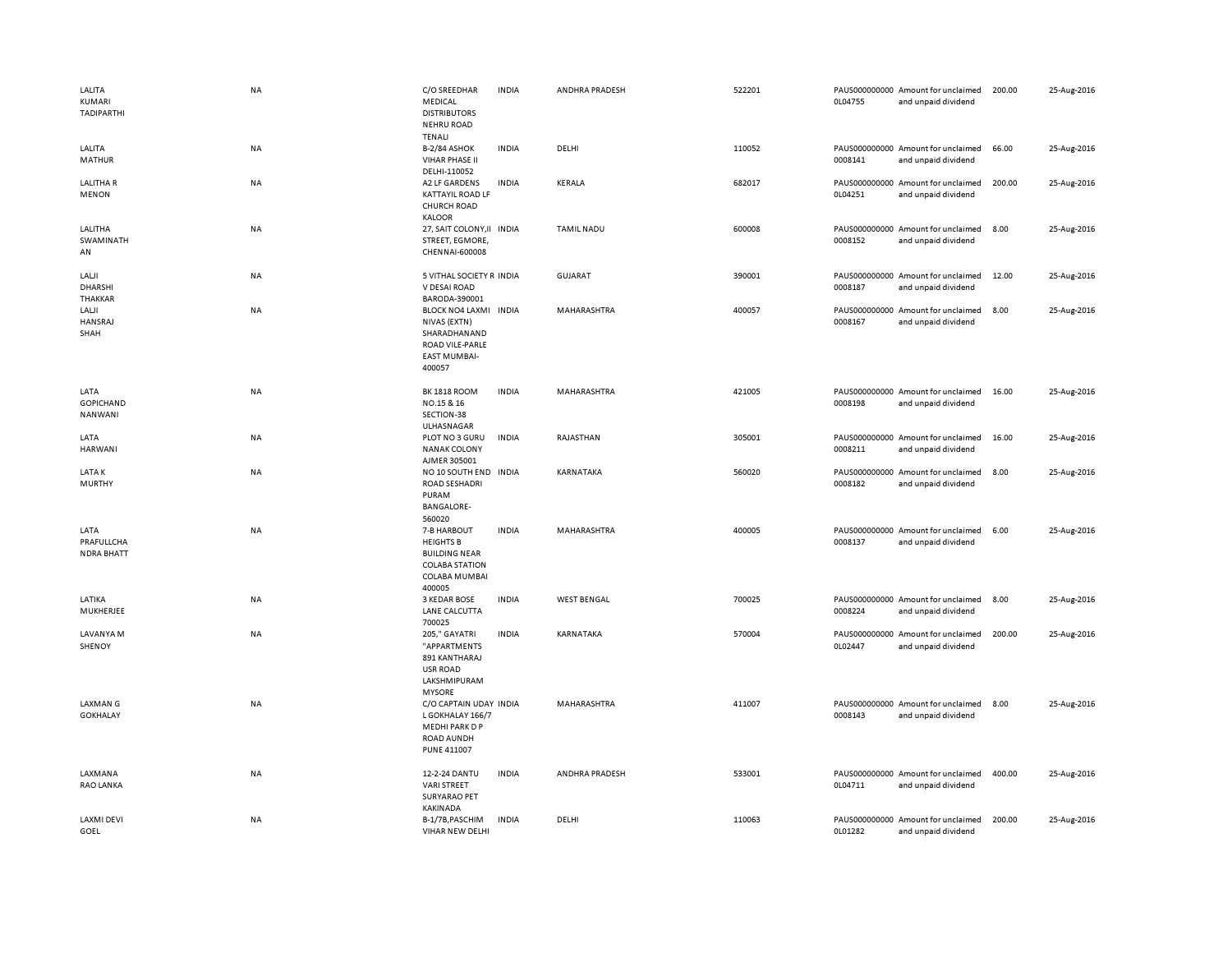| | | | | | | | | | |
|---|---|---|---|---|---|---|---|---|---|
| LALITA KUMARI TADIPARTHI | NA | C/O SREEDHAR MEDICAL DISTRIBUTORS NEHRU ROAD TENALI | INDIA | ANDHRA PRADESH | 522201 | PAUS0000000000L04755 | Amount for unclaimed and unpaid dividend | 200.00 | 25-Aug-2016 |
| LALITA MATHUR | NA | B-2/84 ASHOK VIHAR PHASE II DELHI-110052 | INDIA | DELHI | 110052 | PAUS0000000000008141 | Amount for unclaimed and unpaid dividend | 66.00 | 25-Aug-2016 |
| LALITHA R MENON | NA | A2 LF GARDENS KATTAYIL ROAD LF CHURCH ROAD KALOOR | INDIA | KERALA | 682017 | PAUS0000000000L04251 | Amount for unclaimed and unpaid dividend | 200.00 | 25-Aug-2016 |
| LALITHA SWAMINATHAN | NA | 27, SAIT COLONY,II STREET, EGMORE, CHENNAI-600008 | INDIA | TAMIL NADU | 600008 | PAUS0000000000008152 | Amount for unclaimed and unpaid dividend | 8.00 | 25-Aug-2016 |
| LALJI DHARSHI THAKKAR | NA | 5 VITHAL SOCIETY R V DESAI ROAD BARODA-390001 | INDIA | GUJARAT | 390001 | PAUS0000000000008187 | Amount for unclaimed and unpaid dividend | 12.00 | 25-Aug-2016 |
| LALJI HANSRAJ SHAH | NA | BLOCK NO4 LAXMI NIVAS (EXTN) SHARADHANAND ROAD VILE-PARLE EAST MUMBAI-400057 | INDIA | MAHARASHTRA | 400057 | PAUS0000000000008167 | Amount for unclaimed and unpaid dividend | 8.00 | 25-Aug-2016 |
| LATA GOPICHAND NANWANI | NA | BK 1818 ROOM NO.15 & 16 SECTION-38 ULHASNAGAR | INDIA | MAHARASHTRA | 421005 | PAUS0000000000008198 | Amount for unclaimed and unpaid dividend | 16.00 | 25-Aug-2016 |
| LATA HARWANI | NA | PLOT NO 3 GURU NANAK COLONY AJMER 305001 | INDIA | RAJASTHAN | 305001 | PAUS0000000000008211 | Amount for unclaimed and unpaid dividend | 16.00 | 25-Aug-2016 |
| LATA K MURTHY | NA | NO 10 SOUTH END ROAD SESHADRI PURAM BANGALORE-560020 | INDIA | KARNATAKA | 560020 | PAUS0000000000008182 | Amount for unclaimed and unpaid dividend | 8.00 | 25-Aug-2016 |
| LATA PRAFULLCHANDRA BHATT | NA | 7-B HARBOUT HEIGHTS B BUILDING NEAR COLABA STATION COLABA MUMBAI 400005 | INDIA | MAHARASHTRA | 400005 | PAUS0000000000008137 | Amount for unclaimed and unpaid dividend | 6.00 | 25-Aug-2016 |
| LATIKA MUKHERJEE | NA | 3 KEDAR BOSE LANE CALCUTTA 700025 | INDIA | WEST BENGAL | 700025 | PAUS0000000000008224 | Amount for unclaimed and unpaid dividend | 8.00 | 25-Aug-2016 |
| LAVANYA M SHENOY | NA | 205," GAYATRI "APPARTMENTS 891 KANTHARAJ USR ROAD LAKSHMIPURAM MYSORE | INDIA | KARNATAKA | 570004 | PAUS0000000000L02447 | Amount for unclaimed and unpaid dividend | 200.00 | 25-Aug-2016 |
| LAXMAN G GOKHALAY | NA | C/O CAPTAIN UDAY L GOKHALAY 166/7 MEDHI PARK D P ROAD AUNDH PUNE 411007 | INDIA | MAHARASHTRA | 411007 | PAUS0000000000008143 | Amount for unclaimed and unpaid dividend | 8.00 | 25-Aug-2016 |
| LAXMANA RAO LANKA | NA | 12-2-24 DANTU VARI STREET SURYARAO PET KAKINADA | INDIA | ANDHRA PRADESH | 533001 | PAUS0000000000L04711 | Amount for unclaimed and unpaid dividend | 400.00 | 25-Aug-2016 |
| LAXMI DEVI GOEL | NA | B-1/7B,PASCHIM VIHAR NEW DELHI | INDIA | DELHI | 110063 | PAUS0000000000L01282 | Amount for unclaimed and unpaid dividend | 200.00 | 25-Aug-2016 |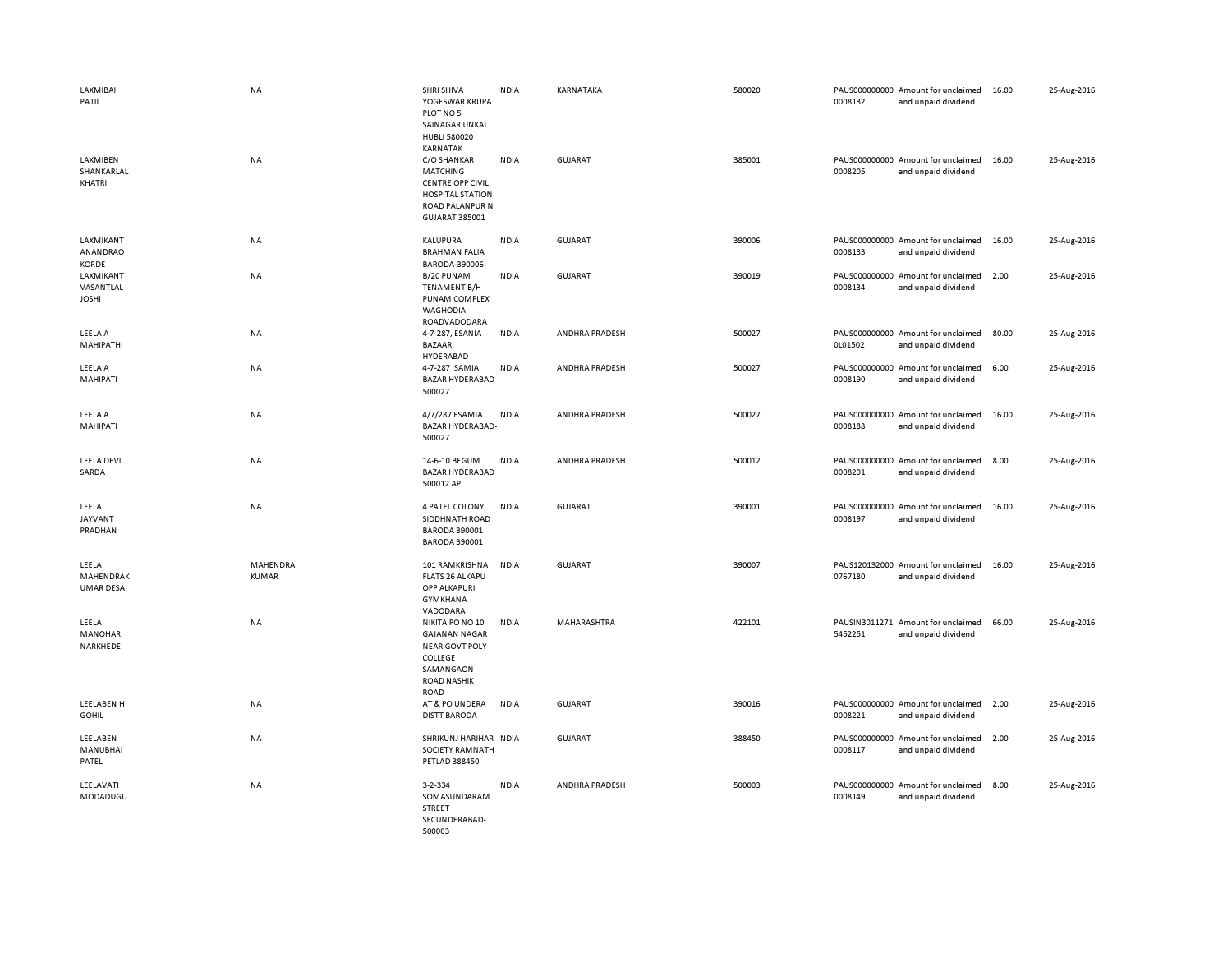| | | | | | | | | | |
|---|---|---|---|---|---|---|---|---|---|
| LAXMIBAI PATIL | NA | SHRI SHIVA YOGESWAR KRUPA PLOT NO 5 SAINAGAR UNKAL HUBLI 580020 KARNATAK | INDIA | KARNATAKA | 580020 | PAUS000000000 0008132 | Amount for unclaimed and unpaid dividend | 16.00 | 25-Aug-2016 |
| LAXMIBEN SHANKARLAL KHATRI | NA | C/O SHANKAR MATCHING CENTRE OPP CIVIL HOSPITAL STATION ROAD PALANPUR N GUJARAT 385001 | INDIA | GUJARAT | 385001 | PAUS000000000 0008205 | Amount for unclaimed and unpaid dividend | 16.00 | 25-Aug-2016 |
| LAXMIKANT ANANDRAO KORDE | NA | KALUPURA BRAHMAN FALIA BARODA-390006 | INDIA | GUJARAT | 390006 | PAUS000000000 0008133 | Amount for unclaimed and unpaid dividend | 16.00 | 25-Aug-2016 |
| LAXMIKANT VASANTLAL JOSHI | NA | B/20 PUNAM TENAMENT B/H PUNAM COMPLEX WAGHODIA ROADVADODARA | INDIA | GUJARAT | 390019 | PAUS000000000 0008134 | Amount for unclaimed and unpaid dividend | 2.00 | 25-Aug-2016 |
| LEELA A MAHIPATHI | NA | 4-7-287, ESANIA BAZAAR, HYDERABAD | INDIA | ANDHRA PRADESH | 500027 | PAUS000000000 0L01502 | Amount for unclaimed and unpaid dividend | 80.00 | 25-Aug-2016 |
| LEELA A MAHIPATI | NA | 4-7-287 ISAMIA BAZAR HYDERABAD 500027 | INDIA | ANDHRA PRADESH | 500027 | PAUS000000000 0008190 | Amount for unclaimed and unpaid dividend | 6.00 | 25-Aug-2016 |
| LEELA A MAHIPATI | NA | 4/7/287 ESAMIA BAZAR HYDERABAD-500027 | INDIA | ANDHRA PRADESH | 500027 | PAUS000000000 0008188 | Amount for unclaimed and unpaid dividend | 16.00 | 25-Aug-2016 |
| LEELA DEVI SARDA | NA | 14-6-10 BEGUM BAZAR HYDERABAD 500012 AP | INDIA | ANDHRA PRADESH | 500012 | PAUS000000000 0008201 | Amount for unclaimed and unpaid dividend | 8.00 | 25-Aug-2016 |
| LEELA JAYVANT PRADHAN | NA | 4 PATEL COLONY SIDDHNATH ROAD BARODA 390001 BARODA 390001 | INDIA | GUJARAT | 390001 | PAUS000000000 0008197 | Amount for unclaimed and unpaid dividend | 16.00 | 25-Aug-2016 |
| LEELA MAHENDRAK UMAR DESAI | MAHENDRA KUMAR | 101 RAMKRISHNA FLATS 26 ALKAPU OPP ALKAPURI GYMKHANA VADODARA | INDIA | GUJARAT | 390007 | PAUS120132000 0767180 | Amount for unclaimed and unpaid dividend | 16.00 | 25-Aug-2016 |
| LEELA MANOHAR NARKHEDE | NA | NIKITA PO NO 10 GAJANAN NAGAR NEAR GOVT POLY COLLEGE SAMANGAON ROAD NASHIK ROAD | INDIA | MAHARASHTRA | 422101 | PAUSIN3011271 5452251 | Amount for unclaimed and unpaid dividend | 66.00 | 25-Aug-2016 |
| LEELABEN H GOHIL | NA | AT & PO UNDERA DISTT BARODA | INDIA | GUJARAT | 390016 | PAUS000000000 0008221 | Amount for unclaimed and unpaid dividend | 2.00 | 25-Aug-2016 |
| LEELABEN MANUBHAI PATEL | NA | SHRIKUNJ HARIHAR SOCIETY RAMNATH PETLAD 388450 | INDIA | GUJARAT | 388450 | PAUS000000000 0008117 | Amount for unclaimed and unpaid dividend | 2.00 | 25-Aug-2016 |
| LEELAVATI MODADUGU | NA | 3-2-334 SOMASUNDARAM STREET SECUNDERABAD-500003 | INDIA | ANDHRA PRADESH | 500003 | PAUS000000000 0008149 | Amount for unclaimed and unpaid dividend | 8.00 | 25-Aug-2016 |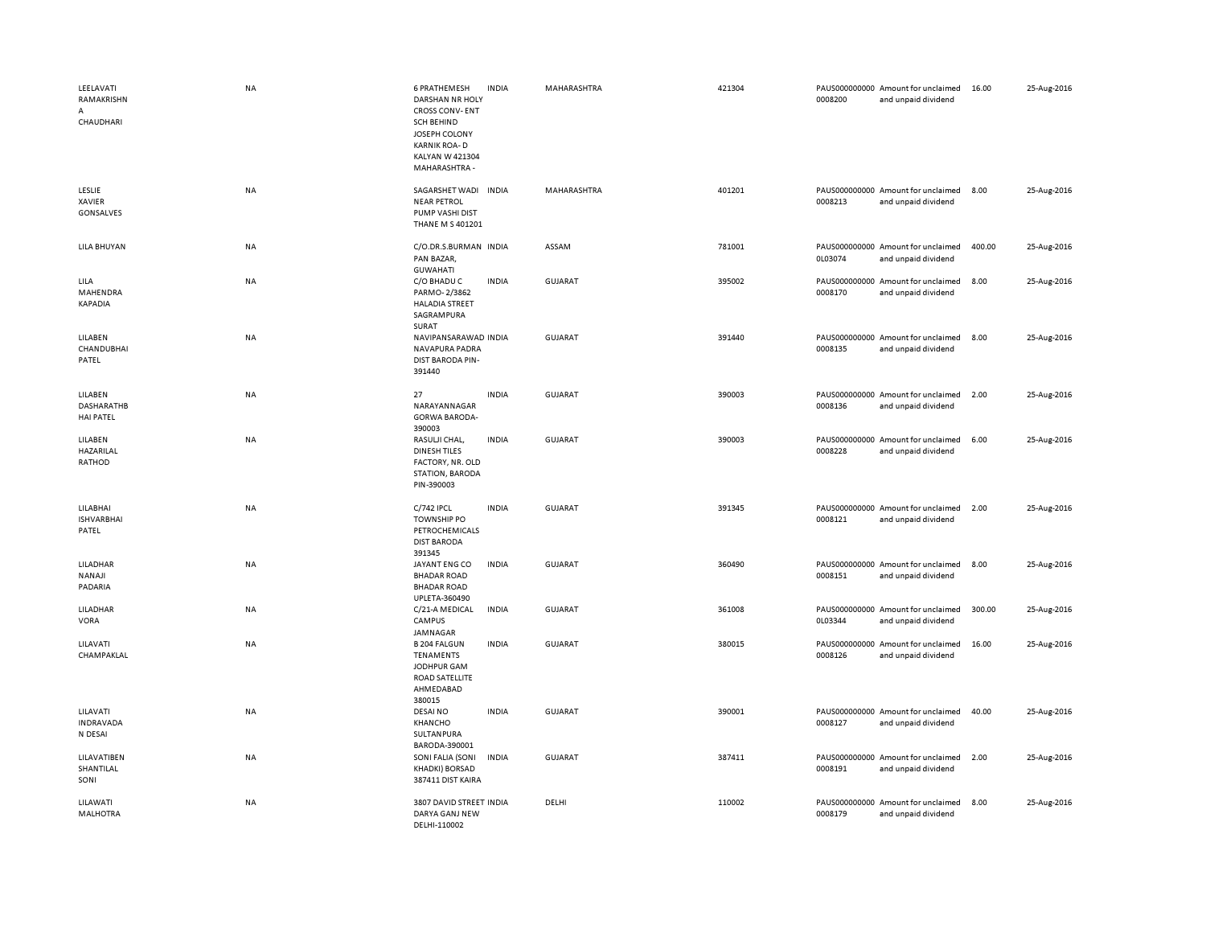| | | | | | | | | | |
|---|---|---|---|---|---|---|---|---|---|
| LEELAVATI RAMAKRISHNA CHAUDHARI | NA | 6 PRATHEMESH DARSHAN NR HOLY CROSS CONV- ENT SCH BEHIND JOSEPH COLONY KARNIK ROA- D KALYAN W 421304 MAHARASHTRA - | INDIA | MAHARASHTRA | 421304 | PAUS0000000000008200 | Amount for unclaimed and unpaid dividend | 16.00 | 25-Aug-2016 |
| LESLIE XAVIER GONSALVES | NA | SAGARSHET WADI NEAR PETROL PUMP VASHI DIST THANE M S 401201 | INDIA | MAHARASHTRA | 401201 | PAUS0000000000008213 | Amount for unclaimed and unpaid dividend | 8.00 | 25-Aug-2016 |
| LILA BHUYAN | NA | C/O.DR.S.BURMAN PAN BAZAR, GUWAHATI | INDIA | ASSAM | 781001 | PAUS00000000000L03074 | Amount for unclaimed and unpaid dividend | 400.00 | 25-Aug-2016 |
| LILA MAHENDRA KAPADIA | NA | C/O BHADU C PARMO- 2/3862 HALADIA STREET SAGRAMPURA SURAT | INDIA | GUJARAT | 395002 | PAUS0000000000008170 | Amount for unclaimed and unpaid dividend | 8.00 | 25-Aug-2016 |
| LILABEN CHANDUBHAI PATEL | NA | NAVIPANSARAWAD NAVAPURA PADRA DIST BARODA PIN-391440 | INDIA | GUJARAT | 391440 | PAUS0000000000008135 | Amount for unclaimed and unpaid dividend | 8.00 | 25-Aug-2016 |
| LILABEN DASHARATHBHAI PATEL | NA | 27 NARAYANNAGAR GORWA BARODA-390003 | INDIA | GUJARAT | 390003 | PAUS0000000000008136 | Amount for unclaimed and unpaid dividend | 2.00 | 25-Aug-2016 |
| LILABEN HAZARILAL RATHOD | NA | RASULJI CHAL, DINESH TILES FACTORY, NR. OLD STATION, BARODA PIN-390003 | INDIA | GUJARAT | 390003 | PAUS0000000000008228 | Amount for unclaimed and unpaid dividend | 6.00 | 25-Aug-2016 |
| LILABHAI ISHVARBHAI PATEL | NA | C/742 IPCL TOWNSHIP PO PETROCHEMICALS DIST BARODA 391345 | INDIA | GUJARAT | 391345 | PAUS0000000000008121 | Amount for unclaimed and unpaid dividend | 2.00 | 25-Aug-2016 |
| LILADHAR NANAJI PADARIA | NA | JAYANT ENG CO BHADAR ROAD BHADAR ROAD UPLETA-360490 | INDIA | GUJARAT | 360490 | PAUS0000000000008151 | Amount for unclaimed and unpaid dividend | 8.00 | 25-Aug-2016 |
| LILADHAR VORA | NA | C/21-A MEDICAL CAMPUS JAMNAGAR | INDIA | GUJARAT | 361008 | PAUS00000000000L03344 | Amount for unclaimed and unpaid dividend | 300.00 | 25-Aug-2016 |
| LILAVATI CHAMPAKLAL | NA | B 204 FALGUN TENAMENTS JODHPUR GAM ROAD SATELLITE AHMEDABAD 380015 | INDIA | GUJARAT | 380015 | PAUS0000000000008126 | Amount for unclaimed and unpaid dividend | 16.00 | 25-Aug-2016 |
| LILAVATI INDRAVADAN DESAI | NA | DESAI NO KHANCHO SULTANPURA BARODA-390001 | INDIA | GUJARAT | 390001 | PAUS0000000000008127 | Amount for unclaimed and unpaid dividend | 40.00 | 25-Aug-2016 |
| LILAVATIBEN SHANTILAL SONI | NA | SONI FALIA (SONI KHADKI) BORSAD 387411 DIST KAIRA | INDIA | GUJARAT | 387411 | PAUS0000000000008191 | Amount for unclaimed and unpaid dividend | 2.00 | 25-Aug-2016 |
| LILAWATI MALHOTRA | NA | 3807 DAVID STREET DARYA GANJ NEW DELHI-110002 | INDIA | DELHI | 110002 | PAUS0000000000008179 | Amount for unclaimed and unpaid dividend | 8.00 | 25-Aug-2016 |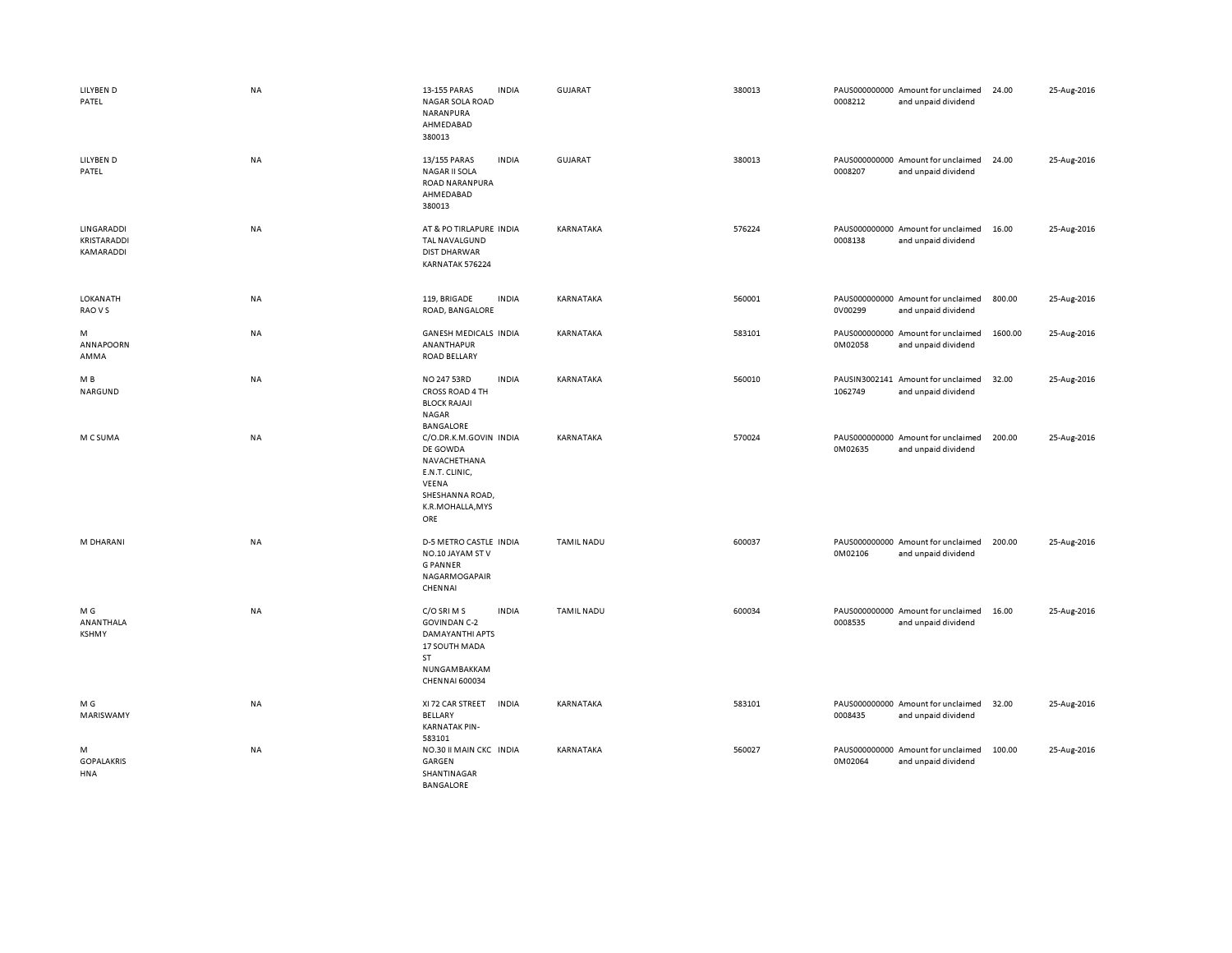| | | | | | | | | | |
|---|---|---|---|---|---|---|---|---|---|
| LILYBEN D PATEL | NA | 13-155 PARAS NAGAR SOLA ROAD NARANPURA AHMEDABAD 380013 | INDIA | GUJARAT | 380013 | PAUS0000000000008212 | Amount for unclaimed and unpaid dividend | 24.00 | 25-Aug-2016 |
| LILYBEN D PATEL | NA | 13/155 PARAS NAGAR II SOLA ROAD NARANPURA AHMEDABAD 380013 | INDIA | GUJARAT | 380013 | PAUS0000000000008207 | Amount for unclaimed and unpaid dividend | 24.00 | 25-Aug-2016 |
| LINGARADDI KRISTARADDI KAMARADDI | NA | AT & PO TIRLAPURE TAL NAVALGUND DIST DHARWAR KARNATAK 576224 | INDIA | KARNATAKA | 576224 | PAUS0000000000008138 | Amount for unclaimed and unpaid dividend | 16.00 | 25-Aug-2016 |
| LOKANATH RAO V S | NA | 119, BRIGADE ROAD, BANGALORE | INDIA | KARNATAKA | 560001 | PAUS0000000000V00299 | Amount for unclaimed and unpaid dividend | 800.00 | 25-Aug-2016 |
| M ANNAPOORN AMMA | NA | GANESH MEDICALS ANANTHAPUR ROAD BELLARY | INDIA | KARNATAKA | 583101 | PAUS0000000000M02058 | Amount for unclaimed and unpaid dividend | 1600.00 | 25-Aug-2016 |
| M B NARGUND | NA | NO 247 53RD CROSS ROAD 4 TH BLOCK RAJAJI NAGAR BANGALORE | INDIA | KARNATAKA | 560010 | PAUSIN30021411062749 | Amount for unclaimed and unpaid dividend | 32.00 | 25-Aug-2016 |
| M C SUMA | NA | C/O.DR.K.M.GOVINDE GOWDA NAVACHETHANA E.N.T. CLINIC, VEENA SHESHANNA ROAD, K.R.MOHALLA,MYSORE | INDIA | KARNATAKA | 570024 | PAUS0000000000M02635 | Amount for unclaimed and unpaid dividend | 200.00 | 25-Aug-2016 |
| M DHARANI | NA | D-5 METRO CASTLE NO.10 JAYAM ST V G PANNER NAGARMOGAPAIR CHENNAI | INDIA | TAMIL NADU | 600037 | PAUS0000000000M02106 | Amount for unclaimed and unpaid dividend | 200.00 | 25-Aug-2016 |
| M G ANANTHALA KSHMY | NA | C/O SRI M S GOVINDAN C-2 DAMAYANTHI APTS 17 SOUTH MADA ST NUNGAMBAKKAM CHENNAI 600034 | INDIA | TAMIL NADU | 600034 | PAUS0000000000008535 | Amount for unclaimed and unpaid dividend | 16.00 | 25-Aug-2016 |
| M G MARISWAMY | NA | XI 72 CAR STREET BELLARY KARNATAK PIN-583101 | INDIA | KARNATAKA | 583101 | PAUS0000000000008435 | Amount for unclaimed and unpaid dividend | 32.00 | 25-Aug-2016 |
| M GOPALAKRISHNA | NA | NO.30 II MAIN CKC GARGEN SHANTINAGAR BANGALORE | INDIA | KARNATAKA | 560027 | PAUS0000000000M02064 | Amount for unclaimed and unpaid dividend | 100.00 | 25-Aug-2016 |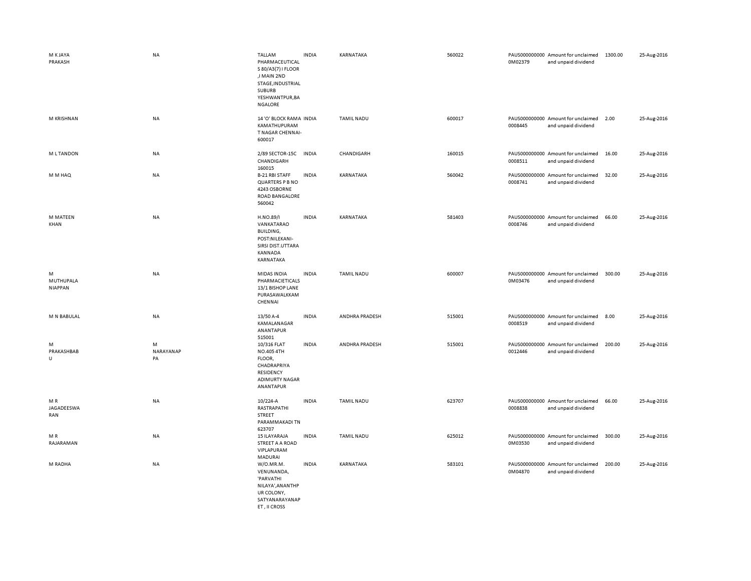| | | | | | | | | | |
|---|---|---|---|---|---|---|---|---|---|
| M K JAYA PRAKASH | NA | TALLAM PHARMACEUTICALS 80/A3(7) I FLOOR ,I MAIN 2ND STAGE,INDUSTRIAL SUBURB YESHWANTPUR,BANGALORE | INDIA | KARNATAKA | 560022 | PAUS0000000000M02379 | Amount for unclaimed and unpaid dividend | 1300.00 | 25-Aug-2016 |
| M KRISHNAN | NA | 14 'O' BLOCK RAMA KAMATHUPURAM T NAGAR CHENNAI-600017 | INDIA | TAMIL NADU | 600017 | PAUS00000000000008445 | Amount for unclaimed and unpaid dividend | 2.00 | 25-Aug-2016 |
| M L TANDON | NA | 2/89 SECTOR-15C CHANDIGARH 160015 | INDIA | CHANDIGARH | 160015 | PAUS00000000000008511 | Amount for unclaimed and unpaid dividend | 16.00 | 25-Aug-2016 |
| M M HAQ | NA | B-21 RBI STAFF QUARTERS P B NO 4243 OSBORNE ROAD BANGALORE 560042 | INDIA | KARNATAKA | 560042 | PAUS00000000000008741 | Amount for unclaimed and unpaid dividend | 32.00 | 25-Aug-2016 |
| M MATEEN KHAN | NA | H.NO.89/I VANKATARAO BUILDING, POST:NILEKANI-SIRSI DIST.UTTARA KANNADA KARNATAKA | INDIA | KARNATAKA | 581403 | PAUS00000000000008746 | Amount for unclaimed and unpaid dividend | 66.00 | 25-Aug-2016 |
| M MUTHUPALA NIAPPAN | NA | MIDAS INDIA PHARMACIETICALS 13/1 BISHOP LANE PURASAWALKKAM CHENNAI | INDIA | TAMIL NADU | 600007 | PAUS0000000000M03476 | Amount for unclaimed and unpaid dividend | 300.00 | 25-Aug-2016 |
| M N BABULAL | NA | 13/50 A-4 KAMALANAGAR ANANTAPUR 515001 | INDIA | ANDHRA PRADESH | 515001 | PAUS00000000000008519 | Amount for unclaimed and unpaid dividend | 8.00 | 25-Aug-2016 |
| M PRAKASHBABU | M NARAYANAPPA | 10/316 FLAT NO.405 4TH FLOOR, CHADRAPRIYA RESIDENCY ADIMURTY NAGAR ANANTAPUR | INDIA | ANDHRA PRADESH | 515001 | PAUS00000000000012446 | Amount for unclaimed and unpaid dividend | 200.00 | 25-Aug-2016 |
| M R JAGADEESWARAN | NA | 10/224-A RASTRAPATHI STREET PARAMMAKADI TN 623707 | INDIA | TAMIL NADU | 623707 | PAUS00000000000008838 | Amount for unclaimed and unpaid dividend | 66.00 | 25-Aug-2016 |
| M R RAJARAMAN | NA | 15 ILAYARAJA STREET A A ROAD VIPLAPURAM MADURAI | INDIA | TAMIL NADU | 625012 | PAUS0000000000M03530 | Amount for unclaimed and unpaid dividend | 300.00 | 25-Aug-2016 |
| M RADHA | NA | W/O.MR.M. VENUNANDA, 'PARVATHI NILAYA',ANANTHPUR COLONY, SATYANARAYANAPET , II CROSS | INDIA | KARNATAKA | 583101 | PAUS0000000000M04870 | Amount for unclaimed and unpaid dividend | 200.00 | 25-Aug-2016 |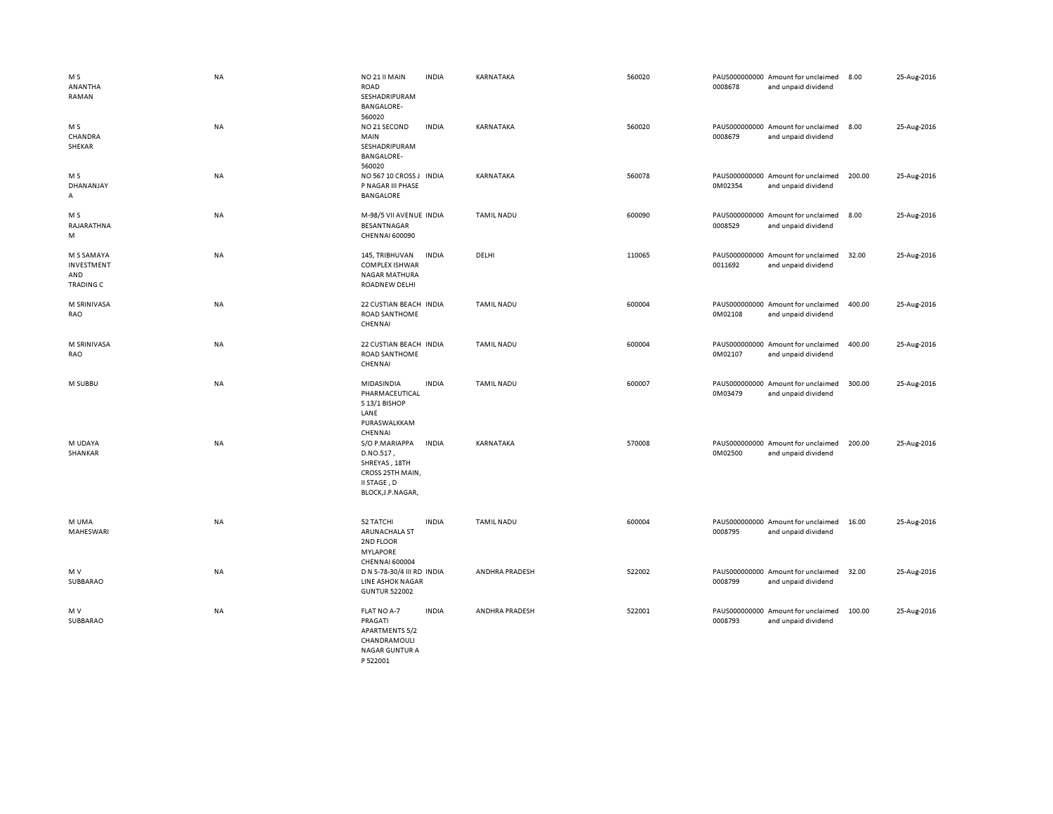| | | | | | | | | | |
|---|---|---|---|---|---|---|---|---|---|
| M S ANANTHA RAMAN | NA | NO 21 II MAIN ROAD SESHADRIPURAM BANGALORE-560020 | INDIA | KARNATAKA | 560020 | PAUS0000000000008678 | Amount for unclaimed and unpaid dividend | 8.00 | 25-Aug-2016 |
| M S CHANDRA SHEKAR | NA | NO 21 SECOND MAIN SESHADRIPURAM BANGALORE-560020 | INDIA | KARNATAKA | 560020 | PAUS0000000000008679 | Amount for unclaimed and unpaid dividend | 8.00 | 25-Aug-2016 |
| M S DHANANJAY A | NA | NO 567 10 CROSS J P NAGAR III PHASE BANGALORE | INDIA | KARNATAKA | 560078 | PAUS0000000000M02354 | Amount for unclaimed and unpaid dividend | 200.00 | 25-Aug-2016 |
| M S RAJARATHNA M | NA | M-98/5 VII AVENUE BESANTNAGAR CHENNAI 600090 | INDIA | TAMIL NADU | 600090 | PAUS0000000000008529 | Amount for unclaimed and unpaid dividend | 8.00 | 25-Aug-2016 |
| M S SAMAYA INVESTMENT AND TRADING C | NA | 145, TRIBHUVAN COMPLEX ISHWAR NAGAR MATHURA ROADNEW DELHI | INDIA | DELHI | 110065 | PAUS0000000000011692 | Amount for unclaimed and unpaid dividend | 32.00 | 25-Aug-2016 |
| M SRINIVASA RAO | NA | 22 CUSTIAN BEACH ROAD SANTHOME CHENNAI | INDIA | TAMIL NADU | 600004 | PAUS0000000000M02108 | Amount for unclaimed and unpaid dividend | 400.00 | 25-Aug-2016 |
| M SRINIVASA RAO | NA | 22 CUSTIAN BEACH ROAD SANTHOME CHENNAI | INDIA | TAMIL NADU | 600004 | PAUS0000000000M02107 | Amount for unclaimed and unpaid dividend | 400.00 | 25-Aug-2016 |
| M SUBBU | NA | MIDASINDIA PHARMACEUTICAL S 13/1 BISHOP LANE PURASWALKKAM CHENNAI | INDIA | TAMIL NADU | 600007 | PAUS0000000000M03479 | Amount for unclaimed and unpaid dividend | 300.00 | 25-Aug-2016 |
| M UDAYA SHANKAR | NA | S/O P.MARIAPPA D.NO.517 , SHREYAS , 18TH CROSS 25TH MAIN, II STAGE , D BLOCK,J.P.NAGAR, | INDIA | KARNATAKA | 570008 | PAUS0000000000M02500 | Amount for unclaimed and unpaid dividend | 200.00 | 25-Aug-2016 |
| M UMA MAHESWARI | NA | 52 TATCHI ARUNACHALA ST 2ND FLOOR MYLAPORE CHENNAI 600004 | INDIA | TAMIL NADU | 600004 | PAUS0000000000008795 | Amount for unclaimed and unpaid dividend | 16.00 | 25-Aug-2016 |
| M V SUBBARAO | NA | D N S-78-30/4 III RD LINE ASHOK NAGAR GUNTUR 522002 | INDIA | ANDHRA PRADESH | 522002 | PAUS0000000000008799 | Amount for unclaimed and unpaid dividend | 32.00 | 25-Aug-2016 |
| M V SUBBARAO | NA | FLAT NO A-7 PRAGATI APARTMENTS 5/2 CHANDRAMOULI NAGAR GUNTUR A P 522001 | INDIA | ANDHRA PRADESH | 522001 | PAUS0000000000008793 | Amount for unclaimed and unpaid dividend | 100.00 | 25-Aug-2016 |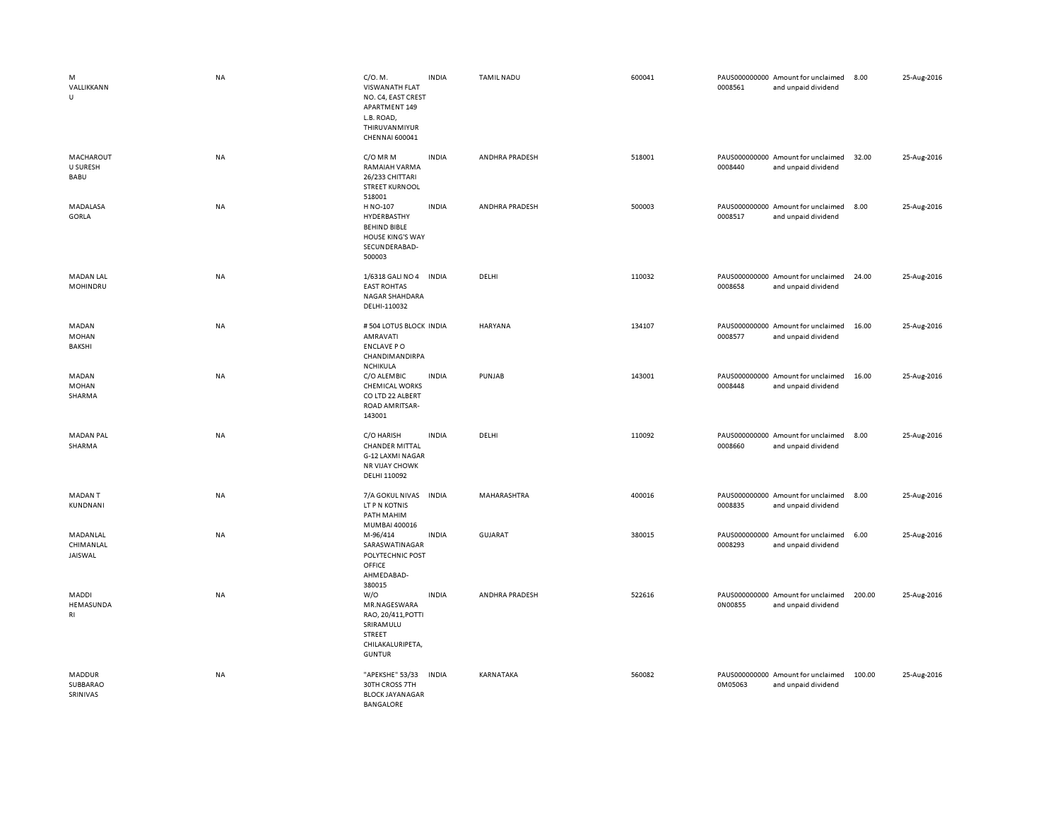| | | | | | | | | | |
|---|---|---|---|---|---|---|---|---|---|
| M VALLIKKANNU | NA | C/O. M. VISWANATH FLAT NO. C4, EAST CREST APARTMENT 149 L.B. ROAD, THIRUVANMIYUR CHENNAI 600041 | INDIA | TAMIL NADU | 600041 | PAUS0000000000008561 | Amount for unclaimed and unpaid dividend | 8.00 | 25-Aug-2016 |
| MACHAROUTU SURESH BABU | NA | C/O MR M RAMAIAH VARMA 26/233 CHITTARI STREET KURNOOL 518001 | INDIA | ANDHRA PRADESH | 518001 | PAUS0000000000008440 | Amount for unclaimed and unpaid dividend | 32.00 | 25-Aug-2016 |
| MADALASA GORLA | NA | H NO-107 HYDERBASTHY BEHIND BIBLE HOUSE KING'S WAY SECUNDERABAD-500003 | INDIA | ANDHRA PRADESH | 500003 | PAUS0000000000008517 | Amount for unclaimed and unpaid dividend | 8.00 | 25-Aug-2016 |
| MADAN LAL MOHINDRU | NA | 1/6318 GALI NO 4 EAST ROHTAS NAGAR SHAHDARA DELHI-110032 | INDIA | DELHI | 110032 | PAUS0000000000008658 | Amount for unclaimed and unpaid dividend | 24.00 | 25-Aug-2016 |
| MADAN MOHAN BAKSHI | NA | # 504 LOTUS BLOCK AMRAVATI ENCLAVE P O CHANDIMANDIRPANCHIKULA | INDIA | HARYANA | 134107 | PAUS0000000000008577 | Amount for unclaimed and unpaid dividend | 16.00 | 25-Aug-2016 |
| MADAN MOHAN SHARMA | NA | C/O ALEMBIC CHEMICAL WORKS CO LTD 22 ALBERT ROAD AMRITSAR-143001 | INDIA | PUNJAB | 143001 | PAUS0000000000008448 | Amount for unclaimed and unpaid dividend | 16.00 | 25-Aug-2016 |
| MADAN PAL SHARMA | NA | C/O HARISH CHANDER MITTAL G-12 LAXMI NAGAR NR VIJAY CHOWK DELHI 110092 | INDIA | DELHI | 110092 | PAUS0000000000008660 | Amount for unclaimed and unpaid dividend | 8.00 | 25-Aug-2016 |
| MADAN T KUNDNANI | NA | 7/A GOKUL NIVAS LT P N KOTNIS PATH MAHIM MUMBAI 400016 | INDIA | MAHARASHTRA | 400016 | PAUS0000000000008835 | Amount for unclaimed and unpaid dividend | 8.00 | 25-Aug-2016 |
| MADANLAL CHIMANLAL JAISWAL | NA | M-96/414 SARASWATINAGAR POLYTECHNIC POST OFFICE AHMEDABAD-380015 | INDIA | GUJARAT | 380015 | PAUS0000000000008293 | Amount for unclaimed and unpaid dividend | 6.00 | 25-Aug-2016 |
| MADDI HEMASUNDARI | NA | W/O MR.NAGESWARA RAO, 20/411,POTTI SRIRAMULU STREET CHILAKALURIPETA, GUNTUR | INDIA | ANDHRA PRADESH | 522616 | PAUS0000000000N00855 | Amount for unclaimed and unpaid dividend | 200.00 | 25-Aug-2016 |
| MADDUR SUBBARAO SRINIVAS | NA | "APEKSHE" 53/33 30TH CROSS 7TH BLOCK JAYANAGAR BANGALORE | INDIA | KARNATAKA | 560082 | PAUS0000000000M05063 | Amount for unclaimed and unpaid dividend | 100.00 | 25-Aug-2016 |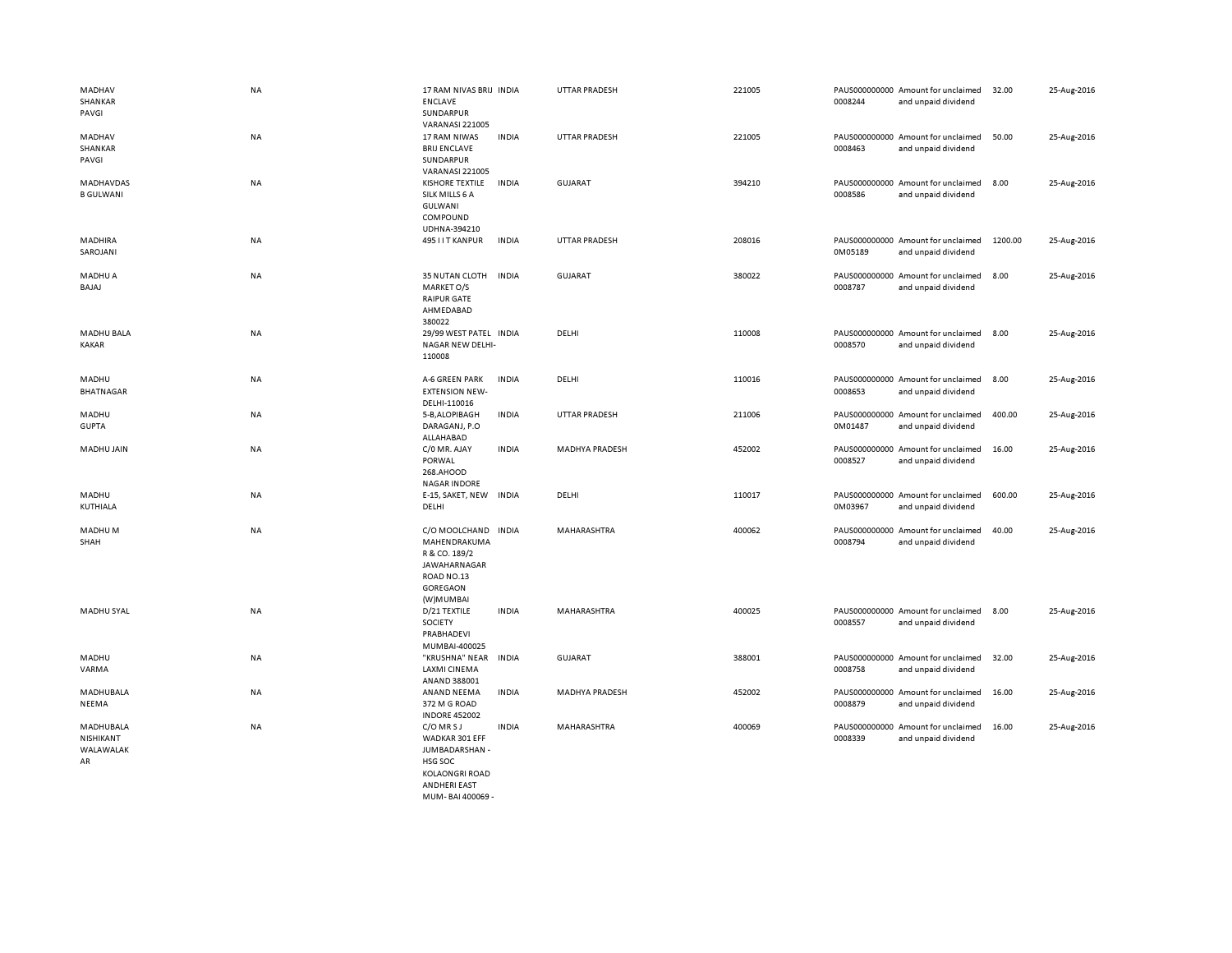| | | | | | | | | | |
|---|---|---|---|---|---|---|---|---|---|
| MADHAV SHANKAR PAVGI | NA | 17 RAM NIVAS BRIJ ENCLAVE SUNDARPUR VARANASI 221005 | INDIA | UTTAR PRADESH | 221005 | PAUS0000000000008244 | Amount for unclaimed and unpaid dividend | 32.00 | 25-Aug-2016 |
| MADHAV SHANKAR PAVGI | NA | 17 RAM NIWAS BRIJ ENCLAVE SUNDARPUR VARANASI 221005 | INDIA | UTTAR PRADESH | 221005 | PAUS0000000000008463 | Amount for unclaimed and unpaid dividend | 50.00 | 25-Aug-2016 |
| MADHAVDAS B GULWANI | NA | KISHORE TEXTILE SILK MILLS 6 A GULWANI COMPOUND UDHNA-394210 | INDIA | GUJARAT | 394210 | PAUS0000000000008586 | Amount for unclaimed and unpaid dividend | 8.00 | 25-Aug-2016 |
| MADHIRA SAROJANI | NA | 495 I I T KANPUR | INDIA | UTTAR PRADESH | 208016 | PAUS00000000000M05189 | Amount for unclaimed and unpaid dividend | 1200.00 | 25-Aug-2016 |
| MADHU A BAJAJ | NA | 35 NUTAN CLOTH MARKET O/S RAIPUR GATE AHMEDABAD 380022 | INDIA | GUJARAT | 380022 | PAUS0000000000008787 | Amount for unclaimed and unpaid dividend | 8.00 | 25-Aug-2016 |
| MADHU BALA KAKAR | NA | 29/99 WEST PATEL NAGAR NEW DELHI-110008 | INDIA | DELHI | 110008 | PAUS0000000000008570 | Amount for unclaimed and unpaid dividend | 8.00 | 25-Aug-2016 |
| MADHU BHATNAGAR | NA | A-6 GREEN PARK EXTENSION NEW-DELHI-110016 | INDIA | DELHI | 110016 | PAUS0000000000008653 | Amount for unclaimed and unpaid dividend | 8.00 | 25-Aug-2016 |
| MADHU GUPTA | NA | 5-B,ALOPIBAGH DARAGANJ, P.O ALLAHABAD | INDIA | UTTAR PRADESH | 211006 | PAUS00000000000M01487 | Amount for unclaimed and unpaid dividend | 400.00 | 25-Aug-2016 |
| MADHU JAIN | NA | C/0 MR. AJAY PORWAL 268.AHOOD NAGAR INDORE | INDIA | MADHYA PRADESH | 452002 | PAUS0000000000008527 | Amount for unclaimed and unpaid dividend | 16.00 | 25-Aug-2016 |
| MADHU KUTHIALA | NA | E-15, SAKET, NEW DELHI | INDIA | DELHI | 110017 | PAUS00000000000M03967 | Amount for unclaimed and unpaid dividend | 600.00 | 25-Aug-2016 |
| MADHU M SHAH | NA | C/O MOOLCHAND MAHENDRAKUMA R & CO. 189/2 JAWAHARNAGAR ROAD NO.13 GOREGAON (W)MUMBAI | INDIA | MAHARASHTRA | 400062 | PAUS0000000000008794 | Amount for unclaimed and unpaid dividend | 40.00 | 25-Aug-2016 |
| MADHU SYAL | NA | D/21 TEXTILE SOCIETY PRABHADEVI MUMBAI-400025 | INDIA | MAHARASHTRA | 400025 | PAUS0000000000008557 | Amount for unclaimed and unpaid dividend | 8.00 | 25-Aug-2016 |
| MADHU VARMA | NA | "KRUSHNA" NEAR LAXMI CINEMA ANAND 388001 | INDIA | GUJARAT | 388001 | PAUS0000000000008758 | Amount for unclaimed and unpaid dividend | 32.00 | 25-Aug-2016 |
| MADHUBALA NEEMA | NA | ANAND NEEMA 372 M G ROAD INDORE 452002 | INDIA | MADHYA PRADESH | 452002 | PAUS0000000000008879 | Amount for unclaimed and unpaid dividend | 16.00 | 25-Aug-2016 |
| MADHUBALA NISHIKANT WALAWALAK AR | NA | C/O MR S J WADKAR 301 EFF JUMBADARSHAN - HSG SOC KOLAONGRI ROAD ANDHERI EAST MUM- BAI 400069 - | INDIA | MAHARASHTRA | 400069 | PAUS0000000000008339 | Amount for unclaimed and unpaid dividend | 16.00 | 25-Aug-2016 |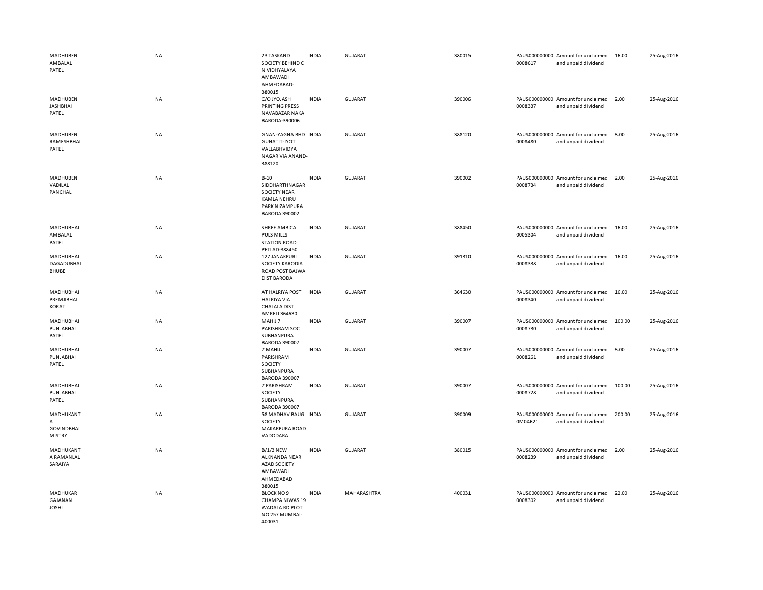| | | | | | | | | | |
|---|---|---|---|---|---|---|---|---|---|
| MADHUBEN AMBALAL PATEL | NA | 23 TASKAND SOCIETY BEHIND C N VIDHYALAYA AMBAWADI AHMEDABAD-380015 | INDIA | GUJARAT | 380015 | PAUS0000000000008617 | Amount for unclaimed and unpaid dividend | 16.00 | 25-Aug-2016 |
| MADHUBEN JASHBHAI PATEL | NA | C/O JYOJASH PRINTING PRESS NAVABAZAR NAKA BARODA-390006 | INDIA | GUJARAT | 390006 | PAUS0000000000008337 | Amount for unclaimed and unpaid dividend | 2.00 | 25-Aug-2016 |
| MADHUBEN RAMESHBHAI PATEL | NA | GNAN-YAGNA BHD GUNATIT-JYOT VALLABHVIDYA NAGAR VIA ANAND-388120 | INDIA | GUJARAT | 388120 | PAUS0000000000008480 | Amount for unclaimed and unpaid dividend | 8.00 | 25-Aug-2016 |
| MADHUBEN VADILAL PANCHAL | NA | B-10 SIDDHARTHNAGAR SOCIETY NEAR KAMLA NEHRU PARK NIZAMPURA BARODA 390002 | INDIA | GUJARAT | 390002 | PAUS0000000000008734 | Amount for unclaimed and unpaid dividend | 2.00 | 25-Aug-2016 |
| MADHUBHAI AMBALAL PATEL | NA | SHREE AMBICA PULS MILLS STATION ROAD PETLAD-388450 | INDIA | GUJARAT | 388450 | PAUS0000000000005304 | Amount for unclaimed and unpaid dividend | 16.00 | 25-Aug-2016 |
| MADHUBHAI DAGADUBHAI BHUBE | NA | 127 JANAKPURI SOCIETY KARODIA ROAD POST BAJWA DIST BARODA | INDIA | GUJARAT | 391310 | PAUS0000000000008338 | Amount for unclaimed and unpaid dividend | 16.00 | 25-Aug-2016 |
| MADHUBHAI PREMJIBHAI KORAT | NA | AT HALRIYA POST HALRIYA VIA CHALALA DIST AMRELI 364630 | INDIA | GUJARAT | 364630 | PAUS0000000000008340 | Amount for unclaimed and unpaid dividend | 16.00 | 25-Aug-2016 |
| MADHUBHAI PUNJABHAI PATEL | NA | MAHIJ 7 PARISHRAM SOC SUBHANPURA BARODA 390007 | INDIA | GUJARAT | 390007 | PAUS0000000000008730 | Amount for unclaimed and unpaid dividend | 100.00 | 25-Aug-2016 |
| MADHUBHAI PUNJABHAI PATEL | NA | 7 MAHIJ PARISHRAM SOCIETY SUBHANPURA BARODA 390007 | INDIA | GUJARAT | 390007 | PAUS0000000000008261 | Amount for unclaimed and unpaid dividend | 6.00 | 25-Aug-2016 |
| MADHUBHAI PUNJABHAI PATEL | NA | 7 PARISHRAM SOCIETY SUBHANPURA BARODA 390007 | INDIA | GUJARAT | 390007 | PAUS0000000000008728 | Amount for unclaimed and unpaid dividend | 100.00 | 25-Aug-2016 |
| MADHUKANT A GOVINDBHAI MISTRY | NA | 58 MADHAV BAUG SOCIETY MAKARPURA ROAD VADODARA | INDIA | GUJARAT | 390009 | PAUS0000000000M04621 | Amount for unclaimed and unpaid dividend | 200.00 | 25-Aug-2016 |
| MADHUKANT A RAMANLAL SARAIYA | NA | B/1/3 NEW ALKNANDA NEAR AZAD SOCIETY AMBAWADI AHMEDABAD 380015 | INDIA | GUJARAT | 380015 | PAUS0000000000008239 | Amount for unclaimed and unpaid dividend | 2.00 | 25-Aug-2016 |
| MADHUKAR GAJANAN JOSHI | NA | BLOCK NO 9 CHAMPA NIWAS 19 WADALA RD PLOT NO 257 MUMBAI-400031 | INDIA | MAHARASHTRA | 400031 | PAUS0000000000008302 | Amount for unclaimed and unpaid dividend | 22.00 | 25-Aug-2016 |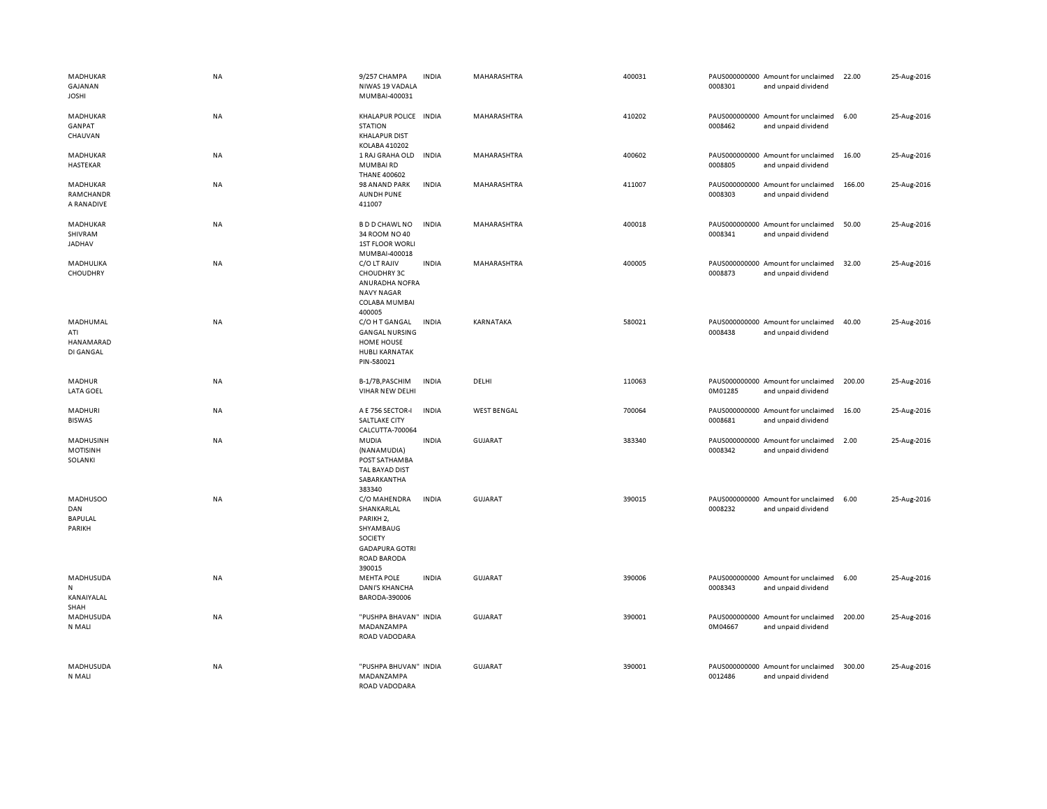| | | | | | | | | | |
|---|---|---|---|---|---|---|---|---|---|
| MADHUKAR GAJANAN JOSHI | NA | 9/257 CHAMPA NIWAS 19 VADALA MUMBAI-400031 | INDIA | MAHARASHTRA | 400031 | PAUS000000000 0008301 | Amount for unclaimed and unpaid dividend | 22.00 | 25-Aug-2016 |
| MADHUKAR GANPAT CHAUVAN | NA | KHALAPUR POLICE STATION KHALAPUR DIST KOLABA 410202 | INDIA | MAHARASHTRA | 410202 | PAUS000000000 0008462 | Amount for unclaimed and unpaid dividend | 6.00 | 25-Aug-2016 |
| MADHUKAR HASTEKAR | NA | 1 RAJ GRAHA OLD MUMBAI RD THANE 400602 | INDIA | MAHARASHTRA | 400602 | PAUS000000000 0008805 | Amount for unclaimed and unpaid dividend | 16.00 | 25-Aug-2016 |
| MADHUKAR RAMCHANDR A RANADIVE | NA | 98 ANAND PARK AUNDH PUNE 411007 | INDIA | MAHARASHTRA | 411007 | PAUS000000000 0008303 | Amount for unclaimed and unpaid dividend | 166.00 | 25-Aug-2016 |
| MADHUKAR SHIVRAM JADHAV | NA | B D D CHAWL NO 34 ROOM NO 40 1ST FLOOR WORLI MUMBAI-400018 | INDIA | MAHARASHTRA | 400018 | PAUS000000000 0008341 | Amount for unclaimed and unpaid dividend | 50.00 | 25-Aug-2016 |
| MADHULIKA CHOUDHRY | NA | C/O LT RAJIV CHOUDHRY 3C ANURADHA NOFRA NAVY NAGAR COLABA MUMBAI 400005 | INDIA | MAHARASHTRA | 400005 | PAUS000000000 0008873 | Amount for unclaimed and unpaid dividend | 32.00 | 25-Aug-2016 |
| MADHUMAL ATI HANAMARAD DI GANGAL | NA | C/O H T GANGAL GANGAL NURSING HOME HOUSE HUBLI KARNATAK PIN-580021 | INDIA | KARNATAKA | 580021 | PAUS000000000 0008438 | Amount for unclaimed and unpaid dividend | 40.00 | 25-Aug-2016 |
| MADHUR LATA GOEL | NA | B-1/7B,PASCHIM VIHAR NEW DELHI | INDIA | DELHI | 110063 | PAUS000000000 0M01285 | Amount for unclaimed and unpaid dividend | 200.00 | 25-Aug-2016 |
| MADHURI BISWAS | NA | A E 756 SECTOR-I SALTLAKE CITY CALCUTTA-700064 | INDIA | WEST BENGAL | 700064 | PAUS000000000 0008681 | Amount for unclaimed and unpaid dividend | 16.00 | 25-Aug-2016 |
| MADHUSINH MOTISINH SOLANKI | NA | MUDIA (NANAMUDIA) POST SATHAMBA TAL BAYAD DIST SABARKANTHA 383340 | INDIA | GUJARAT | 383340 | PAUS000000000 0008342 | Amount for unclaimed and unpaid dividend | 2.00 | 25-Aug-2016 |
| MADHUSOO DAN BAPULAL PARIKH | NA | C/O MAHENDRA SHANKARLAL PARIKH 2, SHYAMBAUG SOCIETY GADAPURA GOTRI ROAD BARODA 390015 | INDIA | GUJARAT | 390015 | PAUS000000000 0008232 | Amount for unclaimed and unpaid dividend | 6.00 | 25-Aug-2016 |
| MADHUSUDA N KANAIYALAL SHAH | NA | MEHTA POLE DANI'S KHANCHA BARODA-390006 | INDIA | GUJARAT | 390006 | PAUS000000000 0008343 | Amount for unclaimed and unpaid dividend | 6.00 | 25-Aug-2016 |
| MADHUSUDA N MALI | NA | "PUSHPA BHAVAN" MADANZAMPA ROAD VADODARA | INDIA | GUJARAT | 390001 | PAUS000000000 0M04667 | Amount for unclaimed and unpaid dividend | 200.00 | 25-Aug-2016 |
| MADHUSUDA N MALI | NA | "PUSHPA BHUVAN" MADANZAMPA ROAD VADODARA | INDIA | GUJARAT | 390001 | PAUS000000000 0012486 | Amount for unclaimed and unpaid dividend | 300.00 | 25-Aug-2016 |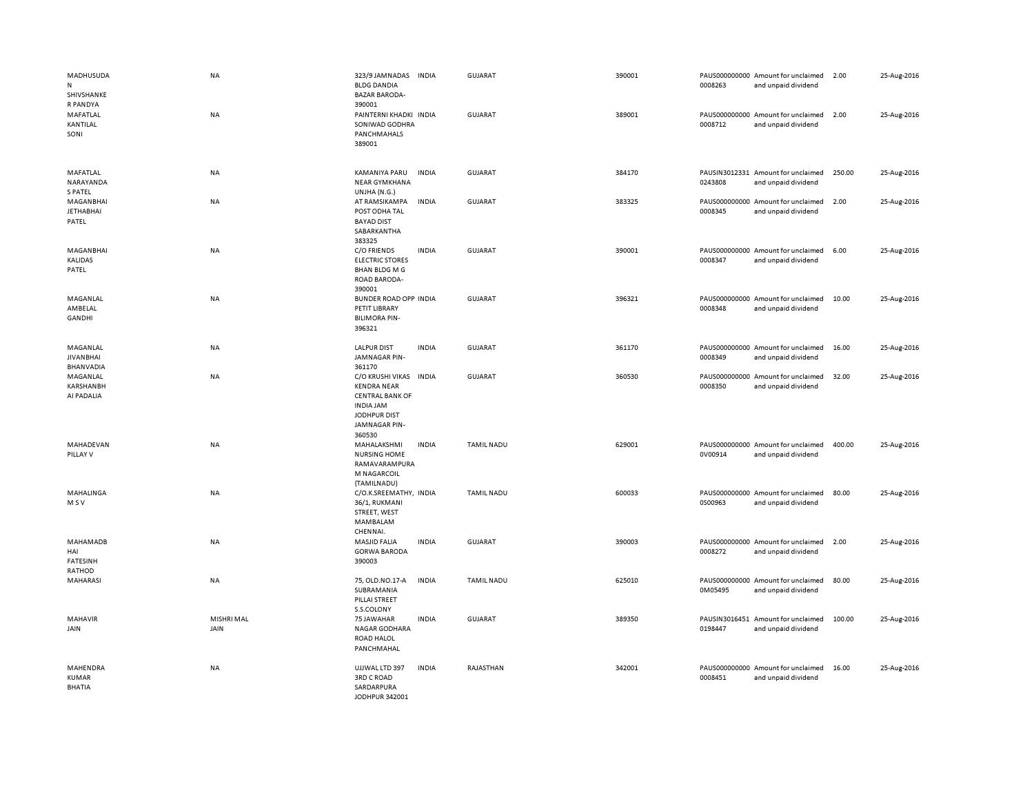| | | | | | | | | | |
|---|---|---|---|---|---|---|---|---|---|
| MADHUSUDAN SHIVSHANKER PANDYA | NA | 323/9 JAMNADAS BLDG DANDIA BAZAR BARODA-390001 | INDIA | GUJARAT | 390001 | PAUS0000000000008263 | Amount for unclaimed and unpaid dividend | 2.00 | 25-Aug-2016 |
| MAFATLAL KANTILAL SONI | NA | PAINTERNI KHADKI SONIWAD GODHRA PANCHMAHALS 389001 | INDIA | GUJARAT | 389001 | PAUS0000000000008712 | Amount for unclaimed and unpaid dividend | 2.00 | 25-Aug-2016 |
| MAFATLAL NARAYANDAS PATEL | NA | KAMANIYA PARU NEAR GYMKHANA UNJHA (N.G.) | INDIA | GUJARAT | 384170 | PAUSIN30123310243808 | Amount for unclaimed and unpaid dividend | 250.00 | 25-Aug-2016 |
| MAGANBHAI JETHABHAI PATEL | NA | AT RAMSIKAMPA POST ODHA TAL BAYAD DIST SABARKANTHA 383325 | INDIA | GUJARAT | 383325 | PAUS0000000000008345 | Amount for unclaimed and unpaid dividend | 2.00 | 25-Aug-2016 |
| MAGANBHAI KALIDAS PATEL | NA | C/O FRIENDS ELECTRIC STORES BHAN BLDG M G ROAD BARODA-390001 | INDIA | GUJARAT | 390001 | PAUS0000000000008347 | Amount for unclaimed and unpaid dividend | 6.00 | 25-Aug-2016 |
| MAGANLAL AMBELAL GANDHI | NA | BUNDER ROAD OPP PETIT LIBRARY BILIMORA PIN-396321 | INDIA | GUJARAT | 396321 | PAUS0000000000008348 | Amount for unclaimed and unpaid dividend | 10.00 | 25-Aug-2016 |
| MAGANLAL JIVANBHAI BHANVADIA | NA | LALPUR DIST JAMNAGAR PIN-361170 | INDIA | GUJARAT | 361170 | PAUS0000000000008349 | Amount for unclaimed and unpaid dividend | 16.00 | 25-Aug-2016 |
| MAGANLAL KARSHANBHAI PADALIA | NA | C/O KRUSHI VIKAS KENDRA NEAR CENTRAL BANK OF INDIA JAM JODHPUR DIST JAMNAGAR PIN-360530 | INDIA | GUJARAT | 360530 | PAUS0000000000008350 | Amount for unclaimed and unpaid dividend | 32.00 | 25-Aug-2016 |
| MAHADEVAN PILLAY V | NA | MAHALAKSHMI NURSING HOME RAMAVARAMPURAM NAGARCOIL (TAMILNADU) | INDIA | TAMIL NADU | 629001 | PAUS0000000000V00914 | Amount for unclaimed and unpaid dividend | 400.00 | 25-Aug-2016 |
| MAHALINGAM S V | NA | C/O.K.SREEMATHY, 36/1, RUKMANI STREET, WEST MAMBALAM CHENNAI. | INDIA | TAMIL NADU | 600033 | PAUS0000000000S00963 | Amount for unclaimed and unpaid dividend | 80.00 | 25-Aug-2016 |
| MAHAMADBHAI FATESINH RATHOD | NA | MASJID FALIA GORWA BARODA 390003 | INDIA | GUJARAT | 390003 | PAUS0000000000008272 | Amount for unclaimed and unpaid dividend | 2.00 | 25-Aug-2016 |
| MAHARASI | NA | 75, OLD.NO.17-A SUBRAMANIA PILLAI STREET S.S.COLONY | INDIA | TAMIL NADU | 625010 | PAUS0000000000M05495 | Amount for unclaimed and unpaid dividend | 80.00 | 25-Aug-2016 |
| MAHAVIR JAIN | MISHRI MAL JAIN | 75 JAWAHAR NAGAR GODHRA ROAD HALOL PANCHMAHAL | INDIA | GUJARAT | 389350 | PAUSIN30164510198447 | Amount for unclaimed and unpaid dividend | 100.00 | 25-Aug-2016 |
| MAHENDRA KUMAR BHATIA | NA | UJJWAL LTD 397 3RD C ROAD SARDARPURA JODHPUR 342001 | INDIA | RAJASTHAN | 342001 | PAUS0000000000008451 | Amount for unclaimed and unpaid dividend | 16.00 | 25-Aug-2016 |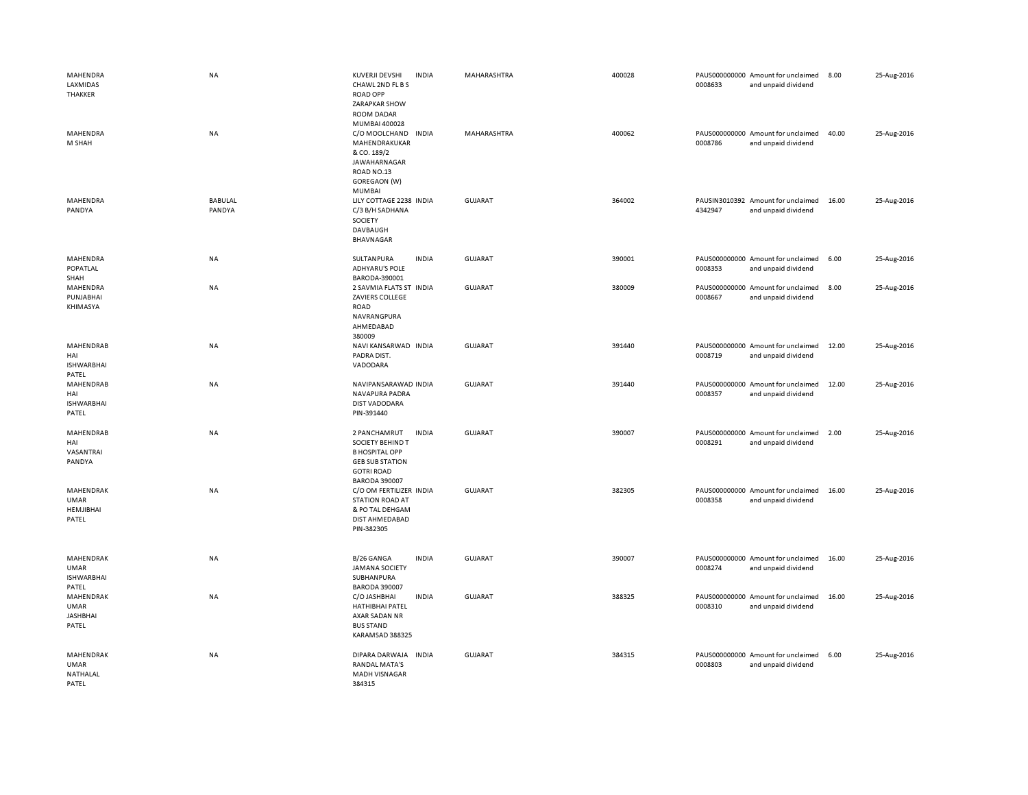| | | | | | | | | | |
|---|---|---|---|---|---|---|---|---|---|
| MAHENDRA LAXMIDAS THAKKER | NA | KUVERJI DEVSHI CHAWL 2ND FL B S ROAD OPP ZARAPKAR SHOW ROOM DADAR MUMBAI 400028 | INDIA | MAHARASHTRA | 400028 | PAUS0000000000008633 | Amount for unclaimed and unpaid dividend | 8.00 | 25-Aug-2016 |
| MAHENDRA M SHAH | NA | C/O MOOLCHAND MAHENDRAKUKAR & CO. 189/2 JAWAHARNAGAR ROAD NO.13 GOREGAON (W) MUMBAI | INDIA | MAHARASHTRA | 400062 | PAUS0000000000008786 | Amount for unclaimed and unpaid dividend | 40.00 | 25-Aug-2016 |
| MAHENDRA PANDYA | BABULAL PANDYA | LILY COTTAGE 2238 C/3 B/H SADHANA SOCIETY DAVBAUGH BHAVNAGAR | INDIA | GUJARAT | 364002 | PAUSIN30103924342947 | Amount for unclaimed and unpaid dividend | 16.00 | 25-Aug-2016 |
| MAHENDRA POPATLAL SHAH | NA | SULTANPURA ADHYARU'S POLE BARODA-390001 | INDIA | GUJARAT | 390001 | PAUS0000000000008353 | Amount for unclaimed and unpaid dividend | 6.00 | 25-Aug-2016 |
| MAHENDRA PUNJABHAI KHIMASYA | NA | 2 SAVMIA FLATS ST ZAVIERS COLLEGE ROAD NAVRANGPURA AHMEDABAD 380009 | INDIA | GUJARAT | 380009 | PAUS0000000000008667 | Amount for unclaimed and unpaid dividend | 8.00 | 25-Aug-2016 |
| MAHENDRABHAI ISHWARBHAI PATEL | NA | NAVI KANSARWAD PADRA DIST. VADODARA | INDIA | GUJARAT | 391440 | PAUS0000000000008719 | Amount for unclaimed and unpaid dividend | 12.00 | 25-Aug-2016 |
| MAHENDRABHAI ISHWARBHAI PATEL | NA | NAVIPANSARAWAD NAVAPURA PADRA DIST VADODARA PIN-391440 | INDIA | GUJARAT | 391440 | PAUS0000000000008357 | Amount for unclaimed and unpaid dividend | 12.00 | 25-Aug-2016 |
| MAHENDRABHAI VASANTRAI PANDYA | NA | 2 PANCHAMRUT SOCIETY BEHIND T B HOSPITAL OPP GEB SUB STATION GOTRI ROAD BARODA 390007 | INDIA | GUJARAT | 390007 | PAUS0000000000008291 | Amount for unclaimed and unpaid dividend | 2.00 | 25-Aug-2016 |
| MAHENDRAKUMAR HEMJIBHAI PATEL | NA | C/O OM FERTILIZER STATION ROAD AT & PO TAL DEHGAM DIST AHMEDABAD PIN-382305 | INDIA | GUJARAT | 382305 | PAUS0000000000008358 | Amount for unclaimed and unpaid dividend | 16.00 | 25-Aug-2016 |
| MAHENDRAKUMAR ISHWARBHAI PATEL | NA | B/26 GANGA JAMANA SOCIETY SUBHANPURA BARODA 390007 | INDIA | GUJARAT | 390007 | PAUS0000000000008274 | Amount for unclaimed and unpaid dividend | 16.00 | 25-Aug-2016 |
| MAHENDRAKUMAR JASHBHAI PATEL | NA | C/O JASHBHAI HATHIBHAI PATEL AXAR SADAN NR BUS STAND KARAMSAD 388325 | INDIA | GUJARAT | 388325 | PAUS0000000000008310 | Amount for unclaimed and unpaid dividend | 16.00 | 25-Aug-2016 |
| MAHENDRAKUMAR NATHALAL PATEL | NA | DIPARA DARWAJA RANDAL MATA'S MADH VISNAGAR 384315 | INDIA | GUJARAT | 384315 | PAUS0000000000008803 | Amount for unclaimed and unpaid dividend | 6.00 | 25-Aug-2016 |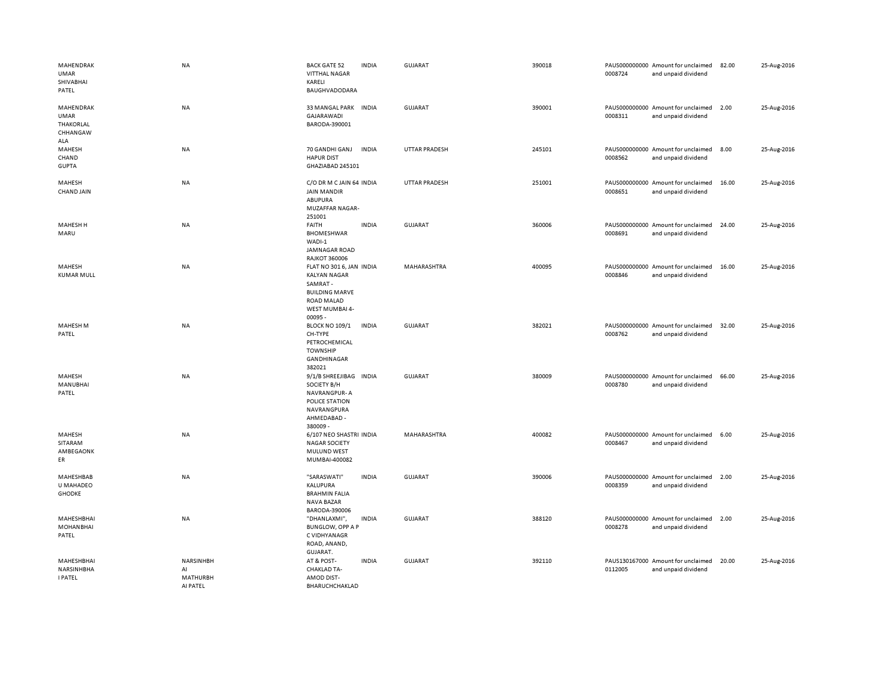| | | | | | | | | | |
|---|---|---|---|---|---|---|---|---|---|
| MAHENDRAKUMAR SHIVABHAI PATEL | NA | BACK GATE 52 VITTHAL NAGAR KARELI BAUGHVADODARA | INDIA | GUJARAT | 390018 | PAUS0000000000008724 | Amount for unclaimed and unpaid dividend | 82.00 | 25-Aug-2016 |
| MAHENDRAKUMAR THAKORLAL CHHANGAWALA | NA | 33 MANGAL PARK GAJARAWADI BARODA-390001 | INDIA | GUJARAT | 390001 | PAUS0000000000008311 | Amount for unclaimed and unpaid dividend | 2.00 | 25-Aug-2016 |
| MAHESH CHAND GUPTA | NA | 70 GANDHI GANJ HAPUR DIST GHAZIABAD 245101 | INDIA | UTTAR PRADESH | 245101 | PAUS0000000000008562 | Amount for unclaimed and unpaid dividend | 8.00 | 25-Aug-2016 |
| MAHESH CHAND JAIN | NA | C/O DR M C JAIN 64 JAIN MANDIR ABUPURA MUZAFFAR NAGAR-251001 | INDIA | UTTAR PRADESH | 251001 | PAUS0000000000008651 | Amount for unclaimed and unpaid dividend | 16.00 | 25-Aug-2016 |
| MAHESH H MARU | NA | FAITH BHOMESHWAR WADI-1 JAMNAGAR ROAD RAJKOT 360006 | INDIA | GUJARAT | 360006 | PAUS0000000000008691 | Amount for unclaimed and unpaid dividend | 24.00 | 25-Aug-2016 |
| MAHESH KUMAR MULL | NA | FLAT NO 301 6, JAN KALYAN NAGAR SAMRAT - BUILDING MARVE ROAD MALAD WEST MUMBAI 4-00095 - | INDIA | MAHARASHTRA | 400095 | PAUS0000000000008846 | Amount for unclaimed and unpaid dividend | 16.00 | 25-Aug-2016 |
| MAHESH M PATEL | NA | BLOCK NO 109/1 CH-TYPE PETROCHEMICAL TOWNSHIP GANDHINAGAR 382021 | INDIA | GUJARAT | 382021 | PAUS0000000000008762 | Amount for unclaimed and unpaid dividend | 32.00 | 25-Aug-2016 |
| MAHESH MANUBHAI PATEL | NA | 9/1/B SHREEJIBAG SOCIETY B/H NAVRANGPUR- A POLICE STATION NAVRANGPURA AHMEDABAD - 380009 - | INDIA | GUJARAT | 380009 | PAUS0000000000008780 | Amount for unclaimed and unpaid dividend | 66.00 | 25-Aug-2016 |
| MAHESH SITARAM AMBEGAONKER | NA | 6/107 NEO SHASTRI NAGAR SOCIETY MULUND WEST MUMBAI-400082 | INDIA | MAHARASHTRA | 400082 | PAUS0000000000008467 | Amount for unclaimed and unpaid dividend | 6.00 | 25-Aug-2016 |
| MAHESHBABU MAHADEO GHODKE | NA | "SARASWATI" KALUPURA BRAHMIN FALIA NAVA BAZAR BARODA-390006 | INDIA | GUJARAT | 390006 | PAUS0000000000008359 | Amount for unclaimed and unpaid dividend | 2.00 | 25-Aug-2016 |
| MAHESHBHAI MOHANBHAI PATEL | NA | "DHANLAXMI", BUNGLOW, OPP A P C VIDHYANAGR ROAD, ANAND, GUJARAT. | INDIA | GUJARAT | 388120 | PAUS0000000000008278 | Amount for unclaimed and unpaid dividend | 2.00 | 25-Aug-2016 |
| MAHESHBHAI NARSINHBHAI PATEL | NARSINHBHAI MATHURBHAI PATEL | AT & POST- CHAKLAD TA- AMOD DIST- BHARUCHCHAKLAD | INDIA | GUJARAT | 392110 | PAUS1301670000112005 | Amount for unclaimed and unpaid dividend | 20.00 | 25-Aug-2016 |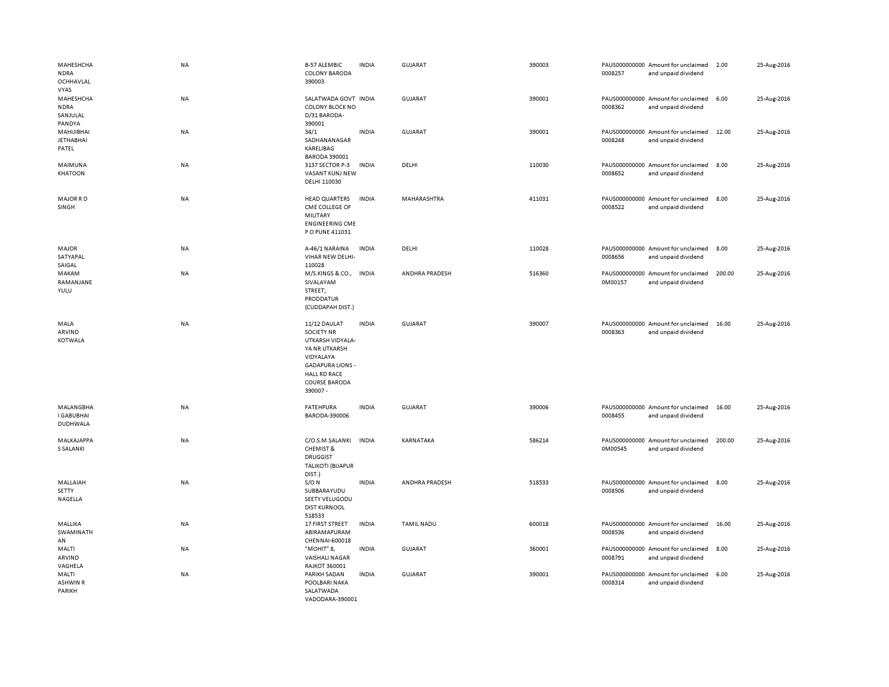| | | | | | | | | | |
|---|---|---|---|---|---|---|---|---|---|
| MAHESHCHANDRA OCHHAVLAL VYAS | NA | B-57 ALEMBIC COLONY BARODA 390003 | INDIA | GUJARAT | 390003 | PAUS0000000000008257 | Amount for unclaimed and unpaid dividend | 2.00 | 25-Aug-2016 |
| MAHESHCHANDRA SANJULAL PANDYA | NA | SALATWADA GOVT COLONY BLOCK NO D/31 BARODA-390001 | INDIA | GUJARAT | 390001 | PAUS0000000000008362 | Amount for unclaimed and unpaid dividend | 6.00 | 25-Aug-2016 |
| MAHIJIBHAI JETHABHAI PATEL | NA | 34/1 SADHANANAGAR KARELIBAG BARODA 390001 | INDIA | GUJARAT | 390001 | PAUS0000000000008248 | Amount for unclaimed and unpaid dividend | 12.00 | 25-Aug-2016 |
| MAIMUNA KHATOON | NA | 3137 SECTOR P-3 VASANT KUNJ NEW DELHI 110030 | INDIA | DELHI | 110030 | PAUS0000000000008652 | Amount for unclaimed and unpaid dividend | 8.00 | 25-Aug-2016 |
| MAJOR R D SINGH | NA | HEAD QUARTERS CME COLLEGE OF MILITARY ENGINEERING CME P O PUNE 411031 | INDIA | MAHARASHTRA | 411031 | PAUS0000000000008522 | Amount for unclaimed and unpaid dividend | 8.00 | 25-Aug-2016 |
| MAJOR SATYAPAL SAIGAL | NA | A-46/1 NARAINA VIHAR NEW DELHI-110028 | INDIA | DELHI | 110028 | PAUS0000000000008656 | Amount for unclaimed and unpaid dividend | 8.00 | 25-Aug-2016 |
| MAKAM RAMANJANEYULU | NA | M/S.KINGS & CO., SIVALAYAM STREET, PRODDATUR (CUDDAPAH DIST.) | INDIA | ANDHRA PRADESH | 516360 | PAUS0000000000M00157 | Amount for unclaimed and unpaid dividend | 200.00 | 25-Aug-2016 |
| MALA ARVIND KOTWALA | NA | 11/12 DAULAT SOCIETY NR UTKARSH VIDYALA-YA NR UTKARSH VIDYALAYA GADAPURA LIONS -HALL RD RACE COURSE BARODA 390007 - | INDIA | GUJARAT | 390007 | PAUS0000000000008363 | Amount for unclaimed and unpaid dividend | 16.00 | 25-Aug-2016 |
| MALANGBHAI GABUBHAI DUDHWALA | NA | FATEHPURA BARODA-390006 | INDIA | GUJARAT | 390006 | PAUS0000000000008455 | Amount for unclaimed and unpaid dividend | 16.00 | 25-Aug-2016 |
| MALKAJAPPA S SALANKI | NA | C/O.S.M.SALANKI CHEMIST & DRUGGIST TALIKOTI (BIJAPUR DIST.) | INDIA | KARNATAKA | 586214 | PAUS0000000000M00545 | Amount for unclaimed and unpaid dividend | 200.00 | 25-Aug-2016 |
| MALLAIAH SETTY NAGELLA | NA | S/O N SUBBARAYUDU SEETY VELUGODU DIST KURNOOL 518533 | INDIA | ANDHRA PRADESH | 518533 | PAUS0000000000008506 | Amount for unclaimed and unpaid dividend | 8.00 | 25-Aug-2016 |
| MALLIKA SWAMINATHAN | NA | 17 FIRST STREET ABIRAMAPURAM CHENNAI-600018 | INDIA | TAMIL NADU | 600018 | PAUS0000000000008536 | Amount for unclaimed and unpaid dividend | 16.00 | 25-Aug-2016 |
| MALTI ARVIND VAGHELA | NA | "MOHIT" 8, VAISHALI NAGAR RAJKOT 360001 | INDIA | GUJARAT | 360001 | PAUS0000000000008791 | Amount for unclaimed and unpaid dividend | 8.00 | 25-Aug-2016 |
| MALTI ASHWIN R PARIKH | NA | PARIKH SADAN POOLBARI NAKA SALATWADA VADODARA-390001 | INDIA | GUJARAT | 390001 | PAUS0000000000008314 | Amount for unclaimed and unpaid dividend | 6.00 | 25-Aug-2016 |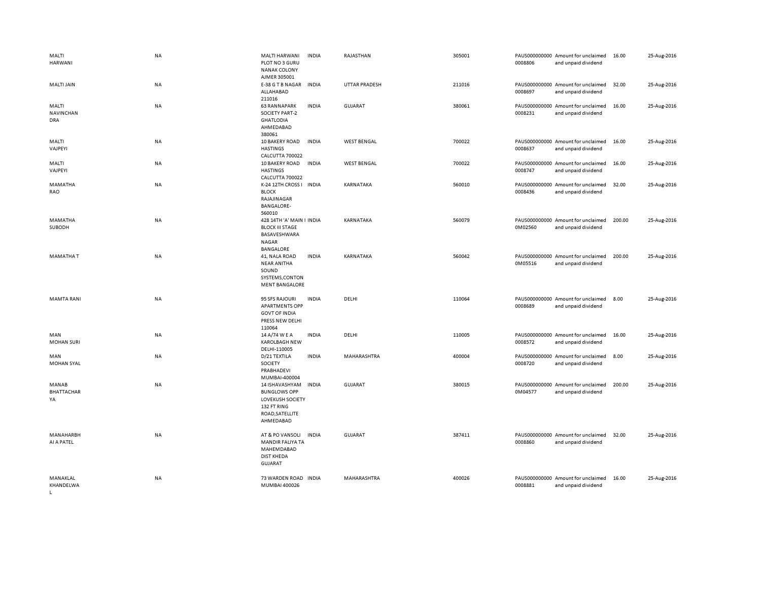| | | | | | | | | | |
|---|---|---|---|---|---|---|---|---|---|
| MALTI HARWANI | NA | MALTI HARWANI PLOT NO 3 GURU NANAK COLONY AJMER 305001 | INDIA | RAJASTHAN | 305001 | PAUS0000000000008806 | Amount for unclaimed and unpaid dividend | 16.00 | 25-Aug-2016 |
| MALTI JAIN | NA | E-38 G T B NAGAR ALLAHABAD 211016 | INDIA | UTTAR PRADESH | 211016 | PAUS0000000000008697 | Amount for unclaimed and unpaid dividend | 32.00 | 25-Aug-2016 |
| MALTI NAVINCHANDRA | NA | 63 RANNAPARK SOCIETY PART-2 GHATLODIA AHMEDABAD 380061 | INDIA | GUJARAT | 380061 | PAUS0000000000008231 | Amount for unclaimed and unpaid dividend | 16.00 | 25-Aug-2016 |
| MALTI VAJPEYI | NA | 10 BAKERY ROAD HASTINGS CALCUTTA 700022 | INDIA | WEST BENGAL | 700022 | PAUS0000000000008637 | Amount for unclaimed and unpaid dividend | 16.00 | 25-Aug-2016 |
| MALTI VAJPEYI | NA | 10 BAKERY ROAD HASTINGS CALCUTTA 700022 | INDIA | WEST BENGAL | 700022 | PAUS0000000000008747 | Amount for unclaimed and unpaid dividend | 16.00 | 25-Aug-2016 |
| MAMATHA RAO | NA | K-24 12TH CROSS I BLOCK RAJAJINAGAR BANGALORE-560010 | INDIA | KARNATAKA | 560010 | PAUS0000000000008436 | Amount for unclaimed and unpaid dividend | 32.00 | 25-Aug-2016 |
| MAMATHA SUBODH | NA | 428 14TH 'A' MAIN I BLOCK III STAGE BASAVESHWARA NAGAR BANGALORE | INDIA | KARNATAKA | 560079 | PAUS0000000000M02560 | Amount for unclaimed and unpaid dividend | 200.00 | 25-Aug-2016 |
| MAMATHA T | NA | 41, NALA ROAD NEAR ANITHA SOUND SYSTEMS,CONTONMENT BANGALORE | INDIA | KARNATAKA | 560042 | PAUS0000000000M05516 | Amount for unclaimed and unpaid dividend | 200.00 | 25-Aug-2016 |
| MAMTA RANI | NA | 95 SFS RAJOURI APARTMENTS OPP GOVT OF INDIA PRESS NEW DELHI 110064 | INDIA | DELHI | 110064 | PAUS0000000000008689 | Amount for unclaimed and unpaid dividend | 8.00 | 25-Aug-2016 |
| MAN MOHAN SURI | NA | 14 A/74 W E A KAROLBAGH NEW DELHI-110005 | INDIA | DELHI | 110005 | PAUS0000000000008572 | Amount for unclaimed and unpaid dividend | 16.00 | 25-Aug-2016 |
| MAN MOHAN SYAL | NA | D/21 TEXTILA SOCIETY PRABHADEVI MUMBAI-400004 | INDIA | MAHARASHTRA | 400004 | PAUS0000000000008720 | Amount for unclaimed and unpaid dividend | 8.00 | 25-Aug-2016 |
| MANAB BHATTACHARYA | NA | 14 ISHAVASHYAM BUNGLOWS OPP LOVEKUSH SOCIETY 132 FT RING ROAD,SATELLITE AHMEDABAD | INDIA | GUJARAT | 380015 | PAUS0000000000M04577 | Amount for unclaimed and unpaid dividend | 200.00 | 25-Aug-2016 |
| MANAHARBHAI A PATEL | NA | AT & PO VANSOLI MANDIR FALIYA TA MAHEMDABAD DIST KHEDA GUJARAT | INDIA | GUJARAT | 387411 | PAUS0000000000008860 | Amount for unclaimed and unpaid dividend | 32.00 | 25-Aug-2016 |
| MANAKLAL KHANDELWAL | NA | 73 WARDEN ROAD MUMBAI 400026 | INDIA | MAHARASHTRA | 400026 | PAUS0000000000008881 | Amount for unclaimed and unpaid dividend | 16.00 | 25-Aug-2016 |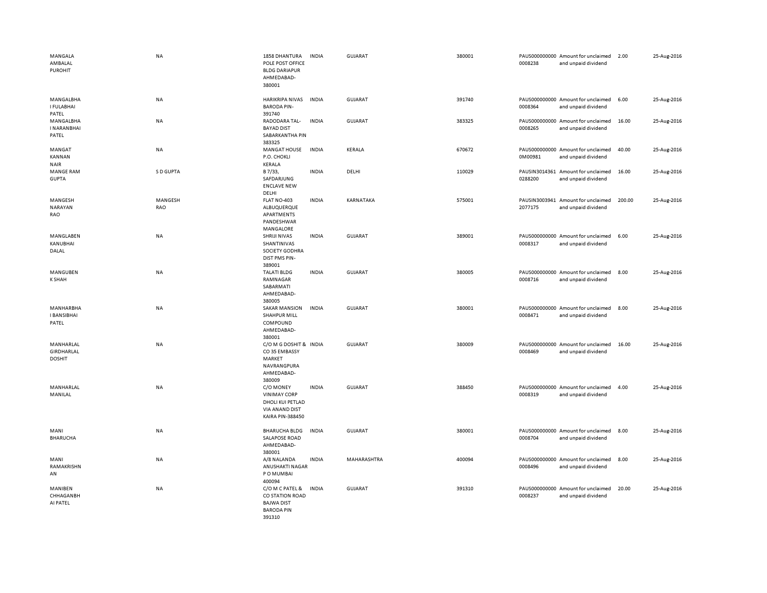| | | | | | | | | | |
|---|---|---|---|---|---|---|---|---|---|
| MANGALA AMBALAL PUROHIT | NA | 1858 DHANTURA POLE POST OFFICE BLDG DARIAPUR AHMEDABAD-380001 | INDIA | GUJARAT | 380001 | PAUS0000000000008238 | Amount for unclaimed and unpaid dividend | 2.00 | 25-Aug-2016 |
| MANGALBHAI FULABHAI PATEL | NA | HARIKRIPA NIVAS BARODA PIN-391740 | INDIA | GUJARAT | 391740 | PAUS0000000000008364 | Amount for unclaimed and unpaid dividend | 6.00 | 25-Aug-2016 |
| MANGALBHAI NARANBHAI PATEL | NA | RADODARA TAL-BAYAD DIST SABARKANTHA PIN 383325 | INDIA | GUJARAT | 383325 | PAUS0000000000008265 | Amount for unclaimed and unpaid dividend | 16.00 | 25-Aug-2016 |
| MANGAT KANNAN NAIR | NA | MANGAT HOUSE P.O. CHOKLI KERALA | INDIA | KERALA | 670672 | PAUS0000000000M00981 | Amount for unclaimed and unpaid dividend | 40.00 | 25-Aug-2016 |
| MANGE RAM GUPTA | S D GUPTA | B 7/33, SAFDARJUNG ENCLAVE NEW DELHI | INDIA | DELHI | 110029 | PAUSIN30143610288200 | Amount for unclaimed and unpaid dividend | 16.00 | 25-Aug-2016 |
| MANGESH NARAYAN RAO | MANGESH RAO | FLAT NO-403 ALBUQUERQUE APARTMENTS PANDESHWAR MANGALORE | INDIA | KARNATAKA | 575001 | PAUSIN30039412077175 | Amount for unclaimed and unpaid dividend | 200.00 | 25-Aug-2016 |
| MANGLABEN KANUBHAI DALAL | NA | SHRIJI NIVAS SHANTINIVAS SOCIETY GODHRA DIST PMS PIN-389001 | INDIA | GUJARAT | 389001 | PAUS0000000000008317 | Amount for unclaimed and unpaid dividend | 6.00 | 25-Aug-2016 |
| MANGUBEN K SHAH | NA | TALATI BLDG RAMNAGAR SABARMATI AHMEDABAD-380005 | INDIA | GUJARAT | 380005 | PAUS0000000000008716 | Amount for unclaimed and unpaid dividend | 8.00 | 25-Aug-2016 |
| MANHARBHAI BANSIBHAI PATEL | NA | SAKAR MANSION SHAHPUR MILL COMPOUND AHMEDABAD-380001 | INDIA | GUJARAT | 380001 | PAUS0000000000008471 | Amount for unclaimed and unpaid dividend | 8.00 | 25-Aug-2016 |
| MANHARLAL GIRDHARLAL DOSHIT | NA | C/O M G DOSHIT & CO 35 EMBASSY MARKET NAVRANGPURA AHMEDABAD-380009 | INDIA | GUJARAT | 380009 | PAUS0000000000008469 | Amount for unclaimed and unpaid dividend | 16.00 | 25-Aug-2016 |
| MANHARLAL MANILAL | NA | C/O MONEY VINIMAY CORP DHOLI KUI PETLAD VIA ANAND DIST KAIRA PIN-388450 | INDIA | GUJARAT | 388450 | PAUS0000000000008319 | Amount for unclaimed and unpaid dividend | 4.00 | 25-Aug-2016 |
| MANI BHARUCHA | NA | BHARUCHA BLDG SALAPOSE ROAD AHMEDABAD-380001 | INDIA | GUJARAT | 380001 | PAUS0000000000008704 | Amount for unclaimed and unpaid dividend | 8.00 | 25-Aug-2016 |
| MANI RAMAKRISHNAN | NA | A/8 NALANDA ANUSHAKTI NAGAR P O MUMBAI 400094 | INDIA | MAHARASHTRA | 400094 | PAUS0000000000008496 | Amount for unclaimed and unpaid dividend | 8.00 | 25-Aug-2016 |
| MANIBEN CHHAGANBHAI PATEL | NA | C/O M C PATEL & CO STATION ROAD BAJWA DIST BARODA PIN 391310 | INDIA | GUJARAT | 391310 | PAUS0000000000008237 | Amount for unclaimed and unpaid dividend | 20.00 | 25-Aug-2016 |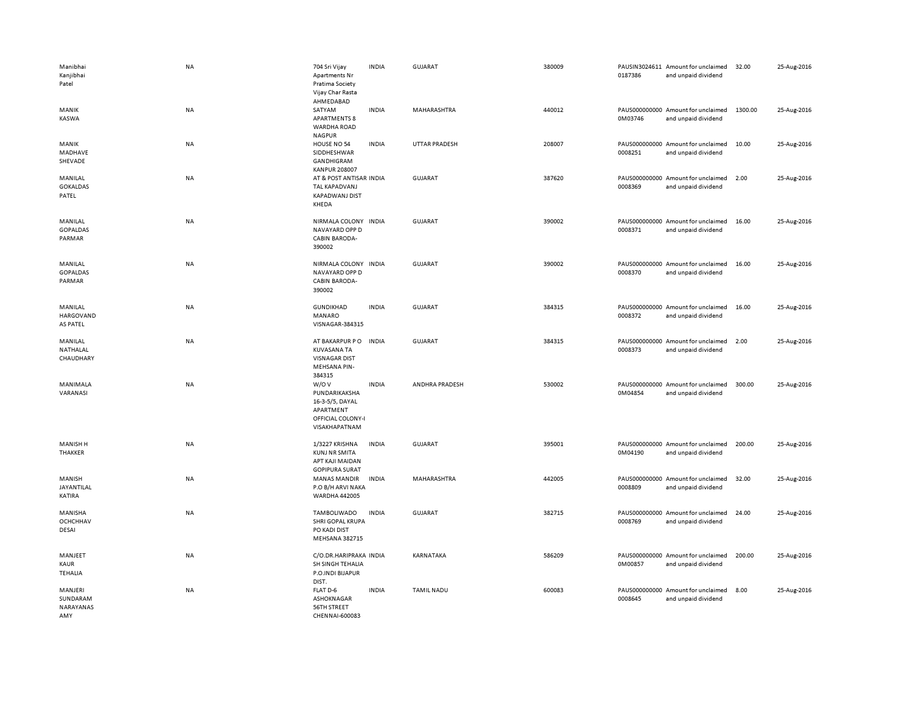| | | | | | | | | | |
|---|---|---|---|---|---|---|---|---|---|
| Manibhai Kanjibhai Patel | NA | 704 Sri Vijay Apartments Nr Pratima Society Vijay Char Rasta AHMEDABAD | INDIA | GUJARAT | 380009 | PAUSIN3024611 0187386 | Amount for unclaimed and unpaid dividend | 32.00 | 25-Aug-2016 |
| MANIK KASWA | NA | SATYAM APARTMENTS 8 WARDHA ROAD NAGPUR | INDIA | MAHARASHTRA | 440012 | PAUS000000000 0M03746 | Amount for unclaimed and unpaid dividend | 1300.00 | 25-Aug-2016 |
| MANIK MADHAVE SHEVADE | NA | HOUSE NO 54 SIDDHESHWAR GANDHIGRAM KANPUR 208007 | INDIA | UTTAR PRADESH | 208007 | PAUS000000000 0008251 | Amount for unclaimed and unpaid dividend | 10.00 | 25-Aug-2016 |
| MANILAL GOKALDAS PATEL | NA | AT & POST ANTISAR TAL KAPADVANJ KAPADWANJ DIST KHEDA | INDIA | GUJARAT | 387620 | PAUS000000000 0008369 | Amount for unclaimed and unpaid dividend | 2.00 | 25-Aug-2016 |
| MANILAL GOPALDAS PARMAR | NA | NIRMALA COLONY NAVAYARD OPP D CABIN BARODA-390002 | INDIA | GUJARAT | 390002 | PAUS000000000 0008371 | Amount for unclaimed and unpaid dividend | 16.00 | 25-Aug-2016 |
| MANILAL GOPALDAS PARMAR | NA | NIRMALA COLONY NAVAYARD OPP D CABIN BARODA-390002 | INDIA | GUJARAT | 390002 | PAUS000000000 0008370 | Amount for unclaimed and unpaid dividend | 16.00 | 25-Aug-2016 |
| MANILAL HARGOVAND AS PATEL | NA | GUNDIKHAD MANARO VISNAGAR-384315 | INDIA | GUJARAT | 384315 | PAUS000000000 0008372 | Amount for unclaimed and unpaid dividend | 16.00 | 25-Aug-2016 |
| MANILAL NATHALAL CHAUDHARY | NA | AT BAKARPUR P O KUVASANA TA VISNAGAR DIST MEHSANA PIN-384315 | INDIA | GUJARAT | 384315 | PAUS000000000 0008373 | Amount for unclaimed and unpaid dividend | 2.00 | 25-Aug-2016 |
| MANIMALA VARANASI | NA | W/O V PUNDARIKAKSHA 16-3-5/5, DAYAL APARTMENT OFFICIAL COLONY-I VISAKHAPATNAM | INDIA | ANDHRA PRADESH | 530002 | PAUS000000000 0M04854 | Amount for unclaimed and unpaid dividend | 300.00 | 25-Aug-2016 |
| MANISH H THAKKER | NA | 1/3227 KRISHNA KUNJ NR SMITA APT KAJI MAIDAN GOPIPURA SURAT | INDIA | GUJARAT | 395001 | PAUS000000000 0M04190 | Amount for unclaimed and unpaid dividend | 200.00 | 25-Aug-2016 |
| MANISH JAYANTILAL KATIRA | NA | MANAS MANDIR P.O B/H ARVI NAKA WARDHA 442005 | INDIA | MAHARASHTRA | 442005 | PAUS000000000 0008809 | Amount for unclaimed and unpaid dividend | 32.00 | 25-Aug-2016 |
| MANISHA OCHCHHAV DESAI | NA | TAMBOLIWADO SHRI GOPAL KRUPA PO KADI DIST MEHSANA 382715 | INDIA | GUJARAT | 382715 | PAUS000000000 0008769 | Amount for unclaimed and unpaid dividend | 24.00 | 25-Aug-2016 |
| MANJEET KAUR TEHALIA | NA | C/O.DR.HARIPRAKA SH SINGH TEHALIA P.O.INDI BIJAPUR DIST. | INDIA | KARNATAKA | 586209 | PAUS000000000 0M00857 | Amount for unclaimed and unpaid dividend | 200.00 | 25-Aug-2016 |
| MANJERI SUNDARAM NARAYANAS AMY | NA | FLAT D-6 ASHOKNAGAR 56TH STREET CHENNAI-600083 | INDIA | TAMIL NADU | 600083 | PAUS000000000 0008645 | Amount for unclaimed and unpaid dividend | 8.00 | 25-Aug-2016 |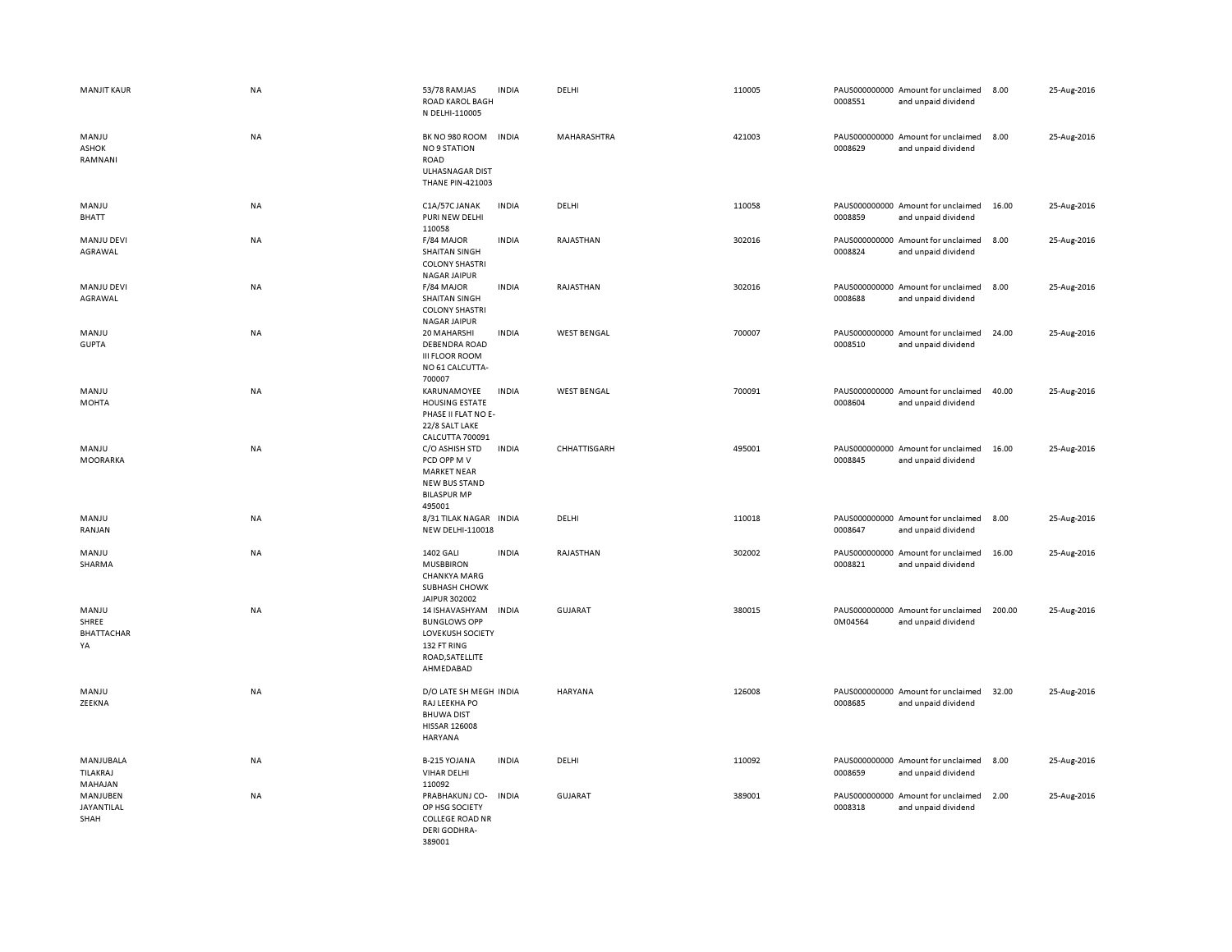| | | | | | | | | | | |
|---|---|---|---|---|---|---|---|---|---|---|
| MANJIT KAUR | NA | 53/78 RAMJAS ROAD KAROL BAGH N DELHI-110005 | INDIA | DELHI | 110005 | PAUS0000000000008551 | Amount for unclaimed and unpaid dividend | 8.00 | 25-Aug-2016 |
| MANJU ASHOK RAMNANI | NA | BK NO 980 ROOM NO 9 STATION ROAD ULHASNAGAR DIST THANE PIN-421003 | INDIA | MAHARASHTRA | 421003 | PAUS0000000000008629 | Amount for unclaimed and unpaid dividend | 8.00 | 25-Aug-2016 |
| MANJU BHATT | NA | C1A/57C JANAK PURI NEW DELHI 110058 | INDIA | DELHI | 110058 | PAUS0000000000008859 | Amount for unclaimed and unpaid dividend | 16.00 | 25-Aug-2016 |
| MANJU DEVI AGRAWAL | NA | F/84 MAJOR SHAITAN SINGH COLONY SHASTRI NAGAR JAIPUR | INDIA | RAJASTHAN | 302016 | PAUS0000000000008824 | Amount for unclaimed and unpaid dividend | 8.00 | 25-Aug-2016 |
| MANJU DEVI AGRAWAL | NA | F/84 MAJOR SHAITAN SINGH COLONY SHASTRI NAGAR JAIPUR | INDIA | RAJASTHAN | 302016 | PAUS0000000000008688 | Amount for unclaimed and unpaid dividend | 8.00 | 25-Aug-2016 |
| MANJU GUPTA | NA | 20 MAHARSHI DEBENDRA ROAD III FLOOR ROOM NO 61 CALCUTTA-700007 | INDIA | WEST BENGAL | 700007 | PAUS0000000000008510 | Amount for unclaimed and unpaid dividend | 24.00 | 25-Aug-2016 |
| MANJU MOHTA | NA | KARUNAMOYEE HOUSING ESTATE PHASE II FLAT NO E-22/8 SALT LAKE CALCUTTA 700091 | INDIA | WEST BENGAL | 700091 | PAUS0000000000008604 | Amount for unclaimed and unpaid dividend | 40.00 | 25-Aug-2016 |
| MANJU MOORARKA | NA | C/O ASHISH STD PCD OPP M V MARKET NEAR NEW BUS STAND BILASPUR MP 495001 | INDIA | CHHATTISGARH | 495001 | PAUS0000000000008845 | Amount for unclaimed and unpaid dividend | 16.00 | 25-Aug-2016 |
| MANJU RANJAN | NA | 8/31 TILAK NAGAR NEW DELHI-110018 | INDIA | DELHI | 110018 | PAUS0000000000008647 | Amount for unclaimed and unpaid dividend | 8.00 | 25-Aug-2016 |
| MANJU SHARMA | NA | 1402 GALI MUSBBIRON CHANKYA MARG SUBHASH CHOWK JAIPUR 302002 | INDIA | RAJASTHAN | 302002 | PAUS0000000000008821 | Amount for unclaimed and unpaid dividend | 16.00 | 25-Aug-2016 |
| MANJU SHREE BHATTACHARYA | NA | 14 ISHAVASHYAM BUNGLOWS OPP LOVEKUSH SOCIETY 132 FT RING ROAD,SATELLITE AHMEDABAD | INDIA | GUJARAT | 380015 | PAUS0000000000M04564 | Amount for unclaimed and unpaid dividend | 200.00 | 25-Aug-2016 |
| MANJU ZEEKNA | NA | D/O LATE SH MEGH RAJ LEEKHA PO BHUWA DIST HISSAR 126008 HARYANA | INDIA | HARYANA | 126008 | PAUS0000000000008685 | Amount for unclaimed and unpaid dividend | 32.00 | 25-Aug-2016 |
| MANJUBALA TILAKRAJ MAHAJAN | NA | B-215 YOJANA VIHAR DELHI 110092 | INDIA | DELHI | 110092 | PAUS0000000000008659 | Amount for unclaimed and unpaid dividend | 8.00 | 25-Aug-2016 |
| MANJUBEN JAYANTILAL SHAH | NA | PRABHAKUNJ CO-OP HSG SOCIETY COLLEGE ROAD NR DERI GODHRA-389001 | INDIA | GUJARAT | 389001 | PAUS0000000000008318 | Amount for unclaimed and unpaid dividend | 2.00 | 25-Aug-2016 |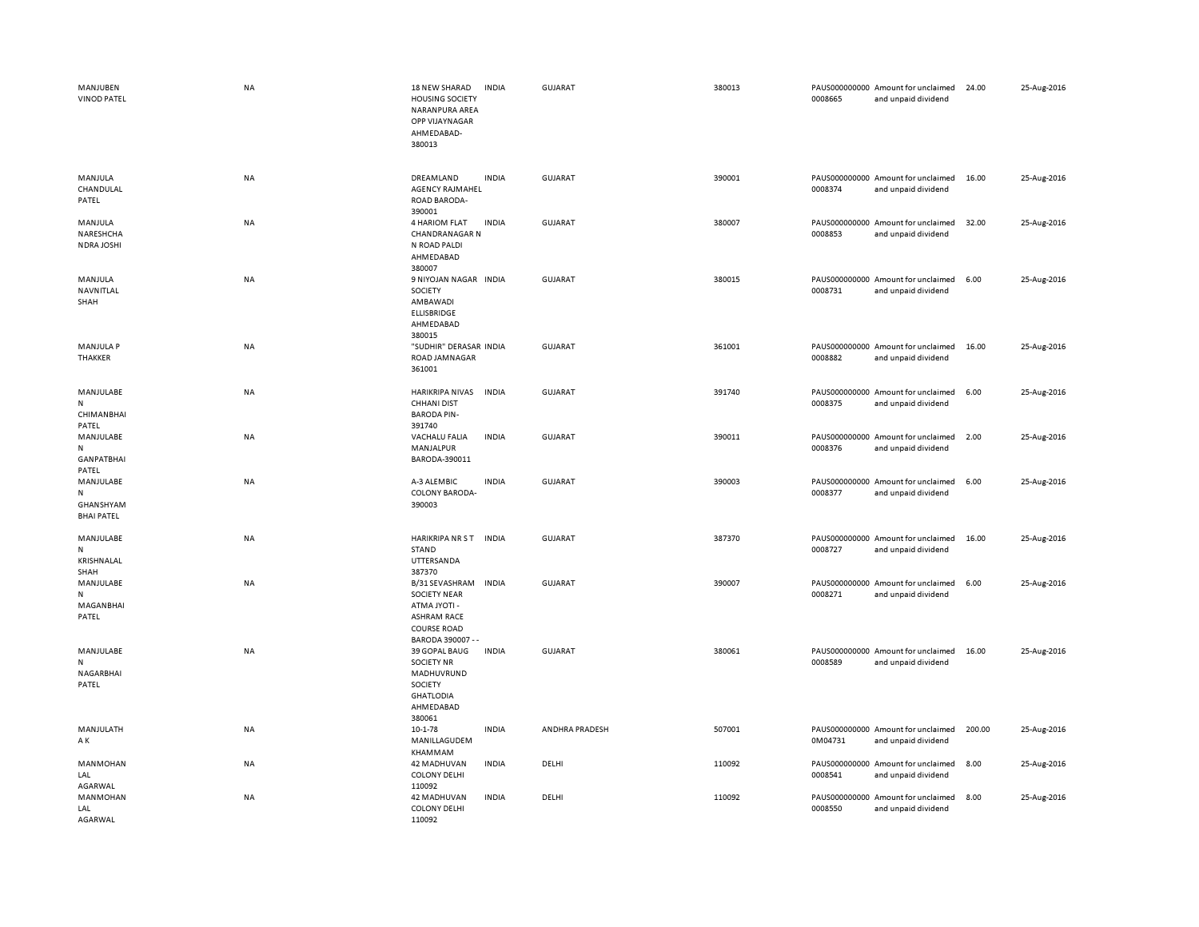| | | | | | | | | | |
|---|---|---|---|---|---|---|---|---|---|
| MANJUBEN VINOD PATEL | NA | 18 NEW SHARAD HOUSING SOCIETY NARANPURA AREA OPP VIJAYNAGAR AHMEDABAD-380013 | INDIA | GUJARAT | 380013 | PAUS0000000000008665 | Amount for unclaimed and unpaid dividend | 24.00 | 25-Aug-2016 |
| MANJULA CHANDULAL PATEL | NA | DREAMLAND AGENCY RAJMAHEL ROAD BARODA-390001 | INDIA | GUJARAT | 390001 | PAUS0000000000008374 | Amount for unclaimed and unpaid dividend | 16.00 | 25-Aug-2016 |
| MANJULA NARESHCHA NDRA JOSHI | NA | 4 HARIOM FLAT CHANDRANAGAR N N ROAD PALDI AHMEDABAD 380007 | INDIA | GUJARAT | 380007 | PAUS0000000000008853 | Amount for unclaimed and unpaid dividend | 32.00 | 25-Aug-2016 |
| MANJULA NAVNITLAL SHAH | NA | 9 NIYOJAN NAGAR SOCIETY AMBAWADI ELLISBRIDGE AHMEDABAD 380015 | INDIA | GUJARAT | 380015 | PAUS0000000000008731 | Amount for unclaimed and unpaid dividend | 6.00 | 25-Aug-2016 |
| MANJULA P THAKKER | NA | "SUDHIR" DERASAR ROAD JAMNAGAR 361001 | INDIA | GUJARAT | 361001 | PAUS0000000000008882 | Amount for unclaimed and unpaid dividend | 16.00 | 25-Aug-2016 |
| MANJULABEN CHIMANBHAI PATEL | NA | HARIKRIPA NIVAS CHHANI DIST BARODA PIN-391740 | INDIA | GUJARAT | 391740 | PAUS0000000000008375 | Amount for unclaimed and unpaid dividend | 6.00 | 25-Aug-2016 |
| MANJULABEN GANPATBHAI PATEL | NA | VACHALU FALIA MANJALPUR BARODA-390011 | INDIA | GUJARAT | 390011 | PAUS0000000000008376 | Amount for unclaimed and unpaid dividend | 2.00 | 25-Aug-2016 |
| MANJULABEN GHANSHYAM BHAI PATEL | NA | A-3 ALEMBIC COLONY BARODA-390003 | INDIA | GUJARAT | 390003 | PAUS0000000000008377 | Amount for unclaimed and unpaid dividend | 6.00 | 25-Aug-2016 |
| MANJULABEN KRISHNALAL SHAH | NA | HARIKRIPA NR S T STAND UTTERSANDA 387370 | INDIA | GUJARAT | 387370 | PAUS0000000000008727 | Amount for unclaimed and unpaid dividend | 16.00 | 25-Aug-2016 |
| MANJULABEN MAGANBHAI PATEL | NA | B/31 SEVASHRAM SOCIETY NEAR ATMA JYOTI - ASHRAM RACE COURSE ROAD BARODA 390007 - - | INDIA | GUJARAT | 390007 | PAUS0000000000008271 | Amount for unclaimed and unpaid dividend | 6.00 | 25-Aug-2016 |
| MANJULABEN NAGARBHAI PATEL | NA | 39 GOPAL BAUG SOCIETY NR MADHUVRUND SOCIETY GHATLODIA AHMEDABAD 380061 | INDIA | GUJARAT | 380061 | PAUS0000000000008589 | Amount for unclaimed and unpaid dividend | 16.00 | 25-Aug-2016 |
| MANJULATHA K | NA | 10-1-78 MANILLAGUDEM KHAMMAM | INDIA | ANDHRA PRADESH | 507001 | PAUS0000000000M04731 | Amount for unclaimed and unpaid dividend | 200.00 | 25-Aug-2016 |
| MANMOHAN LAL AGARWAL | NA | 42 MADHUVAN COLONY DELHI 110092 | INDIA | DELHI | 110092 | PAUS0000000000008541 | Amount for unclaimed and unpaid dividend | 8.00 | 25-Aug-2016 |
| MANMOHAN LAL AGARWAL | NA | 42 MADHUVAN COLONY DELHI 110092 | INDIA | DELHI | 110092 | PAUS0000000000008550 | Amount for unclaimed and unpaid dividend | 8.00 | 25-Aug-2016 |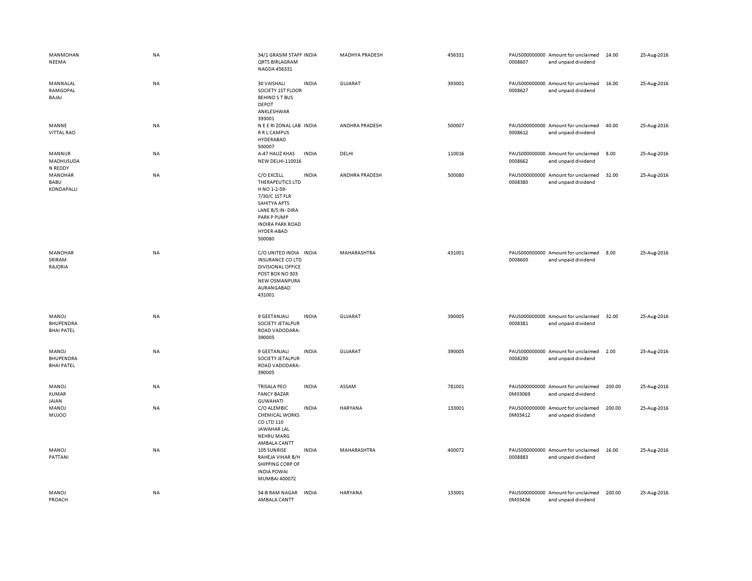| | | | | | | | | | |
|---|---|---|---|---|---|---|---|---|---|
| MANMOHAN NEEMA | NA | 34/1 GRASIM STAFF QRTS BIRLAGRAM NAGDA 456331 | INDIA | MADHYA PRADESH | 456331 | PAUS0000000000008607 | Amount for unclaimed and unpaid dividend | 24.00 | 25-Aug-2016 |
| MANNALAL RAMGOPAL BAJAJ | NA | 30 VAISHALI SOCIETY 1ST FLOOR BEHIND S T BUS DEPOT ANKLESHWAR 393001 | INDIA | GUJARAT | 393001 | PAUS0000000000008627 | Amount for unclaimed and unpaid dividend | 16.00 | 25-Aug-2016 |
| MANNE VITTAL RAO | NA | N E E RI ZONAL LAB R R L CAMPUS HYDERABAD 500007 | INDIA | ANDHRA PRADESH | 500007 | PAUS0000000000008612 | Amount for unclaimed and unpaid dividend | 40.00 | 25-Aug-2016 |
| MANNUR MADHUSUDA N REDDY | NA | A-47 HAUZ KHAS NEW DELHI-110016 | INDIA | DELHI | 110016 | PAUS0000000000008662 | Amount for unclaimed and unpaid dividend | 8.00 | 25-Aug-2016 |
| MANOHAR BABU KONDAPALLI | NA | C/O EXCELL THERAPEUTICS LTD H NO 1-2-59-7/30/C 1ST FLR SAHITYA APTS LANE B/S IN- DIRA PARK P PUMP INDIRA PARK ROAD HYDER-ABAD 500080 | INDIA | ANDHRA PRADESH | 500080 | PAUS0000000000008380 | Amount for unclaimed and unpaid dividend | 32.00 | 25-Aug-2016 |
| MANOHAR SRIRAM RAJORIA | NA | C/O UNITED INDIA INSURANCE CO LTD DIVISIONAL OFFICE POST BOX NO 303 NEW OSMANPURA AURANGABAD 431001 | INDIA | MAHARASHTRA | 431001 | PAUS0000000000008600 | Amount for unclaimed and unpaid dividend | 8.00 | 25-Aug-2016 |
| MANOJ BHUPENDRA BHAI PATEL | NA | 9 GEETANJALI SOCIETY JETALPUR ROAD VADODARA-390005 | INDIA | GUJARAT | 390005 | PAUS0000000000008381 | Amount for unclaimed and unpaid dividend | 32.00 | 25-Aug-2016 |
| MANOJ BHUPENDRA BHAI PATEL | NA | 9 GEETANJALI SOCIETY JETALPUR ROAD VADODARA-390005 | INDIA | GUJARAT | 390005 | PAUS0000000000008290 | Amount for unclaimed and unpaid dividend | 2.00 | 25-Aug-2016 |
| MANOJ KUMAR JAIAN | NA | TRISALA PEO FANCY BAZAR GUWAHATI | INDIA | ASSAM | 781001 | PAUS0000000000M03069 | Amount for unclaimed and unpaid dividend | 200.00 | 25-Aug-2016 |
| MANOJ MUJOO | NA | C/O ALEMBIC CHEMICAL WORKS CO LTD 110 JAWAHAR LAL NEHRU MARG AMBALA CANTT | INDIA | HARYANA | 133001 | PAUS0000000000M03412 | Amount for unclaimed and unpaid dividend | 200.00 | 25-Aug-2016 |
| MANOJ PATTANI | NA | 105 SUNRISE RAHEJA VIHAR B/H SHIPPING CORP OF INDIA POWAI MUMBAI 400072 | INDIA | MAHARASHTRA | 400072 | PAUS0000000000008883 | Amount for unclaimed and unpaid dividend | 16.00 | 25-Aug-2016 |
| MANOJ PROACH | NA | 54-B RAM NAGAR AMBALA CANTT | INDIA | HARYANA | 133001 | PAUS0000000000M03436 | Amount for unclaimed and unpaid dividend | 200.00 | 25-Aug-2016 |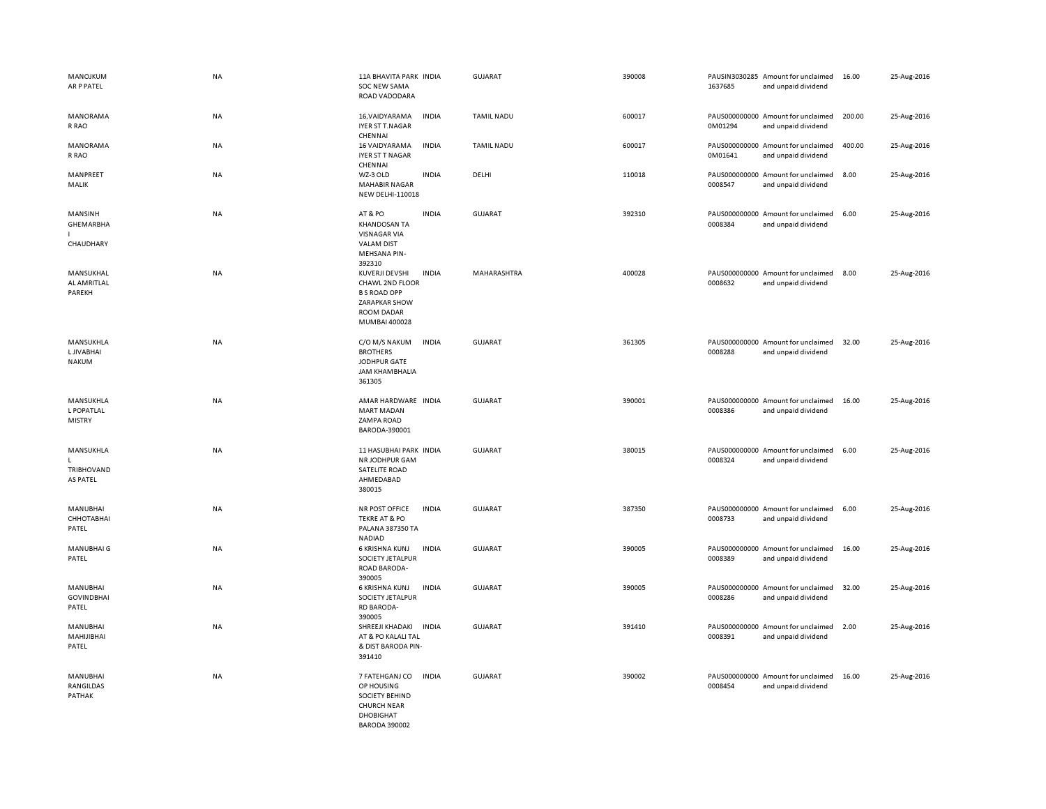| | | | | | | | | | |
|---|---|---|---|---|---|---|---|---|---|
| MANOJKUMAR P PATEL | NA | 11A BHAVITA PARK SOC NEW SAMA ROAD VADODARA | INDIA | GUJARAT | 390008 | PAUSIN30302851637685 | Amount for unclaimed and unpaid dividend | 16.00 | 25-Aug-2016 |
| MANORAMA R RAO | NA | 16,VAIDYARAMA IYER ST T.NAGAR CHENNAI | INDIA | TAMIL NADU | 600017 | PAUS0000000000M01294 | Amount for unclaimed and unpaid dividend | 200.00 | 25-Aug-2016 |
| MANORAMA R RAO | NA | 16 VAIDYARAMA IYER ST T NAGAR CHENNAI | INDIA | TAMIL NADU | 600017 | PAUS0000000000M01641 | Amount for unclaimed and unpaid dividend | 400.00 | 25-Aug-2016 |
| MANPREET MALIK | NA | WZ-3 OLD MAHABIR NAGAR NEW DELHI-110018 | INDIA | DELHI | 110018 | PAUS0000000000008547 | Amount for unclaimed and unpaid dividend | 8.00 | 25-Aug-2016 |
| MANSINH GHEMARBHAI CHAUDHARY | NA | AT & PO KHANDOSAN TA VISNAGAR VIA VALAM DIST MEHSANA PIN-392310 | INDIA | GUJARAT | 392310 | PAUS0000000000008384 | Amount for unclaimed and unpaid dividend | 6.00 | 25-Aug-2016 |
| MANSUKHALAL AMRITLAL PAREKH | NA | KUVERJI DEVSHI CHAWL 2ND FLOOR B S ROAD OPP ZARAPKAR SHOW ROOM DADAR MUMBAI 400028 | INDIA | MAHARASHTRA | 400028 | PAUS0000000000008632 | Amount for unclaimed and unpaid dividend | 8.00 | 25-Aug-2016 |
| MANSUKHLAL JIVABHAI NAKUM | NA | C/O M/S NAKUM BROTHERS JODHPUR GATE JAM KHAMBHALIA 361305 | INDIA | GUJARAT | 361305 | PAUS0000000000008288 | Amount for unclaimed and unpaid dividend | 32.00 | 25-Aug-2016 |
| MANSUKHLAL POPATLAL MISTRY | NA | AMAR HARDWARE MART MADAN ZAMPA ROAD BARODA-390001 | INDIA | GUJARAT | 390001 | PAUS0000000000008386 | Amount for unclaimed and unpaid dividend | 16.00 | 25-Aug-2016 |
| MANSUKHLAL TRIBHOVANDAS PATEL | NA | 11 HASUBHAI PARK NR JODHPUR GAM SATELITE ROAD AHMEDABAD 380015 | INDIA | GUJARAT | 380015 | PAUS0000000000008324 | Amount for unclaimed and unpaid dividend | 6.00 | 25-Aug-2016 |
| MANUBHAI CHHOTABHAI PATEL | NA | NR POST OFFICE TEKRE AT & PO PALANA 387350 TA NADIAD | INDIA | GUJARAT | 387350 | PAUS0000000000008733 | Amount for unclaimed and unpaid dividend | 6.00 | 25-Aug-2016 |
| MANUBHAI G PATEL | NA | 6 KRISHNA KUNJ SOCIETY JETALPUR ROAD BARODA-390005 | INDIA | GUJARAT | 390005 | PAUS0000000000008389 | Amount for unclaimed and unpaid dividend | 16.00 | 25-Aug-2016 |
| MANUBHAI GOVINDBHAI PATEL | NA | 6 KRISHNA KUNJ SOCIETY JETALPUR RD BARODA-390005 | INDIA | GUJARAT | 390005 | PAUS0000000000008286 | Amount for unclaimed and unpaid dividend | 32.00 | 25-Aug-2016 |
| MANUBHAI MAHIJIBHAI PATEL | NA | SHREEJI KHADAKI AT & PO KALALI TAL & DIST BARODA PIN-391410 | INDIA | GUJARAT | 391410 | PAUS0000000000008391 | Amount for unclaimed and unpaid dividend | 2.00 | 25-Aug-2016 |
| MANUBHAI RANGILDAS PATHAK | NA | 7 FATEHGANJ CO OP HOUSING SOCIETY BEHIND CHURCH NEAR DHOBIGHAT BARODA 390002 | INDIA | GUJARAT | 390002 | PAUS0000000000008454 | Amount for unclaimed and unpaid dividend | 16.00 | 25-Aug-2016 |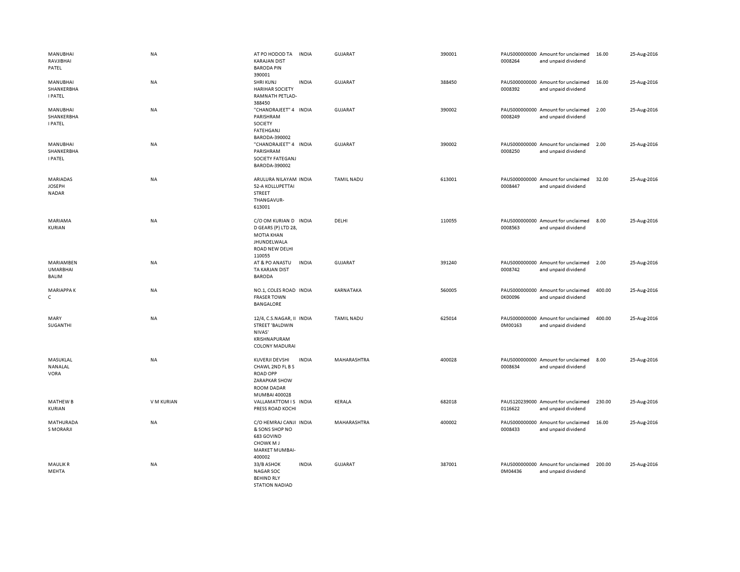| | | | | | | | | | |
|---|---|---|---|---|---|---|---|---|---|
| MANUBHAI RAVJIBHAI PATEL | NA | AT PO HODOD TA KARAJAN DIST BARODA PIN 390001 | INDIA | GUJARAT | 390001 | PAUS0000000000008264 | Amount for unclaimed and unpaid dividend | 16.00 | 25-Aug-2016 |
| MANUBHAI SHANKERBHAI PATEL | NA | SHRI KUNJ HARIHAR SOCIETY RAMNATH PETLAD-388450 | INDIA | GUJARAT | 388450 | PAUS0000000000008392 | Amount for unclaimed and unpaid dividend | 16.00 | 25-Aug-2016 |
| MANUBHAI SHANKERBHAI PATEL | NA | "CHANDRAJEET" 4 PARISHRAM SOCIETY FATEHGANJ BARODA-390002 | INDIA | GUJARAT | 390002 | PAUS0000000000008249 | Amount for unclaimed and unpaid dividend | 2.00 | 25-Aug-2016 |
| MANUBHAI SHANKERBHAI PATEL | NA | "CHANDRAJEET" 4 PARISHRAM SOCIETY FATEGANJ BARODA-390002 | INDIA | GUJARAT | 390002 | PAUS0000000000008250 | Amount for unclaimed and unpaid dividend | 2.00 | 25-Aug-2016 |
| MARIADAS JOSEPH NADAR | NA | ARULURA NILAYAM 52-A KOLLUPETTAI STREET THANGAVUR-613001 | INDIA | TAMIL NADU | 613001 | PAUS0000000000008447 | Amount for unclaimed and unpaid dividend | 32.00 | 25-Aug-2016 |
| MARIAMA KURIAN | NA | C/O OM KURIAN D D GEARS (P) LTD 28, MOTIA KHAN JHUNDELWALA ROAD NEW DELHI 110055 | INDIA | DELHI | 110055 | PAUS0000000000008563 | Amount for unclaimed and unpaid dividend | 8.00 | 25-Aug-2016 |
| MARIAMBEN UMARBHAI BALIM | NA | AT & PO ANASTU TA KARJAN DIST BARODA | INDIA | GUJARAT | 391240 | PAUS0000000000008742 | Amount for unclaimed and unpaid dividend | 2.00 | 25-Aug-2016 |
| MARIAPPA K C | NA | NO.1, COLES ROAD FRASER TOWN BANGALORE | INDIA | KARNATAKA | 560005 | PAUS0000000000K00096 | Amount for unclaimed and unpaid dividend | 400.00 | 25-Aug-2016 |
| MARY SUGANTHI | NA | 12/4, C.S.NAGAR, II STREET 'BALDWIN NIVAS' KRISHNAPURAM COLONY MADURAI | INDIA | TAMIL NADU | 625014 | PAUS0000000000M00163 | Amount for unclaimed and unpaid dividend | 400.00 | 25-Aug-2016 |
| MASUKLAL NANALAL VORA | NA | KUVERJI DEVSHI CHAWL 2ND FL B S ROAD OPP ZARAPKAR SHOW ROOM DADAR MUMBAI 400028 | INDIA | MAHARASHTRA | 400028 | PAUS0000000000008634 | Amount for unclaimed and unpaid dividend | 8.00 | 25-Aug-2016 |
| MATHEW B KURIAN | V M KURIAN | VALLAMATTOM I S PRESS ROAD KOCHI | INDIA | KERALA | 682018 | PAUS1202390000116622 | Amount for unclaimed and unpaid dividend | 230.00 | 25-Aug-2016 |
| MATHURADAS MORARJI | NA | C/O HEMRAJ CANJI & SONS SHOP NO 683 GOVIND CHOWK M J MARKET MUMBAI-400002 | INDIA | MAHARASHTRA | 400002 | PAUS0000000000008433 | Amount for unclaimed and unpaid dividend | 16.00 | 25-Aug-2016 |
| MAULIK R MEHTA | NA | 33/B ASHOK NAGAR SOC BEHIND RLY STATION NADIAD | INDIA | GUJARAT | 387001 | PAUS0000000000M04436 | Amount for unclaimed and unpaid dividend | 200.00 | 25-Aug-2016 |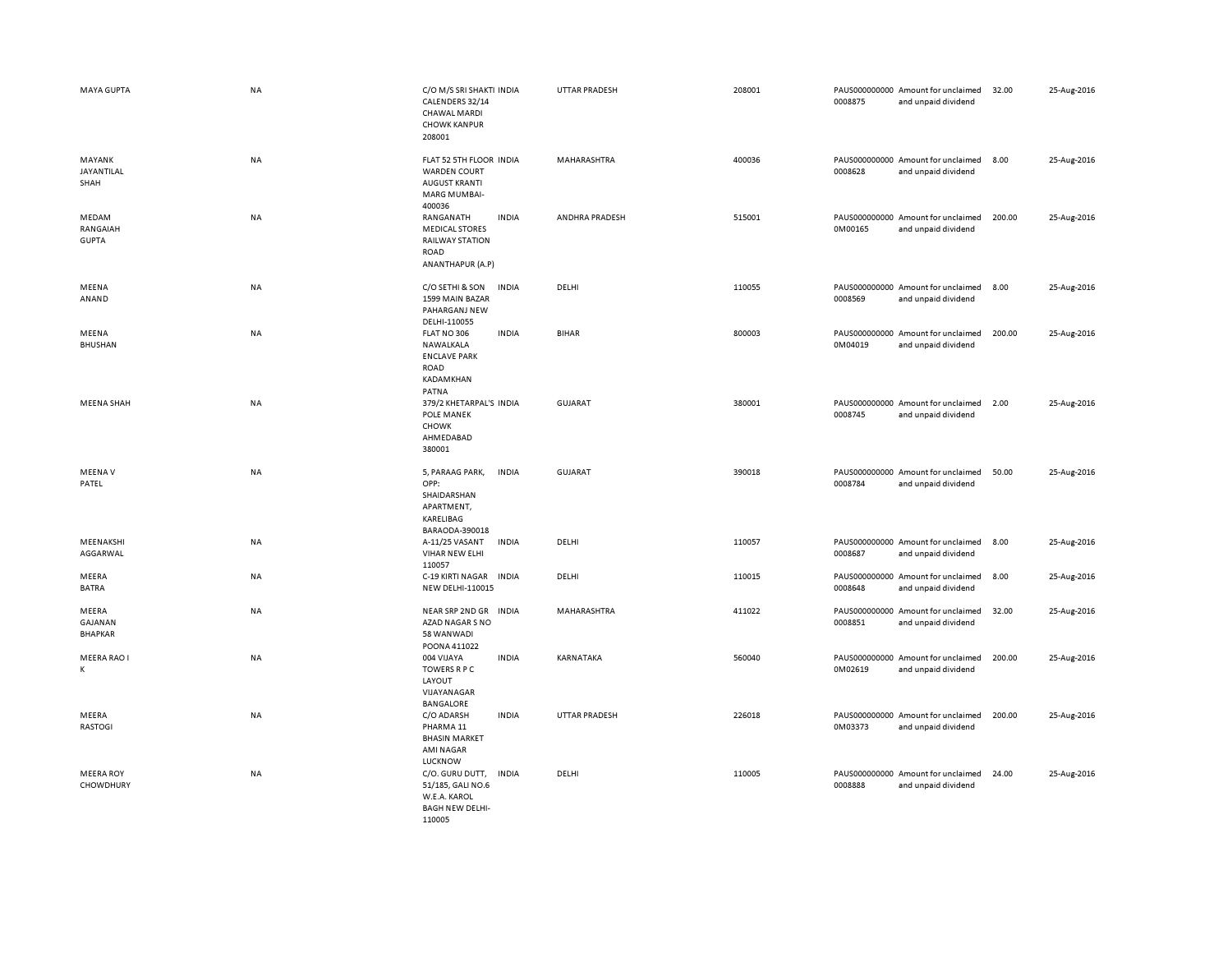| | | | | | | | | | |
|---|---|---|---|---|---|---|---|---|---|
| MAYA GUPTA | NA | C/O M/S SRI SHAKTI CALENDERS 32/14 CHAWAL MARDI CHOWK KANPUR 208001 | INDIA | UTTAR PRADESH | 208001 | PAUS0000000000008875 | Amount for unclaimed and unpaid dividend | 32.00 | 25-Aug-2016 |
| MAYANK JAYANTILAL SHAH | NA | FLAT 52 5TH FLOOR WARDEN COURT AUGUST KRANTI MARG MUMBAI-400036 | INDIA | MAHARASHTRA | 400036 | PAUS0000000000008628 | Amount for unclaimed and unpaid dividend | 8.00 | 25-Aug-2016 |
| MEDAM RANGAIAH GUPTA | NA | RANGANATH MEDICAL STORES RAILWAY STATION ROAD ANANTHAPUR (A.P) | INDIA | ANDHRA PRADESH | 515001 | PAUS0000000000M00165 | Amount for unclaimed and unpaid dividend | 200.00 | 25-Aug-2016 |
| MEENA ANAND | NA | C/O SETHI & SON 1599 MAIN BAZAR PAHARGANJ NEW DELHI-110055 | INDIA | DELHI | 110055 | PAUS0000000000008569 | Amount for unclaimed and unpaid dividend | 8.00 | 25-Aug-2016 |
| MEENA BHUSHAN | NA | FLAT NO 306 NAWALKALA ENCLAVE PARK ROAD KADAMKHAN PATNA | INDIA | BIHAR | 800003 | PAUS0000000000M04019 | Amount for unclaimed and unpaid dividend | 200.00 | 25-Aug-2016 |
| MEENA SHAH | NA | 379/2 KHETARPAL'S POLE MANEK CHOWK AHMEDABAD 380001 | INDIA | GUJARAT | 380001 | PAUS0000000000008745 | Amount for unclaimed and unpaid dividend | 2.00 | 25-Aug-2016 |
| MEENA V PATEL | NA | 5, PARAAG PARK, OPP: SHAIDARSHAN APARTMENT, KARELIBAG BARAODA-390018 | INDIA | GUJARAT | 390018 | PAUS0000000000008784 | Amount for unclaimed and unpaid dividend | 50.00 | 25-Aug-2016 |
| MEENAKSHI AGGARWAL | NA | A-11/25 VASANT VIHAR NEW ELHI 110057 | INDIA | DELHI | 110057 | PAUS0000000000008687 | Amount for unclaimed and unpaid dividend | 8.00 | 25-Aug-2016 |
| MEERA BATRA | NA | C-19 KIRTI NAGAR NEW DELHI-110015 | INDIA | DELHI | 110015 | PAUS0000000000008648 | Amount for unclaimed and unpaid dividend | 8.00 | 25-Aug-2016 |
| MEERA GAJANAN BHAPKAR | NA | NEAR SRP 2ND GR AZAD NAGAR S NO 58 WANWADI POONA 411022 | INDIA | MAHARASHTRA | 411022 | PAUS0000000000008851 | Amount for unclaimed and unpaid dividend | 32.00 | 25-Aug-2016 |
| MEERA RAO I K | NA | 004 VIJAYA TOWERS R P C LAYOUT VIJAYANAGAR BANGALORE | INDIA | KARNATAKA | 560040 | PAUS0000000000M02619 | Amount for unclaimed and unpaid dividend | 200.00 | 25-Aug-2016 |
| MEERA RASTOGI | NA | C/O ADARSH PHARMA 11 BHASIN MARKET AMI NAGAR LUCKNOW | INDIA | UTTAR PRADESH | 226018 | PAUS0000000000M03373 | Amount for unclaimed and unpaid dividend | 200.00 | 25-Aug-2016 |
| MEERA ROY CHOWDHURY | NA | C/O. GURU DUTT, 51/185, GALI NO.6 W.E.A. KAROL BAGH NEW DELHI-110005 | INDIA | DELHI | 110005 | PAUS0000000000008888 | Amount for unclaimed and unpaid dividend | 24.00 | 25-Aug-2016 |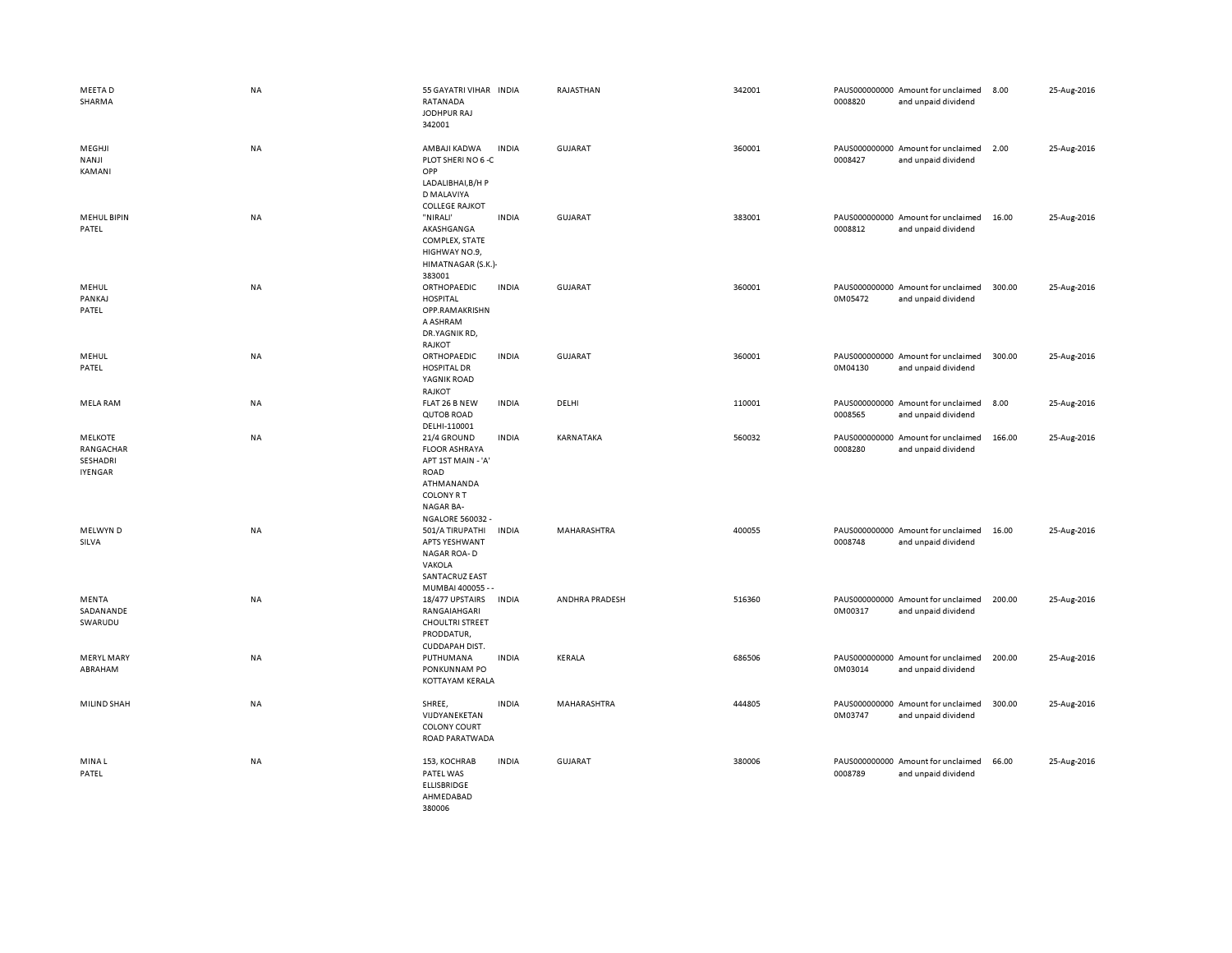| | | | | | | | | | |
|---|---|---|---|---|---|---|---|---|---|
| MEETA D SHARMA | NA | 55 GAYATRI VIHAR RATANADA JODHPUR RAJ 342001 | INDIA | RAJASTHAN | 342001 | PAUS0000000000008820 | Amount for unclaimed and unpaid dividend | 8.00 | 25-Aug-2016 |
| MEGHJI NANJI KAMANI | NA | AMBAJI KADWA PLOT SHERI NO 6 -C OPP LADALIBHAI,B/H P D MALAVIYA COLLEGE RAJKOT | INDIA | GUJARAT | 360001 | PAUS0000000000008427 | Amount for unclaimed and unpaid dividend | 2.00 | 25-Aug-2016 |
| MEHUL BIPIN PATEL | NA | "NIRALI' AKASHGANGA COMPLEX, STATE HIGHWAY NO.9, HIMATNAGAR (S.K.)-383001 | INDIA | GUJARAT | 383001 | PAUS0000000000008812 | Amount for unclaimed and unpaid dividend | 16.00 | 25-Aug-2016 |
| MEHUL PANKAJ PATEL | NA | ORTHOPAEDIC HOSPITAL OPP.RAMAKRISHNA ASHRAM DR.YAGNIK RD, RAJKOT | INDIA | GUJARAT | 360001 | PAUS0000000000M05472 | Amount for unclaimed and unpaid dividend | 300.00 | 25-Aug-2016 |
| MEHUL PATEL | NA | ORTHOPAEDIC HOSPITAL DR YAGNIK ROAD RAJKOT | INDIA | GUJARAT | 360001 | PAUS0000000000M04130 | Amount for unclaimed and unpaid dividend | 300.00 | 25-Aug-2016 |
| MELA RAM | NA | FLAT 26 B NEW QUTOB ROAD DELHI-110001 | INDIA | DELHI | 110001 | PAUS0000000000008565 | Amount for unclaimed and unpaid dividend | 8.00 | 25-Aug-2016 |
| MELKOTE RANGACHAR SESHADRI IYENGAR | NA | 21/4 GROUND FLOOR ASHRAYA APT 1ST MAIN - 'A' ROAD ATHMANANDA COLONY R T NAGAR BA-NGALORE 560032 - | INDIA | KARNATAKA | 560032 | PAUS0000000000008280 | Amount for unclaimed and unpaid dividend | 166.00 | 25-Aug-2016 |
| MELWYN D SILVA | NA | 501/A TIRUPATHI APTS YESHWANT NAGAR ROA- D VAKOLA SANTACRUZ EAST MUMBAI 400055 - - | INDIA | MAHARASHTRA | 400055 | PAUS0000000000008748 | Amount for unclaimed and unpaid dividend | 16.00 | 25-Aug-2016 |
| MENTA SADANANDE SWARUDU | NA | 18/477 UPSTAIRS RANGAIAHGARI CHOULTRI STREET PRODDATUR, CUDDAPAH DIST. | INDIA | ANDHRA PRADESH | 516360 | PAUS0000000000M00317 | Amount for unclaimed and unpaid dividend | 200.00 | 25-Aug-2016 |
| MERYL MARY ABRAHAM | NA | PUTHUMANA PONKUNNAM PO KOTTAYAM KERALA | INDIA | KERALA | 686506 | PAUS0000000000M03014 | Amount for unclaimed and unpaid dividend | 200.00 | 25-Aug-2016 |
| MILIND SHAH | NA | SHREE, VIJDYANEKETAN COLONY COURT ROAD PARATWADA | INDIA | MAHARASHTRA | 444805 | PAUS0000000000M03747 | Amount for unclaimed and unpaid dividend | 300.00 | 25-Aug-2016 |
| MINA L PATEL | NA | 153, KOCHRAB PATEL WAS ELLISBRIDGE AHMEDABAD 380006 | INDIA | GUJARAT | 380006 | PAUS0000000000008789 | Amount for unclaimed and unpaid dividend | 66.00 | 25-Aug-2016 |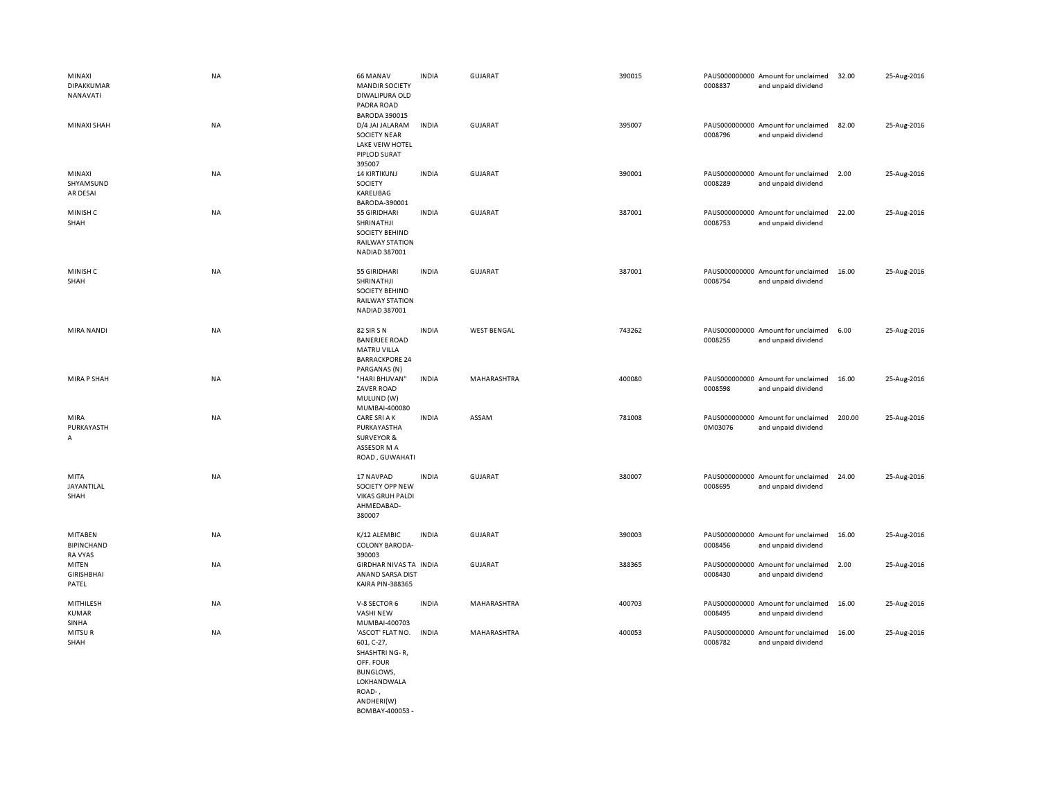| | | | | | | | | | | |
|---|---|---|---|---|---|---|---|---|---|---|
| MINAXI DIPAKKUMAR NANAVATI | NA | 66 MANAV MANDIR SOCIETY DIWALIPURA OLD PADRA ROAD BARODA 390015 | INDIA | GUJARAT | 390015 | PAUS0000000000008837 | Amount for unclaimed and unpaid dividend | 32.00 | 25-Aug-2016 |
| MINAXI SHAH | NA | D/4 JAI JALARAM SOCIETY NEAR LAKE VEIW HOTEL PIPLOD SURAT 395007 | INDIA | GUJARAT | 395007 | PAUS0000000000008796 | Amount for unclaimed and unpaid dividend | 82.00 | 25-Aug-2016 |
| MINAXI SHYAMSUND AR DESAI | NA | 14 KIRTIKUNJ SOCIETY KARELIBAG BARODA-390001 | INDIA | GUJARAT | 390001 | PAUS0000000000008289 | Amount for unclaimed and unpaid dividend | 2.00 | 25-Aug-2016 |
| MINISH C SHAH | NA | 55 GIRIDHARI SHRINATHJI SOCIETY BEHIND RAILWAY STATION NADIAD 387001 | INDIA | GUJARAT | 387001 | PAUS0000000000008753 | Amount for unclaimed and unpaid dividend | 22.00 | 25-Aug-2016 |
| MINISH C SHAH | NA | 55 GIRIDHARI SHRINATHJI SOCIETY BEHIND RAILWAY STATION NADIAD 387001 | INDIA | GUJARAT | 387001 | PAUS0000000000008754 | Amount for unclaimed and unpaid dividend | 16.00 | 25-Aug-2016 |
| MIRA NANDI | NA | 82 SIR S N BANERJEE ROAD MATRU VILLA BARRACKPORE 24 PARGANAS (N) | INDIA | WEST BENGAL | 743262 | PAUS0000000000008255 | Amount for unclaimed and unpaid dividend | 6.00 | 25-Aug-2016 |
| MIRA P SHAH | NA | "HARI BHUVAN" ZAVER ROAD MULUND (W) MUMBAI-400080 | INDIA | MAHARASHTRA | 400080 | PAUS0000000000008598 | Amount for unclaimed and unpaid dividend | 16.00 | 25-Aug-2016 |
| MIRA PURKAYASTH A | NA | CARE SRI A K PURKAYASTHA SURVEYOR & ASSESOR M A ROAD , GUWAHATI | INDIA | ASSAM | 781008 | PAUS0000000000M03076 | Amount for unclaimed and unpaid dividend | 200.00 | 25-Aug-2016 |
| MITA JAYANTILAL SHAH | NA | 17 NAVPAD SOCIETY OPP NEW VIKAS GRUH PALDI AHMEDABAD-380007 | INDIA | GUJARAT | 380007 | PAUS0000000000008695 | Amount for unclaimed and unpaid dividend | 24.00 | 25-Aug-2016 |
| MITABEN BIPINCHAND RA VYAS | NA | K/12 ALEMBIC COLONY BARODA-390003 | INDIA | GUJARAT | 390003 | PAUS0000000000008456 | Amount for unclaimed and unpaid dividend | 16.00 | 25-Aug-2016 |
| MITEN GIRISHBHAI PATEL | NA | GIRDHAR NIVAS TA ANAND SARSA DIST KAIRA PIN-388365 | INDIA | GUJARAT | 388365 | PAUS0000000000008430 | Amount for unclaimed and unpaid dividend | 2.00 | 25-Aug-2016 |
| MITHILESH KUMAR SINHA | NA | V-8 SECTOR 6 VASHI NEW MUMBAI-400703 | INDIA | MAHARASHTRA | 400703 | PAUS0000000000008495 | Amount for unclaimed and unpaid dividend | 16.00 | 25-Aug-2016 |
| MITSU R SHAH | NA | 'ASCOT' FLAT NO. 601, C-27, SHASHTRI NG- R, OFF. FOUR BUNGLOWS, LOKHANDWALA ROAD- , ANDHERI(W) BOMBAY-400053 - | INDIA | MAHARASHTRA | 400053 | PAUS0000000000008782 | Amount for unclaimed and unpaid dividend | 16.00 | 25-Aug-2016 |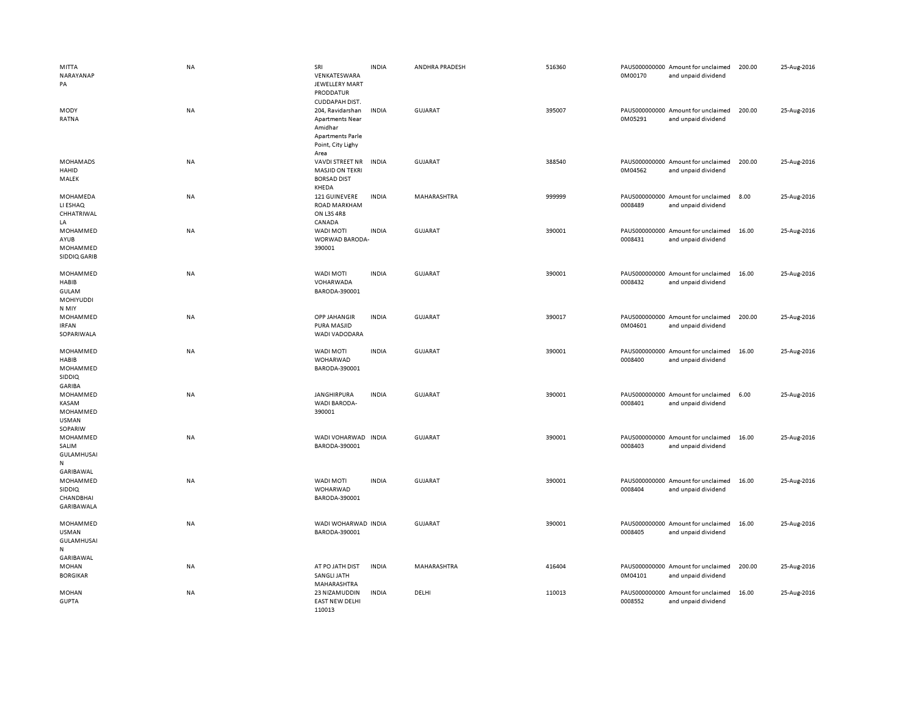| | | | | | | | | | |
|---|---|---|---|---|---|---|---|---|---|
| MITTA NARAYANAPPA | NA | SRI VENKATESWARA JEWELLERY MART PRODDATUR CUDDAPAH DIST. | INDIA | ANDHRA PRADESH | 516360 | PAUS0000000000M00170 | Amount for unclaimed and unpaid dividend | 200.00 | 25-Aug-2016 |
| MODY RATNA | NA | 204, Ravidarshan Apartments Near Amidhar Apartments Parle Point, City Lighy Area | INDIA | GUJARAT | 395007 | PAUS0000000000M05291 | Amount for unclaimed and unpaid dividend | 200.00 | 25-Aug-2016 |
| MOHAMADS HAHID MALEK | NA | VAVDI STREET NR MASJID ON TEKRI BORSAD DIST KHEDA | INDIA | GUJARAT | 388540 | PAUS0000000000M04562 | Amount for unclaimed and unpaid dividend | 200.00 | 25-Aug-2016 |
| MOHAMEDALI ESHAQ CHHATRIWALLA | NA | 121 GUINEVERE ROAD MARKHAM ON L3S 4R8 CANADA | INDIA | MAHARASHTRA | 999999 | PAUS00000000000008489 | Amount for unclaimed and unpaid dividend | 8.00 | 25-Aug-2016 |
| MOHAMMED AYUB MOHAMMED SIDDIQ GARIB | NA | WADI MOTI WORWAD BARODA-390001 | INDIA | GUJARAT | 390001 | PAUS00000000000008431 | Amount for unclaimed and unpaid dividend | 16.00 | 25-Aug-2016 |
| MOHAMMED HABIB GULAM MOHIYUDDIN MIY | NA | WADI MOTI VOHARWADA BARODA-390001 | INDIA | GUJARAT | 390001 | PAUS00000000000008432 | Amount for unclaimed and unpaid dividend | 16.00 | 25-Aug-2016 |
| MOHAMMED IRFAN SOPARIWALA | NA | OPP JAHANGIR PURA MASJID WADI VADODARA | INDIA | GUJARAT | 390017 | PAUS0000000000M04601 | Amount for unclaimed and unpaid dividend | 200.00 | 25-Aug-2016 |
| MOHAMMED HABIB MOHAMMED SIDDIQ GARIBA | NA | WADI MOTI WOHARWAD BARODA-390001 | INDIA | GUJARAT | 390001 | PAUS00000000000008400 | Amount for unclaimed and unpaid dividend | 16.00 | 25-Aug-2016 |
| MOHAMMED KASAM MOHAMMED USMAN SOPARIW | NA | JANGHIRPURA WADI BARODA-390001 | INDIA | GUJARAT | 390001 | PAUS00000000000008401 | Amount for unclaimed and unpaid dividend | 6.00 | 25-Aug-2016 |
| MOHAMMED SALIM GULAMHUSAIN GARIBAWAL | NA | WADI VOHARWAD BARODA-390001 | INDIA | GUJARAT | 390001 | PAUS00000000000008403 | Amount for unclaimed and unpaid dividend | 16.00 | 25-Aug-2016 |
| MOHAMMED SIDDIQ CHANDBHAI GARIBAWALA | NA | WADI MOTI WOHARWAD BARODA-390001 | INDIA | GUJARAT | 390001 | PAUS00000000000008404 | Amount for unclaimed and unpaid dividend | 16.00 | 25-Aug-2016 |
| MOHAMMED USMAN GULAMHUSAIN GARIBAWAL | NA | WADI WOHARWAD BARODA-390001 | INDIA | GUJARAT | 390001 | PAUS00000000000008405 | Amount for unclaimed and unpaid dividend | 16.00 | 25-Aug-2016 |
| MOHAN BORGIKAR | NA | AT PO JATH DIST SANGLI JATH MAHARASHTRA | INDIA | MAHARASHTRA | 416404 | PAUS0000000000M04101 | Amount for unclaimed and unpaid dividend | 200.00 | 25-Aug-2016 |
| MOHAN GUPTA | NA | 23 NIZAMUDDIN EAST NEW DELHI 110013 | INDIA | DELHI | 110013 | PAUS00000000000008552 | Amount for unclaimed and unpaid dividend | 16.00 | 25-Aug-2016 |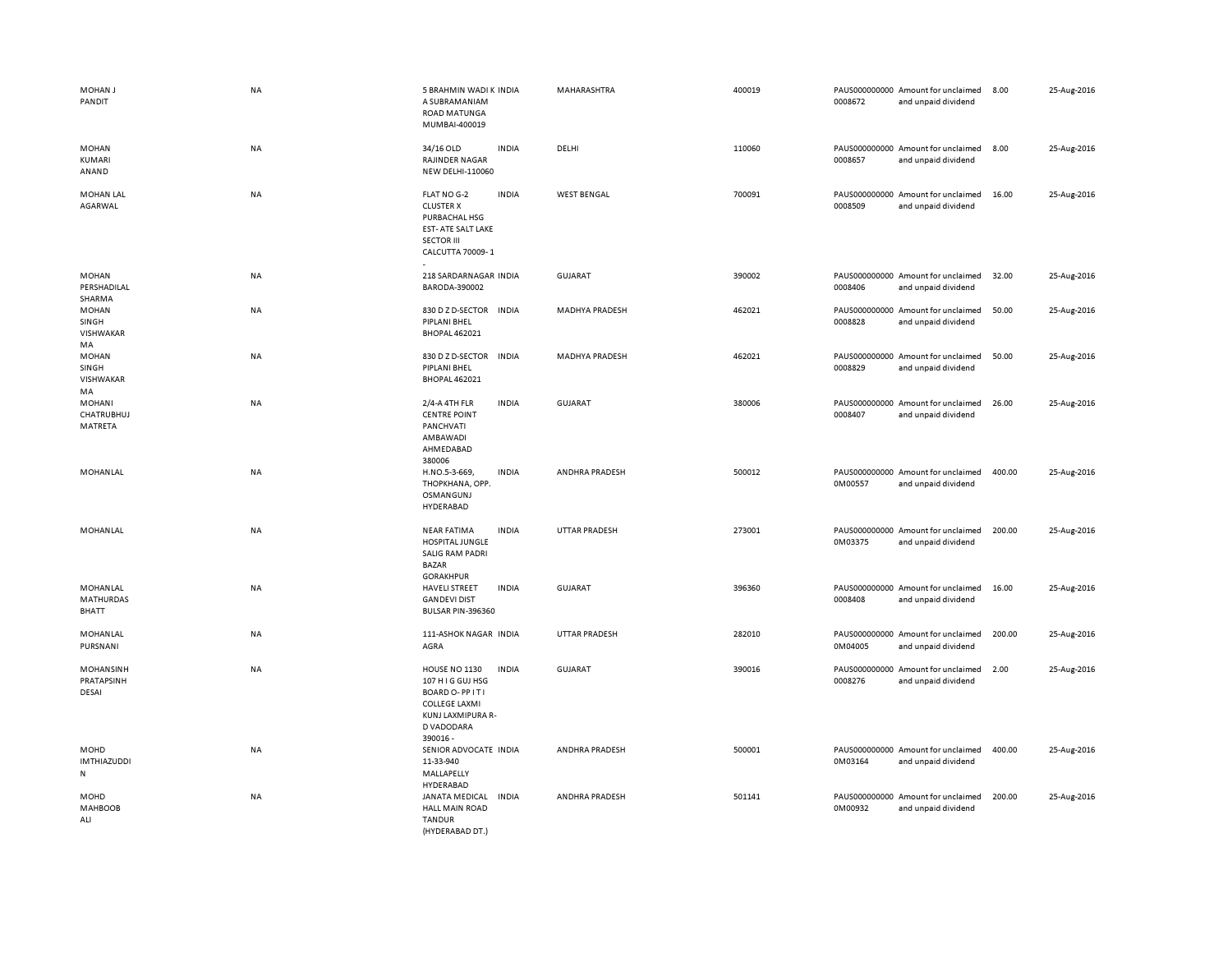| MOHAN J PANDIT | NA | 5 BRAHMIN WADI K A SUBRAMANIAM ROAD MATUNGA MUMBAI-400019 | INDIA | MAHARASHTRA | 400019 | PAUS0000000000008672 | Amount for unclaimed and unpaid dividend | 8.00 | 25-Aug-2016 |
|---|---|---|---|---|---|---|---|---|---|
| MOHAN KUMARI ANAND | NA | 34/16 OLD RAJINDER NAGAR NEW DELHI-110060 | INDIA | DELHI | 110060 | PAUS0000000000008657 | Amount for unclaimed and unpaid dividend | 8.00 | 25-Aug-2016 |
| MOHAN LAL AGARWAL | NA | FLAT NO G-2 CLUSTER X PURBACHAL HSG EST- ATE SALT LAKE SECTOR III CALCUTTA 70009- 1 - | INDIA | WEST BENGAL | 700091 | PAUS0000000000008509 | Amount for unclaimed and unpaid dividend | 16.00 | 25-Aug-2016 |
| MOHAN PERSHADILAL SHARMA | NA | 218 SARDARNAGAR BARODA-390002 | INDIA | GUJARAT | 390002 | PAUS0000000000008406 | Amount for unclaimed and unpaid dividend | 32.00 | 25-Aug-2016 |
| MOHAN SINGH VISHWAKARMA | NA | 830 D Z D-SECTOR PIPLANI BHEL BHOPAL 462021 | INDIA | MADHYA PRADESH | 462021 | PAUS0000000000008828 | Amount for unclaimed and unpaid dividend | 50.00 | 25-Aug-2016 |
| MOHAN SINGH VISHWAKARMA | NA | 830 D Z D-SECTOR PIPLANI BHEL BHOPAL 462021 | INDIA | MADHYA PRADESH | 462021 | PAUS0000000000008829 | Amount for unclaimed and unpaid dividend | 50.00 | 25-Aug-2016 |
| MOHANI CHATRUBHUJ MATRETA | NA | 2/4-A 4TH FLR CENTRE POINT PANCHVATI AMBAWADI AHMEDABAD 380006 | INDIA | GUJARAT | 380006 | PAUS0000000000008407 | Amount for unclaimed and unpaid dividend | 26.00 | 25-Aug-2016 |
| MOHANLAL | NA | H.NO.5-3-669, THOPKHANA, OPP. OSMANGUNJ HYDERABAD | INDIA | ANDHRA PRADESH | 500012 | PAUS0000000000M00557 | Amount for unclaimed and unpaid dividend | 400.00 | 25-Aug-2016 |
| MOHANLAL | NA | NEAR FATIMA HOSPITAL JUNGLE SALIG RAM PADRI BAZAR GORAKHPUR | INDIA | UTTAR PRADESH | 273001 | PAUS0000000000M03375 | Amount for unclaimed and unpaid dividend | 200.00 | 25-Aug-2016 |
| MOHANLAL MATHURDAS BHATT | NA | HAVELI STREET GANDEVI DIST BULSAR PIN-396360 | INDIA | GUJARAT | 396360 | PAUS0000000000008408 | Amount for unclaimed and unpaid dividend | 16.00 | 25-Aug-2016 |
| MOHANLAL PURSNANI | NA | 111-ASHOK NAGAR AGRA | INDIA | UTTAR PRADESH | 282010 | PAUS0000000000M04005 | Amount for unclaimed and unpaid dividend | 200.00 | 25-Aug-2016 |
| MOHANSINH PRATAPSINH DESAI | NA | HOUSE NO 1130 107 H I G GUJ HSG BOARD O- PP I T I COLLEGE LAXMI KUNJ LAXMIPURA R- D VADODARA 390016 - | INDIA | GUJARAT | 390016 | PAUS0000000000008276 | Amount for unclaimed and unpaid dividend | 2.00 | 25-Aug-2016 |
| MOHD IMTHIAZUDDIN | NA | SENIOR ADVOCATE 11-33-940 MALLAPELLY HYDERABAD | INDIA | ANDHRA PRADESH | 500001 | PAUS0000000000M03164 | Amount for unclaimed and unpaid dividend | 400.00 | 25-Aug-2016 |
| MOHD MAHBOOB ALI | NA | JANATA MEDICAL HALL MAIN ROAD TANDUR (HYDERABAD DT.) | INDIA | ANDHRA PRADESH | 501141 | PAUS0000000000M00932 | Amount for unclaimed and unpaid dividend | 200.00 | 25-Aug-2016 |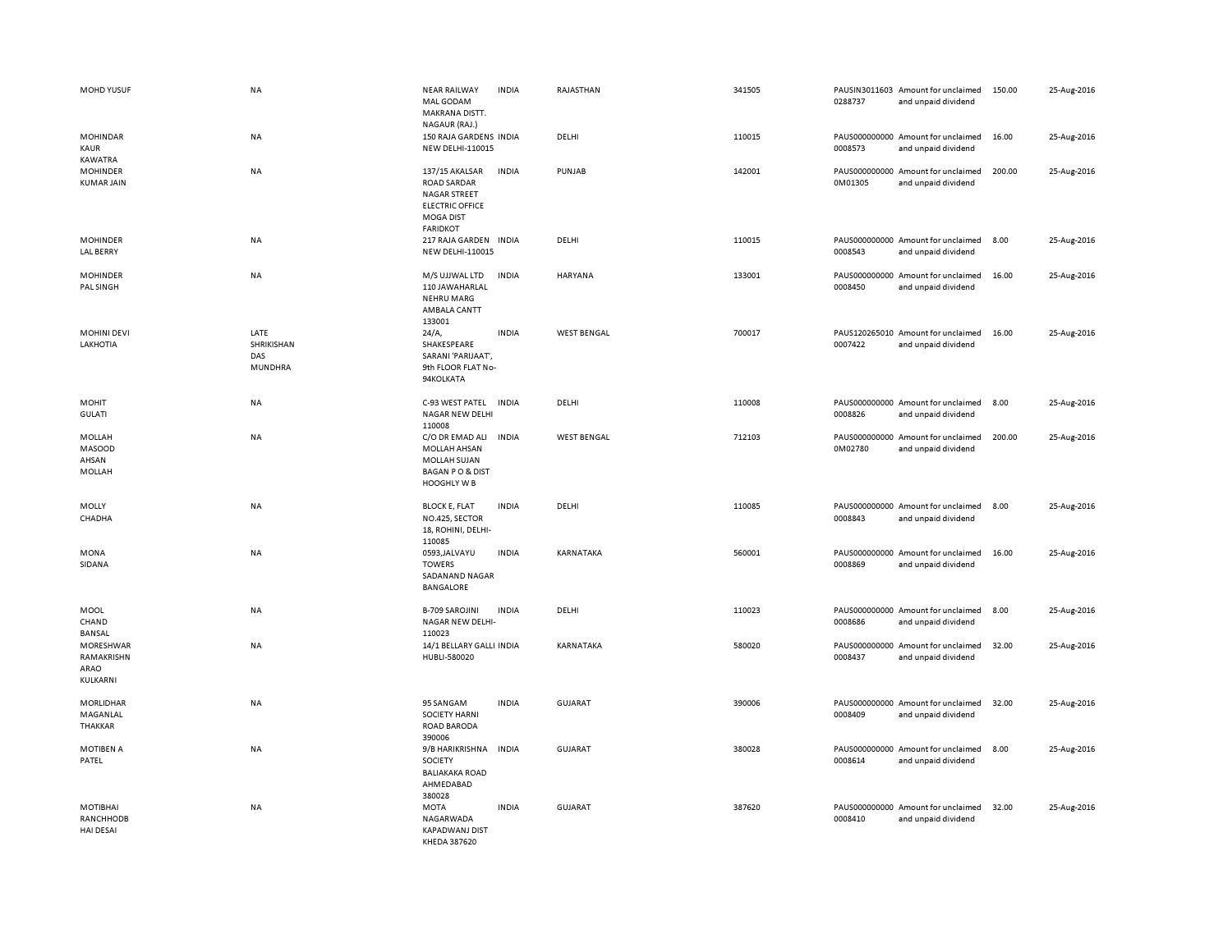| | | | | | | | | | |
|---|---|---|---|---|---|---|---|---|---|
| MOHD YUSUF | NA | NEAR RAILWAY MAL GODAM MAKRANA DISTT. NAGAUR (RAJ.) | INDIA | RAJASTHAN | 341505 | PAUSIN30116030288737 | Amount for unclaimed and unpaid dividend | 150.00 | 25-Aug-2016 |
| MOHINDAR KAUR KAWATRA | NA | 150 RAJA GARDENS NEW DELHI-110015 | INDIA | DELHI | 110015 | PAUS0000000000008573 | Amount for unclaimed and unpaid dividend | 16.00 | 25-Aug-2016 |
| MOHINDER KUMAR JAIN | NA | 137/15 AKALSAR ROAD SARDAR NAGAR STREET ELECTRIC OFFICE MOGA DIST FARIDKOT | INDIA | PUNJAB | 142001 | PAUS0000000000M01305 | Amount for unclaimed and unpaid dividend | 200.00 | 25-Aug-2016 |
| MOHINDER LAL BERRY | NA | 217 RAJA GARDEN NEW DELHI-110015 | INDIA | DELHI | 110015 | PAUS0000000000008543 | Amount for unclaimed and unpaid dividend | 8.00 | 25-Aug-2016 |
| MOHINDER PAL SINGH | NA | M/S UJJWAL LTD 110 JAWAHARLAL NEHRU MARG AMBALA CANTT 133001 | INDIA | HARYANA | 133001 | PAUS0000000000008450 | Amount for unclaimed and unpaid dividend | 16.00 | 25-Aug-2016 |
| MOHINI DEVI LAKHOTIA | LATE SHRIKISHAN DAS MUNDHRA | 24/A, SHAKESPEARE SARANI 'PARIJAAT', 9th FLOOR FLAT No-94KOLKATA | INDIA | WEST BENGAL | 700017 | PAUS1202650100007422 | Amount for unclaimed and unpaid dividend | 16.00 | 25-Aug-2016 |
| MOHIT GULATI | NA | C-93 WEST PATEL NAGAR NEW DELHI 110008 | INDIA | DELHI | 110008 | PAUS0000000000008826 | Amount for unclaimed and unpaid dividend | 8.00 | 25-Aug-2016 |
| MOLLAH MASOOD AHSAN MOLLAH | NA | C/O DR EMAD ALI MOLLAH AHSAN MOLLAH SUJAN BAGAN P O & DIST HOOGHLY W B | INDIA | WEST BENGAL | 712103 | PAUS0000000000M02780 | Amount for unclaimed and unpaid dividend | 200.00 | 25-Aug-2016 |
| MOLLY CHADHA | NA | BLOCK E, FLAT NO.425, SECTOR 18, ROHINI, DELHI-110085 | INDIA | DELHI | 110085 | PAUS0000000000008843 | Amount for unclaimed and unpaid dividend | 8.00 | 25-Aug-2016 |
| MONA SIDANA | NA | 0593,JALVAYU TOWERS SADANAND NAGAR BANGALORE | INDIA | KARNATAKA | 560001 | PAUS0000000000008869 | Amount for unclaimed and unpaid dividend | 16.00 | 25-Aug-2016 |
| MOOL CHAND BANSAL | NA | B-709 SAROJINI NAGAR NEW DELHI-110023 | INDIA | DELHI | 110023 | PAUS0000000000008686 | Amount for unclaimed and unpaid dividend | 8.00 | 25-Aug-2016 |
| MORESHWAR RAMAKRISHNARAO KULKARNI | NA | 14/1 BELLARY GALLI HUBLI-580020 | INDIA | KARNATAKA | 580020 | PAUS0000000000008437 | Amount for unclaimed and unpaid dividend | 32.00 | 25-Aug-2016 |
| MORLIDHAR MAGANLAL THAKKAR | NA | 95 SANGAM SOCIETY HARNI ROAD BARODA 390006 | INDIA | GUJARAT | 390006 | PAUS0000000000008409 | Amount for unclaimed and unpaid dividend | 32.00 | 25-Aug-2016 |
| MOTIBEN A PATEL | NA | 9/B HARIKRISHNA SOCIETY BALIAKAKA ROAD AHMEDABAD 380028 | INDIA | GUJARAT | 380028 | PAUS0000000000008614 | Amount for unclaimed and unpaid dividend | 8.00 | 25-Aug-2016 |
| MOTIBHAI RANCHHODBHAI DESAI | NA | MOTA NAGARWADA KAPADWANJ DIST KHEDA 387620 | INDIA | GUJARAT | 387620 | PAUS0000000000008410 | Amount for unclaimed and unpaid dividend | 32.00 | 25-Aug-2016 |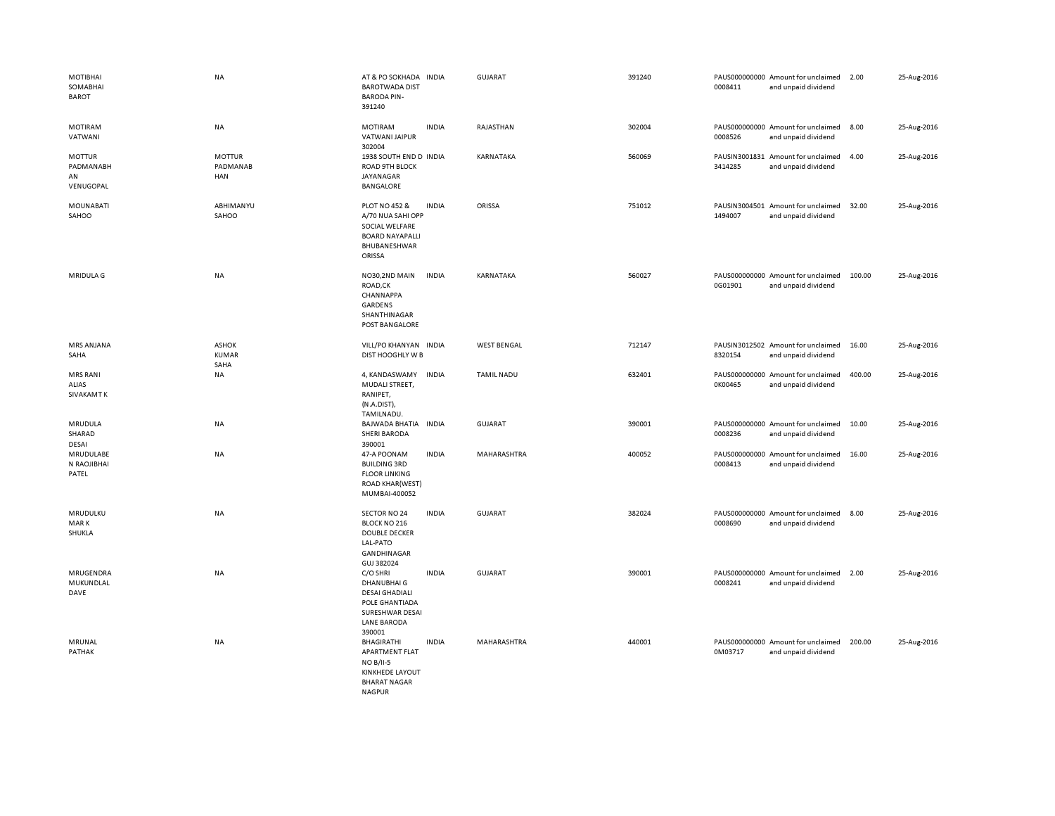| | | | | | | | | | |
|---|---|---|---|---|---|---|---|---|---|
| MOTIBHAI SOMABHAI BAROT | NA | AT & PO SOKHADA BAROTWADA DIST BARODA PIN-391240 | INDIA | GUJARAT | 391240 | PAUS0000000000008411 | Amount for unclaimed and unpaid dividend | 2.00 | 25-Aug-2016 |
| MOTIRAM VATWANI | NA | MOTIRAM VATWANI JAIPUR 302004 | INDIA | RAJASTHAN | 302004 | PAUS0000000000008526 | Amount for unclaimed and unpaid dividend | 8.00 | 25-Aug-2016 |
| MOTTUR PADMANABHAN VENUGOPAL | MOTTUR PADMANABHAN | 1938 SOUTH END D ROAD 9TH BLOCK JAYANAGAR BANGALORE | INDIA | KARNATAKA | 560069 | PAUSIN30018313414285 | Amount for unclaimed and unpaid dividend | 4.00 | 25-Aug-2016 |
| MOUNABATI SAHOO | ABHIMANYU SAHOO | PLOT NO 452 & A/70 NUA SAHI OPP SOCIAL WELFARE BOARD NAYAPALLI BHUBANESHWAR ORISSA | INDIA | ORISSA | 751012 | PAUSIN30045011494007 | Amount for unclaimed and unpaid dividend | 32.00 | 25-Aug-2016 |
| MRIDULA G | NA | NO30,2ND MAIN ROAD,CK CHANNAPPA GARDENS SHANTHINAGAR POST BANGALORE | INDIA | KARNATAKA | 560027 | PAUS0000000000G01901 | Amount for unclaimed and unpaid dividend | 100.00 | 25-Aug-2016 |
| MRS ANJANA SAHA | ASHOK KUMAR SAHA | VILL/PO KHANYAN DIST HOOGHLY W B | INDIA | WEST BENGAL | 712147 | PAUSIN30125028320154 | Amount for unclaimed and unpaid dividend | 16.00 | 25-Aug-2016 |
| MRS RANI ALIAS SIVAKAMT K | NA | 4, KANDASWAMY MUDALI STREET, RANIPET, (N.A.DIST), TAMILNADU. | INDIA | TAMIL NADU | 632401 | PAUS0000000000K00465 | Amount for unclaimed and unpaid dividend | 400.00 | 25-Aug-2016 |
| MRUDULA SHARAD DESAI | NA | BAJWADA BHATIA SHERI BARODA 390001 | INDIA | GUJARAT | 390001 | PAUS0000000000008236 | Amount for unclaimed and unpaid dividend | 10.00 | 25-Aug-2016 |
| MRUDULABEN RAOJIBHAI PATEL | NA | 47-A POONAM BUILDING 3RD FLOOR LINKING ROAD KHAR(WEST) MUMBAI-400052 | INDIA | MAHARASHTRA | 400052 | PAUS0000000000008413 | Amount for unclaimed and unpaid dividend | 16.00 | 25-Aug-2016 |
| MRUDULKUMAR K SHUKLA | NA | SECTOR NO 24 BLOCK NO 216 DOUBLE DECKER LAL-PATO GANDHINAGAR GUJ 382024 | INDIA | GUJARAT | 382024 | PAUS0000000000008690 | Amount for unclaimed and unpaid dividend | 8.00 | 25-Aug-2016 |
| MRUGENDRA MUKUNDLAL DAVE | NA | C/O SHRI DHANUBHAI G DESAI GHADIALI POLE GHANTIADA SURESHWAR DESAI LANE BARODA 390001 | INDIA | GUJARAT | 390001 | PAUS0000000000008241 | Amount for unclaimed and unpaid dividend | 2.00 | 25-Aug-2016 |
| MRUNAL PATHAK | NA | BHAGIRATHI APARTMENT FLAT NO B/II-5 KINKHEDE LAYOUT BHARAT NAGAR NAGPUR | INDIA | MAHARASHTRA | 440001 | PAUS0000000000M03717 | Amount for unclaimed and unpaid dividend | 200.00 | 25-Aug-2016 |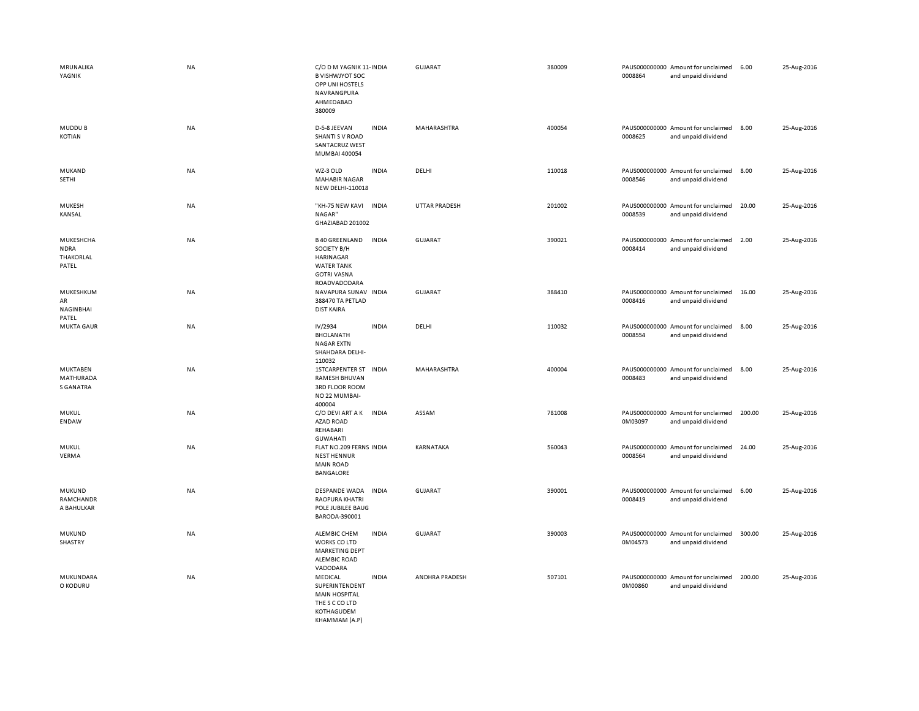| | | | | | | | | | |
|---|---|---|---|---|---|---|---|---|---|
| MRUNALIKA YAGNIK | NA | C/O D M YAGNIK 11-B VISHWJYOT SOC OPP UNI HOSTELS NAVRANGPURA AHMEDABAD 380009 | INDIA | GUJARAT | 380009 | PAUS0000000000008864 | Amount for unclaimed and unpaid dividend | 6.00 | 25-Aug-2016 |
| MUDDU B KOTIAN | NA | D-5-8 JEEVAN SHANTI S V ROAD SANTACRUZ WEST MUMBAI 400054 | INDIA | MAHARASHTRA | 400054 | PAUS0000000000008625 | Amount for unclaimed and unpaid dividend | 8.00 | 25-Aug-2016 |
| MUKAND SETHI | NA | WZ-3 OLD MAHABIR NAGAR NEW DELHI-110018 | INDIA | DELHI | 110018 | PAUS0000000000008546 | Amount for unclaimed and unpaid dividend | 8.00 | 25-Aug-2016 |
| MUKESH KANSAL | NA | "KH-75 NEW KAVI NAGAR" GHAZIABAD 201002 | INDIA | UTTAR PRADESH | 201002 | PAUS0000000000008539 | Amount for unclaimed and unpaid dividend | 20.00 | 25-Aug-2016 |
| MUKESHCHANDRA THAKORLAL PATEL | NA | B 40 GREENLAND SOCIETY B/H HARINAGAR WATER TANK GOTRI VASNA ROADVADODARA | INDIA | GUJARAT | 390021 | PAUS0000000000008414 | Amount for unclaimed and unpaid dividend | 2.00 | 25-Aug-2016 |
| MUKESHKUMAR NAGINBHAI PATEL | NA | NAVAPURA SUNAV 388470 TA PETLAD DIST KAIRA | INDIA | GUJARAT | 388410 | PAUS0000000000008416 | Amount for unclaimed and unpaid dividend | 16.00 | 25-Aug-2016 |
| MUKTA GAUR | NA | IV/2934 BHOLANATH NAGAR EXTN SHAHDARA DELHI-110032 | INDIA | DELHI | 110032 | PAUS0000000000008554 | Amount for unclaimed and unpaid dividend | 8.00 | 25-Aug-2016 |
| MUKTABEN MATHURADAS GANATRA | NA | 1STCARPENTER ST RAMESH BHUVAN 3RD FLOOR ROOM NO 22 MUMBAI-400004 | INDIA | MAHARASHTRA | 400004 | PAUS0000000000008483 | Amount for unclaimed and unpaid dividend | 8.00 | 25-Aug-2016 |
| MUKUL ENDAW | NA | C/O DEVI ART A K AZAD ROAD REHABARI GUWAHATI | INDIA | ASSAM | 781008 | PAUS0000000000M03097 | Amount for unclaimed and unpaid dividend | 200.00 | 25-Aug-2016 |
| MUKUL VERMA | NA | FLAT NO.209 FERNS NEST HENNUR MAIN ROAD BANGALORE | INDIA | KARNATAKA | 560043 | PAUS0000000000008564 | Amount for unclaimed and unpaid dividend | 24.00 | 25-Aug-2016 |
| MUKUND RAMCHANDRA BAHULKAR | NA | DESPANDE WADA RAOPURA KHATRI POLE JUBILEE BAUG BARODA-390001 | INDIA | GUJARAT | 390001 | PAUS0000000000008419 | Amount for unclaimed and unpaid dividend | 6.00 | 25-Aug-2016 |
| MUKUND SHASTRY | NA | ALEMBIC CHEM WORKS CO LTD MARKETING DEPT ALEMBIC ROAD VADODARA | INDIA | GUJARAT | 390003 | PAUS0000000000M04573 | Amount for unclaimed and unpaid dividend | 300.00 | 25-Aug-2016 |
| MUKUNDARAO KODURU | NA | MEDICAL SUPERINTENDENT MAIN HOSPITAL THE S C CO LTD KOTHAGUDEM KHAMMAM (A.P) | INDIA | ANDHRA PRADESH | 507101 | PAUS0000000000M00860 | Amount for unclaimed and unpaid dividend | 200.00 | 25-Aug-2016 |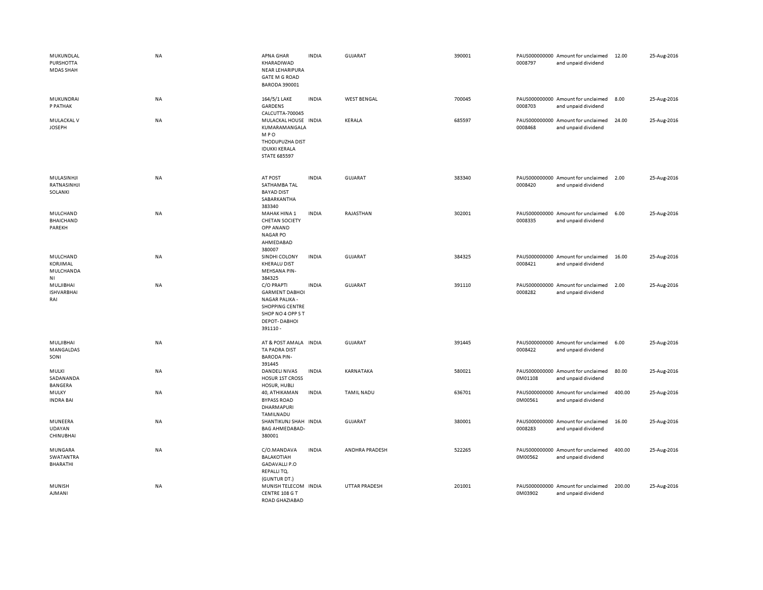| | | | | | | | | | |
|---|---|---|---|---|---|---|---|---|---|
| MUKUNDLAL PURSHOTTA MDAS SHAH | NA | APNA GHAR KHARADIWAD NEAR LEHARIPURA GATE M G ROAD BARODA 390001 | INDIA | GUJARAT | 390001 | PAUS0000000000008797 | Amount for unclaimed and unpaid dividend | 12.00 | 25-Aug-2016 |
| MUKUNDRAI P PATHAK | NA | 164/5/1 LAKE GARDENS CALCUTTA-700045 | INDIA | WEST BENGAL | 700045 | PAUS0000000000008703 | Amount for unclaimed and unpaid dividend | 8.00 | 25-Aug-2016 |
| MULACKAL V JOSEPH | NA | MULACKAL HOUSE KUMARAMANGALA M P O THODUPUZHA DIST IDUKKI KERALA STATE 685597 | INDIA | KERALA | 685597 | PAUS0000000000008468 | Amount for unclaimed and unpaid dividend | 24.00 | 25-Aug-2016 |
| MULASINHJI RATNASINHJI SOLANKI | NA | AT POST SATHAMBA TAL BAYAD DIST SABARKANTHA 383340 | INDIA | GUJARAT | 383340 | PAUS0000000000008420 | Amount for unclaimed and unpaid dividend | 2.00 | 25-Aug-2016 |
| MULCHAND BHAICHAND PAREKH | NA | MAHAK HINA 1 CHETAN SOCIETY OPP ANAND NAGAR PO AHMEDABAD 380007 | INDIA | RAJASTHAN | 302001 | PAUS0000000000008335 | Amount for unclaimed and unpaid dividend | 6.00 | 25-Aug-2016 |
| MULCHAND KORJIMAL MULCHANDA NI | NA | SINDHI COLONY KHERALU DIST MEHSANA PIN-384325 | INDIA | GUJARAT | 384325 | PAUS0000000000008421 | Amount for unclaimed and unpaid dividend | 16.00 | 25-Aug-2016 |
| MULJIBHAI ISHVARBHAI RAI | NA | C/O PRAPTI GARMENT DABHOI NAGAR PALIKA - SHOPPING CENTRE SHOP NO 4 OPP S T DEPOT- DABHOI 391110 - | INDIA | GUJARAT | 391110 | PAUS0000000000008282 | Amount for unclaimed and unpaid dividend | 2.00 | 25-Aug-2016 |
| MULJIBHAI MANGALDAS SONI | NA | AT & POST AMALA TA PADRA DIST BARODA PIN-391445 | INDIA | GUJARAT | 391445 | PAUS0000000000008422 | Amount for unclaimed and unpaid dividend | 6.00 | 25-Aug-2016 |
| MULKI SADANANDA BANGERA | NA | DANDELI NIVAS HOSUR 1ST CROSS HOSUR, HUBLI | INDIA | KARNATAKA | 580021 | PAUS0000000000M01108 | Amount for unclaimed and unpaid dividend | 80.00 | 25-Aug-2016 |
| MULKY INDRA BAI | NA | 40, ATHIKAMAN BYPASS ROAD DHARMAPURI TAMILNADU | INDIA | TAMIL NADU | 636701 | PAUS0000000000M00561 | Amount for unclaimed and unpaid dividend | 400.00 | 25-Aug-2016 |
| MUNEERA UDAYAN CHINUBHAI | NA | SHANTIKUNJ SHAH BAG AHMEDABAD-380001 | INDIA | GUJARAT | 380001 | PAUS0000000000008283 | Amount for unclaimed and unpaid dividend | 16.00 | 25-Aug-2016 |
| MUNGARA SWATANTRA BHARATHI | NA | C/O.MANDAVA BALAKOTIAH GADAVALLI P.O REPALLI TQ. (GUNTUR DT.) | INDIA | ANDHRA PRADESH | 522265 | PAUS0000000000M00562 | Amount for unclaimed and unpaid dividend | 400.00 | 25-Aug-2016 |
| MUNISH AJMANI | NA | MUNISH TELECOM CENTRE 108 G T ROAD GHAZIABAD | INDIA | UTTAR PRADESH | 201001 | PAUS0000000000M03902 | Amount for unclaimed and unpaid dividend | 200.00 | 25-Aug-2016 |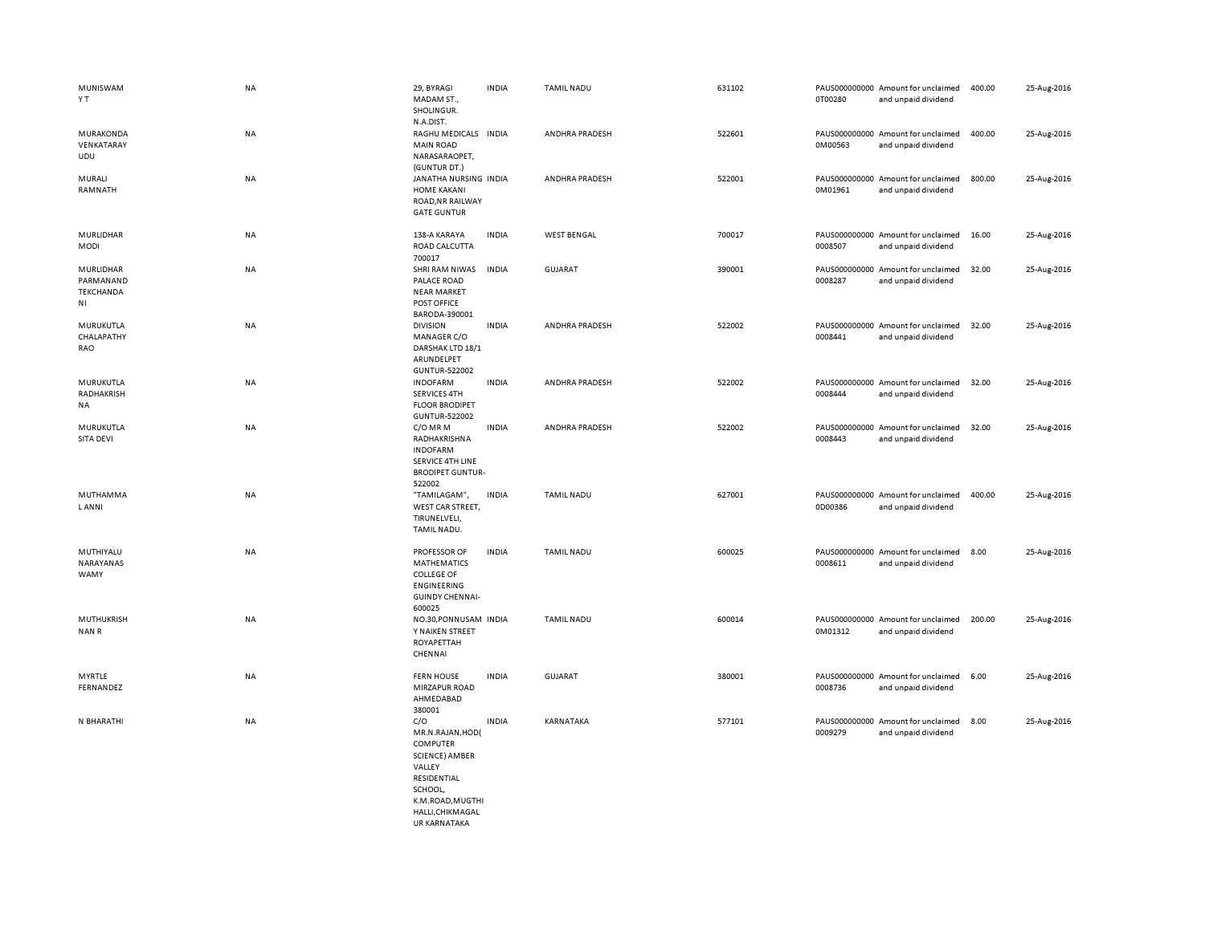| | | | | | | | | | |
|---|---|---|---|---|---|---|---|---|---|
| MUNISWAMY T | NA | 29, BYRAGI MADAM ST., SHOLINGUR. N.A.DIST. | INDIA | TAMIL NADU | 631102 | PAUS0000000000T00280 | Amount for unclaimed and unpaid dividend | 400.00 | 25-Aug-2016 |
| MURAKONDA VENKATARAYUDU | NA | RAGHU MEDICALS MAIN ROAD NARASARAOPET, (GUNTUR DT.) | INDIA | ANDHRA PRADESH | 522601 | PAUS0000000000M00563 | Amount for unclaimed and unpaid dividend | 400.00 | 25-Aug-2016 |
| MURALI RAMNATH | NA | JANATHA NURSING HOME KAKANI ROAD,NR RAILWAY GATE GUNTUR | INDIA | ANDHRA PRADESH | 522001 | PAUS0000000000M01961 | Amount for unclaimed and unpaid dividend | 800.00 | 25-Aug-2016 |
| MURLIDHAR MODI | NA | 138-A KARAYA ROAD CALCUTTA 700017 | INDIA | WEST BENGAL | 700017 | PAUS0000000000008507 | Amount for unclaimed and unpaid dividend | 16.00 | 25-Aug-2016 |
| MURLIDHAR PARMANAND TEKCHANDANI | NA | SHRI RAM NIWAS PALACE ROAD NEAR MARKET POST OFFICE BARODA-390001 | INDIA | GUJARAT | 390001 | PAUS0000000000008287 | Amount for unclaimed and unpaid dividend | 32.00 | 25-Aug-2016 |
| MURUKUTLA CHALAPATHY RAO | NA | DIVISION MANAGER C/O DARSHAK LTD 18/1 ARUNDELPET GUNTUR-522002 | INDIA | ANDHRA PRADESH | 522002 | PAUS0000000000008441 | Amount for unclaimed and unpaid dividend | 32.00 | 25-Aug-2016 |
| MURUKUTLA RADHAKRISHNA | NA | INDOFARM SERVICES 4TH FLOOR BRODIPET GUNTUR-522002 | INDIA | ANDHRA PRADESH | 522002 | PAUS0000000000008444 | Amount for unclaimed and unpaid dividend | 32.00 | 25-Aug-2016 |
| MURUKUTLA SITA DEVI | NA | C/O MR M RADHAKRISHNA INDOFARM SERVICE 4TH LINE BRODIPET GUNTUR-522002 | INDIA | ANDHRA PRADESH | 522002 | PAUS0000000000008443 | Amount for unclaimed and unpaid dividend | 32.00 | 25-Aug-2016 |
| MUTHAMMAL ANNI | NA | "TAMILAGAM", WEST CAR STREET, TIRUNELVELI, TAMIL NADU. | INDIA | TAMIL NADU | 627001 | PAUS0000000000D00386 | Amount for unclaimed and unpaid dividend | 400.00 | 25-Aug-2016 |
| MUTHIYALU NARAYANASWAMY | NA | PROFESSOR OF MATHEMATICS COLLEGE OF ENGINEERING GUINDY CHENNAI-600025 | INDIA | TAMIL NADU | 600025 | PAUS0000000000008611 | Amount for unclaimed and unpaid dividend | 8.00 | 25-Aug-2016 |
| MUTHUKRISHNAN R | NA | NO.30,PONNUSAMY NAIKEN STREET ROYAPETTAH CHENNAI | INDIA | TAMIL NADU | 600014 | PAUS0000000000M01312 | Amount for unclaimed and unpaid dividend | 200.00 | 25-Aug-2016 |
| MYRTLE FERNANDEZ | NA | FERN HOUSE MIRZAPUR ROAD AHMEDABAD 380001 | INDIA | GUJARAT | 380001 | PAUS0000000000008736 | Amount for unclaimed and unpaid dividend | 6.00 | 25-Aug-2016 |
| N BHARATHI | NA | C/O MR.N.RAJAN,HOD( COMPUTER SCIENCE) AMBER VALLEY RESIDENTIAL SCHOOL, K.M.ROAD,MUGTHIHALLI,CHIKMAGALUR KARNATAKA | INDIA | KARNATAKA | 577101 | PAUS0000000000009279 | Amount for unclaimed and unpaid dividend | 8.00 | 25-Aug-2016 |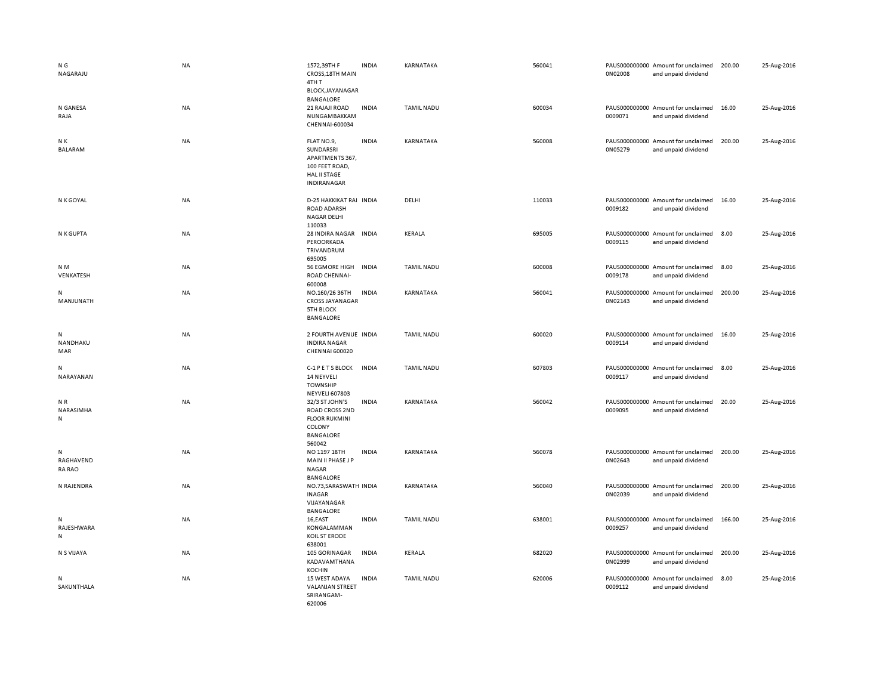| N G NAGARAJU | NA | 1572,39TH F CROSS,18TH MAIN 4TH T BLOCK,JAYANAGAR BANGALORE | INDIA | KARNATAKA | 560041 | PAUS0000000000N02008 | Amount for unclaimed and unpaid dividend | 200.00 | 25-Aug-2016 |
|---|---|---|---|---|---|---|---|---|---|
| N GANESA RAJA | NA | 21 RAJAJI ROAD NUNGAMBAKKAM CHENNAI-600034 | INDIA | TAMIL NADU | 600034 | PAUS0000000000009071 | Amount for unclaimed and unpaid dividend | 16.00 | 25-Aug-2016 |
| N K BALARAM | NA | FLAT NO.9, SUNDARSRI APARTMENTS 367, 100 FEET ROAD, HAL II STAGE INDIRANAGAR | INDIA | KARNATAKA | 560008 | PAUS0000000000N05279 | Amount for unclaimed and unpaid dividend | 200.00 | 25-Aug-2016 |
| N K GOYAL | NA | D-25 HAKKIKAT RAI ROAD ADARSH NAGAR DELHI 110033 | INDIA | DELHI | 110033 | PAUS0000000000009182 | Amount for unclaimed and unpaid dividend | 16.00 | 25-Aug-2016 |
| N K GUPTA | NA | 28 INDIRA NAGAR PEROORKADA TRIVANDRUM 695005 | INDIA | KERALA | 695005 | PAUS0000000000009115 | Amount for unclaimed and unpaid dividend | 8.00 | 25-Aug-2016 |
| N M VENKATESH | NA | 56 EGMORE HIGH ROAD CHENNAI-600008 | INDIA | TAMIL NADU | 600008 | PAUS0000000000009178 | Amount for unclaimed and unpaid dividend | 8.00 | 25-Aug-2016 |
| N MANJUNATH | NA | NO.160/26 36TH CROSS JAYANAGAR 5TH BLOCK BANGALORE | INDIA | KARNATAKA | 560041 | PAUS0000000000N02143 | Amount for unclaimed and unpaid dividend | 200.00 | 25-Aug-2016 |
| N NANDHAKU MAR | NA | 2 FOURTH AVENUE INDIRA NAGAR CHENNAI 600020 | INDIA | TAMIL NADU | 600020 | PAUS0000000000009114 | Amount for unclaimed and unpaid dividend | 16.00 | 25-Aug-2016 |
| N NARAYANAN | NA | C-1 P E T S BLOCK 14 NEYVELI TOWNSHIP NEYVELI 607803 | INDIA | TAMIL NADU | 607803 | PAUS0000000000009117 | Amount for unclaimed and unpaid dividend | 8.00 | 25-Aug-2016 |
| N R NARASIMHA N | NA | 32/3 ST JOHN'S ROAD CROSS 2ND FLOOR RUKMINI COLONY BANGALORE 560042 | INDIA | KARNATAKA | 560042 | PAUS0000000000009095 | Amount for unclaimed and unpaid dividend | 20.00 | 25-Aug-2016 |
| N RAGHAVEND RA RAO | NA | NO 1197 18TH MAIN II PHASE J P NAGAR BANGALORE | INDIA | KARNATAKA | 560078 | PAUS0000000000N02643 | Amount for unclaimed and unpaid dividend | 200.00 | 25-Aug-2016 |
| N RAJENDRA | NA | NO.73,SARASWATHINAGAR VIJAYANAGAR BANGALORE | INDIA | KARNATAKA | 560040 | PAUS0000000000N02039 | Amount for unclaimed and unpaid dividend | 200.00 | 25-Aug-2016 |
| N RAJESHWARA N | NA | 16,EAST KONGALAMMAN KOIL ST ERODE 638001 | INDIA | TAMIL NADU | 638001 | PAUS0000000000009257 | Amount for unclaimed and unpaid dividend | 166.00 | 25-Aug-2016 |
| N S VIJAYA | NA | 105 GORINAGAR KADAVAMTHANA KOCHIN | INDIA | KERALA | 682020 | PAUS0000000000N02999 | Amount for unclaimed and unpaid dividend | 200.00 | 25-Aug-2016 |
| N SAKUNTHALA | NA | 15 WEST ADAYA VALANJAN STREET SRIRANGAM-620006 | INDIA | TAMIL NADU | 620006 | PAUS0000000000009112 | Amount for unclaimed and unpaid dividend | 8.00 | 25-Aug-2016 |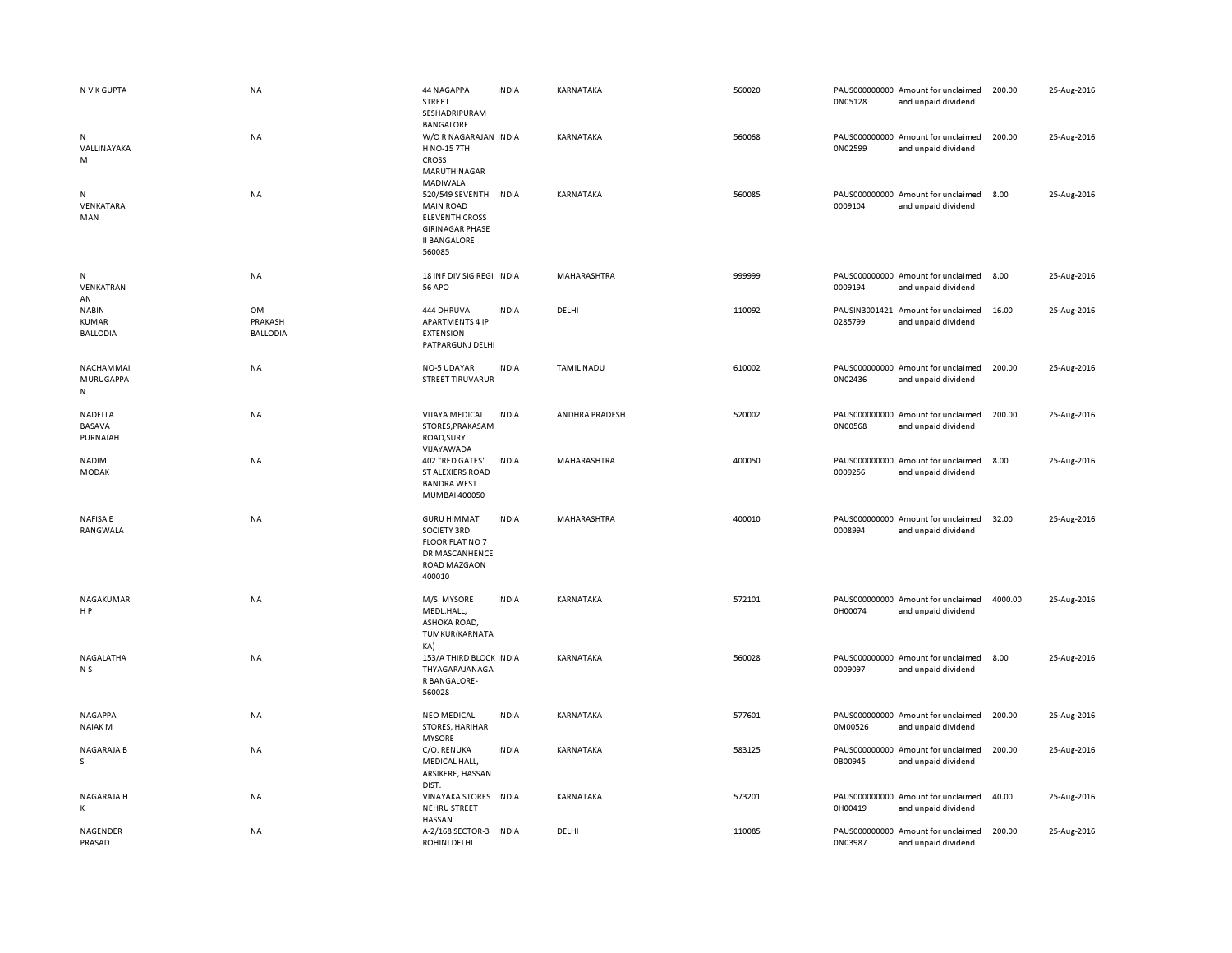| | | | | | | | | | |
|---|---|---|---|---|---|---|---|---|---|
| N V K GUPTA | NA | 44 NAGAPPA STREET SESHADRIPURAM BANGALORE | INDIA | KARNATAKA | 560020 | PAUS0000000000N05128 | Amount for unclaimed and unpaid dividend | 200.00 | 25-Aug-2016 |
| N VALLINAYAKA M | NA | W/O R NAGARAJAN H NO-15 7TH CROSS MARUTHINAGAR MADIWALA | INDIA | KARNATAKA | 560068 | PAUS0000000000N02599 | Amount for unclaimed and unpaid dividend | 200.00 | 25-Aug-2016 |
| N VENKATARA MAN | NA | 520/549 SEVENTH MAIN ROAD ELEVENTH CROSS GIRINAGAR PHASE II BANGALORE 560085 | INDIA | KARNATAKA | 560085 | PAUS00000000000009104 | Amount for unclaimed and unpaid dividend | 8.00 | 25-Aug-2016 |
| N VENKATRAN AN | NA | 18 INF DIV SIG REGI 56 APO | INDIA | MAHARASHTRA | 999999 | PAUS00000000000009194 | Amount for unclaimed and unpaid dividend | 8.00 | 25-Aug-2016 |
| NABIN KUMAR BALLODIA | OM PRAKASH BALLODIA | 444 DHRUVA APARTMENTS 4 IP EXTENSION PATPARGUNJ DELHI | INDIA | DELHI | 110092 | PAUSIN30014210285799 | Amount for unclaimed and unpaid dividend | 16.00 | 25-Aug-2016 |
| NACHAMMAI MURUGAPPA N | NA | NO-5 UDAYAR STREET TIRUVARUR | INDIA | TAMIL NADU | 610002 | PAUS0000000000N02436 | Amount for unclaimed and unpaid dividend | 200.00 | 25-Aug-2016 |
| NADELLA BASAVA PURNAIAH | NA | VIJAYA MEDICAL STORES,PRAKASAM ROAD,SURY VIJAYAWADA | INDIA | ANDHRA PRADESH | 520002 | PAUS0000000000N00568 | Amount for unclaimed and unpaid dividend | 200.00 | 25-Aug-2016 |
| NADIM MODAK | NA | 402 "RED GATES" ST ALEXIERS ROAD BANDRA WEST MUMBAI 400050 | INDIA | MAHARASHTRA | 400050 | PAUS00000000000009256 | Amount for unclaimed and unpaid dividend | 8.00 | 25-Aug-2016 |
| NAFISA E RANGWALA | NA | GURU HIMMAT SOCIETY 3RD FLOOR FLAT NO 7 DR MASCANHENCE ROAD MAZGAON 400010 | INDIA | MAHARASHTRA | 400010 | PAUS00000000000008994 | Amount for unclaimed and unpaid dividend | 32.00 | 25-Aug-2016 |
| NAGAKUMAR H P | NA | M/S. MYSORE MEDL.HALL, ASHOKA ROAD, TUMKUR(KARNATAKA) | INDIA | KARNATAKA | 572101 | PAUS0000000000H00074 | Amount for unclaimed and unpaid dividend | 4000.00 | 25-Aug-2016 |
| NAGALATHA N S | NA | 153/A THIRD BLOCK THYAGARAJANAGAR BANGALORE-560028 | INDIA | KARNATAKA | 560028 | PAUS00000000000009097 | Amount for unclaimed and unpaid dividend | 8.00 | 25-Aug-2016 |
| NAGAPPA NAIAK M | NA | NEO MEDICAL STORES, HARIHAR MYSORE | INDIA | KARNATAKA | 577601 | PAUS0000000000M00526 | Amount for unclaimed and unpaid dividend | 200.00 | 25-Aug-2016 |
| NAGARAJA B S | NA | C/O. RENUKA MEDICAL HALL, ARSIKERE, HASSAN DIST. | INDIA | KARNATAKA | 583125 | PAUS0000000000B00945 | Amount for unclaimed and unpaid dividend | 200.00 | 25-Aug-2016 |
| NAGARAJA H K | NA | VINAYAKA STORES NEHRU STREET HASSAN | INDIA | KARNATAKA | 573201 | PAUS0000000000H00419 | Amount for unclaimed and unpaid dividend | 40.00 | 25-Aug-2016 |
| NAGENDER PRASAD | NA | A-2/168 SECTOR-3 ROHINI DELHI | INDIA | DELHI | 110085 | PAUS0000000000N03987 | Amount for unclaimed and unpaid dividend | 200.00 | 25-Aug-2016 |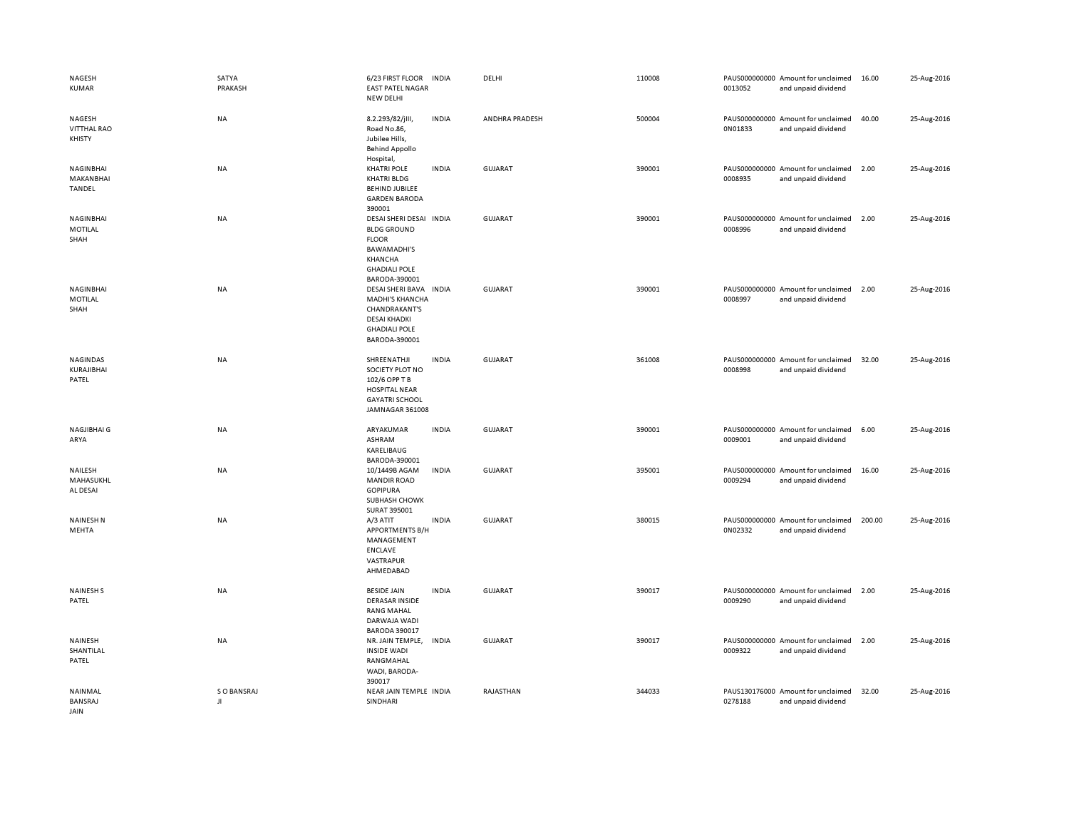| | | | | | | | | | |
|---|---|---|---|---|---|---|---|---|---|
| NAGESH KUMAR | SATYA PRAKASH | 6/23 FIRST FLOOR EAST PATEL NAGAR NEW DELHI | INDIA | DELHI | 110008 | PAUS0000000000013052 | Amount for unclaimed and unpaid dividend | 16.00 | 25-Aug-2016 |
| NAGESH VITTHAL RAO KHISTY | NA | 8.2.293/82/jIII, Road No.86, Jubilee Hills, Behind Appollo Hospital, | INDIA | ANDHRA PRADESH | 500004 | PAUS0000000000N01833 | Amount for unclaimed and unpaid dividend | 40.00 | 25-Aug-2016 |
| NAGINBHAI MAKANBHAI TANDEL | NA | KHATRI POLE KHATRI BLDG BEHIND JUBILEE GARDEN BARODA 390001 | INDIA | GUJARAT | 390001 | PAUS0000000000008935 | Amount for unclaimed and unpaid dividend | 2.00 | 25-Aug-2016 |
| NAGINBHAI MOTILAL SHAH | NA | DESAI SHERI DESAI BLDG GROUND FLOOR BAWAMADHI'S KHANCHA GHADIALI POLE BARODA-390001 | INDIA | GUJARAT | 390001 | PAUS0000000000008996 | Amount for unclaimed and unpaid dividend | 2.00 | 25-Aug-2016 |
| NAGINBHAI MOTILAL SHAH | NA | DESAI SHERI BAVA MADHI'S KHANCHA CHANDRAKANT'S DESAI KHADKI GHADIALI POLE BARODA-390001 | INDIA | GUJARAT | 390001 | PAUS0000000000008997 | Amount for unclaimed and unpaid dividend | 2.00 | 25-Aug-2016 |
| NAGINDAS KURAJIBHAI PATEL | NA | SHREENATHJI SOCIETY PLOT NO 102/6 OPP T B HOSPITAL NEAR GAYATRI SCHOOL JAMNAGAR 361008 | INDIA | GUJARAT | 361008 | PAUS0000000000008998 | Amount for unclaimed and unpaid dividend | 32.00 | 25-Aug-2016 |
| NAGJIBHAI G ARYA | NA | ARYAKUMAR ASHRAM KARELIBAUG BARODA-390001 | INDIA | GUJARAT | 390001 | PAUS0000000000009001 | Amount for unclaimed and unpaid dividend | 6.00 | 25-Aug-2016 |
| NAILESH MAHASUKHL AL DESAI | NA | 10/1449B AGAM MANDIR ROAD GOPIPURA SUBHASH CHOWK SURAT 395001 | INDIA | GUJARAT | 395001 | PAUS0000000000009294 | Amount for unclaimed and unpaid dividend | 16.00 | 25-Aug-2016 |
| NAINESH N MEHTA | NA | A/3 ATIT APPORTMENTS B/H MANAGEMENT ENCLAVE VASTRAPUR AHMEDABAD | INDIA | GUJARAT | 380015 | PAUS0000000000N02332 | Amount for unclaimed and unpaid dividend | 200.00 | 25-Aug-2016 |
| NAINESH S PATEL | NA | BESIDE JAIN DERASAR INSIDE RANG MAHAL DARWAJA WADI BARODA 390017 | INDIA | GUJARAT | 390017 | PAUS0000000000009290 | Amount for unclaimed and unpaid dividend | 2.00 | 25-Aug-2016 |
| NAINESH SHANTILAL PATEL | NA | NR. JAIN TEMPLE, INSIDE WADI RANGMAHAL WADI, BARODA-390017 | INDIA | GUJARAT | 390017 | PAUS0000000000009322 | Amount for unclaimed and unpaid dividend | 2.00 | 25-Aug-2016 |
| NAINMAL BANSRAJ JAIN | S O BANSRAJ JI | NEAR JAIN TEMPLE SINDHARI | INDIA | RAJASTHAN | 344033 | PAUS1301760000278188 | Amount for unclaimed and unpaid dividend | 32.00 | 25-Aug-2016 |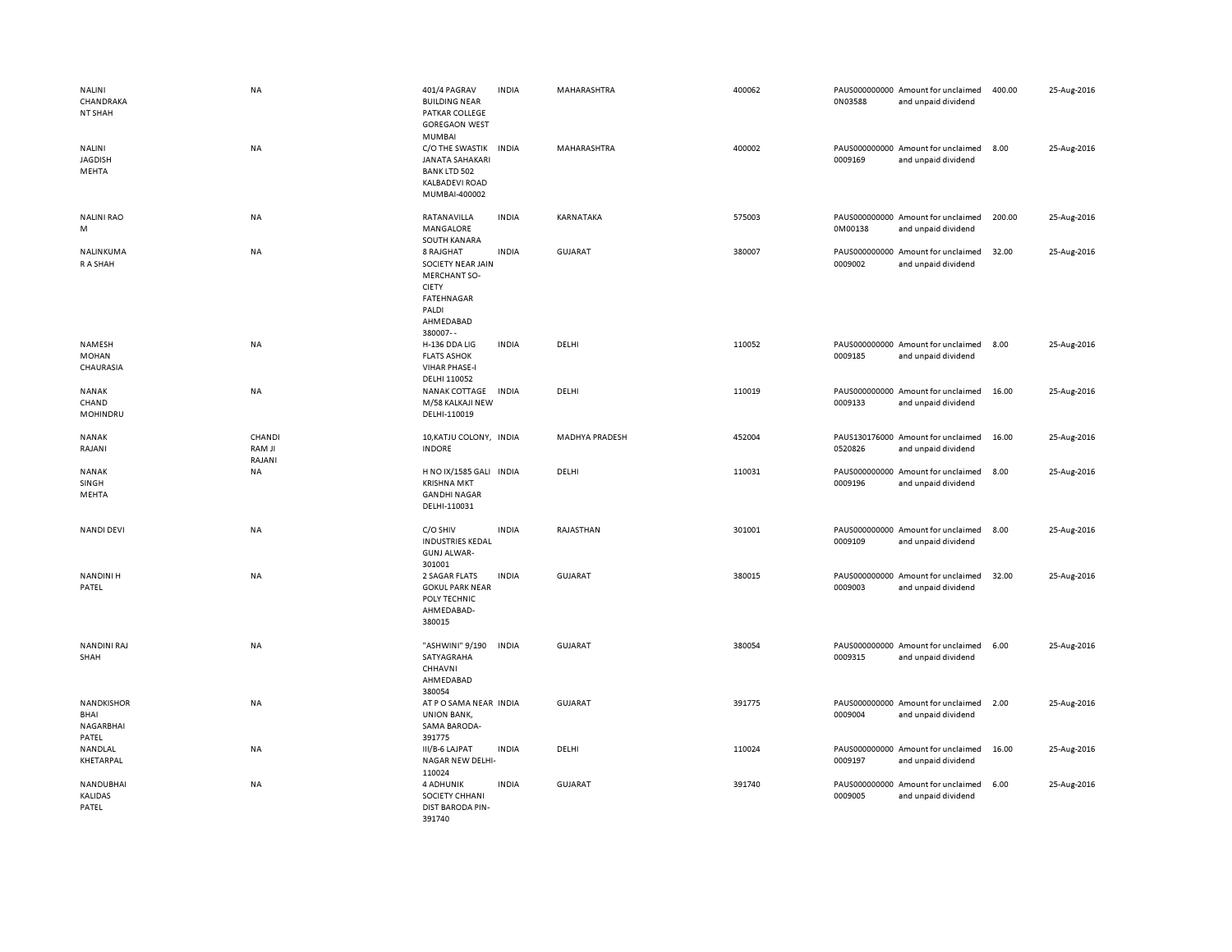| | | | | | | | | | |
|---|---|---|---|---|---|---|---|---|---|
| NALINI CHANDRAKANT SHAH | NA | 401/4 PAGRAV BUILDING NEAR PATKAR COLLEGE GOREGAON WEST MUMBAI | INDIA | MAHARASHTRA | 400062 | PAUS0000000000N03588 | Amount for unclaimed and unpaid dividend | 400.00 | 25-Aug-2016 |
| NALINI JAGDISH MEHTA | NA | C/O THE SWASTIK JANATA SAHAKARI BANK LTD 502 KALBADEVI ROAD MUMBAI-400002 | INDIA | MAHARASHTRA | 400002 | PAUS0000000000009169 | Amount for unclaimed and unpaid dividend | 8.00 | 25-Aug-2016 |
| NALINI RAO M | NA | RATANAVILLA MANGALORE SOUTH KANARA | INDIA | KARNATAKA | 575003 | PAUS0000000000M00138 | Amount for unclaimed and unpaid dividend | 200.00 | 25-Aug-2016 |
| NALINKUMAR A SHAH | NA | 8 RAJGHAT SOCIETY NEAR JAIN MERCHANT SO-CIETY FATEHNAGAR PALDI AHMEDABAD 380007- - | INDIA | GUJARAT | 380007 | PAUS0000000000009002 | Amount for unclaimed and unpaid dividend | 32.00 | 25-Aug-2016 |
| NAMESH MOHAN CHAURASIA | NA | H-136 DDA LIG FLATS ASHOK VIHAR PHASE-I DELHI 110052 | INDIA | DELHI | 110052 | PAUS0000000000009185 | Amount for unclaimed and unpaid dividend | 8.00 | 25-Aug-2016 |
| NANAK CHAND MOHINDRU | NA | NANAK COTTAGE M/58 KALKAJI NEW DELHI-110019 | INDIA | DELHI | 110019 | PAUS0000000000009133 | Amount for unclaimed and unpaid dividend | 16.00 | 25-Aug-2016 |
| NANAK RAJANI | CHANDI RAM JI RAJANI | 10,KATJU COLONY, INDORE | INDIA | MADHYA PRADESH | 452004 | PAUS1301760000520826 | Amount for unclaimed and unpaid dividend | 16.00 | 25-Aug-2016 |
| NANAK SINGH MEHTA | NA | H NO IX/1585 GALI KRISHNA MKT GANDHI NAGAR DELHI-110031 | INDIA | DELHI | 110031 | PAUS0000000000009196 | Amount for unclaimed and unpaid dividend | 8.00 | 25-Aug-2016 |
| NANDI DEVI | NA | C/O SHIV INDUSTRIES KEDAL GUNJ ALWAR-301001 | INDIA | RAJASTHAN | 301001 | PAUS0000000000009109 | Amount for unclaimed and unpaid dividend | 8.00 | 25-Aug-2016 |
| NANDINI H PATEL | NA | 2 SAGAR FLATS GOKUL PARK NEAR POLY TECHNIC AHMEDABAD-380015 | INDIA | GUJARAT | 380015 | PAUS0000000000009003 | Amount for unclaimed and unpaid dividend | 32.00 | 25-Aug-2016 |
| NANDINI RAJ SHAH | NA | "ASHWINI" 9/190 SATYAGRAHA CHHAVNI AHMEDABAD 380054 | INDIA | GUJARAT | 380054 | PAUS0000000000009315 | Amount for unclaimed and unpaid dividend | 6.00 | 25-Aug-2016 |
| NANDKISHOR BHAI NAGARBHAI PATEL | NA | AT P O SAMA NEAR UNION BANK, SAMA BARODA-391775 | INDIA | GUJARAT | 391775 | PAUS0000000000009004 | Amount for unclaimed and unpaid dividend | 2.00 | 25-Aug-2016 |
| NANDLAL KHETARPAL | NA | III/B-6 LAJPAT NAGAR NEW DELHI-110024 | INDIA | DELHI | 110024 | PAUS0000000000009197 | Amount for unclaimed and unpaid dividend | 16.00 | 25-Aug-2016 |
| NANDUBHAI KALIDAS PATEL | NA | 4 ADHUNIK SOCIETY CHHANI DIST BARODA PIN-391740 | INDIA | GUJARAT | 391740 | PAUS0000000000009005 | Amount for unclaimed and unpaid dividend | 6.00 | 25-Aug-2016 |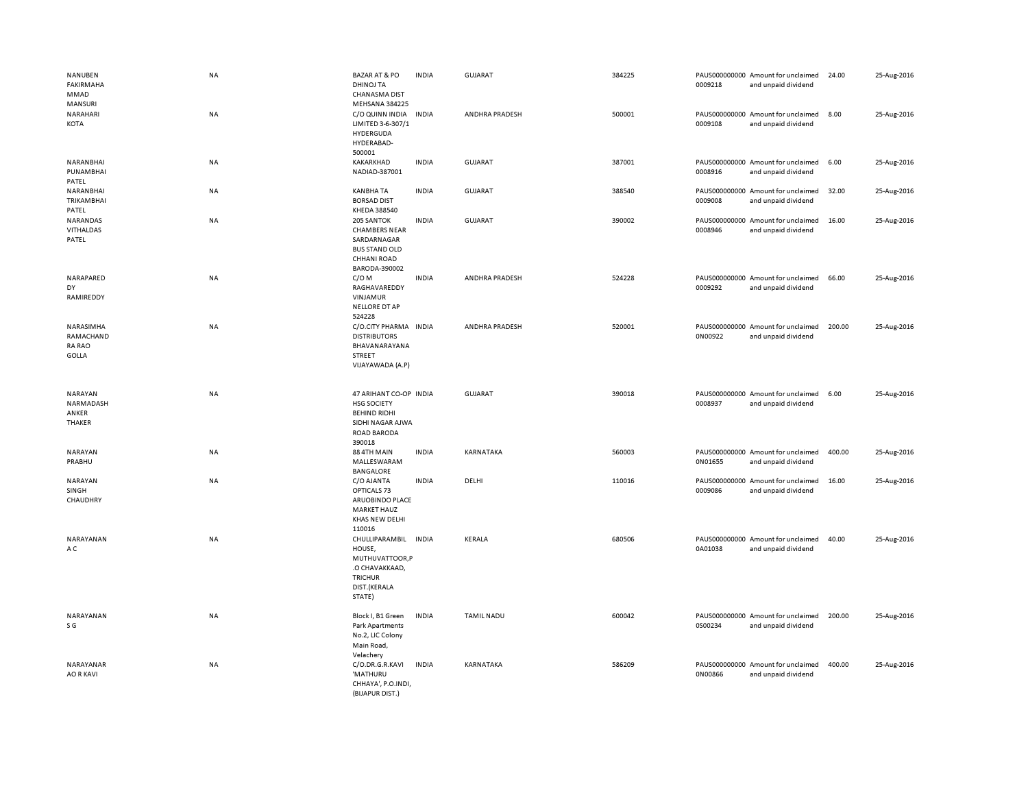| | | | | | | | | | |
|---|---|---|---|---|---|---|---|---|---|
| NANUBEN FAKIRMAHA MMAD MANSURI | NA | BAZAR AT & PO DHINOJ TA CHANASMA DIST MEHSANA 384225 | INDIA | GUJARAT | 384225 | PAUS000000000 0009218 | Amount for unclaimed and unpaid dividend | 24.00 | 25-Aug-2016 |
| NARAHARI KOTA | NA | C/O QUINN INDIA LIMITED 3-6-307/1 HYDERGUDA HYDERABAD-500001 | INDIA | ANDHRA PRADESH | 500001 | PAUS000000000 0009108 | Amount for unclaimed and unpaid dividend | 8.00 | 25-Aug-2016 |
| NARANBHAI PUNAMBHAI PATEL | NA | KAKARKHAD NADIAD-387001 | INDIA | GUJARAT | 387001 | PAUS000000000 0008916 | Amount for unclaimed and unpaid dividend | 6.00 | 25-Aug-2016 |
| NARANBHAI TRIKAMBHAI PATEL | NA | KANBHA TA BORSAD DIST KHEDA 388540 | INDIA | GUJARAT | 388540 | PAUS000000000 0009008 | Amount for unclaimed and unpaid dividend | 32.00 | 25-Aug-2016 |
| NARANDAS VITHALDAS PATEL | NA | 205 SANTOK CHAMBERS NEAR SARDARNAGAR BUS STAND OLD CHHANI ROAD BARODA-390002 | INDIA | GUJARAT | 390002 | PAUS000000000 0008946 | Amount for unclaimed and unpaid dividend | 16.00 | 25-Aug-2016 |
| NARAPARED DY RAMIREDDY | NA | C/O M RAGHAVAREDDY VINJAMUR NELLORE DT AP 524228 | INDIA | ANDHRA PRADESH | 524228 | PAUS000000000 0009292 | Amount for unclaimed and unpaid dividend | 66.00 | 25-Aug-2016 |
| NARASIMHA RAMACHAND RA RAO GOLLA | NA | C/O.CITY PHARMA DISTRIBUTORS BHAVANARAYANA STREET VIJAYAWADA (A.P) | INDIA | ANDHRA PRADESH | 520001 | PAUS000000000 0N00922 | Amount for unclaimed and unpaid dividend | 200.00 | 25-Aug-2016 |
| NARAYAN NARMADASH ANKER THAKER | NA | 47 ARIHANT CO-OP HSG SOCIETY BEHIND RIDHI SIDHI NAGAR AJWA ROAD BARODA 390018 | INDIA | GUJARAT | 390018 | PAUS000000000 0008937 | Amount for unclaimed and unpaid dividend | 6.00 | 25-Aug-2016 |
| NARAYAN PRABHU | NA | 88 4TH MAIN MALLESWARAM BANGALORE | INDIA | KARNATAKA | 560003 | PAUS000000000 0N01655 | Amount for unclaimed and unpaid dividend | 400.00 | 25-Aug-2016 |
| NARAYAN SINGH CHAUDHRY | NA | C/O AJANTA OPTICALS 73 ARUOBINDO PLACE MARKET HAUZ KHAS NEW DELHI 110016 | INDIA | DELHI | 110016 | PAUS000000000 0009086 | Amount for unclaimed and unpaid dividend | 16.00 | 25-Aug-2016 |
| NARAYANAN A C | NA | CHULLIPARAMBIL HOUSE, MUTHUVATTOOR,P .O CHAVAKKAAD, TRICHUR DIST.(KERALA STATE) | INDIA | KERALA | 680506 | PAUS000000000 0A01038 | Amount for unclaimed and unpaid dividend | 40.00 | 25-Aug-2016 |
| NARAYANAN S G | NA | Block I, B1 Green Park Apartments No.2, LIC Colony Main Road, Velachery | INDIA | TAMIL NADU | 600042 | PAUS000000000 0S00234 | Amount for unclaimed and unpaid dividend | 200.00 | 25-Aug-2016 |
| NARAYANAR AO R KAVI | NA | C/O.DR.G.R.KAVI 'MATHURU CHHAYA', P.O.INDI, (BIJAPUR DIST.) | INDIA | KARNATAKA | 586209 | PAUS000000000 0N00866 | Amount for unclaimed and unpaid dividend | 400.00 | 25-Aug-2016 |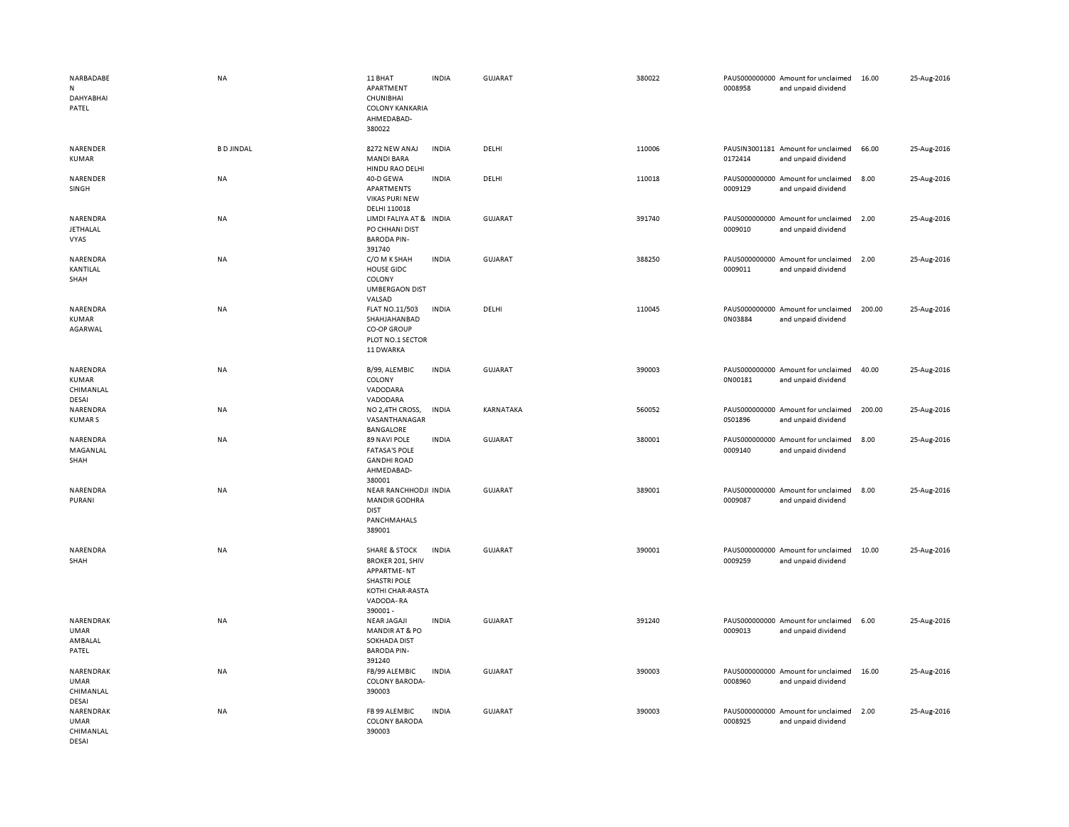| | | | | | | | | | | |
|---|---|---|---|---|---|---|---|---|---|---|
| NARBADABEN DAHYABHAI PATEL | NA | 11 BHAT APARTMENT CHUNIBHAI COLONY KANKARIA AHMEDABAD-380022 | INDIA | GUJARAT | 380022 | PAUS0000000000008958 | Amount for unclaimed and unpaid dividend | 16.00 | 25-Aug-2016 |
| NARENDER KUMAR | B D JINDAL | 8272 NEW ANAJ MANDI BARA HINDU RAO DELHI | INDIA | DELHI | 110006 | PAUSIN30011810172414 | Amount for unclaimed and unpaid dividend | 66.00 | 25-Aug-2016 |
| NARENDER SINGH | NA | 40-D GEWA APARTMENTS VIKAS PURI NEW DELHI 110018 | INDIA | DELHI | 110018 | PAUS0000000000009129 | Amount for unclaimed and unpaid dividend | 8.00 | 25-Aug-2016 |
| NARENDRA JETHALAL VYAS | NA | LIMDI FALIYA AT & PO CHHANI DIST BARODA PIN-391740 | INDIA | GUJARAT | 391740 | PAUS0000000000009010 | Amount for unclaimed and unpaid dividend | 2.00 | 25-Aug-2016 |
| NARENDRA KANTILAL SHAH | NA | C/O M K SHAH HOUSE GIDC COLONY UMBERGAON DIST VALSAD | INDIA | GUJARAT | 388250 | PAUS0000000000009011 | Amount for unclaimed and unpaid dividend | 2.00 | 25-Aug-2016 |
| NARENDRA KUMAR AGARWAL | NA | FLAT NO.11/503 SHAHJAHANBAD CO-OP GROUP PLOT NO.1 SECTOR 11 DWARKA | INDIA | DELHI | 110045 | PAUS0000000000N03884 | Amount for unclaimed and unpaid dividend | 200.00 | 25-Aug-2016 |
| NARENDRA KUMAR CHIMANLAL DESAI | NA | B/99, ALEMBIC COLONY VADODARA VADODARA | INDIA | GUJARAT | 390003 | PAUS0000000000N00181 | Amount for unclaimed and unpaid dividend | 40.00 | 25-Aug-2016 |
| NARENDRA KUMAR S | NA | NO 2,4TH CROSS, VASANTHANAGAR BANGALORE | INDIA | KARNATAKA | 560052 | PAUS0000000000S01896 | Amount for unclaimed and unpaid dividend | 200.00 | 25-Aug-2016 |
| NARENDRA MAGANLAL SHAH | NA | 89 NAVI POLE FATASA'S POLE GANDHI ROAD AHMEDABAD-380001 | INDIA | GUJARAT | 380001 | PAUS0000000000009140 | Amount for unclaimed and unpaid dividend | 8.00 | 25-Aug-2016 |
| NARENDRA PURANI | NA | NEAR RANCHHODJI MANDIR GODHRA DIST PANCHMAHALS 389001 | INDIA | GUJARAT | 389001 | PAUS0000000000009087 | Amount for unclaimed and unpaid dividend | 8.00 | 25-Aug-2016 |
| NARENDRA SHAH | NA | SHARE & STOCK BROKER 201, SHIV APPARTME- NT SHASTRI POLE KOTHI CHAR-RASTA VADODA- RA 390001 - | INDIA | GUJARAT | 390001 | PAUS0000000000009259 | Amount for unclaimed and unpaid dividend | 10.00 | 25-Aug-2016 |
| NARENDRAKUMAR AMBALAL PATEL | NA | NEAR JAGAJI MANDIR AT & PO SOKHADA DIST BARODA PIN-391240 | INDIA | GUJARAT | 391240 | PAUS0000000000009013 | Amount for unclaimed and unpaid dividend | 6.00 | 25-Aug-2016 |
| NARENDRAKUMAR CHIMANLAL DESAI | NA | FB/99 ALEMBIC COLONY BARODA-390003 | INDIA | GUJARAT | 390003 | PAUS0000000000008960 | Amount for unclaimed and unpaid dividend | 16.00 | 25-Aug-2016 |
| NARENDRAKUMAR CHIMANLAL DESAI | NA | FB 99 ALEMBIC COLONY BARODA 390003 | INDIA | GUJARAT | 390003 | PAUS0000000000008925 | Amount for unclaimed and unpaid dividend | 2.00 | 25-Aug-2016 |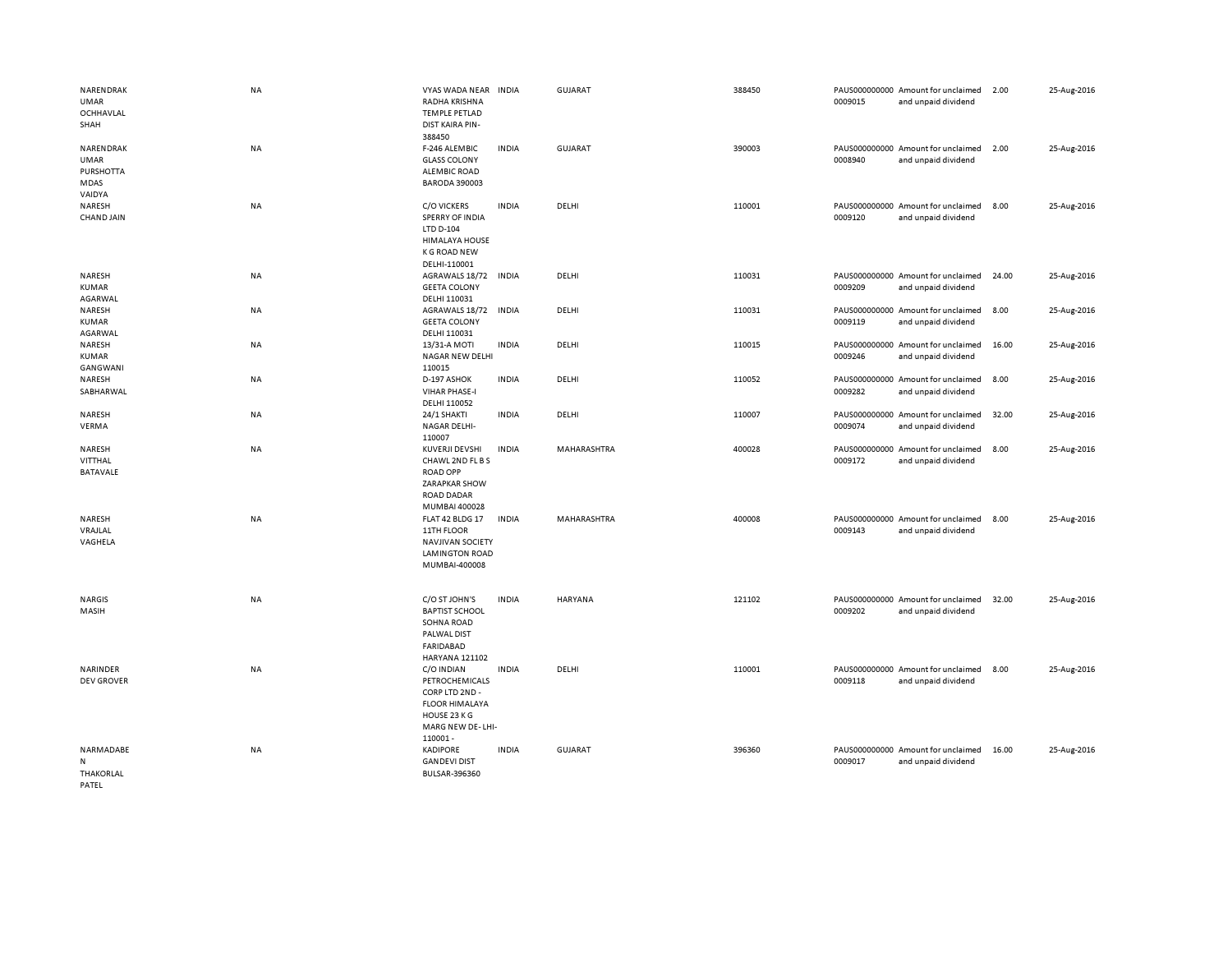| | | | | | | | | | |
|---|---|---|---|---|---|---|---|---|---|
| NARENDRAKUMAR OCHHAVLAL SHAH | NA | VYAS WADA NEAR RADHA KRISHNA TEMPLE PETLAD DIST KAIRA PIN-388450 | INDIA | GUJARAT | 388450 | PAUS0000000000009015 | Amount for unclaimed and unpaid dividend | 2.00 | 25-Aug-2016 |
| NARENDRAKUMAR PURSHOTTAMDAS VAIDYA | NA | F-246 ALEMBIC GLASS COLONY ALEMBIC ROAD BARODA 390003 | INDIA | GUJARAT | 390003 | PAUS0000000000008940 | Amount for unclaimed and unpaid dividend | 2.00 | 25-Aug-2016 |
| NARESH CHAND JAIN | NA | C/O VICKERS SPERRY OF INDIA LTD D-104 HIMALAYA HOUSE K G ROAD NEW DELHI-110001 | INDIA | DELHI | 110001 | PAUS0000000000009120 | Amount for unclaimed and unpaid dividend | 8.00 | 25-Aug-2016 |
| NARESH KUMAR AGARWAL | NA | AGRAWALS 18/72 GEETA COLONY DELHI 110031 | INDIA | DELHI | 110031 | PAUS0000000000009209 | Amount for unclaimed and unpaid dividend | 24.00 | 25-Aug-2016 |
| NARESH KUMAR AGARWAL | NA | AGRAWALS 18/72 GEETA COLONY DELHI 110031 | INDIA | DELHI | 110031 | PAUS0000000000009119 | Amount for unclaimed and unpaid dividend | 8.00 | 25-Aug-2016 |
| NARESH KUMAR GANGWANI | NA | 13/31-A MOTI NAGAR NEW DELHI 110015 | INDIA | DELHI | 110015 | PAUS0000000000009246 | Amount for unclaimed and unpaid dividend | 16.00 | 25-Aug-2016 |
| NARESH SABHARWAL | NA | D-197 ASHOK VIHAR PHASE-I DELHI 110052 | INDIA | DELHI | 110052 | PAUS0000000000009282 | Amount for unclaimed and unpaid dividend | 8.00 | 25-Aug-2016 |
| NARESH VERMA | NA | 24/1 SHAKTI NAGAR DELHI-110007 | INDIA | DELHI | 110007 | PAUS0000000000009074 | Amount for unclaimed and unpaid dividend | 32.00 | 25-Aug-2016 |
| NARESH VITTHAL BATAVALE | NA | KUVERJI DEVSHI CHAWL 2ND FL B S ROAD OPP ZARAPKAR SHOW ROAD DADAR MUMBAI 400028 | INDIA | MAHARASHTRA | 400028 | PAUS0000000000009172 | Amount for unclaimed and unpaid dividend | 8.00 | 25-Aug-2016 |
| NARESH VRAJLAL VAGHELA | NA | FLAT 42 BLDG 17 11TH FLOOR NAVJIVAN SOCIETY LAMINGTON ROAD MUMBAI-400008 | INDIA | MAHARASHTRA | 400008 | PAUS0000000000009143 | Amount for unclaimed and unpaid dividend | 8.00 | 25-Aug-2016 |
| NARGIS MASIH | NA | C/O ST JOHN'S BAPTIST SCHOOL SOHNA ROAD PALWAL DIST FARIDABAD HARYANA 121102 | INDIA | HARYANA | 121102 | PAUS0000000000009202 | Amount for unclaimed and unpaid dividend | 32.00 | 25-Aug-2016 |
| NARINDER DEV GROVER | NA | C/O INDIAN PETROCHEMICALS CORP LTD 2ND - FLOOR HIMALAYA HOUSE 23 K G MARG NEW DE- LHI-110001 - | INDIA | DELHI | 110001 | PAUS0000000000009118 | Amount for unclaimed and unpaid dividend | 8.00 | 25-Aug-2016 |
| NARMADABEN THAKORLAL PATEL | NA | KADIPORE GANDEVI DIST BULSAR-396360 | INDIA | GUJARAT | 396360 | PAUS0000000000009017 | Amount for unclaimed and unpaid dividend | 16.00 | 25-Aug-2016 |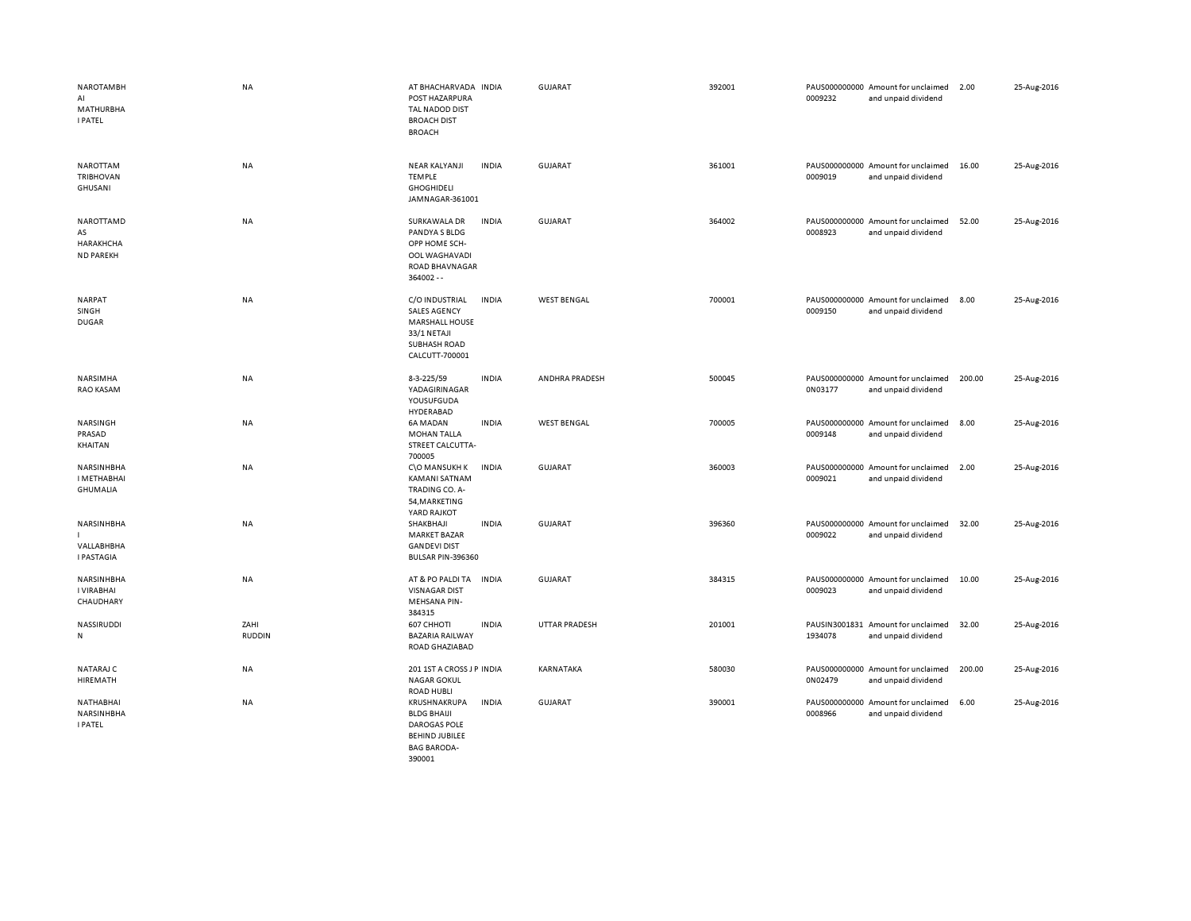| | | | | | | | | | |
|---|---|---|---|---|---|---|---|---|---|
| NAROTAMBHAI MATHURBHAI PATEL | NA | AT BHACHARVADA POST HAZARPURA TAL NADOD DIST BROACH DIST BROACH | INDIA | GUJARAT | 392001 | PAUS0000000000009232 | Amount for unclaimed and unpaid dividend | 2.00 | 25-Aug-2016 |
| NAROTTAM TRIBHOVAN GHUSANI | NA | NEAR KALYANJI TEMPLE GHOGHIDELI JAMNAGAR-361001 | INDIA | GUJARAT | 361001 | PAUS0000000000009019 | Amount for unclaimed and unpaid dividend | 16.00 | 25-Aug-2016 |
| NAROTTAMDAS HARAKHCHAND PAREKH | NA | SURKAWALA DR PANDYA S BLDG OPP HOME SCH-OOL WAGHAVADI ROAD BHAVNAGAR 364002 - - | INDIA | GUJARAT | 364002 | PAUS0000000000008923 | Amount for unclaimed and unpaid dividend | 52.00 | 25-Aug-2016 |
| NARPAT SINGH DUGAR | NA | C/O INDUSTRIAL SALES AGENCY MARSHALL HOUSE 33/1 NETAJI SUBHASH ROAD CALCUTT-700001 | INDIA | WEST BENGAL | 700001 | PAUS0000000000009150 | Amount for unclaimed and unpaid dividend | 8.00 | 25-Aug-2016 |
| NARSIMHA RAO KASAM | NA | 8-3-225/59 YADAGIRINAGAR YOUSUFGUDA HYDERABAD | INDIA | ANDHRA PRADESH | 500045 | PAUS0000000000N03177 | Amount for unclaimed and unpaid dividend | 200.00 | 25-Aug-2016 |
| NARSINGH PRASAD KHAITAN | NA | 6A MADAN MOHAN TALLA STREET CALCUTTA-700005 | INDIA | WEST BENGAL | 700005 | PAUS0000000000009148 | Amount for unclaimed and unpaid dividend | 8.00 | 25-Aug-2016 |
| NARSINHBHAI METHABHAI GHUMALIA | NA | C\O MANSUKH K KAMANI SATNAM TRADING CO. A-54,MARKETING YARD RAJKOT | INDIA | GUJARAT | 360003 | PAUS0000000000009021 | Amount for unclaimed and unpaid dividend | 2.00 | 25-Aug-2016 |
| NARSINHBHAI VALLABHBHAI PASTAGIA | NA | SHAKBHAJI MARKET BAZAR GANDEVI DIST BULSAR PIN-396360 | INDIA | GUJARAT | 396360 | PAUS0000000000009022 | Amount for unclaimed and unpaid dividend | 32.00 | 25-Aug-2016 |
| NARSINHBHAI VIRABHAI CHAUDHARY | NA | AT & PO PALDI TA VISNAGAR DIST MEHSANA PIN-384315 | INDIA | GUJARAT | 384315 | PAUS0000000000009023 | Amount for unclaimed and unpaid dividend | 10.00 | 25-Aug-2016 |
| NASSIRUDDIN | ZAHI RUDDIN | 607 CHHOTI BAZARIA RAILWAY ROAD GHAZIABAD | INDIA | UTTAR PRADESH | 201001 | PAUSIN30018311934078 | Amount for unclaimed and unpaid dividend | 32.00 | 25-Aug-2016 |
| NATARAJ C HIREMATH | NA | 201 1ST A CROSS J P NAGAR GOKUL ROAD HUBLI | INDIA | KARNATAKA | 580030 | PAUS0000000000N02479 | Amount for unclaimed and unpaid dividend | 200.00 | 25-Aug-2016 |
| NATHABHAI NARSINHBHAI PATEL | NA | KRUSHNAKRUPA BLDG BHAIJI DAROGAS POLE BEHIND JUBILEE BAG BARODA-390001 | INDIA | GUJARAT | 390001 | PAUS0000000000008966 | Amount for unclaimed and unpaid dividend | 6.00 | 25-Aug-2016 |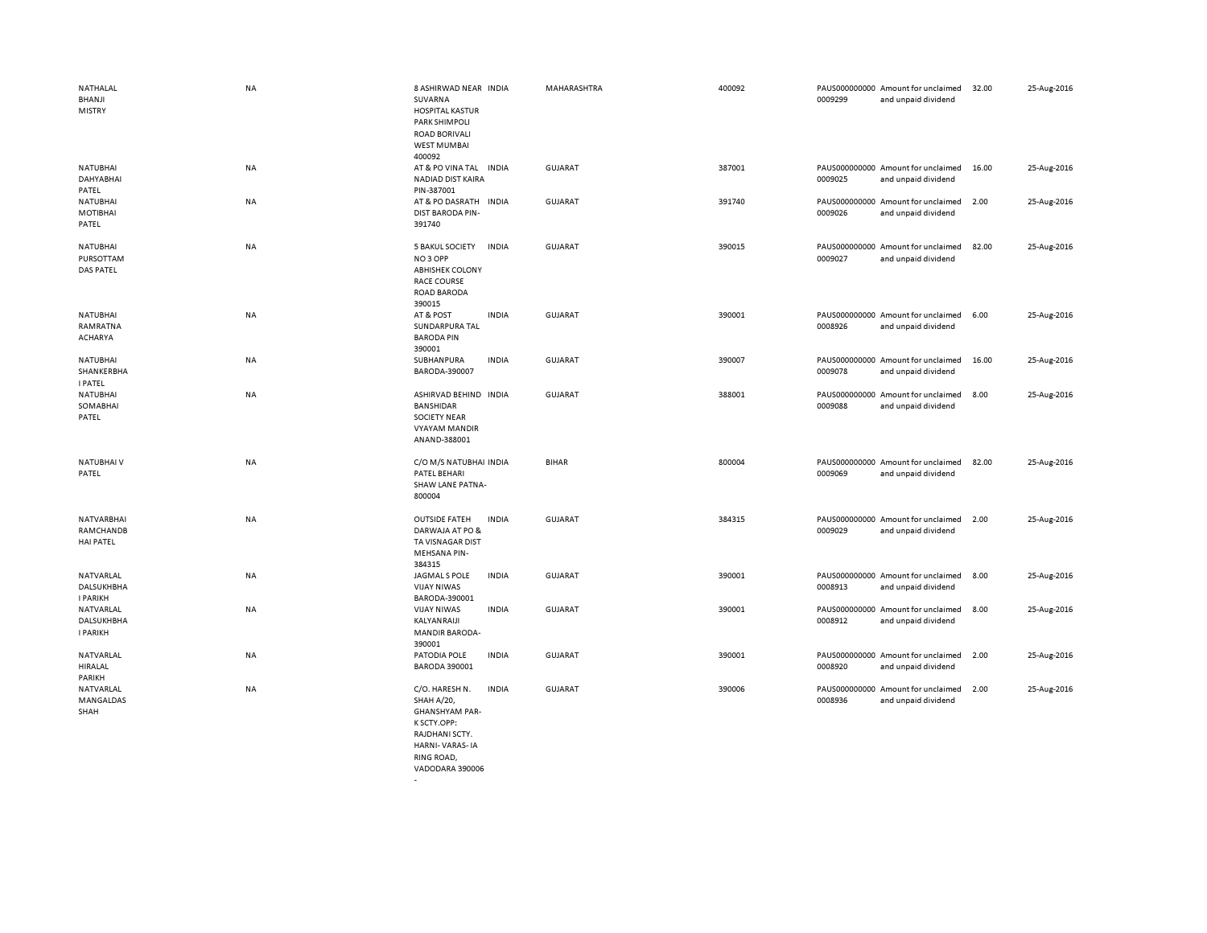| | | | | | | | | | |
|---|---|---|---|---|---|---|---|---|---|
| NATHALAL BHANJI MISTRY | NA | 8 ASHIRWAD NEAR SUVARNA HOSPITAL KASTUR PARK SHIMPOLI ROAD BORIVALI WEST MUMBAI 400092 | INDIA | MAHARASHTRA | 400092 | PAUS0000000000009299 | Amount for unclaimed and unpaid dividend | 32.00 | 25-Aug-2016 |
| NATUBHAI DAHYABHAI PATEL | NA | AT & PO VINA TAL NADIAD DIST KAIRA PIN-387001 | INDIA | GUJARAT | 387001 | PAUS0000000000009025 | Amount for unclaimed and unpaid dividend | 16.00 | 25-Aug-2016 |
| NATUBHAI MOTIBHAI PATEL | NA | AT & PO DASRATH DIST BARODA PIN-391740 | INDIA | GUJARAT | 391740 | PAUS0000000000009026 | Amount for unclaimed and unpaid dividend | 2.00 | 25-Aug-2016 |
| NATUBHAI PURSOTTAM DAS PATEL | NA | 5 BAKUL SOCIETY NO 3 OPP ABHISHEK COLONY RACE COURSE ROAD BARODA 390015 | INDIA | GUJARAT | 390015 | PAUS0000000000009027 | Amount for unclaimed and unpaid dividend | 82.00 | 25-Aug-2016 |
| NATUBHAI RAMRATNA ACHARYA | NA | AT & POST SUNDARPURA TAL BARODA PIN 390001 | INDIA | GUJARAT | 390001 | PAUS0000000000008926 | Amount for unclaimed and unpaid dividend | 6.00 | 25-Aug-2016 |
| NATUBHAI SHANKERBHAI PATEL | NA | SUBHANPURA BARODA-390007 | INDIA | GUJARAT | 390007 | PAUS0000000000009078 | Amount for unclaimed and unpaid dividend | 16.00 | 25-Aug-2016 |
| NATUBHAI SOMABHAI PATEL | NA | ASHIRVAD BEHIND BANSHIDAR SOCIETY NEAR VYAYAM MANDIR ANAND-388001 | INDIA | GUJARAT | 388001 | PAUS0000000000009088 | Amount for unclaimed and unpaid dividend | 8.00 | 25-Aug-2016 |
| NATUBHAI V PATEL | NA | C/O M/S NATUBHAI PATEL BEHARI SHAW LANE PATNA-800004 | INDIA | BIHAR | 800004 | PAUS0000000000009069 | Amount for unclaimed and unpaid dividend | 82.00 | 25-Aug-2016 |
| NATVARBHAI RAMCHANDBHAI PATEL | NA | OUTSIDE FATEH DARWAJA AT PO & TA VISNAGAR DIST MEHSANA PIN-384315 | INDIA | GUJARAT | 384315 | PAUS0000000000009029 | Amount for unclaimed and unpaid dividend | 2.00 | 25-Aug-2016 |
| NATVARLAL DALSUKHBHAI PARIKH | NA | JAGMAL S POLE VIJAY NIWAS BARODA-390001 | INDIA | GUJARAT | 390001 | PAUS0000000000008913 | Amount for unclaimed and unpaid dividend | 8.00 | 25-Aug-2016 |
| NATVARLAL DALSUKHBHAI PARIKH | NA | VIJAY NIWAS KALYANRAIJI MANDIR BARODA-390001 | INDIA | GUJARAT | 390001 | PAUS0000000000008912 | Amount for unclaimed and unpaid dividend | 8.00 | 25-Aug-2016 |
| NATVARLAL HIRALAL PARIKH | NA | PATODIA POLE BARODA 390001 | INDIA | GUJARAT | 390001 | PAUS0000000000008920 | Amount for unclaimed and unpaid dividend | 2.00 | 25-Aug-2016 |
| NATVARLAL MANGALDAS SHAH | NA | C/O. HARESH N. SHAH A/20, GHANSHYAM PAR-K SCTY.OPP: RAJDHANI SCTY. HARNI- VARAS- IA RING ROAD, VADODARA 390006 - | INDIA | GUJARAT | 390006 | PAUS0000000000008936 | Amount for unclaimed and unpaid dividend | 2.00 | 25-Aug-2016 |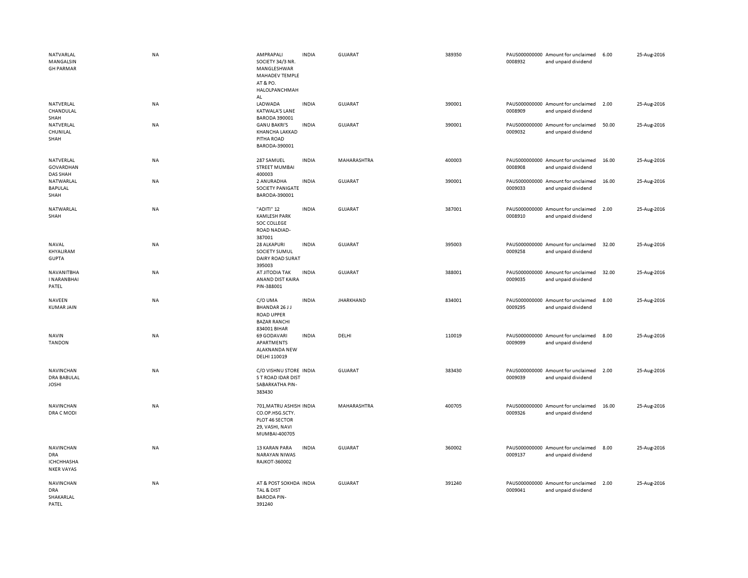| | | | | | | | | | |
|---|---|---|---|---|---|---|---|---|---|
| NATVARLAL MANGALSIN GH PARMAR | NA | AMPRAPALI SOCIETY 34/3 NR. MANGLESHWAR MAHADEV TEMPLE AT & PO. HALOLPANCHMAH AL | INDIA | GUJARAT | 389350 | PAUS0000000000 0008932 | Amount for unclaimed and unpaid dividend | 6.00 | 25-Aug-2016 |
| NATVERLAL CHANDULAL SHAH | NA | LADWADA KATWALA'S LANE BARODA 390001 | INDIA | GUJARAT | 390001 | PAUS0000000000 0008909 | Amount for unclaimed and unpaid dividend | 2.00 | 25-Aug-2016 |
| NATVERLAL CHUNILAL SHAH | NA | GANU BAKRI'S KHANCHA LAKKAD PITHA ROAD BARODA-390001 | INDIA | GUJARAT | 390001 | PAUS0000000000 0009032 | Amount for unclaimed and unpaid dividend | 50.00 | 25-Aug-2016 |
| NATVERLAL GOVARDHAN DAS SHAH | NA | 287 SAMUEL STREET MUMBAI 400003 | INDIA | MAHARASHTRA | 400003 | PAUS0000000000 0008908 | Amount for unclaimed and unpaid dividend | 16.00 | 25-Aug-2016 |
| NATWARLAL BAPULAL SHAH | NA | 2 ANURADHA SOCIETY PANIGATE BARODA-390001 | INDIA | GUJARAT | 390001 | PAUS0000000000 0009033 | Amount for unclaimed and unpaid dividend | 16.00 | 25-Aug-2016 |
| NATWARLAL SHAH | NA | "ADITI" 12 KAMLESH PARK SOC COLLEGE ROAD NADIAD-387001 | INDIA | GUJARAT | 387001 | PAUS0000000000 0008910 | Amount for unclaimed and unpaid dividend | 2.00 | 25-Aug-2016 |
| NAVAL KHYALIRAM GUPTA | NA | 28 ALKAPURI SOCIETY SUMUL DAIRY ROAD SURAT 395003 | INDIA | GUJARAT | 395003 | PAUS0000000000 0009258 | Amount for unclaimed and unpaid dividend | 32.00 | 25-Aug-2016 |
| NAVANITBHA I NARANBHAI PATEL | NA | AT JITODIA TAK ANAND DIST KAIRA PIN-388001 | INDIA | GUJARAT | 388001 | PAUS0000000000 0009035 | Amount for unclaimed and unpaid dividend | 32.00 | 25-Aug-2016 |
| NAVEEN KUMAR JAIN | NA | C/O UMA BHANDAR 26 J J ROAD UPPER BAZAR RANCHI 834001 BIHAR | INDIA | JHARKHAND | 834001 | PAUS0000000000 0009295 | Amount for unclaimed and unpaid dividend | 8.00 | 25-Aug-2016 |
| NAVIN TANDON | NA | 69 GODAVARI APARTMENTS ALAKNANDA NEW DELHI 110019 | INDIA | DELHI | 110019 | PAUS0000000000 0009099 | Amount for unclaimed and unpaid dividend | 8.00 | 25-Aug-2016 |
| NAVINCHAN DRA BABULAL JOSHI | NA | C/O VISHNU STORE S T ROAD IDAR DIST SABARKATHA PIN-383430 | INDIA | GUJARAT | 383430 | PAUS0000000000 0009039 | Amount for unclaimed and unpaid dividend | 2.00 | 25-Aug-2016 |
| NAVINCHAN DRA C MODI | NA | 701,MATRU ASHISH CO.OP.HSG.SCTY. PLOT 46 SECTOR 29, VASHI, NAVI MUMBAI-400705 | INDIA | MAHARASHTRA | 400705 | PAUS0000000000 0009326 | Amount for unclaimed and unpaid dividend | 16.00 | 25-Aug-2016 |
| NAVINCHAN DRA ICHCHHASHA NKER VAYAS | NA | 13 KARAN PARA NARAYAN NIWAS RAJKOT-360002 | INDIA | GUJARAT | 360002 | PAUS0000000000 0009137 | Amount for unclaimed and unpaid dividend | 8.00 | 25-Aug-2016 |
| NAVINCHAN DRA SHAKARLAL PATEL | NA | AT & POST SOKHDA TAL & DIST BARODA PIN-391240 | INDIA | GUJARAT | 391240 | PAUS0000000000 0009041 | Amount for unclaimed and unpaid dividend | 2.00 | 25-Aug-2016 |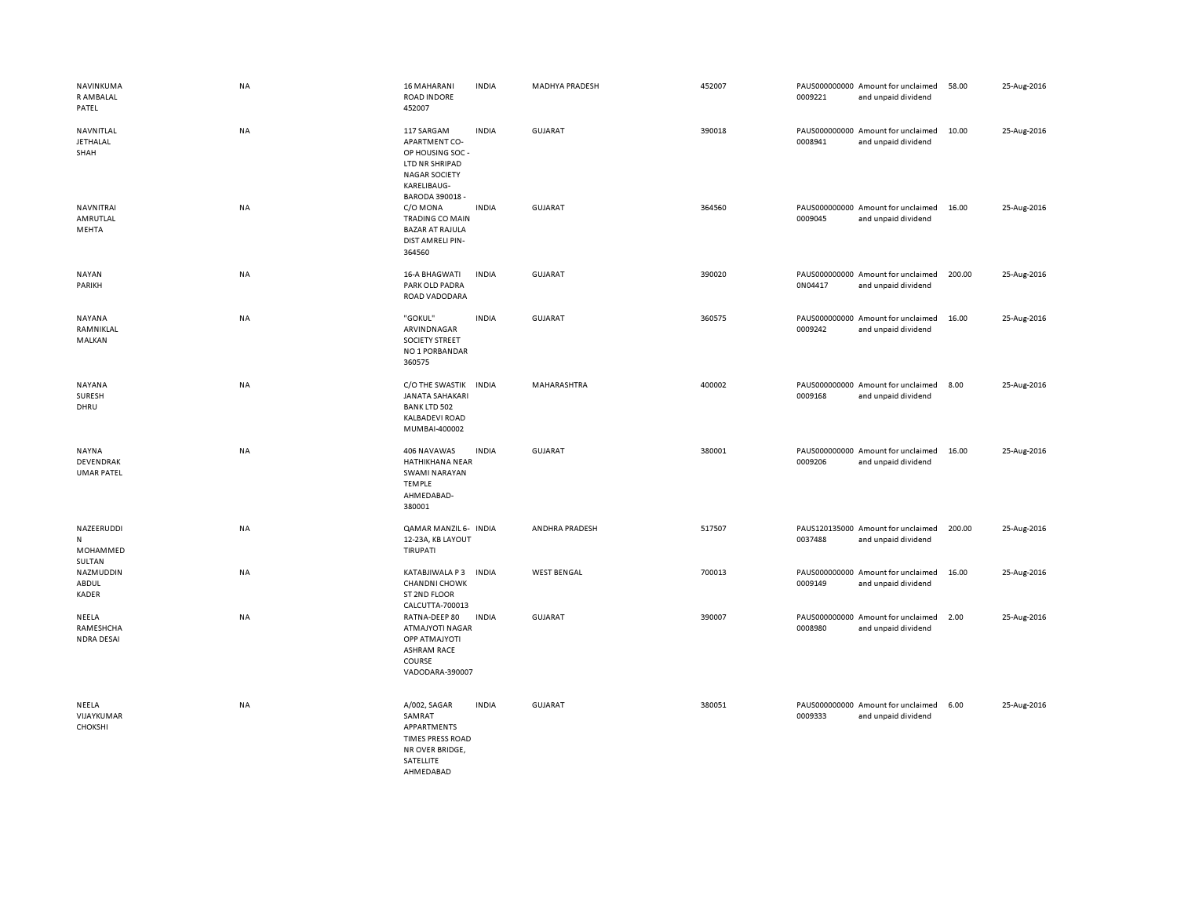| | | | | | | | | | |
|---|---|---|---|---|---|---|---|---|---|
| NAVINKUMAR AMBALAL PATEL | NA | 16 MAHARANI ROAD INDORE 452007 | INDIA | MADHYA PRADESH | 452007 | PAUS0000000000009221 | Amount for unclaimed and unpaid dividend | 58.00 | 25-Aug-2016 |
| NAVNITLAL JETHALAL SHAH | NA | 117 SARGAM APARTMENT CO-OP HOUSING SOC - LTD NR SHRIPAD NAGAR SOCIETY KARELIBAUG-BARODA 390018 - | INDIA | GUJARAT | 390018 | PAUS0000000000008941 | Amount for unclaimed and unpaid dividend | 10.00 | 25-Aug-2016 |
| NAVNITRAI AMRUTLAL MEHTA | NA | C/O MONA TRADING CO MAIN BAZAR AT RAJULA DIST AMRELI PIN-364560 | INDIA | GUJARAT | 364560 | PAUS0000000000009045 | Amount for unclaimed and unpaid dividend | 16.00 | 25-Aug-2016 |
| NAYAN PARIKH | NA | 16-A BHAGWATI PARK OLD PADRA ROAD VADODARA | INDIA | GUJARAT | 390020 | PAUS0000000000N04417 | Amount for unclaimed and unpaid dividend | 200.00 | 25-Aug-2016 |
| NAYANA RAMNIKLAL MALKAN | NA | "GOKUL" ARVINDNAGAR SOCIETY STREET NO 1 PORBANDAR 360575 | INDIA | GUJARAT | 360575 | PAUS0000000000009242 | Amount for unclaimed and unpaid dividend | 16.00 | 25-Aug-2016 |
| NAYANA SURESH DHRU | NA | C/O THE SWASTIK JANATA SAHAKARI BANK LTD 502 KALBADEVI ROAD MUMBAI-400002 | INDIA | MAHARASHTRA | 400002 | PAUS0000000000009168 | Amount for unclaimed and unpaid dividend | 8.00 | 25-Aug-2016 |
| NAYNA DEVENDRAKUMAR PATEL | NA | 406 NAVAWAS HATHIKHANA NEAR SWAMI NARAYAN TEMPLE AHMEDABAD-380001 | INDIA | GUJARAT | 380001 | PAUS0000000000009206 | Amount for unclaimed and unpaid dividend | 16.00 | 25-Aug-2016 |
| NAZEERUDDIN MOHAMMED SULTAN | NA | QAMAR MANZIL 6-12-23A, KB LAYOUT TIRUPATI | INDIA | ANDHRA PRADESH | 517507 | PAUS1201350000037488 | Amount for unclaimed and unpaid dividend | 200.00 | 25-Aug-2016 |
| NAZMUDDIN ABDUL KADER | NA | KATABJIWALA P 3 CHANDNI CHOWK ST 2ND FLOOR CALCUTTA-700013 | INDIA | WEST BENGAL | 700013 | PAUS0000000000009149 | Amount for unclaimed and unpaid dividend | 16.00 | 25-Aug-2016 |
| NEELA RAMESHCHANDRA DESAI | NA | RATNA-DEEP 80 ATMAJYOTI NAGAR OPP ATMAJYOTI ASHRAM RACE COURSE VADODARA-390007 | INDIA | GUJARAT | 390007 | PAUS0000000000008980 | Amount for unclaimed and unpaid dividend | 2.00 | 25-Aug-2016 |
| NEELA VIJAYKUMAR CHOKSHI | NA | A/002, SAGAR SAMRAT APPARTMENTS TIMES PRESS ROAD NR OVER BRIDGE, SATELLITE AHMEDABAD | INDIA | GUJARAT | 380051 | PAUS0000000000009333 | Amount for unclaimed and unpaid dividend | 6.00 | 25-Aug-2016 |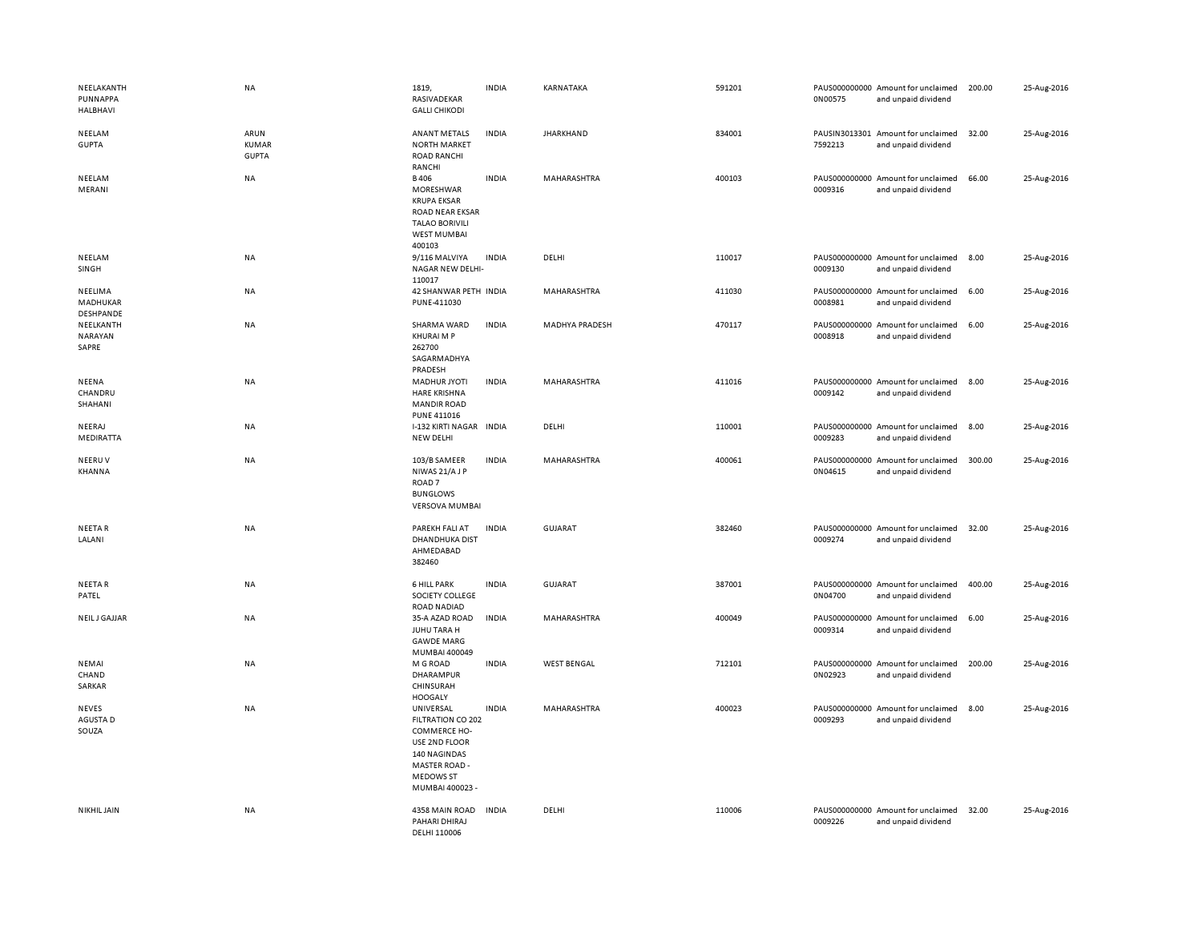| | | | | | | | | | |
|---|---|---|---|---|---|---|---|---|---|
| NEELAKANTH PUNNAPPA HALBHAVI | NA | 1819, RASIVADEKAR GALLI CHIKODI | INDIA | KARNATAKA | 591201 | PAUS0000000000N00575 | Amount for unclaimed and unpaid dividend | 200.00 | 25-Aug-2016 |
| NEELAM GUPTA | ARUN KUMAR GUPTA | ANANT METALS NORTH MARKET ROAD RANCHI RANCHI | INDIA | JHARKHAND | 834001 | PAUSIN30133017592213 | Amount for unclaimed and unpaid dividend | 32.00 | 25-Aug-2016 |
| NEELAM MERANI | NA | B 406 MORESHWAR KRUPA EKSAR ROAD NEAR EKSAR TALAO BORIVILI WEST MUMBAI 400103 | INDIA | MAHARASHTRA | 400103 | PAUS0000000000009316 | Amount for unclaimed and unpaid dividend | 66.00 | 25-Aug-2016 |
| NEELAM SINGH | NA | 9/116 MALVIYA NAGAR NEW DELHI-110017 | INDIA | DELHI | 110017 | PAUS0000000000009130 | Amount for unclaimed and unpaid dividend | 8.00 | 25-Aug-2016 |
| NEELIMA MADHUKAR DESHPANDE | NA | 42 SHANWAR PETH PUNE-411030 | INDIA | MAHARASHTRA | 411030 | PAUS0000000000008981 | Amount for unclaimed and unpaid dividend | 6.00 | 25-Aug-2016 |
| NEELKANTH NARAYAN SAPRE | NA | SHARMA WARD KHURAI M P 262700 SAGARMADHYA PRADESH | INDIA | MADHYA PRADESH | 470117 | PAUS0000000000008918 | Amount for unclaimed and unpaid dividend | 6.00 | 25-Aug-2016 |
| NEENA CHANDRU SHAHANI | NA | MADHUR JYOTI HARE KRISHNA MANDIR ROAD PUNE 411016 | INDIA | MAHARASHTRA | 411016 | PAUS0000000000009142 | Amount for unclaimed and unpaid dividend | 8.00 | 25-Aug-2016 |
| NEERAJ MEDIRATTA | NA | I-132 KIRTI NAGAR NEW DELHI | INDIA | DELHI | 110001 | PAUS0000000000009283 | Amount for unclaimed and unpaid dividend | 8.00 | 25-Aug-2016 |
| NEERU V KHANNA | NA | 103/B SAMEER NIWAS 21/A J P ROAD 7 BUNGLOWS VERSOVA MUMBAI | INDIA | MAHARASHTRA | 400061 | PAUS0000000000N04615 | Amount for unclaimed and unpaid dividend | 300.00 | 25-Aug-2016 |
| NEETA R LALANI | NA | PAREKH FALI AT DHANDHUKA DIST AHMEDABAD 382460 | INDIA | GUJARAT | 382460 | PAUS0000000000009274 | Amount for unclaimed and unpaid dividend | 32.00 | 25-Aug-2016 |
| NEETA R PATEL | NA | 6 HILL PARK SOCIETY COLLEGE ROAD NADIAD | INDIA | GUJARAT | 387001 | PAUS0000000000N04700 | Amount for unclaimed and unpaid dividend | 400.00 | 25-Aug-2016 |
| NEIL J GAJJAR | NA | 35-A AZAD ROAD JUHU TARA H GAWDE MARG MUMBAI 400049 | INDIA | MAHARASHTRA | 400049 | PAUS0000000000009314 | Amount for unclaimed and unpaid dividend | 6.00 | 25-Aug-2016 |
| NEMAI CHAND SARKAR | NA | M G ROAD DHARAMPUR CHINSURAH HOOGALY | INDIA | WEST BENGAL | 712101 | PAUS0000000000N02923 | Amount for unclaimed and unpaid dividend | 200.00 | 25-Aug-2016 |
| NEVES AGUSTA D SOUZA | NA | UNIVERSAL FILTRATION CO 202 COMMERCE HO-USE 2ND FLOOR 140 NAGINDAS MASTER ROAD - MEDOWS ST MUMBAI 400023 - | INDIA | MAHARASHTRA | 400023 | PAUS0000000000009293 | Amount for unclaimed and unpaid dividend | 8.00 | 25-Aug-2016 |
| NIKHIL JAIN | NA | 4358 MAIN ROAD PAHARI DHIRAJ DELHI 110006 | INDIA | DELHI | 110006 | PAUS0000000000009226 | Amount for unclaimed and unpaid dividend | 32.00 | 25-Aug-2016 |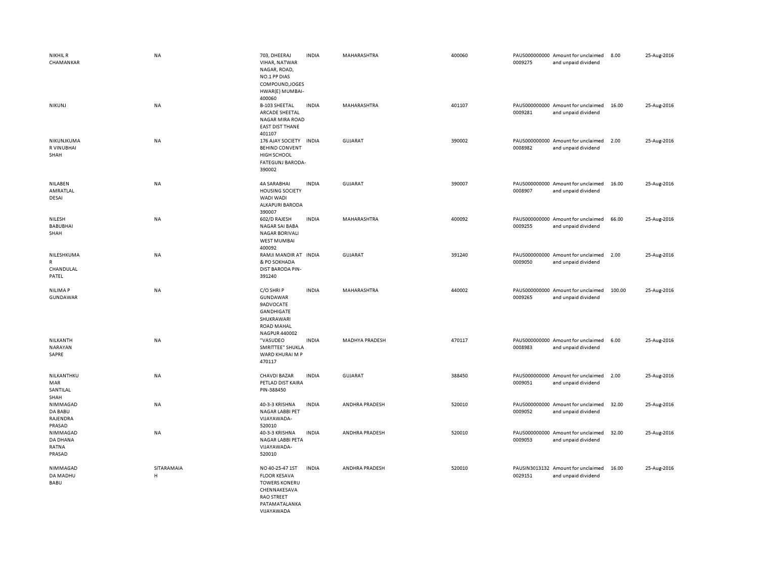| | | | | | | | | | |
|---|---|---|---|---|---|---|---|---|---|
| NIKHIL R CHAMANKAR | NA | 703, DHEERAJ VIHAR, NATWAR NAGAR, ROAD, NO.1 PP DIAS COMPOUND,JOGES HWAR(E) MUMBAI-400060 | INDIA | MAHARASHTRA | 400060 | PAUS0000000000009275 | Amount for unclaimed and unpaid dividend | 8.00 | 25-Aug-2016 |
| NIKUNJ | NA | B-103 SHEETAL ARCADE SHEETAL NAGAR MIRA ROAD EAST DIST THANE 401107 | INDIA | MAHARASHTRA | 401107 | PAUS0000000000009281 | Amount for unclaimed and unpaid dividend | 16.00 | 25-Aug-2016 |
| NIKUNJKUMAR VINUBHAI SHAH | NA | 176 AJAY SOCIETY BEHIND CONVENT HIGH SCHOOL FATEGUNJ BARODA-390002 | INDIA | GUJARAT | 390002 | PAUS0000000000008982 | Amount for unclaimed and unpaid dividend | 2.00 | 25-Aug-2016 |
| NILABEN AMRATLAL DESAI | NA | 4A SARABHAI HOUSING SOCIETY WADI WADI ALKAPURI BARODA 390007 | INDIA | GUJARAT | 390007 | PAUS0000000000008907 | Amount for unclaimed and unpaid dividend | 16.00 | 25-Aug-2016 |
| NILESH BABUBHAI SHAH | NA | 602/D RAJESH NAGAR SAI BABA NAGAR BORIVALI WEST MUMBAI 400092 | INDIA | MAHARASHTRA | 400092 | PAUS0000000000009255 | Amount for unclaimed and unpaid dividend | 66.00 | 25-Aug-2016 |
| NILESHKUMAR CHANDULAL PATEL | NA | RAMJI MANDIR AT & PO SOKHADA DIST BARODA PIN-391240 | INDIA | GUJARAT | 391240 | PAUS0000000000009050 | Amount for unclaimed and unpaid dividend | 2.00 | 25-Aug-2016 |
| NILIMA P GUNDAWAR | NA | C/O SHRI P GUNDAWAR 9ADVOCATE GANDHIGATE SHUKRAWARI ROAD MAHAL NAGPUR 440002 | INDIA | MAHARASHTRA | 440002 | PAUS0000000000009265 | Amount for unclaimed and unpaid dividend | 100.00 | 25-Aug-2016 |
| NILKANTH NARAYAN SAPRE | NA | "VASUDEO SMRITTEE" SHUKLA WARD KHURAI M P 470117 | INDIA | MADHYA PRADESH | 470117 | PAUS0000000000008983 | Amount for unclaimed and unpaid dividend | 6.00 | 25-Aug-2016 |
| NILKANTHKUMAR SANTILAL SHAH | NA | CHAVDI BAZAR PETLAD DIST KAIRA PIN-388450 | INDIA | GUJARAT | 388450 | PAUS0000000000009051 | Amount for unclaimed and unpaid dividend | 2.00 | 25-Aug-2016 |
| NIMMAGADDA BABU RAJENDRA PRASAD | NA | 40-3-3 KRISHNA NAGAR LABBI PET VIJAYAWADA-520010 | INDIA | ANDHRA PRADESH | 520010 | PAUS0000000000009052 | Amount for unclaimed and unpaid dividend | 32.00 | 25-Aug-2016 |
| NIMMAGADDA DHANA RATNA PRASAD | NA | 40-3-3 KRISHNA NAGAR LABBI PETA VIJAYAWADA-520010 | INDIA | ANDHRA PRADESH | 520010 | PAUS0000000000009053 | Amount for unclaimed and unpaid dividend | 32.00 | 25-Aug-2016 |
| NIMMAGADDA MADHU BABU | SITARAMAIAH | NO 40-25-47 1ST FLOOR KESAVA TOWERS KONERU CHENNAKESAVA RAO STREET PATAMATALANKA VIJAYAWADA | INDIA | ANDHRA PRADESH | 520010 | PAUSIN30131320029151 | Amount for unclaimed and unpaid dividend | 16.00 | 25-Aug-2016 |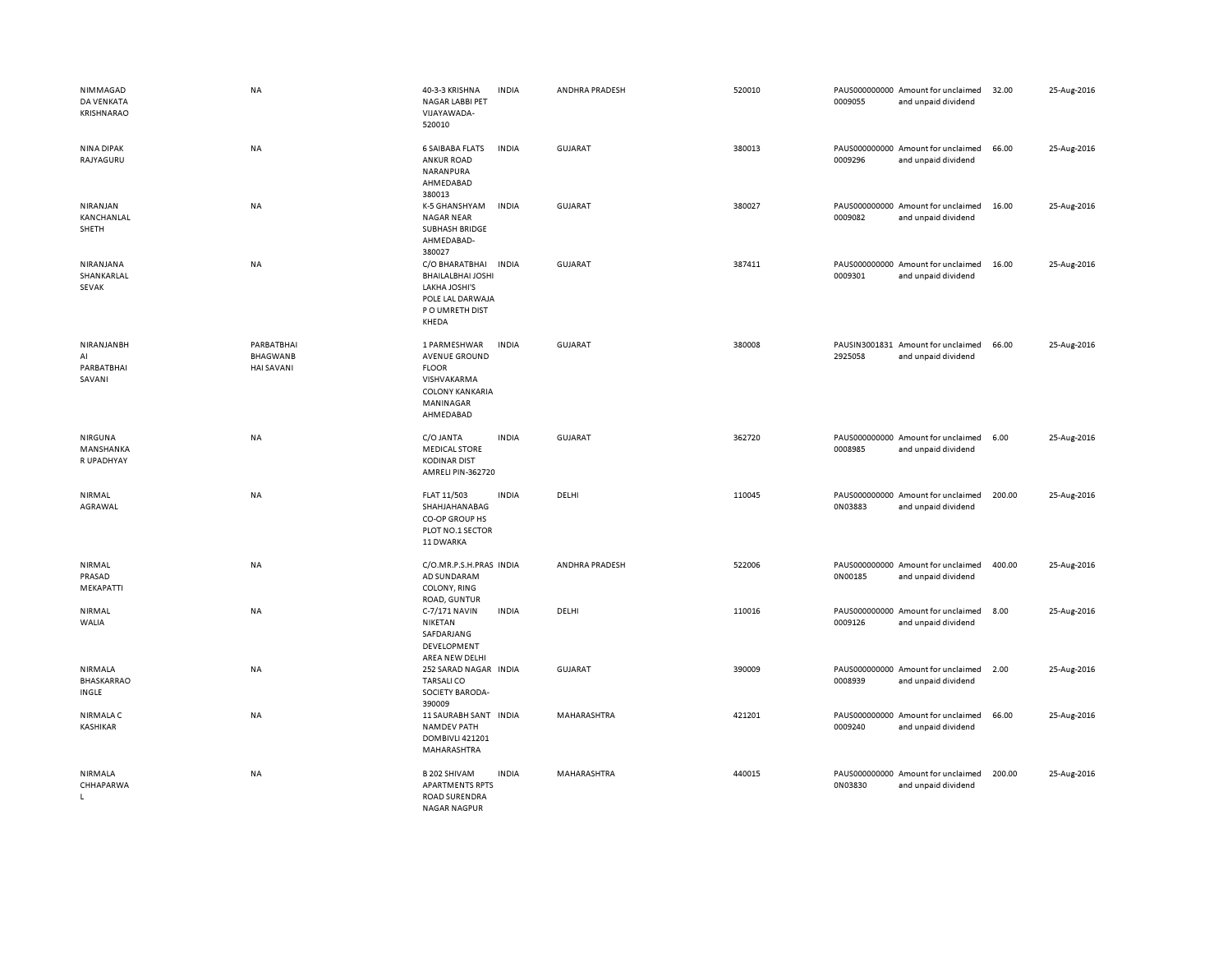| | | | | | | | | | |
|---|---|---|---|---|---|---|---|---|---|
| NIMMAGADDA VENKATA KRISHNARAO | NA | 40-3-3 KRISHNA NAGAR LABBI PET VIJAYAWADA-520010 | INDIA | ANDHRA PRADESH | 520010 | PAUS0000000000009055 | Amount for unclaimed and unpaid dividend | 32.00 | 25-Aug-2016 |
| NINA DIPAK RAJYAGURU | NA | 6 SAIBABA FLATS ANKUR ROAD NARANPURA AHMEDABAD 380013 | INDIA | GUJARAT | 380013 | PAUS0000000000009296 | Amount for unclaimed and unpaid dividend | 66.00 | 25-Aug-2016 |
| NIRANJAN KANCHANLAL SHETH | NA | K-5 GHANSHYAM NAGAR NEAR SUBHASH BRIDGE AHMEDABAD-380027 | INDIA | GUJARAT | 380027 | PAUS0000000000009082 | Amount for unclaimed and unpaid dividend | 16.00 | 25-Aug-2016 |
| NIRANJANA SHANKARLAL SEVAK | NA | C/O BHARATBHAI BHAILALBHAI JOSHI LAKHA JOSHI'S POLE LAL DARWAJA P O UMRETH DIST KHEDA | INDIA | GUJARAT | 387411 | PAUS0000000000009301 | Amount for unclaimed and unpaid dividend | 16.00 | 25-Aug-2016 |
| NIRANJANBHAI PARBATBHAI SAVANI | PARBATBHAI BHAGWANBHAI SAVANI | 1 PARMESHWAR AVENUE GROUND FLOOR VISHVAKARMA COLONY KANKARIA MANINAGAR AHMEDABAD | INDIA | GUJARAT | 380008 | PAUSIN30018312925058 | Amount for unclaimed and unpaid dividend | 66.00 | 25-Aug-2016 |
| NIRGUNA MANSHANKAR UPADHYAY | NA | C/O JANTA MEDICAL STORE KODINAR DIST AMRELI PIN-362720 | INDIA | GUJARAT | 362720 | PAUS0000000000008985 | Amount for unclaimed and unpaid dividend | 6.00 | 25-Aug-2016 |
| NIRMAL AGRAWAL | NA | FLAT 11/503 SHAHJAHANABAG CO-OP GROUP HS PLOT NO.1 SECTOR 11 DWARKA | INDIA | DELHI | 110045 | PAUS0000000000N03883 | Amount for unclaimed and unpaid dividend | 200.00 | 25-Aug-2016 |
| NIRMAL PRASAD MEKAPATTI | NA | C/O.MR.P.S.H.PRASAD SUNDARAM COLONY, RING ROAD, GUNTUR | INDIA | ANDHRA PRADESH | 522006 | PAUS0000000000N00185 | Amount for unclaimed and unpaid dividend | 400.00 | 25-Aug-2016 |
| NIRMAL WALIA | NA | C-7/171 NAVIN NIKETAN SAFDARJANG DEVELOPMENT AREA NEW DELHI | INDIA | DELHI | 110016 | PAUS0000000000009126 | Amount for unclaimed and unpaid dividend | 8.00 | 25-Aug-2016 |
| NIRMALA BHASKARRAO INGLE | NA | 252 SARAD NAGAR TARSALI CO SOCIETY BARODA-390009 | INDIA | GUJARAT | 390009 | PAUS0000000000008939 | Amount for unclaimed and unpaid dividend | 2.00 | 25-Aug-2016 |
| NIRMALA C KASHIKAR | NA | 11 SAURABH SANT NAMDEV PATH DOMBIVLI 421201 MAHARASHTRA | INDIA | MAHARASHTRA | 421201 | PAUS0000000000009240 | Amount for unclaimed and unpaid dividend | 66.00 | 25-Aug-2016 |
| NIRMALA CHHAPARWAL | NA | B 202 SHIVAM APARTMENTS RPTS ROAD SURENDRA NAGAR NAGPUR | INDIA | MAHARASHTRA | 440015 | PAUS0000000000N03830 | Amount for unclaimed and unpaid dividend | 200.00 | 25-Aug-2016 |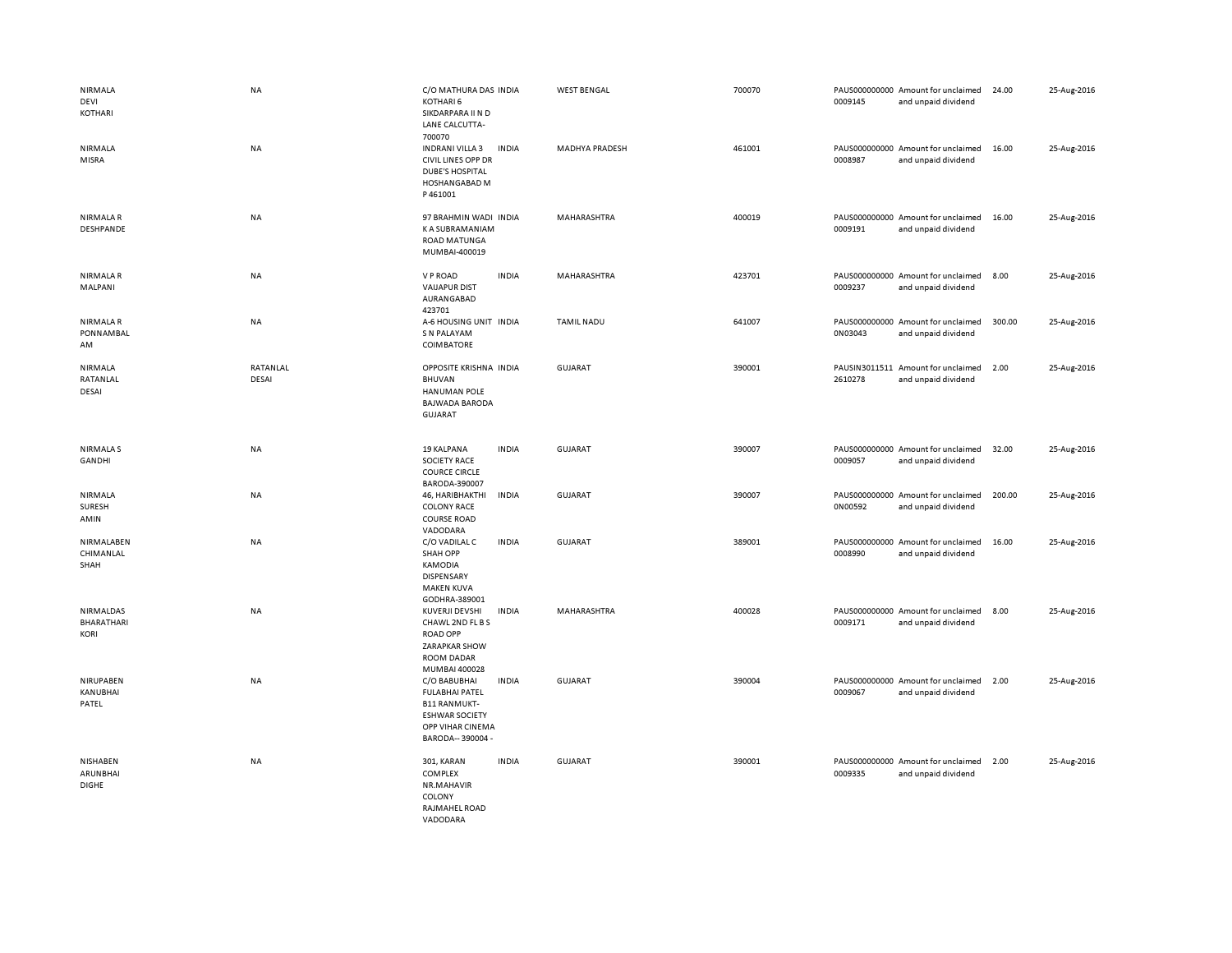| | | | | | | | | | |
|---|---|---|---|---|---|---|---|---|---|
| NIRMALA DEVI KOTHARI | NA | C/O MATHURA DAS KOTHARI 6 SIKDARPARA II N D LANE CALCUTTA-700070 | INDIA | WEST BENGAL | 700070 | PAUS0000000000009145 | Amount for unclaimed and unpaid dividend | 24.00 | 25-Aug-2016 |
| NIRMALA MISRA | NA | INDRANI VILLA 3 CIVIL LINES OPP DR DUBE'S HOSPITAL HOSHANGABAD M P 461001 | INDIA | MADHYA PRADESH | 461001 | PAUS0000000000008987 | Amount for unclaimed and unpaid dividend | 16.00 | 25-Aug-2016 |
| NIRMALA R DESHPANDE | NA | 97 BRAHMIN WADI K A SUBRAMANIAM ROAD MATUNGA MUMBAI-400019 | INDIA | MAHARASHTRA | 400019 | PAUS0000000000009191 | Amount for unclaimed and unpaid dividend | 16.00 | 25-Aug-2016 |
| NIRMALA R MALPANI | NA | V P ROAD VAIJAPUR DIST AURANGABAD 423701 | INDIA | MAHARASHTRA | 423701 | PAUS0000000000009237 | Amount for unclaimed and unpaid dividend | 8.00 | 25-Aug-2016 |
| NIRMALA R PONNAMBALAM | NA | A-6 HOUSING UNIT S N PALAYAM COIMBATORE | INDIA | TAMIL NADU | 641007 | PAUS0000000000N03043 | Amount for unclaimed and unpaid dividend | 300.00 | 25-Aug-2016 |
| NIRMALA RATANLAL DESAI | RATANLAL DESAI | OPPOSITE KRISHNA BHUVAN HANUMAN POLE BAJWADA BARODA GUJARAT | INDIA | GUJARAT | 390001 | PAUSIN30115112610278 | Amount for unclaimed and unpaid dividend | 2.00 | 25-Aug-2016 |
| NIRMALA S GANDHI | NA | 19 KALPANA SOCIETY RACE COURCE CIRCLE BARODA-390007 | INDIA | GUJARAT | 390007 | PAUS0000000000009057 | Amount for unclaimed and unpaid dividend | 32.00 | 25-Aug-2016 |
| NIRMALA SURESH AMIN | NA | 46, HARIBHAKTHI COLONY RACE COURSE ROAD VADODARA | INDIA | GUJARAT | 390007 | PAUS0000000000N00592 | Amount for unclaimed and unpaid dividend | 200.00 | 25-Aug-2016 |
| NIRMALABEN CHIMANLAL SHAH | NA | C/O VADILAL C SHAH OPP KAMODIA DISPENSARY MAKEN KUVA GODHRA-389001 | INDIA | GUJARAT | 389001 | PAUS0000000000008990 | Amount for unclaimed and unpaid dividend | 16.00 | 25-Aug-2016 |
| NIRMALDAS BHARATHARI KORI | NA | KUVERJI DEVSHI CHAWL 2ND FL B S ROAD OPP ZARAPKAR SHOW ROOM DADAR MUMBAI 400028 | INDIA | MAHARASHTRA | 400028 | PAUS0000000000009171 | Amount for unclaimed and unpaid dividend | 8.00 | 25-Aug-2016 |
| NIRUPABEN KANUBHAI PATEL | NA | C/O BABUBHAI FULABHAI PATEL B11 RANMUKT-ESHWAR SOCIETY OPP VIHAR CINEMA BARODA-- 390004 - | INDIA | GUJARAT | 390004 | PAUS0000000000009067 | Amount for unclaimed and unpaid dividend | 2.00 | 25-Aug-2016 |
| NISHABEN ARUNBHAI DIGHE | NA | 301, KARAN COMPLEX NR.MAHAVIR COLONY RAJMAHEL ROAD VADODARA | INDIA | GUJARAT | 390001 | PAUS0000000000009335 | Amount for unclaimed and unpaid dividend | 2.00 | 25-Aug-2016 |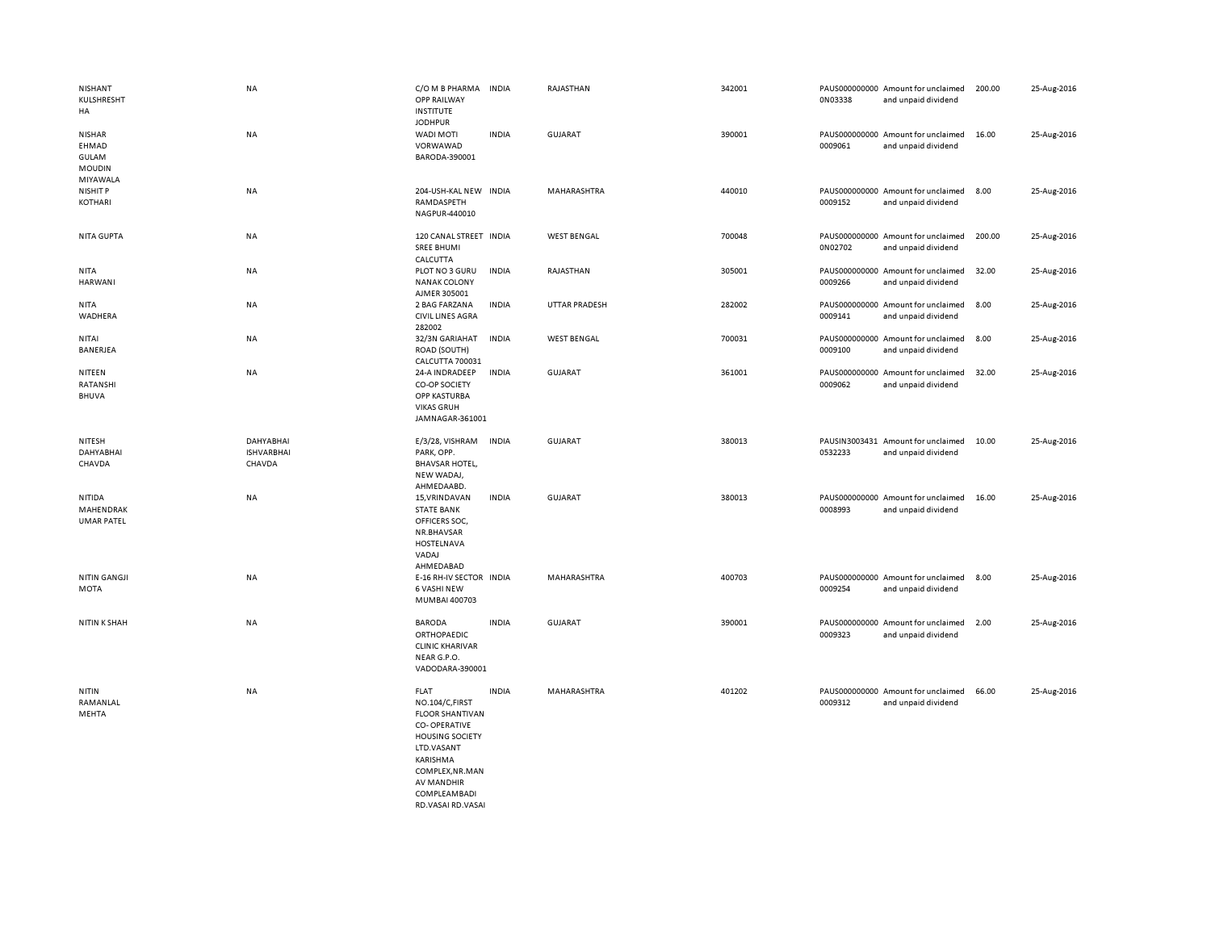| | | | | | | | | | |
|---|---|---|---|---|---|---|---|---|---|
| NISHANT KULSHRESHTHA | NA | C/O M B PHARMA OPP RAILWAY INSTITUTE JODHPUR | INDIA | RAJASTHAN | 342001 | PAUS0000000000N03338 | Amount for unclaimed and unpaid dividend | 200.00 | 25-Aug-2016 |
| NISHAR EHMAD GULAM MOUDIN MIYAWALA | NA | WADI MOTI VORWAWAD BARODA-390001 | INDIA | GUJARAT | 390001 | PAUS0000000000009061 | Amount for unclaimed and unpaid dividend | 16.00 | 25-Aug-2016 |
| NISHIT P KOTHARI | NA | 204-USH-KAL NEW RAMDASPETH NAGPUR-440010 | INDIA | MAHARASHTRA | 440010 | PAUS0000000000009152 | Amount for unclaimed and unpaid dividend | 8.00 | 25-Aug-2016 |
| NITA GUPTA | NA | 120 CANAL STREET SREE BHUMI CALCUTTA | INDIA | WEST BENGAL | 700048 | PAUS0000000000N02702 | Amount for unclaimed and unpaid dividend | 200.00 | 25-Aug-2016 |
| NITA HARWANI | NA | PLOT NO 3 GURU NANAK COLONY AJMER 305001 | INDIA | RAJASTHAN | 305001 | PAUS0000000000009266 | Amount for unclaimed and unpaid dividend | 32.00 | 25-Aug-2016 |
| NITA WADHERA | NA | 2 BAG FARZANA CIVIL LINES AGRA 282002 | INDIA | UTTAR PRADESH | 282002 | PAUS0000000000009141 | Amount for unclaimed and unpaid dividend | 8.00 | 25-Aug-2016 |
| NITAI BANERJEA | NA | 32/3N GARIAHAT ROAD (SOUTH) CALCUTTA 700031 | INDIA | WEST BENGAL | 700031 | PAUS0000000000009100 | Amount for unclaimed and unpaid dividend | 8.00 | 25-Aug-2016 |
| NITEEN RATANSHI BHUVA | NA | 24-A INDRADEEP CO-OP SOCIETY OPP KASTURBA VIKAS GRUH JAMNAGAR-361001 | INDIA | GUJARAT | 361001 | PAUS0000000000009062 | Amount for unclaimed and unpaid dividend | 32.00 | 25-Aug-2016 |
| NITESH DAHYABHAI CHAVDA | DAHYABHAI ISHVARBHAI CHAVDA | E/3/28, VISHRAM PARK, OPP. BHAVSAR HOTEL, NEW WADAJ, AHMEDAABD. | INDIA | GUJARAT | 380013 | PAUSIN30034310532233 | Amount for unclaimed and unpaid dividend | 10.00 | 25-Aug-2016 |
| NITIDA MAHENDRAKUMAR PATEL | NA | 15,VRINDAVAN STATE BANK OFFICERS SOC, NR.BHAVSAR HOSTELNAVA VADAJ AHMEDABAD | INDIA | GUJARAT | 380013 | PAUS0000000000008993 | Amount for unclaimed and unpaid dividend | 16.00 | 25-Aug-2016 |
| NITIN GANGJI MOTA | NA | E-16 RH-IV SECTOR 6 VASHI NEW MUMBAI 400703 | INDIA | MAHARASHTRA | 400703 | PAUS0000000000009254 | Amount for unclaimed and unpaid dividend | 8.00 | 25-Aug-2016 |
| NITIN K SHAH | NA | BARODA ORTHOPAEDIC CLINIC KHARIVAR NEAR G.P.O. VADODARA-390001 | INDIA | GUJARAT | 390001 | PAUS0000000000009323 | Amount for unclaimed and unpaid dividend | 2.00 | 25-Aug-2016 |
| NITIN RAMANLAL MEHTA | NA | FLAT NO.104/C,FIRST FLOOR SHANTIVAN CO- OPERATIVE HOUSING SOCIETY LTD.VASANT KARISHMA COMPLEX,NR.MANAV MANDHIR COMPLEAMBADI RD.VASAI RD.VASAI | INDIA | MAHARASHTRA | 401202 | PAUS0000000000009312 | Amount for unclaimed and unpaid dividend | 66.00 | 25-Aug-2016 |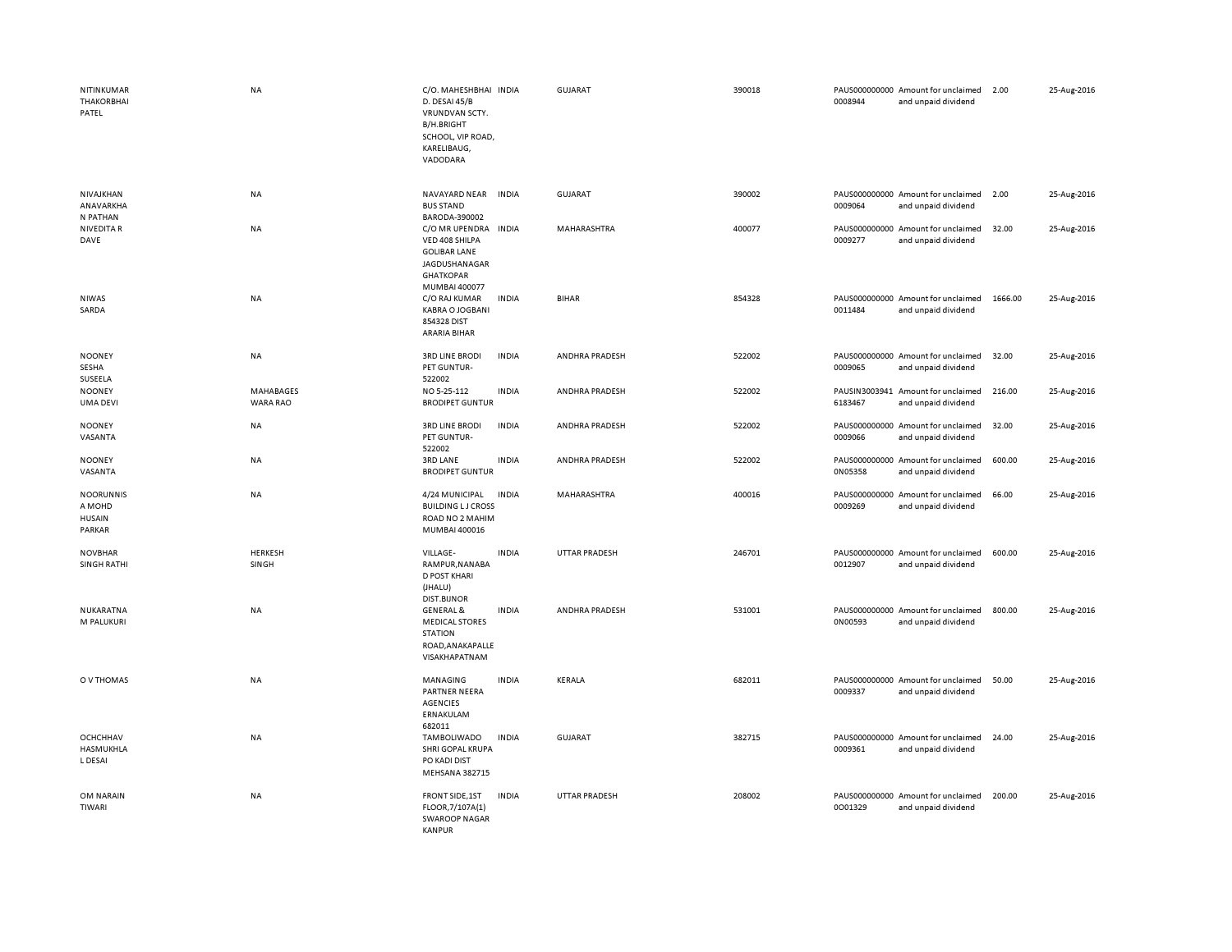| | | | | | | | | | |
|---|---|---|---|---|---|---|---|---|---|
| NITINKUMAR THAKORBHAI PATEL | NA | C/O. MAHESHBHAI D. DESAI 45/B VRUNDVAN SCTY. B/H.BRIGHT SCHOOL, VIP ROAD, KARELIBAUG, VADODARA | INDIA | GUJARAT | 390018 | PAUS0000000000008944 | Amount for unclaimed and unpaid dividend | 2.00 | 25-Aug-2016 |
| NIVAJKHAN ANAVARKHA N PATHAN | NA | NAVAYARD NEAR BUS STAND BARODA-390002 | INDIA | GUJARAT | 390002 | PAUS0000000000009064 | Amount for unclaimed and unpaid dividend | 2.00 | 25-Aug-2016 |
| NIVEDITA R DAVE | NA | C/O MR UPENDRA VED 408 SHILPA GOLIBAR LANE JAGDUSHANAGAR GHATKOPAR MUMBAI 400077 | INDIA | MAHARASHTRA | 400077 | PAUS0000000000009277 | Amount for unclaimed and unpaid dividend | 32.00 | 25-Aug-2016 |
| NIWAS SARDA | NA | C/O RAJ KUMAR KABRA O JOGBANI 854328 DIST ARARIA BIHAR | INDIA | BIHAR | 854328 | PAUS0000000000011484 | Amount for unclaimed and unpaid dividend | 1666.00 | 25-Aug-2016 |
| NOONEY SESHA SUSEELA | NA | 3RD LINE BRODI PET GUNTUR-522002 | INDIA | ANDHRA PRADESH | 522002 | PAUS0000000000009065 | Amount for unclaimed and unpaid dividend | 32.00 | 25-Aug-2016 |
| NOONEY UMA DEVI | MAHABAGES WARA RAO | NO 5-25-112 BRODIPET GUNTUR | INDIA | ANDHRA PRADESH | 522002 | PAUSIN30039416183467 | Amount for unclaimed and unpaid dividend | 216.00 | 25-Aug-2016 |
| NOONEY VASANTA | NA | 3RD LINE BRODI PET GUNTUR-522002 | INDIA | ANDHRA PRADESH | 522002 | PAUS0000000000009066 | Amount for unclaimed and unpaid dividend | 32.00 | 25-Aug-2016 |
| NOONEY VASANTA | NA | 3RD LANE BRODIPET GUNTUR | INDIA | ANDHRA PRADESH | 522002 | PAUS0000000000N05358 | Amount for unclaimed and unpaid dividend | 600.00 | 25-Aug-2016 |
| NOORUNNIS A MOHD HUSAIN PARKAR | NA | 4/24 MUNICIPAL BUILDING L J CROSS ROAD NO 2 MAHIM MUMBAI 400016 | INDIA | MAHARASHTRA | 400016 | PAUS0000000000009269 | Amount for unclaimed and unpaid dividend | 66.00 | 25-Aug-2016 |
| NOVBHAR SINGH RATHI | HERKESH SINGH | VILLAGE-RAMPUR,NANABA D POST KHARI (JHALU) DIST.BIJNOR | INDIA | UTTAR PRADESH | 246701 | PAUS0000000000012907 | Amount for unclaimed and unpaid dividend | 600.00 | 25-Aug-2016 |
| NUKARATNA M PALUKURI | NA | GENERAL & MEDICAL STORES STATION ROAD,ANAKAPALLE VISAKHAPATNAM | INDIA | ANDHRA PRADESH | 531001 | PAUS0000000000N00593 | Amount for unclaimed and unpaid dividend | 800.00 | 25-Aug-2016 |
| O V THOMAS | NA | MANAGING PARTNER NEERA AGENCIES ERNAKULAM 682011 | INDIA | KERALA | 682011 | PAUS0000000000009337 | Amount for unclaimed and unpaid dividend | 50.00 | 25-Aug-2016 |
| OCHCHHAV HASMUKHLA L DESAI | NA | TAMBOLIWADO SHRI GOPAL KRUPA PO KADI DIST MEHSANA 382715 | INDIA | GUJARAT | 382715 | PAUS0000000000009361 | Amount for unclaimed and unpaid dividend | 24.00 | 25-Aug-2016 |
| OM NARAIN TIWARI | NA | FRONT SIDE,1ST FLOOR,7/107A(1) SWAROOP NAGAR KANPUR | INDIA | UTTAR PRADESH | 208002 | PAUS00000000000O1329 | Amount for unclaimed and unpaid dividend | 200.00 | 25-Aug-2016 |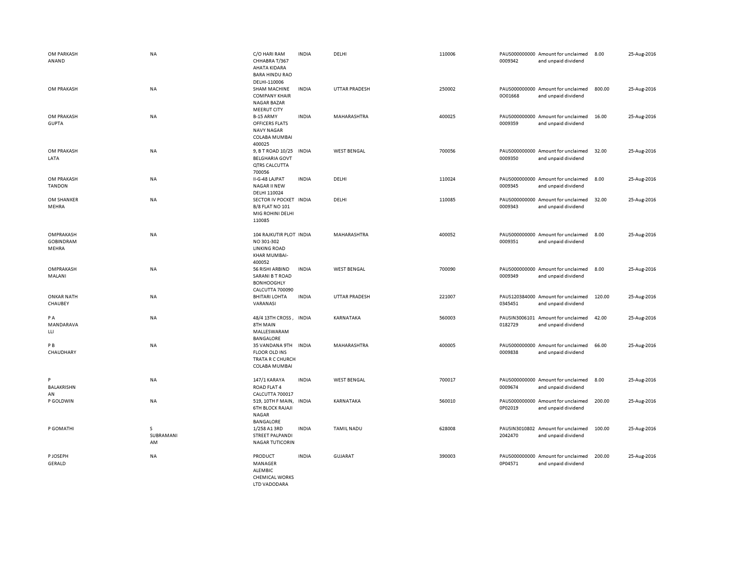| | | | | | | | | | |
|---|---|---|---|---|---|---|---|---|---|
| OM PARKASH ANAND | NA | C/O HARI RAM CHHABRA T/367 AHATA KIDARA BARA HINDU RAO DELHI-110006 | INDIA | DELHI | 110006 | PAUS0000000000009342 | Amount for unclaimed and unpaid dividend | 8.00 | 25-Aug-2016 |
| OM PRAKASH | NA | SHAM MACHINE COMPANY KHAIR NAGAR BAZAR MEERUT CITY | INDIA | UTTAR PRADESH | 250002 | PAUS0000000000O01668 | Amount for unclaimed and unpaid dividend | 800.00 | 25-Aug-2016 |
| OM PRAKASH GUPTA | NA | B-15 ARMY OFFICERS FLATS NAVY NAGAR COLABA MUMBAI 400025 | INDIA | MAHARASHTRA | 400025 | PAUS0000000000009359 | Amount for unclaimed and unpaid dividend | 16.00 | 25-Aug-2016 |
| OM PRAKASH LATA | NA | 9, B T ROAD 10/25 BELGHARIA GOVT QTRS CALCUTTA 700056 | INDIA | WEST BENGAL | 700056 | PAUS0000000000009350 | Amount for unclaimed and unpaid dividend | 32.00 | 25-Aug-2016 |
| OM PRAKASH TANDON | NA | II-G-48 LAJPAT NAGAR II NEW DELHI 110024 | INDIA | DELHI | 110024 | PAUS0000000000009345 | Amount for unclaimed and unpaid dividend | 8.00 | 25-Aug-2016 |
| OM SHANKER MEHRA | NA | SECTOR IV POCKET B/8 FLAT NO 101 MIG ROHINI DELHI 110085 | INDIA | DELHI | 110085 | PAUS0000000000009343 | Amount for unclaimed and unpaid dividend | 32.00 | 25-Aug-2016 |
| OMPRAKASH GOBINDRAM MEHRA | NA | 104 RAJKUTIR PLOT NO 301-302 LINKING ROAD KHAR MUMBAI-400052 | INDIA | MAHARASHTRA | 400052 | PAUS0000000000009351 | Amount for unclaimed and unpaid dividend | 8.00 | 25-Aug-2016 |
| OMPRAKASH MALANI | NA | 56 RISHI ARBIND SARANI B T ROAD BONHOOGHLY CALCUTTA 700090 | INDIA | WEST BENGAL | 700090 | PAUS0000000000009349 | Amount for unclaimed and unpaid dividend | 8.00 | 25-Aug-2016 |
| ONKAR NATH CHAUBEY | NA | BHITARI LOHTA VARANASI | INDIA | UTTAR PRADESH | 221007 | PAUS1203840000345451 | Amount for unclaimed and unpaid dividend | 120.00 | 25-Aug-2016 |
| P A MANDARAVA LLI | NA | 48/4 13TH CROSS , 8TH MAIN MALLESWARAM BANGALORE | INDIA | KARNATAKA | 560003 | PAUSIN30061010182729 | Amount for unclaimed and unpaid dividend | 42.00 | 25-Aug-2016 |
| P B CHAUDHARY | NA | 35 VANDANA 9TH FLOOR OLD INS TRATA R C CHURCH COLABA MUMBAI | INDIA | MAHARASHTRA | 400005 | PAUS0000000000009838 | Amount for unclaimed and unpaid dividend | 66.00 | 25-Aug-2016 |
| P BALAKRISHN AN | NA | 147/1 KARAYA ROAD FLAT 4 CALCUTTA 700017 | INDIA | WEST BENGAL | 700017 | PAUS0000000000009674 | Amount for unclaimed and unpaid dividend | 8.00 | 25-Aug-2016 |
| P GOLDWIN | NA | 519, 10TH F MAIN, 6TH BLOCK RAJAJI NAGAR BANGALORE | INDIA | KARNATAKA | 560010 | PAUS0000000000P02019 | Amount for unclaimed and unpaid dividend | 200.00 | 25-Aug-2016 |
| P GOMATHI | S SUBRAMANI AM | 1/258 A1 3RD STREET PALPANDI NAGAR TUTICORIN | INDIA | TAMIL NADU | 628008 | PAUSIN30108022042470 | Amount for unclaimed and unpaid dividend | 100.00 | 25-Aug-2016 |
| P JOSEPH GERALD | NA | PRODUCT MANAGER ALEMBIC CHEMICAL WORKS LTD VADODARA | INDIA | GUJARAT | 390003 | PAUS0000000000P04571 | Amount for unclaimed and unpaid dividend | 200.00 | 25-Aug-2016 |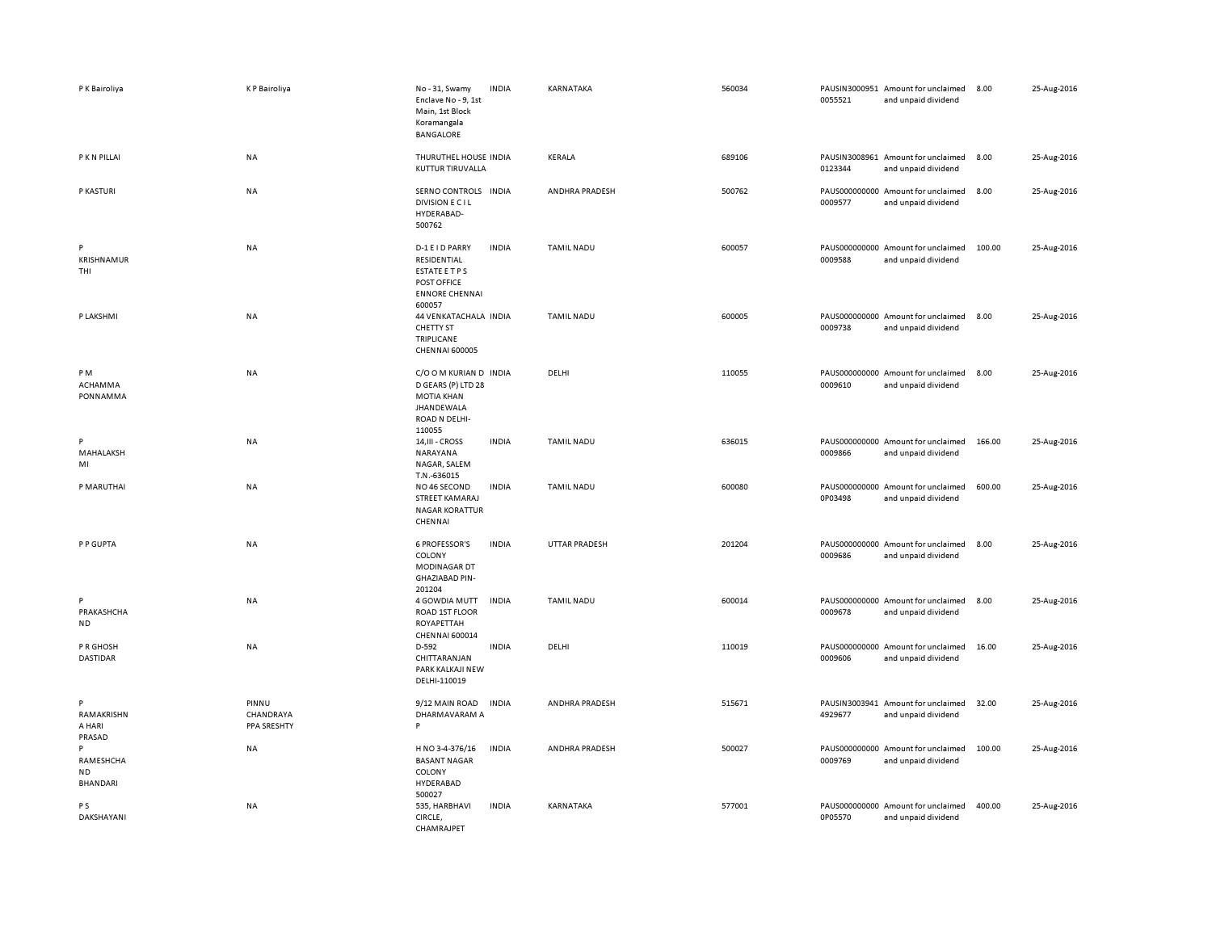| | | | | | | | | | |
|---|---|---|---|---|---|---|---|---|---|
| P K Bairoliya | K P Bairoliya | No - 31, Swamy Enclave No - 9, 1st Main, 1st Block Koramangala BANGALORE | INDIA | KARNATAKA | 560034 | PAUSIN3000951 0055521 | Amount for unclaimed and unpaid dividend | 8.00 | 25-Aug-2016 |
| P K N PILLAI | NA | THURUTHEL HOUSE KUTTUR TIRUVALLA | INDIA | KERALA | 689106 | PAUSIN3008961 0123344 | Amount for unclaimed and unpaid dividend | 8.00 | 25-Aug-2016 |
| P KASTURI | NA | SERNO CONTROLS DIVISION E C I L HYDERABAD-500762 | INDIA | ANDHRA PRADESH | 500762 | PAUS000000000 0009577 | Amount for unclaimed and unpaid dividend | 8.00 | 25-Aug-2016 |
| P KRISHNAMURTHI | NA | D-1 E I D PARRY RESIDENTIAL ESTATE E T P S POST OFFICE ENNORE CHENNAI 600057 | INDIA | TAMIL NADU | 600057 | PAUS000000000 0009588 | Amount for unclaimed and unpaid dividend | 100.00 | 25-Aug-2016 |
| P LAKSHMI | NA | 44 VENKATACHALA CHETTY ST TRIPLICANE CHENNAI 600005 | INDIA | TAMIL NADU | 600005 | PAUS000000000 0009738 | Amount for unclaimed and unpaid dividend | 8.00 | 25-Aug-2016 |
| P M ACHAMMA PONNAMMA | NA | C/O O M KURIAN D D GEARS (P) LTD 28 MOTIA KHAN JHANDEWALA ROAD N DELHI-110055 | INDIA | DELHI | 110055 | PAUS000000000 0009610 | Amount for unclaimed and unpaid dividend | 8.00 | 25-Aug-2016 |
| P MAHALAKSHMI | NA | 14,III - CROSS NARAYANA NAGAR, SALEM T.N.-636015 | INDIA | TAMIL NADU | 636015 | PAUS000000000 0009866 | Amount for unclaimed and unpaid dividend | 166.00 | 25-Aug-2016 |
| P MARUTHAI | NA | NO 46 SECOND STREET KAMARAJ NAGAR KORATTUR CHENNAI | INDIA | TAMIL NADU | 600080 | PAUS000000000 0P03498 | Amount for unclaimed and unpaid dividend | 600.00 | 25-Aug-2016 |
| P P GUPTA | NA | 6 PROFESSOR'S COLONY MODINAGAR DT GHAZIABAD PIN-201204 | INDIA | UTTAR PRADESH | 201204 | PAUS000000000 0009686 | Amount for unclaimed and unpaid dividend | 8.00 | 25-Aug-2016 |
| P PRAKASHCHAND | NA | 4 GOWDIA MUTT ROAD 1ST FLOOR ROYAPETTAH CHENNAI 600014 | INDIA | TAMIL NADU | 600014 | PAUS000000000 0009678 | Amount for unclaimed and unpaid dividend | 8.00 | 25-Aug-2016 |
| P R GHOSH DASTIDAR | NA | D-592 CHITTARANJAN PARK KALKAJI NEW DELHI-110019 | INDIA | DELHI | 110019 | PAUS000000000 0009606 | Amount for unclaimed and unpaid dividend | 16.00 | 25-Aug-2016 |
| P RAMAKRISHNA HARI PRASAD | PINNU CHANDRAYA PPA SRESHTY | 9/12 MAIN ROAD DHARMAVARAM A P | INDIA | ANDHRA PRADESH | 515671 | PAUSIN3003941 4929677 | Amount for unclaimed and unpaid dividend | 32.00 | 25-Aug-2016 |
| P RAMESHCHAND BHANDARI | NA | H NO 3-4-376/16 BASANT NAGAR COLONY HYDERABAD 500027 | INDIA | ANDHRA PRADESH | 500027 | PAUS000000000 0009769 | Amount for unclaimed and unpaid dividend | 100.00 | 25-Aug-2016 |
| P S DAKSHAYANI | NA | 535, HARBHAVI CIRCLE, CHAMRAJPET | INDIA | KARNATAKA | 577001 | PAUS000000000 0P05570 | Amount for unclaimed and unpaid dividend | 400.00 | 25-Aug-2016 |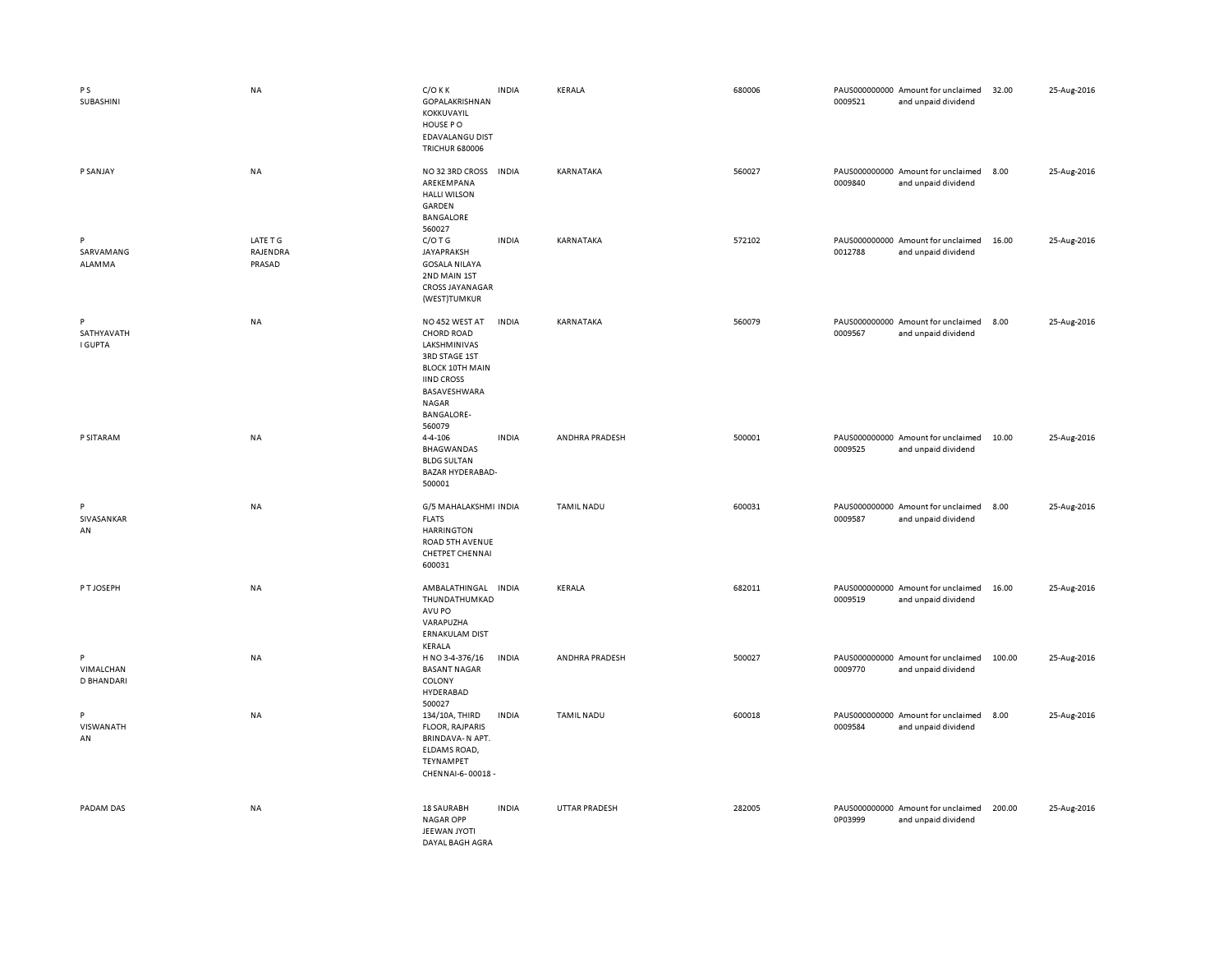| | | | | | | | | | |
|---|---|---|---|---|---|---|---|---|---|
| P S SUBASHINI | NA | C/O K K GOPALAKRISHNAN KOKKUVAYIL HOUSE P O EDAVALANGU DIST TRICHUR 680006 | INDIA | KERALA | 680006 | PAUS0000000000009521 | Amount for unclaimed and unpaid dividend | 32.00 | 25-Aug-2016 |
| P SANJAY | NA | NO 32 3RD CROSS AREKEMPANA HALLI WILSON GARDEN BANGALORE 560027 | INDIA | KARNATAKA | 560027 | PAUS0000000000009840 | Amount for unclaimed and unpaid dividend | 8.00 | 25-Aug-2016 |
| P SARVAMANG ALAMMA | LATE T G RAJENDRA PRASAD | C/O T G JAYAPRAKSH GOSALA NILAYA 2ND MAIN 1ST CROSS JAYANAGAR (WEST)TUMKUR | INDIA | KARNATAKA | 572102 | PAUS0000000000012788 | Amount for unclaimed and unpaid dividend | 16.00 | 25-Aug-2016 |
| P SATHYAVATH I GUPTA | NA | NO 452 WEST AT CHORD ROAD LAKSHMINIVAS 3RD STAGE 1ST BLOCK 10TH MAIN IIND CROSS BASAVESHWARA NAGAR BANGALORE-560079 | INDIA | KARNATAKA | 560079 | PAUS0000000000009567 | Amount for unclaimed and unpaid dividend | 8.00 | 25-Aug-2016 |
| P SITARAM | NA | 4-4-106 BHAGWANDAS BLDG SULTAN BAZAR HYDERABAD-500001 | INDIA | ANDHRA PRADESH | 500001 | PAUS0000000000009525 | Amount for unclaimed and unpaid dividend | 10.00 | 25-Aug-2016 |
| P SIVASANKAR AN | NA | G/5 MAHALAKSHMI FLATS HARRINGTON ROAD 5TH AVENUE CHETPET CHENNAI 600031 | INDIA | TAMIL NADU | 600031 | PAUS0000000000009587 | Amount for unclaimed and unpaid dividend | 8.00 | 25-Aug-2016 |
| P T JOSEPH | NA | AMBALATHINGAL THUNDATHUMKAD AVU PO VARAPUZHA ERNAKULAM DIST KERALA | INDIA | KERALA | 682011 | PAUS0000000000009519 | Amount for unclaimed and unpaid dividend | 16.00 | 25-Aug-2016 |
| P VIMALCHAN D BHANDARI | NA | H NO 3-4-376/16 BASANT NAGAR COLONY HYDERABAD 500027 | INDIA | ANDHRA PRADESH | 500027 | PAUS0000000000009770 | Amount for unclaimed and unpaid dividend | 100.00 | 25-Aug-2016 |
| P VISWANATH AN | NA | 134/10A, THIRD FLOOR, RAJPARIS BRINDAVA- N APT. ELDAMS ROAD, TEYNAMPET CHENNAI-6- 00018 - | INDIA | TAMIL NADU | 600018 | PAUS0000000000009584 | Amount for unclaimed and unpaid dividend | 8.00 | 25-Aug-2016 |
| PADAM DAS | NA | 18 SAURABH NAGAR OPP JEEWAN JYOTI DAYAL BAGH AGRA | INDIA | UTTAR PRADESH | 282005 | PAUS0000000000P03999 | Amount for unclaimed and unpaid dividend | 200.00 | 25-Aug-2016 |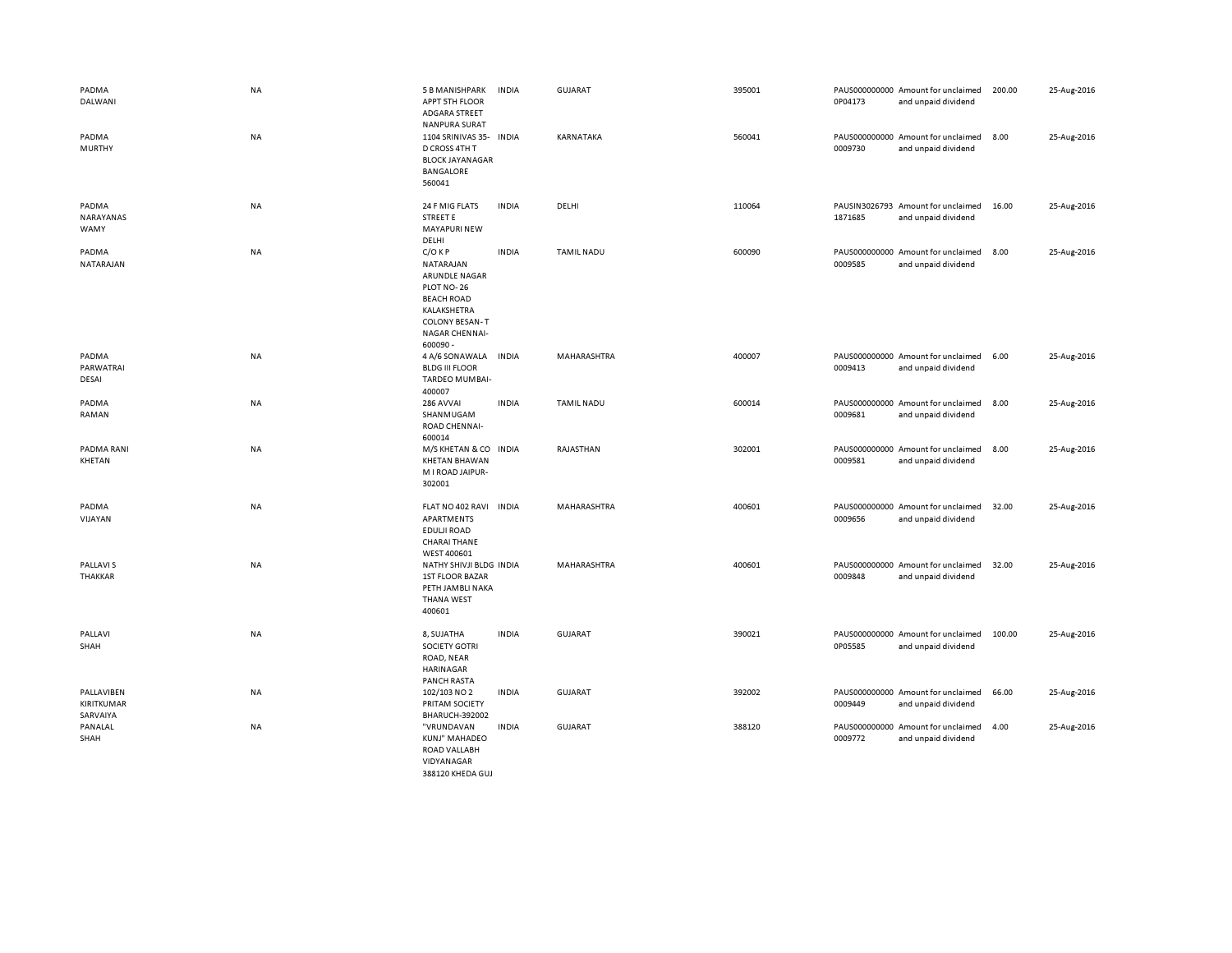| | | | | | | | | | |
|---|---|---|---|---|---|---|---|---|---|
| PADMA DALWANI | NA | 5 B MANISHPARK APPT 5TH FLOOR ADGARA STREET NANPURA SURAT | INDIA | GUJARAT | 395001 | PAUS0000000000P04173 | Amount for unclaimed and unpaid dividend | 200.00 | 25-Aug-2016 |
| PADMA MURTHY | NA | 1104 SRINIVAS 35-D CROSS 4TH T BLOCK JAYANAGAR BANGALORE 560041 | INDIA | KARNATAKA | 560041 | PAUS0000000000009730 | Amount for unclaimed and unpaid dividend | 8.00 | 25-Aug-2016 |
| PADMA NARAYANAS WAMY | NA | 24 F MIG FLATS STREET E MAYAPURI NEW DELHI | INDIA | DELHI | 110064 | PAUSIN30267931871685 | Amount for unclaimed and unpaid dividend | 16.00 | 25-Aug-2016 |
| PADMA NATARAJAN | NA | C/O K P NATARAJAN ARUNDLE NAGAR PLOT NO- 26 BEACH ROAD KALAKSHETRA COLONY BESAN- T NAGAR CHENNAI-600090 - | INDIA | TAMIL NADU | 600090 | PAUS0000000000009585 | Amount for unclaimed and unpaid dividend | 8.00 | 25-Aug-2016 |
| PADMA PARWATRAI DESAI | NA | 4 A/6 SONAWALA BLDG III FLOOR TARDEO MUMBAI-400007 | INDIA | MAHARASHTRA | 400007 | PAUS0000000000009413 | Amount for unclaimed and unpaid dividend | 6.00 | 25-Aug-2016 |
| PADMA RAMAN | NA | 286 AVVAI SHANMUGAM ROAD CHENNAI-600014 | INDIA | TAMIL NADU | 600014 | PAUS0000000000009681 | Amount for unclaimed and unpaid dividend | 8.00 | 25-Aug-2016 |
| PADMA RANI KHETAN | NA | M/S KHETAN & CO KHETAN BHAWAN M I ROAD JAIPUR-302001 | INDIA | RAJASTHAN | 302001 | PAUS0000000000009581 | Amount for unclaimed and unpaid dividend | 8.00 | 25-Aug-2016 |
| PADMA VIJAYAN | NA | FLAT NO 402 RAVI APARTMENTS EDULJI ROAD CHARAI THANE WEST 400601 | INDIA | MAHARASHTRA | 400601 | PAUS0000000000009656 | Amount for unclaimed and unpaid dividend | 32.00 | 25-Aug-2016 |
| PALLAVI S THAKKAR | NA | NATHY SHIVJI BLDG 1ST FLOOR BAZAR PETH JAMBLI NAKA THANA WEST 400601 | INDIA | MAHARASHTRA | 400601 | PAUS0000000000009848 | Amount for unclaimed and unpaid dividend | 32.00 | 25-Aug-2016 |
| PALLAVI SHAH | NA | 8, SUJATHA SOCIETY GOTRI ROAD, NEAR HARINAGAR PANCH RASTA | INDIA | GUJARAT | 390021 | PAUS0000000000P05585 | Amount for unclaimed and unpaid dividend | 100.00 | 25-Aug-2016 |
| PALLAVIBEN KIRITKUMAR SARVAIYA | NA | 102/103 NO 2 PRITAM SOCIETY BHARUCH-392002 | INDIA | GUJARAT | 392002 | PAUS0000000000009449 | Amount for unclaimed and unpaid dividend | 66.00 | 25-Aug-2016 |
| PANALAL SHAH | NA | "VRUNDAVAN KUNJ" MAHADEO ROAD VALLABH VIDYANAGAR 388120 KHEDA GUJ | INDIA | GUJARAT | 388120 | PAUS0000000000009772 | Amount for unclaimed and unpaid dividend | 4.00 | 25-Aug-2016 |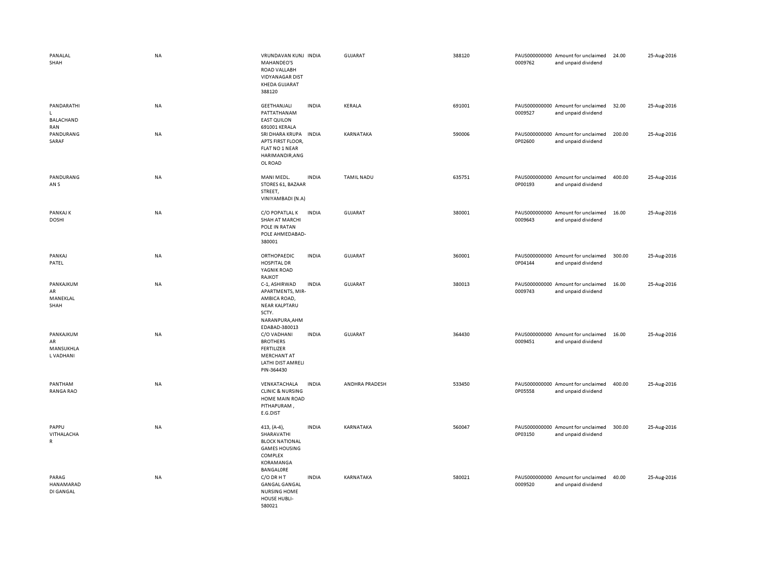| | | | | | | | | | |
|---|---|---|---|---|---|---|---|---|---|
| PANALAL SHAH | NA | VRUNDAVAN KUNJ MAHANDEO'S ROAD VALLABH VIDYANAGAR DIST KHEDA GUJARAT 388120 | INDIA | GUJARAT | 388120 | PAUS0000000000009762 | Amount for unclaimed and unpaid dividend | 24.00 | 25-Aug-2016 |
| PANDARATHI L BALACHAND RAN | NA | GEETHANJALI PATTATHANAM EAST QUILON 691001 KERALA | INDIA | KERALA | 691001 | PAUS0000000000009527 | Amount for unclaimed and unpaid dividend | 32.00 | 25-Aug-2016 |
| PANDURANG SARAF | NA | SRI DHARA KRUPA APTS FIRST FLOOR, FLAT NO 1 NEAR HARIMANDIR,ANG OL ROAD | INDIA | KARNATAKA | 590006 | PAUS0000000000P02600 | Amount for unclaimed and unpaid dividend | 200.00 | 25-Aug-2016 |
| PANDURANG AN S | NA | MANI MEDL. STORES 61, BAZAAR STREET, VINIYAMBADI (N.A) | INDIA | TAMIL NADU | 635751 | PAUS0000000000P00193 | Amount for unclaimed and unpaid dividend | 400.00 | 25-Aug-2016 |
| PANKAJ K DOSHI | NA | C/O POPATLAL K SHAH AT MARCHI POLE IN RATAN POLE AHMEDABAD-380001 | INDIA | GUJARAT | 380001 | PAUS0000000000009643 | Amount for unclaimed and unpaid dividend | 16.00 | 25-Aug-2016 |
| PANKAJ PATEL | NA | ORTHOPAEDIC HOSPITAL DR YAGNIK ROAD RAJKOT | INDIA | GUJARAT | 360001 | PAUS0000000000P04144 | Amount for unclaimed and unpaid dividend | 300.00 | 25-Aug-2016 |
| PANKAJKUM AR MANEKLAL SHAH | NA | C-1, ASHIRWAD APARTMENTS, MIR-AMBICA ROAD, NEAR KALPTARU SCTY. NARANPURA,AHM EDABAD-380013 | INDIA | GUJARAT | 380013 | PAUS0000000000009743 | Amount for unclaimed and unpaid dividend | 16.00 | 25-Aug-2016 |
| PANKAJKUM AR MANSUKHLA L VADHANI | NA | C/O VADHANI BROTHERS FERTILIZER MERCHANT AT LATHI DIST AMRELI PIN-364430 | INDIA | GUJARAT | 364430 | PAUS0000000000009451 | Amount for unclaimed and unpaid dividend | 16.00 | 25-Aug-2016 |
| PANTHAM RANGA RAO | NA | VENKATACHALA CLINIC & NURSING HOME MAIN ROAD PITHAPURAM , E.G.DIST | INDIA | ANDHRA PRADESH | 533450 | PAUS0000000000P05558 | Amount for unclaimed and unpaid dividend | 400.00 | 25-Aug-2016 |
| PAPPU VITHALACHA R | NA | 413, (A-4), SHARAVATHI BLOCK NATIONAL GAMES HOUSING COMPLEX KORAMANGA BANGAL0RE | INDIA | KARNATAKA | 560047 | PAUS0000000000P03150 | Amount for unclaimed and unpaid dividend | 300.00 | 25-Aug-2016 |
| PARAG HANAMARAD DI GANGAL | NA | C/O DR H T GANGAL GANGAL NURSING HOME HOUSE HUBLI-580021 | INDIA | KARNATAKA | 580021 | PAUS0000000000009520 | Amount for unclaimed and unpaid dividend | 40.00 | 25-Aug-2016 |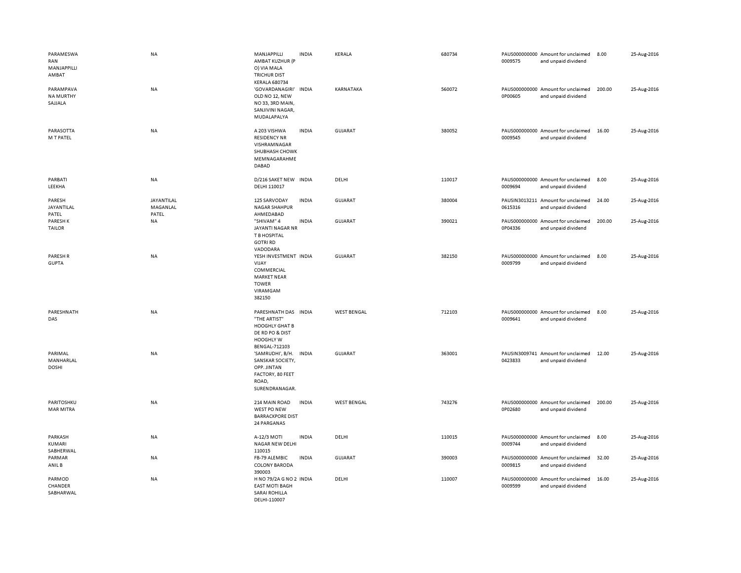| | | | | | | | | | |
|---|---|---|---|---|---|---|---|---|---|
| PARAMESWARAN MANJAPPILLI AMBAT | NA | MANJAPPILLI AMBAT KUZHUR (P O) VIA MALA TRICHUR DIST KERALA 680734 | INDIA | KERALA | 680734 | PAUS0000000000009575 | Amount for unclaimed and unpaid dividend | 8.00 | 25-Aug-2016 |
| PARAMPAVANA MURTHY SAJJALA | NA | 'GOVARDANAGIRI' OLD NO 12, NEW NO 33, 3RD MAIN, SANJIVINI NAGAR, MUDALAPALYA | INDIA | KARNATAKA | 560072 | PAUS0000000000P00605 | Amount for unclaimed and unpaid dividend | 200.00 | 25-Aug-2016 |
| PARASOTTAM T PATEL | NA | A 203 VISHWA RESIDENCY NR VISHRAMNAGAR SHUBHASH CHOWK MEMNAGARAHMEDABAD | INDIA | GUJARAT | 380052 | PAUS0000000000009545 | Amount for unclaimed and unpaid dividend | 16.00 | 25-Aug-2016 |
| PARBATI LEEKHA | NA | D/216 SAKET NEW DELHI 110017 | INDIA | DELHI | 110017 | PAUS0000000000009694 | Amount for unclaimed and unpaid dividend | 8.00 | 25-Aug-2016 |
| PARESH JAYANTILAL PATEL | JAYANTILAL MAGANLAL PATEL | 125 SARVODAY NAGAR SHAHPUR AHMEDABAD | INDIA | GUJARAT | 380004 | PAUSIN30132110615316 | Amount for unclaimed and unpaid dividend | 24.00 | 25-Aug-2016 |
| PARESH K TAILOR | NA | "SHIVAM" 4 JAYANTI NAGAR NR T B HOSPITAL GOTRI RD VADODARA | INDIA | GUJARAT | 390021 | PAUS0000000000P04336 | Amount for unclaimed and unpaid dividend | 200.00 | 25-Aug-2016 |
| PARESH R GUPTA | NA | YESH INVESTMENT VIJAY COMMERCIAL MARKET NEAR TOWER VIRAMGAM 382150 | INDIA | GUJARAT | 382150 | PAUS0000000000009799 | Amount for unclaimed and unpaid dividend | 8.00 | 25-Aug-2016 |
| PARESHNATH DAS | NA | PARESHNATH DAS "THE ARTIST" HOOGHLY GHAT B DE RD PO & DIST HOOGHLY W BENGAL-712103 | INDIA | WEST BENGAL | 712103 | PAUS0000000000009641 | Amount for unclaimed and unpaid dividend | 8.00 | 25-Aug-2016 |
| PARIMAL MANHARLAL DOSHI | NA | 'SAMRUDHI', B/H. SANSKAR SOCIETY, OPP. JINTAN FACTORY, 80 FEET ROAD, SURENDRANAGAR. | INDIA | GUJARAT | 363001 | PAUSIN30097410423833 | Amount for unclaimed and unpaid dividend | 12.00 | 25-Aug-2016 |
| PARITOSHKUMAR MITRA | NA | 214 MAIN ROAD WEST PO NEW BARRACKPORE DIST 24 PARGANAS | INDIA | WEST BENGAL | 743276 | PAUS0000000000P02680 | Amount for unclaimed and unpaid dividend | 200.00 | 25-Aug-2016 |
| PARKASH KUMARI SABHERWAL | NA | A-12/3 MOTI NAGAR NEW DELHI 110015 | INDIA | DELHI | 110015 | PAUS0000000000009744 | Amount for unclaimed and unpaid dividend | 8.00 | 25-Aug-2016 |
| PARMAR ANIL B | NA | FB-79 ALEMBIC COLONY BARODA 390003 | INDIA | GUJARAT | 390003 | PAUS0000000000009815 | Amount for unclaimed and unpaid dividend | 32.00 | 25-Aug-2016 |
| PARMOD CHANDER SABHARWAL | NA | H NO 79/2A G NO 2 EAST MOTI BAGH SARAI ROHILLA DELHI-110007 | INDIA | DELHI | 110007 | PAUS0000000000009599 | Amount for unclaimed and unpaid dividend | 16.00 | 25-Aug-2016 |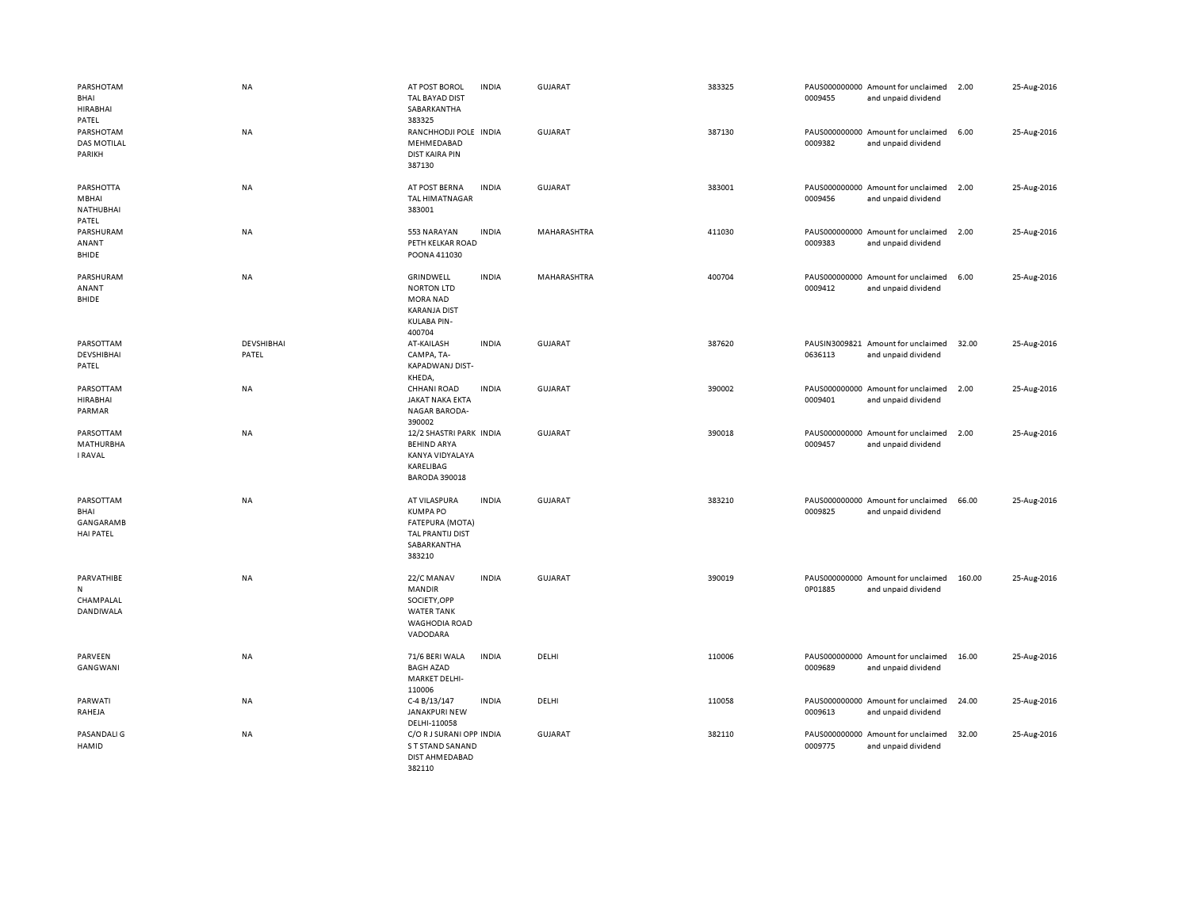| | | | | | | | | | | |
|---|---|---|---|---|---|---|---|---|---|---|
| PARSHOTAM BHAI HIRABHAI PATEL | NA | AT POST BOROL TAL BAYAD DIST SABARKANTHA 383325 | INDIA | GUJARAT | 383325 | PAUS0000000000009455 | Amount for unclaimed and unpaid dividend | 2.00 | 25-Aug-2016 |
| PARSHOTAM DAS MOTILAL PARIKH | NA | RANCHHODJI POLE MEHMEDABAD DIST KAIRA PIN 387130 | INDIA | GUJARAT | 387130 | PAUS0000000000009382 | Amount for unclaimed and unpaid dividend | 6.00 | 25-Aug-2016 |
| PARSHOTTA MBHAI NATHUBHAI PATEL | NA | AT POST BERNA TAL HIMATNAGAR 383001 | INDIA | GUJARAT | 383001 | PAUS0000000000009456 | Amount for unclaimed and unpaid dividend | 2.00 | 25-Aug-2016 |
| PARSHURAM ANANT BHIDE | NA | 553 NARAYAN PETH KELKAR ROAD POONA 411030 | INDIA | MAHARASHTRA | 411030 | PAUS0000000000009383 | Amount for unclaimed and unpaid dividend | 2.00 | 25-Aug-2016 |
| PARSHURAM ANANT BHIDE | NA | GRINDWELL NORTON LTD MORA NAD KARANJA DIST KULABA PIN-400704 | INDIA | MAHARASHTRA | 400704 | PAUS0000000000009412 | Amount for unclaimed and unpaid dividend | 6.00 | 25-Aug-2016 |
| PARSOTTAM DEVSHIBHAI PATEL | DEVSHIBHAI PATEL | AT-KAILASH CAMPA, TA-KAPADWANJ DIST-KHEDA, | INDIA | GUJARAT | 387620 | PAUSIN30098210636113 | Amount for unclaimed and unpaid dividend | 32.00 | 25-Aug-2016 |
| PARSOTTAM HIRABHAI PARMAR | NA | CHHANI ROAD JAKAT NAKA EKTA NAGAR BARODA-390002 | INDIA | GUJARAT | 390002 | PAUS0000000000009401 | Amount for unclaimed and unpaid dividend | 2.00 | 25-Aug-2016 |
| PARSOTTAM MATHURBHA I RAVAL | NA | 12/2 SHASTRI PARK BEHIND ARYA KANYA VIDYALAYA KARELIBAG BARODA 390018 | INDIA | GUJARAT | 390018 | PAUS0000000000009457 | Amount for unclaimed and unpaid dividend | 2.00 | 25-Aug-2016 |
| PARSOTTAM BHAI GANGARAMB HAI PATEL | NA | AT VILASPURA KUMPA PO FATEPURA (MOTA) TAL PRANTIJ DIST SABARKANTHA 383210 | INDIA | GUJARAT | 383210 | PAUS0000000000009825 | Amount for unclaimed and unpaid dividend | 66.00 | 25-Aug-2016 |
| PARVATHIBE N CHAMPALAL DANDIWALA | NA | 22/C MANAV MANDIR SOCIETY,OPP WATER TANK WAGHODIA ROAD VADODARA | INDIA | GUJARAT | 390019 | PAUS0000000000P01885 | Amount for unclaimed and unpaid dividend | 160.00 | 25-Aug-2016 |
| PARVEEN GANGWANI | NA | 71/6 BERI WALA BAGH AZAD MARKET DELHI-110006 | INDIA | DELHI | 110006 | PAUS0000000000009689 | Amount for unclaimed and unpaid dividend | 16.00 | 25-Aug-2016 |
| PARWATI RAHEJA | NA | C-4 B/13/147 JANAKPURI NEW DELHI-110058 | INDIA | DELHI | 110058 | PAUS0000000000009613 | Amount for unclaimed and unpaid dividend | 24.00 | 25-Aug-2016 |
| PASANDALI G HAMID | NA | C/O R J SURANI OPP S T STAND SANAND DIST AHMEDABAD 382110 | INDIA | GUJARAT | 382110 | PAUS0000000000009775 | Amount for unclaimed and unpaid dividend | 32.00 | 25-Aug-2016 |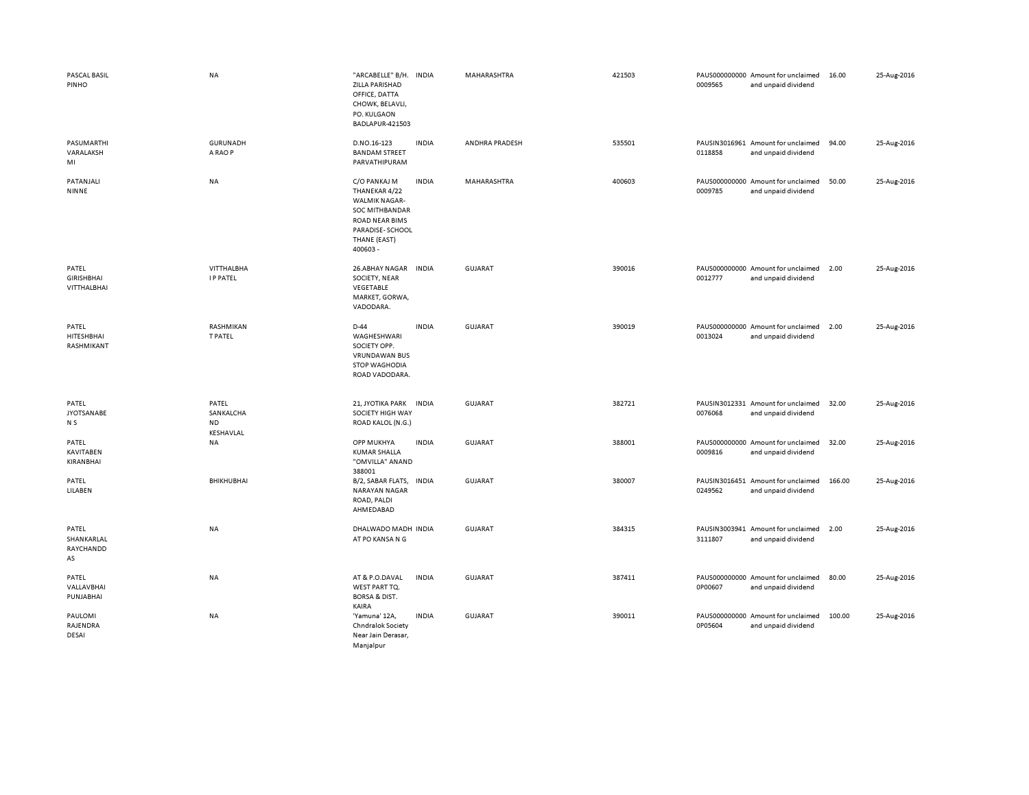| | | | | | | | | | |
|---|---|---|---|---|---|---|---|---|---|
| PASCAL BASIL PINHO | NA | "ARCABELLE" B/H. ZILLA PARISHAD OFFICE, DATTA CHOWK, BELAVLI, PO. KULGAON BADLAPUR-421503 | INDIA | MAHARASHTRA | 421503 | PAUS0000000000009565 | Amount for unclaimed and unpaid dividend | 16.00 | 25-Aug-2016 |
| PASUMARTHI VARALAKSHMI | GURUNADH A RAO P | D.NO.16-123 BANDAM STREET PARVATHIPURAM | INDIA | ANDHRA PRADESH | 535501 | PAUSIN30169610118858 | Amount for unclaimed and unpaid dividend | 94.00 | 25-Aug-2016 |
| PATANJALI NINNE | NA | C/O PANKAJ M THANEKAR 4/22 WALMIK NAGAR-SOC MITHBANDAR ROAD NEAR BIMS PARADISE- SCHOOL THANE (EAST) 400603 - | INDIA | MAHARASHTRA | 400603 | PAUS0000000000009785 | Amount for unclaimed and unpaid dividend | 50.00 | 25-Aug-2016 |
| PATEL GIRISHBHAI VITTHALBHAI | VITTHALBHAI P PATEL | 26.ABHAY NAGAR SOCIETY, NEAR VEGETABLE MARKET, GORWA, VADODARA. | INDIA | GUJARAT | 390016 | PAUS0000000000012777 | Amount for unclaimed and unpaid dividend | 2.00 | 25-Aug-2016 |
| PATEL HITESHBHAI RASHMIKANT | RASHMIKANT PATEL | D-44 WAGHESHWARI SOCIETY OPP. VRUNDAWAN BUS STOP WAGHODIA ROAD VADODARA. | INDIA | GUJARAT | 390019 | PAUS0000000000013024 | Amount for unclaimed and unpaid dividend | 2.00 | 25-Aug-2016 |
| PATEL JYOTSANABEN S | PATEL SANKALCHAND KESHAVLAL | 21, JYOTIKA PARK SOCIETY HIGH WAY ROAD KALOL (N.G.) | INDIA | GUJARAT | 382721 | PAUSIN30123310076068 | Amount for unclaimed and unpaid dividend | 32.00 | 25-Aug-2016 |
| PATEL KAVITABEN KIRANBHAI | NA | OPP MUKHYA KUMAR SHALLA "OMVILLA" ANAND 388001 | INDIA | GUJARAT | 388001 | PAUS0000000000009816 | Amount for unclaimed and unpaid dividend | 32.00 | 25-Aug-2016 |
| PATEL LILABEN | BHIKHUBHAI | B/2, SABAR FLATS, NARAYAN NAGAR ROAD, PALDI AHMEDABAD | INDIA | GUJARAT | 380007 | PAUSIN30164510249562 | Amount for unclaimed and unpaid dividend | 166.00 | 25-Aug-2016 |
| PATEL SHANKARLAL RAYCHANDDAS | NA | DHALWADO MADH AT PO KANSA N G | INDIA | GUJARAT | 384315 | PAUSIN30039413111807 | Amount for unclaimed and unpaid dividend | 2.00 | 25-Aug-2016 |
| PATEL VALLAVBHAI PUNJABHAI | NA | AT & P.O.DAVAL WEST PART TQ. BORSA & DIST. KAIRA | INDIA | GUJARAT | 387411 | PAUS0000000000P00607 | Amount for unclaimed and unpaid dividend | 80.00 | 25-Aug-2016 |
| PAULOMI RAJENDRA DESAI | NA | 'Yamuna' 12A, Chndralok Society Near Jain Derasar, Manjalpur | INDIA | GUJARAT | 390011 | PAUS0000000000P05604 | Amount for unclaimed and unpaid dividend | 100.00 | 25-Aug-2016 |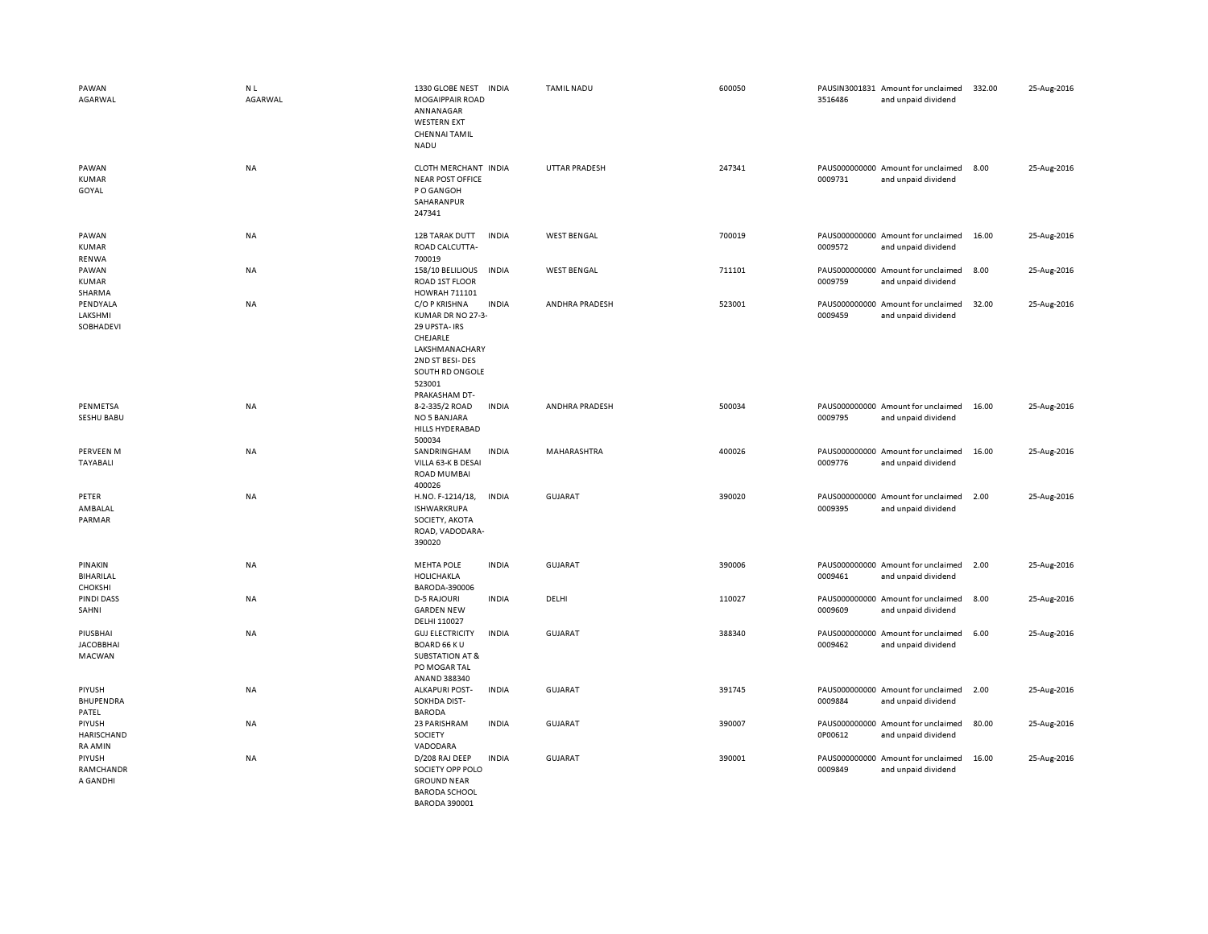| | | | | | | | | | |
|---|---|---|---|---|---|---|---|---|---|
| PAWAN AGARWAL | N L AGARWAL | 1330 GLOBE NEST MOGAIPPAIR ROAD ANNANAGAR WESTERN EXT CHENNAI TAMIL NADU | INDIA | TAMIL NADU | 600050 | PAUSIN3001831 3516486 | Amount for unclaimed and unpaid dividend | 332.00 | 25-Aug-2016 |
| PAWAN KUMAR GOYAL | NA | CLOTH MERCHANT NEAR POST OFFICE P O GANGOH SAHARANPUR 247341 | INDIA | UTTAR PRADESH | 247341 | PAUS000000000 0009731 | Amount for unclaimed and unpaid dividend | 8.00 | 25-Aug-2016 |
| PAWAN KUMAR RENWA | NA | 12B TARAK DUTT ROAD CALCUTTA-700019 | INDIA | WEST BENGAL | 700019 | PAUS000000000 0009572 | Amount for unclaimed and unpaid dividend | 16.00 | 25-Aug-2016 |
| PAWAN KUMAR SHARMA | NA | 158/10 BELILIOUS ROAD 1ST FLOOR HOWRAH 711101 | INDIA | WEST BENGAL | 711101 | PAUS000000000 0009759 | Amount for unclaimed and unpaid dividend | 8.00 | 25-Aug-2016 |
| PENDYALA LAKSHMI SOBHADEVI | NA | C/O P KRISHNA KUMAR DR NO 27-3-29 UPSTA- IRS CHEJARLE LAKSHMANACHARY 2ND ST BESI- DES SOUTH RD ONGOLE 523001 PRAKASHAM DT- | INDIA | ANDHRA PRADESH | 523001 | PAUS000000000 0009459 | Amount for unclaimed and unpaid dividend | 32.00 | 25-Aug-2016 |
| PENMETSA SESHU BABU | NA | 8-2-335/2 ROAD NO 5 BANJARA HILLS HYDERABAD 500034 | INDIA | ANDHRA PRADESH | 500034 | PAUS000000000 0009795 | Amount for unclaimed and unpaid dividend | 16.00 | 25-Aug-2016 |
| PERVEEN M TAYABALI | NA | SANDRINGHAM VILLA 63-K B DESAI ROAD MUMBAI 400026 | INDIA | MAHARASHTRA | 400026 | PAUS000000000 0009776 | Amount for unclaimed and unpaid dividend | 16.00 | 25-Aug-2016 |
| PETER AMBALAL PARMAR | NA | H.NO. F-1214/18, ISHWARKRUPA SOCIETY, AKOTA ROAD, VADODARA-390020 | INDIA | GUJARAT | 390020 | PAUS000000000 0009395 | Amount for unclaimed and unpaid dividend | 2.00 | 25-Aug-2016 |
| PINAKIN BIHARILAL CHOKSHI | NA | MEHTA POLE HOLICHAKLA BARODA-390006 | INDIA | GUJARAT | 390006 | PAUS000000000 0009461 | Amount for unclaimed and unpaid dividend | 2.00 | 25-Aug-2016 |
| PINDI DASS SAHNI | NA | D-5 RAJOURI GARDEN NEW DELHI 110027 | INDIA | DELHI | 110027 | PAUS000000000 0009609 | Amount for unclaimed and unpaid dividend | 8.00 | 25-Aug-2016 |
| PIUSBHAI JACOBBHAI MACWAN | NA | GUJ ELECTRICITY BOARD 66 K U SUBSTATION AT & PO MOGAR TAL ANAND 388340 | INDIA | GUJARAT | 388340 | PAUS000000000 0009462 | Amount for unclaimed and unpaid dividend | 6.00 | 25-Aug-2016 |
| PIYUSH BHUPENDRA PATEL | NA | ALKAPURI POST-SOKHDA DIST-BARODA | INDIA | GUJARAT | 391745 | PAUS000000000 0009884 | Amount for unclaimed and unpaid dividend | 2.00 | 25-Aug-2016 |
| PIYUSH HARISCHAND RA AMIN | NA | 23 PARISHRAM SOCIETY VADODARA | INDIA | GUJARAT | 390007 | PAUS000000000 0P00612 | Amount for unclaimed and unpaid dividend | 80.00 | 25-Aug-2016 |
| PIYUSH RAMCHANDR A GANDHI | NA | D/208 RAJ DEEP SOCIETY OPP POLO GROUND NEAR BARODA SCHOOL BARODA 390001 | INDIA | GUJARAT | 390001 | PAUS000000000 0009849 | Amount for unclaimed and unpaid dividend | 16.00 | 25-Aug-2016 |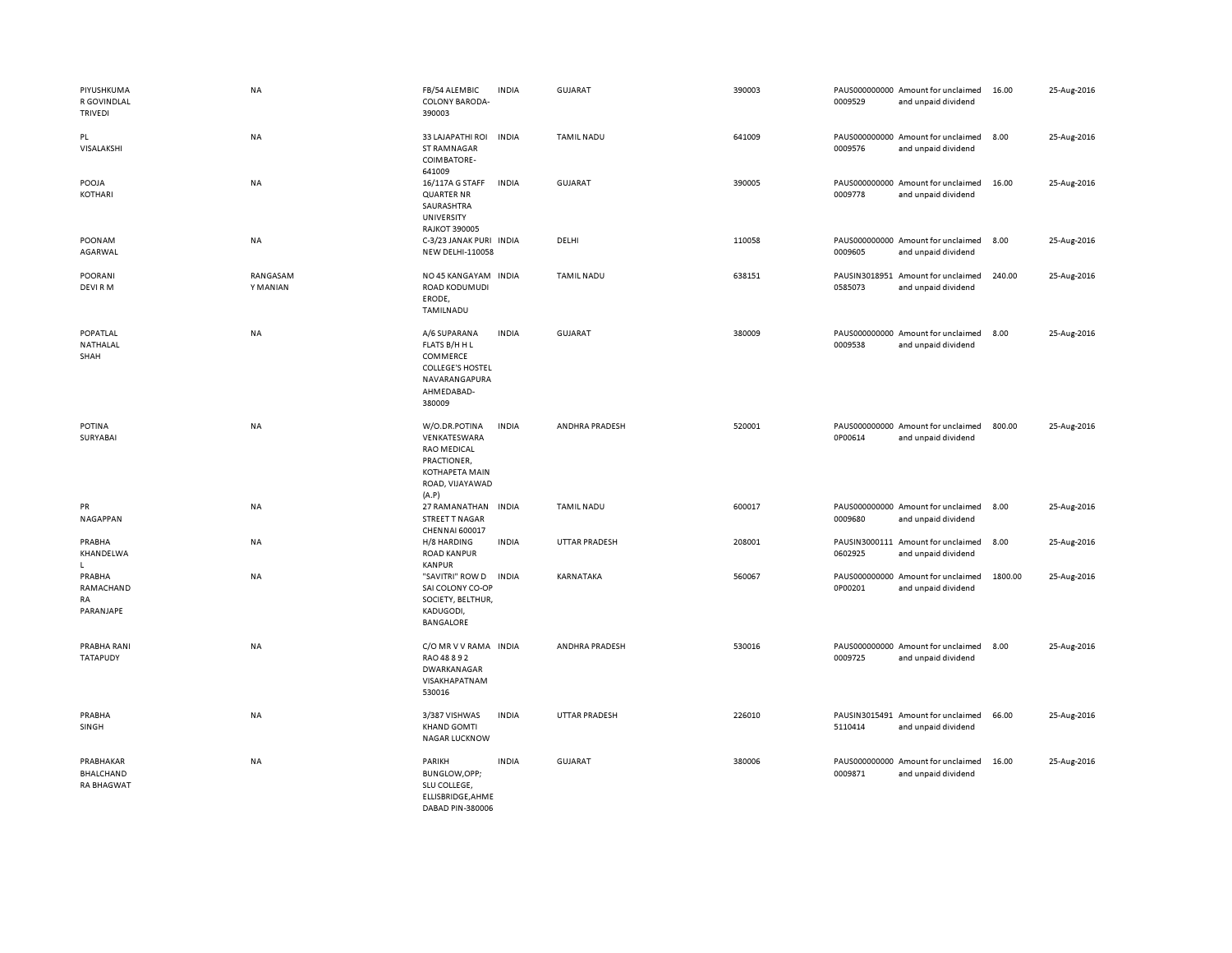| | | | | | | | | | |
|---|---|---|---|---|---|---|---|---|---|
| PIYUSHKUMAR GOVINDLAL TRIVEDI | NA | FB/54 ALEMBIC COLONY BARODA-390003 | INDIA | GUJARAT | 390003 | PAUS0000000000009529 | Amount for unclaimed and unpaid dividend | 16.00 | 25-Aug-2016 |
| PL VISALAKSHI | NA | 33 LAJAPATHI ROI ST RAMNAGAR COIMBATORE-641009 | INDIA | TAMIL NADU | 641009 | PAUS0000000000009576 | Amount for unclaimed and unpaid dividend | 8.00 | 25-Aug-2016 |
| POOJA KOTHARI | NA | 16/117A G STAFF QUARTER NR SAURASHTRA UNIVERSITY RAJKOT 390005 | INDIA | GUJARAT | 390005 | PAUS0000000000009778 | Amount for unclaimed and unpaid dividend | 16.00 | 25-Aug-2016 |
| POONAM AGARWAL | NA | C-3/23 JANAK PURI NEW DELHI-110058 | INDIA | DELHI | 110058 | PAUS0000000000009605 | Amount for unclaimed and unpaid dividend | 8.00 | 25-Aug-2016 |
| POORANI DEVI R M | RANGASAMY MANIAN | NO 45 KANGAYAM ROAD KODUMUDI ERODE, TAMILNADU | INDIA | TAMIL NADU | 638151 | PAUSIN30189510585073 | Amount for unclaimed and unpaid dividend | 240.00 | 25-Aug-2016 |
| POPATLAL NATHALAL SHAH | NA | A/6 SUPARANA FLATS B/H H L COMMERCE COLLEGE'S HOSTEL NAVARANGAPURA AHMEDABAD-380009 | INDIA | GUJARAT | 380009 | PAUS0000000000009538 | Amount for unclaimed and unpaid dividend | 8.00 | 25-Aug-2016 |
| POTINA SURYABAI | NA | W/O.DR.POTINA VENKATESWARA RAO MEDICAL PRACTIONER, KOTHAPETA MAIN ROAD, VIJAYAWAD (A.P) | INDIA | ANDHRA PRADESH | 520001 | PAUS0000000000P00614 | Amount for unclaimed and unpaid dividend | 800.00 | 25-Aug-2016 |
| PR NAGAPPAN | NA | 27 RAMANATHAN STREET T NAGAR CHENNAI 600017 | INDIA | TAMIL NADU | 600017 | PAUS0000000000009680 | Amount for unclaimed and unpaid dividend | 8.00 | 25-Aug-2016 |
| PRABHA KHANDELWAL | NA | H/8 HARDING ROAD KANPUR KANPUR | INDIA | UTTAR PRADESH | 208001 | PAUSIN30001110602925 | Amount for unclaimed and unpaid dividend | 8.00 | 25-Aug-2016 |
| PRABHA RAMACHANDRA PARANJAPE | NA | "SAVITRI" ROW D SAI COLONY CO-OP SOCIETY, BELTHUR, KADUGODI, BANGALORE | INDIA | KARNATAKA | 560067 | PAUS0000000000P00201 | Amount for unclaimed and unpaid dividend | 1800.00 | 25-Aug-2016 |
| PRABHA RANI TATAPUDY | NA | C/O MR V V RAMA RAO 48 8 9 2 DWARKANAGAR VISAKHAPATNAM 530016 | INDIA | ANDHRA PRADESH | 530016 | PAUS0000000000009725 | Amount for unclaimed and unpaid dividend | 8.00 | 25-Aug-2016 |
| PRABHA SINGH | NA | 3/387 VISHWAS KHAND GOMTI NAGAR LUCKNOW | INDIA | UTTAR PRADESH | 226010 | PAUSIN30154915110414 | Amount for unclaimed and unpaid dividend | 66.00 | 25-Aug-2016 |
| PRABHAKAR BHALCHANDRA BHAGWAT | NA | PARIKH BUNGLOW,OPP; SLU COLLEGE, ELLISBRIDGE,AHMEDABAD PIN-380006 | INDIA | GUJARAT | 380006 | PAUS0000000000009871 | Amount for unclaimed and unpaid dividend | 16.00 | 25-Aug-2016 |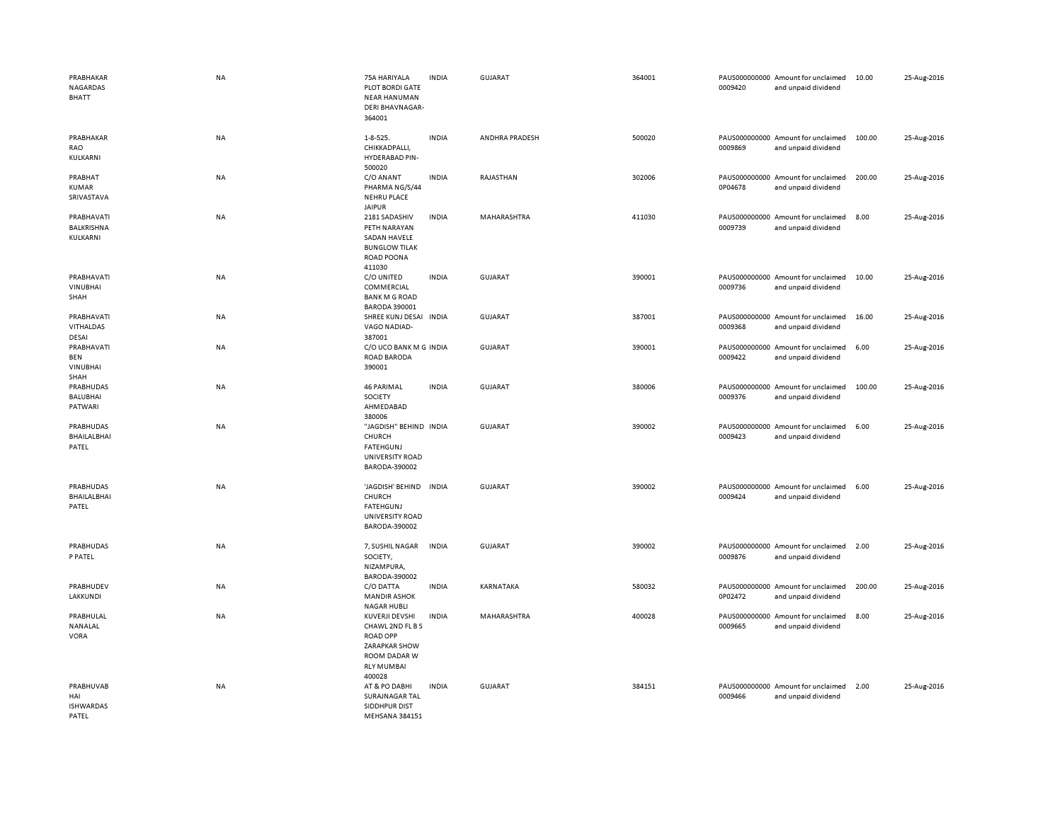| | | | | | | | | | |
|---|---|---|---|---|---|---|---|---|---|
| PRABHAKAR NAGARDAS BHATT | NA | 75A HARIYALA PLOT BORDI GATE NEAR HANUMAN DERI BHAVNAGAR-364001 | INDIA | GUJARAT | 364001 | PAUS0000000000009420 | Amount for unclaimed and unpaid dividend | 10.00 | 25-Aug-2016 |
| PRABHAKAR RAO KULKARNI | NA | 1-8-525. CHIKKADPALLI, HYDERABAD PIN-500020 | INDIA | ANDHRA PRADESH | 500020 | PAUS0000000000009869 | Amount for unclaimed and unpaid dividend | 100.00 | 25-Aug-2016 |
| PRABHAT KUMAR SRIVASTAVA | NA | C/O ANANT PHARMA NG/S/44 NEHRU PLACE JAIPUR | INDIA | RAJASTHAN | 302006 | PAUS0000000000P04678 | Amount for unclaimed and unpaid dividend | 200.00 | 25-Aug-2016 |
| PRABHAVATI BALKRISHNA KULKARNI | NA | 2181 SADASHIV PETH NARAYAN SADAN HAVELE BUNGLOW TILAK ROAD POONA 411030 | INDIA | MAHARASHTRA | 411030 | PAUS0000000000009739 | Amount for unclaimed and unpaid dividend | 8.00 | 25-Aug-2016 |
| PRABHAVATI VINUBHAI SHAH | NA | C/O UNITED COMMERCIAL BANK M G ROAD BARODA 390001 | INDIA | GUJARAT | 390001 | PAUS0000000000009736 | Amount for unclaimed and unpaid dividend | 10.00 | 25-Aug-2016 |
| PRABHAVATI VITHALDAS DESAI | NA | SHREE KUNJ DESAI VAGO NADIAD-387001 | INDIA | GUJARAT | 387001 | PAUS0000000000009368 | Amount for unclaimed and unpaid dividend | 16.00 | 25-Aug-2016 |
| PRABHAVATI BEN VINUBHAI SHAH | NA | C/O UCO BANK M G ROAD BARODA 390001 | INDIA | GUJARAT | 390001 | PAUS0000000000009422 | Amount for unclaimed and unpaid dividend | 6.00 | 25-Aug-2016 |
| PRABHUDAS BALUBHAI PATWARI | NA | 46 PARIMAL SOCIETY AHMEDABAD 380006 | INDIA | GUJARAT | 380006 | PAUS0000000000009376 | Amount for unclaimed and unpaid dividend | 100.00 | 25-Aug-2016 |
| PRABHUDAS BHAILALBHAI PATEL | NA | "JAGDISH" BEHIND CHURCH FATEHGUNJ UNIVERSITY ROAD BARODA-390002 | INDIA | GUJARAT | 390002 | PAUS0000000000009423 | Amount for unclaimed and unpaid dividend | 6.00 | 25-Aug-2016 |
| PRABHUDAS BHAILALBHAI PATEL | NA | 'JAGDISH' BEHIND CHURCH FATEHGUNJ UNIVERSITY ROAD BARODA-390002 | INDIA | GUJARAT | 390002 | PAUS0000000000009424 | Amount for unclaimed and unpaid dividend | 6.00 | 25-Aug-2016 |
| PRABHUDAS P PATEL | NA | 7, SUSHIL NAGAR SOCIETY, NIZAMPURA, BARODA-390002 | INDIA | GUJARAT | 390002 | PAUS0000000000009876 | Amount for unclaimed and unpaid dividend | 2.00 | 25-Aug-2016 |
| PRABHUDEV LAKKUNDI | NA | C/O DATTA MANDIR ASHOK NAGAR HUBLI | INDIA | KARNATAKA | 580032 | PAUS0000000000P02472 | Amount for unclaimed and unpaid dividend | 200.00 | 25-Aug-2016 |
| PRABHULAL NANALAL VORA | NA | KUVERJI DEVSHI CHAWL 2ND FL B S ROAD OPP ZARAPKAR SHOW ROOM DADAR W RLY MUMBAI 400028 | INDIA | MAHARASHTRA | 400028 | PAUS0000000000009665 | Amount for unclaimed and unpaid dividend | 8.00 | 25-Aug-2016 |
| PRABHUVAB HAI ISHWARDAS PATEL | NA | AT & PO DABHI SURAJNAGAR TAL SIDDHPUR DIST MEHSANA 384151 | INDIA | GUJARAT | 384151 | PAUS0000000000009466 | Amount for unclaimed and unpaid dividend | 2.00 | 25-Aug-2016 |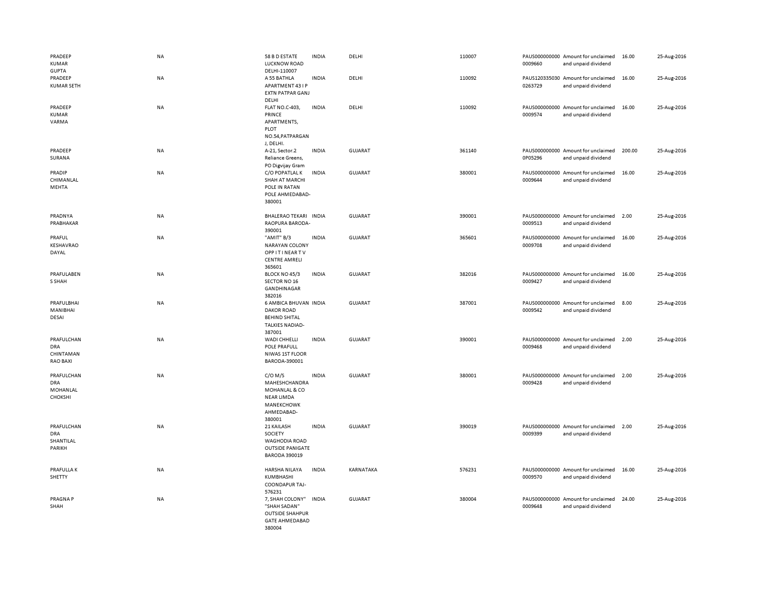| | | | | | | | | | |
|---|---|---|---|---|---|---|---|---|---|
| PRADEEP KUMAR GUPTA | NA | 58 B D ESTATE LUCKNOW ROAD DELHI-110007 | INDIA | DELHI | 110007 | PAUS0000000000009660 | Amount for unclaimed and unpaid dividend | 16.00 | 25-Aug-2016 |
| PRADEEP KUMAR SETH | NA | A 55 BATHLA APARTMENT 43 I P EXTN PATPAR GANJ DELHI | INDIA | DELHI | 110092 | PAUS1203350300263729 | Amount for unclaimed and unpaid dividend | 16.00 | 25-Aug-2016 |
| PRADEEP KUMAR VARMA | NA | FLAT NO.C-403, PRINCE APARTMENTS, PLOT NO.54,PATPARGANJ, DELHI. | INDIA | DELHI | 110092 | PAUS0000000000009574 | Amount for unclaimed and unpaid dividend | 16.00 | 25-Aug-2016 |
| PRADEEP SURANA | NA | A-21, Sector.2 Reliance Greens, PO Digvijay Gram | INDIA | GUJARAT | 361140 | PAUS0000000000P05296 | Amount for unclaimed and unpaid dividend | 200.00 | 25-Aug-2016 |
| PRADIP CHIMANLAL MEHTA | NA | C/O POPATLAL K SHAH AT MARCHI POLE IN RATAN POLE AHMEDABAD-380001 | INDIA | GUJARAT | 380001 | PAUS0000000000009644 | Amount for unclaimed and unpaid dividend | 16.00 | 25-Aug-2016 |
| PRADNYA PRABHAKAR | NA | BHALERAO TEKARI RAOPURA BARODA-390001 | INDIA | GUJARAT | 390001 | PAUS0000000000009513 | Amount for unclaimed and unpaid dividend | 2.00 | 25-Aug-2016 |
| PRAFUL KESHAVRAO DAYAL | NA | "AMIT" B/3 NARAYAN COLONY OPP I T I NEAR T V CENTRE AMRELI 365601 | INDIA | GUJARAT | 365601 | PAUS0000000000009708 | Amount for unclaimed and unpaid dividend | 16.00 | 25-Aug-2016 |
| PRAFULABEN S SHAH | NA | BLOCK NO 45/3 SECTOR NO 16 GANDHINAGAR 382016 | INDIA | GUJARAT | 382016 | PAUS0000000000009427 | Amount for unclaimed and unpaid dividend | 16.00 | 25-Aug-2016 |
| PRAFULBHAI MANIBHAI DESAI | NA | 6 AMBICA BHUVAN DAKOR ROAD BEHIND SHITAL TALKIES NADIAD-387001 | INDIA | GUJARAT | 387001 | PAUS0000000000009542 | Amount for unclaimed and unpaid dividend | 8.00 | 25-Aug-2016 |
| PRAFULCHANDRA CHINTAMAN RAO BAXI | NA | WADI CHHELLI POLE PRAFULL NIWAS 1ST FLOOR BARODA-390001 | INDIA | GUJARAT | 390001 | PAUS0000000000009468 | Amount for unclaimed and unpaid dividend | 2.00 | 25-Aug-2016 |
| PRAFULCHANDRA MOHANLAL CHOKSHI | NA | C/O M/S MAHESHCHANDRA MOHANLAL & CO NEAR LIMDA MANEKCHOWK AHMEDABAD-380001 | INDIA | GUJARAT | 380001 | PAUS0000000000009428 | Amount for unclaimed and unpaid dividend | 2.00 | 25-Aug-2016 |
| PRAFULCHANDRA SHANTILAL PARIKH | NA | 21 KAILASH SOCIETY WAGHODIA ROAD OUTSIDE PANIGATE BARODA 390019 | INDIA | GUJARAT | 390019 | PAUS0000000000009399 | Amount for unclaimed and unpaid dividend | 2.00 | 25-Aug-2016 |
| PRAFULLA K SHETTY | NA | HARSHA NILAYA KUMBHASHI COONDAPUR TAJ-576231 | INDIA | KARNATAKA | 576231 | PAUS0000000000009570 | Amount for unclaimed and unpaid dividend | 16.00 | 25-Aug-2016 |
| PRAGNA P SHAH | NA | 7, SHAH COLONY" "SHAH SADAN" OUTSIDE SHAHPUR GATE AHMEDABAD 380004 | INDIA | GUJARAT | 380004 | PAUS0000000000009648 | Amount for unclaimed and unpaid dividend | 24.00 | 25-Aug-2016 |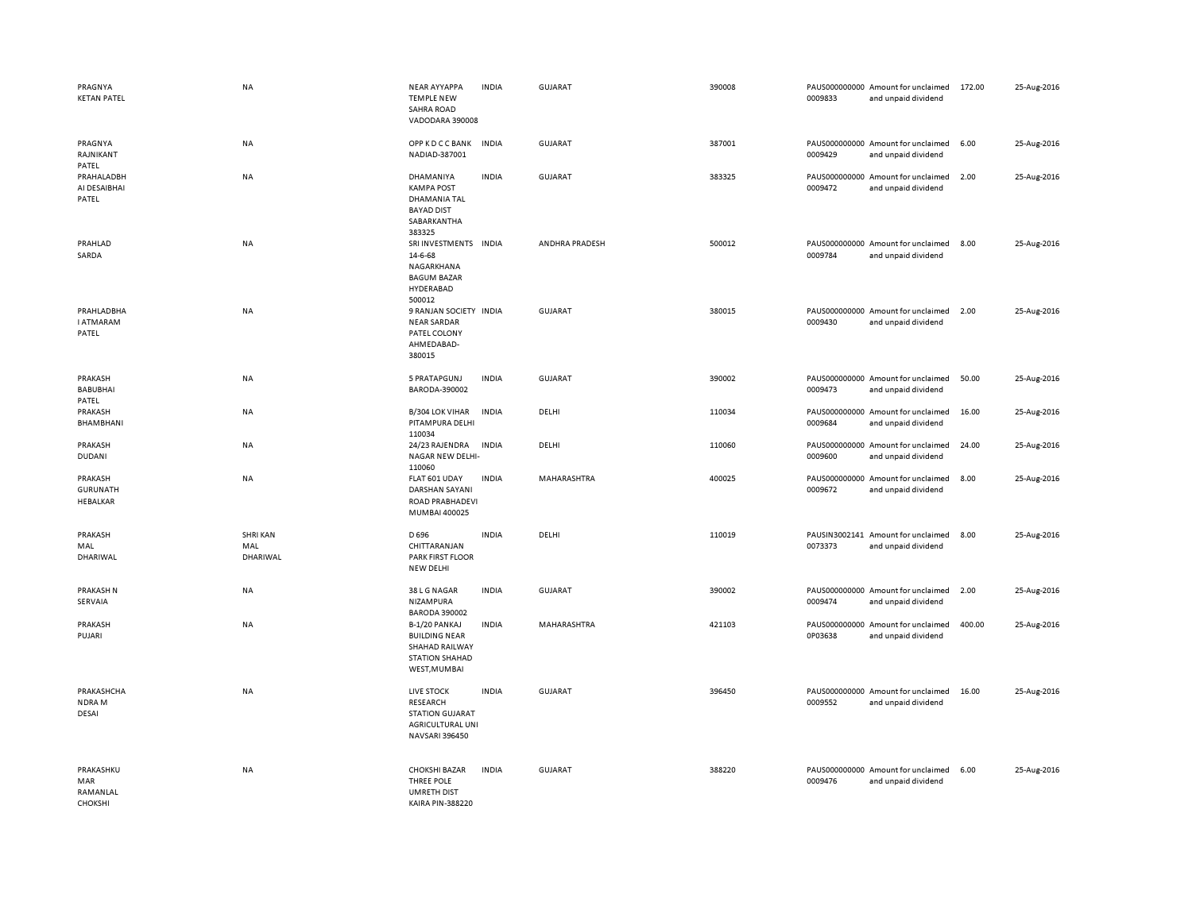| | | | | | | | | | |
|---|---|---|---|---|---|---|---|---|---|
| PRAGNYA KETAN PATEL | NA | NEAR AYYAPPA TEMPLE NEW SAHRA ROAD VADODARA 390008 | INDIA | GUJARAT | 390008 | PAUS0000000000009833 | Amount for unclaimed and unpaid dividend | 172.00 | 25-Aug-2016 |
| PRAGNYA RAJNIKANT PATEL | NA | OPP K D C C BANK NADIAD-387001 | INDIA | GUJARAT | 387001 | PAUS0000000000009429 | Amount for unclaimed and unpaid dividend | 6.00 | 25-Aug-2016 |
| PRAHALADBHAI DESAIBHAI PATEL | NA | DHAMANIYA KAMPA POST DHAMANIA TAL BAYAD DIST SABARKANTHA 383325 | INDIA | GUJARAT | 383325 | PAUS0000000000009472 | Amount for unclaimed and unpaid dividend | 2.00 | 25-Aug-2016 |
| PRAHLAD SARDA | NA | SRI INVESTMENTS 14-6-68 NAGARKHANA BAGUM BAZAR HYDERABAD 500012 | INDIA | ANDHRA PRADESH | 500012 | PAUS0000000000009784 | Amount for unclaimed and unpaid dividend | 8.00 | 25-Aug-2016 |
| PRAHLADBHAI ATMARAM PATEL | NA | 9 RANJAN SOCIETY NEAR SARDAR PATEL COLONY AHMEDABAD-380015 | INDIA | GUJARAT | 380015 | PAUS0000000000009430 | Amount for unclaimed and unpaid dividend | 2.00 | 25-Aug-2016 |
| PRAKASH BABUBHAI PATEL | NA | 5 PRATAPGUNJ BARODA-390002 | INDIA | GUJARAT | 390002 | PAUS0000000000009473 | Amount for unclaimed and unpaid dividend | 50.00 | 25-Aug-2016 |
| PRAKASH BHAMBHANI | NA | B/304 LOK VIHAR PITAMPURA DELHI 110034 | INDIA | DELHI | 110034 | PAUS0000000000009684 | Amount for unclaimed and unpaid dividend | 16.00 | 25-Aug-2016 |
| PRAKASH DUDANI | NA | 24/23 RAJENDRA NAGAR NEW DELHI-110060 | INDIA | DELHI | 110060 | PAUS0000000000009600 | Amount for unclaimed and unpaid dividend | 24.00 | 25-Aug-2016 |
| PRAKASH GURUNATH HEBALKAR | NA | FLAT 601 UDAY DARSHAN SAYANI ROAD PRABHADEVI MUMBAI 400025 | INDIA | MAHARASHTRA | 400025 | PAUS0000000000009672 | Amount for unclaimed and unpaid dividend | 8.00 | 25-Aug-2016 |
| PRAKASH MAL DHARIWAL | SHRI KAN MAL DHARIWAL | D 696 CHITTARANJAN PARK FIRST FLOOR NEW DELHI | INDIA | DELHI | 110019 | PAUSIN30021410073373 | Amount for unclaimed and unpaid dividend | 8.00 | 25-Aug-2016 |
| PRAKASH N SERVAIA | NA | 38 L G NAGAR NIZAMPURA BARODA 390002 | INDIA | GUJARAT | 390002 | PAUS0000000000009474 | Amount for unclaimed and unpaid dividend | 2.00 | 25-Aug-2016 |
| PRAKASH PUJARI | NA | B-1/20 PANKAJ BUILDING NEAR SHAHAD RAILWAY STATION SHAHAD WEST,MUMBAI | INDIA | MAHARASHTRA | 421103 | PAUS0000000000P03638 | Amount for unclaimed and unpaid dividend | 400.00 | 25-Aug-2016 |
| PRAKASHCHANDRA M DESAI | NA | LIVE STOCK RESEARCH STATION GUJARAT AGRICULTURAL UNI NAVSARI 396450 | INDIA | GUJARAT | 396450 | PAUS0000000000009552 | Amount for unclaimed and unpaid dividend | 16.00 | 25-Aug-2016 |
| PRAKASHKUMAR RAMANLAL CHOKSHI | NA | CHOKSHI BAZAR THREE POLE UMRETH DIST KAIRA PIN-388220 | INDIA | GUJARAT | 388220 | PAUS0000000000009476 | Amount for unclaimed and unpaid dividend | 6.00 | 25-Aug-2016 |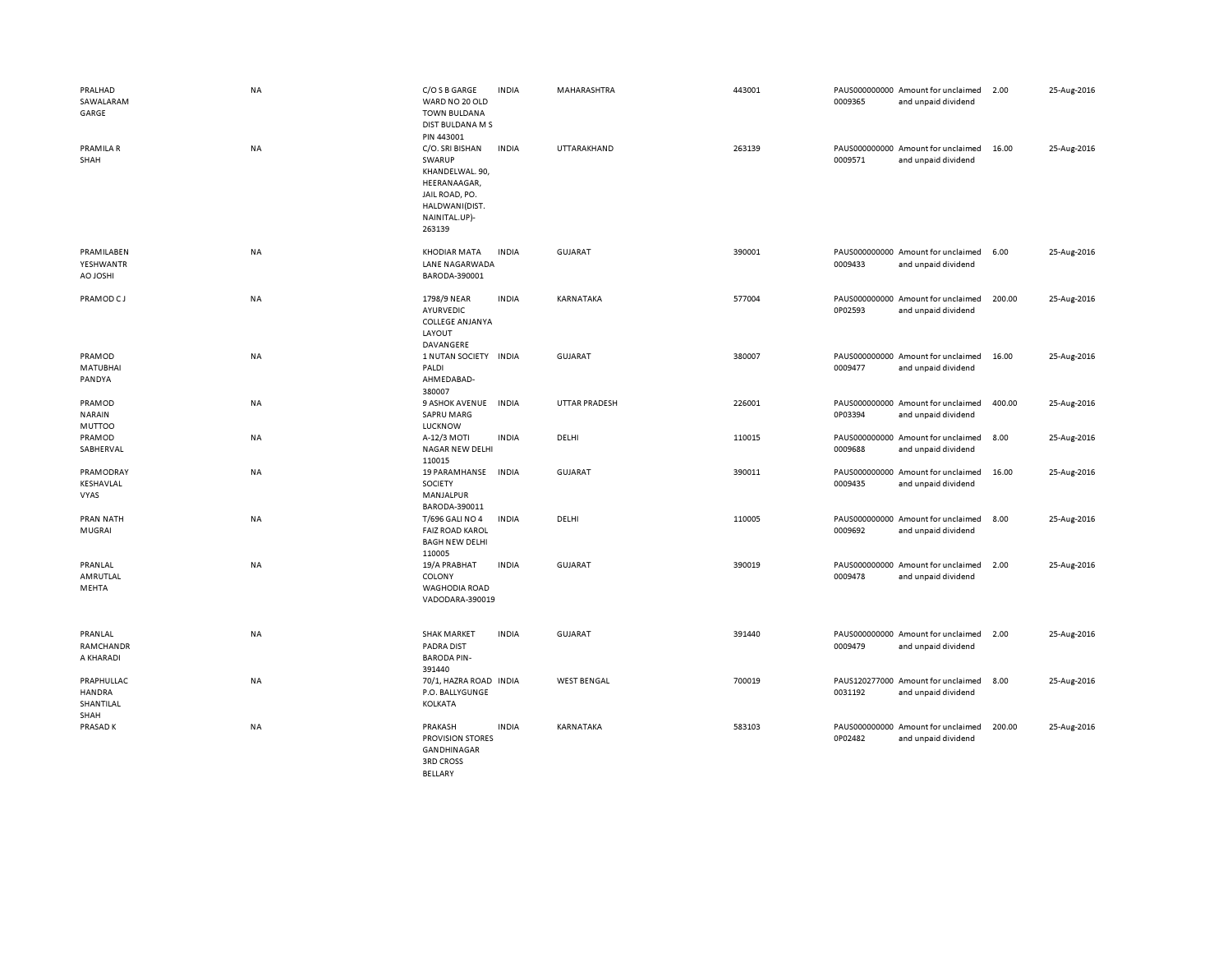| | | | | | | | | | |
|---|---|---|---|---|---|---|---|---|---|
| PRALHAD SAWALARAM GARGE | NA | C/O S B GARGE WARD NO 20 OLD TOWN BULDANA DIST BULDANA M S PIN 443001 | INDIA | MAHARASHTRA | 443001 | PAUS0000000000009365 | Amount for unclaimed and unpaid dividend | 2.00 | 25-Aug-2016 |
| PRAMILA R SHAH | NA | C/O. SRI BISHAN SWARUP KHANDELWAL. 90, HEERANAAGAR, JAIL ROAD, PO. HALDWANI(DIST. NAINITAL.UP)-263139 | INDIA | UTTARAKHAND | 263139 | PAUS0000000000009571 | Amount for unclaimed and unpaid dividend | 16.00 | 25-Aug-2016 |
| PRAMILABEN YESHWANTRAO JOSHI | NA | KHODIAR MATA LANE NAGARWADA BARODA-390001 | INDIA | GUJARAT | 390001 | PAUS0000000000009433 | Amount for unclaimed and unpaid dividend | 6.00 | 25-Aug-2016 |
| PRAMOD C J | NA | 1798/9 NEAR AYURVEDIC COLLEGE ANJANYA LAYOUT DAVANGERE | INDIA | KARNATAKA | 577004 | PAUS0000000000P02593 | Amount for unclaimed and unpaid dividend | 200.00 | 25-Aug-2016 |
| PRAMOD MATUBHAI PANDYA | NA | 1 NUTAN SOCIETY PALDI AHMEDABAD-380007 | INDIA | GUJARAT | 380007 | PAUS0000000000009477 | Amount for unclaimed and unpaid dividend | 16.00 | 25-Aug-2016 |
| PRAMOD NARAIN MUTTOO | NA | 9 ASHOK AVENUE SAPRU MARG LUCKNOW | INDIA | UTTAR PRADESH | 226001 | PAUS0000000000P03394 | Amount for unclaimed and unpaid dividend | 400.00 | 25-Aug-2016 |
| PRAMOD SABHERVAL | NA | A-12/3 MOTI NAGAR NEW DELHI 110015 | INDIA | DELHI | 110015 | PAUS0000000000009688 | Amount for unclaimed and unpaid dividend | 8.00 | 25-Aug-2016 |
| PRAMODRAY KESHAVLAL VYAS | NA | 19 PARAMHANSE SOCIETY MANJALPUR BARODA-390011 | INDIA | GUJARAT | 390011 | PAUS0000000000009435 | Amount for unclaimed and unpaid dividend | 16.00 | 25-Aug-2016 |
| PRAN NATH MUGRAI | NA | T/696 GALI NO 4 FAIZ ROAD KAROL BAGH NEW DELHI 110005 | INDIA | DELHI | 110005 | PAUS0000000000009692 | Amount for unclaimed and unpaid dividend | 8.00 | 25-Aug-2016 |
| PRANLAL AMRUTLAL MEHTA | NA | 19/A PRABHAT COLONY WAGHODIA ROAD VADODARA-390019 | INDIA | GUJARAT | 390019 | PAUS0000000000009478 | Amount for unclaimed and unpaid dividend | 2.00 | 25-Aug-2016 |
| PRANLAL RAMCHANDRA KHARADI | NA | SHAK MARKET PADRA DIST BARODA PIN-391440 | INDIA | GUJARAT | 391440 | PAUS0000000000009479 | Amount for unclaimed and unpaid dividend | 2.00 | 25-Aug-2016 |
| PRAPHULLACHANDRA SHANTILAL SHAH | NA | 70/1, HAZRA ROAD P.O. BALLYGUNGE KOLKATA | INDIA | WEST BENGAL | 700019 | PAUS1202770000031192 | Amount for unclaimed and unpaid dividend | 8.00 | 25-Aug-2016 |
| PRASAD K | NA | PRAKASH PROVISION STORES GANDHINAGAR 3RD CROSS BELLARY | INDIA | KARNATAKA | 583103 | PAUS0000000000P02482 | Amount for unclaimed and unpaid dividend | 200.00 | 25-Aug-2016 |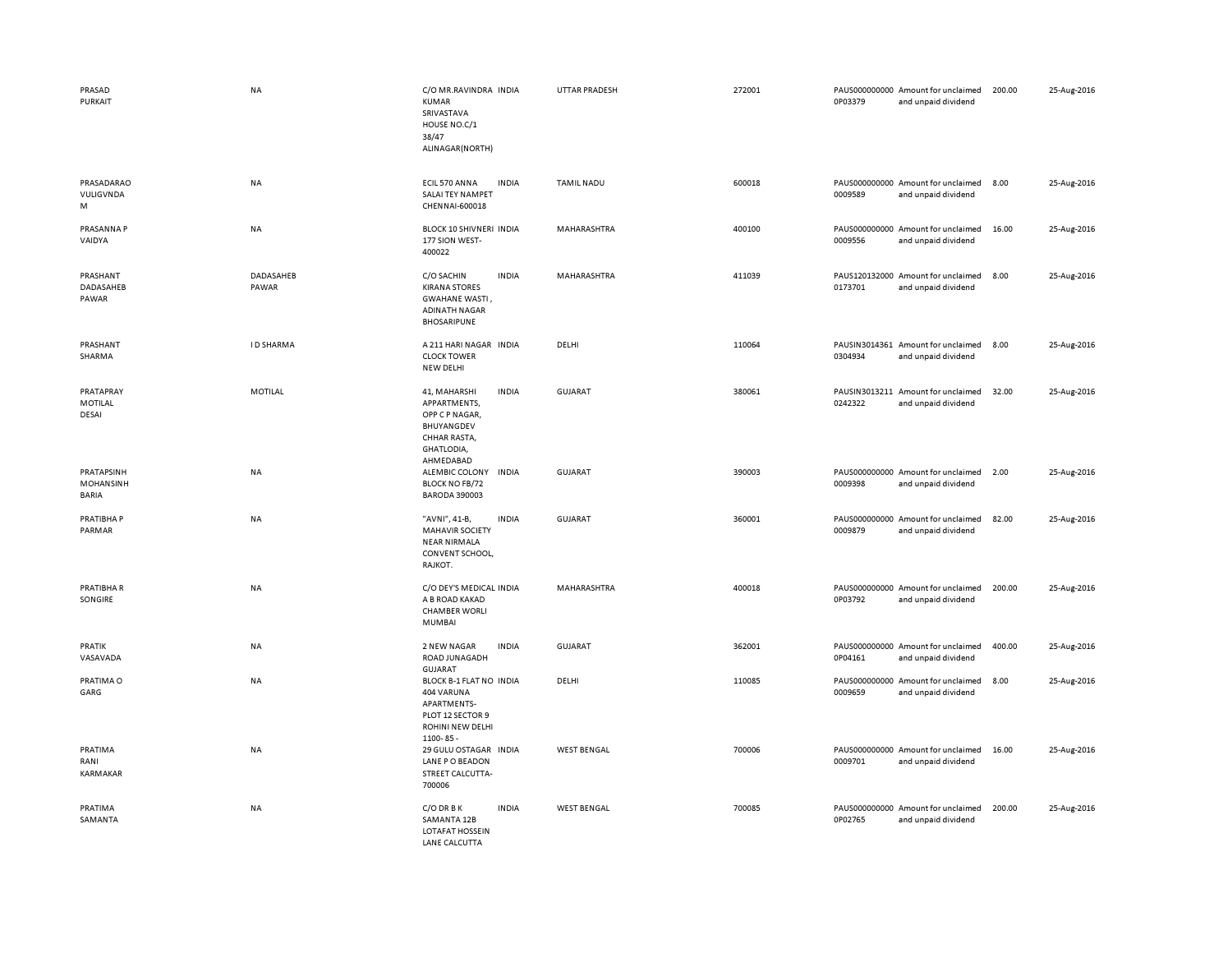| | | | | | | | | | |
|---|---|---|---|---|---|---|---|---|---|
| PRASAD PURKAIT | NA | C/O MR.RAVINDRA KUMAR SRIVASTAVA HOUSE NO.C/1 38/47 ALINAGAR(NORTH) | INDIA | UTTAR PRADESH | 272001 | PAUS0000000000P03379 | Amount for unclaimed and unpaid dividend | 200.00 | 25-Aug-2016 |
| PRASADARAO VULIGVNDA M | NA | ECIL 570 ANNA SALAI TEY NAMPET CHENNAI-600018 | INDIA | TAMIL NADU | 600018 | PAUS0000000000009589 | Amount for unclaimed and unpaid dividend | 8.00 | 25-Aug-2016 |
| PRASANNA P VAIDYA | NA | BLOCK 10 SHIVNERI 177 SION WEST-400022 | INDIA | MAHARASHTRA | 400100 | PAUS0000000000009556 | Amount for unclaimed and unpaid dividend | 16.00 | 25-Aug-2016 |
| PRASHANT DADASAHEB PAWAR | DADASAHEB PAWAR | C/O SACHIN KIRANA STORES GWAHANE WASTI , ADINATH NAGAR BHOSARIPUNE | INDIA | MAHARASHTRA | 411039 | PAUS1201320000173701 | Amount for unclaimed and unpaid dividend | 8.00 | 25-Aug-2016 |
| PRASHANT SHARMA | I D SHARMA | A 211 HARI NAGAR CLOCK TOWER NEW DELHI | INDIA | DELHI | 110064 | PAUSIN30143610304934 | Amount for unclaimed and unpaid dividend | 8.00 | 25-Aug-2016 |
| PRATAPRAY MOTILAL DESAI | MOTILAL | 41, MAHARSHI APPARTMENTS, OPP C P NAGAR, BHUYANGDEV CHHAR RASTA, GHATLODIA, AHMEDABAD | INDIA | GUJARAT | 380061 | PAUSIN30132110242322 | Amount for unclaimed and unpaid dividend | 32.00 | 25-Aug-2016 |
| PRATAPSINH MOHANSINH BARIA | NA | ALEMBIC COLONY BLOCK NO FB/72 BARODA 390003 | INDIA | GUJARAT | 390003 | PAUS0000000000009398 | Amount for unclaimed and unpaid dividend | 2.00 | 25-Aug-2016 |
| PRATIBHA P PARMAR | NA | "AVNI", 41-B, MAHAVIR SOCIETY NEAR NIRMALA CONVENT SCHOOL, RAJKOT. | INDIA | GUJARAT | 360001 | PAUS0000000000009879 | Amount for unclaimed and unpaid dividend | 82.00 | 25-Aug-2016 |
| PRATIBHA R SONGIRE | NA | C/O DEY'S MEDICAL A B ROAD KAKAD CHAMBER WORLI MUMBAI | INDIA | MAHARASHTRA | 400018 | PAUS0000000000P03792 | Amount for unclaimed and unpaid dividend | 200.00 | 25-Aug-2016 |
| PRATIK VASAVADA | NA | 2 NEW NAGAR ROAD JUNAGADH GUJARAT | INDIA | GUJARAT | 362001 | PAUS0000000000P04161 | Amount for unclaimed and unpaid dividend | 400.00 | 25-Aug-2016 |
| PRATIMA O GARG | NA | BLOCK B-1 FLAT NO 404 VARUNA APARTMENTS-PLOT 12 SECTOR 9 ROHINI NEW DELHI 1100- 85 - | INDIA | DELHI | 110085 | PAUS0000000000009659 | Amount for unclaimed and unpaid dividend | 8.00 | 25-Aug-2016 |
| PRATIMA RANI KARMAKAR | NA | 29 GULU OSTAGAR LANE P O BEADON STREET CALCUTTA-700006 | INDIA | WEST BENGAL | 700006 | PAUS0000000000009701 | Amount for unclaimed and unpaid dividend | 16.00 | 25-Aug-2016 |
| PRATIMA SAMANTA | NA | C/O DR B K SAMANTA 12B LOTAFAT HOSSEIN LANE CALCUTTA | INDIA | WEST BENGAL | 700085 | PAUS0000000000P02765 | Amount for unclaimed and unpaid dividend | 200.00 | 25-Aug-2016 |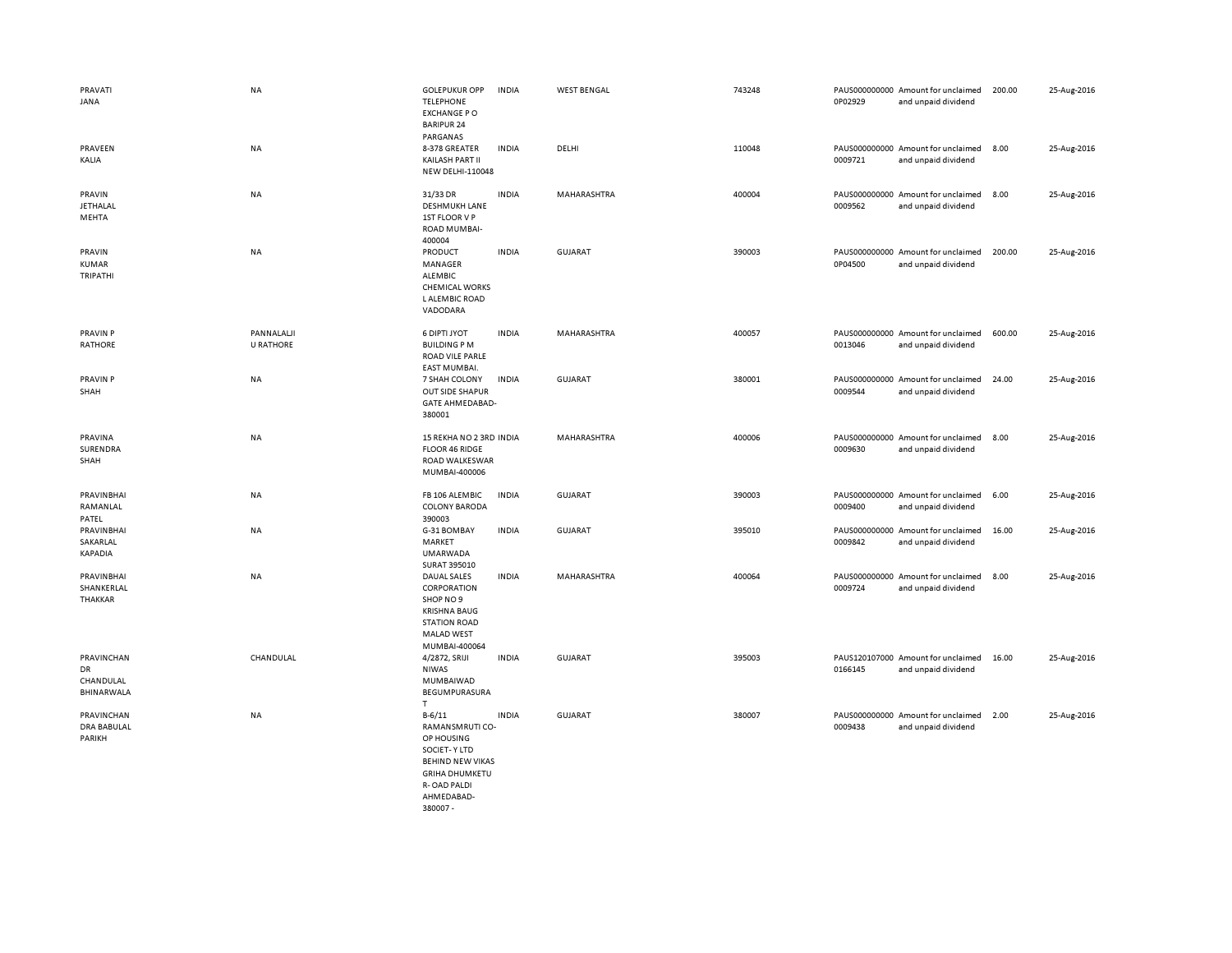| | | | | | | | | | |
|---|---|---|---|---|---|---|---|---|---|
| PRAVATI JANA | NA | GOLEPUKUR OPP TELEPHONE EXCHANGE P O BARIPUR 24 PARGANAS | INDIA | WEST BENGAL | 743248 | PAUS0000000000P02929 | Amount for unclaimed and unpaid dividend | 200.00 | 25-Aug-2016 |
| PRAVEEN KALIA | NA | 8-378 GREATER KAILASH PART II NEW DELHI-110048 | INDIA | DELHI | 110048 | PAUS0000000000009721 | Amount for unclaimed and unpaid dividend | 8.00 | 25-Aug-2016 |
| PRAVIN JETHALAL MEHTA | NA | 31/33 DR DESHMUKH LANE 1ST FLOOR V P ROAD MUMBAI-400004 | INDIA | MAHARASHTRA | 400004 | PAUS0000000000009562 | Amount for unclaimed and unpaid dividend | 8.00 | 25-Aug-2016 |
| PRAVIN KUMAR TRIPATHI | NA | PRODUCT MANAGER ALEMBIC CHEMICAL WORKS L ALEMBIC ROAD VADODARA | INDIA | GUJARAT | 390003 | PAUS0000000000P04500 | Amount for unclaimed and unpaid dividend | 200.00 | 25-Aug-2016 |
| PRAVIN P RATHORE | PANNALALJI U RATHORE | 6 DIPTI JYOT BUILDING P M ROAD VILE PARLE EAST MUMBAI. | INDIA | MAHARASHTRA | 400057 | PAUS0000000000013046 | Amount for unclaimed and unpaid dividend | 600.00 | 25-Aug-2016 |
| PRAVIN P SHAH | NA | 7 SHAH COLONY OUT SIDE SHAPUR GATE AHMEDABAD-380001 | INDIA | GUJARAT | 380001 | PAUS0000000000009544 | Amount for unclaimed and unpaid dividend | 24.00 | 25-Aug-2016 |
| PRAVINA SURENDRA SHAH | NA | 15 REKHA NO 2 3RD FLOOR 46 RIDGE ROAD WALKESWAR MUMBAI-400006 | INDIA | MAHARASHTRA | 400006 | PAUS0000000000009630 | Amount for unclaimed and unpaid dividend | 8.00 | 25-Aug-2016 |
| PRAVINBHAI RAMANLAL PATEL | NA | FB 106 ALEMBIC COLONY BARODA 390003 | INDIA | GUJARAT | 390003 | PAUS0000000000009400 | Amount for unclaimed and unpaid dividend | 6.00 | 25-Aug-2016 |
| PRAVINBHAI SAKARLAL KAPADIA | NA | G-31 BOMBAY MARKET UMARWADA SURAT 395010 | INDIA | GUJARAT | 395010 | PAUS0000000000009842 | Amount for unclaimed and unpaid dividend | 16.00 | 25-Aug-2016 |
| PRAVINBHAI SHANKERLAL THAKKAR | NA | DAUAL SALES CORPORATION SHOP NO 9 KRISHNA BAUG STATION ROAD MALAD WEST MUMBAI-400064 | INDIA | MAHARASHTRA | 400064 | PAUS0000000000009724 | Amount for unclaimed and unpaid dividend | 8.00 | 25-Aug-2016 |
| PRAVINCHAN DR CHANDULAL BHINARWALA | CHANDULAL | 4/2872, SRIJI NIWAS MUMBAIWAD BEGUMPURASURA T | INDIA | GUJARAT | 395003 | PAUS1201070000166145 | Amount for unclaimed and unpaid dividend | 16.00 | 25-Aug-2016 |
| PRAVINCHAN DRA BABULAL PARIKH | NA | B-6/11 RAMANSMRUTI CO-OP HOUSING SOCIET- Y LTD BEHIND NEW VIKAS GRIHA DHUMKETU R- OAD PALDI AHMEDABAD-380007 - | INDIA | GUJARAT | 380007 | PAUS0000000000009438 | Amount for unclaimed and unpaid dividend | 2.00 | 25-Aug-2016 |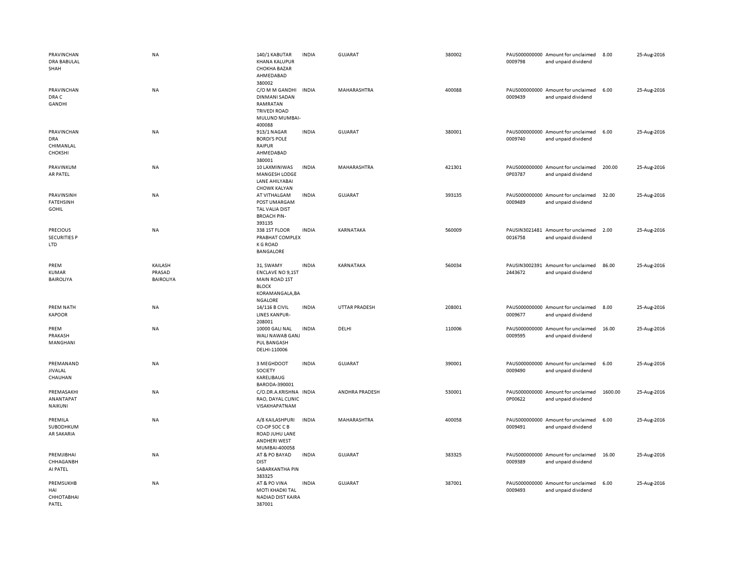| | | | | | | | | | |
|---|---|---|---|---|---|---|---|---|---|
| PRAVINCHANDRA BABULAL SHAH | NA | 140/1 KABUTAR KHANA KALUPUR CHOKHA BAZAR AHMEDABAD 380002 | INDIA | GUJARAT | 380002 | PAUS0000000000009798 | Amount for unclaimed and unpaid dividend | 8.00 | 25-Aug-2016 |
| PRAVINCHANDRA C GANDHI | NA | C/O M M GANDHI DINMANI SADAN RAMRATAN TRIVEDI ROAD MULUND MUMBAI-400088 | INDIA | MAHARASHTRA | 400088 | PAUS0000000000009439 | Amount for unclaimed and unpaid dividend | 6.00 | 25-Aug-2016 |
| PRAVINCHANDRA CHIMANLAL CHOKSHI | NA | 913/1 NAGAR BORDI'S POLE RAIPUR AHMEDABAD 380001 | INDIA | GUJARAT | 380001 | PAUS0000000000009740 | Amount for unclaimed and unpaid dividend | 6.00 | 25-Aug-2016 |
| PRAVINKUMAR PATEL | NA | 10 LAXMINIWAS MANGESH LODGE LANE AHILYABAI CHOWK KALYAN | INDIA | MAHARASHTRA | 421301 | PAUS0000000000P03787 | Amount for unclaimed and unpaid dividend | 200.00 | 25-Aug-2016 |
| PRAVINSINH FATEHSINH GOHIL | NA | AT VITHALGAM POST UMARGAM TAL VALIA DIST BROACH PIN-393135 | INDIA | GUJARAT | 393135 | PAUS0000000000009489 | Amount for unclaimed and unpaid dividend | 32.00 | 25-Aug-2016 |
| PRECIOUS SECURITIES P LTD | NA | 338 1ST FLOOR PRABHAT COMPLEX K G ROAD BANGALORE | INDIA | KARNATAKA | 560009 | PAUSIN30214810016758 | Amount for unclaimed and unpaid dividend | 2.00 | 25-Aug-2016 |
| PREM KUMAR BAIROLIYA | KAILASH PRASAD BAIROLIYA | 31, SWAMY ENCLAVE NO 9,1ST MAIN ROAD 1ST BLOCK KORAMANGALA,BANGALORE | INDIA | KARNATAKA | 560034 | PAUSIN30023912443672 | Amount for unclaimed and unpaid dividend | 86.00 | 25-Aug-2016 |
| PREM NATH KAPOOR | NA | 14/116 B CIVIL LINES KANPUR-208001 | INDIA | UTTAR PRADESH | 208001 | PAUS0000000000009677 | Amount for unclaimed and unpaid dividend | 8.00 | 25-Aug-2016 |
| PREM PRAKASH MANGHANI | NA | 10000 GALI NAL WALI NAWAB GANJ PUL BANGASH DELHI-110006 | INDIA | DELHI | 110006 | PAUS0000000000009595 | Amount for unclaimed and unpaid dividend | 16.00 | 25-Aug-2016 |
| PREMANAND JIVALAL CHAUHAN | NA | 3 MEGHDOOT SOCIETY KARELIBAUG BARODA-390001 | INDIA | GUJARAT | 390001 | PAUS0000000000009490 | Amount for unclaimed and unpaid dividend | 6.00 | 25-Aug-2016 |
| PREMASAKHI ANANTAPAT NAIKUNI | NA | C/O.DR.A.KRISHNA RAO, DAYAL CLINIC VISAKHAPATNAM | INDIA | ANDHRA PRADESH | 530001 | PAUS0000000000P00622 | Amount for unclaimed and unpaid dividend | 1600.00 | 25-Aug-2016 |
| PREMILA SUBODHKUMAR SAKARIA | NA | A/8 KAILASHPURI CO-OP SOC C B ROAD JUHU LANE ANDHERI WEST MUMBAI-400058 | INDIA | MAHARASHTRA | 400058 | PAUS0000000000009491 | Amount for unclaimed and unpaid dividend | 6.00 | 25-Aug-2016 |
| PREMJIBHAI CHHAGANBHAI PATEL | NA | AT & PO BAYAD DIST SABARKANTHA PIN 383325 | INDIA | GUJARAT | 383325 | PAUS0000000000009389 | Amount for unclaimed and unpaid dividend | 16.00 | 25-Aug-2016 |
| PREMSUKHBHAI CHHOTABHAI PATEL | NA | AT & PO VINA MOTI KHADKI TAL NADIAD DIST KAIRA 387001 | INDIA | GUJARAT | 387001 | PAUS0000000000009493 | Amount for unclaimed and unpaid dividend | 6.00 | 25-Aug-2016 |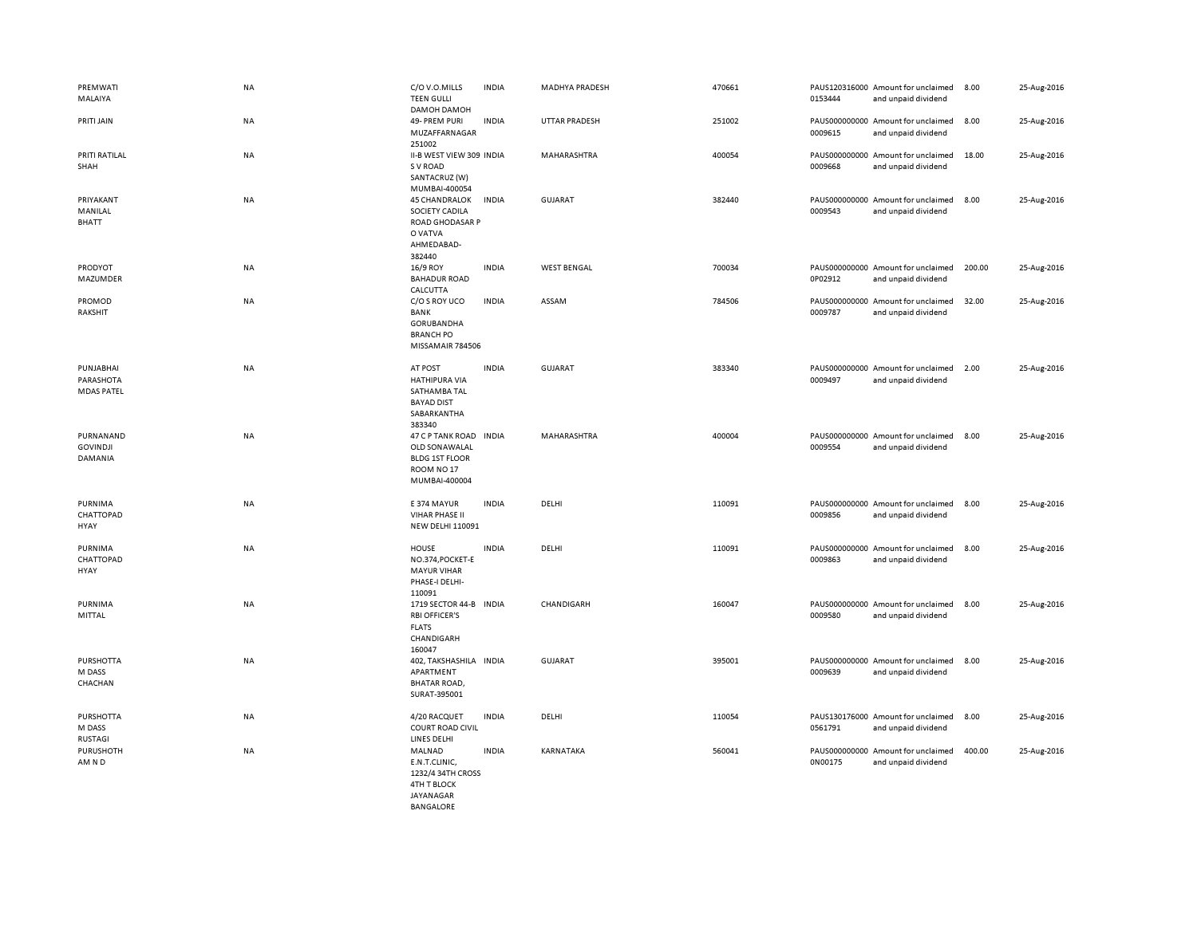| | | | | | | | | | |
|---|---|---|---|---|---|---|---|---|---|
| PREMWATI MALAIYA | NA | C/O V.O.MILLS TEEN GULLI DAMOH DAMOH | INDIA | MADHYA PRADESH | 470661 | PAUS120316000 0153444 | Amount for unclaimed and unpaid dividend | 8.00 | 25-Aug-2016 |
| PRITI JAIN | NA | 49- PREM PURI MUZAFFARNAGAR 251002 | INDIA | UTTAR PRADESH | 251002 | PAUS000000000 0009615 | Amount for unclaimed and unpaid dividend | 8.00 | 25-Aug-2016 |
| PRITI RATILAL SHAH | NA | II-B WEST VIEW 309 S V ROAD SANTACRUZ (W) MUMBAI-400054 | INDIA | MAHARASHTRA | 400054 | PAUS000000000 0009668 | Amount for unclaimed and unpaid dividend | 18.00 | 25-Aug-2016 |
| PRIYAKANT MANILAL BHATT | NA | 45 CHANDRALOK SOCIETY CADILA ROAD GHODASAR P O VATVA AHMEDABAD-382440 | INDIA | GUJARAT | 382440 | PAUS000000000 0009543 | Amount for unclaimed and unpaid dividend | 8.00 | 25-Aug-2016 |
| PRODYOT MAZUMDER | NA | 16/9 ROY BAHADUR ROAD CALCUTTA | INDIA | WEST BENGAL | 700034 | PAUS000000000 0P02912 | Amount for unclaimed and unpaid dividend | 200.00 | 25-Aug-2016 |
| PROMOD RAKSHIT | NA | C/O S ROY UCO BANK GORUBANDHA BRANCH PO MISSAMAIR 784506 | INDIA | ASSAM | 784506 | PAUS000000000 0009787 | Amount for unclaimed and unpaid dividend | 32.00 | 25-Aug-2016 |
| PUNJABHAI PARASHOTA MDAS PATEL | NA | AT POST HATHIPURA VIA SATHAMBA TAL BAYAD DIST SABARKANTHA 383340 | INDIA | GUJARAT | 383340 | PAUS000000000 0009497 | Amount for unclaimed and unpaid dividend | 2.00 | 25-Aug-2016 |
| PURNANAND GOVINDJI DAMANIA | NA | 47 C P TANK ROAD OLD SONAWALAL BLDG 1ST FLOOR ROOM NO 17 MUMBAI-400004 | INDIA | MAHARASHTRA | 400004 | PAUS000000000 0009554 | Amount for unclaimed and unpaid dividend | 8.00 | 25-Aug-2016 |
| PURNIMA CHATTOPAD HYAY | NA | E 374 MAYUR VIHAR PHASE II NEW DELHI 110091 | INDIA | DELHI | 110091 | PAUS000000000 0009856 | Amount for unclaimed and unpaid dividend | 8.00 | 25-Aug-2016 |
| PURNIMA CHATTOPAD HYAY | NA | HOUSE NO.374,POCKET-E MAYUR VIHAR PHASE-I DELHI-110091 | INDIA | DELHI | 110091 | PAUS000000000 0009863 | Amount for unclaimed and unpaid dividend | 8.00 | 25-Aug-2016 |
| PURNIMA MITTAL | NA | 1719 SECTOR 44-B RBI OFFICER'S FLATS CHANDIGARH 160047 | INDIA | CHANDIGARH | 160047 | PAUS000000000 0009580 | Amount for unclaimed and unpaid dividend | 8.00 | 25-Aug-2016 |
| PURSHOTTA M DASS CHACHAN | NA | 402, TAKSHASHILA APARTMENT BHATAR ROAD, SURAT-395001 | INDIA | GUJARAT | 395001 | PAUS000000000 0009639 | Amount for unclaimed and unpaid dividend | 8.00 | 25-Aug-2016 |
| PURSHOTTA M DASS RUSTAGI | NA | 4/20 RACQUET COURT ROAD CIVIL LINES DELHI | INDIA | DELHI | 110054 | PAUS130176000 0561791 | Amount for unclaimed and unpaid dividend | 8.00 | 25-Aug-2016 |
| PURUSHOTH AM N D | NA | MALNAD E.N.T.CLINIC, 1232/4 34TH CROSS 4TH T BLOCK JAYANAGAR BANGALORE | INDIA | KARNATAKA | 560041 | PAUS000000000 0N00175 | Amount for unclaimed and unpaid dividend | 400.00 | 25-Aug-2016 |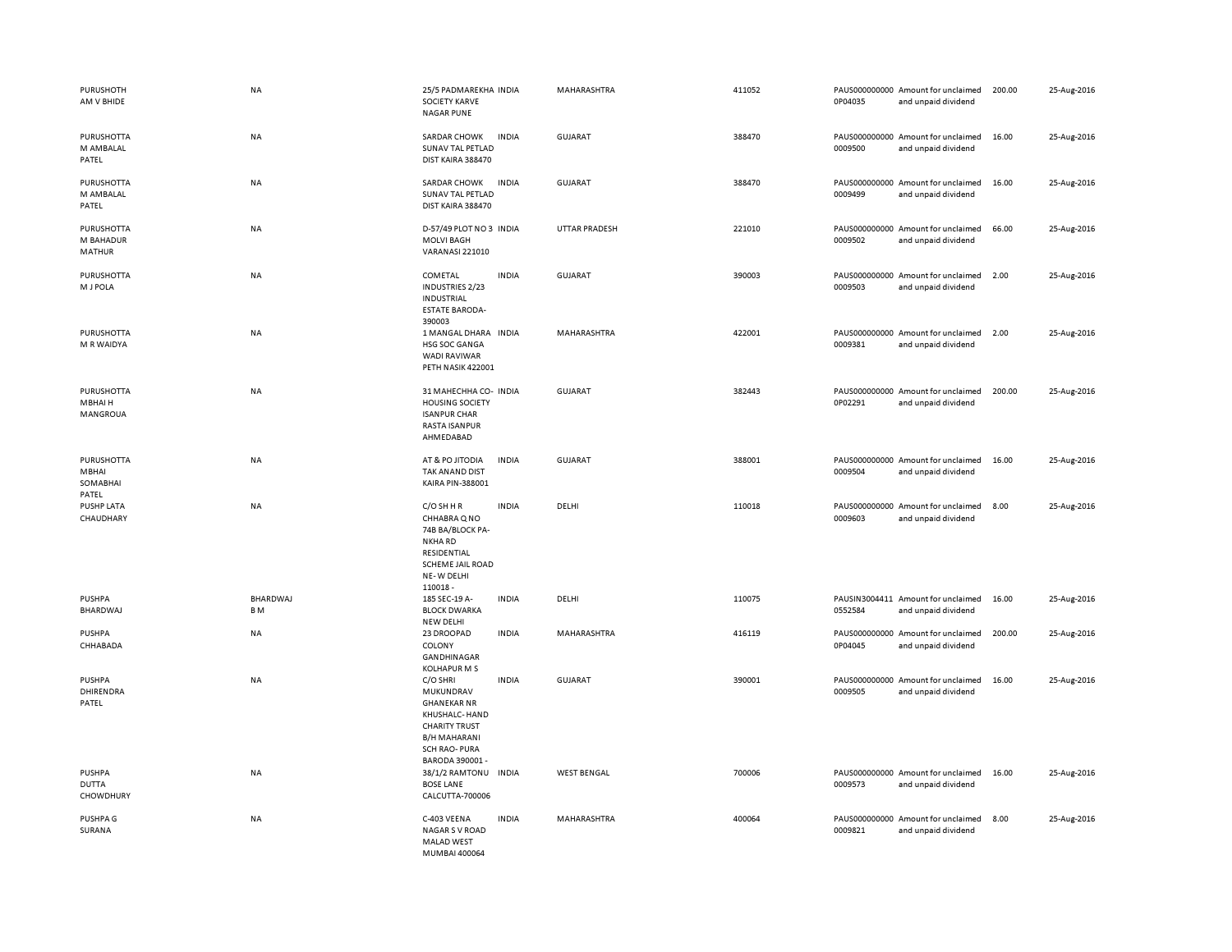| | | | | | | | | | |
|---|---|---|---|---|---|---|---|---|---|
| PURUSHOTHAM V BHIDE | NA | 25/5 PADMAREKHA SOCIETY KARVE NAGAR PUNE | INDIA | MAHARASHTRA | 411052 | PAUS0000000000P04035 | Amount for unclaimed and unpaid dividend | 200.00 | 25-Aug-2016 |
| PURUSHOTTAM AMBALAL PATEL | NA | SARDAR CHOWK SUNAV TAL PETLAD DIST KAIRA 388470 | INDIA | GUJARAT | 388470 | PAUS0000000000009500 | Amount for unclaimed and unpaid dividend | 16.00 | 25-Aug-2016 |
| PURUSHOTTAM AMBALAL PATEL | NA | SARDAR CHOWK SUNAV TAL PETLAD DIST KAIRA 388470 | INDIA | GUJARAT | 388470 | PAUS0000000000009499 | Amount for unclaimed and unpaid dividend | 16.00 | 25-Aug-2016 |
| PURUSHOTTAM BAHADUR MATHUR | NA | D-57/49 PLOT NO 3 MOLVI BAGH VARANASI 221010 | INDIA | UTTAR PRADESH | 221010 | PAUS0000000000009502 | Amount for unclaimed and unpaid dividend | 66.00 | 25-Aug-2016 |
| PURUSHOTTAM J POLA | NA | COMETAL INDUSTRIES 2/23 INDUSTRIAL ESTATE BARODA-390003 | INDIA | GUJARAT | 390003 | PAUS0000000000009503 | Amount for unclaimed and unpaid dividend | 2.00 | 25-Aug-2016 |
| PURUSHOTTAM R WAIDYA | NA | 1 MANGAL DHARA HSG SOC GANGA WADI RAVIWAR PETH NASIK 422001 | INDIA | MAHARASHTRA | 422001 | PAUS0000000000009381 | Amount for unclaimed and unpaid dividend | 2.00 | 25-Aug-2016 |
| PURUSHOTTAMBHAI H MANGROUA | NA | 31 MAHECHHA CO-HOUSING SOCIETY ISANPUR CHAR RASTA ISANPUR AHMEDABAD | INDIA | GUJARAT | 382443 | PAUS0000000000P02291 | Amount for unclaimed and unpaid dividend | 200.00 | 25-Aug-2016 |
| PURUSHOTTAMBHAI SOMABHAI PATEL | NA | AT & PO JITODIA TAK ANAND DIST KAIRA PIN-388001 | INDIA | GUJARAT | 388001 | PAUS0000000000009504 | Amount for unclaimed and unpaid dividend | 16.00 | 25-Aug-2016 |
| PUSHP LATA CHAUDHARY | NA | C/O SH H R CHHABRA Q NO 74B BA/BLOCK PA-NKHA RD RESIDENTIAL SCHEME JAIL ROAD NE- W DELHI 110018 - | INDIA | DELHI | 110018 | PAUS0000000000009603 | Amount for unclaimed and unpaid dividend | 8.00 | 25-Aug-2016 |
| PUSHPA BHARDWAJ | BHARDWAJ B M | 185 SEC-19 A-BLOCK DWARKA NEW DELHI | INDIA | DELHI | 110075 | PAUSIN30044110552584 | Amount for unclaimed and unpaid dividend | 16.00 | 25-Aug-2016 |
| PUSHPA CHHABADA | NA | 23 DROOPAD COLONY GANDHINAGAR KOLHAPUR M S | INDIA | MAHARASHTRA | 416119 | PAUS0000000000P04045 | Amount for unclaimed and unpaid dividend | 200.00 | 25-Aug-2016 |
| PUSHPA DHIRENDRA PATEL | NA | C/O SHRI MUKUNDRAV GHANEKAR NR KHUSHALC- HAND CHARITY TRUST B/H MAHARANI SCH RAO- PURA BARODA 390001 - | INDIA | GUJARAT | 390001 | PAUS0000000000009505 | Amount for unclaimed and unpaid dividend | 16.00 | 25-Aug-2016 |
| PUSHPA DUTTA CHOWDHURY | NA | 38/1/2 RAMTONU BOSE LANE CALCUTTA-700006 | INDIA | WEST BENGAL | 700006 | PAUS0000000000009573 | Amount for unclaimed and unpaid dividend | 16.00 | 25-Aug-2016 |
| PUSHPA G SURANA | NA | C-403 VEENA NAGAR S V ROAD MALAD WEST MUMBAI 400064 | INDIA | MAHARASHTRA | 400064 | PAUS0000000000009821 | Amount for unclaimed and unpaid dividend | 8.00 | 25-Aug-2016 |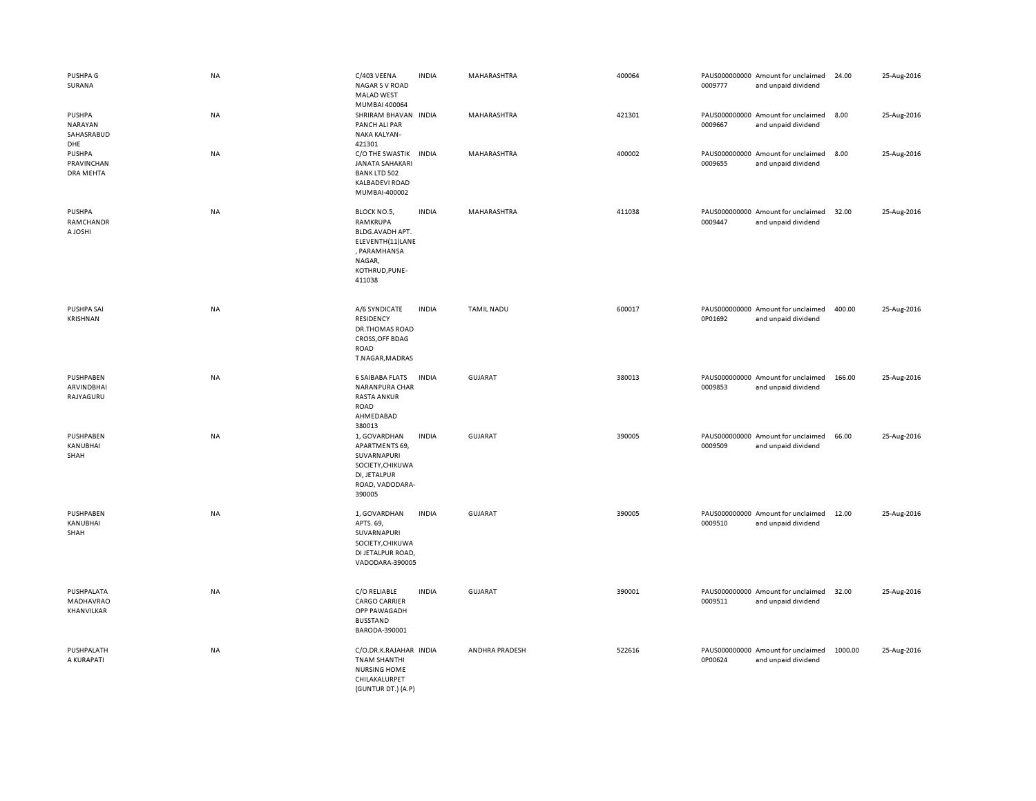| | | | | | | | | | |
|---|---|---|---|---|---|---|---|---|---|
| PUSHPA G SURANA | NA | C/403 VEENA NAGAR S V ROAD MALAD WEST MUMBAI 400064 | INDIA | MAHARASHTRA | 400064 | PAUS0000000000009777 | Amount for unclaimed and unpaid dividend | 24.00 | 25-Aug-2016 |
| PUSHPA NARAYAN SAHASRABUDDHE | NA | SHRIRAM BHAVAN PANCH ALI PAR NAKA KALYAN-421301 | INDIA | MAHARASHTRA | 421301 | PAUS0000000000009667 | Amount for unclaimed and unpaid dividend | 8.00 | 25-Aug-2016 |
| PUSHPA PRAVINCHANDRA MEHTA | NA | C/O THE SWASTIK JANATA SAHAKARI BANK LTD 502 KALBADEVI ROAD MUMBAI-400002 | INDIA | MAHARASHTRA | 400002 | PAUS0000000000009655 | Amount for unclaimed and unpaid dividend | 8.00 | 25-Aug-2016 |
| PUSHPA RAMCHANDRA JOSHI | NA | BLOCK NO.5, RAMKRUPA BLDG.AVADH APT. ELEVENTH(11)LANE , PARAMHANSA NAGAR, KOTHRUD,PUNE-411038 | INDIA | MAHARASHTRA | 411038 | PAUS0000000000009447 | Amount for unclaimed and unpaid dividend | 32.00 | 25-Aug-2016 |
| PUSHPA SAI KRISHNAN | NA | A/6 SYNDICATE RESIDENCY DR.THOMAS ROAD CROSS,OFF BDAG ROAD T.NAGAR,MADRAS | INDIA | TAMIL NADU | 600017 | PAUS0000000000P01692 | Amount for unclaimed and unpaid dividend | 400.00 | 25-Aug-2016 |
| PUSHPABEN ARVINDBHAI RAJYAGURU | NA | 6 SAIBABA FLATS NARANPURA CHAR RASTA ANKUR ROAD AHMEDABAD 380013 | INDIA | GUJARAT | 380013 | PAUS0000000000009853 | Amount for unclaimed and unpaid dividend | 166.00 | 25-Aug-2016 |
| PUSHPABEN KANUBHAI SHAH | NA | 1, GOVARDHAN APARTMENTS 69, SUVARNAPURI SOCIETY,CHIKUWADI, JETALPUR ROAD, VADODARA-390005 | INDIA | GUJARAT | 390005 | PAUS0000000000009509 | Amount for unclaimed and unpaid dividend | 66.00 | 25-Aug-2016 |
| PUSHPABEN KANUBHAI SHAH | NA | 1, GOVARDHAN APTS. 69, SUVARNAPURI SOCIETY,CHIKUWADI JETALPUR ROAD, VADODARA-390005 | INDIA | GUJARAT | 390005 | PAUS0000000000009510 | Amount for unclaimed and unpaid dividend | 12.00 | 25-Aug-2016 |
| PUSHPALATA MADHAVRAO KHANVILKAR | NA | C/O RELIABLE CARGO CARRIER OPP PAWAGADH BUSSTAND BARODA-390001 | INDIA | GUJARAT | 390001 | PAUS0000000000009511 | Amount for unclaimed and unpaid dividend | 32.00 | 25-Aug-2016 |
| PUSHPALATHA KURAPATI | NA | C/O.DR.K.RAJAHARTNAM SHANTHI NURSING HOME CHILAKALURPET (GUNTUR DT.) (A.P) | INDIA | ANDHRA PRADESH | 522616 | PAUS0000000000P00624 | Amount for unclaimed and unpaid dividend | 1000.00 | 25-Aug-2016 |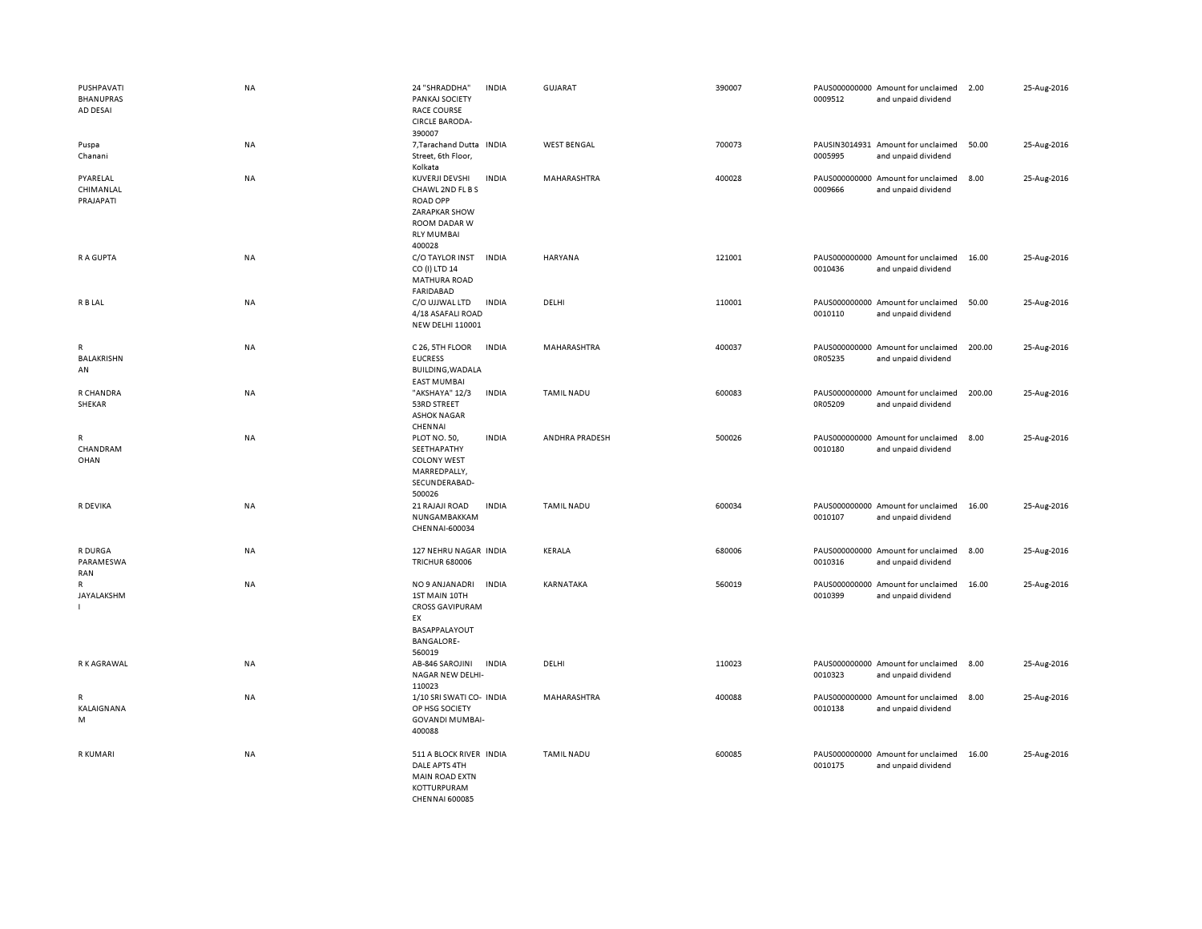| | | | | | | | | | |
|---|---|---|---|---|---|---|---|---|---|
| PUSHPAVATI BHANUPRAS AD DESAI | NA | 24 "SHRADDHA" PANKAJ SOCIETY RACE COURSE CIRCLE BARODA-390007 | INDIA | GUJARAT | 390007 | PAUS0000000000009512 | Amount for unclaimed and unpaid dividend | 2.00 | 25-Aug-2016 |
| Puspa Chanani | NA | 7,Tarachand Dutta Street, 6th Floor, Kolkata | INDIA | WEST BENGAL | 700073 | PAUSIN30149310005995 | Amount for unclaimed and unpaid dividend | 50.00 | 25-Aug-2016 |
| PYARELAL CHIMANLAL PRAJAPATI | NA | KUVERJI DEVSHI CHAWL 2ND FL B S ROAD OPP ZARAPKAR SHOW ROOM DADAR W RLY MUMBAI 400028 | INDIA | MAHARASHTRA | 400028 | PAUS0000000000009666 | Amount for unclaimed and unpaid dividend | 8.00 | 25-Aug-2016 |
| R A GUPTA | NA | C/O TAYLOR INST CO (I) LTD 14 MATHURA ROAD FARIDABAD | INDIA | HARYANA | 121001 | PAUS0000000000010436 | Amount for unclaimed and unpaid dividend | 16.00 | 25-Aug-2016 |
| R B LAL | NA | C/O UJJWAL LTD 4/18 ASAFALI ROAD NEW DELHI 110001 | INDIA | DELHI | 110001 | PAUS0000000000010110 | Amount for unclaimed and unpaid dividend | 50.00 | 25-Aug-2016 |
| R BALAKRISHN AN | NA | C 26, 5TH FLOOR EUCRESS BUILDING,WADALA EAST MUMBAI | INDIA | MAHARASHTRA | 400037 | PAUS0000000000R05235 | Amount for unclaimed and unpaid dividend | 200.00 | 25-Aug-2016 |
| R CHANDRA SHEKAR | NA | "AKSHAYA" 12/3 53RD STREET ASHOK NAGAR CHENNAI | INDIA | TAMIL NADU | 600083 | PAUS0000000000R05209 | Amount for unclaimed and unpaid dividend | 200.00 | 25-Aug-2016 |
| R CHANDRAM OHAN | NA | PLOT NO. 50, SEETHAPATHY COLONY WEST MARREDPALLY, SECUNDERABAD-500026 | INDIA | ANDHRA PRADESH | 500026 | PAUS0000000000010180 | Amount for unclaimed and unpaid dividend | 8.00 | 25-Aug-2016 |
| R DEVIKA | NA | 21 RAJAJI ROAD NUNGAMBAKKAM CHENNAI-600034 | INDIA | TAMIL NADU | 600034 | PAUS0000000000010107 | Amount for unclaimed and unpaid dividend | 16.00 | 25-Aug-2016 |
| R DURGA PARAMESWA RAN | NA | 127 NEHRU NAGAR TRICHUR 680006 | INDIA | KERALA | 680006 | PAUS0000000000010316 | Amount for unclaimed and unpaid dividend | 8.00 | 25-Aug-2016 |
| R JAYALAKSHM I | NA | NO 9 ANJANADRI 1ST MAIN 10TH CROSS GAVIPURAM EX BASAPPALAYOUT BANGALORE-560019 | INDIA | KARNATAKA | 560019 | PAUS0000000000010399 | Amount for unclaimed and unpaid dividend | 16.00 | 25-Aug-2016 |
| R K AGRAWAL | NA | AB-846 SAROJINI NAGAR NEW DELHI-110023 | INDIA | DELHI | 110023 | PAUS0000000000010323 | Amount for unclaimed and unpaid dividend | 8.00 | 25-Aug-2016 |
| R KALAIGNANA M | NA | 1/10 SRI SWATI CO-OP HSG SOCIETY GOVANDI MUMBAI-400088 | INDIA | MAHARASHTRA | 400088 | PAUS0000000000010138 | Amount for unclaimed and unpaid dividend | 8.00 | 25-Aug-2016 |
| R KUMARI | NA | 511 A BLOCK RIVER DALE APTS 4TH MAIN ROAD EXTN KOTTURPURAM CHENNAI 600085 | INDIA | TAMIL NADU | 600085 | PAUS0000000000010175 | Amount for unclaimed and unpaid dividend | 16.00 | 25-Aug-2016 |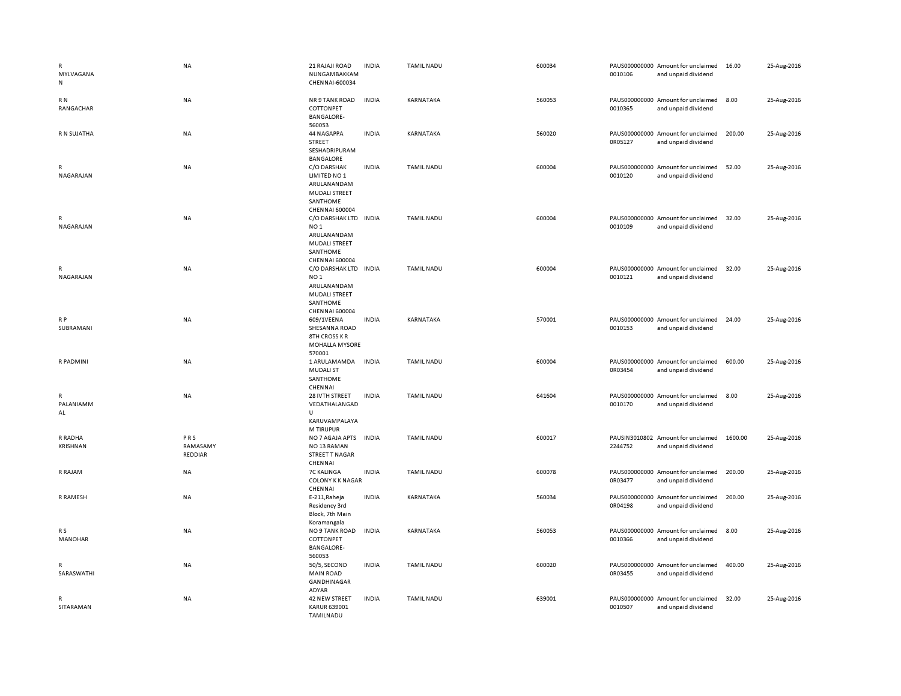| | | | | | | | | | |
|---|---|---|---|---|---|---|---|---|---|
| R MYLVAGANAN | NA | 21 RAJAJI ROAD NUNGAMBAKKAM CHENNAI-600034 | INDIA | TAMIL NADU | 600034 | PAUS0000000000010106 | Amount for unclaimed and unpaid dividend | 16.00 | 25-Aug-2016 |
| R N RANGACHAR | NA | NR 9 TANK ROAD COTTONPET BANGALORE-560053 | INDIA | KARNATAKA | 560053 | PAUS0000000000010365 | Amount for unclaimed and unpaid dividend | 8.00 | 25-Aug-2016 |
| R N SUJATHA | NA | 44 NAGAPPA STREET SESHADRIPURAM BANGALORE | INDIA | KARNATAKA | 560020 | PAUS0000000000R05127 | Amount for unclaimed and unpaid dividend | 200.00 | 25-Aug-2016 |
| R NAGARAJAN | NA | C/O DARSHAK LIMITED NO 1 ARULANANDAM MUDALI STREET SANTHOME CHENNAI 600004 | INDIA | TAMIL NADU | 600004 | PAUS0000000000010120 | Amount for unclaimed and unpaid dividend | 52.00 | 25-Aug-2016 |
| R NAGARAJAN | NA | C/O DARSHAK LTD NO 1 ARULANANDAM MUDALI STREET SANTHOME CHENNAI 600004 | INDIA | TAMIL NADU | 600004 | PAUS0000000000010109 | Amount for unclaimed and unpaid dividend | 32.00 | 25-Aug-2016 |
| R NAGARAJAN | NA | C/O DARSHAK LTD NO 1 ARULANANDAM MUDALI STREET SANTHOME CHENNAI 600004 | INDIA | TAMIL NADU | 600004 | PAUS0000000000010121 | Amount for unclaimed and unpaid dividend | 32.00 | 25-Aug-2016 |
| R P SUBRAMANI | NA | 609/1VEENA SHESANNA ROAD 8TH CROSS K R MOHALLA MYSORE 570001 | INDIA | KARNATAKA | 570001 | PAUS0000000000010153 | Amount for unclaimed and unpaid dividend | 24.00 | 25-Aug-2016 |
| R PADMINI | NA | 1 ARULAMAMDA MUDALI ST SANTHOME CHENNAI | INDIA | TAMIL NADU | 600004 | PAUS0000000000R03454 | Amount for unclaimed and unpaid dividend | 600.00 | 25-Aug-2016 |
| R PALANIAMMAL | NA | 28 IVTH STREET VEDATHALANGADU KARUVAMPALAYAM TIRUPUR | INDIA | TAMIL NADU | 641604 | PAUS0000000000010170 | Amount for unclaimed and unpaid dividend | 8.00 | 25-Aug-2016 |
| R RADHA KRISHNAN | P R S RAMASAMY REDDIAR | NO 7 AGAJA APTS NO 13 RAMAN STREET T NAGAR CHENNAI | INDIA | TAMIL NADU | 600017 | PAUSIN30108022244752 | Amount for unclaimed and unpaid dividend | 1600.00 | 25-Aug-2016 |
| R RAJAM | NA | 7C KALINGA COLONY K K NAGAR CHENNAI | INDIA | TAMIL NADU | 600078 | PAUS0000000000R03477 | Amount for unclaimed and unpaid dividend | 200.00 | 25-Aug-2016 |
| R RAMESH | NA | E-211,Raheja Residency 3rd Block, 7th Main Koramangala | INDIA | KARNATAKA | 560034 | PAUS0000000000R04198 | Amount for unclaimed and unpaid dividend | 200.00 | 25-Aug-2016 |
| R S MANOHAR | NA | NO 9 TANK ROAD COTTONPET BANGALORE-560053 | INDIA | KARNATAKA | 560053 | PAUS0000000000010366 | Amount for unclaimed and unpaid dividend | 8.00 | 25-Aug-2016 |
| R SARASWATHI | NA | 50/5, SECOND MAIN ROAD GANDHINAGAR ADYAR | INDIA | TAMIL NADU | 600020 | PAUS0000000000R03455 | Amount for unclaimed and unpaid dividend | 400.00 | 25-Aug-2016 |
| R SITARAMAN | NA | 42 NEW STREET KARUR 639001 TAMILNADU | INDIA | TAMIL NADU | 639001 | PAUS0000000000010507 | Amount for unclaimed and unpaid dividend | 32.00 | 25-Aug-2016 |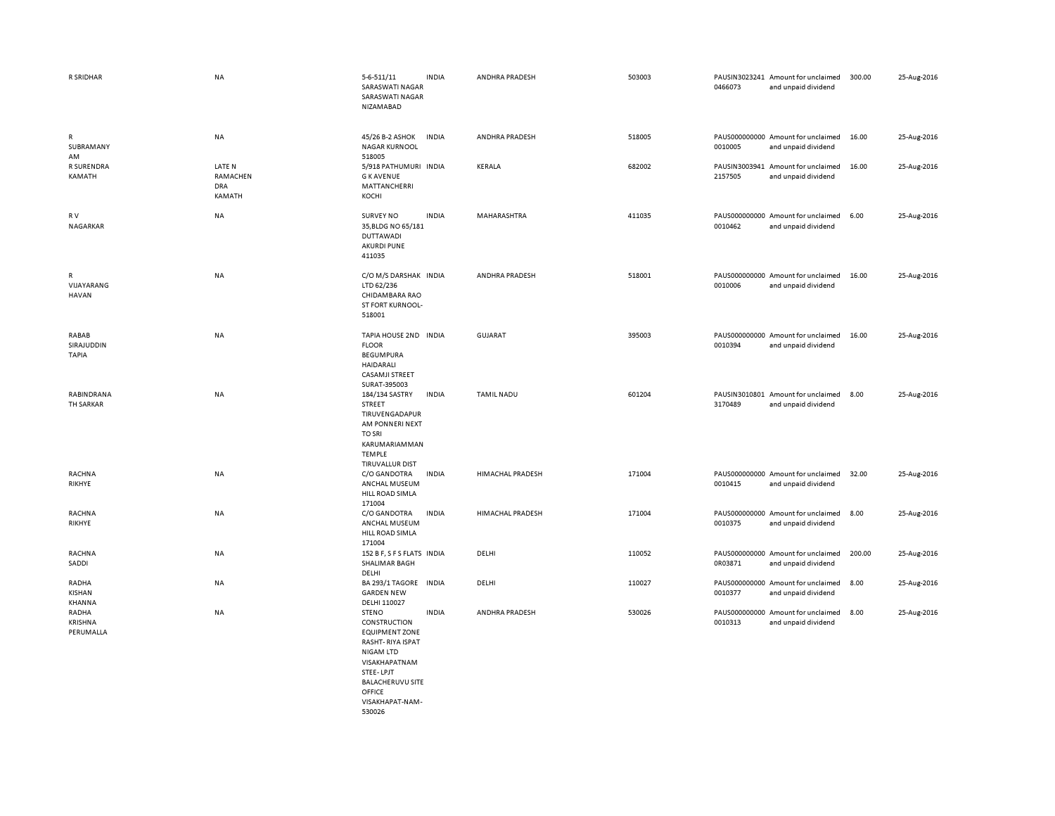| | | | | | | | | | |
|---|---|---|---|---|---|---|---|---|---|
| R SRIDHAR | NA | 5-6-511/11 SARASWATI NAGAR SARASWATI NAGAR NIZAMABAD | INDIA | ANDHRA PRADESH | 503003 | PAUSIN3023241 0466073 | Amount for unclaimed and unpaid dividend | 300.00 | 25-Aug-2016 |
| R SUBRAMANY AM | NA | 45/26 B-2 ASHOK NAGAR KURNOOL 518005 | INDIA | ANDHRA PRADESH | 518005 | PAUS000000000 0010005 | Amount for unclaimed and unpaid dividend | 16.00 | 25-Aug-2016 |
| R SURENDRA KAMATH | LATE N RAMACHEN DRA KAMATH | 5/918 PATHUMURI G K AVENUE MATTANCHERRI KOCHI | INDIA | KERALA | 682002 | PAUSIN3003941 2157505 | Amount for unclaimed and unpaid dividend | 16.00 | 25-Aug-2016 |
| R V NAGARKAR | NA | SURVEY NO 35,BLDG NO 65/181 DUTTAWADI AKURDI PUNE 411035 | INDIA | MAHARASHTRA | 411035 | PAUS000000000 0010462 | Amount for unclaimed and unpaid dividend | 6.00 | 25-Aug-2016 |
| R VIJAYARANG HAVAN | NA | C/O M/S DARSHAK LTD 62/236 CHIDAMBARA RAO ST FORT KURNOOL-518001 | INDIA | ANDHRA PRADESH | 518001 | PAUS000000000 0010006 | Amount for unclaimed and unpaid dividend | 16.00 | 25-Aug-2016 |
| RABAB SIRAJUDDIN TAPIA | NA | TAPIA HOUSE 2ND FLOOR BEGUMPURA HAIDARALI CASAMJI STREET SURAT-395003 | INDIA | GUJARAT | 395003 | PAUS000000000 0010394 | Amount for unclaimed and unpaid dividend | 16.00 | 25-Aug-2016 |
| RABINDRANA TH SARKAR | NA | 184/134 SASTRY STREET TIRUVENGADAPUR AM PONNERI NEXT TO SRI KARUMARIAMMAN TEMPLE TIRUVALLUR DIST | INDIA | TAMIL NADU | 601204 | PAUSIN3010801 3170489 | Amount for unclaimed and unpaid dividend | 8.00 | 25-Aug-2016 |
| RACHNA RIKHYE | NA | C/O GANDOTRA ANCHAL MUSEUM HILL ROAD SIMLA 171004 | INDIA | HIMACHAL PRADESH | 171004 | PAUS000000000 0010415 | Amount for unclaimed and unpaid dividend | 32.00 | 25-Aug-2016 |
| RACHNA RIKHYE | NA | C/O GANDOTRA ANCHAL MUSEUM HILL ROAD SIMLA 171004 | INDIA | HIMACHAL PRADESH | 171004 | PAUS000000000 0010375 | Amount for unclaimed and unpaid dividend | 8.00 | 25-Aug-2016 |
| RACHNA SADDI | NA | 152 B F, S F S FLATS SHALIMAR BAGH DELHI | INDIA | DELHI | 110052 | PAUS000000000 0R03871 | Amount for unclaimed and unpaid dividend | 200.00 | 25-Aug-2016 |
| RADHA KISHAN KHANNA | NA | BA 293/1 TAGORE GARDEN NEW DELHI 110027 | INDIA | DELHI | 110027 | PAUS000000000 0010377 | Amount for unclaimed and unpaid dividend | 8.00 | 25-Aug-2016 |
| RADHA KRISHNA PERUMALLA | NA | STENO CONSTRUCTION EQUIPMENT ZONE RASHT- RIYA ISPAT NIGAM LTD VISAKHAPATNAM STEE- LPJT BALACHERUVU SITE OFFICE VISAKHAPAT-NAM-530026 | INDIA | ANDHRA PRADESH | 530026 | PAUS000000000 0010313 | Amount for unclaimed and unpaid dividend | 8.00 | 25-Aug-2016 |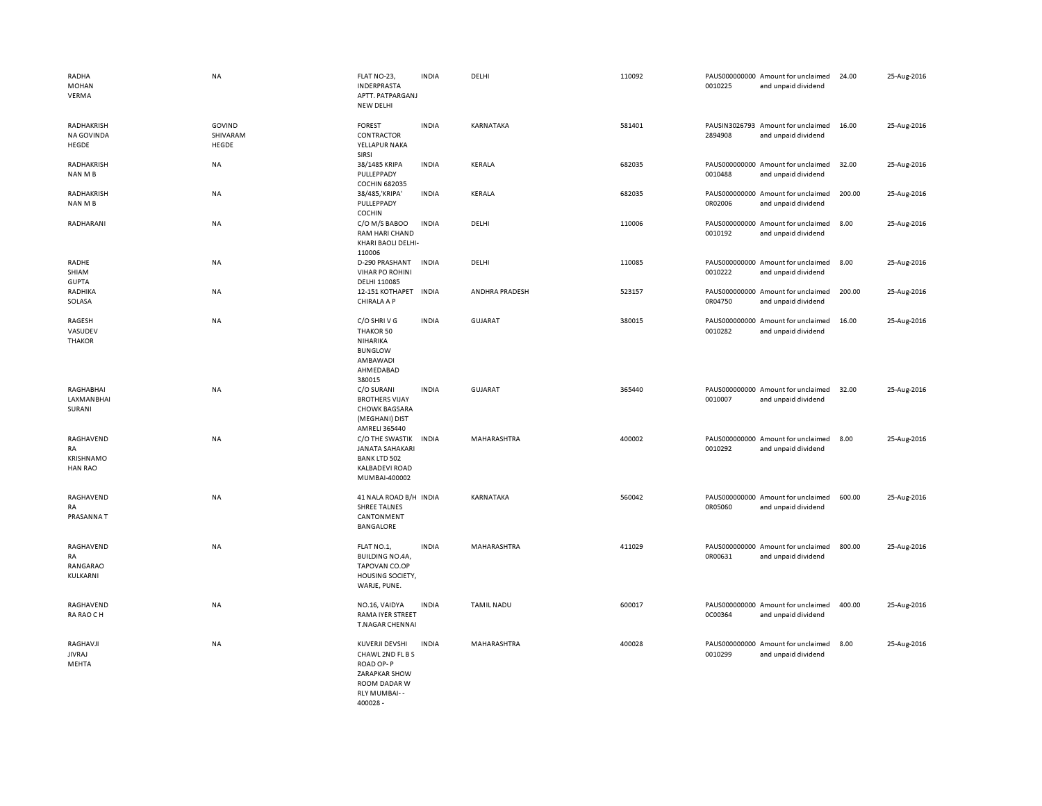| | | | | | | | | | |
|---|---|---|---|---|---|---|---|---|---|
| RADHA MOHAN VERMA | NA | FLAT NO-23, INDERPRASTA APTT. PATPARGANJ NEW DELHI | INDIA | DELHI | 110092 | PAUS0000000000010225 | Amount for unclaimed and unpaid dividend | 24.00 | 25-Aug-2016 |
| RADHAKRISHNA GOVINDA HEGDE | GOVIND SHIVARAM HEGDE | FOREST CONTRACTOR YELLAPUR NAKA SIRSI | INDIA | KARNATAKA | 581401 | PAUSIN30267932894908 | Amount for unclaimed and unpaid dividend | 16.00 | 25-Aug-2016 |
| RADHAKRISHNAN M B | NA | 38/1485 KRIPA PULLEPPADY COCHIN 682035 | INDIA | KERALA | 682035 | PAUS0000000000010488 | Amount for unclaimed and unpaid dividend | 32.00 | 25-Aug-2016 |
| RADHAKRISHNAN M B | NA | 38/485,'KRIPA' PULLEPPADY COCHIN | INDIA | KERALA | 682035 | PAUS0000000000R02006 | Amount for unclaimed and unpaid dividend | 200.00 | 25-Aug-2016 |
| RADHARANI | NA | C/O M/S BABOO RAM HARI CHAND KHARI BAOLI DELHI-110006 | INDIA | DELHI | 110006 | PAUS0000000000010192 | Amount for unclaimed and unpaid dividend | 8.00 | 25-Aug-2016 |
| RADHE SHIAM GUPTA | NA | D-290 PRASHANT VIHAR PO ROHINI DELHI 110085 | INDIA | DELHI | 110085 | PAUS0000000000010222 | Amount for unclaimed and unpaid dividend | 8.00 | 25-Aug-2016 |
| RADHIKA SOLASA | NA | 12-151 KOTHAPET CHIRALA A P | INDIA | ANDHRA PRADESH | 523157 | PAUS0000000000R04750 | Amount for unclaimed and unpaid dividend | 200.00 | 25-Aug-2016 |
| RAGESH VASUDEV THAKOR | NA | C/O SHRI V G THAKOR 50 NIHARIKA BUNGLOW AMBAWADI AHMEDABAD 380015 | INDIA | GUJARAT | 380015 | PAUS0000000000010282 | Amount for unclaimed and unpaid dividend | 16.00 | 25-Aug-2016 |
| RAGHABHAI LAXMANBHAI SURANI | NA | C/O SURANI BROTHERS VIJAY CHOWK BAGSARA (MEGHANI) DIST AMRELI 365440 | INDIA | GUJARAT | 365440 | PAUS0000000000010007 | Amount for unclaimed and unpaid dividend | 32.00 | 25-Aug-2016 |
| RAGHAVENDRA KRISHNAMOHAN RAO | NA | C/O THE SWASTIK JANATA SAHAKARI BANK LTD 502 KALBADEVI ROAD MUMBAI-400002 | INDIA | MAHARASHTRA | 400002 | PAUS0000000000010292 | Amount for unclaimed and unpaid dividend | 8.00 | 25-Aug-2016 |
| RAGHAVENDRA PRASANNA T | NA | 41 NALA ROAD B/H SHREE TALNES CANTONMENT BANGALORE | INDIA | KARNATAKA | 560042 | PAUS0000000000R05060 | Amount for unclaimed and unpaid dividend | 600.00 | 25-Aug-2016 |
| RAGHAVENDRA RANGARAO KULKARNI | NA | FLAT NO.1, BUILDING NO.4A, TAPOVAN CO.OP HOUSING SOCIETY, WARJE, PUNE. | INDIA | MAHARASHTRA | 411029 | PAUS0000000000R00631 | Amount for unclaimed and unpaid dividend | 800.00 | 25-Aug-2016 |
| RAGHAVENDRA RAO C H | NA | NO.16, VAIDYA RAMA IYER STREET T.NAGAR CHENNAI | INDIA | TAMIL NADU | 600017 | PAUS0000000000C00364 | Amount for unclaimed and unpaid dividend | 400.00 | 25-Aug-2016 |
| RAGHAVJI JIVRAJ MEHTA | NA | KUVERJI DEVSHI CHAWL 2ND FL B S ROAD OP- P ZARAPKAR SHOW ROOM DADAR W RLY MUMBAI- - 400028 - | INDIA | MAHARASHTRA | 400028 | PAUS0000000000010299 | Amount for unclaimed and unpaid dividend | 8.00 | 25-Aug-2016 |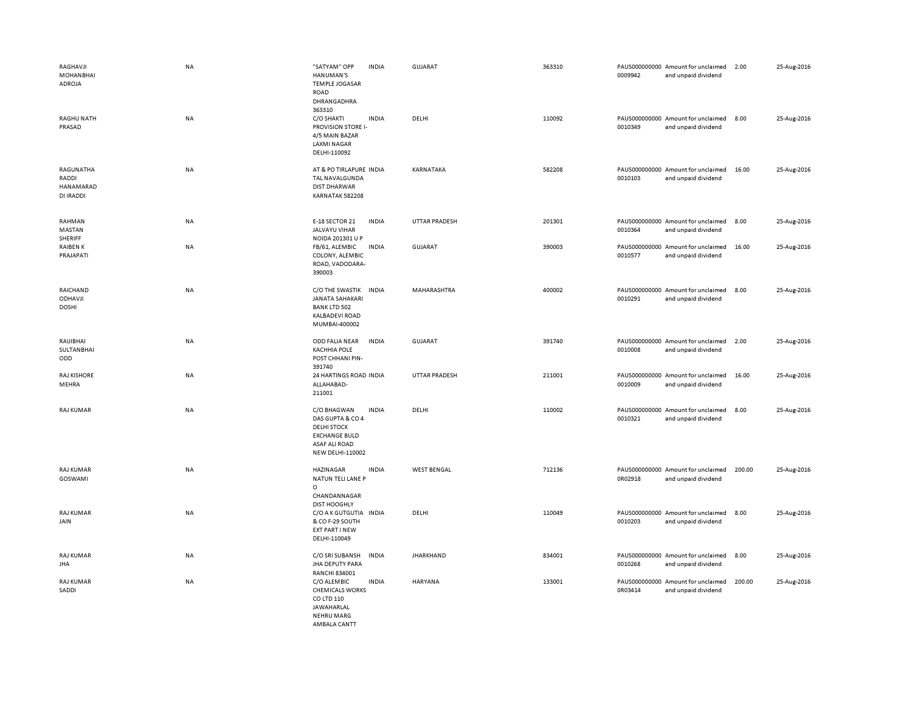| | | | | | | | | | |
|---|---|---|---|---|---|---|---|---|---|
| RAGHAVJI MOHANBHAI ADROJA | NA | "SATYAM" OPP HANUMAN'S TEMPLE JOGASAR ROAD DHRANGADHRA 363310 | INDIA | GUJARAT | 363310 | PAUS000000000 0009942 | Amount for unclaimed and unpaid dividend | 2.00 | 25-Aug-2016 |
| RAGHU NATH PRASAD | NA | C/O SHAKTI PROVISION STORE I-4/5 MAIN BAZAR LAXMI NAGAR DELHI-110092 | INDIA | DELHI | 110092 | PAUS000000000 0010349 | Amount for unclaimed and unpaid dividend | 8.00 | 25-Aug-2016 |
| RAGUNATHA RADDI HANAMARAD DI IRADDI | NA | AT & PO TIRLAPURE TAL NAVALGUNDA DIST DHARWAR KARNATAK 582208 | INDIA | KARNATAKA | 582208 | PAUS000000000 0010103 | Amount for unclaimed and unpaid dividend | 16.00 | 25-Aug-2016 |
| RAHMAN MASTAN SHERIFF | NA | E-18 SECTOR 21 JALVAYU VIHAR NOIDA 201301 U P | INDIA | UTTAR PRADESH | 201301 | PAUS000000000 0010364 | Amount for unclaimed and unpaid dividend | 8.00 | 25-Aug-2016 |
| RAIBEN K PRAJAPATI | NA | FB/61, ALEMBIC COLONY, ALEMBIC ROAD, VADODARA-390003 | INDIA | GUJARAT | 390003 | PAUS000000000 0010577 | Amount for unclaimed and unpaid dividend | 16.00 | 25-Aug-2016 |
| RAICHAND ODHAVJI DOSHI | NA | C/O THE SWASTIK JANATA SAHAKARI BANK LTD 502 KALBADEVI ROAD MUMBAI-400002 | INDIA | MAHARASHTRA | 400002 | PAUS000000000 0010291 | Amount for unclaimed and unpaid dividend | 8.00 | 25-Aug-2016 |
| RAIJIBHAI SULTANBHAI ODD | NA | ODD FALIA NEAR KACHHIA POLE POST CHHANI PIN-391740 | INDIA | GUJARAT | 391740 | PAUS000000000 0010008 | Amount for unclaimed and unpaid dividend | 2.00 | 25-Aug-2016 |
| RAJ KISHORE MEHRA | NA | 24 HARTINGS ROAD ALLAHABAD-211001 | INDIA | UTTAR PRADESH | 211001 | PAUS000000000 0010009 | Amount for unclaimed and unpaid dividend | 16.00 | 25-Aug-2016 |
| RAJ KUMAR | NA | C/O BHAGWAN DAS GUPTA & CO 4 DELHI STOCK EXCHANGE BULD ASAF ALI ROAD NEW DELHI-110002 | INDIA | DELHI | 110002 | PAUS000000000 0010321 | Amount for unclaimed and unpaid dividend | 8.00 | 25-Aug-2016 |
| RAJ KUMAR GOSWAMI | NA | HAZINAGAR NATUN TELI LANE P O CHANDANNAGAR DIST HOOGHLY | INDIA | WEST BENGAL | 712136 | PAUS000000000 0R02918 | Amount for unclaimed and unpaid dividend | 200.00 | 25-Aug-2016 |
| RAJ KUMAR JAIN | NA | C/O A K GUTGUTIA & CO F-29 SOUTH EXT PART I NEW DELHI-110049 | INDIA | DELHI | 110049 | PAUS000000000 0010203 | Amount for unclaimed and unpaid dividend | 8.00 | 25-Aug-2016 |
| RAJ KUMAR JHA | NA | C/O SRI SUBANSH JHA DEPUTY PARA RANCHI 834001 | INDIA | JHARKHAND | 834001 | PAUS000000000 0010268 | Amount for unclaimed and unpaid dividend | 8.00 | 25-Aug-2016 |
| RAJ KUMAR SADDI | NA | C/O ALEMBIC CHEMICALS WORKS CO LTD 110 JAWAHARLAL NEHRU MARG AMBALA CANTT | INDIA | HARYANA | 133001 | PAUS000000000 0R03414 | Amount for unclaimed and unpaid dividend | 200.00 | 25-Aug-2016 |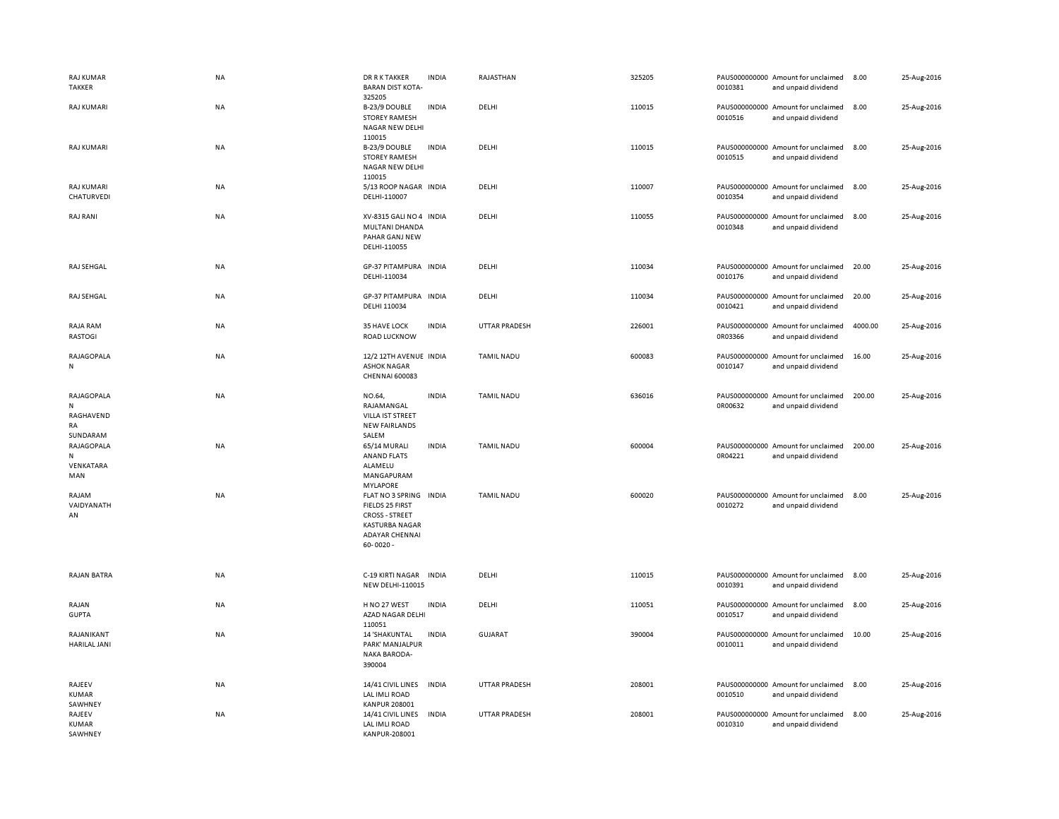| | | | | | | | | | |
|---|---|---|---|---|---|---|---|---|---|
| RAJ KUMAR TAKKER | NA | DR R K TAKKER BARAN DIST KOTA-325205 | INDIA | RAJASTHAN | 325205 | PAUS000000000 0010381 | Amount for unclaimed and unpaid dividend | 8.00 | 25-Aug-2016 |
| RAJ KUMARI | NA | B-23/9 DOUBLE STOREY RAMESH NAGAR NEW DELHI 110015 | INDIA | DELHI | 110015 | PAUS000000000 0010516 | Amount for unclaimed and unpaid dividend | 8.00 | 25-Aug-2016 |
| RAJ KUMARI | NA | B-23/9 DOUBLE STOREY RAMESH NAGAR NEW DELHI 110015 | INDIA | DELHI | 110015 | PAUS000000000 0010515 | Amount for unclaimed and unpaid dividend | 8.00 | 25-Aug-2016 |
| RAJ KUMARI CHATURVEDI | NA | 5/13 ROOP NAGAR DELHI-110007 | INDIA | DELHI | 110007 | PAUS000000000 0010354 | Amount for unclaimed and unpaid dividend | 8.00 | 25-Aug-2016 |
| RAJ RANI | NA | XV-8315 GALI NO 4 MULTANI DHANDA PAHAR GANJ NEW DELHI-110055 | INDIA | DELHI | 110055 | PAUS000000000 0010348 | Amount for unclaimed and unpaid dividend | 8.00 | 25-Aug-2016 |
| RAJ SEHGAL | NA | GP-37 PITAMPURA DELHI-110034 | INDIA | DELHI | 110034 | PAUS000000000 0010176 | Amount for unclaimed and unpaid dividend | 20.00 | 25-Aug-2016 |
| RAJ SEHGAL | NA | GP-37 PITAMPURA DELHI 110034 | INDIA | DELHI | 110034 | PAUS000000000 0010421 | Amount for unclaimed and unpaid dividend | 20.00 | 25-Aug-2016 |
| RAJA RAM RASTOGI | NA | 35 HAVE LOCK ROAD LUCKNOW | INDIA | UTTAR PRADESH | 226001 | PAUS000000000 0R03366 | Amount for unclaimed and unpaid dividend | 4000.00 | 25-Aug-2016 |
| RAJAGOPALA N | NA | 12/2 12TH AVENUE ASHOK NAGAR CHENNAI 600083 | INDIA | TAMIL NADU | 600083 | PAUS000000000 0010147 | Amount for unclaimed and unpaid dividend | 16.00 | 25-Aug-2016 |
| RAJAGOPALA N RAGHAVEND RA SUNDARAM | NA | NO.64, RAJAMANGAL VILLA IST STREET NEW FAIRLANDS SALEM | INDIA | TAMIL NADU | 636016 | PAUS000000000 0R00632 | Amount for unclaimed and unpaid dividend | 200.00 | 25-Aug-2016 |
| RAJAGOPALA N VENKATARA MAN | NA | 65/14 MURALI ANAND FLATS ALAMELU MANGAPURAM MYLAPORE | INDIA | TAMIL NADU | 600004 | PAUS000000000 0R04221 | Amount for unclaimed and unpaid dividend | 200.00 | 25-Aug-2016 |
| RAJAM VAIDYANATH AN | NA | FLAT NO 3 SPRING FIELDS 25 FIRST CROSS - STREET KASTURBA NAGAR ADAYAR CHENNAI 60- 0020 - | INDIA | TAMIL NADU | 600020 | PAUS000000000 0010272 | Amount for unclaimed and unpaid dividend | 8.00 | 25-Aug-2016 |
| RAJAN BATRA | NA | C-19 KIRTI NAGAR NEW DELHI-110015 | INDIA | DELHI | 110015 | PAUS000000000 0010391 | Amount for unclaimed and unpaid dividend | 8.00 | 25-Aug-2016 |
| RAJAN GUPTA | NA | H NO 27 WEST AZAD NAGAR DELHI 110051 | INDIA | DELHI | 110051 | PAUS000000000 0010517 | Amount for unclaimed and unpaid dividend | 8.00 | 25-Aug-2016 |
| RAJANIKANT HARILAL JANI | NA | 14 'SHAKUNTAL PARK' MANJALPUR NAKA BARODA-390004 | INDIA | GUJARAT | 390004 | PAUS000000000 0010011 | Amount for unclaimed and unpaid dividend | 10.00 | 25-Aug-2016 |
| RAJEEV KUMAR SAWHNEY | NA | 14/41 CIVIL LINES LAL IMLI ROAD KANPUR 208001 | INDIA | UTTAR PRADESH | 208001 | PAUS000000000 0010510 | Amount for unclaimed and unpaid dividend | 8.00 | 25-Aug-2016 |
| RAJEEV KUMAR SAWHNEY | NA | 14/41 CIVIL LINES LAL IMLI ROAD KANPUR-208001 | INDIA | UTTAR PRADESH | 208001 | PAUS000000000 0010310 | Amount for unclaimed and unpaid dividend | 8.00 | 25-Aug-2016 |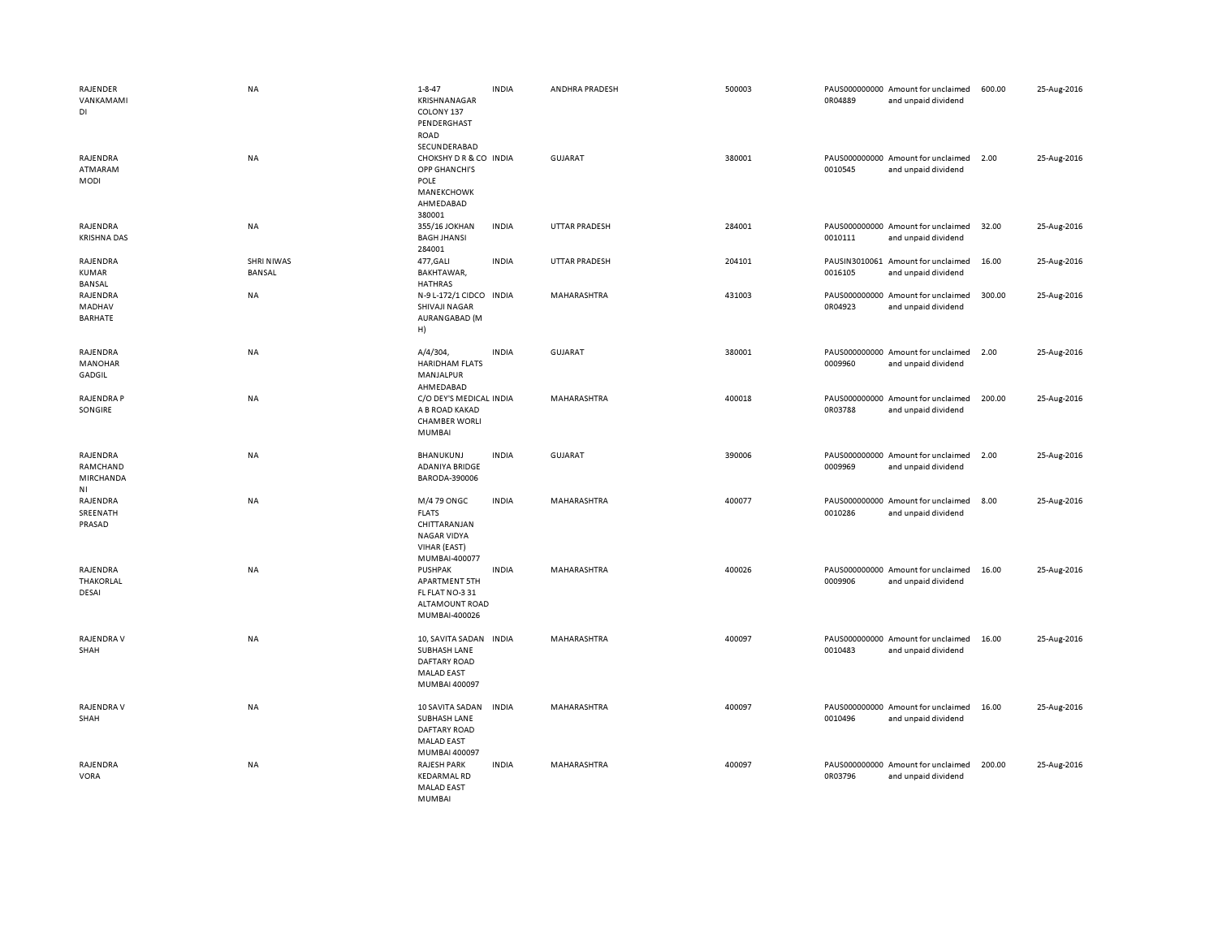| | | | | | | | | | |
|---|---|---|---|---|---|---|---|---|---|
| RAJENDER VANKAMAMIDI | NA | 1-8-47 KRISHNANAGAR COLONY 137 PENDERGHAST ROAD SECUNDERABAD | INDIA | ANDHRA PRADESH | 500003 | PAUS0000000000R04889 | Amount for unclaimed and unpaid dividend | 600.00 | 25-Aug-2016 |
| RAJENDRA ATMARAM MODI | NA | CHOKSHY D R & CO OPP GHANCHI'S POLE MANEKCHOWK AHMEDABAD 380001 | INDIA | GUJARAT | 380001 | PAUS0000000000010545 | Amount for unclaimed and unpaid dividend | 2.00 | 25-Aug-2016 |
| RAJENDRA KRISHNA DAS | NA | 355/16 JOKHAN BAGH JHANSI 284001 | INDIA | UTTAR PRADESH | 284001 | PAUS0000000000010111 | Amount for unclaimed and unpaid dividend | 32.00 | 25-Aug-2016 |
| RAJENDRA KUMAR BANSAL | SHRI NIWAS BANSAL | 477,GALI BAKHTAWAR, HATHRAS | INDIA | UTTAR PRADESH | 204101 | PAUSIN30100610016105 | Amount for unclaimed and unpaid dividend | 16.00 | 25-Aug-2016 |
| RAJENDRA MADHAV BARHATE | NA | N-9 L-172/1 CIDCO SHIVAJI NAGAR AURANGABAD (M H) | INDIA | MAHARASHTRA | 431003 | PAUS0000000000R04923 | Amount for unclaimed and unpaid dividend | 300.00 | 25-Aug-2016 |
| RAJENDRA MANOHAR GADGIL | NA | A/4/304, HARIDHAM FLATS MANJALPUR AHMEDABAD | INDIA | GUJARAT | 380001 | PAUS0000000000009960 | Amount for unclaimed and unpaid dividend | 2.00 | 25-Aug-2016 |
| RAJENDRA P SONGIRE | NA | C/O DEY'S MEDICAL A B ROAD KAKAD CHAMBER WORLI MUMBAI | INDIA | MAHARASHTRA | 400018 | PAUS0000000000R03788 | Amount for unclaimed and unpaid dividend | 200.00 | 25-Aug-2016 |
| RAJENDRA RAMCHAND MIRCHANDANI | NA | BHANUKUNJ ADANIYA BRIDGE BARODA-390006 | INDIA | GUJARAT | 390006 | PAUS0000000000009969 | Amount for unclaimed and unpaid dividend | 2.00 | 25-Aug-2016 |
| RAJENDRA SREENATH PRASAD | NA | M/4 79 ONGC FLATS CHITTARANJAN NAGAR VIDYA VIHAR (EAST) MUMBAI-400077 | INDIA | MAHARASHTRA | 400077 | PAUS0000000000010286 | Amount for unclaimed and unpaid dividend | 8.00 | 25-Aug-2016 |
| RAJENDRA THAKORLAL DESAI | NA | PUSHPAK APARTMENT 5TH FL FLAT NO-3 31 ALTAMOUNT ROAD MUMBAI-400026 | INDIA | MAHARASHTRA | 400026 | PAUS0000000000009906 | Amount for unclaimed and unpaid dividend | 16.00 | 25-Aug-2016 |
| RAJENDRA V SHAH | NA | 10, SAVITA SADAN SUBHASH LANE DAFTARY ROAD MALAD EAST MUMBAI 400097 | INDIA | MAHARASHTRA | 400097 | PAUS0000000000010483 | Amount for unclaimed and unpaid dividend | 16.00 | 25-Aug-2016 |
| RAJENDRA V SHAH | NA | 10 SAVITA SADAN SUBHASH LANE DAFTARY ROAD MALAD EAST MUMBAI 400097 | INDIA | MAHARASHTRA | 400097 | PAUS0000000000010496 | Amount for unclaimed and unpaid dividend | 16.00 | 25-Aug-2016 |
| RAJENDRA VORA | NA | RAJESH PARK KEDARMAL RD MALAD EAST MUMBAI | INDIA | MAHARASHTRA | 400097 | PAUS0000000000R03796 | Amount for unclaimed and unpaid dividend | 200.00 | 25-Aug-2016 |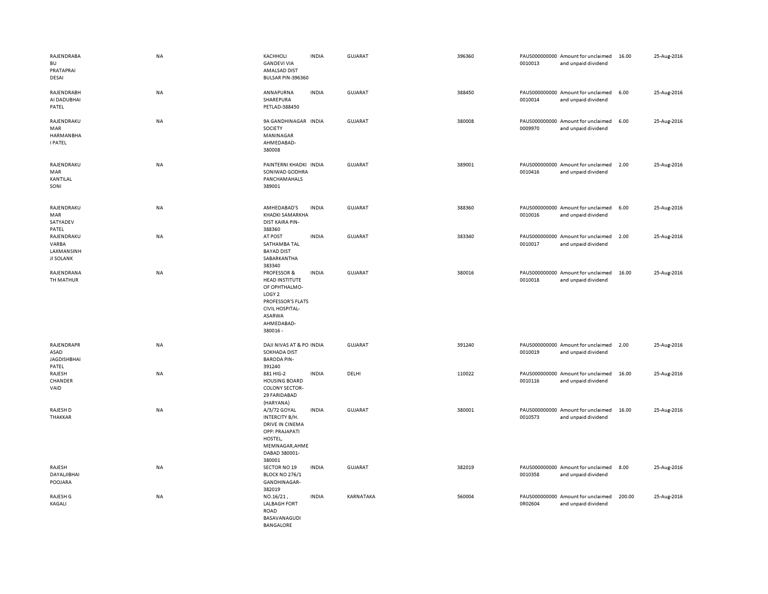| | | | | | | | | | |
|---|---|---|---|---|---|---|---|---|---|
| RAJENDRABABU PRATAPRAI DESAI | NA | KACHHOLI GANDEVI VIA AMALSAD DIST BULSAR PIN-396360 | INDIA | GUJARAT | 396360 | PAUS0000000000010013 | Amount for unclaimed and unpaid dividend | 16.00 | 25-Aug-2016 |
| RAJENDRABHAI DADUBHAI PATEL | NA | ANNAPURNA SHAREPURA PETLAD-388450 | INDIA | GUJARAT | 388450 | PAUS0000000000010014 | Amount for unclaimed and unpaid dividend | 6.00 | 25-Aug-2016 |
| RAJENDRAKUMAR HARMANBHAI PATEL | NA | 9A GANDHINAGAR SOCIETY MANINAGAR AHMEDABAD-380008 | INDIA | GUJARAT | 380008 | PAUS0000000000009970 | Amount for unclaimed and unpaid dividend | 6.00 | 25-Aug-2016 |
| RAJENDRAKUMAR KANTILAL SONI | NA | PAINTERNI KHADKI SONIWAD GODHRA PANCHAMAHALS 389001 | INDIA | GUJARAT | 389001 | PAUS0000000000010416 | Amount for unclaimed and unpaid dividend | 2.00 | 25-Aug-2016 |
| RAJENDRAKUMAR SATYADEV PATEL | NA | AMHEDABAD'S KHADKI SAMARKHA DIST KAIRA PIN-388360 | INDIA | GUJARAT | 388360 | PAUS0000000000010016 | Amount for unclaimed and unpaid dividend | 6.00 | 25-Aug-2016 |
| RAJENDRAKUVARBA LAXMANSINHJI SOLANK | NA | AT POST SATHAMBA TAL BAYAD DIST SABARKANTHA 383340 | INDIA | GUJARAT | 383340 | PAUS0000000000010017 | Amount for unclaimed and unpaid dividend | 2.00 | 25-Aug-2016 |
| RAJENDRANATH MATHUR | NA | PROFESSOR & HEAD INSTITUTE OF OPHTHALMO-LOGY 2 PROFESSOR'S FLATS CIVIL HOSPITAL-ASARWA AHMEDABAD-380016 - | INDIA | GUJARAT | 380016 | PAUS0000000000010018 | Amount for unclaimed and unpaid dividend | 16.00 | 25-Aug-2016 |
| RAJENDRAPRASAD JAGDISHBHAI PATEL | NA | DAJI NIVAS AT & PO SOKHADA DIST BARODA PIN-391240 | INDIA | GUJARAT | 391240 | PAUS0000000000010019 | Amount for unclaimed and unpaid dividend | 2.00 | 25-Aug-2016 |
| RAJESH CHANDER VAID | NA | 881 HIG-2 HOUSING BOARD COLONY SECTOR-29 FARIDABAD (HARYANA) | INDIA | DELHI | 110022 | PAUS0000000000010116 | Amount for unclaimed and unpaid dividend | 16.00 | 25-Aug-2016 |
| RAJESH D THAKKAR | NA | A/3/72 GOYAL INTERCITY B/H. DRIVE IN CINEMA OPP: PRAJAPATI HOSTEL, MEMNAGAR,AHMEDABAD 380001-380001 | INDIA | GUJARAT | 380001 | PAUS0000000000010573 | Amount for unclaimed and unpaid dividend | 16.00 | 25-Aug-2016 |
| RAJESH DAYALJIBHAI POOJARA | NA | SECTOR NO 19 BLOCK NO 276/1 GANDHINAGAR-382019 | INDIA | GUJARAT | 382019 | PAUS0000000000010358 | Amount for unclaimed and unpaid dividend | 8.00 | 25-Aug-2016 |
| RAJESH G KAGALI | NA | NO.16/21 , LALBAGH FORT ROAD BASAVANAGUDI BANGALORE | INDIA | KARNATAKA | 560004 | PAUS0000000000R02604 | Amount for unclaimed and unpaid dividend | 200.00 | 25-Aug-2016 |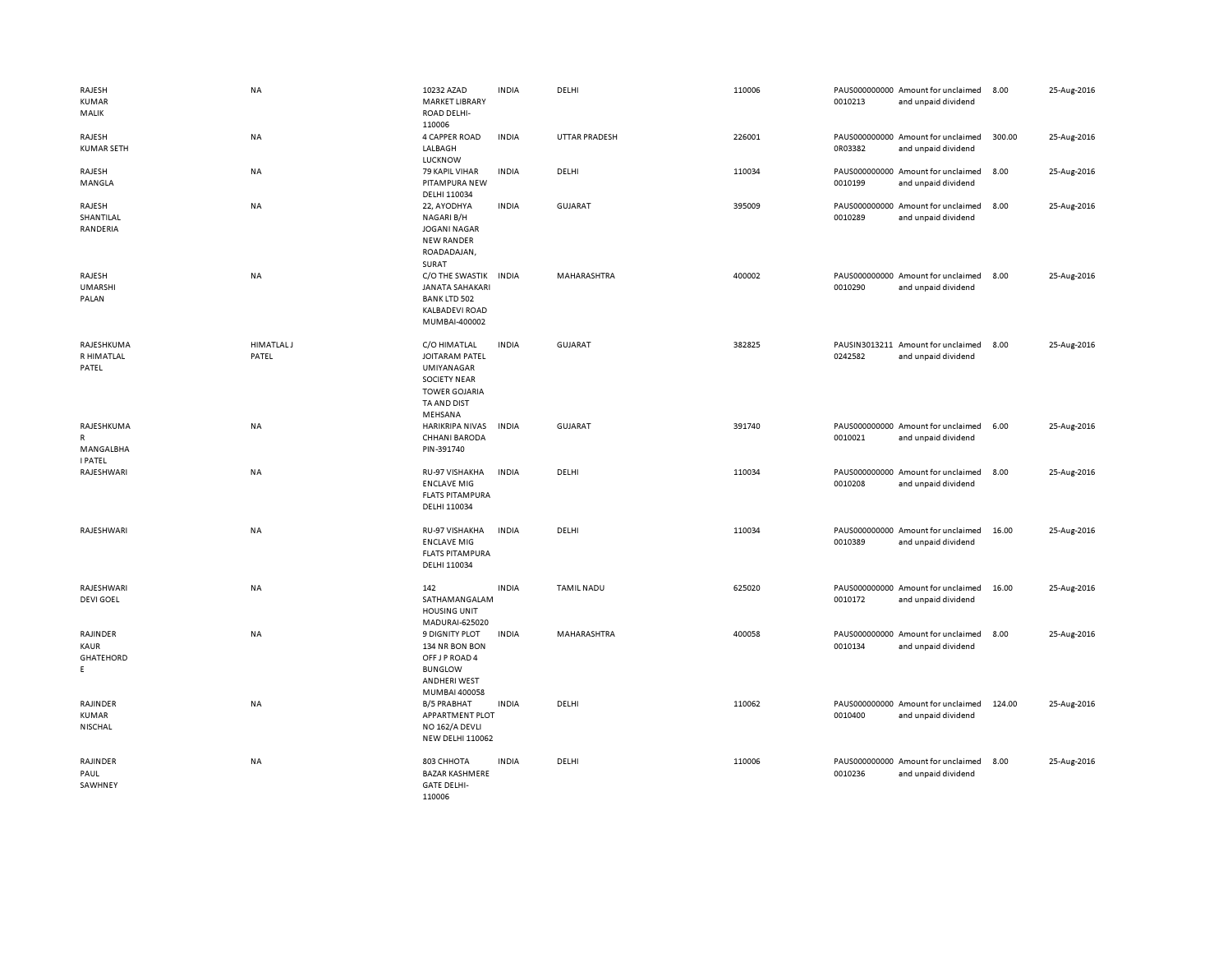| | | | | | | | | | |
|---|---|---|---|---|---|---|---|---|---|
| RAJESH KUMAR MALIK | NA | 10232 AZAD MARKET LIBRARY ROAD DELHI-110006 | INDIA | DELHI | 110006 | PAUS0000000000010213 | Amount for unclaimed and unpaid dividend | 8.00 | 25-Aug-2016 |
| RAJESH KUMAR SETH | NA | 4 CAPPER ROAD LALBAGH LUCKNOW | INDIA | UTTAR PRADESH | 226001 | PAUS0000000000R03382 | Amount for unclaimed and unpaid dividend | 300.00 | 25-Aug-2016 |
| RAJESH MANGLA | NA | 79 KAPIL VIHAR PITAMPURA NEW DELHI 110034 | INDIA | DELHI | 110034 | PAUS0000000000010199 | Amount for unclaimed and unpaid dividend | 8.00 | 25-Aug-2016 |
| RAJESH SHANTILAL RANDERIA | NA | 22, AYODHYA NAGARI B/H JOGANI NAGAR NEW RANDER ROADADAJAN, SURAT | INDIA | GUJARAT | 395009 | PAUS0000000000010289 | Amount for unclaimed and unpaid dividend | 8.00 | 25-Aug-2016 |
| RAJESH UMARSHI PALAN | NA | C/O THE SWASTIK JANATA SAHAKARI BANK LTD 502 KALBADEVI ROAD MUMBAI-400002 | INDIA | MAHARASHTRA | 400002 | PAUS0000000000010290 | Amount for unclaimed and unpaid dividend | 8.00 | 25-Aug-2016 |
| RAJESHKUMAR HIMATLAL PATEL | HIMATLAL J PATEL | C/O HIMATLAL JOITARAM PATEL UMIYANAGAR SOCIETY NEAR TOWER GOJARIA TA AND DIST MEHSANA | INDIA | GUJARAT | 382825 | PAUSIN30132110242582 | Amount for unclaimed and unpaid dividend | 8.00 | 25-Aug-2016 |
| RAJESHKUMAR MANGALBHAI PATEL | NA | HARIKRIPA NIVAS CHHANI BARODA PIN-391740 | INDIA | GUJARAT | 391740 | PAUS0000000000010021 | Amount for unclaimed and unpaid dividend | 6.00 | 25-Aug-2016 |
| RAJESHWARI | NA | RU-97 VISHAKHA ENCLAVE MIG FLATS PITAMPURA DELHI 110034 | INDIA | DELHI | 110034 | PAUS0000000000010208 | Amount for unclaimed and unpaid dividend | 8.00 | 25-Aug-2016 |
| RAJESHWARI | NA | RU-97 VISHAKHA ENCLAVE MIG FLATS PITAMPURA DELHI 110034 | INDIA | DELHI | 110034 | PAUS0000000000010389 | Amount for unclaimed and unpaid dividend | 16.00 | 25-Aug-2016 |
| RAJESHWARI DEVI GOEL | NA | 142 SATHAMANGALAM HOUSING UNIT MADURAI-625020 | INDIA | TAMIL NADU | 625020 | PAUS0000000000010172 | Amount for unclaimed and unpaid dividend | 16.00 | 25-Aug-2016 |
| RAJINDER KAUR GHATEHORDE | NA | 9 DIGNITY PLOT 134 NR BON BON OFF J P ROAD 4 BUNGLOW ANDHERI WEST MUMBAI 400058 | INDIA | MAHARASHTRA | 400058 | PAUS0000000000010134 | Amount for unclaimed and unpaid dividend | 8.00 | 25-Aug-2016 |
| RAJINDER KUMAR NISCHAL | NA | B/5 PRABHAT APPARTMENT PLOT NO 162/A DEVLI NEW DELHI 110062 | INDIA | DELHI | 110062 | PAUS0000000000010400 | Amount for unclaimed and unpaid dividend | 124.00 | 25-Aug-2016 |
| RAJINDER PAUL SAWHNEY | NA | 803 CHHOTA BAZAR KASHMERE GATE DELHI-110006 | INDIA | DELHI | 110006 | PAUS0000000000010236 | Amount for unclaimed and unpaid dividend | 8.00 | 25-Aug-2016 |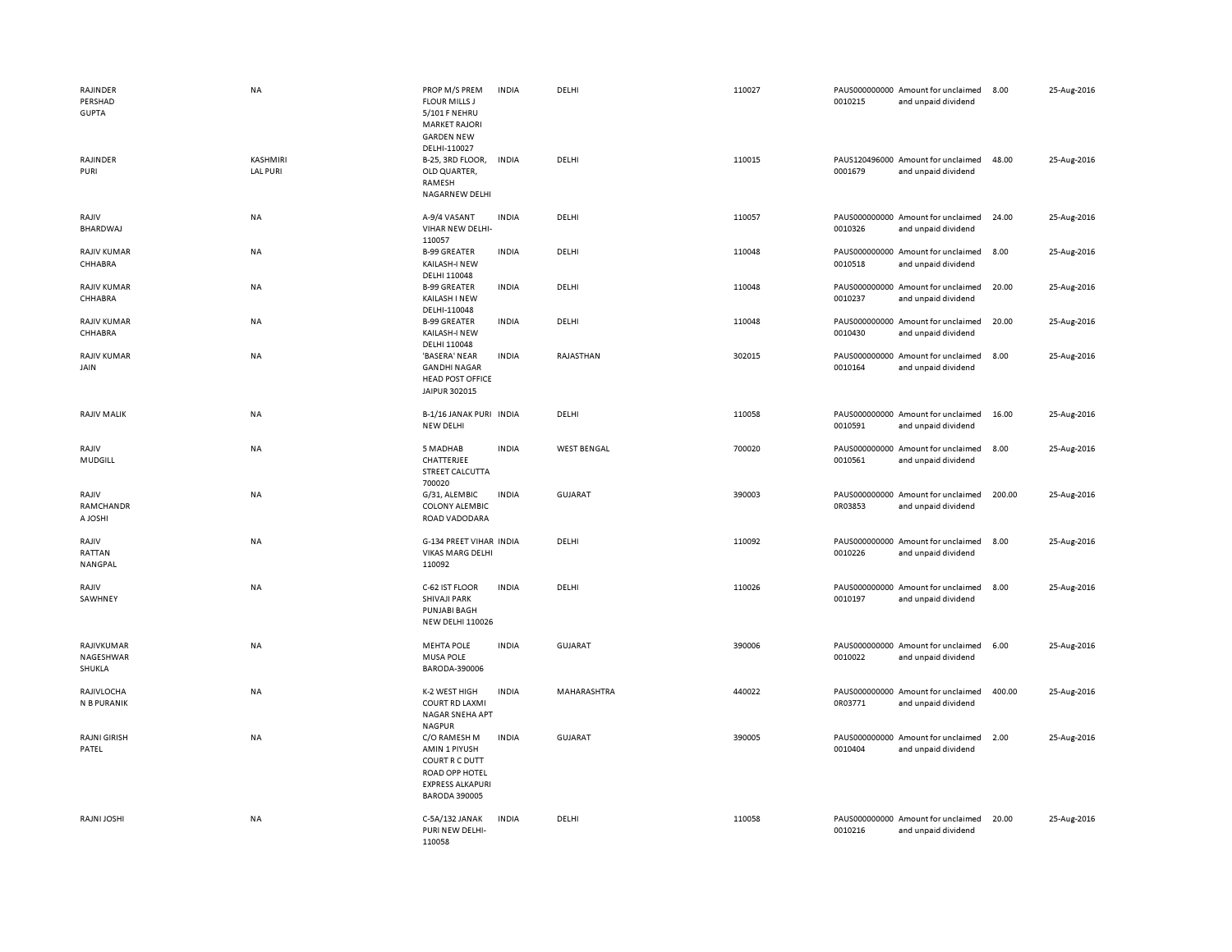| | | | | | | | | | |
|---|---|---|---|---|---|---|---|---|---|
| RAJINDER PERSHAD GUPTA | NA | PROP M/S PREM FLOUR MILLS J 5/101 F NEHRU MARKET RAJORI GARDEN NEW DELHI-110027 | INDIA | DELHI | 110027 | PAUS000000000 0010215 | Amount for unclaimed and unpaid dividend | 8.00 | 25-Aug-2016 |
| RAJINDER PURI | KASHMIRI LAL PURI | B-25, 3RD FLOOR, OLD QUARTER, RAMESH NAGARNEW DELHI | INDIA | DELHI | 110015 | PAUS120496000 0001679 | Amount for unclaimed and unpaid dividend | 48.00 | 25-Aug-2016 |
| RAJIV BHARDWAJ | NA | A-9/4 VASANT VIHAR NEW DELHI-110057 | INDIA | DELHI | 110057 | PAUS000000000 0010326 | Amount for unclaimed and unpaid dividend | 24.00 | 25-Aug-2016 |
| RAJIV KUMAR CHHABRA | NA | B-99 GREATER KAILASH-I NEW DELHI 110048 | INDIA | DELHI | 110048 | PAUS000000000 0010518 | Amount for unclaimed and unpaid dividend | 8.00 | 25-Aug-2016 |
| RAJIV KUMAR CHHABRA | NA | B-99 GREATER KAILASH I NEW DELHI-110048 | INDIA | DELHI | 110048 | PAUS000000000 0010237 | Amount for unclaimed and unpaid dividend | 20.00 | 25-Aug-2016 |
| RAJIV KUMAR CHHABRA | NA | B-99 GREATER KAILASH-I NEW DELHI 110048 | INDIA | DELHI | 110048 | PAUS000000000 0010430 | Amount for unclaimed and unpaid dividend | 20.00 | 25-Aug-2016 |
| RAJIV KUMAR JAIN | NA | 'BASERA' NEAR GANDHI NAGAR HEAD POST OFFICE JAIPUR 302015 | INDIA | RAJASTHAN | 302015 | PAUS000000000 0010164 | Amount for unclaimed and unpaid dividend | 8.00 | 25-Aug-2016 |
| RAJIV MALIK | NA | B-1/16 JANAK PURI NEW DELHI | INDIA | DELHI | 110058 | PAUS000000000 0010591 | Amount for unclaimed and unpaid dividend | 16.00 | 25-Aug-2016 |
| RAJIV MUDGILL | NA | 5 MADHAB CHATTERJEE STREET CALCUTTA 700020 | INDIA | WEST BENGAL | 700020 | PAUS000000000 0010561 | Amount for unclaimed and unpaid dividend | 8.00 | 25-Aug-2016 |
| RAJIV RAMCHANDR A JOSHI | NA | G/31, ALEMBIC COLONY ALEMBIC ROAD VADODARA | INDIA | GUJARAT | 390003 | PAUS000000000 0R03853 | Amount for unclaimed and unpaid dividend | 200.00 | 25-Aug-2016 |
| RAJIV RATTAN NANGPAL | NA | G-134 PREET VIHAR VIKAS MARG DELHI 110092 | INDIA | DELHI | 110092 | PAUS000000000 0010226 | Amount for unclaimed and unpaid dividend | 8.00 | 25-Aug-2016 |
| RAJIV SAWHNEY | NA | C-62 IST FLOOR SHIVAJI PARK PUNJABI BAGH NEW DELHI 110026 | INDIA | DELHI | 110026 | PAUS000000000 0010197 | Amount for unclaimed and unpaid dividend | 8.00 | 25-Aug-2016 |
| RAJIVKUMAR NAGESHWAR SHUKLA | NA | MEHTA POLE MUSA POLE BARODA-390006 | INDIA | GUJARAT | 390006 | PAUS000000000 0010022 | Amount for unclaimed and unpaid dividend | 6.00 | 25-Aug-2016 |
| RAJIVLOCHA N B PURANIK | NA | K-2 WEST HIGH COURT RD LAXMI NAGAR SNEHA APT NAGPUR | INDIA | MAHARASHTRA | 440022 | PAUS000000000 0R03771 | Amount for unclaimed and unpaid dividend | 400.00 | 25-Aug-2016 |
| RAJNI GIRISH PATEL | NA | C/O RAMESH M AMIN 1 PIYUSH COURT R C DUTT ROAD OPP HOTEL EXPRESS ALKAPURI BARODA 390005 | INDIA | GUJARAT | 390005 | PAUS000000000 0010404 | Amount for unclaimed and unpaid dividend | 2.00 | 25-Aug-2016 |
| RAJNI JOSHI | NA | C-5A/132 JANAK PURI NEW DELHI-110058 | INDIA | DELHI | 110058 | PAUS000000000 0010216 | Amount for unclaimed and unpaid dividend | 20.00 | 25-Aug-2016 |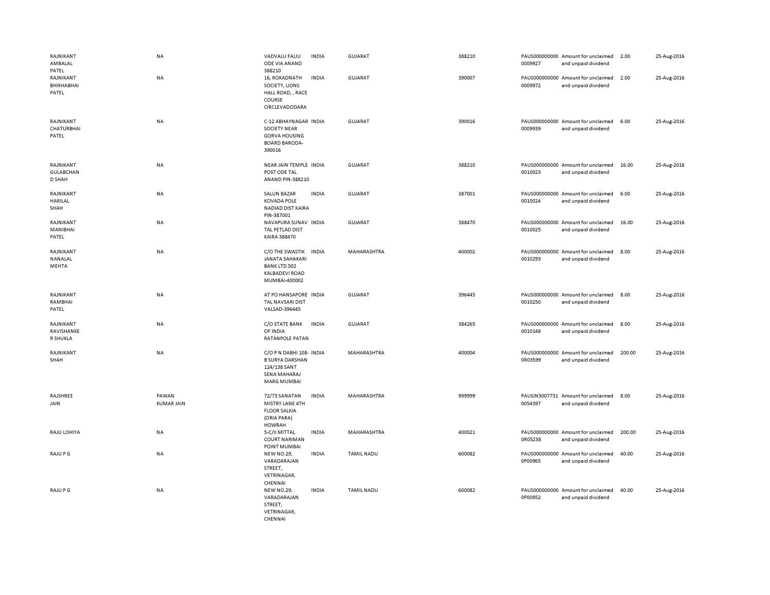| | | | | | | | | | |
|---|---|---|---|---|---|---|---|---|---|
| RAJNIKANT AMBALAL PATEL | NA | VADVALU FALIU ODE VIA ANAND 388210 | INDIA | GUJARAT | 388210 | PAUS0000000000009927 | Amount for unclaimed and unpaid dividend | 2.00 | 25-Aug-2016 |
| RAJNIKANT BHIKHABHAI PATEL | NA | 16, ROKADNATH SOCIETY, LIONS HALL ROAD, , RACE COURSE CIRCLEVADODARA | INDIA | GUJARAT | 390007 | PAUS0000000000009972 | Amount for unclaimed and unpaid dividend | 2.00 | 25-Aug-2016 |
| RAJNIKANT CHATURBHAI PATEL | NA | C-12 ABHAYNAGAR SOCIETY NEAR GORVA HOUSING BOARD BARODA-390016 | INDIA | GUJARAT | 390016 | PAUS0000000000009939 | Amount for unclaimed and unpaid dividend | 6.00 | 25-Aug-2016 |
| RAJNIKANT GULABCHAN D SHAH | NA | NEAR JAIN TEMPLE POST ODE TAL ANAND PIN-388210 | INDIA | GUJARAT | 388210 | PAUS0000000000010023 | Amount for unclaimed and unpaid dividend | 16.00 | 25-Aug-2016 |
| RAJNIKANT HARILAL SHAH | NA | SALUN BAZAR KOVADA POLE NADIAD DIST KAIRA PIN-387001 | INDIA | GUJARAT | 387001 | PAUS0000000000010024 | Amount for unclaimed and unpaid dividend | 6.00 | 25-Aug-2016 |
| RAJNIKANT MANIBHAI PATEL | NA | NAVAPURA SUNAV TAL PETLAD DIST KAIRA 388470 | INDIA | GUJARAT | 388470 | PAUS0000000000010025 | Amount for unclaimed and unpaid dividend | 16.00 | 25-Aug-2016 |
| RAJNIKANT NANALAL MEHTA | NA | C/O THE SWASTIK JANATA SAHAKARI BANK LTD 502 KALBADEVI ROAD MUMBAI-400002 | INDIA | MAHARASHTRA | 400002 | PAUS0000000000010293 | Amount for unclaimed and unpaid dividend | 8.00 | 25-Aug-2016 |
| RAJNIKANT RAMBHAI PATEL | NA | AT PO HANSAPORE TAL NAVSARI DIST VALSAD-396445 | INDIA | GUJARAT | 396445 | PAUS0000000000010250 | Amount for unclaimed and unpaid dividend | 8.00 | 25-Aug-2016 |
| RAJNIKANT RAVISHANKE R SHUKLA | NA | C/O STATE BANK OF INDIA RATANPOLE PATAN | INDIA | GUJARAT | 384265 | PAUS0000000000010148 | Amount for unclaimed and unpaid dividend | 8.00 | 25-Aug-2016 |
| RAJNIKANT SHAH | NA | C/O P N DABHI 108-B SURYA DARSHAN 124/138 SANT SENA MAHARAJ MARG MUMBAI | INDIA | MAHARASHTRA | 400004 | PAUS0000000000R03599 | Amount for unclaimed and unpaid dividend | 200.00 | 25-Aug-2016 |
| RAJSHREE JAIN | PAWAN KUMAR JAIN | 72/73 SANATAN MISTRY LANE 4TH FLOOR SALKIA (ORIA PARA) HOWRAH | INDIA | MAHARASHTRA | 999999 | PAUSIN30077310054397 | Amount for unclaimed and unpaid dividend | 8.00 | 25-Aug-2016 |
| RAJU LOHIYA | NA | 5-C/II MITTAL COURT NARIMAN POINT MUMBAI | INDIA | MAHARASHTRA | 400021 | PAUS0000000000R05238 | Amount for unclaimed and unpaid dividend | 200.00 | 25-Aug-2016 |
| RAJU P G | NA | NEW NO.29, VARADARAJAN STREET, VETRINAGAR, CHENNAI | INDIA | TAMIL NADU | 600082 | PAUS0000000000P00965 | Amount for unclaimed and unpaid dividend | 40.00 | 25-Aug-2016 |
| RAJU P G | NA | NEW NO.29, VARADARAJAN STREET, VETRINAGAR, CHENNAI | INDIA | TAMIL NADU | 600082 | PAUS0000000000P00952 | Amount for unclaimed and unpaid dividend | 40.00 | 25-Aug-2016 |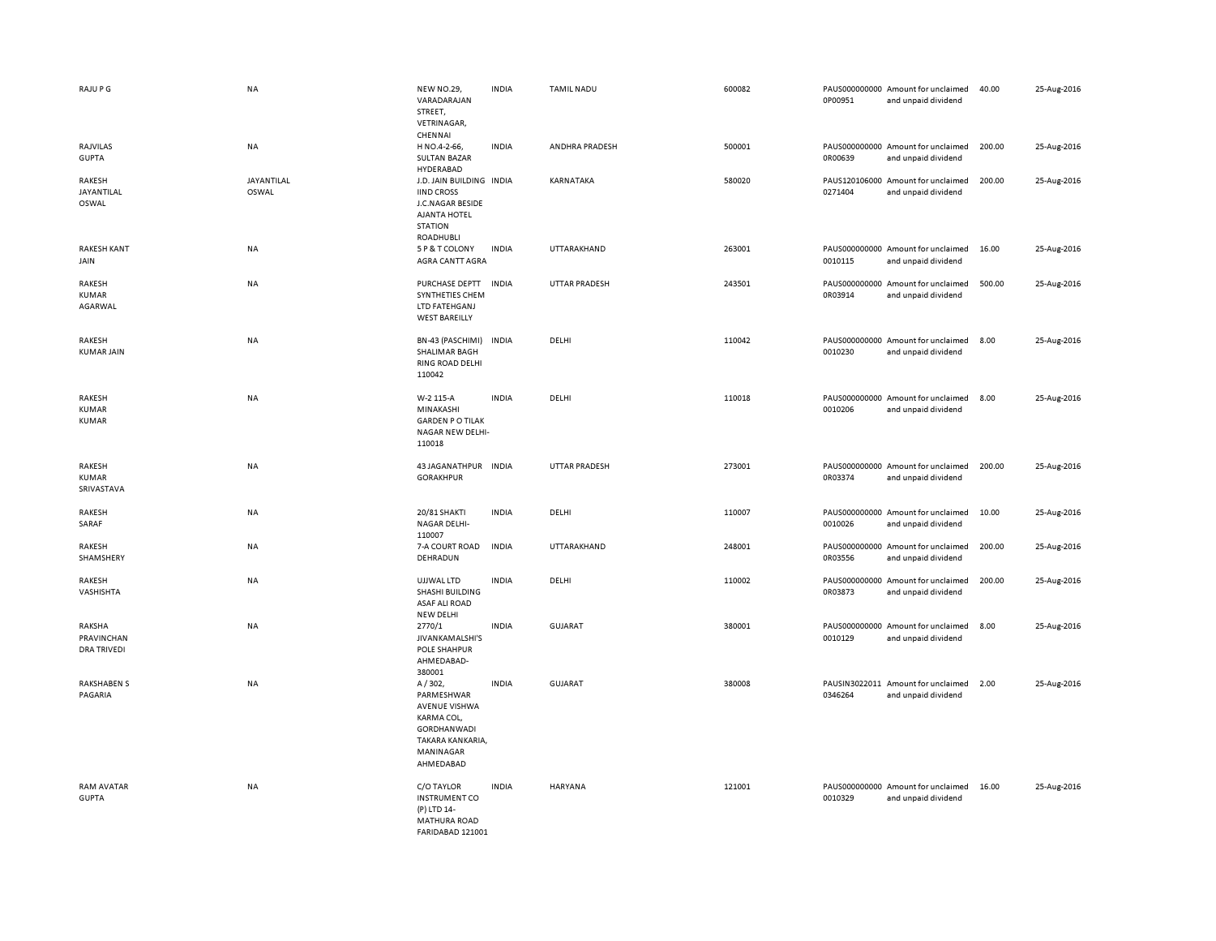| | | | | | | | | | |
|---|---|---|---|---|---|---|---|---|---|
| RAJU P G | NA | NEW NO.29, VARADARAJAN STREET, VETRINAGAR, CHENNAI | INDIA | TAMIL NADU | 600082 | PAUS0000000000P00951 | Amount for unclaimed and unpaid dividend | 40.00 | 25-Aug-2016 |
| RAJVILAS GUPTA | NA | H NO.4-2-66, SULTAN BAZAR HYDERABAD | INDIA | ANDHRA PRADESH | 500001 | PAUS0000000000R00639 | Amount for unclaimed and unpaid dividend | 200.00 | 25-Aug-2016 |
| RAKESH JAYANTILAL OSWAL | JAYANTILAL OSWAL | J.D. JAIN BUILDING IIND CROSS J.C.NAGAR BESIDE AJANTA HOTEL STATION ROADHUBLI | INDIA | KARNATAKA | 580020 | PAUS1201060000271404 | Amount for unclaimed and unpaid dividend | 200.00 | 25-Aug-2016 |
| RAKESH KANT JAIN | NA | 5 P & T COLONY AGRA CANTT AGRA | INDIA | UTTARAKHAND | 263001 | PAUS0000000000010115 | Amount for unclaimed and unpaid dividend | 16.00 | 25-Aug-2016 |
| RAKESH KUMAR AGARWAL | NA | PURCHASE DEPTT SYNTHETIES CHEM LTD FATEHGANJ WEST BAREILLY | INDIA | UTTAR PRADESH | 243501 | PAUS0000000000R03914 | Amount for unclaimed and unpaid dividend | 500.00 | 25-Aug-2016 |
| RAKESH KUMAR JAIN | NA | BN-43 (PASCHIMI) SHALIMAR BAGH RING ROAD DELHI 110042 | INDIA | DELHI | 110042 | PAUS0000000000010230 | Amount for unclaimed and unpaid dividend | 8.00 | 25-Aug-2016 |
| RAKESH KUMAR KUMAR | NA | W-2 115-A MINAKASHI GARDEN P O TILAK NAGAR NEW DELHI-110018 | INDIA | DELHI | 110018 | PAUS0000000000010206 | Amount for unclaimed and unpaid dividend | 8.00 | 25-Aug-2016 |
| RAKESH KUMAR SRIVASTAVA | NA | 43 JAGANATHPUR GORAKHPUR | INDIA | UTTAR PRADESH | 273001 | PAUS0000000000R03374 | Amount for unclaimed and unpaid dividend | 200.00 | 25-Aug-2016 |
| RAKESH SARAF | NA | 20/81 SHAKTI NAGAR DELHI-110007 | INDIA | DELHI | 110007 | PAUS0000000000010026 | Amount for unclaimed and unpaid dividend | 10.00 | 25-Aug-2016 |
| RAKESH SHAMSHERY | NA | 7-A COURT ROAD DEHRADUN | INDIA | UTTARAKHAND | 248001 | PAUS0000000000R03556 | Amount for unclaimed and unpaid dividend | 200.00 | 25-Aug-2016 |
| RAKESH VASHISHTA | NA | UJJWAL LTD SHASHI BUILDING ASAF ALI ROAD NEW DELHI | INDIA | DELHI | 110002 | PAUS0000000000R03873 | Amount for unclaimed and unpaid dividend | 200.00 | 25-Aug-2016 |
| RAKSHA PRAVINCHAN DRA TRIVEDI | NA | 2770/1 JIVANKAMALSHI'S POLE SHAHPUR AHMEDABAD-380001 | INDIA | GUJARAT | 380001 | PAUS0000000000010129 | Amount for unclaimed and unpaid dividend | 8.00 | 25-Aug-2016 |
| RAKSHABEN S PAGARIA | NA | A / 302, PARMESHWAR AVENUE VISHWA KARMA COL, GORDHANWADI TAKARA KANKARIA, MANINAGAR AHMEDABAD | INDIA | GUJARAT | 380008 | PAUSIN30220110346264 | Amount for unclaimed and unpaid dividend | 2.00 | 25-Aug-2016 |
| RAM AVATAR GUPTA | NA | C/O TAYLOR INSTRUMENT CO (P) LTD 14-MATHURA ROAD FARIDABAD 121001 | INDIA | HARYANA | 121001 | PAUS0000000000010329 | Amount for unclaimed and unpaid dividend | 16.00 | 25-Aug-2016 |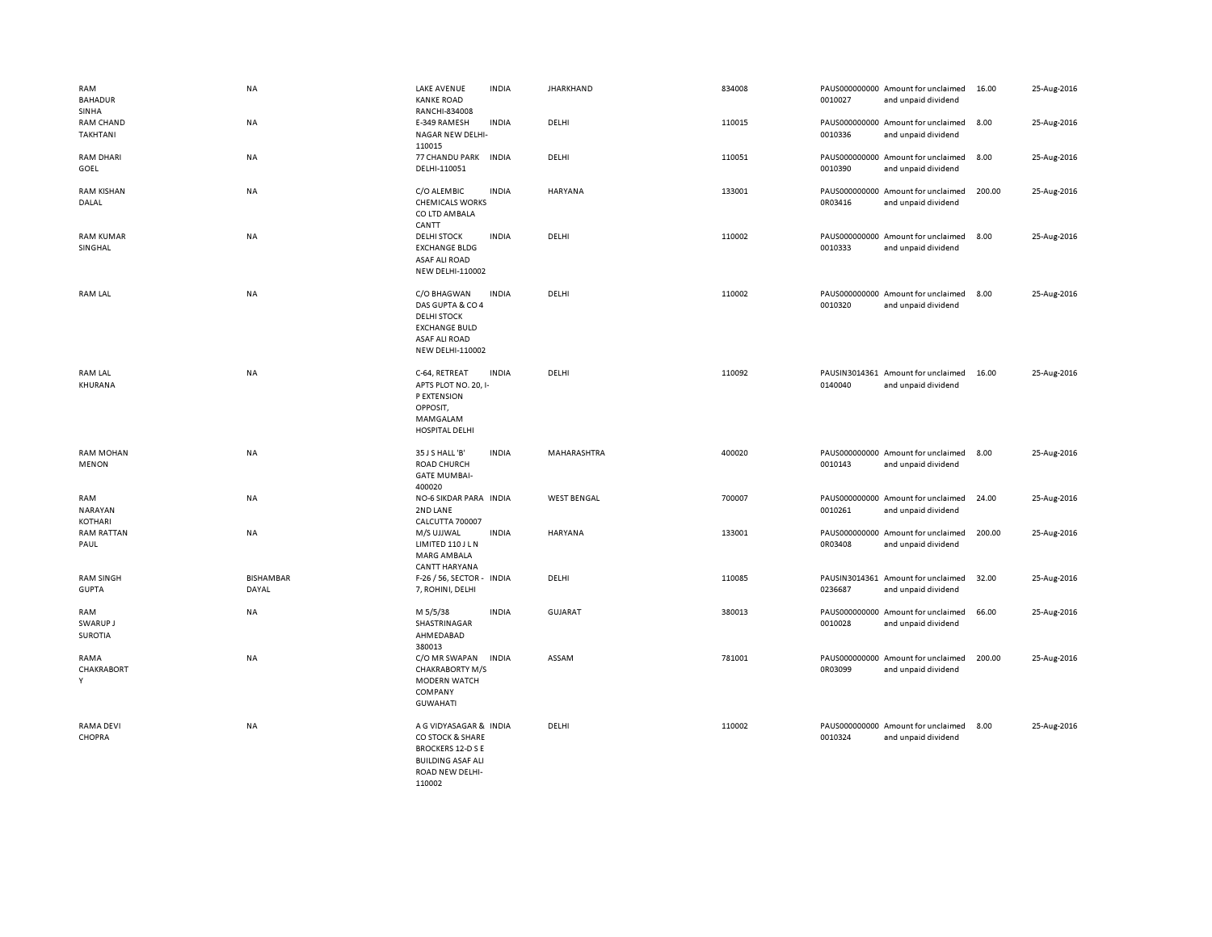| | | | | | | | | | |
|---|---|---|---|---|---|---|---|---|---|
| RAM BAHADUR SINHA | NA | LAKE AVENUE KANKE ROAD RANCHI-834008 | INDIA | JHARKHAND | 834008 | PAUS0000000000010027 | Amount for unclaimed and unpaid dividend | 16.00 | 25-Aug-2016 |
| RAM CHAND TAKHTANI | NA | E-349 RAMESH NAGAR NEW DELHI-110015 | INDIA | DELHI | 110015 | PAUS0000000000010336 | Amount for unclaimed and unpaid dividend | 8.00 | 25-Aug-2016 |
| RAM DHARI GOEL | NA | 77 CHANDU PARK DELHI-110051 | INDIA | DELHI | 110051 | PAUS0000000000010390 | Amount for unclaimed and unpaid dividend | 8.00 | 25-Aug-2016 |
| RAM KISHAN DALAL | NA | C/O ALEMBIC CHEMICALS WORKS CO LTD AMBALA CANTT | INDIA | HARYANA | 133001 | PAUS0000000000R03416 | Amount for unclaimed and unpaid dividend | 200.00 | 25-Aug-2016 |
| RAM KUMAR SINGHAL | NA | DELHI STOCK EXCHANGE BLDG ASAF ALI ROAD NEW DELHI-110002 | INDIA | DELHI | 110002 | PAUS0000000000010333 | Amount for unclaimed and unpaid dividend | 8.00 | 25-Aug-2016 |
| RAM LAL | NA | C/O BHAGWAN DAS GUPTA & CO 4 DELHI STOCK EXCHANGE BULD ASAF ALI ROAD NEW DELHI-110002 | INDIA | DELHI | 110002 | PAUS0000000000010320 | Amount for unclaimed and unpaid dividend | 8.00 | 25-Aug-2016 |
| RAM LAL KHURANA | NA | C-64, RETREAT APTS PLOT NO. 20, I-P EXTENSION OPPOSIT, MAMGALAM HOSPITAL DELHI | INDIA | DELHI | 110092 | PAUSIN30143610140040 | Amount for unclaimed and unpaid dividend | 16.00 | 25-Aug-2016 |
| RAM MOHAN MENON | NA | 35 J S HALL 'B' ROAD CHURCH GATE MUMBAI-400020 | INDIA | MAHARASHTRA | 400020 | PAUS0000000000010143 | Amount for unclaimed and unpaid dividend | 8.00 | 25-Aug-2016 |
| RAM NARAYAN KOTHARI | NA | NO-6 SIKDAR PARA 2ND LANE CALCUTTA 700007 | INDIA | WEST BENGAL | 700007 | PAUS0000000000010261 | Amount for unclaimed and unpaid dividend | 24.00 | 25-Aug-2016 |
| RAM RATTAN PAUL | NA | M/S UJJWAL LIMITED 110 J L N MARG AMBALA CANTT HARYANA | INDIA | HARYANA | 133001 | PAUS0000000000R03408 | Amount for unclaimed and unpaid dividend | 200.00 | 25-Aug-2016 |
| RAM SINGH GUPTA | BISHAMBAR DAYAL | F-26 / 56, SECTOR - 7, ROHINI, DELHI | INDIA | DELHI | 110085 | PAUSIN30143610236687 | Amount for unclaimed and unpaid dividend | 32.00 | 25-Aug-2016 |
| RAM SWARUP J SUROTIA | NA | M 5/5/38 SHASTRINAGAR AHMEDABAD 380013 | INDIA | GUJARAT | 380013 | PAUS0000000000010028 | Amount for unclaimed and unpaid dividend | 66.00 | 25-Aug-2016 |
| RAMA CHAKRABORTY | NA | C/O MR SWAPAN CHAKRABORTY M/S MODERN WATCH COMPANY GUWAHATI | INDIA | ASSAM | 781001 | PAUS0000000000R03099 | Amount for unclaimed and unpaid dividend | 200.00 | 25-Aug-2016 |
| RAMA DEVI CHOPRA | NA | A G VIDYASAGAR & CO STOCK & SHARE BROCKERS 12-D S E BUILDING ASAF ALI ROAD NEW DELHI-110002 | INDIA | DELHI | 110002 | PAUS0000000000010324 | Amount for unclaimed and unpaid dividend | 8.00 | 25-Aug-2016 |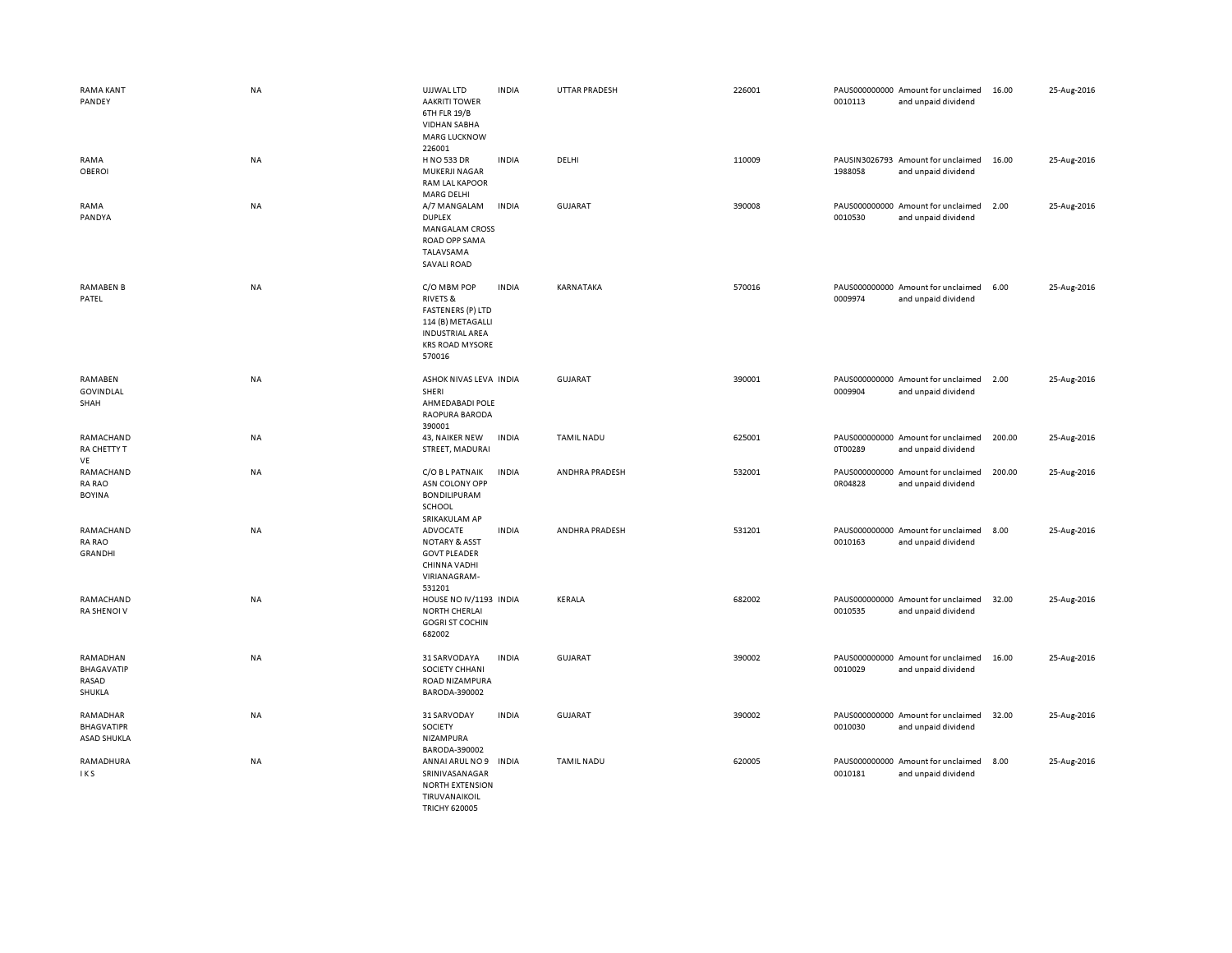| | | | | | | | | | |
|---|---|---|---|---|---|---|---|---|---|
| RAMA KANT PANDEY | NA | UJJWAL LTD AAKRITI TOWER 6TH FLR 19/B VIDHAN SABHA MARG LUCKNOW 226001 | INDIA | UTTAR PRADESH | 226001 | PAUS000000000 0010113 | Amount for unclaimed and unpaid dividend | 16.00 | 25-Aug-2016 |
| RAMA OBEROI | NA | H NO 533 DR MUKERJI NAGAR RAM LAL KAPOOR MARG DELHI | INDIA | DELHI | 110009 | PAUSIN3026793 1988058 | Amount for unclaimed and unpaid dividend | 16.00 | 25-Aug-2016 |
| RAMA PANDYA | NA | A/7 MANGALAM DUPLEX MANGALAM CROSS ROAD OPP SAMA TALAVSAMA SAVALI ROAD | INDIA | GUJARAT | 390008 | PAUS000000000 0010530 | Amount for unclaimed and unpaid dividend | 2.00 | 25-Aug-2016 |
| RAMABEN B PATEL | NA | C/O MBM POP RIVETS & FASTENERS (P) LTD 114 (B) METAGALLI INDUSTRIAL AREA KRS ROAD MYSORE 570016 | INDIA | KARNATAKA | 570016 | PAUS000000000 0009974 | Amount for unclaimed and unpaid dividend | 6.00 | 25-Aug-2016 |
| RAMABEN GOVINDLAL SHAH | NA | ASHOK NIVAS LEVA SHERI AHMEDABADI POLE RAOPURA BARODA 390001 | INDIA | GUJARAT | 390001 | PAUS000000000 0009904 | Amount for unclaimed and unpaid dividend | 2.00 | 25-Aug-2016 |
| RAMACHAND RA CHETTY T VE | NA | 43, NAIKER NEW STREET, MADURAI | INDIA | TAMIL NADU | 625001 | PAUS000000000 0T00289 | Amount for unclaimed and unpaid dividend | 200.00 | 25-Aug-2016 |
| RAMACHAND RA RAO BOYINA | NA | C/O B L PATNAIK ASN COLONY OPP BONDILIPURAM SCHOOL SRIKAKULAM AP | INDIA | ANDHRA PRADESH | 532001 | PAUS000000000 0R04828 | Amount for unclaimed and unpaid dividend | 200.00 | 25-Aug-2016 |
| RAMACHAND RA RAO GRANDHI | NA | ADVOCATE NOTARY & ASST GOVT PLEADER CHINNA VADHI VIRIANAGRAM-531201 | INDIA | ANDHRA PRADESH | 531201 | PAUS000000000 0010163 | Amount for unclaimed and unpaid dividend | 8.00 | 25-Aug-2016 |
| RAMACHAND RA SHENOI V | NA | HOUSE NO IV/1193 NORTH CHERLAI GOGRI ST COCHIN 682002 | INDIA | KERALA | 682002 | PAUS000000000 0010535 | Amount for unclaimed and unpaid dividend | 32.00 | 25-Aug-2016 |
| RAMADHAN BHAGAVATIP RASAD SHUKLA | NA | 31 SARVODAYA SOCIETY CHHANI ROAD NIZAMPURA BARODA-390002 | INDIA | GUJARAT | 390002 | PAUS000000000 0010029 | Amount for unclaimed and unpaid dividend | 16.00 | 25-Aug-2016 |
| RAMADHAR BHAGVATIPR ASAD SHUKLA | NA | 31 SARVODAY SOCIETY NIZAMPURA BARODA-390002 | INDIA | GUJARAT | 390002 | PAUS000000000 0010030 | Amount for unclaimed and unpaid dividend | 32.00 | 25-Aug-2016 |
| RAMADHURA I K S | NA | ANNAI ARUL NO 9 SRINIVASANAGAR NORTH EXTENSION TIRUVANAIKOIL TRICHY 620005 | INDIA | TAMIL NADU | 620005 | PAUS000000000 0010181 | Amount for unclaimed and unpaid dividend | 8.00 | 25-Aug-2016 |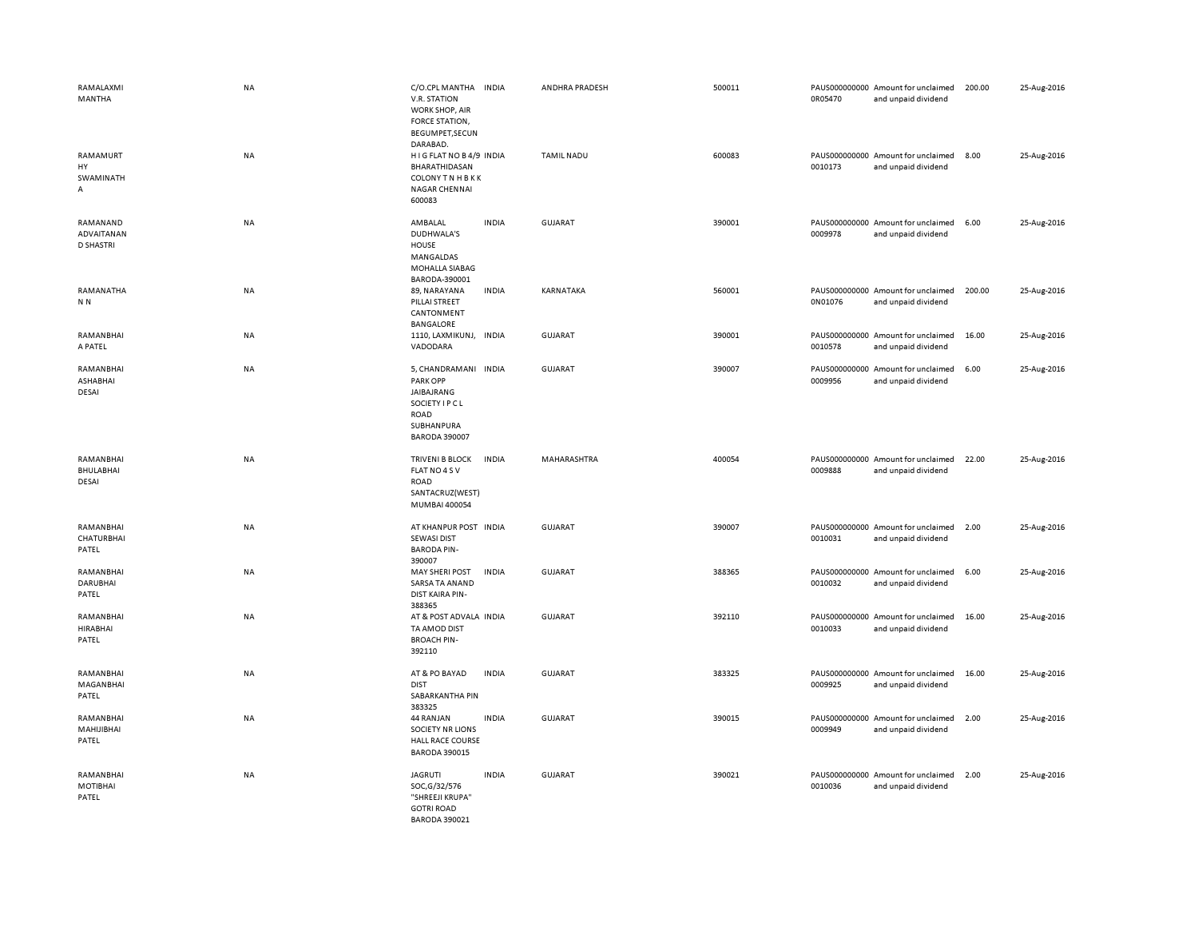| | | | | | | | | | |
|---|---|---|---|---|---|---|---|---|---|
| RAMALAXMI MANTHA | NA | C/O.CPL MANTHA V.R. STATION WORK SHOP, AIR FORCE STATION, BEGUMPET,SECUN DARABAD. | INDIA | ANDHRA PRADESH | 500011 | PAUS0000000000R05470 | Amount for unclaimed and unpaid dividend | 200.00 | 25-Aug-2016 |
| RAMAMURTHY SWAMINATHA | NA | H I G FLAT NO B 4/9 BHARATHIDASAN COLONY T N H B K K NAGAR CHENNAI 600083 | INDIA | TAMIL NADU | 600083 | PAUS0000000000010173 | Amount for unclaimed and unpaid dividend | 8.00 | 25-Aug-2016 |
| RAMANAND ADVAITANAND SHASTRI | NA | AMBALAL DUDHWALA'S HOUSE MANGALDAS MOHALLA SIABAG BARODA-390001 | INDIA | GUJARAT | 390001 | PAUS0000000000009978 | Amount for unclaimed and unpaid dividend | 6.00 | 25-Aug-2016 |
| RAMANATHAN N | NA | 89, NARAYANA PILLAI STREET CANTONMENT BANGALORE | INDIA | KARNATAKA | 560001 | PAUS0000000000N01076 | Amount for unclaimed and unpaid dividend | 200.00 | 25-Aug-2016 |
| RAMANBHAI A PATEL | NA | 1110, LAXMIKUNJ, VADODARA | INDIA | GUJARAT | 390001 | PAUS0000000000010578 | Amount for unclaimed and unpaid dividend | 16.00 | 25-Aug-2016 |
| RAMANBHAI ASHABHAI DESAI | NA | 5, CHANDRAMANI PARK OPP JAIBAJRANG SOCIETY I P C L ROAD SUBHANPURA BARODA 390007 | INDIA | GUJARAT | 390007 | PAUS0000000000009956 | Amount for unclaimed and unpaid dividend | 6.00 | 25-Aug-2016 |
| RAMANBHAI BHULABHAI DESAI | NA | TRIVENI B BLOCK FLAT NO 4 S V ROAD SANTACRUZ(WEST) MUMBAI 400054 | INDIA | MAHARASHTRA | 400054 | PAUS0000000000009888 | Amount for unclaimed and unpaid dividend | 22.00 | 25-Aug-2016 |
| RAMANBHAI CHATURBHAI PATEL | NA | AT KHANPUR POST SEWASI DIST BARODA PIN-390007 | INDIA | GUJARAT | 390007 | PAUS0000000000010031 | Amount for unclaimed and unpaid dividend | 2.00 | 25-Aug-2016 |
| RAMANBHAI DARUBHAI PATEL | NA | MAY SHERI POST SARSA TA ANAND DIST KAIRA PIN-388365 | INDIA | GUJARAT | 388365 | PAUS0000000000010032 | Amount for unclaimed and unpaid dividend | 6.00 | 25-Aug-2016 |
| RAMANBHAI HIRABHAI PATEL | NA | AT & POST ADVALA TA AMOD DIST BROACH PIN-392110 | INDIA | GUJARAT | 392110 | PAUS0000000000010033 | Amount for unclaimed and unpaid dividend | 16.00 | 25-Aug-2016 |
| RAMANBHAI MAGANBHAI PATEL | NA | AT & PO BAYAD DIST SABARKANTHA PIN 383325 | INDIA | GUJARAT | 383325 | PAUS0000000000009925 | Amount for unclaimed and unpaid dividend | 16.00 | 25-Aug-2016 |
| RAMANBHAI MAHIJIBHAI PATEL | NA | 44 RANJAN SOCIETY NR LIONS HALL RACE COURSE BARODA 390015 | INDIA | GUJARAT | 390015 | PAUS0000000000009949 | Amount for unclaimed and unpaid dividend | 2.00 | 25-Aug-2016 |
| RAMANBHAI MOTIBHAI PATEL | NA | JAGRUTI SOC,G/32/576 "SHREEJI KRUPA" GOTRI ROAD BARODA 390021 | INDIA | GUJARAT | 390021 | PAUS0000000000010036 | Amount for unclaimed and unpaid dividend | 2.00 | 25-Aug-2016 |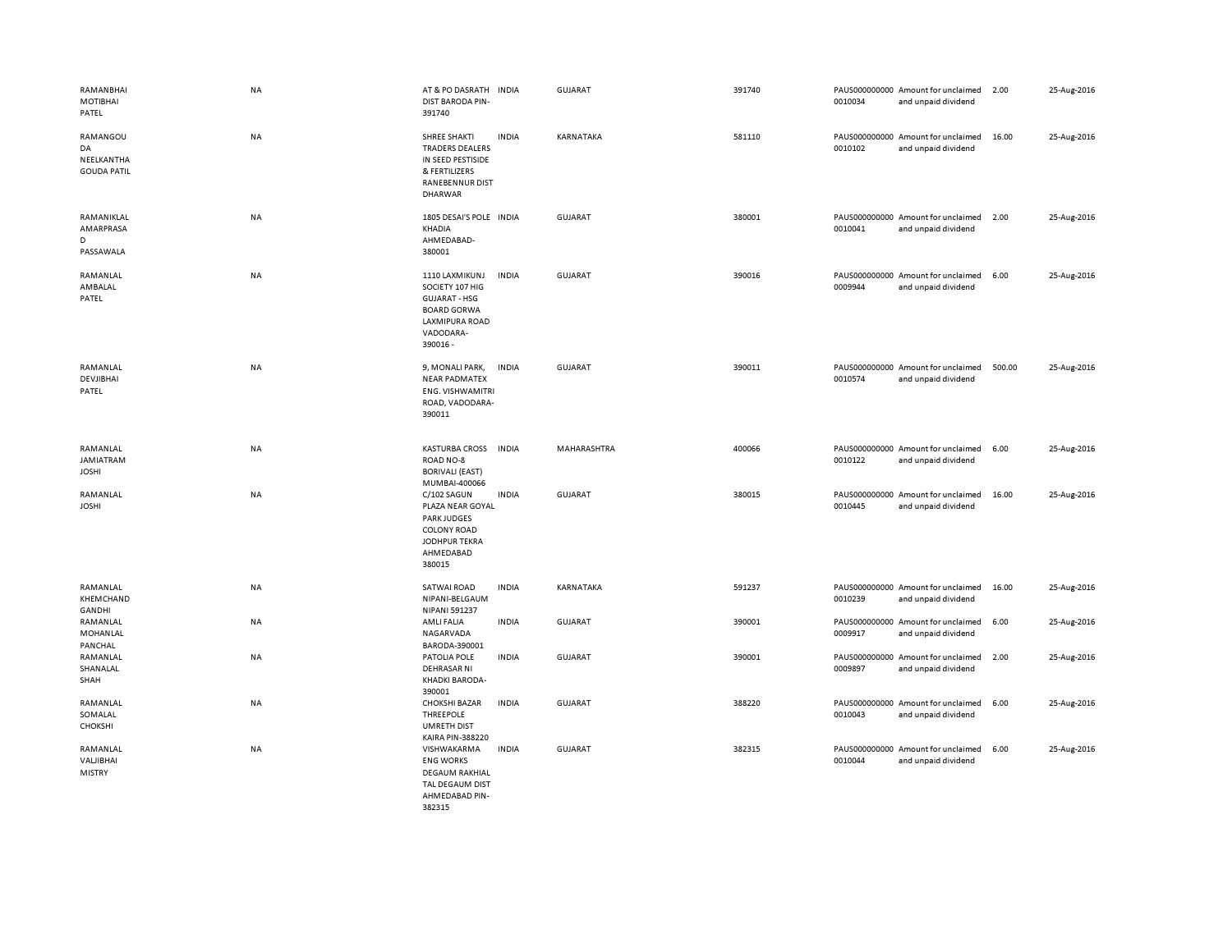| | | | | | | | | | |
|---|---|---|---|---|---|---|---|---|---|
| RAMANBHAI MOTIBHAI PATEL | NA | AT & PO DASRATH DIST BARODA PIN-391740 | INDIA | GUJARAT | 391740 | PAUS0000000000010034 | Amount for unclaimed and unpaid dividend | 2.00 | 25-Aug-2016 |
| RAMANGOUDA NEELKANTHA GOUDA PATIL | NA | SHREE SHAKTI TRADERS DEALERS IN SEED PESTISIDE & FERTILIZERS RANEBENNUR DIST DHARWAR | INDIA | KARNATAKA | 581110 | PAUS0000000000010102 | Amount for unclaimed and unpaid dividend | 16.00 | 25-Aug-2016 |
| RAMANIKLAL AMARPRASAD PASSAWALA | NA | 1805 DESAI'S POLE KHADIA AHMEDABAD-380001 | INDIA | GUJARAT | 380001 | PAUS0000000000010041 | Amount for unclaimed and unpaid dividend | 2.00 | 25-Aug-2016 |
| RAMANLAL AMBALAL PATEL | NA | 1110 LAXMIKUNJ SOCIETY 107 HIG GUJARAT - HSG BOARD GORWA LAXMIPURA ROAD VADODARA-390016 - | INDIA | GUJARAT | 390016 | PAUS0000000000009944 | Amount for unclaimed and unpaid dividend | 6.00 | 25-Aug-2016 |
| RAMANLAL DEVJIBHAI PATEL | NA | 9, MONALI PARK, NEAR PADMATEX ENG. VISHWAMITRI ROAD, VADODARA-390011 | INDIA | GUJARAT | 390011 | PAUS0000000000010574 | Amount for unclaimed and unpaid dividend | 500.00 | 25-Aug-2016 |
| RAMANLAL JAMIATRAM JOSHI | NA | KASTURBA CROSS ROAD NO-8 BORIVALI (EAST) MUMBAI-400066 | INDIA | MAHARASHTRA | 400066 | PAUS0000000000010122 | Amount for unclaimed and unpaid dividend | 6.00 | 25-Aug-2016 |
| RAMANLAL JOSHI | NA | C/102 SAGUN PLAZA NEAR GOYAL PARK JUDGES COLONY ROAD JODHPUR TEKRA AHMEDABAD 380015 | INDIA | GUJARAT | 380015 | PAUS0000000000010445 | Amount for unclaimed and unpaid dividend | 16.00 | 25-Aug-2016 |
| RAMANLAL KHEMCHAND GANDHI | NA | SATWAI ROAD NIPANI-BELGAUM NIPANI 591237 | INDIA | KARNATAKA | 591237 | PAUS0000000000010239 | Amount for unclaimed and unpaid dividend | 16.00 | 25-Aug-2016 |
| RAMANLAL MOHANLAL PANCHAL | NA | AMLI FALIA NAGARVADA BARODA-390001 | INDIA | GUJARAT | 390001 | PAUS0000000000009917 | Amount for unclaimed and unpaid dividend | 6.00 | 25-Aug-2016 |
| RAMANLAL SHANALAL SHAH | NA | PATOLIA POLE DEHRASAR NI KHADKI BARODA-390001 | INDIA | GUJARAT | 390001 | PAUS0000000000009897 | Amount for unclaimed and unpaid dividend | 2.00 | 25-Aug-2016 |
| RAMANLAL SOMALAL CHOKSHI | NA | CHOKSHI BAZAR THREEPOLE UMRETH DIST KAIRA PIN-388220 | INDIA | GUJARAT | 388220 | PAUS0000000000010043 | Amount for unclaimed and unpaid dividend | 6.00 | 25-Aug-2016 |
| RAMANLAL VALJIBHAI MISTRY | NA | VISHWAKARMA ENG WORKS DEGAUM RAKHIAL TAL DEGAUM DIST AHMEDABAD PIN-382315 | INDIA | GUJARAT | 382315 | PAUS0000000000010044 | Amount for unclaimed and unpaid dividend | 6.00 | 25-Aug-2016 |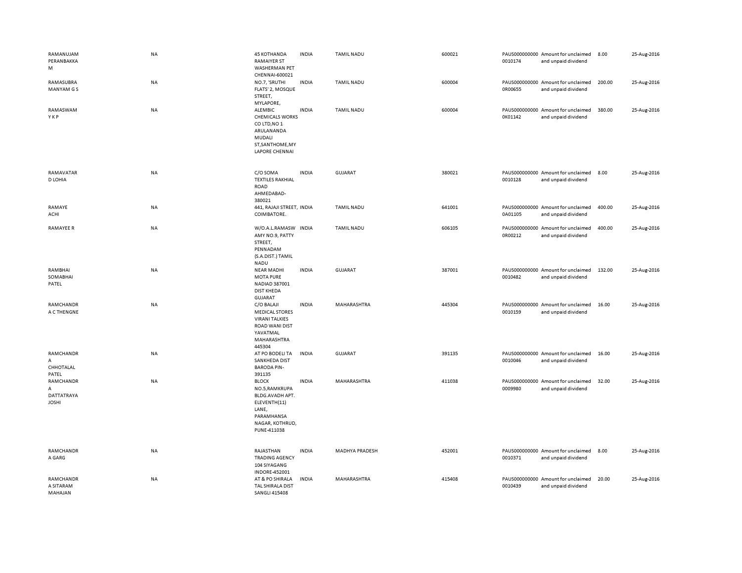| | | | | | | | | | | |
|---|---|---|---|---|---|---|---|---|---|---|
| RAMANUJAM PERANBAKKA M | NA | 45 KOTHANDA RAMAIYER ST WASHERMAN PET CHENNAI-600021 | INDIA | TAMIL NADU | 600021 | PAUS0000000000010174 | Amount for unclaimed and unpaid dividend | 8.00 | 25-Aug-2016 |
| RAMASUBRA MANYAM G S | NA | NO.7, 'SRUTHI FLATS' 2, MOSQUE STREET, MYLAPORE, | INDIA | TAMIL NADU | 600004 | PAUS0000000000R00655 | Amount for unclaimed and unpaid dividend | 200.00 | 25-Aug-2016 |
| RAMASWAM Y K P | NA | ALEMBIC CHEMICALS WORKS CO LTD,NO 1 ARULANANDA MUDALI ST,SANTHOME,MY LAPORE CHENNAI | INDIA | TAMIL NADU | 600004 | PAUS0000000000K01142 | Amount for unclaimed and unpaid dividend | 380.00 | 25-Aug-2016 |
| RAMAVATAR D LOHIA | NA | C/O SOMA TEXTILES RAKHIAL ROAD AHMEDABAD-380021 | INDIA | GUJARAT | 380021 | PAUS0000000000010128 | Amount for unclaimed and unpaid dividend | 8.00 | 25-Aug-2016 |
| RAMAYE ACHI | NA | 441, RAJAJI STREET, COIMBATORE. | INDIA | TAMIL NADU | 641001 | PAUS0000000000A01105 | Amount for unclaimed and unpaid dividend | 400.00 | 25-Aug-2016 |
| RAMAYEE R | NA | W/O.A.L.RAMASW AMY NO.9, PATTY STREET, PENNADAM (S.A.DIST.) TAMIL NADU | INDIA | TAMIL NADU | 606105 | PAUS0000000000R00212 | Amount for unclaimed and unpaid dividend | 400.00 | 25-Aug-2016 |
| RAMBHAI SOMABHAI PATEL | NA | NEAR MADHI MOTA PURE NADIAD 387001 DIST KHEDA GUJARAT | INDIA | GUJARAT | 387001 | PAUS0000000000010482 | Amount for unclaimed and unpaid dividend | 132.00 | 25-Aug-2016 |
| RAMCHANDR A C THENGNE | NA | C/O BALAJI MEDICAL STORES VIRANI TALKIES ROAD WANI DIST YAVATMAL MAHARASHTRA 445304 | INDIA | MAHARASHTRA | 445304 | PAUS0000000000010159 | Amount for unclaimed and unpaid dividend | 16.00 | 25-Aug-2016 |
| RAMCHANDR A CHHOTALAL PATEL | NA | AT PO BODELI TA SANKHEDA DIST BARODA PIN-391135 | INDIA | GUJARAT | 391135 | PAUS0000000000010046 | Amount for unclaimed and unpaid dividend | 16.00 | 25-Aug-2016 |
| RAMCHANDR A DATTATRAYA JOSHI | NA | BLOCK NO.5,RAMKRUPA BLDG.AVADH APT. ELEVENTH(11) LANE, PARAMHANSA NAGAR, KOTHRUD, PUNE-411038 | INDIA | MAHARASHTRA | 411038 | PAUS0000000000009980 | Amount for unclaimed and unpaid dividend | 32.00 | 25-Aug-2016 |
| RAMCHANDR A GARG | NA | RAJASTHAN TRADING AGENCY 104 SIYAGANG INDORE-452001 | INDIA | MADHYA PRADESH | 452001 | PAUS0000000000010371 | Amount for unclaimed and unpaid dividend | 8.00 | 25-Aug-2016 |
| RAMCHANDR A SITARAM MAHAJAN | NA | AT & PO SHIRALA TAL SHIRALA DIST SANGLI 415408 | INDIA | MAHARASHTRA | 415408 | PAUS0000000000010439 | Amount for unclaimed and unpaid dividend | 20.00 | 25-Aug-2016 |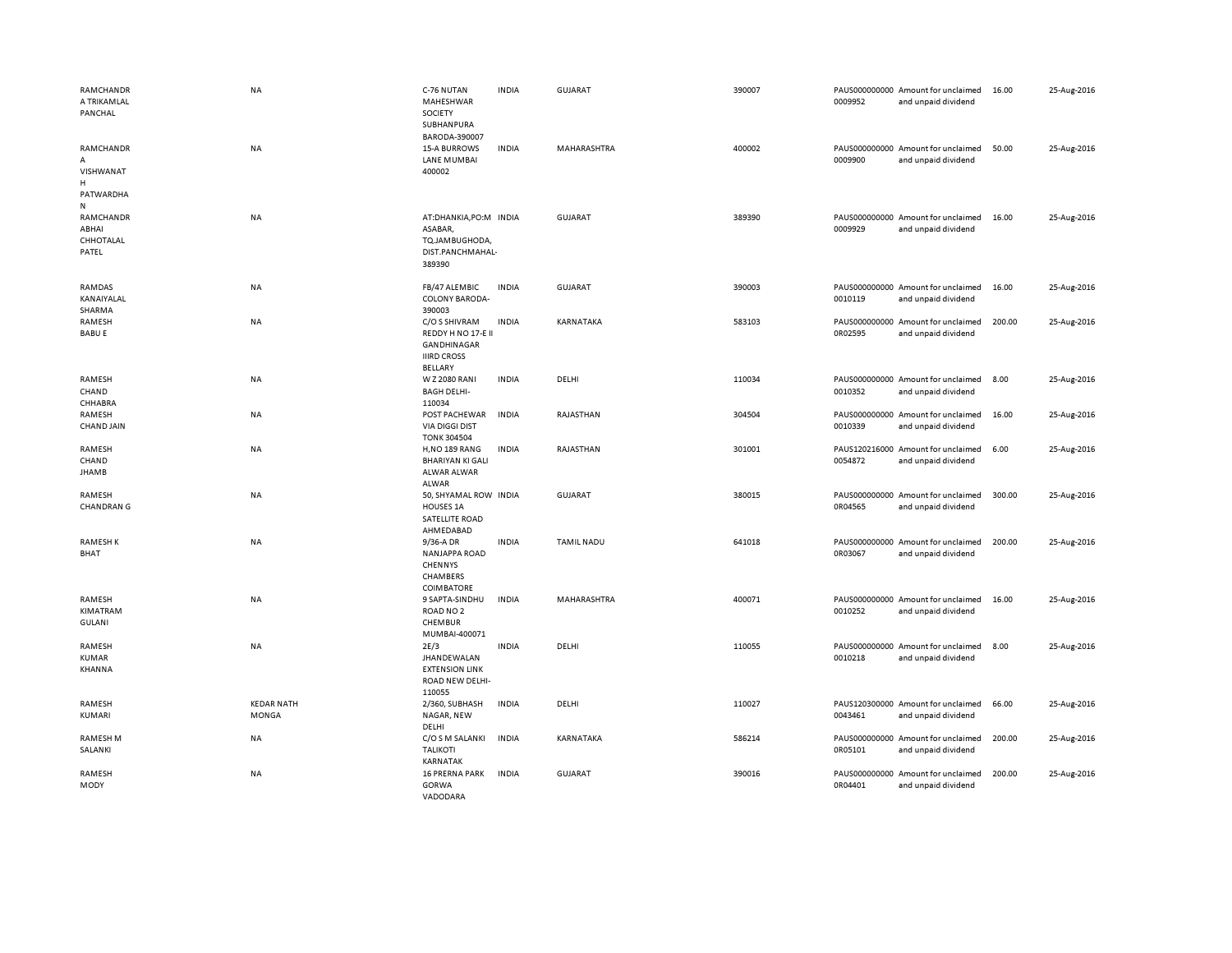| | | | | | | | | | |
|---|---|---|---|---|---|---|---|---|---|
| RAMCHANDRA TRIKAMLAL PANCHAL | NA | C-76 NUTAN MAHESHWAR SOCIETY SUBHANPURA BARODA-390007 | INDIA | GUJARAT | 390007 | PAUS0000000000009952 | Amount for unclaimed and unpaid dividend | 16.00 | 25-Aug-2016 |
| RAMCHANDRA VISHWANATH PATWARDHAN | NA | 15-A BURROWS LANE MUMBAI 400002 | INDIA | MAHARASHTRA | 400002 | PAUS0000000000009900 | Amount for unclaimed and unpaid dividend | 50.00 | 25-Aug-2016 |
| RAMCHANDRABHAI CHHOTALAL PATEL | NA | AT:DHANKIA,PO:MASABAR, TQ.JAMBUGHODA, DIST.PANCHMAHAL-389390 | INDIA | GUJARAT | 389390 | PAUS0000000000009929 | Amount for unclaimed and unpaid dividend | 16.00 | 25-Aug-2016 |
| RAMDAS KANAIYALAL SHARMA | NA | FB/47 ALEMBIC COLONY BARODA-390003 | INDIA | GUJARAT | 390003 | PAUS0000000000010119 | Amount for unclaimed and unpaid dividend | 16.00 | 25-Aug-2016 |
| RAMESH BABU E | NA | C/O S SHIVRAM REDDY H NO 17-E II GANDHINAGAR IIIRD CROSS BELLARY | INDIA | KARNATAKA | 583103 | PAUS0000000000R02595 | Amount for unclaimed and unpaid dividend | 200.00 | 25-Aug-2016 |
| RAMESH CHAND CHHABRA | NA | W Z 2080 RANI BAGH DELHI-110034 | INDIA | DELHI | 110034 | PAUS0000000000010352 | Amount for unclaimed and unpaid dividend | 8.00 | 25-Aug-2016 |
| RAMESH CHAND JAIN | NA | POST PACHEWAR VIA DIGGI DIST TONK 304504 | INDIA | RAJASTHAN | 304504 | PAUS0000000000010339 | Amount for unclaimed and unpaid dividend | 16.00 | 25-Aug-2016 |
| RAMESH CHAND JHAMB | NA | H,NO 189 RANG BHARIYAN KI GALI ALWAR ALWAR ALWAR | INDIA | RAJASTHAN | 301001 | PAUS1202160000054872 | Amount for unclaimed and unpaid dividend | 6.00 | 25-Aug-2016 |
| RAMESH CHANDRAN G | NA | 50, SHYAMAL ROW HOUSES 1A SATELLITE ROAD AHMEDABAD | INDIA | GUJARAT | 380015 | PAUS0000000000R04565 | Amount for unclaimed and unpaid dividend | 300.00 | 25-Aug-2016 |
| RAMESH K BHAT | NA | 9/36-A DR NANJAPPA ROAD CHENNYS CHAMBERS COIMBATORE | INDIA | TAMIL NADU | 641018 | PAUS0000000000R03067 | Amount for unclaimed and unpaid dividend | 200.00 | 25-Aug-2016 |
| RAMESH KIMATRAM GULANI | NA | 9 SAPTA-SINDHU ROAD NO 2 CHEMBUR MUMBAI-400071 | INDIA | MAHARASHTRA | 400071 | PAUS0000000000010252 | Amount for unclaimed and unpaid dividend | 16.00 | 25-Aug-2016 |
| RAMESH KUMAR KHANNA | NA | 2E/3 JHANDEWALAN EXTENSION LINK ROAD NEW DELHI-110055 | INDIA | DELHI | 110055 | PAUS0000000000010218 | Amount for unclaimed and unpaid dividend | 8.00 | 25-Aug-2016 |
| RAMESH KUMARI | KEDAR NATH MONGA | 2/360, SUBHASH NAGAR, NEW DELHI | INDIA | DELHI | 110027 | PAUS1203000000043461 | Amount for unclaimed and unpaid dividend | 66.00 | 25-Aug-2016 |
| RAMESH M SALANKI | NA | C/O S M SALANKI TALIKOTI KARNATAK | INDIA | KARNATAKA | 586214 | PAUS0000000000R05101 | Amount for unclaimed and unpaid dividend | 200.00 | 25-Aug-2016 |
| RAMESH MODY | NA | 16 PRERNA PARK GORWA VADODARA | INDIA | GUJARAT | 390016 | PAUS0000000000R04401 | Amount for unclaimed and unpaid dividend | 200.00 | 25-Aug-2016 |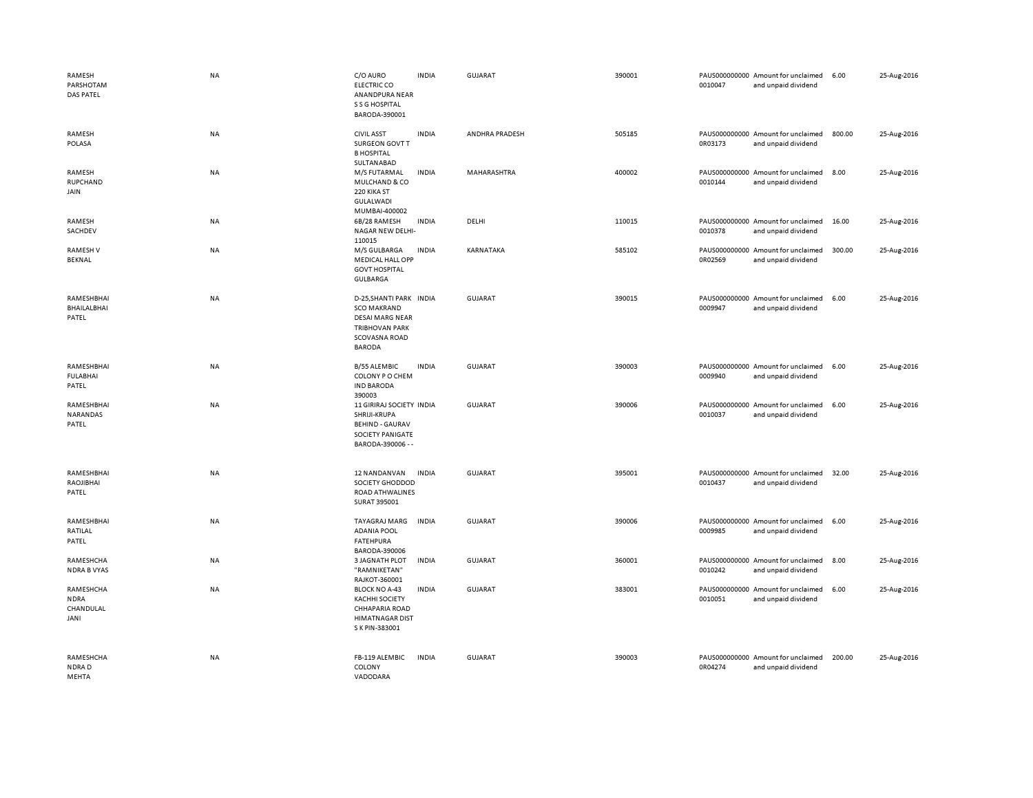| | | | | | | | | | |
|---|---|---|---|---|---|---|---|---|---|
| RAMESH PARSHOTAM DAS PATEL | NA | C/O AURO ELECTRIC CO ANANDPURA NEAR S S G HOSPITAL BARODA-390001 | INDIA | GUJARAT | 390001 | PAUS0000000000010047 | Amount for unclaimed and unpaid dividend | 6.00 | 25-Aug-2016 |
| RAMESH POLASA | NA | CIVIL ASST SURGEON GOVT T B HOSPITAL SULTANABAD | INDIA | ANDHRA PRADESH | 505185 | PAUS0000000000R03173 | Amount for unclaimed and unpaid dividend | 800.00 | 25-Aug-2016 |
| RAMESH RUPCHAND JAIN | NA | M/S FUTARMAL MULCHAND & CO 220 KIKA ST GULALWADI MUMBAI-400002 | INDIA | MAHARASHTRA | 400002 | PAUS0000000000010144 | Amount for unclaimed and unpaid dividend | 8.00 | 25-Aug-2016 |
| RAMESH SACHDEV | NA | 6B/28 RAMESH NAGAR NEW DELHI-110015 | INDIA | DELHI | 110015 | PAUS0000000000010378 | Amount for unclaimed and unpaid dividend | 16.00 | 25-Aug-2016 |
| RAMESH V BEKNAL | NA | M/S GULBARGA MEDICAL HALL OPP GOVT HOSPITAL GULBARGA | INDIA | KARNATAKA | 585102 | PAUS0000000000R02569 | Amount for unclaimed and unpaid dividend | 300.00 | 25-Aug-2016 |
| RAMESHBHAI BHAILALBHAI PATEL | NA | D-25,SHANTI PARK SCO MAKRAND DESAI MARG NEAR TRIBHOVAN PARK SCOVASNA ROAD BARODA | INDIA | GUJARAT | 390015 | PAUS0000000000009947 | Amount for unclaimed and unpaid dividend | 6.00 | 25-Aug-2016 |
| RAMESHBHAI FULABHAI PATEL | NA | B/55 ALEMBIC COLONY P O CHEM IND BARODA 390003 | INDIA | GUJARAT | 390003 | PAUS0000000000009940 | Amount for unclaimed and unpaid dividend | 6.00 | 25-Aug-2016 |
| RAMESHBHAI NARANDAS PATEL | NA | 11 GIRIRAJ SOCIETY SHRIJI-KRUPA BEHIND - GAURAV SOCIETY PANIGATE BARODA-390006 - - | INDIA | GUJARAT | 390006 | PAUS0000000000010037 | Amount for unclaimed and unpaid dividend | 6.00 | 25-Aug-2016 |
| RAMESHBHAI RAOJIBHAI PATEL | NA | 12 NANDANVAN SOCIETY GHODDOD ROAD ATHWALINES SURAT 395001 | INDIA | GUJARAT | 395001 | PAUS0000000000010437 | Amount for unclaimed and unpaid dividend | 32.00 | 25-Aug-2016 |
| RAMESHBHAI RATILAL PATEL | NA | TAYAGRAJ MARG ADANIA POOL FATEHPURA BARODA-390006 | INDIA | GUJARAT | 390006 | PAUS0000000000009985 | Amount for unclaimed and unpaid dividend | 6.00 | 25-Aug-2016 |
| RAMESHCHA NDRA B VYAS | NA | 3 JAGNATH PLOT "RAMNIKETAN" RAJKOT-360001 | INDIA | GUJARAT | 360001 | PAUS0000000000010242 | Amount for unclaimed and unpaid dividend | 8.00 | 25-Aug-2016 |
| RAMESHCHA NDRA CHANDULAL JANI | NA | BLOCK NO A-43 KACHHI SOCIETY CHHAPARIA ROAD HIMATNAGAR DIST S K PIN-383001 | INDIA | GUJARAT | 383001 | PAUS0000000000010051 | Amount for unclaimed and unpaid dividend | 6.00 | 25-Aug-2016 |
| RAMESHCHA NDRA D MEHTA | NA | FB-119 ALEMBIC COLONY VADODARA | INDIA | GUJARAT | 390003 | PAUS0000000000R04274 | Amount for unclaimed and unpaid dividend | 200.00 | 25-Aug-2016 |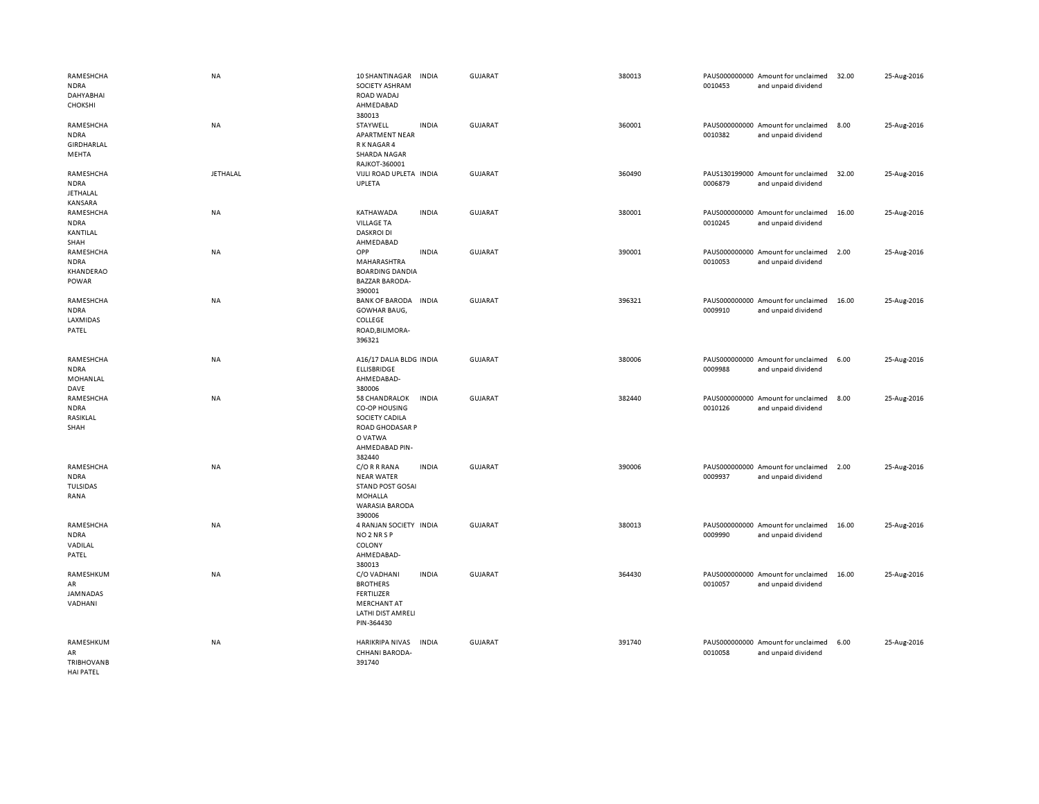| | | | | | | | | | |
|---|---|---|---|---|---|---|---|---|---|
| RAMESHCHANDRA DAHYABHAI CHOKSHI | NA | 10 SHANTINAGAR SOCIETY ASHRAM ROAD WADAJ AHMEDABAD 380013 | INDIA | GUJARAT | 380013 | PAUS0000000000010453 | Amount for unclaimed and unpaid dividend | 32.00 | 25-Aug-2016 |
| RAMESHCHANDRA GIRDHARLAL MEHTA | NA | STAYWELL APARTMENT NEAR R K NAGAR 4 SHARDA NAGAR RAJKOT-360001 | INDIA | GUJARAT | 360001 | PAUS0000000000010382 | Amount for unclaimed and unpaid dividend | 8.00 | 25-Aug-2016 |
| RAMESHCHANDRA JETHALAL KANSARA | JETHALAL | VIJLI ROAD UPLETA UPLETA | INDIA | GUJARAT | 360490 | PAUS1301990000006879 | Amount for unclaimed and unpaid dividend | 32.00 | 25-Aug-2016 |
| RAMESHCHANDRA KANTILAL SHAH | NA | KATHAWADA VILLAGE TA DASKROI DI AHMEDABAD | INDIA | GUJARAT | 380001 | PAUS0000000000010245 | Amount for unclaimed and unpaid dividend | 16.00 | 25-Aug-2016 |
| RAMESHCHANDRA KHANDERAO POWAR | NA | OPP MAHARASHTRA BOARDING DANDIA BAZZAR BARODA-390001 | INDIA | GUJARAT | 390001 | PAUS0000000000010053 | Amount for unclaimed and unpaid dividend | 2.00 | 25-Aug-2016 |
| RAMESHCHANDRA LAXMIDAS PATEL | NA | BANK OF BARODA GOWHAR BAUG, COLLEGE ROAD,BILIMORA-396321 | INDIA | GUJARAT | 396321 | PAUS0000000000009910 | Amount for unclaimed and unpaid dividend | 16.00 | 25-Aug-2016 |
| RAMESHCHANDRA MOHANLAL DAVE | NA | A16/17 DALIA BLDG ELLISBRIDGE AHMEDABAD-380006 | INDIA | GUJARAT | 380006 | PAUS0000000000009988 | Amount for unclaimed and unpaid dividend | 6.00 | 25-Aug-2016 |
| RAMESHCHANDRA RASIKLAL SHAH | NA | 58 CHANDRALOK CO-OP HOUSING SOCIETY CADILA ROAD GHODASAR P O VATWA AHMEDABAD PIN-382440 | INDIA | GUJARAT | 382440 | PAUS0000000000010126 | Amount for unclaimed and unpaid dividend | 8.00 | 25-Aug-2016 |
| RAMESHCHANDRA TULSIDAS RANA | NA | C/O R R RANA NEAR WATER STAND POST GOSAI MOHALLA WARASIA BARODA 390006 | INDIA | GUJARAT | 390006 | PAUS0000000000009937 | Amount for unclaimed and unpaid dividend | 2.00 | 25-Aug-2016 |
| RAMESHCHANDRA VADILAL PATEL | NA | 4 RANJAN SOCIETY NO 2 NR S P COLONY AHMEDABAD-380013 | INDIA | GUJARAT | 380013 | PAUS0000000000009990 | Amount for unclaimed and unpaid dividend | 16.00 | 25-Aug-2016 |
| RAMESHKUMAR JAMNADAS VADHANI | NA | C/O VADHANI BROTHERS FERTILIZER MERCHANT AT LATHI DIST AMRELI PIN-364430 | INDIA | GUJARAT | 364430 | PAUS0000000000010057 | Amount for unclaimed and unpaid dividend | 16.00 | 25-Aug-2016 |
| RAMESHKUMAR TRIBHOVANBHAI PATEL | NA | HARIKRIPA NIVAS CHHANI BARODA-391740 | INDIA | GUJARAT | 391740 | PAUS0000000000010058 | Amount for unclaimed and unpaid dividend | 6.00 | 25-Aug-2016 |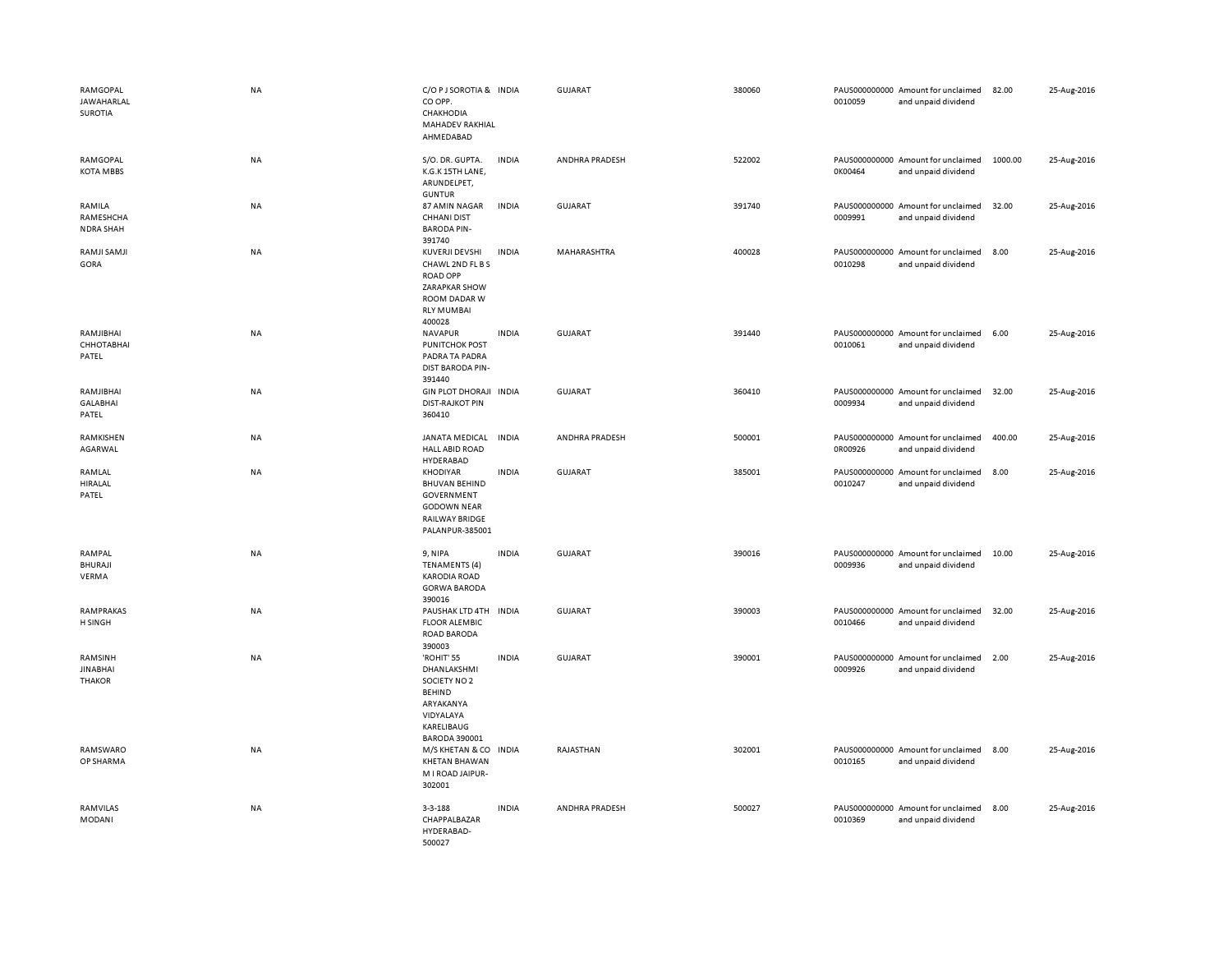| | | | | | | | | | |
|---|---|---|---|---|---|---|---|---|---|
| RAMGOPAL JAWAHARLAL SUROTIA | NA | C/O P J SOROTIA & CO OPP. CHAKHODIA MAHADEV RAKHIAL AHMEDABAD | INDIA | GUJARAT | 380060 | PAUS0000000000010059 | Amount for unclaimed and unpaid dividend | 82.00 | 25-Aug-2016 |
| RAMGOPAL KOTA MBBS | NA | S/O. DR. GUPTA. K.G.K 15TH LANE, ARUNDELPET, GUNTUR | INDIA | ANDHRA PRADESH | 522002 | PAUS0000000000K00464 | Amount for unclaimed and unpaid dividend | 1000.00 | 25-Aug-2016 |
| RAMILA RAMESHCHANDRA SHAH | NA | 87 AMIN NAGAR CHHANI DIST BARODA PIN-391740 | INDIA | GUJARAT | 391740 | PAUS0000000000009991 | Amount for unclaimed and unpaid dividend | 32.00 | 25-Aug-2016 |
| RAMJI SAMJI GORA | NA | KUVERJI DEVSHI CHAWL 2ND FL B S ROAD OPP ZARAPKAR SHOW ROOM DADAR W RLY MUMBAI 400028 | INDIA | MAHARASHTRA | 400028 | PAUS0000000000010298 | Amount for unclaimed and unpaid dividend | 8.00 | 25-Aug-2016 |
| RAMJIBHAI CHHOTABHAI PATEL | NA | NAVAPUR PUNITCHOK POST PADRA TA PADRA DIST BARODA PIN-391440 | INDIA | GUJARAT | 391440 | PAUS0000000000010061 | Amount for unclaimed and unpaid dividend | 6.00 | 25-Aug-2016 |
| RAMJIBHAI GALABHAI PATEL | NA | GIN PLOT DHORAJI DIST-RAJKOT PIN 360410 | INDIA | GUJARAT | 360410 | PAUS0000000000009934 | Amount for unclaimed and unpaid dividend | 32.00 | 25-Aug-2016 |
| RAMKISHEN AGARWAL | NA | JANATA MEDICAL HALL ABID ROAD HYDERABAD | INDIA | ANDHRA PRADESH | 500001 | PAUS0000000000R00926 | Amount for unclaimed and unpaid dividend | 400.00 | 25-Aug-2016 |
| RAMLAL HIRALAL PATEL | NA | KHODIYAR BHUVAN BEHIND GOVERNMENT GODOWN NEAR RAILWAY BRIDGE PALANPUR-385001 | INDIA | GUJARAT | 385001 | PAUS0000000000010247 | Amount for unclaimed and unpaid dividend | 8.00 | 25-Aug-2016 |
| RAMPAL BHURAJI VERMA | NA | 9, NIPA TENAMENTS (4) KARODIA ROAD GORWA BARODA 390016 | INDIA | GUJARAT | 390016 | PAUS0000000000009936 | Amount for unclaimed and unpaid dividend | 10.00 | 25-Aug-2016 |
| RAMPRAKASH SINGH | NA | PAUSHAK LTD 4TH FLOOR ALEMBIC ROAD BARODA 390003 | INDIA | GUJARAT | 390003 | PAUS0000000000010466 | Amount for unclaimed and unpaid dividend | 32.00 | 25-Aug-2016 |
| RAMSINH JINABHAI THAKOR | NA | 'ROHIT' 55 DHANLAKSHMI SOCIETY NO 2 BEHIND ARYAKANYA VIDYALAYA KARELIBAUG BARODA 390001 | INDIA | GUJARAT | 390001 | PAUS0000000000009926 | Amount for unclaimed and unpaid dividend | 2.00 | 25-Aug-2016 |
| RAMSWAROOP SHARMA | NA | M/S KHETAN & CO KHETAN BHAWAN M I ROAD JAIPUR-302001 | INDIA | RAJASTHAN | 302001 | PAUS0000000000010165 | Amount for unclaimed and unpaid dividend | 8.00 | 25-Aug-2016 |
| RAMVILAS MODANI | NA | 3-3-188 CHAPPALBAZAR HYDERABAD-500027 | INDIA | ANDHRA PRADESH | 500027 | PAUS0000000000010369 | Amount for unclaimed and unpaid dividend | 8.00 | 25-Aug-2016 |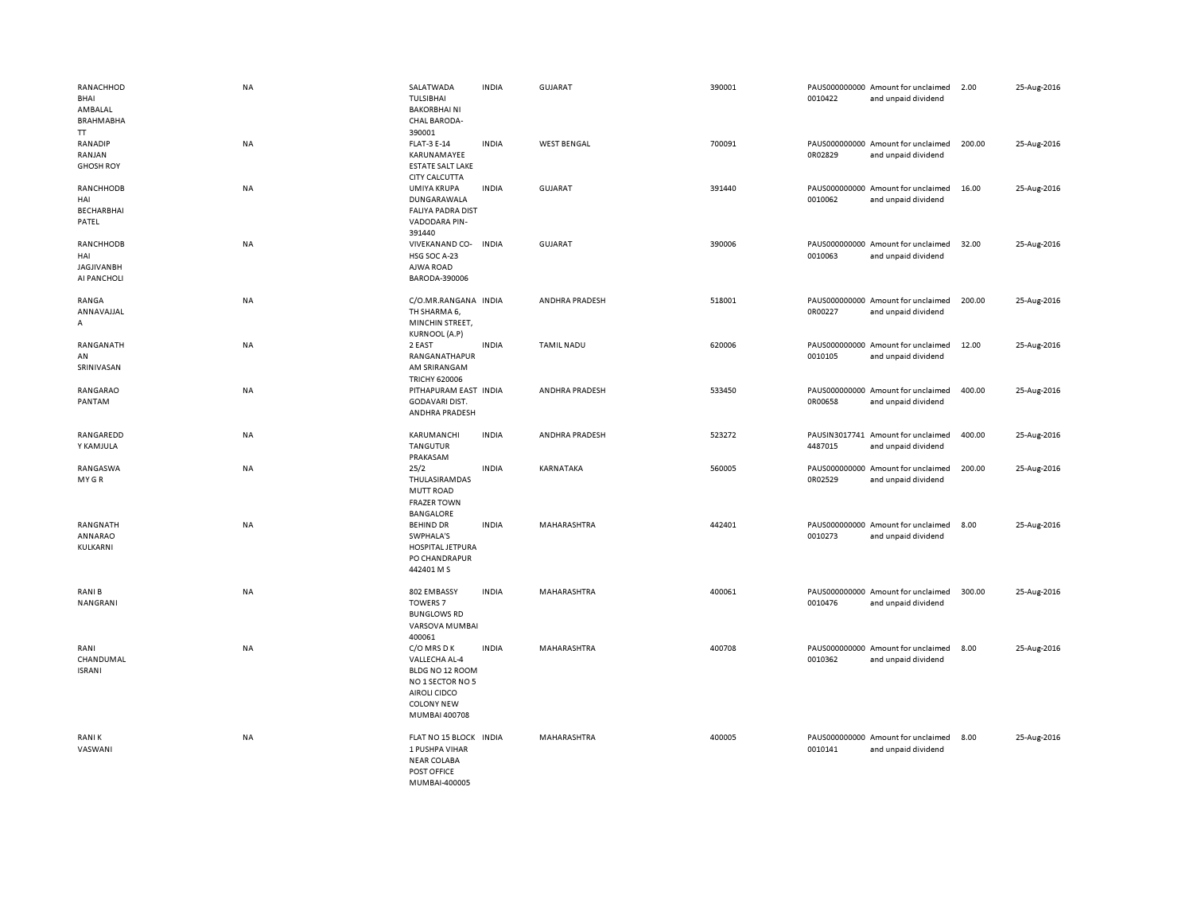| | | | | | | | | | |
|---|---|---|---|---|---|---|---|---|---|
| RANACHHOD BHAI AMBALAL BRAHMABHATT | NA | SALATWADA TULSIBHAI BAKORBHAI NI CHAL BARODA-390001 | INDIA | GUJARAT | 390001 | PAUS0000000000010422 | Amount for unclaimed and unpaid dividend | 2.00 | 25-Aug-2016 |
| RANADIP RANJAN GHOSH ROY | NA | FLAT-3 E-14 KARUNAMAYEE ESTATE SALT LAKE CITY CALCUTTA | INDIA | WEST BENGAL | 700091 | PAUS0000000000R02829 | Amount for unclaimed and unpaid dividend | 200.00 | 25-Aug-2016 |
| RANCHHODBHAI BECHARBHAI PATEL | NA | UMIYA KRUPA DUNGARAWALA FALIYA PADRA DIST VADODARA PIN-391440 | INDIA | GUJARAT | 391440 | PAUS0000000000010062 | Amount for unclaimed and unpaid dividend | 16.00 | 25-Aug-2016 |
| RANCHHODBHAI JAGJIVANBHAI PANCHOLI | NA | VIVEKANAND CO-HSG SOC A-23 AJWA ROAD BARODA-390006 | INDIA | GUJARAT | 390006 | PAUS0000000000010063 | Amount for unclaimed and unpaid dividend | 32.00 | 25-Aug-2016 |
| RANGA ANNAVAJJALA | NA | C/O.MR.RANGANATH SHARMA 6, MINCHIN STREET, KURNOOL (A.P) | INDIA | ANDHRA PRADESH | 518001 | PAUS0000000000R00227 | Amount for unclaimed and unpaid dividend | 200.00 | 25-Aug-2016 |
| RANGANATHAN SRINIVASAN | NA | 2 EAST RANGANATHAPURAM SRIRANGAM TRICHY 620006 | INDIA | TAMIL NADU | 620006 | PAUS0000000000010105 | Amount for unclaimed and unpaid dividend | 12.00 | 25-Aug-2016 |
| RANGARAO PANTAM | NA | PITHAPURAM EAST GODAVARI DIST. ANDHRA PRADESH | INDIA | ANDHRA PRADESH | 533450 | PAUS0000000000R00658 | Amount for unclaimed and unpaid dividend | 400.00 | 25-Aug-2016 |
| RANGAREDDY KAMJULA | NA | KARUMANCHI TANGUTUR PRAKASAM | INDIA | ANDHRA PRADESH | 523272 | PAUSIN30177414487015 | Amount for unclaimed and unpaid dividend | 400.00 | 25-Aug-2016 |
| RANGASWAMY G R | NA | 25/2 THULASIRAMDAS MUTT ROAD FRAZER TOWN BANGALORE | INDIA | KARNATAKA | 560005 | PAUS0000000000R02529 | Amount for unclaimed and unpaid dividend | 200.00 | 25-Aug-2016 |
| RANGNATH ANNARAO KULKARNI | NA | BEHIND DR SWPHALA'S HOSPITAL JETPURA PO CHANDRAPUR 442401 M S | INDIA | MAHARASHTRA | 442401 | PAUS0000000000010273 | Amount for unclaimed and unpaid dividend | 8.00 | 25-Aug-2016 |
| RANI B NANGRANI | NA | 802 EMBASSY TOWERS 7 BUNGLOWS RD VARSOVA MUMBAI 400061 | INDIA | MAHARASHTRA | 400061 | PAUS0000000000010476 | Amount for unclaimed and unpaid dividend | 300.00 | 25-Aug-2016 |
| RANI CHANDUMAL ISRANI | NA | C/O MRS D K VALLECHA AL-4 BLDG NO 12 ROOM NO 1 SECTOR NO 5 AIROLI CIDCO COLONY NEW MUMBAI 400708 | INDIA | MAHARASHTRA | 400708 | PAUS0000000000010362 | Amount for unclaimed and unpaid dividend | 8.00 | 25-Aug-2016 |
| RANI K VASWANI | NA | FLAT NO 15 BLOCK 1 PUSHPA VIHAR NEAR COLABA POST OFFICE MUMBAI-400005 | INDIA | MAHARASHTRA | 400005 | PAUS0000000000010141 | Amount for unclaimed and unpaid dividend | 8.00 | 25-Aug-2016 |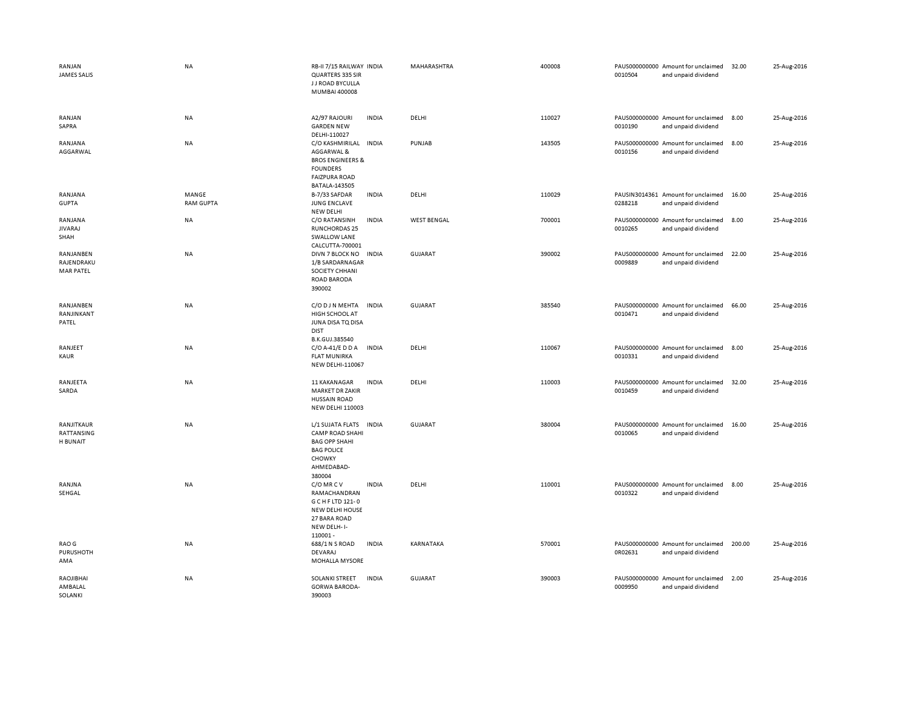| | | | | | | | | | | |
|---|---|---|---|---|---|---|---|---|---|---|
| RANJAN JAMES SALIS | NA | RB-II 7/15 RAILWAY QUARTERS 335 SIR J J ROAD BYCULLA MUMBAI 400008 | INDIA | MAHARASHTRA | 400008 | | PAUS000000000 0010504 | Amount for unclaimed and unpaid dividend | 32.00 | 25-Aug-2016 |
| RANJAN SAPRA | NA | A2/97 RAJOURI GARDEN NEW DELHI-110027 | INDIA | DELHI | 110027 | | PAUS000000000 0010190 | Amount for unclaimed and unpaid dividend | 8.00 | 25-Aug-2016 |
| RANJANA AGGARWAL | NA | C/O KASHMIRILAL AGGARWAL & BROS ENGINEERS & FOUNDERS FAIZPURA ROAD BATALA-143505 | INDIA | PUNJAB | 143505 | | PAUS000000000 0010156 | Amount for unclaimed and unpaid dividend | 8.00 | 25-Aug-2016 |
| RANJANA GUPTA | MANGE RAM GUPTA | B-7/33 SAFDAR JUNG ENCLAVE NEW DELHI | INDIA | DELHI | 110029 | | PAUSIN3014361 0288218 | Amount for unclaimed and unpaid dividend | 16.00 | 25-Aug-2016 |
| RANJANA JIVARAJ SHAH | NA | C/O RATANSINH RUNCHORDAS 25 SWALLOW LANE CALCUTTA-700001 | INDIA | WEST BENGAL | 700001 | | PAUS000000000 0010265 | Amount for unclaimed and unpaid dividend | 8.00 | 25-Aug-2016 |
| RANJANBEN RAJENDRAKU MAR PATEL | NA | DIVN 7 BLOCK NO 1/B SARDARNAGAR SOCIETY CHHANI ROAD BARODA 390002 | INDIA | GUJARAT | 390002 | | PAUS000000000 0009889 | Amount for unclaimed and unpaid dividend | 22.00 | 25-Aug-2016 |
| RANJANBEN RANJINKANT PATEL | NA | C/O D J N MEHTA HIGH SCHOOL AT JUNA DISA TQ DISA DIST B.K.GUJ.385540 | INDIA | GUJARAT | 385540 | | PAUS000000000 0010471 | Amount for unclaimed and unpaid dividend | 66.00 | 25-Aug-2016 |
| RANJEET KAUR | NA | C/O A-41/E D D A FLAT MUNIRKA NEW DELHI-110067 | INDIA | DELHI | 110067 | | PAUS000000000 0010331 | Amount for unclaimed and unpaid dividend | 8.00 | 25-Aug-2016 |
| RANJEETA SARDA | NA | 11 KAKANAGAR MARKET DR ZAKIR HUSSAIN ROAD NEW DELHI 110003 | INDIA | DELHI | 110003 | | PAUS000000000 0010459 | Amount for unclaimed and unpaid dividend | 32.00 | 25-Aug-2016 |
| RANJITKAUR RATTANSING H BUNAIT | NA | L/1 SUJATA FLATS CAMP ROAD SHAHI BAG OPP SHAHI BAG POLICE CHOWKY AHMEDABAD-380004 | INDIA | GUJARAT | 380004 | | PAUS000000000 0010065 | Amount for unclaimed and unpaid dividend | 16.00 | 25-Aug-2016 |
| RANJNA SEHGAL | NA | C/O MR C V RAMACHANDRAN G C H F LTD 121-0 NEW DELHI HOUSE 27 BARA ROAD NEW DELH- I-110001 - | INDIA | DELHI | 110001 | | PAUS000000000 0010322 | Amount for unclaimed and unpaid dividend | 8.00 | 25-Aug-2016 |
| RAO G PURUSHOTH AMA | NA | 688/1 N S ROAD DEVARAJ MOHALLA MYSORE | INDIA | KARNATAKA | 570001 | | PAUS000000000 0R02631 | Amount for unclaimed and unpaid dividend | 200.00 | 25-Aug-2016 |
| RAOJIBHAI AMBALAL SOLANKI | NA | SOLANKI STREET GORWA BARODA-390003 | INDIA | GUJARAT | 390003 | | PAUS000000000 0009950 | Amount for unclaimed and unpaid dividend | 2.00 | 25-Aug-2016 |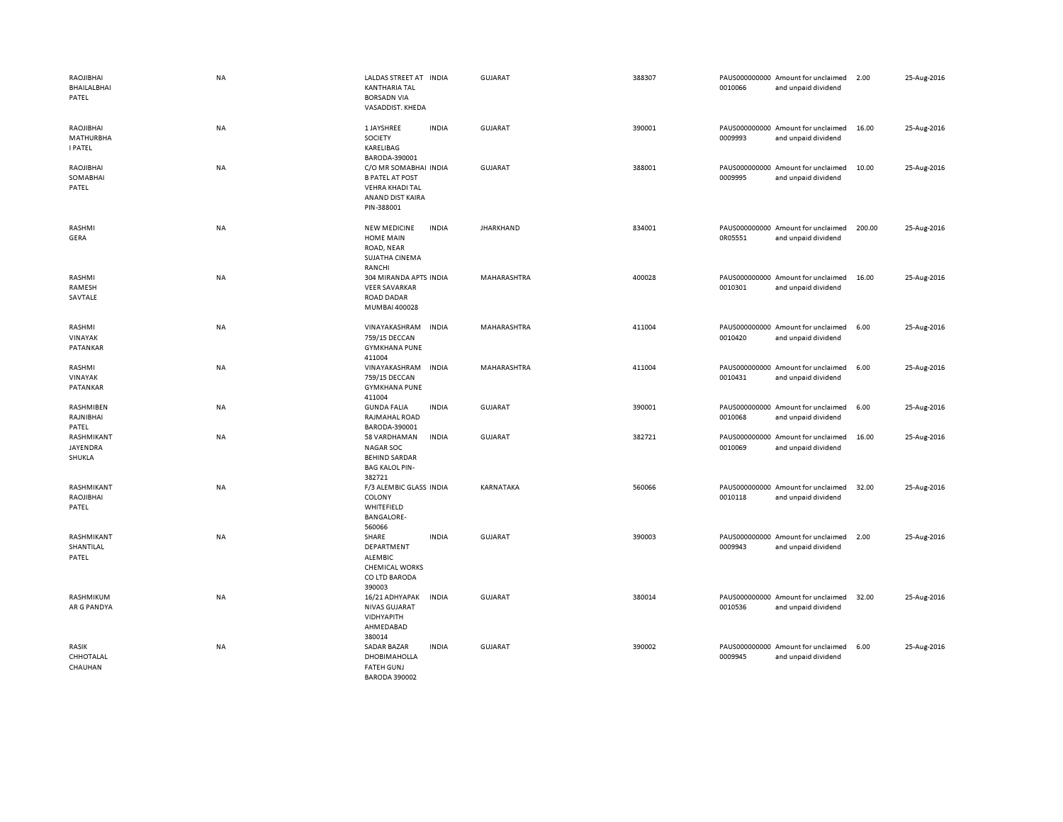| | | | | | | | | | |
|---|---|---|---|---|---|---|---|---|---|
| RAOJIBHAI BHAILALBHAI PATEL | NA | LALDAS STREET AT KANTHARIA TAL BORSADN VIA VASADDIST. KHEDA | INDIA | GUJARAT | 388307 | PAUS0000000000010066 | Amount for unclaimed and unpaid dividend | 2.00 | 25-Aug-2016 |
| RAOJIBHAI MATHURBHA I PATEL | NA | 1 JAYSHREE SOCIETY KARELIBAG BARODA-390001 | INDIA | GUJARAT | 390001 | PAUS0000000000009993 | Amount for unclaimed and unpaid dividend | 16.00 | 25-Aug-2016 |
| RAOJIBHAI SOMABHAI PATEL | NA | C/O MR SOMABHAI B PATEL AT POST VEHRA KHADI TAL ANAND DIST KAIRA PIN-388001 | INDIA | GUJARAT | 388001 | PAUS0000000000009995 | Amount for unclaimed and unpaid dividend | 10.00 | 25-Aug-2016 |
| RASHMI GERA | NA | NEW MEDICINE HOME MAIN ROAD, NEAR SUJATHA CINEMA RANCHI | INDIA | JHARKHAND | 834001 | PAUS0000000000R05551 | Amount for unclaimed and unpaid dividend | 200.00 | 25-Aug-2016 |
| RASHMI RAMESH SAVTALE | NA | 304 MIRANDA APTS VEER SAVARKAR ROAD DADAR MUMBAI 400028 | INDIA | MAHARASHTRA | 400028 | PAUS0000000000010301 | Amount for unclaimed and unpaid dividend | 16.00 | 25-Aug-2016 |
| RASHMI VINAYAK PATANKAR | NA | VINAYAKASHRAM 759/15 DECCAN GYMKHANA PUNE 411004 | INDIA | MAHARASHTRA | 411004 | PAUS0000000000010420 | Amount for unclaimed and unpaid dividend | 6.00 | 25-Aug-2016 |
| RASHMI VINAYAK PATANKAR | NA | VINAYAKASHRAM 759/15 DECCAN GYMKHANA PUNE 411004 | INDIA | MAHARASHTRA | 411004 | PAUS0000000000010431 | Amount for unclaimed and unpaid dividend | 6.00 | 25-Aug-2016 |
| RASHMIBEN RAJNIBHAI PATEL | NA | GUNDA FALIA RAJMAHAL ROAD BARODA-390001 | INDIA | GUJARAT | 390001 | PAUS0000000000010068 | Amount for unclaimed and unpaid dividend | 6.00 | 25-Aug-2016 |
| RASHMIKANT JAYENDRA SHUKLA | NA | 58 VARDHAMAN NAGAR SOC BEHIND SARDAR BAG KALOL PIN-382721 | INDIA | GUJARAT | 382721 | PAUS0000000000010069 | Amount for unclaimed and unpaid dividend | 16.00 | 25-Aug-2016 |
| RASHMIKANT RAOJIBHAI PATEL | NA | F/3 ALEMBIC GLASS COLONY WHITEFIELD BANGALORE-560066 | INDIA | KARNATAKA | 560066 | PAUS0000000000010118 | Amount for unclaimed and unpaid dividend | 32.00 | 25-Aug-2016 |
| RASHMIKANT SHANTILAL PATEL | NA | SHARE DEPARTMENT ALEMBIC CHEMICAL WORKS CO LTD BARODA 390003 | INDIA | GUJARAT | 390003 | PAUS0000000000009943 | Amount for unclaimed and unpaid dividend | 2.00 | 25-Aug-2016 |
| RASHMIKUM AR G PANDYA | NA | 16/21 ADHYAPAK NIVAS GUJARAT VIDHYAPITH AHMEDABAD 380014 | INDIA | GUJARAT | 380014 | PAUS0000000000010536 | Amount for unclaimed and unpaid dividend | 32.00 | 25-Aug-2016 |
| RASIK CHHOTALAL CHAUHAN | NA | SADAR BAZAR DHOBIMAHOLLA FATEH GUNJ BARODA 390002 | INDIA | GUJARAT | 390002 | PAUS0000000000009945 | Amount for unclaimed and unpaid dividend | 6.00 | 25-Aug-2016 |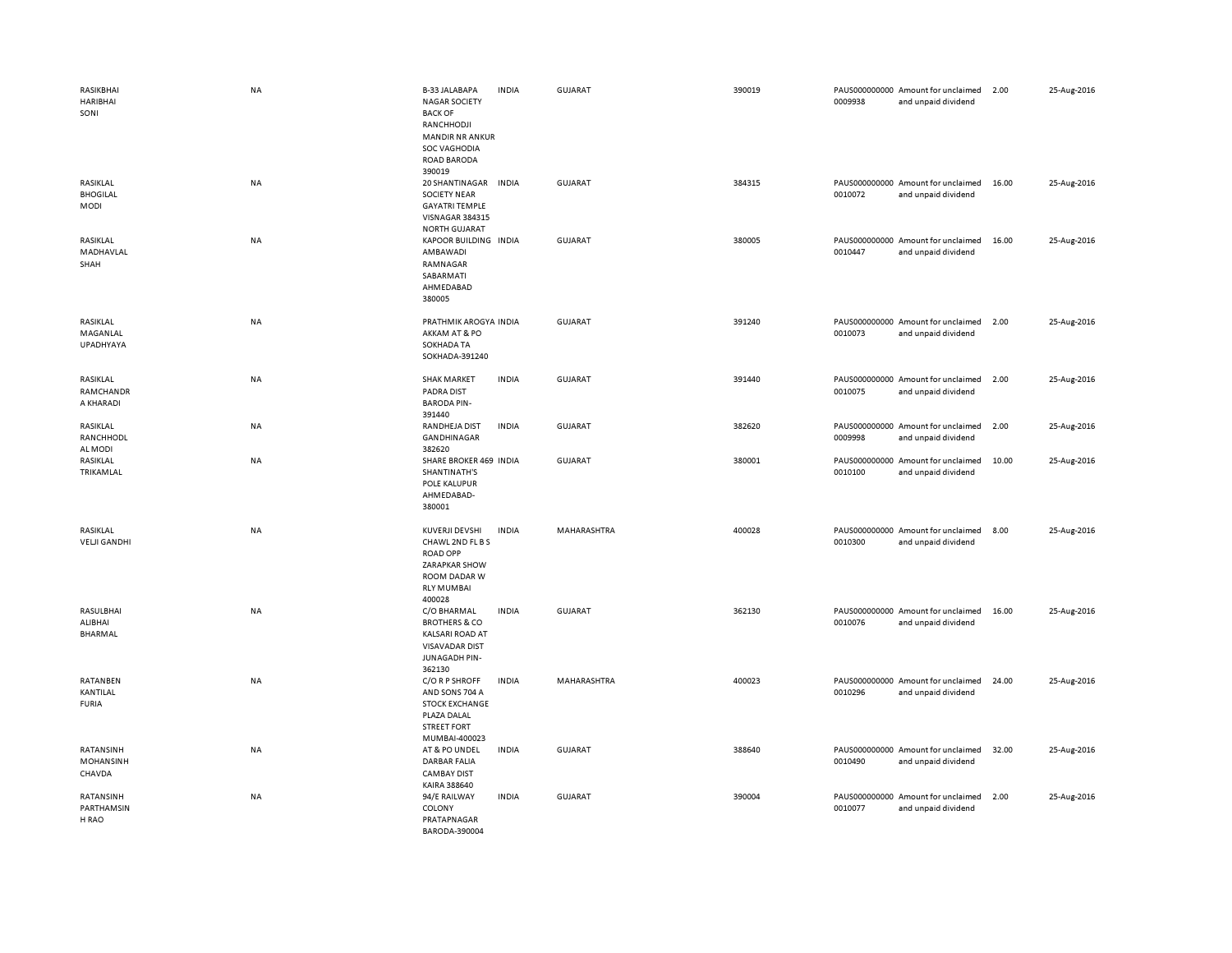| | | | | | | | | | |
|---|---|---|---|---|---|---|---|---|---|
| RASIKBHAI HARIBHAI SONI | NA | B-33 JALABAPA NAGAR SOCIETY BACK OF RANCHHODJI MANDIR NR ANKUR SOC VAGHODIA ROAD BARODA 390019 | INDIA | GUJARAT | 390019 | PAUS000000000 0009938 | Amount for unclaimed and unpaid dividend | 2.00 | 25-Aug-2016 |
| RASIKLAL BHOGILAL MODI | NA | 20 SHANTINAGAR SOCIETY NEAR GAYATRI TEMPLE VISNAGAR 384315 NORTH GUJARAT | INDIA | GUJARAT | 384315 | PAUS000000000 0010072 | Amount for unclaimed and unpaid dividend | 16.00 | 25-Aug-2016 |
| RASIKLAL MADHAVLAL SHAH | NA | KAPOOR BUILDING AMBAWADI RAMNAGAR SABARMATI AHMEDABAD 380005 | INDIA | GUJARAT | 380005 | PAUS000000000 0010447 | Amount for unclaimed and unpaid dividend | 16.00 | 25-Aug-2016 |
| RASIKLAL MAGANLAL UPADHYAYA | NA | PRATHMIK AROGYA AKKAM AT & PO SOKHADA TA SOKHADA-391240 | INDIA | GUJARAT | 391240 | PAUS000000000 0010073 | Amount for unclaimed and unpaid dividend | 2.00 | 25-Aug-2016 |
| RASIKLAL RAMCHANDR A KHARADI | NA | SHAK MARKET PADRA DIST BARODA PIN-391440 | INDIA | GUJARAT | 391440 | PAUS000000000 0010075 | Amount for unclaimed and unpaid dividend | 2.00 | 25-Aug-2016 |
| RASIKLAL RANCHHODL AL MODI | NA | RANDHEJA DIST GANDHINAGAR 382620 | INDIA | GUJARAT | 382620 | PAUS000000000 0009998 | Amount for unclaimed and unpaid dividend | 2.00 | 25-Aug-2016 |
| RASIKLAL TRIKAMLAL | NA | SHARE BROKER 469 SHANTINATH'S POLE KALUPUR AHMEDABAD-380001 | INDIA | GUJARAT | 380001 | PAUS000000000 0010100 | Amount for unclaimed and unpaid dividend | 10.00 | 25-Aug-2016 |
| RASIKLAL VELJI GANDHI | NA | KUVERJI DEVSHI CHAWL 2ND FL B S ROAD OPP ZARAPKAR SHOW ROOM DADAR W RLY MUMBAI 400028 | INDIA | MAHARASHTRA | 400028 | PAUS000000000 0010300 | Amount for unclaimed and unpaid dividend | 8.00 | 25-Aug-2016 |
| RASULBHAI ALIBHAI BHARMAL | NA | C/O BHARMAL BROTHERS & CO KALSARI ROAD AT VISAVADAR DIST JUNAGADH PIN-362130 | INDIA | GUJARAT | 362130 | PAUS000000000 0010076 | Amount for unclaimed and unpaid dividend | 16.00 | 25-Aug-2016 |
| RATANBEN KANTILAL FURIA | NA | C/O R P SHROFF AND SONS 704 A STOCK EXCHANGE PLAZA DALAL STREET FORT MUMBAI-400023 | INDIA | MAHARASHTRA | 400023 | PAUS000000000 0010296 | Amount for unclaimed and unpaid dividend | 24.00 | 25-Aug-2016 |
| RATANSINH MOHANSINH CHAVDA | NA | AT & PO UNDEL DARBAR FALIA CAMBAY DIST KAIRA 388640 | INDIA | GUJARAT | 388640 | PAUS000000000 0010490 | Amount for unclaimed and unpaid dividend | 32.00 | 25-Aug-2016 |
| RATANSINH PARTHAMSIN H RAO | NA | 94/E RAILWAY COLONY PRATAPNAGAR BARODA-390004 | INDIA | GUJARAT | 390004 | PAUS000000000 0010077 | Amount for unclaimed and unpaid dividend | 2.00 | 25-Aug-2016 |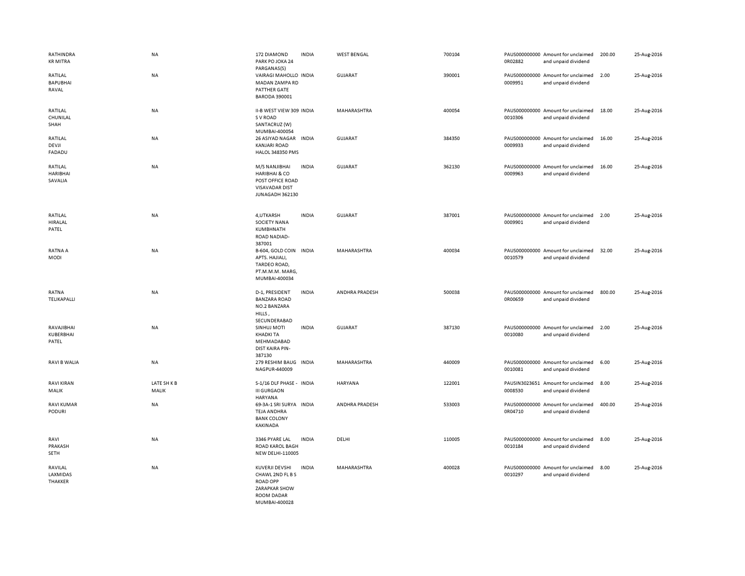| | | | | | | | | | |
|---|---|---|---|---|---|---|---|---|---|
| RATHINDRA KR MITRA | NA | 172 DIAMOND PARK PO JOKA 24 PARGANAS(S) | INDIA | WEST BENGAL | 700104 | PAUS0000000000R02882 | Amount for unclaimed and unpaid dividend | 200.00 | 25-Aug-2016 |
| RATILAL BAPUBHAI RAVAL | NA | VAIRAGI MAHOLLO MADAN ZAMPA RD PATTHER GATE BARODA 390001 | INDIA | GUJARAT | 390001 | PAUS0000000000009951 | Amount for unclaimed and unpaid dividend | 2.00 | 25-Aug-2016 |
| RATILAL CHUNILAL SHAH | NA | II-B WEST VIEW 309 S V ROAD SANTACRUZ (W) MUMBAI-400054 | INDIA | MAHARASHTRA | 400054 | PAUS0000000000010306 | Amount for unclaimed and unpaid dividend | 18.00 | 25-Aug-2016 |
| RATILAL DEVJI FADADU | NA | 26 ASIYAD NAGAR KANJARI ROAD HALOL 348350 PMS | INDIA | GUJARAT | 384350 | PAUS0000000000009933 | Amount for unclaimed and unpaid dividend | 16.00 | 25-Aug-2016 |
| RATILAL HARIBHAI SAVALIA | NA | M/S NANJIBHAI HARIBHAI & CO POST OFFICE ROAD VISAVADAR DIST JUNAGADH 362130 | INDIA | GUJARAT | 362130 | PAUS0000000000009963 | Amount for unclaimed and unpaid dividend | 16.00 | 25-Aug-2016 |
| RATILAL HIRALAL PATEL | NA | 4,UTKARSH SOCIETY NANA KUMBHNATH ROAD NADIAD-387001 | INDIA | GUJARAT | 387001 | PAUS0000000000009901 | Amount for unclaimed and unpaid dividend | 2.00 | 25-Aug-2016 |
| RATNA A MODI | NA | B-604, GOLD COIN APTS. HAJIALI, TARDEO ROAD, PT.M.M.M. MARG, MUMBAI-400034 | INDIA | MAHARASHTRA | 400034 | PAUS0000000000010579 | Amount for unclaimed and unpaid dividend | 32.00 | 25-Aug-2016 |
| RATNA TELIKAPALLI | NA | D-1, PRESIDENT BANZARA ROAD NO.2 BANZARA HILLS , SECUNDERABAD | INDIA | ANDHRA PRADESH | 500038 | PAUS0000000000R00659 | Amount for unclaimed and unpaid dividend | 800.00 | 25-Aug-2016 |
| RAVAJIBHAI KUBERBHAI PATEL | NA | SINHUJ MOTI KHADKI TA MEHMADABAD DIST KAIRA PIN-387130 | INDIA | GUJARAT | 387130 | PAUS0000000000010080 | Amount for unclaimed and unpaid dividend | 2.00 | 25-Aug-2016 |
| RAVI B WALIA | NA | 279 RESHIM BAUG NAGPUR-440009 | INDIA | MAHARASHTRA | 440009 | PAUS0000000000010081 | Amount for unclaimed and unpaid dividend | 6.00 | 25-Aug-2016 |
| RAVI KIRAN MALIK | LATE SH K B MALIK | S-1/16 DLF PHASE - III GURGAON HARYANA | INDIA | HARYANA | 122001 | PAUSIN30236510008530 | Amount for unclaimed and unpaid dividend | 8.00 | 25-Aug-2016 |
| RAVI KUMAR PODURI | NA | 69-3A-1 SRI SURYA TEJA ANDHRA BANK COLONY KAKINADA | INDIA | ANDHRA PRADESH | 533003 | PAUS0000000000R04710 | Amount for unclaimed and unpaid dividend | 400.00 | 25-Aug-2016 |
| RAVI PRAKASH SETH | NA | 3346 PYARE LAL ROAD KAROL BAGH NEW DELHI-110005 | INDIA | DELHI | 110005 | PAUS0000000000010184 | Amount for unclaimed and unpaid dividend | 8.00 | 25-Aug-2016 |
| RAVILAL LAXMIDAS THAKKER | NA | KUVERJI DEVSHI CHAWL 2ND FL B S ROAD OPP ZARAPKAR SHOW ROOM DADAR MUMBAI-400028 | INDIA | MAHARASHTRA | 400028 | PAUS0000000000010297 | Amount for unclaimed and unpaid dividend | 8.00 | 25-Aug-2016 |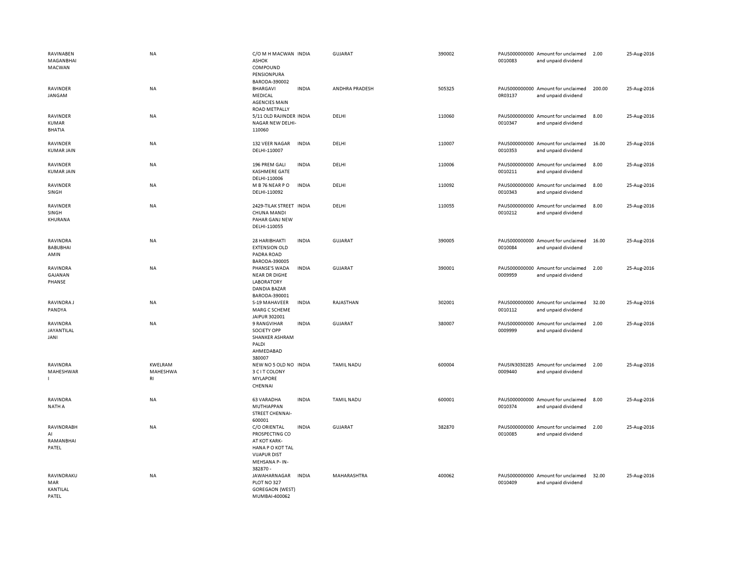| | | | | | | | | | |
|---|---|---|---|---|---|---|---|---|---|
| RAVINABEN MAGANBHAI MACWAN | NA | C/O M H MACWAN ASHOK COMPOUND PENSIONPURA BARODA-390002 | INDIA | GUJARAT | 390002 | PAUS000000000 0010083 | Amount for unclaimed and unpaid dividend | 2.00 | 25-Aug-2016 |
| RAVINDER JANGAM | NA | BHARGAVI MEDICAL AGENCIES MAIN ROAD METPALLY | INDIA | ANDHRA PRADESH | 505325 | PAUS000000000 0R03137 | Amount for unclaimed and unpaid dividend | 200.00 | 25-Aug-2016 |
| RAVINDER KUMAR BHATIA | NA | 5/11 OLD RAJINDER NAGAR NEW DELHI-110060 | INDIA | DELHI | 110060 | PAUS000000000 0010347 | Amount for unclaimed and unpaid dividend | 8.00 | 25-Aug-2016 |
| RAVINDER KUMAR JAIN | NA | 132 VEER NAGAR DELHI-110007 | INDIA | DELHI | 110007 | PAUS000000000 0010353 | Amount for unclaimed and unpaid dividend | 16.00 | 25-Aug-2016 |
| RAVINDER KUMAR JAIN | NA | 196 PREM GALI KASHMERE GATE DELHI-110006 | INDIA | DELHI | 110006 | PAUS000000000 0010211 | Amount for unclaimed and unpaid dividend | 8.00 | 25-Aug-2016 |
| RAVINDER SINGH | NA | M B 76 NEAR P O DELHI-110092 | INDIA | DELHI | 110092 | PAUS000000000 0010343 | Amount for unclaimed and unpaid dividend | 8.00 | 25-Aug-2016 |
| RAVINDER SINGH KHURANA | NA | 2429-TILAK STREET CHUNA MANDI PAHAR GANJ NEW DELHI-110055 | INDIA | DELHI | 110055 | PAUS000000000 0010212 | Amount for unclaimed and unpaid dividend | 8.00 | 25-Aug-2016 |
| RAVINDRA BABUBHAI AMIN | NA | 28 HARIBHAKTI EXTENSION OLD PADRA ROAD BARODA-390005 | INDIA | GUJARAT | 390005 | PAUS000000000 0010084 | Amount for unclaimed and unpaid dividend | 16.00 | 25-Aug-2016 |
| RAVINDRA GAJANAN PHANSE | NA | PHANSE'S WADA NEAR DR DIGHE LABORATORY DANDIA BAZAR BARODA-390001 | INDIA | GUJARAT | 390001 | PAUS000000000 0009959 | Amount for unclaimed and unpaid dividend | 2.00 | 25-Aug-2016 |
| RAVINDRA J PANDYA | NA | S-19 MAHAVEER MARG C SCHEME JAIPUR 302001 | INDIA | RAJASTHAN | 302001 | PAUS000000000 0010112 | Amount for unclaimed and unpaid dividend | 32.00 | 25-Aug-2016 |
| RAVINDRA JAYANTILAL JANI | NA | 9 RANGVIHAR SOCIETY OPP SHANKER ASHRAM PALDI AHMEDABAD 380007 | INDIA | GUJARAT | 380007 | PAUS000000000 0009999 | Amount for unclaimed and unpaid dividend | 2.00 | 25-Aug-2016 |
| RAVINDRA MAHESHWAR I | KWELRAM MAHESHWA RI | NEW NO 5 OLD NO 3 C I T COLONY MYLAPORE CHENNAI | INDIA | TAMIL NADU | 600004 | PAUSIN3030285 0009440 | Amount for unclaimed and unpaid dividend | 2.00 | 25-Aug-2016 |
| RAVINDRA NATH A | NA | 63 VARADHA MUTHIAPPAN STREET CHENNAI-600001 | INDIA | TAMIL NADU | 600001 | PAUS000000000 0010374 | Amount for unclaimed and unpaid dividend | 8.00 | 25-Aug-2016 |
| RAVINDRABH AI RAMANBHAI PATEL | NA | C/O ORIENTAL PROSPECTING CO AT KOT KARK-HANA P O KOT TAL VIJAPUR DIST MEHSANA P- IN-382870 - | INDIA | GUJARAT | 382870 | PAUS000000000 0010085 | Amount for unclaimed and unpaid dividend | 2.00 | 25-Aug-2016 |
| RAVINDRAKU MAR KANTILAL PATEL | NA | JAWAHARNAGAR PLOT NO 327 GOREGAON (WEST) MUMBAI-400062 | INDIA | MAHARASHTRA | 400062 | PAUS000000000 0010409 | Amount for unclaimed and unpaid dividend | 32.00 | 25-Aug-2016 |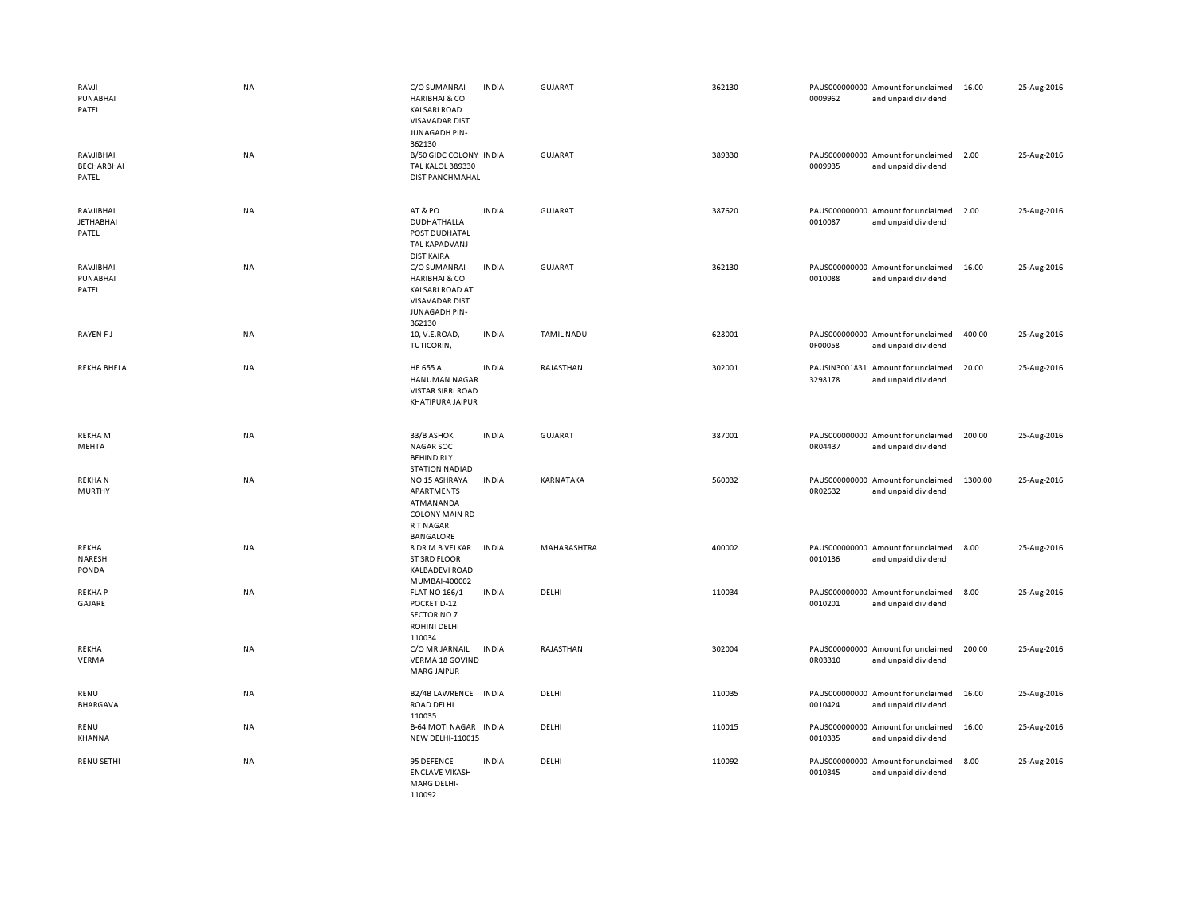| | | | | | | | | | |
|---|---|---|---|---|---|---|---|---|---|
| RAVJI PUNABHAI PATEL | NA | C/O SUMANRAI HARIBHAI & CO KALSARI ROAD VISAVADAR DIST JUNAGADH PIN-362130 | INDIA | GUJARAT | 362130 | PAUS000000000 0009962 | Amount for unclaimed and unpaid dividend | 16.00 | 25-Aug-2016 |
| RAVJIBHAI BECHARBHAI PATEL | NA | B/50 GIDC COLONY TAL KALOL 389330 DIST PANCHMAHAL | INDIA | GUJARAT | 389330 | PAUS000000000 0009935 | Amount for unclaimed and unpaid dividend | 2.00 | 25-Aug-2016 |
| RAVJIBHAI JETHABHAI PATEL | NA | AT & PO DUDHATHALLA POST DUDHATAL TAL KAPADVANJ DIST KAIRA | INDIA | GUJARAT | 387620 | PAUS000000000 0010087 | Amount for unclaimed and unpaid dividend | 2.00 | 25-Aug-2016 |
| RAVJIBHAI PUNABHAI PATEL | NA | C/O SUMANRAI HARIBHAI & CO KALSARI ROAD AT VISAVADAR DIST JUNAGADH PIN-362130 | INDIA | GUJARAT | 362130 | PAUS000000000 0010088 | Amount for unclaimed and unpaid dividend | 16.00 | 25-Aug-2016 |
| RAYEN F J | NA | 10, V.E.ROAD, TUTICORIN, | INDIA | TAMIL NADU | 628001 | PAUS000000000 0F00058 | Amount for unclaimed and unpaid dividend | 400.00 | 25-Aug-2016 |
| REKHA BHELA | NA | HE 655 A HANUMAN NAGAR VISTAR SIRRI ROAD KHATIPURA JAIPUR | INDIA | RAJASTHAN | 302001 | PAUSIN3001831 3298178 | Amount for unclaimed and unpaid dividend | 20.00 | 25-Aug-2016 |
| REKHA M MEHTA | NA | 33/B ASHOK NAGAR SOC BEHIND RLY STATION NADIAD | INDIA | GUJARAT | 387001 | PAUS000000000 0R04437 | Amount for unclaimed and unpaid dividend | 200.00 | 25-Aug-2016 |
| REKHA N MURTHY | NA | NO 15 ASHRAYA APARTMENTS ATMANANDA COLONY MAIN RD R T NAGAR BANGALORE | INDIA | KARNATAKA | 560032 | PAUS000000000 0R02632 | Amount for unclaimed and unpaid dividend | 1300.00 | 25-Aug-2016 |
| REKHA NARESH PONDA | NA | 8 DR M B VELKAR ST 3RD FLOOR KALBADEVI ROAD MUMBAI-400002 | INDIA | MAHARASHTRA | 400002 | PAUS000000000 0010136 | Amount for unclaimed and unpaid dividend | 8.00 | 25-Aug-2016 |
| REKHA P GAJARE | NA | FLAT NO 166/1 POCKET D-12 SECTOR NO 7 ROHINI DELHI 110034 | INDIA | DELHI | 110034 | PAUS000000000 0010201 | Amount for unclaimed and unpaid dividend | 8.00 | 25-Aug-2016 |
| REKHA VERMA | NA | C/O MR JARNAIL VERMA 18 GOVIND MARG JAIPUR | INDIA | RAJASTHAN | 302004 | PAUS000000000 0R03310 | Amount for unclaimed and unpaid dividend | 200.00 | 25-Aug-2016 |
| RENU BHARGAVA | NA | B2/4B LAWRENCE ROAD DELHI 110035 | INDIA | DELHI | 110035 | PAUS000000000 0010424 | Amount for unclaimed and unpaid dividend | 16.00 | 25-Aug-2016 |
| RENU KHANNA | NA | B-64 MOTI NAGAR NEW DELHI-110015 | INDIA | DELHI | 110015 | PAUS000000000 0010335 | Amount for unclaimed and unpaid dividend | 16.00 | 25-Aug-2016 |
| RENU SETHI | NA | 95 DEFENCE ENCLAVE VIKASH MARG DELHI-110092 | INDIA | DELHI | 110092 | PAUS000000000 0010345 | Amount for unclaimed and unpaid dividend | 8.00 | 25-Aug-2016 |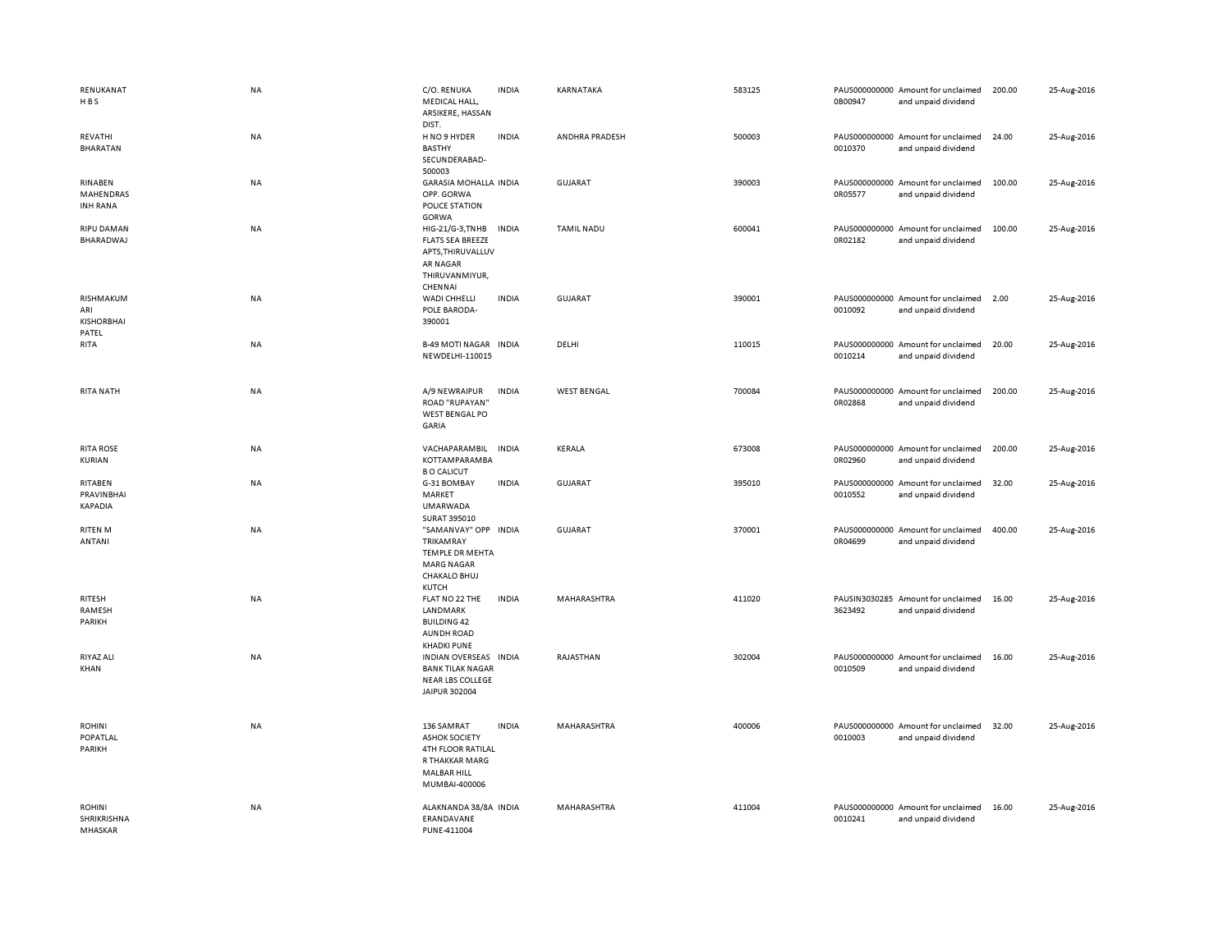| | | | | | | | | | |
|---|---|---|---|---|---|---|---|---|---|
| RENUKANAT H B S | NA | C/O. RENUKA MEDICAL HALL, ARSIKERE, HASSAN DIST. | INDIA | KARNATAKA | 583125 | PAUS0000000000B00947 | Amount for unclaimed and unpaid dividend | 200.00 | 25-Aug-2016 |
| REVATHI BHARATAN | NA | H NO 9 HYDER BASTHY SECUNDERABAD-500003 | INDIA | ANDHRA PRADESH | 500003 | PAUS0000000000010370 | Amount for unclaimed and unpaid dividend | 24.00 | 25-Aug-2016 |
| RINABEN MAHENDRAS INH RANA | NA | GARASIA MOHALLA OPP. GORWA POLICE STATION GORWA | INDIA | GUJARAT | 390003 | PAUS0000000000R05577 | Amount for unclaimed and unpaid dividend | 100.00 | 25-Aug-2016 |
| RIPU DAMAN BHARADWAJ | NA | HIG-21/G-3,TNHB FLATS SEA BREEZE APTS,THIRUVALLUV AR NAGAR THIRUVANMIYUR, CHENNAI | INDIA | TAMIL NADU | 600041 | PAUS0000000000R02182 | Amount for unclaimed and unpaid dividend | 100.00 | 25-Aug-2016 |
| RISHMAKUM ARI KISHORBHAI PATEL | NA | WADI CHHELLI POLE BARODA-390001 | INDIA | GUJARAT | 390001 | PAUS0000000000010092 | Amount for unclaimed and unpaid dividend | 2.00 | 25-Aug-2016 |
| RITA | NA | B-49 MOTI NAGAR NEWDELHI-110015 | INDIA | DELHI | 110015 | PAUS0000000000010214 | Amount for unclaimed and unpaid dividend | 20.00 | 25-Aug-2016 |
| RITA NATH | NA | A/9 NEWRAIPUR ROAD "RUPAYAN" WEST BENGAL PO GARIA | INDIA | WEST BENGAL | 700084 | PAUS0000000000R02868 | Amount for unclaimed and unpaid dividend | 200.00 | 25-Aug-2016 |
| RITA ROSE KURIAN | NA | VACHAPARAMBIL KOTTAMPARAMBA B O CALICUT | INDIA | KERALA | 673008 | PAUS0000000000R02960 | Amount for unclaimed and unpaid dividend | 200.00 | 25-Aug-2016 |
| RITABEN PRAVINBHAI KAPADIA | NA | G-31 BOMBAY MARKET UMARWADA SURAT 395010 | INDIA | GUJARAT | 395010 | PAUS0000000000010552 | Amount for unclaimed and unpaid dividend | 32.00 | 25-Aug-2016 |
| RITEN M ANTANI | NA | "SAMANVAY" OPP TRIKAMRAY TEMPLE DR MEHTA MARG NAGAR CHAKALO BHUJ KUTCH | INDIA | GUJARAT | 370001 | PAUS0000000000R04699 | Amount for unclaimed and unpaid dividend | 400.00 | 25-Aug-2016 |
| RITESH RAMESH PARIKH | NA | FLAT NO 22 THE LANDMARK BUILDING 42 AUNDH ROAD KHADKI PUNE | INDIA | MAHARASHTRA | 411020 | PAUSIN30302853623492 | Amount for unclaimed and unpaid dividend | 16.00 | 25-Aug-2016 |
| RIYAZ ALI KHAN | NA | INDIAN OVERSEAS BANK TILAK NAGAR NEAR LBS COLLEGE JAIPUR 302004 | INDIA | RAJASTHAN | 302004 | PAUS0000000000010509 | Amount for unclaimed and unpaid dividend | 16.00 | 25-Aug-2016 |
| ROHINI POPATLAL PARIKH | NA | 136 SAMRAT ASHOK SOCIETY 4TH FLOOR RATILAL R THAKKAR MARG MALBAR HILL MUMBAI-400006 | INDIA | MAHARASHTRA | 400006 | PAUS0000000000010003 | Amount for unclaimed and unpaid dividend | 32.00 | 25-Aug-2016 |
| ROHINI SHRIKRISHNA MHASKAR | NA | ALAKNANDA 38/8A ERANDAVANE PUNE-411004 | INDIA | MAHARASHTRA | 411004 | PAUS0000000000010241 | Amount for unclaimed and unpaid dividend | 16.00 | 25-Aug-2016 |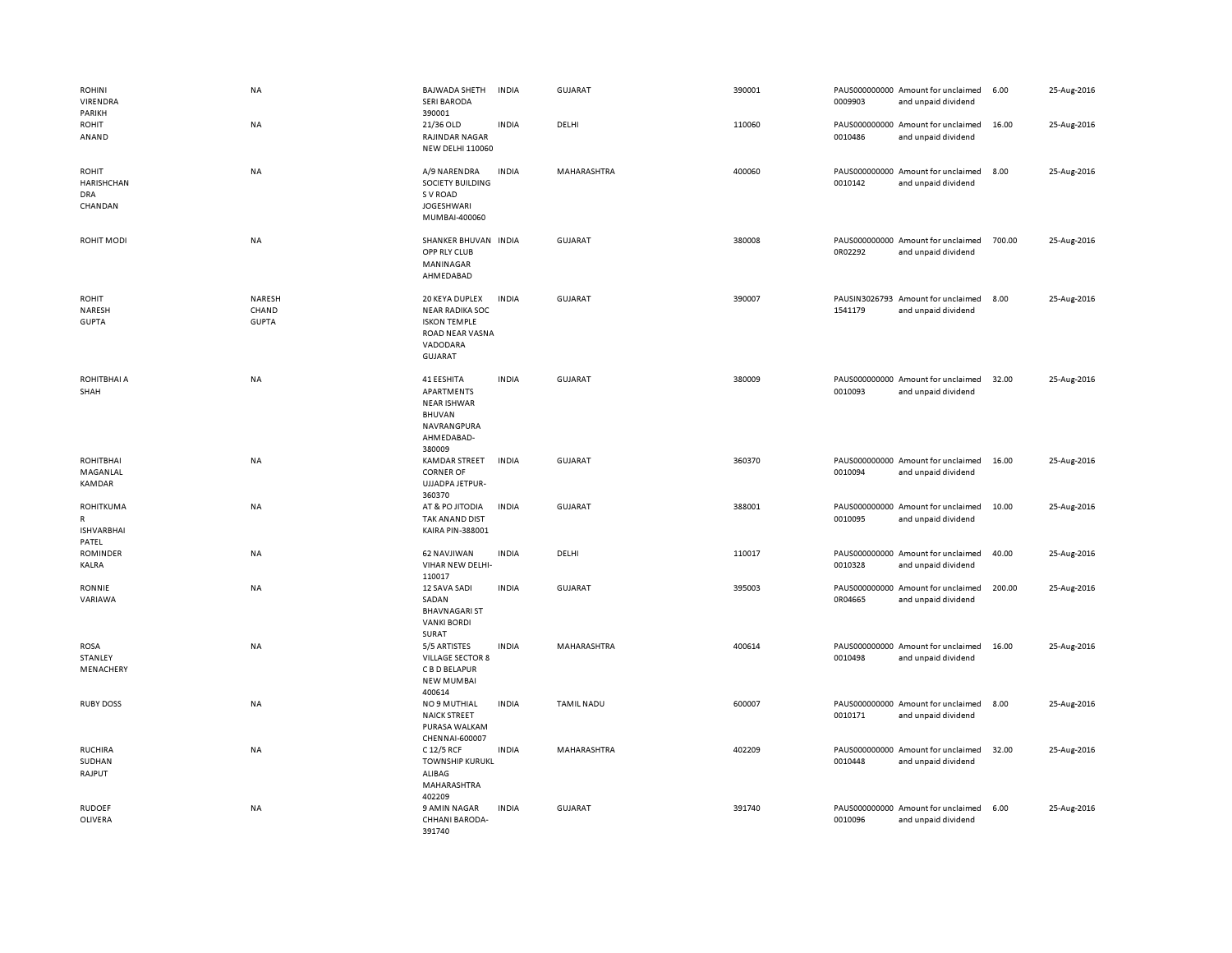| | | | | | | | | | |
|---|---|---|---|---|---|---|---|---|---|
| ROHINI VIRENDRA PARIKH | NA | BAJWADA SHETH SERI BARODA 390001 | INDIA | GUJARAT | 390001 | PAUS0000000000009903 | Amount for unclaimed and unpaid dividend | 6.00 | 25-Aug-2016 |
| ROHIT ANAND | NA | 21/36 OLD RAJINDAR NAGAR NEW DELHI 110060 | INDIA | DELHI | 110060 | PAUS0000000000010486 | Amount for unclaimed and unpaid dividend | 16.00 | 25-Aug-2016 |
| ROHIT HARISHCHANDRA CHANDAN | NA | A/9 NARENDRA SOCIETY BUILDING S V ROAD JOGESHWARI MUMBAI-400060 | INDIA | MAHARASHTRA | 400060 | PAUS0000000000010142 | Amount for unclaimed and unpaid dividend | 8.00 | 25-Aug-2016 |
| ROHIT MODI | NA | SHANKER BHUVAN OPP RLY CLUB MANINAGAR AHMEDABAD | INDIA | GUJARAT | 380008 | PAUS0000000000R02292 | Amount for unclaimed and unpaid dividend | 700.00 | 25-Aug-2016 |
| ROHIT NARESH GUPTA | NARESH CHAND GUPTA | 20 KEYA DUPLEX NEAR RADIKA SOC ISKON TEMPLE ROAD NEAR VASNA VADODARA GUJARAT | INDIA | GUJARAT | 390007 | PAUSIN30267931541179 | Amount for unclaimed and unpaid dividend | 8.00 | 25-Aug-2016 |
| ROHITBHAI A SHAH | NA | 41 EESHITA APARTMENTS NEAR ISHWAR BHUVAN NAVRANGPURA AHMEDABAD-380009 | INDIA | GUJARAT | 380009 | PAUS0000000000010093 | Amount for unclaimed and unpaid dividend | 32.00 | 25-Aug-2016 |
| ROHITBHAI MAGANLAL KAMDAR | NA | KAMDAR STREET CORNER OF UJJADPA JETPUR-360370 | INDIA | GUJARAT | 360370 | PAUS0000000000010094 | Amount for unclaimed and unpaid dividend | 16.00 | 25-Aug-2016 |
| ROHITKUMAR ISHVARBHAI PATEL | NA | AT & PO JITODIA TAK ANAND DIST KAIRA PIN-388001 | INDIA | GUJARAT | 388001 | PAUS0000000000010095 | Amount for unclaimed and unpaid dividend | 10.00 | 25-Aug-2016 |
| ROMINDER KALRA | NA | 62 NAVJIWAN VIHAR NEW DELHI-110017 | INDIA | DELHI | 110017 | PAUS0000000000010328 | Amount for unclaimed and unpaid dividend | 40.00 | 25-Aug-2016 |
| RONNIE VARIAWA | NA | 12 SAVA SADI SADAN BHAVNAGARI ST VANKI BORDI SURAT | INDIA | GUJARAT | 395003 | PAUS0000000000R04665 | Amount for unclaimed and unpaid dividend | 200.00 | 25-Aug-2016 |
| ROSA STANLEY MENACHERY | NA | 5/5 ARTISTES VILLAGE SECTOR 8 C B D BELAPUR NEW MUMBAI 400614 | INDIA | MAHARASHTRA | 400614 | PAUS0000000000010498 | Amount for unclaimed and unpaid dividend | 16.00 | 25-Aug-2016 |
| RUBY DOSS | NA | NO 9 MUTHIAL NAICK STREET PURASA WALKAM CHENNAI-600007 | INDIA | TAMIL NADU | 600007 | PAUS0000000000010171 | Amount for unclaimed and unpaid dividend | 8.00 | 25-Aug-2016 |
| RUCHIRA SUDHAN RAJPUT | NA | C 12/5 RCF TOWNSHIP KURUKL ALIBAG MAHARASHTRA 402209 | INDIA | MAHARASHTRA | 402209 | PAUS0000000000010448 | Amount for unclaimed and unpaid dividend | 32.00 | 25-Aug-2016 |
| RUDOEF OLIVERA | NA | 9 AMIN NAGAR CHHANI BARODA-391740 | INDIA | GUJARAT | 391740 | PAUS0000000000010096 | Amount for unclaimed and unpaid dividend | 6.00 | 25-Aug-2016 |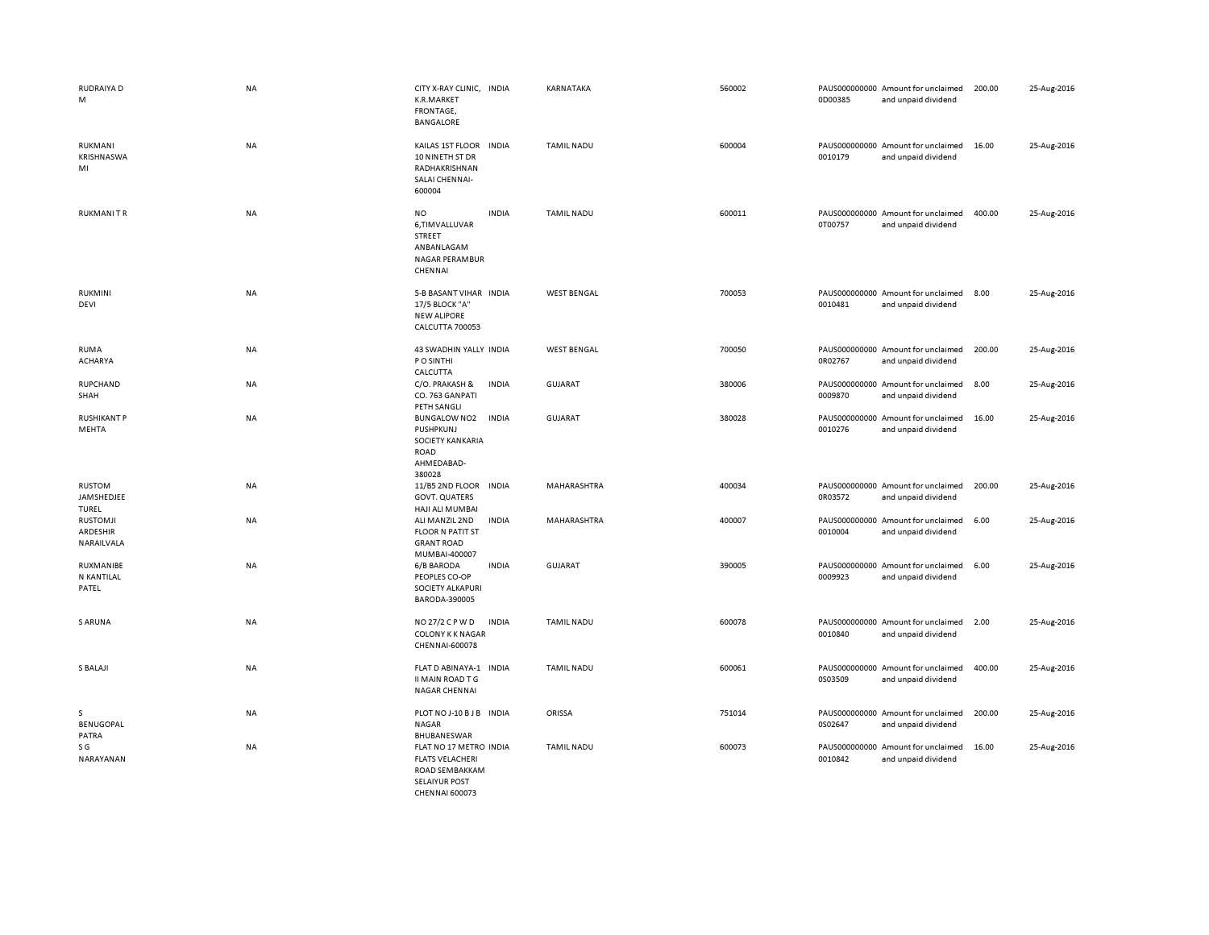| | | | | | | | | | |
|---|---|---|---|---|---|---|---|---|---|
| RUDRAIYA D M | NA | CITY X-RAY CLINIC, K.R.MARKET FRONTAGE, BANGALORE | INDIA | KARNATAKA | 560002 | PAUS0000000000D00385 | Amount for unclaimed and unpaid dividend | 200.00 | 25-Aug-2016 |
| RUKMANI KRISHNASWAMI | NA | KAILAS 1ST FLOOR 10 NINETH ST DR RADHAKRISHNAN SALAI CHENNAI-600004 | INDIA | TAMIL NADU | 600004 | PAUS00000000000010179 | Amount for unclaimed and unpaid dividend | 16.00 | 25-Aug-2016 |
| RUKMANI T R | NA | NO 6,TIMVALLUVAR STREET ANBANLAGAM NAGAR PERAMBUR CHENNAI | INDIA | TAMIL NADU | 600011 | PAUS0000000000T00757 | Amount for unclaimed and unpaid dividend | 400.00 | 25-Aug-2016 |
| RUKMINI DEVI | NA | 5-B BASANT VIHAR 17/5 BLOCK "A" NEW ALIPORE CALCUTTA 700053 | INDIA | WEST BENGAL | 700053 | PAUS00000000000010481 | Amount for unclaimed and unpaid dividend | 8.00 | 25-Aug-2016 |
| RUMA ACHARYA | NA | 43 SWADHIN YALLY P O SINTHI CALCUTTA | INDIA | WEST BENGAL | 700050 | PAUS0000000000R02767 | Amount for unclaimed and unpaid dividend | 200.00 | 25-Aug-2016 |
| RUPCHAND SHAH | NA | C/O. PRAKASH & CO. 763 GANPATI PETH SANGLI | INDIA | GUJARAT | 380006 | PAUS00000000000009870 | Amount for unclaimed and unpaid dividend | 8.00 | 25-Aug-2016 |
| RUSHIKANT P MEHTA | NA | BUNGALOW NO2 PUSHPKUNJ SOCIETY KANKARIA ROAD AHMEDABAD-380028 | INDIA | GUJARAT | 380028 | PAUS00000000000010276 | Amount for unclaimed and unpaid dividend | 16.00 | 25-Aug-2016 |
| RUSTOM JAMSHEDJEE TUREL | NA | 11/B5 2ND FLOOR GOVT. QUATERS HAJI ALI MUMBAI | INDIA | MAHARASHTRA | 400034 | PAUS0000000000R03572 | Amount for unclaimed and unpaid dividend | 200.00 | 25-Aug-2016 |
| RUSTOMJI ARDESHIR NARAILVALA | NA | ALI MANZIL 2ND FLOOR N PATIT ST GRANT ROAD MUMBAI-400007 | INDIA | MAHARASHTRA | 400007 | PAUS00000000000010004 | Amount for unclaimed and unpaid dividend | 6.00 | 25-Aug-2016 |
| RUXMANIBEN KANTILAL PATEL | NA | 6/B BARODA PEOPLES CO-OP SOCIETY ALKAPURI BARODA-390005 | INDIA | GUJARAT | 390005 | PAUS00000000000009923 | Amount for unclaimed and unpaid dividend | 6.00 | 25-Aug-2016 |
| S ARUNA | NA | NO 27/2 C P W D COLONY K K NAGAR CHENNAI-600078 | INDIA | TAMIL NADU | 600078 | PAUS00000000000010840 | Amount for unclaimed and unpaid dividend | 2.00 | 25-Aug-2016 |
| S BALAJI | NA | FLAT D ABINAYA-1 II MAIN ROAD T G NAGAR CHENNAI | INDIA | TAMIL NADU | 600061 | PAUS0000000000S03509 | Amount for unclaimed and unpaid dividend | 400.00 | 25-Aug-2016 |
| S BENUGOPAL PATRA | NA | PLOT NO J-10 B J B NAGAR BHUBANESWAR | INDIA | ORISSA | 751014 | PAUS0000000000S02647 | Amount for unclaimed and unpaid dividend | 200.00 | 25-Aug-2016 |
| S G NARAYANAN | NA | FLAT NO 17 METRO FLATS VELACHERI ROAD SEMBAKKAM SELAIYUR POST CHENNAI 600073 | INDIA | TAMIL NADU | 600073 | PAUS00000000000010842 | Amount for unclaimed and unpaid dividend | 16.00 | 25-Aug-2016 |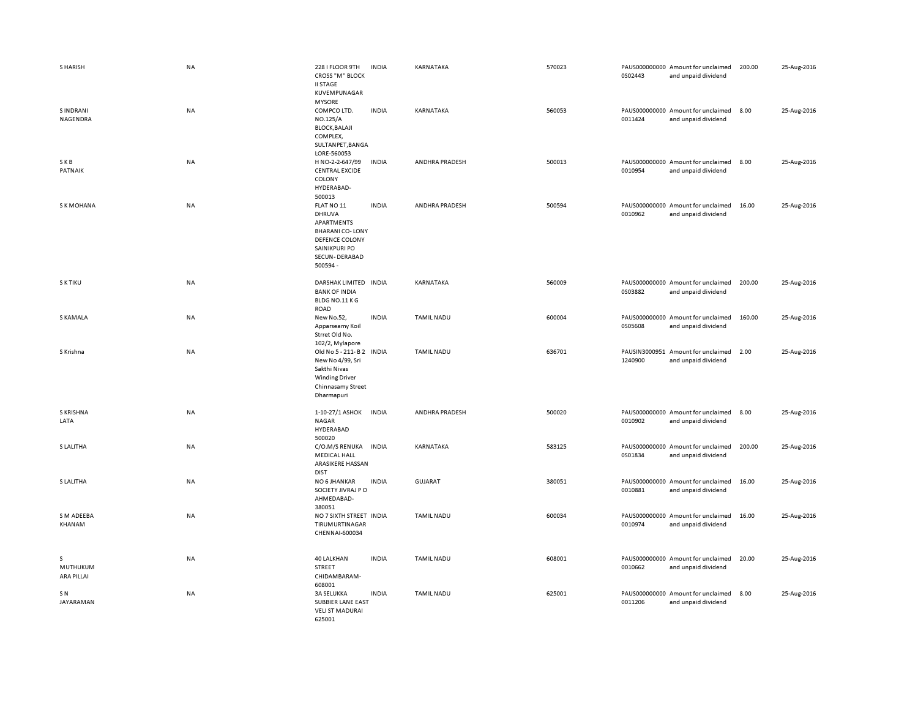| | | | | | | | | | |
|---|---|---|---|---|---|---|---|---|---|
| S HARISH | NA | 228 I FLOOR 9TH CROSS "M" BLOCK II STAGE KUVEMPUNAGAR MYSORE | INDIA | KARNATAKA | 570023 | PAUS0000000000S02443 | Amount for unclaimed and unpaid dividend | 200.00 | 25-Aug-2016 |
| S INDRANI NAGENDRA | NA | COMPCO LTD. NO.125/A BLOCK,BALAJI COMPLEX, SULTANPET,BANGALORE-560053 | INDIA | KARNATAKA | 560053 | PAUS0000000000011424 | Amount for unclaimed and unpaid dividend | 8.00 | 25-Aug-2016 |
| S K B PATNAIK | NA | H NO-2-2-647/99 CENTRAL EXCIDE COLONY HYDERABAD-500013 | INDIA | ANDHRA PRADESH | 500013 | PAUS0000000000010954 | Amount for unclaimed and unpaid dividend | 8.00 | 25-Aug-2016 |
| S K MOHANA | NA | FLAT NO 11 DHRUVA APARTMENTS BHARANI CO- LONY DEFENCE COLONY SAINIKPURI PO SECUN- DERABAD 500594 - | INDIA | ANDHRA PRADESH | 500594 | PAUS0000000000010962 | Amount for unclaimed and unpaid dividend | 16.00 | 25-Aug-2016 |
| S K TIKU | NA | DARSHAK LIMITED BANK OF INDIA BLDG NO.11 K G ROAD | INDIA | KARNATAKA | 560009 | PAUS0000000000S03882 | Amount for unclaimed and unpaid dividend | 200.00 | 25-Aug-2016 |
| S KAMALA | NA | New No.52, Apparseamy Koil Strret Old No. 102/2, Mylapore | INDIA | TAMIL NADU | 600004 | PAUS0000000000S05608 | Amount for unclaimed and unpaid dividend | 160.00 | 25-Aug-2016 |
| S Krishna | NA | Old No 5 - 211- B 2 New No 4/99, Sri Sakthi Nivas Winding Driver Chinnasamy Street Dharmapuri | INDIA | TAMIL NADU | 636701 | PAUSIN30009511240900 | Amount for unclaimed and unpaid dividend | 2.00 | 25-Aug-2016 |
| S KRISHNA LATA | NA | 1-10-27/1 ASHOK NAGAR HYDERABAD 500020 | INDIA | ANDHRA PRADESH | 500020 | PAUS0000000000010902 | Amount for unclaimed and unpaid dividend | 8.00 | 25-Aug-2016 |
| S LALITHA | NA | C/O.M/S RENUKA MEDICAL HALL ARASIKERE HASSAN DIST | INDIA | KARNATAKA | 583125 | PAUS0000000000S01834 | Amount for unclaimed and unpaid dividend | 200.00 | 25-Aug-2016 |
| S LALITHA | NA | NO 6 JHANKAR SOCIETY JIVRAJ P O AHMEDABAD-380051 | INDIA | GUJARAT | 380051 | PAUS0000000000010881 | Amount for unclaimed and unpaid dividend | 16.00 | 25-Aug-2016 |
| S M ADEEBA KHANAM | NA | NO 7 SIXTH STREET TIRUMURTINAGAR CHENNAI-600034 | INDIA | TAMIL NADU | 600034 | PAUS0000000000010974 | Amount for unclaimed and unpaid dividend | 16.00 | 25-Aug-2016 |
| S MUTHUKUMARA PILLAI | NA | 40 LALKHAN STREET CHIDAMBARAM-608001 | INDIA | TAMIL NADU | 608001 | PAUS0000000000010662 | Amount for unclaimed and unpaid dividend | 20.00 | 25-Aug-2016 |
| S N JAYARAMAN | NA | 3A SELUKKA SUBBIER LANE EAST VELI ST MADURAI 625001 | INDIA | TAMIL NADU | 625001 | PAUS0000000000011206 | Amount for unclaimed and unpaid dividend | 8.00 | 25-Aug-2016 |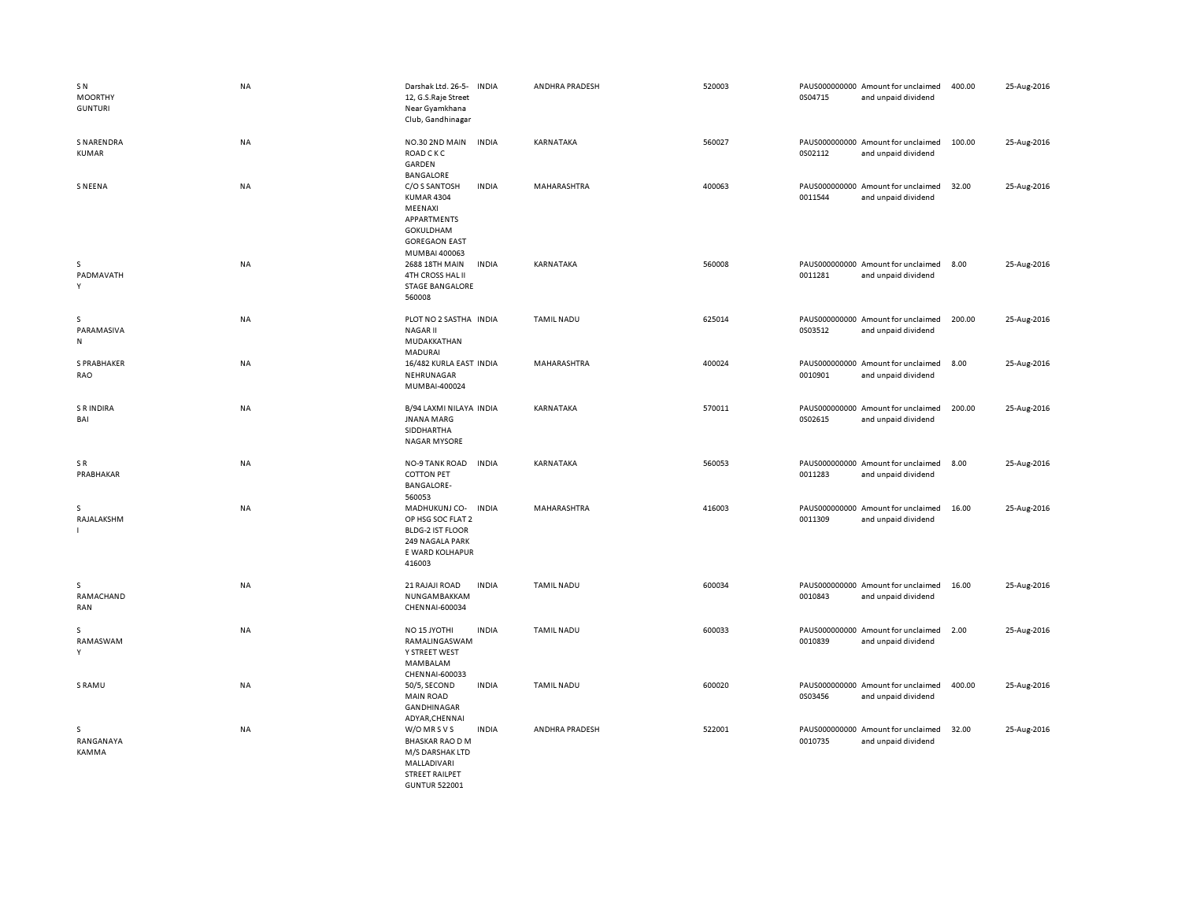| | | | | | | | | | |
|---|---|---|---|---|---|---|---|---|---|
| S N MOORTHY GUNTURI | NA | Darshak Ltd. 26-5-12, G.S.Raje Street Near Gyamkhana Club, Gandhinagar | INDIA | ANDHRA PRADESH | 520003 | PAUS0000000000S04715 | Amount for unclaimed and unpaid dividend | 400.00 | 25-Aug-2016 |
| S NARENDRA KUMAR | NA | NO.30 2ND MAIN ROAD C K C GARDEN BANGALORE | INDIA | KARNATAKA | 560027 | PAUS0000000000S02112 | Amount for unclaimed and unpaid dividend | 100.00 | 25-Aug-2016 |
| S NEENA | NA | C/O S SANTOSH KUMAR 4304 MEENAXI APPARTMENTS GOKULDHAM GOREGAON EAST MUMBAI 400063 | INDIA | MAHARASHTRA | 400063 | PAUS00000000000011544 | Amount for unclaimed and unpaid dividend | 32.00 | 25-Aug-2016 |
| S PADMAVATHY | NA | 2688 18TH MAIN 4TH CROSS HAL II STAGE BANGALORE 560008 | INDIA | KARNATAKA | 560008 | PAUS00000000000011281 | Amount for unclaimed and unpaid dividend | 8.00 | 25-Aug-2016 |
| S PARAMASIVAN | NA | PLOT NO 2 SASTHA NAGAR II MUDAKKATHAN MADURAI | INDIA | TAMIL NADU | 625014 | PAUS0000000000S03512 | Amount for unclaimed and unpaid dividend | 200.00 | 25-Aug-2016 |
| S PRABHAKER RAO | NA | 16/482 KURLA EAST NEHRUNAGAR MUMBAI-400024 | INDIA | MAHARASHTRA | 400024 | PAUS00000000000010901 | Amount for unclaimed and unpaid dividend | 8.00 | 25-Aug-2016 |
| S R INDIRA BAI | NA | B/94 LAXMI NILAYA JNANA MARG SIDDHARTHA NAGAR MYSORE | INDIA | KARNATAKA | 570011 | PAUS0000000000S02615 | Amount for unclaimed and unpaid dividend | 200.00 | 25-Aug-2016 |
| S R PRABHAKAR | NA | NO-9 TANK ROAD COTTON PET BANGALORE-560053 | INDIA | KARNATAKA | 560053 | PAUS00000000000011283 | Amount for unclaimed and unpaid dividend | 8.00 | 25-Aug-2016 |
| S RAJALAKSHMI | NA | MADHUKUNJ CO-OP HSG SOC FLAT 2 BLDG-2 IST FLOOR 249 NAGALA PARK E WARD KOLHAPUR 416003 | INDIA | MAHARASHTRA | 416003 | PAUS00000000000011309 | Amount for unclaimed and unpaid dividend | 16.00 | 25-Aug-2016 |
| S RAMACHANDRAN | NA | 21 RAJAJI ROAD NUNGAMBAKKAM CHENNAI-600034 | INDIA | TAMIL NADU | 600034 | PAUS00000000000010843 | Amount for unclaimed and unpaid dividend | 16.00 | 25-Aug-2016 |
| S RAMASWAMY | NA | NO 15 JYOTHI RAMALINGASWAMY STREET WEST MAMBALAM CHENNAI-600033 | INDIA | TAMIL NADU | 600033 | PAUS00000000000010839 | Amount for unclaimed and unpaid dividend | 2.00 | 25-Aug-2016 |
| S RAMU | NA | 50/5, SECOND MAIN ROAD GANDHINAGAR ADYAR,CHENNAI | INDIA | TAMIL NADU | 600020 | PAUS0000000000S03456 | Amount for unclaimed and unpaid dividend | 400.00 | 25-Aug-2016 |
| S RANGANAYAKAMMA | NA | W/O MR S V S BHASKAR RAO D M M/S DARSHAK LTD MALLADIVARI STREET RAILPET GUNTUR 522001 | INDIA | ANDHRA PRADESH | 522001 | PAUS00000000000010735 | Amount for unclaimed and unpaid dividend | 32.00 | 25-Aug-2016 |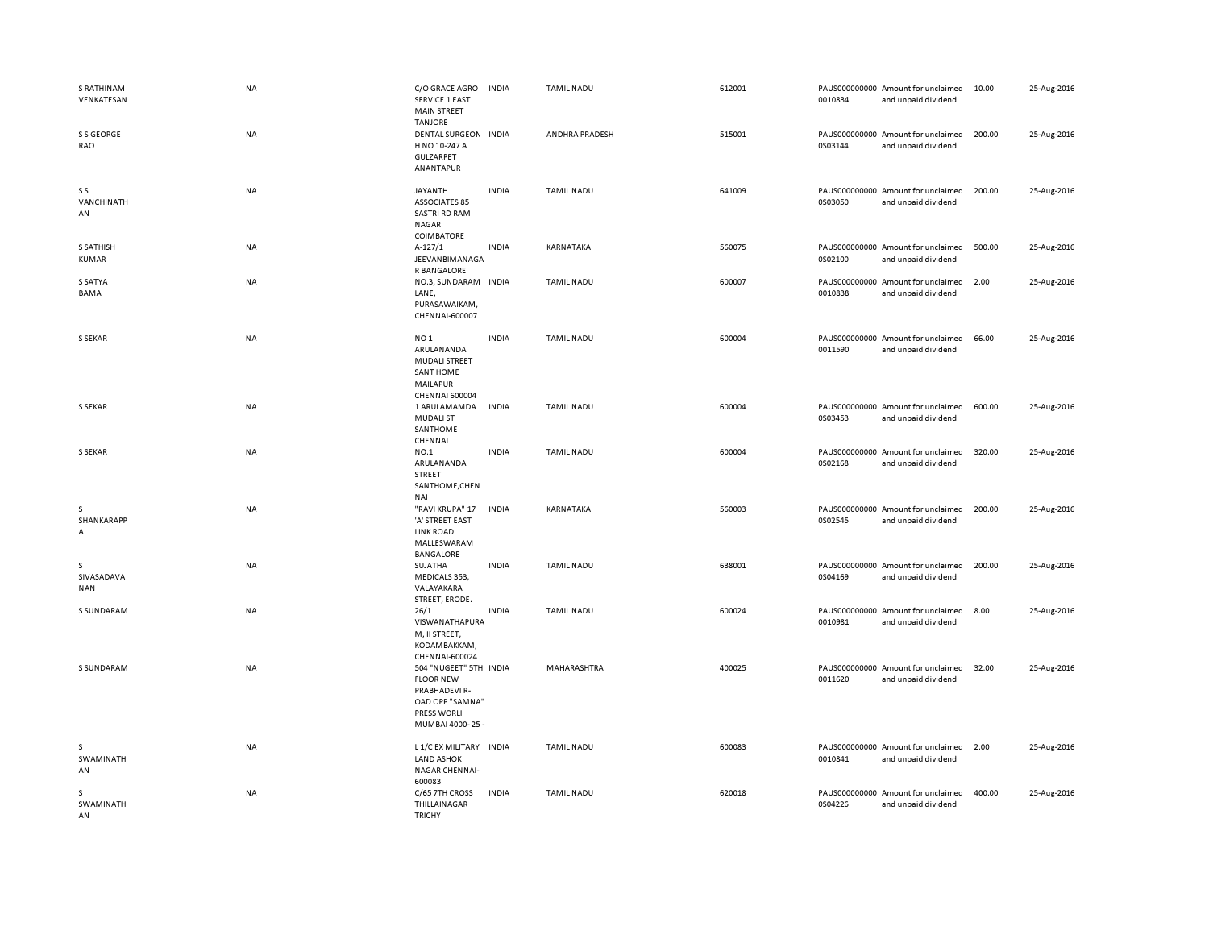| | | | | | | | | | |
|---|---|---|---|---|---|---|---|---|---|
| S RATHINAM VENKATESAN | NA | C/O GRACE AGRO SERVICE 1 EAST MAIN STREET TANJORE | INDIA | TAMIL NADU | 612001 | PAUS0000000000010834 | Amount for unclaimed and unpaid dividend | 10.00 | 25-Aug-2016 |
| S S GEORGE RAO | NA | DENTAL SURGEON H NO 10-247 A GULZARPET ANANTAPUR | INDIA | ANDHRA PRADESH | 515001 | PAUS0000000000S03144 | Amount for unclaimed and unpaid dividend | 200.00 | 25-Aug-2016 |
| S S VANCHINATHAN | NA | JAYANTH ASSOCIATES 85 SASTRI RD RAM NAGAR COIMBATORE | INDIA | TAMIL NADU | 641009 | PAUS0000000000S03050 | Amount for unclaimed and unpaid dividend | 200.00 | 25-Aug-2016 |
| S SATHISH KUMAR | NA | A-127/1 JEEVANBIMANAGAR BANGALORE | INDIA | KARNATAKA | 560075 | PAUS0000000000S02100 | Amount for unclaimed and unpaid dividend | 500.00 | 25-Aug-2016 |
| S SATYA BAMA | NA | NO.3, SUNDARAM LANE, PURASAWAIKAM, CHENNAI-600007 | INDIA | TAMIL NADU | 600007 | PAUS0000000000010838 | Amount for unclaimed and unpaid dividend | 2.00 | 25-Aug-2016 |
| S SEKAR | NA | NO 1 ARULANANDA MUDALI STREET SANT HOME MAILAPUR CHENNAI 600004 | INDIA | TAMIL NADU | 600004 | PAUS0000000000011590 | Amount for unclaimed and unpaid dividend | 66.00 | 25-Aug-2016 |
| S SEKAR | NA | 1 ARULAMAMDA MUDALI ST SANTHOME CHENNAI | INDIA | TAMIL NADU | 600004 | PAUS0000000000S03453 | Amount for unclaimed and unpaid dividend | 600.00 | 25-Aug-2016 |
| S SEKAR | NA | NO.1 ARULANANDA STREET SANTHOME,CHENNAI | INDIA | TAMIL NADU | 600004 | PAUS0000000000S02168 | Amount for unclaimed and unpaid dividend | 320.00 | 25-Aug-2016 |
| S SHANKARAPPA | NA | "RAVI KRUPA" 17 'A' STREET EAST LINK ROAD MALLESWARAM BANGALORE | INDIA | KARNATAKA | 560003 | PAUS0000000000S02545 | Amount for unclaimed and unpaid dividend | 200.00 | 25-Aug-2016 |
| S SIVASADAVANAN | NA | SUJATHA MEDICALS 353, VALAYAKARA STREET, ERODE. | INDIA | TAMIL NADU | 638001 | PAUS0000000000S04169 | Amount for unclaimed and unpaid dividend | 200.00 | 25-Aug-2016 |
| S SUNDARAM | NA | 26/1 VISWANATHAPURAM, II STREET, KODAMBAKKAM, CHENNAI-600024 | INDIA | TAMIL NADU | 600024 | PAUS0000000000010981 | Amount for unclaimed and unpaid dividend | 8.00 | 25-Aug-2016 |
| S SUNDARAM | NA | 504 "NUGEET" 5TH FLOOR NEW PRABHADEVI R-OAD OPP "SAMNA" PRESS WORLI MUMBAI 4000- 25 - | INDIA | MAHARASHTRA | 400025 | PAUS0000000000011620 | Amount for unclaimed and unpaid dividend | 32.00 | 25-Aug-2016 |
| S SWAMINATHAN | NA | L 1/C EX MILITARY LAND ASHOK NAGAR CHENNAI-600083 | INDIA | TAMIL NADU | 600083 | PAUS0000000000010841 | Amount for unclaimed and unpaid dividend | 2.00 | 25-Aug-2016 |
| S SWAMINATHAN | NA | C/65 7TH CROSS THILLAINAGAR TRICHY | INDIA | TAMIL NADU | 620018 | PAUS0000000000S04226 | Amount for unclaimed and unpaid dividend | 400.00 | 25-Aug-2016 |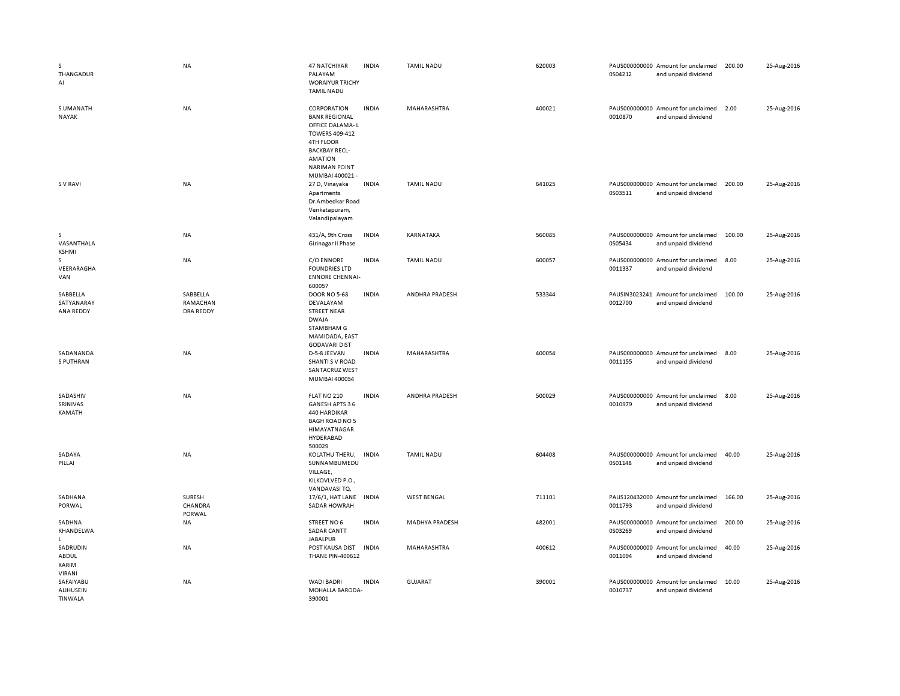| | | | | | | | | | |
|---|---|---|---|---|---|---|---|---|---|
| S THANGADURAI | NA | 47 NATCHIYAR PALAYAM WORAIYUR TRICHY TAMIL NADU | INDIA | TAMIL NADU | 620003 | PAUS0000000000S04212 | Amount for unclaimed and unpaid dividend | 200.00 | 25-Aug-2016 |
| S UMANATH NAYAK | NA | CORPORATION BANK REGIONAL OFFICE DALAMA- L TOWERS 409-412 4TH FLOOR BACKBAY RECL-AMATION NARIMAN POINT MUMBAI 400021 - | INDIA | MAHARASHTRA | 400021 | PAUS0000000000010870 | Amount for unclaimed and unpaid dividend | 2.00 | 25-Aug-2016 |
| S V RAVI | NA | 27 D, Vinayaka Apartments Dr.Ambedkar Road Venkatapuram, Velandipalayam | INDIA | TAMIL NADU | 641025 | PAUS0000000000S03511 | Amount for unclaimed and unpaid dividend | 200.00 | 25-Aug-2016 |
| S VASANTHALAKSHMI | NA | 431/A, 9th Cross Girinagar II Phase | INDIA | KARNATAKA | 560085 | PAUS0000000000S05434 | Amount for unclaimed and unpaid dividend | 100.00 | 25-Aug-2016 |
| S VEERARAGHAVAN | NA | C/O ENNORE FOUNDRIES LTD ENNORE CHENNAI-600057 | INDIA | TAMIL NADU | 600057 | PAUS0000000000011337 | Amount for unclaimed and unpaid dividend | 8.00 | 25-Aug-2016 |
| SABBELLA SATYANARAYANA REDDY | SABBELLA RAMACHANDRA REDDY | DOOR NO 5-68 DEVALAYAM STREET NEAR DWAJA STAMBHAM G MAMIDADA, EAST GODAVARI DIST | INDIA | ANDHRA PRADESH | 533344 | PAUSIN30232410012700 | Amount for unclaimed and unpaid dividend | 100.00 | 25-Aug-2016 |
| SADANANDA S PUTHRAN | NA | D-5-8 JEEVAN SHANTI S V ROAD SANTACRUZ WEST MUMBAI 400054 | INDIA | MAHARASHTRA | 400054 | PAUS0000000000011155 | Amount for unclaimed and unpaid dividend | 8.00 | 25-Aug-2016 |
| SADASHIV SRINIVAS KAMATH | NA | FLAT NO 210 GANESH APTS 3 6 440 HARDIKAR BAGH ROAD NO 5 HIMAYATNAGAR HYDERABAD 500029 | INDIA | ANDHRA PRADESH | 500029 | PAUS0000000000010979 | Amount for unclaimed and unpaid dividend | 8.00 | 25-Aug-2016 |
| SADAYA PILLAI | NA | KOLATHU THERU, SUNNAMBUMEDU VILLAGE, KILKOVLVED P.O., VANDAVASI TQ. | INDIA | TAMIL NADU | 604408 | PAUS0000000000S01148 | Amount for unclaimed and unpaid dividend | 40.00 | 25-Aug-2016 |
| SADHANA PORWAL | SURESH CHANDRA PORWAL | 17/6/1, HAT LANE SADAR HOWRAH | INDIA | WEST BENGAL | 711101 | PAUS1204320000011793 | Amount for unclaimed and unpaid dividend | 166.00 | 25-Aug-2016 |
| SADHNA KHANDELWAL | NA | STREET NO 6 SADAR CANTT JABALPUR | INDIA | MADHYA PRADESH | 482001 | PAUS0000000000S03269 | Amount for unclaimed and unpaid dividend | 200.00 | 25-Aug-2016 |
| SADRUDIN ABDUL KARIM VIRANI | NA | POST KAUSA DIST THANE PIN-400612 | INDIA | MAHARASHTRA | 400612 | PAUS0000000000011094 | Amount for unclaimed and unpaid dividend | 40.00 | 25-Aug-2016 |
| SAFAIYABU ALIHUSEIN TINWALA | NA | WADI BADRI MOHALLA BARODA-390001 | INDIA | GUJARAT | 390001 | PAUS0000000000010737 | Amount for unclaimed and unpaid dividend | 10.00 | 25-Aug-2016 |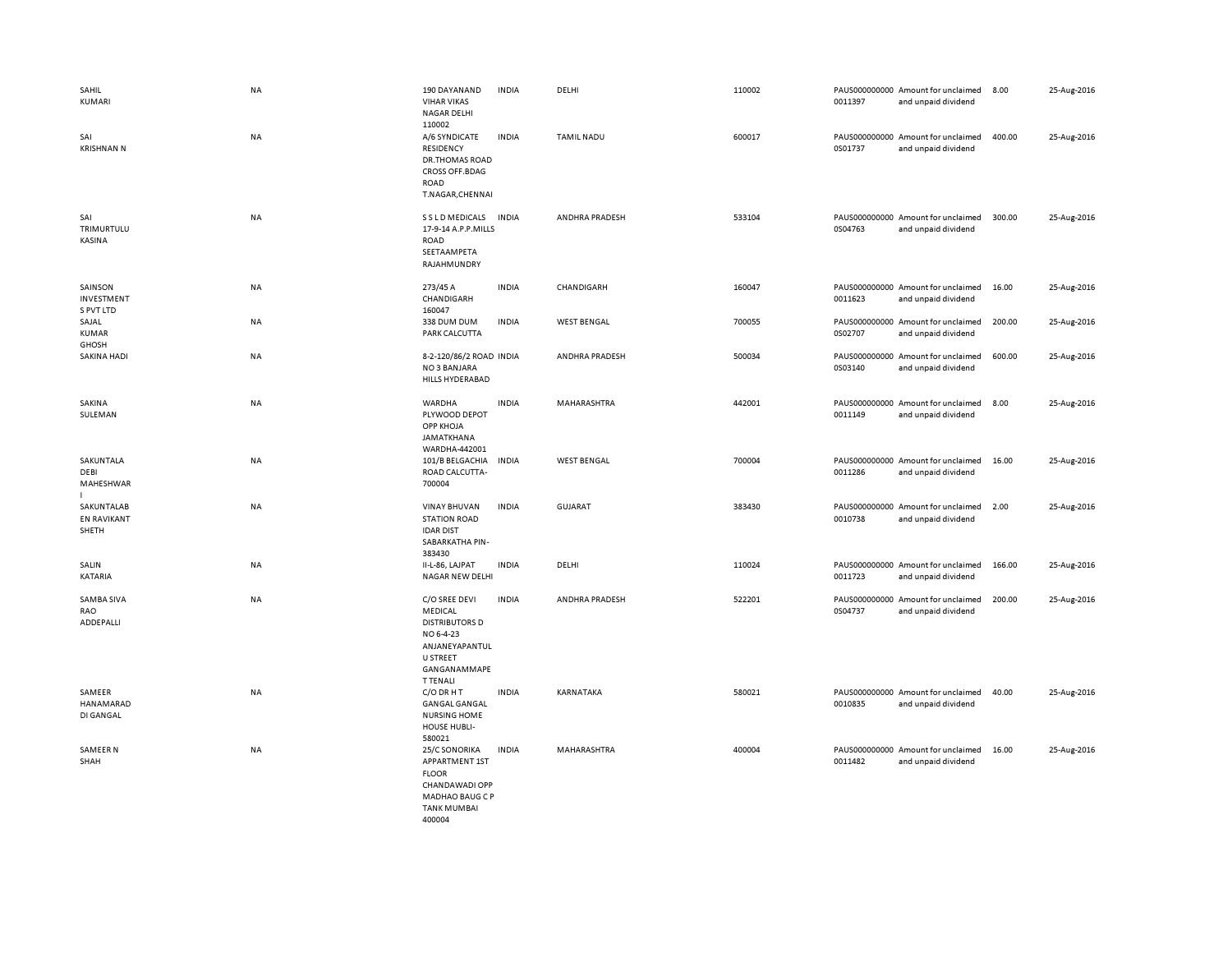| | | | | | | | | | |
|---|---|---|---|---|---|---|---|---|---|
| SAHIL KUMARI | NA | 190 DAYANAND VIHAR VIKAS NAGAR DELHI 110002 | INDIA | DELHI | 110002 | PAUS0000000000011397 | Amount for unclaimed and unpaid dividend | 8.00 | 25-Aug-2016 |
| SAI KRISHNAN N | NA | A/6 SYNDICATE RESIDENCY DR.THOMAS ROAD CROSS OFF.BDAG ROAD T.NAGAR,CHENNAI | INDIA | TAMIL NADU | 600017 | PAUS0000000000S01737 | Amount for unclaimed and unpaid dividend | 400.00 | 25-Aug-2016 |
| SAI TRIMURTULU KASINA | NA | S S L D MEDICALS 17-9-14 A.P.P.MILLS ROAD SEETAAMPETA RAJAHMUNDRY | INDIA | ANDHRA PRADESH | 533104 | PAUS0000000000S04763 | Amount for unclaimed and unpaid dividend | 300.00 | 25-Aug-2016 |
| SAINSON INVESTMENT S PVT LTD | NA | 273/45 A CHANDIGARH 160047 | INDIA | CHANDIGARH | 160047 | PAUS0000000000011623 | Amount for unclaimed and unpaid dividend | 16.00 | 25-Aug-2016 |
| SAJAL KUMAR GHOSH | NA | 338 DUM DUM PARK CALCUTTA | INDIA | WEST BENGAL | 700055 | PAUS0000000000S02707 | Amount for unclaimed and unpaid dividend | 200.00 | 25-Aug-2016 |
| SAKINA HADI | NA | 8-2-120/86/2 ROAD NO 3 BANJARA HILLS HYDERABAD | INDIA | ANDHRA PRADESH | 500034 | PAUS0000000000S03140 | Amount for unclaimed and unpaid dividend | 600.00 | 25-Aug-2016 |
| SAKINA SULEMAN | NA | WARDHA PLYWOOD DEPOT OPP KHOJA JAMATKHANA WARDHA-442001 | INDIA | MAHARASHTRA | 442001 | PAUS0000000000011149 | Amount for unclaimed and unpaid dividend | 8.00 | 25-Aug-2016 |
| SAKUNTALA DEBI MAHESHWARI | NA | 101/B BELGACHIA ROAD CALCUTTA-700004 | INDIA | WEST BENGAL | 700004 | PAUS0000000000011286 | Amount for unclaimed and unpaid dividend | 16.00 | 25-Aug-2016 |
| SAKUNTALABEN RAVIKANT SHETH | NA | VINAY BHUVAN STATION ROAD IDAR DIST SABARKATHA PIN-383430 | INDIA | GUJARAT | 383430 | PAUS0000000000010738 | Amount for unclaimed and unpaid dividend | 2.00 | 25-Aug-2016 |
| SALIN KATARIA | NA | II-L-86, LAJPAT NAGAR NEW DELHI | INDIA | DELHI | 110024 | PAUS0000000000011723 | Amount for unclaimed and unpaid dividend | 166.00 | 25-Aug-2016 |
| SAMBA SIVA RAO ADDEPALLI | NA | C/O SREE DEVI MEDICAL DISTRIBUTORS D NO 6-4-23 ANJANEYAPANTULU STREET GANGANAMMAPET TENALI | INDIA | ANDHRA PRADESH | 522201 | PAUS0000000000S04737 | Amount for unclaimed and unpaid dividend | 200.00 | 25-Aug-2016 |
| SAMEER HANAMARADDI GANGAL | NA | C/O DR H T GANGAL GANGAL NURSING HOME HOUSE HUBLI-580021 | INDIA | KARNATAKA | 580021 | PAUS0000000000010835 | Amount for unclaimed and unpaid dividend | 40.00 | 25-Aug-2016 |
| SAMEER N SHAH | NA | 25/C SONORIKA APPARTMENT 1ST FLOOR CHANDAWADI OPP MADHAO BAUG C P TANK MUMBAI 400004 | INDIA | MAHARASHTRA | 400004 | PAUS0000000000011482 | Amount for unclaimed and unpaid dividend | 16.00 | 25-Aug-2016 |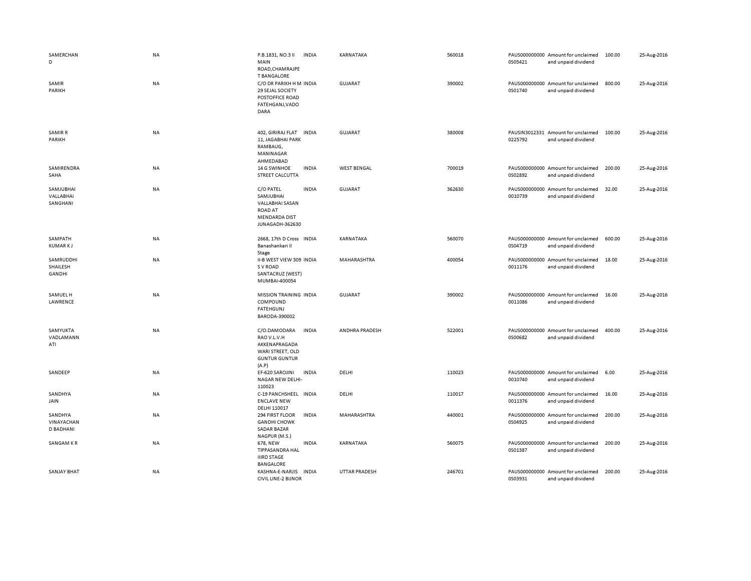| | | | | | | | | | |
|---|---|---|---|---|---|---|---|---|---|
| SAMERCHAND | NA | P.B.1831, NO.3 II MAIN ROAD,CHAMRAJPET BANGALORE | INDIA | KARNATAKA | 560018 | PAUS0000000000S05421 | Amount for unclaimed and unpaid dividend | 100.00 | 25-Aug-2016 |
| SAMIR PARIKH | NA | C/O DR PARIKH H M 29 SEJAL SOCIETY POSTOFFICE ROAD FATEHGANJ,VADODARA | INDIA | GUJARAT | 390002 | PAUS0000000000S01740 | Amount for unclaimed and unpaid dividend | 800.00 | 25-Aug-2016 |
| SAMIR R PARIKH | NA | 402, GIRIRAJ FLAT 11, JAGABHAI PARK RAMBAUG, MANINAGAR AHMEDABAD | INDIA | GUJARAT | 380008 | PAUSIN30123310225792 | Amount for unclaimed and unpaid dividend | 100.00 | 25-Aug-2016 |
| SAMIRENDRA SAHA | NA | 14 G SWINHOE STREET CALCUTTA | INDIA | WEST BENGAL | 700019 | PAUS0000000000S02892 | Amount for unclaimed and unpaid dividend | 200.00 | 25-Aug-2016 |
| SAMJUBHAI VALLABHAI SANGHANI | NA | C/O PATEL SAMJUBHAI VALLABHAI SASAN ROAD AT MENDARDA DIST JUNAGADH-362630 | INDIA | GUJARAT | 362630 | PAUS00000000000010739 | Amount for unclaimed and unpaid dividend | 32.00 | 25-Aug-2016 |
| SAMPATH KUMAR K J | NA | 2668, 17th D Cross Banashankari II Stage | INDIA | KARNATAKA | 560070 | PAUS0000000000S04719 | Amount for unclaimed and unpaid dividend | 600.00 | 25-Aug-2016 |
| SAMRUDDHI SHAILESH GANDHI | NA | II-B WEST VIEW 309 S V ROAD SANTACRUZ (WEST) MUMBAI-400054 | INDIA | MAHARASHTRA | 400054 | PAUS00000000000011176 | Amount for unclaimed and unpaid dividend | 18.00 | 25-Aug-2016 |
| SAMUEL H LAWRENCE | NA | MISSION TRAINING COMPOUND FATEHGUNJ BARODA-390002 | INDIA | GUJARAT | 390002 | PAUS00000000000011086 | Amount for unclaimed and unpaid dividend | 16.00 | 25-Aug-2016 |
| SAMYUKTA VADLAMANNATI | NA | C/O.DAMODARA RAO V.L.V.H AKKENAPRAGADA WARI STREET, OLD GUNTUR GUNTUR (A.P) | INDIA | ANDHRA PRADESH | 522001 | PAUS0000000000S00682 | Amount for unclaimed and unpaid dividend | 400.00 | 25-Aug-2016 |
| SANDEEP | NA | EF-620 SAROJINI NAGAR NEW DELHI-110023 | INDIA | DELHI | 110023 | PAUS00000000000010740 | Amount for unclaimed and unpaid dividend | 6.00 | 25-Aug-2016 |
| SANDHYA JAIN | NA | C-19 PANCHSHEEL ENCLAVE NEW DELHI 110017 | INDIA | DELHI | 110017 | PAUS00000000000011376 | Amount for unclaimed and unpaid dividend | 16.00 | 25-Aug-2016 |
| SANDHYA VINAYACHAND BADHANI | NA | 294 FIRST FLOOR GANDHI CHOWK SADAR BAZAR NAGPUR (M.S.) | INDIA | MAHARASHTRA | 440001 | PAUS0000000000S04925 | Amount for unclaimed and unpaid dividend | 200.00 | 25-Aug-2016 |
| SANGAM K R | NA | 678, NEW TIPPASANDRA HAL IIIRD STAGE BANGALORE | INDIA | KARNATAKA | 560075 | PAUS0000000000S01387 | Amount for unclaimed and unpaid dividend | 200.00 | 25-Aug-2016 |
| SANJAY BHAT | NA | KASHNA-E-NARJIS CIVIL LINE-2 BIJNOR | INDIA | UTTAR PRADESH | 246701 | PAUS0000000000S03931 | Amount for unclaimed and unpaid dividend | 200.00 | 25-Aug-2016 |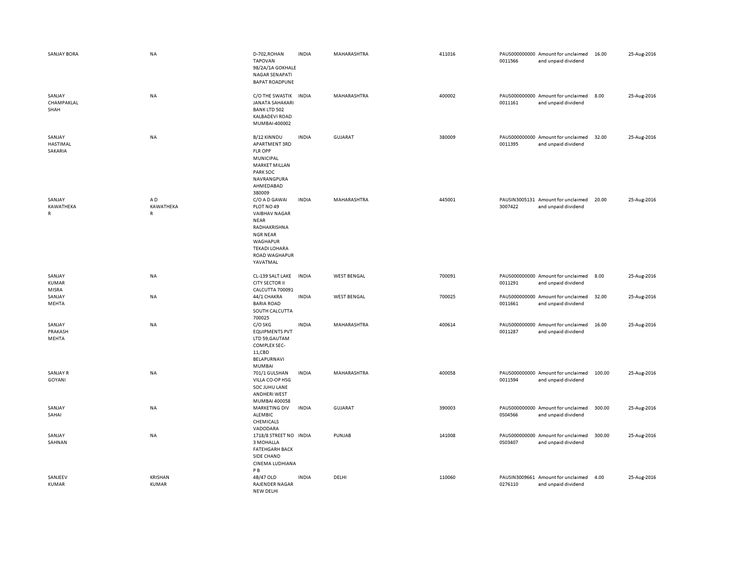| | | | | | | | | | |
|---|---|---|---|---|---|---|---|---|---|
| SANJAY BORA | NA | D-702,ROHAN TAPOVAN 98/2A/1A GOKHALE NAGAR SENAPATI BAPAT ROADPUNE | INDIA | MAHARASHTRA | 411016 | PAUS0000000000011566 | Amount for unclaimed and unpaid dividend | 16.00 | 25-Aug-2016 |
| SANJAY CHAMPAKLAL SHAH | NA | C/O THE SWASTIK JANATA SAHAKARI BANK LTD 502 KALBADEVI ROAD MUMBAI-400002 | INDIA | MAHARASHTRA | 400002 | PAUS0000000000011161 | Amount for unclaimed and unpaid dividend | 8.00 | 25-Aug-2016 |
| SANJAY HASTIMAL SAKARIA | NA | B/12 KINNDU APARTMENT 3RD FLR OPP MUNICIPAL MARKET MILLAN PARK SOC NAVRANGPURA AHMEDABAD 380009 | INDIA | GUJARAT | 380009 | PAUS0000000000011395 | Amount for unclaimed and unpaid dividend | 32.00 | 25-Aug-2016 |
| SANJAY KAWATHEKAR | A D KAWATHEKAR | C/O A D GAWAI PLOT NO 49 VAIBHAV NAGAR NEAR RADHAKRISHNA NGR NEAR WAGHAPUR TEKADI LOHARA ROAD WAGHAPUR YAVATMAL | INDIA | MAHARASHTRA | 445001 | PAUSIN30051313007422 | Amount for unclaimed and unpaid dividend | 20.00 | 25-Aug-2016 |
| SANJAY KUMAR MISRA | NA | CL-139 SALT LAKE CITY SECTOR II CALCUTTA 700091 | INDIA | WEST BENGAL | 700091 | PAUS0000000000011291 | Amount for unclaimed and unpaid dividend | 8.00 | 25-Aug-2016 |
| SANJAY MEHTA | NA | 44/1 CHAKRA BARIA ROAD SOUTH CALCUTTA 700025 | INDIA | WEST BENGAL | 700025 | PAUS0000000000011661 | Amount for unclaimed and unpaid dividend | 32.00 | 25-Aug-2016 |
| SANJAY PRAKASH MEHTA | NA | C/O SKG EQUIPMENTS PVT LTD 59,GAUTAM COMPLEX SEC-11,CBD BELAPURNAVI MUMBAI | INDIA | MAHARASHTRA | 400614 | PAUS0000000000011287 | Amount for unclaimed and unpaid dividend | 16.00 | 25-Aug-2016 |
| SANJAY R GOYANI | NA | 701/1 GULSHAN VILLA CO-OP HSG SOC JUHU LANE ANDHERI WEST MUMBAI 400058 | INDIA | MAHARASHTRA | 400058 | PAUS0000000000011594 | Amount for unclaimed and unpaid dividend | 100.00 | 25-Aug-2016 |
| SANJAY SAHAI | NA | MARKETING DIV ALEMBIC CHEMICALS VADODARA | INDIA | GUJARAT | 390003 | PAUS0000000000S04566 | Amount for unclaimed and unpaid dividend | 300.00 | 25-Aug-2016 |
| SANJAY SAHNAN | NA | 1718/8 STREET NO 3 MOHALLA FATEHGARH BACK SIDE CHAND CINEMA LUDHIANA P B | INDIA | PUNJAB | 141008 | PAUS0000000000S03407 | Amount for unclaimed and unpaid dividend | 300.00 | 25-Aug-2016 |
| SANJEEV KUMAR | KRISHAN KUMAR | 4B/47 OLD RAJENDER NAGAR NEW DELHI | INDIA | DELHI | 110060 | PAUSIN30096610276110 | Amount for unclaimed and unpaid dividend | 4.00 | 25-Aug-2016 |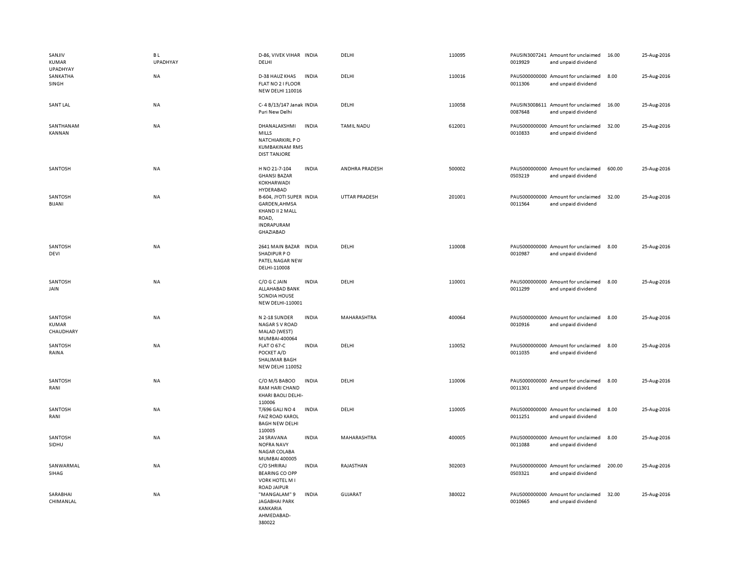| | | | | | | | | | |
|---|---|---|---|---|---|---|---|---|---|
| SANJIV KUMAR UPADHYAY | B L UPADHYAY | D-86, VIVEK VIHAR DELHI | INDIA | DELHI | 110095 | PAUSIN3007241 0019929 | Amount for unclaimed and unpaid dividend | 16.00 | 25-Aug-2016 |
| SANKATHA SINGH | NA | D-38 HAUZ KHAS FLAT NO 2 I FLOOR NEW DELHI 110016 | INDIA | DELHI | 110016 | PAUS000000000 0011306 | Amount for unclaimed and unpaid dividend | 8.00 | 25-Aug-2016 |
| SANT LAL | NA | C- 4 B/13/147 Janak Puri New Delhi | INDIA | DELHI | 110058 | PAUSIN3008611 0087648 | Amount for unclaimed and unpaid dividend | 16.00 | 25-Aug-2016 |
| SANTHANAM KANNAN | NA | DHANALAKSHMI MILLS NATCHIARKIRL P O KUMBAKINAM RMS DIST TANJORE | INDIA | TAMIL NADU | 612001 | PAUS000000000 0010833 | Amount for unclaimed and unpaid dividend | 32.00 | 25-Aug-2016 |
| SANTOSH | NA | H NO 21-7-104 GHANSI BAZAR KOKHARWADI HYDERABAD | INDIA | ANDHRA PRADESH | 500002 | PAUS000000000 0S03219 | Amount for unclaimed and unpaid dividend | 600.00 | 25-Aug-2016 |
| SANTOSH BIJANI | NA | B-604, JYOTI SUPER GARDEN,AHMSA KHAND II 2 MALL ROAD, INDRAPURAM GHAZIABAD | INDIA | UTTAR PRADESH | 201001 | PAUS000000000 0011564 | Amount for unclaimed and unpaid dividend | 32.00 | 25-Aug-2016 |
| SANTOSH DEVI | NA | 2641 MAIN BAZAR SHADIPUR P O PATEL NAGAR NEW DELHI-110008 | INDIA | DELHI | 110008 | PAUS000000000 0010987 | Amount for unclaimed and unpaid dividend | 8.00 | 25-Aug-2016 |
| SANTOSH JAIN | NA | C/O G C JAIN ALLAHABAD BANK SCINDIA HOUSE NEW DELHI-110001 | INDIA | DELHI | 110001 | PAUS000000000 0011299 | Amount for unclaimed and unpaid dividend | 8.00 | 25-Aug-2016 |
| SANTOSH KUMAR CHAUDHARY | NA | N 2-18 SUNDER NAGAR S V ROAD MALAD (WEST) MUMBAI-400064 | INDIA | MAHARASHTRA | 400064 | PAUS000000000 0010916 | Amount for unclaimed and unpaid dividend | 8.00 | 25-Aug-2016 |
| SANTOSH RAINA | NA | FLAT O 67-C POCKET A/D SHALIMAR BAGH NEW DELHI 110052 | INDIA | DELHI | 110052 | PAUS000000000 0011035 | Amount for unclaimed and unpaid dividend | 8.00 | 25-Aug-2016 |
| SANTOSH RANI | NA | C/O M/S BABOO RAM HARI CHAND KHARI BAOLI DELHI-110006 | INDIA | DELHI | 110006 | PAUS000000000 0011301 | Amount for unclaimed and unpaid dividend | 8.00 | 25-Aug-2016 |
| SANTOSH RANI | NA | T/696 GALI NO 4 FAIZ ROAD KAROL BAGH NEW DELHI 110005 | INDIA | DELHI | 110005 | PAUS000000000 0011251 | Amount for unclaimed and unpaid dividend | 8.00 | 25-Aug-2016 |
| SANTOSH SIDHU | NA | 24 SRAVANA NOFRA NAVY NAGAR COLABA MUMBAI 400005 | INDIA | MAHARASHTRA | 400005 | PAUS000000000 0011088 | Amount for unclaimed and unpaid dividend | 8.00 | 25-Aug-2016 |
| SANWARMAL SIHAG | NA | C/O SHRIRAJ BEARING CO OPP VORK HOTEL M I ROAD JAIPUR | INDIA | RAJASTHAN | 302003 | PAUS000000000 0S03321 | Amount for unclaimed and unpaid dividend | 200.00 | 25-Aug-2016 |
| SARABHAI CHIMANLAL | NA | "MANGALAM" 9 JAGABHAI PARK KANKARIA AHMEDABAD-380022 | INDIA | GUJARAT | 380022 | PAUS000000000 0010665 | Amount for unclaimed and unpaid dividend | 32.00 | 25-Aug-2016 |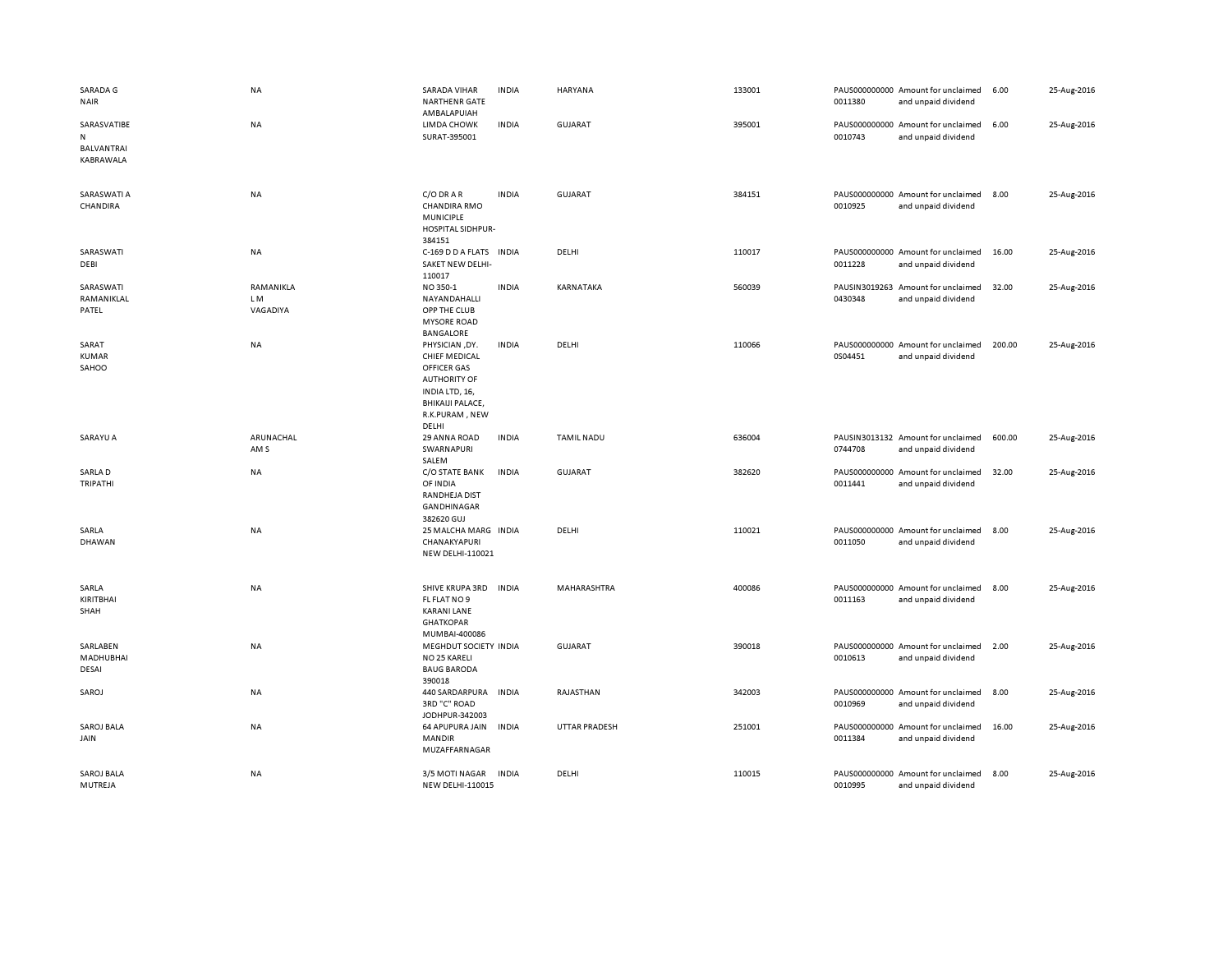| | | | | | | | | | |
|---|---|---|---|---|---|---|---|---|---|
| SARADA G NAIR | NA | SARADA VIHAR NARTHENR GATE AMBALAPUIAH | INDIA | HARYANA | 133001 | PAUS0000000000011380 | Amount for unclaimed and unpaid dividend | 6.00 | 25-Aug-2016 |
| SARASVATIBEN BALVANTRAI KABRAWALA | NA | LIMDA CHOWK SURAT-395001 | INDIA | GUJARAT | 395001 | PAUS0000000000010743 | Amount for unclaimed and unpaid dividend | 6.00 | 25-Aug-2016 |
| SARASWATI A CHANDIRA | NA | C/O DR A R CHANDIRA RMO MUNICIPLE HOSPITAL SIDHPUR-384151 | INDIA | GUJARAT | 384151 | PAUS0000000000010925 | Amount for unclaimed and unpaid dividend | 8.00 | 25-Aug-2016 |
| SARASWATI DEBI | NA | C-169 D D A FLATS SAKET NEW DELHI-110017 | INDIA | DELHI | 110017 | PAUS0000000000011228 | Amount for unclaimed and unpaid dividend | 16.00 | 25-Aug-2016 |
| SARASWATI RAMANIKLAL PATEL | RAMANIKLA L M VAGADIYA | NO 350-1 NAYANDAHALLI OPP THE CLUB MYSORE ROAD BANGALORE | INDIA | KARNATAKA | 560039 | PAUSIN30192630430348 | Amount for unclaimed and unpaid dividend | 32.00 | 25-Aug-2016 |
| SARAT KUMAR SAHOO | NA | PHYSICIAN ,DY. CHIEF MEDICAL OFFICER GAS AUTHORITY OF INDIA LTD, 16, BHIKAIJI PALACE, R.K.PURAM , NEW DELHI | INDIA | DELHI | 110066 | PAUS0000000000S04451 | Amount for unclaimed and unpaid dividend | 200.00 | 25-Aug-2016 |
| SARAYU A | ARUNACHAL AM S | 29 ANNA ROAD SWARNAPURI SALEM | INDIA | TAMIL NADU | 636004 | PAUSIN30131320744708 | Amount for unclaimed and unpaid dividend | 600.00 | 25-Aug-2016 |
| SARLA D TRIPATHI | NA | C/O STATE BANK OF INDIA RANDHEJA DIST GANDHINAGAR 382620 GUJ | INDIA | GUJARAT | 382620 | PAUS0000000000011441 | Amount for unclaimed and unpaid dividend | 32.00 | 25-Aug-2016 |
| SARLA DHAWAN | NA | 25 MALCHA MARG CHANAKYAPURI NEW DELHI-110021 | INDIA | DELHI | 110021 | PAUS0000000000011050 | Amount for unclaimed and unpaid dividend | 8.00 | 25-Aug-2016 |
| SARLA KIRITBHAI SHAH | NA | SHIVE KRUPA 3RD FL FLAT NO 9 KARANI LANE GHATKOPAR MUMBAI-400086 | INDIA | MAHARASHTRA | 400086 | PAUS0000000000011163 | Amount for unclaimed and unpaid dividend | 8.00 | 25-Aug-2016 |
| SARLABEN MADHUBHAI DESAI | NA | MEGHDUT SOCIETY NO 25 KARELI BAUG BARODA 390018 | INDIA | GUJARAT | 390018 | PAUS0000000000010613 | Amount for unclaimed and unpaid dividend | 2.00 | 25-Aug-2016 |
| SAROJ | NA | 440 SARDARPURA 3RD "C" ROAD JODHPUR-342003 | INDIA | RAJASTHAN | 342003 | PAUS0000000000010969 | Amount for unclaimed and unpaid dividend | 8.00 | 25-Aug-2016 |
| SAROJ BALA JAIN | NA | 64 APUPURA JAIN MANDIR MUZAFFARNAGAR | INDIA | UTTAR PRADESH | 251001 | PAUS0000000000011384 | Amount for unclaimed and unpaid dividend | 16.00 | 25-Aug-2016 |
| SAROJ BALA MUTREJA | NA | 3/5 MOTI NAGAR NEW DELHI-110015 | INDIA | DELHI | 110015 | PAUS0000000000010995 | Amount for unclaimed and unpaid dividend | 8.00 | 25-Aug-2016 |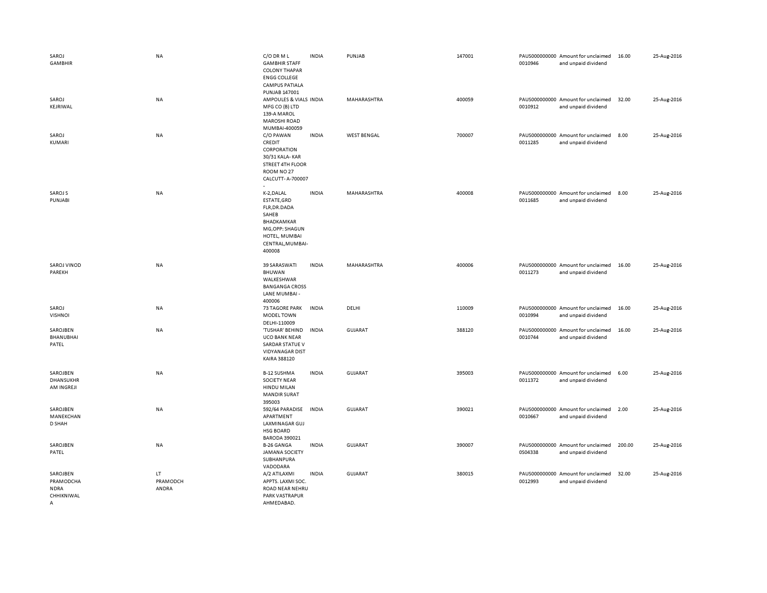| | | | | | | | | | |
|---|---|---|---|---|---|---|---|---|---|
| SAROJ GAMBHIR | NA | C/O DR M L GAMBHIR STAFF COLONY THAPAR ENGG COLLEGE CAMPUS PATIALA PUNJAB 147001 | INDIA | PUNJAB | 147001 | PAUS0000000000010946 | Amount for unclaimed and unpaid dividend | 16.00 | 25-Aug-2016 |
| SAROJ KEJRIWAL | NA | AMPOULES & VIALS MFG CO (B) LTD 139-A MAROL MAROSHI ROAD MUMBAI-400059 | INDIA | MAHARASHTRA | 400059 | PAUS0000000000010912 | Amount for unclaimed and unpaid dividend | 32.00 | 25-Aug-2016 |
| SAROJ KUMARI | NA | C/O PAWAN CREDIT CORPORATION 30/31 KALA- KAR STREET 4TH FLOOR ROOM NO 27 CALCUTT- A-700007 - | INDIA | WEST BENGAL | 700007 | PAUS0000000000011285 | Amount for unclaimed and unpaid dividend | 8.00 | 25-Aug-2016 |
| SAROJ S PUNJABI | NA | K-2,DALAL ESTATE,GRD FLR,DR.DADA SAHEB BHADKAMKAR MG,OPP: SHAGUN HOTEL, MUMBAI CENTRAL,MUMBAI-400008 | INDIA | MAHARASHTRA | 400008 | PAUS0000000000011685 | Amount for unclaimed and unpaid dividend | 8.00 | 25-Aug-2016 |
| SAROJ VINOD PAREKH | NA | 39 SARASWATI BHUWAN WALKESHWAR BANGANGA CROSS LANE MUMBAI - 400006 | INDIA | MAHARASHTRA | 400006 | PAUS0000000000011273 | Amount for unclaimed and unpaid dividend | 16.00 | 25-Aug-2016 |
| SAROJ VISHNOI | NA | 73 TAGORE PARK MODEL TOWN DELHI-110009 | INDIA | DELHI | 110009 | PAUS0000000000010994 | Amount for unclaimed and unpaid dividend | 16.00 | 25-Aug-2016 |
| SAROJBEN BHANUBHAI PATEL | NA | 'TUSHAR' BEHIND UCO BANK NEAR SARDAR STATUE V VIDYANAGAR DIST KAIRA 388120 | INDIA | GUJARAT | 388120 | PAUS0000000000010744 | Amount for unclaimed and unpaid dividend | 16.00 | 25-Aug-2016 |
| SAROJBEN DHANSUKHR AM INGREJI | NA | B-12 SUSHMA SOCIETY NEAR HINDU MILAN MANDIR SURAT 395003 | INDIA | GUJARAT | 395003 | PAUS0000000000011372 | Amount for unclaimed and unpaid dividend | 6.00 | 25-Aug-2016 |
| SAROJBEN MANEKCHAN D SHAH | NA | 592/64 PARADISE APARTMENT LAXMINAGAR GUJ HSG BOARD BARODA 390021 | INDIA | GUJARAT | 390021 | PAUS0000000000010667 | Amount for unclaimed and unpaid dividend | 2.00 | 25-Aug-2016 |
| SAROJBEN PATEL | NA | B-26 GANGA JAMANA SOCIETY SUBHANPURA VADODARA | INDIA | GUJARAT | 390007 | PAUS0000000000S04338 | Amount for unclaimed and unpaid dividend | 200.00 | 25-Aug-2016 |
| SAROJBEN PRAMODCHA NDRA CHHIKNIWAL A | LT PRAMODCH ANDRA | A/2 ATILAXMI APPTS. LAXMI SOC. ROAD NEAR NEHRU PARK VASTRAPUR AHMEDABAD. | INDIA | GUJARAT | 380015 | PAUS0000000000012993 | Amount for unclaimed and unpaid dividend | 32.00 | 25-Aug-2016 |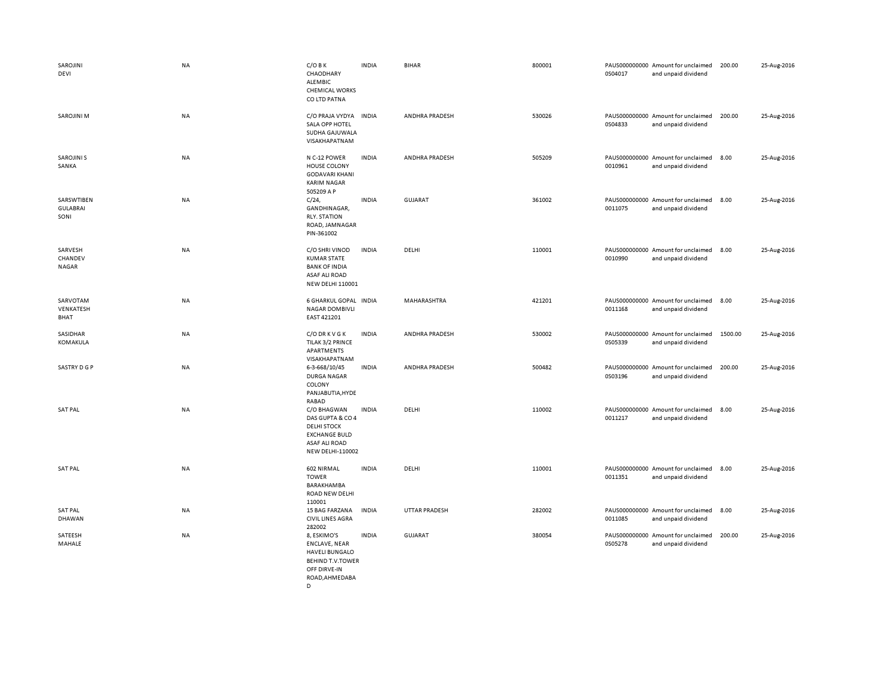| | | | | | | | | | |
|---|---|---|---|---|---|---|---|---|---|
| SAROJINI DEVI | NA | C/O B K CHAODHARY ALEMBIC CHEMICAL WORKS CO LTD PATNA | INDIA | BIHAR | 800001 | PAUS0000000000S04017 | Amount for unclaimed and unpaid dividend | 200.00 | 25-Aug-2016 |
| SAROJINI M | NA | C/O PRAJA VYDYA SALA OPP HOTEL SUDHA GAJUWALA VISAKHAPATNAM | INDIA | ANDHRA PRADESH | 530026 | PAUS0000000000S04833 | Amount for unclaimed and unpaid dividend | 200.00 | 25-Aug-2016 |
| SAROJINI S SANKA | NA | N C-12 POWER HOUSE COLONY GODAVARI KHANI KARIM NAGAR 505209 A P | INDIA | ANDHRA PRADESH | 505209 | PAUS0000000000010961 | Amount for unclaimed and unpaid dividend | 8.00 | 25-Aug-2016 |
| SARSWTIBEN GULABRAI SONI | NA | C/24, GANDHINAGAR, RLY. STATION ROAD, JAMNAGAR PIN-361002 | INDIA | GUJARAT | 361002 | PAUS0000000000011075 | Amount for unclaimed and unpaid dividend | 8.00 | 25-Aug-2016 |
| SARVESH CHANDEV NAGAR | NA | C/O SHRI VINOD KUMAR STATE BANK OF INDIA ASAF ALI ROAD NEW DELHI 110001 | INDIA | DELHI | 110001 | PAUS0000000000010990 | Amount for unclaimed and unpaid dividend | 8.00 | 25-Aug-2016 |
| SARVOTAM VENKATESH BHAT | NA | 6 GHARKUL GOPAL NAGAR DOMBIVLI EAST 421201 | INDIA | MAHARASHTRA | 421201 | PAUS0000000000011168 | Amount for unclaimed and unpaid dividend | 8.00 | 25-Aug-2016 |
| SASIDHAR KOMAKULA | NA | C/O DR K V G K TILAK 3/2 PRINCE APARTMENTS VISAKHAPATNAM | INDIA | ANDHRA PRADESH | 530002 | PAUS0000000000S05339 | Amount for unclaimed and unpaid dividend | 1500.00 | 25-Aug-2016 |
| SASTRY D G P | NA | 6-3-668/10/45 DURGA NAGAR COLONY PANJABUTIA,HYDERABAD | INDIA | ANDHRA PRADESH | 500482 | PAUS0000000000S03196 | Amount for unclaimed and unpaid dividend | 200.00 | 25-Aug-2016 |
| SAT PAL | NA | C/O BHAGWAN DAS GUPTA & CO 4 DELHI STOCK EXCHANGE BULD ASAF ALI ROAD NEW DELHI-110002 | INDIA | DELHI | 110002 | PAUS0000000000011217 | Amount for unclaimed and unpaid dividend | 8.00 | 25-Aug-2016 |
| SAT PAL | NA | 602 NIRMAL TOWER BARAKHAMBA ROAD NEW DELHI 110001 | INDIA | DELHI | 110001 | PAUS0000000000011351 | Amount for unclaimed and unpaid dividend | 8.00 | 25-Aug-2016 |
| SAT PAL DHAWAN | NA | 15 BAG FARZANA CIVIL LINES AGRA 282002 | INDIA | UTTAR PRADESH | 282002 | PAUS0000000000011085 | Amount for unclaimed and unpaid dividend | 8.00 | 25-Aug-2016 |
| SATEESH MAHALE | NA | 8, ESKIMO'S ENCLAVE, NEAR HAVELI BUNGALO BEHIND T.V.TOWER OFF DIRVE-IN ROAD,AHMEDABAD | INDIA | GUJARAT | 380054 | PAUS0000000000S05278 | Amount for unclaimed and unpaid dividend | 200.00 | 25-Aug-2016 |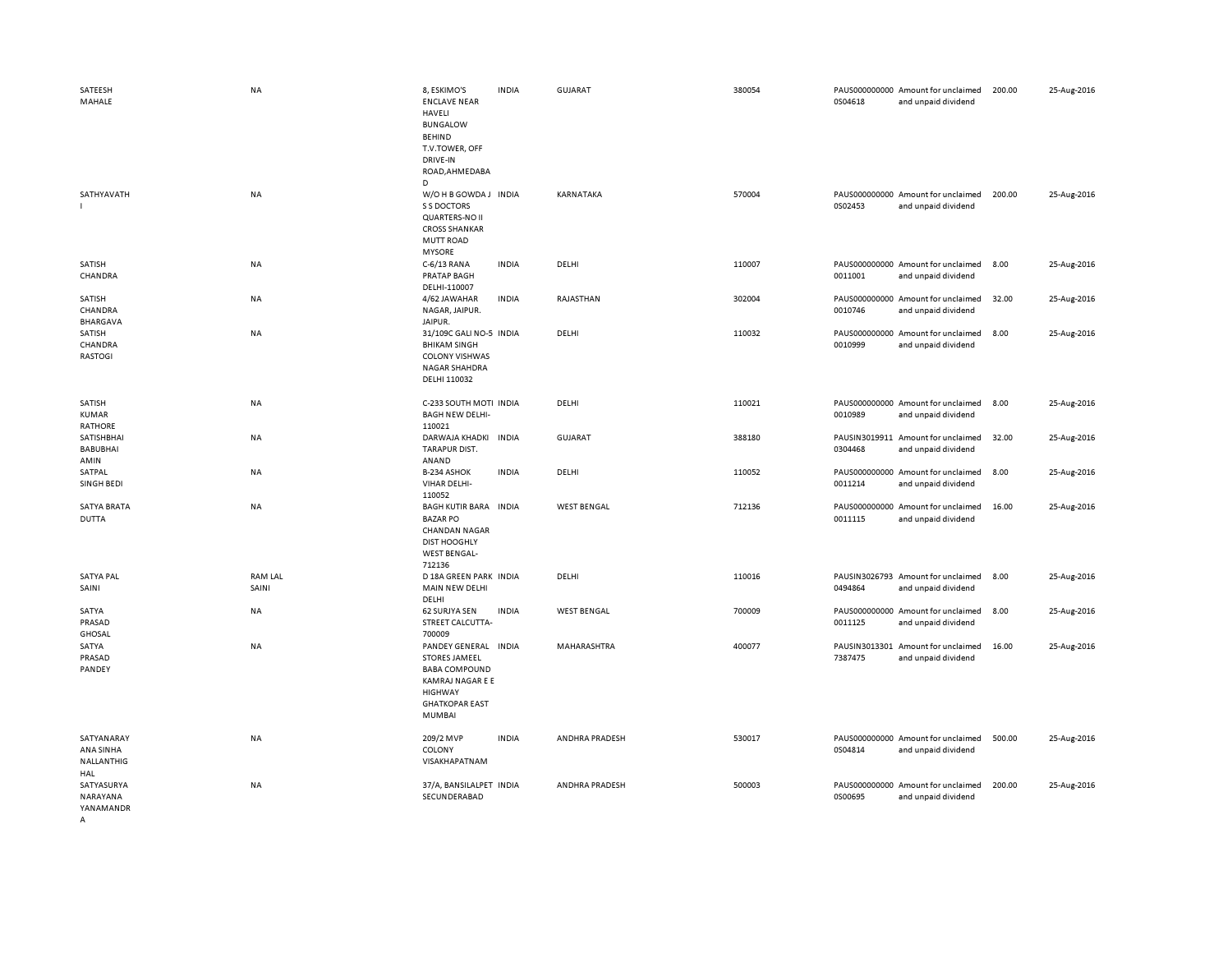| | | | | | | | | | |
|---|---|---|---|---|---|---|---|---|---|
| SATEESH MAHALE | NA | 8, ESKIMO'S ENCLAVE NEAR HAVELI BUNGALOW BEHIND T.V.TOWER, OFF DRIVE-IN ROAD,AHMEDABAD | INDIA | GUJARAT | 380054 | PAUS0000000000S04618 | Amount for unclaimed and unpaid dividend | 200.00 | 25-Aug-2016 |
| SATHYAVATHI | NA | W/O H B GOWDA J S S DOCTORS QUARTERS-NO II CROSS SHANKAR MUTT ROAD MYSORE | INDIA | KARNATAKA | 570004 | PAUS0000000000S02453 | Amount for unclaimed and unpaid dividend | 200.00 | 25-Aug-2016 |
| SATISH CHANDRA | NA | C-6/13 RANA PRATAP BAGH DELHI-110007 | INDIA | DELHI | 110007 | PAUS00000000000011001 | Amount for unclaimed and unpaid dividend | 8.00 | 25-Aug-2016 |
| SATISH CHANDRA BHARGAVA | NA | 4/62 JAWAHAR NAGAR, JAIPUR. JAIPUR. | INDIA | RAJASTHAN | 302004 | PAUS00000000000010746 | Amount for unclaimed and unpaid dividend | 32.00 | 25-Aug-2016 |
| SATISH CHANDRA RASTOGI | NA | 31/109C GALI NO-5 BHIKAM SINGH COLONY VISHWAS NAGAR SHAHDRA DELHI 110032 | INDIA | DELHI | 110032 | PAUS00000000000010999 | Amount for unclaimed and unpaid dividend | 8.00 | 25-Aug-2016 |
| SATISH KUMAR RATHORE | NA | C-233 SOUTH MOTI BAGH NEW DELHI-110021 | INDIA | DELHI | 110021 | PAUS00000000000010989 | Amount for unclaimed and unpaid dividend | 8.00 | 25-Aug-2016 |
| SATISHBHAI BABUBHAI AMIN | NA | DARWAJA KHADKI TARAPUR DIST. ANAND | INDIA | GUJARAT | 388180 | PAUSIN30199110304468 | Amount for unclaimed and unpaid dividend | 32.00 | 25-Aug-2016 |
| SATPAL SINGH BEDI | NA | B-234 ASHOK VIHAR DELHI-110052 | INDIA | DELHI | 110052 | PAUS00000000000011214 | Amount for unclaimed and unpaid dividend | 8.00 | 25-Aug-2016 |
| SATYA BRATA DUTTA | NA | BAGH KUTIR BARA BAZAR PO CHANDAN NAGAR DIST HOOGHLY WEST BENGAL-712136 | INDIA | WEST BENGAL | 712136 | PAUS00000000000011115 | Amount for unclaimed and unpaid dividend | 16.00 | 25-Aug-2016 |
| SATYA PAL SAINI | RAM LAL SAINI | D 18A GREEN PARK MAIN NEW DELHI DELHI | INDIA | DELHI | 110016 | PAUSIN30267930494864 | Amount for unclaimed and unpaid dividend | 8.00 | 25-Aug-2016 |
| SATYA PRASAD GHOSAL | NA | 62 SURJYA SEN STREET CALCUTTA-700009 | INDIA | WEST BENGAL | 700009 | PAUS00000000000011125 | Amount for unclaimed and unpaid dividend | 8.00 | 25-Aug-2016 |
| SATYA PRASAD PANDEY | NA | PANDEY GENERAL STORES JAMEEL BABA COMPOUND KAMRAJ NAGAR E E HIGHWAY GHATKOPAR EAST MUMBAI | INDIA | MAHARASHTRA | 400077 | PAUSIN30133017387475 | Amount for unclaimed and unpaid dividend | 16.00 | 25-Aug-2016 |
| SATYANARAYANA SINHA NALLANTHIGHAL | NA | 209/2 MVP COLONY VISAKHAPATNAM | INDIA | ANDHRA PRADESH | 530017 | PAUS0000000000S04814 | Amount for unclaimed and unpaid dividend | 500.00 | 25-Aug-2016 |
| SATYASURYA NARAYANA YANAMANDRA | NA | 37/A, BANSILALPET SECUNDERABAD | INDIA | ANDHRA PRADESH | 500003 | PAUS0000000000S00695 | Amount for unclaimed and unpaid dividend | 200.00 | 25-Aug-2016 |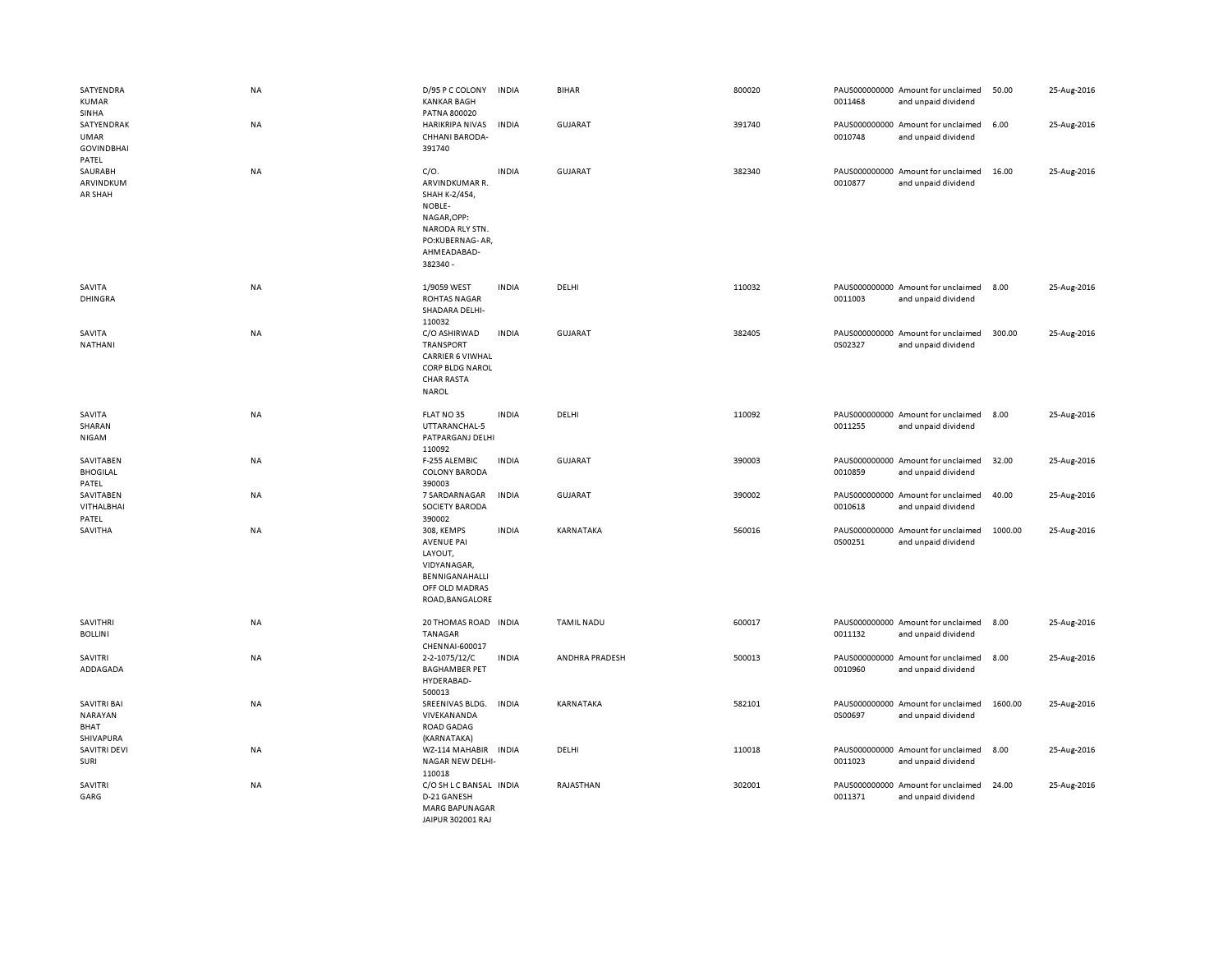| | | | | | | | | | |
|---|---|---|---|---|---|---|---|---|---|
| SATYENDRA KUMAR SINHA | NA | D/95 P C COLONY KANKAR BAGH PATNA 800020 | INDIA | BIHAR | 800020 | PAUS000000000 0011468 | Amount for unclaimed and unpaid dividend | 50.00 | 25-Aug-2016 |
| SATYENDRAK UMAR GOVINDBHAI PATEL | NA | HARIKRIPA NIVAS CHHANI BARODA-391740 | INDIA | GUJARAT | 391740 | PAUS000000000 0010748 | Amount for unclaimed and unpaid dividend | 6.00 | 25-Aug-2016 |
| SAURABH ARVINDKUM AR SHAH | NA | C/O. ARVINDKUMAR R. SHAH K-2/454, NOBLE-NAGAR,OPP: NARODA RLY STN. PO:KUBERNAG- AR, AHMEADABAD-382340 - | INDIA | GUJARAT | 382340 | PAUS000000000 0010877 | Amount for unclaimed and unpaid dividend | 16.00 | 25-Aug-2016 |
| SAVITA DHINGRA | NA | 1/9059 WEST ROHTAS NAGAR SHADARA DELHI-110032 | INDIA | DELHI | 110032 | PAUS000000000 0011003 | Amount for unclaimed and unpaid dividend | 8.00 | 25-Aug-2016 |
| SAVITA NATHANI | NA | C/O ASHIRWAD TRANSPORT CARRIER 6 VIWHAL CORP BLDG NAROL CHAR RASTA NAROL | INDIA | GUJARAT | 382405 | PAUS000000000 0S02327 | Amount for unclaimed and unpaid dividend | 300.00 | 25-Aug-2016 |
| SAVITA SHARAN NIGAM | NA | FLAT NO 35 UTTARANCHAL-5 PATPARGANJ DELHI 110092 | INDIA | DELHI | 110092 | PAUS000000000 0011255 | Amount for unclaimed and unpaid dividend | 8.00 | 25-Aug-2016 |
| SAVITABEN BHOGILAL PATEL | NA | F-255 ALEMBIC COLONY BARODA 390003 | INDIA | GUJARAT | 390003 | PAUS000000000 0010859 | Amount for unclaimed and unpaid dividend | 32.00 | 25-Aug-2016 |
| SAVITABEN VITHALBHAI PATEL | NA | 7 SARDARNAGAR SOCIETY BARODA 390002 | INDIA | GUJARAT | 390002 | PAUS000000000 0010618 | Amount for unclaimed and unpaid dividend | 40.00 | 25-Aug-2016 |
| SAVITHA | NA | 308, KEMPS AVENUE PAI LAYOUT, VIDYANAGAR, BENNIGANAHALLI OFF OLD MADRAS ROAD,BANGALORE | INDIA | KARNATAKA | 560016 | PAUS000000000 0S00251 | Amount for unclaimed and unpaid dividend | 1000.00 | 25-Aug-2016 |
| SAVITHRI BOLLINI | NA | 20 THOMAS ROAD TANAGAR CHENNAI-600017 | INDIA | TAMIL NADU | 600017 | PAUS000000000 0011132 | Amount for unclaimed and unpaid dividend | 8.00 | 25-Aug-2016 |
| SAVITRI ADDAGADA | NA | 2-2-1075/12/C BAGHAMBER PET HYDERABAD-500013 | INDIA | ANDHRA PRADESH | 500013 | PAUS000000000 0010960 | Amount for unclaimed and unpaid dividend | 8.00 | 25-Aug-2016 |
| SAVITRI BAI NARAYAN BHAT SHIVAPURA | NA | SREENIVAS BLDG. VIVEKANANDA ROAD GADAG (KARNATAKA) | INDIA | KARNATAKA | 582101 | PAUS000000000 0S00697 | Amount for unclaimed and unpaid dividend | 1600.00 | 25-Aug-2016 |
| SAVITRI DEVI SURI | NA | WZ-114 MAHABIR NAGAR NEW DELHI-110018 | INDIA | DELHI | 110018 | PAUS000000000 0011023 | Amount for unclaimed and unpaid dividend | 8.00 | 25-Aug-2016 |
| SAVITRI GARG | NA | C/O SH L C BANSAL D-21 GANESH MARG BAPUNAGAR JAIPUR 302001 RAJ | INDIA | RAJASTHAN | 302001 | PAUS000000000 0011371 | Amount for unclaimed and unpaid dividend | 24.00 | 25-Aug-2016 |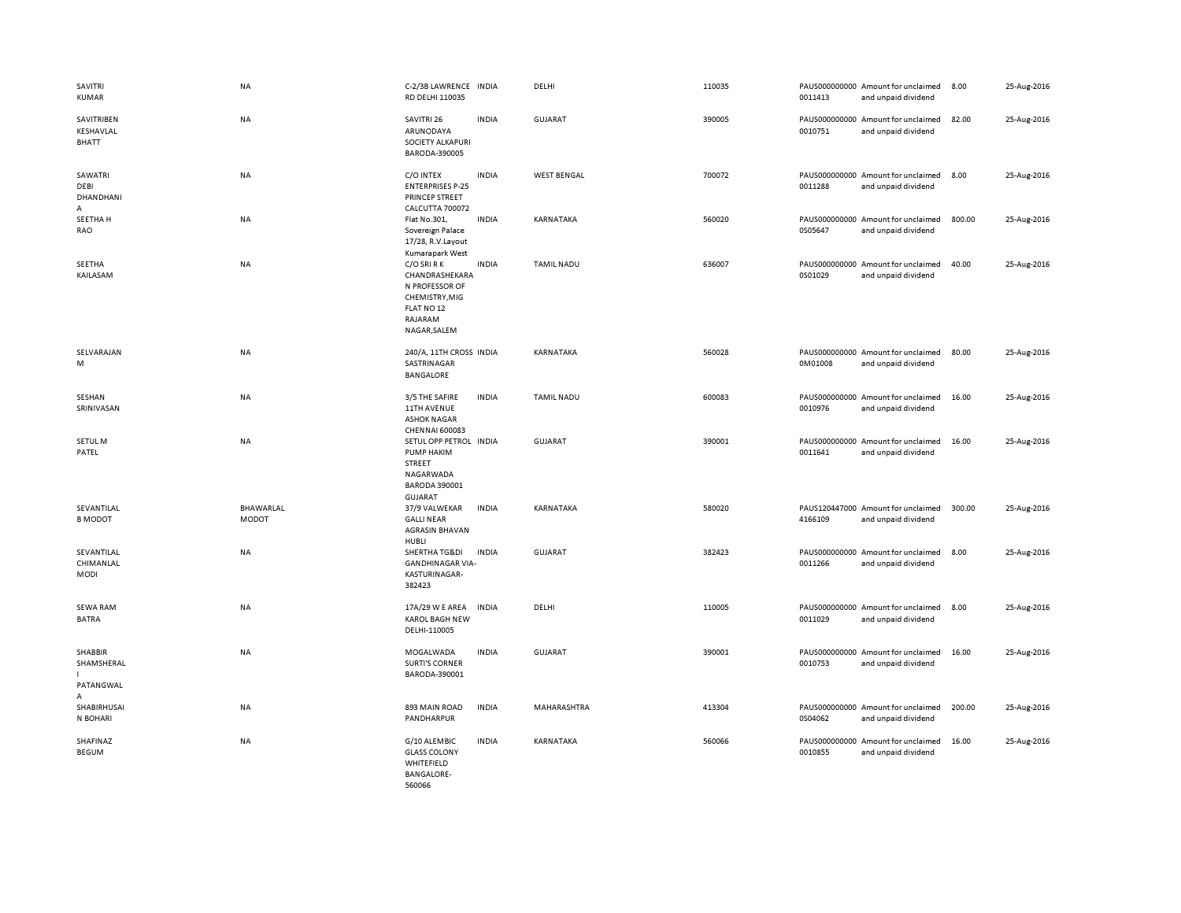| | | | | | | | | | |
|---|---|---|---|---|---|---|---|---|---|
| SAVITRI KUMAR | NA | C-2/3B LAWRENCE RD DELHI 110035 | INDIA | DELHI | 110035 | PAUS0000000000011413 | Amount for unclaimed and unpaid dividend | 8.00 | 25-Aug-2016 |
| SAVITRIBEN KESHAVLAL BHATT | NA | SAVITRI 26 ARUNODAYA SOCIETY ALKAPURI BARODA-390005 | INDIA | GUJARAT | 390005 | PAUS0000000000010751 | Amount for unclaimed and unpaid dividend | 82.00 | 25-Aug-2016 |
| SAWATRI DEBI DHANDHANIA | NA | C/O INTEX ENTERPRISES P-25 PRINCEP STREET CALCUTTA 700072 | INDIA | WEST BENGAL | 700072 | PAUS0000000000011288 | Amount for unclaimed and unpaid dividend | 8.00 | 25-Aug-2016 |
| SEETHA H RAO | NA | Flat No.301, Sovereign Palace 17/28, R.V.Layout Kumarapark West | INDIA | KARNATAKA | 560020 | PAUS0000000000S05647 | Amount for unclaimed and unpaid dividend | 800.00 | 25-Aug-2016 |
| SEETHA KAILASAM | NA | C/O SRI R K CHANDRASHEKARAN PROFESSOR OF CHEMISTRY,MIG FLAT NO 12 RAJARAM NAGAR,SALEM | INDIA | TAMIL NADU | 636007 | PAUS0000000000S01029 | Amount for unclaimed and unpaid dividend | 40.00 | 25-Aug-2016 |
| SELVARAJAN M | NA | 240/A, 11TH CROSS SASTRINAGAR BANGALORE | INDIA | KARNATAKA | 560028 | PAUS0000000000M01008 | Amount for unclaimed and unpaid dividend | 80.00 | 25-Aug-2016 |
| SESHAN SRINIVASAN | NA | 3/5 THE SAFIRE 11TH AVENUE ASHOK NAGAR CHENNAI 600083 | INDIA | TAMIL NADU | 600083 | PAUS0000000000010976 | Amount for unclaimed and unpaid dividend | 16.00 | 25-Aug-2016 |
| SETUL M PATEL | NA | SETUL OPP PETROL PUMP HAKIM STREET NAGARWADA BARODA 390001 GUJARAT | INDIA | GUJARAT | 390001 | PAUS0000000000011641 | Amount for unclaimed and unpaid dividend | 16.00 | 25-Aug-2016 |
| SEVANTILAL B MODOT | BHAWARLAL MODOT | 37/9 VALWEKAR GALLI NEAR AGRASIN BHAVAN HUBLI | INDIA | KARNATAKA | 580020 | PAUS1204470004166109 | Amount for unclaimed and unpaid dividend | 300.00 | 25-Aug-2016 |
| SEVANTILAL CHIMANLAL MODI | NA | SHERTHA TG&DI GANDHINAGAR VIA-KASTURINAGAR-382423 | INDIA | GUJARAT | 382423 | PAUS0000000000011266 | Amount for unclaimed and unpaid dividend | 8.00 | 25-Aug-2016 |
| SEWA RAM BATRA | NA | 17A/29 W E AREA KAROL BAGH NEW DELHI-110005 | INDIA | DELHI | 110005 | PAUS0000000000011029 | Amount for unclaimed and unpaid dividend | 8.00 | 25-Aug-2016 |
| SHABBIR SHAMSHERALI PATANGWALA | NA | MOGALWADA SURTI'S CORNER BARODA-390001 | INDIA | GUJARAT | 390001 | PAUS0000000000010753 | Amount for unclaimed and unpaid dividend | 16.00 | 25-Aug-2016 |
| SHABIRHUSAIN BOHARI | NA | 893 MAIN ROAD PANDHARPUR | INDIA | MAHARASHTRA | 413304 | PAUS0000000000S04062 | Amount for unclaimed and unpaid dividend | 200.00 | 25-Aug-2016 |
| SHAFINAZ BEGUM | NA | G/10 ALEMBIC GLASS COLONY WHITEFIELD BANGALORE-560066 | INDIA | KARNATAKA | 560066 | PAUS0000000000010855 | Amount for unclaimed and unpaid dividend | 16.00 | 25-Aug-2016 |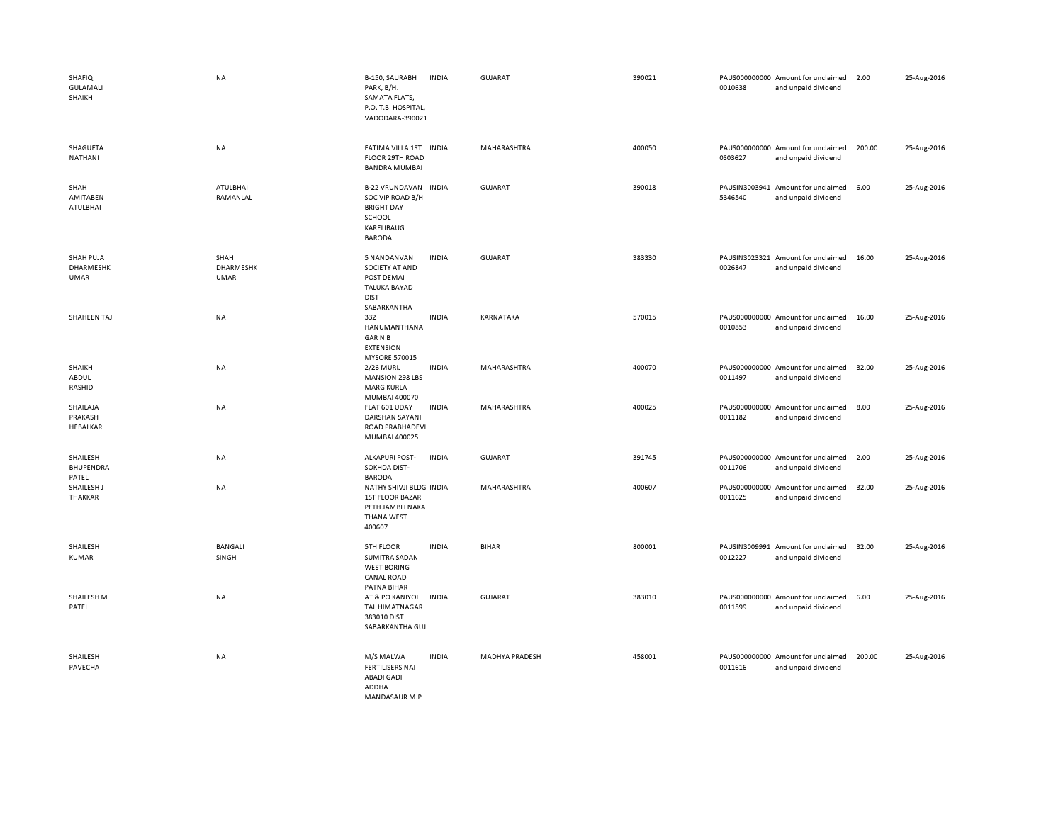| | | | | | | | | | |
|---|---|---|---|---|---|---|---|---|---|
| SHAFIQ GULAMALI SHAIKH | NA | B-150, SAURABH PARK, B/H. SAMATA FLATS, P.O. T.B. HOSPITAL, VADODARA-390021 | INDIA | GUJARAT | 390021 | PAUS0000000000010638 | Amount for unclaimed and unpaid dividend | 2.00 | 25-Aug-2016 |
| SHAGUFTA NATHANI | NA | FATIMA VILLA 1ST FLOOR 29TH ROAD BANDRA MUMBAI | INDIA | MAHARASHTRA | 400050 | PAUS0000000000S03627 | Amount for unclaimed and unpaid dividend | 200.00 | 25-Aug-2016 |
| SHAH AMITABEN ATULBHAI | ATULBHAI RAMANLAL | B-22 VRUNDAVAN SOC VIP ROAD B/H BRIGHT DAY SCHOOL KARELIBAUG BARODA | INDIA | GUJARAT | 390018 | PAUSIN30039415346540 | Amount for unclaimed and unpaid dividend | 6.00 | 25-Aug-2016 |
| SHAH PUJA DHARMESHKUMAR | SHAH DHARMESHKUMAR | 5 NANDANVAN SOCIETY AT AND POST DEMAI TALUKA BAYAD DIST SABARKANTHA | INDIA | GUJARAT | 383330 | PAUSIN30233210026847 | Amount for unclaimed and unpaid dividend | 16.00 | 25-Aug-2016 |
| SHAHEEN TAJ | NA | 332 HANUMANTHANAGAR N B EXTENSION MYSORE 570015 | INDIA | KARNATAKA | 570015 | PAUS0000000000010853 | Amount for unclaimed and unpaid dividend | 16.00 | 25-Aug-2016 |
| SHAIKH ABDUL RASHID | NA | 2/26 MURIJ MANSION 298 LBS MARG KURLA MUMBAI 400070 | INDIA | MAHARASHTRA | 400070 | PAUS0000000000011497 | Amount for unclaimed and unpaid dividend | 32.00 | 25-Aug-2016 |
| SHAILAJA PRAKASH HEBALKAR | NA | FLAT 601 UDAY DARSHAN SAYANI ROAD PRABHADEVI MUMBAI 400025 | INDIA | MAHARASHTRA | 400025 | PAUS0000000000011182 | Amount for unclaimed and unpaid dividend | 8.00 | 25-Aug-2016 |
| SHAILESH BHUPENDRA PATEL | NA | ALKAPURI POST-SOKHDA DIST-BARODA | INDIA | GUJARAT | 391745 | PAUS0000000000011706 | Amount for unclaimed and unpaid dividend | 2.00 | 25-Aug-2016 |
| SHAILESH J THAKKAR | NA | NATHY SHIVJI BLDG 1ST FLOOR BAZAR PETH JAMBLI NAKA THANA WEST 400607 | INDIA | MAHARASHTRA | 400607 | PAUS0000000000011625 | Amount for unclaimed and unpaid dividend | 32.00 | 25-Aug-2016 |
| SHAILESH KUMAR | BANGALI SINGH | 5TH FLOOR SUMITRA SADAN WEST BORING CANAL ROAD PATNA BIHAR | INDIA | BIHAR | 800001 | PAUSIN30099910012227 | Amount for unclaimed and unpaid dividend | 32.00 | 25-Aug-2016 |
| SHAILESH M PATEL | NA | AT & PO KANIYOL TAL HIMATNAGAR 383010 DIST SABARKANTHA GUJ | INDIA | GUJARAT | 383010 | PAUS0000000000011599 | Amount for unclaimed and unpaid dividend | 6.00 | 25-Aug-2016 |
| SHAILESH PAVECHA | NA | M/S MALWA FERTILISERS NAI ABADI GADI ADDHA MANDASAUR M.P | INDIA | MADHYA PRADESH | 458001 | PAUS0000000000011616 | Amount for unclaimed and unpaid dividend | 200.00 | 25-Aug-2016 |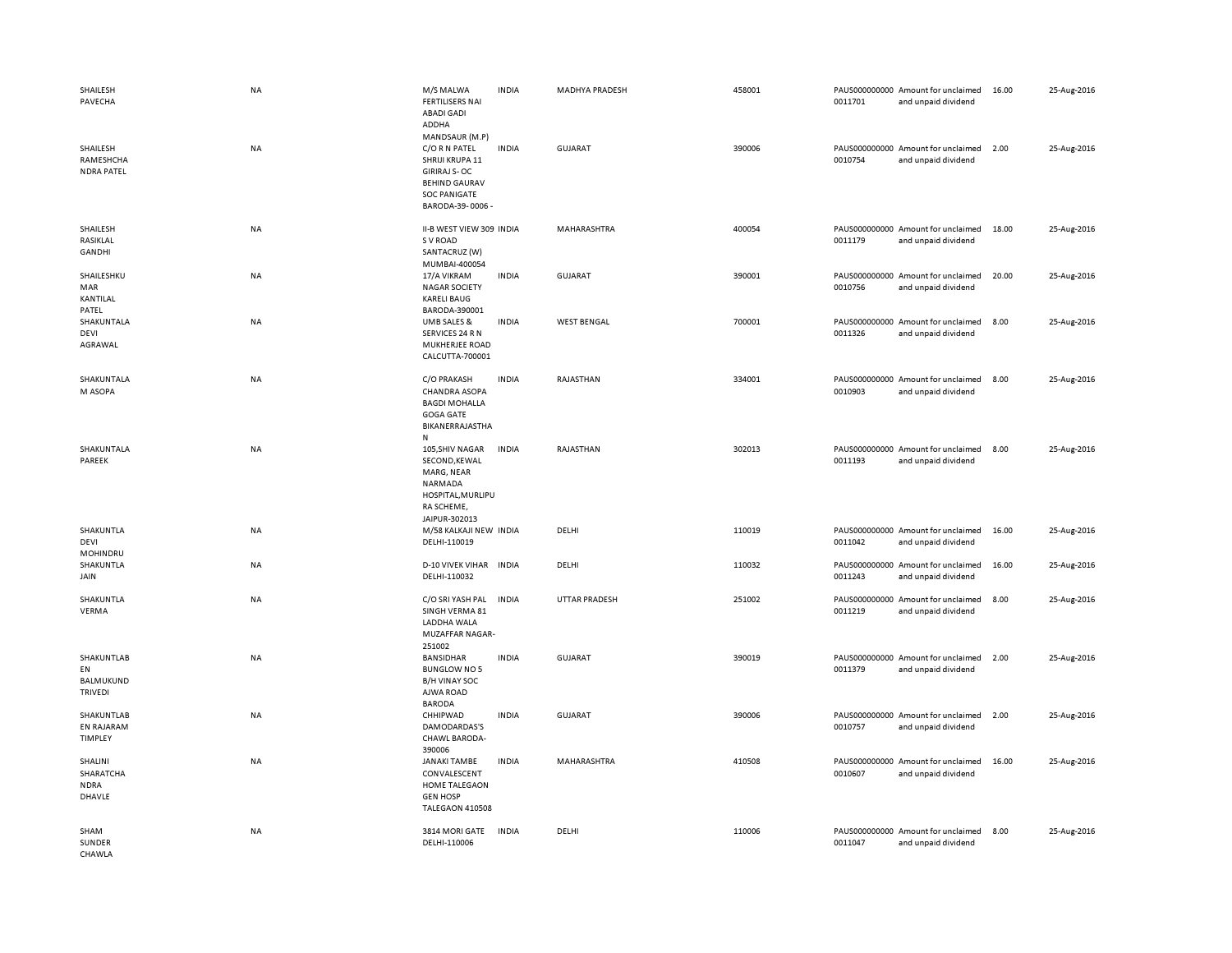| | | | | | | | | | |
|---|---|---|---|---|---|---|---|---|---|
| SHAILESH PAVECHA | NA | M/S MALWA FERTILISERS NAI ABADI GADI ADDHA MANDSAUR (M.P) | INDIA | MADHYA PRADESH | 458001 | PAUS0000000000011701 | Amount for unclaimed and unpaid dividend | 16.00 | 25-Aug-2016 |
| SHAILESH RAMESHCHANDRA PATEL | NA | C/O R N PATEL SHRIJI KRUPA 11 GIRIRAJ S- OC BEHIND GAURAV SOC PANIGATE BARODA-39- 0006 - | INDIA | GUJARAT | 390006 | PAUS0000000000010754 | Amount for unclaimed and unpaid dividend | 2.00 | 25-Aug-2016 |
| SHAILESH RASIKLAL GANDHI | NA | II-B WEST VIEW 309 S V ROAD SANTACRUZ (W) MUMBAI-400054 | INDIA | MAHARASHTRA | 400054 | PAUS0000000000011179 | Amount for unclaimed and unpaid dividend | 18.00 | 25-Aug-2016 |
| SHAILESHKUMAR KANTILAL PATEL | NA | 17/A VIKRAM NAGAR SOCIETY KARELI BAUG BARODA-390001 | INDIA | GUJARAT | 390001 | PAUS0000000000010756 | Amount for unclaimed and unpaid dividend | 20.00 | 25-Aug-2016 |
| SHAKUNTALA DEVI AGRAWAL | NA | UMB SALES & SERVICES 24 R N MUKHERJEE ROAD CALCUTTA-700001 | INDIA | WEST BENGAL | 700001 | PAUS0000000000011326 | Amount for unclaimed and unpaid dividend | 8.00 | 25-Aug-2016 |
| SHAKUNTALA M ASOPA | NA | C/O PRAKASH CHANDRA ASOPA BAGDI MOHALLA GOGA GATE BIKANERRAJASTHAN | INDIA | RAJASTHAN | 334001 | PAUS0000000000010903 | Amount for unclaimed and unpaid dividend | 8.00 | 25-Aug-2016 |
| SHAKUNTALA PAREEK | NA | 105,SHIV NAGAR SECOND,KEWAL MARG, NEAR NARMADA HOSPITAL,MURLIPURA SCHEME, JAIPUR-302013 | INDIA | RAJASTHAN | 302013 | PAUS0000000000011193 | Amount for unclaimed and unpaid dividend | 8.00 | 25-Aug-2016 |
| SHAKUNTLA DEVI MOHINDRU | NA | M/58 KALKAJI NEW DELHI-110019 | INDIA | DELHI | 110019 | PAUS0000000000011042 | Amount for unclaimed and unpaid dividend | 16.00 | 25-Aug-2016 |
| SHAKUNTLA JAIN | NA | D-10 VIVEK VIHAR DELHI-110032 | INDIA | DELHI | 110032 | PAUS0000000000011243 | Amount for unclaimed and unpaid dividend | 16.00 | 25-Aug-2016 |
| SHAKUNTLA VERMA | NA | C/O SRI YASH PAL SINGH VERMA 81 LADDHA WALA MUZAFFAR NAGAR-251002 | INDIA | UTTAR PRADESH | 251002 | PAUS0000000000011219 | Amount for unclaimed and unpaid dividend | 8.00 | 25-Aug-2016 |
| SHAKUNTLABEN BALMUKUND TRIVEDI | NA | BANSIDHAR BUNGLOW NO 5 B/H VINAY SOC AJWA ROAD BARODA | INDIA | GUJARAT | 390019 | PAUS0000000000011379 | Amount for unclaimed and unpaid dividend | 2.00 | 25-Aug-2016 |
| SHAKUNTLABEN RAJARAM TIMPLEY | NA | CHHIPWAD DAMODARDAS'S CHAWL BARODA-390006 | INDIA | GUJARAT | 390006 | PAUS0000000000010757 | Amount for unclaimed and unpaid dividend | 2.00 | 25-Aug-2016 |
| SHALINI SHARATCHANDRA DHAVLE | NA | JANAKI TAMBE CONVALESCENT HOME TALEGAON GEN HOSP TALEGAON 410508 | INDIA | MAHARASHTRA | 410508 | PAUS0000000000010607 | Amount for unclaimed and unpaid dividend | 16.00 | 25-Aug-2016 |
| SHAM SUNDER CHAWLA | NA | 3814 MORI GATE DELHI-110006 | INDIA | DELHI | 110006 | PAUS0000000000011047 | Amount for unclaimed and unpaid dividend | 8.00 | 25-Aug-2016 |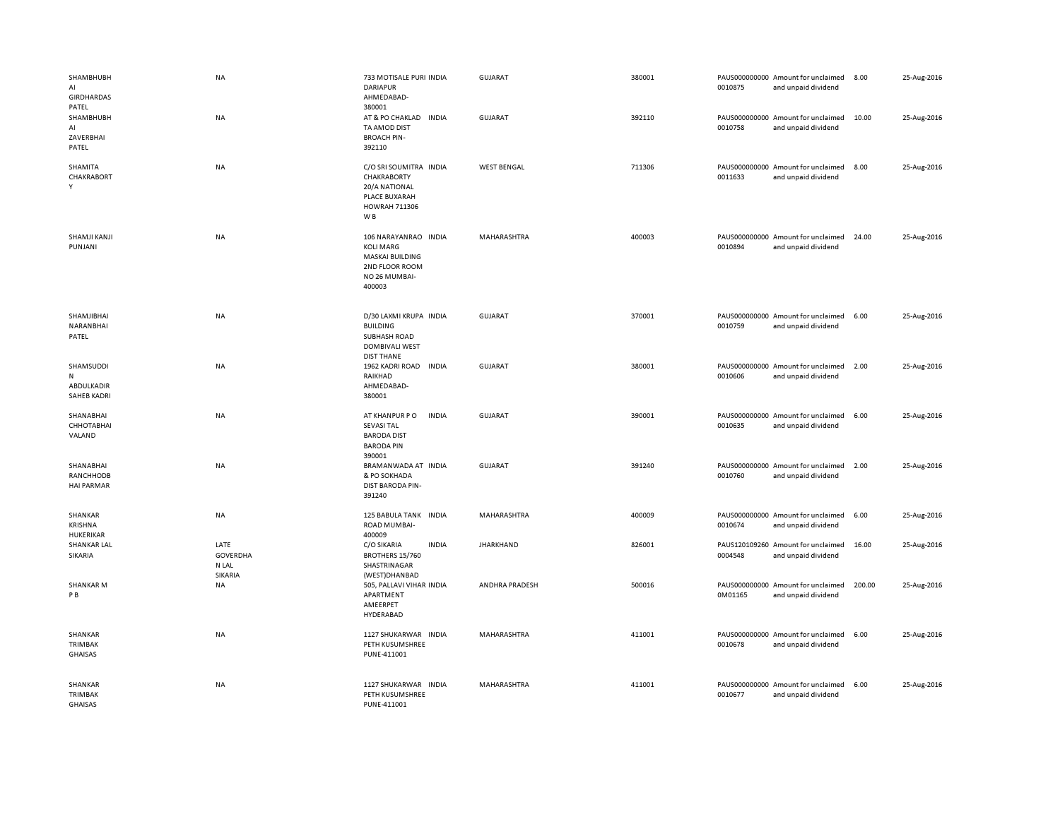| | | | | | | | | | |
|---|---|---|---|---|---|---|---|---|---|
| SHAMBHUBHAI GIRDHARDAS PATEL | NA | 733 MOTISALE PURI DARIAPUR AHMEDABAD-380001 | INDIA | GUJARAT | 380001 | PAUS000000000 0010875 | Amount for unclaimed and unpaid dividend | 8.00 | 25-Aug-2016 |
| SHAMBHUBHAI ZAVERBHAI PATEL | NA | AT & PO CHAKLAD TA AMOD DIST BROACH PIN-392110 | INDIA | GUJARAT | 392110 | PAUS000000000 0010758 | Amount for unclaimed and unpaid dividend | 10.00 | 25-Aug-2016 |
| SHAMITA CHAKRABORTY | NA | C/O SRI SOUMITRA CHAKRABORTY 20/A NATIONAL PLACE BUXARAH HOWRAH 711306 W B | INDIA | WEST BENGAL | 711306 | PAUS000000000 0011633 | Amount for unclaimed and unpaid dividend | 8.00 | 25-Aug-2016 |
| SHAMJI KANJI PUNJANI | NA | 106 NARAYANRAO KOLI MARG MASKAI BUILDING 2ND FLOOR ROOM NO 26 MUMBAI-400003 | INDIA | MAHARASHTRA | 400003 | PAUS000000000 0010894 | Amount for unclaimed and unpaid dividend | 24.00 | 25-Aug-2016 |
| SHAMJIBHAI NARANBHAI PATEL | NA | D/30 LAXMI KRUPA BUILDING SUBHASH ROAD DOMBIVALI WEST DIST THANE | INDIA | GUJARAT | 370001 | PAUS000000000 0010759 | Amount for unclaimed and unpaid dividend | 6.00 | 25-Aug-2016 |
| SHAMSUDDIN ABDULKADIR SAHEB KADRI | NA | 1962 KADRI ROAD RAIKHAD AHMEDABAD-380001 | INDIA | GUJARAT | 380001 | PAUS000000000 0010606 | Amount for unclaimed and unpaid dividend | 2.00 | 25-Aug-2016 |
| SHANABHAI CHHOTABHAI VALAND | NA | AT KHANPUR P O SEVASI TAL BARODA DIST BARODA PIN 390001 | INDIA | GUJARAT | 390001 | PAUS000000000 0010635 | Amount for unclaimed and unpaid dividend | 6.00 | 25-Aug-2016 |
| SHANABHAI RANCHHODBHAI PARMAR | NA | BRAMANWADA AT & PO SOKHADA DIST BARODA PIN-391240 | INDIA | GUJARAT | 391240 | PAUS000000000 0010760 | Amount for unclaimed and unpaid dividend | 2.00 | 25-Aug-2016 |
| SHANKAR KRISHNA HUKERIKAR | NA | 125 BABULA TANK ROAD MUMBAI-400009 | INDIA | MAHARASHTRA | 400009 | PAUS000000000 0010674 | Amount for unclaimed and unpaid dividend | 6.00 | 25-Aug-2016 |
| SHANKAR LAL SIKARIA | LATE GOVERDHAN LAL SIKARIA | C/O SIKARIA BROTHERS 15/760 SHASTRINAGAR (WEST)DHANBAD | INDIA | JHARKHAND | 826001 | PAUS120109260 0004548 | Amount for unclaimed and unpaid dividend | 16.00 | 25-Aug-2016 |
| SHANKAR M P B | NA | 505, PALLAVI VIHAR APARTMENT AMEERPET HYDERABAD | INDIA | ANDHRA PRADESH | 500016 | PAUS000000000 0M01165 | Amount for unclaimed and unpaid dividend | 200.00 | 25-Aug-2016 |
| SHANKAR TRIMBAK GHAISAS | NA | 1127 SHUKARWAR PETH KUSUMSHREE PUNE-411001 | INDIA | MAHARASHTRA | 411001 | PAUS000000000 0010678 | Amount for unclaimed and unpaid dividend | 6.00 | 25-Aug-2016 |
| SHANKAR TRIMBAK GHAISAS | NA | 1127 SHUKARWAR PETH KUSUMSHREE PUNE-411001 | INDIA | MAHARASHTRA | 411001 | PAUS000000000 0010677 | Amount for unclaimed and unpaid dividend | 6.00 | 25-Aug-2016 |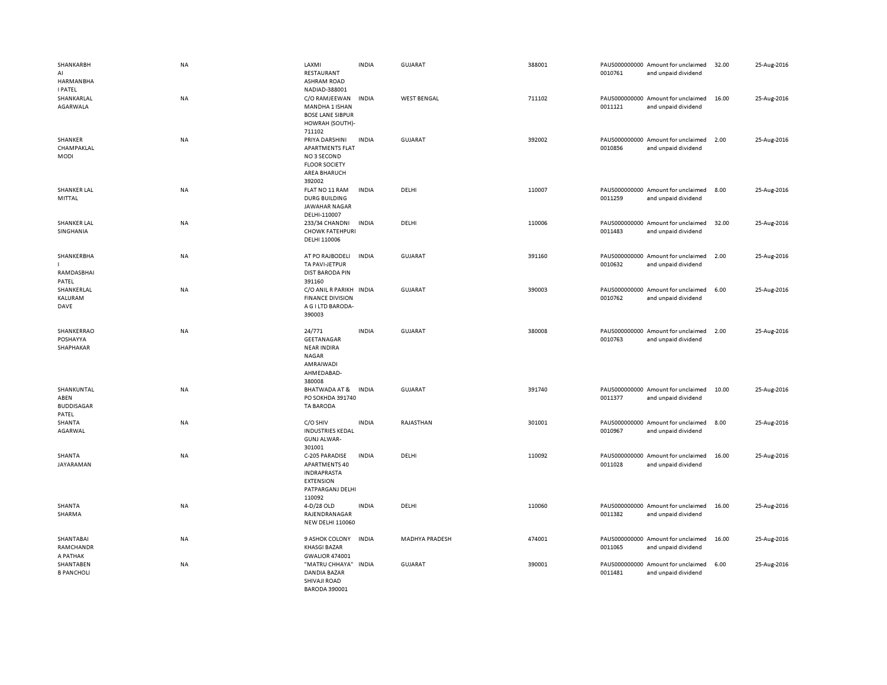| | | | | | | | | | | |
|---|---|---|---|---|---|---|---|---|---|---|
| SHANKARBHAI HARMANBHAI PATEL | NA | LAXMI RESTAURANT ASHRAM ROAD NADIAD-388001 | INDIA | GUJARAT | 388001 | PAUS0000000000010761 | Amount for unclaimed and unpaid dividend | 32.00 | 25-Aug-2016 |
| SHANKARLAL AGARWALA | NA | C/O RAMJEEWAN MANDHA 1 ISHAN BOSE LANE SIBPUR HOWRAH (SOUTH)-711102 | INDIA | WEST BENGAL | 711102 | PAUS0000000000011121 | Amount for unclaimed and unpaid dividend | 16.00 | 25-Aug-2016 |
| SHANKER CHAMPAKLAL MODI | NA | PRIYA DARSHINI APARTMENTS FLAT NO 3 SECOND FLOOR SOCIETY AREA BHARUCH 392002 | INDIA | GUJARAT | 392002 | PAUS0000000000010856 | Amount for unclaimed and unpaid dividend | 2.00 | 25-Aug-2016 |
| SHANKER LAL MITTAL | NA | FLAT NO 11 RAM DURG BUILDING JAWAHAR NAGAR DELHI-110007 | INDIA | DELHI | 110007 | PAUS0000000000011259 | Amount for unclaimed and unpaid dividend | 8.00 | 25-Aug-2016 |
| SHANKER LAL SINGHANIA | NA | 233/34 CHANDNI CHOWK FATEHPURI DELHI 110006 | INDIA | DELHI | 110006 | PAUS0000000000011483 | Amount for unclaimed and unpaid dividend | 32.00 | 25-Aug-2016 |
| SHANKERBHAI RAMDASBHAI PATEL | NA | AT PO RAJBODELI TA PAVI-JETPUR DIST BARODA PIN 391160 | INDIA | GUJARAT | 391160 | PAUS0000000000010632 | Amount for unclaimed and unpaid dividend | 2.00 | 25-Aug-2016 |
| SHANKERLAL KALURAM DAVE | NA | C/O ANIL R PARIKH FINANCE DIVISION A G I LTD BARODA-390003 | INDIA | GUJARAT | 390003 | PAUS0000000000010762 | Amount for unclaimed and unpaid dividend | 6.00 | 25-Aug-2016 |
| SHANKERRAO POSHAYYA SHAPHAKAR | NA | 24/771 GEETANAGAR NEAR INDIRA NAGAR AMRAIWADI AHMEDABAD-380008 | INDIA | GUJARAT | 380008 | PAUS0000000000010763 | Amount for unclaimed and unpaid dividend | 2.00 | 25-Aug-2016 |
| SHANKUNTALABEN BUDDISAGAR PATEL | NA | BHATWADA AT & PO SOKHDA 391740 TA BARODA | INDIA | GUJARAT | 391740 | PAUS0000000000011377 | Amount for unclaimed and unpaid dividend | 10.00 | 25-Aug-2016 |
| SHANTA AGARWAL | NA | C/O SHIV INDUSTRIES KEDAL GUNJ ALWAR-301001 | INDIA | RAJASTHAN | 301001 | PAUS0000000000010967 | Amount for unclaimed and unpaid dividend | 8.00 | 25-Aug-2016 |
| SHANTA JAYARAMAN | NA | C-205 PARADISE APARTMENTS 40 INDRAPRASTA EXTENSION PATPARGANJ DELHI 110092 | INDIA | DELHI | 110092 | PAUS0000000000011028 | Amount for unclaimed and unpaid dividend | 16.00 | 25-Aug-2016 |
| SHANTA SHARMA | NA | 4-D/28 OLD RAJENDRANAGAR NEW DELHI 110060 | INDIA | DELHI | 110060 | PAUS0000000000011382 | Amount for unclaimed and unpaid dividend | 16.00 | 25-Aug-2016 |
| SHANTABAI RAMCHANDRA PATHAK | NA | 9 ASHOK COLONY KHASGI BAZAR GWALIOR 474001 | INDIA | MADHYA PRADESH | 474001 | PAUS0000000000011065 | Amount for unclaimed and unpaid dividend | 16.00 | 25-Aug-2016 |
| SHANTABEN B PANCHOLI | NA | "MATRU CHHAYA" DANDIA BAZAR SHIVAJI ROAD BARODA 390001 | INDIA | GUJARAT | 390001 | PAUS0000000000011481 | Amount for unclaimed and unpaid dividend | 6.00 | 25-Aug-2016 |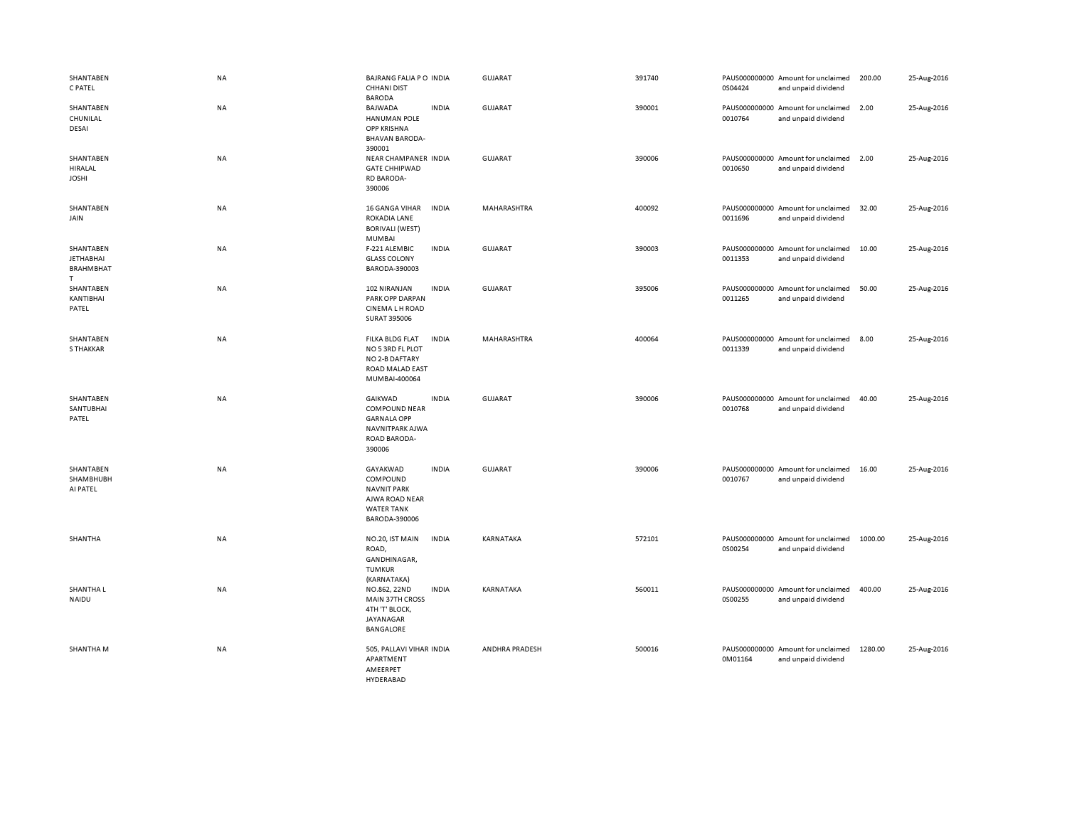| | | | | | | | | | |
|---|---|---|---|---|---|---|---|---|---|
| SHANTABEN C PATEL | NA | BAJRANG FALIA P O CHHANI DIST BARODA | INDIA | GUJARAT | 391740 | PAUS0000000000S04424 | Amount for unclaimed and unpaid dividend | 200.00 | 25-Aug-2016 |
| SHANTABEN CHUNILAL DESAI | NA | BAJWADA HANUMAN POLE OPP KRISHNA BHAVAN BARODA-390001 | INDIA | GUJARAT | 390001 | PAUS0000000000010764 | Amount for unclaimed and unpaid dividend | 2.00 | 25-Aug-2016 |
| SHANTABEN HIRALAL JOSHI | NA | NEAR CHAMPANER GATE CHHIPWAD RD BARODA-390006 | INDIA | GUJARAT | 390006 | PAUS0000000000010650 | Amount for unclaimed and unpaid dividend | 2.00 | 25-Aug-2016 |
| SHANTABEN JAIN | NA | 16 GANGA VIHAR ROKADIA LANE BORIVALI (WEST) MUMBAI | INDIA | MAHARASHTRA | 400092 | PAUS0000000000011696 | Amount for unclaimed and unpaid dividend | 32.00 | 25-Aug-2016 |
| SHANTABEN JETHABHAI BRAHMBHATT | NA | F-221 ALEMBIC GLASS COLONY BARODA-390003 | INDIA | GUJARAT | 390003 | PAUS0000000000011353 | Amount for unclaimed and unpaid dividend | 10.00 | 25-Aug-2016 |
| SHANTABEN KANTIBHAI PATEL | NA | 102 NIRANJAN PARK OPP DARPAN CINEMA L H ROAD SURAT 395006 | INDIA | GUJARAT | 395006 | PAUS0000000000011265 | Amount for unclaimed and unpaid dividend | 50.00 | 25-Aug-2016 |
| SHANTABEN S THAKKAR | NA | FILKA BLDG FLAT NO 5 3RD FL PLOT NO 2-B DAFTARY ROAD MALAD EAST MUMBAI-400064 | INDIA | MAHARASHTRA | 400064 | PAUS0000000000011339 | Amount for unclaimed and unpaid dividend | 8.00 | 25-Aug-2016 |
| SHANTABEN SANTUBHAI PATEL | NA | GAIKWAD COMPOUND NEAR GARNALA OPP NAVNITPARK AJWA ROAD BARODA-390006 | INDIA | GUJARAT | 390006 | PAUS0000000000010768 | Amount for unclaimed and unpaid dividend | 40.00 | 25-Aug-2016 |
| SHANTABEN SHAMBHUBHAI PATEL | NA | GAYAKWAD COMPOUND NAVNIT PARK AJWA ROAD NEAR WATER TANK BARODA-390006 | INDIA | GUJARAT | 390006 | PAUS0000000000010767 | Amount for unclaimed and unpaid dividend | 16.00 | 25-Aug-2016 |
| SHANTHA | NA | NO.20, IST MAIN ROAD, GANDHINAGAR, TUMKUR (KARNATAKA) | INDIA | KARNATAKA | 572101 | PAUS0000000000S00254 | Amount for unclaimed and unpaid dividend | 1000.00 | 25-Aug-2016 |
| SHANTHA L NAIDU | NA | NO.862, 22ND MAIN 37TH CROSS 4TH 'T' BLOCK, JAYANAGAR BANGALORE | INDIA | KARNATAKA | 560011 | PAUS0000000000S00255 | Amount for unclaimed and unpaid dividend | 400.00 | 25-Aug-2016 |
| SHANTHA M | NA | 505, PALLAVI VIHAR APARTMENT AMEERPET HYDERABAD | INDIA | ANDHRA PRADESH | 500016 | PAUS0000000000M01164 | Amount for unclaimed and unpaid dividend | 1280.00 | 25-Aug-2016 |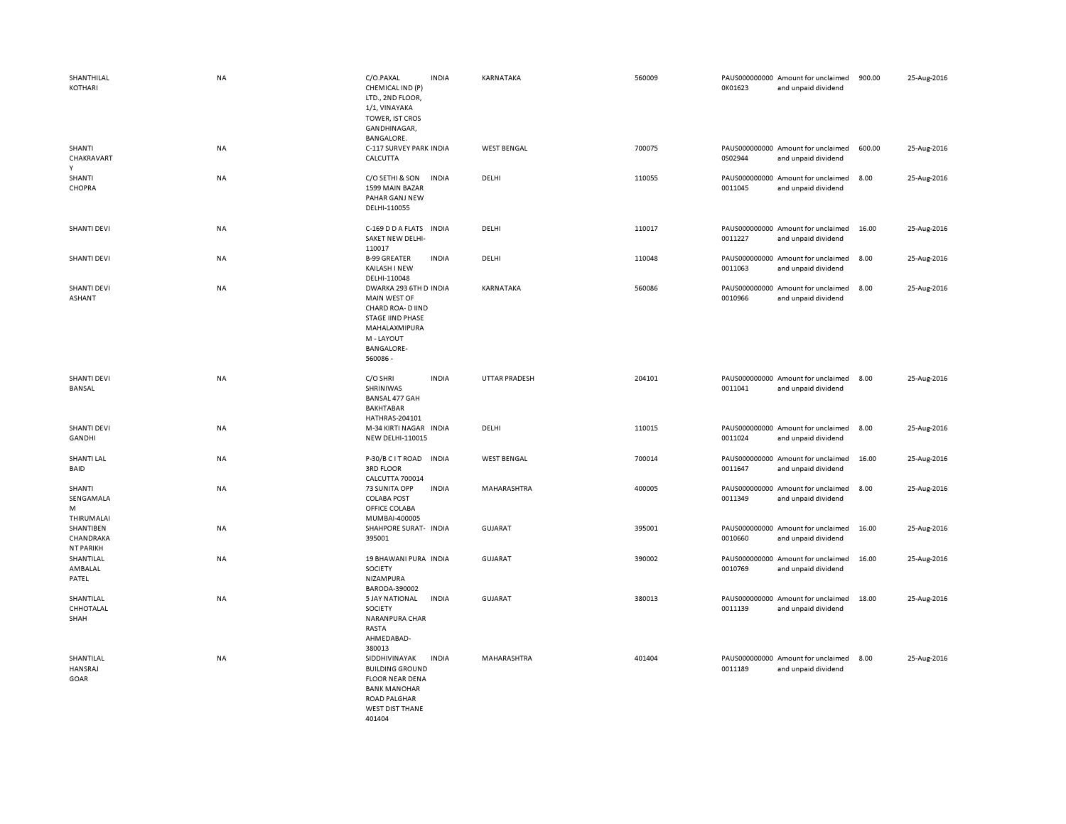| | | | | | | | | | |
|---|---|---|---|---|---|---|---|---|---|
| SHANTHILAL KOTHARI | NA | C/O.PAXAL CHEMICAL IND (P) LTD., 2ND FLOOR, 1/1, VINAYAKA TOWER, IST CROS GANDHINAGAR, BANGALORE. | INDIA | KARNATAKA | 560009 | PAUS0000000000K01623 | Amount for unclaimed and unpaid dividend | 900.00 | 25-Aug-2016 |
| SHANTI CHAKRAVARTY | NA | C-117 SURVEY PARK CALCUTTA | INDIA | WEST BENGAL | 700075 | PAUS0000000000S02944 | Amount for unclaimed and unpaid dividend | 600.00 | 25-Aug-2016 |
| SHANTI CHOPRA | NA | C/O SETHI & SON 1599 MAIN BAZAR PAHAR GANJ NEW DELHI-110055 | INDIA | DELHI | 110055 | PAUS0000000000011045 | Amount for unclaimed and unpaid dividend | 8.00 | 25-Aug-2016 |
| SHANTI DEVI | NA | C-169 D D A FLATS SAKET NEW DELHI-110017 | INDIA | DELHI | 110017 | PAUS0000000000011227 | Amount for unclaimed and unpaid dividend | 16.00 | 25-Aug-2016 |
| SHANTI DEVI | NA | B-99 GREATER KAILASH I NEW DELHI-110048 | INDIA | DELHI | 110048 | PAUS0000000000011063 | Amount for unclaimed and unpaid dividend | 8.00 | 25-Aug-2016 |
| SHANTI DEVI ASHANT | NA | DWARKA 293 6TH D MAIN WEST OF CHARD ROA- D IIND STAGE IIND PHASE MAHALAXMIPURAM - LAYOUT BANGALORE-560086 - | INDIA | KARNATAKA | 560086 | PAUS0000000000010966 | Amount for unclaimed and unpaid dividend | 8.00 | 25-Aug-2016 |
| SHANTI DEVI BANSAL | NA | C/O SHRI SHRINIWAS BANSAL 477 GAH BAKHTABAR HATHRAS-204101 | INDIA | UTTAR PRADESH | 204101 | PAUS0000000000011041 | Amount for unclaimed and unpaid dividend | 8.00 | 25-Aug-2016 |
| SHANTI DEVI GANDHI | NA | M-34 KIRTI NAGAR NEW DELHI-110015 | INDIA | DELHI | 110015 | PAUS0000000000011024 | Amount for unclaimed and unpaid dividend | 8.00 | 25-Aug-2016 |
| SHANTI LAL BAID | NA | P-30/B C I T ROAD 3RD FLOOR CALCUTTA 700014 | INDIA | WEST BENGAL | 700014 | PAUS0000000000011647 | Amount for unclaimed and unpaid dividend | 16.00 | 25-Aug-2016 |
| SHANTI SENGAMALAM THIRUMALAI | NA | 73 SUNITA OPP COLABA POST OFFICE COLABA MUMBAI-400005 | INDIA | MAHARASHTRA | 400005 | PAUS0000000000011349 | Amount for unclaimed and unpaid dividend | 8.00 | 25-Aug-2016 |
| SHANTIBEN CHANDRAKANT PARIKH | NA | SHAHPORE SURAT-395001 | INDIA | GUJARAT | 395001 | PAUS0000000000010660 | Amount for unclaimed and unpaid dividend | 16.00 | 25-Aug-2016 |
| SHANTILAL AMBALAL PATEL | NA | 19 BHAWANI PURA SOCIETY NIZAMPURA BARODA-390002 | INDIA | GUJARAT | 390002 | PAUS0000000000010769 | Amount for unclaimed and unpaid dividend | 16.00 | 25-Aug-2016 |
| SHANTILAL CHHOTALAL SHAH | NA | 5 JAY NATIONAL SOCIETY NARANPURA CHAR RASTA AHMEDABAD-380013 | INDIA | GUJARAT | 380013 | PAUS0000000000011139 | Amount for unclaimed and unpaid dividend | 18.00 | 25-Aug-2016 |
| SHANTILAL HANSRAJ GOAR | NA | SIDDHIVINAYAK BUILDING GROUND FLOOR NEAR DENA BANK MANOHAR ROAD PALGHAR WEST DIST THANE 401404 | INDIA | MAHARASHTRA | 401404 | PAUS0000000000011189 | Amount for unclaimed and unpaid dividend | 8.00 | 25-Aug-2016 |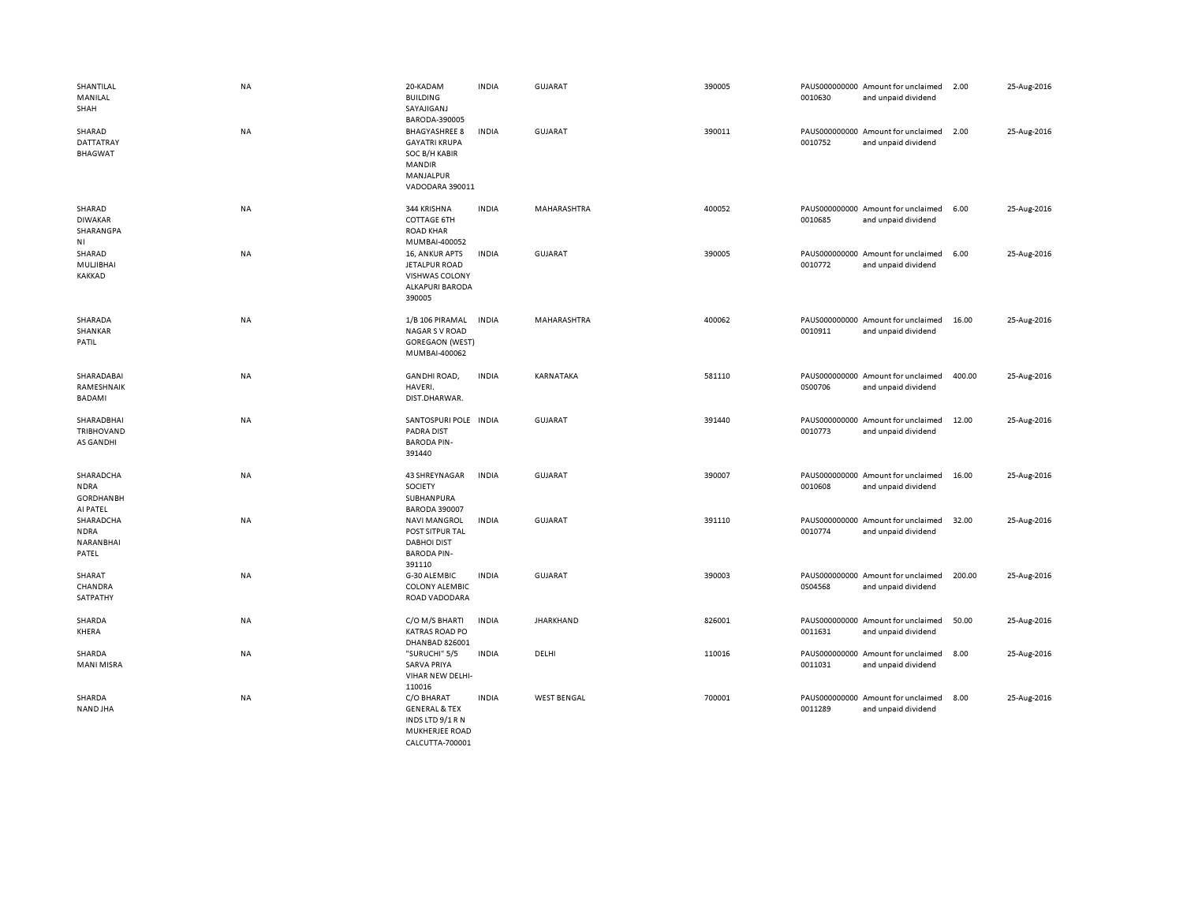| | | | | | | | | | |
|---|---|---|---|---|---|---|---|---|---|
| SHANTILAL MANILAL SHAH | NA | 20-KADAM BUILDING SAYAJIGANJ BARODA-390005 | INDIA | GUJARAT | 390005 | PAUS0000000000010630 | Amount for unclaimed and unpaid dividend | 2.00 | 25-Aug-2016 |
| SHARAD DATTATRAY BHAGWAT | NA | BHAGYASHREE 8 GAYATRI KRUPA SOC B/H KABIR MANDIR MANJALPUR VADODARA 390011 | INDIA | GUJARAT | 390011 | PAUS0000000000010752 | Amount for unclaimed and unpaid dividend | 2.00 | 25-Aug-2016 |
| SHARAD DIWAKAR SHARANGPANI | NA | 344 KRISHNA COTTAGE 6TH ROAD KHAR MUMBAI-400052 | INDIA | MAHARASHTRA | 400052 | PAUS0000000000010685 | Amount for unclaimed and unpaid dividend | 6.00 | 25-Aug-2016 |
| SHARAD MULJIBHAI KAKKAD | NA | 16, ANKUR APTS JETALPUR ROAD VISHWAS COLONY ALKAPURI BARODA 390005 | INDIA | GUJARAT | 390005 | PAUS0000000000010772 | Amount for unclaimed and unpaid dividend | 6.00 | 25-Aug-2016 |
| SHARADA SHANKAR PATIL | NA | 1/B 106 PIRAMAL NAGAR S V ROAD GOREGAON (WEST) MUMBAI-400062 | INDIA | MAHARASHTRA | 400062 | PAUS0000000000010911 | Amount for unclaimed and unpaid dividend | 16.00 | 25-Aug-2016 |
| SHARADABAI RAMESHNAIK BADAMI | NA | GANDHI ROAD, HAVERI. DIST.DHARWAR. | INDIA | KARNATAKA | 581110 | PAUS0000000000S00706 | Amount for unclaimed and unpaid dividend | 400.00 | 25-Aug-2016 |
| SHARADBHAI TRIBHOVANDAS GANDHI | NA | SANTOSPURI POLE PADRA DIST BARODA PIN-391440 | INDIA | GUJARAT | 391440 | PAUS0000000000010773 | Amount for unclaimed and unpaid dividend | 12.00 | 25-Aug-2016 |
| SHARADCHANDRA GORDHANBHAI PATEL | NA | 43 SHREYNAGAR SOCIETY SUBHANPURA BARODA 390007 | INDIA | GUJARAT | 390007 | PAUS0000000000010608 | Amount for unclaimed and unpaid dividend | 16.00 | 25-Aug-2016 |
| SHARADCHANDRA NARANBHAI PATEL | NA | NAVI MANGROL POST SITPUR TAL DABHOI DIST BARODA PIN-391110 | INDIA | GUJARAT | 391110 | PAUS0000000000010774 | Amount for unclaimed and unpaid dividend | 32.00 | 25-Aug-2016 |
| SHARAT CHANDRA SATPATHY | NA | G-30 ALEMBIC COLONY ALEMBIC ROAD VADODARA | INDIA | GUJARAT | 390003 | PAUS0000000000S04568 | Amount for unclaimed and unpaid dividend | 200.00 | 25-Aug-2016 |
| SHARDA KHERA | NA | C/O M/S BHARTI KATRAS ROAD PO DHANBAD 826001 | INDIA | JHARKHAND | 826001 | PAUS0000000000011631 | Amount for unclaimed and unpaid dividend | 50.00 | 25-Aug-2016 |
| SHARDA MANI MISRA | NA | "SURUCHI" 5/5 SARVA PRIYA VIHAR NEW DELHI-110016 | INDIA | DELHI | 110016 | PAUS0000000000011031 | Amount for unclaimed and unpaid dividend | 8.00 | 25-Aug-2016 |
| SHARDA NAND JHA | NA | C/O BHARAT GENERAL & TEX INDS LTD 9/1 R N MUKHERJEE ROAD CALCUTTA-700001 | INDIA | WEST BENGAL | 700001 | PAUS0000000000011289 | Amount for unclaimed and unpaid dividend | 8.00 | 25-Aug-2016 |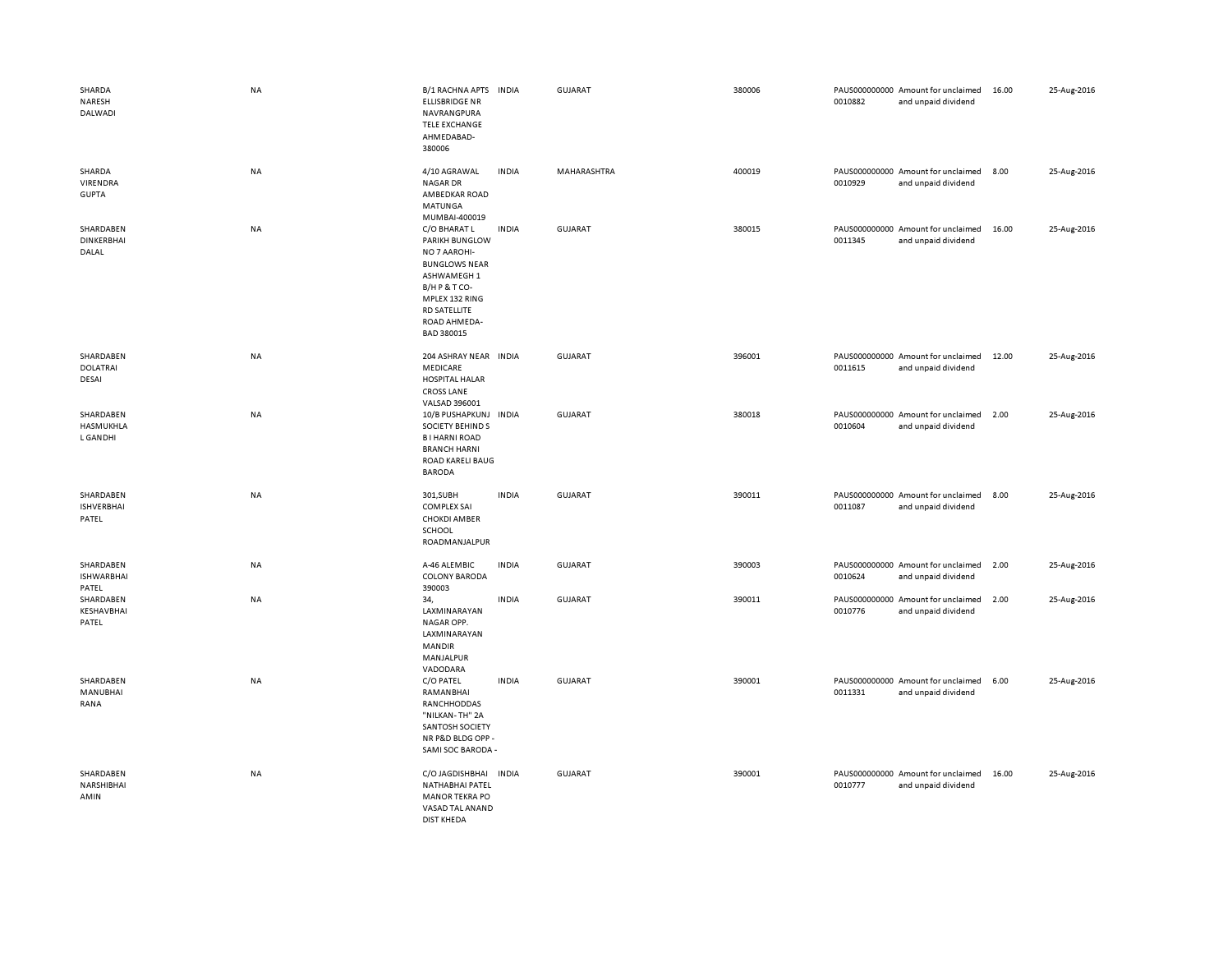| | | | | | | | | | |
|---|---|---|---|---|---|---|---|---|---|
| SHARDA NARESH DALWADI | NA | B/1 RACHNA APTS ELLISBRIDGE NR NAVRANGPURA TELE EXCHANGE AHMEDABAD-380006 | INDIA | GUJARAT | 380006 | PAUS000000000 0010882 | Amount for unclaimed and unpaid dividend | 16.00 | 25-Aug-2016 |
| SHARDA VIRENDRA GUPTA | NA | 4/10 AGRAWAL NAGAR DR AMBEDKAR ROAD MATUNGA MUMBAI-400019 | INDIA | MAHARASHTRA | 400019 | PAUS000000000 0010929 | Amount for unclaimed and unpaid dividend | 8.00 | 25-Aug-2016 |
| SHARDABEN DINKERBHAI DALAL | NA | C/O BHARAT L PARIKH BUNGLOW NO 7 AAROHI-BUNGLOWS NEAR ASHWAMEGH 1 B/H P & T CO-MPLEX 132 RING RD SATELLITE ROAD AHMEDA-BAD 380015 | INDIA | GUJARAT | 380015 | PAUS000000000 0011345 | Amount for unclaimed and unpaid dividend | 16.00 | 25-Aug-2016 |
| SHARDABEN DOLATRAI DESAI | NA | 204 ASHRAY NEAR MEDICARE HOSPITAL HALAR CROSS LANE VALSAD 396001 | INDIA | GUJARAT | 396001 | PAUS000000000 0011615 | Amount for unclaimed and unpaid dividend | 12.00 | 25-Aug-2016 |
| SHARDABEN HASMUKHLA L GANDHI | NA | 10/B PUSHAPKUNJ SOCIETY BEHIND S B I HARNI ROAD BRANCH HARNI ROAD KARELI BAUG BARODA | INDIA | GUJARAT | 380018 | PAUS000000000 0010604 | Amount for unclaimed and unpaid dividend | 2.00 | 25-Aug-2016 |
| SHARDABEN ISHVERBHAI PATEL | NA | 301,SUBH COMPLEX SAI CHOKDI AMBER SCHOOL ROADMANJALPUR | INDIA | GUJARAT | 390011 | PAUS000000000 0011087 | Amount for unclaimed and unpaid dividend | 8.00 | 25-Aug-2016 |
| SHARDABEN ISHWARBHAI PATEL | NA | A-46 ALEMBIC COLONY BARODA 390003 | INDIA | GUJARAT | 390003 | PAUS000000000 0010624 | Amount for unclaimed and unpaid dividend | 2.00 | 25-Aug-2016 |
| SHARDABEN KESHAVBHAI PATEL | NA | 34, LAXMINARAYAN NAGAR OPP. LAXMINARAYAN MANDIR MANJALPUR VADODARA | INDIA | GUJARAT | 390011 | PAUS000000000 0010776 | Amount for unclaimed and unpaid dividend | 2.00 | 25-Aug-2016 |
| SHARDABEN MANUBHAI RANA | NA | C/O PATEL RAMANBHAI RANCHHODDAS "NILKAN- TH" 2A SANTOSH SOCIETY NR P&D BLDG OPP - SAMI SOC BARODA - | INDIA | GUJARAT | 390001 | PAUS000000000 0011331 | Amount for unclaimed and unpaid dividend | 6.00 | 25-Aug-2016 |
| SHARDABEN NARSHIBHAI AMIN | NA | C/O JAGDISHBHAI NATHABHAI PATEL MANOR TEKRA PO VASAD TAL ANAND DIST KHEDA | INDIA | GUJARAT | 390001 | PAUS000000000 0010777 | Amount for unclaimed and unpaid dividend | 16.00 | 25-Aug-2016 |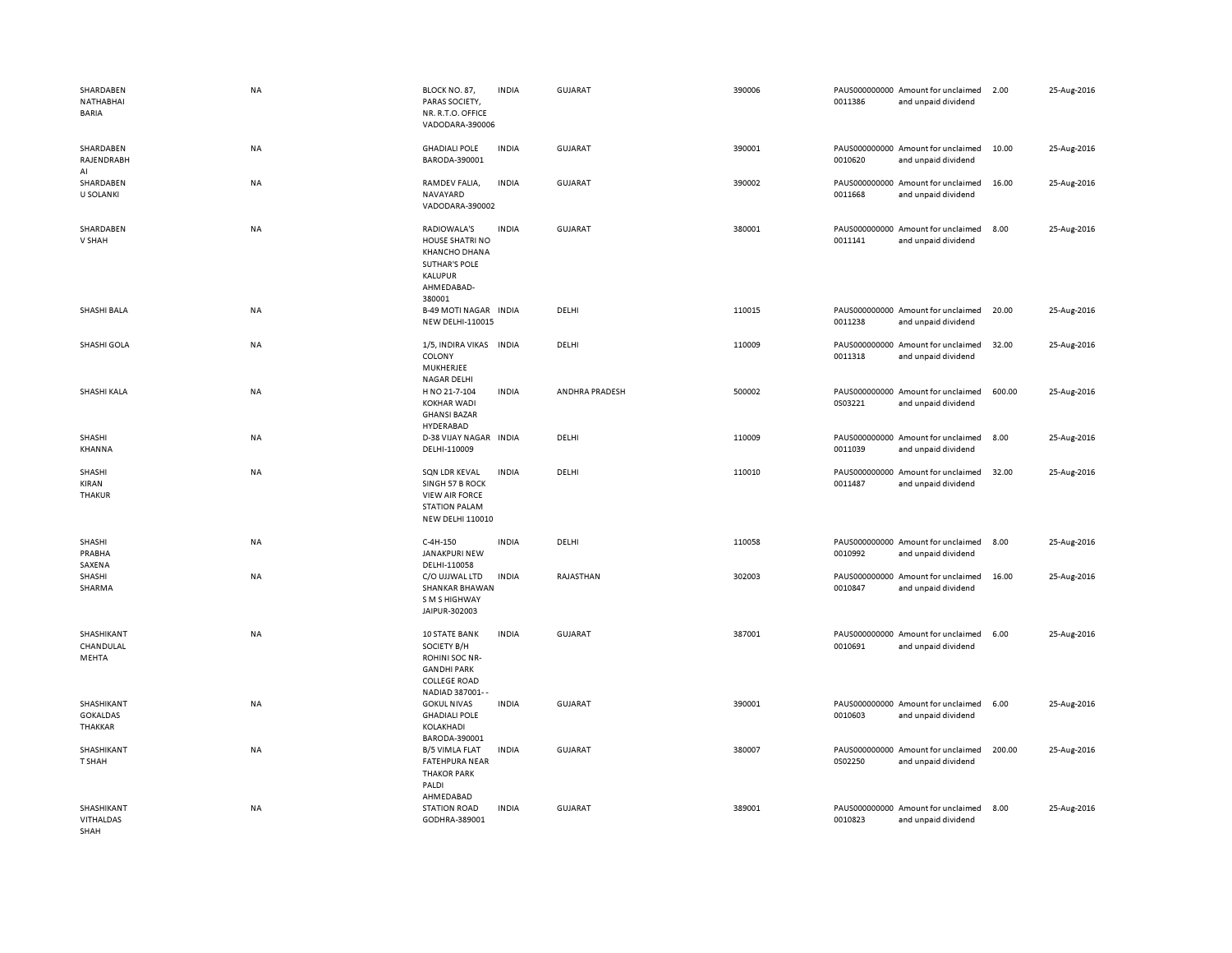| | | | | | | | | | |
|---|---|---|---|---|---|---|---|---|---|
| SHARDABEN NATHABHAI BARIA | NA | BLOCK NO. 87, PARAS SOCIETY, NR. R.T.O. OFFICE VADODARA-390006 | INDIA | GUJARAT | 390006 | PAUS0000000000011386 | Amount for unclaimed and unpaid dividend | 2.00 | 25-Aug-2016 |
| SHARDABEN RAJENDRABHAI | NA | GHADIALI POLE BARODA-390001 | INDIA | GUJARAT | 390001 | PAUS0000000000010620 | Amount for unclaimed and unpaid dividend | 10.00 | 25-Aug-2016 |
| SHARDABEN U SOLANKI | NA | RAMDEV FALIA, NAVAYARD VADODARA-390002 | INDIA | GUJARAT | 390002 | PAUS0000000000011668 | Amount for unclaimed and unpaid dividend | 16.00 | 25-Aug-2016 |
| SHARDABEN V SHAH | NA | RADIOWALA'S HOUSE SHATRI NO KHANCHO DHANA SUTHAR'S POLE KALUPUR AHMEDABAD-380001 | INDIA | GUJARAT | 380001 | PAUS0000000000011141 | Amount for unclaimed and unpaid dividend | 8.00 | 25-Aug-2016 |
| SHASHI BALA | NA | B-49 MOTI NAGAR NEW DELHI-110015 | INDIA | DELHI | 110015 | PAUS0000000000011238 | Amount for unclaimed and unpaid dividend | 20.00 | 25-Aug-2016 |
| SHASHI GOLA | NA | 1/5, INDIRA VIKAS COLONY MUKHERJEE NAGAR DELHI | INDIA | DELHI | 110009 | PAUS0000000000011318 | Amount for unclaimed and unpaid dividend | 32.00 | 25-Aug-2016 |
| SHASHI KALA | NA | H NO 21-7-104 KOKHAR WADI GHANSI BAZAR HYDERABAD | INDIA | ANDHRA PRADESH | 500002 | PAUS0000000000S03221 | Amount for unclaimed and unpaid dividend | 600.00 | 25-Aug-2016 |
| SHASHI KHANNA | NA | D-38 VIJAY NAGAR DELHI-110009 | INDIA | DELHI | 110009 | PAUS0000000000011039 | Amount for unclaimed and unpaid dividend | 8.00 | 25-Aug-2016 |
| SHASHI KIRAN THAKUR | NA | SQN LDR KEVAL SINGH 57 B ROCK VIEW AIR FORCE STATION PALAM NEW DELHI 110010 | INDIA | DELHI | 110010 | PAUS0000000000011487 | Amount for unclaimed and unpaid dividend | 32.00 | 25-Aug-2016 |
| SHASHI PRABHA SAXENA | NA | C-4H-150 JANAKPURI NEW DELHI-110058 | INDIA | DELHI | 110058 | PAUS0000000000010992 | Amount for unclaimed and unpaid dividend | 8.00 | 25-Aug-2016 |
| SHASHI SHARMA | NA | C/O UJJWAL LTD SHANKAR BHAWAN S M S HIGHWAY JAIPUR-302003 | INDIA | RAJASTHAN | 302003 | PAUS0000000000010847 | Amount for unclaimed and unpaid dividend | 16.00 | 25-Aug-2016 |
| SHASHIKANT CHANDULAL MEHTA | NA | 10 STATE BANK SOCIETY B/H ROHINI SOC NR-GANDHI PARK COLLEGE ROAD NADIAD 387001- - | INDIA | GUJARAT | 387001 | PAUS0000000000010691 | Amount for unclaimed and unpaid dividend | 6.00 | 25-Aug-2016 |
| SHASHIKANT GOKALDAS THAKKAR | NA | GOKUL NIVAS GHADIALI POLE KOLAKHADI BARODA-390001 | INDIA | GUJARAT | 390001 | PAUS0000000000010603 | Amount for unclaimed and unpaid dividend | 6.00 | 25-Aug-2016 |
| SHASHIKANT T SHAH | NA | B/5 VIMLA FLAT FATEHPURA NEAR THAKOR PARK PALDI AHMEDABAD | INDIA | GUJARAT | 380007 | PAUS0000000000S02250 | Amount for unclaimed and unpaid dividend | 200.00 | 25-Aug-2016 |
| SHASHIKANT VITHALDAS SHAH | NA | STATION ROAD GODHRA-389001 | INDIA | GUJARAT | 389001 | PAUS0000000000010823 | Amount for unclaimed and unpaid dividend | 8.00 | 25-Aug-2016 |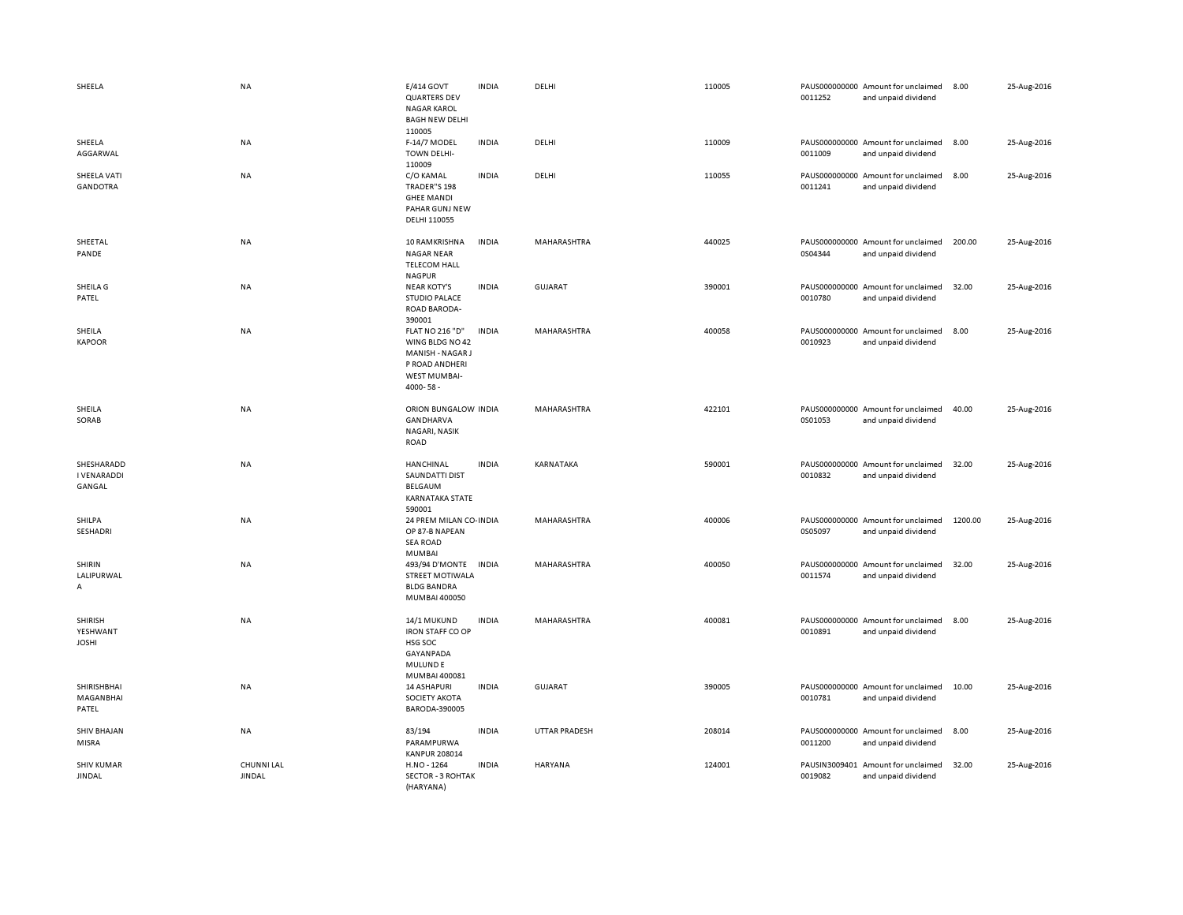| SHEELA | NA | E/414 GOVT QUARTERS DEV NAGAR KAROL BAGH NEW DELHI 110005 | INDIA | DELHI | 110005 | PAUS0000000000011252 | Amount for unclaimed and unpaid dividend | 8.00 | 25-Aug-2016 |
|---|---|---|---|---|---|---|---|---|---|
| SHEELA AGGARWAL | NA | F-14/7 MODEL TOWN DELHI-110009 | INDIA | DELHI | 110009 | PAUS0000000000011009 | Amount for unclaimed and unpaid dividend | 8.00 | 25-Aug-2016 |
| SHEELA VATI GANDOTRA | NA | C/O KAMAL TRADER"S 198 GHEE MANDI PAHAR GUNJ NEW DELHI 110055 | INDIA | DELHI | 110055 | PAUS0000000000011241 | Amount for unclaimed and unpaid dividend | 8.00 | 25-Aug-2016 |
| SHEETAL PANDE | NA | 10 RAMKRISHNA NAGAR NEAR TELECOM HALL NAGPUR | INDIA | MAHARASHTRA | 440025 | PAUS0000000000S04344 | Amount for unclaimed and unpaid dividend | 200.00 | 25-Aug-2016 |
| SHEILA G PATEL | NA | NEAR KOTY'S STUDIO PALACE ROAD BARODA-390001 | INDIA | GUJARAT | 390001 | PAUS0000000000010780 | Amount for unclaimed and unpaid dividend | 32.00 | 25-Aug-2016 |
| SHEILA KAPOOR | NA | FLAT NO 216 "D" WING BLDG NO 42 MANISH - NAGAR J P ROAD ANDHERI WEST MUMBAI-4000- 58 - | INDIA | MAHARASHTRA | 400058 | PAUS0000000000010923 | Amount for unclaimed and unpaid dividend | 8.00 | 25-Aug-2016 |
| SHEILA SORAB | NA | ORION BUNGALOW GANDHARVA NAGARI, NASIK ROAD | INDIA | MAHARASHTRA | 422101 | PAUS0000000000S01053 | Amount for unclaimed and unpaid dividend | 40.00 | 25-Aug-2016 |
| SHESHARADD I VENARADDI GANGAL | NA | HANCHINAL SAUNDATTI DIST BELGAUM KARNATAKA STATE 590001 | INDIA | KARNATAKA | 590001 | PAUS0000000000010832 | Amount for unclaimed and unpaid dividend | 32.00 | 25-Aug-2016 |
| SHILPA SESHADRI | NA | 24 PREM MILAN CO-OP 87-B NAPEAN SEA ROAD MUMBAI | INDIA | MAHARASHTRA | 400006 | PAUS0000000000S05097 | Amount for unclaimed and unpaid dividend | 1200.00 | 25-Aug-2016 |
| SHIRIN LALIPURWAL A | NA | 493/94 D'MONTE STREET MOTIWALA BLDG BANDRA MUMBAI 400050 | INDIA | MAHARASHTRA | 400050 | PAUS0000000000011574 | Amount for unclaimed and unpaid dividend | 32.00 | 25-Aug-2016 |
| SHIRISH YESHWANT JOSHI | NA | 14/1 MUKUND IRON STAFF CO OP HSG SOC GAYANPADA MULUND E MUMBAI 400081 | INDIA | MAHARASHTRA | 400081 | PAUS0000000000010891 | Amount for unclaimed and unpaid dividend | 8.00 | 25-Aug-2016 |
| SHIRISHBHAI MAGANBHAI PATEL | NA | 14 ASHAPURI SOCIETY AKOTA BARODA-390005 | INDIA | GUJARAT | 390005 | PAUS0000000000010781 | Amount for unclaimed and unpaid dividend | 10.00 | 25-Aug-2016 |
| SHIV BHAJAN MISRA | NA | 83/194 PARAMPURWA KANPUR 208014 | INDIA | UTTAR PRADESH | 208014 | PAUS0000000000011200 | Amount for unclaimed and unpaid dividend | 8.00 | 25-Aug-2016 |
| SHIV KUMAR JINDAL | CHUNNI LAL JINDAL | H.NO - 1264 SECTOR - 3 ROHTAK (HARYANA) | INDIA | HARYANA | 124001 | PAUSIN30094010019082 | Amount for unclaimed and unpaid dividend | 32.00 | 25-Aug-2016 |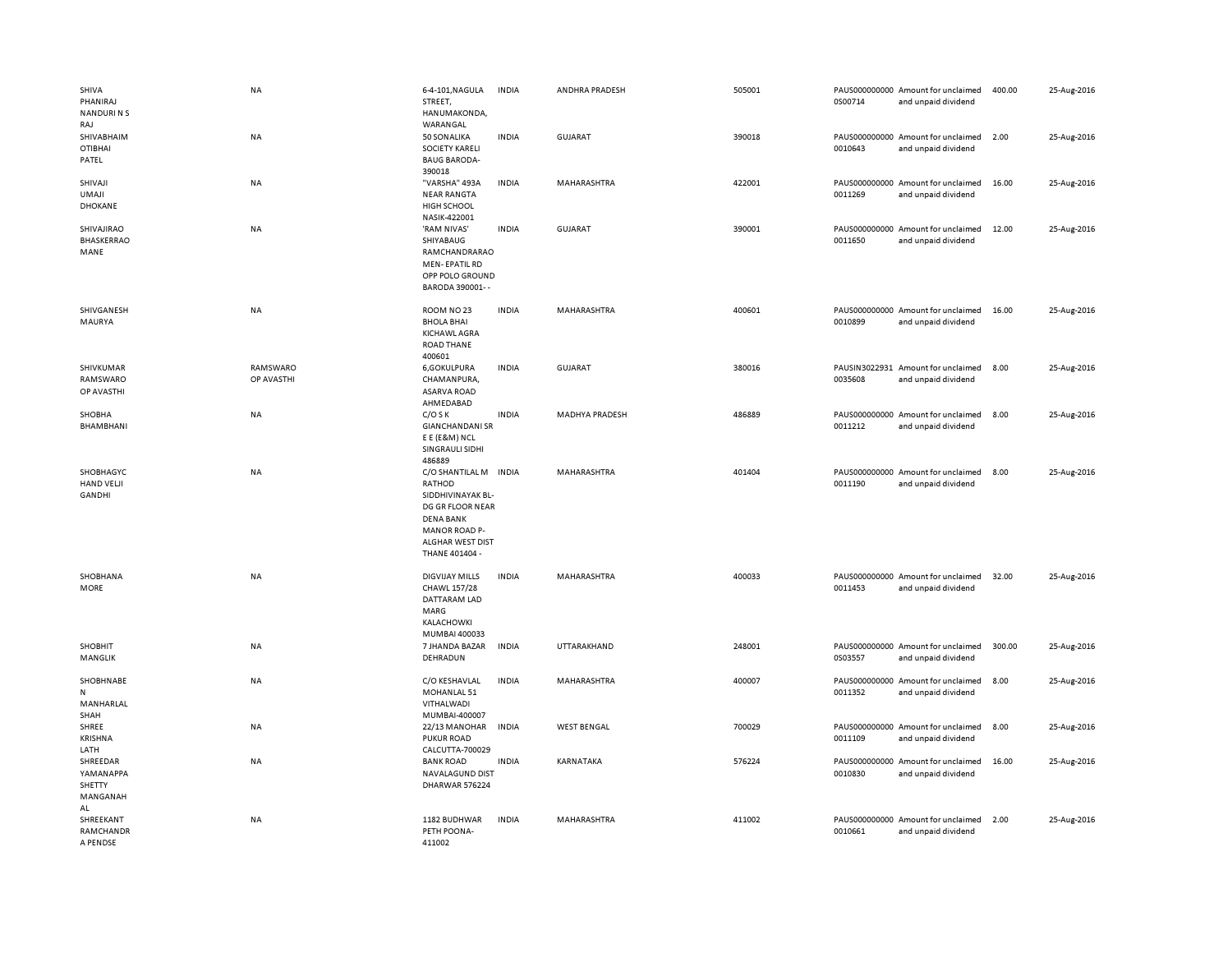| | | | | | | | | | |
|---|---|---|---|---|---|---|---|---|---|
| SHIVA PHANIRAJ NANDURI N S RAJ | NA | 6-4-101,NAGULA STREET, HANUMAKONDA, WARANGAL | INDIA | ANDHRA PRADESH | 505001 | PAUS000000000 0S00714 | Amount for unclaimed and unpaid dividend | 400.00 | 25-Aug-2016 |
| SHIVABHAIM OTIBHAI PATEL | NA | 50 SONALIKA SOCIETY KARELI BAUG BARODA-390018 | INDIA | GUJARAT | 390018 | PAUS000000000 0010643 | Amount for unclaimed and unpaid dividend | 2.00 | 25-Aug-2016 |
| SHIVAJI UMAJI DHOKANE | NA | "VARSHA" 493A NEAR RANGTA HIGH SCHOOL NASIK-422001 | INDIA | MAHARASHTRA | 422001 | PAUS000000000 0011269 | Amount for unclaimed and unpaid dividend | 16.00 | 25-Aug-2016 |
| SHIVAJIRAO BHASKERRAO MANE | NA | 'RAM NIVAS' SHIYABAUG RAMCHANDRARAO MEN- EPATIL RD OPP POLO GROUND BARODA 390001- - | INDIA | GUJARAT | 390001 | PAUS000000000 0011650 | Amount for unclaimed and unpaid dividend | 12.00 | 25-Aug-2016 |
| SHIVGANESH MAURYA | NA | ROOM NO 23 BHOLA BHAI KICHAWL AGRA ROAD THANE 400601 | INDIA | MAHARASHTRA | 400601 | PAUS000000000 0010899 | Amount for unclaimed and unpaid dividend | 16.00 | 25-Aug-2016 |
| SHIVKUMAR RAMSWARO OP AVASTHI | RAMSWARO OP AVASTHI | 6,GOKULPURA CHAMANPURA, ASARVA ROAD AHMEDABAD | INDIA | GUJARAT | 380016 | PAUSIN3022931 0035608 | Amount for unclaimed and unpaid dividend | 8.00 | 25-Aug-2016 |
| SHOBHA BHAMBHANI | NA | C/O S K GIANCHANDANI SR E E (E&M) NCL SINGRAULI SIDHI 486889 | INDIA | MADHYA PRADESH | 486889 | PAUS000000000 0011212 | Amount for unclaimed and unpaid dividend | 8.00 | 25-Aug-2016 |
| SHOBHAGYC HAND VELJI GANDHI | NA | C/O SHANTILAL M RATHOD SIDDHIVINAYAK BL-DG GR FLOOR NEAR DENA BANK MANOR ROAD P-ALGHAR WEST DIST THANE 401404 - | INDIA | MAHARASHTRA | 401404 | PAUS000000000 0011190 | Amount for unclaimed and unpaid dividend | 8.00 | 25-Aug-2016 |
| SHOBHANA MORE | NA | DIGVIJAY MILLS CHAWL 157/28 DATTARAM LAD MARG KALACHOWKI MUMBAI 400033 | INDIA | MAHARASHTRA | 400033 | PAUS000000000 0011453 | Amount for unclaimed and unpaid dividend | 32.00 | 25-Aug-2016 |
| SHOBHIT MANGLIK | NA | 7 JHANDA BAZAR DEHRADUN | INDIA | UTTARAKHAND | 248001 | PAUS000000000 0S03557 | Amount for unclaimed and unpaid dividend | 300.00 | 25-Aug-2016 |
| SHOBHNABE N MANHARLAL SHAH | NA | C/O KESHAVLAL MOHANLAL 51 VITHALWADI MUMBAI-400007 | INDIA | MAHARASHTRA | 400007 | PAUS000000000 0011352 | Amount for unclaimed and unpaid dividend | 8.00 | 25-Aug-2016 |
| SHREE KRISHNA LATH | NA | 22/13 MANOHAR PUKUR ROAD CALCUTTA-700029 | INDIA | WEST BENGAL | 700029 | PAUS000000000 0011109 | Amount for unclaimed and unpaid dividend | 8.00 | 25-Aug-2016 |
| SHREEDAR YAMANAPPA SHETTY MANGANAH AL | NA | BANK ROAD NAVALAGUND DIST DHARWAR 576224 | INDIA | KARNATAKA | 576224 | PAUS000000000 0010830 | Amount for unclaimed and unpaid dividend | 16.00 | 25-Aug-2016 |
| SHREEKANT RAMCHANDR A PENDSE | NA | 1182 BUDHWAR PETH POONA-411002 | INDIA | MAHARASHTRA | 411002 | PAUS000000000 0010661 | Amount for unclaimed and unpaid dividend | 2.00 | 25-Aug-2016 |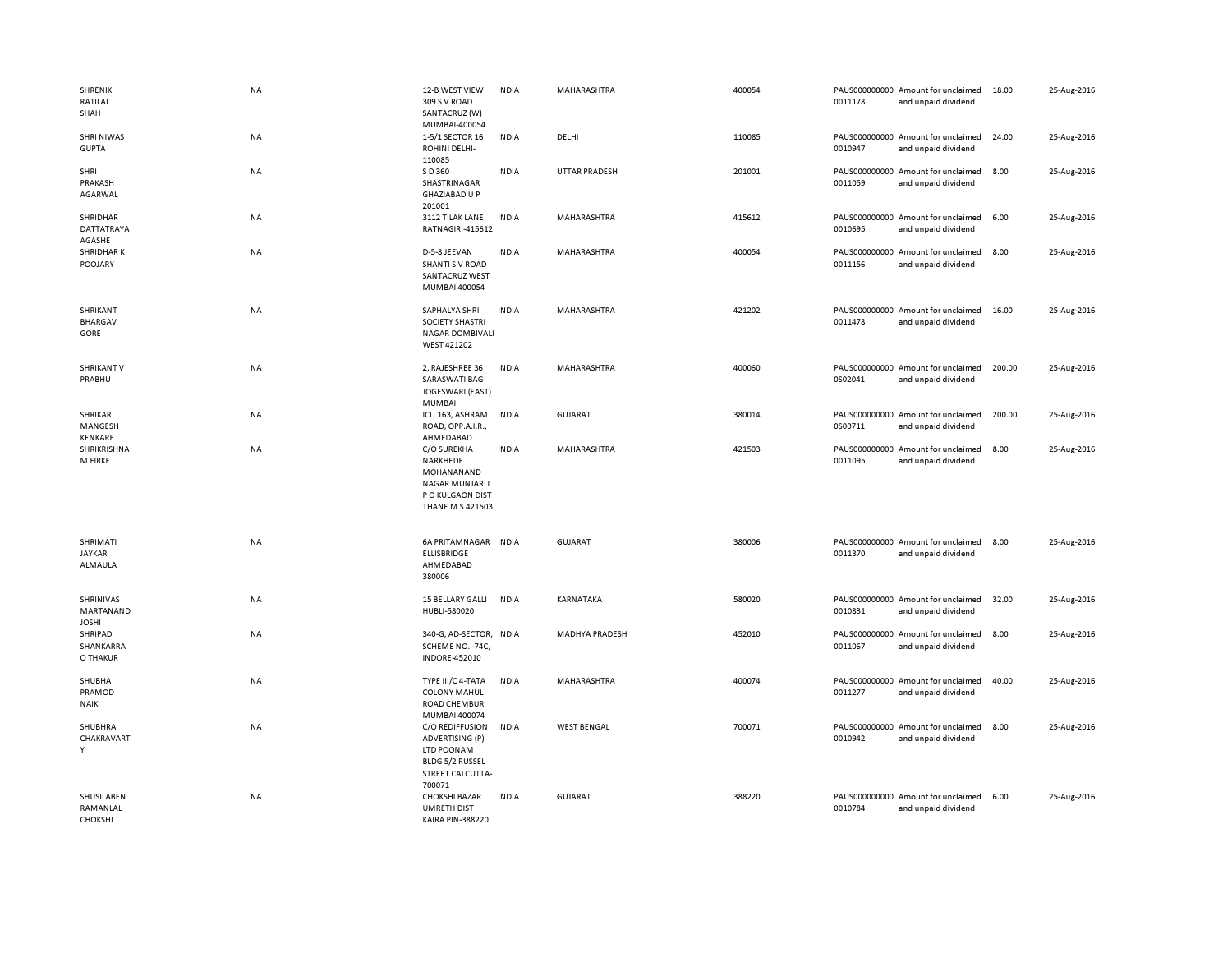| | | | | | | | | | |
|---|---|---|---|---|---|---|---|---|---|
| SHRENIK RATILAL SHAH | NA | 12-B WEST VIEW 309 S V ROAD SANTACRUZ (W) MUMBAI-400054 | INDIA | MAHARASHTRA | 400054 | PAUS0000000000011178 | Amount for unclaimed and unpaid dividend | 18.00 | 25-Aug-2016 |
| SHRI NIWAS GUPTA | NA | 1-5/1 SECTOR 16 ROHINI DELHI-110085 | INDIA | DELHI | 110085 | PAUS0000000000010947 | Amount for unclaimed and unpaid dividend | 24.00 | 25-Aug-2016 |
| SHRI PRAKASH AGARWAL | NA | S D 360 SHASTRINAGAR GHAZIABAD U P 201001 | INDIA | UTTAR PRADESH | 201001 | PAUS0000000000011059 | Amount for unclaimed and unpaid dividend | 8.00 | 25-Aug-2016 |
| SHRIDHAR DATTATRAYA AGASHE | NA | 3112 TILAK LANE RATNAGIRI-415612 | INDIA | MAHARASHTRA | 415612 | PAUS0000000000010695 | Amount for unclaimed and unpaid dividend | 6.00 | 25-Aug-2016 |
| SHRIDHAR K POOJARY | NA | D-5-8 JEEVAN SHANTI S V ROAD SANTACRUZ WEST MUMBAI 400054 | INDIA | MAHARASHTRA | 400054 | PAUS0000000000011156 | Amount for unclaimed and unpaid dividend | 8.00 | 25-Aug-2016 |
| SHRIKANT BHARGAV GORE | NA | SAPHALYA SHRI SOCIETY SHASTRI NAGAR DOMBIVALI WEST 421202 | INDIA | MAHARASHTRA | 421202 | PAUS0000000000011478 | Amount for unclaimed and unpaid dividend | 16.00 | 25-Aug-2016 |
| SHRIKANT V PRABHU | NA | 2, RAJESHREE 36 SARASWATI BAG JOGESWARI (EAST) MUMBAI | INDIA | MAHARASHTRA | 400060 | PAUS00000000000S02041 | Amount for unclaimed and unpaid dividend | 200.00 | 25-Aug-2016 |
| SHRIKAR MANGESH KENKARE | NA | ICL, 163, ASHRAM ROAD, OPP.A.I.R., AHMEDABAD | INDIA | GUJARAT | 380014 | PAUS00000000000S00711 | Amount for unclaimed and unpaid dividend | 200.00 | 25-Aug-2016 |
| SHRIKRISHNA M FIRKE | NA | C/O SUREKHA NARKHEDE MOHANANAND NAGAR MUNJARLI P O KULGAON DIST THANE M S 421503 | INDIA | MAHARASHTRA | 421503 | PAUS0000000000011095 | Amount for unclaimed and unpaid dividend | 8.00 | 25-Aug-2016 |
| SHRIMATI JAYKAR ALMAULA | NA | 6A PRITAMNAGAR ELLISBRIDGE AHMEDABAD 380006 | INDIA | GUJARAT | 380006 | PAUS0000000000011370 | Amount for unclaimed and unpaid dividend | 8.00 | 25-Aug-2016 |
| SHRINIVAS MARTANAND JOSHI | NA | 15 BELLARY GALLI HUBLI-580020 | INDIA | KARNATAKA | 580020 | PAUS0000000000010831 | Amount for unclaimed and unpaid dividend | 32.00 | 25-Aug-2016 |
| SHRIPAD SHANKARRA O THAKUR | NA | 340-G, AD-SECTOR, SCHEME NO. -74C, INDORE-452010 | INDIA | MADHYA PRADESH | 452010 | PAUS0000000000011067 | Amount for unclaimed and unpaid dividend | 8.00 | 25-Aug-2016 |
| SHUBHA PRAMOD NAIK | NA | TYPE III/C 4-TATA COLONY MAHUL ROAD CHEMBUR MUMBAI 400074 | INDIA | MAHARASHTRA | 400074 | PAUS0000000000011277 | Amount for unclaimed and unpaid dividend | 40.00 | 25-Aug-2016 |
| SHUBHRA CHAKRAVART Y | NA | C/O REDIFFUSION ADVERTISING (P) LTD POONAM BLDG 5/2 RUSSEL STREET CALCUTTA-700071 | INDIA | WEST BENGAL | 700071 | PAUS0000000000010942 | Amount for unclaimed and unpaid dividend | 8.00 | 25-Aug-2016 |
| SHUSILABEN RAMANLAL CHOKSHI | NA | CHOKSHI BAZAR UMRETH DIST KAIRA PIN-388220 | INDIA | GUJARAT | 388220 | PAUS0000000000010784 | Amount for unclaimed and unpaid dividend | 6.00 | 25-Aug-2016 |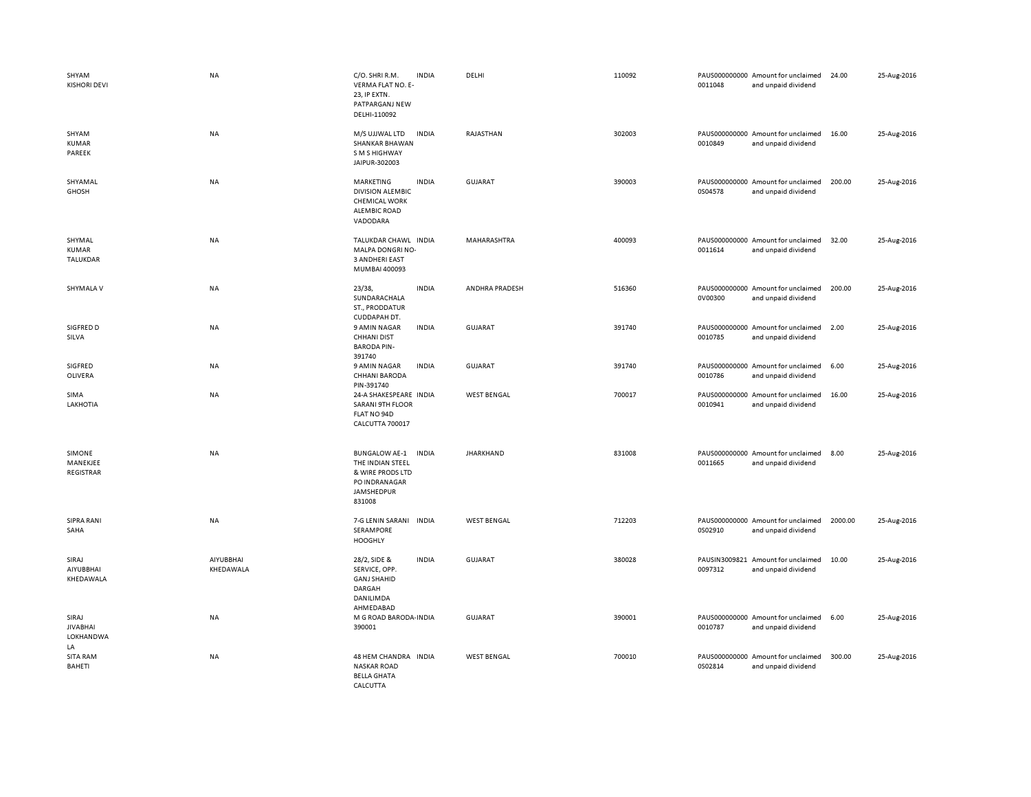| | | | | | | | | | | |
|---|---|---|---|---|---|---|---|---|---|---|
| SHYAM KISHORI DEVI | NA | C/O. SHRI R.M. VERMA FLAT NO. E-23, IP EXTN. PATPARGANJ NEW DELHI-110092 | INDIA | DELHI | 110092 | PAUS0000000000011048 | Amount for unclaimed and unpaid dividend | 24.00 | 25-Aug-2016 |
| SHYAM KUMAR PAREEK | NA | M/S UJJWAL LTD SHANKAR BHAWAN S M S HIGHWAY JAIPUR-302003 | INDIA | RAJASTHAN | 302003 | PAUS0000000000010849 | Amount for unclaimed and unpaid dividend | 16.00 | 25-Aug-2016 |
| SHYAMAL GHOSH | NA | MARKETING DIVISION ALEMBIC CHEMICAL WORK ALEMBIC ROAD VADODARA | INDIA | GUJARAT | 390003 | PAUS0000000000S04578 | Amount for unclaimed and unpaid dividend | 200.00 | 25-Aug-2016 |
| SHYMAL KUMAR TALUKDAR | NA | TALUKDAR CHAWL MALPA DONGRI NO-3 ANDHERI EAST MUMBAI 400093 | INDIA | MAHARASHTRA | 400093 | PAUS0000000000011614 | Amount for unclaimed and unpaid dividend | 32.00 | 25-Aug-2016 |
| SHYMALA V | NA | 23/38, SUNDARACHALA ST., PRODDATUR CUDDAPAH DT. | INDIA | ANDHRA PRADESH | 516360 | PAUS0000000000V00300 | Amount for unclaimed and unpaid dividend | 200.00 | 25-Aug-2016 |
| SIGFRED D SILVA | NA | 9 AMIN NAGAR CHHANI DIST BARODA PIN-391740 | INDIA | GUJARAT | 391740 | PAUS0000000000010785 | Amount for unclaimed and unpaid dividend | 2.00 | 25-Aug-2016 |
| SIGFRED OLIVERA | NA | 9 AMIN NAGAR CHHANI BARODA PIN-391740 | INDIA | GUJARAT | 391740 | PAUS0000000000010786 | Amount for unclaimed and unpaid dividend | 6.00 | 25-Aug-2016 |
| SIMA LAKHOTIA | NA | 24-A SHAKESPEARE SARANI 9TH FLOOR FLAT NO 94D CALCUTTA 700017 | INDIA | WEST BENGAL | 700017 | PAUS0000000000010941 | Amount for unclaimed and unpaid dividend | 16.00 | 25-Aug-2016 |
| SIMONE MANEKJEE REGISTRAR | NA | BUNGALOW AE-1 THE INDIAN STEEL & WIRE PRODS LTD PO INDRANAGAR JAMSHEDPUR 831008 | INDIA | JHARKHAND | 831008 | PAUS0000000000011665 | Amount for unclaimed and unpaid dividend | 8.00 | 25-Aug-2016 |
| SIPRA RANI SAHA | NA | 7-G LENIN SARANI SERAMPORE HOOGHLY | INDIA | WEST BENGAL | 712203 | PAUS0000000000S02910 | Amount for unclaimed and unpaid dividend | 2000.00 | 25-Aug-2016 |
| SIRAJ AIYUBBHAI KHEDAWALA | AIYUBBHAI KHEDAWALA | 28/2, SIDE & SERVICE, OPP. GANJ SHAHID DARGAH DANILIMDA AHMEDABAD | INDIA | GUJARAT | 380028 | PAUSIN30098210097312 | Amount for unclaimed and unpaid dividend | 10.00 | 25-Aug-2016 |
| SIRAJ JIVABHAI LOKHANDWALA | NA | M G ROAD BARODA-390001 | INDIA | GUJARAT | 390001 | PAUS0000000000010787 | Amount for unclaimed and unpaid dividend | 6.00 | 25-Aug-2016 |
| SITA RAM BAHETI | NA | 48 HEM CHANDRA NASKAR ROAD BELLA GHATA CALCUTTA | INDIA | WEST BENGAL | 700010 | PAUS0000000000S02814 | Amount for unclaimed and unpaid dividend | 300.00 | 25-Aug-2016 |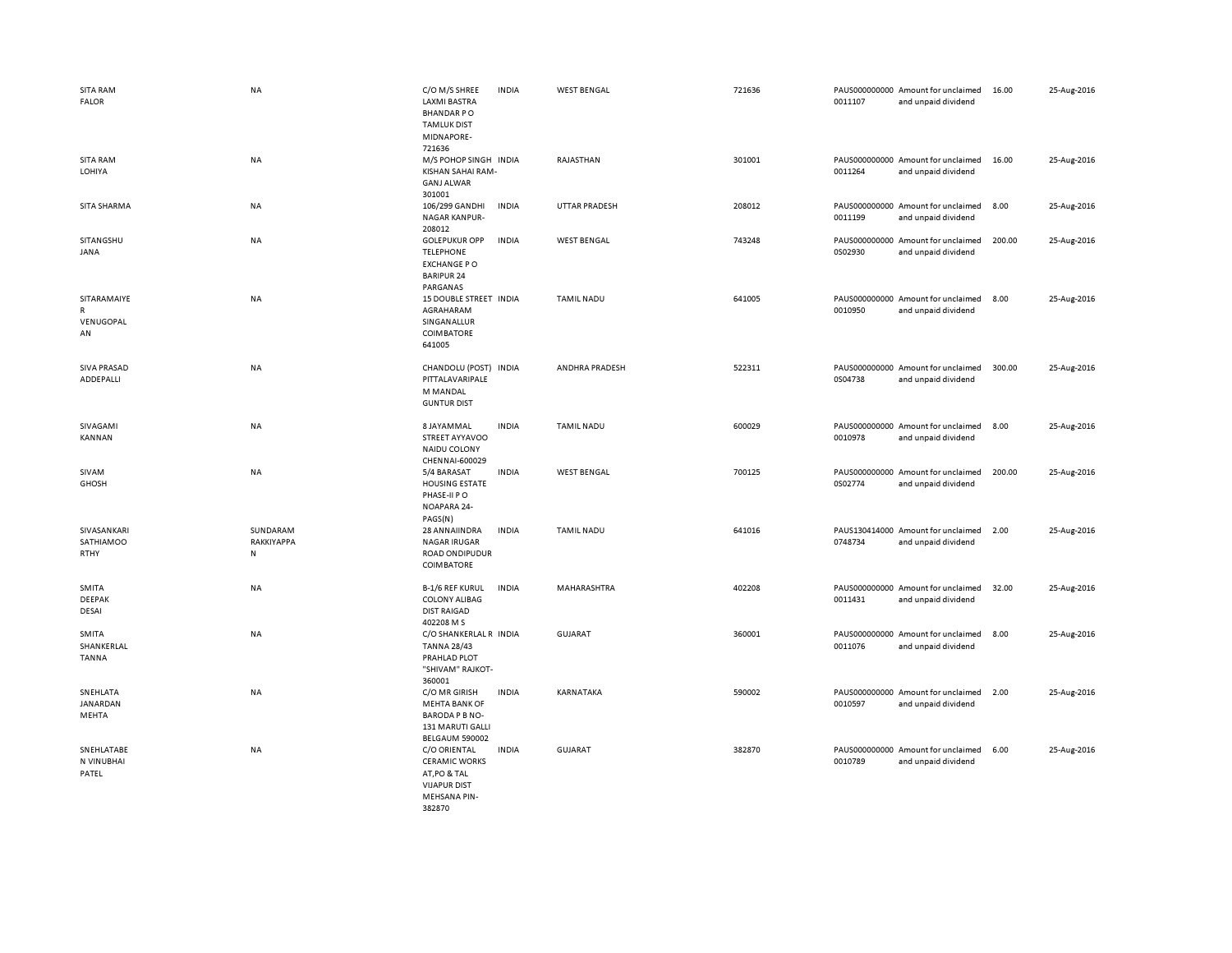| | | | | | | | | | |
|---|---|---|---|---|---|---|---|---|---|
| SITA RAM FALOR | NA | C/O M/S SHREE LAXMI BASTRA BHANDAR P O TAMLUK DIST MIDNAPORE-721636 | INDIA | WEST BENGAL | 721636 | PAUS0000000000011107 | Amount for unclaimed and unpaid dividend | 16.00 | 25-Aug-2016 |
| SITA RAM LOHIYA | NA | M/S POHOP SINGH KISHAN SAHAI RAM-GANJ ALWAR 301001 | INDIA | RAJASTHAN | 301001 | PAUS0000000000011264 | Amount for unclaimed and unpaid dividend | 16.00 | 25-Aug-2016 |
| SITA SHARMA | NA | 106/299 GANDHI NAGAR KANPUR-208012 | INDIA | UTTAR PRADESH | 208012 | PAUS0000000000011199 | Amount for unclaimed and unpaid dividend | 8.00 | 25-Aug-2016 |
| SITANGSHU JANA | NA | GOLEPUKUR OPP TELEPHONE EXCHANGE P O BARIPUR 24 PARGANAS | INDIA | WEST BENGAL | 743248 | PAUS0000000000S02930 | Amount for unclaimed and unpaid dividend | 200.00 | 25-Aug-2016 |
| SITARAMAIYER VENUGOPALAN | NA | 15 DOUBLE STREET AGRAHARAM SINGANALLUR COIMBATORE 641005 | INDIA | TAMIL NADU | 641005 | PAUS0000000000010950 | Amount for unclaimed and unpaid dividend | 8.00 | 25-Aug-2016 |
| SIVA PRASAD ADDEPALLI | NA | CHANDOLU (POST) PITTALAVARIPALEM MANDAL GUNTUR DIST | INDIA | ANDHRA PRADESH | 522311 | PAUS0000000000S04738 | Amount for unclaimed and unpaid dividend | 300.00 | 25-Aug-2016 |
| SIVAGAMI KANNAN | NA | 8 JAYAMMAL STREET AYYAVOO NAIDU COLONY CHENNAI-600029 | INDIA | TAMIL NADU | 600029 | PAUS0000000000010978 | Amount for unclaimed and unpaid dividend | 8.00 | 25-Aug-2016 |
| SIVAM GHOSH | NA | 5/4 BARASAT HOUSING ESTATE PHASE-II P O NOAPARA 24-PAGS(N) | INDIA | WEST BENGAL | 700125 | PAUS0000000000S02774 | Amount for unclaimed and unpaid dividend | 200.00 | 25-Aug-2016 |
| SIVASANKARI SATHIAMOORTHY | SUNDARAM RAKKIYAPPAN | 28 ANNAIINDRA NAGAR IRUGAR ROAD ONDIPUDUR COIMBATORE | INDIA | TAMIL NADU | 641016 | PAUS1304140000748734 | Amount for unclaimed and unpaid dividend | 2.00 | 25-Aug-2016 |
| SMITA DEEPAK DESAI | NA | B-1/6 REF KURUL COLONY ALIBAG DIST RAIGAD 402208 M S | INDIA | MAHARASHTRA | 402208 | PAUS0000000000011431 | Amount for unclaimed and unpaid dividend | 32.00 | 25-Aug-2016 |
| SMITA SHANKERLAL TANNA | NA | C/O SHANKERLAL R TANNA 28/43 PRAHLAD PLOT "SHIVAM" RAJKOT-360001 | INDIA | GUJARAT | 360001 | PAUS0000000000011076 | Amount for unclaimed and unpaid dividend | 8.00 | 25-Aug-2016 |
| SNEHLATA JANARDAN MEHTA | NA | C/O MR GIRISH MEHTA BANK OF BARODA P B NO-131 MARUTI GALLI BELGAUM 590002 | INDIA | KARNATAKA | 590002 | PAUS0000000000010597 | Amount for unclaimed and unpaid dividend | 2.00 | 25-Aug-2016 |
| SNEHLATABEN VINUBHAI PATEL | NA | C/O ORIENTAL CERAMIC WORKS AT,PO & TAL VIJAPUR DIST MEHSANA PIN-382870 | INDIA | GUJARAT | 382870 | PAUS0000000000010789 | Amount for unclaimed and unpaid dividend | 6.00 | 25-Aug-2016 |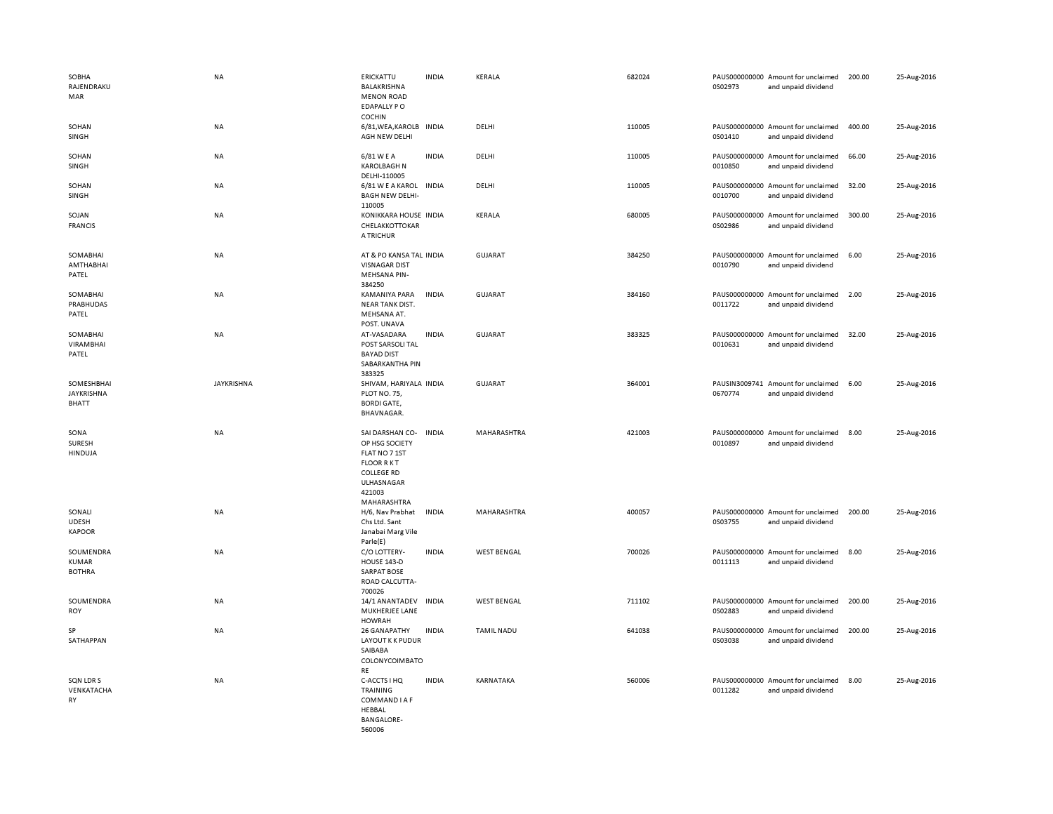| | | | | | | | | | |
|---|---|---|---|---|---|---|---|---|---|
| SOBHA RAJENDRAKUMAR | NA | ERICKATTU BALAKRISHNA MENON ROAD EDAPALLY P O COCHIN | INDIA | KERALA | 682024 | PAUS0000000000S02973 | Amount for unclaimed and unpaid dividend | 200.00 | 25-Aug-2016 |
| SOHAN SINGH | NA | 6/81,WEA,KAROLB AGH NEW DELHI | INDIA | DELHI | 110005 | PAUS0000000000S01410 | Amount for unclaimed and unpaid dividend | 400.00 | 25-Aug-2016 |
| SOHAN SINGH | NA | 6/81 W E A KAROLBAGH N DELHI-110005 | INDIA | DELHI | 110005 | PAUS0000000000010850 | Amount for unclaimed and unpaid dividend | 66.00 | 25-Aug-2016 |
| SOHAN SINGH | NA | 6/81 W E A KAROL BAGH NEW DELHI-110005 | INDIA | DELHI | 110005 | PAUS0000000000010700 | Amount for unclaimed and unpaid dividend | 32.00 | 25-Aug-2016 |
| SOJAN FRANCIS | NA | KONIKKARA HOUSE CHELAKKOTTOKARA TRICHUR | INDIA | KERALA | 680005 | PAUS0000000000S02986 | Amount for unclaimed and unpaid dividend | 300.00 | 25-Aug-2016 |
| SOMABHAI AMTHABHAI PATEL | NA | AT & PO KANSA TAL VISNAGAR DIST MEHSANA PIN-384250 | INDIA | GUJARAT | 384250 | PAUS0000000000010790 | Amount for unclaimed and unpaid dividend | 6.00 | 25-Aug-2016 |
| SOMABHAI PRABHUDAS PATEL | NA | KAMANIYA PARA NEAR TANK DIST. MEHSANA AT. POST. UNAVA | INDIA | GUJARAT | 384160 | PAUS0000000000011722 | Amount for unclaimed and unpaid dividend | 2.00 | 25-Aug-2016 |
| SOMABHAI VIRAMBHAI PATEL | NA | AT-VASADARA POST SARSOLI TAL BAYAD DIST SABARKANTHA PIN 383325 | INDIA | GUJARAT | 383325 | PAUS0000000000010631 | Amount for unclaimed and unpaid dividend | 32.00 | 25-Aug-2016 |
| SOMESHBHAI JAYKRISHNA BHATT | JAYKRISHNA | SHIVAM, HARIYALA PLOT NO. 75, BORDI GATE, BHAVNAGAR. | INDIA | GUJARAT | 364001 | PAUSIN30097410670774 | Amount for unclaimed and unpaid dividend | 6.00 | 25-Aug-2016 |
| SONA SURESH HINDUJA | NA | SAI DARSHAN CO-OP HSG SOCIETY FLAT NO 7 1ST FLOOR R K T COLLEGE RD ULHASNAGAR 421003 MAHARASHTRA | INDIA | MAHARASHTRA | 421003 | PAUS0000000000010897 | Amount for unclaimed and unpaid dividend | 8.00 | 25-Aug-2016 |
| SONALI UDESH KAPOOR | NA | H/6, Nav Prabhat Chs Ltd. Sant Janabai Marg Vile Parle(E) | INDIA | MAHARASHTRA | 400057 | PAUS0000000000S03755 | Amount for unclaimed and unpaid dividend | 200.00 | 25-Aug-2016 |
| SOUMENDRA KUMAR BOTHRA | NA | C/O LOTTERY-HOUSE 143-D SARPAT BOSE ROAD CALCUTTA-700026 | INDIA | WEST BENGAL | 700026 | PAUS0000000000011113 | Amount for unclaimed and unpaid dividend | 8.00 | 25-Aug-2016 |
| SOUMENDRA ROY | NA | 14/1 ANANTADEV MUKHERJEE LANE HOWRAH | INDIA | WEST BENGAL | 711102 | PAUS0000000000S02883 | Amount for unclaimed and unpaid dividend | 200.00 | 25-Aug-2016 |
| SP SATHAPPAN | NA | 26 GANAPATHY LAYOUT K K PUDUR SAIBABA COLONYCOIMBATORE | INDIA | TAMIL NADU | 641038 | PAUS0000000000S03038 | Amount for unclaimed and unpaid dividend | 200.00 | 25-Aug-2016 |
| SQN LDR S VENKATACHARY | NA | C-ACCTS I HQ TRAINING COMMAND I A F HEBBAL BANGALORE-560006 | INDIA | KARNATAKA | 560006 | PAUS0000000000011282 | Amount for unclaimed and unpaid dividend | 8.00 | 25-Aug-2016 |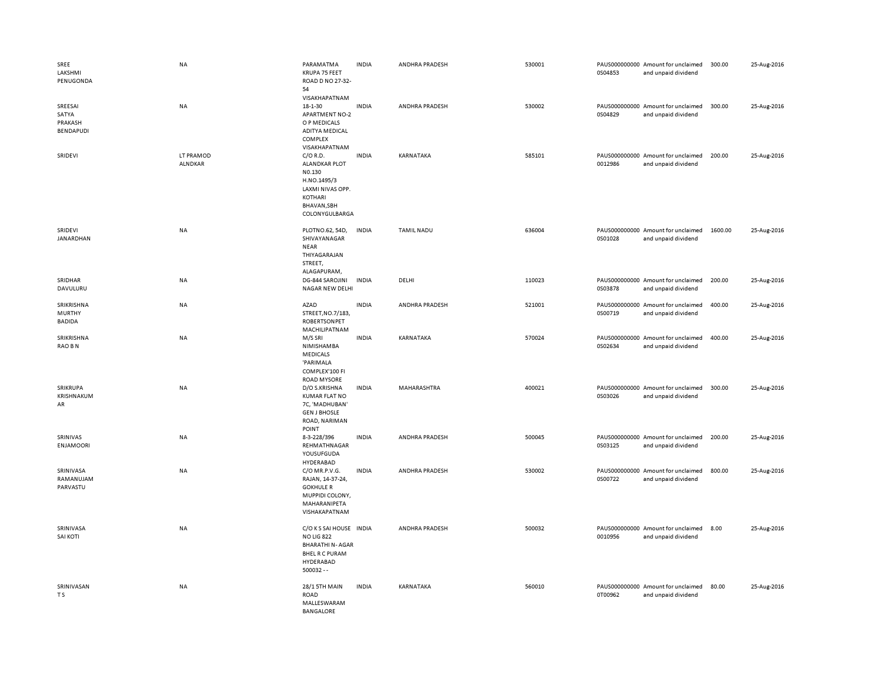| | | | | | | | | | |
|---|---|---|---|---|---|---|---|---|---|
| SREE LAKSHMI PENUGONDA | NA | PARAMATMA KRUPA 75 FEET ROAD D NO 27-32-54 VISAKHAPATNAM | INDIA | ANDHRA PRADESH | 530001 | PAUS0000000000S04853 | Amount for unclaimed and unpaid dividend | 300.00 | 25-Aug-2016 |
| SREESAI SATYA PRAKASH BENDAPUDI | NA | 18-1-30 APARTMENT NO-2 O P MEDICALS ADITYA MEDICAL COMPLEX VISAKHAPATNAM | INDIA | ANDHRA PRADESH | 530002 | PAUS0000000000S04829 | Amount for unclaimed and unpaid dividend | 300.00 | 25-Aug-2016 |
| SRIDEVI | LT PRAMOD ALNDKAR | C/O R.D. ALANDKAR PLOT N0.130 H.NO.1495/3 LAXMI NIVAS OPP. KOTHARI BHAVAN,SBH COLONYGULBARGA | INDIA | KARNATAKA | 585101 | PAUS00000000000012986 | Amount for unclaimed and unpaid dividend | 200.00 | 25-Aug-2016 |
| SRIDEVI JANARDHAN | NA | PLOTNO.62, 54D, SHIVAYANAGAR NEAR THIYAGARAJAN STREET, ALAGAPURAM, | INDIA | TAMIL NADU | 636004 | PAUS0000000000S01028 | Amount for unclaimed and unpaid dividend | 1600.00 | 25-Aug-2016 |
| SRIDHAR DAVULURU | NA | DG-844 SAROJINI NAGAR NEW DELHI | INDIA | DELHI | 110023 | PAUS0000000000S03878 | Amount for unclaimed and unpaid dividend | 200.00 | 25-Aug-2016 |
| SRIKRISHNA MURTHY BADIDA | NA | AZAD STREET,NO.7/183, ROBERTSONPET MACHILIPATNAM | INDIA | ANDHRA PRADESH | 521001 | PAUS0000000000S00719 | Amount for unclaimed and unpaid dividend | 400.00 | 25-Aug-2016 |
| SRIKRISHNA RAO B N | NA | M/S SRI NIMISHAMBA MEDICALS 'PARIMALA COMPLEX'100 FI ROAD MYSORE | INDIA | KARNATAKA | 570024 | PAUS0000000000S02634 | Amount for unclaimed and unpaid dividend | 400.00 | 25-Aug-2016 |
| SRIKRUPA KRISHNAKUMAR | NA | D/O S.KRISHNA KUMAR FLAT NO 7C, 'MADHUBAN' GEN J BHOSLE ROAD, NARIMAN POINT | INDIA | MAHARASHTRA | 400021 | PAUS0000000000S03026 | Amount for unclaimed and unpaid dividend | 300.00 | 25-Aug-2016 |
| SRINIVAS ENJAMOORI | NA | 8-3-228/396 REHMATHNAGAR YOUSUFGUDA HYDERABAD | INDIA | ANDHRA PRADESH | 500045 | PAUS0000000000S03125 | Amount for unclaimed and unpaid dividend | 200.00 | 25-Aug-2016 |
| SRINIVASA RAMANUJAM PARVASTU | NA | C/O MR.P.V.G. RAJAN, 14-37-24, GOKHULE R MUPPIDI COLONY, MAHARANIPETA VISHAKAPATNAM | INDIA | ANDHRA PRADESH | 530002 | PAUS0000000000S00722 | Amount for unclaimed and unpaid dividend | 800.00 | 25-Aug-2016 |
| SRINIVASA SAI KOTI | NA | C/O K S SAI HOUSE NO LIG 822 BHARATHI N- AGAR BHEL R C PURAM HYDERABAD 500032 - - | INDIA | ANDHRA PRADESH | 500032 | PAUS00000000000010956 | Amount for unclaimed and unpaid dividend | 8.00 | 25-Aug-2016 |
| SRINIVASAN T S | NA | 28/1 5TH MAIN ROAD MALLESWARAM BANGALORE | INDIA | KARNATAKA | 560010 | PAUS0000000000T00962 | Amount for unclaimed and unpaid dividend | 80.00 | 25-Aug-2016 |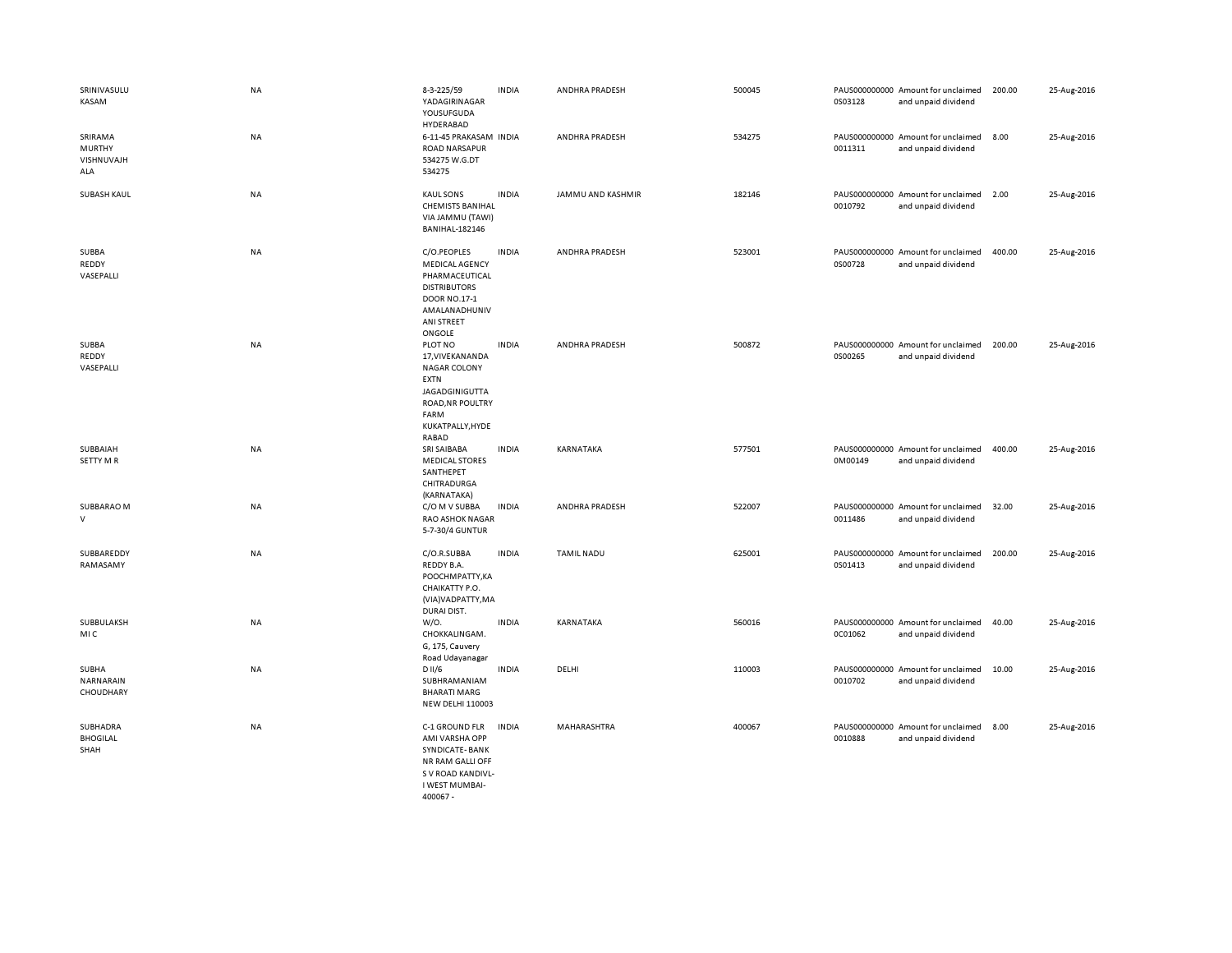| | | | | | | | | | |
|---|---|---|---|---|---|---|---|---|---|
| SRINIVASULU KASAM | NA | 8-3-225/59 YADAGIRINAGAR YOUSUFGUDA HYDERABAD | INDIA | ANDHRA PRADESH | 500045 | PAUS0000000000S03128 | Amount for unclaimed and unpaid dividend | 200.00 | 25-Aug-2016 |
| SRIRAMA MURTHY VISHNUVAJH ALA | NA | 6-11-45 PRAKASAM ROAD NARSAPUR 534275 W.G.DT 534275 | INDIA | ANDHRA PRADESH | 534275 | PAUS0000000000011311 | Amount for unclaimed and unpaid dividend | 8.00 | 25-Aug-2016 |
| SUBASH KAUL | NA | KAUL SONS CHEMISTS BANIHAL VIA JAMMU (TAWI) BANIHAL-182146 | INDIA | JAMMU AND KASHMIR | 182146 | PAUS0000000000010792 | Amount for unclaimed and unpaid dividend | 2.00 | 25-Aug-2016 |
| SUBBA REDDY VASEPALLI | NA | C/O.PEOPLES MEDICAL AGENCY PHARMACEUTICAL DISTRIBUTORS DOOR NO.17-1 AMALANADHUNIV ANI STREET ONGOLE | INDIA | ANDHRA PRADESH | 523001 | PAUS0000000000S00728 | Amount for unclaimed and unpaid dividend | 400.00 | 25-Aug-2016 |
| SUBBA REDDY VASEPALLI | NA | PLOT NO 17,VIVEKANANDA NAGAR COLONY EXTN JAGADGINIGUTTA ROAD,NR POULTRY FARM KUKATPALLY,HYDE RABAD | INDIA | ANDHRA PRADESH | 500872 | PAUS0000000000S00265 | Amount for unclaimed and unpaid dividend | 200.00 | 25-Aug-2016 |
| SUBBAIAH SETTY M R | NA | SRI SAIBABA MEDICAL STORES SANTHEPET CHITRADURGA (KARNATAKA) | INDIA | KARNATAKA | 577501 | PAUS0000000000M00149 | Amount for unclaimed and unpaid dividend | 400.00 | 25-Aug-2016 |
| SUBBARAO M V | NA | C/O M V SUBBA RAO ASHOK NAGAR 5-7-30/4 GUNTUR | INDIA | ANDHRA PRADESH | 522007 | PAUS0000000000011486 | Amount for unclaimed and unpaid dividend | 32.00 | 25-Aug-2016 |
| SUBBAREDDY RAMASAMY | NA | C/O.R.SUBBA REDDY B.A. POOCHMPATTY,KA CHAIKATTY P.O. (VIA)VADPATTY,MA DURAI DIST. | INDIA | TAMIL NADU | 625001 | PAUS0000000000S01413 | Amount for unclaimed and unpaid dividend | 200.00 | 25-Aug-2016 |
| SUBBULAKSH MI C | NA | W/O. CHOKKALINGAM. G, 175, Cauvery Road Udayanagar | INDIA | KARNATAKA | 560016 | PAUS0000000000C01062 | Amount for unclaimed and unpaid dividend | 40.00 | 25-Aug-2016 |
| SUBHA NARNARAIN CHOUDHARY | NA | D II/6 SUBHRAMANIAM BHARATI MARG NEW DELHI 110003 | INDIA | DELHI | 110003 | PAUS0000000000010702 | Amount for unclaimed and unpaid dividend | 10.00 | 25-Aug-2016 |
| SUBHADRA BHOGILAL SHAH | NA | C-1 GROUND FLR AMI VARSHA OPP SYNDICATE- BANK NR RAM GALLI OFF S V ROAD KANDIVL-I WEST MUMBAI-400067 - | INDIA | MAHARASHTRA | 400067 | PAUS0000000000010888 | Amount for unclaimed and unpaid dividend | 8.00 | 25-Aug-2016 |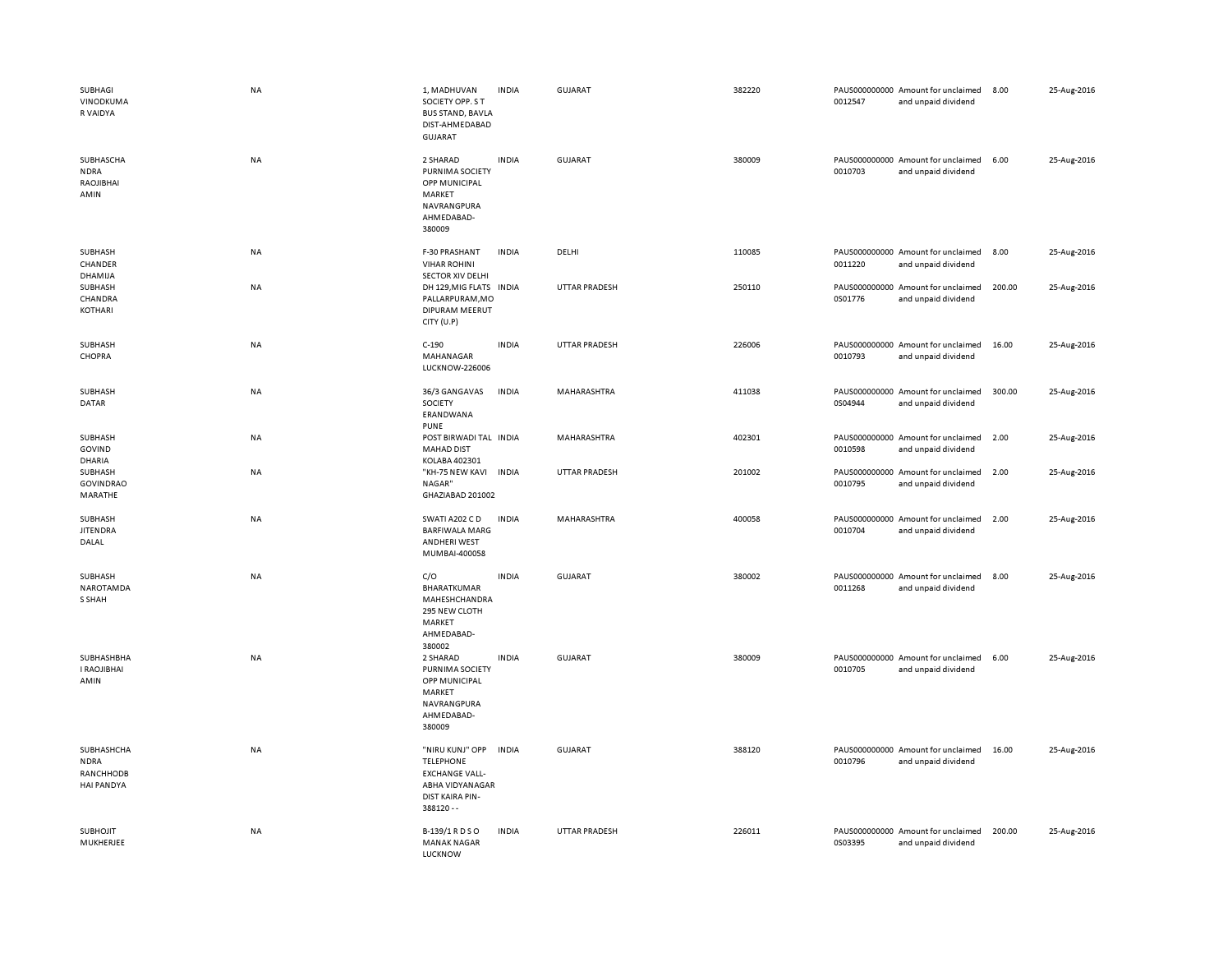| | | | | | | | | | |
|---|---|---|---|---|---|---|---|---|---|
| SUBHAGI VINODKUMAR VAIDYA | NA | 1, MADHUVAN SOCIETY OPP. S T BUS STAND, BAVLA DIST-AHMEDABAD GUJARAT | INDIA | GUJARAT | 382220 | PAUS0000000000012547 | Amount for unclaimed and unpaid dividend | 8.00 | 25-Aug-2016 |
| SUBHASCHANDRA RAOJIBHAI AMIN | NA | 2 SHARAD PURNIMA SOCIETY OPP MUNICIPAL MARKET NAVRANGPURA AHMEDABAD-380009 | INDIA | GUJARAT | 380009 | PAUS0000000000010703 | Amount for unclaimed and unpaid dividend | 6.00 | 25-Aug-2016 |
| SUBHASH CHANDER DHAMIJA | NA | F-30 PRASHANT VIHAR ROHINI SECTOR XIV DELHI | INDIA | DELHI | 110085 | PAUS0000000000011220 | Amount for unclaimed and unpaid dividend | 8.00 | 25-Aug-2016 |
| SUBHASH CHANDRA KOTHARI | NA | DH 129,MIG FLATS PALLARPURAM,MODIPURAM MEERUT CITY (U.P) | INDIA | UTTAR PRADESH | 250110 | PAUS0000000000S01776 | Amount for unclaimed and unpaid dividend | 200.00 | 25-Aug-2016 |
| SUBHASH CHOPRA | NA | C-190 MAHANAGAR LUCKNOW-226006 | INDIA | UTTAR PRADESH | 226006 | PAUS0000000000010793 | Amount for unclaimed and unpaid dividend | 16.00 | 25-Aug-2016 |
| SUBHASH DATAR | NA | 36/3 GANGAVAS SOCIETY ERANDWANA PUNE | INDIA | MAHARASHTRA | 411038 | PAUS0000000000S04944 | Amount for unclaimed and unpaid dividend | 300.00 | 25-Aug-2016 |
| SUBHASH GOVIND DHARIA | NA | POST BIRWADI TAL MAHAD DIST KOLABA 402301 | INDIA | MAHARASHTRA | 402301 | PAUS0000000000010598 | Amount for unclaimed and unpaid dividend | 2.00 | 25-Aug-2016 |
| SUBHASH GOVINDRAO MARATHE | NA | "KH-75 NEW KAVI NAGAR" GHAZIABAD 201002 | INDIA | UTTAR PRADESH | 201002 | PAUS0000000000010795 | Amount for unclaimed and unpaid dividend | 2.00 | 25-Aug-2016 |
| SUBHASH JITENDRA DALAL | NA | SWATI A202 C D BARFIWALA MARG ANDHERI WEST MUMBAI-400058 | INDIA | MAHARASHTRA | 400058 | PAUS0000000000010704 | Amount for unclaimed and unpaid dividend | 2.00 | 25-Aug-2016 |
| SUBHASH NAROTAMDAS SHAH | NA | C/O BHARATKUMAR MAHESHCHANDRA 295 NEW CLOTH MARKET AHMEDABAD-380002 | INDIA | GUJARAT | 380002 | PAUS0000000000011268 | Amount for unclaimed and unpaid dividend | 8.00 | 25-Aug-2016 |
| SUBHASHBHAI RAOJIBHAI AMIN | NA | 2 SHARAD PURNIMA SOCIETY OPP MUNICIPAL MARKET NAVRANGPURA AHMEDABAD-380009 | INDIA | GUJARAT | 380009 | PAUS0000000000010705 | Amount for unclaimed and unpaid dividend | 6.00 | 25-Aug-2016 |
| SUBHASHCHANDRA RANCHHODBHAI PANDYA | NA | "NIRU KUNJ" OPP TELEPHONE EXCHANGE VALL-ABHA VIDYANAGAR DIST KAIRA PIN-388120 - - | INDIA | GUJARAT | 388120 | PAUS0000000000010796 | Amount for unclaimed and unpaid dividend | 16.00 | 25-Aug-2016 |
| SUBHOJIT MUKHERJEE | NA | B-139/1 R D S O MANAK NAGAR LUCKNOW | INDIA | UTTAR PRADESH | 226011 | PAUS0000000000S03395 | Amount for unclaimed and unpaid dividend | 200.00 | 25-Aug-2016 |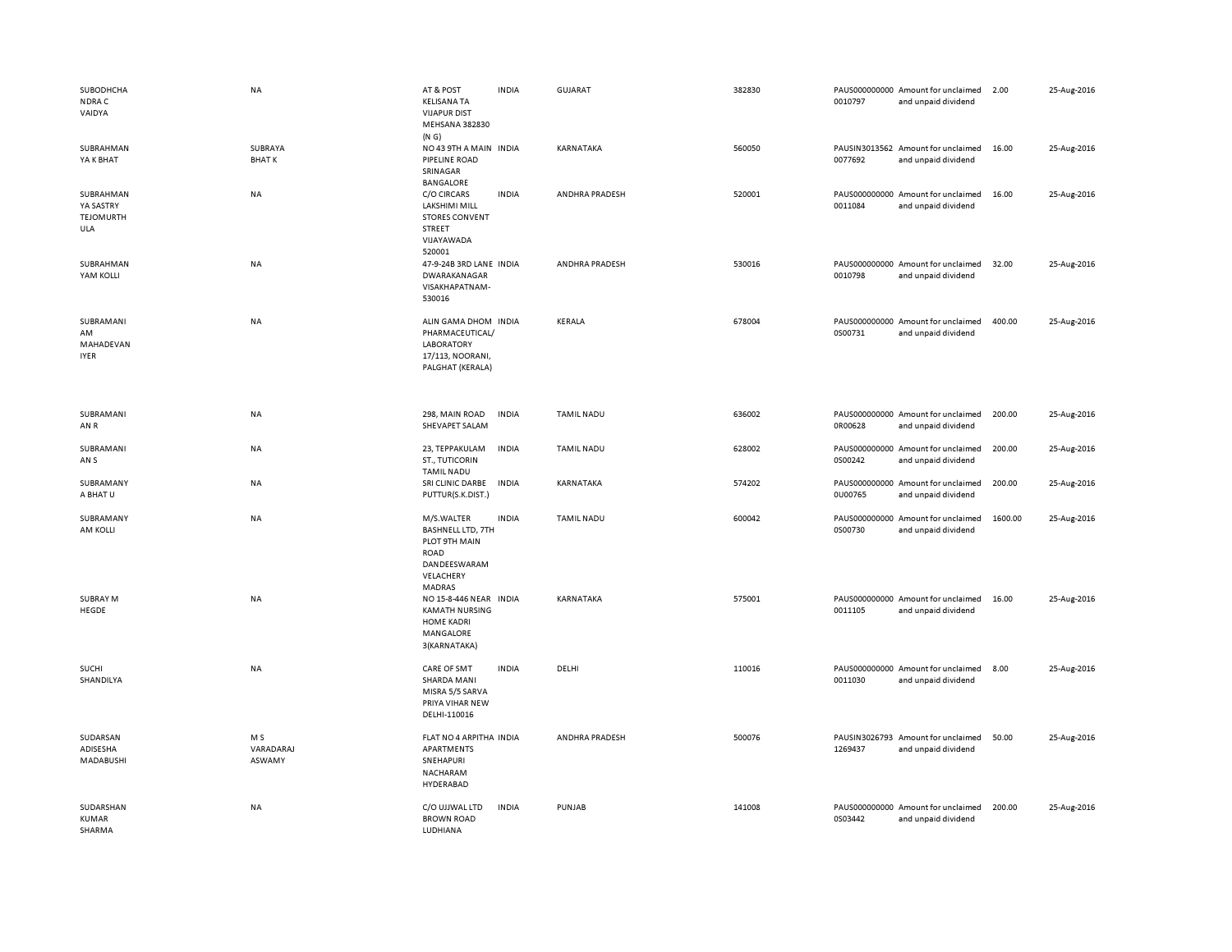| | | | | | | | | | |
|---|---|---|---|---|---|---|---|---|---|
| SUBODHCHANDRA C VAIDYA | NA | AT & POST KELISANA TA VIJAPUR DIST MEHSANA 382830 (N G) | INDIA | GUJARAT | 382830 | PAUS0000000000010797 | Amount for unclaimed and unpaid dividend | 2.00 | 25-Aug-2016 |
| SUBRAHMANYA K BHAT | SUBRAYA BHAT K | NO 43 9TH A MAIN PIPELINE ROAD SRINAGAR BANGALORE | INDIA | KARNATAKA | 560050 | PAUSIN30135620077692 | Amount for unclaimed and unpaid dividend | 16.00 | 25-Aug-2016 |
| SUBRAHMANYA SASTRY TEJOMURTHULA | NA | C/O CIRCARS LAKSHIMI MILL STORES CONVENT STREET VIJAYAWADA 520001 | INDIA | ANDHRA PRADESH | 520001 | PAUS0000000000011084 | Amount for unclaimed and unpaid dividend | 16.00 | 25-Aug-2016 |
| SUBRAHMANYAM KOLLI | NA | 47-9-24B 3RD LANE DWARAKANAGAR VISAKHAPATNAM-530016 | INDIA | ANDHRA PRADESH | 530016 | PAUS0000000000010798 | Amount for unclaimed and unpaid dividend | 32.00 | 25-Aug-2016 |
| SUBRAMANIAM MAHADEVAN IYER | NA | ALIN GAMA DHOM PHARMACEUTICAL/ LABORATORY 17/113, NOORANI, PALGHAT (KERALA) | INDIA | KERALA | 678004 | PAUS0000000000S00731 | Amount for unclaimed and unpaid dividend | 400.00 | 25-Aug-2016 |
| SUBRAMANIAN R | NA | 298, MAIN ROAD SHEVAPET SALAM | INDIA | TAMIL NADU | 636002 | PAUS0000000000R00628 | Amount for unclaimed and unpaid dividend | 200.00 | 25-Aug-2016 |
| SUBRAMANIAN S | NA | 23, TEPPAKULAM ST., TUTICORIN TAMIL NADU | INDIA | TAMIL NADU | 628002 | PAUS0000000000S00242 | Amount for unclaimed and unpaid dividend | 200.00 | 25-Aug-2016 |
| SUBRAMANYA BHAT U | NA | SRI CLINIC DARBE PUTTUR(S.K.DIST.) | INDIA | KARNATAKA | 574202 | PAUS0000000000U00765 | Amount for unclaimed and unpaid dividend | 200.00 | 25-Aug-2016 |
| SUBRAMANYAM KOLLI | NA | M/S.WALTER BASHNELL LTD, 7TH PLOT 9TH MAIN ROAD DANDEESWARAM VELACHERY MADRAS | INDIA | TAMIL NADU | 600042 | PAUS0000000000S00730 | Amount for unclaimed and unpaid dividend | 1600.00 | 25-Aug-2016 |
| SUBRAY M HEGDE | NA | NO 15-8-446 NEAR KAMATH NURSING HOME KADRI MANGALORE 3(KARNATAKA) | INDIA | KARNATAKA | 575001 | PAUS0000000000011105 | Amount for unclaimed and unpaid dividend | 16.00 | 25-Aug-2016 |
| SUCHI SHANDILYA | NA | CARE OF SMT SHARDA MANI MISRA 5/5 SARVA PRIYA VIHAR NEW DELHI-110016 | INDIA | DELHI | 110016 | PAUS0000000000011030 | Amount for unclaimed and unpaid dividend | 8.00 | 25-Aug-2016 |
| SUDARSAN ADISESHA MADABUSHI | M S VARADARAJ ASWAMY | FLAT NO 4 ARPITHA APARTMENTS SNEHAPURI NACHARAM HYDERABAD | INDIA | ANDHRA PRADESH | 500076 | PAUSIN30267931269437 | Amount for unclaimed and unpaid dividend | 50.00 | 25-Aug-2016 |
| SUDARSHAN KUMAR SHARMA | NA | C/O UJJWAL LTD BROWN ROAD LUDHIANA | INDIA | PUNJAB | 141008 | PAUS0000000000S03442 | Amount for unclaimed and unpaid dividend | 200.00 | 25-Aug-2016 |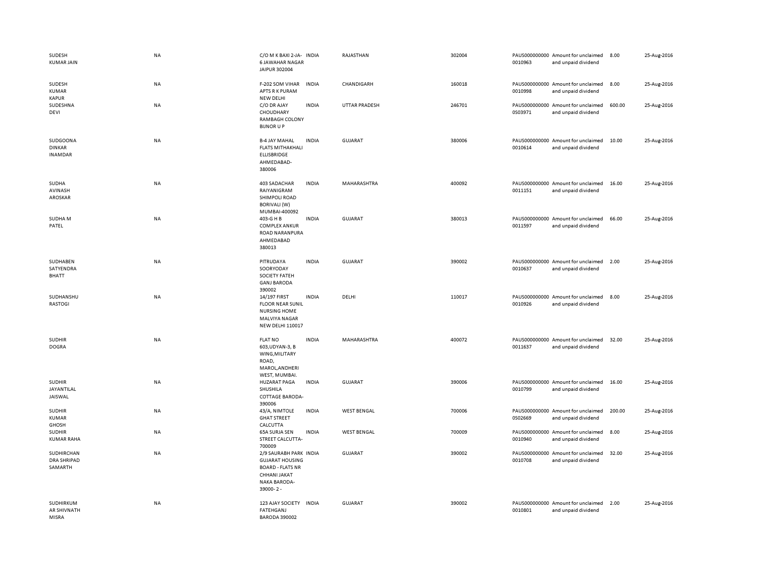| | | | | | | | | | | |
|---|---|---|---|---|---|---|---|---|---|---|
| SUDESH KUMAR JAIN | NA | C/O M K BAXI 2-JA-6 JAWAHAR NAGAR JAIPUR 302004 | INDIA | RAJASTHAN | 302004 | PAUS0000000000010963 | Amount for unclaimed and unpaid dividend | 8.00 | 25-Aug-2016 |
| SUDESH KUMAR KAPUR | NA | F-202 SOM VIHAR APTS R K PURAM NEW DELHI | INDIA | CHANDIGARH | 160018 | PAUS0000000000010998 | Amount for unclaimed and unpaid dividend | 8.00 | 25-Aug-2016 |
| SUDESHNA DEVI | NA | C/O DR AJAY CHOUDHARY RAMBAGH COLONY BIJNOR U P | INDIA | UTTAR PRADESH | 246701 | PAUS0000000000S03971 | Amount for unclaimed and unpaid dividend | 600.00 | 25-Aug-2016 |
| SUDGOONA DINKAR INAMDAR | NA | B-4 JAY MAHAL FLATS MITHAKHALI ELLISBRIDGE AHMEDABAD-380006 | INDIA | GUJARAT | 380006 | PAUS0000000000010614 | Amount for unclaimed and unpaid dividend | 10.00 | 25-Aug-2016 |
| SUDHA AVINASH AROSKAR | NA | 403 SADACHAR RAIYANIGRAM SHIMPOLI ROAD BORIVALI (W) MUMBAI-400092 | INDIA | MAHARASHTRA | 400092 | PAUS0000000000011151 | Amount for unclaimed and unpaid dividend | 16.00 | 25-Aug-2016 |
| SUDHA M PATEL | NA | 403-G H B COMPLEX ANKUR ROAD NARANPURA AHMEDABAD 380013 | INDIA | GUJARAT | 380013 | PAUS0000000000011597 | Amount for unclaimed and unpaid dividend | 66.00 | 25-Aug-2016 |
| SUDHABEN SATYENDRA BHATT | NA | PITRUDAYA SOORYODAY SOCIETY FATEH GANJ BARODA 390002 | INDIA | GUJARAT | 390002 | PAUS0000000000010637 | Amount for unclaimed and unpaid dividend | 2.00 | 25-Aug-2016 |
| SUDHANSHU RASTOGI | NA | 14/197 FIRST FLOOR NEAR SUNIL NURSING HOME MALVIYA NAGAR NEW DELHI 110017 | INDIA | DELHI | 110017 | PAUS0000000000010926 | Amount for unclaimed and unpaid dividend | 8.00 | 25-Aug-2016 |
| SUDHIR DOGRA | NA | FLAT NO 603,UDYAN-3, B WING,MILITARY ROAD, MAROL,ANDHERI WEST, MUMBAI. | INDIA | MAHARASHTRA | 400072 | PAUS0000000000011637 | Amount for unclaimed and unpaid dividend | 32.00 | 25-Aug-2016 |
| SUDHIR JAYANTILAL JAISWAL | NA | HUZARAT PAGA SHUSHILA COTTAGE BARODA-390006 | INDIA | GUJARAT | 390006 | PAUS0000000000010799 | Amount for unclaimed and unpaid dividend | 16.00 | 25-Aug-2016 |
| SUDHIR KUMAR GHOSH | NA | 43/A, NIMTOLE GHAT STREET CALCUTTA | INDIA | WEST BENGAL | 700006 | PAUS0000000000S02669 | Amount for unclaimed and unpaid dividend | 200.00 | 25-Aug-2016 |
| SUDHIR KUMAR RAHA | NA | 65A SURJA SEN STREET CALCUTTA-700009 | INDIA | WEST BENGAL | 700009 | PAUS0000000000010940 | Amount for unclaimed and unpaid dividend | 8.00 | 25-Aug-2016 |
| SUDHIRCHANDRA SHRIPAD SAMARTH | NA | 2/9 SAURABH PARK GUJARAT HOUSING BOARD - FLATS NR CHHANI JAKAT NAKA BARODA-39000- 2 - | INDIA | GUJARAT | 390002 | PAUS0000000000010708 | Amount for unclaimed and unpaid dividend | 32.00 | 25-Aug-2016 |
| SUDHIRKUMAR SHIVNATH MISRA | NA | 123 AJAY SOCIETY FATEHGANJ BARODA 390002 | INDIA | GUJARAT | 390002 | PAUS0000000000010801 | Amount for unclaimed and unpaid dividend | 2.00 | 25-Aug-2016 |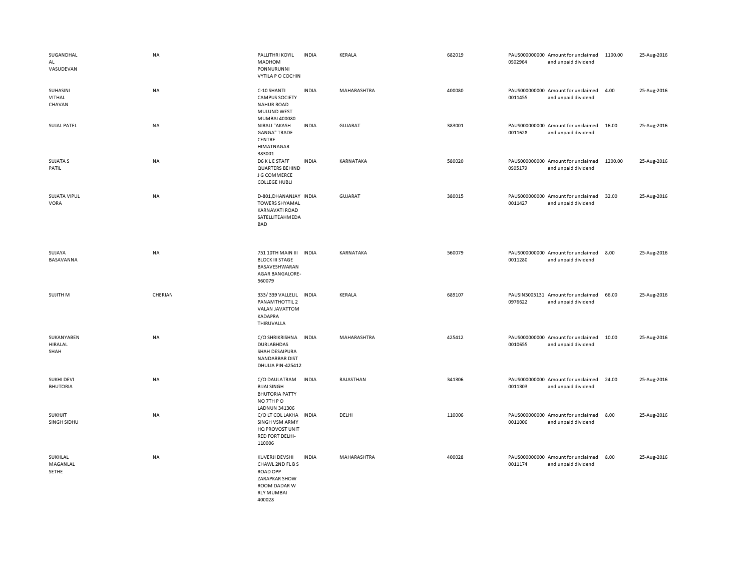| | | | | | | | | | |
|---|---|---|---|---|---|---|---|---|---|
| SUGANDHAL AL VASUDEVAN | NA | PALLITHRI KOYIL MADHOM PONNURUNNI VYTILA P O COCHIN | INDIA | KERALA | 682019 | PAUS0000000000S02964 | Amount for unclaimed and unpaid dividend | 1100.00 | 25-Aug-2016 |
| SUHASINI VITHAL CHAVAN | NA | C-10 SHANTI CAMPUS SOCIETY NAHUR ROAD MULUND WEST MUMBAI 400080 | INDIA | MAHARASHTRA | 400080 | PAUS0000000000011455 | Amount for unclaimed and unpaid dividend | 4.00 | 25-Aug-2016 |
| SUJAL PATEL | NA | NIRALI "AKASH GANGA" TRADE CENTRE HIMATNAGAR 383001 | INDIA | GUJARAT | 383001 | PAUS0000000000011628 | Amount for unclaimed and unpaid dividend | 16.00 | 25-Aug-2016 |
| SUJATA S PATIL | NA | D6 K L E STAFF QUARTERS BEHIND J G COMMERCE COLLEGE HUBLI | INDIA | KARNATAKA | 580020 | PAUS0000000000S05179 | Amount for unclaimed and unpaid dividend | 1200.00 | 25-Aug-2016 |
| SUJATA VIPUL VORA | NA | D-801,DHANANJAY TOWERS SHYAMAL KARNAVATI ROAD SATELLITEAHMEDA BAD | INDIA | GUJARAT | 380015 | PAUS0000000000011427 | Amount for unclaimed and unpaid dividend | 32.00 | 25-Aug-2016 |
| SUJAYA BASAVANNA | NA | 751 10TH MAIN III BLOCK III STAGE BASAVESHWARAN AGAR BANGALORE-560079 | INDIA | KARNATAKA | 560079 | PAUS0000000000011280 | Amount for unclaimed and unpaid dividend | 8.00 | 25-Aug-2016 |
| SUJITH M | CHERIAN | 333/ 339 VALLELIL PANAMTHOTTIL 2 VALAN JAVATTOM KADAPRA THIRUVALLA | INDIA | KERALA | 689107 | PAUSIN30051310976622 | Amount for unclaimed and unpaid dividend | 66.00 | 25-Aug-2016 |
| SUKANYABEN HIRALAL SHAH | NA | C/O SHRIKRISHNA DURLABHDAS SHAH DESAIPURA NANDARBAR DIST DHULIA PIN-425412 | INDIA | MAHARASHTRA | 425412 | PAUS0000000000010655 | Amount for unclaimed and unpaid dividend | 10.00 | 25-Aug-2016 |
| SUKHI DEVI BHUTORIA | NA | C/O DAULATRAM BIJAI SINGH BHUTORIA PATTY NO 7TH P O LADNUN 341306 | INDIA | RAJASTHAN | 341306 | PAUS0000000000011303 | Amount for unclaimed and unpaid dividend | 24.00 | 25-Aug-2016 |
| SUKHJIT SINGH SIDHU | NA | C/O LT COL LAKHA SINGH VSM ARMY HQ PROVOST UNIT RED FORT DELHI-110006 | INDIA | DELHI | 110006 | PAUS0000000000011006 | Amount for unclaimed and unpaid dividend | 8.00 | 25-Aug-2016 |
| SUKHLAL MAGANLAL SETHE | NA | KUVERJI DEVSHI CHAWL 2ND FL B S ROAD OPP ZARAPKAR SHOW ROOM DADAR W RLY MUMBAI 400028 | INDIA | MAHARASHTRA | 400028 | PAUS0000000000011174 | Amount for unclaimed and unpaid dividend | 8.00 | 25-Aug-2016 |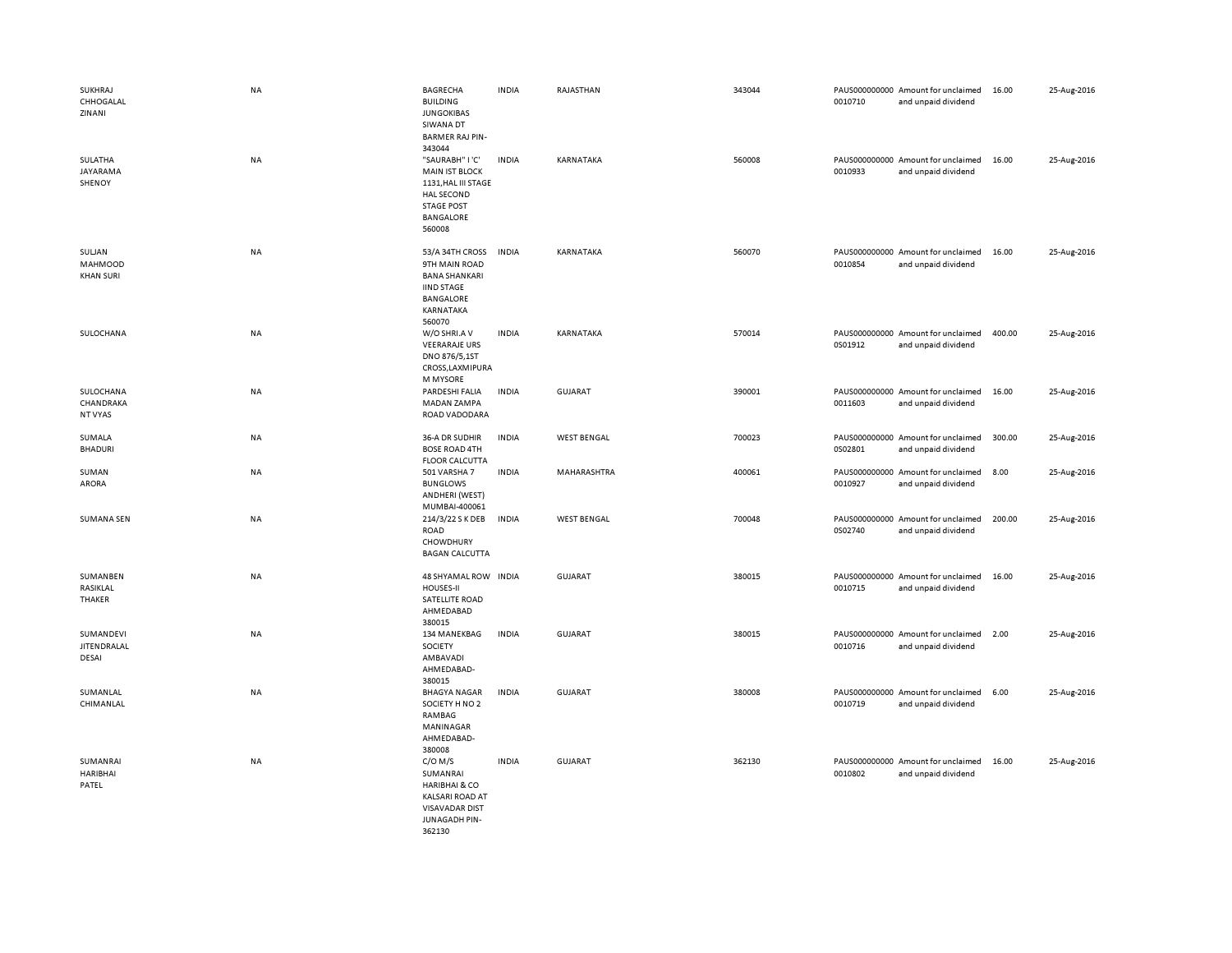| | | | | | | | | | |
|---|---|---|---|---|---|---|---|---|---|
| SUKHRAJ CHHOGALAL ZINANI | NA | BAGRECHA BUILDING JUNGOKIBAS SIWANA DT BARMER RAJ PIN-343044 | INDIA | RAJASTHAN | 343044 | PAUS0000000000010710 | Amount for unclaimed and unpaid dividend | 16.00 | 25-Aug-2016 |
| SULATHA JAYARAMA SHENOY | NA | "SAURABH" I 'C' MAIN IST BLOCK 1131,HAL III STAGE HAL SECOND STAGE POST BANGALORE 560008 | INDIA | KARNATAKA | 560008 | PAUS0000000000010933 | Amount for unclaimed and unpaid dividend | 16.00 | 25-Aug-2016 |
| SULJAN MAHMOOD KHAN SURI | NA | 53/A 34TH CROSS 9TH MAIN ROAD BANA SHANKARI IIND STAGE BANGALORE KARNATAKA 560070 | INDIA | KARNATAKA | 560070 | PAUS0000000000010854 | Amount for unclaimed and unpaid dividend | 16.00 | 25-Aug-2016 |
| SULOCHANA | NA | W/O SHRI.A V VEERARAJE URS DNO 876/5,1ST CROSS,LAXMIPURA M MYSORE | INDIA | KARNATAKA | 570014 | PAUS0000000000S01912 | Amount for unclaimed and unpaid dividend | 400.00 | 25-Aug-2016 |
| SULOCHANA CHANDRAKA NT VYAS | NA | PARDESHI FALIA MADAN ZAMPA ROAD VADODARA | INDIA | GUJARAT | 390001 | PAUS0000000000011603 | Amount for unclaimed and unpaid dividend | 16.00 | 25-Aug-2016 |
| SUMALA BHADURI | NA | 36-A DR SUDHIR BOSE ROAD 4TH FLOOR CALCUTTA | INDIA | WEST BENGAL | 700023 | PAUS0000000000S02801 | Amount for unclaimed and unpaid dividend | 300.00 | 25-Aug-2016 |
| SUMAN ARORA | NA | 501 VARSHA 7 BUNGLOWS ANDHERI (WEST) MUMBAI-400061 | INDIA | MAHARASHTRA | 400061 | PAUS0000000000010927 | Amount for unclaimed and unpaid dividend | 8.00 | 25-Aug-2016 |
| SUMANA SEN | NA | 214/3/22 S K DEB ROAD CHOWDHURY BAGAN CALCUTTA | INDIA | WEST BENGAL | 700048 | PAUS0000000000S02740 | Amount for unclaimed and unpaid dividend | 200.00 | 25-Aug-2016 |
| SUMANBEN RASIKLAL THAKER | NA | 48 SHYAMAL ROW HOUSES-II SATELLITE ROAD AHMEDABAD 380015 | INDIA | GUJARAT | 380015 | PAUS0000000000010715 | Amount for unclaimed and unpaid dividend | 16.00 | 25-Aug-2016 |
| SUMANDEVI JITENDRALAL DESAI | NA | 134 MANEKBAG SOCIETY AMBAVADI AHMEDABAD-380015 | INDIA | GUJARAT | 380015 | PAUS0000000000010716 | Amount for unclaimed and unpaid dividend | 2.00 | 25-Aug-2016 |
| SUMANLAL CHIMANLAL | NA | BHAGYA NAGAR SOCIETY H NO 2 RAMBAG MANINAGAR AHMEDABAD-380008 | INDIA | GUJARAT | 380008 | PAUS0000000000010719 | Amount for unclaimed and unpaid dividend | 6.00 | 25-Aug-2016 |
| SUMANRAI HARIBHAI PATEL | NA | C/O M/S SUMANRAI HARIBHAI & CO KALSARI ROAD AT VISAVADAR DIST JUNAGADH PIN-362130 | INDIA | GUJARAT | 362130 | PAUS0000000000010802 | Amount for unclaimed and unpaid dividend | 16.00 | 25-Aug-2016 |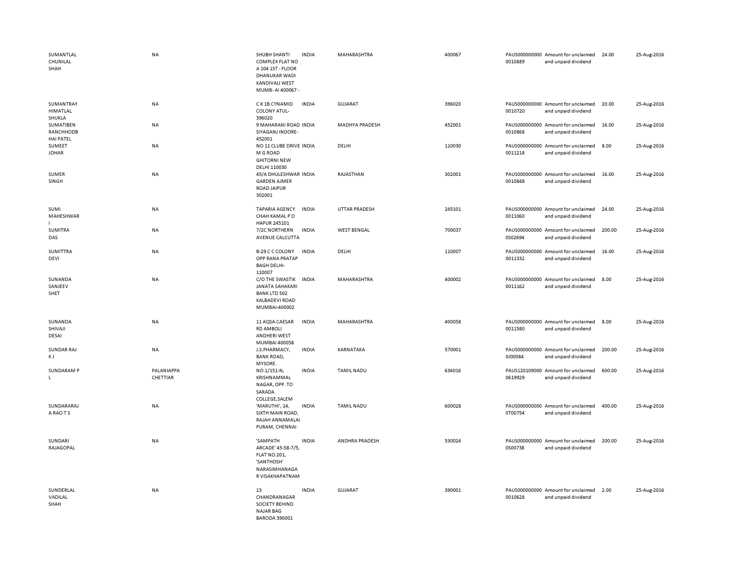| | | | | | | | | | |
|---|---|---|---|---|---|---|---|---|---|
| SUMANTLAL CHUNILAL SHAH | NA | SHUBH SHANTI COMPLEX FLAT NO A 104 1ST - FLOOR DHANUKAR WADI KANDIVALI WEST MUMB- AI 400067 - | INDIA | MAHARASHTRA | 400067 | PAUS000000000 0010889 | Amount for unclaimed and unpaid dividend | 24.00 | 25-Aug-2016 |
| SUMANTRAY HIMATLAL SHUKLA | NA | C K 1B CYNAMID COLONY ATUL-396020 | INDIA | GUJARAT | 396020 | PAUS000000000 0010720 | Amount for unclaimed and unpaid dividend | 20.00 | 25-Aug-2016 |
| SUMATIBEN RANCHHODB HAI PATEL | NA | 9 MAHARANI ROAD SIYAGANJ INDORE-452001 | INDIA | MADHYA PRADESH | 452001 | PAUS000000000 0010868 | Amount for unclaimed and unpaid dividend | 16.00 | 25-Aug-2016 |
| SUMEET JOHAR | NA | NO 11 CLUBE DRIVE M G ROAD GHITORNI NEW DELHI 110030 | INDIA | DELHI | 110030 | PAUS000000000 0011218 | Amount for unclaimed and unpaid dividend | 8.00 | 25-Aug-2016 |
| SUMER SINGH | NA | 45/A DHULESHWAR GARDEN AJMER ROAD JAIPUR 302001 | INDIA | RAJASTHAN | 302001 | PAUS000000000 0010848 | Amount for unclaimed and unpaid dividend | 16.00 | 25-Aug-2016 |
| SUMI MAHESHWAR I | NA | TAPARIA AGENCY CHAH KAMAL P O HAPUR 245101 | INDIA | UTTAR PRADESH | 245101 | PAUS000000000 0011060 | Amount for unclaimed and unpaid dividend | 24.00 | 25-Aug-2016 |
| SUMITRA DAS | NA | 7/2C NORTHERN AVENUE CALCUTTA | INDIA | WEST BENGAL | 700037 | PAUS000000000 0S02694 | Amount for unclaimed and unpaid dividend | 200.00 | 25-Aug-2016 |
| SUMITTRA DEVI | NA | B-29 C C COLONY OPP RANA PRATAP BAGH DELHI-110007 | INDIA | DELHI | 110007 | PAUS000000000 0011332 | Amount for unclaimed and unpaid dividend | 16.00 | 25-Aug-2016 |
| SUNANDA SANJEEV SHET | NA | C/O THE SWASTIK JANATA SAHAKARI BANK LTD 502 KALBADEVI ROAD MUMBAI-400002 | INDIA | MAHARASHTRA | 400002 | PAUS000000000 0011162 | Amount for unclaimed and unpaid dividend | 8.00 | 25-Aug-2016 |
| SUNANDA SHIVAJI DESAI | NA | 11 AQSA CAESAR RD AMBOLI ANDHERI WEST MUMBAI 400058 | INDIA | MAHARASHTRA | 400058 | PAUS000000000 0011580 | Amount for unclaimed and unpaid dividend | 8.00 | 25-Aug-2016 |
| SUNDAR RAJ K J | NA | J.S.PHARMACY, BANK ROAD, MYSORE. | INDIA | KARNATAKA | 570001 | PAUS000000000 0J00084 | Amount for unclaimed and unpaid dividend | 200.00 | 25-Aug-2016 |
| SUNDARAM P L | PALANIAPPA CHETTIAR | NO.1/151-N, KRISHNAMMAL NAGAR, OPP. TO SARADA COLLEGE,SALEM | INDIA | TAMIL NADU | 636016 | PAUS120109000 0619929 | Amount for unclaimed and unpaid dividend | 600.00 | 25-Aug-2016 |
| SUNDARARAJ A RAO T S | NA | 'MARUTHI', 14, SIXTH MAIN ROAD, RAJAH ANNAMALAI PURAM, CHENNAI | INDIA | TAMIL NADU | 600028 | PAUS000000000 0T00754 | Amount for unclaimed and unpaid dividend | 400.00 | 25-Aug-2016 |
| SUNDARI RAJAGOPAL | NA | 'SAMPATH ARCADE' 45-58-7/5, FLAT NO.201, 'SANTHOSH' NARASIMHANAGA R VISAKHAPATNAM | INDIA | ANDHRA PRADESH | 530024 | PAUS000000000 0S00738 | Amount for unclaimed and unpaid dividend | 200.00 | 25-Aug-2016 |
| SUNDERLAL VADILAL SHAH | NA | 13 CHANDRANAGAR SOCIETY BEHIND NAJAR BAG BARODA 390001 | INDIA | GUJARAT | 390001 | PAUS000000000 0010628 | Amount for unclaimed and unpaid dividend | 2.00 | 25-Aug-2016 |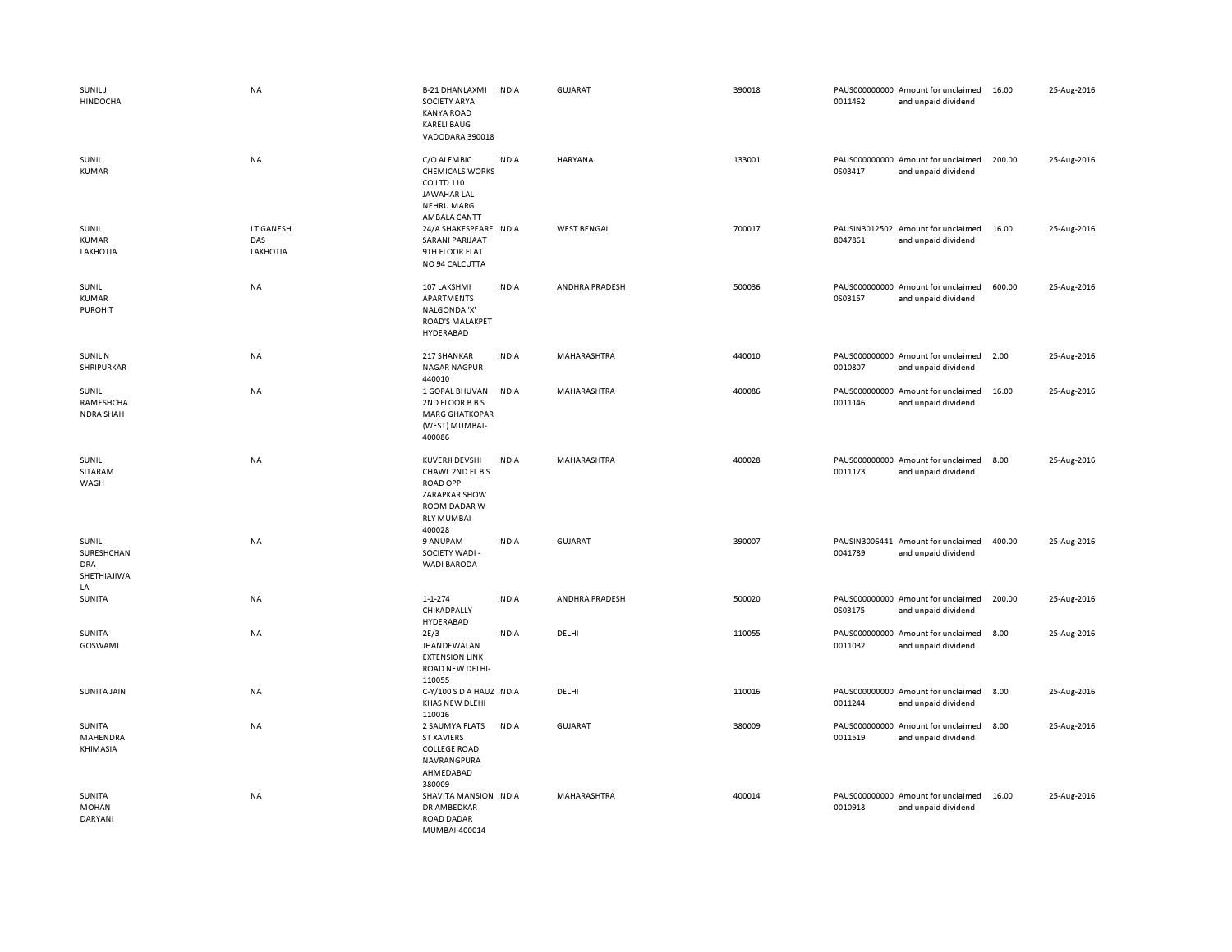| | | | | | | | | | |
|---|---|---|---|---|---|---|---|---|---|
| SUNIL J HINDOCHA | NA | B-21 DHANLAXMI SOCIETY ARYA KANYA ROAD KARELI BAUG VADODARA 390018 | INDIA | GUJARAT | 390018 | PAUS0000000000011462 | Amount for unclaimed and unpaid dividend | 16.00 | 25-Aug-2016 |
| SUNIL KUMAR | NA | C/O ALEMBIC CHEMICALS WORKS CO LTD 110 JAWAHAR LAL NEHRU MARG AMBALA CANTT | INDIA | HARYANA | 133001 | PAUS0000000000S03417 | Amount for unclaimed and unpaid dividend | 200.00 | 25-Aug-2016 |
| SUNIL KUMAR LAKHOTIA | LT GANESH DAS LAKHOTIA | 24/A SHAKESPEARE SARANI PARIJAAT 9TH FLOOR FLAT NO 94 CALCUTTA | INDIA | WEST BENGAL | 700017 | PAUSIN30125028047861 | Amount for unclaimed and unpaid dividend | 16.00 | 25-Aug-2016 |
| SUNIL KUMAR PUROHIT | NA | 107 LAKSHMI APARTMENTS NALGONDA 'X' ROAD'S MALAKPET HYDERABAD | INDIA | ANDHRA PRADESH | 500036 | PAUS0000000000S03157 | Amount for unclaimed and unpaid dividend | 600.00 | 25-Aug-2016 |
| SUNIL N SHRIPURKAR | NA | 217 SHANKAR NAGAR NAGPUR 440010 | INDIA | MAHARASHTRA | 440010 | PAUS0000000000010807 | Amount for unclaimed and unpaid dividend | 2.00 | 25-Aug-2016 |
| SUNIL RAMESHCHANDRA SHAH | NA | 1 GOPAL BHUVAN 2ND FLOOR B B S MARG GHATKOPAR (WEST) MUMBAI-400086 | INDIA | MAHARASHTRA | 400086 | PAUS0000000000011146 | Amount for unclaimed and unpaid dividend | 16.00 | 25-Aug-2016 |
| SUNIL SITARAM WAGH | NA | KUVERJI DEVSHI CHAWL 2ND FL B S ROAD OPP ZARAPKAR SHOW ROOM DADAR W RLY MUMBAI 400028 | INDIA | MAHARASHTRA | 400028 | PAUS0000000000011173 | Amount for unclaimed and unpaid dividend | 8.00 | 25-Aug-2016 |
| SUNIL SURESHCHANDRA SHETHIAJIWALA | NA | 9 ANUPAM SOCIETY WADI - WADI BARODA | INDIA | GUJARAT | 390007 | PAUSIN30064410041789 | Amount for unclaimed and unpaid dividend | 400.00 | 25-Aug-2016 |
| SUNITA | NA | 1-1-274 CHIKADPALLY HYDERABAD | INDIA | ANDHRA PRADESH | 500020 | PAUS0000000000S03175 | Amount for unclaimed and unpaid dividend | 200.00 | 25-Aug-2016 |
| SUNITA GOSWAMI | NA | 2E/3 JHANDEWALAN EXTENSION LINK ROAD NEW DELHI-110055 | INDIA | DELHI | 110055 | PAUS0000000000011032 | Amount for unclaimed and unpaid dividend | 8.00 | 25-Aug-2016 |
| SUNITA JAIN | NA | C-Y/100 S D A HAUZ KHAS NEW DLEHI 110016 | INDIA | DELHI | 110016 | PAUS0000000000011244 | Amount for unclaimed and unpaid dividend | 8.00 | 25-Aug-2016 |
| SUNITA MAHENDRA KHIMASIA | NA | 2 SAUMYA FLATS ST XAVIERS COLLEGE ROAD NAVRANGPURA AHMEDABAD 380009 | INDIA | GUJARAT | 380009 | PAUS0000000000011519 | Amount for unclaimed and unpaid dividend | 8.00 | 25-Aug-2016 |
| SUNITA MOHAN DARYANI | NA | SHAVITA MANSION DR AMBEDKAR ROAD DADAR MUMBAI-400014 | INDIA | MAHARASHTRA | 400014 | PAUS0000000000010918 | Amount for unclaimed and unpaid dividend | 16.00 | 25-Aug-2016 |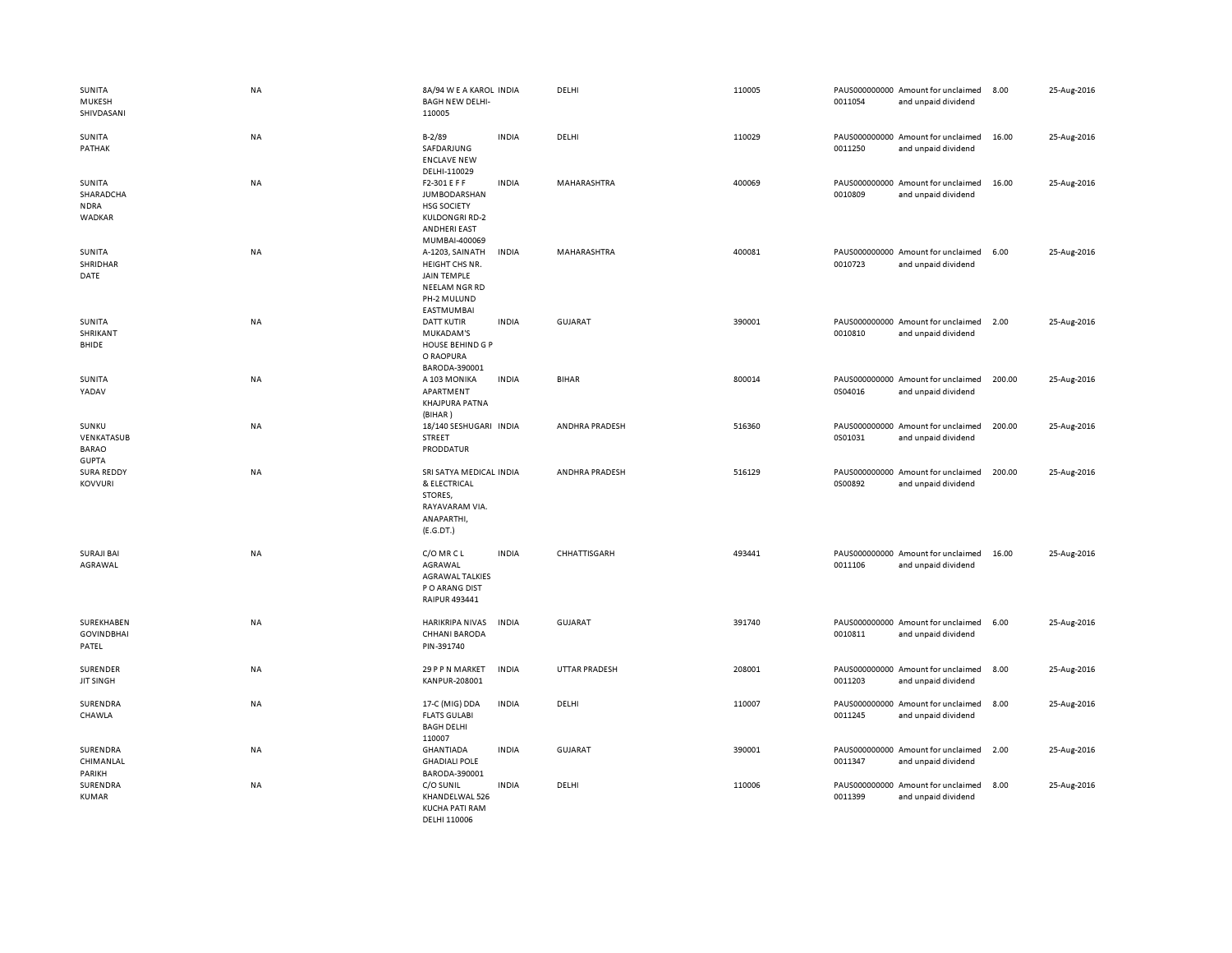| | | | | | | | | | |
|---|---|---|---|---|---|---|---|---|---|
| SUNITA MUKESH SHIVDASANI | NA | 8A/94 W E A KAROL BAGH NEW DELHI-110005 | INDIA | DELHI | 110005 | PAUS0000000000011054 | Amount for unclaimed and unpaid dividend | 8.00 | 25-Aug-2016 |
| SUNITA PATHAK | NA | B-2/89 SAFDARJUNG ENCLAVE NEW DELHI-110029 | INDIA | DELHI | 110029 | PAUS0000000000011250 | Amount for unclaimed and unpaid dividend | 16.00 | 25-Aug-2016 |
| SUNITA SHARADCHANDRA WADKAR | NA | F2-301 E F F JUMBODARSHAN HSG SOCIETY KULDONGRI RD-2 ANDHERI EAST MUMBAI-400069 | INDIA | MAHARASHTRA | 400069 | PAUS0000000000010809 | Amount for unclaimed and unpaid dividend | 16.00 | 25-Aug-2016 |
| SUNITA SHRIDHAR DATE | NA | A-1203, SAINATH HEIGHT CHS NR. JAIN TEMPLE NEELAM NGR RD PH-2 MULUND EASTMUMBAI | INDIA | MAHARASHTRA | 400081 | PAUS0000000000010723 | Amount for unclaimed and unpaid dividend | 6.00 | 25-Aug-2016 |
| SUNITA SHRIKANT BHIDE | NA | DATT KUTIR MUKADAM'S HOUSE BEHIND G P O RAOPURA BARODA-390001 | INDIA | GUJARAT | 390001 | PAUS0000000000010810 | Amount for unclaimed and unpaid dividend | 2.00 | 25-Aug-2016 |
| SUNITA YADAV | NA | A 103 MONIKA APARTMENT KHAJPURA PATNA (BIHAR ) | INDIA | BIHAR | 800014 | PAUS0000000000S04016 | Amount for unclaimed and unpaid dividend | 200.00 | 25-Aug-2016 |
| SUNKU VENKATASUBBARAO GUPTA | NA | 18/140 SESHUGARI STREET PRODDATUR | INDIA | ANDHRA PRADESH | 516360 | PAUS0000000000S01031 | Amount for unclaimed and unpaid dividend | 200.00 | 25-Aug-2016 |
| SURA REDDY KOVVURI | NA | SRI SATYA MEDICAL & ELECTRICAL STORES, RAYAVARAM VIA. ANAPARTHI, (E.G.DT.) | INDIA | ANDHRA PRADESH | 516129 | PAUS0000000000S00892 | Amount for unclaimed and unpaid dividend | 200.00 | 25-Aug-2016 |
| SURAJI BAI AGRAWAL | NA | C/O MR C L AGRAWAL AGRAWAL TALKIES P O ARANG DIST RAIPUR 493441 | INDIA | CHHATTISGARH | 493441 | PAUS0000000000011106 | Amount for unclaimed and unpaid dividend | 16.00 | 25-Aug-2016 |
| SUREKHABEN GOVINDBHAI PATEL | NA | HARIKRIPA NIVAS CHHANI BARODA PIN-391740 | INDIA | GUJARAT | 391740 | PAUS0000000000010811 | Amount for unclaimed and unpaid dividend | 6.00 | 25-Aug-2016 |
| SURENDER JIT SINGH | NA | 29 P P N MARKET KANPUR-208001 | INDIA | UTTAR PRADESH | 208001 | PAUS0000000000011203 | Amount for unclaimed and unpaid dividend | 8.00 | 25-Aug-2016 |
| SURENDRA CHAWLA | NA | 17-C (MIG) DDA FLATS GULABI BAGH DELHI 110007 | INDIA | DELHI | 110007 | PAUS0000000000011245 | Amount for unclaimed and unpaid dividend | 8.00 | 25-Aug-2016 |
| SURENDRA CHIMANLAL PARIKH | NA | GHANTIADA GHADIALI POLE BARODA-390001 | INDIA | GUJARAT | 390001 | PAUS0000000000011347 | Amount for unclaimed and unpaid dividend | 2.00 | 25-Aug-2016 |
| SURENDRA KUMAR | NA | C/O SUNIL KHANDELWAL 526 KUCHA PATI RAM DELHI 110006 | INDIA | DELHI | 110006 | PAUS0000000000011399 | Amount for unclaimed and unpaid dividend | 8.00 | 25-Aug-2016 |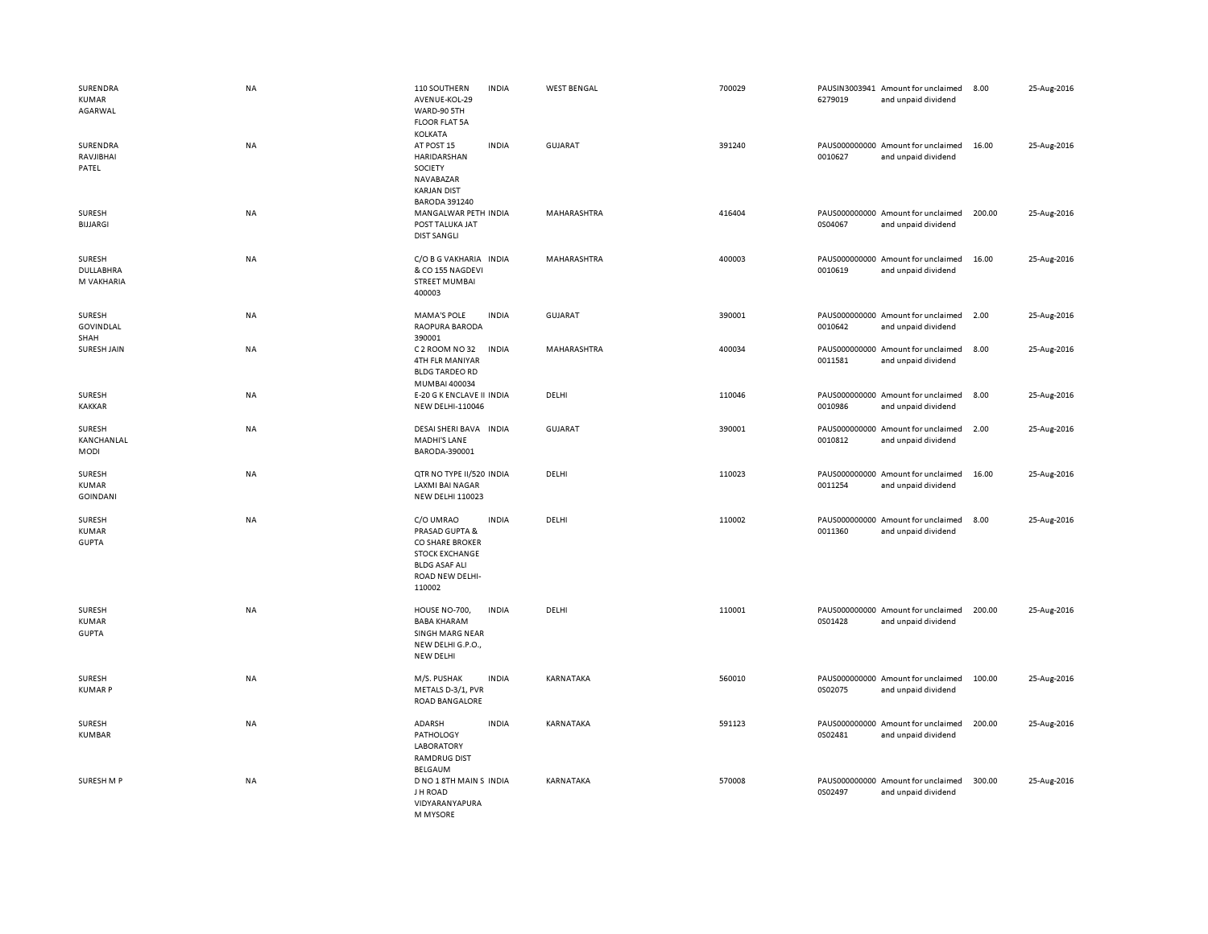| | | | | | | | | | |
|---|---|---|---|---|---|---|---|---|---|
| SURENDRA KUMAR AGARWAL | NA | 110 SOUTHERN AVENUE-KOL-29 WARD-90 5TH FLOOR FLAT 5A KOLKATA | INDIA | WEST BENGAL | 700029 | PAUSIN3003941 6279019 | Amount for unclaimed and unpaid dividend | 8.00 | 25-Aug-2016 |
| SURENDRA RAVJIBHAI PATEL | NA | AT POST 15 HARIDARSHAN SOCIETY NAVABAZAR KARJAN DIST BARODA 391240 | INDIA | GUJARAT | 391240 | PAUS000000000 0010627 | Amount for unclaimed and unpaid dividend | 16.00 | 25-Aug-2016 |
| SURESH BIJJARGI | NA | MANGALWAR PETH POST TALUKA JAT DIST SANGLI | INDIA | MAHARASHTRA | 416404 | PAUS000000000 0S04067 | Amount for unclaimed and unpaid dividend | 200.00 | 25-Aug-2016 |
| SURESH DULLABHRA M VAKHARIA | NA | C/O B G VAKHARIA & CO 155 NAGDEVI STREET MUMBAI 400003 | INDIA | MAHARASHTRA | 400003 | PAUS000000000 0010619 | Amount for unclaimed and unpaid dividend | 16.00 | 25-Aug-2016 |
| SURESH GOVINDLAL SHAH | NA | MAMA'S POLE RAOPURA BARODA 390001 | INDIA | GUJARAT | 390001 | PAUS000000000 0010642 | Amount for unclaimed and unpaid dividend | 2.00 | 25-Aug-2016 |
| SURESH JAIN | NA | C 2 ROOM NO 32 4TH FLR MANIYAR BLDG TARDEO RD MUMBAI 400034 | INDIA | MAHARASHTRA | 400034 | PAUS000000000 0011581 | Amount for unclaimed and unpaid dividend | 8.00 | 25-Aug-2016 |
| SURESH KAKKAR | NA | E-20 G K ENCLAVE II NEW DELHI-110046 | INDIA | DELHI | 110046 | PAUS000000000 0010986 | Amount for unclaimed and unpaid dividend | 8.00 | 25-Aug-2016 |
| SURESH KANCHANLAL MODI | NA | DESAI SHERI BAVA MADHI'S LANE BARODA-390001 | INDIA | GUJARAT | 390001 | PAUS000000000 0010812 | Amount for unclaimed and unpaid dividend | 2.00 | 25-Aug-2016 |
| SURESH KUMAR GOINDANI | NA | QTR NO TYPE II/520 LAXMI BAI NAGAR NEW DELHI 110023 | INDIA | DELHI | 110023 | PAUS000000000 0011254 | Amount for unclaimed and unpaid dividend | 16.00 | 25-Aug-2016 |
| SURESH KUMAR GUPTA | NA | C/O UMRAO PRASAD GUPTA & CO SHARE BROKER STOCK EXCHANGE BLDG ASAF ALI ROAD NEW DELHI-110002 | INDIA | DELHI | 110002 | PAUS000000000 0011360 | Amount for unclaimed and unpaid dividend | 8.00 | 25-Aug-2016 |
| SURESH KUMAR GUPTA | NA | HOUSE NO-700, BABA KHARAM SINGH MARG NEAR NEW DELHI G.P.O., NEW DELHI | INDIA | DELHI | 110001 | PAUS000000000 0S01428 | Amount for unclaimed and unpaid dividend | 200.00 | 25-Aug-2016 |
| SURESH KUMAR P | NA | M/S. PUSHAK METALS D-3/1, PVR ROAD BANGALORE | INDIA | KARNATAKA | 560010 | PAUS000000000 0S02075 | Amount for unclaimed and unpaid dividend | 100.00 | 25-Aug-2016 |
| SURESH KUMBAR | NA | ADARSH PATHOLOGY LABORATORY RAMDRUG DIST BELGAUM | INDIA | KARNATAKA | 591123 | PAUS000000000 0S02481 | Amount for unclaimed and unpaid dividend | 200.00 | 25-Aug-2016 |
| SURESH M P | NA | D NO 1 8TH MAIN S J H ROAD VIDYARANYAPURA M MYSORE | INDIA | KARNATAKA | 570008 | PAUS000000000 0S02497 | Amount for unclaimed and unpaid dividend | 300.00 | 25-Aug-2016 |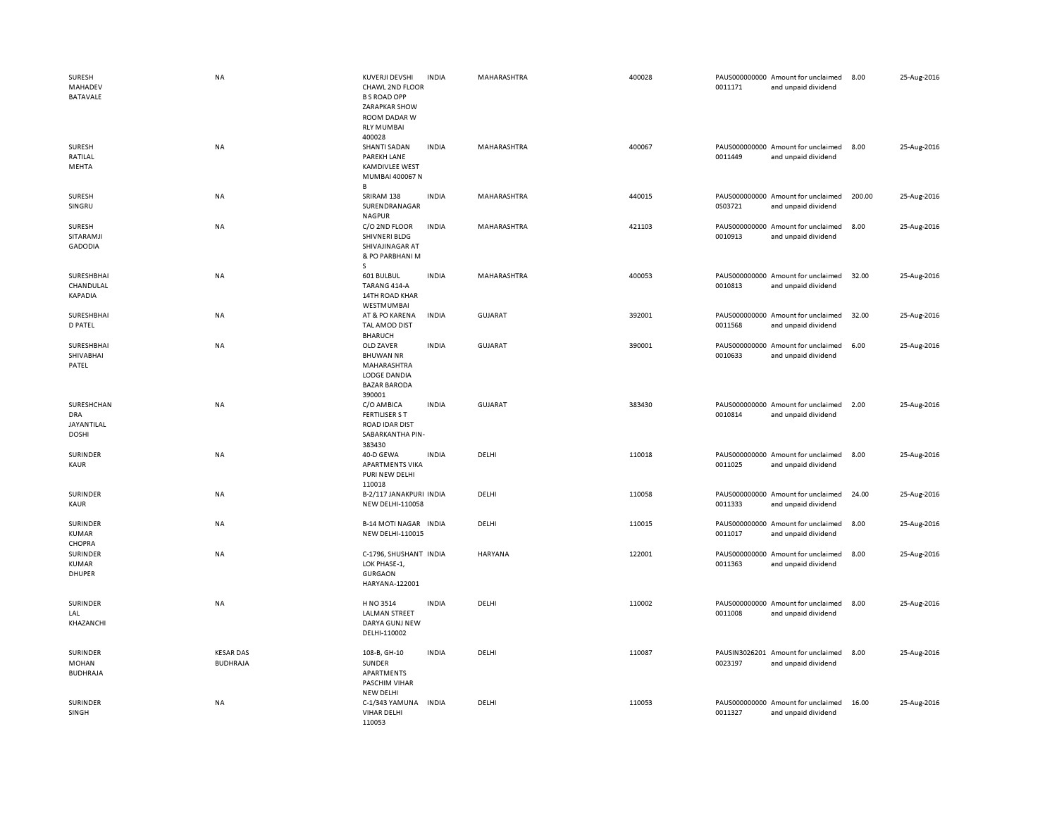| | | | | | | | | | |
|---|---|---|---|---|---|---|---|---|---|
| SURESH MAHADEV BATAVALE | NA | KUVERJI DEVSHI CHAWL 2ND FLOOR B S ROAD OPP ZARAPKAR SHOW ROOM DADAR W RLY MUMBAI 400028 | INDIA | MAHARASHTRA | 400028 | PAUS000000000 0011171 | Amount for unclaimed and unpaid dividend | 8.00 | 25-Aug-2016 |
| SURESH RATILAL MEHTA | NA | SHANTI SADAN PAREKH LANE KAMDIVLEE WEST MUMBAI 400067 N B | INDIA | MAHARASHTRA | 400067 | PAUS000000000 0011449 | Amount for unclaimed and unpaid dividend | 8.00 | 25-Aug-2016 |
| SURESH SINGRU | NA | SRIRAM 138 SURENDRANAGAR NAGPUR | INDIA | MAHARASHTRA | 440015 | PAUS000000000 0S03721 | Amount for unclaimed and unpaid dividend | 200.00 | 25-Aug-2016 |
| SURESH SITARAMJI GADODIA | NA | C/O 2ND FLOOR SHIVNERI BLDG SHIVAJINAGAR AT & PO PARBHANI M S | INDIA | MAHARASHTRA | 421103 | PAUS000000000 0010913 | Amount for unclaimed and unpaid dividend | 8.00 | 25-Aug-2016 |
| SURESHBHAI CHANDULAL KAPADIA | NA | 601 BULBUL TARANG 414-A 14TH ROAD KHAR WESTMUMBAI | INDIA | MAHARASHTRA | 400053 | PAUS000000000 0010813 | Amount for unclaimed and unpaid dividend | 32.00 | 25-Aug-2016 |
| SURESHBHAI D PATEL | NA | AT & PO KARENA TAL AMOD DIST BHARUCH | INDIA | GUJARAT | 392001 | PAUS000000000 0011568 | Amount for unclaimed and unpaid dividend | 32.00 | 25-Aug-2016 |
| SURESHBHAI SHIVABHAI PATEL | NA | OLD ZAVER BHUWAN NR MAHARASHTRA LODGE DANDIA BAZAR BARODA 390001 | INDIA | GUJARAT | 390001 | PAUS000000000 0010633 | Amount for unclaimed and unpaid dividend | 6.00 | 25-Aug-2016 |
| SURESHCHAN DRA JAYANTILAL DOSHI | NA | C/O AMBICA FERTILISER S T ROAD IDAR DIST SABARKANTHA PIN-383430 | INDIA | GUJARAT | 383430 | PAUS000000000 0010814 | Amount for unclaimed and unpaid dividend | 2.00 | 25-Aug-2016 |
| SURINDER KAUR | NA | 40-D GEWA APARTMENTS VIKA PURI NEW DELHI 110018 | INDIA | DELHI | 110018 | PAUS000000000 0011025 | Amount for unclaimed and unpaid dividend | 8.00 | 25-Aug-2016 |
| SURINDER KAUR | NA | B-2/117 JANAKPURI NEW DELHI-110058 | INDIA | DELHI | 110058 | PAUS000000000 0011333 | Amount for unclaimed and unpaid dividend | 24.00 | 25-Aug-2016 |
| SURINDER KUMAR CHOPRA | NA | B-14 MOTI NAGAR NEW DELHI-110015 | INDIA | DELHI | 110015 | PAUS000000000 0011017 | Amount for unclaimed and unpaid dividend | 8.00 | 25-Aug-2016 |
| SURINDER KUMAR DHUPER | NA | C-1796, SHUSHANT LOK PHASE-1, GURGAON HARYANA-122001 | INDIA | HARYANA | 122001 | PAUS000000000 0011363 | Amount for unclaimed and unpaid dividend | 8.00 | 25-Aug-2016 |
| SURINDER LAL KHAZANCHI | NA | H NO 3514 LALMAN STREET DARYA GUNJ NEW DELHI-110002 | INDIA | DELHI | 110002 | PAUS000000000 0011008 | Amount for unclaimed and unpaid dividend | 8.00 | 25-Aug-2016 |
| SURINDER MOHAN BUDHRAJA | KESAR DAS BUDHRAJA | 108-B, GH-10 SUNDER APARTMENTS PASCHIM VIHAR NEW DELHI | INDIA | DELHI | 110087 | PAUSIN3026201 0023197 | Amount for unclaimed and unpaid dividend | 8.00 | 25-Aug-2016 |
| SURINDER SINGH | NA | C-1/343 YAMUNA VIHAR DELHI 110053 | INDIA | DELHI | 110053 | PAUS000000000 0011327 | Amount for unclaimed and unpaid dividend | 16.00 | 25-Aug-2016 |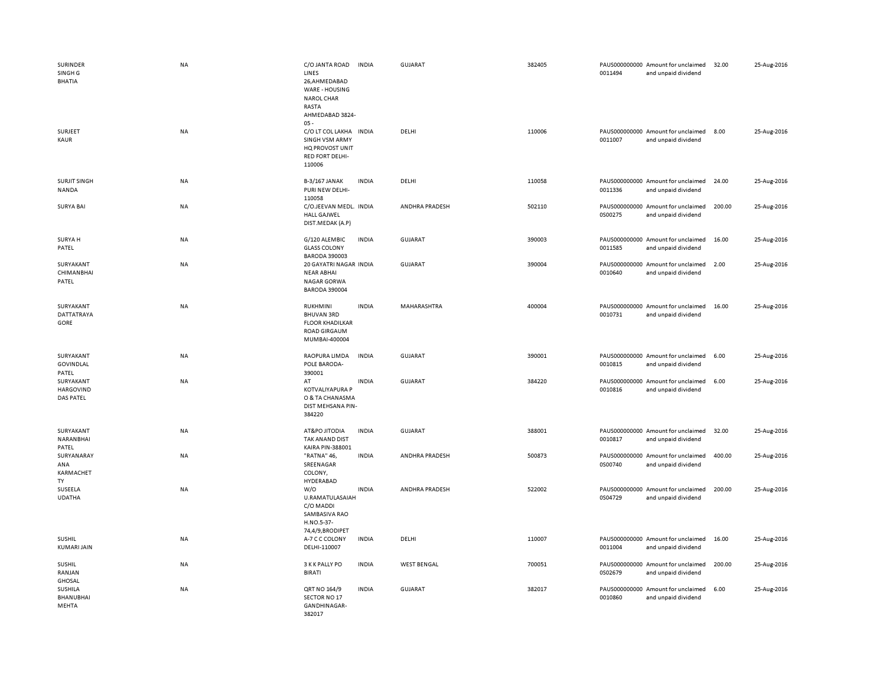| | | | | | | | | | |
|---|---|---|---|---|---|---|---|---|---|
| SURINDER SINGH G BHATIA | NA | C/O JANTA ROAD LINES 26,AHMEDABAD WARE - HOUSING NAROL CHAR RASTA AHMEDABAD 3824-05 - | INDIA | GUJARAT | 382405 | PAUS0000000000011494 | Amount for unclaimed and unpaid dividend | 32.00 | 25-Aug-2016 |
| SURJEET KAUR | NA | C/O LT COL LAKHA SINGH VSM ARMY HQ PROVOST UNIT RED FORT DELHI-110006 | INDIA | DELHI | 110006 | PAUS0000000000011007 | Amount for unclaimed and unpaid dividend | 8.00 | 25-Aug-2016 |
| SURJIT SINGH NANDA | NA | B-3/167 JANAK PURI NEW DELHI-110058 | INDIA | DELHI | 110058 | PAUS0000000000011336 | Amount for unclaimed and unpaid dividend | 24.00 | 25-Aug-2016 |
| SURYA BAI | NA | C/O.JEEVAN MEDL. HALL GAJWEL DIST.MEDAK (A.P) | INDIA | ANDHRA PRADESH | 502110 | PAUS0000000000S00275 | Amount for unclaimed and unpaid dividend | 200.00 | 25-Aug-2016 |
| SURYA H PATEL | NA | G/120 ALEMBIC GLASS COLONY BARODA 390003 | INDIA | GUJARAT | 390003 | PAUS0000000000011585 | Amount for unclaimed and unpaid dividend | 16.00 | 25-Aug-2016 |
| SURYAKANT CHIMANBHAI PATEL | NA | 20 GAYATRI NAGAR NEAR ABHAI NAGAR GORWA BARODA 390004 | INDIA | GUJARAT | 390004 | PAUS0000000000010640 | Amount for unclaimed and unpaid dividend | 2.00 | 25-Aug-2016 |
| SURYAKANT DATTATRAYA GORE | NA | RUKHMINI BHUVAN 3RD FLOOR KHADILKAR ROAD GIRGAUM MUMBAI-400004 | INDIA | MAHARASHTRA | 400004 | PAUS0000000000010731 | Amount for unclaimed and unpaid dividend | 16.00 | 25-Aug-2016 |
| SURYAKANT GOVINDLAL PATEL | NA | RAOPURA LIMDA POLE BARODA-390001 | INDIA | GUJARAT | 390001 | PAUS0000000000010815 | Amount for unclaimed and unpaid dividend | 6.00 | 25-Aug-2016 |
| SURYAKANT HARGOVIND DAS PATEL | NA | AT KOTVALIYAPURA P O & TA CHANASMA DIST MEHSANA PIN-384220 | INDIA | GUJARAT | 384220 | PAUS0000000000010816 | Amount for unclaimed and unpaid dividend | 6.00 | 25-Aug-2016 |
| SURYAKANT NARANBHAI PATEL | NA | AT&PO JITODIA TAK ANAND DIST KAIRA PIN-388001 | INDIA | GUJARAT | 388001 | PAUS0000000000010817 | Amount for unclaimed and unpaid dividend | 32.00 | 25-Aug-2016 |
| SURYANARAYANA KARMACHETTY | NA | "RATNA" 46, SREENAGAR COLONY, HYDERABAD | INDIA | ANDHRA PRADESH | 500873 | PAUS0000000000S00740 | Amount for unclaimed and unpaid dividend | 400.00 | 25-Aug-2016 |
| SUSEELA UDATHA | NA | W/O U.RAMATULASAIAH C/O MADDI SAMBASIVA RAO H.NO.5-37-74,4/9,BRODIPET | INDIA | ANDHRA PRADESH | 522002 | PAUS0000000000S04729 | Amount for unclaimed and unpaid dividend | 200.00 | 25-Aug-2016 |
| SUSHIL KUMARI JAIN | NA | A-7 C C COLONY DELHI-110007 | INDIA | DELHI | 110007 | PAUS0000000000011004 | Amount for unclaimed and unpaid dividend | 16.00 | 25-Aug-2016 |
| SUSHIL RANJAN GHOSAL | NA | 3 K K PALLY PO BIRATI | INDIA | WEST BENGAL | 700051 | PAUS0000000000S02679 | Amount for unclaimed and unpaid dividend | 200.00 | 25-Aug-2016 |
| SUSHILA BHANUBHAI MEHTA | NA | QRT NO 164/9 SECTOR NO 17 GANDHINAGAR-382017 | INDIA | GUJARAT | 382017 | PAUS0000000000010860 | Amount for unclaimed and unpaid dividend | 6.00 | 25-Aug-2016 |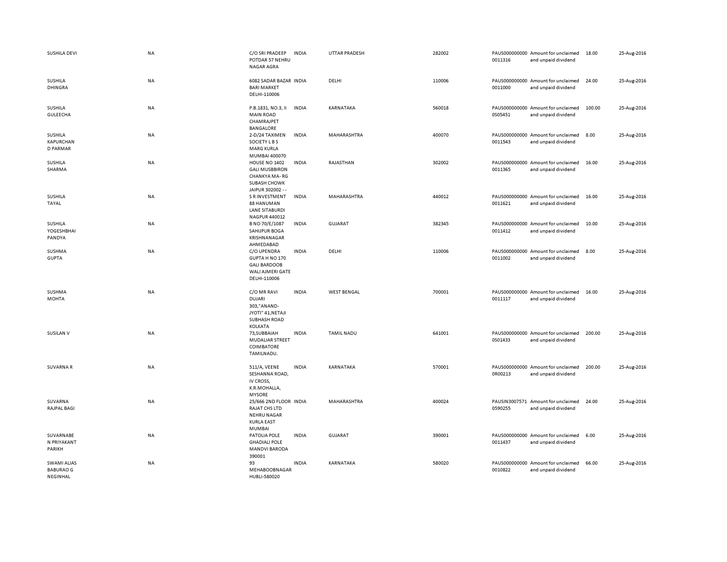| | | | | | | | | | |
|---|---|---|---|---|---|---|---|---|---|
| SUSHILA DEVI | NA | C/O SRI PRADEEP POTDAR 57 NEHRU NAGAR AGRA | INDIA | UTTAR PRADESH | 282002 | PAUS000000000 0011316 | Amount for unclaimed and unpaid dividend | 18.00 | 25-Aug-2016 |
| SUSHILA DHINGRA | NA | 6082 SADAR BAZAR BARI MARKET DELHI-110006 | INDIA | DELHI | 110006 | PAUS000000000 0011000 | Amount for unclaimed and unpaid dividend | 24.00 | 25-Aug-2016 |
| SUSHILA GULEECHA | NA | P.B.1831, NO.3, II MAIN ROAD CHAMRAJPET BANGALORE | INDIA | KARNATAKA | 560018 | PAUS000000000 0S05451 | Amount for unclaimed and unpaid dividend | 100.00 | 25-Aug-2016 |
| SUSHILA KAPURCHAN D PARMAR | NA | 2-D/24 TAXIMEN SOCIETY L B S MARG KURLA MUMBAI 400070 | INDIA | MAHARASHTRA | 400070 | PAUS000000000 0011543 | Amount for unclaimed and unpaid dividend | 8.00 | 25-Aug-2016 |
| SUSHILA SHARMA | NA | HOUSE NO 1402 GALI MUSBBIRON CHANKYA MA- RG SUBASH CHOWK JAIPUR 302002 - - | INDIA | RAJASTHAN | 302002 | PAUS000000000 0011365 | Amount for unclaimed and unpaid dividend | 16.00 | 25-Aug-2016 |
| SUSHILA TAYAL | NA | S R INVESTMENT 88 HANUMAN LANE SITABURDI NAGPUR 440012 | INDIA | MAHARASHTRA | 440012 | PAUS000000000 0011621 | Amount for unclaimed and unpaid dividend | 16.00 | 25-Aug-2016 |
| SUSHILA YOGESHBHAI PANDYA | NA | B NO 70/E/1087 SAHIJPUR BOGA KRISHNANAGAR AHMEDABAD | INDIA | GUJARAT | 382345 | PAUS000000000 0011412 | Amount for unclaimed and unpaid dividend | 10.00 | 25-Aug-2016 |
| SUSHMA GUPTA | NA | C/O UPENDRA GUPTA H NO 170 GALI BARDOOB WALI AJMERI GATE DELHI-110006 | INDIA | DELHI | 110006 | PAUS000000000 0011002 | Amount for unclaimed and unpaid dividend | 8.00 | 25-Aug-2016 |
| SUSHMA MOHTA | NA | C/O MR RAVI DUJARI 303,"ANAND-JYOTI" 41,NETAJI SUBHASH ROAD KOLKATA | INDIA | WEST BENGAL | 700001 | PAUS000000000 0011117 | Amount for unclaimed and unpaid dividend | 16.00 | 25-Aug-2016 |
| SUSILAN V | NA | 73,SUBBAIAH MUDALIAR STREET COIMBATORE TAMILNADU. | INDIA | TAMIL NADU | 641001 | PAUS000000000 0S01433 | Amount for unclaimed and unpaid dividend | 200.00 | 25-Aug-2016 |
| SUVARNA R | NA | 511/A, VEENE SESHANNA ROAD, IV CROSS, K.R.MOHALLA, MYSORE | INDIA | KARNATAKA | 570001 | PAUS000000000 0R00213 | Amount for unclaimed and unpaid dividend | 200.00 | 25-Aug-2016 |
| SUVARNA RAJPAL BAGI | NA | 25/666 2ND FLOOR RAJAT CHS LTD NEHRU NAGAR KURLA EAST MUMBAI | INDIA | MAHARASHTRA | 400024 | PAUSIN3007571 0590255 | Amount for unclaimed and unpaid dividend | 24.00 | 25-Aug-2016 |
| SUVARNABE N PRIYAKANT PARIKH | NA | PATOLIA POLE GHADIALI POLE MANDVI BARODA 390001 | INDIA | GUJARAT | 390001 | PAUS000000000 0011437 | Amount for unclaimed and unpaid dividend | 6.00 | 25-Aug-2016 |
| SWAMI ALIAS BABURAO G NEGINHAL | NA | 93 MEHABOOBNAGAR HUBLI-580020 | INDIA | KARNATAKA | 580020 | PAUS000000000 0010822 | Amount for unclaimed and unpaid dividend | 66.00 | 25-Aug-2016 |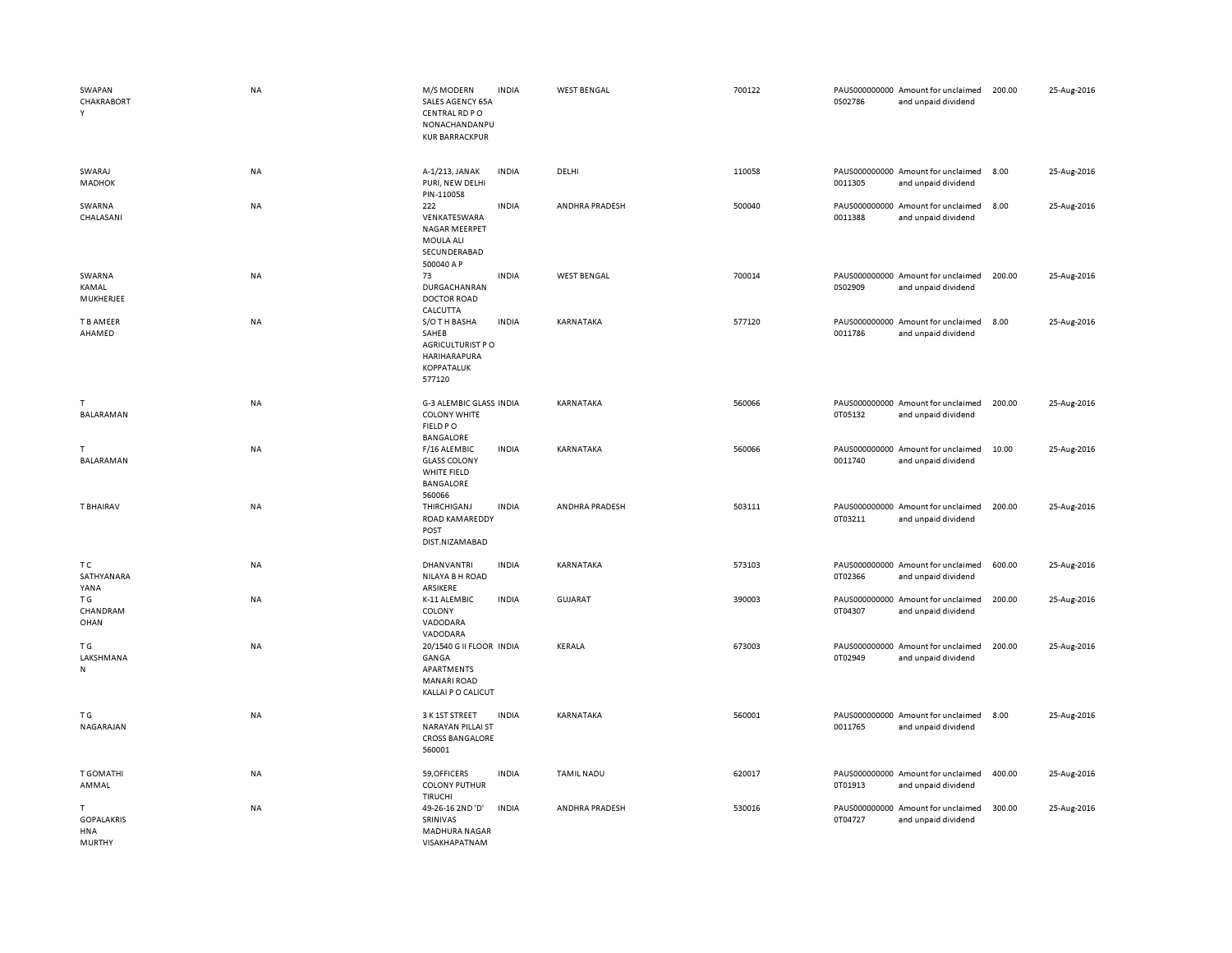| | | | | | | | | | |
|---|---|---|---|---|---|---|---|---|---|
| SWAPAN CHAKRABORTY | NA | M/S MODERN SALES AGENCY 65A CENTRAL RD P O NONACHANDANPUKUR BARRACKPUR | INDIA | WEST BENGAL | 700122 | PAUS0000000000S02786 | Amount for unclaimed and unpaid dividend | 200.00 | 25-Aug-2016 |
| SWARAJ MADHOK | NA | A-1/213, JANAK PURI, NEW DELHI PIN-110058 | INDIA | DELHI | 110058 | PAUS0000000000011305 | Amount for unclaimed and unpaid dividend | 8.00 | 25-Aug-2016 |
| SWARNA CHALASANI | NA | 222 VENKATESWARA NAGAR MEERPET MOULA ALI SECUNDERABAD 500040 A P | INDIA | ANDHRA PRADESH | 500040 | PAUS0000000000011388 | Amount for unclaimed and unpaid dividend | 8.00 | 25-Aug-2016 |
| SWARNA KAMAL MUKHERJEE | NA | 73 DURGACHANRAN DOCTOR ROAD CALCUTTA | INDIA | WEST BENGAL | 700014 | PAUS0000000000S02909 | Amount for unclaimed and unpaid dividend | 200.00 | 25-Aug-2016 |
| T B AMEER AHAMED | NA | S/O T H BASHA SAHEB AGRICULTURIST P O HARIHARAPURA KOPPATALUK 577120 | INDIA | KARNATAKA | 577120 | PAUS0000000000011786 | Amount for unclaimed and unpaid dividend | 8.00 | 25-Aug-2016 |
| T BALARAMAN | NA | G-3 ALEMBIC GLASS COLONY WHITE FIELD P O BANGALORE | INDIA | KARNATAKA | 560066 | PAUS0000000000T05132 | Amount for unclaimed and unpaid dividend | 200.00 | 25-Aug-2016 |
| T BALARAMAN | NA | F/16 ALEMBIC GLASS COLONY WHITE FIELD BANGALORE 560066 | INDIA | KARNATAKA | 560066 | PAUS0000000000011740 | Amount for unclaimed and unpaid dividend | 10.00 | 25-Aug-2016 |
| T BHAIRAV | NA | THIRCHIGANJ ROAD KAMAREDDY POST DIST.NIZAMABAD | INDIA | ANDHRA PRADESH | 503111 | PAUS0000000000T03211 | Amount for unclaimed and unpaid dividend | 200.00 | 25-Aug-2016 |
| T C SATHYANARAYANA | NA | DHANVANTRI NILAYA B H ROAD ARSIKERE | INDIA | KARNATAKA | 573103 | PAUS0000000000T02366 | Amount for unclaimed and unpaid dividend | 600.00 | 25-Aug-2016 |
| T G CHANDRAMOHAN | NA | K-11 ALEMBIC COLONY VADODARA VADODARA | INDIA | GUJARAT | 390003 | PAUS0000000000T04307 | Amount for unclaimed and unpaid dividend | 200.00 | 25-Aug-2016 |
| T G LAKSHMANAN | NA | 20/1540 G II FLOOR GANGA APARTMENTS MANARI ROAD KALLAI P O CALICUT | INDIA | KERALA | 673003 | PAUS0000000000T02949 | Amount for unclaimed and unpaid dividend | 200.00 | 25-Aug-2016 |
| T G NAGARAJAN | NA | 3 K 1ST STREET NARAYAN PILLAI ST CROSS BANGALORE 560001 | INDIA | KARNATAKA | 560001 | PAUS0000000000011765 | Amount for unclaimed and unpaid dividend | 8.00 | 25-Aug-2016 |
| T GOMATHI AMMAL | NA | 59,OFFICERS COLONY PUTHUR TIRUCHI | INDIA | TAMIL NADU | 620017 | PAUS0000000000T01913 | Amount for unclaimed and unpaid dividend | 400.00 | 25-Aug-2016 |
| T GOPALAKRISHNA MURTHY | NA | 49-26-16 2ND 'D' SRINIVAS MADHURA NAGAR VISAKHAPATNAM | INDIA | ANDHRA PRADESH | 530016 | PAUS0000000000T04727 | Amount for unclaimed and unpaid dividend | 300.00 | 25-Aug-2016 |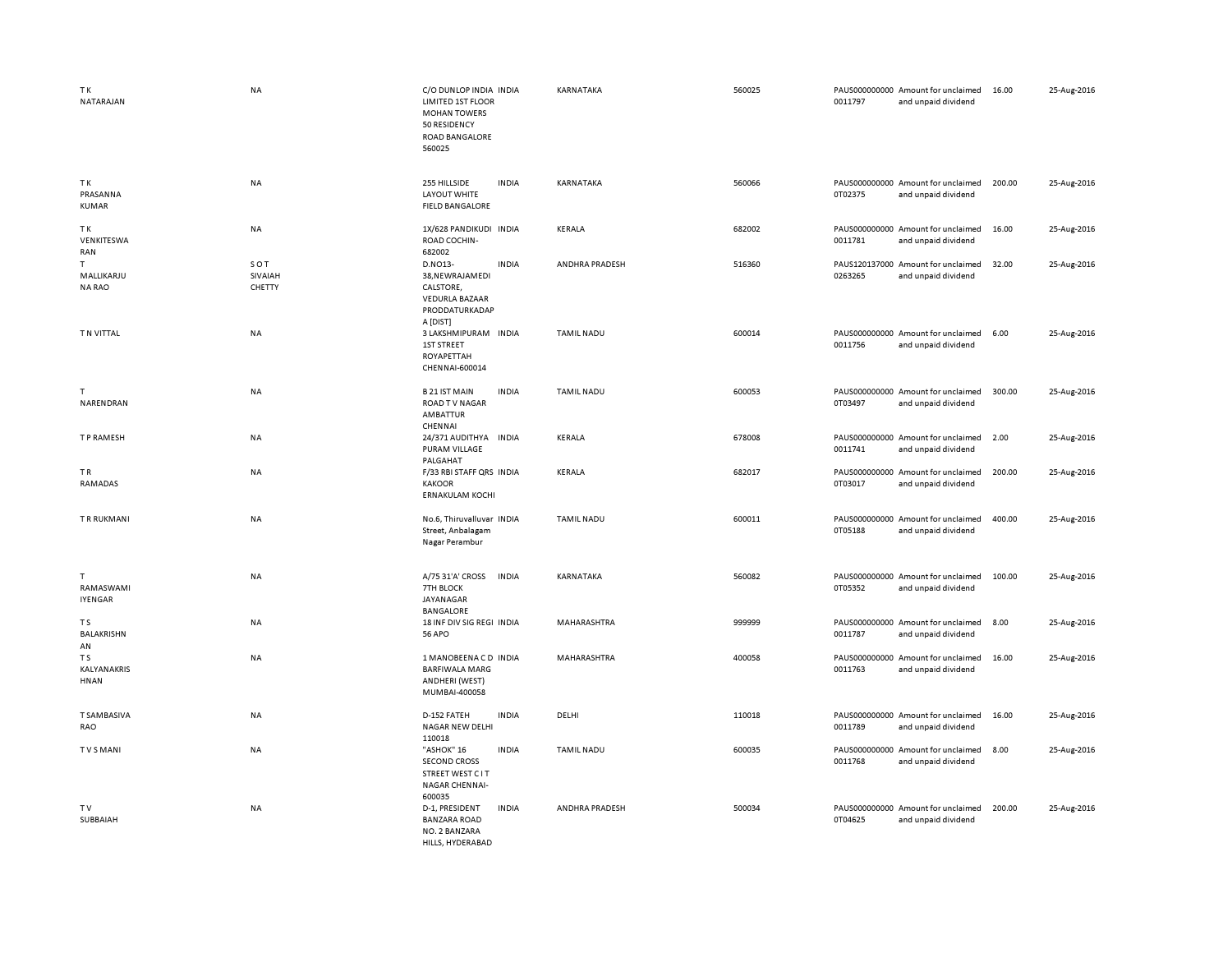| | | | | | | | | | |
|---|---|---|---|---|---|---|---|---|---|
| T K NATARAJAN | NA | C/O DUNLOP INDIA LIMITED 1ST FLOOR MOHAN TOWERS 50 RESIDENCY ROAD BANGALORE 560025 | INDIA | KARNATAKA | 560025 | PAUS0000000000011797 | Amount for unclaimed and unpaid dividend | 16.00 | 25-Aug-2016 |
| T K PRASANNA KUMAR | NA | 255 HILLSIDE LAYOUT WHITE FIELD BANGALORE | INDIA | KARNATAKA | 560066 | PAUS0000000000T02375 | Amount for unclaimed and unpaid dividend | 200.00 | 25-Aug-2016 |
| T K VENKITESWARAN | NA | 1X/628 PANDIKUDI ROAD COCHIN-682002 | INDIA | KERALA | 682002 | PAUS0000000000011781 | Amount for unclaimed and unpaid dividend | 16.00 | 25-Aug-2016 |
| T MALLIKARJUNA RAO | S O T SIVAIAH CHETTY | D.NO13-38,NEWRAJAMEDICALSTORE, VEDURLA BAZAAR PRODDATURKADAPA [DIST] | INDIA | ANDHRA PRADESH | 516360 | PAUS1201370000263265 | Amount for unclaimed and unpaid dividend | 32.00 | 25-Aug-2016 |
| T N VITTAL | NA | 3 LAKSHMIPURAM 1ST STREET ROYAPETTAH CHENNAI-600014 | INDIA | TAMIL NADU | 600014 | PAUS0000000000011756 | Amount for unclaimed and unpaid dividend | 6.00 | 25-Aug-2016 |
| T NARENDRAN | NA | B 21 IST MAIN ROAD T V NAGAR AMBATTUR CHENNAI | INDIA | TAMIL NADU | 600053 | PAUS0000000000T03497 | Amount for unclaimed and unpaid dividend | 300.00 | 25-Aug-2016 |
| T P RAMESH | NA | 24/371 AUDITHYA PURAM VILLAGE PALGAHAT | INDIA | KERALA | 678008 | PAUS0000000000011741 | Amount for unclaimed and unpaid dividend | 2.00 | 25-Aug-2016 |
| T R RAMADAS | NA | F/33 RBI STAFF QRS KAKOOR ERNAKULAM KOCHI | INDIA | KERALA | 682017 | PAUS0000000000T03017 | Amount for unclaimed and unpaid dividend | 200.00 | 25-Aug-2016 |
| T R RUKMANI | NA | No.6, Thiruvalluvar Street, Anbalagam Nagar Perambur | INDIA | TAMIL NADU | 600011 | PAUS0000000000T05188 | Amount for unclaimed and unpaid dividend | 400.00 | 25-Aug-2016 |
| T RAMASWAMI IYENGAR | NA | A/75 31'A' CROSS 7TH BLOCK JAYANAGAR BANGALORE | INDIA | KARNATAKA | 560082 | PAUS0000000000T05352 | Amount for unclaimed and unpaid dividend | 100.00 | 25-Aug-2016 |
| T S BALAKRISHNAN | NA | 18 INF DIV SIG REGI 56 APO | INDIA | MAHARASHTRA | 999999 | PAUS0000000000011787 | Amount for unclaimed and unpaid dividend | 8.00 | 25-Aug-2016 |
| T S KALYANAKRISHNAN | NA | 1 MANOBEENA C D BARFIWALA MARG ANDHERI (WEST) MUMBAI-400058 | INDIA | MAHARASHTRA | 400058 | PAUS0000000000011763 | Amount for unclaimed and unpaid dividend | 16.00 | 25-Aug-2016 |
| T SAMBASIVA RAO | NA | D-152 FATEH NAGAR NEW DELHI 110018 | INDIA | DELHI | 110018 | PAUS0000000000011789 | Amount for unclaimed and unpaid dividend | 16.00 | 25-Aug-2016 |
| T V S MANI | NA | "ASHOK" 16 SECOND CROSS STREET WEST C I T NAGAR CHENNAI-600035 | INDIA | TAMIL NADU | 600035 | PAUS0000000000011768 | Amount for unclaimed and unpaid dividend | 8.00 | 25-Aug-2016 |
| T V SUBBAIAH | NA | D-1, PRESIDENT BANZARA ROAD NO. 2 BANZARA HILLS, HYDERABAD | INDIA | ANDHRA PRADESH | 500034 | PAUS0000000000T04625 | Amount for unclaimed and unpaid dividend | 200.00 | 25-Aug-2016 |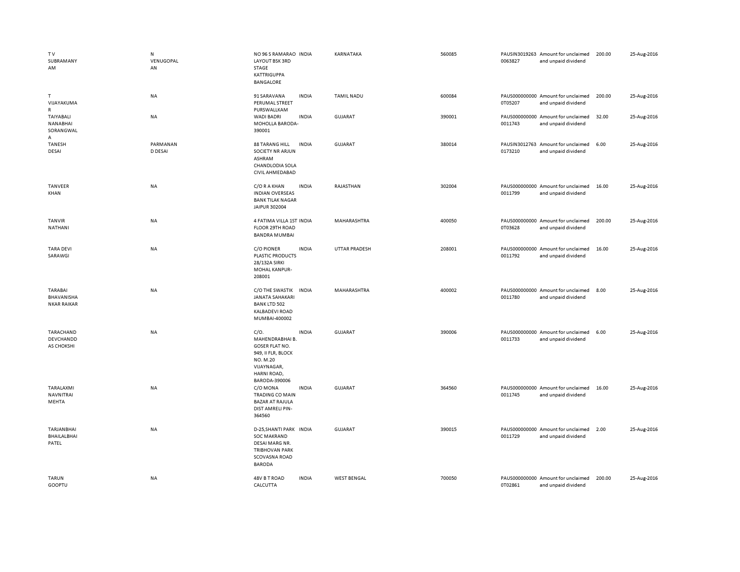| | | | | | | | | | |
|---|---|---|---|---|---|---|---|---|---|
| T V SUBRAMANYAM | N VENUGOPALAN | NO 96 S RAMARAO LAYOUT BSK 3RD STAGE KATTRIGUPPA BANGALORE | INDIA | KARNATAKA | 560085 | PAUSIN30192630063827 | Amount for unclaimed and unpaid dividend | 200.00 | 25-Aug-2016 |
| T VIJAYAKUMAR | NA | 91 SARAVANA PERUMAL STREET PURSWALLKAM | INDIA | TAMIL NADU | 600084 | PAUS0000000000T05207 | Amount for unclaimed and unpaid dividend | 200.00 | 25-Aug-2016 |
| TAIYABALI NANABHAI SORANGWALA | NA | WADI BADRI MOHOLLA BARODA-390001 | INDIA | GUJARAT | 390001 | PAUS00000000000011743 | Amount for unclaimed and unpaid dividend | 32.00 | 25-Aug-2016 |
| TANESH DESAI | PARMANAND DESAI | 88 TARANG HILL SOCIETY NR ARJUN ASHRAM CHANDLODIA SOLA CIVIL AHMEDABAD | INDIA | GUJARAT | 380014 | PAUSIN30127630173210 | Amount for unclaimed and unpaid dividend | 6.00 | 25-Aug-2016 |
| TANVEER KHAN | NA | C/O R A KHAN INDIAN OVERSEAS BANK TILAK NAGAR JAIPUR 302004 | INDIA | RAJASTHAN | 302004 | PAUS00000000000011799 | Amount for unclaimed and unpaid dividend | 16.00 | 25-Aug-2016 |
| TANVIR NATHANI | NA | 4 FATIMA VILLA 1ST FLOOR 29TH ROAD BANDRA MUMBAI | INDIA | MAHARASHTRA | 400050 | PAUS0000000000T03628 | Amount for unclaimed and unpaid dividend | 200.00 | 25-Aug-2016 |
| TARA DEVI SARAWGI | NA | C/O PIONER PLASTIC PRODUCTS 28/132A SIRKI MOHAL KANPUR-208001 | INDIA | UTTAR PRADESH | 208001 | PAUS00000000000011792 | Amount for unclaimed and unpaid dividend | 16.00 | 25-Aug-2016 |
| TARABAI BHAVANISHANKAR RAIKAR | NA | C/O THE SWASTIK JANATA SAHAKARI BANK LTD 502 KALBADEVI ROAD MUMBAI-400002 | INDIA | MAHARASHTRA | 400002 | PAUS00000000000011780 | Amount for unclaimed and unpaid dividend | 8.00 | 25-Aug-2016 |
| TARACHAND DEVCHANDDAS CHOKSHI | NA | C/O. MAHENDRABHAI B. GOSER FLAT NO. 949, II FLR, BLOCK NO. M.20 VIJAYNAGAR, HARNI ROAD, BARODA-390006 | INDIA | GUJARAT | 390006 | PAUS00000000000011733 | Amount for unclaimed and unpaid dividend | 6.00 | 25-Aug-2016 |
| TARALAXMI NAVNITRAI MEHTA | NA | C/O MONA TRADING CO MAIN BAZAR AT RAJULA DIST AMRELI PIN-364560 | INDIA | GUJARAT | 364560 | PAUS00000000000011745 | Amount for unclaimed and unpaid dividend | 16.00 | 25-Aug-2016 |
| TARJANBHAI BHAILALBHAI PATEL | NA | D-25,SHANTI PARK SOC MAKRAND DESAI MARG NR. TRIBHOVAN PARK SCOVASNA ROAD BARODA | INDIA | GUJARAT | 390015 | PAUS00000000000011729 | Amount for unclaimed and unpaid dividend | 2.00 | 25-Aug-2016 |
| TARUN GOOPTU | NA | 48V B T ROAD CALCUTTA | INDIA | WEST BENGAL | 700050 | PAUS0000000000T02861 | Amount for unclaimed and unpaid dividend | 200.00 | 25-Aug-2016 |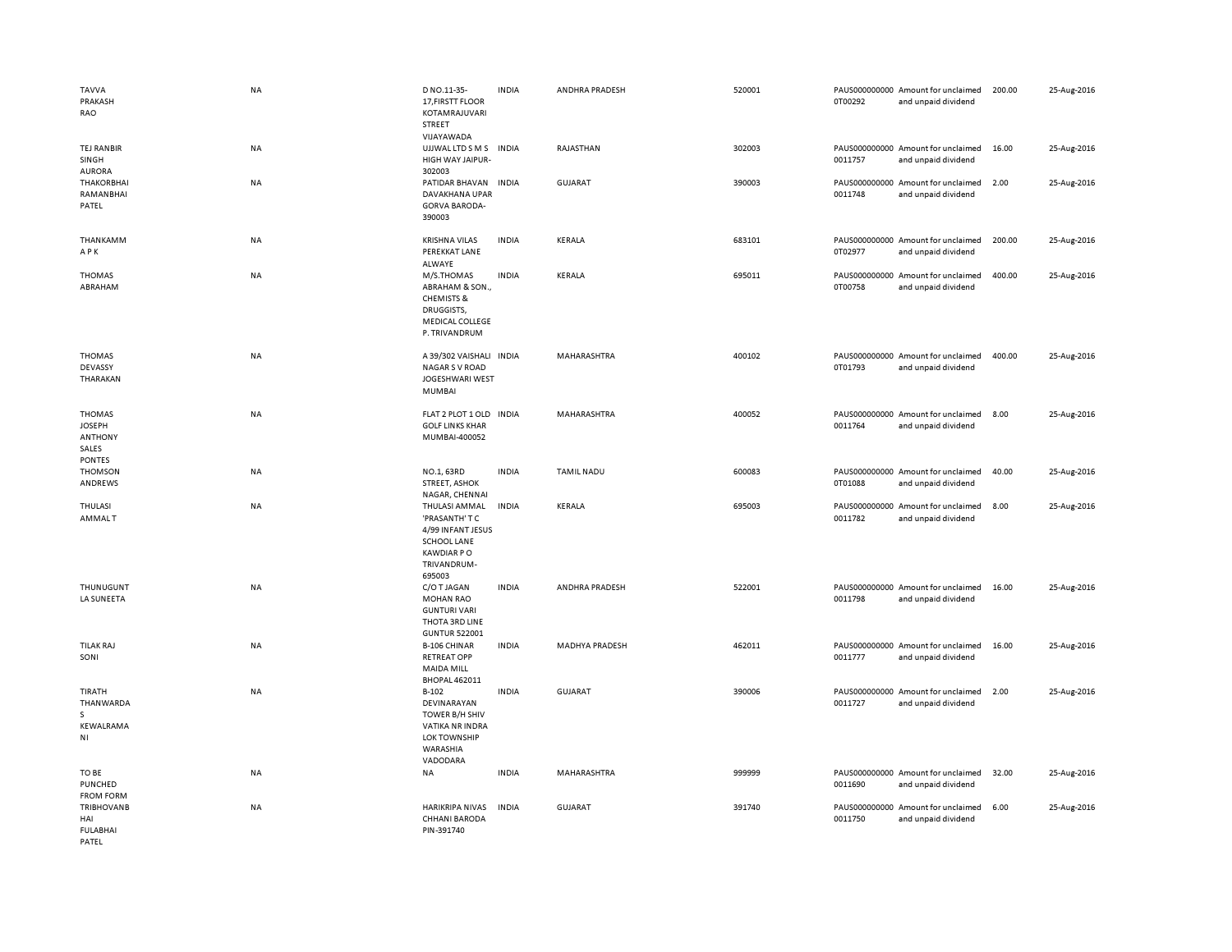| | | | | | | | | | |
|---|---|---|---|---|---|---|---|---|---|
| TAVVA PRAKASH RAO | NA | D NO.11-35-17,FIRSTT FLOOR KOTAMRAJUVARI STREET VIJAYAWADA | INDIA | ANDHRA PRADESH | 520001 | PAUS0000000000T00292 | Amount for unclaimed and unpaid dividend | 200.00 | 25-Aug-2016 |
| TEJ RANBIR SINGH AURORA | NA | UJJWAL LTD S M S HIGH WAY JAIPUR-302003 | INDIA | RAJASTHAN | 302003 | PAUS0000000000011757 | Amount for unclaimed and unpaid dividend | 16.00 | 25-Aug-2016 |
| THAKORBHAI RAMANBHAI PATEL | NA | PATIDAR BHAVAN DAVAKHANA UPAR GORVA BARODA-390003 | INDIA | GUJARAT | 390003 | PAUS0000000000011748 | Amount for unclaimed and unpaid dividend | 2.00 | 25-Aug-2016 |
| THANKAMM A P K | NA | KRISHNA VILAS PEREKKAT LANE ALWAYE | INDIA | KERALA | 683101 | PAUS0000000000T02977 | Amount for unclaimed and unpaid dividend | 200.00 | 25-Aug-2016 |
| THOMAS ABRAHAM | NA | M/S.THOMAS ABRAHAM & SON., CHEMISTS & DRUGGISTS, MEDICAL COLLEGE P. TRIVANDRUM | INDIA | KERALA | 695011 | PAUS0000000000T00758 | Amount for unclaimed and unpaid dividend | 400.00 | 25-Aug-2016 |
| THOMAS DEVASSY THARAKAN | NA | A 39/302 VAISHALI NAGAR S V ROAD JOGESHWARI WEST MUMBAI | INDIA | MAHARASHTRA | 400102 | PAUS0000000000T01793 | Amount for unclaimed and unpaid dividend | 400.00 | 25-Aug-2016 |
| THOMAS JOSEPH ANTHONY SALES PONTES | NA | FLAT 2 PLOT 1 OLD GOLF LINKS KHAR MUMBAI-400052 | INDIA | MAHARASHTRA | 400052 | PAUS0000000000011764 | Amount for unclaimed and unpaid dividend | 8.00 | 25-Aug-2016 |
| THOMSON ANDREWS | NA | NO.1, 63RD STREET, ASHOK NAGAR, CHENNAI | INDIA | TAMIL NADU | 600083 | PAUS0000000000T01088 | Amount for unclaimed and unpaid dividend | 40.00 | 25-Aug-2016 |
| THULASI AMMAL T | NA | THULASI AMMAL 'PRASANTH' T C 4/99 INFANT JESUS SCHOOL LANE KAWDIAR P O TRIVANDRUM-695003 | INDIA | KERALA | 695003 | PAUS0000000000011782 | Amount for unclaimed and unpaid dividend | 8.00 | 25-Aug-2016 |
| THUNUGUNT LA SUNEETA | NA | C/O T JAGAN MOHAN RAO GUNTURI VARI THOTA 3RD LINE GUNTUR 522001 | INDIA | ANDHRA PRADESH | 522001 | PAUS0000000000011798 | Amount for unclaimed and unpaid dividend | 16.00 | 25-Aug-2016 |
| TILAK RAJ SONI | NA | B-106 CHINAR RETREAT OPP MAIDA MILL BHOPAL 462011 | INDIA | MADHYA PRADESH | 462011 | PAUS0000000000011777 | Amount for unclaimed and unpaid dividend | 16.00 | 25-Aug-2016 |
| TIRATH THANWARDA S KEWALRAMA NI | NA | B-102 DEVINARAYAN TOWER B/H SHIV VATIKA NR INDRA LOK TOWNSHIP WARASHIA VADODARA | INDIA | GUJARAT | 390006 | PAUS0000000000011727 | Amount for unclaimed and unpaid dividend | 2.00 | 25-Aug-2016 |
| TO BE PUNCHED FROM FORM | NA | NA | INDIA | MAHARASHTRA | 999999 | PAUS0000000000011690 | Amount for unclaimed and unpaid dividend | 32.00 | 25-Aug-2016 |
| TRIBHOVANB HAI FULABHAI PATEL | NA | HARIKRIPA NIVAS CHHANI BARODA PIN-391740 | INDIA | GUJARAT | 391740 | PAUS0000000000011750 | Amount for unclaimed and unpaid dividend | 6.00 | 25-Aug-2016 |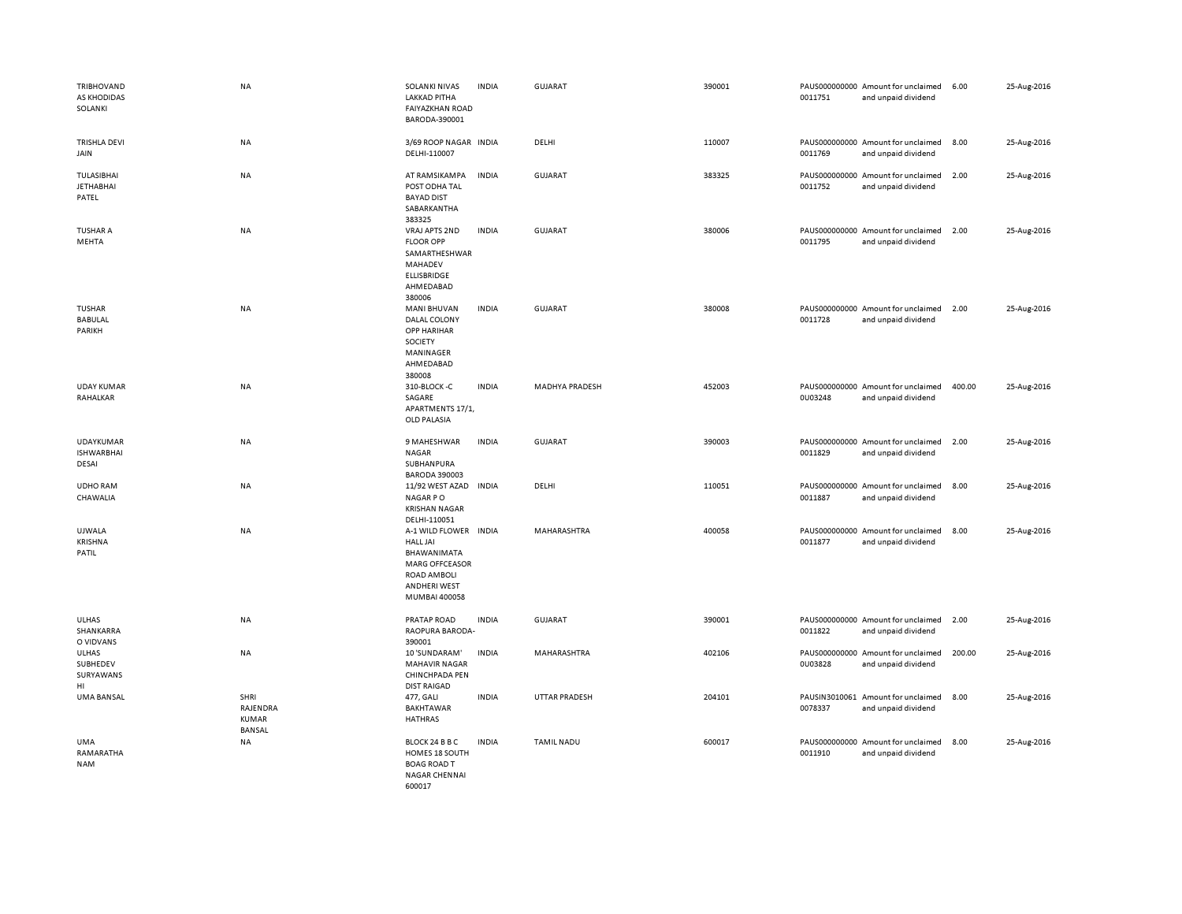| | | | | | | | | | |
|---|---|---|---|---|---|---|---|---|---|
| TRIBHOVANDAS KHODIDAS SOLANKI | NA | SOLANKI NIVAS LAKKAD PITHA FAIYAZKHAN ROAD BARODA-390001 | INDIA | GUJARAT | 390001 | PAUS0000000000011751 | Amount for unclaimed and unpaid dividend | 6.00 | 25-Aug-2016 |
| TRISHLA DEVI JAIN | NA | 3/69 ROOP NAGAR DELHI-110007 | INDIA | DELHI | 110007 | PAUS0000000000011769 | Amount for unclaimed and unpaid dividend | 8.00 | 25-Aug-2016 |
| TULASIBHAI JETHABHAI PATEL | NA | AT RAMSIKAMPA POST ODHA TAL BAYAD DIST SABARKANTHA 383325 | INDIA | GUJARAT | 383325 | PAUS0000000000011752 | Amount for unclaimed and unpaid dividend | 2.00 | 25-Aug-2016 |
| TUSHAR A MEHTA | NA | VRAJ APTS 2ND FLOOR OPP SAMARTHESHWAR MAHADEV ELLISBRIDGE AHMEDABAD 380006 | INDIA | GUJARAT | 380006 | PAUS0000000000011795 | Amount for unclaimed and unpaid dividend | 2.00 | 25-Aug-2016 |
| TUSHAR BABULAL PARIKH | NA | MANI BHUVAN DALAL COLONY OPP HARIHAR SOCIETY MANINAGER AHMEDABAD 380008 | INDIA | GUJARAT | 380008 | PAUS0000000000011728 | Amount for unclaimed and unpaid dividend | 2.00 | 25-Aug-2016 |
| UDAY KUMAR RAHALKAR | NA | 310-BLOCK -C SAGARE APARTMENTS 17/1, OLD PALASIA | INDIA | MADHYA PRADESH | 452003 | PAUS0000000000U03248 | Amount for unclaimed and unpaid dividend | 400.00 | 25-Aug-2016 |
| UDAYKUMAR ISHWARBHAI DESAI | NA | 9 MAHESHWAR NAGAR SUBHANPURA BARODA 390003 | INDIA | GUJARAT | 390003 | PAUS0000000000011829 | Amount for unclaimed and unpaid dividend | 2.00 | 25-Aug-2016 |
| UDHO RAM CHAWALIA | NA | 11/92 WEST AZAD NAGAR P O KRISHAN NAGAR DELHI-110051 | INDIA | DELHI | 110051 | PAUS0000000000011887 | Amount for unclaimed and unpaid dividend | 8.00 | 25-Aug-2016 |
| UJWALA KRISHNA PATIL | NA | A-1 WILD FLOWER HALL JAI BHAWANIMATA MARG OFFCEASOR ROAD AMBOLI ANDHERI WEST MUMBAI 400058 | INDIA | MAHARASHTRA | 400058 | PAUS0000000000011877 | Amount for unclaimed and unpaid dividend | 8.00 | 25-Aug-2016 |
| ULHAS SHANKARRAO VIDVANS | NA | PRATAP ROAD RAOPURA BARODA-390001 | INDIA | GUJARAT | 390001 | PAUS0000000000011822 | Amount for unclaimed and unpaid dividend | 2.00 | 25-Aug-2016 |
| ULHAS SUBHEDEV SURYAWANSHI | NA | 10 'SUNDARAM' MAHAVIR NAGAR CHINCHPADA PEN DIST RAIGAD | INDIA | MAHARASHTRA | 402106 | PAUS0000000000U03828 | Amount for unclaimed and unpaid dividend | 200.00 | 25-Aug-2016 |
| UMA BANSAL | SHRI RAJENDRA KUMAR BANSAL | 477, GALI BAKHTAWAR HATHRAS | INDIA | UTTAR PRADESH | 204101 | PAUSIN30100610078337 | Amount for unclaimed and unpaid dividend | 8.00 | 25-Aug-2016 |
| UMA RAMARATHANAM | NA | BLOCK 24 B B C HOMES 18 SOUTH BOAG ROAD T NAGAR CHENNAI 600017 | INDIA | TAMIL NADU | 600017 | PAUS0000000000011910 | Amount for unclaimed and unpaid dividend | 8.00 | 25-Aug-2016 |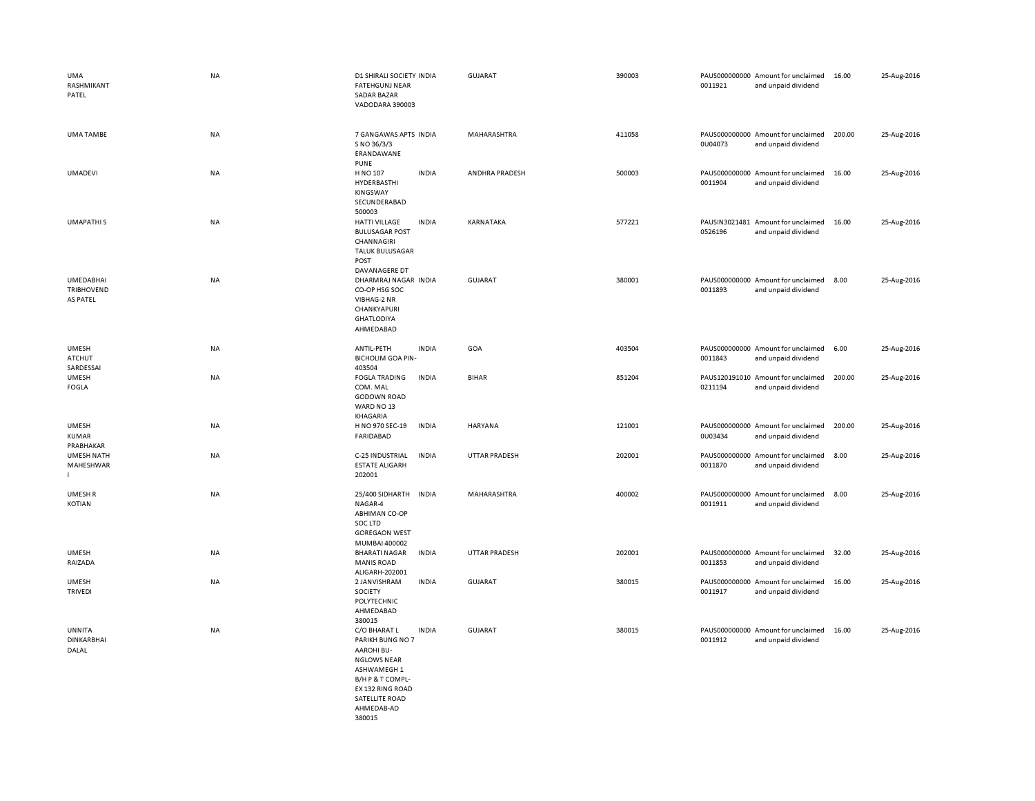| | | | | | | | | | |
|---|---|---|---|---|---|---|---|---|---|
| UMA RASHMIKANT PATEL | NA | D1 SHIRALI SOCIETY FATEHGUNJ NEAR SADAR BAZAR VADODARA 390003 | INDIA | GUJARAT | 390003 | PAUS0000000000011921 | Amount for unclaimed and unpaid dividend | 16.00 | 25-Aug-2016 |
| UMA TAMBE | NA | 7 GANGAWAS APTS S NO 36/3/3 ERANDAWANE PUNE | INDIA | MAHARASHTRA | 411058 | PAUS0000000000U04073 | Amount for unclaimed and unpaid dividend | 200.00 | 25-Aug-2016 |
| UMADEVI | NA | H NO 107 HYDERBASTHI KINGSWAY SECUNDERABAD 500003 | INDIA | ANDHRA PRADESH | 500003 | PAUS0000000000011904 | Amount for unclaimed and unpaid dividend | 16.00 | 25-Aug-2016 |
| UMAPATHI S | NA | HATTI VILLAGE BULUSAGAR POST CHANNAGIRI TALUK BULUSAGAR POST DAVANAGERE DT | INDIA | KARNATAKA | 577221 | PAUSIN30214810526196 | Amount for unclaimed and unpaid dividend | 16.00 | 25-Aug-2016 |
| UMEDABHAI TRIBHOVENDAS PATEL | NA | DHARMRAJ NAGAR CO-OP HSG SOC VIBHAG-2 NR CHANKYAPURI GHATLODIYA AHMEDABAD | INDIA | GUJARAT | 380001 | PAUS0000000000011893 | Amount for unclaimed and unpaid dividend | 8.00 | 25-Aug-2016 |
| UMESH ATCHUT SARDESSAI | NA | ANTIL-PETH BICHOLIM GOA PIN-403504 | INDIA | GOA | 403504 | PAUS0000000000011843 | Amount for unclaimed and unpaid dividend | 6.00 | 25-Aug-2016 |
| UMESH FOGLA | NA | FOGLA TRADING COM. MAL GODOWN ROAD WARD NO 13 KHAGARIA | INDIA | BIHAR | 851204 | PAUS1201910100211194 | Amount for unclaimed and unpaid dividend | 200.00 | 25-Aug-2016 |
| UMESH KUMAR PRABHAKAR | NA | H NO 970 SEC-19 FARIDABAD | INDIA | HARYANA | 121001 | PAUS0000000000U03434 | Amount for unclaimed and unpaid dividend | 200.00 | 25-Aug-2016 |
| UMESH NATH MAHESHWARI | NA | C-25 INDUSTRIAL ESTATE ALIGARH 202001 | INDIA | UTTAR PRADESH | 202001 | PAUS0000000000011870 | Amount for unclaimed and unpaid dividend | 8.00 | 25-Aug-2016 |
| UMESH R KOTIAN | NA | 25/400 SIDHARTH NAGAR-4 ABHIMAN CO-OP SOC LTD GOREGAON WEST MUMBAI 400002 | INDIA | MAHARASHTRA | 400002 | PAUS0000000000011911 | Amount for unclaimed and unpaid dividend | 8.00 | 25-Aug-2016 |
| UMESH RAIZADA | NA | BHARATI NAGAR MANIS ROAD ALIGARH-202001 | INDIA | UTTAR PRADESH | 202001 | PAUS0000000000011853 | Amount for unclaimed and unpaid dividend | 32.00 | 25-Aug-2016 |
| UMESH TRIVEDI | NA | 2 JANVISHRAM SOCIETY POLYTECHNIC AHMEDABAD 380015 | INDIA | GUJARAT | 380015 | PAUS0000000000011917 | Amount for unclaimed and unpaid dividend | 16.00 | 25-Aug-2016 |
| UNNITA DINKARBHAI DALAL | NA | C/O BHARAT L PARIKH BUNG NO 7 AAROHI BU-NGLOWS NEAR ASHWAMEGH 1 B/H P & T COMPL-EX 132 RING ROAD SATELLITE ROAD AHMEDAB-AD 380015 | INDIA | GUJARAT | 380015 | PAUS0000000000011912 | Amount for unclaimed and unpaid dividend | 16.00 | 25-Aug-2016 |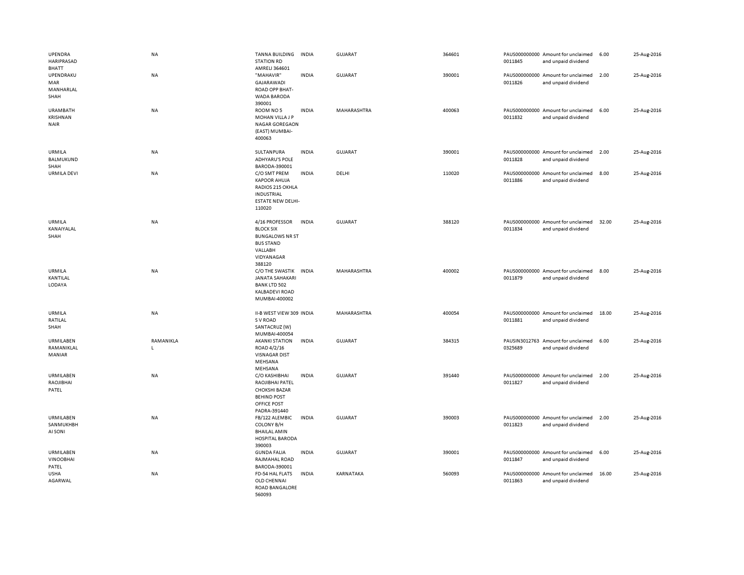| | | | | | | | | | | |
|---|---|---|---|---|---|---|---|---|---|---|
| UPENDRA HARIPRASAD BHATT | NA | TANNA BUILDING STATION RD AMRELI 364601 | INDIA | GUJARAT | 364601 | PAUS000000000 0011845 | Amount for unclaimed and unpaid dividend | 6.00 | 25-Aug-2016 |
| UPENDRAKU MAR MANHARLAL SHAH | NA | "MAHAVIR" GAJARAWADI ROAD OPP BHAT-WADA BARODA 390001 | INDIA | GUJARAT | 390001 | PAUS000000000 0011826 | Amount for unclaimed and unpaid dividend | 2.00 | 25-Aug-2016 |
| URAMBATH KRISHNAN NAIR | NA | ROOM NO 5 MOHAN VILLA J P NAGAR GOREGAON (EAST) MUMBAI-400063 | INDIA | MAHARASHTRA | 400063 | PAUS000000000 0011832 | Amount for unclaimed and unpaid dividend | 6.00 | 25-Aug-2016 |
| URMILA BALMUKUND SHAH | NA | SULTANPURA ADHYARU'S POLE BARODA-390001 | INDIA | GUJARAT | 390001 | PAUS000000000 0011828 | Amount for unclaimed and unpaid dividend | 2.00 | 25-Aug-2016 |
| URMILA DEVI | NA | C/O SMT PREM KAPOOR AHUJA RADIOS 215 OKHLA INDUSTRIAL ESTATE NEW DELHI-110020 | INDIA | DELHI | 110020 | PAUS000000000 0011886 | Amount for unclaimed and unpaid dividend | 8.00 | 25-Aug-2016 |
| URMILA KANAIYALAL SHAH | NA | 4/16 PROFESSOR BLOCK SIX BUNGALOWS NR ST BUS STAND VALLABH VIDYANAGAR 388120 | INDIA | GUJARAT | 388120 | PAUS000000000 0011834 | Amount for unclaimed and unpaid dividend | 32.00 | 25-Aug-2016 |
| URMILA KANTILAL LODAYA | NA | C/O THE SWASTIK JANATA SAHAKARI BANK LTD 502 KALBADEVI ROAD MUMBAI-400002 | INDIA | MAHARASHTRA | 400002 | PAUS000000000 0011879 | Amount for unclaimed and unpaid dividend | 8.00 | 25-Aug-2016 |
| URMILA RATILAL SHAH | NA | II-B WEST VIEW 309 S V ROAD SANTACRUZ (W) MUMBAI-400054 | INDIA | MAHARASHTRA | 400054 | PAUS000000000 0011881 | Amount for unclaimed and unpaid dividend | 18.00 | 25-Aug-2016 |
| URMILABEN RAMANIKLAL MANIAR | RAMANIKLA L | AKANKI STATION ROAD 4/2/16 VISNAGAR DIST MEHSANA MEHSANA | INDIA | GUJARAT | 384315 | PAUSIN3012763 0325689 | Amount for unclaimed and unpaid dividend | 6.00 | 25-Aug-2016 |
| URMILABEN RAOJIBHAI PATEL | NA | C/O KASHIBHAI RAOJIBHAI PATEL CHOKSHI BAZAR BEHIND POST OFFICE POST PADRA-391440 | INDIA | GUJARAT | 391440 | PAUS000000000 0011827 | Amount for unclaimed and unpaid dividend | 2.00 | 25-Aug-2016 |
| URMILABEN SANMUKHBH AI SONI | NA | FB/122 ALEMBIC COLONY B/H BHAILAL AMIN HOSPITAL BARODA 390003 | INDIA | GUJARAT | 390003 | PAUS000000000 0011823 | Amount for unclaimed and unpaid dividend | 2.00 | 25-Aug-2016 |
| URMILABEN VINOOBHAI PATEL | NA | GUNDA FALIA RAJMAHAL ROAD BARODA-390001 | INDIA | GUJARAT | 390001 | PAUS000000000 0011847 | Amount for unclaimed and unpaid dividend | 6.00 | 25-Aug-2016 |
| USHA AGARWAL | NA | FD-54 HAL FLATS OLD CHENNAI ROAD BANGALORE 560093 | INDIA | KARNATAKA | 560093 | PAUS000000000 0011863 | Amount for unclaimed and unpaid dividend | 16.00 | 25-Aug-2016 |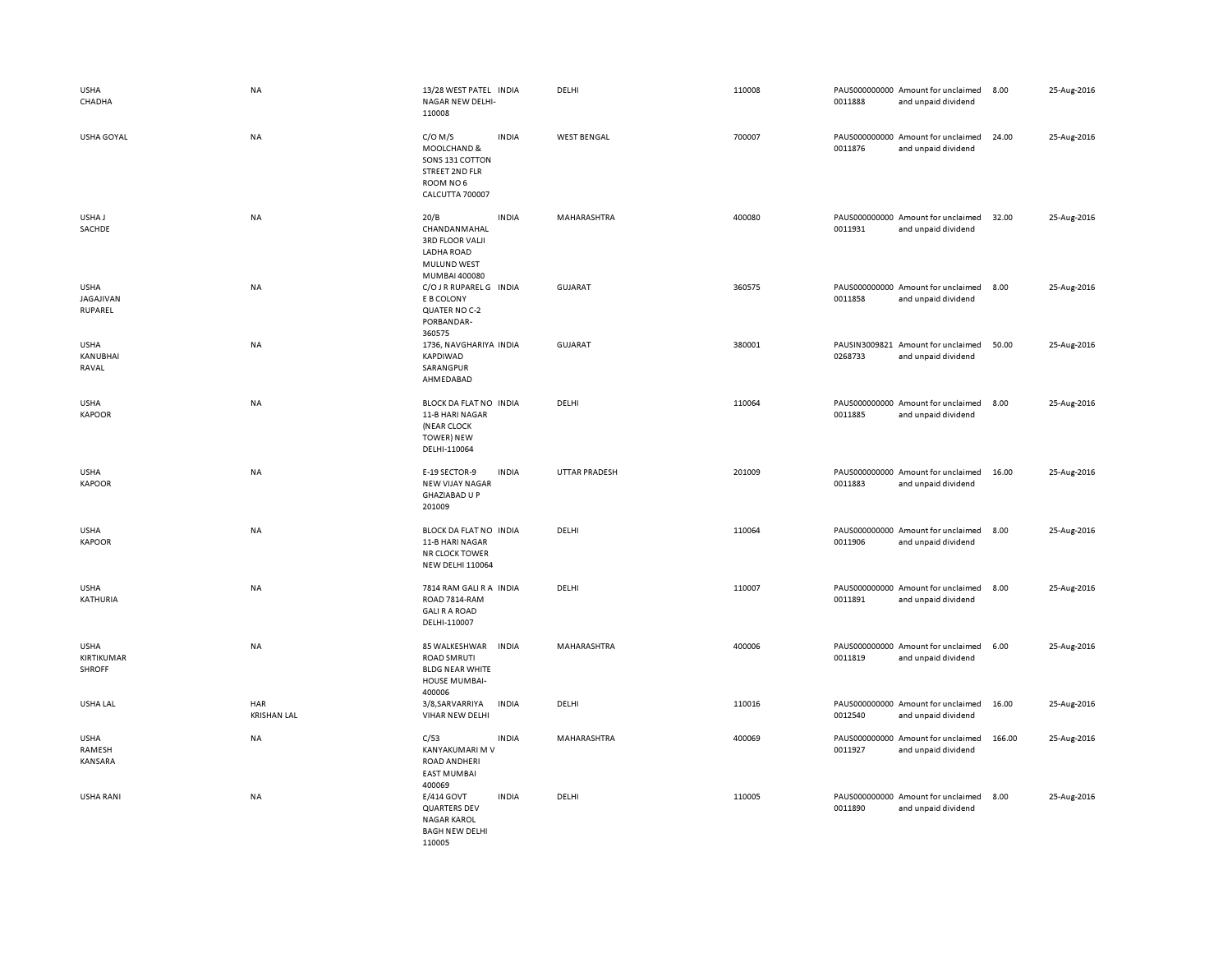| | | | | | | | | | |
|---|---|---|---|---|---|---|---|---|---|
| USHA CHADHA | NA | 13/28 WEST PATEL NAGAR NEW DELHI-110008 | INDIA | DELHI | 110008 | PAUS000000000 0011888 | Amount for unclaimed and unpaid dividend | 8.00 | 25-Aug-2016 |
| USHA GOYAL | NA | C/O M/S MOOLCHAND & SONS 131 COTTON STREET 2ND FLR ROOM NO 6 CALCUTTA 700007 | INDIA | WEST BENGAL | 700007 | PAUS000000000 0011876 | Amount for unclaimed and unpaid dividend | 24.00 | 25-Aug-2016 |
| USHA J SACHDE | NA | 20/B CHANDANMAHAL 3RD FLOOR VALJI LADHA ROAD MULUND WEST MUMBAI 400080 | INDIA | MAHARASHTRA | 400080 | PAUS000000000 0011931 | Amount for unclaimed and unpaid dividend | 32.00 | 25-Aug-2016 |
| USHA JAGAJIVAN RUPAREL | NA | C/O J R RUPAREL G E B COLONY QUATER NO C-2 PORBANDAR-360575 | INDIA | GUJARAT | 360575 | PAUS000000000 0011858 | Amount for unclaimed and unpaid dividend | 8.00 | 25-Aug-2016 |
| USHA KANUBHAI RAVAL | NA | 1736, NAVGHARIYA KAPDIWAD SARANGPUR AHMEDABAD | INDIA | GUJARAT | 380001 | PAUSIN3009821 0268733 | Amount for unclaimed and unpaid dividend | 50.00 | 25-Aug-2016 |
| USHA KAPOOR | NA | BLOCK DA FLAT NO 11-B HARI NAGAR (NEAR CLOCK TOWER) NEW DELHI-110064 | INDIA | DELHI | 110064 | PAUS000000000 0011885 | Amount for unclaimed and unpaid dividend | 8.00 | 25-Aug-2016 |
| USHA KAPOOR | NA | E-19 SECTOR-9 NEW VIJAY NAGAR GHAZIABAD U P 201009 | INDIA | UTTAR PRADESH | 201009 | PAUS000000000 0011883 | Amount for unclaimed and unpaid dividend | 16.00 | 25-Aug-2016 |
| USHA KAPOOR | NA | BLOCK DA FLAT NO 11-B HARI NAGAR NR CLOCK TOWER NEW DELHI 110064 | INDIA | DELHI | 110064 | PAUS000000000 0011906 | Amount for unclaimed and unpaid dividend | 8.00 | 25-Aug-2016 |
| USHA KATHURIA | NA | 7814 RAM GALI R A ROAD 7814-RAM GALI R A ROAD DELHI-110007 | INDIA | DELHI | 110007 | PAUS000000000 0011891 | Amount for unclaimed and unpaid dividend | 8.00 | 25-Aug-2016 |
| USHA KIRTIKUMAR SHROFF | NA | 85 WALKESHWAR ROAD SMRUTI BLDG NEAR WHITE HOUSE MUMBAI-400006 | INDIA | MAHARASHTRA | 400006 | PAUS000000000 0011819 | Amount for unclaimed and unpaid dividend | 6.00 | 25-Aug-2016 |
| USHA LAL | HAR KRISHAN LAL | 3/8,SARVARRIYA VIHAR NEW DELHI | INDIA | DELHI | 110016 | PAUS000000000 0012540 | Amount for unclaimed and unpaid dividend | 16.00 | 25-Aug-2016 |
| USHA RAMESH KANSARA | NA | C/53 KANYAKUMARI M V ROAD ANDHERI EAST MUMBAI 400069 | INDIA | MAHARASHTRA | 400069 | PAUS000000000 0011927 | Amount for unclaimed and unpaid dividend | 166.00 | 25-Aug-2016 |
| USHA RANI | NA | E/414 GOVT QUARTERS DEV NAGAR KAROL BAGH NEW DELHI 110005 | INDIA | DELHI | 110005 | PAUS000000000 0011890 | Amount for unclaimed and unpaid dividend | 8.00 | 25-Aug-2016 |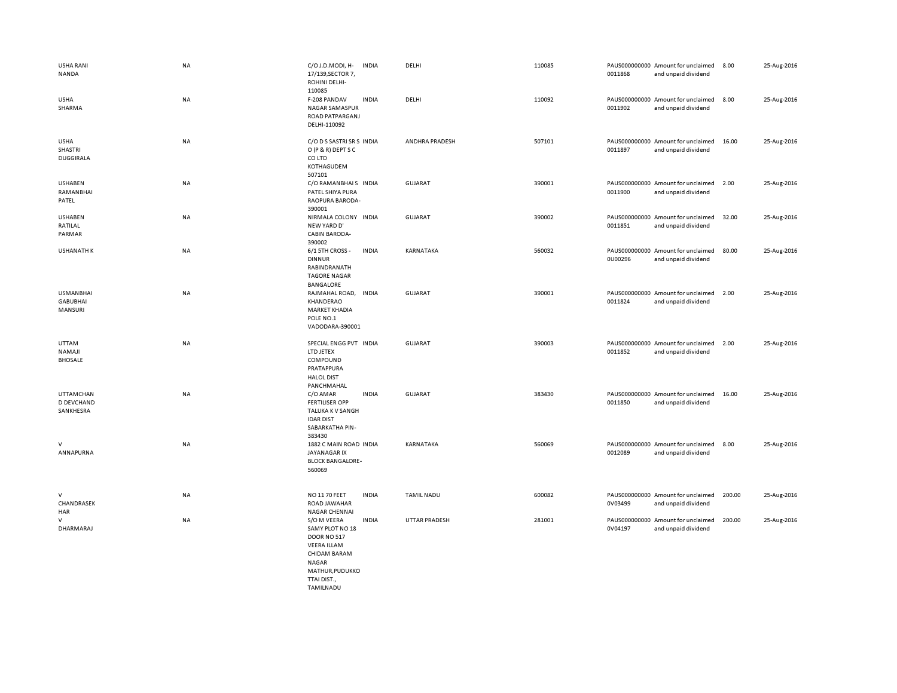| | | | | | | | | | |
|---|---|---|---|---|---|---|---|---|---|
| USHA RANI NANDA | NA | C/O J.D.MODI, H-17/139,SECTOR 7, ROHINI DELHI-110085 | INDIA | DELHI | 110085 | PAUS0000000000011868 | Amount for unclaimed and unpaid dividend | 8.00 | 25-Aug-2016 |
| USHA SHARMA | NA | F-208 PANDAV NAGAR SAMASPUR ROAD PATPARGANJ DELHI-110092 | INDIA | DELHI | 110092 | PAUS0000000000011902 | Amount for unclaimed and unpaid dividend | 8.00 | 25-Aug-2016 |
| USHA SHASTRI DUGGIRALA | NA | C/O D S SASTRI SR S O (P & R) DEPT S C CO LTD KOTHAGUDEM 507101 | INDIA | ANDHRA PRADESH | 507101 | PAUS0000000000011897 | Amount for unclaimed and unpaid dividend | 16.00 | 25-Aug-2016 |
| USHABEN RAMANBHAI PATEL | NA | C/O RAMANBHAI S PATEL SHIYA PURA RAOPURA BARODA-390001 | INDIA | GUJARAT | 390001 | PAUS0000000000011900 | Amount for unclaimed and unpaid dividend | 2.00 | 25-Aug-2016 |
| USHABEN RATILAL PARMAR | NA | NIRMALA COLONY NEW YARD D' CABIN BARODA-390002 | INDIA | GUJARAT | 390002 | PAUS0000000000011851 | Amount for unclaimed and unpaid dividend | 32.00 | 25-Aug-2016 |
| USHANATH K | NA | 6/1 5TH CROSS - DINNUR RABINDRANATH TAGORE NAGAR BANGALORE | INDIA | KARNATAKA | 560032 | PAUS0000000000U00296 | Amount for unclaimed and unpaid dividend | 80.00 | 25-Aug-2016 |
| USMANBHAI GABUBHAI MANSURI | NA | RAJMAHAL ROAD, KHANDERAO MARKET KHADIA POLE NO.1 VADODARA-390001 | INDIA | GUJARAT | 390001 | PAUS0000000000011824 | Amount for unclaimed and unpaid dividend | 2.00 | 25-Aug-2016 |
| UTTAM NAMAJI BHOSALE | NA | SPECIAL ENGG PVT LTD JETEX COMPOUND PRATAPPURA HALOL DIST PANCHMAHAL | INDIA | GUJARAT | 390003 | PAUS0000000000011852 | Amount for unclaimed and unpaid dividend | 2.00 | 25-Aug-2016 |
| UTTAMCHAND DEVCHAND SANKHESRA | NA | C/O AMAR FERTILISER OPP TALUKA K V SANGH IDAR DIST SABARKATHA PIN-383430 | INDIA | GUJARAT | 383430 | PAUS0000000000011850 | Amount for unclaimed and unpaid dividend | 16.00 | 25-Aug-2016 |
| V ANNAPURNA | NA | 1882 C MAIN ROAD JAYANAGAR IX BLOCK BANGALORE-560069 | INDIA | KARNATAKA | 560069 | PAUS0000000000012089 | Amount for unclaimed and unpaid dividend | 8.00 | 25-Aug-2016 |
| V CHANDRASEKHAR | NA | NO 11 70 FEET ROAD JAWAHAR NAGAR CHENNAI | INDIA | TAMIL NADU | 600082 | PAUS0000000000V03499 | Amount for unclaimed and unpaid dividend | 200.00 | 25-Aug-2016 |
| V DHARMARAJ | NA | S/O M VEERA SAMY PLOT NO 18 DOOR NO 517 VEERA ILLAM CHIDAM BARAM NAGAR MATHUR,PUDUKKOTTAI DIST., TAMILNADU | INDIA | UTTAR PRADESH | 281001 | PAUS0000000000V04197 | Amount for unclaimed and unpaid dividend | 200.00 | 25-Aug-2016 |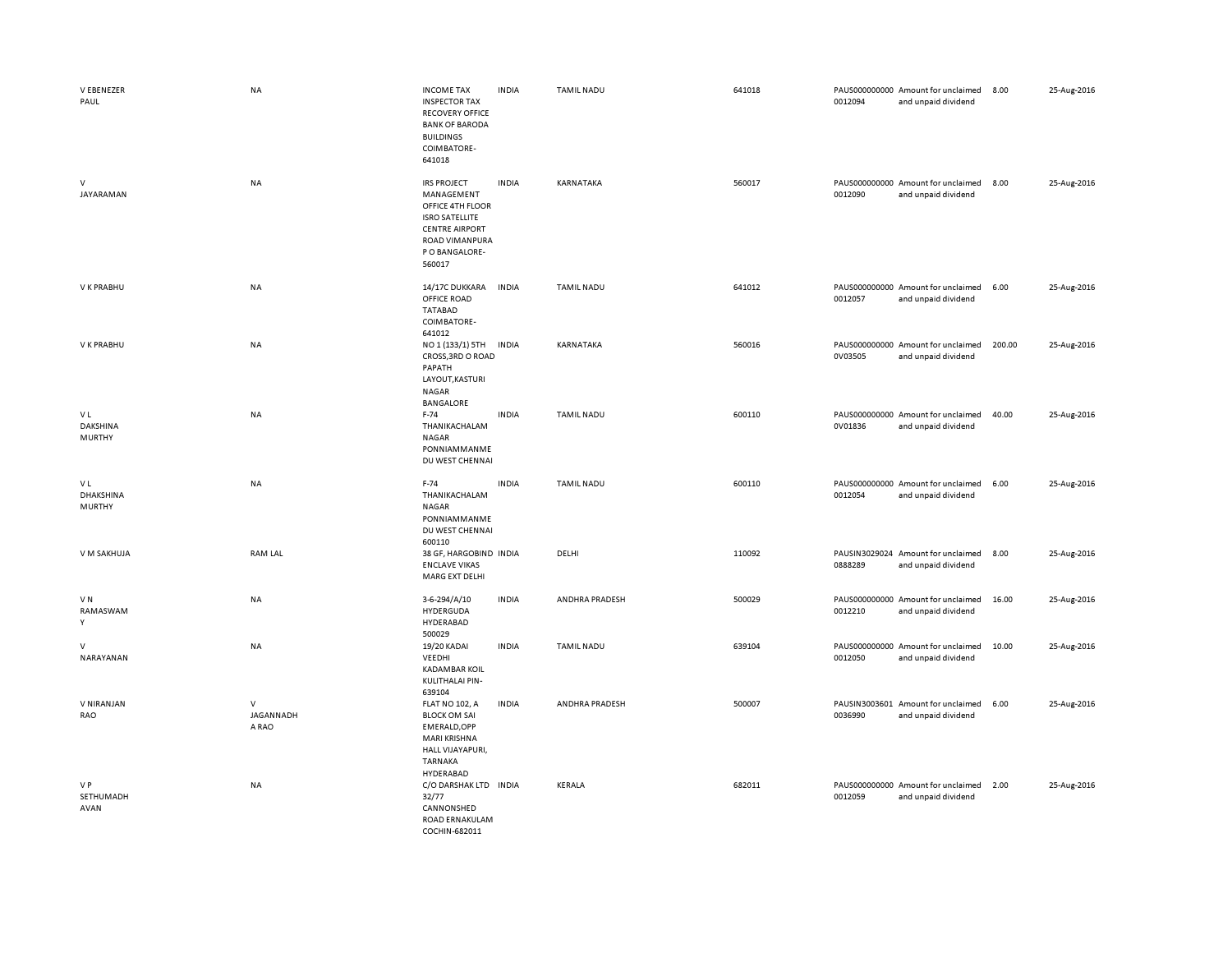| | | | | | | | | | |
|---|---|---|---|---|---|---|---|---|---|
| V EBENEZER PAUL | NA | INCOME TAX INSPECTOR TAX RECOVERY OFFICE BANK OF BARODA BUILDINGS COIMBATORE-641018 | INDIA | TAMIL NADU | 641018 | PAUS0000000000012094 | Amount for unclaimed and unpaid dividend | 8.00 | 25-Aug-2016 |
| V JAYARAMAN | NA | IRS PROJECT MANAGEMENT OFFICE 4TH FLOOR ISRO SATELLITE CENTRE AIRPORT ROAD VIMANPURA P O BANGALORE-560017 | INDIA | KARNATAKA | 560017 | PAUS0000000000012090 | Amount for unclaimed and unpaid dividend | 8.00 | 25-Aug-2016 |
| V K PRABHU | NA | 14/17C DUKKARA OFFICE ROAD TATABAD COIMBATORE-641012 | INDIA | TAMIL NADU | 641012 | PAUS0000000000012057 | Amount for unclaimed and unpaid dividend | 6.00 | 25-Aug-2016 |
| V K PRABHU | NA | NO 1 (133/1) 5TH CROSS,3RD O ROAD PAPATH LAYOUT,KASTURI NAGAR BANGALORE | INDIA | KARNATAKA | 560016 | PAUS0000000000V03505 | Amount for unclaimed and unpaid dividend | 200.00 | 25-Aug-2016 |
| V L DAKSHINA MURTHY | NA | F-74 THANIKACHALAM NAGAR PONNIAMMANMEDU WEST CHENNAI | INDIA | TAMIL NADU | 600110 | PAUS0000000000V01836 | Amount for unclaimed and unpaid dividend | 40.00 | 25-Aug-2016 |
| V L DHAKSHINA MURTHY | NA | F-74 THANIKACHALAM NAGAR PONNIAMMANMEDU WEST CHENNAI 600110 | INDIA | TAMIL NADU | 600110 | PAUS0000000000012054 | Amount for unclaimed and unpaid dividend | 6.00 | 25-Aug-2016 |
| V M SAKHUJA | RAM LAL | 38 GF, HARGOBIND ENCLAVE VIKAS MARG EXT DELHI | INDIA | DELHI | 110092 | PAUSIN30290240888289 | Amount for unclaimed and unpaid dividend | 8.00 | 25-Aug-2016 |
| V N RAMASWAMY | NA | 3-6-294/A/10 HYDERGUDA HYDERABAD 500029 | INDIA | ANDHRA PRADESH | 500029 | PAUS0000000000012210 | Amount for unclaimed and unpaid dividend | 16.00 | 25-Aug-2016 |
| V NARAYANAN | NA | 19/20 KADAI VEEDHI KADAMBAR KOIL KULITHALAI PIN-639104 | INDIA | TAMIL NADU | 639104 | PAUS0000000000012050 | Amount for unclaimed and unpaid dividend | 10.00 | 25-Aug-2016 |
| V NIRANJAN RAO | V JAGANNADHA RAO | FLAT NO 102, A BLOCK OM SAI EMERALD,OPP MARI KRISHNA HALL VIJAYAPURI, TARNAKA HYDERABAD | INDIA | ANDHRA PRADESH | 500007 | PAUSIN30036010036990 | Amount for unclaimed and unpaid dividend | 6.00 | 25-Aug-2016 |
| V P SETHUMADHAVAN | NA | C/O DARSHAK LTD 32/77 CANNONSHED ROAD ERNAKULAM COCHIN-682011 | INDIA | KERALA | 682011 | PAUS0000000000012059 | Amount for unclaimed and unpaid dividend | 2.00 | 25-Aug-2016 |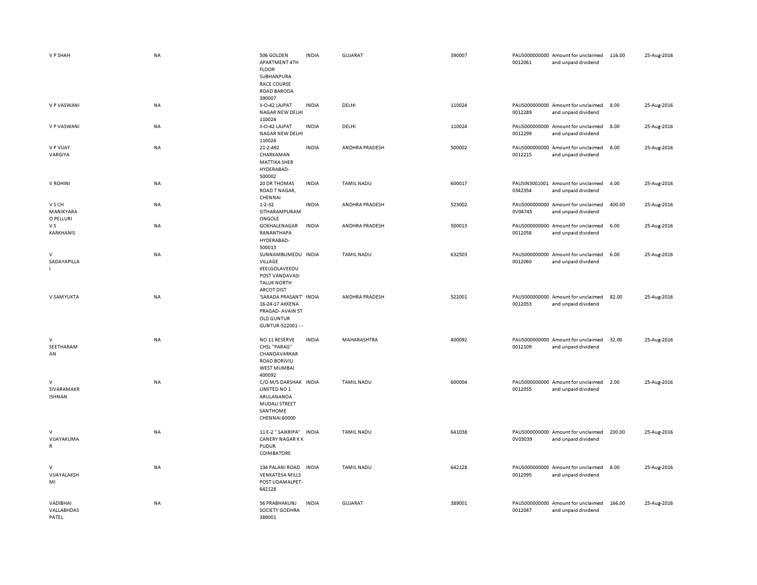| | | | | | | | | | |
|---|---|---|---|---|---|---|---|---|---|
| V P SHAH | NA | 506 GOLDEN APARTMENT 4TH FLOOR SUBHANPURA RACE COURSE ROAD BARODA 390007 | INDIA | GUJARAT | 390007 | PAUS0000000000012061 | Amount for unclaimed and unpaid dividend | 116.00 | 25-Aug-2016 |
| V P VASWANI | NA | II-O-42 LAJPAT NAGAR NEW DELHI 110024 | INDIA | DELHI | 110024 | PAUS0000000000012289 | Amount for unclaimed and unpaid dividend | 8.00 | 25-Aug-2016 |
| V P VASWANI | NA | II-O-42 LAJPAT NAGAR NEW DELHI 110024 | INDIA | DELHI | 110024 | PAUS0000000000012299 | Amount for unclaimed and unpaid dividend | 8.00 | 25-Aug-2016 |
| V P VIJAY VARGIYA | NA | 21-2-492 CHARKAMAN MATTIKA SHER HYDERABAD-500002 | INDIA | ANDHRA PRADESH | 500002 | PAUS0000000000012215 | Amount for unclaimed and unpaid dividend | 8.00 | 25-Aug-2016 |
| V ROHINI | NA | 20 DR THOMAS ROAD T NAGAR, CHENNAI | INDIA | TAMIL NADU | 600017 | PAUSIN30010010342354 | Amount for unclaimed and unpaid dividend | 4.00 | 25-Aug-2016 |
| V S CH MANIKYARA O PELLURI | NA | 1-2-32 SITHARAMPURAM ONGOLE | INDIA | ANDHRA PRADESH | 523002 | PAUS00000000000V04745 | Amount for unclaimed and unpaid dividend | 400.00 | 25-Aug-2016 |
| V S KARKHANIS | NA | GOKHALENAGAR RANANTHAPA HYDERABAD-500013 | INDIA | ANDHRA PRADESH | 500013 | PAUS0000000000012058 | Amount for unclaimed and unpaid dividend | 6.00 | 25-Aug-2016 |
| V SADAYAPILLA I | NA | SUNNAMBUMEDU VILLAGE KEELGOLAVEEDU POST VANDAVASI TALUK NORTH ARCOT DIST | INDIA | TAMIL NADU | 632503 | PAUS0000000000012060 | Amount for unclaimed and unpaid dividend | 6.00 | 25-Aug-2016 |
| V SAMYUKTA | NA | 'SARADA PRASANT' 16-24-17 AKKENA PRAGAD- AVAIN ST OLD GUNTUR GUNTUR-522001 - - | INDIA | ANDHRA PRADESH | 522001 | PAUS0000000000012053 | Amount for unclaimed and unpaid dividend | 82.00 | 25-Aug-2016 |
| V SEETHARAM AN | NA | NO 11 RESERVE CHSL "PARAG" CHANDAVARKAR ROAD BORIVILI WEST MUMBAI 400092 | INDIA | MAHARASHTRA | 400092 | PAUS0000000000012109 | Amount for unclaimed and unpaid dividend | 32.00 | 25-Aug-2016 |
| V SIVARAMAKR ISHNAN | NA | C/O M/S DARSHAK LIMITED NO 1 ARULANANDA MUDALI STREET SANTHOME CHENNAI 60000 | INDIA | TAMIL NADU | 600004 | PAUS0000000000012055 | Amount for unclaimed and unpaid dividend | 2.00 | 25-Aug-2016 |
| V VIJAYAKUMA R | NA | 11 E-2 " SAIKRIPA" CANERY NAGAR K K PUDUR COIMBATORE | INDIA | TAMIL NADU | 641038 | PAUS00000000000V03039 | Amount for unclaimed and unpaid dividend | 200.00 | 25-Aug-2016 |
| V VIJAYALAKSH MI | NA | 134 PALANI ROAD VENKATESA MILLS POST UDAMALPET-642128 | INDIA | TAMIL NADU | 642128 | PAUS0000000000012095 | Amount for unclaimed and unpaid dividend | 8.00 | 25-Aug-2016 |
| VADIBHAI VALLABHDAS PATEL | NA | 56 PRABHAKUNJ SOCIETY GODHRA 389001 | INDIA | GUJARAT | 389001 | PAUS0000000000012047 | Amount for unclaimed and unpaid dividend | 166.00 | 25-Aug-2016 |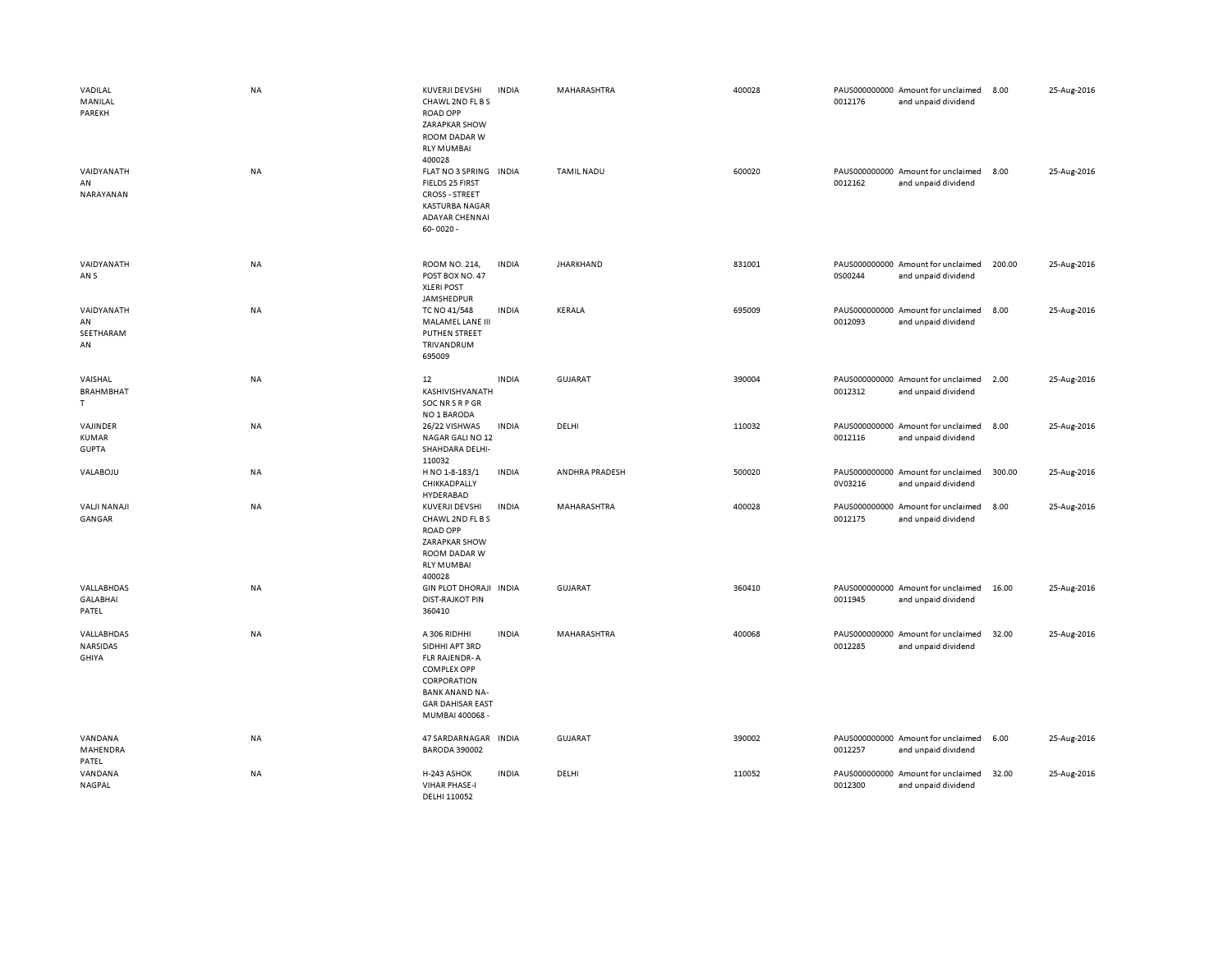| | | | | | | | | | | |
|---|---|---|---|---|---|---|---|---|---|---|
| VADILAL MANILAL PAREKH | NA | KUVERJI DEVSHI CHAWL 2ND FL B S ROAD OPP ZARAPKAR SHOW ROOM DADAR W RLY MUMBAI 400028 | INDIA | MAHARASHTRA | 400028 | PAUS0000000000012176 | Amount for unclaimed and unpaid dividend | 8.00 | 25-Aug-2016 |
| VAIDYANATHAN NARAYANAN | NA | FLAT NO 3 SPRING FIELDS 25 FIRST CROSS - STREET KASTURBA NAGAR ADAYAR CHENNAI 60- 0020 - | INDIA | TAMIL NADU | 600020 | PAUS0000000000012162 | Amount for unclaimed and unpaid dividend | 8.00 | 25-Aug-2016 |
| VAIDYANATHAN S | NA | ROOM NO. 214, POST BOX NO. 47 XLERI POST JAMSHEDPUR | INDIA | JHARKHAND | 831001 | PAUS0000000000S00244 | Amount for unclaimed and unpaid dividend | 200.00 | 25-Aug-2016 |
| VAIDYANATHAN SEETHARAMAN | NA | TC NO 41/548 MALAMEL LANE III PUTHEN STREET TRIVANDRUM 695009 | INDIA | KERALA | 695009 | PAUS0000000000012093 | Amount for unclaimed and unpaid dividend | 8.00 | 25-Aug-2016 |
| VAISHAL BRAHMBHATT | NA | 12 KASHIVISHVANATH SOC NR S R P GR NO 1 BARODA | INDIA | GUJARAT | 390004 | PAUS0000000000012312 | Amount for unclaimed and unpaid dividend | 2.00 | 25-Aug-2016 |
| VAJINDER KUMAR GUPTA | NA | 26/22 VISHWAS NAGAR GALI NO 12 SHAHDARA DELHI-110032 | INDIA | DELHI | 110032 | PAUS0000000000012116 | Amount for unclaimed and unpaid dividend | 8.00 | 25-Aug-2016 |
| VALABOJU | NA | H NO 1-8-183/1 CHIKKADPALLY HYDERABAD | INDIA | ANDHRA PRADESH | 500020 | PAUS0000000000V03216 | Amount for unclaimed and unpaid dividend | 300.00 | 25-Aug-2016 |
| VALJI NANAJI GANGAR | NA | KUVERJI DEVSHI CHAWL 2ND FL B S ROAD OPP ZARAPKAR SHOW ROOM DADAR W RLY MUMBAI 400028 | INDIA | MAHARASHTRA | 400028 | PAUS0000000000012175 | Amount for unclaimed and unpaid dividend | 8.00 | 25-Aug-2016 |
| VALLABHDAS GALABHAI PATEL | NA | GIN PLOT DHORAJI DIST-RAJKOT PIN 360410 | INDIA | GUJARAT | 360410 | PAUS0000000000011945 | Amount for unclaimed and unpaid dividend | 16.00 | 25-Aug-2016 |
| VALLABHDAS NARSIDAS GHIYA | NA | A 306 RIDHHI SIDHHI APT 3RD FLR RAJENDR- A COMPLEX OPP CORPORATION BANK ANAND NA- GAR DAHISAR EAST MUMBAI 400068 - | INDIA | MAHARASHTRA | 400068 | PAUS0000000000012285 | Amount for unclaimed and unpaid dividend | 32.00 | 25-Aug-2016 |
| VANDANA MAHENDRA PATEL | NA | 47 SARDARNAGAR BARODA 390002 | INDIA | GUJARAT | 390002 | PAUS0000000000012257 | Amount for unclaimed and unpaid dividend | 6.00 | 25-Aug-2016 |
| VANDANA NAGPAL | NA | H-243 ASHOK VIHAR PHASE-I DELHI 110052 | INDIA | DELHI | 110052 | PAUS0000000000012300 | Amount for unclaimed and unpaid dividend | 32.00 | 25-Aug-2016 |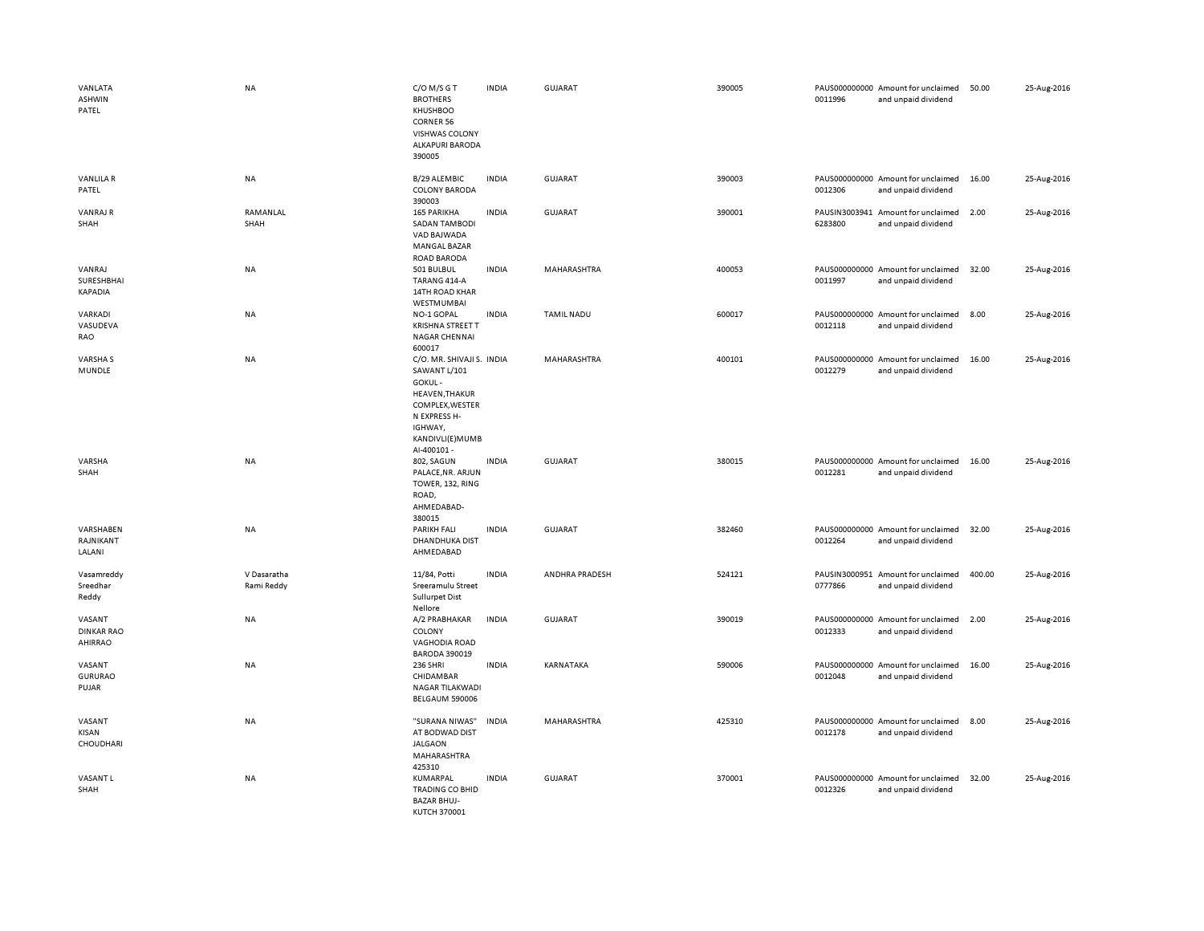| | | | | | | | | | |
|---|---|---|---|---|---|---|---|---|---|
| VANLATA ASHWIN PATEL | NA | C/O M/S G T BROTHERS KHUSHBOO CORNER 56 VISHWAS COLONY ALKAPURI BARODA 390005 | INDIA | GUJARAT | 390005 | PAUS0000000000011996 | Amount for unclaimed and unpaid dividend | 50.00 | 25-Aug-2016 |
| VANLILA R PATEL | NA | B/29 ALEMBIC COLONY BARODA 390003 | INDIA | GUJARAT | 390003 | PAUS0000000000012306 | Amount for unclaimed and unpaid dividend | 16.00 | 25-Aug-2016 |
| VANRAJ R SHAH | RAMANLAL SHAH | 165 PARIKHA SADAN TAMBODI VAD BAJWADA MANGAL BAZAR ROAD BARODA | INDIA | GUJARAT | 390001 | PAUSIN30039416283800 | Amount for unclaimed and unpaid dividend | 2.00 | 25-Aug-2016 |
| VANRAJ SURESHBHAI KAPADIA | NA | 501 BULBUL TARANG 414-A 14TH ROAD KHAR WESTMUMBAI | INDIA | MAHARASHTRA | 400053 | PAUS0000000000011997 | Amount for unclaimed and unpaid dividend | 32.00 | 25-Aug-2016 |
| VARKADI VASUDEVA RAO | NA | NO-1 GOPAL KRISHNA STREET T NAGAR CHENNAI 600017 | INDIA | TAMIL NADU | 600017 | PAUS0000000000012118 | Amount for unclaimed and unpaid dividend | 8.00 | 25-Aug-2016 |
| VARSHA S MUNDLE | NA | C/O. MR. SHIVAJI S. SAWANT L/101 GOKUL - HEAVEN,THAKUR COMPLEX,WESTERN EXPRESS H-IGHWAY, KANDIVLI(E)MUMBAI-400101 - | INDIA | MAHARASHTRA | 400101 | PAUS0000000000012279 | Amount for unclaimed and unpaid dividend | 16.00 | 25-Aug-2016 |
| VARSHA SHAH | NA | 802, SAGUN PALACE,NR. ARJUN TOWER, 132, RING ROAD, AHMEDABAD-380015 | INDIA | GUJARAT | 380015 | PAUS0000000000012281 | Amount for unclaimed and unpaid dividend | 16.00 | 25-Aug-2016 |
| VARSHABEN RAJNIKANT LALANI | NA | PARIKH FALI DHANDHUKA DIST AHMEDABAD | INDIA | GUJARAT | 382460 | PAUS0000000000012264 | Amount for unclaimed and unpaid dividend | 32.00 | 25-Aug-2016 |
| Vasamreddy Sreedhar Reddy | V Dasaratha Rami Reddy | 11/84, Potti Sreeramulu Street Sullurpet Dist Nellore | INDIA | ANDHRA PRADESH | 524121 | PAUSIN30009510777866 | Amount for unclaimed and unpaid dividend | 400.00 | 25-Aug-2016 |
| VASANT DINKAR RAO AHIRRAO | NA | A/2 PRABHAKAR COLONY VAGHODIA ROAD BARODA 390019 | INDIA | GUJARAT | 390019 | PAUS0000000000012333 | Amount for unclaimed and unpaid dividend | 2.00 | 25-Aug-2016 |
| VASANT GURURAO PUJAR | NA | 236 SHRI CHIDAMBAR NAGAR TILAKWADI BELGAUM 590006 | INDIA | KARNATAKA | 590006 | PAUS0000000000012048 | Amount for unclaimed and unpaid dividend | 16.00 | 25-Aug-2016 |
| VASANT KISAN CHOUDHARI | NA | "SURANA NIWAS" AT BODWAD DIST JALGAON MAHARASHTRA 425310 | INDIA | MAHARASHTRA | 425310 | PAUS0000000000012178 | Amount for unclaimed and unpaid dividend | 8.00 | 25-Aug-2016 |
| VASANT L SHAH | NA | KUMARPAL TRADING CO BHID BAZAR BHUJ-KUTCH 370001 | INDIA | GUJARAT | 370001 | PAUS0000000000012326 | Amount for unclaimed and unpaid dividend | 32.00 | 25-Aug-2016 |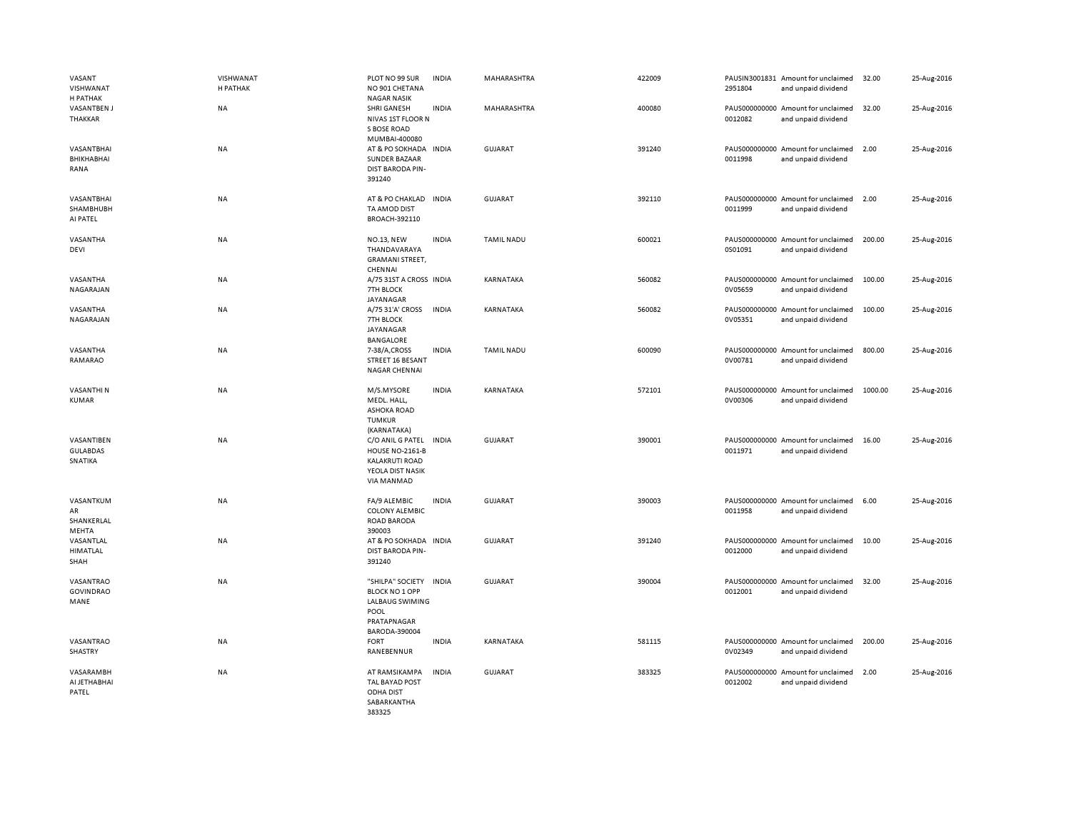| | | | | | | | | | |
|---|---|---|---|---|---|---|---|---|---|
| VASANT VISHWANAT H PATHAK | VISHWANAT H PATHAK | PLOT NO 99 SUR NO 901 CHETANA NAGAR NASIK | INDIA | MAHARASHTRA | 422009 | PAUSIN3001831 2951804 | Amount for unclaimed and unpaid dividend | 32.00 | 25-Aug-2016 |
| VASANTBEN J THAKKAR | NA | SHRI GANESH NIVAS 1ST FLOOR N S BOSE ROAD MUMBAI-400080 | INDIA | MAHARASHTRA | 400080 | PAUS000000000 0012082 | Amount for unclaimed and unpaid dividend | 32.00 | 25-Aug-2016 |
| VASANTBHAI BHIKHABHAI RANA | NA | AT & PO SOKHADA SUNDER BAZAAR DIST BARODA PIN-391240 | INDIA | GUJARAT | 391240 | PAUS000000000 0011998 | Amount for unclaimed and unpaid dividend | 2.00 | 25-Aug-2016 |
| VASANTBHAI SHAMBHUBH AI PATEL | NA | AT & PO CHAKLAD TA AMOD DIST BROACH-392110 | INDIA | GUJARAT | 392110 | PAUS000000000 0011999 | Amount for unclaimed and unpaid dividend | 2.00 | 25-Aug-2016 |
| VASANTHA DEVI | NA | NO.13, NEW THANDAVARAYA GRAMANI STREET, CHENNAI | INDIA | TAMIL NADU | 600021 | PAUS000000000 0S01091 | Amount for unclaimed and unpaid dividend | 200.00 | 25-Aug-2016 |
| VASANTHA NAGARAJAN | NA | A/75 31ST A CROSS 7TH BLOCK JAYANAGAR | INDIA | KARNATAKA | 560082 | PAUS000000000 0V05659 | Amount for unclaimed and unpaid dividend | 100.00 | 25-Aug-2016 |
| VASANTHA NAGARAJAN | NA | A/75 31'A' CROSS 7TH BLOCK JAYANAGAR BANGALORE | INDIA | KARNATAKA | 560082 | PAUS000000000 0V05351 | Amount for unclaimed and unpaid dividend | 100.00 | 25-Aug-2016 |
| VASANTHA RAMARAO | NA | 7-38/A,CROSS STREET 16 BESANT NAGAR CHENNAI | INDIA | TAMIL NADU | 600090 | PAUS000000000 0V00781 | Amount for unclaimed and unpaid dividend | 800.00 | 25-Aug-2016 |
| VASANTHI N KUMAR | NA | M/S.MYSORE MEDL. HALL, ASHOKA ROAD TUMKUR (KARNATAKA) | INDIA | KARNATAKA | 572101 | PAUS000000000 0V00306 | Amount for unclaimed and unpaid dividend | 1000.00 | 25-Aug-2016 |
| VASANTIBEN GULABDAS SNATIKA | NA | C/O ANIL G PATEL HOUSE NO-2161-B KALAKRUTI ROAD YEOLA DIST NASIK VIA MANMAD | INDIA | GUJARAT | 390001 | PAUS000000000 0011971 | Amount for unclaimed and unpaid dividend | 16.00 | 25-Aug-2016 |
| VASANTKUM AR SHANKERLAL MEHTA | NA | FA/9 ALEMBIC COLONY ALEMBIC ROAD BARODA 390003 | INDIA | GUJARAT | 390003 | PAUS000000000 0011958 | Amount for unclaimed and unpaid dividend | 6.00 | 25-Aug-2016 |
| VASANTLAL HIMATLAL SHAH | NA | AT & PO SOKHADA DIST BARODA PIN-391240 | INDIA | GUJARAT | 391240 | PAUS000000000 0012000 | Amount for unclaimed and unpaid dividend | 10.00 | 25-Aug-2016 |
| VASANTRAO GOVINDRAO MANE | NA | "SHILPA" SOCIETY BLOCK NO 1 OPP LALBAUG SWIMING POOL PRATAPNAGAR BARODA-390004 | INDIA | GUJARAT | 390004 | PAUS000000000 0012001 | Amount for unclaimed and unpaid dividend | 32.00 | 25-Aug-2016 |
| VASANTRAO SHASTRY | NA | FORT RANEBENNUR | INDIA | KARNATAKA | 581115 | PAUS000000000 0V02349 | Amount for unclaimed and unpaid dividend | 200.00 | 25-Aug-2016 |
| VASARAMBH AI JETHABHAI PATEL | NA | AT RAMSIKAMPA TAL BAYAD POST ODHA DIST SABARKANTHA 383325 | INDIA | GUJARAT | 383325 | PAUS000000000 0012002 | Amount for unclaimed and unpaid dividend | 2.00 | 25-Aug-2016 |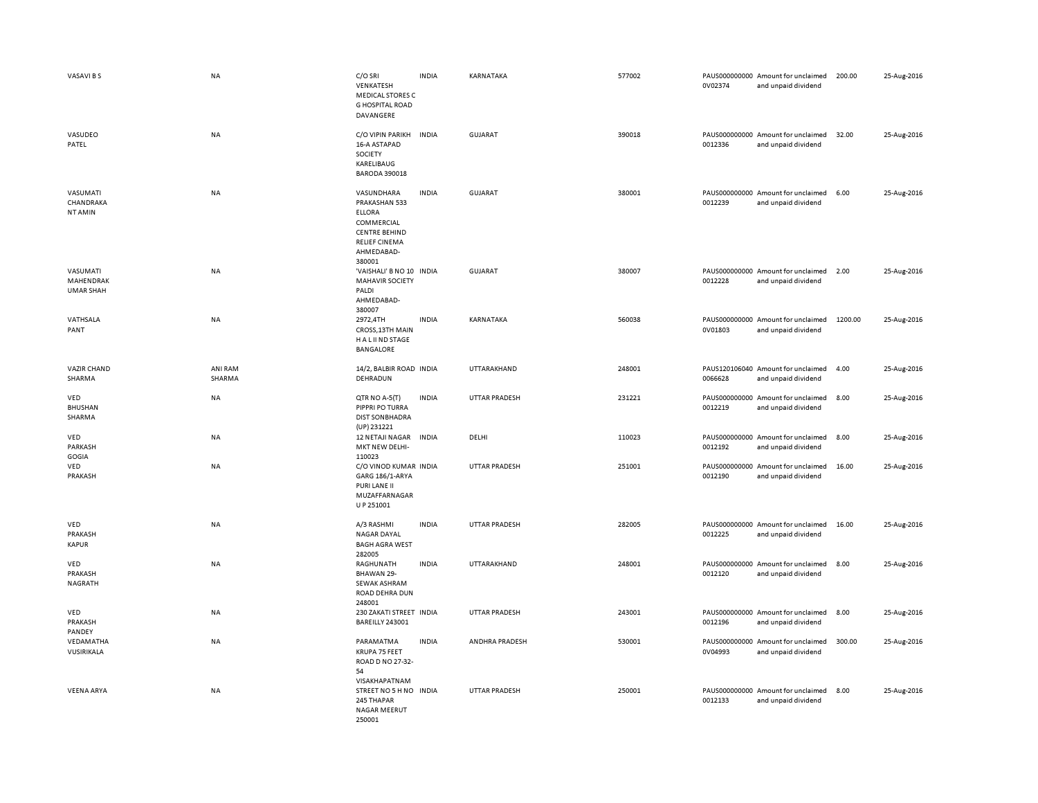| | | | | | | | | | |
|---|---|---|---|---|---|---|---|---|---|
| VASAVI B S | NA | C/O SRI VENKATESH MEDICAL STORES C G HOSPITAL ROAD DAVANGERE | INDIA | KARNATAKA | 577002 | PAUS0000000000V02374 | Amount for unclaimed and unpaid dividend | 200.00 | 25-Aug-2016 |
| VASUDEO PATEL | NA | C/O VIPIN PARIKH 16-A ASTAPAD SOCIETY KARELIBAUG BARODA 390018 | INDIA | GUJARAT | 390018 | PAUS0000000000012336 | Amount for unclaimed and unpaid dividend | 32.00 | 25-Aug-2016 |
| VASUMATI CHANDRAKA NT AMIN | NA | VASUNDHARA PRAKASHAN 533 ELLORA COMMERCIAL CENTRE BEHIND RELIEF CINEMA AHMEDABAD-380001 | INDIA | GUJARAT | 380001 | PAUS0000000000012239 | Amount for unclaimed and unpaid dividend | 6.00 | 25-Aug-2016 |
| VASUMATI MAHENDRAK UMAR SHAH | NA | 'VAISHALI' B NO 10 MAHAVIR SOCIETY PALDI AHMEDABAD-380007 | INDIA | GUJARAT | 380007 | PAUS0000000000012228 | Amount for unclaimed and unpaid dividend | 2.00 | 25-Aug-2016 |
| VATHSALA PANT | NA | 2972,4TH CROSS,13TH MAIN H A L II ND STAGE BANGALORE | INDIA | KARNATAKA | 560038 | PAUS0000000000V01803 | Amount for unclaimed and unpaid dividend | 1200.00 | 25-Aug-2016 |
| VAZIR CHAND SHARMA | ANI RAM SHARMA | 14/2, BALBIR ROAD DEHRADUN | INDIA | UTTARAKHAND | 248001 | PAUS1201060400066628 | Amount for unclaimed and unpaid dividend | 4.00 | 25-Aug-2016 |
| VED BHUSHAN SHARMA | NA | QTR NO A-5(T) PIPPRI PO TURRA DIST SONBHADRA (UP) 231221 | INDIA | UTTAR PRADESH | 231221 | PAUS0000000000012219 | Amount for unclaimed and unpaid dividend | 8.00 | 25-Aug-2016 |
| VED PARKASH GOGIA | NA | 12 NETAJI NAGAR MKT NEW DELHI-110023 | INDIA | DELHI | 110023 | PAUS0000000000012192 | Amount for unclaimed and unpaid dividend | 8.00 | 25-Aug-2016 |
| VED PRAKASH | NA | C/O VINOD KUMAR GARG 186/1-ARYA PURI LANE II MUZAFFARNAGAR U P 251001 | INDIA | UTTAR PRADESH | 251001 | PAUS0000000000012190 | Amount for unclaimed and unpaid dividend | 16.00 | 25-Aug-2016 |
| VED PRAKASH KAPUR | NA | A/3 RASHMI NAGAR DAYAL BAGH AGRA WEST 282005 | INDIA | UTTAR PRADESH | 282005 | PAUS0000000000012225 | Amount for unclaimed and unpaid dividend | 16.00 | 25-Aug-2016 |
| VED PRAKASH NAGRATH | NA | RAGHUNATH BHAWAN 29-SEWAK ASHRAM ROAD DEHRA DUN 248001 | INDIA | UTTARAKHAND | 248001 | PAUS0000000000012120 | Amount for unclaimed and unpaid dividend | 8.00 | 25-Aug-2016 |
| VED PRAKASH PANDEY | NA | 230 ZAKATI STREET BAREILLY 243001 | INDIA | UTTAR PRADESH | 243001 | PAUS0000000000012196 | Amount for unclaimed and unpaid dividend | 8.00 | 25-Aug-2016 |
| VEDAMATHA VUSIRIKALA | NA | PARAMATMA KRUPA 75 FEET ROAD D NO 27-32-54 VISAKHAPATNAM | INDIA | ANDHRA PRADESH | 530001 | PAUS0000000000V04993 | Amount for unclaimed and unpaid dividend | 300.00 | 25-Aug-2016 |
| VEENA ARYA | NA | STREET NO 5 H NO 245 THAPAR NAGAR MEERUT 250001 | INDIA | UTTAR PRADESH | 250001 | PAUS0000000000012133 | Amount for unclaimed and unpaid dividend | 8.00 | 25-Aug-2016 |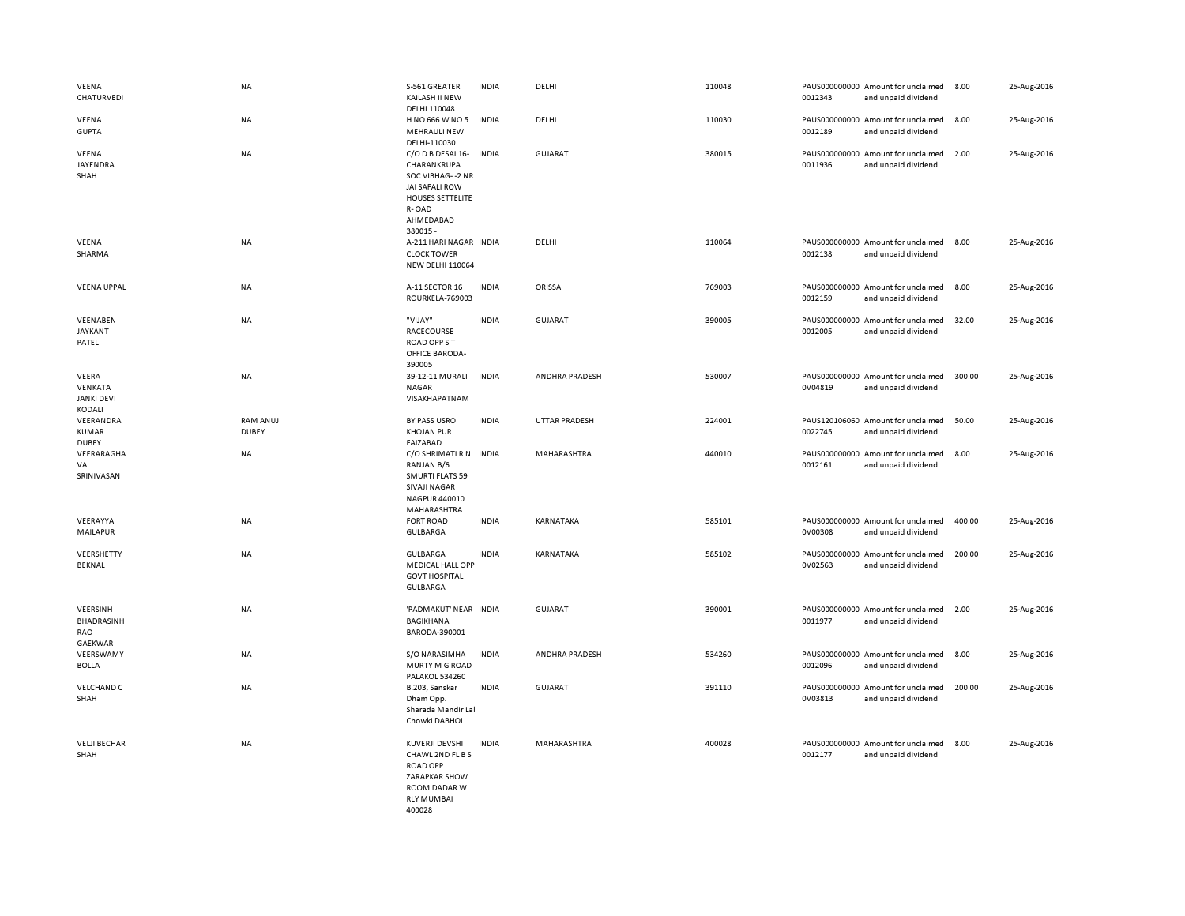| | | | | | | | | | |
|---|---|---|---|---|---|---|---|---|---|
| VEENA CHATURVEDI | NA | S-561 GREATER KAILASH II NEW DELHI 110048 | INDIA | DELHI | 110048 | PAUS000000000 0012343 | Amount for unclaimed and unpaid dividend | 8.00 | 25-Aug-2016 |
| VEENA GUPTA | NA | H NO 666 W NO 5 MEHRAULI NEW DELHI-110030 | INDIA | DELHI | 110030 | PAUS000000000 0012189 | Amount for unclaimed and unpaid dividend | 8.00 | 25-Aug-2016 |
| VEENA JAYENDRA SHAH | NA | C/O D B DESAI 16- CHARANKRUPA SOC VIBHAG- -2 NR JAI SAFALI ROW HOUSES SETTELITE R- OAD AHMEDABAD 380015 - | INDIA | GUJARAT | 380015 | PAUS000000000 0011936 | Amount for unclaimed and unpaid dividend | 2.00 | 25-Aug-2016 |
| VEENA SHARMA | NA | A-211 HARI NAGAR CLOCK TOWER NEW DELHI 110064 | INDIA | DELHI | 110064 | PAUS000000000 0012138 | Amount for unclaimed and unpaid dividend | 8.00 | 25-Aug-2016 |
| VEENA UPPAL | NA | A-11 SECTOR 16 ROURKELA-769003 | INDIA | ORISSA | 769003 | PAUS000000000 0012159 | Amount for unclaimed and unpaid dividend | 8.00 | 25-Aug-2016 |
| VEENABEN JAYKANT PATEL | NA | "VIJAY" RACECOURSE ROAD OPP S T OFFICE BARODA-390005 | INDIA | GUJARAT | 390005 | PAUS000000000 0012005 | Amount for unclaimed and unpaid dividend | 32.00 | 25-Aug-2016 |
| VEERA VENKATA JANKI DEVI KODALI | NA | 39-12-11 MURALI NAGAR VISAKHAPATNAM | INDIA | ANDHRA PRADESH | 530007 | PAUS000000000 0V04819 | Amount for unclaimed and unpaid dividend | 300.00 | 25-Aug-2016 |
| VEERANDRA KUMAR DUBEY | RAM ANUJ DUBEY | BY PASS USRO KHOJAN PUR FAIZABAD | INDIA | UTTAR PRADESH | 224001 | PAUS120106060 0022745 | Amount for unclaimed and unpaid dividend | 50.00 | 25-Aug-2016 |
| VEERARAGHAVA SRINIVASAN | NA | C/O SHRIMATI R N RANJAN B/6 SMURTI FLATS 59 SIVAJI NAGAR NAGPUR 440010 MAHARASHTRA | INDIA | MAHARASHTRA | 440010 | PAUS000000000 0012161 | Amount for unclaimed and unpaid dividend | 8.00 | 25-Aug-2016 |
| VEERAYYA MAILAPUR | NA | FORT ROAD GULBARGA | INDIA | KARNATAKA | 585101 | PAUS000000000 0V00308 | Amount for unclaimed and unpaid dividend | 400.00 | 25-Aug-2016 |
| VEERSHETTY BEKNAL | NA | GULBARGA MEDICAL HALL OPP GOVT HOSPITAL GULBARGA | INDIA | KARNATAKA | 585102 | PAUS000000000 0V02563 | Amount for unclaimed and unpaid dividend | 200.00 | 25-Aug-2016 |
| VEERSINH BHADRASINH RAO GAEKWAR | NA | 'PADMAKUT' NEAR BAGIKHANA BARODA-390001 | INDIA | GUJARAT | 390001 | PAUS000000000 0011977 | Amount for unclaimed and unpaid dividend | 2.00 | 25-Aug-2016 |
| VEERSWAMY BOLLA | NA | S/O NARASIMHA MURTY M G ROAD PALAKOL 534260 | INDIA | ANDHRA PRADESH | 534260 | PAUS000000000 0012096 | Amount for unclaimed and unpaid dividend | 8.00 | 25-Aug-2016 |
| VELCHAND C SHAH | NA | B.203, Sanskar Dham Opp. Sharada Mandir Lal Chowki DABHOI | INDIA | GUJARAT | 391110 | PAUS000000000 0V03813 | Amount for unclaimed and unpaid dividend | 200.00 | 25-Aug-2016 |
| VELJI BECHAR SHAH | NA | KUVERJI DEVSHI CHAWL 2ND FL B S ROAD OPP ZARAPKAR SHOW ROOM DADAR W RLY MUMBAI 400028 | INDIA | MAHARASHTRA | 400028 | PAUS000000000 0012177 | Amount for unclaimed and unpaid dividend | 8.00 | 25-Aug-2016 |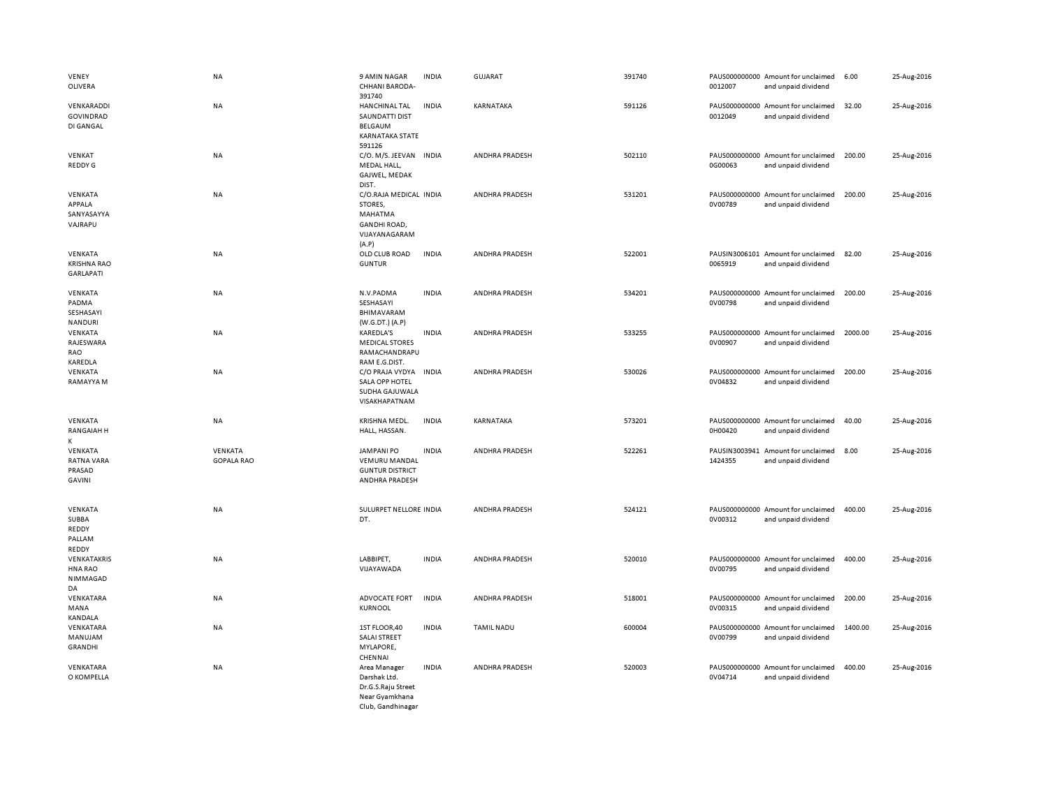| | | | | | | | | | |
|---|---|---|---|---|---|---|---|---|---|
| VENEY OLIVERA | NA | 9 AMIN NAGAR CHHANI BARODA-391740 | INDIA | GUJARAT | 391740 | PAUS0000000000012007 | Amount for unclaimed and unpaid dividend | 6.00 | 25-Aug-2016 |
| VENKARADDI GOVINDRAD DI GANGAL | NA | HANCHINAL TAL SAUNDATTI DIST BELGAUM KARNATAKA STATE 591126 | INDIA | KARNATAKA | 591126 | PAUS0000000000012049 | Amount for unclaimed and unpaid dividend | 32.00 | 25-Aug-2016 |
| VENKAT REDDY G | NA | C/O. M/S. JEEVAN MEDAL HALL, GAJWEL, MEDAK DIST. | INDIA | ANDHRA PRADESH | 502110 | PAUS0000000000G00063 | Amount for unclaimed and unpaid dividend | 200.00 | 25-Aug-2016 |
| VENKATA APPALA SANYASAYYA VAJRAPU | NA | C/O.RAJA MEDICAL STORES, MAHATMA GANDHI ROAD, VIJAYANAGARAM (A.P) | INDIA | ANDHRA PRADESH | 531201 | PAUS0000000000V00789 | Amount for unclaimed and unpaid dividend | 200.00 | 25-Aug-2016 |
| VENKATA KRISHNA RAO GARLAPATI | NA | OLD CLUB ROAD GUNTUR | INDIA | ANDHRA PRADESH | 522001 | PAUSIN30061010065919 | Amount for unclaimed and unpaid dividend | 82.00 | 25-Aug-2016 |
| VENKATA PADMA SESHASAYI NANDURI | NA | N.V.PADMA SESHASAYI BHIMAVARAM (W.G.DT.) (A.P) | INDIA | ANDHRA PRADESH | 534201 | PAUS0000000000V00798 | Amount for unclaimed and unpaid dividend | 200.00 | 25-Aug-2016 |
| VENKATA RAJESWARA RAO KAREDLA | NA | KAREDLA'S MEDICAL STORES RAMACHANDRAPURAM E.G.DIST. | INDIA | ANDHRA PRADESH | 533255 | PAUS0000000000V00907 | Amount for unclaimed and unpaid dividend | 2000.00 | 25-Aug-2016 |
| VENKATA RAMAYYA M | NA | C/O PRAJA VYDYA SALA OPP HOTEL SUDHA GAJUWALA VISAKHAPATNAM | INDIA | ANDHRA PRADESH | 530026 | PAUS0000000000V04832 | Amount for unclaimed and unpaid dividend | 200.00 | 25-Aug-2016 |
| VENKATA RANGAIAH H K | NA | KRISHNA MEDL. HALL, HASSAN. | INDIA | KARNATAKA | 573201 | PAUS0000000000H00420 | Amount for unclaimed and unpaid dividend | 40.00 | 25-Aug-2016 |
| VENKATA RATNA VARA PRASAD GAVINI | VENKATA GOPALA RAO | JAMPANI PO VEMURU MANDAL GUNTUR DISTRICT ANDHRA PRADESH | INDIA | ANDHRA PRADESH | 522261 | PAUSIN30039411424355 | Amount for unclaimed and unpaid dividend | 8.00 | 25-Aug-2016 |
| VENKATA SUBBA REDDY PALLAM REDDY | NA | SULURPET NELLORE DT. | INDIA | ANDHRA PRADESH | 524121 | PAUS0000000000V00312 | Amount for unclaimed and unpaid dividend | 400.00 | 25-Aug-2016 |
| VENKATAKRISHNA RAO NIMMAGADDA | NA | LABBIPET, VIJAYAWADA | INDIA | ANDHRA PRADESH | 520010 | PAUS0000000000V00795 | Amount for unclaimed and unpaid dividend | 400.00 | 25-Aug-2016 |
| VENKATARAMANA KANDALA | NA | ADVOCATE FORT KURNOOL | INDIA | ANDHRA PRADESH | 518001 | PAUS0000000000V00315 | Amount for unclaimed and unpaid dividend | 200.00 | 25-Aug-2016 |
| VENKATARAMANUJAM GRANDHI | NA | 1ST FLOOR,40 SALAI STREET MYLAPORE, CHENNAI | INDIA | TAMIL NADU | 600004 | PAUS0000000000V00799 | Amount for unclaimed and unpaid dividend | 1400.00 | 25-Aug-2016 |
| VENKATARAO KOMPELLA | NA | Area Manager Darshak Ltd. Dr.G.S.Raju Street Near Gyamkhana Club, Gandhinagar | INDIA | ANDHRA PRADESH | 520003 | PAUS0000000000V04714 | Amount for unclaimed and unpaid dividend | 400.00 | 25-Aug-2016 |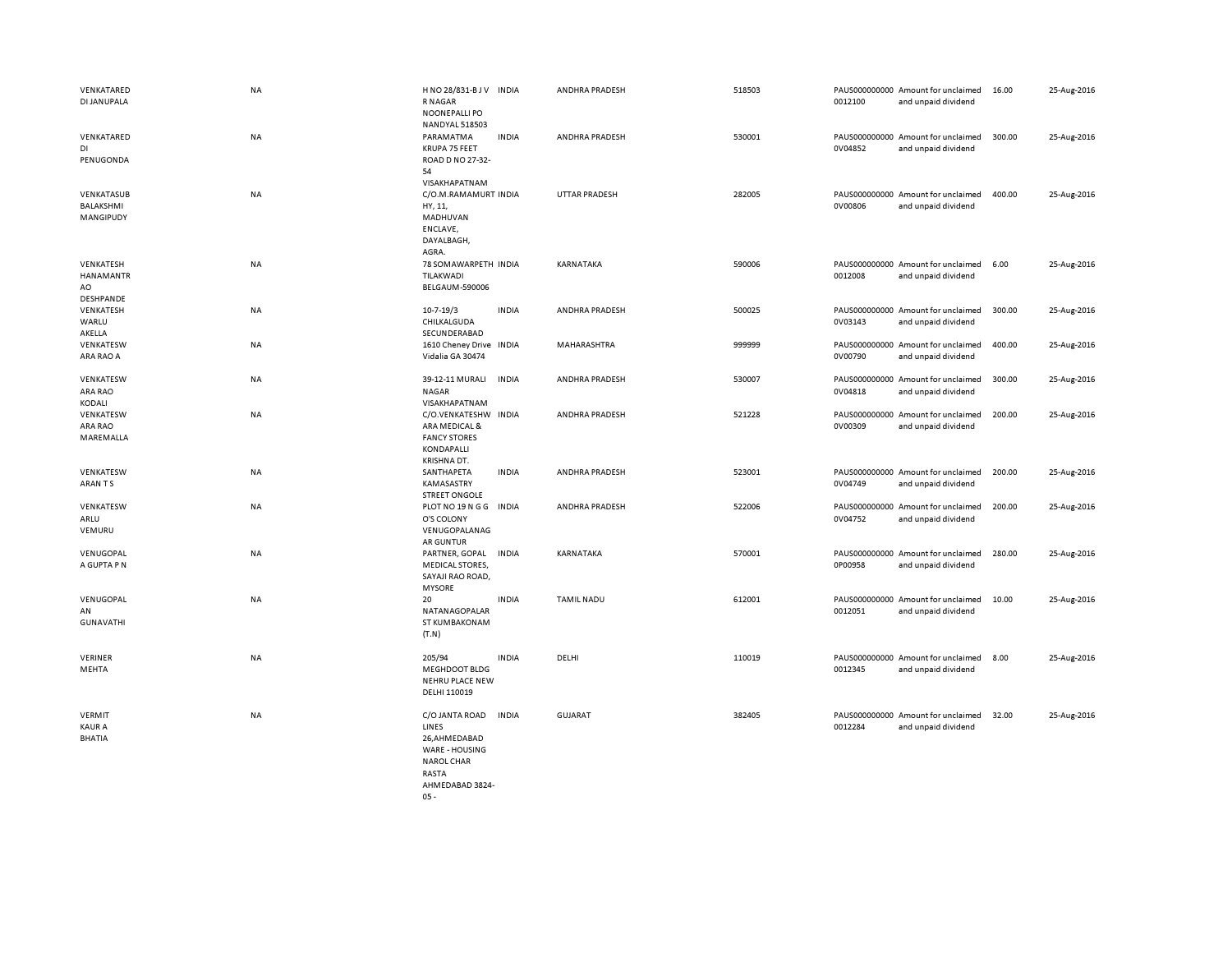| | | | | | | | | | |
|---|---|---|---|---|---|---|---|---|---|
| VENKATAREDDI JANUPALA | NA | H NO 28/831-B J V R NAGAR NOONEPALLI PO NANDYAL 518503 | INDIA | ANDHRA PRADESH | 518503 | PAUS0000000000012100 | Amount for unclaimed and unpaid dividend | 16.00 | 25-Aug-2016 |
| VENKATAREDDI PENUGONDA | NA | PARAMATMA KRUPA 75 FEET ROAD D NO 27-32-54 VISAKHAPATNAM | INDIA | ANDHRA PRADESH | 530001 | PAUS0000000000V04852 | Amount for unclaimed and unpaid dividend | 300.00 | 25-Aug-2016 |
| VENKATASUBBALAKSHMI MANGIPUDY | NA | C/O.M.RAMAMURTHY, 11, MADHUVAN ENCLAVE, DAYALBAGH, AGRA. | INDIA | UTTAR PRADESH | 282005 | PAUS0000000000V00806 | Amount for unclaimed and unpaid dividend | 400.00 | 25-Aug-2016 |
| VENKATESH HANAMANTRAO DESHPANDE | NA | 78 SOMAWARPETH TILAKWADI BELGAUM-590006 | INDIA | KARNATAKA | 590006 | PAUS0000000000012008 | Amount for unclaimed and unpaid dividend | 6.00 | 25-Aug-2016 |
| VENKATESH WARLU AKELLA | NA | 10-7-19/3 CHILKALGUDA SECUNDERABAD | INDIA | ANDHRA PRADESH | 500025 | PAUS0000000000V03143 | Amount for unclaimed and unpaid dividend | 300.00 | 25-Aug-2016 |
| VENKATESWARA RAO A | NA | 1610 Cheney Drive Vidalia GA 30474 | INDIA | MAHARASHTRA | 999999 | PAUS0000000000V00790 | Amount for unclaimed and unpaid dividend | 400.00 | 25-Aug-2016 |
| VENKATESWARA RAO KODALI | NA | 39-12-11 MURALI NAGAR VISAKHAPATNAM | INDIA | ANDHRA PRADESH | 530007 | PAUS0000000000V04818 | Amount for unclaimed and unpaid dividend | 300.00 | 25-Aug-2016 |
| VENKATESWARA RAO MAREMALLA | NA | C/O.VENKATESHWARA MEDICAL & FANCY STORES KONDAPALLI KRISHNA DT. | INDIA | ANDHRA PRADESH | 521228 | PAUS0000000000V00309 | Amount for unclaimed and unpaid dividend | 200.00 | 25-Aug-2016 |
| VENKATESWARAN T S | NA | SANTHAPETA KAMASASTRY STREET ONGOLE | INDIA | ANDHRA PRADESH | 523001 | PAUS0000000000V04749 | Amount for unclaimed and unpaid dividend | 200.00 | 25-Aug-2016 |
| VENKATESWARLU VEMURU | NA | PLOT NO 19 N G G O'S COLONY VENUGOPALANAGAR GUNTUR | INDIA | ANDHRA PRADESH | 522006 | PAUS0000000000V04752 | Amount for unclaimed and unpaid dividend | 200.00 | 25-Aug-2016 |
| VENUGOPALA GUPTA P N | NA | PARTNER, GOPAL MEDICAL STORES, SAYAJI RAO ROAD, MYSORE | INDIA | KARNATAKA | 570001 | PAUS0000000000P00958 | Amount for unclaimed and unpaid dividend | 280.00 | 25-Aug-2016 |
| VENUGOPALAN GUNAVATHI | NA | 20 NATANAGOPALAR ST KUMBAKONAM (T.N) | INDIA | TAMIL NADU | 612001 | PAUS0000000000012051 | Amount for unclaimed and unpaid dividend | 10.00 | 25-Aug-2016 |
| VERINER MEHTA | NA | 205/94 MEGHDOOT BLDG NEHRU PLACE NEW DELHI 110019 | INDIA | DELHI | 110019 | PAUS0000000000012345 | Amount for unclaimed and unpaid dividend | 8.00 | 25-Aug-2016 |
| VERMIT KAUR A BHATIA | NA | C/O JANTA ROAD LINES 26,AHMEDABAD WARE - HOUSING NAROL CHAR RASTA AHMEDABAD 3824-05 - | INDIA | GUJARAT | 382405 | PAUS0000000000012284 | Amount for unclaimed and unpaid dividend | 32.00 | 25-Aug-2016 |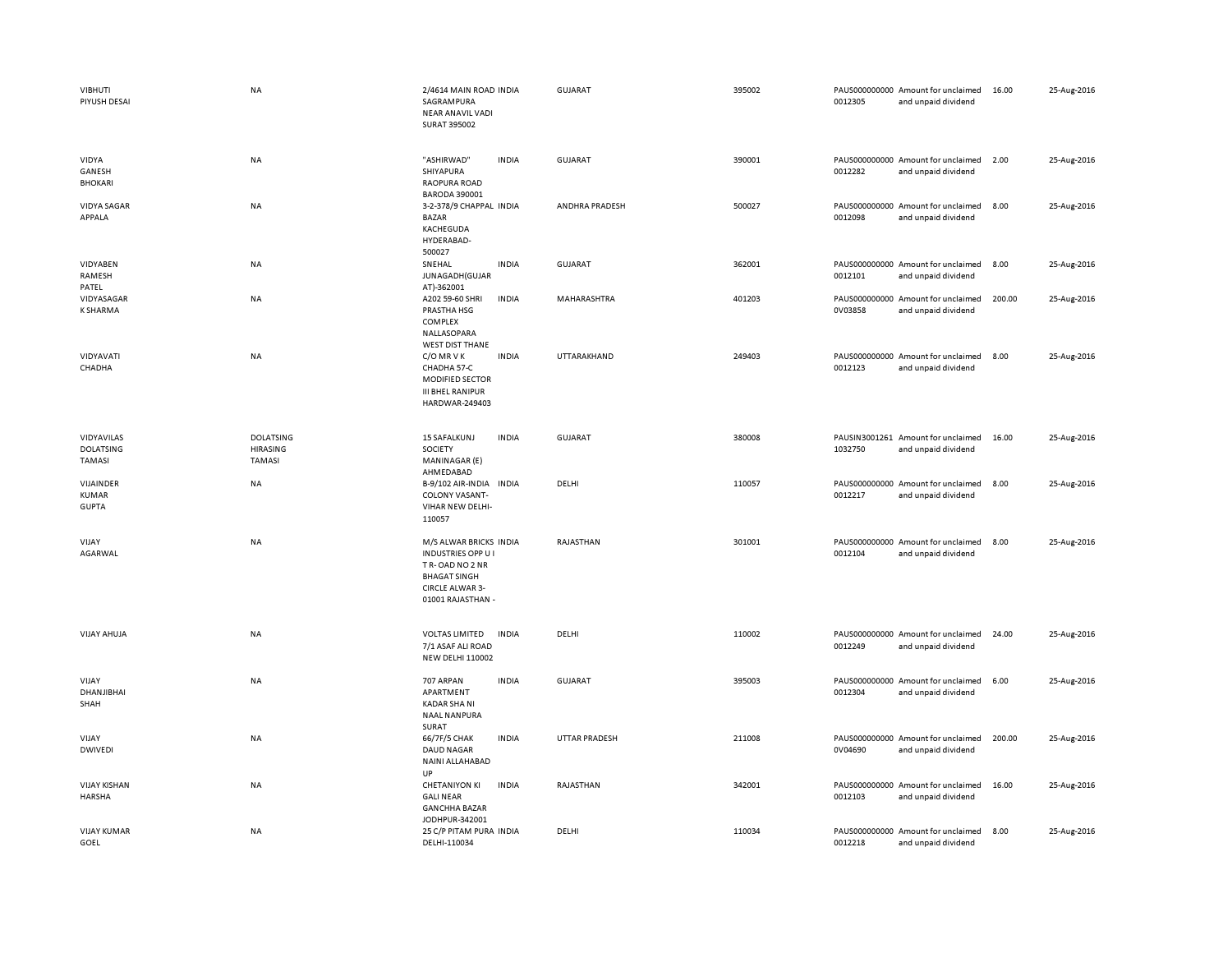| | | | | | | | | | |
|---|---|---|---|---|---|---|---|---|---|
| VIBHUTI PIYUSH DESAI | NA | 2/4614 MAIN ROAD SAGRAMPURA NEAR ANAVIL VADI SURAT 395002 | INDIA | GUJARAT | 395002 | PAUS000000000 0012305 | Amount for unclaimed and unpaid dividend | 16.00 | 25-Aug-2016 |
| VIDYA GANESH BHOKARI | NA | "ASHIRWAD" SHIYAPURA RAOPURA ROAD BARODA 390001 | INDIA | GUJARAT | 390001 | PAUS000000000 0012282 | Amount for unclaimed and unpaid dividend | 2.00 | 25-Aug-2016 |
| VIDYA SAGAR APPALA | NA | 3-2-378/9 CHAPPAL BAZAR KACHEGUDA HYDERABAD-500027 | INDIA | ANDHRA PRADESH | 500027 | PAUS000000000 0012098 | Amount for unclaimed and unpaid dividend | 8.00 | 25-Aug-2016 |
| VIDYABEN RAMESH PATEL | NA | SNEHAL JUNAGADH(GUJARAT)-362001 | INDIA | GUJARAT | 362001 | PAUS000000000 0012101 | Amount for unclaimed and unpaid dividend | 8.00 | 25-Aug-2016 |
| VIDYASAGAR K SHARMA | NA | A202 59-60 SHRI PRASTHA HSG COMPLEX NALLASOPARA WEST DIST THANE | INDIA | MAHARASHTRA | 401203 | PAUS000000000 0V03858 | Amount for unclaimed and unpaid dividend | 200.00 | 25-Aug-2016 |
| VIDYAVATI CHADHA | NA | C/O MR V K CHADHA 57-C MODIFIED SECTOR III BHEL RANIPUR HARDWAR-249403 | INDIA | UTTARAKHAND | 249403 | PAUS000000000 0012123 | Amount for unclaimed and unpaid dividend | 8.00 | 25-Aug-2016 |
| VIDYAVILAS DOLATSING TAMASI | DOLATSING HIRASING TAMASI | 15 SAFALKUNJ SOCIETY MANINAGAR (E) AHMEDABAD | INDIA | GUJARAT | 380008 | PAUSIN3001261 1032750 | Amount for unclaimed and unpaid dividend | 16.00 | 25-Aug-2016 |
| VIJAINDER KUMAR GUPTA | NA | B-9/102 AIR-INDIA COLONY VASANT-VIHAR NEW DELHI-110057 | INDIA | DELHI | 110057 | PAUS000000000 0012217 | Amount for unclaimed and unpaid dividend | 8.00 | 25-Aug-2016 |
| VIJAY AGARWAL | NA | M/S ALWAR BRICKS INDUSTRIES OPP U I T R- OAD NO 2 NR BHAGAT SINGH CIRCLE ALWAR 3-01001 RAJASTHAN - | INDIA | RAJASTHAN | 301001 | PAUS000000000 0012104 | Amount for unclaimed and unpaid dividend | 8.00 | 25-Aug-2016 |
| VIJAY AHUJA | NA | VOLTAS LIMITED 7/1 ASAF ALI ROAD NEW DELHI 110002 | INDIA | DELHI | 110002 | PAUS000000000 0012249 | Amount for unclaimed and unpaid dividend | 24.00 | 25-Aug-2016 |
| VIJAY DHANJIBHAI SHAH | NA | 707 ARPAN APARTMENT KADAR SHA NI NAAL NANPURA SURAT | INDIA | GUJARAT | 395003 | PAUS000000000 0012304 | Amount for unclaimed and unpaid dividend | 6.00 | 25-Aug-2016 |
| VIJAY DWIVEDI | NA | 66/7F/5 CHAK DAUD NAGAR NAINI ALLAHABAD UP | INDIA | UTTAR PRADESH | 211008 | PAUS000000000 0V04690 | Amount for unclaimed and unpaid dividend | 200.00 | 25-Aug-2016 |
| VIJAY KISHAN HARSHA | NA | CHETANIYON KI GALI NEAR GANCHHA BAZAR JODHPUR-342001 | INDIA | RAJASTHAN | 342001 | PAUS000000000 0012103 | Amount for unclaimed and unpaid dividend | 16.00 | 25-Aug-2016 |
| VIJAY KUMAR GOEL | NA | 25 C/P PITAM PURA DELHI-110034 | INDIA | DELHI | 110034 | PAUS000000000 0012218 | Amount for unclaimed and unpaid dividend | 8.00 | 25-Aug-2016 |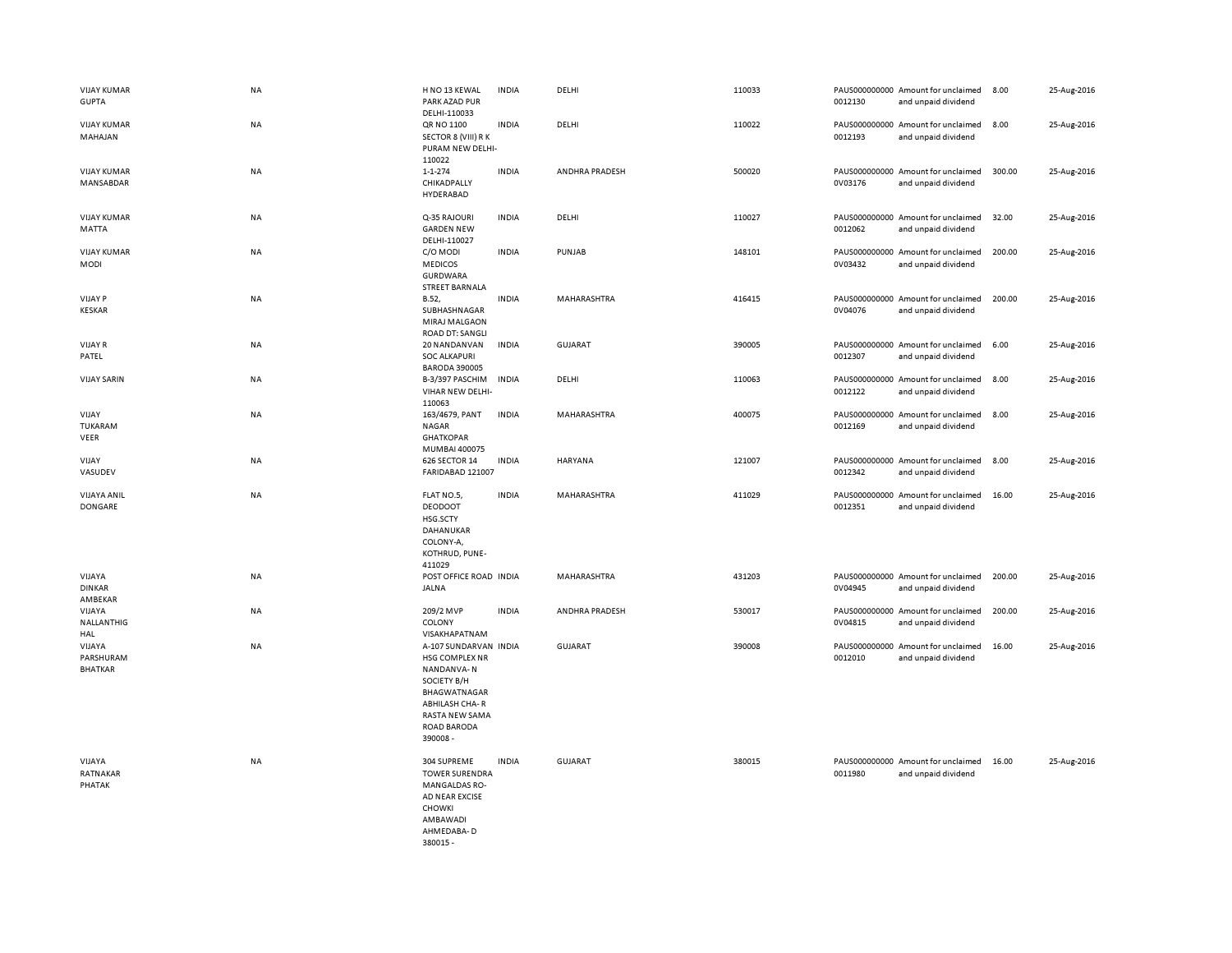| | | | | | | | | | |
|---|---|---|---|---|---|---|---|---|---|
| VIJAY KUMAR GUPTA | NA | H NO 13 KEWAL PARK AZAD PUR DELHI-110033 | INDIA | DELHI | 110033 | PAUS0000000000012130 | Amount for unclaimed and unpaid dividend | 8.00 | 25-Aug-2016 |
| VIJAY KUMAR MAHAJAN | NA | QR NO 1100 SECTOR 8 (VIII) R K PURAM NEW DELHI-110022 | INDIA | DELHI | 110022 | PAUS0000000000012193 | Amount for unclaimed and unpaid dividend | 8.00 | 25-Aug-2016 |
| VIJAY KUMAR MANSABDAR | NA | 1-1-274 CHIKADPALLY HYDERABAD | INDIA | ANDHRA PRADESH | 500020 | PAUS0000000000V03176 | Amount for unclaimed and unpaid dividend | 300.00 | 25-Aug-2016 |
| VIJAY KUMAR MATTA | NA | Q-35 RAJOURI GARDEN NEW DELHI-110027 | INDIA | DELHI | 110027 | PAUS0000000000012062 | Amount for unclaimed and unpaid dividend | 32.00 | 25-Aug-2016 |
| VIJAY KUMAR MODI | NA | C/O MODI MEDICOS GURDWARA STREET BARNALA | INDIA | PUNJAB | 148101 | PAUS0000000000V03432 | Amount for unclaimed and unpaid dividend | 200.00 | 25-Aug-2016 |
| VIJAY P KESKAR | NA | B.52, SUBHASHNAGAR MIRAJ MALGAON ROAD DT: SANGLI | INDIA | MAHARASHTRA | 416415 | PAUS0000000000V04076 | Amount for unclaimed and unpaid dividend | 200.00 | 25-Aug-2016 |
| VIJAY R PATEL | NA | 20 NANDANVAN SOC ALKAPURI BARODA 390005 | INDIA | GUJARAT | 390005 | PAUS0000000000012307 | Amount for unclaimed and unpaid dividend | 6.00 | 25-Aug-2016 |
| VIJAY SARIN | NA | B-3/397 PASCHIM VIHAR NEW DELHI-110063 | INDIA | DELHI | 110063 | PAUS0000000000012122 | Amount for unclaimed and unpaid dividend | 8.00 | 25-Aug-2016 |
| VIJAY TUKARAM VEER | NA | 163/4679, PANT NAGAR GHATKOPAR MUMBAI 400075 | INDIA | MAHARASHTRA | 400075 | PAUS0000000000012169 | Amount for unclaimed and unpaid dividend | 8.00 | 25-Aug-2016 |
| VIJAY VASUDEV | NA | 626 SECTOR 14 FARIDABAD 121007 | INDIA | HARYANA | 121007 | PAUS0000000000012342 | Amount for unclaimed and unpaid dividend | 8.00 | 25-Aug-2016 |
| VIJAYA ANIL DONGARE | NA | FLAT NO.5, DEODOOT HSG.SCTY DAHANUKAR COLONY-A, KOTHRUD, PUNE-411029 | INDIA | MAHARASHTRA | 411029 | PAUS0000000000012351 | Amount for unclaimed and unpaid dividend | 16.00 | 25-Aug-2016 |
| VIJAYA DINKAR AMBEKAR | NA | POST OFFICE ROAD JALNA | INDIA | MAHARASHTRA | 431203 | PAUS0000000000V04945 | Amount for unclaimed and unpaid dividend | 200.00 | 25-Aug-2016 |
| VIJAYA NALLANTHIG HAL | NA | 209/2 MVP COLONY VISAKHAPATNAM | INDIA | ANDHRA PRADESH | 530017 | PAUS0000000000V04815 | Amount for unclaimed and unpaid dividend | 200.00 | 25-Aug-2016 |
| VIJAYA PARSHURAM BHATKAR | NA | A-107 SUNDARVAN HSG COMPLEX NR NANDANVA- N SOCIETY B/H BHAGWATNAGAR ABHILASH CHA- R RASTA NEW SAMA ROAD BARODA 390008 - | INDIA | GUJARAT | 390008 | PAUS0000000000012010 | Amount for unclaimed and unpaid dividend | 16.00 | 25-Aug-2016 |
| VIJAYA RATNAKAR PHATAK | NA | 304 SUPREME TOWER SURENDRA MANGALDAS RO- AD NEAR EXCISE CHOWKI AMBAWADI AHMEDABA- D 380015 - | INDIA | GUJARAT | 380015 | PAUS0000000000011980 | Amount for unclaimed and unpaid dividend | 16.00 | 25-Aug-2016 |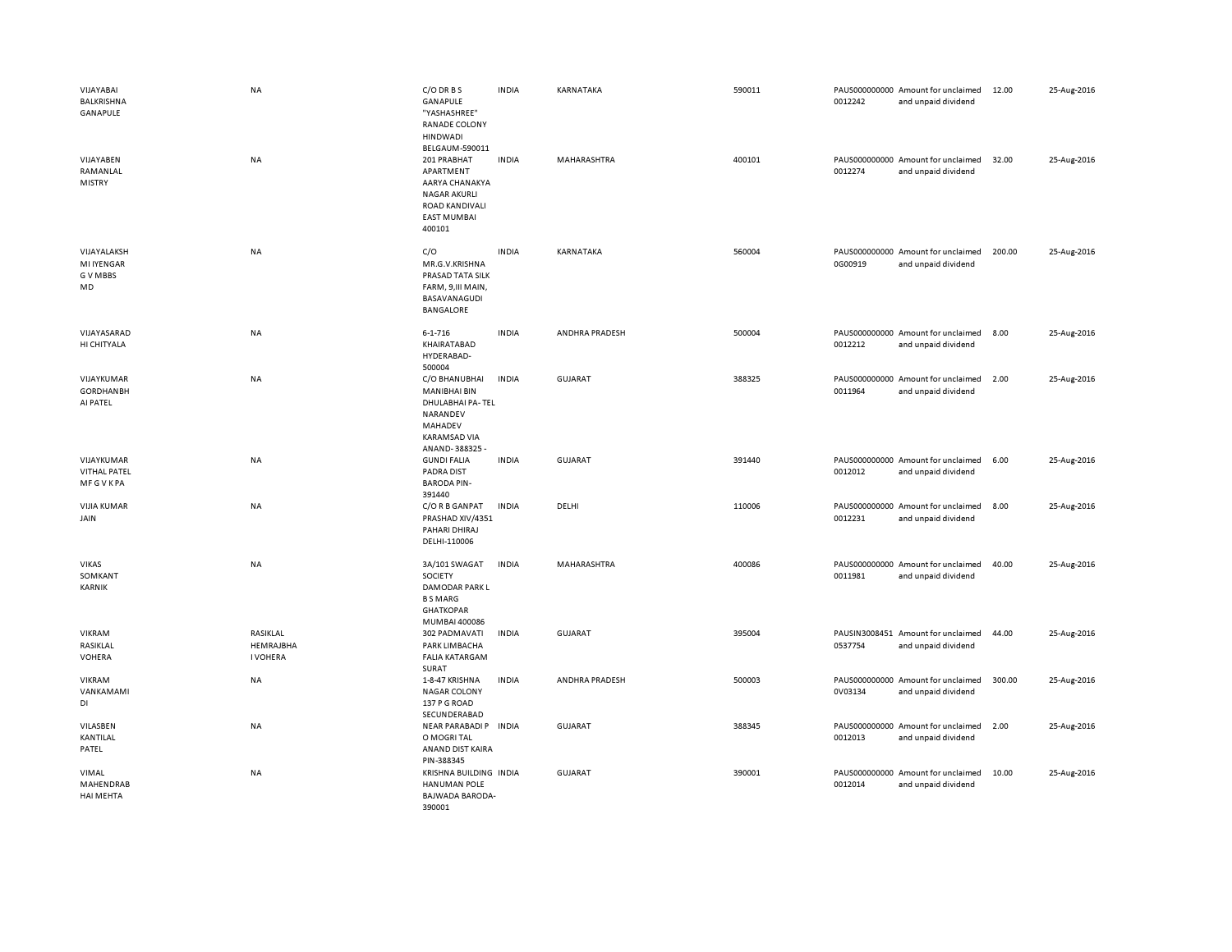| | | | | | | | | | |
|---|---|---|---|---|---|---|---|---|---|
| VIJAYABAI BALKRISHNA GANAPULE | NA | C/O DR B S GANAPULE "YASHASHREE" RANADE COLONY HINDWADI BELGAUM-590011 | INDIA | KARNATAKA | 590011 | PAUS0000000000012242 | Amount for unclaimed and unpaid dividend | 12.00 | 25-Aug-2016 |
| VIJAYABEN RAMANLAL MISTRY | NA | 201 PRABHAT APARTMENT AARYA CHANAKYA NAGAR AKURLI ROAD KANDIVALI EAST MUMBAI 400101 | INDIA | MAHARASHTRA | 400101 | PAUS0000000000012274 | Amount for unclaimed and unpaid dividend | 32.00 | 25-Aug-2016 |
| VIJAYALAKSHMI IYENGAR G V MBBS MD | NA | C/O MR.G.V.KRISHNA PRASAD TATA SILK FARM, 9,III MAIN, BASAVANAGUDI BANGALORE | INDIA | KARNATAKA | 560004 | PAUS0000000000G00919 | Amount for unclaimed and unpaid dividend | 200.00 | 25-Aug-2016 |
| VIJAYASARADHI CHITYALA | NA | 6-1-716 KHAIRATABAD HYDERABAD-500004 | INDIA | ANDHRA PRADESH | 500004 | PAUS0000000000012212 | Amount for unclaimed and unpaid dividend | 8.00 | 25-Aug-2016 |
| VIJAYKUMAR GORDHANBHAI PATEL | NA | C/O BHANUBHAI MANIBHAI BIN DHULABHAI PA- TEL NARANDEV MAHADEV KARAMSAD VIA ANAND- 388325 - | INDIA | GUJARAT | 388325 | PAUS0000000000011964 | Amount for unclaimed and unpaid dividend | 2.00 | 25-Aug-2016 |
| VIJAYKUMAR VITHAL PATEL MF G V K PA | NA | GUNDI FALIA PADRA DIST BARODA PIN-391440 | INDIA | GUJARAT | 391440 | PAUS0000000000012012 | Amount for unclaimed and unpaid dividend | 6.00 | 25-Aug-2016 |
| VIJIA KUMAR JAIN | NA | C/O R B GANPAT PRASHAD XIV/4351 PAHARI DHIRAJ DELHI-110006 | INDIA | DELHI | 110006 | PAUS0000000000012231 | Amount for unclaimed and unpaid dividend | 8.00 | 25-Aug-2016 |
| VIKAS SOMKANT KARNIK | NA | 3A/101 SWAGAT SOCIETY DAMODAR PARK L B S MARG GHATKOPAR MUMBAI 400086 | INDIA | MAHARASHTRA | 400086 | PAUS0000000000011981 | Amount for unclaimed and unpaid dividend | 40.00 | 25-Aug-2016 |
| VIKRAM RASIKLAL VOHERA | RASIKLAL HEMRAJBHAI VOHERA | 302 PADMAVATI PARK LIMBACHA FALIA KATARGAM SURAT | INDIA | GUJARAT | 395004 | PAUSIN30084510537754 | Amount for unclaimed and unpaid dividend | 44.00 | 25-Aug-2016 |
| VIKRAM VANKAMAMIDI | NA | 1-8-47 KRISHNA NAGAR COLONY 137 P G ROAD SECUNDERABAD | INDIA | ANDHRA PRADESH | 500003 | PAUS0000000000V03134 | Amount for unclaimed and unpaid dividend | 300.00 | 25-Aug-2016 |
| VILASBEN KANTILAL PATEL | NA | NEAR PARABADI P O MOGRI TAL ANAND DIST KAIRA PIN-388345 | INDIA | GUJARAT | 388345 | PAUS0000000000012013 | Amount for unclaimed and unpaid dividend | 2.00 | 25-Aug-2016 |
| VIMAL MAHENDRABHAI MEHTA | NA | KRISHNA BUILDING HANUMAN POLE BAJWADA BARODA-390001 | INDIA | GUJARAT | 390001 | PAUS0000000000012014 | Amount for unclaimed and unpaid dividend | 10.00 | 25-Aug-2016 |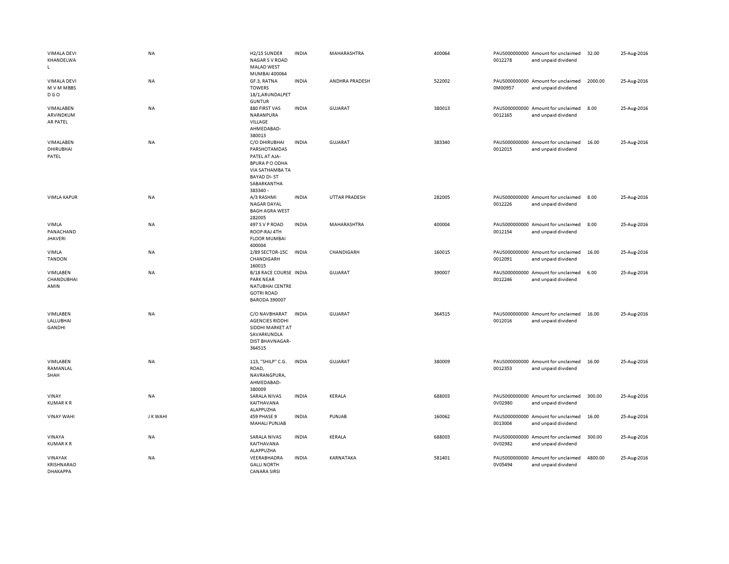| | | | | | | | | | |
|---|---|---|---|---|---|---|---|---|---|
| VIMALA DEVI KHANDELWAL | NA | H2/15 SUNDER NAGAR S V ROAD MALAD WEST MUMBAI 400064 | INDIA | MAHARASHTRA | 400064 | PAUS0000000000012278 | Amount for unclaimed and unpaid dividend | 32.00 | 25-Aug-2016 |
| VIMALA DEVI M V M MBBS D G O | NA | GF.3, RATNA TOWERS 18/1,ARUNDALPET GUNTUR | INDIA | ANDHRA PRADESH | 522002 | PAUS0000000000M00957 | Amount for unclaimed and unpaid dividend | 2000.00 | 25-Aug-2016 |
| VIMALABEN ARVINDKUMAR PATEL | NA | 880 FIRST VAS NARANPURA VILLAGE AHMEDABAD-380013 | INDIA | GUJARAT | 380013 | PAUS0000000000012165 | Amount for unclaimed and unpaid dividend | 8.00 | 25-Aug-2016 |
| VIMALABEN DHIRUBHAI PATEL | NA | C/O DHIRUBHAI PARSHOTAMDAS PATEL AT AJA-BPURA P O ODHA VIA SATHAMBA TA BAYAD DI- ST SABARKANTHA 383340 - | INDIA | GUJARAT | 383340 | PAUS0000000000012015 | Amount for unclaimed and unpaid dividend | 16.00 | 25-Aug-2016 |
| VIMLA KAPUR | NA | A/3 RASHMI NAGAR DAYAL BAGH AGRA WEST 282005 | INDIA | UTTAR PRADESH | 282005 | PAUS0000000000012226 | Amount for unclaimed and unpaid dividend | 8.00 | 25-Aug-2016 |
| VIMLA PANACHAND JHAVERI | NA | 497 S V P ROAD ROOP-RAJ 4TH FLOOR MUMBAI 400004 | INDIA | MAHARASHTRA | 400004 | PAUS0000000000012154 | Amount for unclaimed and unpaid dividend | 8.00 | 25-Aug-2016 |
| VIMLA TANDON | NA | 2/89 SECTOR-15C CHANDIGARH 160015 | INDIA | CHANDIGARH | 160015 | PAUS0000000000012091 | Amount for unclaimed and unpaid dividend | 16.00 | 25-Aug-2016 |
| VIMLABEN CHANDUBHAI AMIN | NA | B/18 RACE COURSE PARK NEAR NATUBHAI CENTRE GOTRI ROAD BARODA 390007 | INDIA | GUJARAT | 390007 | PAUS0000000000012246 | Amount for unclaimed and unpaid dividend | 6.00 | 25-Aug-2016 |
| VIMLABEN LALLUBHAI GANDHI | NA | C/O NAVBHARAT AGENCIES RIDDHI SIDDHI MARKET AT SAVARKUNDLA DIST BHAVNAGAR-364515 | INDIA | GUJARAT | 364515 | PAUS0000000000012016 | Amount for unclaimed and unpaid dividend | 16.00 | 25-Aug-2016 |
| VIMLABEN RAMANLAL SHAH | NA | 113, "SHILP" C.G. ROAD, NAVRANGPURA, AHMEDABAD-380009 | INDIA | GUJARAT | 380009 | PAUS0000000000012353 | Amount for unclaimed and unpaid dividend | 16.00 | 25-Aug-2016 |
| VINAY KUMAR K R | NA | SARALA NIVAS KAITHAVANA ALAPPUZHA | INDIA | KERALA | 688003 | PAUS00000000000V02980 | Amount for unclaimed and unpaid dividend | 300.00 | 25-Aug-2016 |
| VINAY WAHI | J K WAHI | 459 PHASE 9 MAHALI PUNJAB | INDIA | PUNJAB | 160062 | PAUS0000000000013004 | Amount for unclaimed and unpaid dividend | 16.00 | 25-Aug-2016 |
| VINAYA KUMAR K R | NA | SARALA NIVAS KAITHAVANA ALAPPUZHA | INDIA | KERALA | 688003 | PAUS00000000000V02982 | Amount for unclaimed and unpaid dividend | 300.00 | 25-Aug-2016 |
| VINAYAK KRISHNARAO DHAKAPPA | NA | VEERABHADRA GALLI NORTH CANARA SIRSI | INDIA | KARNATAKA | 581401 | PAUS00000000000V05494 | Amount for unclaimed and unpaid dividend | 4800.00 | 25-Aug-2016 |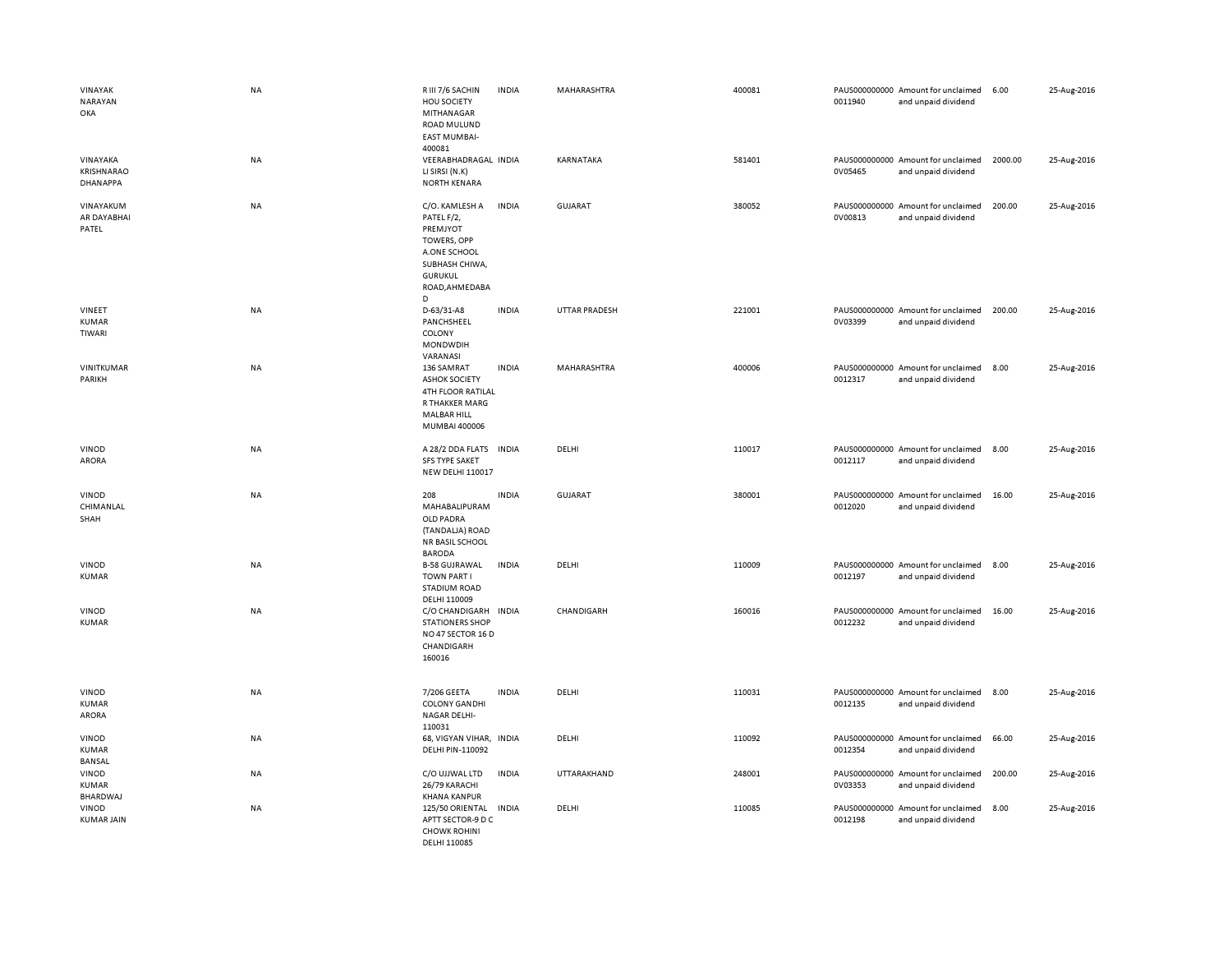| | | | | | | | | | |
|---|---|---|---|---|---|---|---|---|---|
| VINAYAK NARAYAN OKA | NA | R III 7/6 SACHIN HOU SOCIETY MITHANAGAR ROAD MULUND EAST MUMBAI-400081 | INDIA | MAHARASHTRA | 400081 | PAUS0000000000011940 | Amount for unclaimed and unpaid dividend | 6.00 | 25-Aug-2016 |
| VINAYAKA KRISHNARAO DHANAPPA | NA | VEERABHADRAGALLI SIRSI (N.K) NORTH KENARA | INDIA | KARNATAKA | 581401 | PAUS0000000000V05465 | Amount for unclaimed and unpaid dividend | 2000.00 | 25-Aug-2016 |
| VINAYAKUMAR DAYABHAI PATEL | NA | C/O. KAMLESH A PATEL F/2, PREMJYOT TOWERS, OPP A.ONE SCHOOL SUBHASH CHIWA, GURUKUL ROAD,AHMEDABAD | INDIA | GUJARAT | 380052 | PAUS0000000000V00813 | Amount for unclaimed and unpaid dividend | 200.00 | 25-Aug-2016 |
| VINEET KUMAR TIWARI | NA | D-63/31-A8 PANCHSHEEL COLONY MONDWDIH VARANASI | INDIA | UTTAR PRADESH | 221001 | PAUS0000000000V03399 | Amount for unclaimed and unpaid dividend | 200.00 | 25-Aug-2016 |
| VINITKUMAR PARIKH | NA | 136 SAMRAT ASHOK SOCIETY 4TH FLOOR RATILAL R THAKKER MARG MALBAR HILL MUMBAI 400006 | INDIA | MAHARASHTRA | 400006 | PAUS0000000000012317 | Amount for unclaimed and unpaid dividend | 8.00 | 25-Aug-2016 |
| VINOD ARORA | NA | A 28/2 DDA FLATS SFS TYPE SAKET NEW DELHI 110017 | INDIA | DELHI | 110017 | PAUS0000000000012117 | Amount for unclaimed and unpaid dividend | 8.00 | 25-Aug-2016 |
| VINOD CHIMANLAL SHAH | NA | 208 MAHABALIPURAM OLD PADRA (TANDALJA) ROAD NR BASIL SCHOOL BARODA | INDIA | GUJARAT | 380001 | PAUS0000000000012020 | Amount for unclaimed and unpaid dividend | 16.00 | 25-Aug-2016 |
| VINOD KUMAR | NA | B-58 GUJRAWAL TOWN PART I STADIUM ROAD DELHI 110009 | INDIA | DELHI | 110009 | PAUS0000000000012197 | Amount for unclaimed and unpaid dividend | 8.00 | 25-Aug-2016 |
| VINOD KUMAR | NA | C/O CHANDIGARH STATIONERS SHOP NO 47 SECTOR 16 D CHANDIGARH 160016 | INDIA | CHANDIGARH | 160016 | PAUS0000000000012232 | Amount for unclaimed and unpaid dividend | 16.00 | 25-Aug-2016 |
| VINOD KUMAR ARORA | NA | 7/206 GEETA COLONY GANDHI NAGAR DELHI-110031 | INDIA | DELHI | 110031 | PAUS0000000000012135 | Amount for unclaimed and unpaid dividend | 8.00 | 25-Aug-2016 |
| VINOD KUMAR BANSAL | NA | 68, VIGYAN VIHAR, DELHI PIN-110092 | INDIA | DELHI | 110092 | PAUS0000000000012354 | Amount for unclaimed and unpaid dividend | 66.00 | 25-Aug-2016 |
| VINOD KUMAR BHARDWAJ | NA | C/O UJJWAL LTD 26/79 KARACHI KHANA KANPUR | INDIA | UTTARAKHAND | 248001 | PAUS0000000000V03353 | Amount for unclaimed and unpaid dividend | 200.00 | 25-Aug-2016 |
| VINOD KUMAR JAIN | NA | 125/50 ORIENTAL APTT SECTOR-9 D C CHOWK ROHINI DELHI 110085 | INDIA | DELHI | 110085 | PAUS0000000000012198 | Amount for unclaimed and unpaid dividend | 8.00 | 25-Aug-2016 |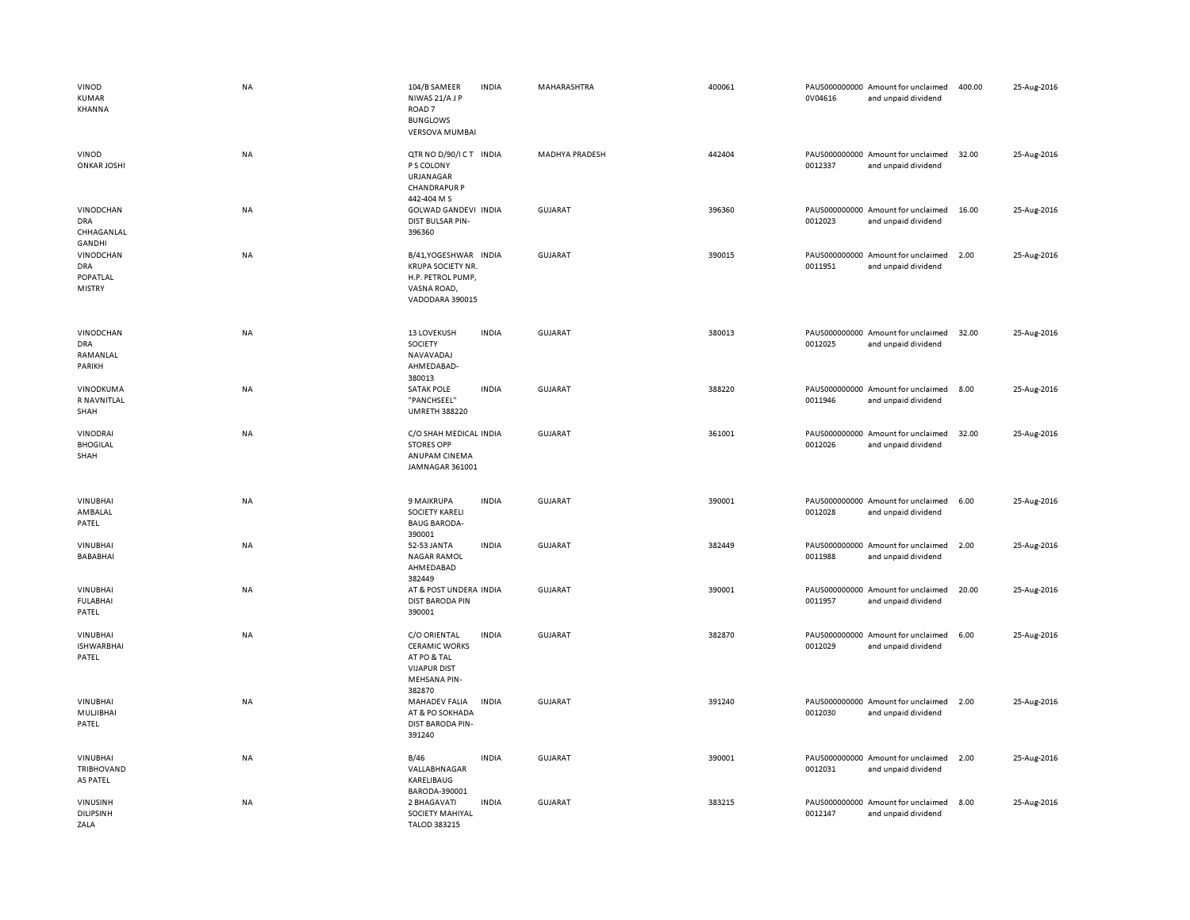| | | | | | | | | | |
|---|---|---|---|---|---|---|---|---|---|
| VINOD KUMAR KHANNA | NA | 104/B SAMEER NIWAS 21/A J P ROAD 7 BUNGLOWS VERSOVA MUMBAI | INDIA | MAHARASHTRA | 400061 | PAUS0000000000V04616 | Amount for unclaimed and unpaid dividend | 400.00 | 25-Aug-2016 |
| VINOD ONKAR JOSHI | NA | QTR NO D/90/I C T P S COLONY URJANAGAR CHANDRAPUR P 442-404 M S | INDIA | MADHYA PRADESH | 442404 | PAUS00000000000012337 | Amount for unclaimed and unpaid dividend | 32.00 | 25-Aug-2016 |
| VINODCHANDRA CHHAGANLAL GANDHI | NA | GOLWAD GANDEVI DIST BULSAR PIN-396360 | INDIA | GUJARAT | 396360 | PAUS00000000000012023 | Amount for unclaimed and unpaid dividend | 16.00 | 25-Aug-2016 |
| VINODCHANDRA POPATLAL MISTRY | NA | B/41,YOGESHWAR KRUPA SOCIETY NR. H.P. PETROL PUMP, VASNA ROAD, VADODARA 390015 | INDIA | GUJARAT | 390015 | PAUS00000000000011951 | Amount for unclaimed and unpaid dividend | 2.00 | 25-Aug-2016 |
| VINODCHANDRA RAMANLAL PARIKH | NA | 13 LOVEKUSH SOCIETY NAVAVADAJ AHMEDABAD-380013 | INDIA | GUJARAT | 380013 | PAUS00000000000012025 | Amount for unclaimed and unpaid dividend | 32.00 | 25-Aug-2016 |
| VINODKUMAR NAVNITLAL SHAH | NA | SATAK POLE "PANCHSEEL" UMRETH 388220 | INDIA | GUJARAT | 388220 | PAUS00000000000011946 | Amount for unclaimed and unpaid dividend | 8.00 | 25-Aug-2016 |
| VINODRAI BHOGILAL SHAH | NA | C/O SHAH MEDICAL STORES OPP ANUPAM CINEMA JAMNAGAR 361001 | INDIA | GUJARAT | 361001 | PAUS00000000000012026 | Amount for unclaimed and unpaid dividend | 32.00 | 25-Aug-2016 |
| VINUBHAI AMBALAL PATEL | NA | 9 MAIKRUPA SOCIETY KARELI BAUG BARODA-390001 | INDIA | GUJARAT | 390001 | PAUS00000000000012028 | Amount for unclaimed and unpaid dividend | 6.00 | 25-Aug-2016 |
| VINUBHAI BABABHAI | NA | 52-53 JANTA NAGAR RAMOL AHMEDABAD 382449 | INDIA | GUJARAT | 382449 | PAUS00000000000011988 | Amount for unclaimed and unpaid dividend | 2.00 | 25-Aug-2016 |
| VINUBHAI FULABHAI PATEL | NA | AT & POST UNDERA DIST BARODA PIN 390001 | INDIA | GUJARAT | 390001 | PAUS00000000000011957 | Amount for unclaimed and unpaid dividend | 20.00 | 25-Aug-2016 |
| VINUBHAI ISHWARBHAI PATEL | NA | C/O ORIENTAL CERAMIC WORKS AT PO & TAL VIJAPUR DIST MEHSANA PIN-382870 | INDIA | GUJARAT | 382870 | PAUS00000000000012029 | Amount for unclaimed and unpaid dividend | 6.00 | 25-Aug-2016 |
| VINUBHAI MULJIBHAI PATEL | NA | MAHADEV FALIA AT & PO SOKHADA DIST BARODA PIN-391240 | INDIA | GUJARAT | 391240 | PAUS00000000000012030 | Amount for unclaimed and unpaid dividend | 2.00 | 25-Aug-2016 |
| VINUBHAI TRIBHOVANDAS PATEL | NA | B/46 VALLABHNAGAR KARELIBAUG BARODA-390001 | INDIA | GUJARAT | 390001 | PAUS00000000000012031 | Amount for unclaimed and unpaid dividend | 2.00 | 25-Aug-2016 |
| VINUSINH DILIPSINH ZALA | NA | 2 BHAGAVATI SOCIETY MAHIYAL TALOD 383215 | INDIA | GUJARAT | 383215 | PAUS00000000000012147 | Amount for unclaimed and unpaid dividend | 8.00 | 25-Aug-2016 |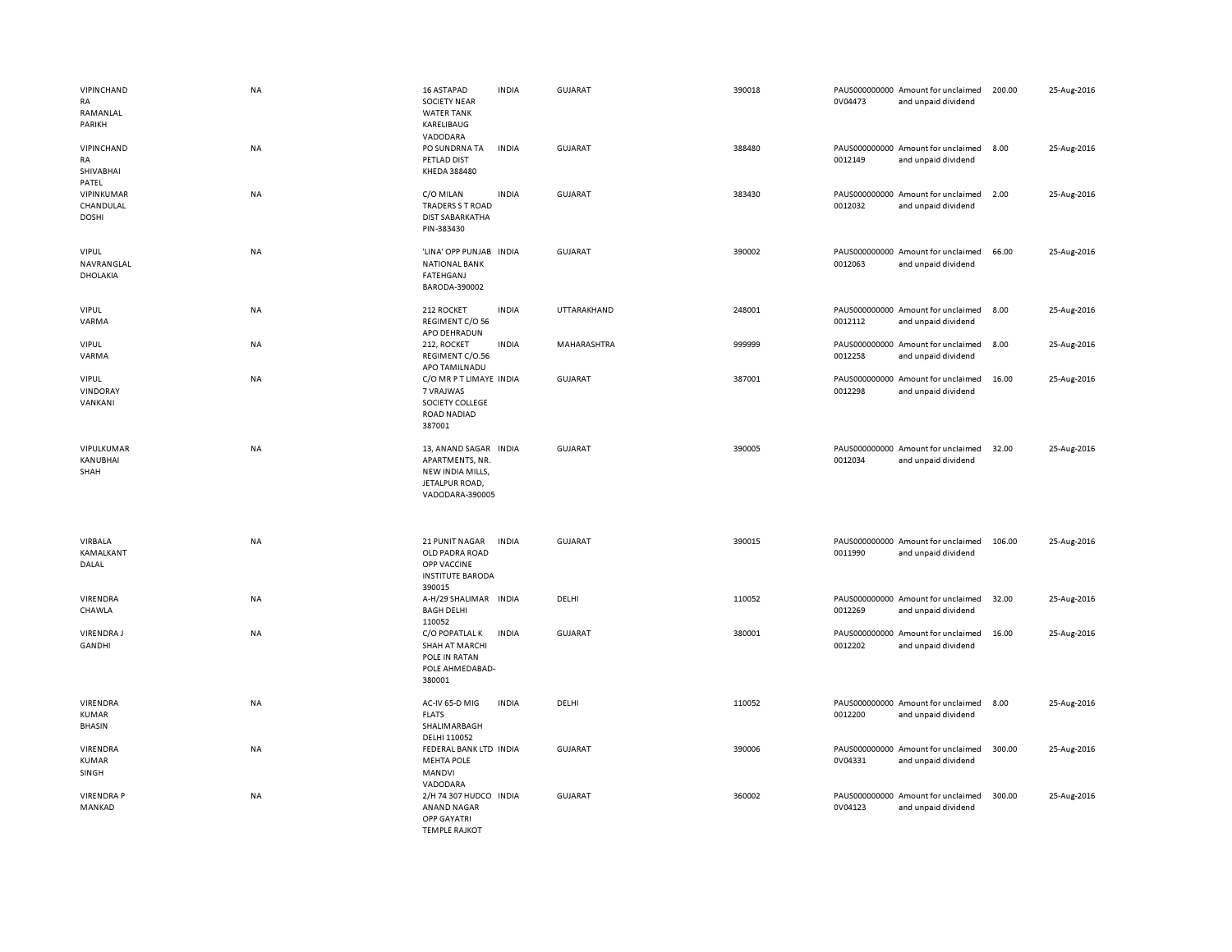| | | | | | | | | | |
|---|---|---|---|---|---|---|---|---|---|
| VIPINCHANDRA RAMANLAL PARIKH | NA | 16 ASTAPAD SOCIETY NEAR WATER TANK KARELIBAUG VADODARA | INDIA | GUJARAT | 390018 | PAUS0000000000V04473 | Amount for unclaimed and unpaid dividend | 200.00 | 25-Aug-2016 |
| VIPINCHANDRA SHIVABHAI PATEL | NA | PO SUNDRNA TA PETLAD DIST KHEDA 388480 | INDIA | GUJARAT | 388480 | PAUS0000000000012149 | Amount for unclaimed and unpaid dividend | 8.00 | 25-Aug-2016 |
| VIPINKUMAR CHANDULAL DOSHI | NA | C/O MILAN TRADERS S T ROAD DIST SABARKATHA PIN-383430 | INDIA | GUJARAT | 383430 | PAUS0000000000012032 | Amount for unclaimed and unpaid dividend | 2.00 | 25-Aug-2016 |
| VIPUL NAVRANGLAL DHOLAKIA | NA | 'LINA' OPP PUNJAB NATIONAL BANK FATEHGANJ BARODA-390002 | INDIA | GUJARAT | 390002 | PAUS0000000000012063 | Amount for unclaimed and unpaid dividend | 66.00 | 25-Aug-2016 |
| VIPUL VARMA | NA | 212 ROCKET REGIMENT C/O 56 APO DEHRADUN | INDIA | UTTARAKHAND | 248001 | PAUS0000000000012112 | Amount for unclaimed and unpaid dividend | 8.00 | 25-Aug-2016 |
| VIPUL VARMA | NA | 212, ROCKET REGIMENT C/O.56 APO TAMILNADU | INDIA | MAHARASHTRA | 999999 | PAUS0000000000012258 | Amount for unclaimed and unpaid dividend | 8.00 | 25-Aug-2016 |
| VIPUL VINDORAY VANKANI | NA | C/O MR P T LIMAYE 7 VRAJWAS SOCIETY COLLEGE ROAD NADIAD 387001 | INDIA | GUJARAT | 387001 | PAUS0000000000012298 | Amount for unclaimed and unpaid dividend | 16.00 | 25-Aug-2016 |
| VIPULKUMAR KANUBHAI SHAH | NA | 13, ANAND SAGAR APARTMENTS, NR. NEW INDIA MILLS, JETALPUR ROAD, VADODARA-390005 | INDIA | GUJARAT | 390005 | PAUS0000000000012034 | Amount for unclaimed and unpaid dividend | 32.00 | 25-Aug-2016 |
| VIRBALA KAMALKANT DALAL | NA | 21 PUNIT NAGAR OLD PADRA ROAD OPP VACCINE INSTITUTE BARODA 390015 | INDIA | GUJARAT | 390015 | PAUS0000000000011990 | Amount for unclaimed and unpaid dividend | 106.00 | 25-Aug-2016 |
| VIRENDRA CHAWLA | NA | A-H/29 SHALIMAR BAGH DELHI 110052 | INDIA | DELHI | 110052 | PAUS0000000000012269 | Amount for unclaimed and unpaid dividend | 32.00 | 25-Aug-2016 |
| VIRENDRA J GANDHI | NA | C/O POPATLAL K SHAH AT MARCHI POLE IN RATAN POLE AHMEDABAD-380001 | INDIA | GUJARAT | 380001 | PAUS0000000000012202 | Amount for unclaimed and unpaid dividend | 16.00 | 25-Aug-2016 |
| VIRENDRA KUMAR BHASIN | NA | AC-IV 65-D MIG FLATS SHALIMARBAGH DELHI 110052 | INDIA | DELHI | 110052 | PAUS0000000000012200 | Amount for unclaimed and unpaid dividend | 8.00 | 25-Aug-2016 |
| VIRENDRA KUMAR SINGH | NA | FEDERAL BANK LTD MEHTA POLE MANDVI VADODARA | INDIA | GUJARAT | 390006 | PAUS0000000000V04331 | Amount for unclaimed and unpaid dividend | 300.00 | 25-Aug-2016 |
| VIRENDRA P MANKAD | NA | 2/H 74 307 HUDCO ANAND NAGAR OPP GAYATRI TEMPLE RAJKOT | INDIA | GUJARAT | 360002 | PAUS0000000000V04123 | Amount for unclaimed and unpaid dividend | 300.00 | 25-Aug-2016 |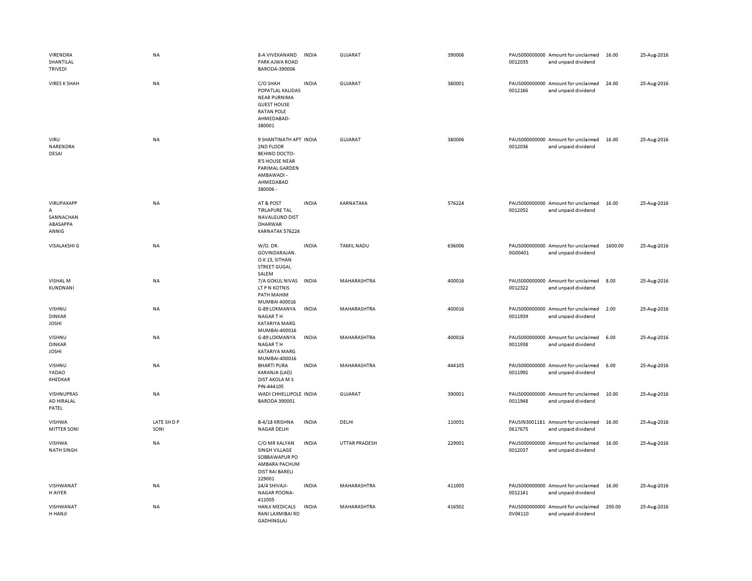| | | | | | | | | | |
|---|---|---|---|---|---|---|---|---|---|
| VIRENDRA SHANTILAL TRIVEDI | NA | 8-A VIVEKANAND PARK AJWA ROAD BARODA-390006 | INDIA | GUJARAT | 390006 | PAUS0000000000012035 | Amount for unclaimed and unpaid dividend | 16.00 | 25-Aug-2016 |
| VIRES K SHAH | NA | C/O SHAH POPATLAL KALIDAS NEAR PURNIMA GUEST HOUSE RATAN POLE AHMEDABAD-380001 | INDIA | GUJARAT | 380001 | PAUS0000000000012166 | Amount for unclaimed and unpaid dividend | 24.00 | 25-Aug-2016 |
| VIRU NARENDRA DESAI | NA | 9 SHANTINATH APT 2ND FLOOR BEHIND DOCTO-R'S HOUSE NEAR PARIMAL GARDEN AMBAWADI - AHMEDABAD 380006 - | INDIA | GUJARAT | 380006 | PAUS0000000000012036 | Amount for unclaimed and unpaid dividend | 16.00 | 25-Aug-2016 |
| VIRUPAXAPPA SANNACHAN ABASAPPA ANNIG | NA | AT & POST TIRLAPURE TAL NAVALGUND DIST DHARWAR KARNATAK 576224 | INDIA | KARNATAKA | 576224 | PAUS0000000000012052 | Amount for unclaimed and unpaid dividend | 16.00 | 25-Aug-2016 |
| VISALAKSHI G | NA | W/O. DR. GOVINDARAJAN. O.K 13, SITHAN STREET GUGAI, SALEM | INDIA | TAMIL NADU | 636006 | PAUS0000000000G00401 | Amount for unclaimed and unpaid dividend | 1600.00 | 25-Aug-2016 |
| VISHAL M KUNDNANI | NA | 7/A GOKUL NIVAS LT P N KOTNIS PATH MAHIM MUMBAI 400016 | INDIA | MAHARASHTRA | 400016 | PAUS0000000000012322 | Amount for unclaimed and unpaid dividend | 8.00 | 25-Aug-2016 |
| VISHNU DINKAR JOSHI | NA | G-89 LOKMANYA NAGAR T H KATARIYA MARG MUMBAI-400016 | INDIA | MAHARASHTRA | 400016 | PAUS0000000000011939 | Amount for unclaimed and unpaid dividend | 2.00 | 25-Aug-2016 |
| VISHNU DINKAR JOSHI | NA | G-89 LOKMANYA NAGAR T H KATARIYA MARG MUMBAI-400016 | INDIA | MAHARASHTRA | 400016 | PAUS0000000000011938 | Amount for unclaimed and unpaid dividend | 6.00 | 25-Aug-2016 |
| VISHNU YADAO KHEDKAR | NA | BHARTI PURA KARANJA (LAD) DIST AKOLA M S PIN-444105 | INDIA | MAHARASHTRA | 444105 | PAUS0000000000011992 | Amount for unclaimed and unpaid dividend | 6.00 | 25-Aug-2016 |
| VISHNUPRASAD HIRALAL PATEL | NA | WADI CHHELLIPOLE BARODA 390001 | INDIA | GUJARAT | 390001 | PAUS0000000000011948 | Amount for unclaimed and unpaid dividend | 10.00 | 25-Aug-2016 |
| VISHWA MITTER SONI | LATE SH D P SONI | B-4/18 KRISHNA NAGAR DELHI | INDIA | DELHI | 110051 | PAUSIN30011810617675 | Amount for unclaimed and unpaid dividend | 16.00 | 25-Aug-2016 |
| VISHWA NATH SINGH | NA | C/O MR KALYAN SINGH VILLAGE SOBBAWAPUR PO AMBARA PACHUM DIST RAI BARELI 229001 | INDIA | UTTAR PRADESH | 229001 | PAUS0000000000012037 | Amount for unclaimed and unpaid dividend | 16.00 | 25-Aug-2016 |
| VISHWANATH AIYER | NA | 24/4 SHIVAJI-NAGAR POONA-411005 | INDIA | MAHARASHTRA | 411005 | PAUS0000000000012141 | Amount for unclaimed and unpaid dividend | 16.00 | 25-Aug-2016 |
| VISHWANATH HANJI | NA | HANJI MEDICALS RANI LAXMIBAI RD GADHINGLAJ | INDIA | MAHARASHTRA | 416502 | PAUS00000000000V04110 | Amount for unclaimed and unpaid dividend | 200.00 | 25-Aug-2016 |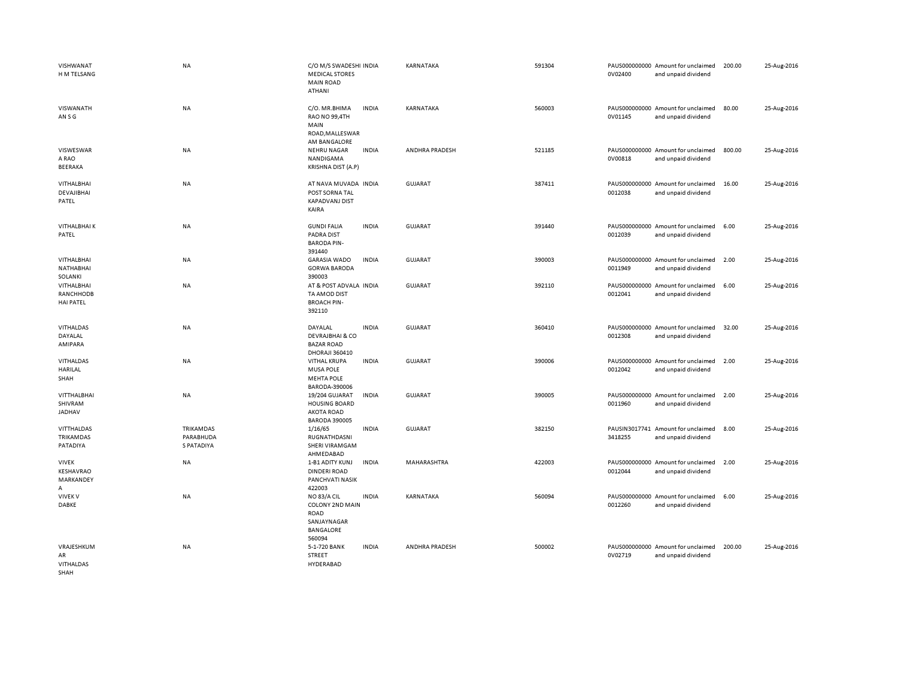| | | | | | | | | | |
|---|---|---|---|---|---|---|---|---|---|
| VISHWANATH M TELSANG | NA | C/O M/S SWADESHI MEDICAL STORES MAIN ROAD ATHANI | INDIA | KARNATAKA | 591304 | PAUS0000000000V02400 | Amount for unclaimed and unpaid dividend | 200.00 | 25-Aug-2016 |
| VISWANATHAN S G | NA | C/O. MR.BHIMA RAO NO 99,4TH MAIN ROAD,MALLESWARAM BANGALORE | INDIA | KARNATAKA | 560003 | PAUS0000000000V01145 | Amount for unclaimed and unpaid dividend | 80.00 | 25-Aug-2016 |
| VISWESWARA RAO BEERAKA | NA | NEHRU NAGAR NANDIGAMA KRISHNA DIST (A.P) | INDIA | ANDHRA PRADESH | 521185 | PAUS0000000000V00818 | Amount for unclaimed and unpaid dividend | 800.00 | 25-Aug-2016 |
| VITHALBHAI DEVAJIBHAI PATEL | NA | AT NAVA MUVADA POST SORNA TAL KAPADVANJ DIST KAIRA | INDIA | GUJARAT | 387411 | PAUS00000000000012038 | Amount for unclaimed and unpaid dividend | 16.00 | 25-Aug-2016 |
| VITHALBHAI K PATEL | NA | GUNDI FALIA PADRA DIST BARODA PIN-391440 | INDIA | GUJARAT | 391440 | PAUS00000000000012039 | Amount for unclaimed and unpaid dividend | 6.00 | 25-Aug-2016 |
| VITHALBHAI NATHABHAI SOLANKI | NA | GARASIA WADO GORWA BARODA 390003 | INDIA | GUJARAT | 390003 | PAUS00000000000011949 | Amount for unclaimed and unpaid dividend | 2.00 | 25-Aug-2016 |
| VITHALBHAI RANCHHODBHAI PATEL | NA | AT & POST ADVALA TA AMOD DIST BROACH PIN-392110 | INDIA | GUJARAT | 392110 | PAUS00000000000012041 | Amount for unclaimed and unpaid dividend | 6.00 | 25-Aug-2016 |
| VITHALDAS DAYALAL AMIPARA | NA | DAYALAL DEVRAJBHAI & CO BAZAR ROAD DHORAJI 360410 | INDIA | GUJARAT | 360410 | PAUS00000000000012308 | Amount for unclaimed and unpaid dividend | 32.00 | 25-Aug-2016 |
| VITHALDAS HARILAL SHAH | NA | VITHAL KRUPA MUSA POLE MEHTA POLE BARODA-390006 | INDIA | GUJARAT | 390006 | PAUS00000000000012042 | Amount for unclaimed and unpaid dividend | 2.00 | 25-Aug-2016 |
| VITTHALBHAI SHIVRAM JADHAV | NA | 19/204 GUJARAT HOUSING BOARD AKOTA ROAD BARODA 390005 | INDIA | GUJARAT | 390005 | PAUS00000000000011960 | Amount for unclaimed and unpaid dividend | 2.00 | 25-Aug-2016 |
| VITTHALDAS TRIKAMDAS PATADIYA | TRIKAMDAS PARABHUDAS PATADIYA | 1/16/65 RUGNATHDASNI SHERI VIRAMGAM AHMEDABAD | INDIA | GUJARAT | 382150 | PAUSIN30177413418255 | Amount for unclaimed and unpaid dividend | 8.00 | 25-Aug-2016 |
| VIVEK KESHAVRAO MARKANDEYA | NA | 1-B1 ADITY KUNJ DINDERI ROAD PANCHVATI NASIK 422003 | INDIA | MAHARASHTRA | 422003 | PAUS00000000000012044 | Amount for unclaimed and unpaid dividend | 2.00 | 25-Aug-2016 |
| VIVEK V DABKE | NA | NO 83/A CIL COLONY 2ND MAIN ROAD SANJAYNAGAR BANGALORE 560094 | INDIA | KARNATAKA | 560094 | PAUS00000000000012260 | Amount for unclaimed and unpaid dividend | 6.00 | 25-Aug-2016 |
| VRAJESHKUMAR VITHALDAS SHAH | NA | 5-1-720 BANK STREET HYDERABAD | INDIA | ANDHRA PRADESH | 500002 | PAUS0000000000V02719 | Amount for unclaimed and unpaid dividend | 200.00 | 25-Aug-2016 |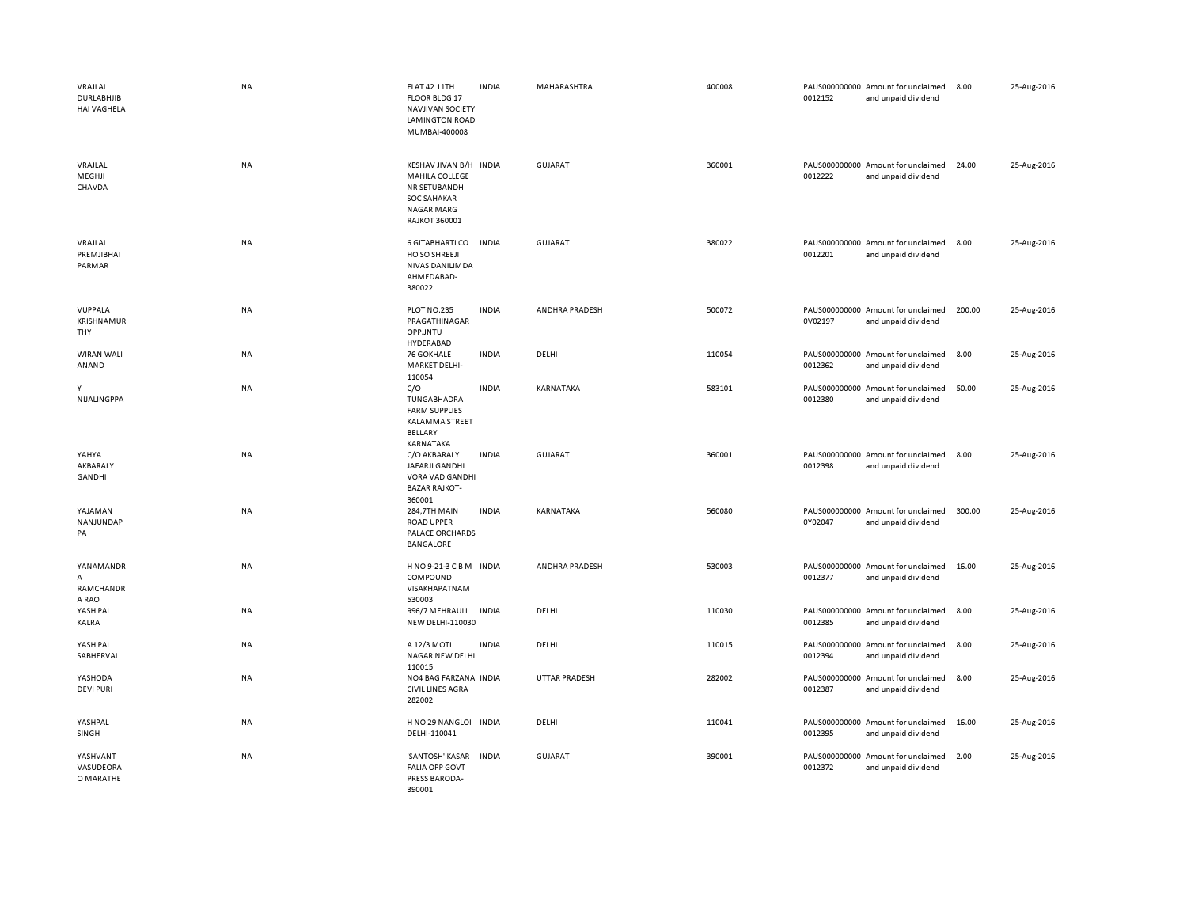| | | | | | | | | | |
|---|---|---|---|---|---|---|---|---|---|
| VRAJLAL DURLABHJIB HAI VAGHELA | NA | FLAT 42 11TH FLOOR BLDG 17 NAVJIVAN SOCIETY LAMINGTON ROAD MUMBAI-400008 | INDIA | MAHARASHTRA | 400008 | PAUS0000000000012152 | Amount for unclaimed and unpaid dividend | 8.00 | 25-Aug-2016 |
| VRAJLAL MEGHJI CHAVDA | NA | KESHAV JIVAN B/H MAHILA COLLEGE NR SETUBANDH SOC SAHAKAR NAGAR MARG RAJKOT 360001 | INDIA | GUJARAT | 360001 | PAUS0000000000012222 | Amount for unclaimed and unpaid dividend | 24.00 | 25-Aug-2016 |
| VRAJLAL PREMJIBHAI PARMAR | NA | 6 GITABHARTI CO HO SO SHREEJI NIVAS DANILIMDA AHMEDABAD-380022 | INDIA | GUJARAT | 380022 | PAUS0000000000012201 | Amount for unclaimed and unpaid dividend | 8.00 | 25-Aug-2016 |
| VUPPALA KRISHNAMURTHY | NA | PLOT NO.235 PRAGATHINAGAR OPP.JNTU HYDERABAD | INDIA | ANDHRA PRADESH | 500072 | PAUS0000000000V02197 | Amount for unclaimed and unpaid dividend | 200.00 | 25-Aug-2016 |
| WIRAN WALI ANAND | NA | 76 GOKHALE MARKET DELHI-110054 | INDIA | DELHI | 110054 | PAUS0000000000012362 | Amount for unclaimed and unpaid dividend | 8.00 | 25-Aug-2016 |
| Y NIJALINGPPA | NA | C/O TUNGABHADRA FARM SUPPLIES KALAMMA STREET BELLARY KARNATAKA | INDIA | KARNATAKA | 583101 | PAUS0000000000012380 | Amount for unclaimed and unpaid dividend | 50.00 | 25-Aug-2016 |
| YAHYA AKBARALY GANDHI | NA | C/O AKBARALY JAFARJI GANDHI VORA VAD GANDHI BAZAR RAJKOT-360001 | INDIA | GUJARAT | 360001 | PAUS0000000000012398 | Amount for unclaimed and unpaid dividend | 8.00 | 25-Aug-2016 |
| YAJAMAN NANJUNDAPPA | NA | 284,7TH MAIN ROAD UPPER PALACE ORCHARDS BANGALORE | INDIA | KARNATAKA | 560080 | PAUS0000000000Y02047 | Amount for unclaimed and unpaid dividend | 300.00 | 25-Aug-2016 |
| YANAMANDRA RAMCHANDRA RAO | NA | H NO 9-21-3 C B M COMPOUND VISAKHAPATNAM 530003 | INDIA | ANDHRA PRADESH | 530003 | PAUS0000000000012377 | Amount for unclaimed and unpaid dividend | 16.00 | 25-Aug-2016 |
| YASH PAL KALRA | NA | 996/7 MEHRAULI NEW DELHI-110030 | INDIA | DELHI | 110030 | PAUS0000000000012385 | Amount for unclaimed and unpaid dividend | 8.00 | 25-Aug-2016 |
| YASH PAL SABHERVAL | NA | A 12/3 MOTI NAGAR NEW DELHI 110015 | INDIA | DELHI | 110015 | PAUS0000000000012394 | Amount for unclaimed and unpaid dividend | 8.00 | 25-Aug-2016 |
| YASHODA DEVI PURI | NA | NO4 BAG FARZANA CIVIL LINES AGRA 282002 | INDIA | UTTAR PRADESH | 282002 | PAUS0000000000012387 | Amount for unclaimed and unpaid dividend | 8.00 | 25-Aug-2016 |
| YASHPAL SINGH | NA | H NO 29 NANGLOI DELHI-110041 | INDIA | DELHI | 110041 | PAUS0000000000012395 | Amount for unclaimed and unpaid dividend | 16.00 | 25-Aug-2016 |
| YASHVANT VASUDEORAO MARATHE | NA | 'SANTOSH' KASAR FALIA OPP GOVT PRESS BARODA-390001 | INDIA | GUJARAT | 390001 | PAUS0000000000012372 | Amount for unclaimed and unpaid dividend | 2.00 | 25-Aug-2016 |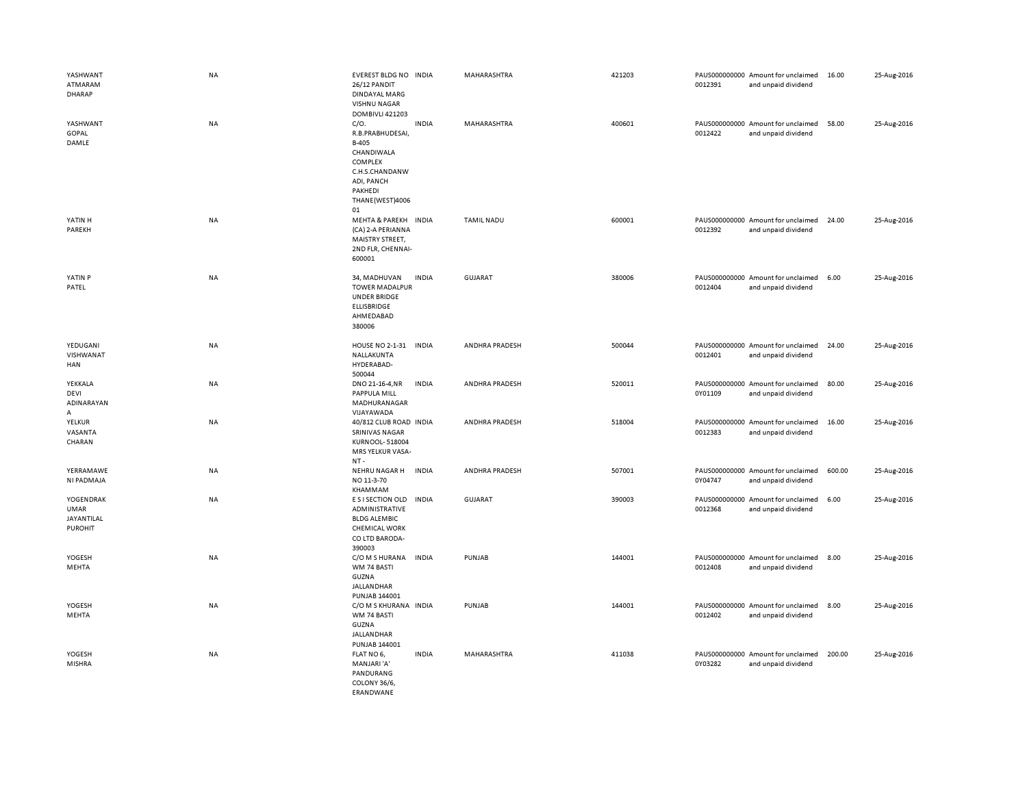| | | | | | | | | | | |
|---|---|---|---|---|---|---|---|---|---|---|
| YASHWANT ATMARAM DHARAP | NA | EVEREST BLDG NO 26/12 PANDIT DINDAYAL MARG VISHNU NAGAR DOMBIVLI 421203 | INDIA | MAHARASHTRA | 421203 | PAUS0000000000012391 | Amount for unclaimed and unpaid dividend | 16.00 | 25-Aug-2016 |
| YASHWANT GOPAL DAMLE | NA | C/O. R.B.PRABHUDESAI, B-405 CHANDIWALA COMPLEX C.H.S.CHANDANWADI, PANCH PAKHEDI THANE(WEST)400601 | INDIA | MAHARASHTRA | 400601 | PAUS0000000000012422 | Amount for unclaimed and unpaid dividend | 58.00 | 25-Aug-2016 |
| YATIN H PAREKH | NA | MEHTA & PAREKH (CA) 2-A PERIANNA MAISTRY STREET, 2ND FLR, CHENNAI-600001 | INDIA | TAMIL NADU | 600001 | PAUS0000000000012392 | Amount for unclaimed and unpaid dividend | 24.00 | 25-Aug-2016 |
| YATIN P PATEL | NA | 34, MADHUVAN TOWER MADALPUR UNDER BRIDGE ELLISBRIDGE AHMEDABAD 380006 | INDIA | GUJARAT | 380006 | PAUS0000000000012404 | Amount for unclaimed and unpaid dividend | 6.00 | 25-Aug-2016 |
| YEDUGANI VISHWANATHAN | NA | HOUSE NO 2-1-31 NALLAKUNTA HYDERABAD-500044 | INDIA | ANDHRA PRADESH | 500044 | PAUS0000000000012401 | Amount for unclaimed and unpaid dividend | 24.00 | 25-Aug-2016 |
| YEKKALA DEVI ADINARAYANA | NA | DNO 21-16-4,NR PAPPULA MILL MADHURANAGAR VIJAYAWADA | INDIA | ANDHRA PRADESH | 520011 | PAUS0000000000Y01109 | Amount for unclaimed and unpaid dividend | 80.00 | 25-Aug-2016 |
| YELKUR VASANTA CHARAN | NA | 40/812 CLUB ROAD SRINIVAS NAGAR KURNOOL- 518004 MRS YELKUR VASA-NT - | INDIA | ANDHRA PRADESH | 518004 | PAUS0000000000012383 | Amount for unclaimed and unpaid dividend | 16.00 | 25-Aug-2016 |
| YERRAMAWENI PADMAJA | NA | NEHRU NAGAR H NO 11-3-70 KHAMMAM | INDIA | ANDHRA PRADESH | 507001 | PAUS0000000000Y04747 | Amount for unclaimed and unpaid dividend | 600.00 | 25-Aug-2016 |
| YOGENDRAKUMAR JAYANTILAL PUROHIT | NA | E S I SECTION OLD ADMINISTRATIVE BLDG ALEMBIC CHEMICAL WORK CO LTD BARODA-390003 | INDIA | GUJARAT | 390003 | PAUS0000000000012368 | Amount for unclaimed and unpaid dividend | 6.00 | 25-Aug-2016 |
| YOGESH MEHTA | NA | C/O M S HURANA WM 74 BASTI GUZNA JALLANDHAR PUNJAB 144001 | INDIA | PUNJAB | 144001 | PAUS0000000000012408 | Amount for unclaimed and unpaid dividend | 8.00 | 25-Aug-2016 |
| YOGESH MEHTA | NA | C/O M S KHURANA WM 74 BASTI GUZNA JALLANDHAR PUNJAB 144001 | INDIA | PUNJAB | 144001 | PAUS0000000000012402 | Amount for unclaimed and unpaid dividend | 8.00 | 25-Aug-2016 |
| YOGESH MISHRA | NA | FLAT NO 6, MANJARI 'A' PANDURANG COLONY 36/6, ERANDWANE | INDIA | MAHARASHTRA | 411038 | PAUS0000000000Y03282 | Amount for unclaimed and unpaid dividend | 200.00 | 25-Aug-2016 |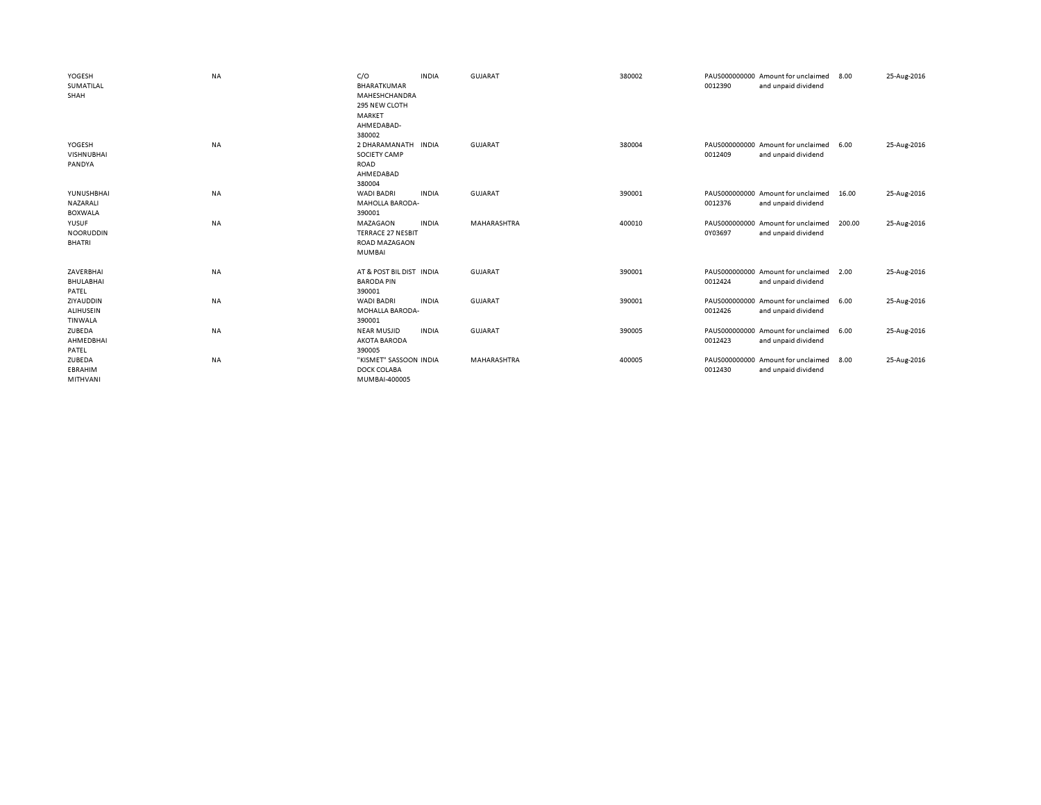| | | | | | | | | | |
|---|---|---|---|---|---|---|---|---|---|
| YOGESH SUMATILAL SHAH | NA | C/O BHARATKUMAR MAHESHCHANDRA 295 NEW CLOTH MARKET AHMEDABAD-380002 | INDIA | GUJARAT | 380002 | PAUS0000000000012390 | Amount for unclaimed and unpaid dividend | 8.00 | 25-Aug-2016 |
| YOGESH VISHNUBHAI PANDYA | NA | 2 DHARAMANATH SOCIETY CAMP ROAD AHMEDABAD 380004 | INDIA | GUJARAT | 380004 | PAUS0000000000012409 | Amount for unclaimed and unpaid dividend | 6.00 | 25-Aug-2016 |
| YUNUSHBHAI NAZARALI BOXWALA | NA | WADI BADRI MAHOLLA BARODA-390001 | INDIA | GUJARAT | 390001 | PAUS0000000000012376 | Amount for unclaimed and unpaid dividend | 16.00 | 25-Aug-2016 |
| YUSUF NOORUDDIN BHATRI | NA | MAZAGAON TERRACE 27 NESBIT ROAD MAZAGAON MUMBAI | INDIA | MAHARASHTRA | 400010 | PAUS0000000000Y03697 | Amount for unclaimed and unpaid dividend | 200.00 | 25-Aug-2016 |
| ZAVERBHAI BHULABHAI PATEL | NA | AT & POST BIL DIST BARODA PIN 390001 | INDIA | GUJARAT | 390001 | PAUS0000000000012424 | Amount for unclaimed and unpaid dividend | 2.00 | 25-Aug-2016 |
| ZIYAUDDIN ALIHUSEIN TINWALA | NA | WADI BADRI MOHALLA BARODA-390001 | INDIA | GUJARAT | 390001 | PAUS0000000000012426 | Amount for unclaimed and unpaid dividend | 6.00 | 25-Aug-2016 |
| ZUBEDA AHMEDBHAI PATEL | NA | NEAR MUSJID AKOTA BARODA 390005 | INDIA | GUJARAT | 390005 | PAUS0000000000012423 | Amount for unclaimed and unpaid dividend | 6.00 | 25-Aug-2016 |
| ZUBEDA EBRAHIM MITHVANI | NA | "KISMET" SASSOON DOCK COLABA MUMBAI-400005 | INDIA | MAHARASHTRA | 400005 | PAUS0000000000012430 | Amount for unclaimed and unpaid dividend | 8.00 | 25-Aug-2016 |